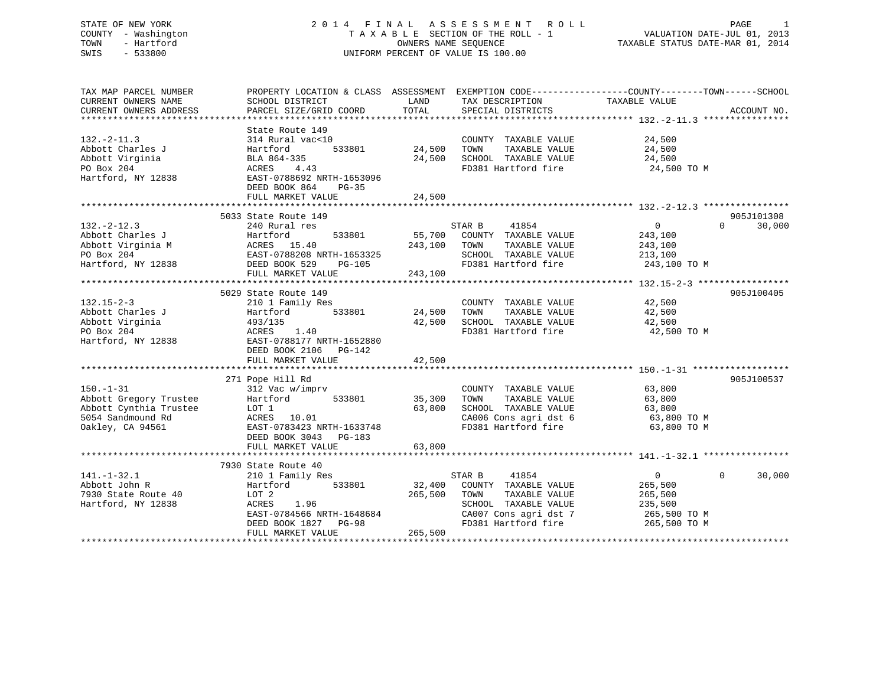STATE OF NEW YORK
COUNTY - Washington
TOWN - Hartford
SWIS - 533800

# 2014 FINAL ASSESSMENT ROLL

TAXABLE SECTION OF THE ROLL - 1
OWNERS NAME SEQUENCE
UNIFORM PERCENT OF VALUE IS 100.00

VALUATION DATE-JUL 01, 2013
TAXABLE STATUS DATE-MAR 01, 2014

| TAX MAP PARCEL NUMBER / CURRENT OWNERS NAME / CURRENT OWNERS ADDRESS | PROPERTY LOCATION & CLASS / SCHOOL DISTRICT / PARCEL SIZE/GRID COORD | ASSESSMENT LAND / TOTAL | EXEMPTION CODE / TAX DESCRIPTION / SPECIAL DISTRICTS | COUNTY TAXABLE VALUE | TOWN | SCHOOL | ACCOUNT NO. |
|---|---|---|---|---|---|---|---|
| 132.-2-11.3 | State Route 149 | | | | | | |
| Abbott Charles J | 314 Rural vac<10 | | COUNTY TAXABLE VALUE | 24,500 | | | |
| Abbott Virginia | Hartford 533801 | 24,500 | TOWN TAXABLE VALUE | 24,500 | | | |
| PO Box 204 | BLA 864-335 | 24,500 | SCHOOL TAXABLE VALUE | 24,500 | | | |
| Hartford, NY 12838 | ACRES 4.43 | | FD381 Hartford fire | 24,500 TO M | | | |
| | EAST-0788692 NRTH-1653096 | | | | | | |
| | DEED BOOK 864 PG-35 | | | | | | |
| | FULL MARKET VALUE | 24,500 | | | | | |
| 132.-2-12.3 | 5033 State Route 149 | | | | | | 905J101308 |
| Abbott Charles J | 240 Rural res | | STAR B 41854 | 0 | 0 | 30,000 | |
| Abbott Virginia M | Hartford 533801 | 55,700 | COUNTY TAXABLE VALUE | 243,100 | | | |
| PO Box 204 | ACRES 15.40 | 243,100 | TOWN TAXABLE VALUE | 243,100 | | | |
| Hartford, NY 12838 | EAST-0788208 NRTH-1653325 | | SCHOOL TAXABLE VALUE | 213,100 | | | |
| | DEED BOOK 529 PG-105 | | FD381 Hartford fire | 243,100 TO M | | | |
| | FULL MARKET VALUE | 243,100 | | | | | |
| 132.15-2-3 | 5029 State Route 149 | | | | | | 905J100405 |
| Abbott Charles J | 210 1 Family Res | | COUNTY TAXABLE VALUE | 42,500 | | | |
| Abbott Virginia | Hartford 533801 | 24,500 | TOWN TAXABLE VALUE | 42,500 | | | |
| PO Box 204 | 493/135 | 42,500 | SCHOOL TAXABLE VALUE | 42,500 | | | |
| Hartford, NY 12838 | ACRES 1.40 | | FD381 Hartford fire | 42,500 TO M | | | |
| | EAST-0788177 NRTH-1652880 | | | | | | |
| | DEED BOOK 2106 PG-142 | | | | | | |
| | FULL MARKET VALUE | 42,500 | | | | | |
| 150.-1-31 | 271 Pope Hill Rd | | | | | | 905J100537 |
| Abbott Gregory Trustee | 312 Vac w/imprv | | COUNTY TAXABLE VALUE | 63,800 | | | |
| Abbott Cynthia Trustee | Hartford 533801 | 35,300 | TOWN TAXABLE VALUE | 63,800 | | | |
| 5054 Sandmound Rd | LOT 1 | 63,800 | SCHOOL TAXABLE VALUE | 63,800 | | | |
| Oakley, CA 94561 | ACRES 10.01 | | CA006 Cons agri dst 6 | 63,800 TO M | | | |
| | EAST-0783423 NRTH-1633748 | | FD381 Hartford fire | 63,800 TO M | | | |
| | DEED BOOK 3043 PG-183 | | | | | | |
| | FULL MARKET VALUE | 63,800 | | | | | |
| 141.-1-32.1 | 7930 State Route 40 | | | | | | |
| Abbott John R | 210 1 Family Res | | STAR B 41854 | 0 | 0 | 30,000 | |
| 7930 State Route 40 | Hartford 533801 | 32,400 | COUNTY TAXABLE VALUE | 265,500 | | | |
| Hartford, NY 12838 | LOT 2 | 265,500 | TOWN TAXABLE VALUE | 265,500 | | | |
| | ACRES 1.96 | | SCHOOL TAXABLE VALUE | 235,500 | | | |
| | EAST-0784566 NRTH-1648684 | | CA007 Cons agri dst 7 | 265,500 TO M | | | |
| | DEED BOOK 1827 PG-98 | | FD381 Hartford fire | 265,500 TO M | | | |
| | FULL MARKET VALUE | 265,500 | | | | | |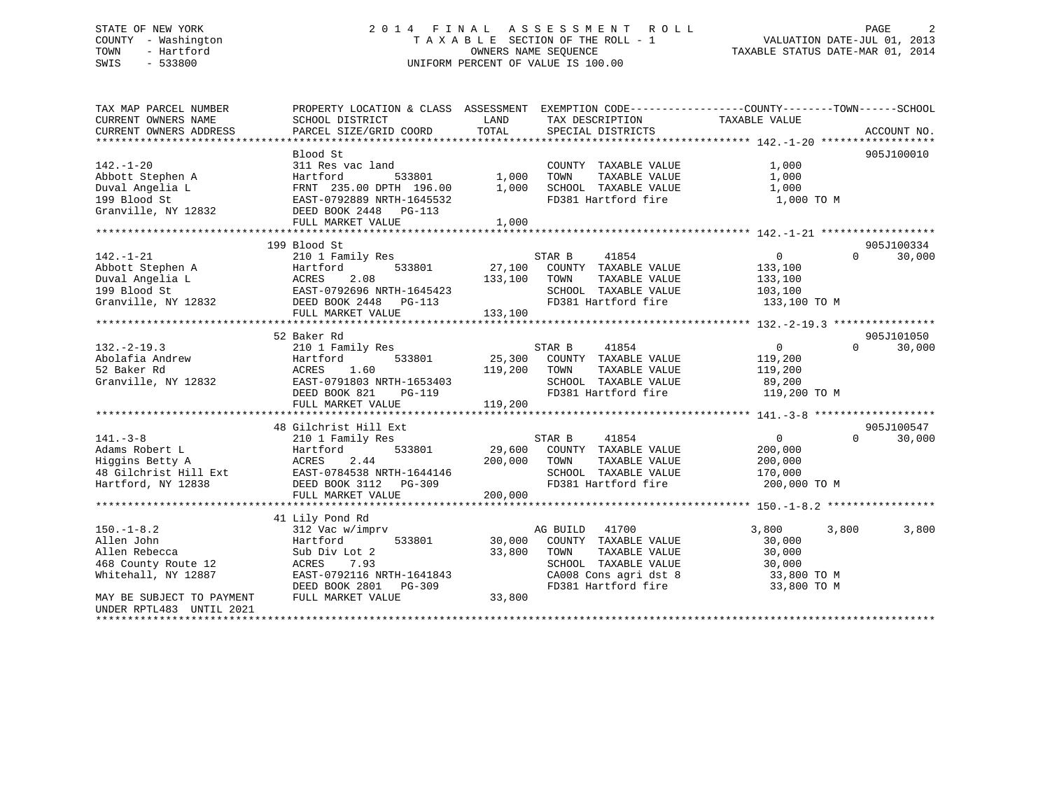STATE OF NEW YORK — 2014 FINAL ASSESSMENT ROLL
COUNTY - Washington — TAXABLE SECTION OF THE ROLL - 1 — VALUATION DATE-JUL 01, 2013
TOWN - Hartford — OWNERS NAME SEQUENCE — TAXABLE STATUS DATE-MAR 01, 2014
SWIS - 533800 — UNIFORM PERCENT OF VALUE IS 100.00

| TAX MAP PARCEL NUMBER / CURRENT OWNERS NAME / CURRENT OWNERS ADDRESS | PROPERTY LOCATION & CLASS / SCHOOL DISTRICT / PARCEL SIZE/GRID COORD | ASSESSMENT LAND | ASSESSMENT TOTAL | EXEMPTION CODE / TAX DESCRIPTION / SPECIAL DISTRICTS | COUNTY TAXABLE VALUE | TOWN | SCHOOL | ACCOUNT NO. |
|---|---|---|---|---|---|---|---|---|
| **142.-1-20** | Blood St | | | | | | | 905J100010 |
| Abbott Stephen A | 311 Res vac land | | | COUNTY TAXABLE VALUE | 1,000 | | | |
| Duval Angelia L | Hartford 533801 | 1,000 | | TOWN TAXABLE VALUE | 1,000 | | | |
| 199 Blood St | FRNT 235.00 DPTH 196.00 | | 1,000 | SCHOOL TAXABLE VALUE | 1,000 | | | |
| Granville, NY 12832 | EAST-0792889 NRTH-1645532 | | | FD381 Hartford fire | 1,000 TO M | | | |
| | DEED BOOK 2448 PG-113 | | | | | | | |
| | FULL MARKET VALUE | | 1,000 | | | | | |
| **142.-1-21** | 199 Blood St | | | | | | | 905J100334 |
| Abbott Stephen A | 210 1 Family Res | | | STAR B 41854 | 0 | 0 | 30,000 | |
| Duval Angelia L | Hartford 533801 | 27,100 | | COUNTY TAXABLE VALUE | 133,100 | | | |
| 199 Blood St | ACRES 2.08 | | 133,100 | TOWN TAXABLE VALUE | 133,100 | | | |
| Granville, NY 12832 | EAST-0792696 NRTH-1645423 | | | SCHOOL TAXABLE VALUE | 103,100 | | | |
| | DEED BOOK 2448 PG-113 | | | FD381 Hartford fire | 133,100 TO M | | | |
| | FULL MARKET VALUE | | 133,100 | | | | | |
| **132.-2-19.3** | 52 Baker Rd | | | | | | | 905J101050 |
| Abolafia Andrew | 210 1 Family Res | | | STAR B 41854 | 0 | 0 | 30,000 | |
| 52 Baker Rd | Hartford 533801 | 25,300 | | COUNTY TAXABLE VALUE | 119,200 | | | |
| Granville, NY 12832 | ACRES 1.60 | | 119,200 | TOWN TAXABLE VALUE | 119,200 | | | |
| | EAST-0791803 NRTH-1653403 | | | SCHOOL TAXABLE VALUE | 89,200 | | | |
| | DEED BOOK 821 PG-119 | | | FD381 Hartford fire | 119,200 TO M | | | |
| | FULL MARKET VALUE | | 119,200 | | | | | |
| **141.-3-8** | 48 Gilchrist Hill Ext | | | | | | | 905J100547 |
| Adams Robert L | 210 1 Family Res | | | STAR B 41854 | 0 | 0 | 30,000 | |
| Higgins Betty A | Hartford 533801 | 29,600 | | COUNTY TAXABLE VALUE | 200,000 | | | |
| 48 Gilchrist Hill Ext | ACRES 2.44 | | 200,000 | TOWN TAXABLE VALUE | 200,000 | | | |
| Hartford, NY 12838 | EAST-0784538 NRTH-1644146 | | | SCHOOL TAXABLE VALUE | 170,000 | | | |
| | DEED BOOK 3112 PG-309 | | | FD381 Hartford fire | 200,000 TO M | | | |
| | FULL MARKET VALUE | | 200,000 | | | | | |
| **150.-1-8.2** | 41 Lily Pond Rd | | | | | | | |
| Allen John | 312 Vac w/imprv | | | AG BUILD 41700 | 3,800 | 3,800 | 3,800 | |
| Allen Rebecca | Hartford 533801 | 30,000 | | COUNTY TAXABLE VALUE | 30,000 | | | |
| 468 County Route 12 | Sub Div Lot 2 | | 33,800 | TOWN TAXABLE VALUE | 30,000 | | | |
| Whitehall, NY 12887 | ACRES 7.93 | | | SCHOOL TAXABLE VALUE | 30,000 | | | |
| | EAST-0792116 NRTH-1641843 | | | CA008 Cons agri dst 8 | 33,800 TO M | | | |
| | DEED BOOK 2801 PG-309 | | | FD381 Hartford fire | 33,800 TO M | | | |
| MAY BE SUBJECT TO PAYMENT UNDER RPTL483 UNTIL 2021 | FULL MARKET VALUE | | 33,800 | | | | | |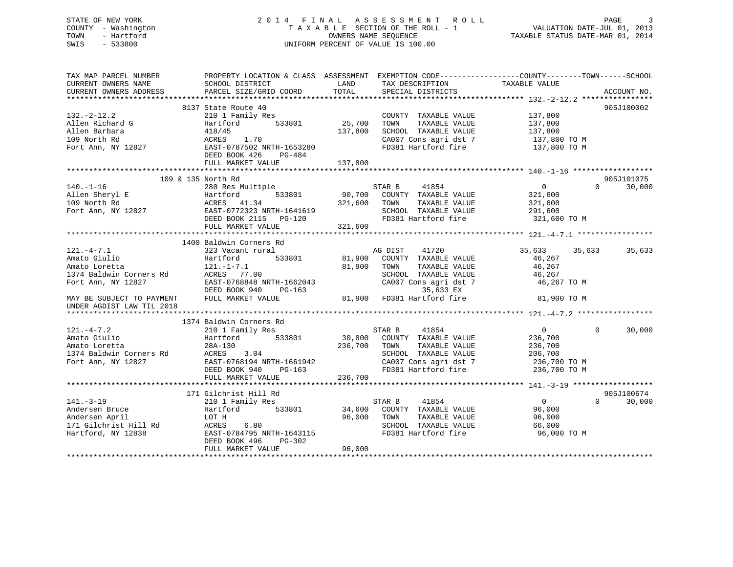STATE OF NEW YORK
COUNTY - Washington
TOWN - Hartford
SWIS - 533800

2014 FINAL ASSESSMENT ROLL
TAXABLE SECTION OF THE ROLL - 1
OWNERS NAME SEQUENCE
UNIFORM PERCENT OF VALUE IS 100.00

VALUATION DATE-JUL 01, 2013
TAXABLE STATUS DATE-MAR 01, 2014

```
TAX MAP PARCEL NUMBER          PROPERTY LOCATION & CLASS  ASSESSMENT  EXEMPTION CODE------------------COUNTY--------TOWN------SCHOOL
CURRENT OWNERS NAME            SCHOOL DISTRICT               LAND      TAX DESCRIPTION            TAXABLE VALUE
CURRENT OWNERS ADDRESS         PARCEL SIZE/GRID COORD        TOTAL     SPECIAL DISTRICTS                                    ACCOUNT NO.
******************************************************************************************************* 132.-2-12.2 ****************
                     8137 State Route 40                                                                                 905J100002
132.-2-12.2                    210 1 Family Res                        COUNTY  TAXABLE VALUE           137,800
Allen Richard G                Hartford       533801       25,700     TOWN    TAXABLE VALUE           137,800
Allen Barbara                  418/45                     137,800     SCHOOL  TAXABLE VALUE           137,800
109 North Rd                   ACRES    1.70                          CA007 Cons agri dst 7            137,800 TO M
Fort Ann, NY 12827             EAST-0787502 NRTH-1653280              FD381 Hartford fire              137,800 TO M
                               DEED BOOK 426    PG-484
                               FULL MARKET VALUE          137,800
******************************************************************************************************* 140.-1-16 ******************
                 109 & 135 North Rd                                                                                      905J101075
140.-1-16                      280 Res Multiple                        STAR B       41854                 0          0     30,000
Allen Sheryl E                 Hartford       533801       90,700     COUNTY  TAXABLE VALUE           321,600
109 North Rd                   ACRES   41.34              321,600     TOWN    TAXABLE VALUE           321,600
Fort Ann, NY 12827             EAST-0772323 NRTH-1641619              SCHOOL  TAXABLE VALUE           291,600
                               DEED BOOK 2115   PG-120                FD381 Hartford fire              321,600 TO M
                               FULL MARKET VALUE          321,600
******************************************************************************************************* 121.-4-7.1 *****************
                    1400 Baldwin Corners Rd
121.-4-7.1                     323 Vacant rural                        AG DIST      41720             35,633     35,633     35,633
Amato Giulio                   Hartford       533801       81,900     COUNTY  TAXABLE VALUE            46,267
Amato Loretta                  121.-1-7.1                  81,900     TOWN    TAXABLE VALUE            46,267
1374 Baldwin Corners Rd        ACRES   77.00                          SCHOOL  TAXABLE VALUE            46,267
Fort Ann, NY 12827             EAST-0768848 NRTH-1662043              CA007 Cons agri dst 7             46,267 TO M
                               DEED BOOK 940    PG-163                          35,633 EX
MAY BE SUBJECT TO PAYMENT      FULL MARKET VALUE           81,900     FD381 Hartford fire               81,900 TO M
UNDER AGDIST LAW TIL 2018
******************************************************************************************************* 121.-4-7.2 *****************
                    1374 Baldwin Corners Rd
121.-4-7.2                     210 1 Family Res                        STAR B       41854                 0          0     30,000
Amato Giulio                   Hartford       533801       30,800     COUNTY  TAXABLE VALUE           236,700
Amato Loretta                  28A-130                    236,700     TOWN    TAXABLE VALUE           236,700
1374 Baldwin Corners Rd        ACRES    3.04                          SCHOOL  TAXABLE VALUE           206,700
Fort Ann, NY 12827             EAST-0768194 NRTH-1661942              CA007 Cons agri dst 7            236,700 TO M
                               DEED BOOK 940    PG-163                FD381 Hartford fire              236,700 TO M
                               FULL MARKET VALUE          236,700
******************************************************************************************************* 141.-3-19 ******************
                     171 Gilchrist Hill Rd                                                                               905J100674
141.-3-19                      210 1 Family Res                        STAR B       41854                 0          0     30,000
Andersen Bruce                 Hartford       533801       34,600     COUNTY  TAXABLE VALUE            96,000
Andersen April                 LOT H                       96,000     TOWN    TAXABLE VALUE            96,000
171 Gilchrist Hill Rd          ACRES    6.80                          SCHOOL  TAXABLE VALUE            66,000
Hartford, NY 12838             EAST-0784795 NRTH-1643115              FD381 Hartford fire               96,000 TO M
                               DEED BOOK 496    PG-302
                               FULL MARKET VALUE           96,000
************************************************************************************************************************************
```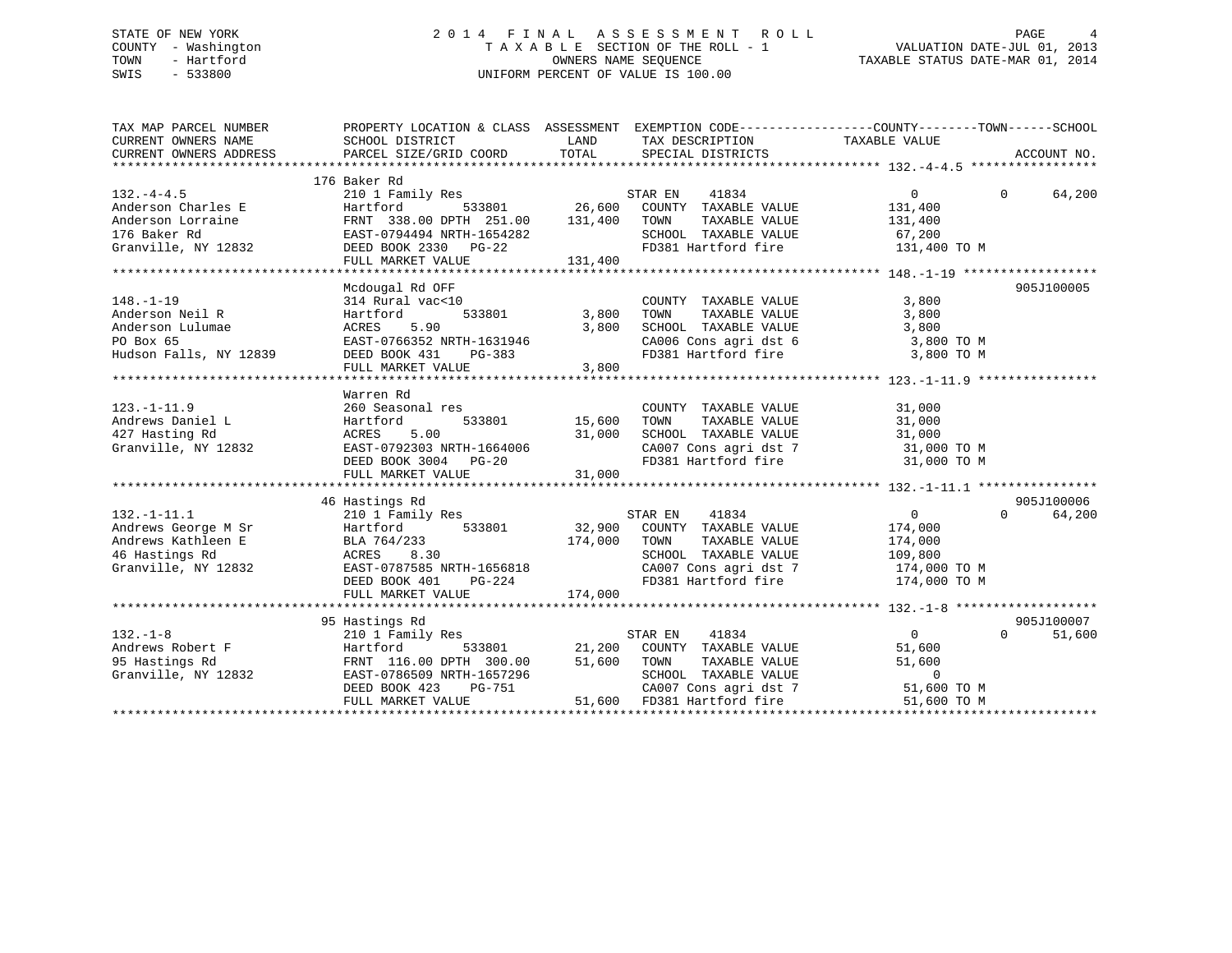STATE OF NEW YORK
COUNTY - Washington
TOWN - Hartford
SWIS - 533800

# 2014 FINAL ASSESSMENT ROLL

TAXABLE SECTION OF THE ROLL - 1
OWNERS NAME SEQUENCE
UNIFORM PERCENT OF VALUE IS 100.00

VALUATION DATE-JUL 01, 2013
TAXABLE STATUS DATE-MAR 01, 2014

```
TAX MAP PARCEL NUMBER     PROPERTY LOCATION & CLASS  ASSESSMENT  EXEMPTION CODE------------------COUNTY--------TOWN------SCHOOL
CURRENT OWNERS NAME       SCHOOL DISTRICT               LAND      TAX DESCRIPTION            TAXABLE VALUE
CURRENT OWNERS ADDRESS    PARCEL SIZE/GRID COORD        TOTAL     SPECIAL DISTRICTS                                  ACCOUNT NO.
******************************************************************************************** 132.-4-4.5 *****************
                          176 Baker Rd
132.-4-4.5                210 1 Family Res                        STAR EN    41834               0          0      64,200
Anderson Charles E        Hartford        533801       26,600     COUNTY  TAXABLE VALUE         131,400
Anderson Lorraine         FRNT 338.00 DPTH 251.00     131,400     TOWN    TAXABLE VALUE         131,400
176 Baker Rd              EAST-0794494 NRTH-1654282               SCHOOL  TAXABLE VALUE          67,200
Granville, NY 12832       DEED BOOK 2330   PG-22                  FD381 Hartford fire            131,400 TO M
                          FULL MARKET VALUE           131,400
******************************************************************************************** 148.-1-19 ******************
                          Mcdougal Rd OFF                                                                    905J100005
148.-1-19                 314 Rural vac<10                        COUNTY  TAXABLE VALUE           3,800
Anderson Neil R           Hartford        533801        3,800     TOWN    TAXABLE VALUE           3,800
Anderson Lulumae          ACRES    5.90                 3,800     SCHOOL  TAXABLE VALUE           3,800
PO Box 65                 EAST-0766352 NRTH-1631946               CA006 Cons agri dst 6             3,800 TO M
Hudson Falls, NY 12839    DEED BOOK 431    PG-383                 FD381 Hartford fire               3,800 TO M
                          FULL MARKET VALUE             3,800
******************************************************************************************** 123.-1-11.9 ****************
                          Warren Rd
123.-1-11.9               260 Seasonal res                        COUNTY  TAXABLE VALUE          31,000
Andrews Daniel L          Hartford        533801       15,600     TOWN    TAXABLE VALUE          31,000
427 Hasting Rd            ACRES    5.00                31,000     SCHOOL  TAXABLE VALUE          31,000
Granville, NY 12832       EAST-0792303 NRTH-1664006               CA007 Cons agri dst 7            31,000 TO M
                          DEED BOOK 3004   PG-20                  FD381 Hartford fire              31,000 TO M
                          FULL MARKET VALUE            31,000
******************************************************************************************** 132.-1-11.1 ****************
                          46 Hastings Rd                                                                     905J100006
132.-1-11.1               210 1 Family Res                        STAR EN    41834               0          0      64,200
Andrews George M Sr       Hartford        533801       32,900     COUNTY  TAXABLE VALUE         174,000
Andrews Kathleen E        BLA 764/233                 174,000     TOWN    TAXABLE VALUE         174,000
46 Hastings Rd            ACRES    8.30                           SCHOOL  TAXABLE VALUE         109,800
Granville, NY 12832       EAST-0787585 NRTH-1656818               CA007 Cons agri dst 7           174,000 TO M
                          DEED BOOK 401    PG-224                 FD381 Hartford fire             174,000 TO M
                          FULL MARKET VALUE           174,000
******************************************************************************************** 132.-1-8 *******************
                          95 Hastings Rd                                                                     905J100007
132.-1-8                  210 1 Family Res                        STAR EN    41834               0          0      51,600
Andrews Robert F          Hartford        533801       21,200     COUNTY  TAXABLE VALUE          51,600
95 Hastings Rd            FRNT 116.00 DPTH 300.00      51,600     TOWN    TAXABLE VALUE          51,600
Granville, NY 12832       EAST-0786509 NRTH-1657296               SCHOOL  TAXABLE VALUE               0
                          DEED BOOK 423    PG-751                 CA007 Cons agri dst 7            51,600 TO M
                          FULL MARKET VALUE            51,600     FD381 Hartford fire              51,600 TO M
*************************************************************************************************************************
```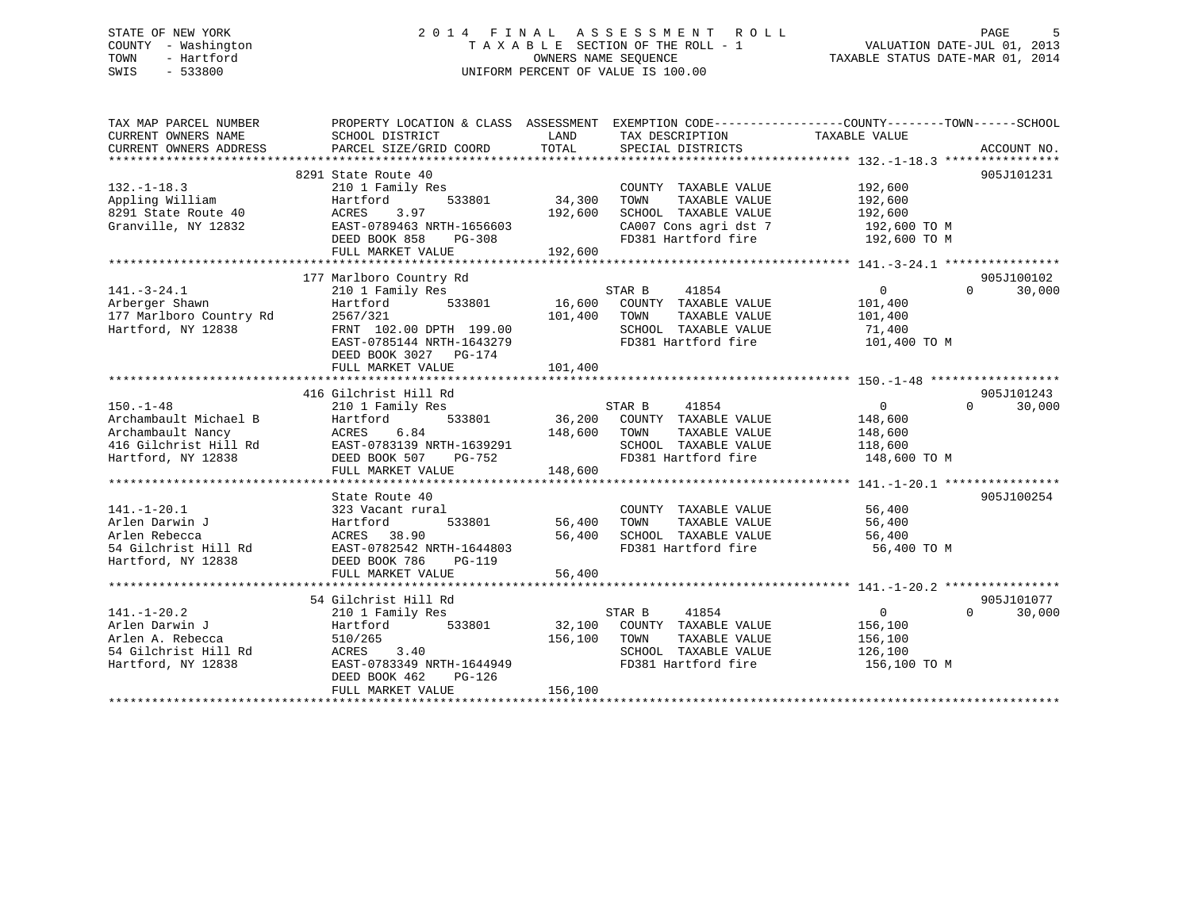STATE OF NEW YORK
COUNTY - Washington
TOWN - Hartford
SWIS - 533800

# 2014 FINAL ASSESSMENT ROLL

TAXABLE SECTION OF THE ROLL - 1
OWNERS NAME SEQUENCE
UNIFORM PERCENT OF VALUE IS 100.00

VALUATION DATE-JUL 01, 2013
TAXABLE STATUS DATE-MAR 01, 2014

```
TAX MAP PARCEL NUMBER      PROPERTY LOCATION & CLASS  ASSESSMENT  EXEMPTION CODE------------------COUNTY--------TOWN------SCHOOL
CURRENT OWNERS NAME        SCHOOL DISTRICT               LAND      TAX DESCRIPTION            TAXABLE VALUE
CURRENT OWNERS ADDRESS     PARCEL SIZE/GRID COORD        TOTAL     SPECIAL DISTRICTS                                     ACCOUNT NO.
******************************************************************************************************* 132.-1-18.3 ****************
                          8291 State Route 40                                                                           905J101231
132.-1-18.3                210 1 Family Res                        COUNTY  TAXABLE VALUE          192,600
Appling William            Hartford        533801       34,300     TOWN    TAXABLE VALUE          192,600
8291 State Route 40        ACRES    3.97               192,600     SCHOOL  TAXABLE VALUE          192,600
Granville, NY 12832        EAST-0789463 NRTH-1656603               CA007 Cons agri dst 7           192,600 TO M
                           DEED BOOK 858    PG-308                 FD381 Hartford fire             192,600 TO M
                           FULL MARKET VALUE           192,600
******************************************************************************************************* 141.-3-24.1 ****************
                          177 Marlboro Country Rd                                                                       905J100102
141.-3-24.1                210 1 Family Res                  STAR B      41854                      0           0       30,000
Arberger Shawn             Hartford        533801       16,600     COUNTY  TAXABLE VALUE          101,400
177 Marlboro Country Rd    2567/321                    101,400     TOWN    TAXABLE VALUE          101,400
Hartford, NY 12838         FRNT 102.00 DPTH 199.00                 SCHOOL  TAXABLE VALUE           71,400
                           EAST-0785144 NRTH-1643279               FD381 Hartford fire             101,400 TO M
                           DEED BOOK 3027   PG-174
                           FULL MARKET VALUE           101,400
******************************************************************************************************* 150.-1-48 ******************
                          416 Gilchrist Hill Rd                                                                         905J101243
150.-1-48                  210 1 Family Res                  STAR B      41854                      0           0       30,000
Archambault Michael B      Hartford        533801       36,200     COUNTY  TAXABLE VALUE          148,600
Archambault Nancy          ACRES    6.84               148,600     TOWN    TAXABLE VALUE          148,600
416 Gilchrist Hill Rd      EAST-0783139 NRTH-1639291               SCHOOL  TAXABLE VALUE          118,600
Hartford, NY 12838         DEED BOOK 507    PG-752                 FD381 Hartford fire             148,600 TO M
                           FULL MARKET VALUE           148,600
******************************************************************************************************* 141.-1-20.1 ****************
                          State Route 40                                                                                905J100254
141.-1-20.1                323 Vacant rural                        COUNTY  TAXABLE VALUE           56,400
Arlen Darwin J             Hartford        533801       56,400     TOWN    TAXABLE VALUE           56,400
Arlen Rebecca              ACRES   38.90                56,400     SCHOOL  TAXABLE VALUE           56,400
54 Gilchrist Hill Rd       EAST-0782542 NRTH-1644803               FD381 Hartford fire              56,400 TO M
Hartford, NY 12838         DEED BOOK 786    PG-119
                           FULL MARKET VALUE            56,400
******************************************************************************************************* 141.-1-20.2 ****************
                          54 Gilchrist Hill Rd                                                                          905J101077
141.-1-20.2                210 1 Family Res                  STAR B      41854                      0           0       30,000
Arlen Darwin J             Hartford        533801       32,100     COUNTY  TAXABLE VALUE          156,100
Arlen A. Rebecca           510/265                     156,100     TOWN    TAXABLE VALUE          156,100
54 Gilchrist Hill Rd       ACRES    3.40                           SCHOOL  TAXABLE VALUE          126,100
Hartford, NY 12838         EAST-0783349 NRTH-1644949               FD381 Hartford fire             156,100 TO M
                           DEED BOOK 462    PG-126
                           FULL MARKET VALUE           156,100
************************************************************************************************************************************
```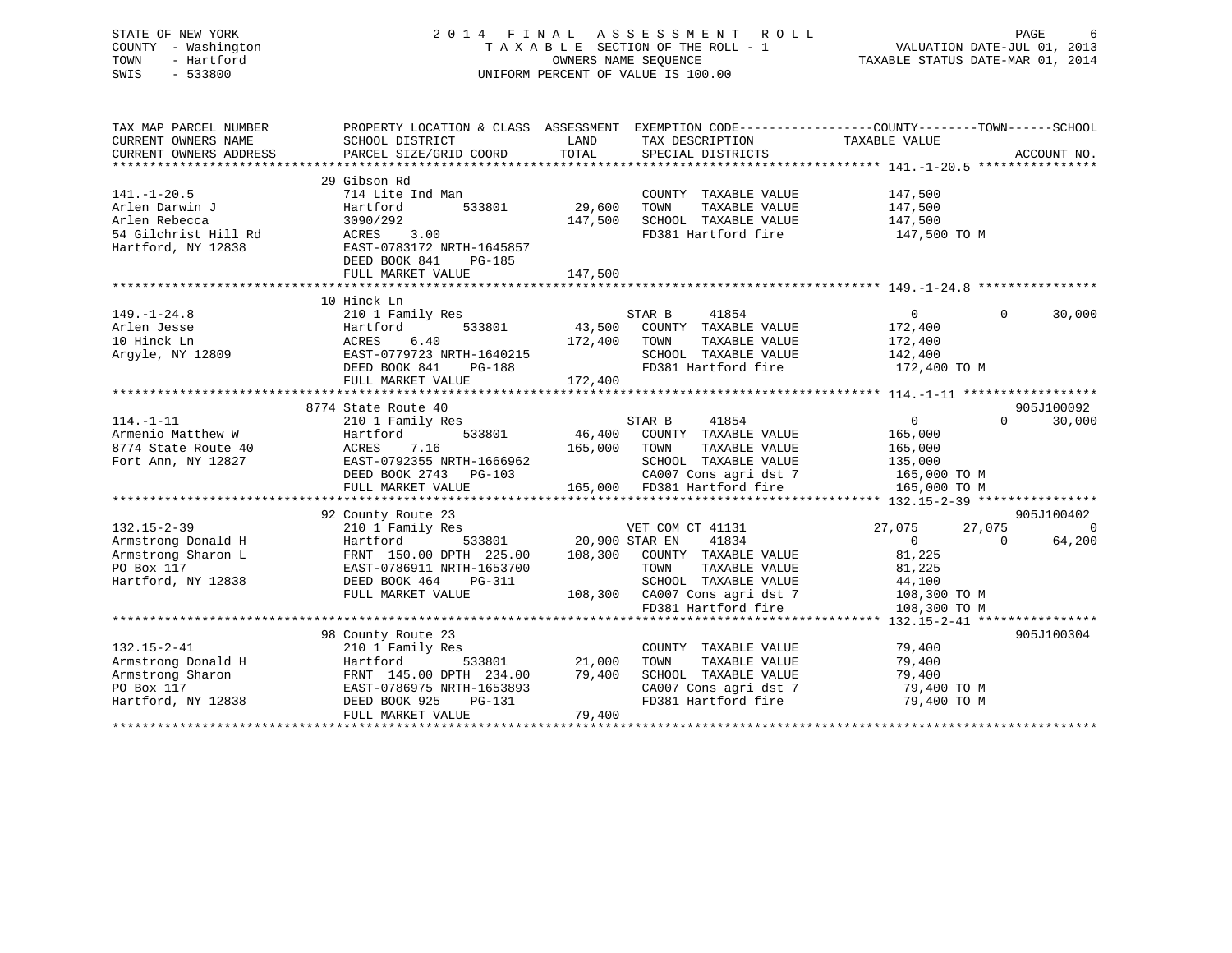STATE OF NEW YORK — 2014 FINAL ASSESSMENT ROLL
COUNTY - Washington — TAXABLE SECTION OF THE ROLL - 1 — VALUATION DATE-JUL 01, 2013
TOWN - Hartford — OWNERS NAME SEQUENCE — TAXABLE STATUS DATE-MAR 01, 2014
SWIS - 533800 — UNIFORM PERCENT OF VALUE IS 100.00

| TAX MAP PARCEL NUMBER / CURRENT OWNERS NAME / CURRENT OWNERS ADDRESS | PROPERTY LOCATION & CLASS / SCHOOL DISTRICT / PARCEL SIZE/GRID COORD | ASSESSMENT LAND / TOTAL | EXEMPTION CODE / TAX DESCRIPTION / SPECIAL DISTRICTS | COUNTY TAXABLE VALUE | TOWN | SCHOOL | ACCOUNT NO. |
|---|---|---|---|---|---|---|---|
| **141.-1-20.5** | 29 Gibson Rd | | | | | | |
| | 714 Lite Ind Man | | COUNTY TAXABLE VALUE | 147,500 | | | |
| Arlen Darwin J | Hartford 533801 | 29,600 | TOWN TAXABLE VALUE | 147,500 | | | |
| Arlen Rebecca | 3090/292 | 147,500 | SCHOOL TAXABLE VALUE | 147,500 | | | |
| 54 Gilchrist Hill Rd | ACRES 3.00 | | FD381 Hartford fire | 147,500 TO M | | | |
| Hartford, NY 12838 | EAST-0783172 NRTH-1645857 | | | | | | |
| | DEED BOOK 841 PG-185 | | | | | | |
| | FULL MARKET VALUE | 147,500 | | | | | |
| **149.-1-24.8** | 10 Hinck Ln | | | | | | |
| | 210 1 Family Res | | STAR B 41854 | 0 | 0 | 30,000 | |
| Arlen Jesse | Hartford 533801 | 43,500 | COUNTY TAXABLE VALUE | 172,400 | | | |
| 10 Hinck Ln | ACRES 6.40 | 172,400 | TOWN TAXABLE VALUE | 172,400 | | | |
| Argyle, NY 12809 | EAST-0779723 NRTH-1640215 | | SCHOOL TAXABLE VALUE | 142,400 | | | |
| | DEED BOOK 841 PG-188 | | FD381 Hartford fire | 172,400 TO M | | | |
| | FULL MARKET VALUE | 172,400 | | | | | |
| **114.-1-11** | 8774 State Route 40 | | | | | | 905J100092 |
| | 210 1 Family Res | | STAR B 41854 | 0 | 0 | 30,000 | |
| Armenio Matthew W | Hartford 533801 | 46,400 | COUNTY TAXABLE VALUE | 165,000 | | | |
| 8774 State Route 40 | ACRES 7.16 | 165,000 | TOWN TAXABLE VALUE | 165,000 | | | |
| Fort Ann, NY 12827 | EAST-0792355 NRTH-1666962 | | SCHOOL TAXABLE VALUE | 135,000 | | | |
| | DEED BOOK 2743 PG-103 | | CA007 Cons agri dst 7 | 165,000 TO M | | | |
| | FULL MARKET VALUE | 165,000 | FD381 Hartford fire | 165,000 TO M | | | |
| **132.15-2-39** | 92 County Route 23 | | | | | | 905J100402 |
| | 210 1 Family Res | | VET COM CT 41131 | 27,075 | 27,075 | 0 | |
| Armstrong Donald H | Hartford 533801 | 20,900 | STAR EN 41834 | 0 | 0 | 64,200 | |
| Armstrong Sharon L | FRNT 150.00 DPTH 225.00 | 108,300 | COUNTY TAXABLE VALUE | 81,225 | | | |
| PO Box 117 | EAST-0786911 NRTH-1653700 | | TOWN TAXABLE VALUE | 81,225 | | | |
| Hartford, NY 12838 | DEED BOOK 464 PG-311 | | SCHOOL TAXABLE VALUE | 44,100 | | | |
| | FULL MARKET VALUE | 108,300 | CA007 Cons agri dst 7 | 108,300 TO M | | | |
| | | | FD381 Hartford fire | 108,300 TO M | | | |
| **132.15-2-41** | 98 County Route 23 | | | | | | 905J100304 |
| | 210 1 Family Res | | COUNTY TAXABLE VALUE | 79,400 | | | |
| Armstrong Donald H | Hartford 533801 | 21,000 | TOWN TAXABLE VALUE | 79,400 | | | |
| Armstrong Sharon | FRNT 145.00 DPTH 234.00 | 79,400 | SCHOOL TAXABLE VALUE | 79,400 | | | |
| PO Box 117 | EAST-0786975 NRTH-1653893 | | CA007 Cons agri dst 7 | 79,400 TO M | | | |
| Hartford, NY 12838 | DEED BOOK 925 PG-131 | | FD381 Hartford fire | 79,400 TO M | | | |
| | FULL MARKET VALUE | 79,400 | | | | | |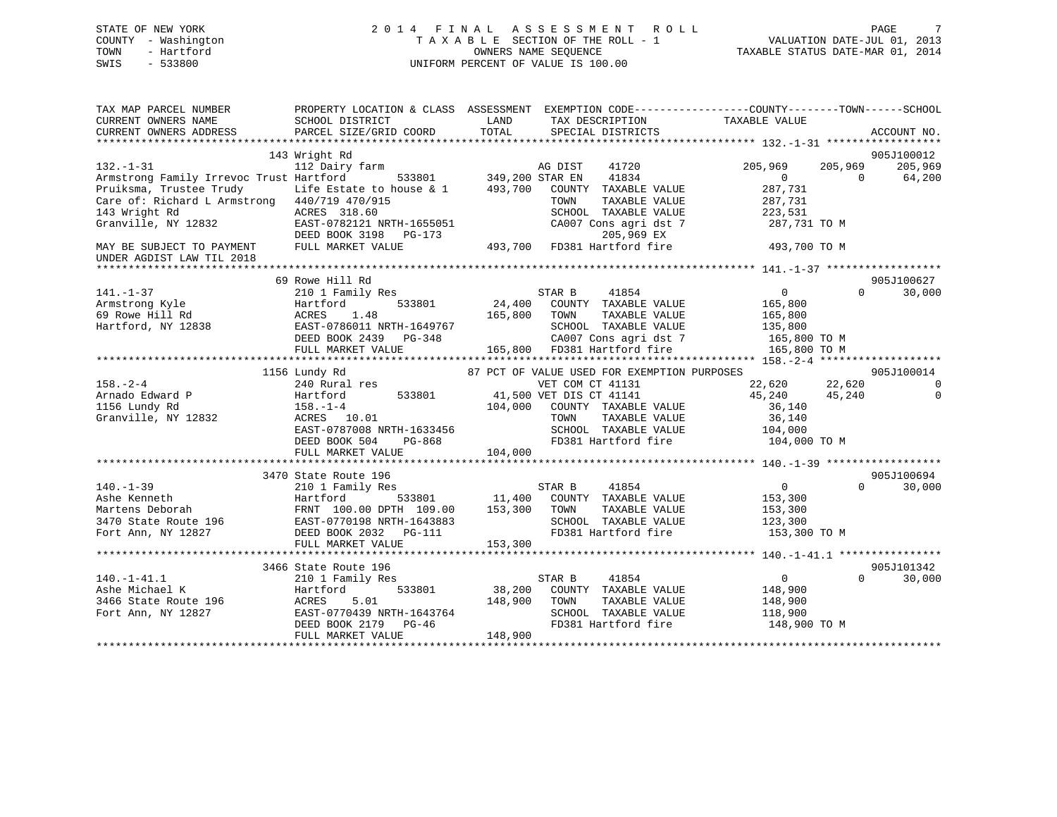STATE OF NEW YORK
COUNTY - Washington
TOWN - Hartford
SWIS - 533800

# 2014 FINAL ASSESSMENT ROLL

TAXABLE SECTION OF THE ROLL - 1
OWNERS NAME SEQUENCE
UNIFORM PERCENT OF VALUE IS 100.00

VALUATION DATE-JUL 01, 2013
TAXABLE STATUS DATE-MAR 01, 2014

```
TAX MAP PARCEL NUMBER          PROPERTY LOCATION & CLASS  ASSESSMENT  EXEMPTION CODE------------------COUNTY--------TOWN------SCHOOL
CURRENT OWNERS NAME            SCHOOL DISTRICT              LAND      TAX DESCRIPTION            TAXABLE VALUE
CURRENT OWNERS ADDRESS         PARCEL SIZE/GRID COORD       TOTAL     SPECIAL DISTRICTS                                  ACCOUNT NO.
******************************************************************************************************* 132.-1-31 ******************
                      143 Wright Rd                                                                                   905J100012
132.-1-31                      112 Dairy farm                       AG DIST    41720           205,969    205,969     205,969
Armstrong Family Irrevoc Trust Hartford      533801      349,200 STAR EN    41834                 0          0        64,200
Pruiksma, Trustee Trudy        Life Estate to house & 1    493,700   COUNTY  TAXABLE VALUE       287,731
Care of: Richard L Armstrong   440/719 470/915                       TOWN    TAXABLE VALUE       287,731
143 Wright Rd                  ACRES  318.60                         SCHOOL  TAXABLE VALUE       223,531
Granville, NY 12832            EAST-0782121 NRTH-1655051             CA007 Cons agri dst 7        287,731 TO M
                               DEED BOOK 3198   PG-173                        205,969 EX
MAY BE SUBJECT TO PAYMENT      FULL MARKET VALUE          493,700   FD381 Hartford fire          493,700 TO M
UNDER AGDIST LAW TIL 2018
******************************************************************************************************* 141.-1-37 ******************
                      69 Rowe Hill Rd                                                                                 905J100627
141.-1-37                      210 1 Family Res                     STAR B     41854                 0          0        30,000
Armstrong Kyle                 Hartford      533801       24,400   COUNTY  TAXABLE VALUE       165,800
69 Rowe Hill Rd                ACRES    1.48             165,800   TOWN    TAXABLE VALUE       165,800
Hartford, NY 12838             EAST-0786011 NRTH-1649767             SCHOOL  TAXABLE VALUE       135,800
                               DEED BOOK 2439   PG-348               CA007 Cons agri dst 7        165,800 TO M
                               FULL MARKET VALUE          165,800   FD381 Hartford fire          165,800 TO M
******************************************************************************************************* 158.-2-4 *******************
                      1156 Lundy Rd                  87 PCT OF VALUE USED FOR EXEMPTION PURPOSES                      905J100014
158.-2-4                       240 Rural res                        VET COM CT 41131             22,620     22,620          0
Arnado Edward P                Hartford      533801       41,500 VET DIS CT 41141             45,240     45,240          0
1156 Lundy Rd                  158.-1-4                  104,000   COUNTY  TAXABLE VALUE        36,140
Granville, NY 12832            ACRES   10.01                         TOWN    TAXABLE VALUE        36,140
                               EAST-0787008 NRTH-1633456             SCHOOL  TAXABLE VALUE       104,000
                               DEED BOOK 504    PG-868               FD381 Hartford fire          104,000 TO M
                               FULL MARKET VALUE          104,000
******************************************************************************************************* 140.-1-39 ******************
                      3470 State Route 196                                                                            905J100694
140.-1-39                      210 1 Family Res                     STAR B     41854                 0          0        30,000
Ashe Kenneth                   Hartford      533801       11,400   COUNTY  TAXABLE VALUE       153,300
Martens Deborah                FRNT 100.00 DPTH 109.00   153,300   TOWN    TAXABLE VALUE       153,300
3470 State Route 196           EAST-0770198 NRTH-1643883             SCHOOL  TAXABLE VALUE       123,300
Fort Ann, NY 12827             DEED BOOK 2032   PG-111               FD381 Hartford fire          153,300 TO M
                               FULL MARKET VALUE          153,300
******************************************************************************************************* 140.-1-41.1 ****************
                      3466 State Route 196                                                                            905J101342
140.-1-41.1                    210 1 Family Res                     STAR B     41854                 0          0        30,000
Ashe Michael K                 Hartford      533801       38,200   COUNTY  TAXABLE VALUE       148,900
3466 State Route 196           ACRES    5.01             148,900   TOWN    TAXABLE VALUE       148,900
Fort Ann, NY 12827             EAST-0770439 NRTH-1643764             SCHOOL  TAXABLE VALUE       118,900
                               DEED BOOK 2179   PG-46                FD381 Hartford fire          148,900 TO M
                               FULL MARKET VALUE          148,900
************************************************************************************************************************************
```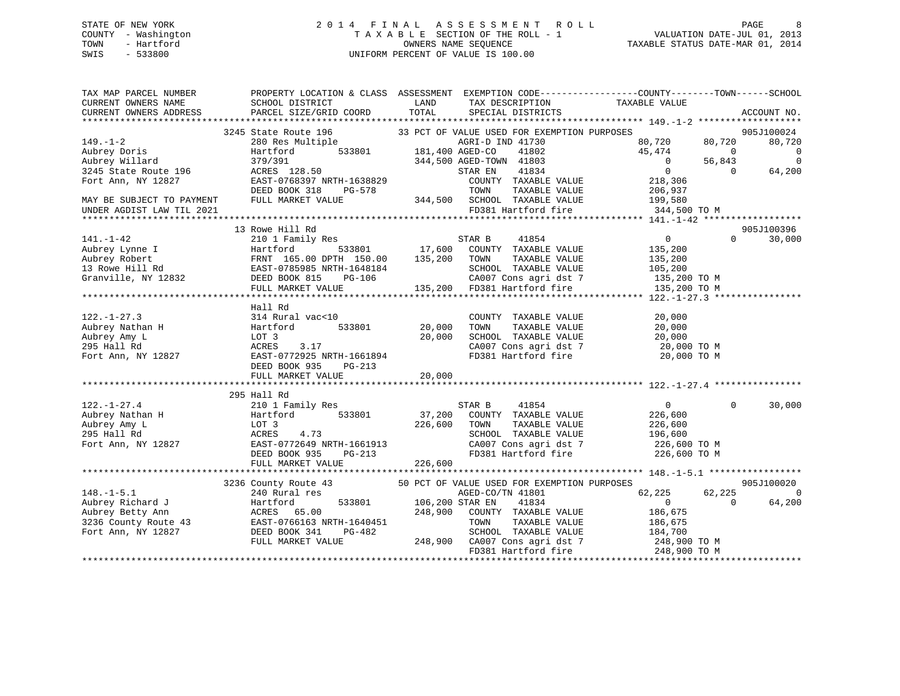STATE OF NEW YORK
COUNTY - Washington
TOWN - Hartford
SWIS - 533800

# 2014 FINAL ASSESSMENT ROLL

TAXABLE SECTION OF THE ROLL - 1
OWNERS NAME SEQUENCE
UNIFORM PERCENT OF VALUE IS 100.00

VALUATION DATE-JUL 01, 2013
TAXABLE STATUS DATE-MAR 01, 2014

```
TAX MAP PARCEL NUMBER          PROPERTY LOCATION & CLASS  ASSESSMENT  EXEMPTION CODE------------------COUNTY--------TOWN------SCHOOL
CURRENT OWNERS NAME            SCHOOL DISTRICT               LAND      TAX DESCRIPTION            TAXABLE VALUE
CURRENT OWNERS ADDRESS         PARCEL SIZE/GRID COORD        TOTAL     SPECIAL DISTRICTS                                      ACCOUNT NO.
******************************************************************************************************* 149.-1-2 *******************
                          3245 State Route 196          33 PCT OF VALUE USED FOR EXEMPTION PURPOSES                          905J100024
149.-1-2                       280 Res Multiple                    AGRI-D IND 41730            80,720     80,720       80,720
Aubrey Doris                   Hartford       533801     181,400 AGED-CO    41802            45,474          0            0
Aubrey Willard                 379/391                   344,500 AGED-TOWN  41803                 0     56,843            0
3245 State Route 196           ACRES  128.50                     STAR EN    41834                 0          0       64,200
Fort Ann, NY 12827             EAST-0768397 NRTH-1638829          COUNTY  TAXABLE VALUE       218,306
                               DEED BOOK 318    PG-578            TOWN    TAXABLE VALUE       206,937
MAY BE SUBJECT TO PAYMENT      FULL MARKET VALUE         344,500  SCHOOL  TAXABLE VALUE       199,580
UNDER AGDIST LAW TIL 2021                                         FD381 Hartford fire          344,500 TO M
******************************************************************************************************* 141.-1-42 ******************
                          13 Rowe Hill Rd                                                                              905J100396
141.-1-42                      210 1 Family Res                   STAR B     41854                 0          0       30,000
Aubrey Lynne I                 Hartford       533801      17,600  COUNTY  TAXABLE VALUE       135,200
Aubrey Robert                  FRNT 165.00 DPTH 150.00   135,200  TOWN    TAXABLE VALUE       135,200
13 Rowe Hill Rd                EAST-0785985 NRTH-1648184          SCHOOL  TAXABLE VALUE       105,200
Granville, NY 12832            DEED BOOK 815    PG-106            CA007 Cons agri dst 7        135,200 TO M
                               FULL MARKET VALUE         135,200  FD381 Hartford fire          135,200 TO M
******************************************************************************************************* 122.-1-27.3 ****************
                          Hall Rd
122.-1-27.3                    314 Rural vac<10                   COUNTY  TAXABLE VALUE        20,000
Aubrey Nathan H                Hartford       533801      20,000  TOWN    TAXABLE VALUE        20,000
Aubrey Amy L                   LOT 3                      20,000  SCHOOL  TAXABLE VALUE        20,000
295 Hall Rd                    ACRES    3.17                      CA007 Cons agri dst 7         20,000 TO M
Fort Ann, NY 12827             EAST-0772925 NRTH-1661894          FD381 Hartford fire           20,000 TO M
                               DEED BOOK 935    PG-213
                               FULL MARKET VALUE          20,000
******************************************************************************************************* 122.-1-27.4 ****************
                          295 Hall Rd
122.-1-27.4                    210 1 Family Res                   STAR B     41854                 0          0       30,000
Aubrey Nathan H                Hartford       533801      37,200  COUNTY  TAXABLE VALUE       226,600
Aubrey Amy L                   LOT 3                     226,600  TOWN    TAXABLE VALUE       226,600
295 Hall Rd                    ACRES    4.73                      SCHOOL  TAXABLE VALUE       196,600
Fort Ann, NY 12827             EAST-0772649 NRTH-1661913          CA007 Cons agri dst 7        226,600 TO M
                               DEED BOOK 935    PG-213            FD381 Hartford fire          226,600 TO M
                               FULL MARKET VALUE         226,600
******************************************************************************************************* 148.-1-5.1 *****************
                          3236 County Route 43          50 PCT OF VALUE USED FOR EXEMPTION PURPOSES                          905J100020
148.-1-5.1                     240 Rural res                      AGED-CO/TN 41801             62,225     62,225            0
Aubrey Richard J               Hartford       533801     106,200 STAR EN    41834                 0          0       64,200
Aubrey Betty Ann               ACRES   65.00             248,900  COUNTY  TAXABLE VALUE       186,675
3236 County Route 43           EAST-0766163 NRTH-1640451          TOWN    TAXABLE VALUE       186,675
Fort Ann, NY 12827             DEED BOOK 341    PG-482            SCHOOL  TAXABLE VALUE       184,700
                               FULL MARKET VALUE         248,900  CA007 Cons agri dst 7        248,900 TO M
                                                                  FD381 Hartford fire          248,900 TO M
************************************************************************************************************************************
```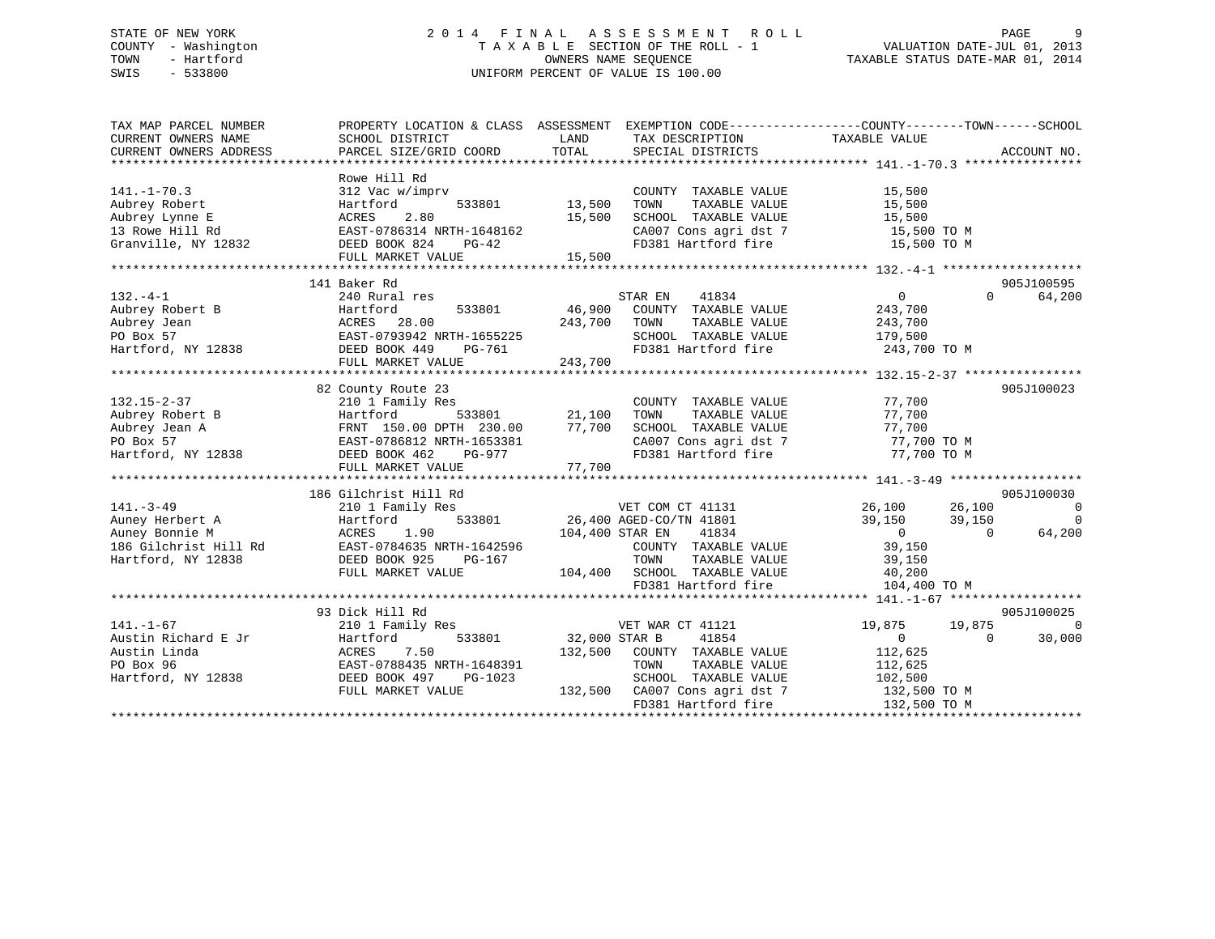STATE OF NEW YORK
COUNTY - Washington
TOWN - Hartford
SWIS - 533800

# 2014 FINAL ASSESSMENT ROLL
TAXABLE SECTION OF THE ROLL - 1
OWNERS NAME SEQUENCE
UNIFORM PERCENT OF VALUE IS 100.00

VALUATION DATE-JUL 01, 2013
TAXABLE STATUS DATE-MAR 01, 2014

```
TAX MAP PARCEL NUMBER      PROPERTY LOCATION & CLASS  ASSESSMENT  EXEMPTION CODE-----------------COUNTY--------TOWN------SCHOOL
CURRENT OWNERS NAME        SCHOOL DISTRICT               LAND      TAX DESCRIPTION              TAXABLE VALUE
CURRENT OWNERS ADDRESS     PARCEL SIZE/GRID COORD        TOTAL     SPECIAL DISTRICTS                                    ACCOUNT NO.
******************************************************************************************************* 141.-1-70.3 ****************
                           Rowe Hill Rd
141.-1-70.3                312 Vac w/imprv                         COUNTY  TAXABLE VALUE          15,500
Aubrey Robert              Hartford        533801       13,500     TOWN    TAXABLE VALUE          15,500
Aubrey Lynne E             ACRES    2.80                15,500     SCHOOL  TAXABLE VALUE          15,500
13 Rowe Hill Rd            EAST-0786314 NRTH-1648162               CA007 Cons agri dst 7           15,500 TO M
Granville, NY 12832        DEED BOOK 824    PG-42                  FD381 Hartford fire             15,500 TO M
                           FULL MARKET VALUE            15,500
******************************************************************************************************* 132.-4-1 *******************
                           141 Baker Rd                                                                              905J100595
132.-4-1                   240 Rural res                           STAR EN    41834                 0            0      64,200
Aubrey Robert B            Hartford        533801       46,900     COUNTY  TAXABLE VALUE         243,700
Aubrey Jean                ACRES   28.00               243,700     TOWN    TAXABLE VALUE         243,700
PO Box 57                  EAST-0793942 NRTH-1655225               SCHOOL  TAXABLE VALUE         179,500
Hartford, NY 12838         DEED BOOK 449    PG-761                 FD381 Hartford fire            243,700 TO M
                           FULL MARKET VALUE           243,700
******************************************************************************************************* 132.15-2-37 ****************
                           82 County Route 23                                                                        905J100023
132.15-2-37                210 1 Family Res                        COUNTY  TAXABLE VALUE          77,700
Aubrey Robert B            Hartford        533801       21,100     TOWN    TAXABLE VALUE          77,700
Aubrey Jean A              FRNT 150.00 DPTH 230.00      77,700     SCHOOL  TAXABLE VALUE          77,700
PO Box 57                  EAST-0786812 NRTH-1653381               CA007 Cons agri dst 7           77,700 TO M
Hartford, NY 12838         DEED BOOK 462    PG-977                 FD381 Hartford fire             77,700 TO M
                           FULL MARKET VALUE            77,700
******************************************************************************************************* 141.-3-49 ******************
                           186 Gilchrist Hill Rd                                                                     905J100030
141.-3-49                  210 1 Family Res                        VET COM CT 41131            26,100       26,100           0
Auney Herbert A            Hartford        533801       26,400 AGED-CO/TN 41801                39,150       39,150           0
Auney Bonnie M             ACRES    1.90               104,400 STAR EN    41834                     0            0      64,200
186 Gilchrist Hill Rd      EAST-0784635 NRTH-1642596               COUNTY  TAXABLE VALUE          39,150
Hartford, NY 12838         DEED BOOK 925    PG-167                 TOWN    TAXABLE VALUE          39,150
                           FULL MARKET VALUE           104,400     SCHOOL  TAXABLE VALUE          40,200
                                                                   FD381 Hartford fire            104,400 TO M
******************************************************************************************************* 141.-1-67 ******************
                           93 Dick Hill Rd                                                                           905J100025
141.-1-67                  210 1 Family Res                        VET WAR CT 41121            19,875       19,875           0
Austin Richard E Jr        Hartford        533801       32,000 STAR B     41854                     0            0      30,000
Austin Linda               ACRES    7.50               132,500     COUNTY  TAXABLE VALUE         112,625
PO Box 96                  EAST-0788435 NRTH-1648391               TOWN    TAXABLE VALUE         112,625
Hartford, NY 12838         DEED BOOK 497    PG-1023                SCHOOL  TAXABLE VALUE         102,500
                           FULL MARKET VALUE           132,500     CA007 Cons agri dst 7          132,500 TO M
                                                                   FD381 Hartford fire            132,500 TO M
************************************************************************************************************************************
```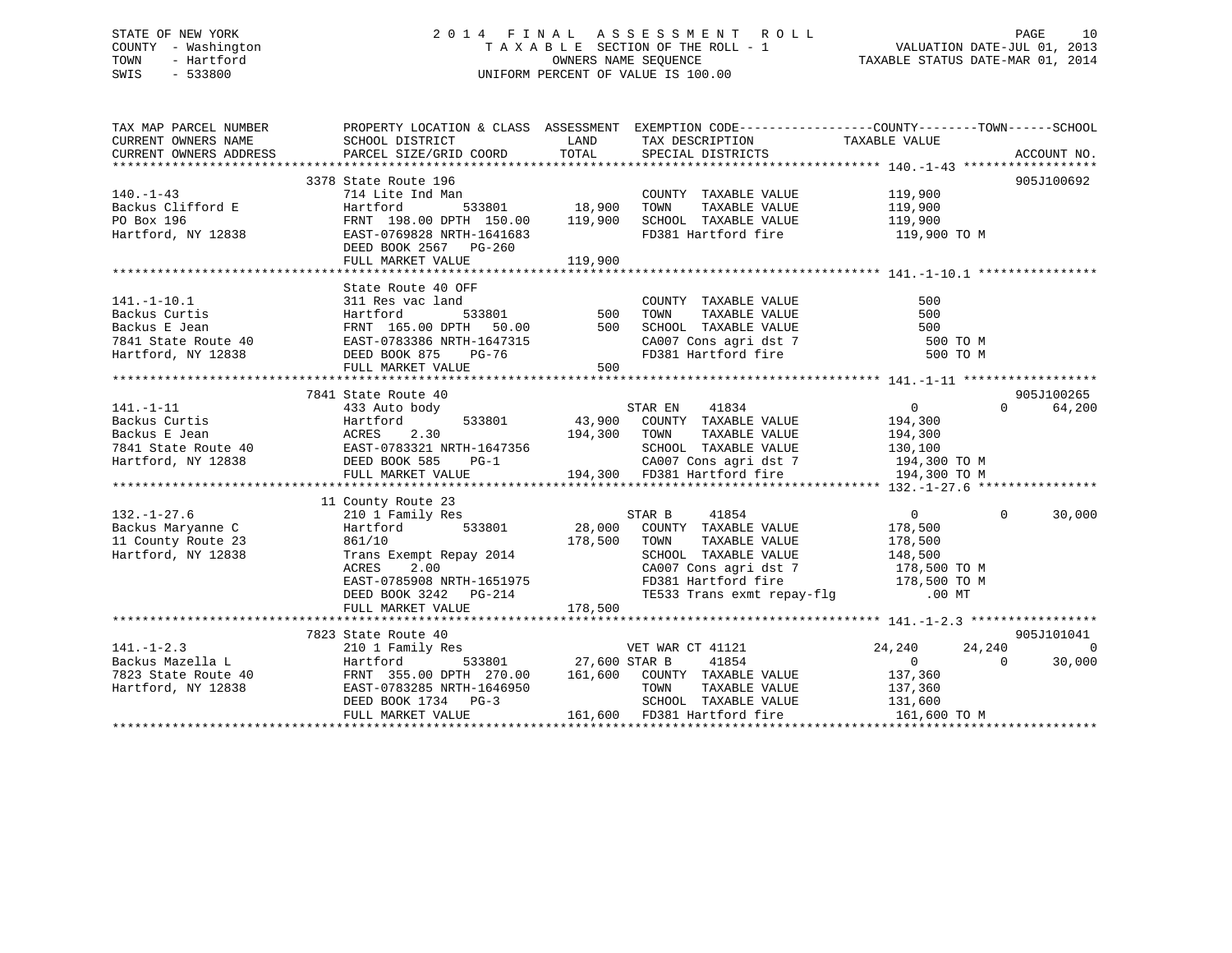STATE OF NEW YORK
COUNTY - Washington
TOWN - Hartford
SWIS - 533800

# 2014 FINAL ASSESSMENT ROLL

TAXABLE SECTION OF THE ROLL - 1
OWNERS NAME SEQUENCE
UNIFORM PERCENT OF VALUE IS 100.00

VALUATION DATE-JUL 01, 2013
TAXABLE STATUS DATE-MAR 01, 2014

```
TAX MAP PARCEL NUMBER     PROPERTY LOCATION & CLASS  ASSESSMENT  EXEMPTION CODE------------------COUNTY--------TOWN------SCHOOL
CURRENT OWNERS NAME       SCHOOL DISTRICT              LAND      TAX DESCRIPTION             TAXABLE VALUE
CURRENT OWNERS ADDRESS    PARCEL SIZE/GRID COORD       TOTAL     SPECIAL DISTRICTS                                       ACCOUNT NO.
******************************************************************************************** 140.-1-43 ******************
                          3378 State Route 196                                                                           905J100692
140.-1-43                 714 Lite Ind Man                       COUNTY  TAXABLE VALUE          119,900
Backus Clifford E         Hartford        533801      18,900     TOWN    TAXABLE VALUE          119,900
PO Box 196                FRNT 198.00 DPTH 150.00    119,900     SCHOOL  TAXABLE VALUE          119,900
Hartford, NY 12838        EAST-0769828 NRTH-1641683              FD381 Hartford fire            119,900 TO M
                          DEED BOOK 2567   PG-260
                          FULL MARKET VALUE          119,900
******************************************************************************************** 141.-1-10.1 ****************
                          State Route 40 OFF
141.-1-10.1               311 Res vac land                       COUNTY  TAXABLE VALUE              500
Backus Curtis             Hartford        533801         500     TOWN    TAXABLE VALUE              500
Backus E Jean             FRNT 165.00 DPTH  50.00        500     SCHOOL  TAXABLE VALUE              500
7841 State Route 40       EAST-0783386 NRTH-1647315              CA007 Cons agri dst 7              500 TO M
Hartford, NY 12838        DEED BOOK 875    PG-76                 FD381 Hartford fire                500 TO M
                          FULL MARKET VALUE              500
******************************************************************************************** 141.-1-11 ******************
                          7841 State Route 40                                                                            905J100265
141.-1-11                 433 Auto body                          STAR EN    41834                   0             0    64,200
Backus Curtis             Hartford        533801      43,900     COUNTY  TAXABLE VALUE          194,300
Backus E Jean             ACRES    2.30              194,300     TOWN    TAXABLE VALUE          194,300
7841 State Route 40       EAST-0783321 NRTH-1647356              SCHOOL  TAXABLE VALUE          130,100
Hartford, NY 12838        DEED BOOK 585    PG-1                  CA007 Cons agri dst 7          194,300 TO M
                          FULL MARKET VALUE          194,300     FD381 Hartford fire            194,300 TO M
******************************************************************************************** 132.-1-27.6 ****************
                          11 County Route 23
132.-1-27.6               210 1 Family Res                       STAR B     41854                   0             0    30,000
Backus Maryanne C         Hartford        533801      28,000     COUNTY  TAXABLE VALUE          178,500
11 County Route 23        861/10                     178,500     TOWN    TAXABLE VALUE          178,500
Hartford, NY 12838        Trans Exempt Repay 2014                SCHOOL  TAXABLE VALUE          148,500
                          ACRES    2.00                          CA007 Cons agri dst 7          178,500 TO M
                          EAST-0785908 NRTH-1651975              FD381 Hartford fire            178,500 TO M
                          DEED BOOK 3242   PG-214                TE533 Trans exmt repay-flg         .00 MT
                          FULL MARKET VALUE          178,500
******************************************************************************************** 141.-1-2.3 *****************
                          7823 State Route 40                                                                            905J101041
141.-1-2.3                210 1 Family Res                       VET WAR CT 41121              24,240        24,240         0
Backus Mazella L          Hartford        533801      27,600 STAR B     41854                       0             0    30,000
7823 State Route 40       FRNT 355.00 DPTH 270.00    161,600     COUNTY  TAXABLE VALUE          137,360
Hartford, NY 12838        EAST-0783285 NRTH-1646950              TOWN    TAXABLE VALUE          137,360
                          DEED BOOK 1734   PG-3                  SCHOOL  TAXABLE VALUE          131,600
                          FULL MARKET VALUE          161,600     FD381 Hartford fire            161,600 TO M
****************************************************************************************************************************
```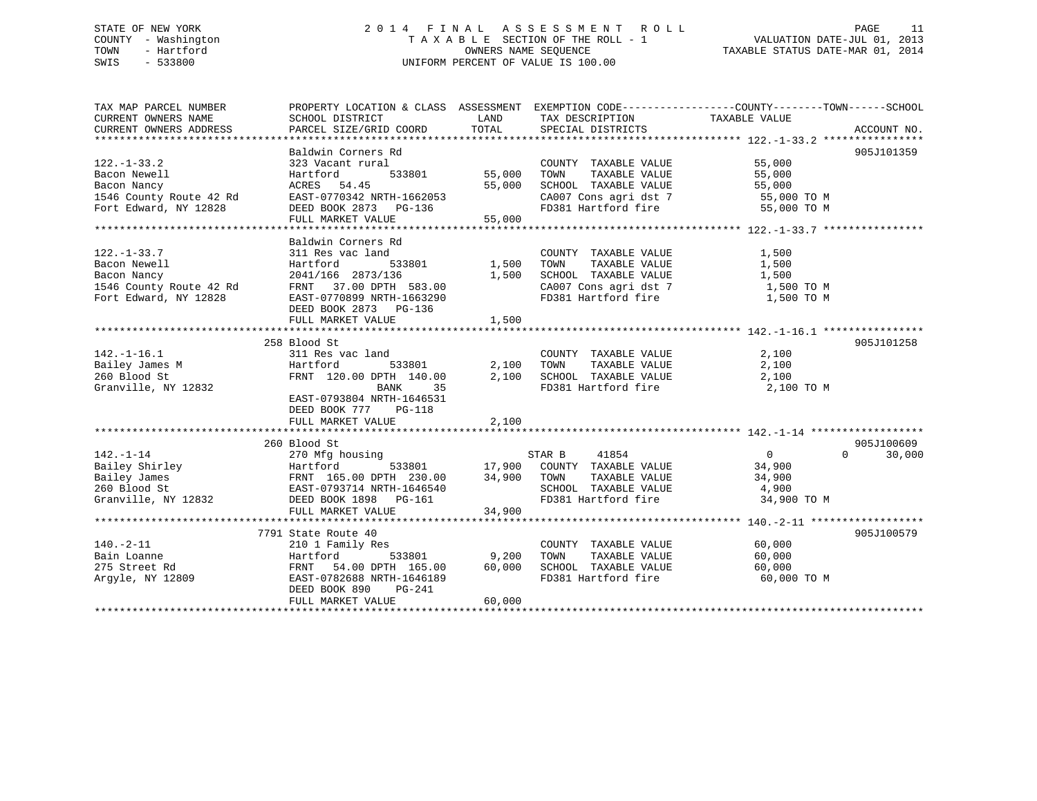STATE OF NEW YORK
COUNTY - Washington
TOWN - Hartford
SWIS - 533800

2014 FINAL ASSESSMENT ROLL
TAXABLE SECTION OF THE ROLL - 1
OWNERS NAME SEQUENCE
UNIFORM PERCENT OF VALUE IS 100.00

VALUATION DATE-JUL 01, 2013
TAXABLE STATUS DATE-MAR 01, 2014

```
TAX MAP PARCEL NUMBER          PROPERTY LOCATION & CLASS  ASSESSMENT  EXEMPTION CODE------------------COUNTY--------TOWN------SCHOOL
CURRENT OWNERS NAME            SCHOOL DISTRICT               LAND      TAX DESCRIPTION              TAXABLE VALUE
CURRENT OWNERS ADDRESS         PARCEL SIZE/GRID COORD        TOTAL     SPECIAL DISTRICTS                                     ACCOUNT NO.
******************************************************************************************************* 122.-1-33.2 ****************
                               Baldwin Corners Rd                                                                        905J101359
122.-1-33.2                    323 Vacant rural                        COUNTY  TAXABLE VALUE            55,000
Bacon Newell                   Hartford          533801       55,000   TOWN    TAXABLE VALUE            55,000
Bacon Nancy                    ACRES  54.45                   55,000   SCHOOL  TAXABLE VALUE            55,000
1546 County Route 42 Rd        EAST-0770342 NRTH-1662053               CA007 Cons agri dst 7             55,000 TO M
Fort Edward, NY 12828          DEED BOOK 2873   PG-136                 FD381 Hartford fire               55,000 TO M
                               FULL MARKET VALUE              55,000
******************************************************************************************************* 122.-1-33.7 ****************
                               Baldwin Corners Rd
122.-1-33.7                    311 Res vac land                        COUNTY  TAXABLE VALUE             1,500
Bacon Newell                   Hartford          533801        1,500   TOWN    TAXABLE VALUE             1,500
Bacon Nancy                    2041/166  2873/136              1,500   SCHOOL  TAXABLE VALUE             1,500
1546 County Route 42 Rd        FRNT   37.00 DPTH  583.00               CA007 Cons agri dst 7              1,500 TO M
Fort Edward, NY 12828          EAST-0770899 NRTH-1663290               FD381 Hartford fire                1,500 TO M
                               DEED BOOK 2873   PG-136
                               FULL MARKET VALUE               1,500
******************************************************************************************************* 142.-1-16.1 ****************
                               258 Blood St                                                                              905J101258
142.-1-16.1                    311 Res vac land                        COUNTY  TAXABLE VALUE             2,100
Bailey James M                 Hartford          533801        2,100   TOWN    TAXABLE VALUE             2,100
260 Blood St                   FRNT  120.00 DPTH  140.00       2,100   SCHOOL  TAXABLE VALUE             2,100
Granville, NY 12832                      BANK     35                   FD381 Hartford fire                2,100 TO M
                               EAST-0793804 NRTH-1646531
                               DEED BOOK 777    PG-118
                               FULL MARKET VALUE               2,100
******************************************************************************************************* 142.-1-14 ******************
                               260 Blood St                                                                              905J100609
142.-1-14                      270 Mfg housing                         STAR B      41854                     0            0     30,000
Bailey Shirley                 Hartford          533801       17,900   COUNTY  TAXABLE VALUE            34,900
Bailey James                   FRNT  165.00 DPTH  230.00      34,900   TOWN    TAXABLE VALUE            34,900
260 Blood St                   EAST-0793714 NRTH-1646540               SCHOOL  TAXABLE VALUE             4,900
Granville, NY 12832            DEED BOOK 1898   PG-161                 FD381 Hartford fire               34,900 TO M
                               FULL MARKET VALUE              34,900
******************************************************************************************************* 140.-2-11 ******************
                               7791 State Route 40                                                                       905J100579
140.-2-11                      210 1 Family Res                        COUNTY  TAXABLE VALUE            60,000
Bain Loanne                    Hartford          533801        9,200   TOWN    TAXABLE VALUE            60,000
275 Street Rd                  FRNT   54.00 DPTH  165.00      60,000   SCHOOL  TAXABLE VALUE            60,000
Argyle, NY 12809               EAST-0782688 NRTH-1646189               FD381 Hartford fire               60,000 TO M
                               DEED BOOK 890    PG-241
                               FULL MARKET VALUE              60,000
************************************************************************************************************************************
```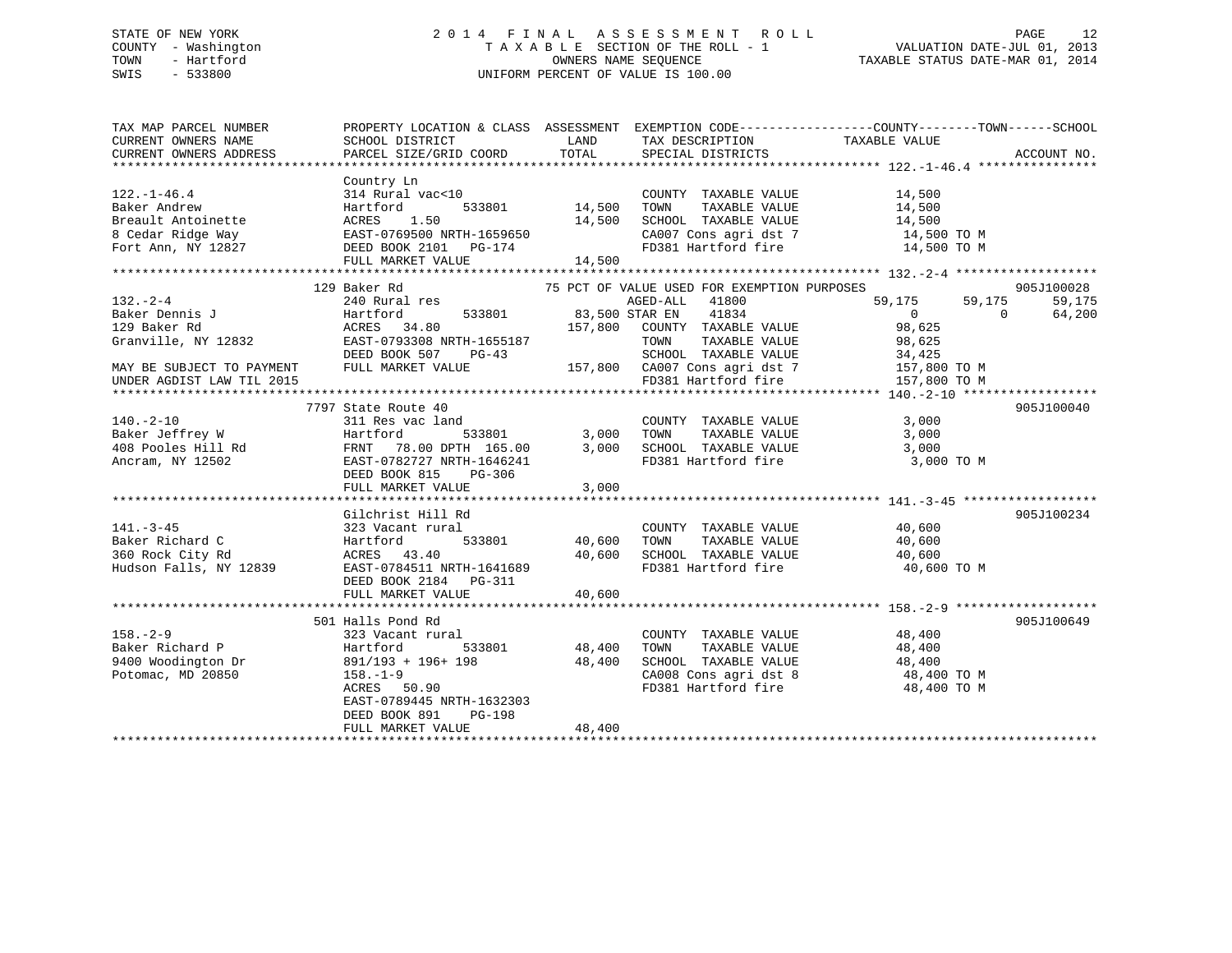STATE OF NEW YORK
COUNTY - Washington
TOWN - Hartford
SWIS - 533800

# 2014 FINAL ASSESSMENT ROLL
TAXABLE SECTION OF THE ROLL - 1
OWNERS NAME SEQUENCE
UNIFORM PERCENT OF VALUE IS 100.00

VALUATION DATE-JUL 01, 2013
TAXABLE STATUS DATE-MAR 01, 2014

```
TAX MAP PARCEL NUMBER          PROPERTY LOCATION & CLASS  ASSESSMENT  EXEMPTION CODE------------------COUNTY--------TOWN------SCHOOL
CURRENT OWNERS NAME            SCHOOL DISTRICT               LAND      TAX DESCRIPTION             TAXABLE VALUE
CURRENT OWNERS ADDRESS         PARCEL SIZE/GRID COORD        TOTAL     SPECIAL DISTRICTS                                    ACCOUNT NO.
******************************************************************************************************* 122.-1-46.4 ****************
                               Country Ln
122.-1-46.4                    314 Rural vac<10                        COUNTY  TAXABLE VALUE            14,500
Baker Andrew                   Hartford          533801       14,500   TOWN    TAXABLE VALUE            14,500
Breault Antoinette             ACRES    1.50                  14,500   SCHOOL  TAXABLE VALUE            14,500
8 Cedar Ridge Way              EAST-0769500 NRTH-1659650               CA007 Cons agri dst 7            14,500 TO M
Fort Ann, NY 12827             DEED BOOK 2101   PG-174                 FD381 Hartford fire              14,500 TO M
                               FULL MARKET VALUE              14,500
******************************************************************************************************* 132.-2-4 *******************
                             129 Baker Rd                      75 PCT OF VALUE USED FOR EXEMPTION PURPOSES                905J100028
132.-2-4                       240 Rural res                           AGED-ALL   41800           59,175      59,175      59,175
Baker Dennis J                 Hartford          533801       83,500 STAR EN    41834                0           0      64,200
129 Baker Rd                   ACRES   34.80                 157,800   COUNTY  TAXABLE VALUE            98,625
Granville, NY 12832            EAST-0793308 NRTH-1655187               TOWN    TAXABLE VALUE            98,625
                               DEED BOOK 507    PG-43                  SCHOOL  TAXABLE VALUE            34,425
MAY BE SUBJECT TO PAYMENT      FULL MARKET VALUE             157,800   CA007 Cons agri dst 7           157,800 TO M
UNDER AGDIST LAW TIL 2015                                              FD381 Hartford fire             157,800 TO M
******************************************************************************************************* 140.-2-10 ******************
                             7797 State Route 40                                                                          905J100040
140.-2-10                      311 Res vac land                        COUNTY  TAXABLE VALUE             3,000
Baker Jeffrey W                Hartford          533801        3,000   TOWN    TAXABLE VALUE             3,000
408 Pooles Hill Rd             FRNT   78.00 DPTH 165.00        3,000   SCHOOL  TAXABLE VALUE             3,000
Ancram, NY 12502               EAST-0782727 NRTH-1646241               FD381 Hartford fire               3,000 TO M
                               DEED BOOK 815    PG-306
                               FULL MARKET VALUE               3,000
******************************************************************************************************* 141.-3-45 ******************
                               Gilchrist Hill Rd                                                                          905J100234
141.-3-45                      323 Vacant rural                        COUNTY  TAXABLE VALUE            40,600
Baker Richard C                Hartford          533801       40,600   TOWN    TAXABLE VALUE            40,600
360 Rock City Rd               ACRES   43.40                  40,600   SCHOOL  TAXABLE VALUE            40,600
Hudson Falls, NY 12839         EAST-0784511 NRTH-1641689               FD381 Hartford fire              40,600 TO M
                               DEED BOOK 2184   PG-311
                               FULL MARKET VALUE              40,600
******************************************************************************************************* 158.-2-9 *******************
                             501 Halls Pond Rd                                                                            905J100649
158.-2-9                       323 Vacant rural                        COUNTY  TAXABLE VALUE            48,400
Baker Richard P                Hartford          533801       48,400   TOWN    TAXABLE VALUE            48,400
9400 Woodington Dr             891/193 + 196+ 198             48,400   SCHOOL  TAXABLE VALUE            48,400
Potomac, MD 20850              158.-1-9                                CA008 Cons agri dst 8            48,400 TO M
                               ACRES   50.90                           FD381 Hartford fire              48,400 TO M
                               EAST-0789445 NRTH-1632303
                               DEED BOOK 891    PG-198
                               FULL MARKET VALUE              48,400
************************************************************************************************************************************
```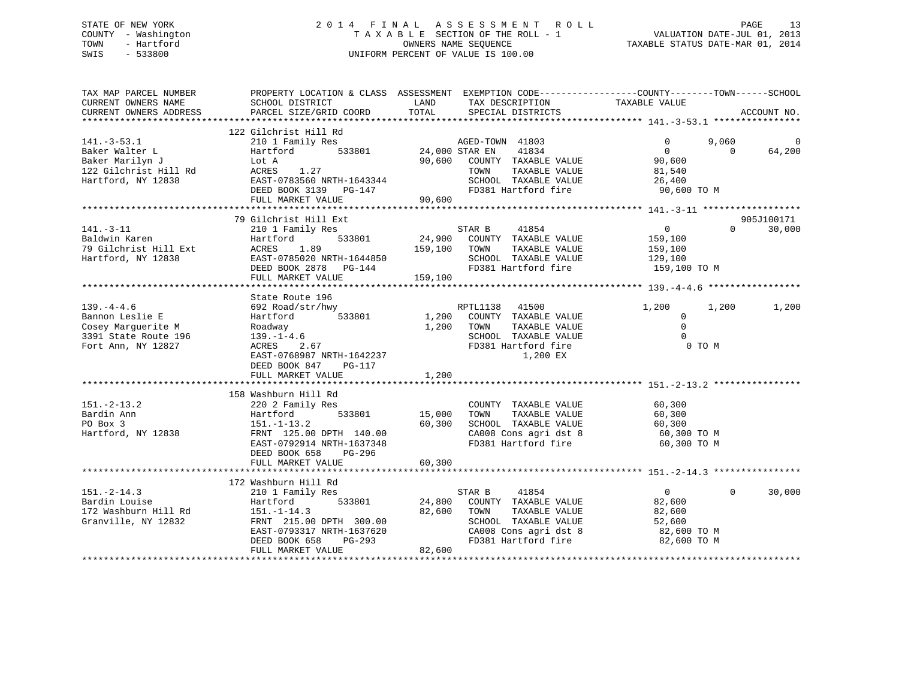STATE OF NEW YORK
COUNTY - Washington
TOWN - Hartford
SWIS - 533800

2014 FINAL ASSESSMENT ROLL
TAXABLE SECTION OF THE ROLL - 1
OWNERS NAME SEQUENCE
UNIFORM PERCENT OF VALUE IS 100.00

VALUATION DATE-JUL 01, 2013
TAXABLE STATUS DATE-MAR 01, 2014

```
TAX MAP PARCEL NUMBER      PROPERTY LOCATION & CLASS  ASSESSMENT  EXEMPTION CODE------------------COUNTY--------TOWN------SCHOOL
CURRENT OWNERS NAME        SCHOOL DISTRICT              LAND      TAX DESCRIPTION            TAXABLE VALUE
CURRENT OWNERS ADDRESS     PARCEL SIZE/GRID COORD      TOTAL      SPECIAL DISTRICTS                                      ACCOUNT NO.
******************************************************************************************************* 141.-3-53.1 ****************
                           122 Gilchrist Hill Rd
141.-3-53.1                210 1 Family Res                 AGED-TOWN  41803                0         9,060             0
Baker Walter L             Hartford         533801     24,000 STAR EN     41834                0             0        64,200
Baker Marilyn J            Lot A                       90,600   COUNTY  TAXABLE VALUE         90,600
122 Gilchrist Hill Rd      ACRES     1.27                         TOWN    TAXABLE VALUE         81,540
Hartford, NY 12838         EAST-0783560 NRTH-1643344              SCHOOL  TAXABLE VALUE         26,400
                           DEED BOOK 3139   PG-147                FD381 Hartford fire            90,600 TO M
                           FULL MARKET VALUE           90,600
******************************************************************************************************* 141.-3-11 ******************
                           79 Gilchrist Hill Ext                                                                       905J100171
141.-3-11                  210 1 Family Res                 STAR B     41854                0             0        30,000
Baldwin Karen              Hartford         533801     24,900   COUNTY  TAXABLE VALUE        159,100
79 Gilchrist Hill Ext      ACRES     1.89             159,100   TOWN    TAXABLE VALUE        159,100
Hartford, NY 12838         EAST-0785020 NRTH-1644850              SCHOOL  TAXABLE VALUE        129,100
                           DEED BOOK 2878   PG-144                FD381 Hartford fire           159,100 TO M
                           FULL MARKET VALUE          159,100
******************************************************************************************************* 139.-4-4.6 *****************
                           State Route 196
139.-4-4.6                 692 Road/str/hwy                 RPTL1138   41500            1,200         1,200         1,200
Bannon Leslie E            Hartford         533801      1,200   COUNTY  TAXABLE VALUE              0
Cosey Marguerite M         Roadway                      1,200   TOWN    TAXABLE VALUE              0
3391 State Route 196       139.-1-4.6                             SCHOOL  TAXABLE VALUE              0
Fort Ann, NY 12827         ACRES     2.67                         FD381 Hartford fire                0 TO M
                           EAST-0768987 NRTH-1642237                     1,200 EX
                           DEED BOOK 847    PG-117
                           FULL MARKET VALUE            1,200
******************************************************************************************************* 151.-2-13.2 ****************
                           158 Washburn Hill Rd
151.-2-13.2                220 2 Family Res                   COUNTY  TAXABLE VALUE         60,300
Bardin Ann                 Hartford         533801     15,000   TOWN    TAXABLE VALUE         60,300
PO Box 3                   151.-1-13.2                 60,300   SCHOOL  TAXABLE VALUE         60,300
Hartford, NY 12838         FRNT 125.00 DPTH 140.00                CA008 Cons agri dst 8          60,300 TO M
                           EAST-0792914 NRTH-1637348              FD381 Hartford fire            60,300 TO M
                           DEED BOOK 658    PG-296
                           FULL MARKET VALUE           60,300
******************************************************************************************************* 151.-2-14.3 ****************
                           172 Washburn Hill Rd
151.-2-14.3                210 1 Family Res                 STAR B     41854                0             0        30,000
Bardin Louise              Hartford         533801     24,800   COUNTY  TAXABLE VALUE         82,600
172 Washburn Hill Rd       151.-1-14.3                 82,600   TOWN    TAXABLE VALUE         82,600
Granville, NY 12832        FRNT 215.00 DPTH 300.00                SCHOOL  TAXABLE VALUE         52,600
                           EAST-0793317 NRTH-1637620              CA008 Cons agri dst 8          82,600 TO M
                           DEED BOOK 658    PG-293                FD381 Hartford fire            82,600 TO M
                           FULL MARKET VALUE           82,600
************************************************************************************************************************************
```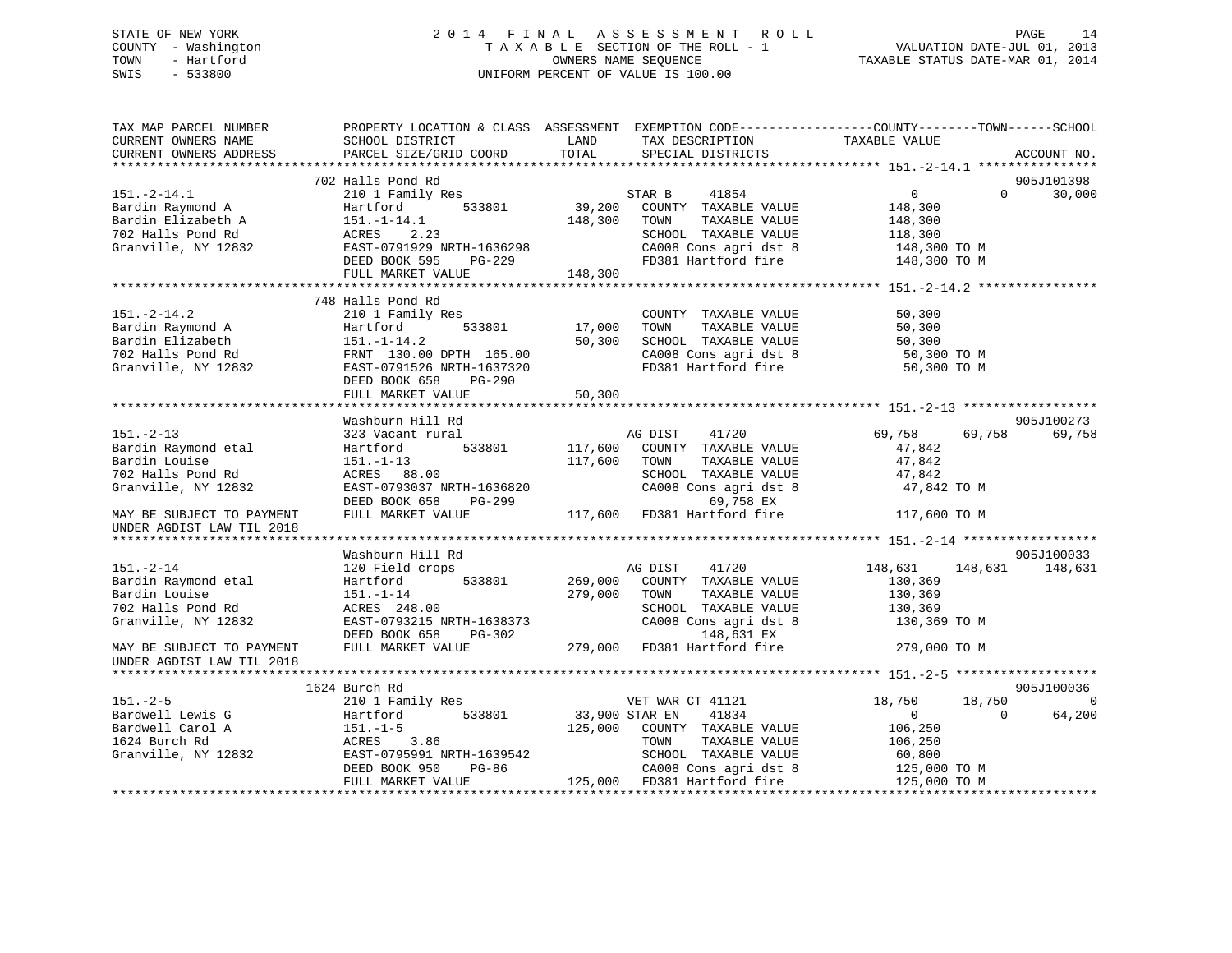STATE OF NEW YORK
COUNTY - Washington
TOWN - Hartford
SWIS - 533800

2014 FINAL ASSESSMENT ROLL
TAXABLE SECTION OF THE ROLL - 1
OWNERS NAME SEQUENCE
UNIFORM PERCENT OF VALUE IS 100.00

VALUATION DATE-JUL 01, 2013
TAXABLE STATUS DATE-MAR 01, 2014

```
TAX MAP PARCEL NUMBER          PROPERTY LOCATION & CLASS  ASSESSMENT  EXEMPTION CODE------------------COUNTY--------TOWN------SCHOOL
CURRENT OWNERS NAME            SCHOOL DISTRICT               LAND      TAX DESCRIPTION            TAXABLE VALUE
CURRENT OWNERS ADDRESS         PARCEL SIZE/GRID COORD        TOTAL     SPECIAL DISTRICTS                                     ACCOUNT NO.
******************************************************************************************************* 151.-2-14.1 ****************
                               702 Halls Pond Rd                                                                          905J101398
151.-2-14.1                    210 1 Family Res                      STAR B    41854                    0          0       30,000
Bardin Raymond A               Hartford      533801       39,200    COUNTY  TAXABLE VALUE          148,300
Bardin Elizabeth A             151.-1-14.1               148,300    TOWN    TAXABLE VALUE          148,300
702 Halls Pond Rd              ACRES    2.23                         SCHOOL  TAXABLE VALUE          118,300
Granville, NY 12832            EAST-0791929 NRTH-1636298             CA008 Cons agri dst 8           148,300 TO M
                               DEED BOOK 595    PG-229               FD381 Hartford fire             148,300 TO M
                               FULL MARKET VALUE         148,300
******************************************************************************************************* 151.-2-14.2 ****************
                               748 Halls Pond Rd
151.-2-14.2                    210 1 Family Res                      COUNTY  TAXABLE VALUE           50,300
Bardin Raymond A               Hartford      533801       17,000    TOWN    TAXABLE VALUE           50,300
Bardin Elizabeth               151.-1-14.2                50,300    SCHOOL  TAXABLE VALUE           50,300
702 Halls Pond Rd              FRNT 130.00 DPTH 165.00               CA008 Cons agri dst 8            50,300 TO M
Granville, NY 12832            EAST-0791526 NRTH-1637320             FD381 Hartford fire              50,300 TO M
                               DEED BOOK 658    PG-290
                               FULL MARKET VALUE          50,300
******************************************************************************************************* 151.-2-13 ******************
                               Washburn Hill Rd                                                                           905J100273
151.-2-13                      323 Vacant rural                      AG DIST    41720               69,758     69,758      69,758
Bardin Raymond etal            Hartford      533801      117,600    COUNTY  TAXABLE VALUE           47,842
Bardin Louise                  151.-1-13                 117,600    TOWN    TAXABLE VALUE           47,842
702 Halls Pond Rd              ACRES   88.00                         SCHOOL  TAXABLE VALUE           47,842
Granville, NY 12832            EAST-0793037 NRTH-1636820             CA008 Cons agri dst 8            47,842 TO M
                               DEED BOOK 658    PG-299                      69,758 EX
MAY BE SUBJECT TO PAYMENT      FULL MARKET VALUE         117,600    FD381 Hartford fire             117,600 TO M
UNDER AGDIST LAW TIL 2018
******************************************************************************************************* 151.-2-14 ******************
                               Washburn Hill Rd                                                                           905J100033
151.-2-14                      120 Field crops                       AG DIST    41720              148,631    148,631     148,631
Bardin Raymond etal            Hartford      533801      269,000    COUNTY  TAXABLE VALUE          130,369
Bardin Louise                  151.-1-14                 279,000    TOWN    TAXABLE VALUE          130,369
702 Halls Pond Rd              ACRES  248.00                         SCHOOL  TAXABLE VALUE          130,369
Granville, NY 12832            EAST-0793215 NRTH-1638373             CA008 Cons agri dst 8           130,369 TO M
                               DEED BOOK 658    PG-302                     148,631 EX
MAY BE SUBJECT TO PAYMENT      FULL MARKET VALUE         279,000    FD381 Hartford fire             279,000 TO M
UNDER AGDIST LAW TIL 2018
******************************************************************************************************* 151.-2-5 *******************
                               1624 Burch Rd                                                                              905J100036
151.-2-5                       210 1 Family Res                      VET WAR CT 41121               18,750     18,750           0
Bardwell Lewis G               Hartford      533801       33,900 STAR EN    41834                    0          0       64,200
Bardwell Carol A               151.-1-5                  125,000    COUNTY  TAXABLE VALUE          106,250
1624 Burch Rd                  ACRES    3.86                         TOWN    TAXABLE VALUE          106,250
Granville, NY 12832            EAST-0795991 NRTH-1639542             SCHOOL  TAXABLE VALUE           60,800
                               DEED BOOK 950    PG-86                CA008 Cons agri dst 8           125,000 TO M
                               FULL MARKET VALUE         125,000    FD381 Hartford fire             125,000 TO M
************************************************************************************************************************************
```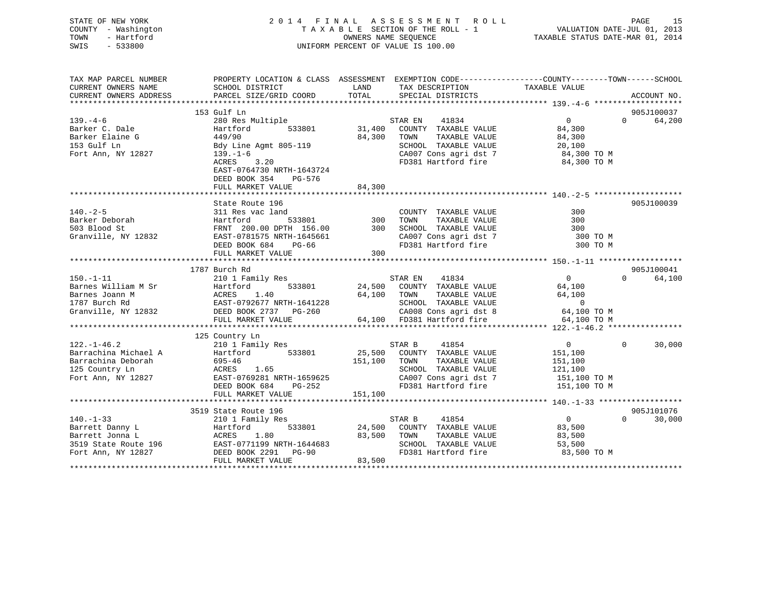STATE OF NEW YORK
COUNTY - Washington
TOWN - Hartford
SWIS - 533800

# 2014 FINAL ASSESSMENT ROLL

TAXABLE SECTION OF THE ROLL - 1
OWNERS NAME SEQUENCE
UNIFORM PERCENT OF VALUE IS 100.00

VALUATION DATE-JUL 01, 2013
TAXABLE STATUS DATE-MAR 01, 2014

```
TAX MAP PARCEL NUMBER          PROPERTY LOCATION & CLASS  ASSESSMENT  EXEMPTION CODE------------------COUNTY--------TOWN------SCHOOL
CURRENT OWNERS NAME            SCHOOL DISTRICT              LAND       TAX DESCRIPTION              TAXABLE VALUE
CURRENT OWNERS ADDRESS         PARCEL SIZE/GRID COORD       TOTAL      SPECIAL DISTRICTS                                    ACCOUNT NO.
******************************************************************************************************* 139.-4-6 *******************
                               153 Gulf Ln                                                                                 905J100037
139.-4-6                       280 Res Multiple                        STAR EN    41834                 0           0       64,200
Barker C. Dale                 Hartford         533801      31,400     COUNTY  TAXABLE VALUE        84,300
Barker Elaine G                449/90                       84,300     TOWN    TAXABLE VALUE        84,300
153 Gulf Ln                    Bdy Line Agmt 805-119                   SCHOOL  TAXABLE VALUE        20,100
Fort Ann, NY 12827             139.-1-6                                CA007 Cons agri dst 7          84,300 TO M
                               ACRES    3.20                           FD381 Hartford fire            84,300 TO M
                               EAST-0764730 NRTH-1643724
                               DEED BOOK 354    PG-576
                               FULL MARKET VALUE            84,300
******************************************************************************************************* 140.-2-5 *******************
                               State Route 196                                                                             905J100039
140.-2-5                       311 Res vac land                        COUNTY  TAXABLE VALUE           300
Barker Deborah                 Hartford         533801         300     TOWN    TAXABLE VALUE           300
503 Blood St                   FRNT 200.00 DPTH 156.00         300     SCHOOL  TAXABLE VALUE           300
Granville, NY 12832            EAST-0781575 NRTH-1645661               CA007 Cons agri dst 7             300 TO M
                               DEED BOOK 684    PG-66                  FD381 Hartford fire               300 TO M
                               FULL MARKET VALUE               300
******************************************************************************************************* 150.-1-11 ******************
                               1787 Burch Rd                                                                               905J100041
150.-1-11                      210 1 Family Res                        STAR EN    41834                 0           0       64,100
Barnes William M Sr            Hartford         533801      24,500     COUNTY  TAXABLE VALUE        64,100
Barnes Joann M                 ACRES    1.40                64,100     TOWN    TAXABLE VALUE        64,100
1787 Burch Rd                  EAST-0792677 NRTH-1641228               SCHOOL  TAXABLE VALUE             0
Granville, NY 12832            DEED BOOK 2737   PG-260                 CA008 Cons agri dst 8          64,100 TO M
                               FULL MARKET VALUE            64,100     FD381 Hartford fire            64,100 TO M
******************************************************************************************************* 122.-1-46.2 ****************
                               125 Country Ln
122.-1-46.2                    210 1 Family Res                        STAR B     41854                 0           0       30,000
Barrachina Michael A           Hartford         533801      25,500     COUNTY  TAXABLE VALUE       151,100
Barrachina Deborah             695-46                      151,100     TOWN    TAXABLE VALUE       151,100
125 Country Ln                 ACRES    1.65                           SCHOOL  TAXABLE VALUE       121,100
Fort Ann, NY 12827             EAST-0769281 NRTH-1659625               CA007 Cons agri dst 7         151,100 TO M
                               DEED BOOK 684    PG-252                 FD381 Hartford fire           151,100 TO M
                               FULL MARKET VALUE           151,100
******************************************************************************************************* 140.-1-33 ******************
                               3519 State Route 196                                                                        905J101076
140.-1-33                      210 1 Family Res                        STAR B     41854                 0           0       30,000
Barrett Danny L                Hartford         533801      24,500     COUNTY  TAXABLE VALUE        83,500
Barrett Jonna L                ACRES    1.80                83,500     TOWN    TAXABLE VALUE        83,500
3519 State Route 196           EAST-0771199 NRTH-1644683               SCHOOL  TAXABLE VALUE        53,500
Fort Ann, NY 12827             DEED BOOK 2291   PG-90                  FD381 Hartford fire            83,500 TO M
                               FULL MARKET VALUE            83,500
************************************************************************************************************************************
```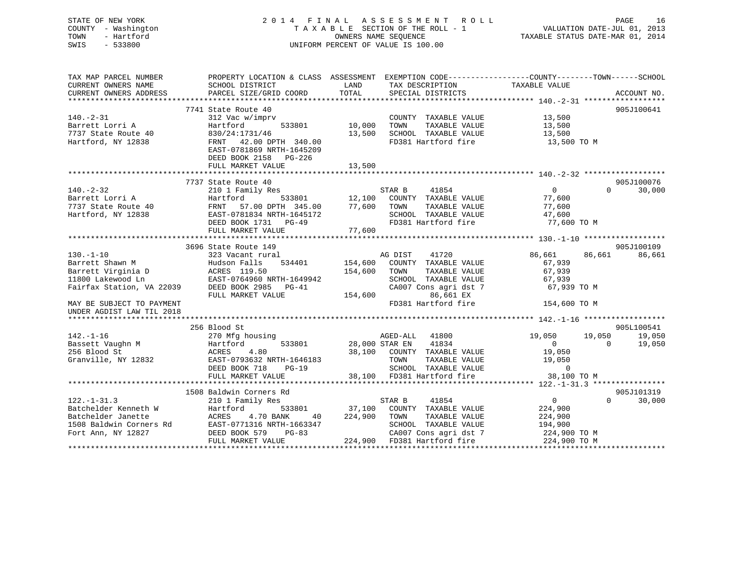STATE OF NEW YORK
COUNTY - Washington
TOWN - Hartford
SWIS - 533800

# 2014 FINAL ASSESSMENT ROLL

TAXABLE SECTION OF THE ROLL - 1
OWNERS NAME SEQUENCE
UNIFORM PERCENT OF VALUE IS 100.00

VALUATION DATE-JUL 01, 2013
TAXABLE STATUS DATE-MAR 01, 2014

```
TAX MAP PARCEL NUMBER     PROPERTY LOCATION & CLASS  ASSESSMENT  EXEMPTION CODE------------------COUNTY--------TOWN------SCHOOL
CURRENT OWNERS NAME       SCHOOL DISTRICT               LAND      TAX DESCRIPTION             TAXABLE VALUE
CURRENT OWNERS ADDRESS    PARCEL SIZE/GRID COORD        TOTAL     SPECIAL DISTRICTS                                    ACCOUNT NO.
******************************************************************************************* 140.-2-31 ******************
                          7741 State Route 40                                                                    905J100641
140.-2-31                 312 Vac w/imprv                          COUNTY  TAXABLE VALUE          13,500
Barrett Lorri A           Hartford          533801      10,000     TOWN    TAXABLE VALUE          13,500
7737 State Route 40       830/24:1731/46                 13,500    SCHOOL  TAXABLE VALUE          13,500
Hartford, NY 12838        FRNT   42.00 DPTH  340.00                FD381 Hartford fire            13,500 TO M
                          EAST-0781869 NRTH-1645209
                          DEED BOOK 2158   PG-226
                          FULL MARKET VALUE             13,500
******************************************************************************************* 140.-2-32 ******************
                          7737 State Route 40                                                                    905J100076
140.-2-32                 210 1 Family Res                      STAR B     41854              0           0      30,000
Barrett Lorri A           Hartford          533801      12,100     COUNTY  TAXABLE VALUE          77,600
7737 State Route 40       FRNT   57.00 DPTH  345.00      77,600    TOWN    TAXABLE VALUE          77,600
Hartford, NY 12838        EAST-0781834 NRTH-1645172                SCHOOL  TAXABLE VALUE          47,600
                          DEED BOOK 1731   PG-49                   FD381 Hartford fire            77,600 TO M
                          FULL MARKET VALUE             77,600
******************************************************************************************* 130.-1-10 ******************
                          3696 State Route 149                                                                   905J100109
130.-1-10                 323 Vacant rural                      AG DIST    41720         86,661      86,661      86,661
Barrett Shawn M           Hudson Falls      534401     154,600     COUNTY  TAXABLE VALUE          67,939
Barrett Virginia D        ACRES  119.50                154,600     TOWN    TAXABLE VALUE          67,939
11800 Lakewood Ln         EAST-0764960 NRTH-1649942                SCHOOL  TAXABLE VALUE          67,939
Fairfax Station, VA 22039 DEED BOOK 2985   PG-41                   CA007 Cons agri dst 7          67,939 TO M
                          FULL MARKET VALUE            154,600           86,661 EX
MAY BE SUBJECT TO PAYMENT                                          FD381 Hartford fire           154,600 TO M
UNDER AGDIST LAW TIL 2018
******************************************************************************************* 142.-1-16 ******************
                          256 Blood St                                                                           905L100541
142.-1-16                 270 Mfg housing                       AGED-ALL   41800         19,050      19,050      19,050
Bassett Vaughn M          Hartford          533801      28,000 STAR EN     41834              0           0      19,050
256 Blood St              ACRES    4.80                 38,100     COUNTY  TAXABLE VALUE          19,050
Granville, NY 12832       EAST-0793632 NRTH-1646183                TOWN    TAXABLE VALUE          19,050
                          DEED BOOK 718    PG-19                   SCHOOL  TAXABLE VALUE               0
                          FULL MARKET VALUE             38,100     FD381 Hartford fire            38,100 TO M
******************************************************************************************* 122.-1-31.3 ****************
                          1508 Baldwin Corners Rd                                                                905J101319
122.-1-31.3               210 1 Family Res                      STAR B     41854              0           0      30,000
Batchelder Kenneth W      Hartford          533801      37,100     COUNTY  TAXABLE VALUE         224,900
Batchelder Janette        ACRES    4.70 BANK    40     224,900     TOWN    TAXABLE VALUE         224,900
1508 Baldwin Corners Rd   EAST-0771316 NRTH-1663347                SCHOOL  TAXABLE VALUE         194,900
Fort Ann, NY 12827        DEED BOOK 579    PG-83                   CA007 Cons agri dst 7         224,900 TO M
                          FULL MARKET VALUE            224,900     FD381 Hartford fire           224,900 TO M
************************************************************************************************************************
```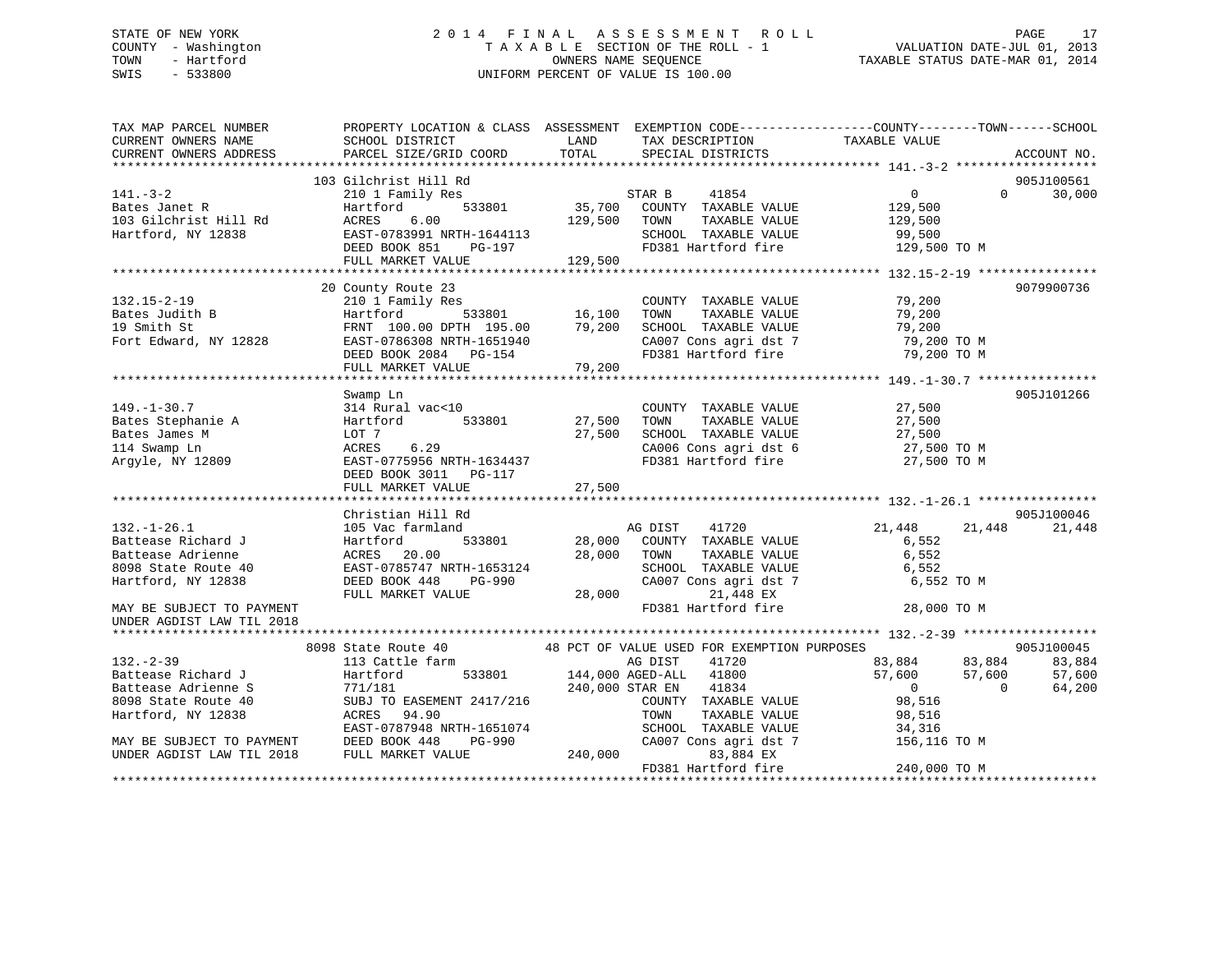STATE OF NEW YORK
COUNTY - Washington
TOWN - Hartford
SWIS - 533800

# 2014 FINAL ASSESSMENT ROLL

TAXABLE SECTION OF THE ROLL - 1
OWNERS NAME SEQUENCE
UNIFORM PERCENT OF VALUE IS 100.00

VALUATION DATE-JUL 01, 2013
TAXABLE STATUS DATE-MAR 01, 2014

```
TAX MAP PARCEL NUMBER        PROPERTY LOCATION & CLASS  ASSESSMENT  EXEMPTION CODE------------------COUNTY--------TOWN------SCHOOL
CURRENT OWNERS NAME          SCHOOL DISTRICT              LAND      TAX DESCRIPTION              TAXABLE VALUE
CURRENT OWNERS ADDRESS       PARCEL SIZE/GRID COORD       TOTAL     SPECIAL DISTRICTS                                     ACCOUNT NO.
******************************************************************************************* 141.-3-2 *******************
                          103 Gilchrist Hill Rd                                                                         905J100561
141.-3-2                     210 1 Family Res                        STAR B     41854              0            0        30,000
Bates Janet R                Hartford        533801        35,700    COUNTY  TAXABLE VALUE       129,500
103 Gilchrist Hill Rd        ACRES    6.00                129,500    TOWN    TAXABLE VALUE       129,500
Hartford, NY 12838           EAST-0783991 NRTH-1644113               SCHOOL  TAXABLE VALUE        99,500
                             DEED BOOK 851    PG-197                 FD381 Hartford fire          129,500 TO M
                             FULL MARKET VALUE            129,500
******************************************************************************************* 132.15-2-19 ****************
                          20 County Route 23                                                                            9079900736
132.15-2-19                  210 1 Family Res                        COUNTY  TAXABLE VALUE        79,200
Bates Judith B               Hartford        533801        16,100    TOWN    TAXABLE VALUE        79,200
19 Smith St                  FRNT 100.00 DPTH 195.00       79,200    SCHOOL  TAXABLE VALUE        79,200
Fort Edward, NY 12828        EAST-0786308 NRTH-1651940               CA007 Cons agri dst 7         79,200 TO M
                             DEED BOOK 2084   PG-154                 FD381 Hartford fire           79,200 TO M
                             FULL MARKET VALUE             79,200
******************************************************************************************* 149.-1-30.7 ****************
                          Swamp Ln                                                                                      905J101266
149.-1-30.7                  314 Rural vac<10                        COUNTY  TAXABLE VALUE        27,500
Bates Stephanie A            Hartford        533801        27,500    TOWN    TAXABLE VALUE        27,500
Bates James M                LOT 7                         27,500    SCHOOL  TAXABLE VALUE        27,500
114 Swamp Ln                 ACRES    6.29                           CA006 Cons agri dst 6         27,500 TO M
Argyle, NY 12809             EAST-0775956 NRTH-1634437               FD381 Hartford fire           27,500 TO M
                             DEED BOOK 3011   PG-117
                             FULL MARKET VALUE             27,500
******************************************************************************************* 132.-1-26.1 ****************
                          Christian Hill Rd                                                                             905J100046
132.-1-26.1                  105 Vac farmland                        AG DIST    41720          21,448       21,448       21,448
Battease Richard J           Hartford        533801        28,000    COUNTY  TAXABLE VALUE         6,552
Battease Adrienne            ACRES   20.00                 28,000    TOWN    TAXABLE VALUE         6,552
8098 State Route 40          EAST-0785747 NRTH-1653124               SCHOOL  TAXABLE VALUE         6,552
Hartford, NY 12838           DEED BOOK 448    PG-990                 CA007 Cons agri dst 7          6,552 TO M
                             FULL MARKET VALUE             28,000           21,448 EX
MAY BE SUBJECT TO PAYMENT                                            FD381 Hartford fire           28,000 TO M
UNDER AGDIST LAW TIL 2018
******************************************************************************************* 132.-2-39 ******************
                          8098 State Route 40         48 PCT OF VALUE USED FOR EXEMPTION PURPOSES                       905J100045
132.-2-39                    113 Cattle farm                         AG DIST    41720          83,884       83,884       83,884
Battease Richard J           Hartford        533801       144,000 AGED-ALL  41800              57,600       57,600       57,600
Battease Adrienne S          771/181                      240,000 STAR EN   41834                   0            0       64,200
8098 State Route 40          SUBJ TO EASEMENT 2417/216               COUNTY  TAXABLE VALUE        98,516
Hartford, NY 12838           ACRES   94.90                           TOWN    TAXABLE VALUE        98,516
                             EAST-0787948 NRTH-1651074               SCHOOL  TAXABLE VALUE        34,316
MAY BE SUBJECT TO PAYMENT    DEED BOOK 448    PG-990                 CA007 Cons agri dst 7        156,116 TO M
UNDER AGDIST LAW TIL 2018    FULL MARKET VALUE            240,000           83,884 EX
                                                                     FD381 Hartford fire          240,000 TO M
************************************************************************************************************************
```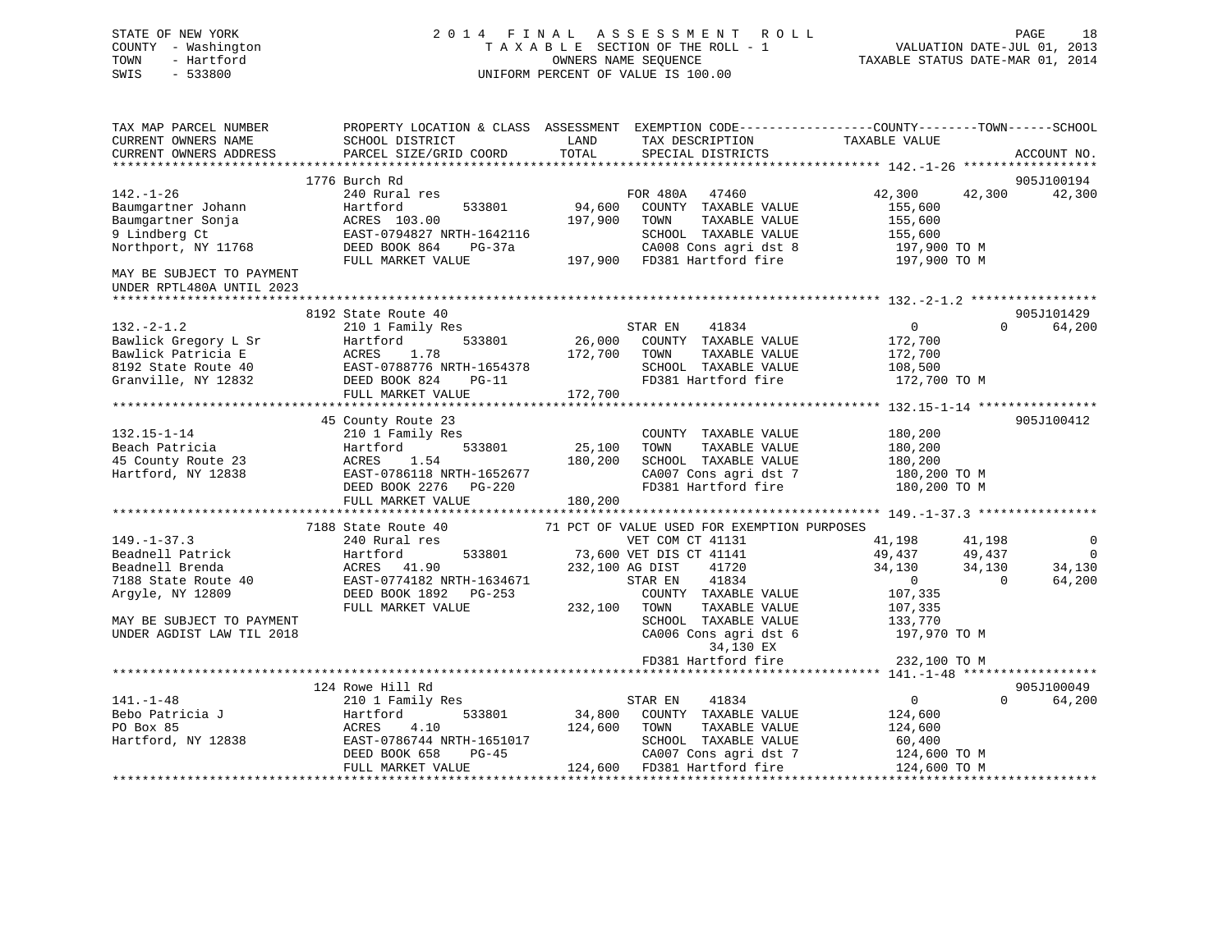STATE OF NEW YORK
COUNTY - Washington
TOWN - Hartford
SWIS - 533800

# 2014 FINAL ASSESSMENT ROLL

TAXABLE SECTION OF THE ROLL - 1
OWNERS NAME SEQUENCE
UNIFORM PERCENT OF VALUE IS 100.00

VALUATION DATE-JUL 01, 2013
TAXABLE STATUS DATE-MAR 01, 2014

```
TAX MAP PARCEL NUMBER          PROPERTY LOCATION & CLASS  ASSESSMENT  EXEMPTION CODE-----------------COUNTY--------TOWN------SCHOOL
CURRENT OWNERS NAME            SCHOOL DISTRICT               LAND      TAX DESCRIPTION             TAXABLE VALUE
CURRENT OWNERS ADDRESS         PARCEL SIZE/GRID COORD        TOTAL     SPECIAL DISTRICTS                                     ACCOUNT NO.
******************************************************************************************************* 142.-1-26 ******************
                           1776 Burch Rd                                                                                 905J100194
142.-1-26                      240 Rural res                        FOR 480A   47460              42,300      42,300      42,300
Baumgartner Johann             Hartford        533801       94,600   COUNTY  TAXABLE VALUE           155,600
Baumgartner Sonja              ACRES  103.00               197,900   TOWN    TAXABLE VALUE           155,600
9 Lindberg Ct                  EAST-0794827 NRTH-1642116             SCHOOL  TAXABLE VALUE           155,600
Northport, NY 11768            DEED BOOK 864    PG-37a               CA008 Cons agri dst 8            197,900 TO M
                               FULL MARKET VALUE           197,900   FD381 Hartford fire              197,900 TO M
MAY BE SUBJECT TO PAYMENT
UNDER RPTL480A UNTIL 2023
******************************************************************************************************* 132.-2-1.2 *****************
                           8192 State Route 40                                                                           905J101429
132.-2-1.2                     210 1 Family Res                     STAR EN    41834                   0           0      64,200
Bawlick Gregory L Sr           Hartford        533801       26,000   COUNTY  TAXABLE VALUE           172,700
Bawlick Patricia E             ACRES    1.78               172,700   TOWN    TAXABLE VALUE           172,700
8192 State Route 40            EAST-0788776 NRTH-1654378             SCHOOL  TAXABLE VALUE           108,500
Granville, NY 12832            DEED BOOK 824    PG-11                FD381 Hartford fire              172,700 TO M
                               FULL MARKET VALUE           172,700
******************************************************************************************************* 132.15-1-14 ****************
                           45 County Route 23                                                                            905J100412
132.15-1-14                    210 1 Family Res                      COUNTY  TAXABLE VALUE           180,200
Beach Patricia                 Hartford        533801       25,100   TOWN    TAXABLE VALUE           180,200
45 County Route 23             ACRES    1.54               180,200   SCHOOL  TAXABLE VALUE           180,200
Hartford, NY 12838             EAST-0786118 NRTH-1652677             CA007 Cons agri dst 7            180,200 TO M
                               DEED BOOK 2276   PG-220               FD381 Hartford fire              180,200 TO M
                               FULL MARKET VALUE           180,200
******************************************************************************************************* 149.-1-37.3 ****************
                           7188 State Route 40          71 PCT OF VALUE USED FOR EXEMPTION PURPOSES
149.-1-37.3                    240 Rural res                        VET COM CT 41131              41,198      41,198           0
Beadnell Patrick               Hartford        533801       73,600 VET DIS CT 41141               49,437      49,437           0
Beadnell Brenda                ACRES   41.90               232,100 AG DIST    41720               34,130      34,130      34,130
7188 State Route 40            EAST-0774182 NRTH-1634671            STAR EN    41834                   0           0      64,200
Argyle, NY 12809               DEED BOOK 1892   PG-253               COUNTY  TAXABLE VALUE           107,335
                               FULL MARKET VALUE           232,100   TOWN    TAXABLE VALUE           107,335
MAY BE SUBJECT TO PAYMENT                                            SCHOOL  TAXABLE VALUE           133,770
UNDER AGDIST LAW TIL 2018                                            CA006 Cons agri dst 6            197,970 TO M
                                                                          34,130 EX
                                                                     FD381 Hartford fire              232,100 TO M
******************************************************************************************************* 141.-1-48 ******************
                           124 Rowe Hill Rd                                                                              905J100049
141.-1-48                      210 1 Family Res                     STAR EN    41834                   0           0      64,200
Bebo Patricia J                Hartford        533801       34,800   COUNTY  TAXABLE VALUE           124,600
PO Box 85                      ACRES    4.10               124,600   TOWN    TAXABLE VALUE           124,600
Hartford, NY 12838             EAST-0786744 NRTH-1651017             SCHOOL  TAXABLE VALUE            60,400
                               DEED BOOK 658    PG-45                CA007 Cons agri dst 7            124,600 TO M
                               FULL MARKET VALUE           124,600   FD381 Hartford fire              124,600 TO M
************************************************************************************************************************************
```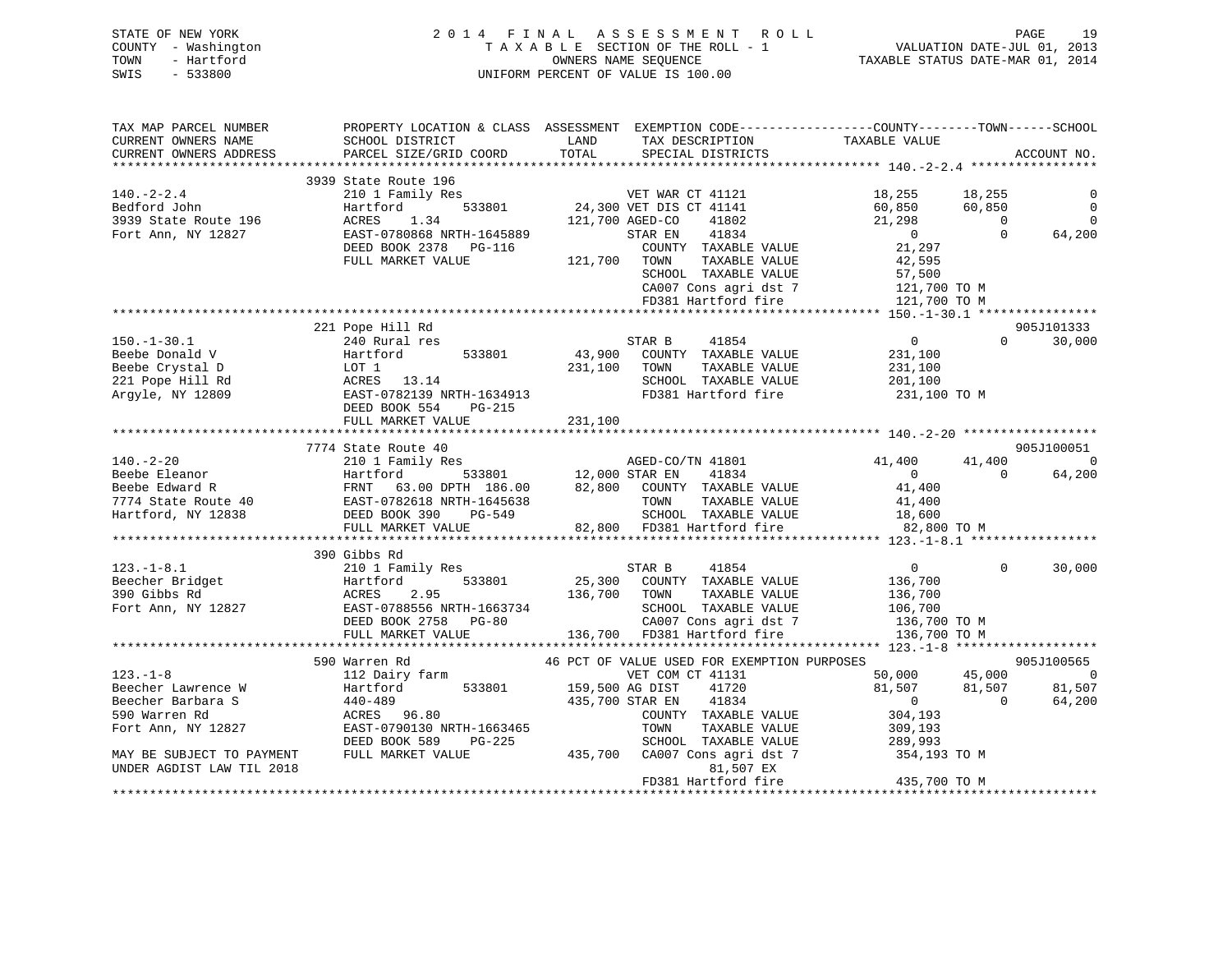STATE OF NEW YORK
COUNTY - Washington
TOWN - Hartford
SWIS - 533800

# 2014 FINAL ASSESSMENT ROLL

TAXABLE SECTION OF THE ROLL - 1
OWNERS NAME SEQUENCE
UNIFORM PERCENT OF VALUE IS 100.00

VALUATION DATE-JUL 01, 2013
TAXABLE STATUS DATE-MAR 01, 2014

```
TAX MAP PARCEL NUMBER      PROPERTY LOCATION & CLASS  ASSESSMENT  EXEMPTION CODE------------------COUNTY--------TOWN------SCHOOL
CURRENT OWNERS NAME        SCHOOL DISTRICT             LAND       TAX DESCRIPTION             TAXABLE VALUE
CURRENT OWNERS ADDRESS     PARCEL SIZE/GRID COORD      TOTAL      SPECIAL DISTRICTS                                      ACCOUNT NO.
******************************************************************************************************* 140.-2-2.4 *****************
                           3939 State Route 196
140.-2-2.4                 210 1 Family Res                 VET WAR CT 41121            18,255      18,255              0
Bedford John               Hartford       533801      24,300 VET DIS CT 41141            60,850      60,850              0
3939 State Route 196       ACRES    1.34             121,700 AGED-CO     41802            21,298           0              0
Fort Ann, NY 12827         EAST-0780868 NRTH-1645889        STAR EN     41834                 0           0         64,200
                           DEED BOOK 2378   PG-116          COUNTY  TAXABLE VALUE           21,297
                           FULL MARKET VALUE         121,700 TOWN    TAXABLE VALUE           42,595
                                                            SCHOOL  TAXABLE VALUE           57,500
                                                            CA007 Cons agri dst 7          121,700 TO M
                                                            FD381 Hartford fire            121,700 TO M
******************************************************************************************************* 150.-1-30.1 ****************
                           221 Pope Hill Rd                                                                          905J101333
150.-1-30.1                240 Rural res                    STAR B      41854                 0           0         30,000
Beebe Donald V             Hartford       533801      43,900 COUNTY  TAXABLE VALUE          231,100
Beebe Crystal D            LOT 1                     231,100 TOWN    TAXABLE VALUE          231,100
221 Pope Hill Rd           ACRES   13.14                    SCHOOL  TAXABLE VALUE          201,100
Argyle, NY 12809           EAST-0782139 NRTH-1634913        FD381 Hartford fire            231,100 TO M
                           DEED BOOK 554    PG-215
                           FULL MARKET VALUE         231,100
******************************************************************************************************* 140.-2-20 ******************
                           7774 State Route 40                                                                       905J100051
140.-2-20                  210 1 Family Res                 AGED-CO/TN 41801            41,400      41,400              0
Beebe Eleanor              Hartford       533801      12,000 STAR EN     41834                 0           0         64,200
Beebe Edward R             FRNT   63.00 DPTH 186.00   82,800 COUNTY  TAXABLE VALUE           41,400
7774 State Route 40        EAST-0782618 NRTH-1645638        TOWN    TAXABLE VALUE           41,400
Hartford, NY 12838         DEED BOOK 390    PG-549          SCHOOL  TAXABLE VALUE           18,600
                           FULL MARKET VALUE          82,800 FD381 Hartford fire             82,800 TO M
******************************************************************************************************* 123.-1-8.1 *****************
                           390 Gibbs Rd
123.-1-8.1                 210 1 Family Res                 STAR B      41854                 0           0         30,000
Beecher Bridget            Hartford       533801      25,300 COUNTY  TAXABLE VALUE          136,700
390 Gibbs Rd               ACRES    2.95             136,700 TOWN    TAXABLE VALUE          136,700
Fort Ann, NY 12827         EAST-0788556 NRTH-1663734        SCHOOL  TAXABLE VALUE          106,700
                           DEED BOOK 2758   PG-80           CA007 Cons agri dst 7          136,700 TO M
                           FULL MARKET VALUE         136,700 FD381 Hartford fire            136,700 TO M
******************************************************************************************************* 123.-1-8 *******************
                           590 Warren Rd                46 PCT OF VALUE USED FOR EXEMPTION PURPOSES                  905J100565
123.-1-8                   112 Dairy farm                   VET COM CT 41131            50,000      45,000              0
Beecher Lawrence W         Hartford       533801     159,500 AG DIST     41720            81,507      81,507         81,507
Beecher Barbara S          440-489                   435,700 STAR EN     41834                 0           0         64,200
590 Warren Rd              ACRES   96.80                    COUNTY  TAXABLE VALUE          304,193
Fort Ann, NY 12827         EAST-0790130 NRTH-1663465        TOWN    TAXABLE VALUE          309,193
                           DEED BOOK 589    PG-225          SCHOOL  TAXABLE VALUE          289,993
MAY BE SUBJECT TO PAYMENT  FULL MARKET VALUE         435,700 CA007 Cons agri dst 7          354,193 TO M
UNDER AGDIST LAW TIL 2018                                        81,507 EX
                                                            FD381 Hartford fire            435,700 TO M
************************************************************************************************************************************
```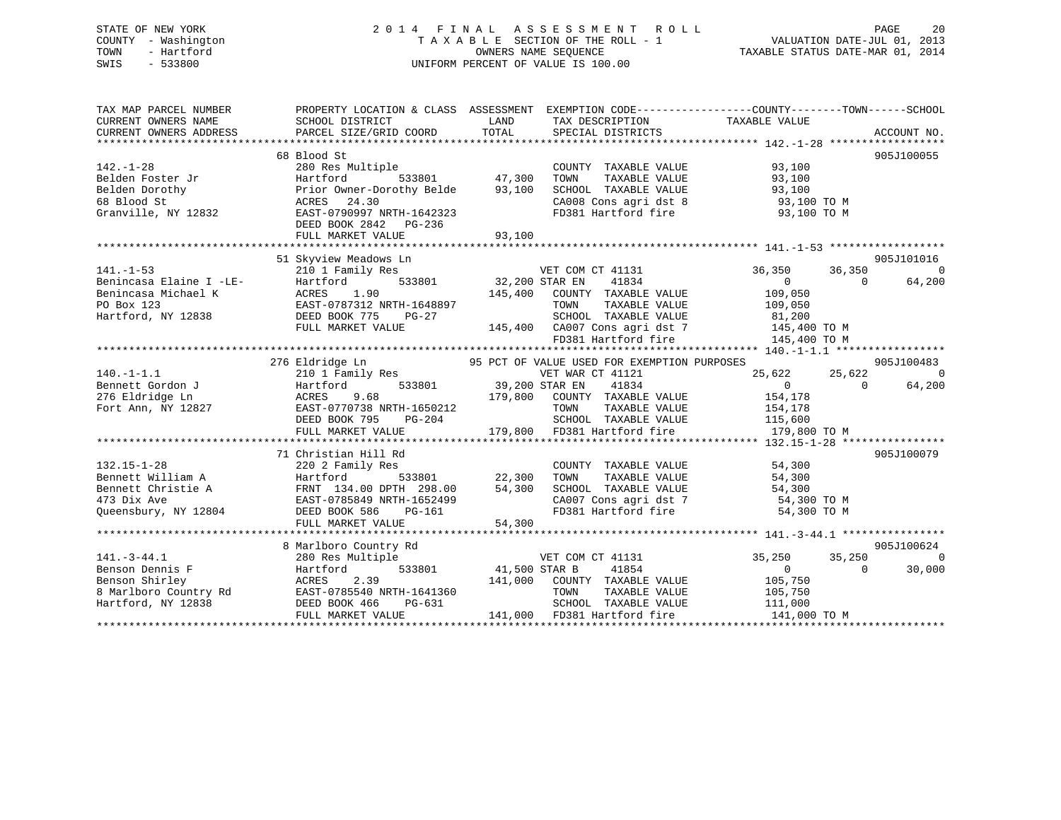STATE OF NEW YORK
COUNTY - Washington
TOWN - Hartford
SWIS - 533800

# 2014 FINAL ASSESSMENT ROLL

TAXABLE SECTION OF THE ROLL - 1
OWNERS NAME SEQUENCE
UNIFORM PERCENT OF VALUE IS 100.00

VALUATION DATE-JUL 01, 2013
TAXABLE STATUS DATE-MAR 01, 2014

```
TAX MAP PARCEL NUMBER      PROPERTY LOCATION & CLASS  ASSESSMENT  EXEMPTION CODE-----------------COUNTY--------TOWN------SCHOOL
CURRENT OWNERS NAME        SCHOOL DISTRICT               LAND      TAX DESCRIPTION            TAXABLE VALUE
CURRENT OWNERS ADDRESS     PARCEL SIZE/GRID COORD        TOTAL     SPECIAL DISTRICTS                                    ACCOUNT NO.
******************************************************************************************************* 142.-1-28 ******************
                          68 Blood St                                                                                  905J100055
142.-1-28                  280 Res Multiple                         COUNTY  TAXABLE VALUE            93,100
Belden Foster Jr           Hartford          533801      47,300    TOWN    TAXABLE VALUE            93,100
Belden Dorothy             Prior Owner-Dorothy Belde    93,100    SCHOOL  TAXABLE VALUE            93,100
68 Blood St                ACRES   24.30                            CA008 Cons agri dst 8             93,100 TO M
Granville, NY 12832        EAST-0790997 NRTH-1642323                FD381 Hartford fire               93,100 TO M
                           DEED BOOK 2842   PG-236
                           FULL MARKET VALUE             93,100
******************************************************************************************************* 141.-1-53 ******************
                          51 Skyview Meadows Ln                                                                        905J101016
141.-1-53                  210 1 Family Res                         VET COM CT 41131            36,350      36,350             0
Benincasa Elaine I -LE-    Hartford          533801      32,200 STAR EN    41834                    0           0        64,200
Benincasa Michael K        ACRES    1.90                145,400    COUNTY  TAXABLE VALUE           109,050
PO Box 123                 EAST-0787312 NRTH-1648897                TOWN    TAXABLE VALUE           109,050
Hartford, NY 12838         DEED BOOK 775    PG-27                   SCHOOL  TAXABLE VALUE            81,200
                           FULL MARKET VALUE            145,400    CA007 Cons agri dst 7            145,400 TO M
                                                                    FD381 Hartford fire              145,400 TO M
******************************************************************************************************* 140.-1-1.1 *****************
                         276 Eldridge Ln                  95 PCT OF VALUE USED FOR EXEMPTION PURPOSES                  905J100483
140.-1-1.1                 210 1 Family Res                         VET WAR CT 41121            25,622      25,622             0
Bennett Gordon J           Hartford          533801      39,200 STAR EN    41834                    0           0        64,200
276 Eldridge Ln            ACRES    9.68                179,800    COUNTY  TAXABLE VALUE           154,178
Fort Ann, NY 12827         EAST-0770738 NRTH-1650212                TOWN    TAXABLE VALUE           154,178
                           DEED BOOK 795    PG-204                  SCHOOL  TAXABLE VALUE           115,600
                           FULL MARKET VALUE            179,800    FD381 Hartford fire              179,800 TO M
******************************************************************************************************* 132.15-1-28 ****************
                          71 Christian Hill Rd                                                                         905J100079
132.15-1-28                220 2 Family Res                         COUNTY  TAXABLE VALUE            54,300
Bennett William A          Hartford          533801      22,300    TOWN    TAXABLE VALUE            54,300
Bennett Christie A         FRNT 134.00 DPTH 298.00      54,300    SCHOOL  TAXABLE VALUE            54,300
473 Dix Ave                EAST-0785849 NRTH-1652499                CA007 Cons agri dst 7             54,300 TO M
Queensbury, NY 12804       DEED BOOK 586    PG-161                  FD381 Hartford fire               54,300 TO M
                           FULL MARKET VALUE             54,300
******************************************************************************************************* 141.-3-44.1 ****************
                           8 Marlboro Country Rd                                                                       905J100624
141.-3-44.1                280 Res Multiple                         VET COM CT 41131            35,250      35,250             0
Benson Dennis F            Hartford          533801      41,500 STAR B     41854                    0           0        30,000
Benson Shirley             ACRES    2.39                141,000    COUNTY  TAXABLE VALUE           105,750
8 Marlboro Country Rd      EAST-0785540 NRTH-1641360                TOWN    TAXABLE VALUE           105,750
Hartford, NY 12838         DEED BOOK 466    PG-631                  SCHOOL  TAXABLE VALUE           111,000
                           FULL MARKET VALUE            141,000    FD381 Hartford fire              141,000 TO M
************************************************************************************************************************************
```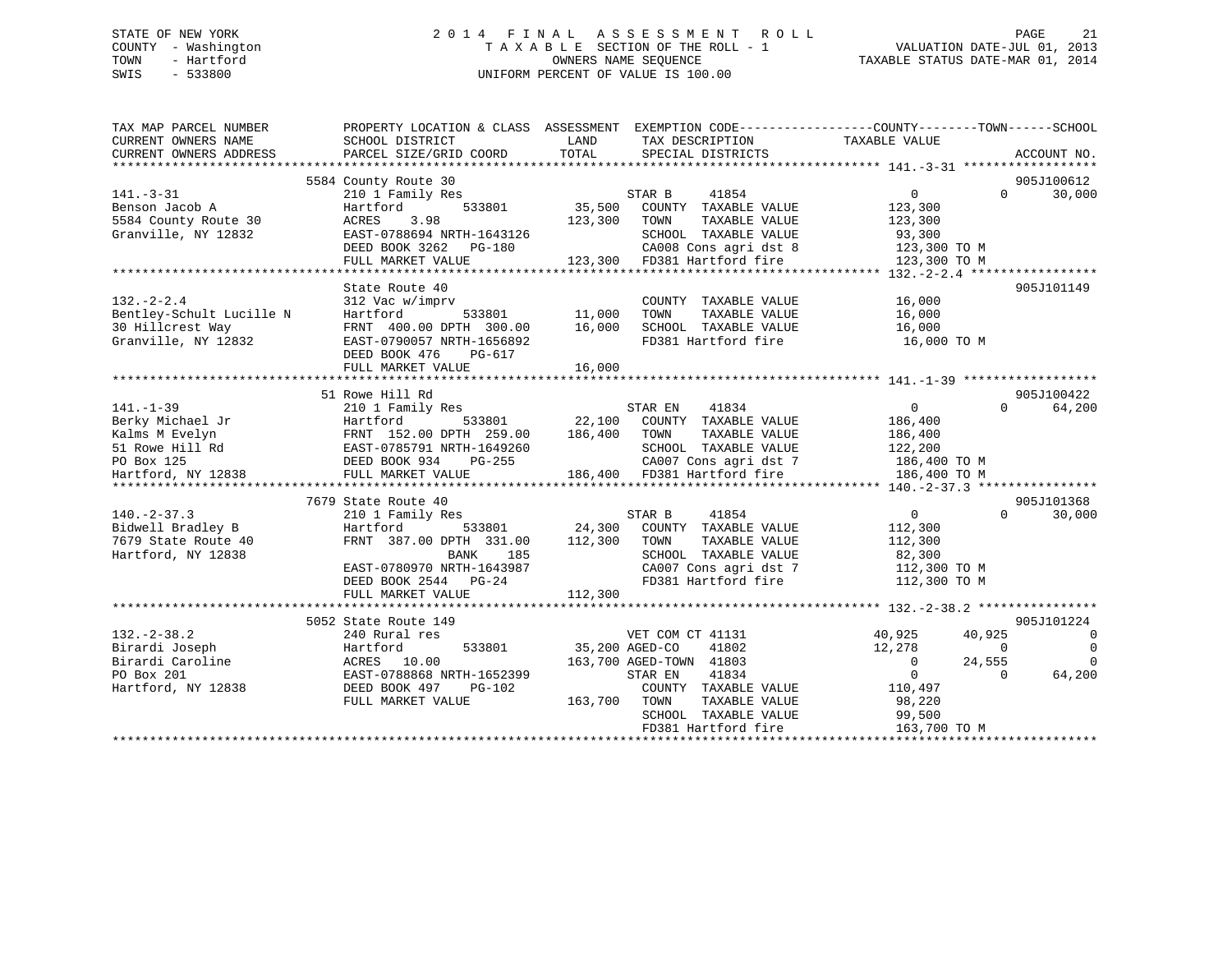STATE OF NEW YORK
COUNTY - Washington
TOWN - Hartford
SWIS - 533800

# 2014 FINAL ASSESSMENT ROLL
TAXABLE SECTION OF THE ROLL - 1
OWNERS NAME SEQUENCE
UNIFORM PERCENT OF VALUE IS 100.00

VALUATION DATE-JUL 01, 2013
TAXABLE STATUS DATE-MAR 01, 2014

```
TAX MAP PARCEL NUMBER          PROPERTY LOCATION & CLASS  ASSESSMENT  EXEMPTION CODE------------------COUNTY--------TOWN------SCHOOL
CURRENT OWNERS NAME            SCHOOL DISTRICT               LAND      TAX DESCRIPTION              TAXABLE VALUE
CURRENT OWNERS ADDRESS         PARCEL SIZE/GRID COORD        TOTAL     SPECIAL DISTRICTS                                          ACCOUNT NO.
******************************************************************************************************* 141.-3-31 ******************
                               5584 County Route 30                                                                               905J100612
141.-3-31                      210 1 Family Res                         STAR B     41854                 0             0        30,000
Benson Jacob A                 Hartford         533801         35,500   COUNTY  TAXABLE VALUE          123,300
5584 County Route 30           ACRES    3.98                  123,300   TOWN    TAXABLE VALUE          123,300
Granville, NY 12832            EAST-0788694 NRTH-1643126                SCHOOL  TAXABLE VALUE           93,300
                               DEED BOOK 3262   PG-180                  CA008 Cons agri dst 8          123,300 TO M
                               FULL MARKET VALUE             123,300    FD381 Hartford fire            123,300 TO M
******************************************************************************************************* 132.-2-2.4 *****************
                               State Route 40                                                                                     905J101149
132.-2-2.4                     312 Vac w/imprv                          COUNTY  TAXABLE VALUE           16,000
Bentley-Schult Lucille N       Hartford         533801         11,000   TOWN    TAXABLE VALUE           16,000
30 Hillcrest Way               FRNT  400.00 DPTH  300.00       16,000   SCHOOL  TAXABLE VALUE           16,000
Granville, NY 12832            EAST-0790057 NRTH-1656892                FD381 Hartford fire             16,000 TO M
                               DEED BOOK 476    PG-617
                               FULL MARKET VALUE              16,000
******************************************************************************************************* 141.-1-39 ******************
                               51 Rowe Hill Rd                                                                                    905J100422
141.-1-39                      210 1 Family Res                         STAR EN    41834                 0             0        64,200
Berky Michael Jr               Hartford         533801         22,100   COUNTY  TAXABLE VALUE          186,400
Kalms M Evelyn                 FRNT  152.00 DPTH  259.00      186,400   TOWN    TAXABLE VALUE          186,400
51 Rowe Hill Rd                EAST-0785791 NRTH-1649260                SCHOOL  TAXABLE VALUE          122,200
PO Box 125                     DEED BOOK 934    PG-255                  CA007 Cons agri dst 7          186,400 TO M
Hartford, NY 12838             FULL MARKET VALUE             186,400    FD381 Hartford fire            186,400 TO M
******************************************************************************************************* 140.-2-37.3 ****************
                               7679 State Route 40                                                                                905J101368
140.-2-37.3                    210 1 Family Res                         STAR B     41854                 0             0        30,000
Bidwell Bradley B              Hartford         533801         24,300   COUNTY  TAXABLE VALUE          112,300
7679 State Route 40            FRNT  387.00 DPTH  331.00      112,300   TOWN    TAXABLE VALUE          112,300
Hartford, NY 12838                      BANK     185                    SCHOOL  TAXABLE VALUE           82,300
                               EAST-0780970 NRTH-1643987                CA007 Cons agri dst 7          112,300 TO M
                               DEED BOOK 2544   PG-24                   FD381 Hartford fire            112,300 TO M
                               FULL MARKET VALUE             112,300
******************************************************************************************************* 132.-2-38.2 ****************
                               5052 State Route 149                                                                               905J101224
132.-2-38.2                    240 Rural res                            VET COM CT 41131            40,925        40,925             0
Birardi Joseph                 Hartford         533801         35,200 AGED-CO    41802              12,278             0             0
Birardi Caroline               ACRES   10.00                  163,700 AGED-TOWN  41803                   0        24,555             0
PO Box 201                     EAST-0788868 NRTH-1652399                STAR EN    41834                 0             0        64,200
Hartford, NY 12838             DEED BOOK 497    PG-102                  COUNTY  TAXABLE VALUE          110,497
                               FULL MARKET VALUE             163,700    TOWN    TAXABLE VALUE           98,220
                                                                        SCHOOL  TAXABLE VALUE           99,500
                                                                        FD381 Hartford fire            163,700 TO M
************************************************************************************************************************************
```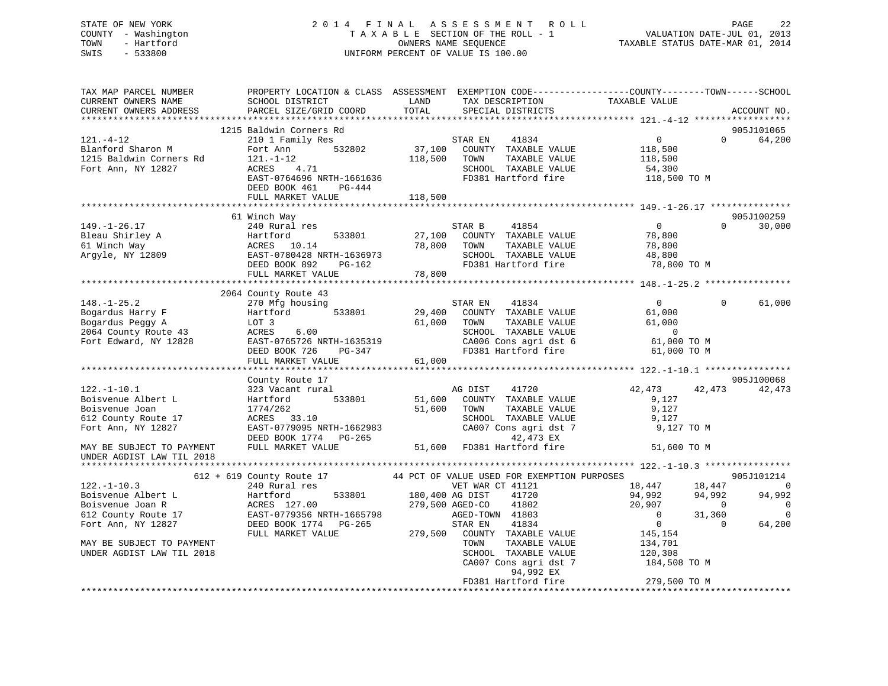STATE OF NEW YORK
COUNTY - Washington
TOWN - Hartford
SWIS - 533800

# 2014 FINAL ASSESSMENT ROLL

TAXABLE SECTION OF THE ROLL - 1
OWNERS NAME SEQUENCE
UNIFORM PERCENT OF VALUE IS 100.00

VALUATION DATE-JUL 01, 2013
TAXABLE STATUS DATE-MAR 01, 2014

```
TAX MAP PARCEL NUMBER          PROPERTY LOCATION & CLASS  ASSESSMENT  EXEMPTION CODE-----------------COUNTY--------TOWN------SCHOOL
CURRENT OWNERS NAME            SCHOOL DISTRICT               LAND      TAX DESCRIPTION            TAXABLE VALUE
CURRENT OWNERS ADDRESS         PARCEL SIZE/GRID COORD        TOTAL     SPECIAL DISTRICTS                                      ACCOUNT NO.
******************************************************************************************************* 121.-4-12 ******************
                     1215 Baldwin Corners Rd                                                                                905J101065
121.-4-12                      210 1 Family Res                    STAR EN      41834                  0             0     64,200
Blanford Sharon M              Fort Ann          532802     37,100    COUNTY  TAXABLE VALUE          118,500
1215 Baldwin Corners Rd        121.-1-12                   118,500    TOWN    TAXABLE VALUE          118,500
Fort Ann, NY 12827             ACRES     4.71                         SCHOOL  TAXABLE VALUE           54,300
                               EAST-0764696 NRTH-1661636              FD381 Hartford fire            118,500 TO M
                               DEED BOOK 461     PG-444
                               FULL MARKET VALUE           118,500
******************************************************************************************************* 149.-1-26.17 ***************
                     61 Winch Way                                                                                           905J100259
149.-1-26.17                   240 Rural res                       STAR B       41854                  0             0     30,000
Bleau Shirley A                Hartford          533801     27,100    COUNTY  TAXABLE VALUE           78,800
61 Winch Way                   ACRES    10.14               78,800    TOWN    TAXABLE VALUE           78,800
Argyle, NY 12809               EAST-0780428 NRTH-1636973              SCHOOL  TAXABLE VALUE           48,800
                               DEED BOOK 892     PG-162               FD381 Hartford fire             78,800 TO M
                               FULL MARKET VALUE            78,800
******************************************************************************************************* 148.-1-25.2 ****************
                     2064 County Route 43
148.-1-25.2                    270 Mfg housing                     STAR EN      41834                  0             0     61,000
Bogardus Harry F               Hartford          533801     29,400    COUNTY  TAXABLE VALUE           61,000
Bogardus Peggy A               LOT 3                        61,000    TOWN    TAXABLE VALUE           61,000
2064 County Route 43           ACRES     6.00                         SCHOOL  TAXABLE VALUE                0
Fort Edward, NY 12828          EAST-0765726 NRTH-1635319              CA006 Cons agri dst 6           61,000 TO M
                               DEED BOOK 726     PG-347               FD381 Hartford fire             61,000 TO M
                               FULL MARKET VALUE            61,000
******************************************************************************************************* 122.-1-10.1 ****************
                               County Route 17                                                                              905J100068
122.-1-10.1                    323 Vacant rural                    AG DIST      41720             42,473        42,473     42,473
Boisvenue Albert L             Hartford          533801     51,600    COUNTY  TAXABLE VALUE            9,127
Boisvenue Joan                 1774/262                     51,600    TOWN    TAXABLE VALUE            9,127
612 County Route 17            ACRES    33.10                         SCHOOL  TAXABLE VALUE            9,127
Fort Ann, NY 12827             EAST-0779095 NRTH-1662983              CA007 Cons agri dst 7            9,127 TO M
                               DEED BOOK 1774    PG-265                      42,473 EX
MAY BE SUBJECT TO PAYMENT      FULL MARKET VALUE            51,600    FD381 Hartford fire             51,600 TO M
UNDER AGDIST LAW TIL 2018
******************************************************************************************************* 122.-1-10.3 ****************
                 612 + 619 County Route 17          44 PCT OF VALUE USED FOR EXEMPTION PURPOSES                             905J101214
122.-1-10.3                    240 Rural res                       VET WAR CT 41121               18,447        18,447          0
Boisvenue Albert L             Hartford          533801    180,400 AG DIST      41720             94,992        94,992     94,992
Boisvenue Joan R               ACRES   127.00              279,500 AGED-CO      41802             20,907             0          0
612 County Route 17            EAST-0779356 NRTH-1665798           AGED-TOWN    41803                  0        31,360          0
Fort Ann, NY 12827             DEED BOOK 1774    PG-265            STAR EN      41834                  0             0     64,200
                               FULL MARKET VALUE           279,500    COUNTY  TAXABLE VALUE          145,154
MAY BE SUBJECT TO PAYMENT                                             TOWN    TAXABLE VALUE          134,701
UNDER AGDIST LAW TIL 2018                                             SCHOOL  TAXABLE VALUE          120,308
                                                                      CA007 Cons agri dst 7          184,508 TO M
                                                                             94,992 EX
                                                                      FD381 Hartford fire            279,500 TO M
************************************************************************************************************************************
```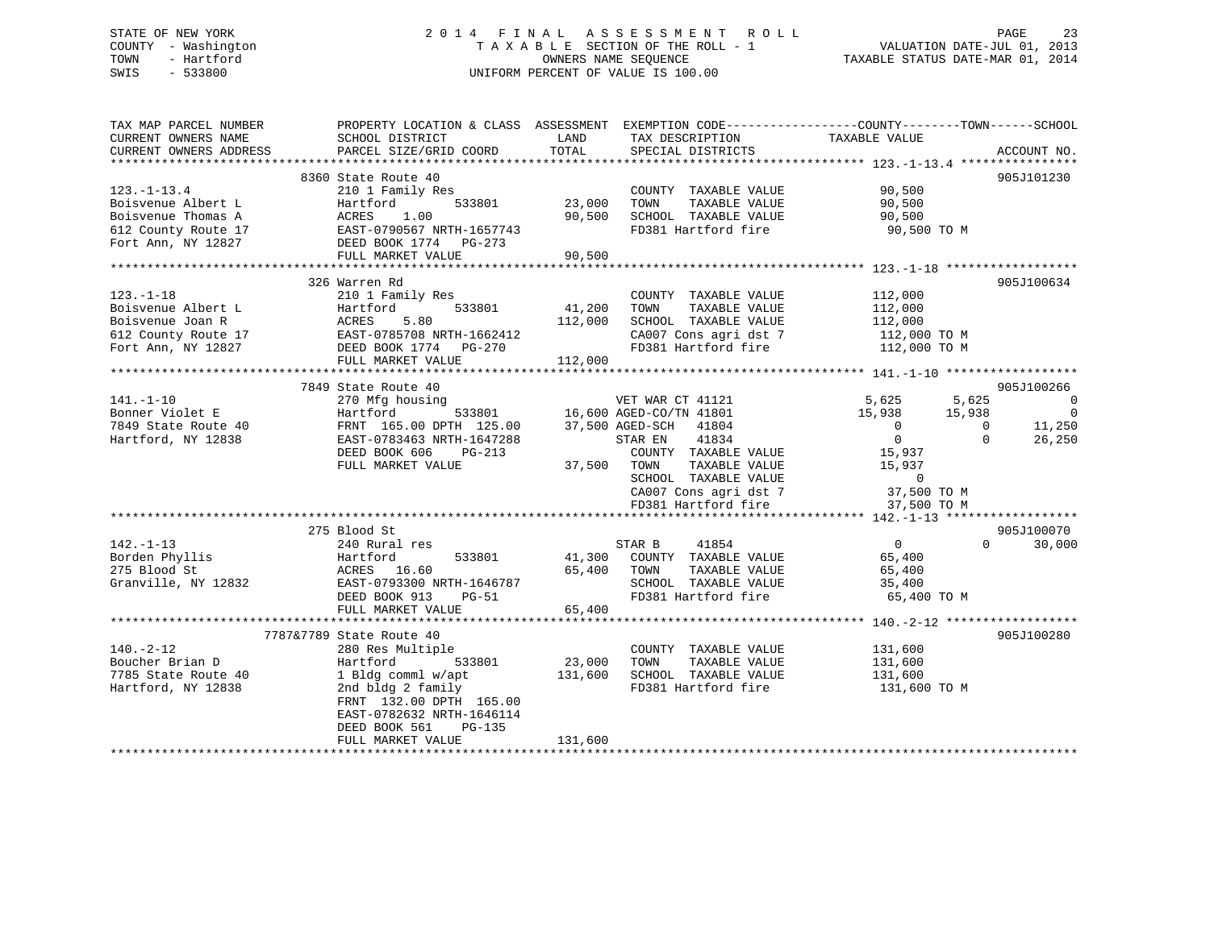STATE OF NEW YORK
COUNTY - Washington
TOWN - Hartford
SWIS - 533800

# 2014 FINAL ASSESSMENT ROLL

TAXABLE SECTION OF THE ROLL - 1
OWNERS NAME SEQUENCE
UNIFORM PERCENT OF VALUE IS 100.00

VALUATION DATE-JUL 01, 2013
TAXABLE STATUS DATE-MAR 01, 2014

```
TAX MAP PARCEL NUMBER          PROPERTY LOCATION & CLASS  ASSESSMENT  EXEMPTION CODE------------------COUNTY--------TOWN------SCHOOL
CURRENT OWNERS NAME            SCHOOL DISTRICT              LAND      TAX DESCRIPTION            TAXABLE VALUE
CURRENT OWNERS ADDRESS         PARCEL SIZE/GRID COORD       TOTAL     SPECIAL DISTRICTS                                      ACCOUNT NO.
******************************************************************************************************* 123.-1-13.4 ****************
                        8360 State Route 40                                                                              905J101230
123.-1-13.4                    210 1 Family Res                      COUNTY  TAXABLE VALUE            90,500
Boisvenue Albert L             Hartford        533801      23,000    TOWN    TAXABLE VALUE            90,500
Boisvenue Thomas A             ACRES    1.00               90,500    SCHOOL  TAXABLE VALUE            90,500
612 County Route 17            EAST-0790567 NRTH-1657743             FD381 Hartford fire               90,500 TO M
Fort Ann, NY 12827             DEED BOOK 1774   PG-273
                               FULL MARKET VALUE           90,500
******************************************************************************************************* 123.-1-18 ******************
                        326 Warren Rd                                                                                    905J100634
123.-1-18                      210 1 Family Res                      COUNTY  TAXABLE VALUE           112,000
Boisvenue Albert L             Hartford        533801      41,200    TOWN    TAXABLE VALUE           112,000
Boisvenue Joan R               ACRES    5.80              112,000    SCHOOL  TAXABLE VALUE           112,000
612 County Route 17            EAST-0785708 NRTH-1662412             CA007 Cons agri dst 7            112,000 TO M
Fort Ann, NY 12827             DEED BOOK 1774   PG-270               FD381 Hartford fire              112,000 TO M
                               FULL MARKET VALUE          112,000
******************************************************************************************************* 141.-1-10 ******************
                        7849 State Route 40                                                                              905J100266
141.-1-10                      270 Mfg housing                       VET WAR CT 41121              5,625      5,625           0
Bonner Violet E                Hartford        533801      16,600 AGED-CO/TN 41801                15,938     15,938           0
7849 State Route 40            FRNT 165.00 DPTH 125.00     37,500 AGED-SCH   41804                     0          0      11,250
Hartford, NY 12838             EAST-0783463 NRTH-1647288             STAR EN    41834                  0          0      26,250
                               DEED BOOK 606    PG-213               COUNTY  TAXABLE VALUE            15,937
                               FULL MARKET VALUE           37,500    TOWN    TAXABLE VALUE            15,937
                                                                     SCHOOL  TAXABLE VALUE                 0
                                                                     CA007 Cons agri dst 7             37,500 TO M
                                                                     FD381 Hartford fire               37,500 TO M
******************************************************************************************************* 142.-1-13 ******************
                        275 Blood St                                                                                     905J100070
142.-1-13                      240 Rural res                         STAR B     41854                  0          0      30,000
Borden Phyllis                 Hartford        533801      41,300    COUNTY  TAXABLE VALUE            65,400
275 Blood St                   ACRES   16.60               65,400    TOWN    TAXABLE VALUE            65,400
Granville, NY 12832            EAST-0793300 NRTH-1646787             SCHOOL  TAXABLE VALUE            35,400
                               DEED BOOK 913    PG-51                FD381 Hartford fire               65,400 TO M
                               FULL MARKET VALUE           65,400
******************************************************************************************************* 140.-2-12 ******************
                     7787&7789 State Route 40                                                                            905J100280
140.-2-12                      280 Res Multiple                      COUNTY  TAXABLE VALUE           131,600
Boucher Brian D                Hartford        533801      23,000    TOWN    TAXABLE VALUE           131,600
7785 State Route 40            1 Bldg comml w/apt         131,600    SCHOOL  TAXABLE VALUE           131,600
Hartford, NY 12838             2nd bldg 2 family                     FD381 Hartford fire              131,600 TO M
                               FRNT 132.00 DPTH 165.00
                               EAST-0782632 NRTH-1646114
                               DEED BOOK 561    PG-135
                               FULL MARKET VALUE          131,600
************************************************************************************************************************************
```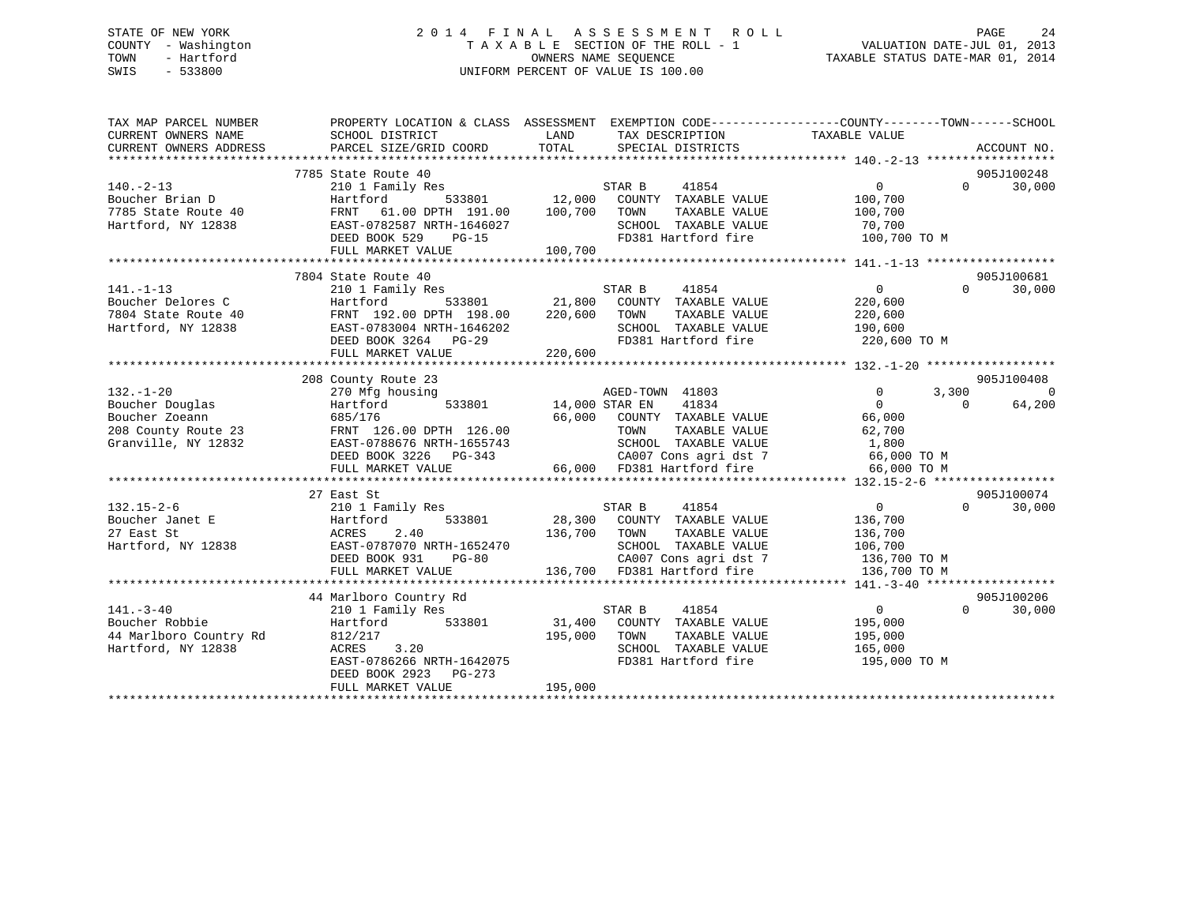STATE OF NEW YORK
COUNTY - Washington
TOWN - Hartford
SWIS - 533800

# 2014 FINAL ASSESSMENT ROLL

TAXABLE SECTION OF THE ROLL - 1
OWNERS NAME SEQUENCE
UNIFORM PERCENT OF VALUE IS 100.00

VALUATION DATE-JUL 01, 2013
TAXABLE STATUS DATE-MAR 01, 2014

| TAX MAP PARCEL NUMBER / CURRENT OWNERS NAME / CURRENT OWNERS ADDRESS | PROPERTY LOCATION & CLASS / SCHOOL DISTRICT / PARCEL SIZE/GRID COORD | ASSESSMENT LAND | TOTAL | EXEMPTION CODE / TAX DESCRIPTION / SPECIAL DISTRICTS | COUNTY TAXABLE VALUE | TOWN | SCHOOL | ACCOUNT NO. |
|---|---|---|---|---|---|---|---|---|
| **140.-2-13** | 7785 State Route 40 | | | | | | | 905J100248 |
| 140.-2-13 | 210 1 Family Res | | | STAR B 41854 | 0 | 0 | 30,000 | |
| Boucher Brian D | Hartford 533801 | 12,000 | | COUNTY TAXABLE VALUE | 100,700 | | | |
| 7785 State Route 40 | FRNT 61.00 DPTH 191.00 | | 100,700 | TOWN TAXABLE VALUE | 100,700 | | | |
| Hartford, NY 12838 | EAST-0782587 NRTH-1646027 | | | SCHOOL TAXABLE VALUE | 70,700 | | | |
| | DEED BOOK 529 PG-15 | | | FD381 Hartford fire | 100,700 TO M | | | |
| | FULL MARKET VALUE | | 100,700 | | | | | |
| **141.-1-13** | 7804 State Route 40 | | | | | | | 905J100681 |
| 141.-1-13 | 210 1 Family Res | | | STAR B 41854 | 0 | 0 | 30,000 | |
| Boucher Delores C | Hartford 533801 | 21,800 | | COUNTY TAXABLE VALUE | 220,600 | | | |
| 7804 State Route 40 | FRNT 192.00 DPTH 198.00 | | 220,600 | TOWN TAXABLE VALUE | 220,600 | | | |
| Hartford, NY 12838 | EAST-0783004 NRTH-1646202 | | | SCHOOL TAXABLE VALUE | 190,600 | | | |
| | DEED BOOK 3264 PG-29 | | | FD381 Hartford fire | 220,600 TO M | | | |
| | FULL MARKET VALUE | | 220,600 | | | | | |
| **132.-1-20** | 208 County Route 23 | | | | | | | 905J100408 |
| 132.-1-20 | 270 Mfg housing | | | AGED-TOWN 41803 | 0 | 3,300 | 0 | |
| Boucher Douglas | Hartford 533801 | 14,000 | | STAR EN 41834 | 0 | 0 | 64,200 | |
| Boucher Zoeann | 685/176 | | 66,000 | COUNTY TAXABLE VALUE | 66,000 | | | |
| 208 County Route 23 | FRNT 126.00 DPTH 126.00 | | | TOWN TAXABLE VALUE | 62,700 | | | |
| Granville, NY 12832 | EAST-0788676 NRTH-1655743 | | | SCHOOL TAXABLE VALUE | 1,800 | | | |
| | DEED BOOK 3226 PG-343 | | | CA007 Cons agri dst 7 | 66,000 TO M | | | |
| | FULL MARKET VALUE | | 66,000 | FD381 Hartford fire | 66,000 TO M | | | |
| **132.15-2-6** | 27 East St | | | | | | | 905J100074 |
| 132.15-2-6 | 210 1 Family Res | | | STAR B 41854 | 0 | 0 | 30,000 | |
| Boucher Janet E | Hartford 533801 | 28,300 | | COUNTY TAXABLE VALUE | 136,700 | | | |
| 27 East St | ACRES 2.40 | | 136,700 | TOWN TAXABLE VALUE | 136,700 | | | |
| Hartford, NY 12838 | EAST-0787070 NRTH-1652470 | | | SCHOOL TAXABLE VALUE | 106,700 | | | |
| | DEED BOOK 931 PG-80 | | | CA007 Cons agri dst 7 | 136,700 TO M | | | |
| | FULL MARKET VALUE | | 136,700 | FD381 Hartford fire | 136,700 TO M | | | |
| **141.-3-40** | 44 Marlboro Country Rd | | | | | | | 905J100206 |
| 141.-3-40 | 210 1 Family Res | | | STAR B 41854 | 0 | 0 | 30,000 | |
| Boucher Robbie | Hartford 533801 | 31,400 | | COUNTY TAXABLE VALUE | 195,000 | | | |
| 44 Marlboro Country Rd | 812/217 | | 195,000 | TOWN TAXABLE VALUE | 195,000 | | | |
| Hartford, NY 12838 | ACRES 3.20 | | | SCHOOL TAXABLE VALUE | 165,000 | | | |
| | EAST-0786266 NRTH-1642075 | | | FD381 Hartford fire | 195,000 TO M | | | |
| | DEED BOOK 2923 PG-273 | | | | | | | |
| | FULL MARKET VALUE | | 195,000 | | | | | |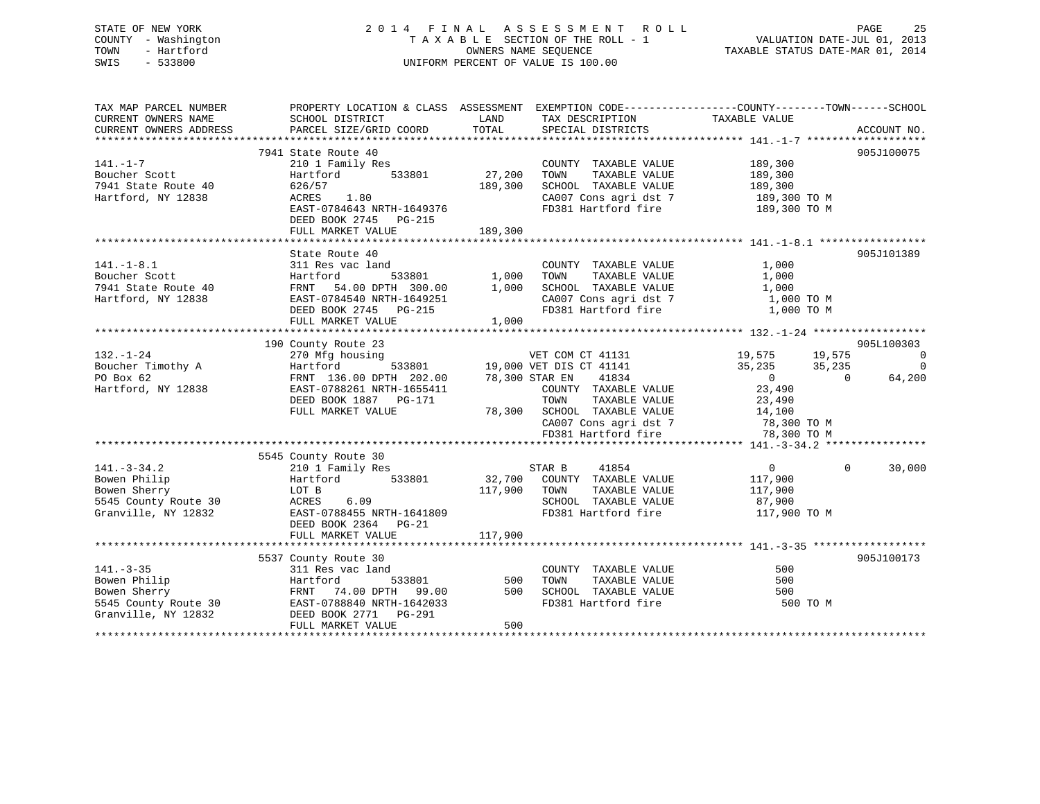STATE OF NEW YORK
COUNTY - Washington
TOWN - Hartford
SWIS - 533800

# 2014 FINAL ASSESSMENT ROLL

TAXABLE SECTION OF THE ROLL - 1
OWNERS NAME SEQUENCE
UNIFORM PERCENT OF VALUE IS 100.00

VALUATION DATE-JUL 01, 2013
TAXABLE STATUS DATE-MAR 01, 2014

```
TAX MAP PARCEL NUMBER      PROPERTY LOCATION & CLASS  ASSESSMENT  EXEMPTION CODE-----------------COUNTY--------TOWN------SCHOOL
CURRENT OWNERS NAME        SCHOOL DISTRICT             LAND       TAX DESCRIPTION              TAXABLE VALUE
CURRENT OWNERS ADDRESS     PARCEL SIZE/GRID COORD      TOTAL      SPECIAL DISTRICTS                                       ACCOUNT NO.
******************************************************************************************************* 141.-1-7 *******************
                          7941 State Route 40                                                                             905J100075
141.-1-7                   210 1 Family Res                        COUNTY  TAXABLE VALUE          189,300
Boucher Scott              Hartford       533801       27,200     TOWN    TAXABLE VALUE          189,300
7941 State Route 40        626/57                      189,300    SCHOOL  TAXABLE VALUE          189,300
Hartford, NY 12838         ACRES     1.80                          CA007 Cons agri dst 7           189,300 TO M
                           EAST-0784643 NRTH-1649376               FD381 Hartford fire             189,300 TO M
                           DEED BOOK 2745   PG-215
                           FULL MARKET VALUE           189,300
******************************************************************************************************* 141.-1-8.1 *****************
                          State Route 40                                                                                  905J101389
141.-1-8.1                 311 Res vac land                        COUNTY  TAXABLE VALUE            1,000
Boucher Scott              Hartford       533801        1,000     TOWN    TAXABLE VALUE            1,000
7941 State Route 40        FRNT   54.00 DPTH  300.00     1,000    SCHOOL  TAXABLE VALUE            1,000
Hartford, NY 12838         EAST-0784540 NRTH-1649251               CA007 Cons agri dst 7             1,000 TO M
                           DEED BOOK 2745   PG-215                 FD381 Hartford fire               1,000 TO M
                           FULL MARKET VALUE             1,000
******************************************************************************************************* 132.-1-24 ******************
                          190 County Route 23                                                                             905L100303
132.-1-24                  270 Mfg housing                        VET COM CT 41131              19,575     19,575            0
Boucher Timothy A          Hartford       533801       19,000 VET DIS CT 41141              35,235     35,235            0
PO Box 62                  FRNT  136.00 DPTH  202.00   78,300 STAR EN    41834                   0          0       64,200
Hartford, NY 12838         EAST-0788261 NRTH-1655411               COUNTY  TAXABLE VALUE           23,490
                           DEED BOOK 1887   PG-171                 TOWN    TAXABLE VALUE           23,490
                           FULL MARKET VALUE            78,300    SCHOOL  TAXABLE VALUE           14,100
                                                                   CA007 Cons agri dst 7            78,300 TO M
                                                                   FD381 Hartford fire              78,300 TO M
******************************************************************************************************* 141.-3-34.2 ****************
                          5545 County Route 30
141.-3-34.2                210 1 Family Res                       STAR B     41854                   0          0       30,000
Bowen Philip               Hartford       533801       32,700     COUNTY  TAXABLE VALUE          117,900
Bowen Sherry               LOT B                       117,900    TOWN    TAXABLE VALUE          117,900
5545 County Route 30       ACRES     6.09                          SCHOOL  TAXABLE VALUE           87,900
Granville, NY 12832        EAST-0788455 NRTH-1641809               FD381 Hartford fire             117,900 TO M
                           DEED BOOK 2364   PG-21
                           FULL MARKET VALUE           117,900
******************************************************************************************************* 141.-3-35 ******************
                          5537 County Route 30                                                                            905J100173
141.-3-35                  311 Res vac land                        COUNTY  TAXABLE VALUE              500
Bowen Philip               Hartford       533801          500     TOWN    TAXABLE VALUE              500
Bowen Sherry               FRNT   74.00 DPTH   99.00       500    SCHOOL  TAXABLE VALUE              500
5545 County Route 30       EAST-0788840 NRTH-1642033               FD381 Hartford fire                 500 TO M
Granville, NY 12832        DEED BOOK 2771   PG-291
                           FULL MARKET VALUE               500
************************************************************************************************************************************
```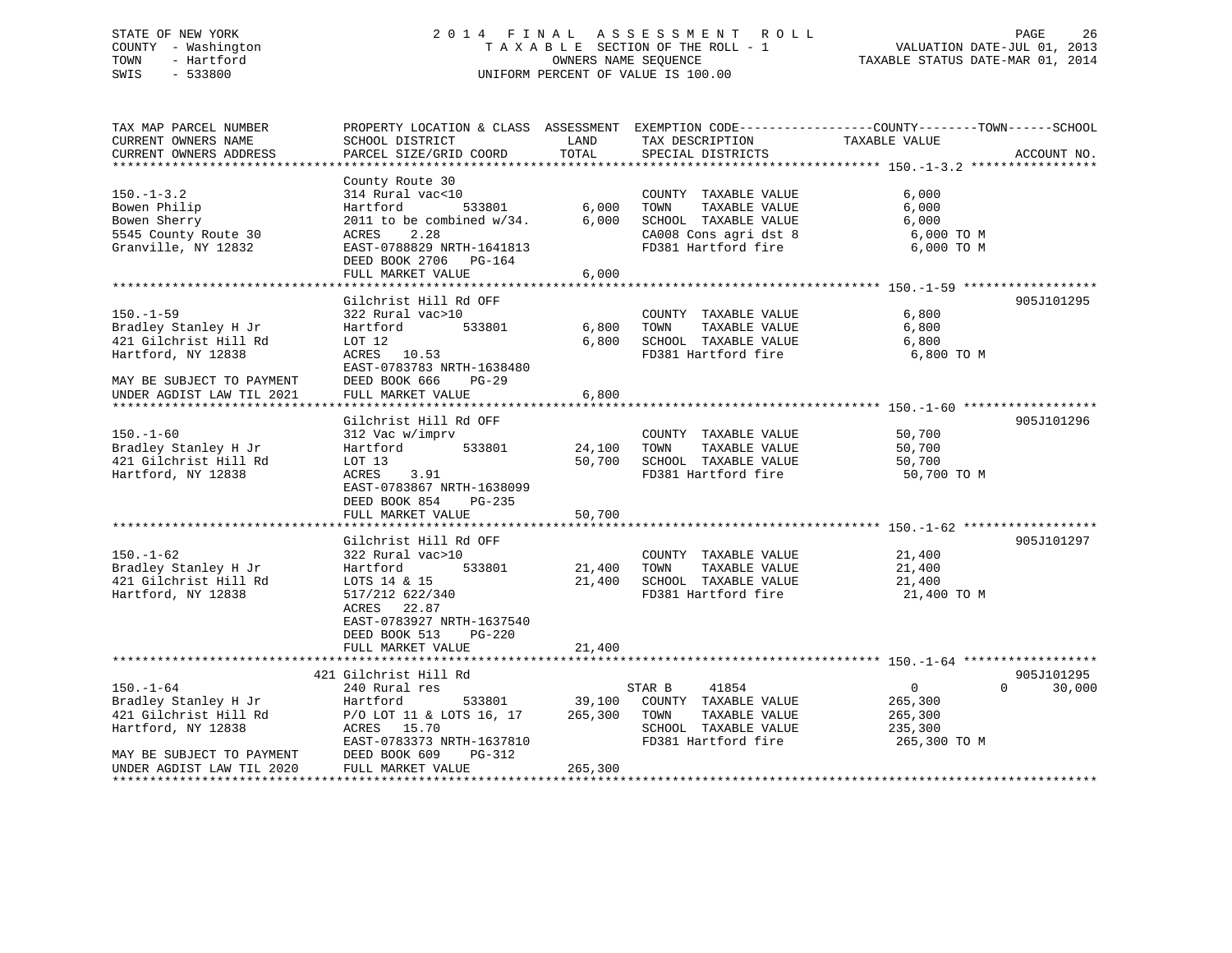STATE OF NEW YORK
COUNTY - Washington
TOWN - Hartford
SWIS - 533800

2014 FINAL ASSESSMENT ROLL
TAXABLE SECTION OF THE ROLL - 1
OWNERS NAME SEQUENCE
UNIFORM PERCENT OF VALUE IS 100.00

VALUATION DATE-JUL 01, 2013
TAXABLE STATUS DATE-MAR 01, 2014

| TAX MAP PARCEL NUMBER / CURRENT OWNERS NAME / CURRENT OWNERS ADDRESS | PROPERTY LOCATION & CLASS / SCHOOL DISTRICT / PARCEL SIZE/GRID COORD | ASSESSMENT LAND / TOTAL | EXEMPTION CODE / TAX DESCRIPTION / SPECIAL DISTRICTS | COUNTY / TOWN / SCHOOL TAXABLE VALUE | ACCOUNT NO. |
|---|---|---|---|---|---|
| **150.-1-3.2** | County Route 30 | | | | |
| 150.-1-3.2 | 314 Rural vac<10 | | COUNTY TAXABLE VALUE | 6,000 | |
| Bowen Philip | Hartford 533801 | 6,000 | TOWN TAXABLE VALUE | 6,000 | |
| Bowen Sherry | 2011 to be combined w/34. | 6,000 | SCHOOL TAXABLE VALUE | 6,000 | |
| 5545 County Route 30 | ACRES 2.28 | | CA008 Cons agri dst 8 | 6,000 TO M | |
| Granville, NY 12832 | EAST-0788829 NRTH-1641813 | | FD381 Hartford fire | 6,000 TO M | |
| | DEED BOOK 2706 PG-164 | | | | |
| | FULL MARKET VALUE | 6,000 | | | |
| **150.-1-59** | Gilchrist Hill Rd OFF | | | | 905J101295 |
| 150.-1-59 | 322 Rural vac>10 | | COUNTY TAXABLE VALUE | 6,800 | |
| Bradley Stanley H Jr | Hartford 533801 | 6,800 | TOWN TAXABLE VALUE | 6,800 | |
| 421 Gilchrist Hill Rd | LOT 12 | 6,800 | SCHOOL TAXABLE VALUE | 6,800 | |
| Hartford, NY 12838 | ACRES 10.53 | | FD381 Hartford fire | 6,800 TO M | |
| | EAST-0783783 NRTH-1638480 | | | | |
| MAY BE SUBJECT TO PAYMENT | DEED BOOK 666 PG-29 | | | | |
| UNDER AGDIST LAW TIL 2021 | FULL MARKET VALUE | 6,800 | | | |
| **150.-1-60** | Gilchrist Hill Rd OFF | | | | 905J101296 |
| 150.-1-60 | 312 Vac w/imprv | | COUNTY TAXABLE VALUE | 50,700 | |
| Bradley Stanley H Jr | Hartford 533801 | 24,100 | TOWN TAXABLE VALUE | 50,700 | |
| 421 Gilchrist Hill Rd | LOT 13 | 50,700 | SCHOOL TAXABLE VALUE | 50,700 | |
| Hartford, NY 12838 | ACRES 3.91 | | FD381 Hartford fire | 50,700 TO M | |
| | EAST-0783867 NRTH-1638099 | | | | |
| | DEED BOOK 854 PG-235 | | | | |
| | FULL MARKET VALUE | 50,700 | | | |
| **150.-1-62** | Gilchrist Hill Rd OFF | | | | 905J101297 |
| 150.-1-62 | 322 Rural vac>10 | | COUNTY TAXABLE VALUE | 21,400 | |
| Bradley Stanley H Jr | Hartford 533801 | 21,400 | TOWN TAXABLE VALUE | 21,400 | |
| 421 Gilchrist Hill Rd | LOTS 14 & 15 | 21,400 | SCHOOL TAXABLE VALUE | 21,400 | |
| Hartford, NY 12838 | 517/212 622/340 | | FD381 Hartford fire | 21,400 TO M | |
| | ACRES 22.87 | | | | |
| | EAST-0783927 NRTH-1637540 | | | | |
| | DEED BOOK 513 PG-220 | | | | |
| | FULL MARKET VALUE | 21,400 | | | |
| **150.-1-64** | 421 Gilchrist Hill Rd | | | | 905J101295 |
| 150.-1-64 | 240 Rural res | | STAR B 41854 | 0 0 30,000 | |
| Bradley Stanley H Jr | Hartford 533801 | 39,100 | COUNTY TAXABLE VALUE | 265,300 | |
| 421 Gilchrist Hill Rd | P/O LOT 11 & LOTS 16, 17 | 265,300 | TOWN TAXABLE VALUE | 265,300 | |
| Hartford, NY 12838 | ACRES 15.70 | | SCHOOL TAXABLE VALUE | 235,300 | |
| | EAST-0783373 NRTH-1637810 | | FD381 Hartford fire | 265,300 TO M | |
| MAY BE SUBJECT TO PAYMENT | DEED BOOK 609 PG-312 | | | | |
| UNDER AGDIST LAW TIL 2020 | FULL MARKET VALUE | 265,300 | | | |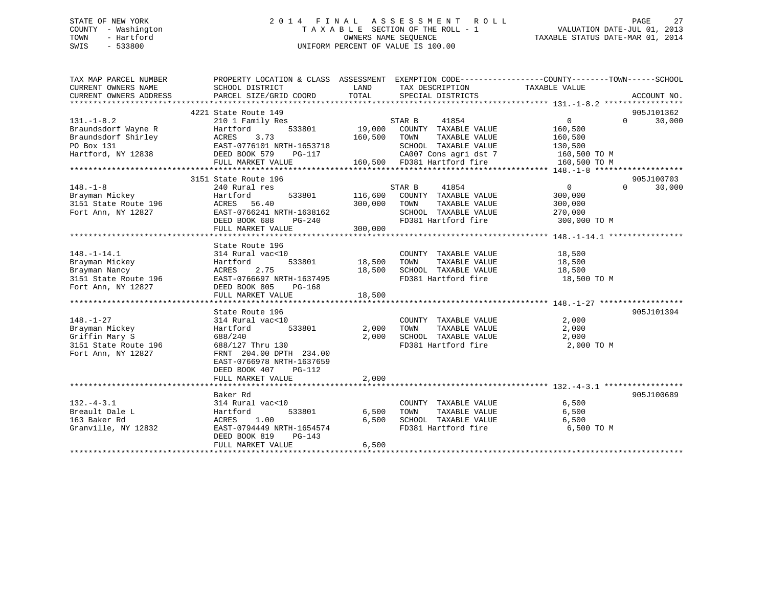STATE OF NEW YORK
COUNTY - Washington
TOWN - Hartford
SWIS - 533800

# 2014 FINAL ASSESSMENT ROLL
TAXABLE SECTION OF THE ROLL - 1
OWNERS NAME SEQUENCE
UNIFORM PERCENT OF VALUE IS 100.00

VALUATION DATE-JUL 01, 2013
TAXABLE STATUS DATE-MAR 01, 2014

| TAX MAP PARCEL NUMBER / CURRENT OWNERS NAME / CURRENT OWNERS ADDRESS | PROPERTY LOCATION & CLASS / SCHOOL DISTRICT / PARCEL SIZE/GRID COORD | ASSESSMENT LAND / TOTAL | EXEMPTION CODE / TAX DESCRIPTION / SPECIAL DISTRICTS | COUNTY / TOWN / SCHOOL TAXABLE VALUE | ACCOUNT NO. |
|---|---|---|---|---|---|
| 131.-1-8.2 | 4221 State Route 149 | | | | 905J101362 |
| | 210 1 Family Res | | STAR B 41854 | 0 0 30,000 | |
| Braundsdorf Wayne R | Hartford 533801 | 19,000 | COUNTY TAXABLE VALUE | 160,500 | |
| Braundsdorf Shirley | ACRES 3.73 | 160,500 | TOWN TAXABLE VALUE | 160,500 | |
| PO Box 131 | EAST-0776101 NRTH-1653718 | | SCHOOL TAXABLE VALUE | 130,500 | |
| Hartford, NY 12838 | DEED BOOK 579 PG-117 | | CA007 Cons agri dst 7 | 160,500 TO M | |
| | FULL MARKET VALUE | 160,500 | FD381 Hartford fire | 160,500 TO M | |
| 148.-1-8 | 3151 State Route 196 | | | | 905J100703 |
| | 240 Rural res | | STAR B 41854 | 0 0 30,000 | |
| Brayman Mickey | Hartford 533801 | 116,600 | COUNTY TAXABLE VALUE | 300,000 | |
| 3151 State Route 196 | ACRES 56.40 | 300,000 | TOWN TAXABLE VALUE | 300,000 | |
| Fort Ann, NY 12827 | EAST-0766241 NRTH-1638162 | | SCHOOL TAXABLE VALUE | 270,000 | |
| | DEED BOOK 688 PG-240 | | FD381 Hartford fire | 300,000 TO M | |
| | FULL MARKET VALUE | 300,000 | | | |
| 148.-1-14.1 | State Route 196 | | | | |
| | 314 Rural vac<10 | | COUNTY TAXABLE VALUE | 18,500 | |
| Brayman Mickey | Hartford 533801 | 18,500 | TOWN TAXABLE VALUE | 18,500 | |
| Brayman Nancy | ACRES 2.75 | 18,500 | SCHOOL TAXABLE VALUE | 18,500 | |
| 3151 State Route 196 | EAST-0766697 NRTH-1637495 | | FD381 Hartford fire | 18,500 TO M | |
| Fort Ann, NY 12827 | DEED BOOK 805 PG-168 | | | | |
| | FULL MARKET VALUE | 18,500 | | | |
| 148.-1-27 | State Route 196 | | | | 905J101394 |
| | 314 Rural vac<10 | | COUNTY TAXABLE VALUE | 2,000 | |
| Brayman Mickey | Hartford 533801 | 2,000 | TOWN TAXABLE VALUE | 2,000 | |
| Griffin Mary S | 688/240 | 2,000 | SCHOOL TAXABLE VALUE | 2,000 | |
| 3151 State Route 196 | 688/127 Thru 130 | | FD381 Hartford fire | 2,000 TO M | |
| Fort Ann, NY 12827 | FRNT 204.00 DPTH 234.00 | | | | |
| | EAST-0766978 NRTH-1637659 | | | | |
| | DEED BOOK 407 PG-112 | | | | |
| | FULL MARKET VALUE | 2,000 | | | |
| 132.-4-3.1 | Baker Rd | | | | 905J100689 |
| | 314 Rural vac<10 | | COUNTY TAXABLE VALUE | 6,500 | |
| Breault Dale L | Hartford 533801 | 6,500 | TOWN TAXABLE VALUE | 6,500 | |
| 163 Baker Rd | ACRES 1.00 | 6,500 | SCHOOL TAXABLE VALUE | 6,500 | |
| Granville, NY 12832 | EAST-0794449 NRTH-1654574 | | FD381 Hartford fire | 6,500 TO M | |
| | DEED BOOK 819 PG-143 | | | | |
| | FULL MARKET VALUE | 6,500 | | | |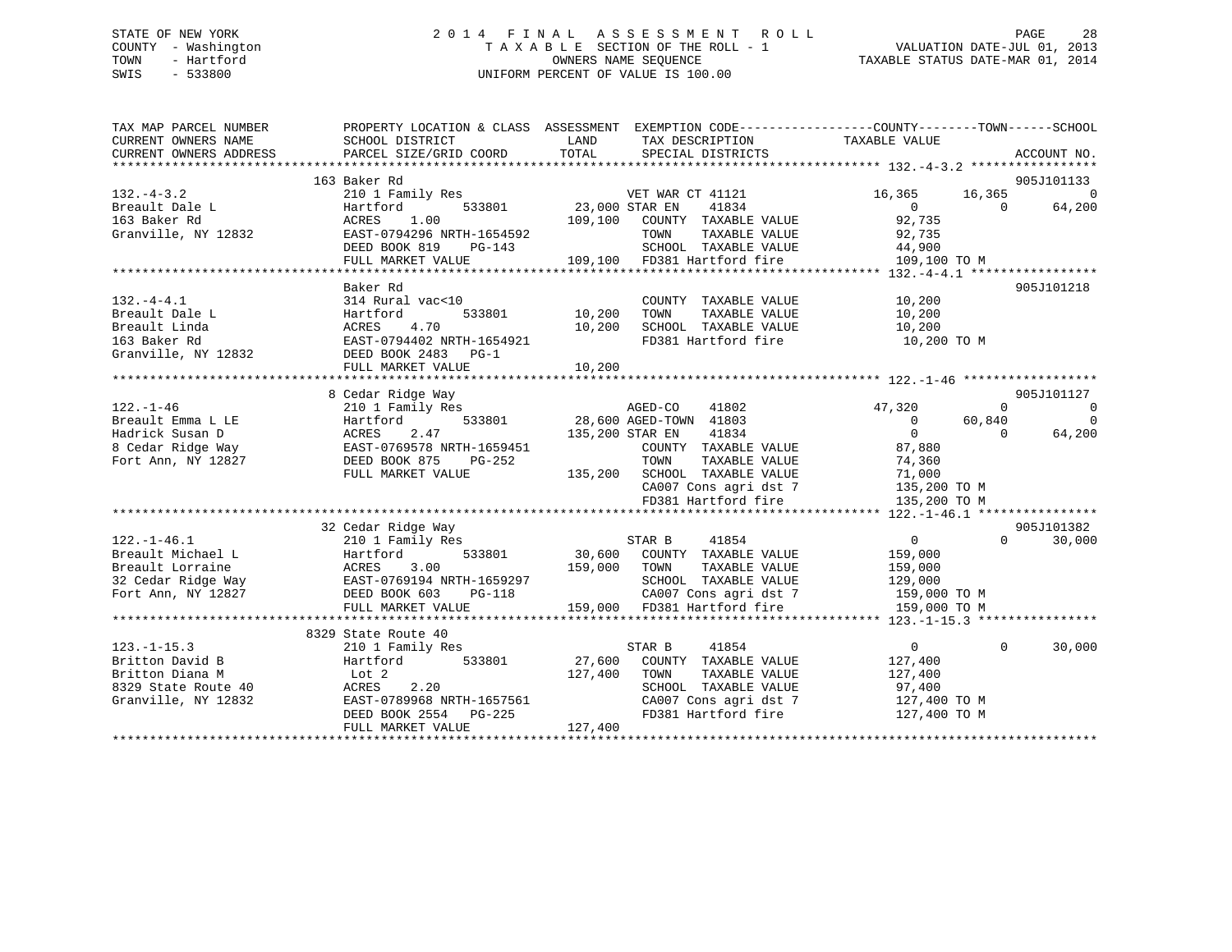STATE OF NEW YORK
COUNTY - Washington
TOWN - Hartford
SWIS - 533800

# 2014 FINAL ASSESSMENT ROLL

TAXABLE SECTION OF THE ROLL - 1
OWNERS NAME SEQUENCE
UNIFORM PERCENT OF VALUE IS 100.00

VALUATION DATE-JUL 01, 2013
TAXABLE STATUS DATE-MAR 01, 2014

```
TAX MAP PARCEL NUMBER          PROPERTY LOCATION & CLASS  ASSESSMENT  EXEMPTION CODE------------------COUNTY--------TOWN------SCHOOL
CURRENT OWNERS NAME            SCHOOL DISTRICT              LAND      TAX DESCRIPTION              TAXABLE VALUE
CURRENT OWNERS ADDRESS         PARCEL SIZE/GRID COORD       TOTAL     SPECIAL DISTRICTS                                     ACCOUNT NO.
******************************************************************************************************* 132.-4-3.2 *****************
                               163 Baker Rd                                                                                905J101133
132.-4-3.2                     210 1 Family Res                       VET WAR CT 41121             16,365      16,365            0
Breault Dale L                 Hartford          533801     23,000 STAR EN    41834                     0           0       64,200
163 Baker Rd                   ACRES    1.00               109,100    COUNTY  TAXABLE VALUE          92,735
Granville, NY 12832            EAST-0794296 NRTH-1654592              TOWN    TAXABLE VALUE          92,735
                               DEED BOOK 819    PG-143                SCHOOL  TAXABLE VALUE          44,900
                               FULL MARKET VALUE           109,100    FD381 Hartford fire           109,100 TO M
******************************************************************************************************* 132.-4-4.1 *****************
                               Baker Rd                                                                                    905J101218
132.-4-4.1                     314 Rural vac<10                       COUNTY  TAXABLE VALUE          10,200
Breault Dale L                 Hartford          533801     10,200    TOWN    TAXABLE VALUE          10,200
Breault Linda                  ACRES    4.70                10,200    SCHOOL  TAXABLE VALUE          10,200
163 Baker Rd                   EAST-0794402 NRTH-1654921              FD381 Hartford fire            10,200 TO M
Granville, NY 12832            DEED BOOK 2483   PG-1
                               FULL MARKET VALUE            10,200
******************************************************************************************************* 122.-1-46 ******************
                               8 Cedar Ridge Way                                                                           905J101127
122.-1-46                      210 1 Family Res                       AGED-CO     41802            47,320           0            0
Breault Emma L LE              Hartford          533801     28,600 AGED-TOWN  41803                     0      60,840            0
Hadrick Susan D                ACRES    2.47               135,200 STAR EN    41834                     0           0       64,200
8 Cedar Ridge Way              EAST-0769578 NRTH-1659451              COUNTY  TAXABLE VALUE          87,880
Fort Ann, NY 12827             DEED BOOK 875    PG-252                TOWN    TAXABLE VALUE          74,360
                               FULL MARKET VALUE           135,200    SCHOOL  TAXABLE VALUE          71,000
                                                                      CA007 Cons agri dst 7         135,200 TO M
                                                                      FD381 Hartford fire           135,200 TO M
******************************************************************************************************* 122.-1-46.1 ****************
                               32 Cedar Ridge Way                                                                          905J101382
122.-1-46.1                    210 1 Family Res                       STAR B      41854                 0           0       30,000
Breault Michael L              Hartford          533801     30,600    COUNTY  TAXABLE VALUE         159,000
Breault Lorraine               ACRES    3.00               159,000    TOWN    TAXABLE VALUE         159,000
32 Cedar Ridge Way             EAST-0769194 NRTH-1659297              SCHOOL  TAXABLE VALUE         129,000
Fort Ann, NY 12827             DEED BOOK 603    PG-118                CA007 Cons agri dst 7         159,000 TO M
                               FULL MARKET VALUE           159,000    FD381 Hartford fire           159,000 TO M
******************************************************************************************************* 123.-1-15.3 ****************
                               8329 State Route 40
123.-1-15.3                    210 1 Family Res                       STAR B      41854                 0           0       30,000
Britton David B                Hartford          533801     27,600    COUNTY  TAXABLE VALUE         127,400
Britton Diana M                Lot 2                       127,400    TOWN    TAXABLE VALUE         127,400
8329 State Route 40            ACRES    2.20                          SCHOOL  TAXABLE VALUE          97,400
Granville, NY 12832            EAST-0789968 NRTH-1657561              CA007 Cons agri dst 7         127,400 TO M
                               DEED BOOK 2554   PG-225                FD381 Hartford fire           127,400 TO M
                               FULL MARKET VALUE           127,400
************************************************************************************************************************************
```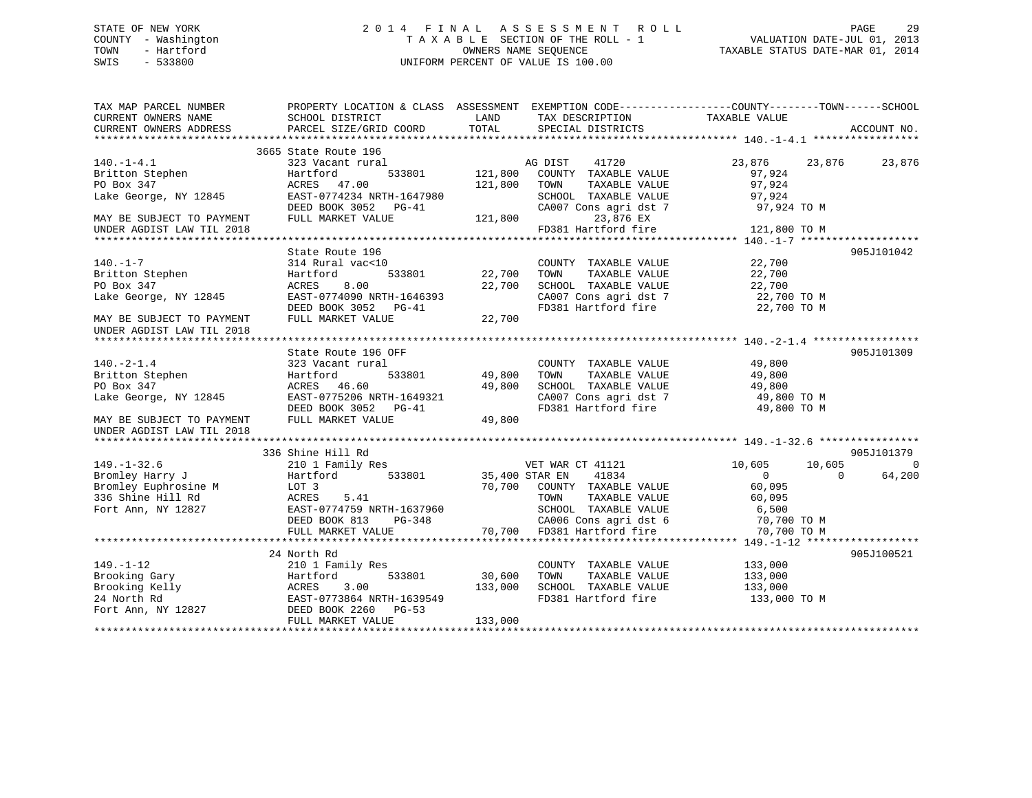STATE OF NEW YORK
COUNTY - Washington
TOWN - Hartford
SWIS - 533800

2014 FINAL ASSESSMENT ROLL
TAXABLE SECTION OF THE ROLL - 1
OWNERS NAME SEQUENCE
UNIFORM PERCENT OF VALUE IS 100.00

VALUATION DATE-JUL 01, 2013
TAXABLE STATUS DATE-MAR 01, 2014

```
TAX MAP PARCEL NUMBER          PROPERTY LOCATION & CLASS  ASSESSMENT  EXEMPTION CODE-----------------COUNTY--------TOWN------SCHOOL
CURRENT OWNERS NAME            SCHOOL DISTRICT               LAND      TAX DESCRIPTION            TAXABLE VALUE
CURRENT OWNERS ADDRESS         PARCEL SIZE/GRID COORD       TOTAL      SPECIAL DISTRICTS                                    ACCOUNT NO.
******************************************************************************************************* 140.-1-4.1 *****************
                               3665 State Route 196
140.-1-4.1                     323 Vacant rural                      AG DIST    41720              23,876      23,876      23,876
Britton Stephen                Hartford        533801     121,800    COUNTY  TAXABLE VALUE          97,924
PO Box 347                     ACRES   47.00              121,800    TOWN    TAXABLE VALUE          97,924
Lake George, NY 12845          EAST-0774234 NRTH-1647980             SCHOOL  TAXABLE VALUE          97,924
                               DEED BOOK 3052   PG-41                CA007 Cons agri dst 7           97,924 TO M
MAY BE SUBJECT TO PAYMENT      FULL MARKET VALUE          121,800          23,876 EX
UNDER AGDIST LAW TIL 2018                                            FD381 Hartford fire            121,800 TO M
******************************************************************************************************* 140.-1-7 *******************
                               State Route 196                                                                      905J101042
140.-1-7                       314 Rural vac<10                      COUNTY  TAXABLE VALUE          22,700
Britton Stephen                Hartford        533801      22,700    TOWN    TAXABLE VALUE          22,700
PO Box 347                     ACRES    8.00               22,700    SCHOOL  TAXABLE VALUE          22,700
Lake George, NY 12845          EAST-0774090 NRTH-1646393             CA007 Cons agri dst 7           22,700 TO M
                               DEED BOOK 3052   PG-41                FD381 Hartford fire             22,700 TO M
MAY BE SUBJECT TO PAYMENT      FULL MARKET VALUE           22,700
UNDER AGDIST LAW TIL 2018
******************************************************************************************************* 140.-2-1.4 *****************
                               State Route 196 OFF                                                                  905J101309
140.-2-1.4                     323 Vacant rural                      COUNTY  TAXABLE VALUE          49,800
Britton Stephen                Hartford        533801      49,800    TOWN    TAXABLE VALUE          49,800
PO Box 347                     ACRES   46.60               49,800    SCHOOL  TAXABLE VALUE          49,800
Lake George, NY 12845          EAST-0775206 NRTH-1649321             CA007 Cons agri dst 7           49,800 TO M
                               DEED BOOK 3052   PG-41                FD381 Hartford fire             49,800 TO M
MAY BE SUBJECT TO PAYMENT      FULL MARKET VALUE           49,800
UNDER AGDIST LAW TIL 2018
******************************************************************************************************* 149.-1-32.6 ****************
                               336 Shine Hill Rd                                                                    905J101379
149.-1-32.6                    210 1 Family Res                      VET WAR CT 41121              10,605      10,605           0
Bromley Harry J                Hartford        533801      35,400 STAR EN    41834                   0           0      64,200
Bromley Euphrosine M           LOT 3                       70,700    COUNTY  TAXABLE VALUE          60,095
336 Shine Hill Rd              ACRES    5.41                         TOWN    TAXABLE VALUE          60,095
Fort Ann, NY 12827             EAST-0774759 NRTH-1637960             SCHOOL  TAXABLE VALUE           6,500
                               DEED BOOK 813    PG-348               CA006 Cons agri dst 6           70,700 TO M
                               FULL MARKET VALUE           70,700    FD381 Hartford fire             70,700 TO M
******************************************************************************************************* 149.-1-12 ******************
                               24 North Rd                                                                          905J100521
149.-1-12                      210 1 Family Res                      COUNTY  TAXABLE VALUE         133,000
Brooking Gary                  Hartford        533801      30,600    TOWN    TAXABLE VALUE         133,000
Brooking Kelly                 ACRES    3.00              133,000    SCHOOL  TAXABLE VALUE         133,000
24 North Rd                    EAST-0773864 NRTH-1639549             FD381 Hartford fire            133,000 TO M
Fort Ann, NY 12827             DEED BOOK 2260   PG-53
                               FULL MARKET VALUE          133,000
************************************************************************************************************************************
```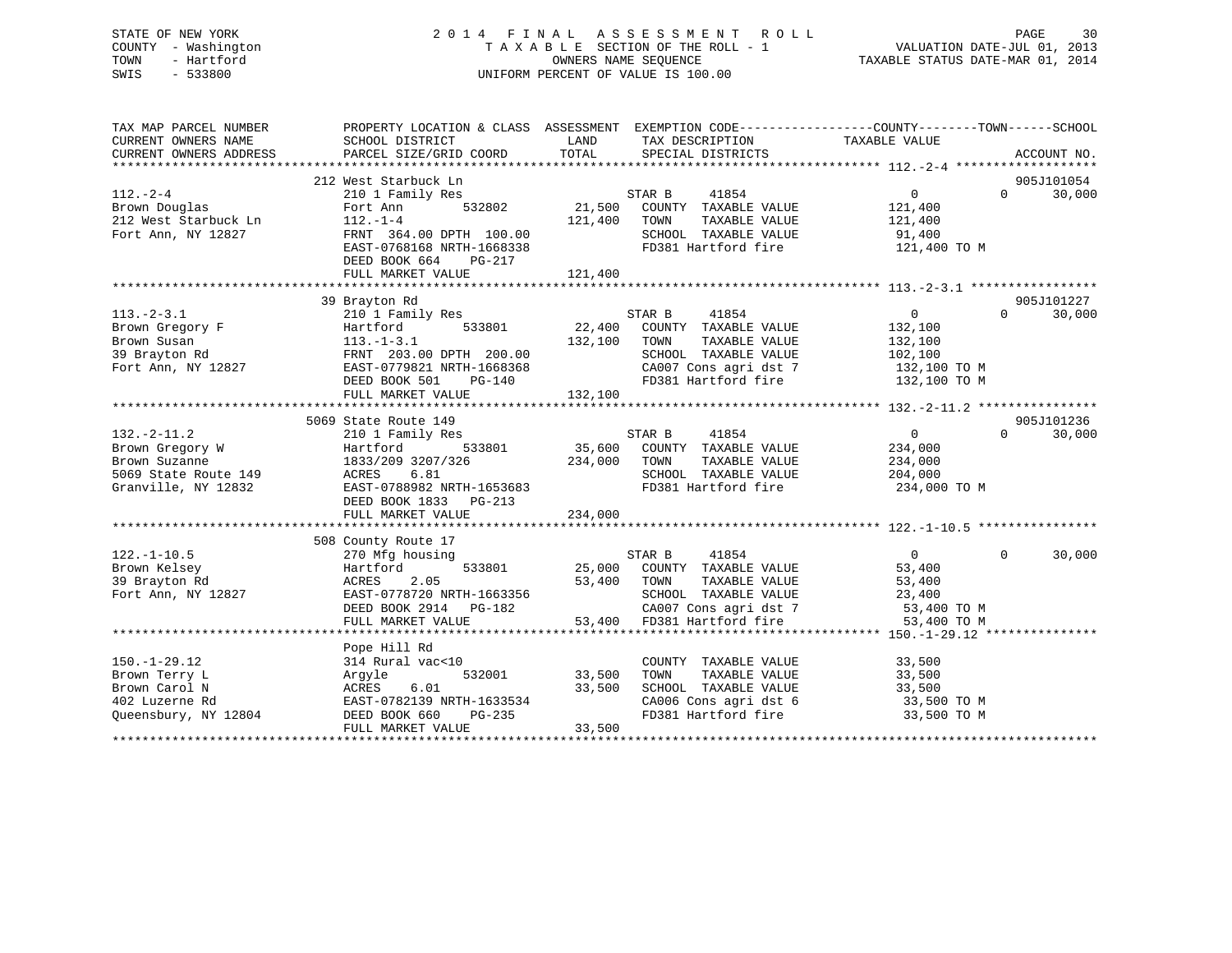STATE OF NEW YORK
COUNTY - Washington
TOWN - Hartford
SWIS - 533800

2 0 1 4 F I N A L A S S E S S M E N T R O L L
T A X A B L E SECTION OF THE ROLL - 1
OWNERS NAME SEQUENCE
UNIFORM PERCENT OF VALUE IS 100.00

VALUATION DATE-JUL 01, 2013
TAXABLE STATUS DATE-MAR 01, 2014

```
TAX MAP PARCEL NUMBER      PROPERTY LOCATION & CLASS  ASSESSMENT  EXEMPTION CODE-----------------COUNTY--------TOWN------SCHOOL
CURRENT OWNERS NAME        SCHOOL DISTRICT              LAND       TAX DESCRIPTION              TAXABLE VALUE
CURRENT OWNERS ADDRESS     PARCEL SIZE/GRID COORD       TOTAL      SPECIAL DISTRICTS                                        ACCOUNT NO.
******************************************************************************************** 112.-2-4 *******************
                           212 West Starbuck Ln                                                                             905J101054
112.-2-4                   210 1 Family Res                          STAR B      41854              0             0      30,000
Brown Douglas              Fort Ann          532802      21,500     COUNTY  TAXABLE VALUE         121,400
212 West Starbuck Ln       112.-1-4                     121,400     TOWN    TAXABLE VALUE         121,400
Fort Ann, NY 12827         FRNT 364.00 DPTH 100.00                  SCHOOL  TAXABLE VALUE          91,400
                           EAST-0768168 NRTH-1668338                FD381 Hartford fire           121,400 TO M
                           DEED BOOK 664     PG-217
                           FULL MARKET VALUE            121,400
******************************************************************************************** 113.-2-3.1 *****************
                           39 Brayton Rd                                                                                    905J101227
113.-2-3.1                 210 1 Family Res                          STAR B      41854              0             0      30,000
Brown Gregory F            Hartford          533801      22,400     COUNTY  TAXABLE VALUE         132,100
Brown Susan                113.-1-3.1                   132,100     TOWN    TAXABLE VALUE         132,100
39 Brayton Rd              FRNT 203.00 DPTH 200.00                  SCHOOL  TAXABLE VALUE         102,100
Fort Ann, NY 12827         EAST-0779821 NRTH-1668368                CA007 Cons agri dst 7         132,100 TO M
                           DEED BOOK 501     PG-140                 FD381 Hartford fire           132,100 TO M
                           FULL MARKET VALUE            132,100
******************************************************************************************** 132.-2-11.2 ****************
                           5069 State Route 149                                                                             905J101236
132.-2-11.2                210 1 Family Res                          STAR B      41854              0             0      30,000
Brown Gregory W            Hartford          533801      35,600     COUNTY  TAXABLE VALUE         234,000
Brown Suzanne              1833/209 3207/326            234,000     TOWN    TAXABLE VALUE         234,000
5069 State Route 149       ACRES     6.81                           SCHOOL  TAXABLE VALUE         204,000
Granville, NY 12832        EAST-0788982 NRTH-1653683                FD381 Hartford fire           234,000 TO M
                           DEED BOOK 1833    PG-213
                           FULL MARKET VALUE            234,000
******************************************************************************************** 122.-1-10.5 ****************
                           508 County Route 17
122.-1-10.5                270 Mfg housing                           STAR B      41854              0             0      30,000
Brown Kelsey               Hartford          533801      25,000     COUNTY  TAXABLE VALUE          53,400
39 Brayton Rd              ACRES     2.05                53,400     TOWN    TAXABLE VALUE          53,400
Fort Ann, NY 12827         EAST-0778720 NRTH-1663356                SCHOOL  TAXABLE VALUE          23,400
                           DEED BOOK 2914    PG-182                 CA007 Cons agri dst 7          53,400 TO M
                           FULL MARKET VALUE             53,400     FD381 Hartford fire            53,400 TO M
******************************************************************************************** 150.-1-29.12 ***************
                           Pope Hill Rd
150.-1-29.12               314 Rural vac<10                          COUNTY  TAXABLE VALUE          33,500
Brown Terry L              Argyle            532001      33,500     TOWN    TAXABLE VALUE          33,500
Brown Carol N              ACRES     6.01                33,500     SCHOOL  TAXABLE VALUE          33,500
402 Luzerne Rd             EAST-0782139 NRTH-1633534                CA006 Cons agri dst 6          33,500 TO M
Queensbury, NY 12804       DEED BOOK 660     PG-235                 FD381 Hartford fire            33,500 TO M
                           FULL MARKET VALUE             33,500
**************************************************************************************************************************
```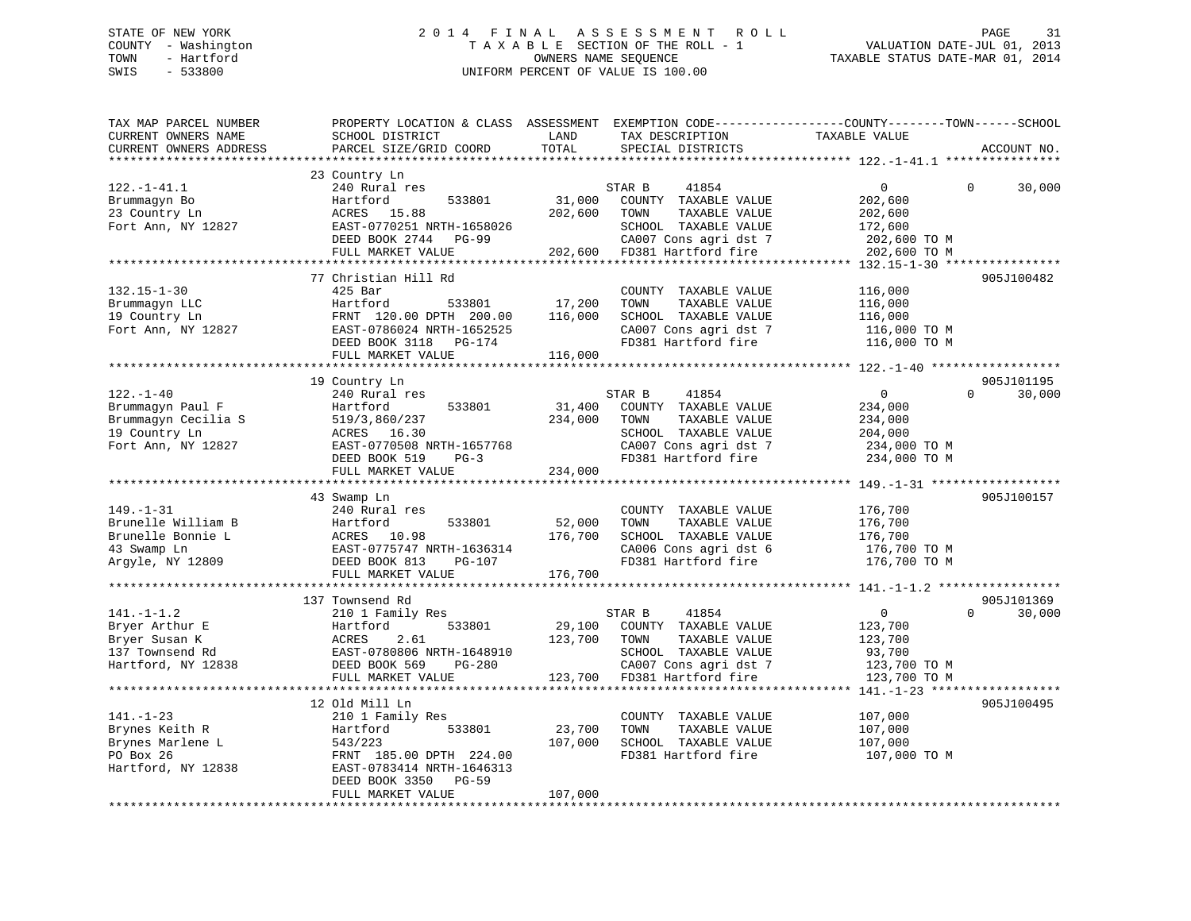STATE OF NEW YORK
COUNTY - Washington
TOWN - Hartford
SWIS - 533800

# 2014 FINAL ASSESSMENT ROLL

TAXABLE SECTION OF THE ROLL - 1
OWNERS NAME SEQUENCE
UNIFORM PERCENT OF VALUE IS 100.00

VALUATION DATE-JUL 01, 2013
TAXABLE STATUS DATE-MAR 01, 2014

| TAX MAP PARCEL NUMBER / CURRENT OWNERS NAME / CURRENT OWNERS ADDRESS | PROPERTY LOCATION & CLASS / SCHOOL DISTRICT / PARCEL SIZE/GRID COORD | ASSESSMENT LAND / TOTAL | EXEMPTION CODE / TAX DESCRIPTION / SPECIAL DISTRICTS | COUNTY | TOWN | SCHOOL | TAXABLE VALUE | ACCOUNT NO. |
|---|---|---|---|---|---|---|---|---|
| **122.-1-41.1** | 23 Country Ln | | | | | | | |
| 122.-1-41.1 | 240 Rural res | | STAR B 41854 | 0 | 0 | 30,000 | | |
| Brummagyn Bo | Hartford 533801 | 31,000 | COUNTY TAXABLE VALUE | | | | 202,600 | |
| 23 Country Ln | ACRES 15.88 | 202,600 | TOWN TAXABLE VALUE | | | | 202,600 | |
| Fort Ann, NY 12827 | EAST-0770251 NRTH-1658026 | | SCHOOL TAXABLE VALUE | | | | 172,600 | |
| | DEED BOOK 2744 PG-99 | | CA007 Cons agri dst 7 | | | | 202,600 TO M | |
| | FULL MARKET VALUE | 202,600 | FD381 Hartford fire | | | | 202,600 TO M | |
| **132.15-1-30** | 77 Christian Hill Rd | | | | | | | 905J100482 |
| 132.15-1-30 | 425 Bar | | COUNTY TAXABLE VALUE | | | | 116,000 | |
| Brummagyn LLC | Hartford 533801 | 17,200 | TOWN TAXABLE VALUE | | | | 116,000 | |
| 19 Country Ln | FRNT 120.00 DPTH 200.00 | 116,000 | SCHOOL TAXABLE VALUE | | | | 116,000 | |
| Fort Ann, NY 12827 | EAST-0786024 NRTH-1652525 | | CA007 Cons agri dst 7 | | | | 116,000 TO M | |
| | DEED BOOK 3118 PG-174 | | FD381 Hartford fire | | | | 116,000 TO M | |
| | FULL MARKET VALUE | 116,000 | | | | | | |
| **122.-1-40** | 19 Country Ln | | | | | | | 905J101195 |
| 122.-1-40 | 240 Rural res | | STAR B 41854 | 0 | 0 | 30,000 | | |
| Brummagyn Paul F | Hartford 533801 | 31,400 | COUNTY TAXABLE VALUE | | | | 234,000 | |
| Brummagyn Cecilia S | 519/3,860/237 | 234,000 | TOWN TAXABLE VALUE | | | | 234,000 | |
| 19 Country Ln | ACRES 16.30 | | SCHOOL TAXABLE VALUE | | | | 204,000 | |
| Fort Ann, NY 12827 | EAST-0770508 NRTH-1657768 | | CA007 Cons agri dst 7 | | | | 234,000 TO M | |
| | DEED BOOK 519 PG-3 | | FD381 Hartford fire | | | | 234,000 TO M | |
| | FULL MARKET VALUE | 234,000 | | | | | | |
| **149.-1-31** | 43 Swamp Ln | | | | | | | 905J100157 |
| 149.-1-31 | 240 Rural res | | COUNTY TAXABLE VALUE | | | | 176,700 | |
| Brunelle William B | Hartford 533801 | 52,000 | TOWN TAXABLE VALUE | | | | 176,700 | |
| Brunelle Bonnie L | ACRES 10.98 | 176,700 | SCHOOL TAXABLE VALUE | | | | 176,700 | |
| 43 Swamp Ln | EAST-0775747 NRTH-1636314 | | CA006 Cons agri dst 6 | | | | 176,700 TO M | |
| Argyle, NY 12809 | DEED BOOK 813 PG-107 | | FD381 Hartford fire | | | | 176,700 TO M | |
| | FULL MARKET VALUE | 176,700 | | | | | | |
| **141.-1-1.2** | 137 Townsend Rd | | | | | | | 905J101369 |
| 141.-1-1.2 | 210 1 Family Res | | STAR B 41854 | 0 | 0 | 30,000 | | |
| Bryer Arthur E | Hartford 533801 | 29,100 | COUNTY TAXABLE VALUE | | | | 123,700 | |
| Bryer Susan K | ACRES 2.61 | 123,700 | TOWN TAXABLE VALUE | | | | 123,700 | |
| 137 Townsend Rd | EAST-0780806 NRTH-1648910 | | SCHOOL TAXABLE VALUE | | | | 93,700 | |
| Hartford, NY 12838 | DEED BOOK 569 PG-280 | | CA007 Cons agri dst 7 | | | | 123,700 TO M | |
| | FULL MARKET VALUE | 123,700 | FD381 Hartford fire | | | | 123,700 TO M | |
| **141.-1-23** | 12 Old Mill Ln | | | | | | | 905J100495 |
| 141.-1-23 | 210 1 Family Res | | COUNTY TAXABLE VALUE | | | | 107,000 | |
| Brynes Keith R | Hartford 533801 | 23,700 | TOWN TAXABLE VALUE | | | | 107,000 | |
| Brynes Marlene L | 543/223 | 107,000 | SCHOOL TAXABLE VALUE | | | | 107,000 | |
| PO Box 26 | FRNT 185.00 DPTH 224.00 | | FD381 Hartford fire | | | | 107,000 TO M | |
| Hartford, NY 12838 | EAST-0783414 NRTH-1646313 | | | | | | | |
| | DEED BOOK 3350 PG-59 | | | | | | | |
| | FULL MARKET VALUE | 107,000 | | | | | | |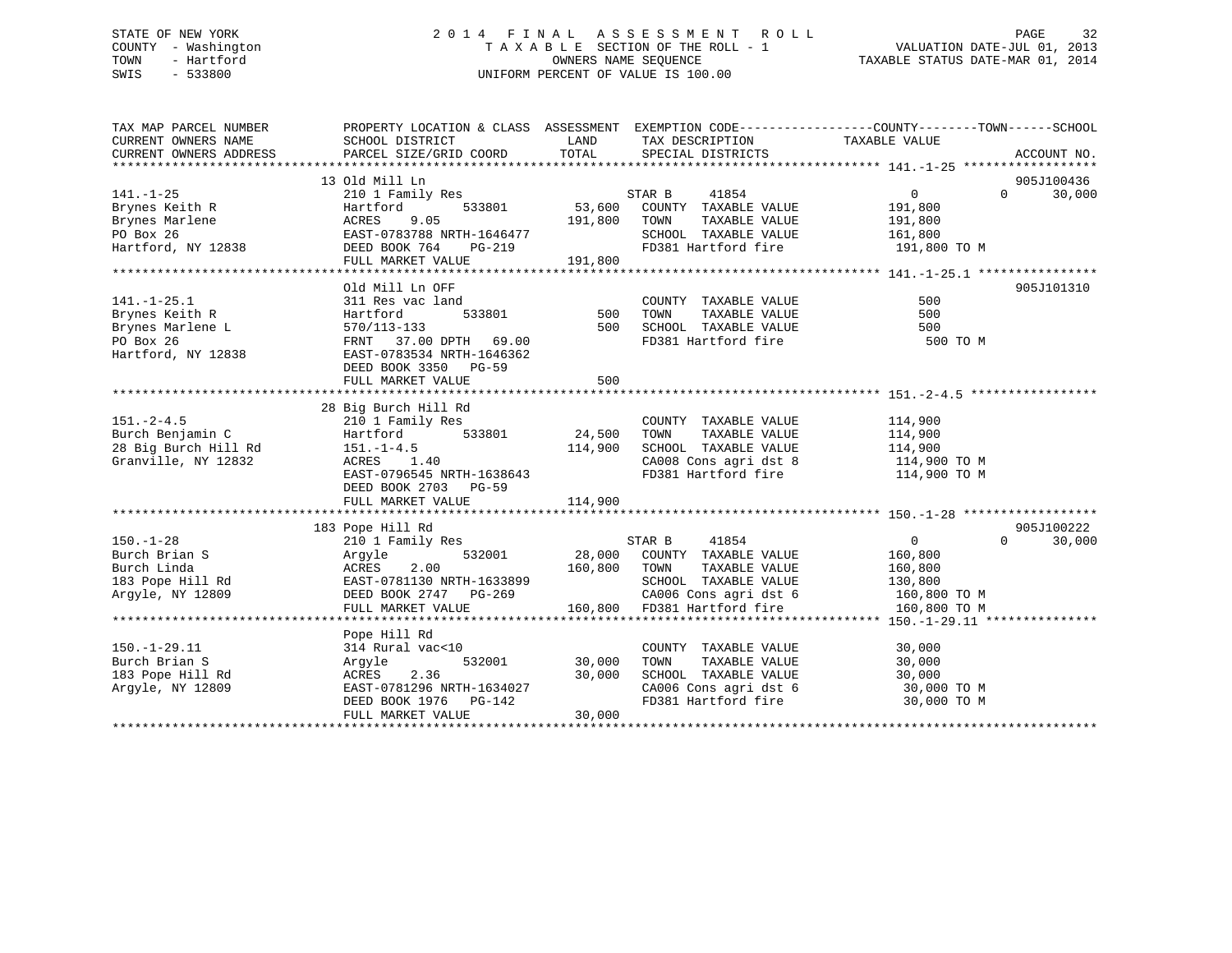STATE OF NEW YORK
COUNTY - Washington
TOWN - Hartford
SWIS - 533800

2 0 1 4 F I N A L A S S E S S M E N T R O L L
T A X A B L E SECTION OF THE ROLL - 1
OWNERS NAME SEQUENCE
UNIFORM PERCENT OF VALUE IS 100.00

VALUATION DATE-JUL 01, 2013
TAXABLE STATUS DATE-MAR 01, 2014

```
TAX MAP PARCEL NUMBER          PROPERTY LOCATION & CLASS  ASSESSMENT  EXEMPTION CODE------------------COUNTY--------TOWN------SCHOOL
CURRENT OWNERS NAME            SCHOOL DISTRICT               LAND       TAX DESCRIPTION              TAXABLE VALUE
CURRENT OWNERS ADDRESS         PARCEL SIZE/GRID COORD        TOTAL      SPECIAL DISTRICTS                                    ACCOUNT NO.
******************************************************************************************************* 141.-1-25 ******************
                               13 Old Mill Ln                                                                              905J100436
141.-1-25                      210 1 Family Res                         STAR B     41854                   0         0      30,000
Brynes Keith R                 Hartford         533801       53,600     COUNTY  TAXABLE VALUE          191,800
Brynes Marlene                 ACRES     9.05               191,800     TOWN    TAXABLE VALUE          191,800
PO Box 26                      EAST-0783788 NRTH-1646477                SCHOOL  TAXABLE VALUE          161,800
Hartford, NY 12838             DEED BOOK 764    PG-219                  FD381 Hartford fire             191,800 TO M
                               FULL MARKET VALUE            191,800
******************************************************************************************************* 141.-1-25.1 ****************
                               Old Mill Ln OFF                                                                             905J101310
141.-1-25.1                    311 Res vac land                         COUNTY  TAXABLE VALUE              500
Brynes Keith R                 Hartford         533801          500     TOWN    TAXABLE VALUE              500
Brynes Marlene L               570/113-133                      500     SCHOOL  TAXABLE VALUE              500
PO Box 26                      FRNT   37.00 DPTH   69.00                FD381 Hartford fire                 500 TO M
Hartford, NY 12838             EAST-0783534 NRTH-1646362
                               DEED BOOK 3350   PG-59
                               FULL MARKET VALUE                500
******************************************************************************************************* 151.-2-4.5 *****************
                               28 Big Burch Hill Rd
151.-2-4.5                     210 1 Family Res                         COUNTY  TAXABLE VALUE          114,900
Burch Benjamin C               Hartford         533801       24,500     TOWN    TAXABLE VALUE          114,900
28 Big Burch Hill Rd           151.-1-4.5                   114,900     SCHOOL  TAXABLE VALUE          114,900
Granville, NY 12832            ACRES     1.40                           CA008 Cons agri dst 8           114,900 TO M
                               EAST-0796545 NRTH-1638643                FD381 Hartford fire             114,900 TO M
                               DEED BOOK 2703   PG-59
                               FULL MARKET VALUE            114,900
******************************************************************************************************* 150.-1-28 ******************
                               183 Pope Hill Rd                                                                            905J100222
150.-1-28                      210 1 Family Res                         STAR B     41854                   0         0      30,000
Burch Brian S                  Argyle           532001       28,000     COUNTY  TAXABLE VALUE          160,800
Burch Linda                    ACRES     2.00               160,800     TOWN    TAXABLE VALUE          160,800
183 Pope Hill Rd               EAST-0781130 NRTH-1633899                SCHOOL  TAXABLE VALUE          130,800
Argyle, NY 12809               DEED BOOK 2747   PG-269                  CA006 Cons agri dst 6           160,800 TO M
                               FULL MARKET VALUE            160,800     FD381 Hartford fire             160,800 TO M
******************************************************************************************************* 150.-1-29.11 ***************
                               Pope Hill Rd
150.-1-29.11                   314 Rural vac<10                         COUNTY  TAXABLE VALUE           30,000
Burch Brian S                  Argyle           532001       30,000     TOWN    TAXABLE VALUE           30,000
183 Pope Hill Rd               ACRES     2.36                30,000     SCHOOL  TAXABLE VALUE           30,000
Argyle, NY 12809               EAST-0781296 NRTH-1634027                CA006 Cons agri dst 6            30,000 TO M
                               DEED BOOK 1976   PG-142                  FD381 Hartford fire              30,000 TO M
                               FULL MARKET VALUE             30,000
************************************************************************************************************************************
```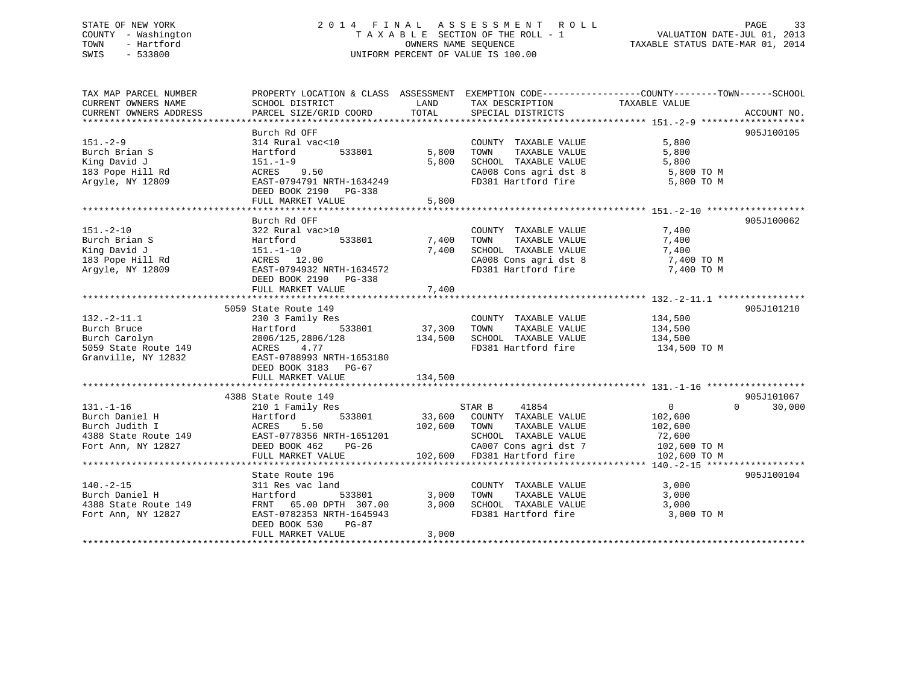STATE OF NEW YORK
COUNTY - Washington
TOWN - Hartford
SWIS - 533800

# 2014 FINAL ASSESSMENT ROLL

TAXABLE SECTION OF THE ROLL - 1
OWNERS NAME SEQUENCE
UNIFORM PERCENT OF VALUE IS 100.00

VALUATION DATE-JUL 01, 2013
TAXABLE STATUS DATE-MAR 01, 2014

| TAX MAP PARCEL NUMBER / CURRENT OWNERS NAME / CURRENT OWNERS ADDRESS | PROPERTY LOCATION & CLASS / SCHOOL DISTRICT / PARCEL SIZE/GRID COORD | ASSESSMENT LAND | TOTAL | EXEMPTION CODE / TAX DESCRIPTION / SPECIAL DISTRICTS | COUNTY TAXABLE VALUE | TOWN | SCHOOL | ACCOUNT NO. |
|---|---|---|---|---|---|---|---|---|
| **151.-2-9** | Burch Rd OFF | | | | | | | 905J100105 |
| 151.-2-9 | 314 Rural vac<10 | | | COUNTY TAXABLE VALUE | 5,800 | | | |
| Burch Brian S | Hartford 533801 | 5,800 | | TOWN TAXABLE VALUE | 5,800 | | | |
| King David J | 151.-1-9 | | 5,800 | SCHOOL TAXABLE VALUE | 5,800 | | | |
| 183 Pope Hill Rd | ACRES 9.50 | | | CA008 Cons agri dst 8 | 5,800 TO M | | | |
| Argyle, NY 12809 | EAST-0794791 NRTH-1634249 | | | FD381 Hartford fire | 5,800 TO M | | | |
| | DEED BOOK 2190 PG-338 | | | | | | | |
| | FULL MARKET VALUE | | 5,800 | | | | | |
| **151.-2-10** | Burch Rd OFF | | | | | | | 905J100062 |
| 151.-2-10 | 322 Rural vac>10 | | | COUNTY TAXABLE VALUE | 7,400 | | | |
| Burch Brian S | Hartford 533801 | 7,400 | | TOWN TAXABLE VALUE | 7,400 | | | |
| King David J | 151.-1-10 | | 7,400 | SCHOOL TAXABLE VALUE | 7,400 | | | |
| 183 Pope Hill Rd | ACRES 12.00 | | | CA008 Cons agri dst 8 | 7,400 TO M | | | |
| Argyle, NY 12809 | EAST-0794932 NRTH-1634572 | | | FD381 Hartford fire | 7,400 TO M | | | |
| | DEED BOOK 2190 PG-338 | | | | | | | |
| | FULL MARKET VALUE | | 7,400 | | | | | |
| **132.-2-11.1** | 5059 State Route 149 | | | | | | | 905J101210 |
| 132.-2-11.1 | 230 3 Family Res | | | COUNTY TAXABLE VALUE | 134,500 | | | |
| Burch Bruce | Hartford 533801 | 37,300 | | TOWN TAXABLE VALUE | 134,500 | | | |
| Burch Carolyn | 2806/125,2806/128 | | 134,500 | SCHOOL TAXABLE VALUE | 134,500 | | | |
| 5059 State Route 149 | ACRES 4.77 | | | FD381 Hartford fire | 134,500 TO M | | | |
| Granville, NY 12832 | EAST-0788993 NRTH-1653180 | | | | | | | |
| | DEED BOOK 3183 PG-67 | | | | | | | |
| | FULL MARKET VALUE | | 134,500 | | | | | |
| **131.-1-16** | 4388 State Route 149 | | | | | | | 905J101067 |
| 131.-1-16 | 210 1 Family Res | | | STAR B 41854 | 0 | 0 | 30,000 | |
| Burch Daniel H | Hartford 533801 | 33,600 | | COUNTY TAXABLE VALUE | 102,600 | | | |
| Burch Judith I | ACRES 5.50 | | 102,600 | TOWN TAXABLE VALUE | 102,600 | | | |
| 4388 State Route 149 | EAST-0778356 NRTH-1651201 | | | SCHOOL TAXABLE VALUE | 72,600 | | | |
| Fort Ann, NY 12827 | DEED BOOK 462 PG-26 | | | CA007 Cons agri dst 7 | 102,600 TO M | | | |
| | FULL MARKET VALUE | | 102,600 | FD381 Hartford fire | 102,600 TO M | | | |
| **140.-2-15** | State Route 196 | | | | | | | 905J100104 |
| 140.-2-15 | 311 Res vac land | | | COUNTY TAXABLE VALUE | 3,000 | | | |
| Burch Daniel H | Hartford 533801 | 3,000 | | TOWN TAXABLE VALUE | 3,000 | | | |
| 4388 State Route 149 | FRNT 65.00 DPTH 307.00 | | 3,000 | SCHOOL TAXABLE VALUE | 3,000 | | | |
| Fort Ann, NY 12827 | EAST-0782353 NRTH-1645943 | | | FD381 Hartford fire | 3,000 TO M | | | |
| | DEED BOOK 530 PG-87 | | | | | | | |
| | FULL MARKET VALUE | | 3,000 | | | | | |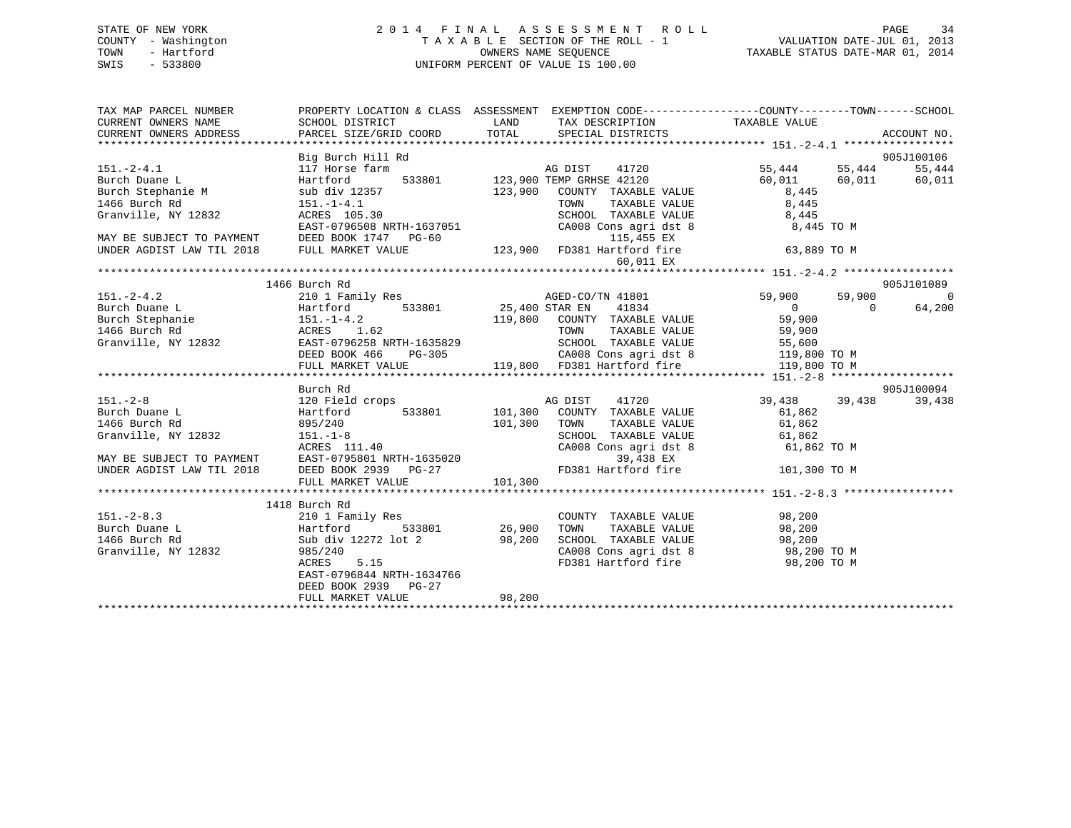STATE OF NEW YORK
COUNTY - Washington
TOWN - Hartford
SWIS - 533800

2014 FINAL ASSESSMENT ROLL
TAXABLE SECTION OF THE ROLL - 1
OWNERS NAME SEQUENCE
UNIFORM PERCENT OF VALUE IS 100.00

VALUATION DATE-JUL 01, 2013
TAXABLE STATUS DATE-MAR 01, 2014

```
TAX MAP PARCEL NUMBER      PROPERTY LOCATION & CLASS  ASSESSMENT  EXEMPTION CODE------------------COUNTY--------TOWN------SCHOOL
CURRENT OWNERS NAME        SCHOOL DISTRICT              LAND      TAX DESCRIPTION            TAXABLE VALUE
CURRENT OWNERS ADDRESS     PARCEL SIZE/GRID COORD      TOTAL      SPECIAL DISTRICTS                                      ACCOUNT NO.
******************************************************************************************** 151.-2-4.1 *****************
                           Big Burch Hill Rd                                                                         905J100106
151.-2-4.1                 117 Horse farm                    AG DIST    41720              55,444      55,444      55,444
Burch Duane L              Hartford        533801      123,900 TEMP GRHSE 42120             60,011      60,011      60,011
Burch Stephanie M          sub div 12357               123,900   COUNTY  TAXABLE VALUE          8,445
1466 Burch Rd              151.-1-4.1                            TOWN    TAXABLE VALUE          8,445
Granville, NY 12832        ACRES 105.30                          SCHOOL  TAXABLE VALUE          8,445
                           EAST-0796508 NRTH-1637051             CA008 Cons agri dst 8           8,445 TO M
MAY BE SUBJECT TO PAYMENT  DEED BOOK 1747   PG-60                       115,455 EX
UNDER AGDIST LAW TIL 2018  FULL MARKET VALUE           123,900   FD381 Hartford fire            63,889 TO M
                                                                         60,011 EX
******************************************************************************************** 151.-2-4.2 *****************
                           1466 Burch Rd                                                                             905J101089
151.-2-4.2                 210 1 Family Res                  AGED-CO/TN 41801              59,900      59,900           0
Burch Duane L              Hartford        533801       25,400 STAR EN    41834                  0           0      64,200
Burch Stephanie            151.-1-4.2                  119,800   COUNTY  TAXABLE VALUE         59,900
1466 Burch Rd              ACRES    1.62                         TOWN    TAXABLE VALUE         59,900
Granville, NY 12832        EAST-0796258 NRTH-1635829             SCHOOL  TAXABLE VALUE         55,600
                           DEED BOOK 466    PG-305               CA008 Cons agri dst 8         119,800 TO M
                           FULL MARKET VALUE           119,800   FD381 Hartford fire           119,800 TO M
******************************************************************************************** 151.-2-8 *******************
                           Burch Rd                                                                                  905J100094
151.-2-8                   120 Field crops                   AG DIST    41720              39,438      39,438      39,438
Burch Duane L              Hartford        533801      101,300   COUNTY  TAXABLE VALUE         61,862
1466 Burch Rd              895/240                     101,300   TOWN    TAXABLE VALUE         61,862
Granville, NY 12832        151.-1-8                              SCHOOL  TAXABLE VALUE         61,862
                           ACRES 111.40                          CA008 Cons agri dst 8          61,862 TO M
MAY BE SUBJECT TO PAYMENT  EAST-0795801 NRTH-1635020                     39,438 EX
UNDER AGDIST LAW TIL 2018  DEED BOOK 2939   PG-27                FD381 Hartford fire           101,300 TO M
                           FULL MARKET VALUE           101,300
******************************************************************************************** 151.-2-8.3 *****************
                           1418 Burch Rd
151.-2-8.3                 210 1 Family Res                      COUNTY  TAXABLE VALUE         98,200
Burch Duane L              Hartford        533801       26,900   TOWN    TAXABLE VALUE         98,200
1466 Burch Rd              Sub div 12272 lot 2          98,200   SCHOOL  TAXABLE VALUE         98,200
Granville, NY 12832        985/240                               CA008 Cons agri dst 8          98,200 TO M
                           ACRES    5.15                         FD381 Hartford fire            98,200 TO M
                           EAST-0796844 NRTH-1634766
                           DEED BOOK 2939   PG-27
                           FULL MARKET VALUE            98,200
**************************************************************************************************************************
```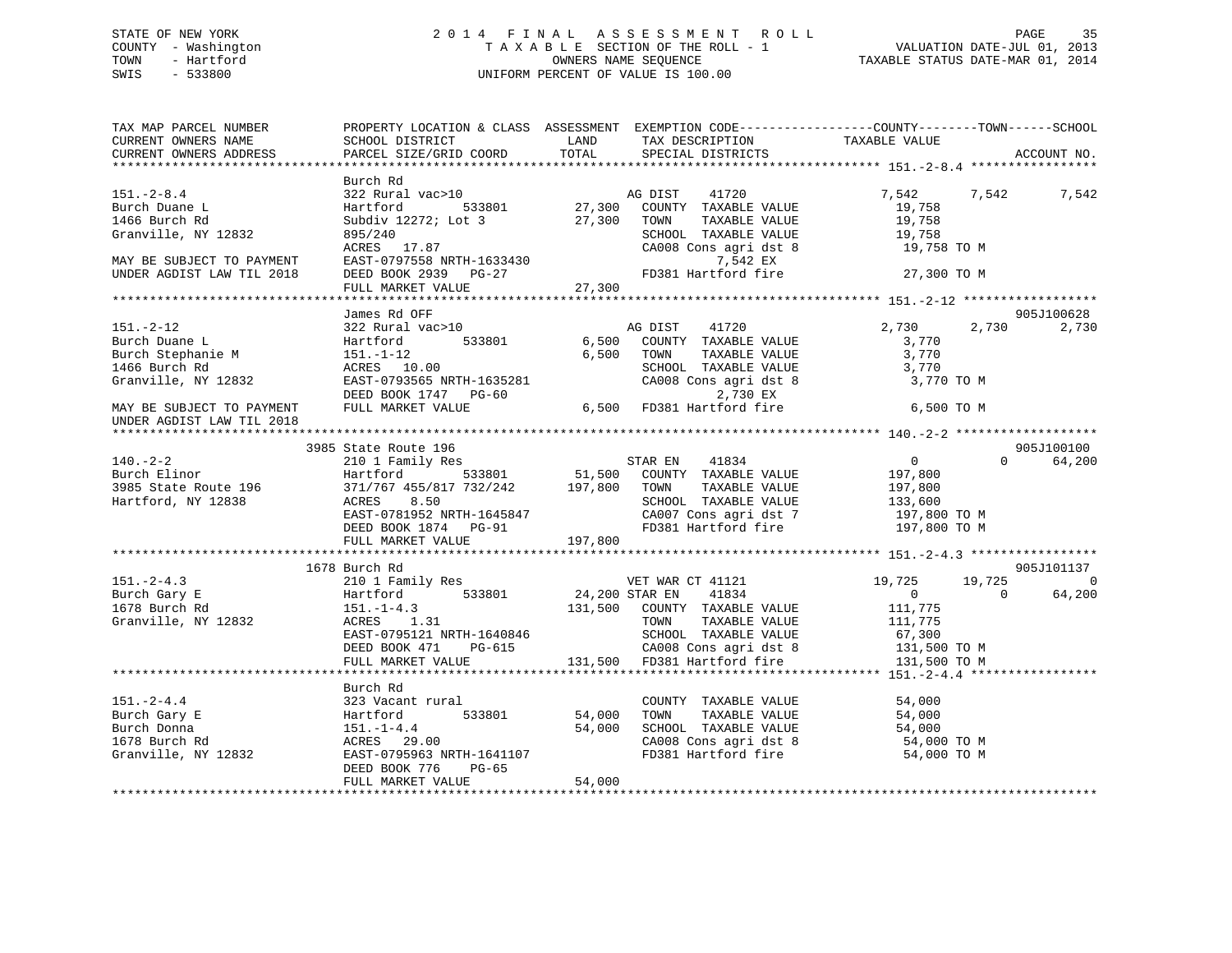STATE OF NEW YORK
COUNTY - Washington
TOWN - Hartford
SWIS - 533800

2 0 1 4 F I N A L A S S E S S M E N T R O L L
T A X A B L E SECTION OF THE ROLL - 1
OWNERS NAME SEQUENCE
UNIFORM PERCENT OF VALUE IS 100.00

VALUATION DATE-JUL 01, 2013
TAXABLE STATUS DATE-MAR 01, 2014

```
TAX MAP PARCEL NUMBER          PROPERTY LOCATION & CLASS  ASSESSMENT  EXEMPTION CODE-----------------COUNTY--------TOWN------SCHOOL
CURRENT OWNERS NAME            SCHOOL DISTRICT               LAND      TAX DESCRIPTION            TAXABLE VALUE
CURRENT OWNERS ADDRESS         PARCEL SIZE/GRID COORD        TOTAL     SPECIAL DISTRICTS                                  ACCOUNT NO.
******************************************************************************************************* 151.-2-8.4 *****************
                               Burch Rd
151.-2-8.4                     322 Rural vac>10                    AG DIST    41720                7,542       7,542       7,542
Burch Duane L                  Hartford        533801       27,300   COUNTY  TAXABLE VALUE           19,758
1466 Burch Rd                  Subdiv 12272; Lot 3          27,300   TOWN    TAXABLE VALUE           19,758
Granville, NY 12832            895/240                               SCHOOL  TAXABLE VALUE           19,758
                               ACRES  17.87                          CA008 Cons agri dst 8            19,758 TO M
MAY BE SUBJECT TO PAYMENT      EAST-0797558 NRTH-1633430                    7,542 EX
UNDER AGDIST LAW TIL 2018      DEED BOOK 2939   PG-27                FD381 Hartford fire              27,300 TO M
                               FULL MARKET VALUE            27,300
******************************************************************************************************* 151.-2-12 ******************
                               James Rd OFF                                                                        905J100628
151.-2-12                      322 Rural vac>10                    AG DIST    41720                2,730       2,730       2,730
Burch Duane L                  Hartford        533801        6,500   COUNTY  TAXABLE VALUE            3,770
Burch Stephanie M              151.-1-12                     6,500   TOWN    TAXABLE VALUE            3,770
1466 Burch Rd                  ACRES  10.00                          SCHOOL  TAXABLE VALUE            3,770
Granville, NY 12832            EAST-0793565 NRTH-1635281             CA008 Cons agri dst 8             3,770 TO M
                               DEED BOOK 1747   PG-60                       2,730 EX
MAY BE SUBJECT TO PAYMENT      FULL MARKET VALUE             6,500   FD381 Hartford fire               6,500 TO M
UNDER AGDIST LAW TIL 2018
******************************************************************************************************* 140.-2-2 *******************
                          3985 State Route 196                                                                     905J100100
140.-2-2                       210 1 Family Res                    STAR EN    41834                    0           0      64,200
Burch Elinor                   Hartford        533801       51,500   COUNTY  TAXABLE VALUE          197,800
3985 State Route 196           371/767 455/817 732/242     197,800   TOWN    TAXABLE VALUE          197,800
Hartford, NY 12838             ACRES   8.50                          SCHOOL  TAXABLE VALUE          133,600
                               EAST-0781952 NRTH-1645847             CA007 Cons agri dst 7           197,800 TO M
                               DEED BOOK 1874   PG-91                FD381 Hartford fire             197,800 TO M
                               FULL MARKET VALUE           197,800
******************************************************************************************************* 151.-2-4.3 *****************
                          1678 Burch Rd                                                                            905J101137
151.-2-4.3                     210 1 Family Res                    VET WAR CT 41121               19,725      19,725           0
Burch Gary E                   Hartford        533801       24,200 STAR EN    41834                    0           0      64,200
1678 Burch Rd                  151.-1-4.3                  131,500   COUNTY  TAXABLE VALUE          111,775
Granville, NY 12832            ACRES   1.31                          TOWN    TAXABLE VALUE          111,775
                               EAST-0795121 NRTH-1640846             SCHOOL  TAXABLE VALUE           67,300
                               DEED BOOK 471    PG-615               CA008 Cons agri dst 8           131,500 TO M
                               FULL MARKET VALUE           131,500   FD381 Hartford fire             131,500 TO M
******************************************************************************************************* 151.-2-4.4 *****************
                               Burch Rd
151.-2-4.4                     323 Vacant rural                      COUNTY  TAXABLE VALUE           54,000
Burch Gary E                   Hartford        533801       54,000   TOWN    TAXABLE VALUE           54,000
Burch Donna                    151.-1-4.4                   54,000   SCHOOL  TAXABLE VALUE           54,000
1678 Burch Rd                  ACRES  29.00                          CA008 Cons agri dst 8            54,000 TO M
Granville, NY 12832            EAST-0795963 NRTH-1641107             FD381 Hartford fire              54,000 TO M
                               DEED BOOK 776    PG-65
                               FULL MARKET VALUE            54,000
************************************************************************************************************************************
```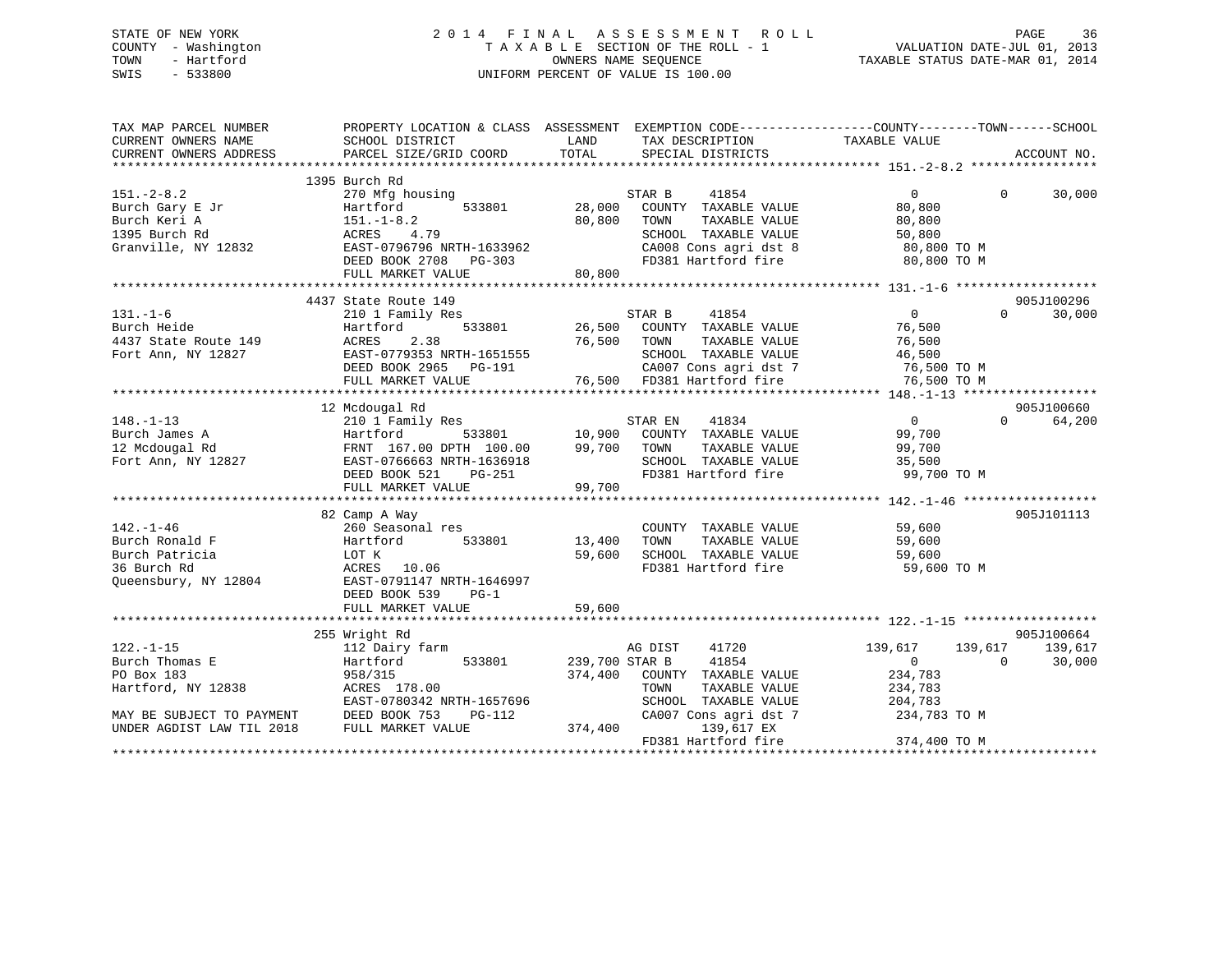STATE OF NEW YORK
COUNTY - Washington
TOWN - Hartford
SWIS - 533800

2014 FINAL ASSESSMENT ROLL
TAXABLE SECTION OF THE ROLL - 1
OWNERS NAME SEQUENCE
UNIFORM PERCENT OF VALUE IS 100.00

VALUATION DATE-JUL 01, 2013
TAXABLE STATUS DATE-MAR 01, 2014

```
TAX MAP PARCEL NUMBER          PROPERTY LOCATION & CLASS  ASSESSMENT  EXEMPTION CODE------------------COUNTY--------TOWN------SCHOOL
CURRENT OWNERS NAME            SCHOOL DISTRICT              LAND      TAX DESCRIPTION              TAXABLE VALUE
CURRENT OWNERS ADDRESS         PARCEL SIZE/GRID COORD       TOTAL     SPECIAL DISTRICTS                                     ACCOUNT NO.
******************************************************************************************************* 151.-2-8.2 *****************
                               1395 Burch Rd
151.-2-8.2                     270 Mfg housing                        STAR B      41854                  0           0      30,000
Burch Gary E Jr                Hartford         533801      28,000    COUNTY  TAXABLE VALUE         80,800
Burch Keri A                   151.-1-8.2                   80,800    TOWN    TAXABLE VALUE         80,800
1395 Burch Rd                  ACRES    4.79                          SCHOOL  TAXABLE VALUE         50,800
Granville, NY 12832            EAST-0796796 NRTH-1633962              CA008 Cons agri dst 8          80,800 TO M
                               DEED BOOK 2708   PG-303                FD381 Hartford fire            80,800 TO M
                               FULL MARKET VALUE            80,800
******************************************************************************************************* 131.-1-6 *******************
                               4437 State Route 149                                                                 905J100296
131.-1-6                       210 1 Family Res                       STAR B      41854                  0           0      30,000
Burch Heide                    Hartford         533801      26,500    COUNTY  TAXABLE VALUE         76,500
4437 State Route 149           ACRES    2.38                76,500    TOWN    TAXABLE VALUE         76,500
Fort Ann, NY 12827             EAST-0779353 NRTH-1651555              SCHOOL  TAXABLE VALUE         46,500
                               DEED BOOK 2965   PG-191                CA007 Cons agri dst 7          76,500 TO M
                               FULL MARKET VALUE            76,500    FD381 Hartford fire            76,500 TO M
******************************************************************************************************* 148.-1-13 ******************
                               12 Mcdougal Rd                                                                       905J100660
148.-1-13                      210 1 Family Res                       STAR EN     41834                  0           0      64,200
Burch James A                  Hartford         533801      10,900    COUNTY  TAXABLE VALUE         99,700
12 Mcdougal Rd                 FRNT 167.00 DPTH 100.00      99,700    TOWN    TAXABLE VALUE         99,700
Fort Ann, NY 12827             EAST-0766663 NRTH-1636918              SCHOOL  TAXABLE VALUE         35,500
                               DEED BOOK 521    PG-251                FD381 Hartford fire            99,700 TO M
                               FULL MARKET VALUE            99,700
******************************************************************************************************* 142.-1-46 ******************
                               82 Camp A Way                                                                        905J101113
142.-1-46                      260 Seasonal res                       COUNTY  TAXABLE VALUE         59,600
Burch Ronald F                 Hartford         533801      13,400    TOWN    TAXABLE VALUE         59,600
Burch Patricia                 LOT K                        59,600    SCHOOL  TAXABLE VALUE         59,600
36 Burch Rd                    ACRES   10.06                          FD381 Hartford fire            59,600 TO M
Queensbury, NY 12804           EAST-0791147 NRTH-1646997
                               DEED BOOK 539    PG-1
                               FULL MARKET VALUE            59,600
******************************************************************************************************* 122.-1-15 ******************
                               255 Wright Rd                                                                        905J100664
122.-1-15                      112 Dairy farm                         AG DIST     41720            139,617     139,617     139,617
Burch Thomas E                 Hartford         533801     239,700 STAR B      41854                  0           0      30,000
PO Box 183                     958/315                     374,400    COUNTY  TAXABLE VALUE        234,783
Hartford, NY 12838             ACRES  178.00                          TOWN    TAXABLE VALUE        234,783
                               EAST-0780342 NRTH-1657696              SCHOOL  TAXABLE VALUE        204,783
MAY BE SUBJECT TO PAYMENT      DEED BOOK 753    PG-112                CA007 Cons agri dst 7         234,783 TO M
UNDER AGDIST LAW TIL 2018      FULL MARKET VALUE           374,400        139,617 EX
                                                                      FD381 Hartford fire           374,400 TO M
************************************************************************************************************************************
```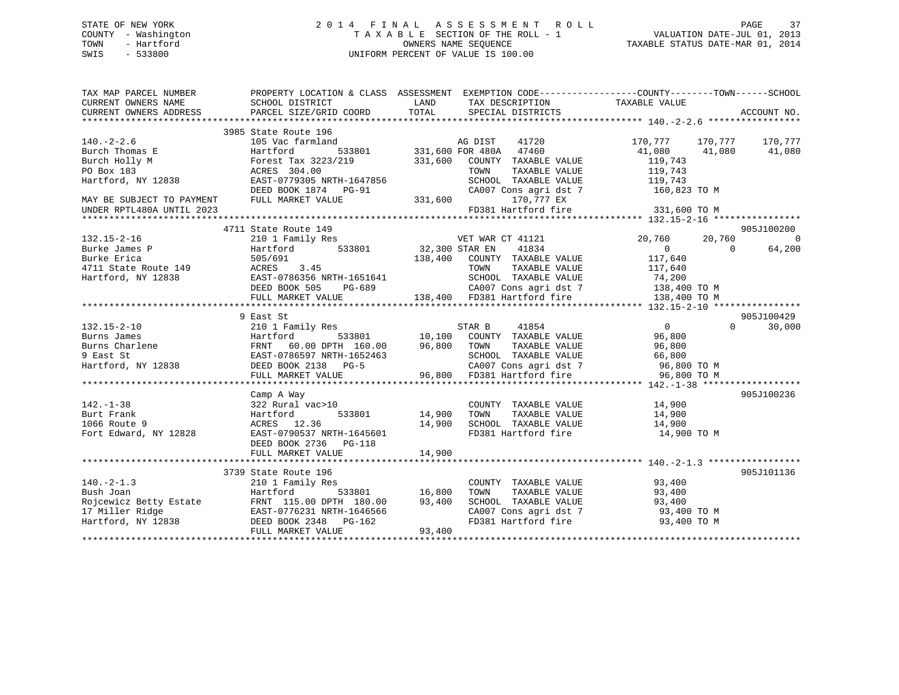STATE OF NEW YORK
COUNTY - Washington
TOWN - Hartford
SWIS - 533800

# 2014 FINAL ASSESSMENT ROLL
TAXABLE SECTION OF THE ROLL - 1
OWNERS NAME SEQUENCE
UNIFORM PERCENT OF VALUE IS 100.00

VALUATION DATE-JUL 01, 2013
TAXABLE STATUS DATE-MAR 01, 2014

```
TAX MAP PARCEL NUMBER          PROPERTY LOCATION & CLASS  ASSESSMENT  EXEMPTION CODE------------------COUNTY--------TOWN------SCHOOL
CURRENT OWNERS NAME            SCHOOL DISTRICT            LAND        TAX DESCRIPTION             TAXABLE VALUE
CURRENT OWNERS ADDRESS         PARCEL SIZE/GRID COORD     TOTAL       SPECIAL DISTRICTS                                      ACCOUNT NO.
*********************************************************************************************** 140.-2-2.6 *****************
                               3985 State Route 196
140.-2-2.6                     105 Vac farmland                  AG DIST    41720             170,777    170,777    170,777
Burch Thomas E                 Hartford       533801      331,600 FOR 480A  47460              41,080     41,080     41,080
Burch Holly M                  Forest Tax 3223/219        331,600   COUNTY  TAXABLE VALUE     119,743
PO Box 183                     ACRES 304.00                         TOWN    TAXABLE VALUE     119,743
Hartford, NY 12838             EAST-0779305 NRTH-1647856            SCHOOL  TAXABLE VALUE     119,743
                               DEED BOOK 1874   PG-91               CA007 Cons agri dst 7         160,823 TO M
MAY BE SUBJECT TO PAYMENT      FULL MARKET VALUE          331,600         170,777 EX
UNDER RPTL480A UNTIL 2023                                           FD381 Hartford fire           331,600 TO M
*********************************************************************************************** 132.15-2-16 ****************
                               4711 State Route 149                                                                905J100200
132.15-2-16                    210 1 Family Res                  VET WAR CT 41121              20,760     20,760          0
Burke James P                  Hartford       533801       32,300 STAR EN   41834                   0          0     64,200
Burke Erica                    505/691                    138,400   COUNTY  TAXABLE VALUE     117,640
4711 State Route 149           ACRES    3.45                        TOWN    TAXABLE VALUE     117,640
Hartford, NY 12838             EAST-0786356 NRTH-1651641            SCHOOL  TAXABLE VALUE      74,200
                               DEED BOOK 505    PG-689              CA007 Cons agri dst 7         138,400 TO M
                               FULL MARKET VALUE          138,400   FD381 Hartford fire           138,400 TO M
*********************************************************************************************** 132.15-2-10 ****************
                               9 East St                                                                           905J100429
132.15-2-10                    210 1 Family Res                  STAR B     41854                   0          0     30,000
Burns James                    Hartford       533801       10,100   COUNTY  TAXABLE VALUE      96,800
Burns Charlene                 FRNT  60.00 DPTH 160.00     96,800   TOWN    TAXABLE VALUE      96,800
9 East St                      EAST-0786597 NRTH-1652463            SCHOOL  TAXABLE VALUE      66,800
Hartford, NY 12838             DEED BOOK 2138   PG-5                CA007 Cons agri dst 7          96,800 TO M
                               FULL MARKET VALUE           96,800   FD381 Hartford fire            96,800 TO M
*********************************************************************************************** 142.-1-38 ******************
                               Camp A Way                                                                          905J100236
142.-1-38                      322 Rural vac>10                     COUNTY  TAXABLE VALUE      14,900
Burt Frank                     Hartford       533801       14,900   TOWN    TAXABLE VALUE      14,900
1066 Route 9                   ACRES  12.36                14,900   SCHOOL  TAXABLE VALUE      14,900
Fort Edward, NY 12828          EAST-0790537 NRTH-1645601            FD381 Hartford fire            14,900 TO M
                               DEED BOOK 2736   PG-118
                               FULL MARKET VALUE           14,900
*********************************************************************************************** 140.-2-1.3 *****************
                               3739 State Route 196                                                                905J101136
140.-2-1.3                     210 1 Family Res                     COUNTY  TAXABLE VALUE      93,400
Bush Joan                      Hartford       533801       16,800   TOWN    TAXABLE VALUE      93,400
Rojcewicz Betty Estate         FRNT 115.00 DPTH 180.00     93,400   SCHOOL  TAXABLE VALUE      93,400
17 Miller Ridge                EAST-0776231 NRTH-1646566            CA007 Cons agri dst 7          93,400 TO M
Hartford, NY 12838             DEED BOOK 2348   PG-162              FD381 Hartford fire            93,400 TO M
                               FULL MARKET VALUE           93,400
*****************************************************************************************************************************
```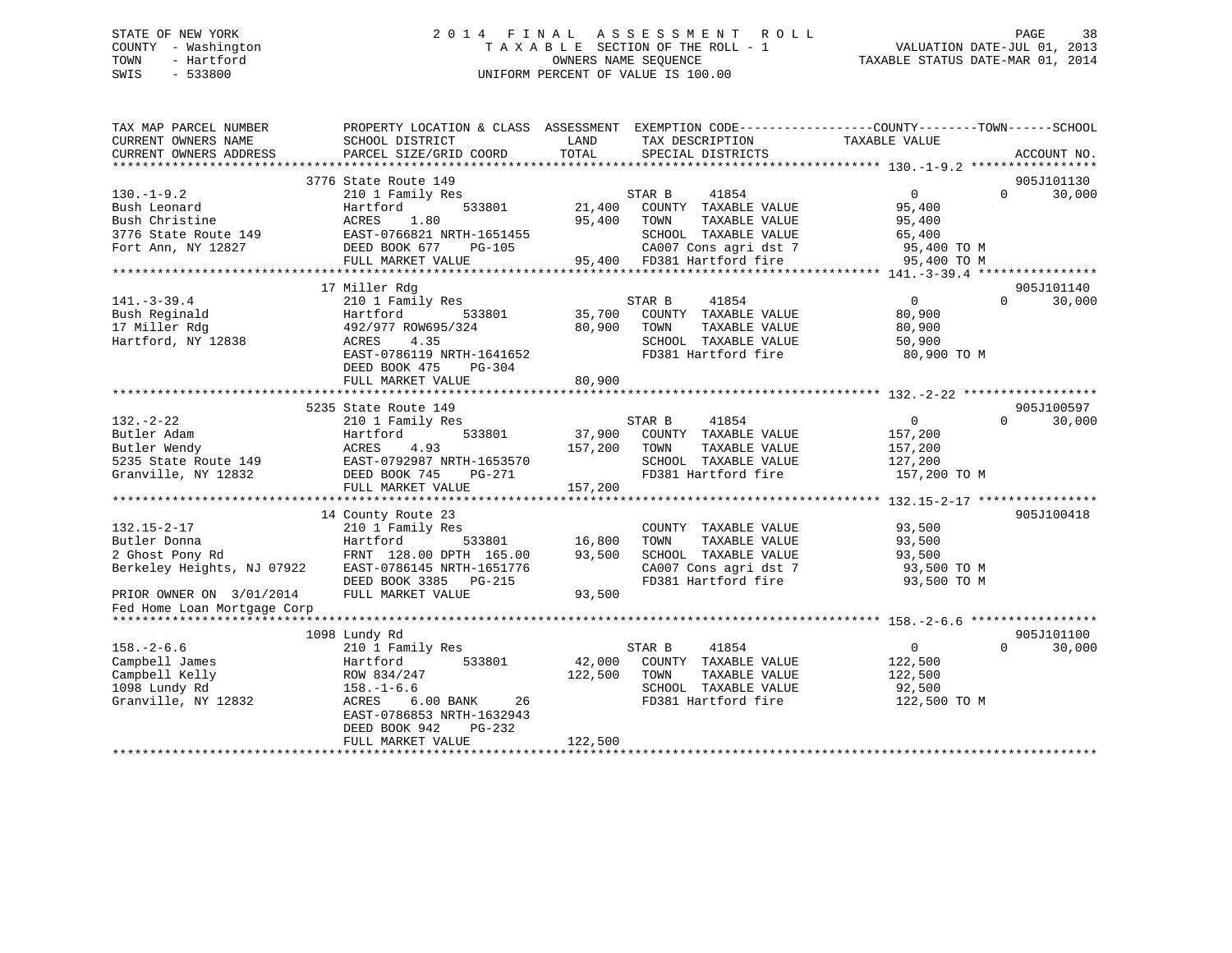STATE OF NEW YORK
COUNTY - Washington
TOWN - Hartford
SWIS - 533800

# 2014 FINAL ASSESSMENT ROLL

TAXABLE SECTION OF THE ROLL - 1
OWNERS NAME SEQUENCE
UNIFORM PERCENT OF VALUE IS 100.00

VALUATION DATE-JUL 01, 2013
TAXABLE STATUS DATE-MAR 01, 2014

```
TAX MAP PARCEL NUMBER          PROPERTY LOCATION & CLASS  ASSESSMENT  EXEMPTION CODE-----------------COUNTY--------TOWN------SCHOOL
CURRENT OWNERS NAME            SCHOOL DISTRICT              LAND      TAX DESCRIPTION            TAXABLE VALUE
CURRENT OWNERS ADDRESS         PARCEL SIZE/GRID COORD       TOTAL     SPECIAL DISTRICTS                                  ACCOUNT NO.
******************************************************************************************************* 130.-1-9.2 *****************
                               3776 State Route 149                                                                    905J101130
130.-1-9.2                     210 1 Family Res                       STAR B       41854            0            0        30,000
Bush Leonard                   Hartford          533801     21,400    COUNTY  TAXABLE VALUE          95,400
Bush Christine                 ACRES    1.80                95,400    TOWN    TAXABLE VALUE          95,400
3776 State Route 149           EAST-0766821 NRTH-1651455              SCHOOL  TAXABLE VALUE          65,400
Fort Ann, NY 12827             DEED BOOK 677    PG-105                CA007 Cons agri dst 7           95,400 TO M
                               FULL MARKET VALUE            95,400    FD381 Hartford fire             95,400 TO M
******************************************************************************************************* 141.-3-39.4 ****************
                               17 Miller Rdg                                                                           905J101140
141.-3-39.4                    210 1 Family Res                       STAR B       41854            0            0        30,000
Bush Reginald                  Hartford          533801     35,700    COUNTY  TAXABLE VALUE          80,900
17 Miller Rdg                  492/977 ROW695/324           80,900    TOWN    TAXABLE VALUE          80,900
Hartford, NY 12838             ACRES    4.35                          SCHOOL  TAXABLE VALUE          50,900
                               EAST-0786119 NRTH-1641652              FD381 Hartford fire             80,900 TO M
                               DEED BOOK 475    PG-304
                               FULL MARKET VALUE            80,900
******************************************************************************************************* 132.-2-22 ******************
                               5235 State Route 149                                                                    905J100597
132.-2-22                      210 1 Family Res                       STAR B       41854            0            0        30,000
Butler Adam                    Hartford          533801     37,900    COUNTY  TAXABLE VALUE         157,200
Butler Wendy                   ACRES    4.93               157,200    TOWN    TAXABLE VALUE         157,200
5235 State Route 149           EAST-0792987 NRTH-1653570              SCHOOL  TAXABLE VALUE         127,200
Granville, NY 12832            DEED BOOK 745    PG-271                FD381 Hartford fire            157,200 TO M
                               FULL MARKET VALUE           157,200
******************************************************************************************************* 132.15-2-17 ****************
                               14 County Route 23                                                                      905J100418
132.15-2-17                    210 1 Family Res                       COUNTY  TAXABLE VALUE          93,500
Butler Donna                   Hartford          533801     16,800    TOWN    TAXABLE VALUE          93,500
2 Ghost Pony Rd                FRNT 128.00 DPTH 165.00      93,500    SCHOOL  TAXABLE VALUE          93,500
Berkeley Heights, NJ 07922     EAST-0786145 NRTH-1651776              CA007 Cons agri dst 7           93,500 TO M
                               DEED BOOK 3385   PG-215                FD381 Hartford fire             93,500 TO M
PRIOR OWNER ON 3/01/2014       FULL MARKET VALUE            93,500
Fed Home Loan Mortgage Corp
******************************************************************************************************* 158.-2-6.6 *****************
                               1098 Lundy Rd                                                                           905J101100
158.-2-6.6                     210 1 Family Res                       STAR B       41854            0            0        30,000
Campbell James                 Hartford          533801     42,000    COUNTY  TAXABLE VALUE         122,500
Campbell Kelly                 ROW 834/247                 122,500    TOWN    TAXABLE VALUE         122,500
1098 Lundy Rd                  158.-1-6.6                             SCHOOL  TAXABLE VALUE          92,500
Granville, NY 12832            ACRES    6.00 BANK     26              FD381 Hartford fire            122,500 TO M
                               EAST-0786853 NRTH-1632943
                               DEED BOOK 942    PG-232
                               FULL MARKET VALUE           122,500
************************************************************************************************************************************
```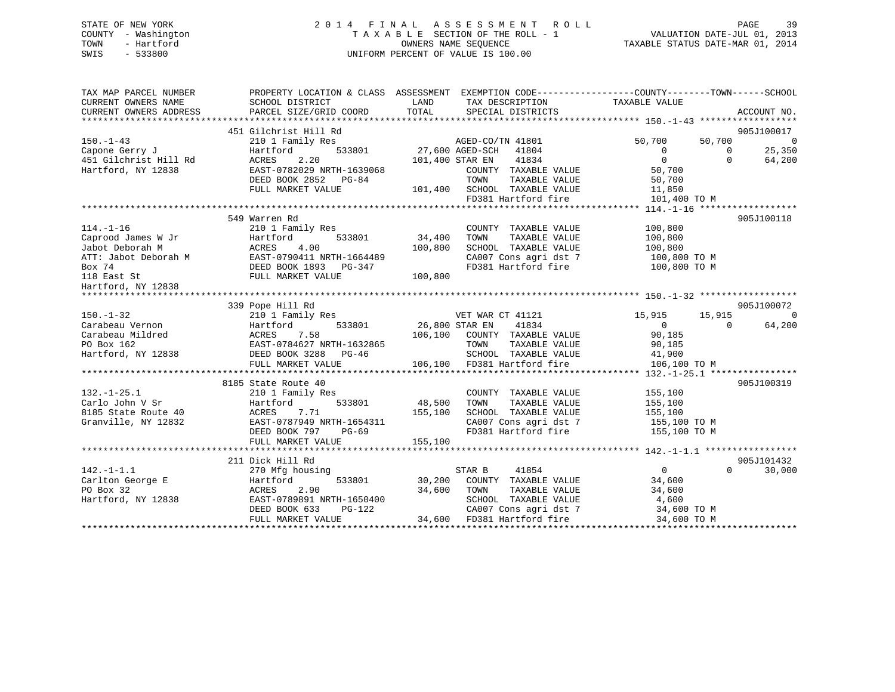STATE OF NEW YORK
COUNTY - Washington
TOWN - Hartford
SWIS - 533800

2 0 1 4 F I N A L A S S E S S M E N T R O L L
T A X A B L E SECTION OF THE ROLL - 1
OWNERS NAME SEQUENCE
UNIFORM PERCENT OF VALUE IS 100.00

VALUATION DATE-JUL 01, 2013
TAXABLE STATUS DATE-MAR 01, 2014

```
TAX MAP PARCEL NUMBER          PROPERTY LOCATION & CLASS  ASSESSMENT  EXEMPTION CODE------------------COUNTY--------TOWN------SCHOOL
CURRENT OWNERS NAME            SCHOOL DISTRICT              LAND      TAX DESCRIPTION              TAXABLE VALUE
CURRENT OWNERS ADDRESS         PARCEL SIZE/GRID COORD       TOTAL     SPECIAL DISTRICTS                                         ACCOUNT NO.
******************************************************************************************************* 150.-1-43 ******************
                               451 Gilchrist Hill Rd                                                                          905J100017
150.-1-43                      210 1 Family Res                        AGED-CO/TN 41801            50,700     50,700           0
Capone Gerry J                 Hartford        533801       27,600 AGED-SCH   41804                 0          0          25,350
451 Gilchrist Hill Rd          ACRES     2.20              101,400 STAR EN    41834                 0          0          64,200
Hartford, NY 12838             EAST-0782029 NRTH-1639068               COUNTY  TAXABLE VALUE         50,700
                               DEED BOOK 2852   PG-84                  TOWN    TAXABLE VALUE         50,700
                               FULL MARKET VALUE           101,400   SCHOOL  TAXABLE VALUE         11,850
                                                                       FD381 Hartford fire          101,400 TO M
******************************************************************************************************* 114.-1-16 ******************
                               549 Warren Rd                                                                                  905J100118
114.-1-16                      210 1 Family Res                        COUNTY  TAXABLE VALUE        100,800
Caprood James W Jr             Hartford        533801       34,400   TOWN    TAXABLE VALUE        100,800
Jabot Deborah M                ACRES     4.00              100,800   SCHOOL  TAXABLE VALUE        100,800
ATT: Jabot Deborah M           EAST-0790411 NRTH-1664489               CA007 Cons agri dst 7        100,800 TO M
Box 74                         DEED BOOK 1893   PG-347                 FD381 Hartford fire          100,800 TO M
118 East St                    FULL MARKET VALUE           100,800
Hartford, NY 12838
******************************************************************************************************* 150.-1-32 ******************
                               339 Pope Hill Rd                                                                               905J100072
150.-1-32                      210 1 Family Res                        VET WAR CT 41121            15,915     15,915           0
Carabeau Vernon                Hartford        533801       26,800 STAR EN    41834                 0          0          64,200
Carabeau Mildred               ACRES     7.58              106,100   COUNTY  TAXABLE VALUE         90,185
PO Box 162                     EAST-0784627 NRTH-1632865               TOWN    TAXABLE VALUE         90,185
Hartford, NY 12838             DEED BOOK 3288   PG-46                  SCHOOL  TAXABLE VALUE         41,900
                               FULL MARKET VALUE           106,100   FD381 Hartford fire          106,100 TO M
******************************************************************************************************* 132.-1-25.1 ****************
                               8185 State Route 40                                                                            905J100319
132.-1-25.1                    210 1 Family Res                        COUNTY  TAXABLE VALUE        155,100
Carlo John V Sr                Hartford        533801       48,500   TOWN    TAXABLE VALUE        155,100
8185 State Route 40            ACRES     7.71              155,100   SCHOOL  TAXABLE VALUE        155,100
Granville, NY 12832            EAST-0787949 NRTH-1654311               CA007 Cons agri dst 7        155,100 TO M
                               DEED BOOK 797    PG-69                  FD381 Hartford fire          155,100 TO M
                               FULL MARKET VALUE           155,100
******************************************************************************************************* 142.-1-1.1 *****************
                               211 Dick Hill Rd                                                                               905J101432
142.-1-1.1                     270 Mfg housing                         STAR B     41854                 0          0          30,000
Carlton George E               Hartford        533801       30,200   COUNTY  TAXABLE VALUE         34,600
PO Box 32                      ACRES     2.90               34,600   TOWN    TAXABLE VALUE         34,600
Hartford, NY 12838             EAST-0789891 NRTH-1650400               SCHOOL  TAXABLE VALUE          4,600
                               DEED BOOK 633    PG-122                 CA007 Cons agri dst 7         34,600 TO M
                               FULL MARKET VALUE            34,600   FD381 Hartford fire           34,600 TO M
************************************************************************************************************************************
```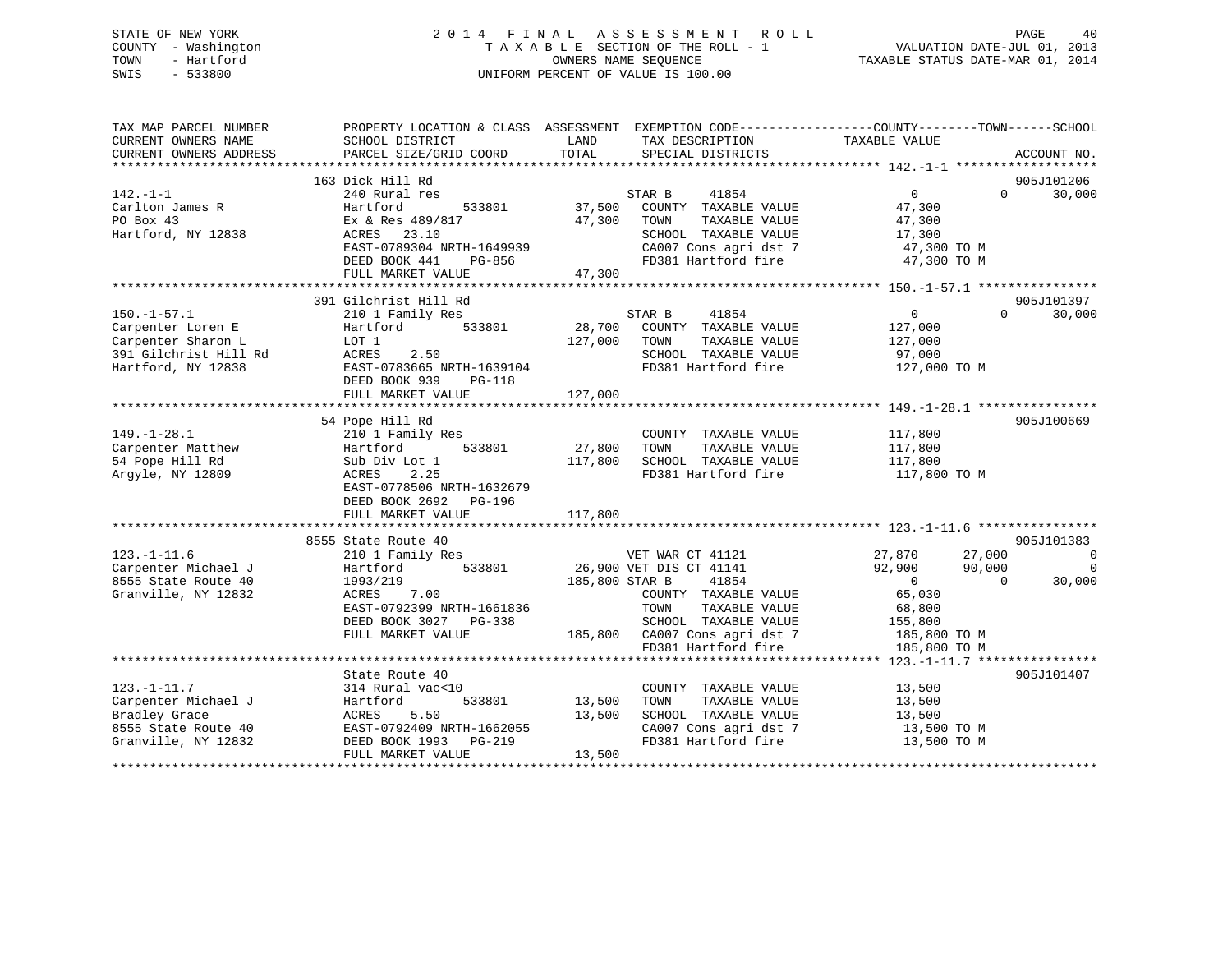STATE OF NEW YORK
COUNTY - Washington
TOWN - Hartford
SWIS - 533800

2 0 1 4 F I N A L A S S E S S M E N T R O L L
T A X A B L E SECTION OF THE ROLL - 1
OWNERS NAME SEQUENCE
UNIFORM PERCENT OF VALUE IS 100.00

VALUATION DATE-JUL 01, 2013
TAXABLE STATUS DATE-MAR 01, 2014

```
TAX MAP PARCEL NUMBER          PROPERTY LOCATION & CLASS  ASSESSMENT  EXEMPTION CODE------------------COUNTY--------TOWN------SCHOOL
CURRENT OWNERS NAME            SCHOOL DISTRICT               LAND      TAX DESCRIPTION            TAXABLE VALUE
CURRENT OWNERS ADDRESS         PARCEL SIZE/GRID COORD        TOTAL     SPECIAL DISTRICTS                                      ACCOUNT NO.
******************************************************************************************************* 142.-1-1 *******************
                               163 Dick Hill Rd                                                                              905J101206
142.-1-1                       240 Rural res                            STAR B     41854                    0          0      30,000
Carlton James R                Hartford          533801        37,500   COUNTY  TAXABLE VALUE          47,300
PO Box 43                      Ex & Res 489/817                47,300   TOWN    TAXABLE VALUE          47,300
Hartford, NY 12838             ACRES   23.10                            SCHOOL  TAXABLE VALUE          17,300
                               EAST-0789304 NRTH-1649939                CA007 Cons agri dst 7           47,300 TO M
                               DEED BOOK 441     PG-856                 FD381 Hartford fire             47,300 TO M
                               FULL MARKET VALUE               47,300
******************************************************************************************************* 150.-1-57.1 ****************
                               391 Gilchrist Hill Rd                                                                         905J101397
150.-1-57.1                    210 1 Family Res                         STAR B     41854                    0          0      30,000
Carpenter Loren E              Hartford          533801        28,700   COUNTY  TAXABLE VALUE         127,000
Carpenter Sharon L             LOT 1                          127,000   TOWN    TAXABLE VALUE         127,000
391 Gilchrist Hill Rd          ACRES    2.50                            SCHOOL  TAXABLE VALUE          97,000
Hartford, NY 12838             EAST-0783665 NRTH-1639104                FD381 Hartford fire            127,000 TO M
                               DEED BOOK 939     PG-118
                               FULL MARKET VALUE              127,000
******************************************************************************************************* 149.-1-28.1 ****************
                               54 Pope Hill Rd                                                                               905J100669
149.-1-28.1                    210 1 Family Res                         COUNTY  TAXABLE VALUE         117,800
Carpenter Matthew              Hartford          533801        27,800   TOWN    TAXABLE VALUE         117,800
54 Pope Hill Rd                Sub Div Lot 1                  117,800   SCHOOL  TAXABLE VALUE         117,800
Argyle, NY 12809               ACRES    2.25                            FD381 Hartford fire            117,800 TO M
                               EAST-0778506 NRTH-1632679
                               DEED BOOK 2692    PG-196
                               FULL MARKET VALUE              117,800
******************************************************************************************************* 123.-1-11.6 ****************
                               8555 State Route 40                                                                           905J101383
123.-1-11.6                    210 1 Family Res                         VET WAR CT 41121               27,870     27,000           0
Carpenter Michael J            Hartford          533801        26,900   VET DIS CT 41141               92,900     90,000           0
8555 State Route 40            1993/219                       185,800   STAR B     41854                    0          0      30,000
Granville, NY 12832            ACRES    7.00                            COUNTY  TAXABLE VALUE          65,030
                               EAST-0792399 NRTH-1661836                TOWN    TAXABLE VALUE          68,800
                               DEED BOOK 3027    PG-338                 SCHOOL  TAXABLE VALUE         155,800
                               FULL MARKET VALUE              185,800   CA007 Cons agri dst 7          185,800 TO M
                                                                        FD381 Hartford fire            185,800 TO M
******************************************************************************************************* 123.-1-11.7 ****************
                               State Route 40                                                                                905J101407
123.-1-11.7                    314 Rural vac<10                         COUNTY  TAXABLE VALUE          13,500
Carpenter Michael J            Hartford          533801        13,500   TOWN    TAXABLE VALUE          13,500
Bradley Grace                  ACRES    5.50                   13,500   SCHOOL  TAXABLE VALUE          13,500
8555 State Route 40            EAST-0792409 NRTH-1662055                CA007 Cons agri dst 7           13,500 TO M
Granville, NY 12832            DEED BOOK 1993    PG-219                 FD381 Hartford fire             13,500 TO M
                               FULL MARKET VALUE               13,500
************************************************************************************************************************************
```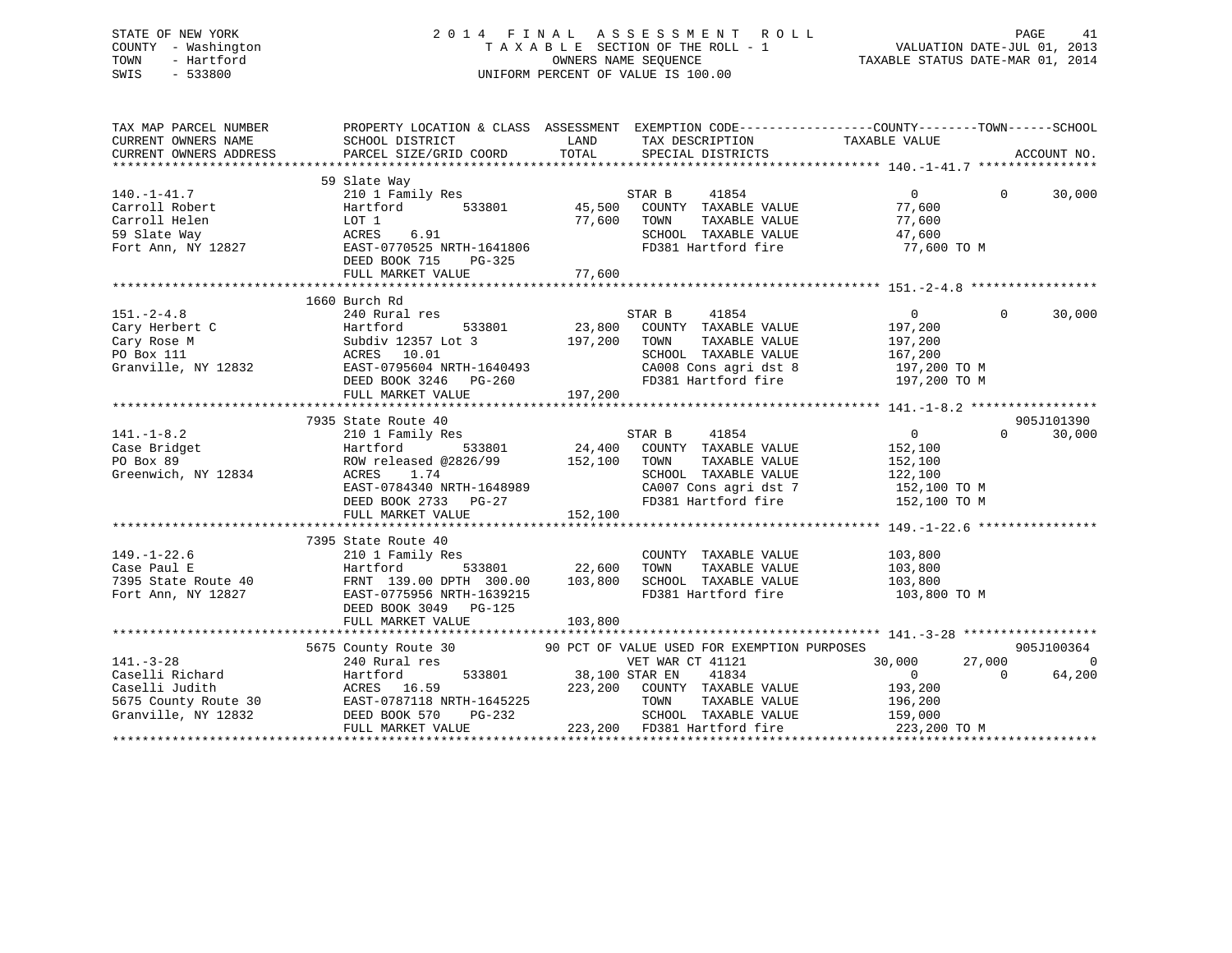STATE OF NEW YORK
COUNTY - Washington
TOWN - Hartford
SWIS - 533800

2014 FINAL ASSESSMENT ROLL
TAXABLE SECTION OF THE ROLL - 1
OWNERS NAME SEQUENCE
UNIFORM PERCENT OF VALUE IS 100.00

VALUATION DATE-JUL 01, 2013
TAXABLE STATUS DATE-MAR 01, 2014

```
TAX MAP PARCEL NUMBER          PROPERTY LOCATION & CLASS  ASSESSMENT  EXEMPTION CODE-----------------COUNTY--------TOWN------SCHOOL
CURRENT OWNERS NAME            SCHOOL DISTRICT              LAND      TAX DESCRIPTION             TAXABLE VALUE
CURRENT OWNERS ADDRESS         PARCEL SIZE/GRID COORD       TOTAL     SPECIAL DISTRICTS                                    ACCOUNT NO.
******************************************************************************************************* 140.-1-41.7 ****************
                               59 Slate Way
140.-1-41.7                    210 1 Family Res                       STAR B     41854                  0           0      30,000
Carroll Robert                 Hartford        533801      45,500     COUNTY  TAXABLE VALUE          77,600
Carroll Helen                  LOT 1                       77,600     TOWN    TAXABLE VALUE          77,600
59 Slate Way                   ACRES    6.91                          SCHOOL  TAXABLE VALUE          47,600
Fort Ann, NY 12827             EAST-0770525 NRTH-1641806              FD381 Hartford fire             77,600 TO M
                               DEED BOOK 715    PG-325
                               FULL MARKET VALUE           77,600
******************************************************************************************************* 151.-2-4.8 *****************
                               1660 Burch Rd
151.-2-4.8                     240 Rural res                          STAR B     41854                  0           0      30,000
Cary Herbert C                 Hartford        533801      23,800     COUNTY  TAXABLE VALUE         197,200
Cary Rose M                    Subdiv 12357 Lot 3         197,200     TOWN    TAXABLE VALUE         197,200
PO Box 111                     ACRES   10.01                          SCHOOL  TAXABLE VALUE         167,200
Granville, NY 12832            EAST-0795604 NRTH-1640493              CA008 Cons agri dst 8          197,200 TO M
                               DEED BOOK 3246   PG-260                FD381 Hartford fire            197,200 TO M
                               FULL MARKET VALUE          197,200
******************************************************************************************************* 141.-1-8.2 *****************
                               7935 State Route 40                                                                  905J101390
141.-1-8.2                     210 1 Family Res                       STAR B     41854                  0           0      30,000
Case Bridget                   Hartford        533801      24,400     COUNTY  TAXABLE VALUE         152,100
PO Box 89                      ROW released @2826/99      152,100     TOWN    TAXABLE VALUE         152,100
Greenwich, NY 12834            ACRES    1.74                          SCHOOL  TAXABLE VALUE         122,100
                               EAST-0784340 NRTH-1648989              CA007 Cons agri dst 7          152,100 TO M
                               DEED BOOK 2733   PG-27                 FD381 Hartford fire            152,100 TO M
                               FULL MARKET VALUE          152,100
******************************************************************************************************* 149.-1-22.6 ****************
                               7395 State Route 40
149.-1-22.6                    210 1 Family Res                       COUNTY  TAXABLE VALUE         103,800
Case Paul E                    Hartford        533801      22,600     TOWN    TAXABLE VALUE         103,800
7395 State Route 40            FRNT 139.00 DPTH 300.00    103,800     SCHOOL  TAXABLE VALUE         103,800
Fort Ann, NY 12827             EAST-0775956 NRTH-1639215              FD381 Hartford fire            103,800 TO M
                               DEED BOOK 3049   PG-125
                               FULL MARKET VALUE          103,800
******************************************************************************************************* 141.-3-28 ******************
                               5675 County Route 30        90 PCT OF VALUE USED FOR EXEMPTION PURPOSES                      905J100364
141.-3-28                      240 Rural res                          VET WAR CT 41121             30,000      27,000           0
Caselli Richard                Hartford        533801      38,100 STAR EN    41834                  0           0      64,200
Caselli Judith                 ACRES   16.59              223,200     COUNTY  TAXABLE VALUE         193,200
5675 County Route 30           EAST-0787118 NRTH-1645225              TOWN    TAXABLE VALUE         196,200
Granville, NY 12832            DEED BOOK 570    PG-232                SCHOOL  TAXABLE VALUE         159,000
                               FULL MARKET VALUE          223,200     FD381 Hartford fire            223,200 TO M
************************************************************************************************************************************
```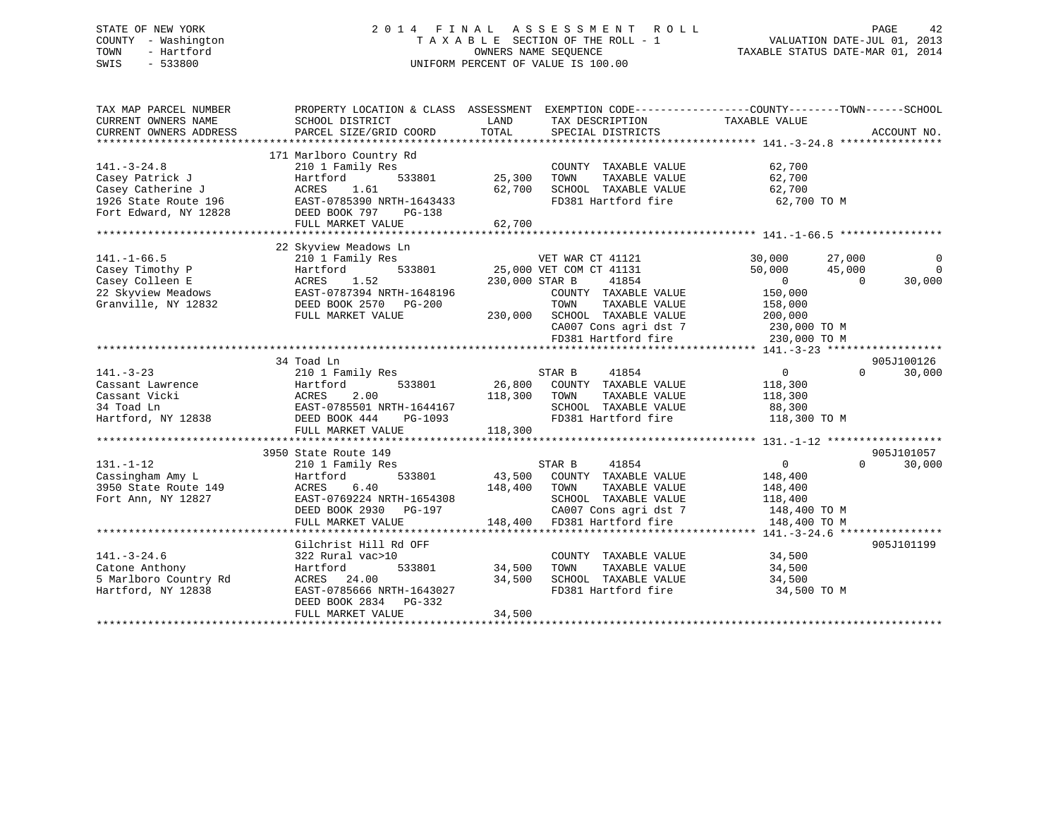STATE OF NEW YORK — 2014 FINAL ASSESSMENT ROLL — PAGE 42
COUNTY - Washington — TAXABLE SECTION OF THE ROLL - 1 — VALUATION DATE-JUL 01, 2013
TOWN - Hartford — OWNERS NAME SEQUENCE — TAXABLE STATUS DATE-MAR 01, 2014
SWIS - 533800 — UNIFORM PERCENT OF VALUE IS 100.00

```
TAX MAP PARCEL NUMBER          PROPERTY LOCATION & CLASS  ASSESSMENT  EXEMPTION CODE------------------COUNTY--------TOWN------SCHOOL
CURRENT OWNERS NAME            SCHOOL DISTRICT              LAND      TAX DESCRIPTION             TAXABLE VALUE
CURRENT OWNERS ADDRESS         PARCEL SIZE/GRID COORD       TOTAL     SPECIAL DISTRICTS                                      ACCOUNT NO.
******************************************************************************************************* 141.-3-24.8 ****************
                               171 Marlboro Country Rd
141.-3-24.8                    210 1 Family Res                       COUNTY  TAXABLE VALUE          62,700
Casey Patrick J                Hartford         533801      25,300    TOWN    TAXABLE VALUE          62,700
Casey Catherine J              ACRES    1.61                62,700    SCHOOL  TAXABLE VALUE          62,700
1926 State Route 196           EAST-0785390 NRTH-1643433              FD381 Hartford fire             62,700 TO M
Fort Edward, NY 12828          DEED BOOK 797    PG-138
                               FULL MARKET VALUE            62,700
******************************************************************************************************* 141.-1-66.5 ****************
                               22 Skyview Meadows Ln
141.-1-66.5                    210 1 Family Res                   VET WAR CT 41121         30,000     27,000           0
Casey Timothy P                Hartford         533801      25,000 VET COM CT 41131         50,000     45,000           0
Casey Colleen E                ACRES    1.52               230,000 STAR B     41854              0          0      30,000
22 Skyview Meadows             EAST-0787394 NRTH-1648196              COUNTY  TAXABLE VALUE         150,000
Granville, NY 12832            DEED BOOK 2570   PG-200                TOWN    TAXABLE VALUE         158,000
                               FULL MARKET VALUE           230,000    SCHOOL  TAXABLE VALUE         200,000
                                                                      CA007 Cons agri dst 7          230,000 TO M
                                                                      FD381 Hartford fire            230,000 TO M
******************************************************************************************************* 141.-3-23 ******************
                               34 Toad Ln                                                                             905J100126
141.-3-23                      210 1 Family Res                       STAR B     41854              0          0      30,000
Cassant Lawrence               Hartford         533801      26,800    COUNTY  TAXABLE VALUE         118,300
Cassant Vicki                  ACRES    2.00               118,300    TOWN    TAXABLE VALUE         118,300
34 Toad Ln                     EAST-0785501 NRTH-1644167              SCHOOL  TAXABLE VALUE          88,300
Hartford, NY 12838             DEED BOOK 444    PG-1093               FD381 Hartford fire            118,300 TO M
                               FULL MARKET VALUE           118,300
******************************************************************************************************* 131.-1-12 ******************
                               3950 State Route 149                                                                   905J101057
131.-1-12                      210 1 Family Res                       STAR B     41854              0          0      30,000
Cassingham Amy L               Hartford         533801      43,500    COUNTY  TAXABLE VALUE         148,400
3950 State Route 149           ACRES    6.40               148,400    TOWN    TAXABLE VALUE         148,400
Fort Ann, NY 12827             EAST-0769224 NRTH-1654308              SCHOOL  TAXABLE VALUE         118,400
                               DEED BOOK 2930   PG-197                CA007 Cons agri dst 7          148,400 TO M
                               FULL MARKET VALUE           148,400    FD381 Hartford fire            148,400 TO M
******************************************************************************************************* 141.-3-24.6 ****************
                               Gilchrist Hill Rd OFF                                                                  905J101199
141.-3-24.6                    322 Rural vac>10                       COUNTY  TAXABLE VALUE          34,500
Catone Anthony                 Hartford         533801      34,500    TOWN    TAXABLE VALUE          34,500
5 Marlboro Country Rd          ACRES   24.00                34,500    SCHOOL  TAXABLE VALUE          34,500
Hartford, NY 12838             EAST-0785666 NRTH-1643027              FD381 Hartford fire             34,500 TO M
                               DEED BOOK 2834   PG-332
                               FULL MARKET VALUE            34,500
************************************************************************************************************************************
```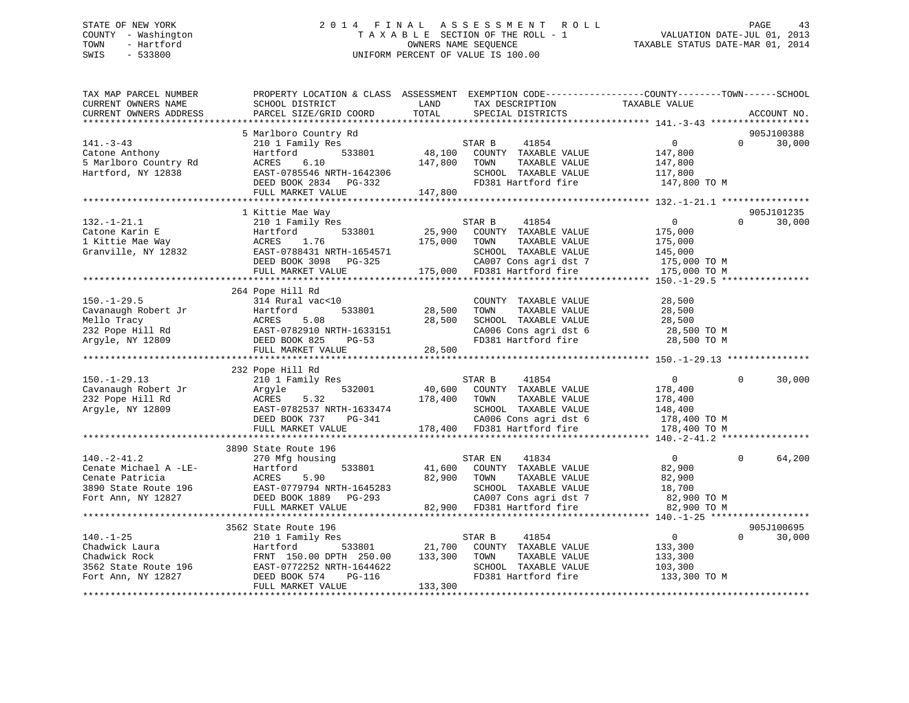STATE OF NEW YORK
COUNTY - Washington
TOWN - Hartford
SWIS - 533800

# 2014 FINAL ASSESSMENT ROLL

TAXABLE SECTION OF THE ROLL - 1
OWNERS NAME SEQUENCE
UNIFORM PERCENT OF VALUE IS 100.00

VALUATION DATE-JUL 01, 2013
TAXABLE STATUS DATE-MAR 01, 2014

| TAX MAP PARCEL NUMBER / CURRENT OWNERS NAME / CURRENT OWNERS ADDRESS | PROPERTY LOCATION & CLASS / SCHOOL DISTRICT / PARCEL SIZE/GRID COORD | ASSESSMENT LAND / TOTAL | EXEMPTION CODE / TAX DESCRIPTION / SPECIAL DISTRICTS | COUNTY | TOWN | SCHOOL | ACCOUNT NO. |
|---|---|---|---|---|---|---|---|
| **141.-3-43** | 5 Marlboro Country Rd | | | | | | 905J100388 |
| Catone Anthony | 210 1 Family Res | | STAR B 41854 | 0 | 0 | 30,000 | |
| 5 Marlboro Country Rd | Hartford 533801 | 48,100 | COUNTY TAXABLE VALUE | 147,800 | | | |
| Hartford, NY 12838 | ACRES 6.10 | 147,800 | TOWN TAXABLE VALUE | | 147,800 | | |
| | EAST-0785546 NRTH-1642306 | | SCHOOL TAXABLE VALUE | | | 117,800 | |
| | DEED BOOK 2834 PG-332 | | FD381 Hartford fire | 147,800 TO M | | | |
| | FULL MARKET VALUE | 147,800 | | | | | |
| **132.-1-21.1** | 1 Kittie Mae Way | | | | | | 905J101235 |
| Catone Karin E | 210 1 Family Res | | STAR B 41854 | 0 | 0 | 30,000 | |
| 1 Kittie Mae Way | Hartford 533801 | 25,900 | COUNTY TAXABLE VALUE | 175,000 | | | |
| Granville, NY 12832 | ACRES 1.76 | 175,000 | TOWN TAXABLE VALUE | | 175,000 | | |
| | EAST-0788431 NRTH-1654571 | | SCHOOL TAXABLE VALUE | | | 145,000 | |
| | DEED BOOK 3098 PG-325 | | CA007 Cons agri dst 7 | 175,000 TO M | | | |
| | FULL MARKET VALUE | 175,000 | FD381 Hartford fire | 175,000 TO M | | | |
| **150.-1-29.5** | 264 Pope Hill Rd | | | | | | |
| Cavanaugh Robert Jr | 314 Rural vac<10 | | COUNTY TAXABLE VALUE | 28,500 | | | |
| Mello Tracy | Hartford 533801 | 28,500 | TOWN TAXABLE VALUE | | 28,500 | | |
| 232 Pope Hill Rd | ACRES 5.08 | 28,500 | SCHOOL TAXABLE VALUE | | | 28,500 | |
| Argyle, NY 12809 | EAST-0782910 NRTH-1633151 | | CA006 Cons agri dst 6 | 28,500 TO M | | | |
| | DEED BOOK 825 PG-53 | | FD381 Hartford fire | 28,500 TO M | | | |
| | FULL MARKET VALUE | 28,500 | | | | | |
| **150.-1-29.13** | 232 Pope Hill Rd | | | | | | |
| Cavanaugh Robert Jr | 210 1 Family Res | | STAR B 41854 | 0 | 0 | 30,000 | |
| 232 Pope Hill Rd | Argyle 532001 | 40,600 | COUNTY TAXABLE VALUE | 178,400 | | | |
| Argyle, NY 12809 | ACRES 5.32 | 178,400 | TOWN TAXABLE VALUE | | 178,400 | | |
| | EAST-0782537 NRTH-1633474 | | SCHOOL TAXABLE VALUE | | | 148,400 | |
| | DEED BOOK 737 PG-341 | | CA006 Cons agri dst 6 | 178,400 TO M | | | |
| | FULL MARKET VALUE | 178,400 | FD381 Hartford fire | 178,400 TO M | | | |
| **140.-2-41.2** | 3890 State Route 196 | | | | | | |
| Cenate Michael A -LE- | 270 Mfg housing | | STAR EN 41834 | 0 | 0 | 64,200 | |
| Cenate Patricia | Hartford 533801 | 41,600 | COUNTY TAXABLE VALUE | 82,900 | | | |
| 3890 State Route 196 | ACRES 5.90 | 82,900 | TOWN TAXABLE VALUE | | 82,900 | | |
| Fort Ann, NY 12827 | EAST-0779794 NRTH-1645283 | | SCHOOL TAXABLE VALUE | | | 18,700 | |
| | DEED BOOK 1889 PG-293 | | CA007 Cons agri dst 7 | 82,900 TO M | | | |
| | FULL MARKET VALUE | 82,900 | FD381 Hartford fire | 82,900 TO M | | | |
| **140.-1-25** | 3562 State Route 196 | | | | | | 905J100695 |
| Chadwick Laura | 210 1 Family Res | | STAR B 41854 | 0 | 0 | 30,000 | |
| Chadwick Rock | Hartford 533801 | 21,700 | COUNTY TAXABLE VALUE | 133,300 | | | |
| 3562 State Route 196 | FRNT 150.00 DPTH 250.00 | 133,300 | TOWN TAXABLE VALUE | | 133,300 | | |
| Fort Ann, NY 12827 | EAST-0772252 NRTH-1644622 | | SCHOOL TAXABLE VALUE | | | 103,300 | |
| | DEED BOOK 574 PG-116 | | FD381 Hartford fire | 133,300 TO M | | | |
| | FULL MARKET VALUE | 133,300 | | | | | |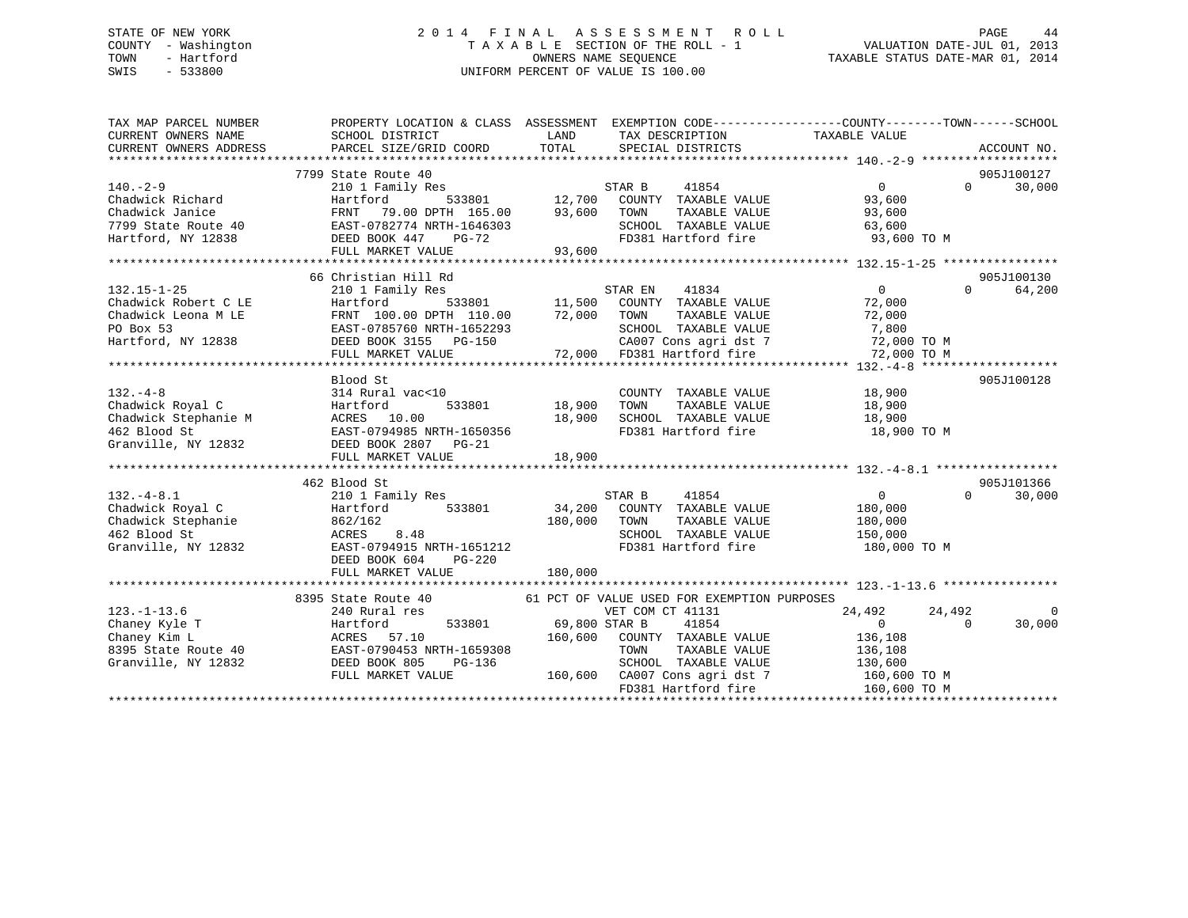STATE OF NEW YORK
COUNTY - Washington
TOWN - Hartford
SWIS - 533800

# 2014 FINAL ASSESSMENT ROLL

TAXABLE SECTION OF THE ROLL - 1
OWNERS NAME SEQUENCE
UNIFORM PERCENT OF VALUE IS 100.00

VALUATION DATE-JUL 01, 2013
TAXABLE STATUS DATE-MAR 01, 2014

```
TAX MAP PARCEL NUMBER          PROPERTY LOCATION & CLASS  ASSESSMENT  EXEMPTION CODE------------------COUNTY--------TOWN------SCHOOL
CURRENT OWNERS NAME            SCHOOL DISTRICT               LAND       TAX DESCRIPTION            TAXABLE VALUE
CURRENT OWNERS ADDRESS         PARCEL SIZE/GRID COORD        TOTAL      SPECIAL DISTRICTS                                  ACCOUNT NO.
****************************************************************************************************** 140.-2-9 *******************
                               7799 State Route 40                                                                       905J100127
140.-2-9                       210 1 Family Res                         STAR B     41854                 0             0     30,000
Chadwick Richard               Hartford          533801       12,700    COUNTY  TAXABLE VALUE           93,600
Chadwick Janice                FRNT   79.00 DPTH 165.00       93,600    TOWN    TAXABLE VALUE           93,600
7799 State Route 40            EAST-0782774 NRTH-1646303                SCHOOL  TAXABLE VALUE           63,600
Hartford, NY 12838             DEED BOOK 447    PG-72                   FD381 Hartford fire             93,600 TO M
                               FULL MARKET VALUE              93,600
****************************************************************************************************** 132.15-1-25 ****************
                               66 Christian Hill Rd                                                                      905J100130
132.15-1-25                    210 1 Family Res                         STAR EN    41834                 0             0     64,200
Chadwick Robert C LE           Hartford          533801       11,500    COUNTY  TAXABLE VALUE           72,000
Chadwick Leona M LE            FRNT  100.00 DPTH 110.00       72,000    TOWN    TAXABLE VALUE           72,000
PO Box 53                      EAST-0785760 NRTH-1652293                SCHOOL  TAXABLE VALUE            7,800
Hartford, NY 12838             DEED BOOK 3155   PG-150                  CA007 Cons agri dst 7           72,000 TO M
                               FULL MARKET VALUE              72,000    FD381 Hartford fire             72,000 TO M
****************************************************************************************************** 132.-4-8 *******************
                               Blood St                                                                                  905J100128
132.-4-8                       314 Rural vac<10                         COUNTY  TAXABLE VALUE           18,900
Chadwick Royal C               Hartford          533801       18,900    TOWN    TAXABLE VALUE           18,900
Chadwick Stephanie M           ACRES   10.00                  18,900    SCHOOL  TAXABLE VALUE           18,900
462 Blood St                   EAST-0794985 NRTH-1650356                FD381 Hartford fire             18,900 TO M
Granville, NY 12832            DEED BOOK 2807   PG-21
                               FULL MARKET VALUE              18,900
****************************************************************************************************** 132.-4-8.1 *****************
                               462 Blood St                                                                              905J101366
132.-4-8.1                     210 1 Family Res                         STAR B     41854                 0             0     30,000
Chadwick Royal C               Hartford          533801       34,200    COUNTY  TAXABLE VALUE          180,000
Chadwick Stephanie             862/162                       180,000    TOWN    TAXABLE VALUE          180,000
462 Blood St                   ACRES    8.48                            SCHOOL  TAXABLE VALUE          150,000
Granville, NY 12832            EAST-0794915 NRTH-1651212                FD381 Hartford fire            180,000 TO M
                               DEED BOOK 604    PG-220
                               FULL MARKET VALUE             180,000
****************************************************************************************************** 123.-1-13.6 ****************
                               8395 State Route 40        61 PCT OF VALUE USED FOR EXEMPTION PURPOSES
123.-1-13.6                    240 Rural res                            VET COM CT 41131            24,492        24,492          0
Chaney Kyle T                  Hartford          533801       69,800 STAR B     41854                 0             0     30,000
Chaney Kim L                   ACRES   57.10                 160,600    COUNTY  TAXABLE VALUE          136,108
8395 State Route 40            EAST-0790453 NRTH-1659308                TOWN    TAXABLE VALUE          136,108
Granville, NY 12832            DEED BOOK 805    PG-136                  SCHOOL  TAXABLE VALUE          130,600
                               FULL MARKET VALUE             160,600    CA007 Cons agri dst 7          160,600 TO M
                                                                        FD381 Hartford fire            160,600 TO M
************************************************************************************************************************************
```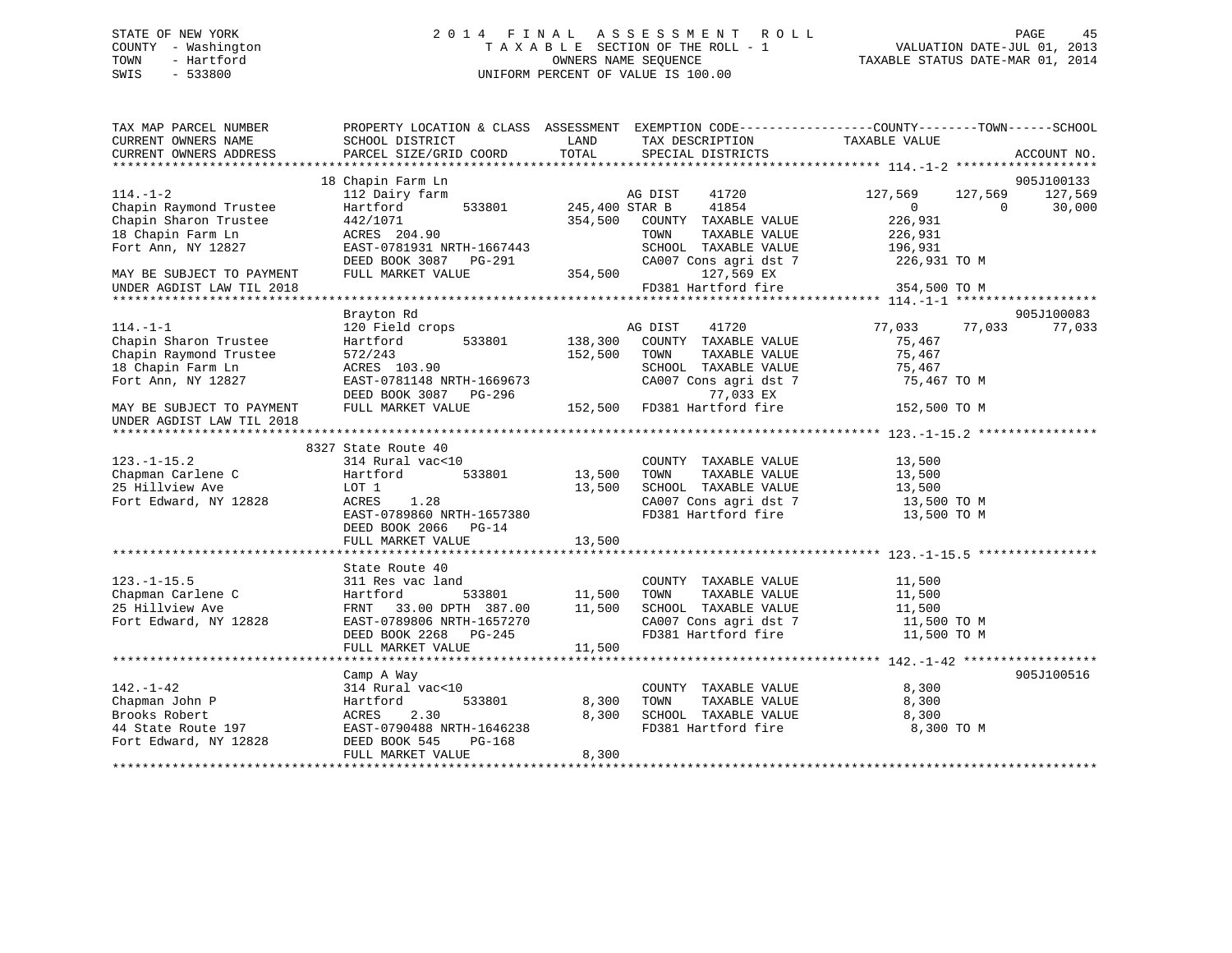STATE OF NEW YORK
COUNTY - Washington
TOWN - Hartford
SWIS - 533800

# 2014 FINAL ASSESSMENT ROLL

TAXABLE SECTION OF THE ROLL - 1
OWNERS NAME SEQUENCE
UNIFORM PERCENT OF VALUE IS 100.00

VALUATION DATE-JUL 01, 2013
TAXABLE STATUS DATE-MAR 01, 2014

```
TAX MAP PARCEL NUMBER          PROPERTY LOCATION & CLASS  ASSESSMENT  EXEMPTION CODE------------------COUNTY--------TOWN------SCHOOL
CURRENT OWNERS NAME            SCHOOL DISTRICT               LAND      TAX DESCRIPTION             TAXABLE VALUE
CURRENT OWNERS ADDRESS         PARCEL SIZE/GRID COORD        TOTAL     SPECIAL DISTRICTS                                       ACCOUNT NO.
******************************************************************************************************* 114.-1-2 *******************
                               18 Chapin Farm Ln                                                                            905J100133
114.-1-2                       112 Dairy farm                    AG DIST    41720          127,569      127,569     127,569
Chapin Raymond Trustee         Hartford          533801      245,400 STAR B     41854                0            0      30,000
Chapin Sharon Trustee          442/1071                      354,500   COUNTY  TAXABLE VALUE        226,931
18 Chapin Farm Ln              ACRES  204.90                          TOWN    TAXABLE VALUE        226,931
Fort Ann, NY 12827             EAST-0781931 NRTH-1667443              SCHOOL  TAXABLE VALUE        196,931
                               DEED BOOK 3087   PG-291                 CA007 Cons agri dst 7          226,931 TO M
MAY BE SUBJECT TO PAYMENT      FULL MARKET VALUE             354,500            127,569 EX
UNDER AGDIST LAW TIL 2018                                              FD381 Hartford fire             354,500 TO M
******************************************************************************************************* 114.-1-1 *******************
                               Brayton Rd                                                                                   905J100083
114.-1-1                       120 Field crops                   AG DIST    41720           77,033       77,033      77,033
Chapin Sharon Trustee          Hartford          533801      138,300   COUNTY  TAXABLE VALUE         75,467
Chapin Raymond Trustee         572/243                       152,500   TOWN    TAXABLE VALUE         75,467
18 Chapin Farm Ln              ACRES  103.90                          SCHOOL  TAXABLE VALUE         75,467
Fort Ann, NY 12827             EAST-0781148 NRTH-1669673              CA007 Cons agri dst 7           75,467 TO M
                               DEED BOOK 3087   PG-296                            77,033 EX
MAY BE SUBJECT TO PAYMENT      FULL MARKET VALUE             152,500   FD381 Hartford fire             152,500 TO M
UNDER AGDIST LAW TIL 2018
******************************************************************************************************* 123.-1-15.2 ****************
                               8327 State Route 40
123.-1-15.2                    314 Rural vac<10                        COUNTY  TAXABLE VALUE         13,500
Chapman Carlene C              Hartford          533801       13,500   TOWN    TAXABLE VALUE         13,500
25 Hillview Ave                LOT 1                          13,500   SCHOOL  TAXABLE VALUE         13,500
Fort Edward, NY 12828          ACRES    1.28                           CA007 Cons agri dst 7           13,500 TO M
                               EAST-0789860 NRTH-1657380               FD381 Hartford fire              13,500 TO M
                               DEED BOOK 2066   PG-14
                               FULL MARKET VALUE              13,500
******************************************************************************************************* 123.-1-15.5 ****************
                               State Route 40
123.-1-15.5                    311 Res vac land                        COUNTY  TAXABLE VALUE         11,500
Chapman Carlene C              Hartford          533801       11,500   TOWN    TAXABLE VALUE         11,500
25 Hillview Ave                FRNT   33.00 DPTH 387.00       11,500   SCHOOL  TAXABLE VALUE         11,500
Fort Edward, NY 12828          EAST-0789806 NRTH-1657270               CA007 Cons agri dst 7           11,500 TO M
                               DEED BOOK 2268   PG-245                 FD381 Hartford fire              11,500 TO M
                               FULL MARKET VALUE              11,500
******************************************************************************************************* 142.-1-42 ******************
                               Camp A Way                                                                                   905J100516
142.-1-42                      314 Rural vac<10                        COUNTY  TAXABLE VALUE          8,300
Chapman John P                 Hartford          533801        8,300   TOWN    TAXABLE VALUE          8,300
Brooks Robert                  ACRES    2.30                   8,300   SCHOOL  TAXABLE VALUE          8,300
44 State Route 197             EAST-0790488 NRTH-1646238               FD381 Hartford fire               8,300 TO M
Fort Edward, NY 12828          DEED BOOK 545    PG-168
                               FULL MARKET VALUE               8,300
************************************************************************************************************************************
```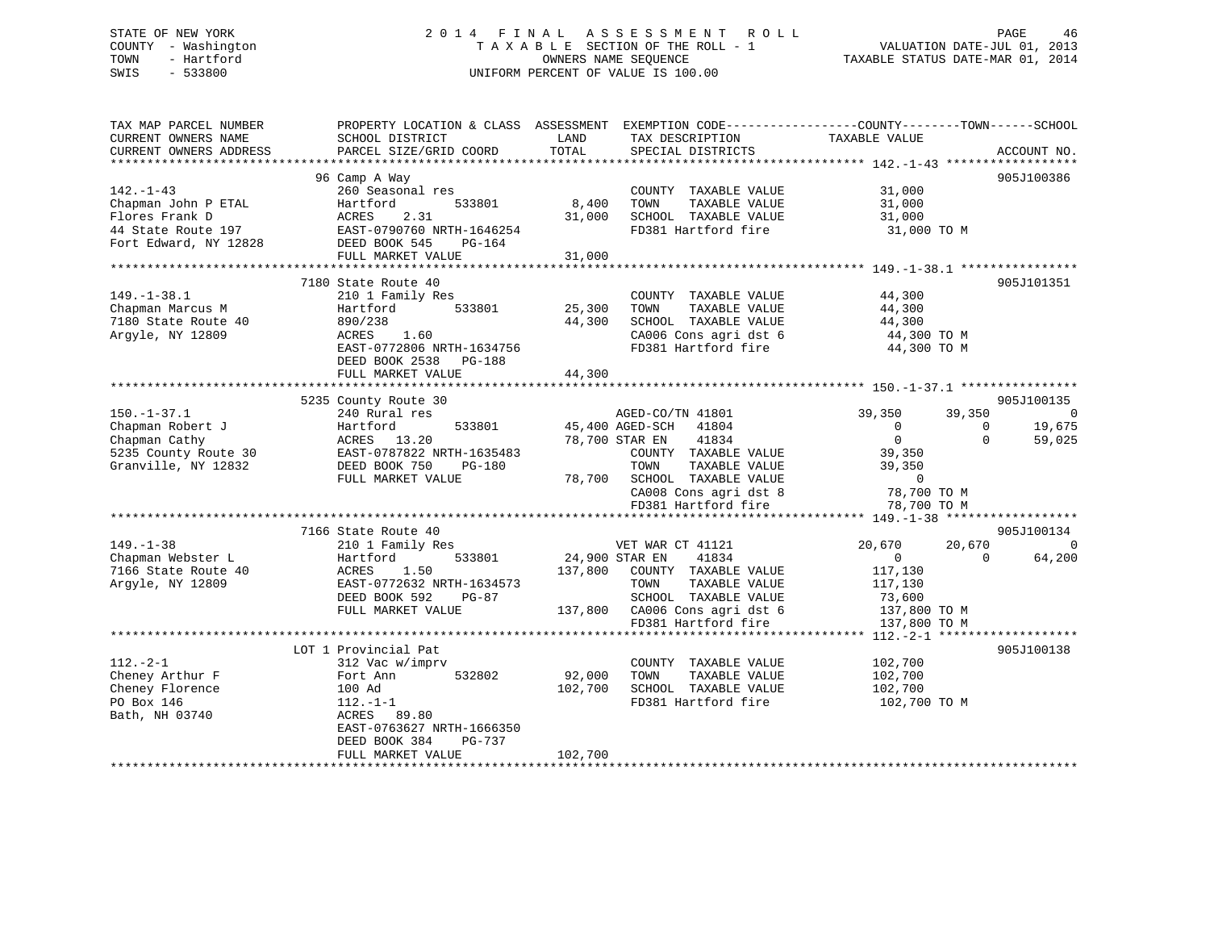STATE OF NEW YORK
COUNTY - Washington
TOWN - Hartford
SWIS - 533800

# 2014 FINAL ASSESSMENT ROLL
TAXABLE SECTION OF THE ROLL - 1
OWNERS NAME SEQUENCE
UNIFORM PERCENT OF VALUE IS 100.00

VALUATION DATE-JUL 01, 2013
TAXABLE STATUS DATE-MAR 01, 2014

```
TAX MAP PARCEL NUMBER          PROPERTY LOCATION & CLASS  ASSESSMENT  EXEMPTION CODE------------------COUNTY--------TOWN------SCHOOL
CURRENT OWNERS NAME            SCHOOL DISTRICT               LAND      TAX DESCRIPTION              TAXABLE VALUE
CURRENT OWNERS ADDRESS         PARCEL SIZE/GRID COORD        TOTAL     SPECIAL DISTRICTS                                        ACCOUNT NO.
******************************************************************************************************* 142.-1-43 ******************
                               96 Camp A Way                                                                              905J100386
142.-1-43                      260 Seasonal res                        COUNTY  TAXABLE VALUE           31,000
Chapman John P ETAL            Hartford         533801        8,400    TOWN    TAXABLE VALUE           31,000
Flores Frank D                 ACRES    2.31                  31,000   SCHOOL  TAXABLE VALUE           31,000
44 State Route 197             EAST-0790760 NRTH-1646254               FD381 Hartford fire              31,000 TO M
Fort Edward, NY 12828          DEED BOOK 545    PG-164
                               FULL MARKET VALUE             31,000
******************************************************************************************************* 149.-1-38.1 ****************
                               7180 State Route 40                                                                        905J101351
149.-1-38.1                    210 1 Family Res                        COUNTY  TAXABLE VALUE           44,300
Chapman Marcus M               Hartford         533801       25,300    TOWN    TAXABLE VALUE           44,300
7180 State Route 40            890/238                       44,300    SCHOOL  TAXABLE VALUE           44,300
Argyle, NY 12809               ACRES    1.60                           CA006 Cons agri dst 6            44,300 TO M
                               EAST-0772806 NRTH-1634756               FD381 Hartford fire              44,300 TO M
                               DEED BOOK 2538   PG-188
                               FULL MARKET VALUE             44,300
******************************************************************************************************* 150.-1-37.1 ****************
                               5235 County Route 30                                                                       905J100135
150.-1-37.1                    240 Rural res                           AGED-CO/TN 41801            39,350        39,350            0
Chapman Robert J               Hartford         533801       45,400 AGED-SCH   41804                   0             0       19,675
Chapman Cathy                  ACRES   13.20                 78,700 STAR EN    41834                   0             0       59,025
5235 County Route 30           EAST-0787822 NRTH-1635483               COUNTY  TAXABLE VALUE           39,350
Granville, NY 12832            DEED BOOK 750    PG-180                 TOWN    TAXABLE VALUE           39,350
                               FULL MARKET VALUE             78,700    SCHOOL  TAXABLE VALUE                0
                                                                       CA008 Cons agri dst 8            78,700 TO M
                                                                       FD381 Hartford fire              78,700 TO M
******************************************************************************************************* 149.-1-38 ******************
                               7166 State Route 40                                                                        905J100134
149.-1-38                      210 1 Family Res                        VET WAR CT 41121            20,670        20,670            0
Chapman Webster L              Hartford         533801       24,900 STAR EN    41834                   0             0       64,200
7166 State Route 40            ACRES    1.50                137,800    COUNTY  TAXABLE VALUE          117,130
Argyle, NY 12809               EAST-0772632 NRTH-1634573               TOWN    TAXABLE VALUE          117,130
                               DEED BOOK 592    PG-87                  SCHOOL  TAXABLE VALUE           73,600
                               FULL MARKET VALUE            137,800    CA006 Cons agri dst 6           137,800 TO M
                                                                       FD381 Hartford fire             137,800 TO M
******************************************************************************************************* 112.-2-1 *******************
                               LOT 1 Provincial Pat                                                                       905J100138
112.-2-1                       312 Vac w/imprv                         COUNTY  TAXABLE VALUE          102,700
Cheney Arthur F                Fort Ann         532802       92,000    TOWN    TAXABLE VALUE          102,700
Cheney Florence                100 Ad                       102,700    SCHOOL  TAXABLE VALUE          102,700
PO Box 146                     112.-1-1                                FD381 Hartford fire             102,700 TO M
Bath, NH 03740                 ACRES   89.80
                               EAST-0763627 NRTH-1666350
                               DEED BOOK 384    PG-737
                               FULL MARKET VALUE            102,700
************************************************************************************************************************************
```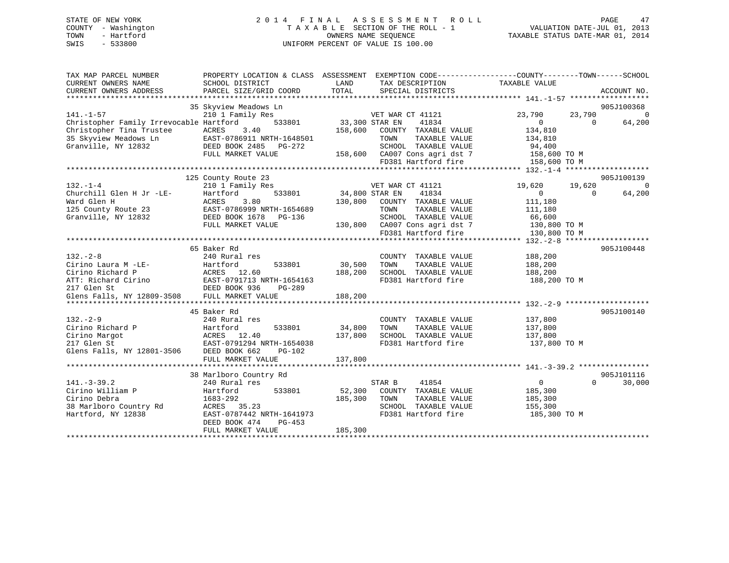STATE OF NEW YORK
COUNTY - Washington
TOWN - Hartford
SWIS - 533800

# 2014 FINAL ASSESSMENT ROLL

TAXABLE SECTION OF THE ROLL - 1
OWNERS NAME SEQUENCE
UNIFORM PERCENT OF VALUE IS 100.00

VALUATION DATE-JUL 01, 2013
TAXABLE STATUS DATE-MAR 01, 2014

```
TAX MAP PARCEL NUMBER          PROPERTY LOCATION & CLASS  ASSESSMENT  EXEMPTION CODE-----------------COUNTY--------TOWN------SCHOOL
CURRENT OWNERS NAME            SCHOOL DISTRICT              LAND      TAX DESCRIPTION            TAXABLE VALUE
CURRENT OWNERS ADDRESS         PARCEL SIZE/GRID COORD       TOTAL     SPECIAL DISTRICTS                                  ACCOUNT NO.
******************************************************************************************************* 141.-1-57 ******************
                               35 Skyview Meadows Ln                                                                     905J100368
141.-1-57                      210 1 Family Res                   VET WAR CT 41121           23,790       23,790              0
Christopher Family Irrevocable Hartford       533801      33,300 STAR EN     41834                0            0         64,200
Christopher Tina Trustee       ACRES    3.40             158,600   COUNTY  TAXABLE VALUE       134,810
35 Skyview Meadows Ln          EAST-0786911 NRTH-1648501           TOWN    TAXABLE VALUE       134,810
Granville, NY 12832            DEED BOOK 2485   PG-272             SCHOOL  TAXABLE VALUE        94,400
                               FULL MARKET VALUE         158,600   CA007 Cons agri dst 7       158,600 TO M
                                                                   FD381 Hartford fire         158,600 TO M
******************************************************************************************************* 132.-1-4 *******************
                               125 County Route 23                                                                       905J100139
132.-1-4                       210 1 Family Res                   VET WAR CT 41121           19,620       19,620              0
Churchill Glen H Jr -LE-       Hartford       533801      34,800 STAR EN     41834                0            0         64,200
Ward Glen H                    ACRES    3.80             130,800   COUNTY  TAXABLE VALUE       111,180
125 County Route 23            EAST-0786999 NRTH-1654689           TOWN    TAXABLE VALUE       111,180
Granville, NY 12832            DEED BOOK 1678   PG-136             SCHOOL  TAXABLE VALUE        66,600
                               FULL MARKET VALUE         130,800   CA007 Cons agri dst 7       130,800 TO M
                                                                   FD381 Hartford fire         130,800 TO M
******************************************************************************************************* 132.-2-8 *******************
                               65 Baker Rd                                                                               905J100448
132.-2-8                       240 Rural res                       COUNTY  TAXABLE VALUE       188,200
Cirino Laura M -LE-            Hartford       533801      30,500   TOWN    TAXABLE VALUE       188,200
Cirino Richard P               ACRES   12.60             188,200   SCHOOL  TAXABLE VALUE       188,200
ATT: Richard Cirino            EAST-0791713 NRTH-1654163           FD381 Hartford fire         188,200 TO M
217 Glen St                    DEED BOOK 936    PG-289
Glens Falls, NY 12809-3508     FULL MARKET VALUE         188,200
******************************************************************************************************* 132.-2-9 *******************
                               45 Baker Rd                                                                               905J100140
132.-2-9                       240 Rural res                       COUNTY  TAXABLE VALUE       137,800
Cirino Richard P               Hartford       533801      34,800   TOWN    TAXABLE VALUE       137,800
Cirino Margot                  ACRES   12.40             137,800   SCHOOL  TAXABLE VALUE       137,800
217 Glen St                    EAST-0791294 NRTH-1654038           FD381 Hartford fire         137,800 TO M
Glens Falls, NY 12801-3506     DEED BOOK 662    PG-102
                               FULL MARKET VALUE         137,800
******************************************************************************************************* 141.-3-39.2 ****************
                               38 Marlboro Country Rd                                                                    905J101116
141.-3-39.2                    240 Rural res                      STAR B     41854                0            0         30,000
Cirino William P               Hartford       533801      52,300   COUNTY  TAXABLE VALUE       185,300
Cirino Debra                   1683-292                  185,300   TOWN    TAXABLE VALUE       185,300
38 Marlboro Country Rd         ACRES   35.23                       SCHOOL  TAXABLE VALUE       155,300
Hartford, NY 12838             EAST-0787442 NRTH-1641973           FD381 Hartford fire         185,300 TO M
                               DEED BOOK 474    PG-453
                               FULL MARKET VALUE         185,300
************************************************************************************************************************************
```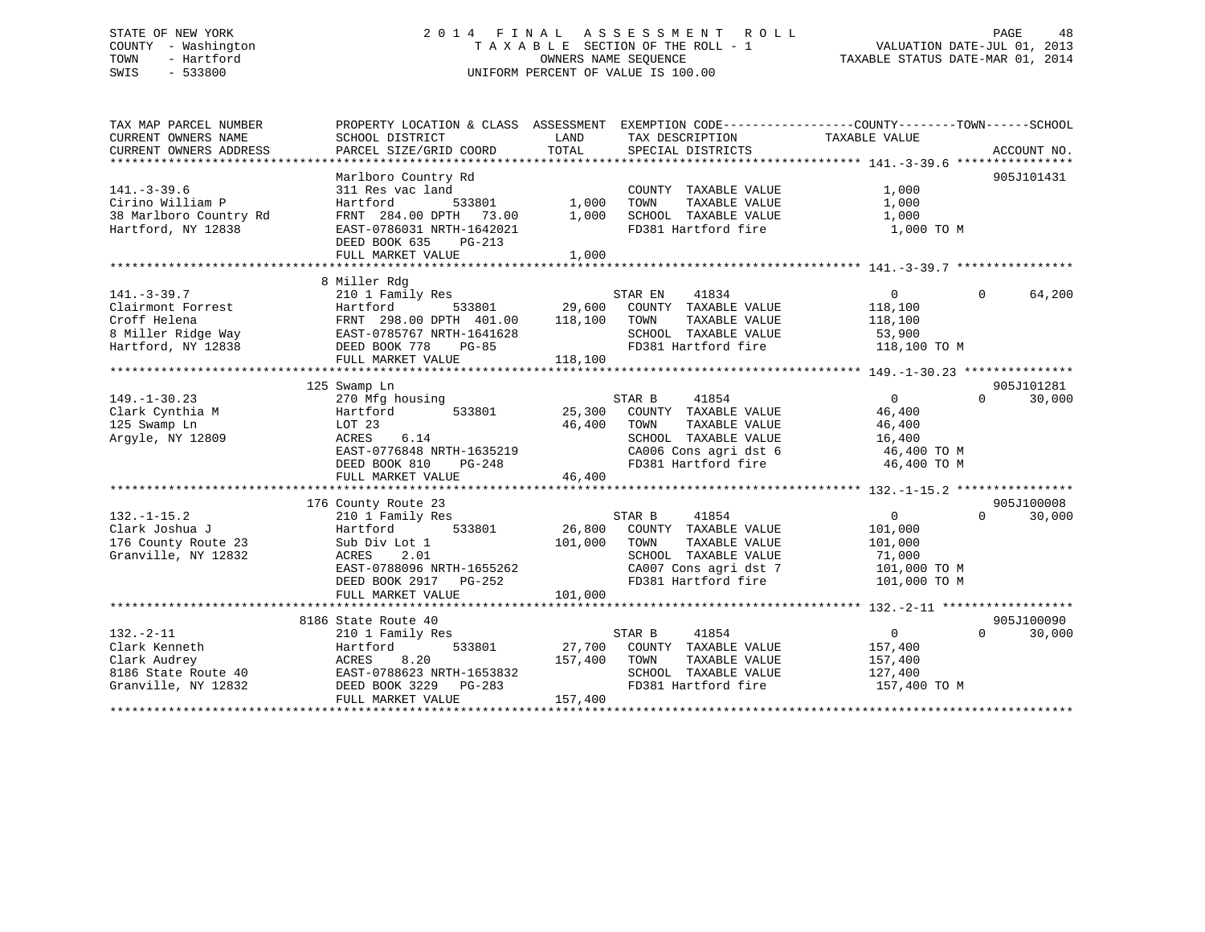STATE OF NEW YORK
COUNTY - Washington
TOWN - Hartford
SWIS - 533800

2014 FINAL ASSESSMENT ROLL
TAXABLE SECTION OF THE ROLL - 1
OWNERS NAME SEQUENCE
UNIFORM PERCENT OF VALUE IS 100.00

VALUATION DATE-JUL 01, 2013
TAXABLE STATUS DATE-MAR 01, 2014

| TAX MAP PARCEL NUMBER / CURRENT OWNERS NAME / CURRENT OWNERS ADDRESS | PROPERTY LOCATION & CLASS / SCHOOL DISTRICT / PARCEL SIZE/GRID COORD | ASSESSMENT LAND | TOTAL | EXEMPTION CODE / TAX DESCRIPTION / SPECIAL DISTRICTS | COUNTY TAXABLE VALUE | TOWN | SCHOOL | ACCOUNT NO. |
|---|---|---|---|---|---|---|---|---|
| 141.-3-39.6 | Marlboro Country Rd | | | | | | | 905J101431 |
| Cirino William P | 311 Res vac land | | | COUNTY TAXABLE VALUE | 1,000 | | | |
| 38 Marlboro Country Rd | Hartford 533801 | 1,000 | | TOWN TAXABLE VALUE | 1,000 | | | |
| Hartford, NY 12838 | FRNT 284.00 DPTH 73.00 | | 1,000 | SCHOOL TAXABLE VALUE | 1,000 | | | |
| | EAST-0786031 NRTH-1642021 | | | FD381 Hartford fire | 1,000 TO M | | | |
| | DEED BOOK 635 PG-213 | | | | | | | |
| | FULL MARKET VALUE | | 1,000 | | | | | |
| 141.-3-39.7 | 8 Miller Rdg | | | | | | | |
| Clairmont Forrest | 210 1 Family Res | | | STAR EN 41834 | 0 | 0 | 64,200 | |
| Croff Helena | Hartford 533801 | 29,600 | | COUNTY TAXABLE VALUE | 118,100 | | | |
| 8 Miller Ridge Way | FRNT 298.00 DPTH 401.00 | | 118,100 | TOWN TAXABLE VALUE | 118,100 | | | |
| Hartford, NY 12838 | EAST-0785767 NRTH-1641628 | | | SCHOOL TAXABLE VALUE | 53,900 | | | |
| | DEED BOOK 778 PG-85 | | | FD381 Hartford fire | 118,100 TO M | | | |
| | FULL MARKET VALUE | | 118,100 | | | | | |
| 149.-1-30.23 | 125 Swamp Ln | | | | | | | 905J101281 |
| Clark Cynthia M | 270 Mfg housing | | | STAR B 41854 | 0 | 0 | 30,000 | |
| 125 Swamp Ln | Hartford 533801 | 25,300 | | COUNTY TAXABLE VALUE | 46,400 | | | |
| Argyle, NY 12809 | LOT 23 | | 46,400 | TOWN TAXABLE VALUE | 46,400 | | | |
| | ACRES 6.14 | | | SCHOOL TAXABLE VALUE | 16,400 | | | |
| | EAST-0776848 NRTH-1635219 | | | CA006 Cons agri dst 6 | 46,400 TO M | | | |
| | DEED BOOK 810 PG-248 | | | FD381 Hartford fire | 46,400 TO M | | | |
| | FULL MARKET VALUE | | 46,400 | | | | | |
| 132.-1-15.2 | 176 County Route 23 | | | | | | | 905J100008 |
| Clark Joshua J | 210 1 Family Res | | | STAR B 41854 | 0 | 0 | 30,000 | |
| 176 County Route 23 | Hartford 533801 | 26,800 | | COUNTY TAXABLE VALUE | 101,000 | | | |
| Granville, NY 12832 | Sub Div Lot 1 | | 101,000 | TOWN TAXABLE VALUE | 101,000 | | | |
| | ACRES 2.01 | | | SCHOOL TAXABLE VALUE | 71,000 | | | |
| | EAST-0788096 NRTH-1655262 | | | CA007 Cons agri dst 7 | 101,000 TO M | | | |
| | DEED BOOK 2917 PG-252 | | | FD381 Hartford fire | 101,000 TO M | | | |
| | FULL MARKET VALUE | | 101,000 | | | | | |
| 132.-2-11 | 8186 State Route 40 | | | | | | | 905J100090 |
| Clark Kenneth | 210 1 Family Res | | | STAR B 41854 | 0 | 0 | 30,000 | |
| Clark Audrey | Hartford 533801 | 27,700 | | COUNTY TAXABLE VALUE | 157,400 | | | |
| 8186 State Route 40 | ACRES 8.20 | | 157,400 | TOWN TAXABLE VALUE | 157,400 | | | |
| Granville, NY 12832 | EAST-0788623 NRTH-1653832 | | | SCHOOL TAXABLE VALUE | 127,400 | | | |
| | DEED BOOK 3229 PG-283 | | | FD381 Hartford fire | 157,400 TO M | | | |
| | FULL MARKET VALUE | | 157,400 | | | | | |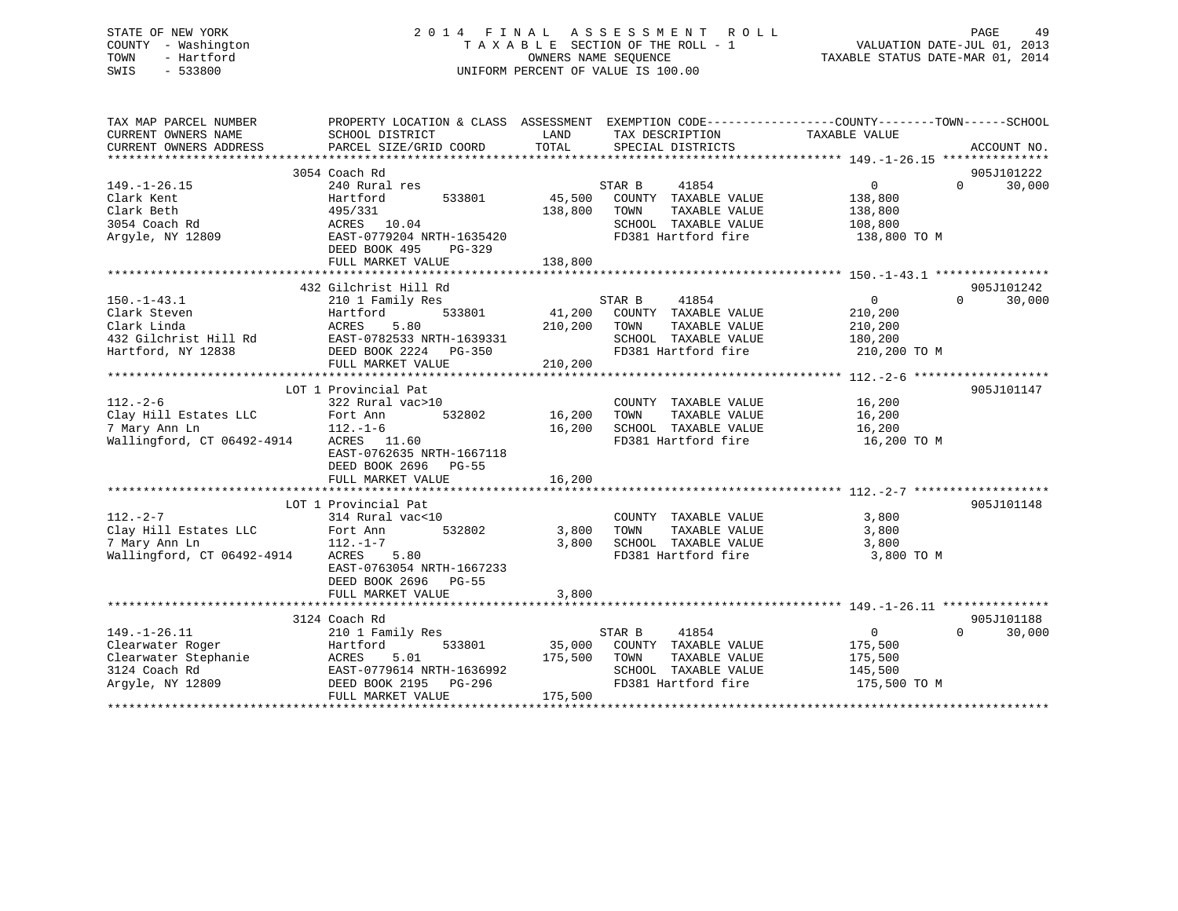STATE OF NEW YORK
COUNTY - Washington
TOWN - Hartford
SWIS - 533800

2014 FINAL ASSESSMENT ROLL
TAXABLE SECTION OF THE ROLL - 1
OWNERS NAME SEQUENCE
UNIFORM PERCENT OF VALUE IS 100.00

VALUATION DATE-JUL 01, 2013
TAXABLE STATUS DATE-MAR 01, 2014

| TAX MAP PARCEL NUMBER / CURRENT OWNERS NAME / CURRENT OWNERS ADDRESS | PROPERTY LOCATION & CLASS / SCHOOL DISTRICT / PARCEL SIZE/GRID COORD | ASSESSMENT LAND / TOTAL | EXEMPTION CODE / TAX DESCRIPTION / SPECIAL DISTRICTS | COUNTY | TOWN | SCHOOL | ACCOUNT NO. |
|---|---|---|---|---|---|---|---|
| 149.-1-26.15 | 3054 Coach Rd | | | | | | 905J101222 |
| 149.-1-26.15 | 240 Rural res | | STAR B 41854 | 0 | 0 | 30,000 | |
| Clark Kent | Hartford 533801 | 45,500 | COUNTY TAXABLE VALUE | 138,800 | | | |
| Clark Beth | 495/331 | 138,800 | TOWN TAXABLE VALUE | | 138,800 | | |
| 3054 Coach Rd | ACRES 10.04 | | SCHOOL TAXABLE VALUE | | | 108,800 | |
| Argyle, NY 12809 | EAST-0779204 NRTH-1635420 | | FD381 Hartford fire | 138,800 TO M | | | |
| | DEED BOOK 495 PG-329 | | | | | | |
| | FULL MARKET VALUE | 138,800 | | | | | |
| 150.-1-43.1 | 432 Gilchrist Hill Rd | | | | | | 905J101242 |
| 150.-1-43.1 | 210 1 Family Res | | STAR B 41854 | 0 | 0 | 30,000 | |
| Clark Steven | Hartford 533801 | 41,200 | COUNTY TAXABLE VALUE | 210,200 | | | |
| Clark Linda | ACRES 5.80 | 210,200 | TOWN TAXABLE VALUE | | 210,200 | | |
| 432 Gilchrist Hill Rd | EAST-0782533 NRTH-1639331 | | SCHOOL TAXABLE VALUE | | | 180,200 | |
| Hartford, NY 12838 | DEED BOOK 2224 PG-350 | | FD381 Hartford fire | 210,200 TO M | | | |
| | FULL MARKET VALUE | 210,200 | | | | | |
| 112.-2-6 | LOT 1 Provincial Pat | | | | | | 905J101147 |
| 112.-2-6 | 322 Rural vac>10 | | COUNTY TAXABLE VALUE | 16,200 | | | |
| Clay Hill Estates LLC | Fort Ann 532802 | 16,200 | TOWN TAXABLE VALUE | | 16,200 | | |
| 7 Mary Ann Ln | 112.-1-6 | 16,200 | SCHOOL TAXABLE VALUE | | | 16,200 | |
| Wallingford, CT 06492-4914 | ACRES 11.60 | | FD381 Hartford fire | 16,200 TO M | | | |
| | EAST-0762635 NRTH-1667118 | | | | | | |
| | DEED BOOK 2696 PG-55 | | | | | | |
| | FULL MARKET VALUE | 16,200 | | | | | |
| 112.-2-7 | LOT 1 Provincial Pat | | | | | | 905J101148 |
| 112.-2-7 | 314 Rural vac<10 | | COUNTY TAXABLE VALUE | 3,800 | | | |
| Clay Hill Estates LLC | Fort Ann 532802 | 3,800 | TOWN TAXABLE VALUE | | 3,800 | | |
| 7 Mary Ann Ln | 112.-1-7 | 3,800 | SCHOOL TAXABLE VALUE | | | 3,800 | |
| Wallingford, CT 06492-4914 | ACRES 5.80 | | FD381 Hartford fire | 3,800 TO M | | | |
| | EAST-0763054 NRTH-1667233 | | | | | | |
| | DEED BOOK 2696 PG-55 | | | | | | |
| | FULL MARKET VALUE | 3,800 | | | | | |
| 149.-1-26.11 | 3124 Coach Rd | | | | | | 905J101188 |
| 149.-1-26.11 | 210 1 Family Res | | STAR B 41854 | 0 | 0 | 30,000 | |
| Clearwater Roger | Hartford 533801 | 35,000 | COUNTY TAXABLE VALUE | 175,500 | | | |
| Clearwater Stephanie | ACRES 5.01 | 175,500 | TOWN TAXABLE VALUE | | 175,500 | | |
| 3124 Coach Rd | EAST-0779614 NRTH-1636992 | | SCHOOL TAXABLE VALUE | | | 145,500 | |
| Argyle, NY 12809 | DEED BOOK 2195 PG-296 | | FD381 Hartford fire | 175,500 TO M | | | |
| | FULL MARKET VALUE | 175,500 | | | | | |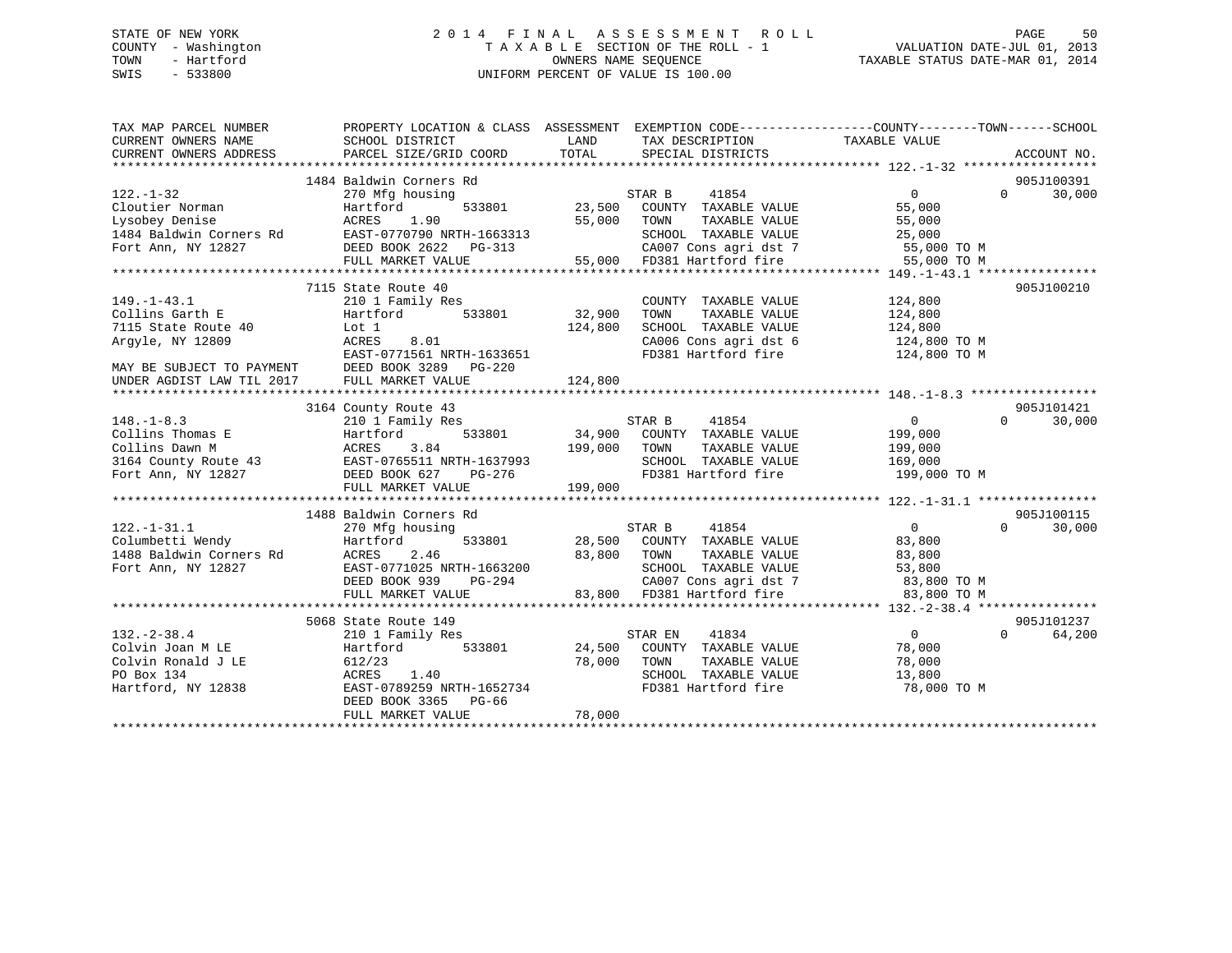STATE OF NEW YORK
COUNTY - Washington
TOWN - Hartford
SWIS - 533800

# 2014 FINAL ASSESSMENT ROLL

TAXABLE SECTION OF THE ROLL - 1
OWNERS NAME SEQUENCE
UNIFORM PERCENT OF VALUE IS 100.00

VALUATION DATE-JUL 01, 2013
TAXABLE STATUS DATE-MAR 01, 2014

| TAX MAP PARCEL NUMBER / CURRENT OWNERS NAME / CURRENT OWNERS ADDRESS | PROPERTY LOCATION & CLASS / SCHOOL DISTRICT / PARCEL SIZE/GRID COORD | ASSESSMENT LAND / TOTAL | EXEMPTION CODE / TAX DESCRIPTION / SPECIAL DISTRICTS | COUNTY / TOWN TAXABLE VALUE | SCHOOL | ACCOUNT NO. |
|---|---|---|---|---|---|---|
| 122.-1-32 | 1484 Baldwin Corners Rd | | | | | 905J100391 |
| Cloutier Norman | 270 Mfg housing | | STAR B 41854 | 0 | 0 | 30,000 |
| Lysobey Denise | Hartford 533801 | 23,500 | COUNTY TAXABLE VALUE | 55,000 | | |
| 1484 Baldwin Corners Rd | ACRES 1.90 | 55,000 | TOWN TAXABLE VALUE | 55,000 | | |
| Fort Ann, NY 12827 | EAST-0770790 NRTH-1663313 | | SCHOOL TAXABLE VALUE | 25,000 | | |
| | DEED BOOK 2622 PG-313 | | CA007 Cons agri dst 7 | 55,000 TO M | | |
| | FULL MARKET VALUE | 55,000 | FD381 Hartford fire | 55,000 TO M | | |
| 149.-1-43.1 | 7115 State Route 40 | | | | | 905J100210 |
| Collins Garth E | 210 1 Family Res | | COUNTY TAXABLE VALUE | 124,800 | | |
| 7115 State Route 40 | Hartford 533801 | 32,900 | TOWN TAXABLE VALUE | 124,800 | | |
| Argyle, NY 12809 | Lot 1 | 124,800 | SCHOOL TAXABLE VALUE | 124,800 | | |
| | ACRES 8.01 | | CA006 Cons agri dst 6 | 124,800 TO M | | |
| | EAST-0771561 NRTH-1633651 | | FD381 Hartford fire | 124,800 TO M | | |
| MAY BE SUBJECT TO PAYMENT | DEED BOOK 3289 PG-220 | | | | | |
| UNDER AGDIST LAW TIL 2017 | FULL MARKET VALUE | 124,800 | | | | |
| 148.-1-8.3 | 3164 County Route 43 | | | | | 905J101421 |
| Collins Thomas E | 210 1 Family Res | | STAR B 41854 | 0 | 0 | 30,000 |
| Collins Dawn M | Hartford 533801 | 34,900 | COUNTY TAXABLE VALUE | 199,000 | | |
| 3164 County Route 43 | ACRES 3.84 | 199,000 | TOWN TAXABLE VALUE | 199,000 | | |
| Fort Ann, NY 12827 | EAST-0765511 NRTH-1637993 | | SCHOOL TAXABLE VALUE | 169,000 | | |
| | DEED BOOK 627 PG-276 | | FD381 Hartford fire | 199,000 TO M | | |
| | FULL MARKET VALUE | 199,000 | | | | |
| 122.-1-31.1 | 1488 Baldwin Corners Rd | | | | | 905J100115 |
| Columbetti Wendy | 270 Mfg housing | | STAR B 41854 | 0 | 0 | 30,000 |
| 1488 Baldwin Corners Rd | Hartford 533801 | 28,500 | COUNTY TAXABLE VALUE | 83,800 | | |
| Fort Ann, NY 12827 | ACRES 2.46 | 83,800 | TOWN TAXABLE VALUE | 83,800 | | |
| | EAST-0771025 NRTH-1663200 | | SCHOOL TAXABLE VALUE | 53,800 | | |
| | DEED BOOK 939 PG-294 | | CA007 Cons agri dst 7 | 83,800 TO M | | |
| | FULL MARKET VALUE | 83,800 | FD381 Hartford fire | 83,800 TO M | | |
| 132.-2-38.4 | 5068 State Route 149 | | | | | 905J101237 |
| Colvin Joan M LE | 210 1 Family Res | | STAR EN 41834 | 0 | 0 | 64,200 |
| Colvin Ronald J LE | Hartford 533801 | 24,500 | COUNTY TAXABLE VALUE | 78,000 | | |
| PO Box 134 | 612/23 | 78,000 | TOWN TAXABLE VALUE | 78,000 | | |
| Hartford, NY 12838 | ACRES 1.40 | | SCHOOL TAXABLE VALUE | 13,800 | | |
| | EAST-0789259 NRTH-1652734 | | FD381 Hartford fire | 78,000 TO M | | |
| | DEED BOOK 3365 PG-66 | | | | | |
| | FULL MARKET VALUE | 78,000 | | | | |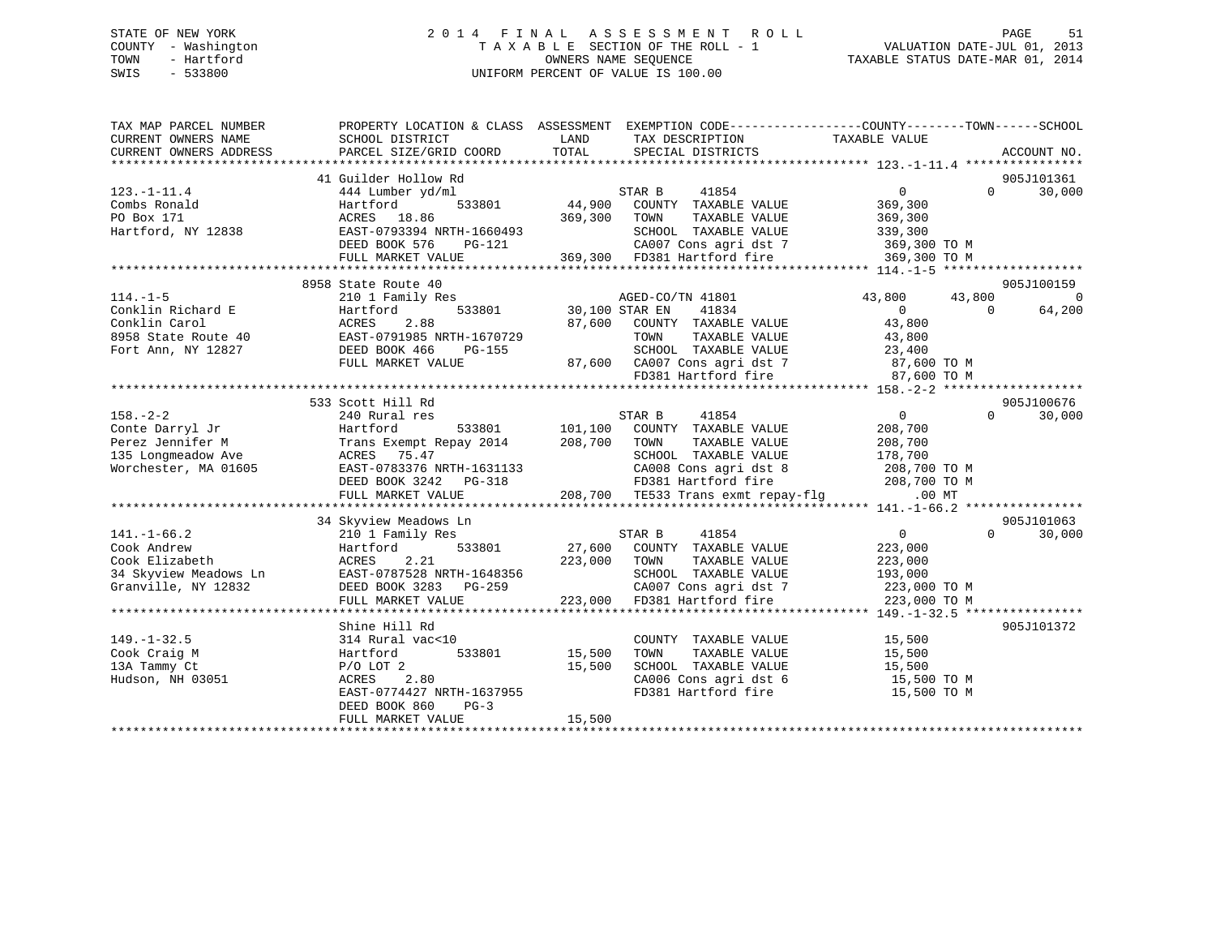STATE OF NEW YORK
COUNTY - Washington
TOWN - Hartford
SWIS - 533800

2 0 1 4 F I N A L A S S E S S M E N T R O L L
T A X A B L E SECTION OF THE ROLL - 1
OWNERS NAME SEQUENCE
UNIFORM PERCENT OF VALUE IS 100.00

VALUATION DATE-JUL 01, 2013
TAXABLE STATUS DATE-MAR 01, 2014

```
TAX MAP PARCEL NUMBER          PROPERTY LOCATION & CLASS  ASSESSMENT  EXEMPTION CODE------------------COUNTY--------TOWN------SCHOOL
CURRENT OWNERS NAME            SCHOOL DISTRICT             LAND       TAX DESCRIPTION              TAXABLE VALUE
CURRENT OWNERS ADDRESS         PARCEL SIZE/GRID COORD      TOTAL      SPECIAL DISTRICTS                                      ACCOUNT NO.
******************************************************************************************************* 123.-1-11.4 ****************
                               41 Guilder Hollow Rd                                                                          905J101361
123.-1-11.4                    444 Lumber yd/ml                       STAR B      41854              0             0       30,000
Combs Ronald                   Hartford         533801       44,900   COUNTY  TAXABLE VALUE          369,300
PO Box 171                     ACRES  18.86                 369,300   TOWN    TAXABLE VALUE          369,300
Hartford, NY 12838             EAST-0793394 NRTH-1660493              SCHOOL  TAXABLE VALUE          339,300
                               DEED BOOK 576    PG-121                CA007 Cons agri dst 7          369,300 TO M
                               FULL MARKET VALUE           369,300    FD381 Hartford fire            369,300 TO M
******************************************************************************************************* 114.-1-5 *******************
                               8958 State Route 40                                                                           905J100159
114.-1-5                       210 1 Family Res                       AGED-CO/TN 41801           43,800        43,800             0
Conklin Richard E              Hartford         533801       30,100 STAR EN     41834                0             0       64,200
Conklin Carol                  ACRES   2.88                  87,600   COUNTY  TAXABLE VALUE           43,800
8958 State Route 40            EAST-0791985 NRTH-1670729              TOWN    TAXABLE VALUE           43,800
Fort Ann, NY 12827             DEED BOOK 466    PG-155                SCHOOL  TAXABLE VALUE           23,400
                               FULL MARKET VALUE            87,600    CA007 Cons agri dst 7           87,600 TO M
                                                                      FD381 Hartford fire             87,600 TO M
******************************************************************************************************* 158.-2-2 *******************
                               533 Scott Hill Rd                                                                             905J100676
158.-2-2                       240 Rural res                          STAR B      41854              0             0       30,000
Conte Darryl Jr                Hartford         533801      101,100   COUNTY  TAXABLE VALUE          208,700
Perez Jennifer M               Trans Exempt Repay 2014      208,700   TOWN    TAXABLE VALUE          208,700
135 Longmeadow Ave             ACRES  75.47                           SCHOOL  TAXABLE VALUE          178,700
Worchester, MA 01605           EAST-0783376 NRTH-1631133              CA008 Cons agri dst 8          208,700 TO M
                               DEED BOOK 3242   PG-318                FD381 Hartford fire            208,700 TO M
                               FULL MARKET VALUE           208,700    TE533 Trans exmt repay-flg          .00 MT
******************************************************************************************************* 141.-1-66.2 ****************
                               34 Skyview Meadows Ln                                                                         905J101063
141.-1-66.2                    210 1 Family Res                       STAR B      41854              0             0       30,000
Cook Andrew                    Hartford         533801       27,600   COUNTY  TAXABLE VALUE          223,000
Cook Elizabeth                 ACRES   2.21                 223,000   TOWN    TAXABLE VALUE          223,000
34 Skyview Meadows Ln          EAST-0787528 NRTH-1648356              SCHOOL  TAXABLE VALUE          193,000
Granville, NY 12832            DEED BOOK 3283   PG-259                CA007 Cons agri dst 7          223,000 TO M
                               FULL MARKET VALUE           223,000    FD381 Hartford fire            223,000 TO M
******************************************************************************************************* 149.-1-32.5 ****************
                               Shine Hill Rd                                                                                 905J101372
149.-1-32.5                    314 Rural vac<10                       COUNTY  TAXABLE VALUE           15,500
Cook Craig M                   Hartford         533801       15,500   TOWN    TAXABLE VALUE           15,500
13A Tammy Ct                   P/O LOT 2                     15,500   SCHOOL  TAXABLE VALUE           15,500
Hudson, NH 03051               ACRES   2.80                           CA006 Cons agri dst 6           15,500 TO M
                               EAST-0774427 NRTH-1637955              FD381 Hartford fire             15,500 TO M
                               DEED BOOK 860    PG-3
                               FULL MARKET VALUE            15,500
************************************************************************************************************************************
```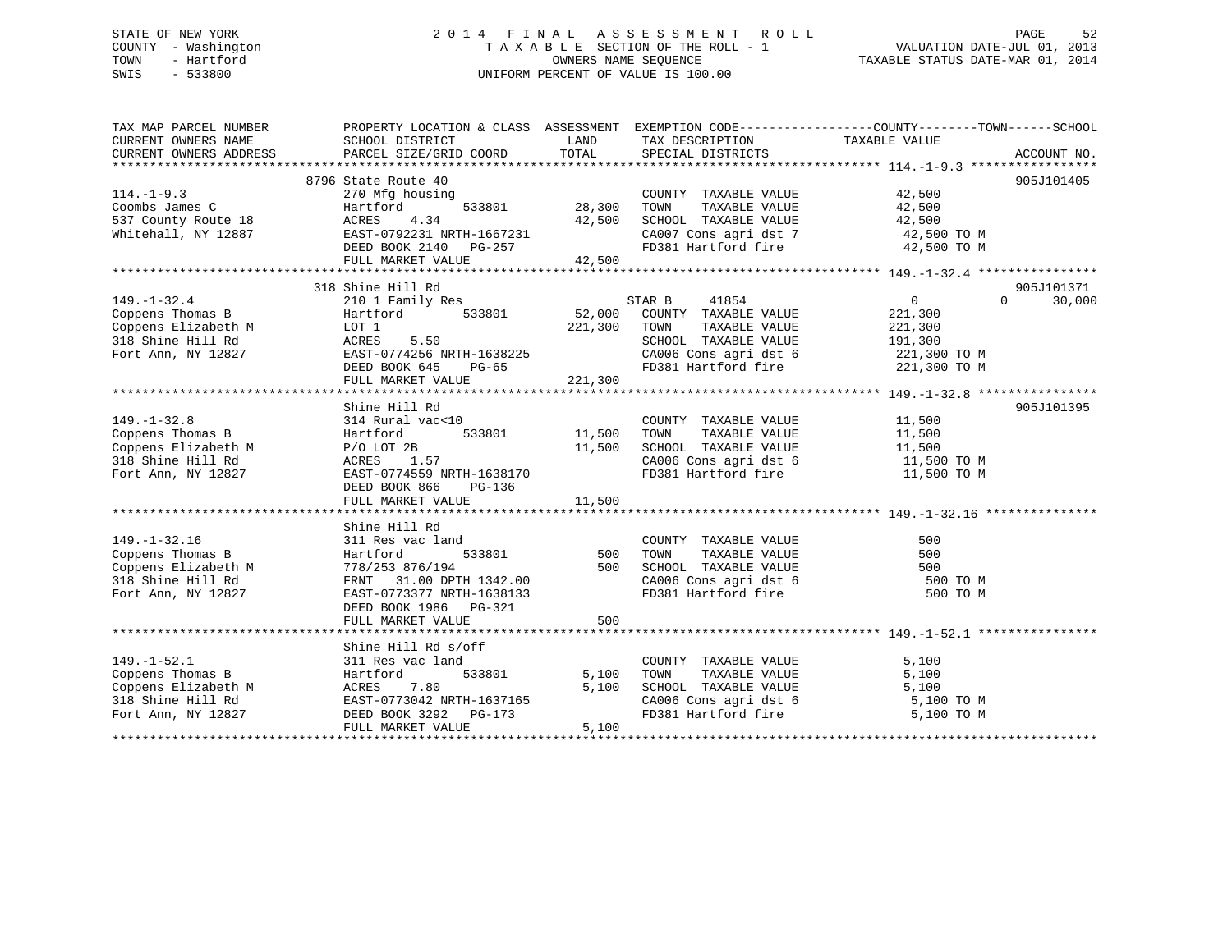STATE OF NEW YORK
COUNTY - Washington
TOWN - Hartford
SWIS - 533800

# 2014 FINAL ASSESSMENT ROLL

TAXABLE SECTION OF THE ROLL - 1
OWNERS NAME SEQUENCE
UNIFORM PERCENT OF VALUE IS 100.00

VALUATION DATE-JUL 01, 2013
TAXABLE STATUS DATE-MAR 01, 2014

| TAX MAP PARCEL NUMBER / CURRENT OWNERS NAME / CURRENT OWNERS ADDRESS | PROPERTY LOCATION & CLASS / SCHOOL DISTRICT / PARCEL SIZE/GRID COORD | ASSESSMENT LAND / TOTAL | EXEMPTION CODE / TAX DESCRIPTION / SPECIAL DISTRICTS | COUNTY / TOWN / SCHOOL TAXABLE VALUE | ACCOUNT NO. |
|---|---|---|---|---|---|
| 114.-1-9.3 | 8796 State Route 40 | | | | 905J101405 |
| Coombs James C | 270 Mfg housing | | COUNTY TAXABLE VALUE | 42,500 | |
| 537 County Route 18 | Hartford 533801 | 28,300 | TOWN TAXABLE VALUE | 42,500 | |
| Whitehall, NY 12887 | ACRES 4.34 | 42,500 | SCHOOL TAXABLE VALUE | 42,500 | |
| | EAST-0792231 NRTH-1667231 | | CA007 Cons agri dst 7 | 42,500 TO M | |
| | DEED BOOK 2140 PG-257 | | FD381 Hartford fire | 42,500 TO M | |
| | FULL MARKET VALUE | 42,500 | | | |
| 149.-1-32.4 | 318 Shine Hill Rd | | | | 905J101371 |
| Coppens Thomas B | 210 1 Family Res | | STAR B 41854 | 0 / 0 / 30,000 | |
| Coppens Elizabeth M | Hartford 533801 | 52,000 | COUNTY TAXABLE VALUE | 221,300 | |
| 318 Shine Hill Rd | LOT 1 | 221,300 | TOWN TAXABLE VALUE | 221,300 | |
| Fort Ann, NY 12827 | ACRES 5.50 | | SCHOOL TAXABLE VALUE | 191,300 | |
| | EAST-0774256 NRTH-1638225 | | CA006 Cons agri dst 6 | 221,300 TO M | |
| | DEED BOOK 645 PG-65 | | FD381 Hartford fire | 221,300 TO M | |
| | FULL MARKET VALUE | 221,300 | | | |
| 149.-1-32.8 | Shine Hill Rd | | | | 905J101395 |
| Coppens Thomas B | 314 Rural vac<10 | | COUNTY TAXABLE VALUE | 11,500 | |
| Coppens Elizabeth M | Hartford 533801 | 11,500 | TOWN TAXABLE VALUE | 11,500 | |
| 318 Shine Hill Rd | P/O LOT 2B | 11,500 | SCHOOL TAXABLE VALUE | 11,500 | |
| Fort Ann, NY 12827 | ACRES 1.57 | | CA006 Cons agri dst 6 | 11,500 TO M | |
| | EAST-0774559 NRTH-1638170 | | FD381 Hartford fire | 11,500 TO M | |
| | DEED BOOK 866 PG-136 | | | | |
| | FULL MARKET VALUE | 11,500 | | | |
| 149.-1-32.16 | Shine Hill Rd | | | | |
| Coppens Thomas B | 311 Res vac land | | COUNTY TAXABLE VALUE | 500 | |
| Coppens Elizabeth M | Hartford 533801 | 500 | TOWN TAXABLE VALUE | 500 | |
| 318 Shine Hill Rd | 778/253 876/194 | 500 | SCHOOL TAXABLE VALUE | 500 | |
| Fort Ann, NY 12827 | FRNT 31.00 DPTH 1342.00 | | CA006 Cons agri dst 6 | 500 TO M | |
| | EAST-0773377 NRTH-1638133 | | FD381 Hartford fire | 500 TO M | |
| | DEED BOOK 1986 PG-321 | | | | |
| | FULL MARKET VALUE | 500 | | | |
| 149.-1-52.1 | Shine Hill Rd s/off | | | | |
| Coppens Thomas B | 311 Res vac land | | COUNTY TAXABLE VALUE | 5,100 | |
| Coppens Elizabeth M | Hartford 533801 | 5,100 | TOWN TAXABLE VALUE | 5,100 | |
| 318 Shine Hill Rd | ACRES 7.80 | 5,100 | SCHOOL TAXABLE VALUE | 5,100 | |
| Fort Ann, NY 12827 | EAST-0773042 NRTH-1637165 | | CA006 Cons agri dst 6 | 5,100 TO M | |
| | DEED BOOK 3292 PG-173 | | FD381 Hartford fire | 5,100 TO M | |
| | FULL MARKET VALUE | 5,100 | | | |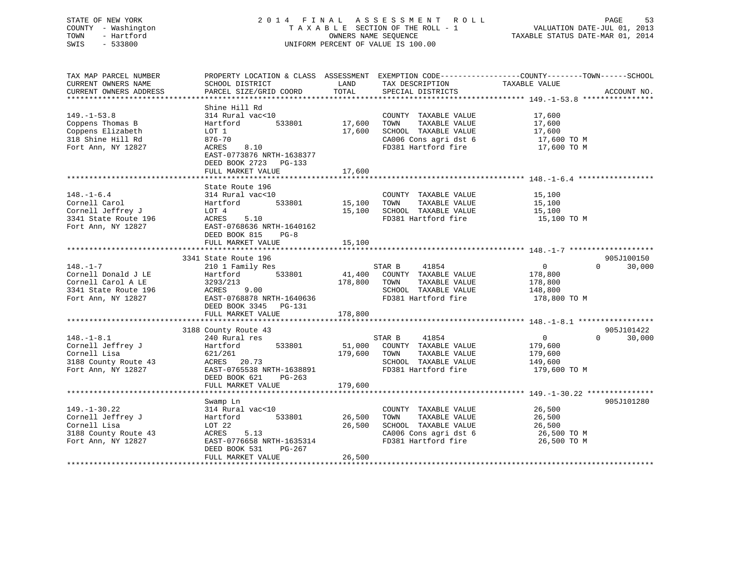STATE OF NEW YORK
COUNTY - Washington
TOWN - Hartford
SWIS - 533800

2014 FINAL ASSESSMENT ROLL
TAXABLE SECTION OF THE ROLL - 1
OWNERS NAME SEQUENCE
UNIFORM PERCENT OF VALUE IS 100.00

VALUATION DATE-JUL 01, 2013
TAXABLE STATUS DATE-MAR 01, 2014

| TAX MAP PARCEL NUMBER / CURRENT OWNERS NAME / CURRENT OWNERS ADDRESS | PROPERTY LOCATION & CLASS / SCHOOL DISTRICT / PARCEL SIZE/GRID COORD | ASSESSMENT LAND / TOTAL | EXEMPTION CODE / TAX DESCRIPTION / SPECIAL DISTRICTS | COUNTY / TOWN / SCHOOL TAXABLE VALUE | ACCOUNT NO. |
|---|---|---|---|---|---|
| **149.-1-53.8** | Shine Hill Rd | | | | |
| 149.-1-53.8 | 314 Rural vac<10 | | COUNTY TAXABLE VALUE | 17,600 | |
| Coppens Thomas B | Hartford 533801 | 17,600 | TOWN TAXABLE VALUE | 17,600 | |
| Coppens Elizabeth | LOT 1 | 17,600 | SCHOOL TAXABLE VALUE | 17,600 | |
| 318 Shine Hill Rd | 876-70 | | CA006 Cons agri dst 6 | 17,600 TO M | |
| Fort Ann, NY 12827 | ACRES 8.10 | | FD381 Hartford fire | 17,600 TO M | |
| | EAST-0773876 NRTH-1638377 | | | | |
| | DEED BOOK 2723 PG-133 | | | | |
| | FULL MARKET VALUE | 17,600 | | | |
| **148.-1-6.4** | State Route 196 | | | | |
| 148.-1-6.4 | 314 Rural vac<10 | | COUNTY TAXABLE VALUE | 15,100 | |
| Cornell Carol | Hartford 533801 | 15,100 | TOWN TAXABLE VALUE | 15,100 | |
| Cornell Jeffrey J | LOT 4 | 15,100 | SCHOOL TAXABLE VALUE | 15,100 | |
| 3341 State Route 196 | ACRES 5.10 | | FD381 Hartford fire | 15,100 TO M | |
| Fort Ann, NY 12827 | EAST-0768636 NRTH-1640162 | | | | |
| | DEED BOOK 815 PG-8 | | | | |
| | FULL MARKET VALUE | 15,100 | | | |
| **148.-1-7** | 3341 State Route 196 | | | | 905J100150 |
| 148.-1-7 | 210 1 Family Res | | STAR B 41854 | 0 / 0 / 30,000 | |
| Cornell Donald J LE | Hartford 533801 | 41,400 | COUNTY TAXABLE VALUE | 178,800 | |
| Cornell Carol A LE | 3293/213 | 178,800 | TOWN TAXABLE VALUE | 178,800 | |
| 3341 State Route 196 | ACRES 9.00 | | SCHOOL TAXABLE VALUE | 148,800 | |
| Fort Ann, NY 12827 | EAST-0768878 NRTH-1640636 | | FD381 Hartford fire | 178,800 TO M | |
| | DEED BOOK 3345 PG-131 | | | | |
| | FULL MARKET VALUE | 178,800 | | | |
| **148.-1-8.1** | 3188 County Route 43 | | | | 905J101422 |
| 148.-1-8.1 | 240 Rural res | | STAR B 41854 | 0 / 0 / 30,000 | |
| Cornell Jeffrey J | Hartford 533801 | 51,000 | COUNTY TAXABLE VALUE | 179,600 | |
| Cornell Lisa | 621/261 | 179,600 | TOWN TAXABLE VALUE | 179,600 | |
| 3188 County Route 43 | ACRES 20.73 | | SCHOOL TAXABLE VALUE | 149,600 | |
| Fort Ann, NY 12827 | EAST-0765538 NRTH-1638891 | | FD381 Hartford fire | 179,600 TO M | |
| | DEED BOOK 621 PG-263 | | | | |
| | FULL MARKET VALUE | 179,600 | | | |
| **149.-1-30.22** | Swamp Ln | | | | 905J101280 |
| 149.-1-30.22 | 314 Rural vac<10 | | COUNTY TAXABLE VALUE | 26,500 | |
| Cornell Jeffrey J | Hartford 533801 | 26,500 | TOWN TAXABLE VALUE | 26,500 | |
| Cornell Lisa | LOT 22 | 26,500 | SCHOOL TAXABLE VALUE | 26,500 | |
| 3188 County Route 43 | ACRES 5.13 | | CA006 Cons agri dst 6 | 26,500 TO M | |
| Fort Ann, NY 12827 | EAST-0776658 NRTH-1635314 | | FD381 Hartford fire | 26,500 TO M | |
| | DEED BOOK 531 PG-267 | | | | |
| | FULL MARKET VALUE | 26,500 | | | |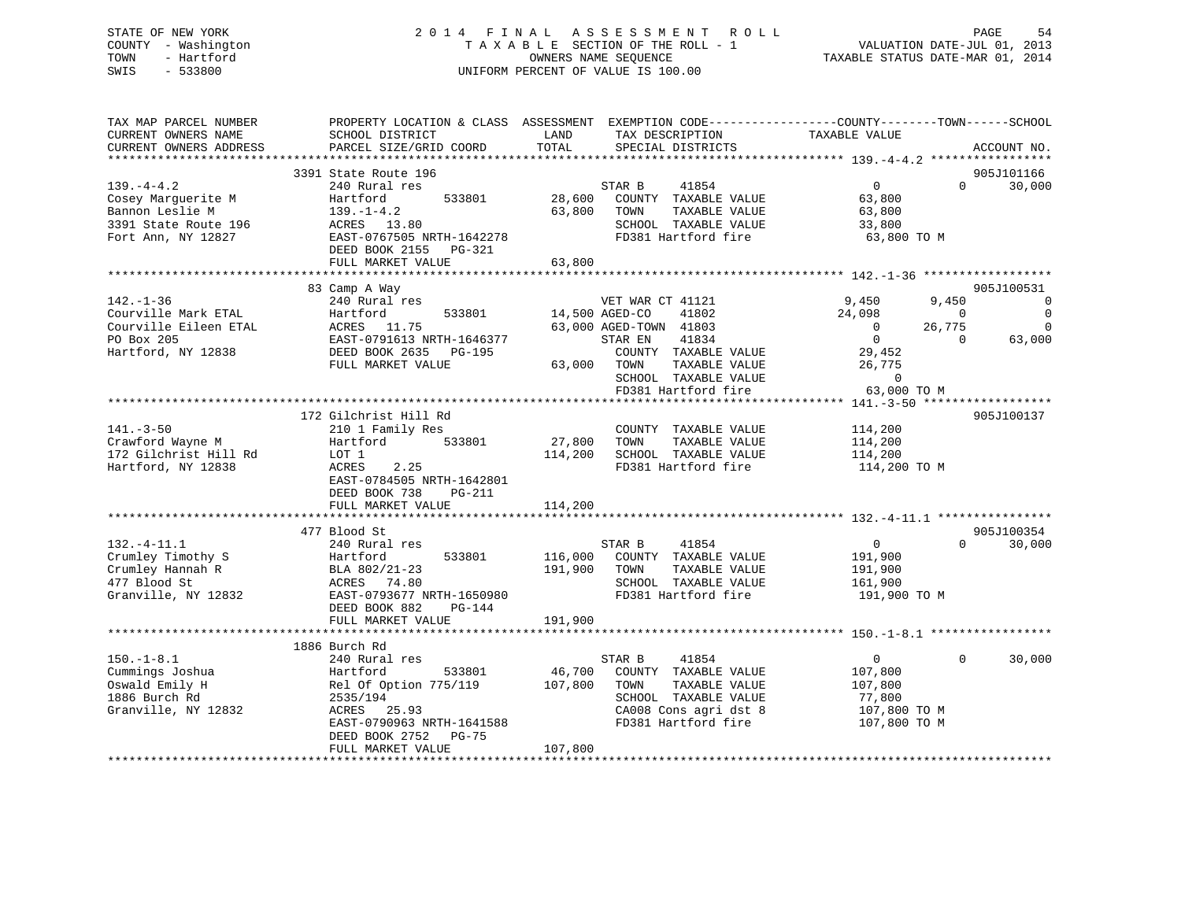STATE OF NEW YORK
COUNTY - Washington
TOWN - Hartford
SWIS - 533800

2014 FINAL ASSESSMENT ROLL
TAXABLE SECTION OF THE ROLL - 1
OWNERS NAME SEQUENCE
UNIFORM PERCENT OF VALUE IS 100.00

VALUATION DATE-JUL 01, 2013
TAXABLE STATUS DATE-MAR 01, 2014

```
TAX MAP PARCEL NUMBER          PROPERTY LOCATION & CLASS  ASSESSMENT  EXEMPTION CODE-----------------COUNTY--------TOWN------SCHOOL
CURRENT OWNERS NAME            SCHOOL DISTRICT             LAND       TAX DESCRIPTION           TAXABLE VALUE
CURRENT OWNERS ADDRESS         PARCEL SIZE/GRID COORD      TOTAL      SPECIAL DISTRICTS                                       ACCOUNT NO.
******************************************************************************************************* 139.-4-4.2 *****************
                               3391 State Route 196                                                                        905J101166
139.-4-4.2                     240 Rural res                         STAR B      41854              0            0       30,000
Cosey Marguerite M             Hartford        533801       28,600   COUNTY  TAXABLE VALUE       63,800
Bannon Leslie M                139.-1-4.2                   63,800   TOWN    TAXABLE VALUE       63,800
3391 State Route 196           ACRES  13.80                          SCHOOL  TAXABLE VALUE       33,800
Fort Ann, NY 12827             EAST-0767505 NRTH-1642278             FD381 Hartford fire          63,800 TO M
                               DEED BOOK 2155   PG-321
                               FULL MARKET VALUE            63,800
******************************************************************************************************* 142.-1-36 ******************
                               83 Camp A Way                                                                               905J100531
142.-1-36                      240 Rural res                         VET WAR CT 41121          9,450        9,450            0
Courville Mark ETAL            Hartford        533801       14,500 AGED-CO    41802           24,098            0            0
Courville Eileen ETAL          ACRES  11.75                 63,000 AGED-TOWN  41803                0       26,775            0
PO Box 205                     EAST-0791613 NRTH-1646377             STAR EN     41834              0            0       63,000
Hartford, NY 12838             DEED BOOK 2635   PG-195               COUNTY  TAXABLE VALUE       29,452
                               FULL MARKET VALUE            63,000   TOWN    TAXABLE VALUE       26,775
                                                                     SCHOOL  TAXABLE VALUE            0
                                                                     FD381 Hartford fire          63,000 TO M
******************************************************************************************************* 141.-3-50 ******************
                               172 Gilchrist Hill Rd                                                                       905J100137
141.-3-50                      210 1 Family Res                      COUNTY  TAXABLE VALUE      114,200
Crawford Wayne M               Hartford        533801       27,800   TOWN    TAXABLE VALUE      114,200
172 Gilchrist Hill Rd          LOT 1                       114,200   SCHOOL  TAXABLE VALUE      114,200
Hartford, NY 12838             ACRES   2.25                          FD381 Hartford fire         114,200 TO M
                               EAST-0784505 NRTH-1642801
                               DEED BOOK 738    PG-211
                               FULL MARKET VALUE           114,200
******************************************************************************************************* 132.-4-11.1 ****************
                               477 Blood St                                                                                905J100354
132.-4-11.1                    240 Rural res                         STAR B      41854              0            0       30,000
Crumley Timothy S              Hartford        533801      116,000   COUNTY  TAXABLE VALUE      191,900
Crumley Hannah R               BLA 802/21-23               191,900   TOWN    TAXABLE VALUE      191,900
477 Blood St                   ACRES  74.80                          SCHOOL  TAXABLE VALUE      161,900
Granville, NY 12832            EAST-0793677 NRTH-1650980             FD381 Hartford fire         191,900 TO M
                               DEED BOOK 882    PG-144
                               FULL MARKET VALUE           191,900
******************************************************************************************************* 150.-1-8.1 *****************
                               1886 Burch Rd
150.-1-8.1                     240 Rural res                         STAR B      41854              0            0       30,000
Cummings Joshua                Hartford        533801       46,700   COUNTY  TAXABLE VALUE      107,800
Oswald Emily H                 Rel Of Option 775/119       107,800   TOWN    TAXABLE VALUE      107,800
1886 Burch Rd                  2535/194                              SCHOOL  TAXABLE VALUE       77,800
Granville, NY 12832            ACRES  25.93                          CA008 Cons agri dst 8       107,800 TO M
                               EAST-0790963 NRTH-1641588             FD381 Hartford fire         107,800 TO M
                               DEED BOOK 2752   PG-75
                               FULL MARKET VALUE           107,800
************************************************************************************************************************************
```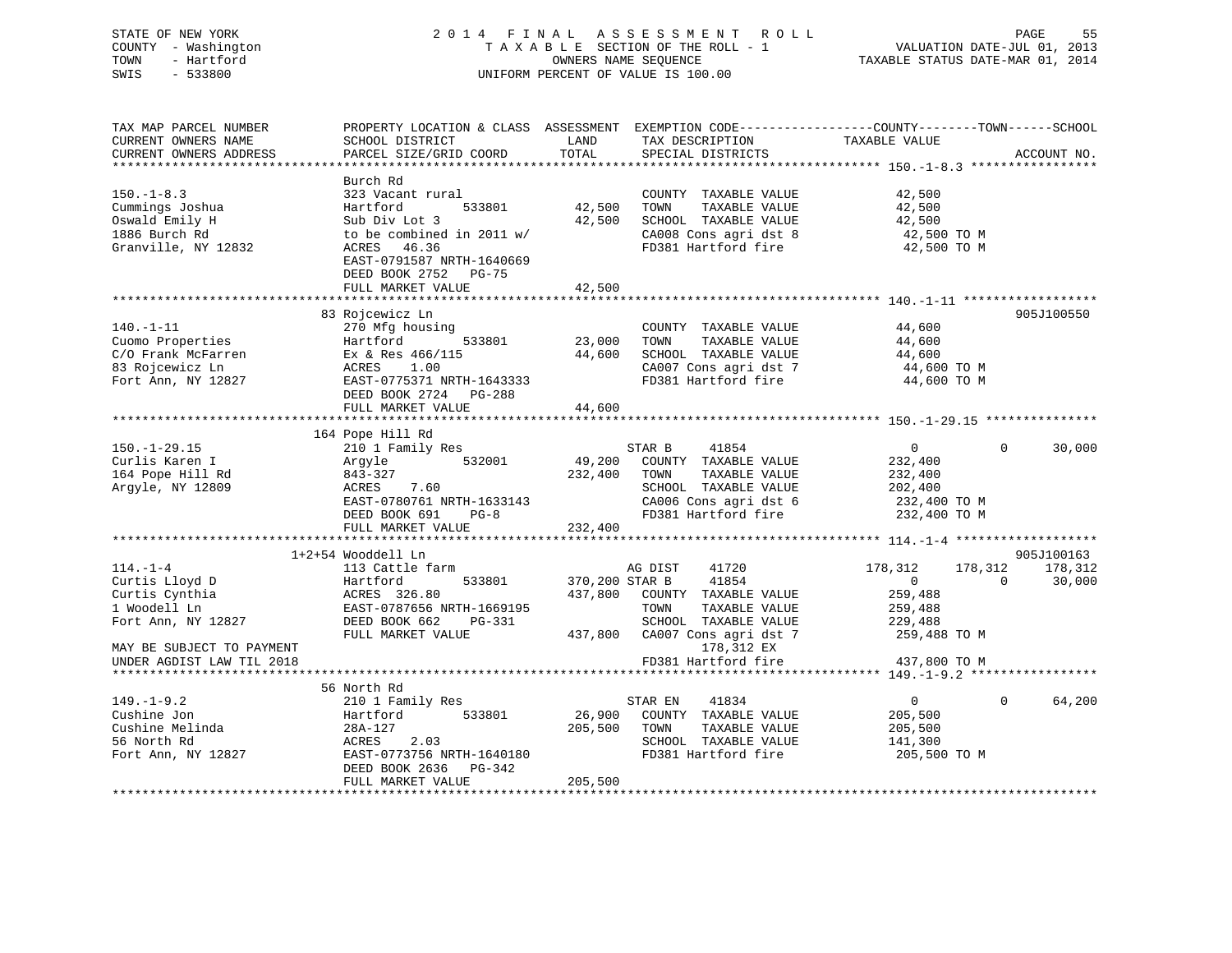STATE OF NEW YORK
COUNTY - Washington
TOWN - Hartford
SWIS - 533800

2014 FINAL ASSESSMENT ROLL
TAXABLE SECTION OF THE ROLL - 1
OWNERS NAME SEQUENCE
UNIFORM PERCENT OF VALUE IS 100.00

VALUATION DATE-JUL 01, 2013
TAXABLE STATUS DATE-MAR 01, 2014

```
TAX MAP PARCEL NUMBER          PROPERTY LOCATION & CLASS  ASSESSMENT  EXEMPTION CODE-----------------COUNTY--------TOWN------SCHOOL
CURRENT OWNERS NAME            SCHOOL DISTRICT              LAND      TAX DESCRIPTION              TAXABLE VALUE
CURRENT OWNERS ADDRESS         PARCEL SIZE/GRID COORD       TOTAL     SPECIAL DISTRICTS                                  ACCOUNT NO.
******************************************************************************************************* 150.-1-8.3 *****************
                               Burch Rd
150.-1-8.3                     323 Vacant rural                       COUNTY  TAXABLE VALUE          42,500
Cummings Joshua                Hartford       533801       42,500     TOWN    TAXABLE VALUE          42,500
Oswald Emily H                 Sub Div Lot 3               42,500     SCHOOL  TAXABLE VALUE          42,500
1886 Burch Rd                  to be combined in 2011 w/              CA008 Cons agri dst 8          42,500 TO M
Granville, NY 12832            ACRES   46.36                          FD381 Hartford fire            42,500 TO M
                               EAST-0791587 NRTH-1640669
                               DEED BOOK 2752   PG-75
                               FULL MARKET VALUE           42,500
******************************************************************************************************* 140.-1-11 ******************
                               83 Rojcewicz Ln                                                                       905J100550
140.-1-11                      270 Mfg housing                        COUNTY  TAXABLE VALUE          44,600
Cuomo Properties               Hartford       533801       23,000     TOWN    TAXABLE VALUE          44,600
C/O Frank McFarren             Ex & Res 466/115            44,600     SCHOOL  TAXABLE VALUE          44,600
83 Rojcewicz Ln                ACRES    1.00                          CA007 Cons agri dst 7          44,600 TO M
Fort Ann, NY 12827             EAST-0775371 NRTH-1643333              FD381 Hartford fire            44,600 TO M
                               DEED BOOK 2724   PG-288
                               FULL MARKET VALUE           44,600
******************************************************************************************************* 150.-1-29.15 ***************
                               164 Pope Hill Rd
150.-1-29.15                   210 1 Family Res                       STAR B     41854                    0          0      30,000
Curlis Karen I                 Argyle         532001       49,200     COUNTY  TAXABLE VALUE         232,400
164 Pope Hill Rd               843-327                    232,400     TOWN    TAXABLE VALUE         232,400
Argyle, NY 12809               ACRES    7.60                          SCHOOL  TAXABLE VALUE         202,400
                               EAST-0780761 NRTH-1633143              CA006 Cons agri dst 6         232,400 TO M
                               DEED BOOK 691    PG-8                  FD381 Hartford fire           232,400 TO M
                               FULL MARKET VALUE          232,400
******************************************************************************************************* 114.-1-4 *******************
                               1+2+54 Wooddell Ln                                                                    905J100163
114.-1-4                       113 Cattle farm                        AG DIST    41720              178,312    178,312     178,312
Curtis Lloyd D                 Hartford       533801      370,200 STAR B     41854                    0          0      30,000
Curtis Cynthia                 ACRES  326.80              437,800     COUNTY  TAXABLE VALUE         259,488
1 Woodell Ln                   EAST-0787656 NRTH-1669195              TOWN    TAXABLE VALUE         259,488
Fort Ann, NY 12827             DEED BOOK 662    PG-331                SCHOOL  TAXABLE VALUE         229,488
                               FULL MARKET VALUE          437,800     CA007 Cons agri dst 7         259,488 TO M
MAY BE SUBJECT TO PAYMENT                                                    178,312 EX
UNDER AGDIST LAW TIL 2018                                             FD381 Hartford fire           437,800 TO M
******************************************************************************************************* 149.-1-9.2 *****************
                               56 North Rd
149.-1-9.2                     210 1 Family Res                       STAR EN    41834                    0          0      64,200
Cushine Jon                    Hartford       533801       26,900     COUNTY  TAXABLE VALUE         205,500
Cushine Melinda                28A-127                    205,500     TOWN    TAXABLE VALUE         205,500
56 North Rd                    ACRES    2.03                          SCHOOL  TAXABLE VALUE         141,300
Fort Ann, NY 12827             EAST-0773756 NRTH-1640180              FD381 Hartford fire           205,500 TO M
                               DEED BOOK 2636   PG-342
                               FULL MARKET VALUE          205,500
************************************************************************************************************************************
```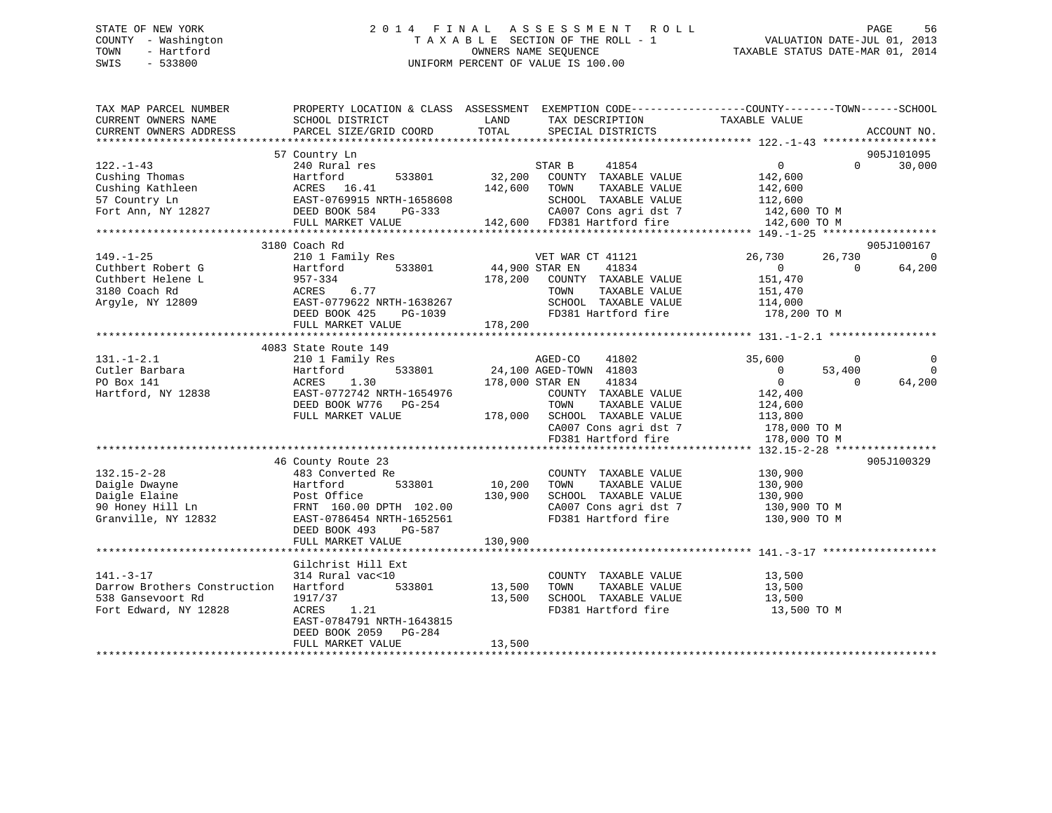STATE OF NEW YORK
COUNTY - Washington
TOWN - Hartford
SWIS - 533800

2 0 1 4 F I N A L A S S E S S M E N T R O L L
T A X A B L E SECTION OF THE ROLL - 1
OWNERS NAME SEQUENCE
UNIFORM PERCENT OF VALUE IS 100.00

VALUATION DATE-JUL 01, 2013
TAXABLE STATUS DATE-MAR 01, 2014

```
TAX MAP PARCEL NUMBER          PROPERTY LOCATION & CLASS  ASSESSMENT  EXEMPTION CODE------------------COUNTY--------TOWN------SCHOOL
CURRENT OWNERS NAME            SCHOOL DISTRICT               LAND      TAX DESCRIPTION            TAXABLE VALUE
CURRENT OWNERS ADDRESS         PARCEL SIZE/GRID COORD        TOTAL     SPECIAL DISTRICTS                                      ACCOUNT NO.
******************************************************************************************************* 122.-1-43 ******************
                               57 Country Ln                                                                                905J101095
122.-1-43                      240 Rural res                           STAR B     41854                 0             0       30,000
Cushing Thomas                 Hartford         533801       32,200    COUNTY  TAXABLE VALUE          142,600
Cushing Kathleen               ACRES   16.41                142,600    TOWN    TAXABLE VALUE          142,600
57 Country Ln                  EAST-0769915 NRTH-1658608               SCHOOL  TAXABLE VALUE          112,600
Fort Ann, NY 12827             DEED BOOK 584    PG-333                 CA007 Cons agri dst 7           142,600 TO M
                               FULL MARKET VALUE            142,600    FD381 Hartford fire             142,600 TO M
******************************************************************************************************* 149.-1-25 ******************
                               3180 Coach Rd                                                                                905J100167
149.-1-25                      210 1 Family Res                        VET WAR CT 41121              26,730        26,730             0
Cuthbert Robert G              Hartford         533801       44,900 STAR EN    41834                 0             0       64,200
Cuthbert Helene L              957-334                      178,200    COUNTY  TAXABLE VALUE          151,470
3180 Coach Rd                  ACRES    6.77                           TOWN    TAXABLE VALUE          151,470
Argyle, NY 12809               EAST-0779622 NRTH-1638267               SCHOOL  TAXABLE VALUE          114,000
                               DEED BOOK 425    PG-1039                FD381 Hartford fire             178,200 TO M
                               FULL MARKET VALUE            178,200
******************************************************************************************************* 131.-1-2.1 *****************
                               4083 State Route 149
131.-1-2.1                     210 1 Family Res                        AGED-CO    41802              35,600             0             0
Cutler Barbara                 Hartford         533801       24,100 AGED-TOWN  41803                 0        53,400             0
PO Box 141                     ACRES    1.30                178,000 STAR EN    41834                 0             0       64,200
Hartford, NY 12838             EAST-0772742 NRTH-1654976               COUNTY  TAXABLE VALUE          142,400
                               DEED BOOK W776   PG-254                 TOWN    TAXABLE VALUE          124,600
                               FULL MARKET VALUE            178,000    SCHOOL  TAXABLE VALUE          113,800
                                                                       CA007 Cons agri dst 7           178,000 TO M
                                                                       FD381 Hartford fire             178,000 TO M
******************************************************************************************************* 132.15-2-28 ****************
                               46 County Route 23                                                                           905J100329
132.15-2-28                    483 Converted Re                        COUNTY  TAXABLE VALUE          130,900
Daigle Dwayne                  Hartford         533801       10,200    TOWN    TAXABLE VALUE          130,900
Daigle Elaine                  Post Office                  130,900    SCHOOL  TAXABLE VALUE          130,900
90 Honey Hill Ln               FRNT 160.00 DPTH 102.00                 CA007 Cons agri dst 7           130,900 TO M
Granville, NY 12832            EAST-0786454 NRTH-1652561               FD381 Hartford fire             130,900 TO M
                               DEED BOOK 493    PG-587
                               FULL MARKET VALUE            130,900
******************************************************************************************************* 141.-3-17 ******************
                               Gilchrist Hill Ext
141.-3-17                      314 Rural vac<10                        COUNTY  TAXABLE VALUE           13,500
Darrow Brothers Construction   Hartford         533801       13,500    TOWN    TAXABLE VALUE           13,500
538 Gansevoort Rd              1917/37                       13,500    SCHOOL  TAXABLE VALUE           13,500
Fort Edward, NY 12828          ACRES    1.21                           FD381 Hartford fire              13,500 TO M
                               EAST-0784791 NRTH-1643815
                               DEED BOOK 2059   PG-284
                               FULL MARKET VALUE             13,500
************************************************************************************************************************************
```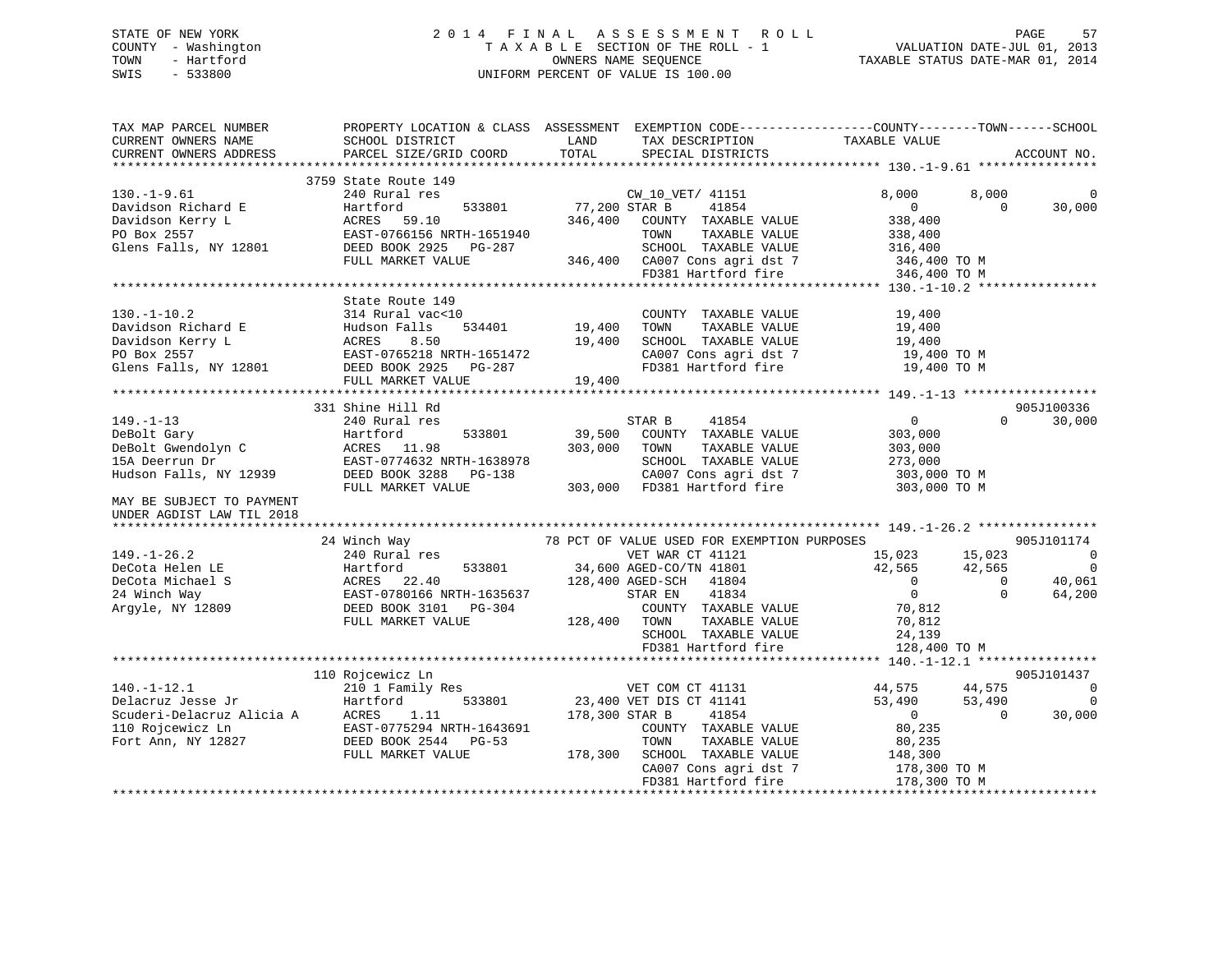STATE OF NEW YORK
COUNTY - Washington
TOWN - Hartford
SWIS - 533800

2014 FINAL ASSESSMENT ROLL
TAXABLE SECTION OF THE ROLL - 1
OWNERS NAME SEQUENCE
UNIFORM PERCENT OF VALUE IS 100.00

VALUATION DATE-JUL 01, 2013
TAXABLE STATUS DATE-MAR 01, 2014

```
TAX MAP PARCEL NUMBER          PROPERTY LOCATION & CLASS  ASSESSMENT  EXEMPTION CODE------------------COUNTY--------TOWN------SCHOOL
CURRENT OWNERS NAME            SCHOOL DISTRICT               LAND      TAX DESCRIPTION             TAXABLE VALUE
CURRENT OWNERS ADDRESS         PARCEL SIZE/GRID COORD        TOTAL     SPECIAL DISTRICTS                                       ACCOUNT NO.
******************************************************************************************************* 130.-1-9.61 ****************
                               3759 State Route 149
130.-1-9.61                    240 Rural res                           CW_10_VET/ 41151              8,000        8,000             0
Davidson Richard E             Hartford       533801        77,200 STAR B     41854                  0            0        30,000
Davidson Kerry L               ACRES   59.10               346,400    COUNTY  TAXABLE VALUE        338,400
PO Box 2557                    EAST-0766156 NRTH-1651940              TOWN    TAXABLE VALUE        338,400
Glens Falls, NY 12801          DEED BOOK 2925   PG-287                SCHOOL  TAXABLE VALUE        316,400
                               FULL MARKET VALUE           346,400    CA007 Cons agri dst 7          346,400 TO M
                                                                      FD381 Hartford fire            346,400 TO M
******************************************************************************************************* 130.-1-10.2 ****************
                               State Route 149
130.-1-10.2                    314 Rural vac<10                       COUNTY  TAXABLE VALUE         19,400
Davidson Richard E             Hudson Falls   534401        19,400    TOWN    TAXABLE VALUE         19,400
Davidson Kerry L               ACRES    8.50                19,400    SCHOOL  TAXABLE VALUE         19,400
PO Box 2557                    EAST-0765218 NRTH-1651472              CA007 Cons agri dst 7           19,400 TO M
Glens Falls, NY 12801          DEED BOOK 2925   PG-287                FD381 Hartford fire             19,400 TO M
                               FULL MARKET VALUE            19,400
******************************************************************************************************* 149.-1-13 ******************
                               331 Shine Hill Rd                                                                       905J100336
149.-1-13                      240 Rural res                          STAR B      41854                  0            0        30,000
DeBolt Gary                    Hartford       533801        39,500    COUNTY  TAXABLE VALUE        303,000
DeBolt Gwendolyn C             ACRES   11.98               303,000    TOWN    TAXABLE VALUE        303,000
15A Deerrun Dr                 EAST-0774632 NRTH-1638978              SCHOOL  TAXABLE VALUE        273,000
Hudson Falls, NY 12939         DEED BOOK 3288   PG-138                CA007 Cons agri dst 7          303,000 TO M
                               FULL MARKET VALUE           303,000    FD381 Hartford fire            303,000 TO M
MAY BE SUBJECT TO PAYMENT
UNDER AGDIST LAW TIL 2018
******************************************************************************************************* 149.-1-26.2 ****************
                               24 Winch Way                    78 PCT OF VALUE USED FOR EXEMPTION PURPOSES                    905J101174
149.-1-26.2                    240 Rural res                          VET WAR CT 41121              15,023       15,023             0
DeCota Helen LE                Hartford       533801        34,600 AGED-CO/TN 41801                 42,565       42,565             0
DeCota Michael S               ACRES   22.40               128,400 AGED-SCH   41804                      0            0        40,061
24 Winch Way                   EAST-0780166 NRTH-1635637              STAR EN     41834                  0            0        64,200
Argyle, NY 12809               DEED BOOK 3101   PG-304                COUNTY  TAXABLE VALUE         70,812
                               FULL MARKET VALUE           128,400    TOWN    TAXABLE VALUE         70,812
                                                                      SCHOOL  TAXABLE VALUE         24,139
                                                                      FD381 Hartford fire            128,400 TO M
******************************************************************************************************* 140.-1-12.1 ****************
                               110 Rojcewicz Ln                                                                        905J101437
140.-1-12.1                    210 1 Family Res                       VET COM CT 41131              44,575       44,575             0
Delacruz Jesse Jr              Hartford       533801        23,400 VET DIS CT 41141                 53,490       53,490             0
Scuderi-Delacruz Alicia A      ACRES    1.11               178,300 STAR B     41854                      0            0        30,000
110 Rojcewicz Ln               EAST-0775294 NRTH-1643691              COUNTY  TAXABLE VALUE         80,235
Fort Ann, NY 12827             DEED BOOK 2544   PG-53                 TOWN    TAXABLE VALUE         80,235
                               FULL MARKET VALUE           178,300    SCHOOL  TAXABLE VALUE        148,300
                                                                      CA007 Cons agri dst 7          178,300 TO M
                                                                      FD381 Hartford fire            178,300 TO M
************************************************************************************************************************************
```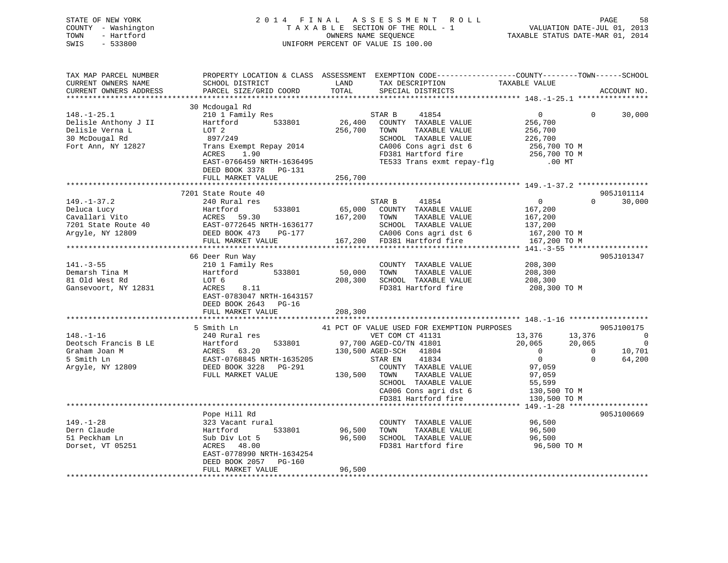STATE OF NEW YORK
COUNTY - Washington
TOWN - Hartford
SWIS - 533800

2014 FINAL ASSESSMENT ROLL
TAXABLE SECTION OF THE ROLL - 1
OWNERS NAME SEQUENCE
UNIFORM PERCENT OF VALUE IS 100.00

VALUATION DATE-JUL 01, 2013
TAXABLE STATUS DATE-MAR 01, 2014

```
TAX MAP PARCEL NUMBER          PROPERTY LOCATION & CLASS  ASSESSMENT  EXEMPTION CODE------------------COUNTY--------TOWN------SCHOOL
CURRENT OWNERS NAME            SCHOOL DISTRICT               LAND      TAX DESCRIPTION              TAXABLE VALUE
CURRENT OWNERS ADDRESS         PARCEL SIZE/GRID COORD        TOTAL     SPECIAL DISTRICTS                                     ACCOUNT NO.
******************************************************************************************************* 148.-1-25.1 ****************
                               30 Mcdougal Rd
148.-1-25.1                    210 1 Family Res                       STAR B     41854                   0            0        30,000
Delisle Anthony J II           Hartford          533801      26,400    COUNTY  TAXABLE VALUE           256,700
Delisle Verna L                LOT 2                        256,700    TOWN    TAXABLE VALUE           256,700
30 McDougal Rd                  897/249                                SCHOOL  TAXABLE VALUE           226,700
Fort Ann, NY 12827             Trans Exempt Repay 2014                CA006 Cons agri dst 6           256,700 TO M
                               ACRES    1.90                          FD381 Hartford fire             256,700 TO M
                               EAST-0766459 NRTH-1636495              TE533 Trans exmt repay-flg          .00 MT
                               DEED BOOK 3378   PG-131
                               FULL MARKET VALUE            256,700
******************************************************************************************************* 149.-1-37.2 ****************
                               7201 State Route 40                                                                           905J101114
149.-1-37.2                    240 Rural res                          STAR B     41854                   0            0        30,000
Deluca Lucy                    Hartford          533801      65,000    COUNTY  TAXABLE VALUE           167,200
Cavallari Vito                 ACRES   59.30                167,200    TOWN    TAXABLE VALUE           167,200
7201 State Route 40            EAST-0772645 NRTH-1636177              SCHOOL  TAXABLE VALUE           137,200
Argyle, NY 12809               DEED BOOK 473    PG-177                CA006 Cons agri dst 6           167,200 TO M
                               FULL MARKET VALUE            167,200    FD381 Hartford fire             167,200 TO M
******************************************************************************************************* 141.-3-55 ******************
                               66 Deer Run Way                                                                               905J101347
141.-3-55                      210 1 Family Res                        COUNTY  TAXABLE VALUE           208,300
Demarsh Tina M                 Hartford          533801      50,000    TOWN    TAXABLE VALUE           208,300
81 Old West Rd                 LOT 6                        208,300    SCHOOL  TAXABLE VALUE           208,300
Gansevoort, NY 12831           ACRES    8.11                           FD381 Hartford fire             208,300 TO M
                               EAST-0783047 NRTH-1643157
                               DEED BOOK 2643   PG-16
                               FULL MARKET VALUE            208,300
******************************************************************************************************* 148.-1-16 ******************
                               5 Smith Ln                   41 PCT OF VALUE USED FOR EXEMPTION PURPOSES                      905J100175
148.-1-16                      240 Rural res                          VET COM CT 41131              13,376       13,376             0
Deotsch Francis B LE           Hartford          533801      97,700 AGED-CO/TN 41801               20,065       20,065             0
Graham Joan M                  ACRES   63.20                130,500 AGED-SCH   41804                     0            0        10,701
5 Smith Ln                     EAST-0768845 NRTH-1635205              STAR EN    41834                   0            0        64,200
Argyle, NY 12809               DEED BOOK 3228   PG-291                COUNTY  TAXABLE VALUE            97,059
                               FULL MARKET VALUE            130,500    TOWN    TAXABLE VALUE            97,059
                                                                      SCHOOL  TAXABLE VALUE            55,599
                                                                      CA006 Cons agri dst 6           130,500 TO M
                                                                      FD381 Hartford fire             130,500 TO M
******************************************************************************************************* 149.-1-28 ******************
                               Pope Hill Rd                                                                                  905J100669
149.-1-28                      323 Vacant rural                        COUNTY  TAXABLE VALUE            96,500
Dern Claude                    Hartford          533801      96,500    TOWN    TAXABLE VALUE            96,500
51 Peckham Ln                  Sub Div Lot 5                 96,500    SCHOOL  TAXABLE VALUE            96,500
Dorset, VT 05251               ACRES   48.00                           FD381 Hartford fire              96,500 TO M
                               EAST-0778990 NRTH-1634254
                               DEED BOOK 2057   PG-160
                               FULL MARKET VALUE             96,500
************************************************************************************************************************************
```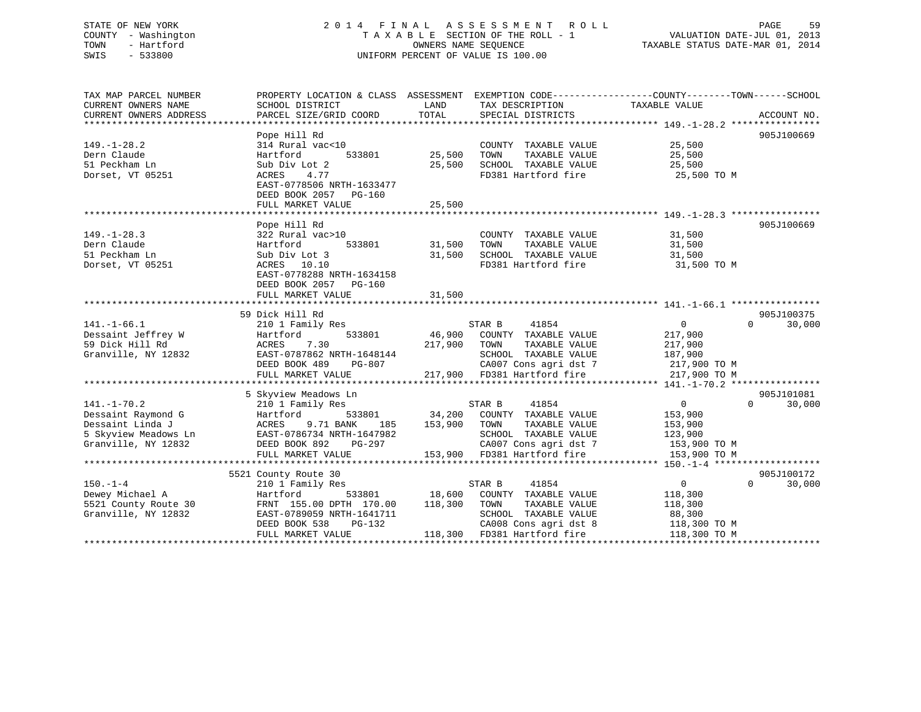STATE OF NEW YORK
COUNTY - Washington
TOWN - Hartford
SWIS - 533800

# 2014 FINAL ASSESSMENT ROLL

TAXABLE SECTION OF THE ROLL - 1
OWNERS NAME SEQUENCE
UNIFORM PERCENT OF VALUE IS 100.00

VALUATION DATE-JUL 01, 2013
TAXABLE STATUS DATE-MAR 01, 2014

```
TAX MAP PARCEL NUMBER          PROPERTY LOCATION & CLASS  ASSESSMENT  EXEMPTION CODE------------------COUNTY--------TOWN------SCHOOL
CURRENT OWNERS NAME            SCHOOL DISTRICT               LAND      TAX DESCRIPTION              TAXABLE VALUE
CURRENT OWNERS ADDRESS         PARCEL SIZE/GRID COORD        TOTAL     SPECIAL DISTRICTS                                  ACCOUNT NO.
******************************************************************************************************* 149.-1-28.2 ****************
                               Pope Hill Rd                                                                        905J100669
149.-1-28.2                    314 Rural vac<10                        COUNTY  TAXABLE VALUE            25,500
Dern Claude                    Hartford          533801       25,500   TOWN    TAXABLE VALUE            25,500
51 Peckham Ln                  Sub Div Lot 2                  25,500   SCHOOL  TAXABLE VALUE            25,500
Dorset, VT 05251               ACRES    4.77                           FD381 Hartford fire               25,500 TO M
                               EAST-0778506 NRTH-1633477
                               DEED BOOK 2057   PG-160
                               FULL MARKET VALUE              25,500
******************************************************************************************************* 149.-1-28.3 ****************
                               Pope Hill Rd                                                                        905J100669
149.-1-28.3                    322 Rural vac>10                        COUNTY  TAXABLE VALUE            31,500
Dern Claude                    Hartford          533801       31,500   TOWN    TAXABLE VALUE            31,500
51 Peckham Ln                  Sub Div Lot 3                  31,500   SCHOOL  TAXABLE VALUE            31,500
Dorset, VT 05251               ACRES   10.10                           FD381 Hartford fire               31,500 TO M
                               EAST-0778288 NRTH-1634158
                               DEED BOOK 2057   PG-160
                               FULL MARKET VALUE              31,500
******************************************************************************************************* 141.-1-66.1 ****************
                            59 Dick Hill Rd                                                                        905J100375
141.-1-66.1                    210 1 Family Res                     STAR B     41854                  0          0     30,000
Dessaint Jeffrey W             Hartford          533801       46,900   COUNTY  TAXABLE VALUE           217,900
59 Dick Hill Rd                ACRES    7.30                 217,900   TOWN    TAXABLE VALUE           217,900
Granville, NY 12832            EAST-0787862 NRTH-1648144               SCHOOL  TAXABLE VALUE           187,900
                               DEED BOOK 489    PG-807                 CA007 Cons agri dst 7            217,900 TO M
                               FULL MARKET VALUE             217,900   FD381 Hartford fire              217,900 TO M
******************************************************************************************************* 141.-1-70.2 ****************
                             5 Skyview Meadows Ln                                                                  905J101081
141.-1-70.2                    210 1 Family Res                     STAR B     41854                  0          0     30,000
Dessaint Raymond G             Hartford          533801       34,200   COUNTY  TAXABLE VALUE           153,900
Dessaint Linda J               ACRES    9.71 BANK     185    153,900   TOWN    TAXABLE VALUE           153,900
5 Skyview Meadows Ln           EAST-0786734 NRTH-1647982               SCHOOL  TAXABLE VALUE           123,900
Granville, NY 12832            DEED BOOK 892    PG-297                 CA007 Cons agri dst 7            153,900 TO M
                               FULL MARKET VALUE             153,900   FD381 Hartford fire              153,900 TO M
******************************************************************************************************* 150.-1-4 *******************
                          5521 County Route 30                                                                     905J100172
150.-1-4                       210 1 Family Res                     STAR B     41854                  0          0     30,000
Dewey Michael A                Hartford          533801       18,600   COUNTY  TAXABLE VALUE           118,300
5521 County Route 30           FRNT 155.00 DPTH 170.00       118,300   TOWN    TAXABLE VALUE           118,300
Granville, NY 12832            EAST-0789059 NRTH-1641711               SCHOOL  TAXABLE VALUE            88,300
                               DEED BOOK 538    PG-132                 CA008 Cons agri dst 8            118,300 TO M
                               FULL MARKET VALUE             118,300   FD381 Hartford fire              118,300 TO M
************************************************************************************************************************************
```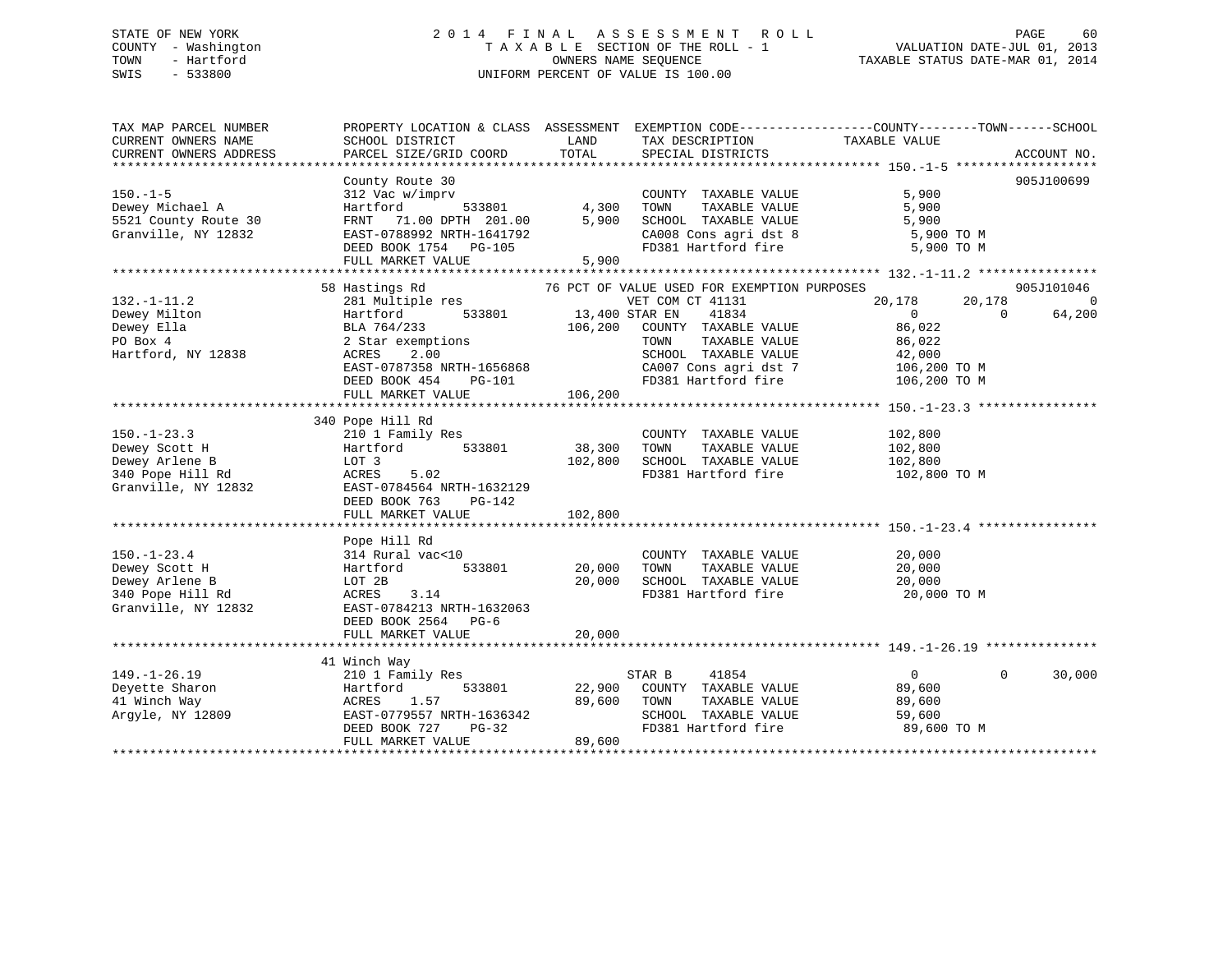STATE OF NEW YORK
COUNTY - Washington
TOWN - Hartford
SWIS - 533800

2014 FINAL ASSESSMENT ROLL
TAXABLE SECTION OF THE ROLL - 1
OWNERS NAME SEQUENCE
UNIFORM PERCENT OF VALUE IS 100.00

VALUATION DATE-JUL 01, 2013
TAXABLE STATUS DATE-MAR 01, 2014

```
TAX MAP PARCEL NUMBER          PROPERTY LOCATION & CLASS  ASSESSMENT  EXEMPTION CODE------------------COUNTY--------TOWN------SCHOOL
CURRENT OWNERS NAME            SCHOOL DISTRICT               LAND      TAX DESCRIPTION            TAXABLE VALUE
CURRENT OWNERS ADDRESS         PARCEL SIZE/GRID COORD        TOTAL     SPECIAL DISTRICTS                                    ACCOUNT NO.
******************************************************************************************************* 150.-1-5 *******************
                               County Route 30                                                                        905J100699
150.-1-5                       312 Vac w/imprv                         COUNTY  TAXABLE VALUE             5,900
Dewey Michael A                Hartford          533801        4,300   TOWN    TAXABLE VALUE             5,900
5521 County Route 30           FRNT   71.00 DPTH  201.00       5,900   SCHOOL  TAXABLE VALUE             5,900
Granville, NY 12832            EAST-0788992 NRTH-1641792               CA008 Cons agri dst 8              5,900 TO M
                               DEED BOOK 1754   PG-105                 FD381 Hartford fire                5,900 TO M
                               FULL MARKET VALUE              5,900
******************************************************************************************************* 132.-1-11.2 ****************
                               58 Hastings Rd               76 PCT OF VALUE USED FOR EXEMPTION PURPOSES               905J101046
132.-1-11.2                    281 Multiple res                   VET COM CT 41131             20,178       20,178             0
Dewey Milton                   Hartford          533801      13,400 STAR EN    41834                0            0        64,200
Dewey Ella                     BLA 764/233                  106,200   COUNTY  TAXABLE VALUE            86,022
PO Box 4                       2 Star exemptions                       TOWN    TAXABLE VALUE            86,022
Hartford, NY 12838             ACRES     2.00                          SCHOOL  TAXABLE VALUE            42,000
                               EAST-0787358 NRTH-1656868               CA007 Cons agri dst 7            106,200 TO M
                               DEED BOOK 454    PG-101                 FD381 Hartford fire              106,200 TO M
                               FULL MARKET VALUE            106,200
******************************************************************************************************* 150.-1-23.3 ****************
                               340 Pope Hill Rd
150.-1-23.3                    210 1 Family Res                        COUNTY  TAXABLE VALUE           102,800
Dewey Scott H                  Hartford          533801       38,300   TOWN    TAXABLE VALUE           102,800
Dewey Arlene B                 LOT 3                         102,800   SCHOOL  TAXABLE VALUE           102,800
340 Pope Hill Rd               ACRES     5.02                          FD381 Hartford fire              102,800 TO M
Granville, NY 12832            EAST-0784564 NRTH-1632129
                               DEED BOOK 763    PG-142
                               FULL MARKET VALUE            102,800
******************************************************************************************************* 150.-1-23.4 ****************
                               Pope Hill Rd
150.-1-23.4                    314 Rural vac<10                        COUNTY  TAXABLE VALUE            20,000
Dewey Scott H                  Hartford          533801       20,000   TOWN    TAXABLE VALUE            20,000
Dewey Arlene B                 LOT 2B                         20,000   SCHOOL  TAXABLE VALUE            20,000
340 Pope Hill Rd               ACRES     3.14                          FD381 Hartford fire               20,000 TO M
Granville, NY 12832            EAST-0784213 NRTH-1632063
                               DEED BOOK 2564   PG-6
                               FULL MARKET VALUE             20,000
******************************************************************************************************* 149.-1-26.19 ***************
                               41 Winch Way
149.-1-26.19                   210 1 Family Res                   STAR B     41854                  0            0        30,000
Deyette Sharon                 Hartford          533801       22,900   COUNTY  TAXABLE VALUE            89,600
41 Winch Way                   ACRES     1.57                 89,600   TOWN    TAXABLE VALUE            89,600
Argyle, NY 12809               EAST-0779557 NRTH-1636342               SCHOOL  TAXABLE VALUE            59,600
                               DEED BOOK 727    PG-32                  FD381 Hartford fire               89,600 TO M
                               FULL MARKET VALUE             89,600
************************************************************************************************************************************
```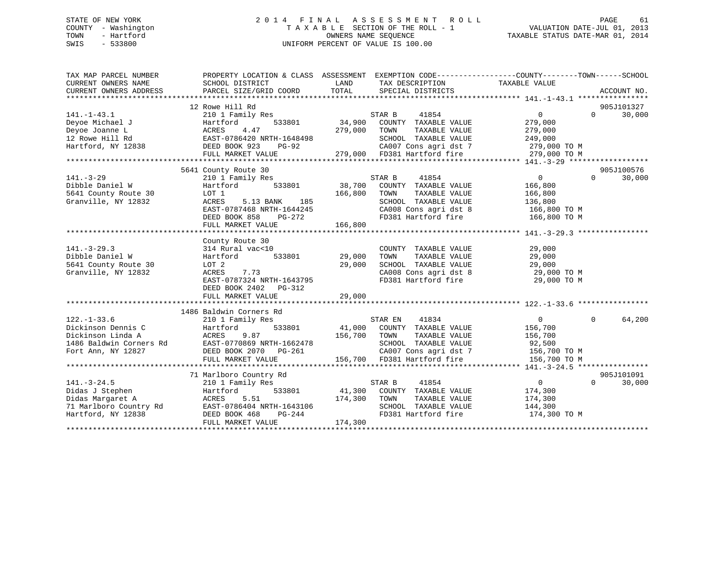STATE OF NEW YORK — 2014 FINAL ASSESSMENT ROLL
COUNTY - Washington — TAXABLE SECTION OF THE ROLL - 1 — VALUATION DATE-JUL 01, 2013
TOWN - Hartford — OWNERS NAME SEQUENCE — TAXABLE STATUS DATE-MAR 01, 2014
SWIS - 533800 — UNIFORM PERCENT OF VALUE IS 100.00

| TAX MAP PARCEL NUMBER / CURRENT OWNERS NAME / CURRENT OWNERS ADDRESS | PROPERTY LOCATION & CLASS / SCHOOL DISTRICT / PARCEL SIZE/GRID COORD | ASSESSMENT LAND / TOTAL | EXEMPTION CODE / TAX DESCRIPTION / SPECIAL DISTRICTS | COUNTY / TOWN TAXABLE VALUE | SCHOOL | ACCOUNT NO. |
|---|---|---|---|---|---|---|
| **141.-1-43.1** | 12 Rowe Hill Rd | | | | | 905J101327 |
| Deyoe Michael J | 210 1 Family Res | | STAR B 41854 | 0 0 | 30,000 | |
| Deyoe Joanne L | Hartford 533801 | 34,900 | COUNTY TAXABLE VALUE | 279,000 | | |
| 12 Rowe Hill Rd | ACRES 4.47 | 279,000 | TOWN TAXABLE VALUE | 279,000 | | |
| Hartford, NY 12838 | EAST-0786420 NRTH-1648498 | | SCHOOL TAXABLE VALUE | 249,000 | | |
| | DEED BOOK 923 PG-92 | | CA007 Cons agri dst 7 | 279,000 TO M | | |
| | FULL MARKET VALUE | 279,000 | FD381 Hartford fire | 279,000 TO M | | |
| **141.-3-29** | 5641 County Route 30 | | | | | 905J100576 |
| Dibble Daniel W | 210 1 Family Res | | STAR B 41854 | 0 0 | 30,000 | |
| 5641 County Route 30 | Hartford 533801 | 38,700 | COUNTY TAXABLE VALUE | 166,800 | | |
| Granville, NY 12832 | LOT 1 | 166,800 | TOWN TAXABLE VALUE | 166,800 | | |
| | ACRES 5.13 BANK 185 | | SCHOOL TAXABLE VALUE | 136,800 | | |
| | EAST-0787468 NRTH-1644245 | | CA008 Cons agri dst 8 | 166,800 TO M | | |
| | DEED BOOK 858 PG-272 | | FD381 Hartford fire | 166,800 TO M | | |
| | FULL MARKET VALUE | 166,800 | | | | |
| **141.-3-29.3** | County Route 30 | | | | | |
| Dibble Daniel W | 314 Rural vac<10 | | COUNTY TAXABLE VALUE | 29,000 | | |
| 5641 County Route 30 | Hartford 533801 | 29,000 | TOWN TAXABLE VALUE | 29,000 | | |
| Granville, NY 12832 | LOT 2 | 29,000 | SCHOOL TAXABLE VALUE | 29,000 | | |
| | ACRES 7.73 | | CA008 Cons agri dst 8 | 29,000 TO M | | |
| | EAST-0787324 NRTH-1643795 | | FD381 Hartford fire | 29,000 TO M | | |
| | DEED BOOK 2402 PG-312 | | | | | |
| | FULL MARKET VALUE | 29,000 | | | | |
| **122.-1-33.6** | 1486 Baldwin Corners Rd | | | | | |
| Dickinson Dennis C | 210 1 Family Res | | STAR EN 41834 | 0 0 | 64,200 | |
| Dickinson Linda A | Hartford 533801 | 41,000 | COUNTY TAXABLE VALUE | 156,700 | | |
| 1486 Baldwin Corners Rd | ACRES 9.87 | 156,700 | TOWN TAXABLE VALUE | 156,700 | | |
| Fort Ann, NY 12827 | EAST-0770869 NRTH-1662478 | | SCHOOL TAXABLE VALUE | 92,500 | | |
| | DEED BOOK 2070 PG-261 | | CA007 Cons agri dst 7 | 156,700 TO M | | |
| | FULL MARKET VALUE | 156,700 | FD381 Hartford fire | 156,700 TO M | | |
| **141.-3-24.5** | 71 Marlboro Country Rd | | | | | 905J101091 |
| Didas J Stephen | 210 1 Family Res | | STAR B 41854 | 0 0 | 30,000 | |
| Didas Margaret A | Hartford 533801 | 41,300 | COUNTY TAXABLE VALUE | 174,300 | | |
| 71 Marlboro Country Rd | ACRES 5.51 | 174,300 | TOWN TAXABLE VALUE | 174,300 | | |
| Hartford, NY 12838 | EAST-0786404 NRTH-1643106 | | SCHOOL TAXABLE VALUE | 144,300 | | |
| | DEED BOOK 468 PG-244 | | FD381 Hartford fire | 174,300 TO M | | |
| | FULL MARKET VALUE | 174,300 | | | | |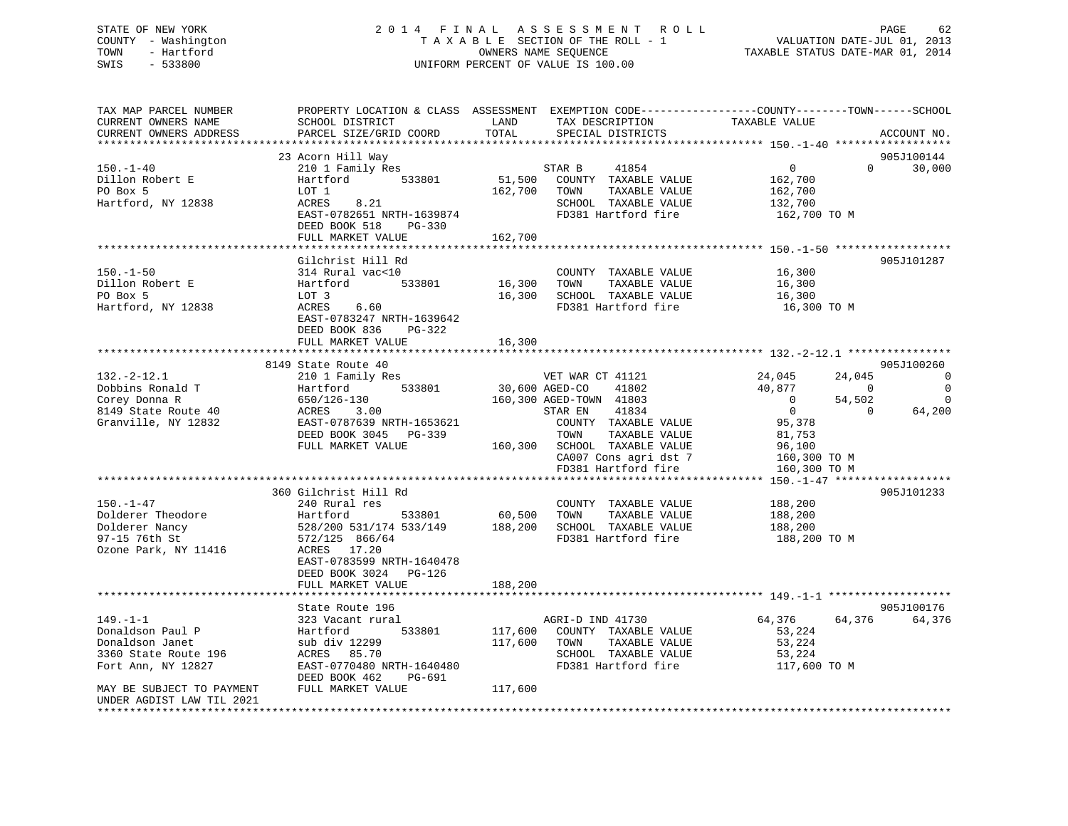STATE OF NEW YORK | 2014 FINAL ASSESSMENT ROLL
COUNTY - Washington | TAXABLE SECTION OF THE ROLL - 1 | VALUATION DATE-JUL 01, 2013
TOWN - Hartford | OWNERS NAME SEQUENCE | TAXABLE STATUS DATE-MAR 01, 2014
SWIS - 533800 | UNIFORM PERCENT OF VALUE IS 100.00

```
TAX MAP PARCEL NUMBER          PROPERTY LOCATION & CLASS  ASSESSMENT  EXEMPTION CODE-----------------COUNTY--------TOWN------SCHOOL
CURRENT OWNERS NAME            SCHOOL DISTRICT               LAND      TAX DESCRIPTION            TAXABLE VALUE
CURRENT OWNERS ADDRESS         PARCEL SIZE/GRID COORD        TOTAL     SPECIAL DISTRICTS                                      ACCOUNT NO.
****************************************************************************************************** 150.-1-40 ******************
                               23 Acorn Hill Way                                                                           905J100144
150.-1-40                      210 1 Family Res                        STAR B     41854                  0             0      30,000
Dillon Robert E                Hartford          533801       51,500   COUNTY  TAXABLE VALUE          162,700
PO Box 5                       LOT 1                         162,700   TOWN    TAXABLE VALUE          162,700
Hartford, NY 12838             ACRES    8.21                           SCHOOL  TAXABLE VALUE          132,700
                               EAST-0782651 NRTH-1639874               FD381 Hartford fire             162,700 TO M
                               DEED BOOK 518    PG-330
                               FULL MARKET VALUE             162,700
****************************************************************************************************** 150.-1-50 ******************
                               Gilchrist Hill Rd                                                                           905J101287
150.-1-50                      314 Rural vac<10                        COUNTY  TAXABLE VALUE           16,300
Dillon Robert E                Hartford          533801       16,300   TOWN    TAXABLE VALUE           16,300
PO Box 5                       LOT 3                          16,300   SCHOOL  TAXABLE VALUE           16,300
Hartford, NY 12838             ACRES    6.60                           FD381 Hartford fire              16,300 TO M
                               EAST-0783247 NRTH-1639642
                               DEED BOOK 836    PG-322
                               FULL MARKET VALUE              16,300
****************************************************************************************************** 132.-2-12.1 ****************
                               8149 State Route 40                                                                         905J100260
132.-2-12.1                    210 1 Family Res                        VET WAR CT 41121              24,045        24,045           0
Dobbins Ronald T               Hartford          533801       30,600   AGED-CO    41802              40,877             0           0
Corey Donna R                  650/126-130                   160,300   AGED-TOWN  41803                   0        54,502           0
8149 State Route 40            ACRES    3.00                           STAR EN    41834                   0             0      64,200
Granville, NY 12832            EAST-0787639 NRTH-1653621               COUNTY  TAXABLE VALUE           95,378
                               DEED BOOK 3045   PG-339                 TOWN    TAXABLE VALUE           81,753
                               FULL MARKET VALUE             160,300   SCHOOL  TAXABLE VALUE           96,100
                                                                       CA007 Cons agri dst 7           160,300 TO M
                                                                       FD381 Hartford fire             160,300 TO M
****************************************************************************************************** 150.-1-47 ******************
                               360 Gilchrist Hill Rd                                                                       905J101233
150.-1-47                      240 Rural res                           COUNTY  TAXABLE VALUE          188,200
Dolderer Theodore              Hartford          533801       60,500   TOWN    TAXABLE VALUE          188,200
Dolderer Nancy                 528/200 531/174 533/149       188,200   SCHOOL  TAXABLE VALUE          188,200
97-15 76th St                  572/125  866/64                         FD381 Hartford fire             188,200 TO M
Ozone Park, NY 11416           ACRES   17.20
                               EAST-0783599 NRTH-1640478
                               DEED BOOK 3024   PG-126
                               FULL MARKET VALUE             188,200
****************************************************************************************************** 149.-1-1 *******************
                               State Route 196                                                                             905J100176
149.-1-1                       323 Vacant rural                        AGRI-D IND 41730              64,376        64,376      64,376
Donaldson Paul P               Hartford          533801      117,600   COUNTY  TAXABLE VALUE           53,224
Donaldson Janet                sub div 12299                 117,600   TOWN    TAXABLE VALUE           53,224
3360 State Route 196           ACRES   85.70                           SCHOOL  TAXABLE VALUE           53,224
Fort Ann, NY 12827             EAST-0770480 NRTH-1640480               FD381 Hartford fire             117,600 TO M
                               DEED BOOK 462    PG-691
MAY BE SUBJECT TO PAYMENT      FULL MARKET VALUE             117,600
UNDER AGDIST LAW TIL 2021
************************************************************************************************************************************
```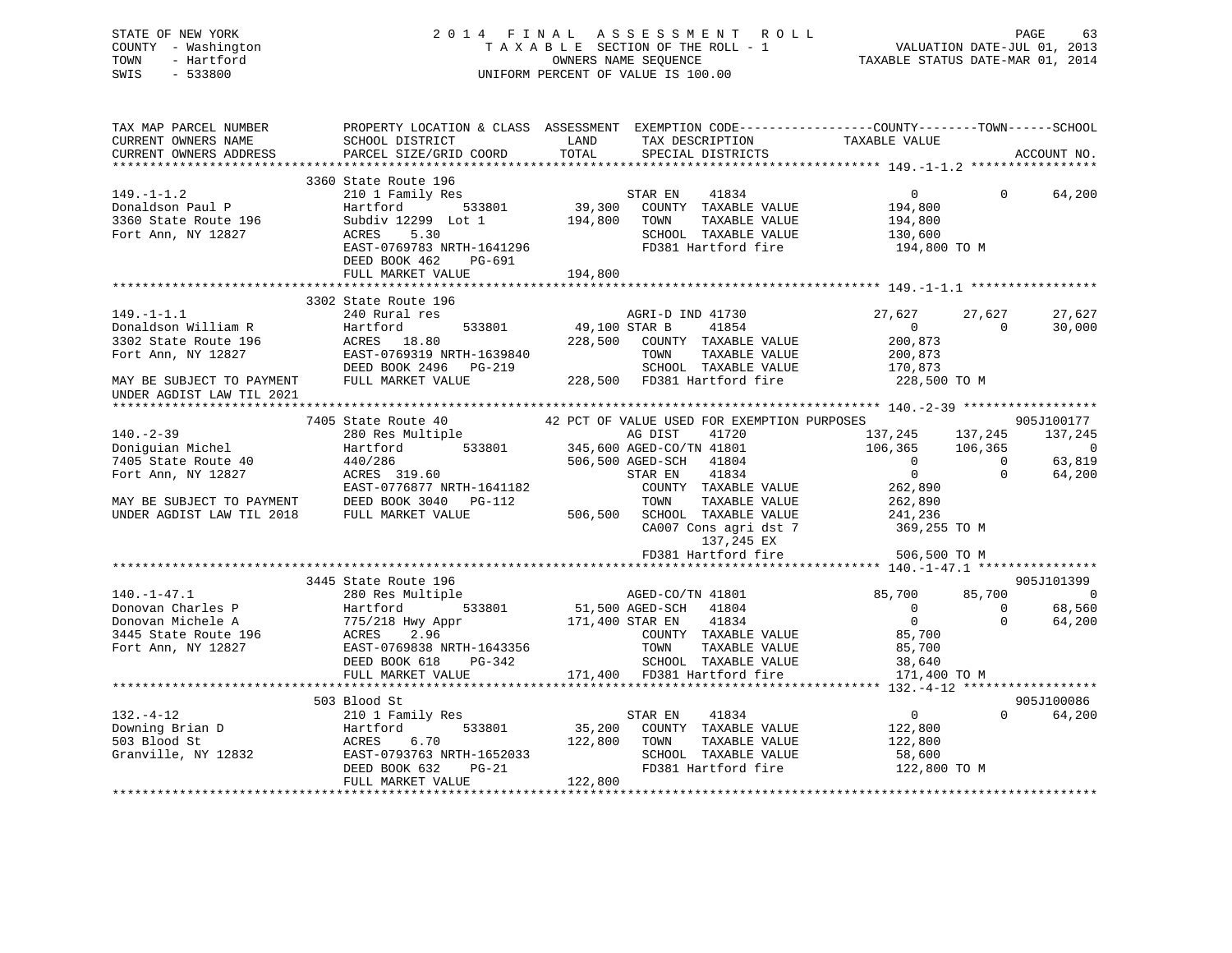STATE OF NEW YORK
COUNTY - Washington
TOWN - Hartford
SWIS - 533800

# 2014 FINAL ASSESSMENT ROLL
TAXABLE SECTION OF THE ROLL - 1
OWNERS NAME SEQUENCE
UNIFORM PERCENT OF VALUE IS 100.00

VALUATION DATE-JUL 01, 2013
TAXABLE STATUS DATE-MAR 01, 2014

```
TAX MAP PARCEL NUMBER          PROPERTY LOCATION & CLASS  ASSESSMENT  EXEMPTION CODE------------------COUNTY--------TOWN------SCHOOL
CURRENT OWNERS NAME            SCHOOL DISTRICT              LAND       TAX DESCRIPTION            TAXABLE VALUE
CURRENT OWNERS ADDRESS         PARCEL SIZE/GRID COORD       TOTAL      SPECIAL DISTRICTS                                        ACCOUNT NO.
******************************************************************************************************* 149.-1-1.2 *****************
                               3360 State Route 196
149.-1-1.2                     210 1 Family Res                         STAR EN    41834                0            0        64,200
Donaldson Paul P               Hartford          533801       39,300    COUNTY  TAXABLE VALUE         194,800
3360 State Route 196           Subdiv 12299  Lot 1           194,800    TOWN    TAXABLE VALUE         194,800
Fort Ann, NY 12827             ACRES     5.30                           SCHOOL  TAXABLE VALUE         130,600
                               EAST-0769783 NRTH-1641296                FD381 Hartford fire            194,800 TO M
                               DEED BOOK 462     PG-691
                               FULL MARKET VALUE             194,800
******************************************************************************************************* 149.-1-1.1 *****************
                               3302 State Route 196
149.-1-1.1                     240 Rural res                            AGRI-D IND 41730           27,627       27,627        27,627
Donaldson William R            Hartford          533801       49,100 STAR B       41854                0            0        30,000
3302 State Route 196           ACRES    18.80                228,500    COUNTY  TAXABLE VALUE         200,873
Fort Ann, NY 12827             EAST-0769319 NRTH-1639840                TOWN    TAXABLE VALUE         200,873
                               DEED BOOK 2496    PG-219                 SCHOOL  TAXABLE VALUE         170,873
MAY BE SUBJECT TO PAYMENT      FULL MARKET VALUE             228,500    FD381 Hartford fire            228,500 TO M
UNDER AGDIST LAW TIL 2021
******************************************************************************************************* 140.-2-39 ******************
                               7405 State Route 40             42 PCT OF VALUE USED FOR EXEMPTION PURPOSES                    905J100177
140.-2-39                      280 Res Multiple                         AG DIST    41720              137,245      137,245       137,245
Doniguian Michel               Hartford          533801      345,600 AGED-CO/TN 41801                106,365      106,365             0
7405 State Route 40            440/286                       506,500 AGED-SCH   41804                      0            0        63,819
Fort Ann, NY 12827             ACRES   319.60                           STAR EN    41834                    0            0        64,200
                               EAST-0776877 NRTH-1641182                COUNTY  TAXABLE VALUE         262,890
MAY BE SUBJECT TO PAYMENT      DEED BOOK 3040    PG-112                 TOWN    TAXABLE VALUE         262,890
UNDER AGDIST LAW TIL 2018      FULL MARKET VALUE             506,500    SCHOOL  TAXABLE VALUE         241,236
                                                                        CA007 Cons agri dst 7          369,255 TO M
                                                                              137,245 EX
                                                                        FD381 Hartford fire            506,500 TO M
******************************************************************************************************* 140.-1-47.1 ****************
                               3445 State Route 196                                                                           905J101399
140.-1-47.1                    280 Res Multiple                         AGED-CO/TN 41801               85,700       85,700             0
Donovan Charles P              Hartford          533801       51,500 AGED-SCH   41804                      0            0        68,560
Donovan Michele A              775/218 Hwy Appr              171,400 STAR EN    41834                      0            0        64,200
3445 State Route 196           ACRES     2.96                           COUNTY  TAXABLE VALUE          85,700
Fort Ann, NY 12827             EAST-0769838 NRTH-1643356                TOWN    TAXABLE VALUE          85,700
                               DEED BOOK 618     PG-342                 SCHOOL  TAXABLE VALUE          38,640
                               FULL MARKET VALUE             171,400    FD381 Hartford fire            171,400 TO M
******************************************************************************************************* 132.-4-12 ******************
                               503 Blood St                                                                                   905J100086
132.-4-12                      210 1 Family Res                         STAR EN    41834                0            0        64,200
Downing Brian D                Hartford          533801       35,200    COUNTY  TAXABLE VALUE         122,800
503 Blood St                   ACRES     6.70                122,800    TOWN    TAXABLE VALUE         122,800
Granville, NY 12832            EAST-0793763 NRTH-1652033                SCHOOL  TAXABLE VALUE          58,600
                               DEED BOOK 632     PG-21                  FD381 Hartford fire            122,800 TO M
                               FULL MARKET VALUE             122,800
************************************************************************************************************************************
```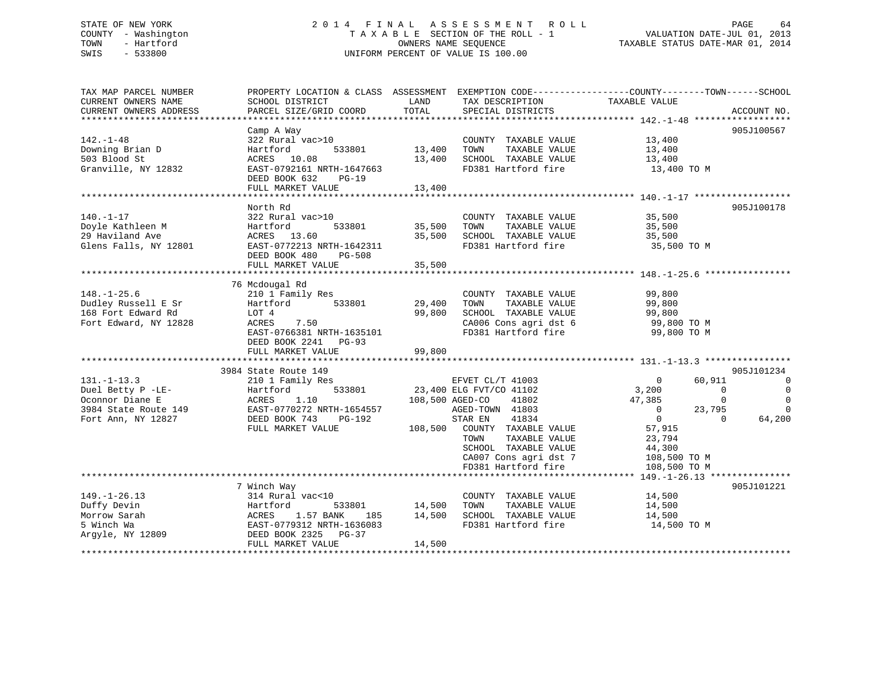STATE OF NEW YORK  
COUNTY - Washington  
TOWN - Hartford  
SWIS - 533800

2014 FINAL ASSESSMENT ROLL  
TAXABLE SECTION OF THE ROLL - 1  
OWNERS NAME SEQUENCE  
UNIFORM PERCENT OF VALUE IS 100.00

VALUATION DATE-JUL 01, 2013  
TAXABLE STATUS DATE-MAR 01, 2014

```
TAX MAP PARCEL NUMBER          PROPERTY LOCATION & CLASS  ASSESSMENT  EXEMPTION CODE-----------------COUNTY--------TOWN------SCHOOL
CURRENT OWNERS NAME            SCHOOL DISTRICT               LAND      TAX DESCRIPTION            TAXABLE VALUE
CURRENT OWNERS ADDRESS         PARCEL SIZE/GRID COORD        TOTAL     SPECIAL DISTRICTS                                   ACCOUNT NO.
******************************************************************************************************* 142.-1-48 ******************
                               Camp A Way                                                                                 905J100567
142.-1-48                      322 Rural vac>10                        COUNTY  TAXABLE VALUE            13,400
Downing Brian D                Hartford        533801      13,400      TOWN    TAXABLE VALUE            13,400
503 Blood St                   ACRES  10.08                13,400      SCHOOL  TAXABLE VALUE            13,400
Granville, NY 12832            EAST-0792161 NRTH-1647663               FD381 Hartford fire               13,400 TO M
                               DEED BOOK 632    PG-19
                               FULL MARKET VALUE           13,400
******************************************************************************************************* 140.-1-17 ******************
                               North Rd                                                                                   905J100178
140.-1-17                      322 Rural vac>10                        COUNTY  TAXABLE VALUE            35,500
Doyle Kathleen M               Hartford        533801      35,500      TOWN    TAXABLE VALUE            35,500
29 Haviland Ave                ACRES  13.60                35,500      SCHOOL  TAXABLE VALUE            35,500
Glens Falls, NY 12801          EAST-0772213 NRTH-1642311               FD381 Hartford fire               35,500 TO M
                               DEED BOOK 480    PG-508
                               FULL MARKET VALUE           35,500
******************************************************************************************************* 148.-1-25.6 ****************
                               76 Mcdougal Rd
148.-1-25.6                    210 1 Family Res                        COUNTY  TAXABLE VALUE            99,800
Dudley Russell E Sr            Hartford        533801      29,400      TOWN    TAXABLE VALUE            99,800
168 Fort Edward Rd             LOT 4                       99,800      SCHOOL  TAXABLE VALUE            99,800
Fort Edward, NY 12828          ACRES   7.50                            CA006 Cons agri dst 6             99,800 TO M
                               EAST-0766381 NRTH-1635101               FD381 Hartford fire               99,800 TO M
                               DEED BOOK 2241   PG-93
                               FULL MARKET VALUE           99,800
******************************************************************************************************* 131.-1-13.3 ****************
                               3984 State Route 149                                                                       905J101234
131.-1-13.3                    210 1 Family Res                        EFVET CL/T 41003                      0      60,911           0
Duel Betty P -LE-              Hartford        533801      23,400 ELG FVT/CO 41102                       3,200           0           0
Oconnor Diane E                ACRES   1.10               108,500 AGED-CO    41802                      47,385           0           0
3984 State Route 149           EAST-0770272 NRTH-1654557               AGED-TOWN  41803                      0      23,795           0
Fort Ann, NY 12827             DEED BOOK 743    PG-192                 STAR EN    41834                      0           0      64,200
                               FULL MARKET VALUE          108,500      COUNTY  TAXABLE VALUE            57,915
                                                                       TOWN    TAXABLE VALUE            23,794
                                                                       SCHOOL  TAXABLE VALUE            44,300
                                                                       CA007 Cons agri dst 7            108,500 TO M
                                                                       FD381 Hartford fire              108,500 TO M
******************************************************************************************************* 149.-1-26.13 ***************
                               7 Winch Way                                                                                905J101221
149.-1-26.13                   314 Rural vac<10                        COUNTY  TAXABLE VALUE            14,500
Duffy Devin                    Hartford        533801      14,500      TOWN    TAXABLE VALUE            14,500
Morrow Sarah                   ACRES   1.57 BANK    185    14,500      SCHOOL  TAXABLE VALUE            14,500
5 Winch Wa                     EAST-0779312 NRTH-1636083               FD381 Hartford fire               14,500 TO M
Argyle, NY 12809               DEED BOOK 2325   PG-37
                               FULL MARKET VALUE           14,500
************************************************************************************************************************************
```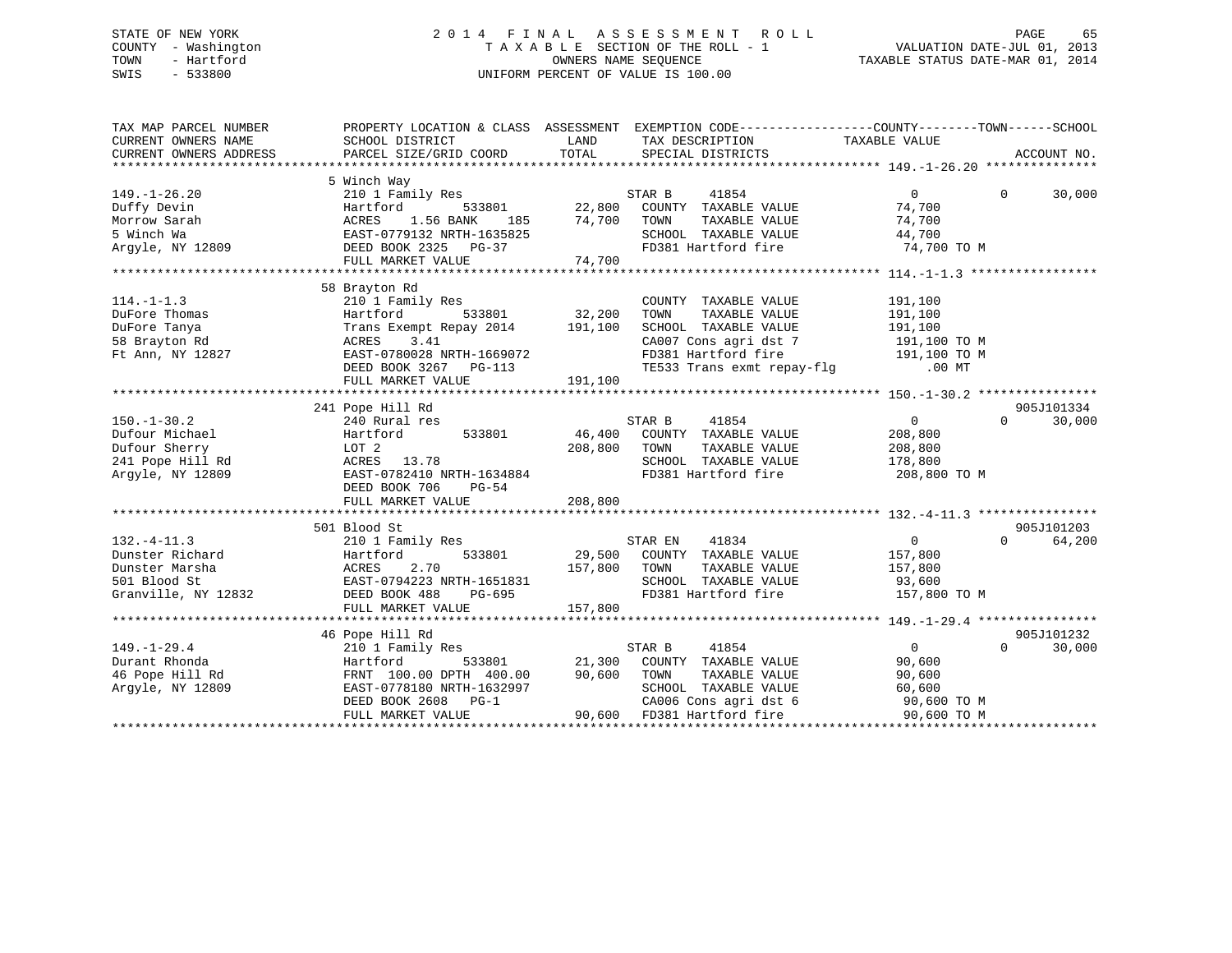STATE OF NEW YORK
COUNTY - Washington
TOWN - Hartford
SWIS - 533800

# 2014 FINAL ASSESSMENT ROLL

TAXABLE SECTION OF THE ROLL - 1
OWNERS NAME SEQUENCE
UNIFORM PERCENT OF VALUE IS 100.00

VALUATION DATE-JUL 01, 2013
TAXABLE STATUS DATE-MAR 01, 2014

```
TAX MAP PARCEL NUMBER          PROPERTY LOCATION & CLASS  ASSESSMENT  EXEMPTION CODE------------------COUNTY--------TOWN------SCHOOL
CURRENT OWNERS NAME            SCHOOL DISTRICT             LAND       TAX DESCRIPTION             TAXABLE VALUE
CURRENT OWNERS ADDRESS         PARCEL SIZE/GRID COORD      TOTAL      SPECIAL DISTRICTS                                        ACCOUNT NO.
******************************************************************************************************* 149.-1-26.20 ***************
                               5 Winch Way
149.-1-26.20                   210 1 Family Res                       STAR B     41854                0            0      30,000
Duffy Devin                    Hartford        533801       22,800    COUNTY  TAXABLE VALUE           74,700
Morrow Sarah                   ACRES    1.56 BANK    185    74,700    TOWN    TAXABLE VALUE           74,700
5 Winch Wa                     EAST-0779132 NRTH-1635825              SCHOOL  TAXABLE VALUE           44,700
Argyle, NY 12809               DEED BOOK 2325   PG-37                 FD381 Hartford fire              74,700 TO M
                               FULL MARKET VALUE            74,700
******************************************************************************************************* 114.-1-1.3 *****************
                               58 Brayton Rd
114.-1-1.3                     210 1 Family Res                       COUNTY  TAXABLE VALUE          191,100
DuFore Thomas                  Hartford        533801       32,200    TOWN    TAXABLE VALUE          191,100
DuFore Tanya                   Trans Exempt Repay 2014     191,100    SCHOOL  TAXABLE VALUE          191,100
58 Brayton Rd                  ACRES    3.41                          CA007 Cons agri dst 7           191,100 TO M
Ft Ann, NY 12827               EAST-0780028 NRTH-1669072              FD381 Hartford fire             191,100 TO M
                               DEED BOOK 3267   PG-113                TE533 Trans exmt repay-flg          .00 MT
                               FULL MARKET VALUE           191,100
******************************************************************************************************* 150.-1-30.2 ****************
                               241 Pope Hill Rd                                                                      905J101334
150.-1-30.2                    240 Rural res                          STAR B     41854                0            0      30,000
Dufour Michael                 Hartford        533801       46,400    COUNTY  TAXABLE VALUE          208,800
Dufour Sherry                  LOT 2                       208,800    TOWN    TAXABLE VALUE          208,800
241 Pope Hill Rd               ACRES   13.78                          SCHOOL  TAXABLE VALUE          178,800
Argyle, NY 12809               EAST-0782410 NRTH-1634884              FD381 Hartford fire             208,800 TO M
                               DEED BOOK 706    PG-54
                               FULL MARKET VALUE           208,800
******************************************************************************************************* 132.-4-11.3 ****************
                               501 Blood St                                                                          905J101203
132.-4-11.3                    210 1 Family Res                       STAR EN    41834                0            0      64,200
Dunster Richard                Hartford        533801       29,500    COUNTY  TAXABLE VALUE          157,800
Dunster Marsha                 ACRES    2.70               157,800    TOWN    TAXABLE VALUE          157,800
501 Blood St                   EAST-0794223 NRTH-1651831              SCHOOL  TAXABLE VALUE           93,600
Granville, NY 12832            DEED BOOK 488    PG-695                FD381 Hartford fire             157,800 TO M
                               FULL MARKET VALUE           157,800
******************************************************************************************************* 149.-1-29.4 ****************
                               46 Pope Hill Rd                                                                       905J101232
149.-1-29.4                    210 1 Family Res                       STAR B     41854                0            0      30,000
Durant Rhonda                  Hartford        533801       21,300    COUNTY  TAXABLE VALUE           90,600
46 Pope Hill Rd                FRNT 100.00 DPTH 400.00      90,600    TOWN    TAXABLE VALUE           90,600
Argyle, NY 12809               EAST-0778180 NRTH-1632997              SCHOOL  TAXABLE VALUE           60,600
                               DEED BOOK 2608   PG-1                  CA006 Cons agri dst 6            90,600 TO M
                               FULL MARKET VALUE            90,600    FD381 Hartford fire              90,600 TO M
************************************************************************************************************************************
```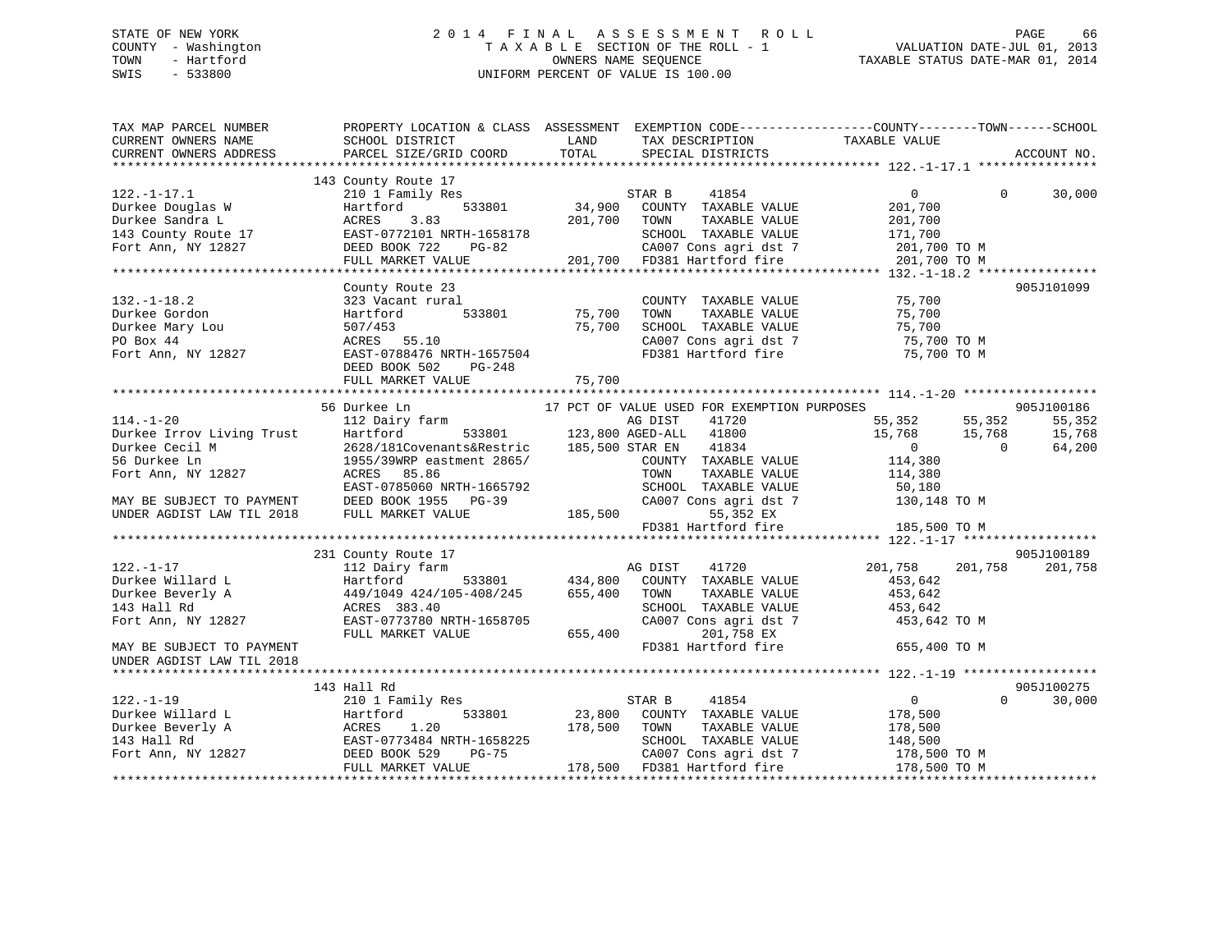STATE OF NEW YORK
COUNTY - Washington
TOWN - Hartford
SWIS - 533800

2014 FINAL ASSESSMENT ROLL
TAXABLE SECTION OF THE ROLL - 1
OWNERS NAME SEQUENCE
UNIFORM PERCENT OF VALUE IS 100.00

VALUATION DATE-JUL 01, 2013
TAXABLE STATUS DATE-MAR 01, 2014

```
TAX MAP PARCEL NUMBER          PROPERTY LOCATION & CLASS  ASSESSMENT  EXEMPTION CODE------------------COUNTY--------TOWN------SCHOOL
CURRENT OWNERS NAME            SCHOOL DISTRICT              LAND      TAX DESCRIPTION              TAXABLE VALUE
CURRENT OWNERS ADDRESS         PARCEL SIZE/GRID COORD       TOTAL     SPECIAL DISTRICTS                                     ACCOUNT NO.
******************************************************************************************************* 122.-1-17.1 ****************
                               143 County Route 17
122.-1-17.1                    210 1 Family Res                      STAR B     41854                 0             0      30,000
Durkee Douglas W               Hartford          533801      34,900   COUNTY  TAXABLE VALUE          201,700
Durkee Sandra L                ACRES    3.83                201,700   TOWN    TAXABLE VALUE          201,700
143 County Route 17            EAST-0772101 NRTH-1658178              SCHOOL  TAXABLE VALUE          171,700
Fort Ann, NY 12827             DEED BOOK 722    PG-82                 CA007 Cons agri dst 7           201,700 TO M
                               FULL MARKET VALUE            201,700   FD381 Hartford fire             201,700 TO M
******************************************************************************************************* 132.-1-18.2 ****************
                               County Route 23                                                                       905J101099
132.-1-18.2                    323 Vacant rural                       COUNTY  TAXABLE VALUE           75,700
Durkee Gordon                  Hartford          533801      75,700   TOWN    TAXABLE VALUE           75,700
Durkee Mary Lou                507/453                       75,700   SCHOOL  TAXABLE VALUE           75,700
PO Box 44                      ACRES   55.10                          CA007 Cons agri dst 7            75,700 TO M
Fort Ann, NY 12827             EAST-0788476 NRTH-1657504              FD381 Hartford fire              75,700 TO M
                               DEED BOOK 502    PG-248
                               FULL MARKET VALUE             75,700
******************************************************************************************************* 114.-1-20 ******************
                               56 Durkee Ln                  17 PCT OF VALUE USED FOR EXEMPTION PURPOSES                      905J100186
114.-1-20                      112 Dairy farm                          AG DIST    41720             55,352      55,352      55,352
Durkee Irrov Living Trust      Hartford          533801     123,800 AGED-ALL   41800             15,768      15,768      15,768
Durkee Cecil M                 2628/181Covenants&Restric    185,500 STAR EN    41834                  0           0      64,200
56 Durkee Ln                   1955/39WRP eastment 2865/              COUNTY  TAXABLE VALUE          114,380
Fort Ann, NY 12827             ACRES   85.86                          TOWN    TAXABLE VALUE          114,380
                               EAST-0785060 NRTH-1665792              SCHOOL  TAXABLE VALUE           50,180
MAY BE SUBJECT TO PAYMENT      DEED BOOK 1955   PG-39                 CA007 Cons agri dst 7           130,148 TO M
UNDER AGDIST LAW TIL 2018      FULL MARKET VALUE            185,500          55,352 EX
                                                                      FD381 Hartford fire             185,500 TO M
******************************************************************************************************* 122.-1-17 ******************
                               231 County Route 17                                                                   905J100189
122.-1-17                      112 Dairy farm                          AG DIST    41720            201,758     201,758     201,758
Durkee Willard L               Hartford          533801     434,800   COUNTY  TAXABLE VALUE          453,642
Durkee Beverly A               449/1049 424/105-408/245     655,400   TOWN    TAXABLE VALUE          453,642
143 Hall Rd                    ACRES  383.40                          SCHOOL  TAXABLE VALUE          453,642
Fort Ann, NY 12827             EAST-0773780 NRTH-1658705              CA007 Cons agri dst 7           453,642 TO M
                               FULL MARKET VALUE            655,400          201,758 EX
MAY BE SUBJECT TO PAYMENT                                             FD381 Hartford fire             655,400 TO M
UNDER AGDIST LAW TIL 2018
******************************************************************************************************* 122.-1-19 ******************
                               143 Hall Rd                                                                           905J100275
122.-1-19                      210 1 Family Res                      STAR B     41854                 0             0      30,000
Durkee Willard L               Hartford          533801      23,800   COUNTY  TAXABLE VALUE          178,500
Durkee Beverly A               ACRES    1.20                178,500   TOWN    TAXABLE VALUE          178,500
143 Hall Rd                    EAST-0773484 NRTH-1658225              SCHOOL  TAXABLE VALUE          148,500
Fort Ann, NY 12827             DEED BOOK 529    PG-75                 CA007 Cons agri dst 7           178,500 TO M
                               FULL MARKET VALUE            178,500   FD381 Hartford fire             178,500 TO M
************************************************************************************************************************************
```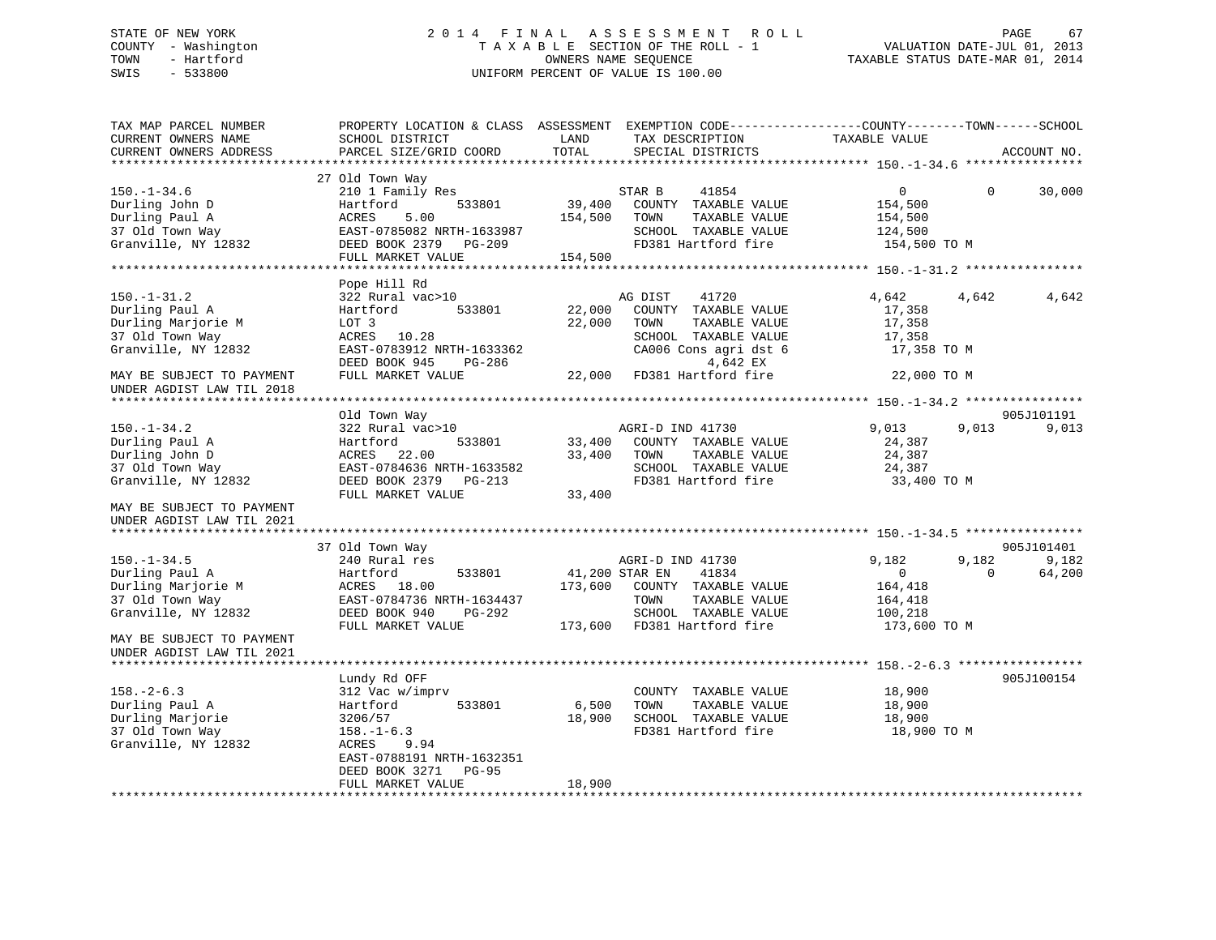STATE OF NEW YORK
COUNTY - Washington
TOWN - Hartford
SWIS - 533800

2014 FINAL ASSESSMENT ROLL
TAXABLE SECTION OF THE ROLL - 1
OWNERS NAME SEQUENCE
UNIFORM PERCENT OF VALUE IS 100.00

VALUATION DATE-JUL 01, 2013
TAXABLE STATUS DATE-MAR 01, 2014

```
TAX MAP PARCEL NUMBER          PROPERTY LOCATION & CLASS  ASSESSMENT  EXEMPTION CODE------------------COUNTY--------TOWN------SCHOOL
CURRENT OWNERS NAME            SCHOOL DISTRICT               LAND      TAX DESCRIPTION             TAXABLE VALUE
CURRENT OWNERS ADDRESS         PARCEL SIZE/GRID COORD        TOTAL     SPECIAL DISTRICTS                                      ACCOUNT NO.
******************************************************************************************************* 150.-1-34.6 ****************
                               27 Old Town Way
150.-1-34.6                    210 1 Family Res                        STAR B     41854                0           0      30,000
Durling John D                 Hartford         533801        39,400   COUNTY  TAXABLE VALUE         154,500
Durling Paul A                 ACRES    5.00                 154,500   TOWN    TAXABLE VALUE         154,500
37 Old Town Way                EAST-0785082 NRTH-1633987               SCHOOL  TAXABLE VALUE         124,500
Granville, NY 12832            DEED BOOK 2379   PG-209                 FD381 Hartford fire            154,500 TO M
                               FULL MARKET VALUE             154,500
******************************************************************************************************* 150.-1-31.2 ****************
                               Pope Hill Rd
150.-1-31.2                    322 Rural vac>10                        AG DIST    41720            4,642       4,642       4,642
Durling Paul A                 Hartford         533801        22,000   COUNTY  TAXABLE VALUE          17,358
Durling Marjorie M             LOT 3                          22,000   TOWN    TAXABLE VALUE          17,358
37 Old Town Way                ACRES   10.28                           SCHOOL  TAXABLE VALUE          17,358
Granville, NY 12832            EAST-0783912 NRTH-1633362               CA006 Cons agri dst 6           17,358 TO M
                               DEED BOOK 945    PG-286                        4,642 EX
MAY BE SUBJECT TO PAYMENT      FULL MARKET VALUE              22,000   FD381 Hartford fire             22,000 TO M
UNDER AGDIST LAW TIL 2018
******************************************************************************************************* 150.-1-34.2 ****************
                               Old Town Way                                                                           905J101191
150.-1-34.2                    322 Rural vac>10                        AGRI-D IND 41730            9,013       9,013       9,013
Durling Paul A                 Hartford         533801        33,400   COUNTY  TAXABLE VALUE          24,387
Durling John D                 ACRES   22.00                  33,400   TOWN    TAXABLE VALUE          24,387
37 Old Town Way                EAST-0784636 NRTH-1633582               SCHOOL  TAXABLE VALUE          24,387
Granville, NY 12832            DEED BOOK 2379   PG-213                 FD381 Hartford fire             33,400 TO M
                               FULL MARKET VALUE              33,400
MAY BE SUBJECT TO PAYMENT
UNDER AGDIST LAW TIL 2021
******************************************************************************************************* 150.-1-34.5 ****************
                               37 Old Town Way                                                                        905J101401
150.-1-34.5                    240 Rural res                           AGRI-D IND 41730            9,182       9,182       9,182
Durling Paul A                 Hartford         533801        41,200 STAR EN      41834                0           0      64,200
Durling Marjorie M             ACRES   18.00                 173,600   COUNTY  TAXABLE VALUE         164,418
37 Old Town Way                EAST-0784736 NRTH-1634437               TOWN    TAXABLE VALUE         164,418
Granville, NY 12832            DEED BOOK 940    PG-292                 SCHOOL  TAXABLE VALUE         100,218
                               FULL MARKET VALUE             173,600   FD381 Hartford fire            173,600 TO M
MAY BE SUBJECT TO PAYMENT
UNDER AGDIST LAW TIL 2021
******************************************************************************************************* 158.-2-6.3 *****************
                               Lundy Rd OFF                                                                           905J100154
158.-2-6.3                     312 Vac w/imprv                         COUNTY  TAXABLE VALUE          18,900
Durling Paul A                 Hartford         533801         6,500   TOWN    TAXABLE VALUE          18,900
Durling Marjorie               3206/57                        18,900   SCHOOL  TAXABLE VALUE          18,900
37 Old Town Way                158.-1-6.3                              FD381 Hartford fire             18,900 TO M
Granville, NY 12832            ACRES    9.94
                               EAST-0788191 NRTH-1632351
                               DEED BOOK 3271   PG-95
                               FULL MARKET VALUE              18,900
************************************************************************************************************************************
```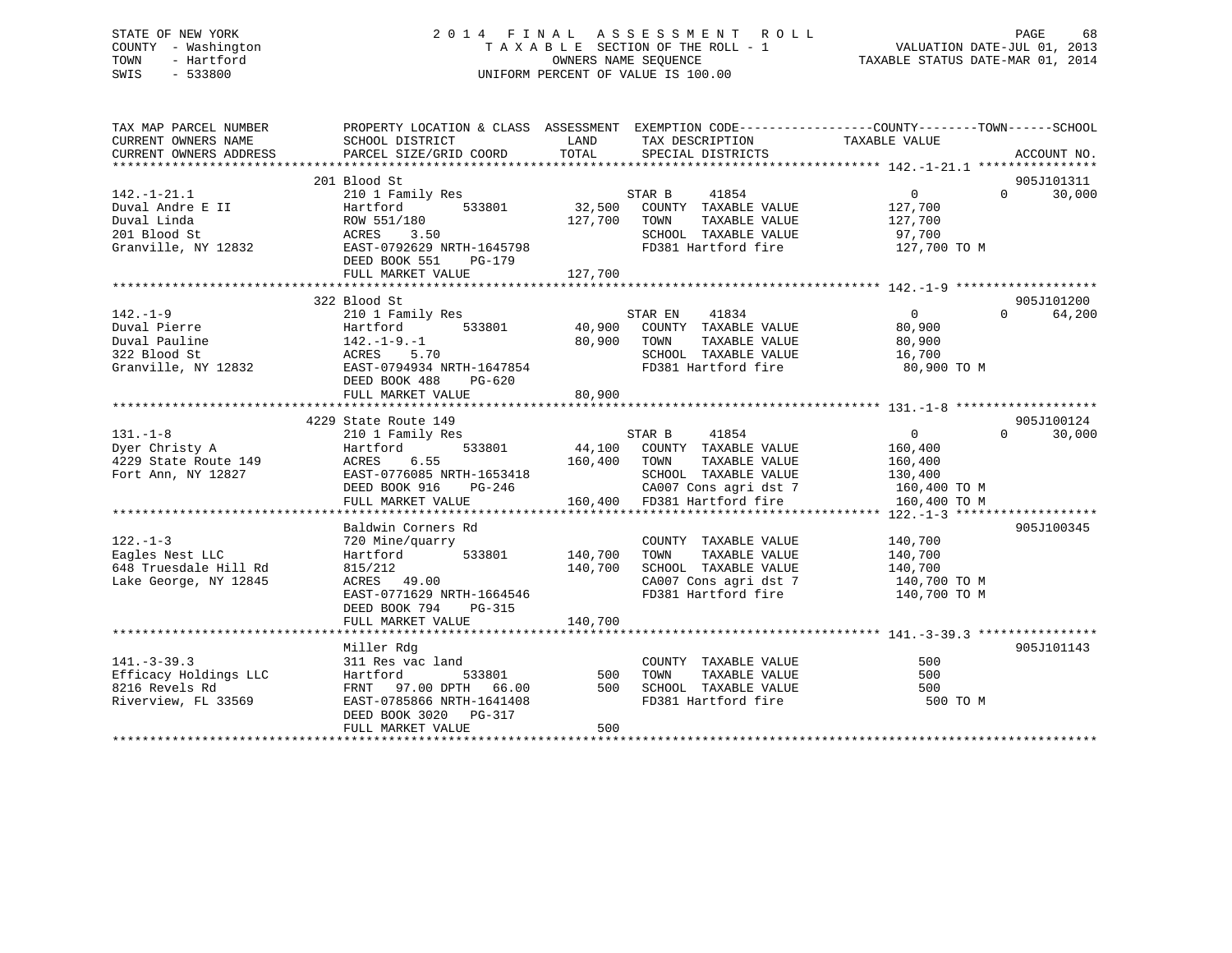STATE OF NEW YORK
COUNTY - Washington
TOWN - Hartford
SWIS - 533800

2014 FINAL ASSESSMENT ROLL
TAXABLE SECTION OF THE ROLL - 1
OWNERS NAME SEQUENCE
UNIFORM PERCENT OF VALUE IS 100.00

VALUATION DATE-JUL 01, 2013
TAXABLE STATUS DATE-MAR 01, 2014

| TAX MAP PARCEL NUMBER / CURRENT OWNERS NAME / CURRENT OWNERS ADDRESS | PROPERTY LOCATION & CLASS / SCHOOL DISTRICT / PARCEL SIZE/GRID COORD | ASSESSMENT LAND | TOTAL | EXEMPTION CODE / TAX DESCRIPTION / SPECIAL DISTRICTS | COUNTY TAXABLE VALUE | TOWN | SCHOOL | ACCOUNT NO. |
|---|---|---|---|---|---|---|---|---|
| 142.-1-21.1 | 201 Blood St | | | | | | | 905J101311 |
| Duval Andre E II | 210 1 Family Res | | | STAR B 41854 | 0 | 0 | 30,000 | |
| Duval Linda | Hartford 533801 | 32,500 | | COUNTY TAXABLE VALUE | 127,700 | | | |
| 201 Blood St | ROW 551/180 | | 127,700 | TOWN TAXABLE VALUE | 127,700 | | | |
| Granville, NY 12832 | ACRES 3.50 | | | SCHOOL TAXABLE VALUE | 97,700 | | | |
| | EAST-0792629 NRTH-1645798 | | | FD381 Hartford fire | 127,700 TO M | | | |
| | DEED BOOK 551 PG-179 | | | | | | | |
| | FULL MARKET VALUE | | 127,700 | | | | | |
| 142.-1-9 | 322 Blood St | | | | | | | 905J101200 |
| Duval Pierre | 210 1 Family Res | | | STAR EN 41834 | 0 | 0 | 64,200 | |
| Duval Pauline | Hartford 533801 | 40,900 | | COUNTY TAXABLE VALUE | 80,900 | | | |
| 322 Blood St | 142.-1-9.-1 | | 80,900 | TOWN TAXABLE VALUE | 80,900 | | | |
| Granville, NY 12832 | ACRES 5.70 | | | SCHOOL TAXABLE VALUE | 16,700 | | | |
| | EAST-0794934 NRTH-1647854 | | | FD381 Hartford fire | 80,900 TO M | | | |
| | DEED BOOK 488 PG-620 | | | | | | | |
| | FULL MARKET VALUE | | 80,900 | | | | | |
| 131.-1-8 | 4229 State Route 149 | | | | | | | 905J100124 |
| Dyer Christy A | 210 1 Family Res | | | STAR B 41854 | 0 | 0 | 30,000 | |
| 4229 State Route 149 | Hartford 533801 | 44,100 | | COUNTY TAXABLE VALUE | 160,400 | | | |
| Fort Ann, NY 12827 | ACRES 6.55 | | 160,400 | TOWN TAXABLE VALUE | 160,400 | | | |
| | EAST-0776085 NRTH-1653418 | | | SCHOOL TAXABLE VALUE | 130,400 | | | |
| | DEED BOOK 916 PG-246 | | | CA007 Cons agri dst 7 | 160,400 TO M | | | |
| | FULL MARKET VALUE | | 160,400 | FD381 Hartford fire | 160,400 TO M | | | |
| 122.-1-3 | Baldwin Corners Rd | | | | | | | 905J100345 |
| Eagles Nest LLC | 720 Mine/quarry | | | COUNTY TAXABLE VALUE | 140,700 | | | |
| 648 Truesdale Hill Rd | Hartford 533801 | 140,700 | | TOWN TAXABLE VALUE | 140,700 | | | |
| Lake George, NY 12845 | 815/212 | | 140,700 | SCHOOL TAXABLE VALUE | 140,700 | | | |
| | ACRES 49.00 | | | CA007 Cons agri dst 7 | 140,700 TO M | | | |
| | EAST-0771629 NRTH-1664546 | | | FD381 Hartford fire | 140,700 TO M | | | |
| | DEED BOOK 794 PG-315 | | | | | | | |
| | FULL MARKET VALUE | | 140,700 | | | | | |
| 141.-3-39.3 | Miller Rdg | | | | | | | 905J101143 |
| Efficacy Holdings LLC | 311 Res vac land | | | COUNTY TAXABLE VALUE | 500 | | | |
| 8216 Revels Rd | Hartford 533801 | 500 | | TOWN TAXABLE VALUE | 500 | | | |
| Riverview, FL 33569 | FRNT 97.00 DPTH 66.00 | | 500 | SCHOOL TAXABLE VALUE | 500 | | | |
| | EAST-0785866 NRTH-1641408 | | | FD381 Hartford fire | 500 TO M | | | |
| | DEED BOOK 3020 PG-317 | | | | | | | |
| | FULL MARKET VALUE | | 500 | | | | | |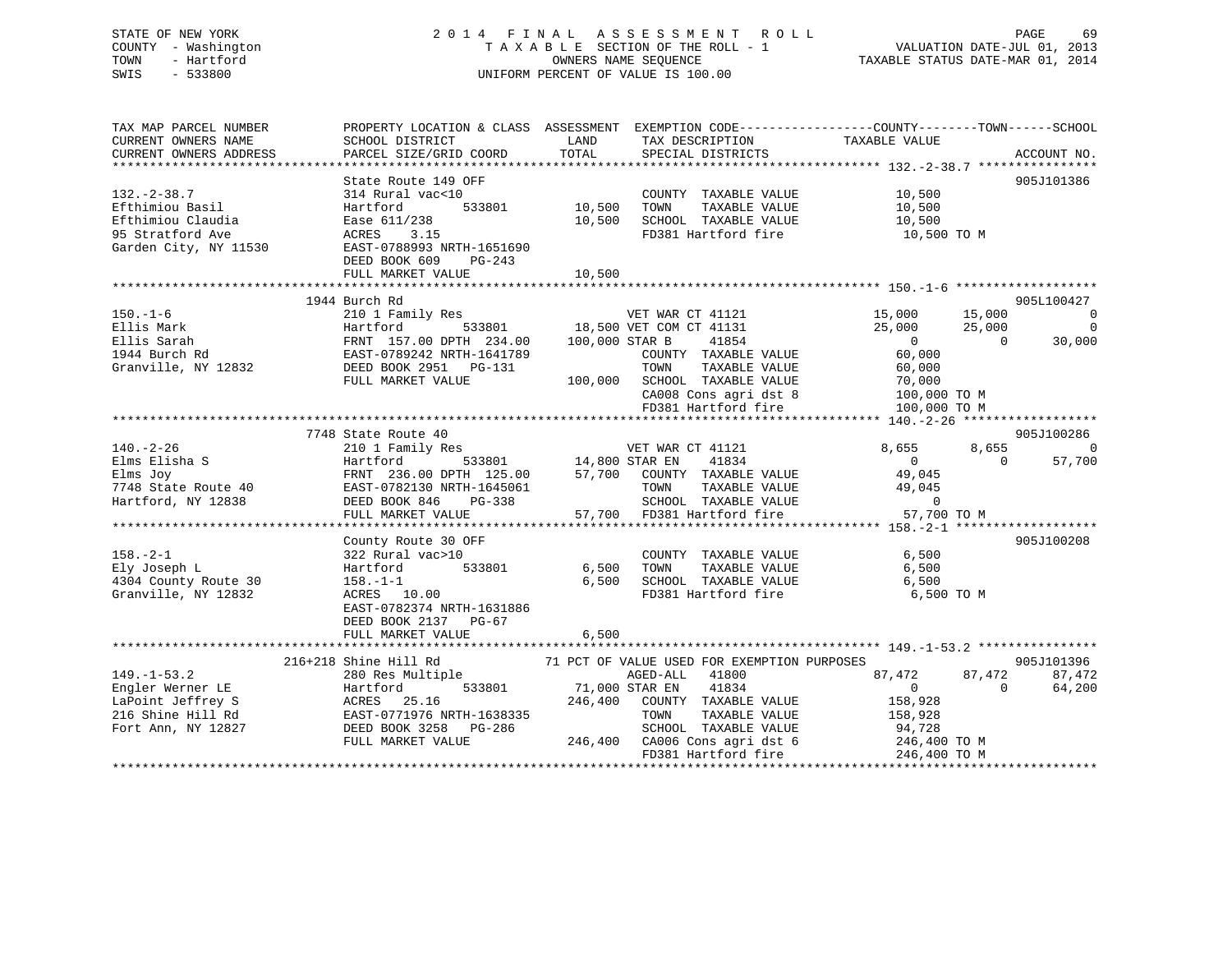STATE OF NEW YORK
COUNTY - Washington
TOWN - Hartford
SWIS - 533800

2014 FINAL ASSESSMENT ROLL
TAXABLE SECTION OF THE ROLL - 1
OWNERS NAME SEQUENCE
UNIFORM PERCENT OF VALUE IS 100.00

VALUATION DATE-JUL 01, 2013
TAXABLE STATUS DATE-MAR 01, 2014

```
TAX MAP PARCEL NUMBER          PROPERTY LOCATION & CLASS  ASSESSMENT  EXEMPTION CODE------------------COUNTY--------TOWN------SCHOOL
CURRENT OWNERS NAME            SCHOOL DISTRICT             LAND       TAX DESCRIPTION              TAXABLE VALUE
CURRENT OWNERS ADDRESS         PARCEL SIZE/GRID COORD      TOTAL      SPECIAL DISTRICTS                                      ACCOUNT NO.
******************************************************************************************************* 132.-2-38.7 ****************
                               State Route 149 OFF                                                                      905J101386
132.-2-38.7                    314 Rural vac<10                        COUNTY  TAXABLE VALUE            10,500
Efthimiou Basil                Hartford         533801       10,500   TOWN    TAXABLE VALUE            10,500
Efthimiou Claudia              Ease 611/238                  10,500   SCHOOL  TAXABLE VALUE            10,500
95 Stratford Ave               ACRES    3.15                           FD381 Hartford fire               10,500 TO M
Garden City, NY 11530          EAST-0788993 NRTH-1651690
                               DEED BOOK 609    PG-243
                               FULL MARKET VALUE             10,500
******************************************************************************************************* 150.-1-6 *******************
                               1944 Burch Rd                                                                            905L100427
150.-1-6                       210 1 Family Res                    VET WAR CT 41121            15,000      15,000            0
Ellis Mark                     Hartford         533801       18,500 VET COM CT 41131            25,000      25,000            0
Ellis Sarah                    FRNT 157.00 DPTH 234.00      100,000 STAR B      41854                0           0       30,000
1944 Burch Rd                  EAST-0789242 NRTH-1641789              COUNTY  TAXABLE VALUE            60,000
Granville, NY 12832            DEED BOOK 2951   PG-131                TOWN    TAXABLE VALUE            60,000
                               FULL MARKET VALUE            100,000   SCHOOL  TAXABLE VALUE            70,000
                                                                      CA008 Cons agri dst 8            100,000 TO M
                                                                      FD381 Hartford fire              100,000 TO M
******************************************************************************************************* 140.-2-26 ******************
                               7748 State Route 40                                                                      905J100286
140.-2-26                      210 1 Family Res                    VET WAR CT 41121             8,655       8,655            0
Elms Elisha S                  Hartford         533801       14,800 STAR EN     41834                0           0       57,700
Elms Joy                       FRNT 236.00 DPTH 125.00       57,700   COUNTY  TAXABLE VALUE            49,045
7748 State Route 40            EAST-0782130 NRTH-1645061              TOWN    TAXABLE VALUE            49,045
Hartford, NY 12838             DEED BOOK 846    PG-338                SCHOOL  TAXABLE VALUE                 0
                               FULL MARKET VALUE             57,700   FD381 Hartford fire               57,700 TO M
******************************************************************************************************* 158.-2-1 *******************
                               County Route 30 OFF                                                                      905J100208
158.-2-1                       322 Rural vac>10                        COUNTY  TAXABLE VALUE             6,500
Ely Joseph L                   Hartford         533801        6,500   TOWN    TAXABLE VALUE             6,500
4304 County Route 30           158.-1-1                       6,500   SCHOOL  TAXABLE VALUE             6,500
Granville, NY 12832            ACRES   10.00                           FD381 Hartford fire                6,500 TO M
                               EAST-0782374 NRTH-1631886
                               DEED BOOK 2137   PG-67
                               FULL MARKET VALUE              6,500
******************************************************************************************************* 149.-1-53.2 ****************
                               216+218 Shine Hill Rd          71 PCT OF VALUE USED FOR EXEMPTION PURPOSES               905J101396
149.-1-53.2                    280 Res Multiple                    AGED-ALL    41800            87,472      87,472       87,472
Engler Werner LE               Hartford         533801       71,000 STAR EN     41834                0           0       64,200
LaPoint Jeffrey S              ACRES   25.16                246,400   COUNTY  TAXABLE VALUE           158,928
216 Shine Hill Rd              EAST-0771976 NRTH-1638335              TOWN    TAXABLE VALUE           158,928
Fort Ann, NY 12827             DEED BOOK 3258   PG-286                SCHOOL  TAXABLE VALUE            94,728
                               FULL MARKET VALUE            246,400   CA006 Cons agri dst 6            246,400 TO M
                                                                      FD381 Hartford fire              246,400 TO M
************************************************************************************************************************************
```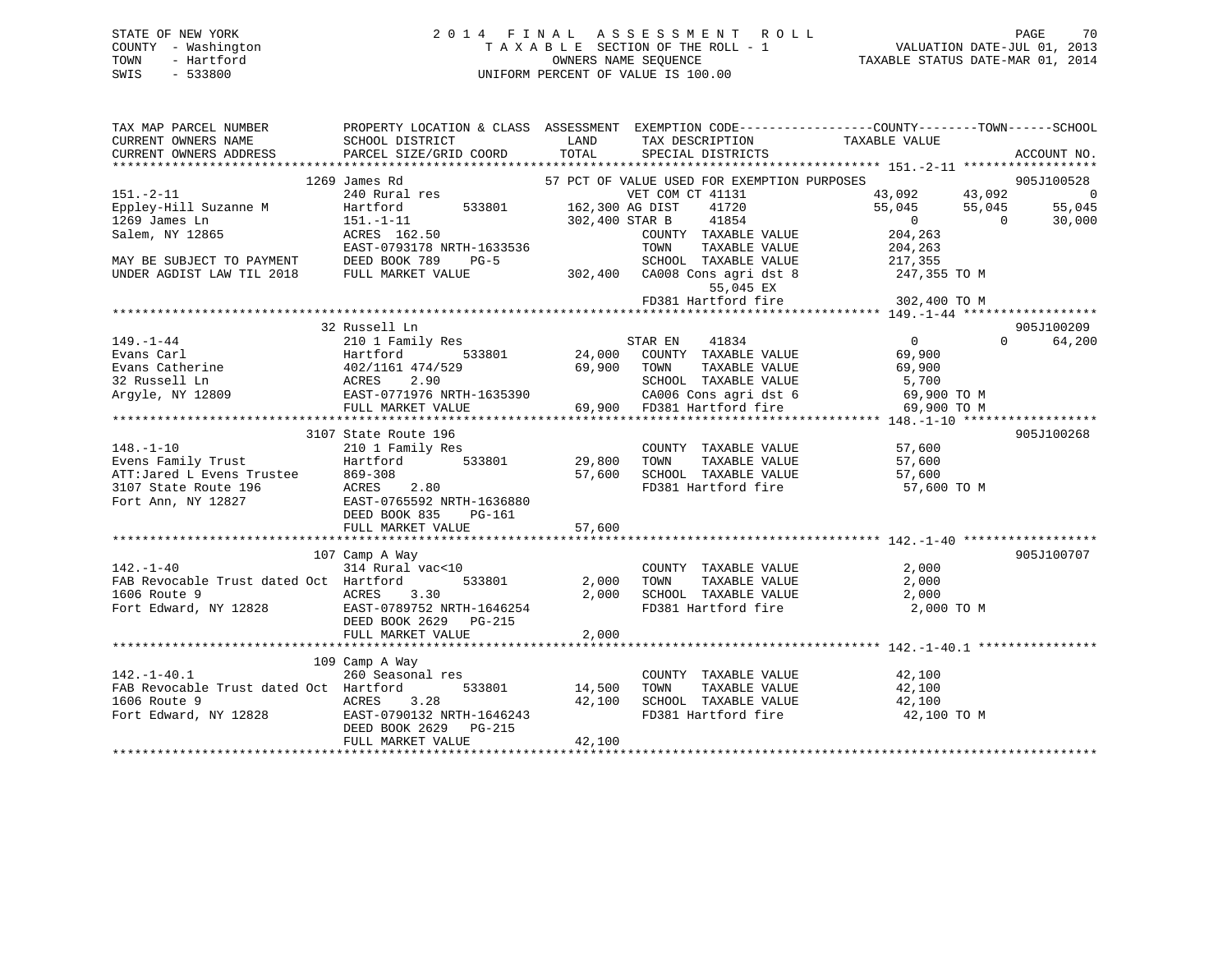STATE OF NEW YORK
COUNTY - Washington
TOWN - Hartford
SWIS - 533800

2014 FINAL ASSESSMENT ROLL
TAXABLE SECTION OF THE ROLL - 1
OWNERS NAME SEQUENCE
UNIFORM PERCENT OF VALUE IS 100.00

VALUATION DATE-JUL 01, 2013
TAXABLE STATUS DATE-MAR 01, 2014

```
TAX MAP PARCEL NUMBER          PROPERTY LOCATION & CLASS  ASSESSMENT  EXEMPTION CODE-----------------COUNTY--------TOWN------SCHOOL
CURRENT OWNERS NAME            SCHOOL DISTRICT               LAND      TAX DESCRIPTION             TAXABLE VALUE
CURRENT OWNERS ADDRESS         PARCEL SIZE/GRID COORD        TOTAL     SPECIAL DISTRICTS                                      ACCOUNT NO.
******************************************************************************************************* 151.-2-11 ******************
                   1269 James Rd                          57 PCT OF VALUE USED FOR EXEMPTION PURPOSES                   905J100528
151.-2-11                      240 Rural res                        VET COM CT 41131              43,092      43,092           0
Eppley-Hill Suzanne M          Hartford        533801       162,300 AG DIST     41720              55,045      55,045      55,045
1269 James Ln                  151.-1-11                    302,400 STAR B      41854                   0           0      30,000
Salem, NY 12865                ACRES 162.50                           COUNTY  TAXABLE VALUE          204,263
                               EAST-0793178 NRTH-1633536              TOWN    TAXABLE VALUE          204,263
MAY BE SUBJECT TO PAYMENT      DEED BOOK 789    PG-5                  SCHOOL  TAXABLE VALUE          217,355
UNDER AGDIST LAW TIL 2018      FULL MARKET VALUE            302,400   CA008 Cons agri dst 8           247,355 TO M
                                                                           55,045 EX
                                                                      FD381 Hartford fire             302,400 TO M
******************************************************************************************************* 149.-1-44 ******************
                    32 Russell Ln                                                                                  905J100209
149.-1-44                      210 1 Family Res                      STAR EN    41834                   0           0      64,200
Evans Carl                     Hartford        533801        24,000   COUNTY  TAXABLE VALUE           69,900
Evans Catherine                402/1161 474/529              69,900   TOWN    TAXABLE VALUE           69,900
32 Russell Ln                  ACRES    2.90                          SCHOOL  TAXABLE VALUE            5,700
Argyle, NY 12809               EAST-0771976 NRTH-1635390              CA006 Cons agri dst 6            69,900 TO M
                               FULL MARKET VALUE             69,900   FD381 Hartford fire              69,900 TO M
******************************************************************************************************* 148.-1-10 ******************
                  3107 State Route 196                                                                              905J100268
148.-1-10                      210 1 Family Res                       COUNTY  TAXABLE VALUE           57,600
Evens Family Trust             Hartford        533801        29,800   TOWN    TAXABLE VALUE           57,600
ATT:Jared L Evens Trustee      869-308                       57,600   SCHOOL  TAXABLE VALUE           57,600
3107 State Route 196           ACRES    2.80                          FD381 Hartford fire              57,600 TO M
Fort Ann, NY 12827             EAST-0765592 NRTH-1636880
                               DEED BOOK 835    PG-161
                               FULL MARKET VALUE             57,600
******************************************************************************************************* 142.-1-40 ******************
                   107 Camp A Way                                                                                   905J100707
142.-1-40                      314 Rural vac<10                       COUNTY  TAXABLE VALUE            2,000
FAB Revocable Trust dated Oct  Hartford        533801         2,000   TOWN    TAXABLE VALUE            2,000
1606 Route 9                   ACRES    3.30                  2,000   SCHOOL  TAXABLE VALUE            2,000
Fort Edward, NY 12828          EAST-0789752 NRTH-1646254              FD381 Hartford fire               2,000 TO M
                               DEED BOOK 2629   PG-215
                               FULL MARKET VALUE              2,000
******************************************************************************************************* 142.-1-40.1 ****************
                   109 Camp A Way
142.-1-40.1                    260 Seasonal res                       COUNTY  TAXABLE VALUE           42,100
FAB Revocable Trust dated Oct  Hartford        533801        14,500   TOWN    TAXABLE VALUE           42,100
1606 Route 9                   ACRES    3.28                 42,100   SCHOOL  TAXABLE VALUE           42,100
Fort Edward, NY 12828          EAST-0790132 NRTH-1646243              FD381 Hartford fire              42,100 TO M
                               DEED BOOK 2629   PG-215
                               FULL MARKET VALUE             42,100
************************************************************************************************************************************
```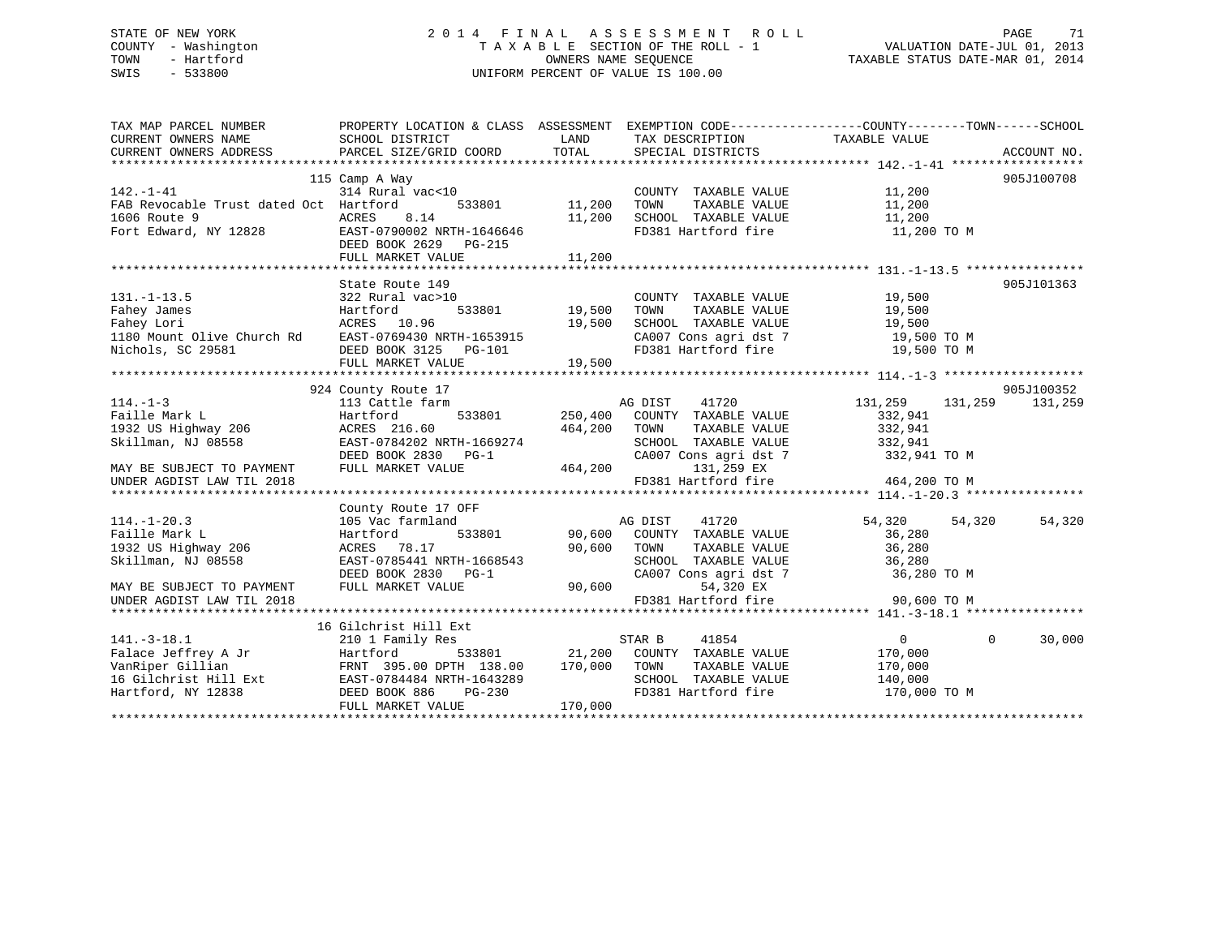STATE OF NEW YORK
COUNTY - Washington
TOWN - Hartford
SWIS - 533800

2014 FINAL ASSESSMENT ROLL
TAXABLE SECTION OF THE ROLL - 1
OWNERS NAME SEQUENCE
UNIFORM PERCENT OF VALUE IS 100.00

VALUATION DATE-JUL 01, 2013
TAXABLE STATUS DATE-MAR 01, 2014

```
TAX MAP PARCEL NUMBER          PROPERTY LOCATION & CLASS  ASSESSMENT  EXEMPTION CODE-----------------COUNTY--------TOWN------SCHOOL
CURRENT OWNERS NAME            SCHOOL DISTRICT               LAND      TAX DESCRIPTION            TAXABLE VALUE
CURRENT OWNERS ADDRESS         PARCEL SIZE/GRID COORD        TOTAL     SPECIAL DISTRICTS                                      ACCOUNT NO.
******************************************************************************************************* 142.-1-41 *****************
                               115 Camp A Way                                                                             905J100708
142.-1-41                      314 Rural vac<10                         COUNTY  TAXABLE VALUE          11,200
FAB Revocable Trust dated Oct  Hartford       533801        11,200      TOWN    TAXABLE VALUE          11,200
1606 Route 9                   ACRES    8.14                11,200      SCHOOL  TAXABLE VALUE          11,200
Fort Edward, NY 12828          EAST-0790002 NRTH-1646646               FD381 Hartford fire              11,200 TO M
                               DEED BOOK 2629   PG-215
                               FULL MARKET VALUE            11,200
******************************************************************************************************* 131.-1-13.5 ***************
                               State Route 149                                                                            905J101363
131.-1-13.5                    322 Rural vac>10                         COUNTY  TAXABLE VALUE          19,500
Fahey James                    Hartford       533801        19,500      TOWN    TAXABLE VALUE          19,500
Fahey Lori                     ACRES   10.96                19,500      SCHOOL  TAXABLE VALUE          19,500
1180 Mount Olive Church Rd     EAST-0769430 NRTH-1653915               CA007 Cons agri dst 7            19,500 TO M
Nichols, SC 29581              DEED BOOK 3125   PG-101                 FD381 Hartford fire              19,500 TO M
                               FULL MARKET VALUE            19,500
******************************************************************************************************* 114.-1-3 ******************
                               924 County Route 17                                                                        905J100352
114.-1-3                       113 Cattle farm                          AG DIST    41720              131,259    131,259    131,259
Faille Mark L                  Hartford       533801       250,400      COUNTY  TAXABLE VALUE         332,941
1932 US Highway 206            ACRES  216.60               464,200      TOWN    TAXABLE VALUE         332,941
Skillman, NJ 08558             EAST-0784202 NRTH-1669274               SCHOOL  TAXABLE VALUE         332,941
                               DEED BOOK 2830   PG-1                   CA007 Cons agri dst 7           332,941 TO M
MAY BE SUBJECT TO PAYMENT      FULL MARKET VALUE           464,200           131,259 EX
UNDER AGDIST LAW TIL 2018                                              FD381 Hartford fire             464,200 TO M
******************************************************************************************************* 114.-1-20.3 ***************
                               County Route 17 OFF
114.-1-20.3                    105 Vac farmland                         AG DIST    41720               54,320     54,320     54,320
Faille Mark L                  Hartford       533801        90,600      COUNTY  TAXABLE VALUE          36,280
1932 US Highway 206            ACRES   78.17                90,600      TOWN    TAXABLE VALUE          36,280
Skillman, NJ 08558             EAST-0785441 NRTH-1668543               SCHOOL  TAXABLE VALUE          36,280
                               DEED BOOK 2830   PG-1                   CA007 Cons agri dst 7            36,280 TO M
MAY BE SUBJECT TO PAYMENT      FULL MARKET VALUE            90,600            54,320 EX
UNDER AGDIST LAW TIL 2018                                              FD381 Hartford fire              90,600 TO M
******************************************************************************************************* 141.-3-18.1 ***************
                               16 Gilchrist Hill Ext
141.-3-18.1                    210 1 Family Res                         STAR B     41854                    0          0     30,000
Falace Jeffrey A Jr            Hartford       533801        21,200      COUNTY  TAXABLE VALUE         170,000
VanRiper Gillian               FRNT 395.00 DPTH 138.00     170,000      TOWN    TAXABLE VALUE         170,000
16 Gilchrist Hill Ext          EAST-0784484 NRTH-1643289               SCHOOL  TAXABLE VALUE         140,000
Hartford, NY 12838             DEED BOOK 886    PG-230                 FD381 Hartford fire             170,000 TO M
                               FULL MARKET VALUE           170,000
************************************************************************************************************************************
```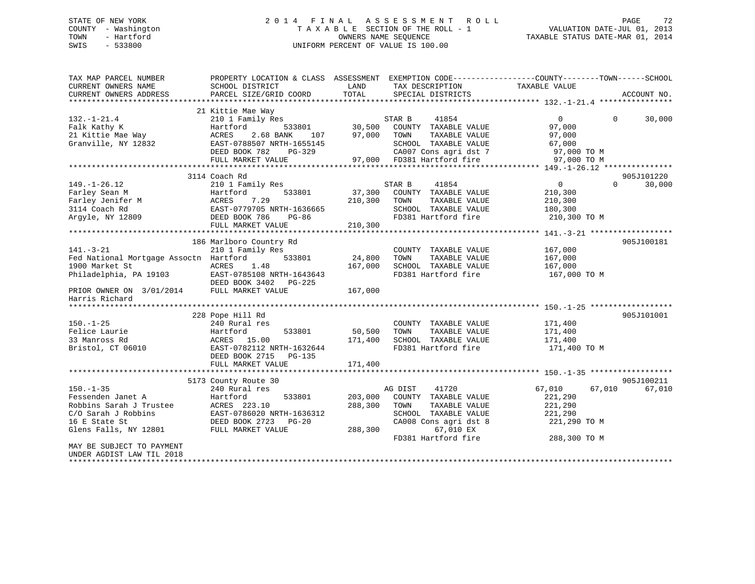STATE OF NEW YORK
COUNTY - Washington
TOWN - Hartford
SWIS - 533800

# 2014 FINAL ASSESSMENT ROLL
TAXABLE SECTION OF THE ROLL - 1
OWNERS NAME SEQUENCE
UNIFORM PERCENT OF VALUE IS 100.00

VALUATION DATE-JUL 01, 2013
TAXABLE STATUS DATE-MAR 01, 2014

```
TAX MAP PARCEL NUMBER          PROPERTY LOCATION & CLASS  ASSESSMENT  EXEMPTION CODE------------------COUNTY--------TOWN------SCHOOL
CURRENT OWNERS NAME            SCHOOL DISTRICT               LAND      TAX DESCRIPTION             TAXABLE VALUE
CURRENT OWNERS ADDRESS         PARCEL SIZE/GRID COORD        TOTAL     SPECIAL DISTRICTS                                    ACCOUNT NO.
******************************************************************************************************* 132.-1-21.4 ****************
                               21 Kittie Mae Way
132.-1-21.4                    210 1 Family Res                        STAR B     41854                 0            0      30,000
Falk Kathy K                   Hartford        533801        30,500    COUNTY  TAXABLE VALUE            97,000
21 Kittie Mae Way              ACRES    2.68 BANK     107    97,000    TOWN    TAXABLE VALUE            97,000
Granville, NY 12832            EAST-0788507 NRTH-1655145               SCHOOL  TAXABLE VALUE            67,000
                               DEED BOOK 782    PG-329                 CA007 Cons agri dst 7             97,000 TO M
                               FULL MARKET VALUE            97,000     FD381 Hartford fire               97,000 TO M
******************************************************************************************************* 149.-1-26.12 ***************
                               3114 Coach Rd                                                                          905J101220
149.-1-26.12                   210 1 Family Res                        STAR B     41854                 0            0      30,000
Farley Sean M                  Hartford        533801        37,300    COUNTY  TAXABLE VALUE           210,300
Farley Jenifer M               ACRES    7.29                210,300    TOWN    TAXABLE VALUE           210,300
3114 Coach Rd                  EAST-0779705 NRTH-1636665               SCHOOL  TAXABLE VALUE           180,300
Argyle, NY 12809               DEED BOOK 786    PG-86                  FD381 Hartford fire              210,300 TO M
                               FULL MARKET VALUE           210,300
******************************************************************************************************* 141.-3-21 ******************
                               186 Marlboro Country Rd                                                                905J100181
141.-3-21                      210 1 Family Res                        COUNTY  TAXABLE VALUE           167,000
Fed National Mortgage Assoctn  Hartford        533801        24,800    TOWN    TAXABLE VALUE           167,000
1900 Market St                 ACRES    1.48                167,000    SCHOOL  TAXABLE VALUE           167,000
Philadelphia, PA 19103         EAST-0785108 NRTH-1643643               FD381 Hartford fire              167,000 TO M
                               DEED BOOK 3402   PG-225
PRIOR OWNER ON  3/01/2014      FULL MARKET VALUE           167,000
Harris Richard
******************************************************************************************************* 150.-1-25 ******************
                               228 Pope Hill Rd                                                                       905J101001
150.-1-25                      240 Rural res                           COUNTY  TAXABLE VALUE           171,400
Felice Laurie                  Hartford        533801        50,500    TOWN    TAXABLE VALUE           171,400
33 Manross Rd                  ACRES   15.00                171,400    SCHOOL  TAXABLE VALUE           171,400
Bristol, CT 06010              EAST-0782112 NRTH-1632644               FD381 Hartford fire              171,400 TO M
                               DEED BOOK 2715   PG-135
                               FULL MARKET VALUE           171,400
******************************************************************************************************* 150.-1-35 ******************
                               5173 County Route 30                                                                   905J100211
150.-1-35                      240 Rural res                           AG DIST    41720            67,010       67,010      67,010
Fessenden Janet A              Hartford        533801       203,000    COUNTY  TAXABLE VALUE           221,290
Robbins Sarah J Trustee        ACRES  223.10                288,300    TOWN    TAXABLE VALUE           221,290
C/O Sarah J Robbins            EAST-0786020 NRTH-1636312               SCHOOL  TAXABLE VALUE           221,290
16 E State St                  DEED BOOK 2723   PG-20                  CA008 Cons agri dst 8            221,290 TO M
Glens Falls, NY 12801          FULL MARKET VALUE           288,300          67,010 EX
                                                                       FD381 Hartford fire              288,300 TO M
MAY BE SUBJECT TO PAYMENT
UNDER AGDIST LAW TIL 2018
************************************************************************************************************************************
```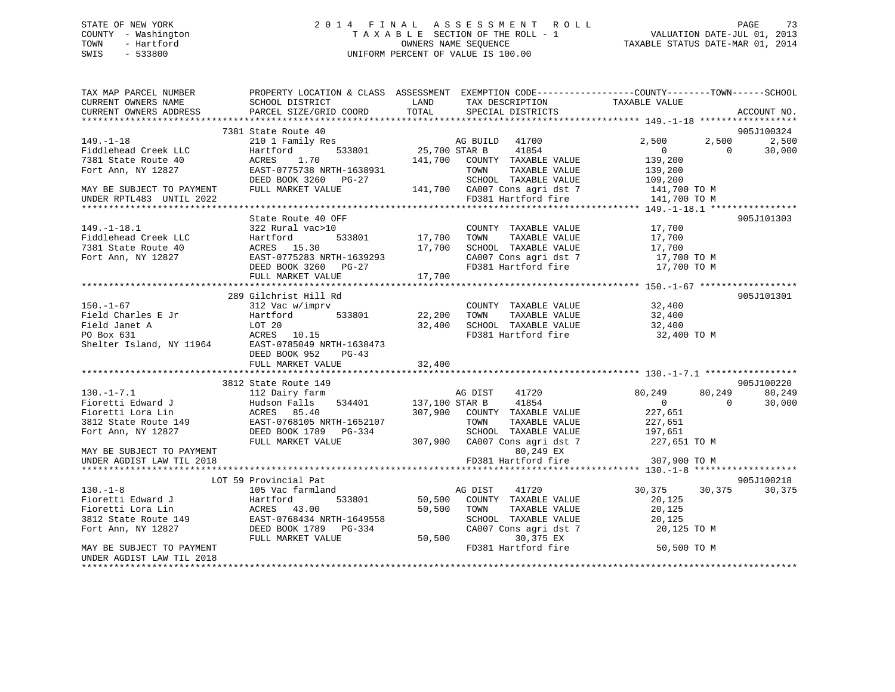STATE OF NEW YORK
COUNTY - Washington
TOWN - Hartford
SWIS - 533800

# 2014 FINAL ASSESSMENT ROLL
TAXABLE SECTION OF THE ROLL - 1
OWNERS NAME SEQUENCE
UNIFORM PERCENT OF VALUE IS 100.00

VALUATION DATE-JUL 01, 2013
TAXABLE STATUS DATE-MAR 01, 2014

```
TAX MAP PARCEL NUMBER        PROPERTY LOCATION & CLASS  ASSESSMENT  EXEMPTION CODE-----------------COUNTY--------TOWN------SCHOOL
CURRENT OWNERS NAME          SCHOOL DISTRICT              LAND      TAX DESCRIPTION             TAXABLE VALUE
CURRENT OWNERS ADDRESS       PARCEL SIZE/GRID COORD       TOTAL     SPECIAL DISTRICTS                                    ACCOUNT NO.
******************************************************************************************************* 149.-1-18 *****************
                         7381 State Route 40                                                                          905J100324
149.-1-18                    210 1 Family Res                    AG BUILD   41700              2,500       2,500       2,500
Fiddlehead Creek LLC         Hartford         533801     25,700 STAR B     41854                  0           0       30,000
7381 State Route 40          ACRES    1.70              141,700   COUNTY  TAXABLE VALUE         139,200
Fort Ann, NY 12827           EAST-0775738 NRTH-1638931            TOWN    TAXABLE VALUE         139,200
                             DEED BOOK 3260   PG-27               SCHOOL  TAXABLE VALUE         109,200
MAY BE SUBJECT TO PAYMENT    FULL MARKET VALUE          141,700   CA007 Cons agri dst 7          141,700 TO M
UNDER RPTL483  UNTIL 2022                                          FD381 Hartford fire            141,700 TO M
******************************************************************************************************* 149.-1-18.1 ***************
                             State Route 40 OFF                                                                       905J101303
149.-1-18.1                  322 Rural vac>10                      COUNTY  TAXABLE VALUE          17,700
Fiddlehead Creek LLC         Hartford         533801     17,700    TOWN    TAXABLE VALUE          17,700
7381 State Route 40          ACRES   15.30               17,700    SCHOOL  TAXABLE VALUE          17,700
Fort Ann, NY 12827           EAST-0775283 NRTH-1639293             CA007 Cons agri dst 7           17,700 TO M
                             DEED BOOK 3260   PG-27                FD381 Hartford fire             17,700 TO M
                             FULL MARKET VALUE           17,700
******************************************************************************************************* 150.-1-67 *****************
                         289 Gilchrist Hill Rd                                                                        905J101301
150.-1-67                    312 Vac w/imprv                       COUNTY  TAXABLE VALUE          32,400
Field Charles E Jr           Hartford         533801     22,200    TOWN    TAXABLE VALUE          32,400
Field Janet A                LOT 20                      32,400    SCHOOL  TAXABLE VALUE          32,400
PO Box 631                   ACRES   10.15                         FD381 Hartford fire             32,400 TO M
Shelter Island, NY 11964     EAST-0785049 NRTH-1638473
                             DEED BOOK 952    PG-43
                             FULL MARKET VALUE           32,400
******************************************************************************************************* 130.-1-7.1 ****************
                         3812 State Route 149                                                                         905J100220
130.-1-7.1                   112 Dairy farm                      AG DIST    41720             80,249      80,249      80,249
Fioretti Edward J            Hudson Falls     534401    137,100 STAR B     41854                  0           0       30,000
Fioretti Lora Lin            ACRES   85.40              307,900   COUNTY  TAXABLE VALUE         227,651
3812 State Route 149         EAST-0768105 NRTH-1652107            TOWN    TAXABLE VALUE         227,651
Fort Ann, NY 12827           DEED BOOK 1789   PG-334              SCHOOL  TAXABLE VALUE         197,651
                             FULL MARKET VALUE          307,900   CA007 Cons agri dst 7          227,651 TO M
MAY BE SUBJECT TO PAYMENT                                                  80,249 EX
UNDER AGDIST LAW TIL 2018                                          FD381 Hartford fire            307,900 TO M
******************************************************************************************************* 130.-1-8 ******************
                         LOT 59 Provincial Pat                                                                        905J100218
130.-1-8                     105 Vac farmland                    AG DIST    41720             30,375      30,375      30,375
Fioretti Edward J            Hartford         533801     50,500   COUNTY  TAXABLE VALUE          20,125
Fioretti Lora Lin            ACRES   43.00               50,500   TOWN    TAXABLE VALUE          20,125
3812 State Route 149         EAST-0768434 NRTH-1649558            SCHOOL  TAXABLE VALUE          20,125
Fort Ann, NY 12827           DEED BOOK 1789   PG-334              CA007 Cons agri dst 7           20,125 TO M
                             FULL MARKET VALUE           50,500            30,375 EX
MAY BE SUBJECT TO PAYMENT                                          FD381 Hartford fire             50,500 TO M
UNDER AGDIST LAW TIL 2018
************************************************************************************************************************************
```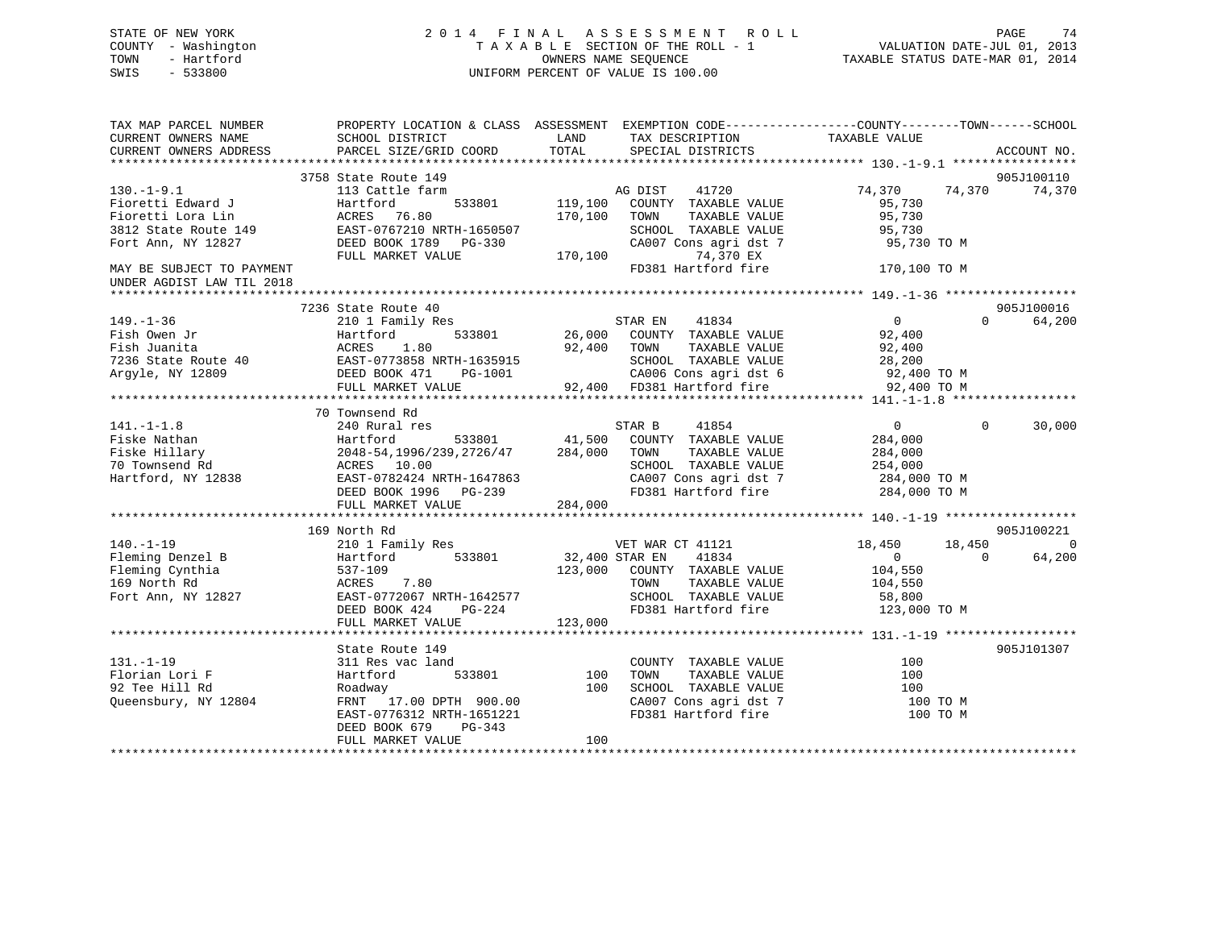STATE OF NEW YORK
COUNTY - Washington
TOWN - Hartford
SWIS - 533800

2 0 1 4 F I N A L A S S E S S M E N T R O L L
T A X A B L E SECTION OF THE ROLL - 1
OWNERS NAME SEQUENCE
UNIFORM PERCENT OF VALUE IS 100.00

VALUATION DATE-JUL 01, 2013
TAXABLE STATUS DATE-MAR 01, 2014

```
TAX MAP PARCEL NUMBER          PROPERTY LOCATION & CLASS  ASSESSMENT  EXEMPTION CODE-----------------COUNTY--------TOWN------SCHOOL
CURRENT OWNERS NAME            SCHOOL DISTRICT               LAND      TAX DESCRIPTION            TAXABLE VALUE
CURRENT OWNERS ADDRESS         PARCEL SIZE/GRID COORD        TOTAL     SPECIAL DISTRICTS                                  ACCOUNT NO.
******************************************************************************************************* 130.-1-9.1 *****************
                            3758 State Route 149                                                                          905J100110
130.-1-9.1                    113 Cattle farm                      AG DIST     41720             74,370      74,370       74,370
Fioretti Edward J             Hartford          533801      119,100   COUNTY  TAXABLE VALUE          95,730
Fioretti Lora Lin             ACRES   76.80                 170,100   TOWN    TAXABLE VALUE          95,730
3812 State Route 149          EAST-0767210 NRTH-1650507               SCHOOL  TAXABLE VALUE          95,730
Fort Ann, NY 12827            DEED BOOK 1789   PG-330                 CA007 Cons agri dst 7           95,730 TO M
                              FULL MARKET VALUE             170,100           74,370 EX
MAY BE SUBJECT TO PAYMENT                                             FD381 Hartford fire            170,100 TO M
UNDER AGDIST LAW TIL 2018
******************************************************************************************************* 149.-1-36 ******************
                            7236 State Route 40                                                                           905J100016
149.-1-36                     210 1 Family Res                     STAR EN     41834                  0           0       64,200
Fish Owen Jr                  Hartford          533801       26,000   COUNTY  TAXABLE VALUE          92,400
Fish Juanita                  ACRES    1.80                  92,400   TOWN    TAXABLE VALUE          92,400
7236 State Route 40           EAST-0773858 NRTH-1635915               SCHOOL  TAXABLE VALUE          28,200
Argyle, NY 12809              DEED BOOK 471    PG-1001                CA006 Cons agri dst 6           92,400 TO M
                              FULL MARKET VALUE              92,400   FD381 Hartford fire             92,400 TO M
******************************************************************************************************* 141.-1-1.8 *****************
                            70 Townsend Rd
141.-1-1.8                    240 Rural res                        STAR B      41854                  0           0       30,000
Fiske Nathan                  Hartford          533801       41,500   COUNTY  TAXABLE VALUE         284,000
Fiske Hillary                 2048-54,1996/239,2726/47      284,000   TOWN    TAXABLE VALUE         284,000
70 Townsend Rd                ACRES   10.00                           SCHOOL  TAXABLE VALUE         254,000
Hartford, NY 12838            EAST-0782424 NRTH-1647863               CA007 Cons agri dst 7          284,000 TO M
                              DEED BOOK 1996   PG-239                 FD381 Hartford fire            284,000 TO M
                              FULL MARKET VALUE             284,000
******************************************************************************************************* 140.-1-19 ******************
                            169 North Rd                                                                                  905J100221
140.-1-19                     210 1 Family Res                     VET WAR CT 41121              18,450      18,450            0
Fleming Denzel B              Hartford          533801       32,400 STAR EN     41834                 0           0       64,200
Fleming Cynthia               537-109                       123,000   COUNTY  TAXABLE VALUE         104,550
169 North Rd                  ACRES    7.80                           TOWN    TAXABLE VALUE         104,550
Fort Ann, NY 12827            EAST-0772067 NRTH-1642577               SCHOOL  TAXABLE VALUE          58,800
                              DEED BOOK 424    PG-224                 FD381 Hartford fire            123,000 TO M
                              FULL MARKET VALUE             123,000
******************************************************************************************************* 131.-1-19 ******************
                              State Route 149                                                                             905J101307
131.-1-19                     311 Res vac land                        COUNTY  TAXABLE VALUE             100
Florian Lori F                Hartford          533801          100   TOWN    TAXABLE VALUE             100
92 Tee Hill Rd                Roadway                           100   SCHOOL  TAXABLE VALUE             100
Queensbury, NY 12804          FRNT   17.00 DPTH  900.00               CA007 Cons agri dst 7              100 TO M
                              EAST-0776312 NRTH-1651221               FD381 Hartford fire                100 TO M
                              DEED BOOK 679    PG-343
                              FULL MARKET VALUE                 100
************************************************************************************************************************************
```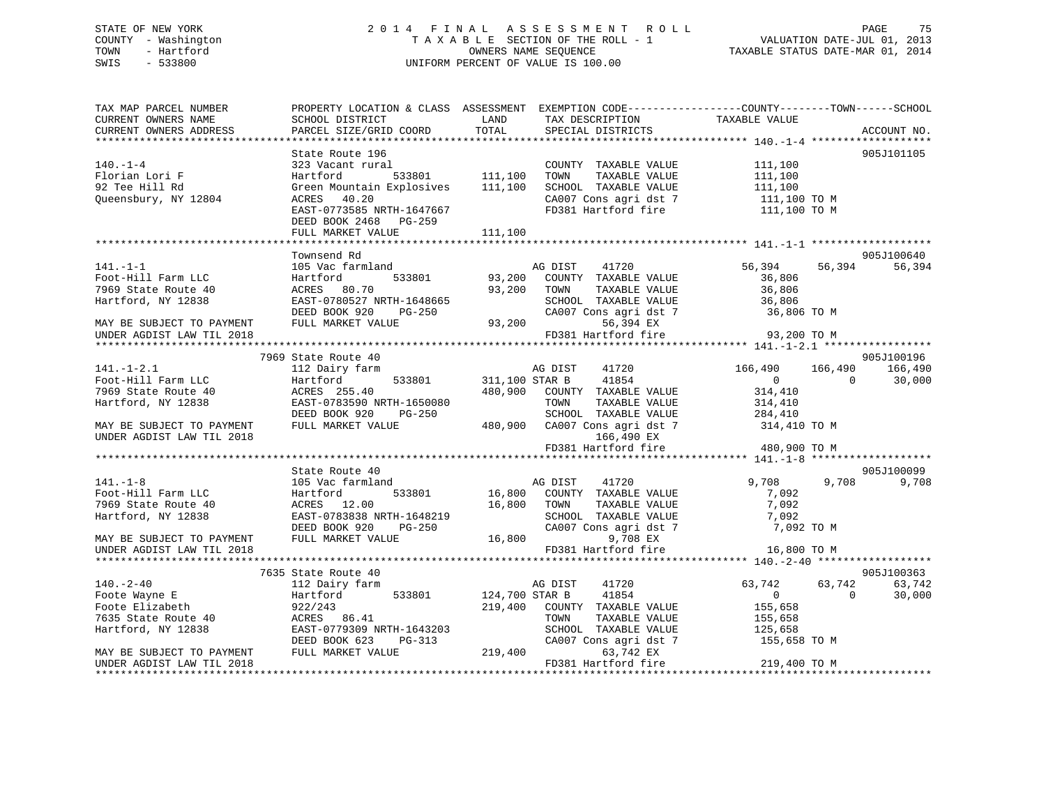STATE OF NEW YORK
COUNTY - Washington
TOWN - Hartford
SWIS - 533800

2014 FINAL ASSESSMENT ROLL
TAXABLE SECTION OF THE ROLL - 1
OWNERS NAME SEQUENCE
UNIFORM PERCENT OF VALUE IS 100.00

VALUATION DATE-JUL 01, 2013
TAXABLE STATUS DATE-MAR 01, 2014

```
TAX MAP PARCEL NUMBER          PROPERTY LOCATION & CLASS  ASSESSMENT  EXEMPTION CODE------------------COUNTY--------TOWN------SCHOOL
CURRENT OWNERS NAME            SCHOOL DISTRICT               LAND      TAX DESCRIPTION            TAXABLE VALUE
CURRENT OWNERS ADDRESS         PARCEL SIZE/GRID COORD        TOTAL     SPECIAL DISTRICTS                                        ACCOUNT NO.
******************************************************************************************************* 140.-1-4 *******************
                               State Route 196                                                                           905J101105
140.-1-4                       323 Vacant rural                       COUNTY  TAXABLE VALUE          111,100
Florian Lori F                 Hartford         533801      111,100   TOWN    TAXABLE VALUE          111,100
92 Tee Hill Rd                 Green Mountain Explosives    111,100   SCHOOL  TAXABLE VALUE          111,100
Queensbury, NY 12804           ACRES   40.20                          CA007 Cons agri dst 7           111,100 TO M
                               EAST-0773585 NRTH-1647667              FD381 Hartford fire             111,100 TO M
                               DEED BOOK 2468   PG-259
                               FULL MARKET VALUE            111,100
******************************************************************************************************* 141.-1-1 *******************
                               Townsend Rd                                                                               905J100640
141.-1-1                       105 Vac farmland                       AG DIST     41720            56,394     56,394     56,394
Foot-Hill Farm LLC             Hartford         533801       93,200   COUNTY  TAXABLE VALUE           36,806
7969 State Route 40            ACRES   80.70                 93,200   TOWN    TAXABLE VALUE           36,806
Hartford, NY 12838             EAST-0780527 NRTH-1648665              SCHOOL  TAXABLE VALUE           36,806
                               DEED BOOK 920    PG-250                CA007 Cons agri dst 7            36,806 TO M
MAY BE SUBJECT TO PAYMENT      FULL MARKET VALUE             93,200          56,394 EX
UNDER AGDIST LAW TIL 2018                                             FD381 Hartford fire              93,200 TO M
******************************************************************************************************* 141.-1-2.1 *****************
                             7969 State Route 40                                                                         905J100196
141.-1-2.1                     112 Dairy farm                         AG DIST     41720           166,490    166,490    166,490
Foot-Hill Farm LLC             Hartford         533801      311,100 STAR B      41854                 0          0     30,000
7969 State Route 40            ACRES  255.40                480,900   COUNTY  TAXABLE VALUE          314,410
Hartford, NY 12838             EAST-0783590 NRTH-1650080              TOWN    TAXABLE VALUE          314,410
                               DEED BOOK 920    PG-250                SCHOOL  TAXABLE VALUE          284,410
MAY BE SUBJECT TO PAYMENT      FULL MARKET VALUE            480,900   CA007 Cons agri dst 7           314,410 TO M
UNDER AGDIST LAW TIL 2018                                                   166,490 EX
                                                                      FD381 Hartford fire             480,900 TO M
******************************************************************************************************* 141.-1-8 *******************
                               State Route 40                                                                            905J100099
141.-1-8                       105 Vac farmland                       AG DIST     41720             9,708      9,708      9,708
Foot-Hill Farm LLC             Hartford         533801       16,800   COUNTY  TAXABLE VALUE            7,092
7969 State Route 40            ACRES   12.00                 16,800   TOWN    TAXABLE VALUE            7,092
Hartford, NY 12838             EAST-0783838 NRTH-1648219              SCHOOL  TAXABLE VALUE            7,092
                               DEED BOOK 920    PG-250                CA007 Cons agri dst 7             7,092 TO M
MAY BE SUBJECT TO PAYMENT      FULL MARKET VALUE             16,800           9,708 EX
UNDER AGDIST LAW TIL 2018                                             FD381 Hartford fire              16,800 TO M
******************************************************************************************************* 140.-2-40 ******************
                             7635 State Route 40                                                                         905J100363
140.-2-40                      112 Dairy farm                         AG DIST     41720            63,742     63,742     63,742
Foote Wayne E                  Hartford         533801      124,700 STAR B      41854                 0          0     30,000
Foote Elizabeth                922/243                      219,400   COUNTY  TAXABLE VALUE          155,658
7635 State Route 40            ACRES   86.41                          TOWN    TAXABLE VALUE          155,658
Hartford, NY 12838             EAST-0779309 NRTH-1643203              SCHOOL  TAXABLE VALUE          125,658
                               DEED BOOK 623    PG-313                CA007 Cons agri dst 7           155,658 TO M
MAY BE SUBJECT TO PAYMENT      FULL MARKET VALUE            219,400          63,742 EX
UNDER AGDIST LAW TIL 2018                                             FD381 Hartford fire             219,400 TO M
************************************************************************************************************************************
```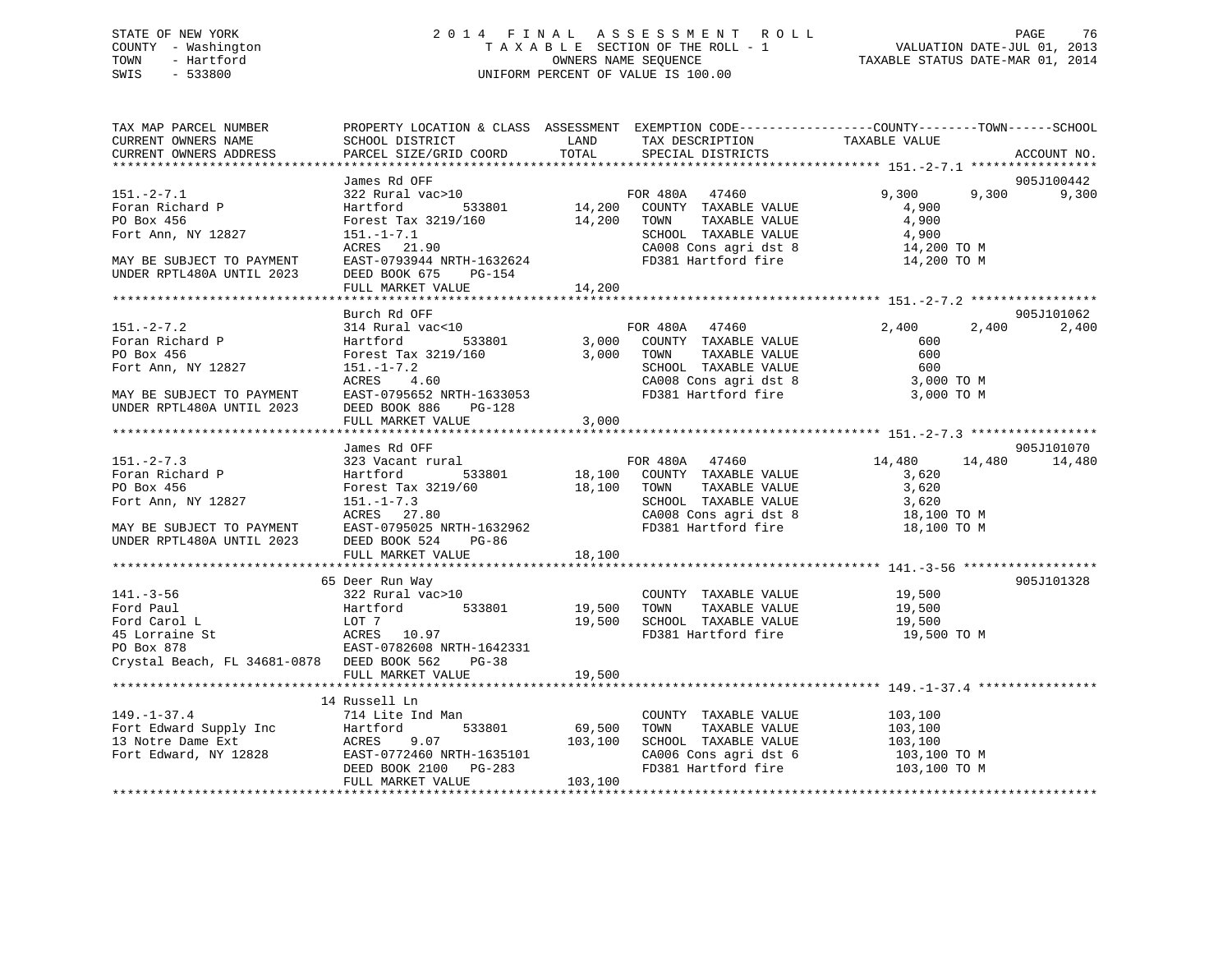STATE OF NEW YORK — 2014 FINAL ASSESSMENT ROLL
COUNTY - Washington — TAXABLE SECTION OF THE ROLL - 1 — VALUATION DATE-JUL 01, 2013
TOWN - Hartford — OWNERS NAME SEQUENCE — TAXABLE STATUS DATE-MAR 01, 2014
SWIS - 533800 — UNIFORM PERCENT OF VALUE IS 100.00

| TAX MAP PARCEL NUMBER / CURRENT OWNERS NAME / CURRENT OWNERS ADDRESS | PROPERTY LOCATION & CLASS / SCHOOL DISTRICT / PARCEL SIZE/GRID COORD | ASSESSMENT LAND / TOTAL | EXEMPTION CODE / TAX DESCRIPTION / SPECIAL DISTRICTS | COUNTY | TOWN | SCHOOL / TAXABLE VALUE / ACCOUNT NO. |
|---|---|---|---|---|---|---|
| **151.-2-7.1** | James Rd OFF | | | | | 905J100442 |
| 151.-2-7.1 | 322 Rural vac>10 | | FOR 480A 47460 | 9,300 | 9,300 | 9,300 |
| Foran Richard P | Hartford 533801 | 14,200 | COUNTY TAXABLE VALUE | 4,900 | | |
| PO Box 456 | Forest Tax 3219/160 | 14,200 | TOWN TAXABLE VALUE | | 4,900 | |
| Fort Ann, NY 12827 | 151.-1-7.1 | | SCHOOL TAXABLE VALUE | | | 4,900 |
| | ACRES 21.90 | | CA008 Cons agri dst 8 | 14,200 TO M | | |
| MAY BE SUBJECT TO PAYMENT | EAST-0793944 NRTH-1632624 | | FD381 Hartford fire | 14,200 TO M | | |
| UNDER RPTL480A UNTIL 2023 | DEED BOOK 675 PG-154 | | | | | |
| | FULL MARKET VALUE | 14,200 | | | | |
| **151.-2-7.2** | Burch Rd OFF | | | | | 905J101062 |
| 151.-2-7.2 | 314 Rural vac<10 | | FOR 480A 47460 | 2,400 | 2,400 | 2,400 |
| Foran Richard P | Hartford 533801 | 3,000 | COUNTY TAXABLE VALUE | 600 | | |
| PO Box 456 | Forest Tax 3219/160 | 3,000 | TOWN TAXABLE VALUE | | 600 | |
| Fort Ann, NY 12827 | 151.-1-7.2 | | SCHOOL TAXABLE VALUE | | | 600 |
| | ACRES 4.60 | | CA008 Cons agri dst 8 | 3,000 TO M | | |
| MAY BE SUBJECT TO PAYMENT | EAST-0795652 NRTH-1633053 | | FD381 Hartford fire | 3,000 TO M | | |
| UNDER RPTL480A UNTIL 2023 | DEED BOOK 886 PG-128 | | | | | |
| | FULL MARKET VALUE | 3,000 | | | | |
| **151.-2-7.3** | James Rd OFF | | | | | 905J101070 |
| 151.-2-7.3 | 323 Vacant rural | | FOR 480A 47460 | 14,480 | 14,480 | 14,480 |
| Foran Richard P | Hartford 533801 | 18,100 | COUNTY TAXABLE VALUE | 3,620 | | |
| PO Box 456 | Forest Tax 3219/60 | 18,100 | TOWN TAXABLE VALUE | | 3,620 | |
| Fort Ann, NY 12827 | 151.-1-7.3 | | SCHOOL TAXABLE VALUE | | | 3,620 |
| | ACRES 27.80 | | CA008 Cons agri dst 8 | 18,100 TO M | | |
| MAY BE SUBJECT TO PAYMENT | EAST-0795025 NRTH-1632962 | | FD381 Hartford fire | 18,100 TO M | | |
| UNDER RPTL480A UNTIL 2023 | DEED BOOK 524 PG-86 | | | | | |
| | FULL MARKET VALUE | 18,100 | | | | |
| **141.-3-56** | 65 Deer Run Way | | | | | 905J101328 |
| 141.-3-56 | 322 Rural vac>10 | | COUNTY TAXABLE VALUE | 19,500 | | |
| Ford Paul | Hartford 533801 | 19,500 | TOWN TAXABLE VALUE | | 19,500 | |
| Ford Carol L | LOT 7 | 19,500 | SCHOOL TAXABLE VALUE | | | 19,500 |
| 45 Lorraine St | ACRES 10.97 | | FD381 Hartford fire | 19,500 TO M | | |
| PO Box 878 | EAST-0782608 NRTH-1642331 | | | | | |
| Crystal Beach, FL 34681-0878 | DEED BOOK 562 PG-38 | | | | | |
| | FULL MARKET VALUE | 19,500 | | | | |
| **149.-1-37.4** | 14 Russell Ln | | | | | |
| 149.-1-37.4 | 714 Lite Ind Man | | COUNTY TAXABLE VALUE | 103,100 | | |
| Fort Edward Supply Inc | Hartford 533801 | 69,500 | TOWN TAXABLE VALUE | | 103,100 | |
| 13 Notre Dame Ext | ACRES 9.07 | 103,100 | SCHOOL TAXABLE VALUE | | | 103,100 |
| Fort Edward, NY 12828 | EAST-0772460 NRTH-1635101 | | CA006 Cons agri dst 6 | 103,100 TO M | | |
| | DEED BOOK 2100 PG-283 | | FD381 Hartford fire | 103,100 TO M | | |
| | FULL MARKET VALUE | 103,100 | | | | |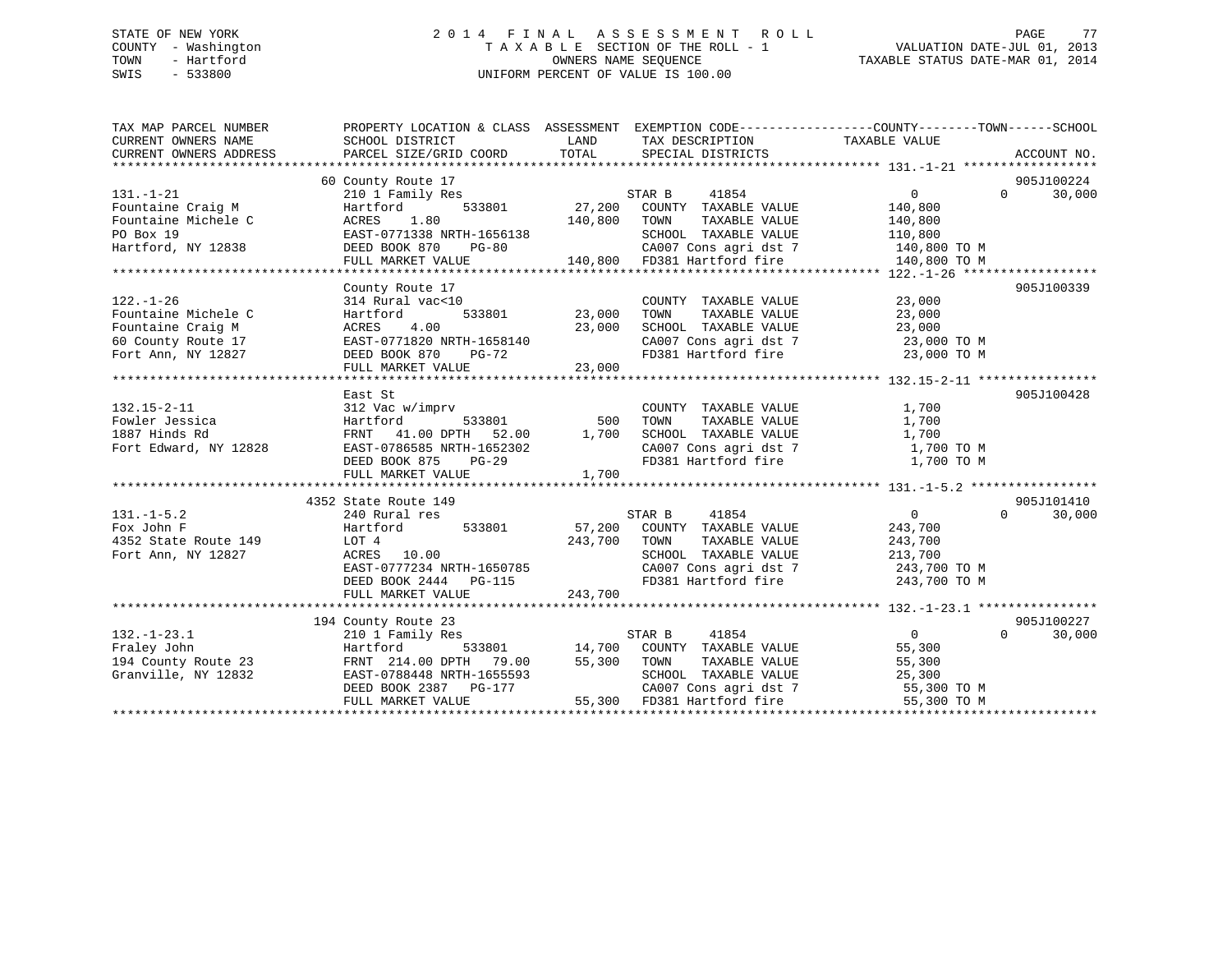STATE OF NEW YORK
COUNTY - Washington
TOWN - Hartford
SWIS - 533800

# 2014 FINAL ASSESSMENT ROLL

TAXABLE SECTION OF THE ROLL - 1
OWNERS NAME SEQUENCE
UNIFORM PERCENT OF VALUE IS 100.00

VALUATION DATE-JUL 01, 2013
TAXABLE STATUS DATE-MAR 01, 2014

| TAX MAP PARCEL NUMBER / CURRENT OWNERS NAME / CURRENT OWNERS ADDRESS | PROPERTY LOCATION & CLASS / SCHOOL DISTRICT / PARCEL SIZE/GRID COORD | ASSESSMENT LAND | TOTAL | EXEMPTION CODE / TAX DESCRIPTION / SPECIAL DISTRICTS | COUNTY | TOWN | SCHOOL / TAXABLE VALUE | ACCOUNT NO. |
|---|---|---|---|---|---|---|---|---|
| **131.-1-21** | 60 County Route 17 | | | | | | | 905J100224 |
| Fountaine Craig M | 210 1 Family Res | | | STAR B 41854 | 0 | 0 | 30,000 | |
| Fountaine Michele C | Hartford 533801 | 27,200 | | COUNTY TAXABLE VALUE | 140,800 | | | |
| PO Box 19 | ACRES 1.80 | | 140,800 | TOWN TAXABLE VALUE | | 140,800 | | |
| Hartford, NY 12838 | EAST-0771338 NRTH-1656138 | | | SCHOOL TAXABLE VALUE | | | 110,800 | |
| | DEED BOOK 870 PG-80 | | | CA007 Cons agri dst 7 | 140,800 TO M | | | |
| | FULL MARKET VALUE | | 140,800 | FD381 Hartford fire | 140,800 TO M | | | |
| **122.-1-26** | County Route 17 | | | | | | | 905J100339 |
| Fountaine Michele C | 314 Rural vac<10 | | | COUNTY TAXABLE VALUE | 23,000 | | | |
| Fountaine Craig M | Hartford 533801 | 23,000 | | TOWN TAXABLE VALUE | | 23,000 | | |
| 60 County Route 17 | ACRES 4.00 | | 23,000 | SCHOOL TAXABLE VALUE | | | 23,000 | |
| Fort Ann, NY 12827 | EAST-0771820 NRTH-1658140 | | | CA007 Cons agri dst 7 | 23,000 TO M | | | |
| | DEED BOOK 870 PG-72 | | | FD381 Hartford fire | 23,000 TO M | | | |
| | FULL MARKET VALUE | | 23,000 | | | | | |
| **132.15-2-11** | East St | | | | | | | 905J100428 |
| Fowler Jessica | 312 Vac w/imprv | | | COUNTY TAXABLE VALUE | 1,700 | | | |
| 1887 Hinds Rd | Hartford 533801 | 500 | | TOWN TAXABLE VALUE | | 1,700 | | |
| Fort Edward, NY 12828 | FRNT 41.00 DPTH 52.00 | | 1,700 | SCHOOL TAXABLE VALUE | | | 1,700 | |
| | EAST-0786585 NRTH-1652302 | | | CA007 Cons agri dst 7 | 1,700 TO M | | | |
| | DEED BOOK 875 PG-29 | | | FD381 Hartford fire | 1,700 TO M | | | |
| | FULL MARKET VALUE | | 1,700 | | | | | |
| **131.-1-5.2** | 4352 State Route 149 | | | | | | | 905J101410 |
| Fox John F | 240 Rural res | | | STAR B 41854 | 0 | 0 | 30,000 | |
| 4352 State Route 149 | Hartford 533801 | 57,200 | | COUNTY TAXABLE VALUE | 243,700 | | | |
| Fort Ann, NY 12827 | LOT 4 | | 243,700 | TOWN TAXABLE VALUE | | 243,700 | | |
| | ACRES 10.00 | | | SCHOOL TAXABLE VALUE | | | 213,700 | |
| | EAST-0777234 NRTH-1650785 | | | CA007 Cons agri dst 7 | 243,700 TO M | | | |
| | DEED BOOK 2444 PG-115 | | | FD381 Hartford fire | 243,700 TO M | | | |
| | FULL MARKET VALUE | | 243,700 | | | | | |
| **132.-1-23.1** | 194 County Route 23 | | | | | | | 905J100227 |
| Fraley John | 210 1 Family Res | | | STAR B 41854 | 0 | 0 | 30,000 | |
| 194 County Route 23 | Hartford 533801 | 14,700 | | COUNTY TAXABLE VALUE | 55,300 | | | |
| Granville, NY 12832 | FRNT 214.00 DPTH 79.00 | | 55,300 | TOWN TAXABLE VALUE | | 55,300 | | |
| | EAST-0788448 NRTH-1655593 | | | SCHOOL TAXABLE VALUE | | | 25,300 | |
| | DEED BOOK 2387 PG-177 | | | CA007 Cons agri dst 7 | 55,300 TO M | | | |
| | FULL MARKET VALUE | | 55,300 | FD381 Hartford fire | 55,300 TO M | | | |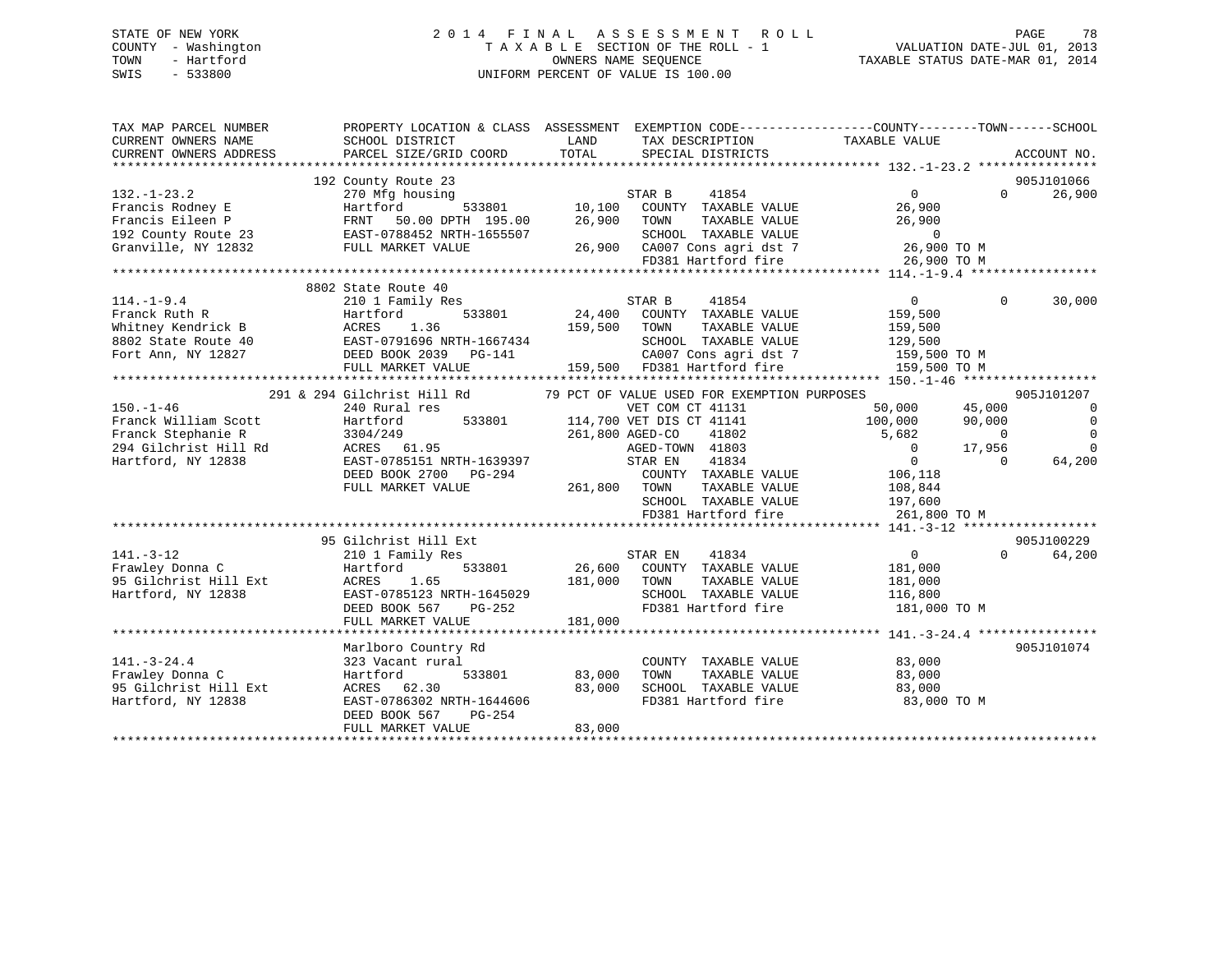STATE OF NEW YORK
COUNTY - Washington
TOWN - Hartford
SWIS - 533800

2014 FINAL ASSESSMENT ROLL
TAXABLE SECTION OF THE ROLL - 1
OWNERS NAME SEQUENCE
UNIFORM PERCENT OF VALUE IS 100.00

VALUATION DATE-JUL 01, 2013
TAXABLE STATUS DATE-MAR 01, 2014

```
TAX MAP PARCEL NUMBER        PROPERTY LOCATION & CLASS  ASSESSMENT  EXEMPTION CODE-----------------COUNTY--------TOWN------SCHOOL
CURRENT OWNERS NAME          SCHOOL DISTRICT               LAND      TAX DESCRIPTION              TAXABLE VALUE
CURRENT OWNERS ADDRESS       PARCEL SIZE/GRID COORD        TOTAL     SPECIAL DISTRICTS                                         ACCOUNT NO.
****************************************************************************************************** 132.-1-23.2 ****************
                             192 County Route 23                                                                           905J101066
132.-1-23.2                  270 Mfg housing                         STAR B     41854               0            0       26,900
Francis Rodney E             Hartford          533801       10,100   COUNTY  TAXABLE VALUE       26,900
Francis Eileen P             FRNT   50.00 DPTH 195.00       26,900   TOWN    TAXABLE VALUE       26,900
192 County Route 23          EAST-0788452 NRTH-1655507               SCHOOL  TAXABLE VALUE            0
Granville, NY 12832          FULL MARKET VALUE              26,900   CA007 Cons agri dst 7          26,900 TO M
                                                                     FD381 Hartford fire            26,900 TO M
****************************************************************************************************** 114.-1-9.4 *****************
                             8802 State Route 40
114.-1-9.4                   210 1 Family Res                        STAR B     41854               0            0       30,000
Franck Ruth R                Hartford          533801       24,400   COUNTY  TAXABLE VALUE      159,500
Whitney Kendrick B           ACRES    1.36                 159,500   TOWN    TAXABLE VALUE      159,500
8802 State Route 40          EAST-0791696 NRTH-1667434               SCHOOL  TAXABLE VALUE      129,500
Fort Ann, NY 12827           DEED BOOK 2039   PG-141                 CA007 Cons agri dst 7         159,500 TO M
                             FULL MARKET VALUE             159,500   FD381 Hartford fire           159,500 TO M
****************************************************************************************************** 150.-1-46 ******************
                     291 & 294 Gilchrist Hill Rd      79 PCT OF VALUE USED FOR EXEMPTION PURPOSES                           905J101207
150.-1-46                    240 Rural res                           VET COM CT 41131          50,000       45,000            0
Franck William Scott         Hartford          533801      114,700 VET DIS CT 41141          100,000       90,000            0
Franck Stephanie R           3304/249                      261,800 AGED-CO    41802             5,682            0            0
294 Gilchrist Hill Rd        ACRES   61.95                           AGED-TOWN  41803                0       17,956            0
Hartford, NY 12838           EAST-0785151 NRTH-1639397               STAR EN    41834                0            0       64,200
                             DEED BOOK 2700   PG-294                 COUNTY  TAXABLE VALUE      106,118
                             FULL MARKET VALUE             261,800   TOWN    TAXABLE VALUE      108,844
                                                                     SCHOOL  TAXABLE VALUE      197,600
                                                                     FD381 Hartford fire           261,800 TO M
****************************************************************************************************** 141.-3-12 ******************
                             95 Gilchrist Hill Ext                                                                         905J100229
141.-3-12                    210 1 Family Res                        STAR EN    41834               0            0       64,200
Frawley Donna C              Hartford          533801       26,600   COUNTY  TAXABLE VALUE      181,000
95 Gilchrist Hill Ext        ACRES    1.65                 181,000   TOWN    TAXABLE VALUE      181,000
Hartford, NY 12838           EAST-0785123 NRTH-1645029               SCHOOL  TAXABLE VALUE      116,800
                             DEED BOOK 567    PG-252                 FD381 Hartford fire           181,000 TO M
                             FULL MARKET VALUE             181,000
****************************************************************************************************** 141.-3-24.4 ****************
                             Marlboro Country Rd                                                                           905J101074
141.-3-24.4                  323 Vacant rural                        COUNTY  TAXABLE VALUE       83,000
Frawley Donna C              Hartford          533801       83,000   TOWN    TAXABLE VALUE       83,000
95 Gilchrist Hill Ext        ACRES   62.30                  83,000   SCHOOL  TAXABLE VALUE       83,000
Hartford, NY 12838           EAST-0786302 NRTH-1644606               FD381 Hartford fire            83,000 TO M
                             DEED BOOK 567    PG-254
                             FULL MARKET VALUE              83,000
************************************************************************************************************************************
```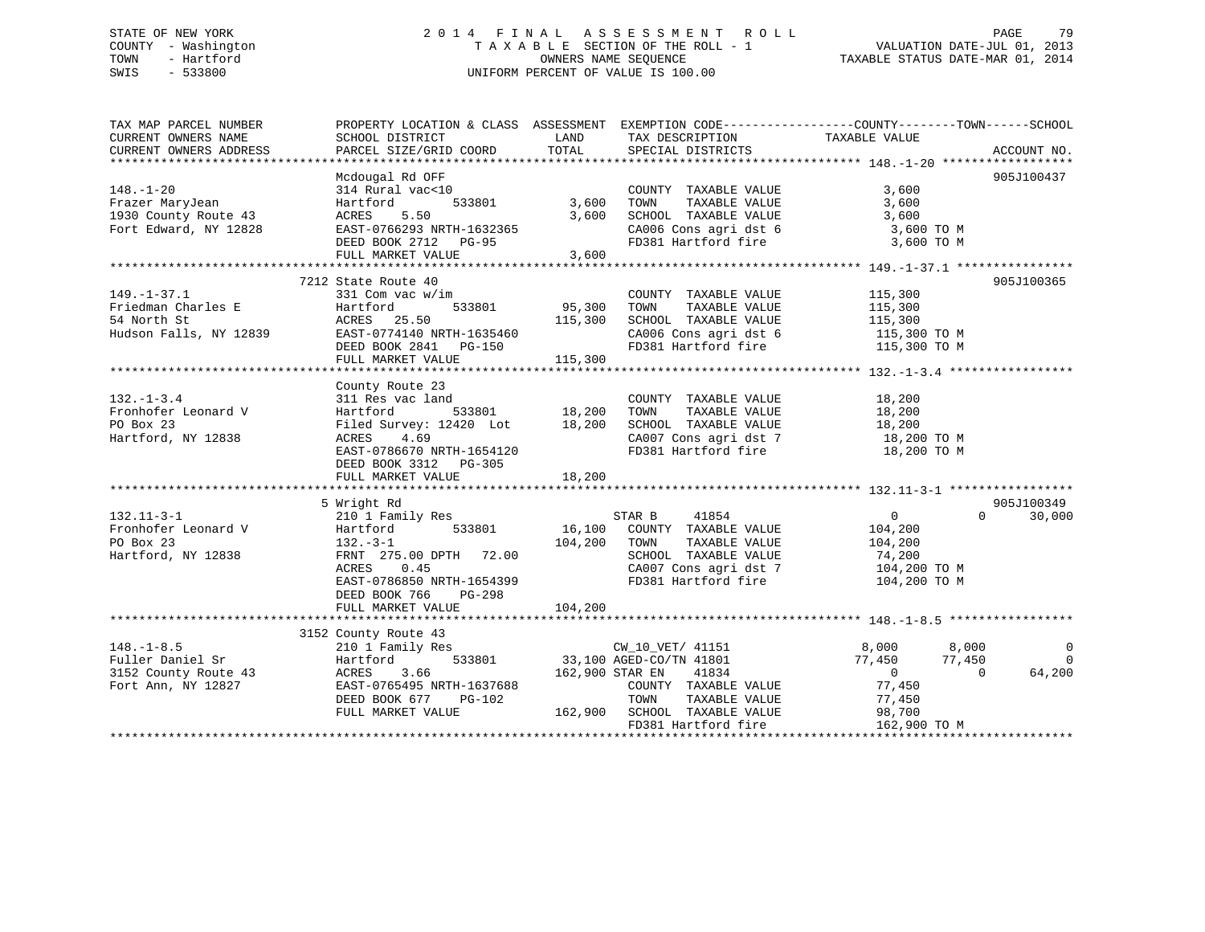STATE OF NEW YORK
COUNTY - Washington
TOWN - Hartford
SWIS - 533800

# 2014 FINAL ASSESSMENT ROLL

TAXABLE SECTION OF THE ROLL - 1
OWNERS NAME SEQUENCE
UNIFORM PERCENT OF VALUE IS 100.00

VALUATION DATE-JUL 01, 2013
TAXABLE STATUS DATE-MAR 01, 2014

```
TAX MAP PARCEL NUMBER          PROPERTY LOCATION & CLASS  ASSESSMENT  EXEMPTION CODE------------------COUNTY--------TOWN------SCHOOL
CURRENT OWNERS NAME            SCHOOL DISTRICT              LAND       TAX DESCRIPTION            TAXABLE VALUE
CURRENT OWNERS ADDRESS         PARCEL SIZE/GRID COORD       TOTAL      SPECIAL DISTRICTS                                      ACCOUNT NO.
******************************************************************************************************* 148.-1-20 ******************
                               Mcdougal Rd OFF                                                                              905J100437
148.-1-20                      314 Rural vac<10                        COUNTY  TAXABLE VALUE            3,600
Frazer MaryJean                Hartford      533801          3,600    TOWN    TAXABLE VALUE            3,600
1930 County Route 43           ACRES    5.50                 3,600    SCHOOL  TAXABLE VALUE            3,600
Fort Edward, NY 12828          EAST-0766293 NRTH-1632365               CA006 Cons agri dst 6             3,600 TO M
                               DEED BOOK 2712   PG-95                  FD381 Hartford fire               3,600 TO M
                               FULL MARKET VALUE             3,600
******************************************************************************************************* 149.-1-37.1 ****************
                               7212 State Route 40                                                                          905J100365
149.-1-37.1                    331 Com vac w/im                        COUNTY  TAXABLE VALUE          115,300
Friedman Charles E             Hartford      533801         95,300    TOWN    TAXABLE VALUE          115,300
54 North St                    ACRES   25.50               115,300    SCHOOL  TAXABLE VALUE          115,300
Hudson Falls, NY 12839         EAST-0774140 NRTH-1635460               CA006 Cons agri dst 6           115,300 TO M
                               DEED BOOK 2841   PG-150                 FD381 Hartford fire             115,300 TO M
                               FULL MARKET VALUE           115,300
******************************************************************************************************* 132.-1-3.4 *****************
                               County Route 23
132.-1-3.4                     311 Res vac land                        COUNTY  TAXABLE VALUE           18,200
Fronhofer Leonard V            Hartford      533801         18,200    TOWN    TAXABLE VALUE           18,200
PO Box 23                      Filed Survey: 12420  Lot     18,200    SCHOOL  TAXABLE VALUE           18,200
Hartford, NY 12838             ACRES    4.69                           CA007 Cons agri dst 7            18,200 TO M
                               EAST-0786670 NRTH-1654120               FD381 Hartford fire              18,200 TO M
                               DEED BOOK 3312   PG-305
                               FULL MARKET VALUE            18,200
******************************************************************************************************* 132.11-3-1 *****************
                               5 Wright Rd                                                                                  905J100349
132.11-3-1                     210 1 Family Res                        STAR B     41854                     0           0       30,000
Fronhofer Leonard V            Hartford      533801         16,100    COUNTY  TAXABLE VALUE          104,200
PO Box 23                      132.-3-1                    104,200    TOWN    TAXABLE VALUE          104,200
Hartford, NY 12838             FRNT 275.00 DPTH  72.00                 SCHOOL  TAXABLE VALUE           74,200
                               ACRES    0.45                           CA007 Cons agri dst 7           104,200 TO M
                               EAST-0786850 NRTH-1654399               FD381 Hartford fire             104,200 TO M
                               DEED BOOK 766    PG-298
                               FULL MARKET VALUE           104,200
******************************************************************************************************* 148.-1-8.5 *****************
                               3152 County Route 43
148.-1-8.5                     210 1 Family Res                        CW_10_VET/ 41151                 8,000       8,000            0
Fuller Daniel Sr               Hartford      533801         33,100 AGED-CO/TN 41801                    77,450      77,450            0
3152 County Route 43           ACRES    3.66               162,900 STAR EN     41834                        0           0       64,200
Fort Ann, NY 12827             EAST-0765495 NRTH-1637688               COUNTY  TAXABLE VALUE           77,450
                               DEED BOOK 677    PG-102                 TOWN    TAXABLE VALUE           77,450
                               FULL MARKET VALUE           162,900    SCHOOL  TAXABLE VALUE           98,700
                                                                       FD381 Hartford fire             162,900 TO M
************************************************************************************************************************************
```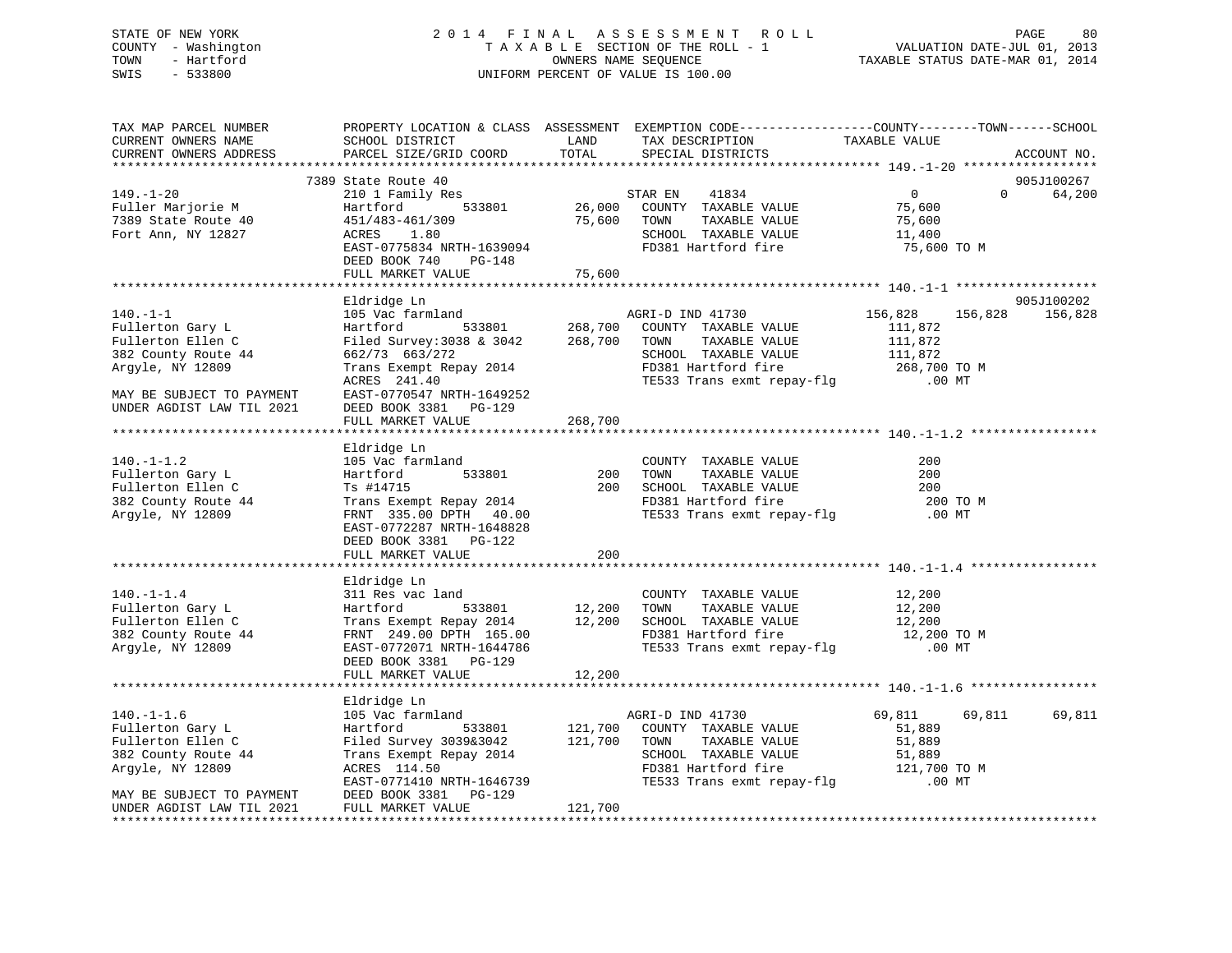STATE OF NEW YORK
COUNTY - Washington
TOWN - Hartford
SWIS - 533800

2014 FINAL ASSESSMENT ROLL
TAXABLE SECTION OF THE ROLL - 1
OWNERS NAME SEQUENCE
UNIFORM PERCENT OF VALUE IS 100.00

VALUATION DATE-JUL 01, 2013
TAXABLE STATUS DATE-MAR 01, 2014

```
TAX MAP PARCEL NUMBER          PROPERTY LOCATION & CLASS  ASSESSMENT  EXEMPTION CODE------------------COUNTY--------TOWN------SCHOOL
CURRENT OWNERS NAME            SCHOOL DISTRICT               LAND      TAX DESCRIPTION              TAXABLE VALUE
CURRENT OWNERS ADDRESS         PARCEL SIZE/GRID COORD        TOTAL     SPECIAL DISTRICTS                                          ACCOUNT NO.
******************************************************************************************************* 149.-1-20 ******************
                               7389 State Route 40                                                                            905J100267
149.-1-20                      210 1 Family Res                        STAR EN    41834                  0             0      64,200
Fuller Marjorie M              Hartford          533801        26,000  COUNTY  TAXABLE VALUE            75,600
7389 State Route 40            451/483-461/309                 75,600  TOWN    TAXABLE VALUE            75,600
Fort Ann, NY 12827             ACRES    1.80                           SCHOOL  TAXABLE VALUE            11,400
                               EAST-0775834 NRTH-1639094               FD381 Hartford fire               75,600 TO M
                               DEED BOOK 740     PG-148
                               FULL MARKET VALUE               75,600
******************************************************************************************************* 140.-1-1 *******************
                               Eldridge Ln                                                                                    905J100202
140.-1-1                       105 Vac farmland                        AGRI-D IND 41730            156,828       156,828     156,828
Fullerton Gary L               Hartford          533801       268,700  COUNTY  TAXABLE VALUE           111,872
Fullerton Ellen C              Filed Survey:3038 & 3042       268,700  TOWN    TAXABLE VALUE           111,872
382 County Route 44            662/73  663/272                         SCHOOL  TAXABLE VALUE           111,872
Argyle, NY 12809               Trans Exempt Repay 2014                 FD381 Hartford fire              268,700 TO M
                               ACRES  241.40                           TE533 Trans exmt repay-flg            .00 MT
MAY BE SUBJECT TO PAYMENT      EAST-0770547 NRTH-1649252
UNDER AGDIST LAW TIL 2021      DEED BOOK 3381    PG-129
                               FULL MARKET VALUE              268,700
******************************************************************************************************* 140.-1-1.2 *****************
                               Eldridge Ln
140.-1-1.2                     105 Vac farmland                        COUNTY  TAXABLE VALUE               200
Fullerton Gary L               Hartford          533801           200  TOWN    TAXABLE VALUE               200
Fullerton Ellen C              Ts #14715                          200  SCHOOL  TAXABLE VALUE               200
382 County Route 44            Trans Exempt Repay 2014                 FD381 Hartford fire                  200 TO M
Argyle, NY 12809               FRNT  335.00 DPTH   40.00               TE533 Trans exmt repay-flg            .00 MT
                               EAST-0772287 NRTH-1648828
                               DEED BOOK 3381    PG-122
                               FULL MARKET VALUE                  200
******************************************************************************************************* 140.-1-1.4 *****************
                               Eldridge Ln
140.-1-1.4                     311 Res vac land                        COUNTY  TAXABLE VALUE            12,200
Fullerton Gary L               Hartford          533801        12,200  TOWN    TAXABLE VALUE            12,200
Fullerton Ellen C              Trans Exempt Repay 2014         12,200  SCHOOL  TAXABLE VALUE            12,200
382 County Route 44            FRNT  249.00 DPTH  165.00               FD381 Hartford fire               12,200 TO M
Argyle, NY 12809               EAST-0772071 NRTH-1644786               TE533 Trans exmt repay-flg            .00 MT
                               DEED BOOK 3381    PG-129
                               FULL MARKET VALUE               12,200
******************************************************************************************************* 140.-1-1.6 *****************
                               Eldridge Ln
140.-1-1.6                     105 Vac farmland                        AGRI-D IND 41730             69,811        69,811      69,811
Fullerton Gary L               Hartford          533801       121,700  COUNTY  TAXABLE VALUE            51,889
Fullerton Ellen C              Filed Survey 3039&3042         121,700  TOWN    TAXABLE VALUE            51,889
382 County Route 44            Trans Exempt Repay 2014                 SCHOOL  TAXABLE VALUE            51,889
Argyle, NY 12809               ACRES  114.50                           FD381 Hartford fire              121,700 TO M
                               EAST-0771410 NRTH-1646739               TE533 Trans exmt repay-flg            .00 MT
MAY BE SUBJECT TO PAYMENT      DEED BOOK 3381    PG-129
UNDER AGDIST LAW TIL 2021      FULL MARKET VALUE              121,700
************************************************************************************************************************************
```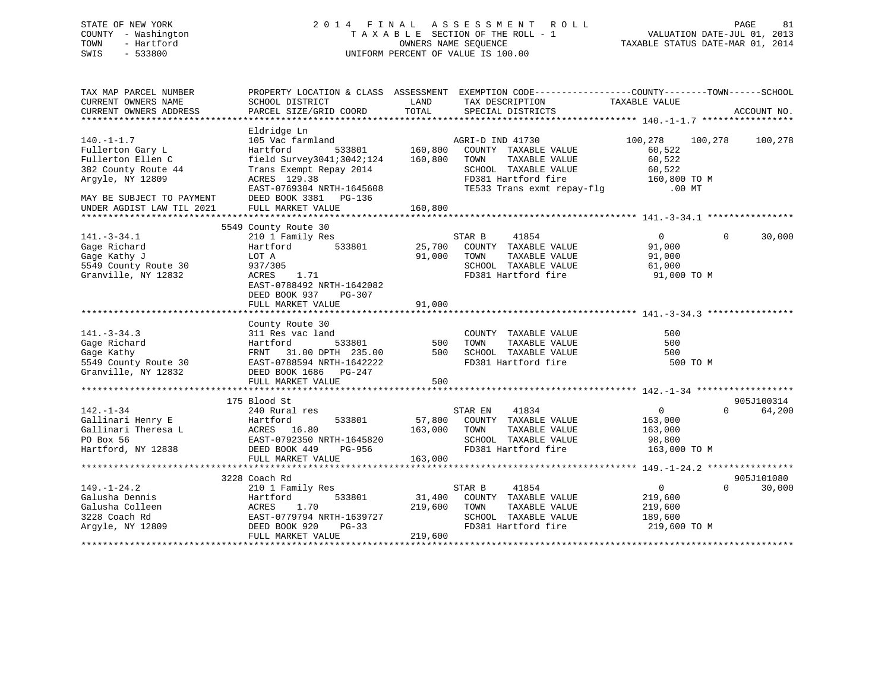STATE OF NEW YORK
COUNTY - Washington
TOWN - Hartford
SWIS - 533800

2 0 1 4 F I N A L A S S E S S M E N T R O L L
T A X A B L E SECTION OF THE ROLL - 1
OWNERS NAME SEQUENCE
UNIFORM PERCENT OF VALUE IS 100.00

VALUATION DATE-JUL 01, 2013
TAXABLE STATUS DATE-MAR 01, 2014

```
TAX MAP PARCEL NUMBER          PROPERTY LOCATION & CLASS  ASSESSMENT  EXEMPTION CODE------------------COUNTY--------TOWN------SCHOOL
CURRENT OWNERS NAME            SCHOOL DISTRICT             LAND        TAX DESCRIPTION            TAXABLE VALUE
CURRENT OWNERS ADDRESS         PARCEL SIZE/GRID COORD      TOTAL       SPECIAL DISTRICTS                                    ACCOUNT NO.
******************************************************************************************************* 140.-1-1.7 *****************
                               Eldridge Ln
140.-1-1.7                     105 Vac farmland                        AGRI-D IND 41730            100,278    100,278    100,278
Fullerton Gary L               Hartford          533801      160,800   COUNTY  TAXABLE VALUE         60,522
Fullerton Ellen C              field Survey3041;3042;124     160,800   TOWN    TAXABLE VALUE         60,522
382 County Route 44            Trans Exempt Repay 2014                 SCHOOL  TAXABLE VALUE         60,522
Argyle, NY 12809               ACRES  129.38                           FD381 Hartford fire          160,800 TO M
                               EAST-0769304 NRTH-1645608               TE533 Trans exmt repay-flg       .00 MT
MAY BE SUBJECT TO PAYMENT      DEED BOOK 3381   PG-136
UNDER AGDIST LAW TIL 2021      FULL MARKET VALUE             160,800
******************************************************************************************************* 141.-3-34.1 ****************
                          5549 County Route 30
141.-3-34.1                    210 1 Family Res                        STAR B      41854                0          0      30,000
Gage Richard                   Hartford          533801       25,700   COUNTY  TAXABLE VALUE         91,000
Gage Kathy J                   LOT A                          91,000   TOWN    TAXABLE VALUE         91,000
5549 County Route 30           937/305                                 SCHOOL  TAXABLE VALUE         61,000
Granville, NY 12832            ACRES    1.71                           FD381 Hartford fire           91,000 TO M
                               EAST-0788492 NRTH-1642082
                               DEED BOOK 937    PG-307
                               FULL MARKET VALUE              91,000
******************************************************************************************************* 141.-3-34.3 ****************
                               County Route 30
141.-3-34.3                    311 Res vac land                        COUNTY  TAXABLE VALUE            500
Gage Richard                   Hartford          533801          500   TOWN    TAXABLE VALUE            500
Gage Kathy                     FRNT   31.00 DPTH  235.00         500   SCHOOL  TAXABLE VALUE            500
5549 County Route 30           EAST-0788594 NRTH-1642222               FD381 Hartford fire              500 TO M
Granville, NY 12832            DEED BOOK 1686   PG-247
                               FULL MARKET VALUE                 500
******************************************************************************************************* 142.-1-34 ******************
                           175 Blood St                                                                             905J100314
142.-1-34                      240 Rural res                           STAR EN     41834                0          0      64,200
Gallinari Henry E              Hartford          533801       57,800   COUNTY  TAXABLE VALUE        163,000
Gallinari Theresa L            ACRES   16.80                 163,000   TOWN    TAXABLE VALUE        163,000
PO Box 56                      EAST-0792350 NRTH-1645820               SCHOOL  TAXABLE VALUE         98,800
Hartford, NY 12838             DEED BOOK 449    PG-956                 FD381 Hartford fire          163,000 TO M
                               FULL MARKET VALUE             163,000
******************************************************************************************************* 149.-1-24.2 ****************
                          3228 Coach Rd                                                                             905J101080
149.-1-24.2                    210 1 Family Res                        STAR B      41854                0          0      30,000
Galusha Dennis                 Hartford          533801       31,400   COUNTY  TAXABLE VALUE        219,600
Galusha Colleen                ACRES    1.70                 219,600   TOWN    TAXABLE VALUE        219,600
3228 Coach Rd                  EAST-0779794 NRTH-1639727               SCHOOL  TAXABLE VALUE        189,600
Argyle, NY 12809               DEED BOOK 920    PG-33                  FD381 Hartford fire          219,600 TO M
                               FULL MARKET VALUE             219,600
************************************************************************************************************************************
```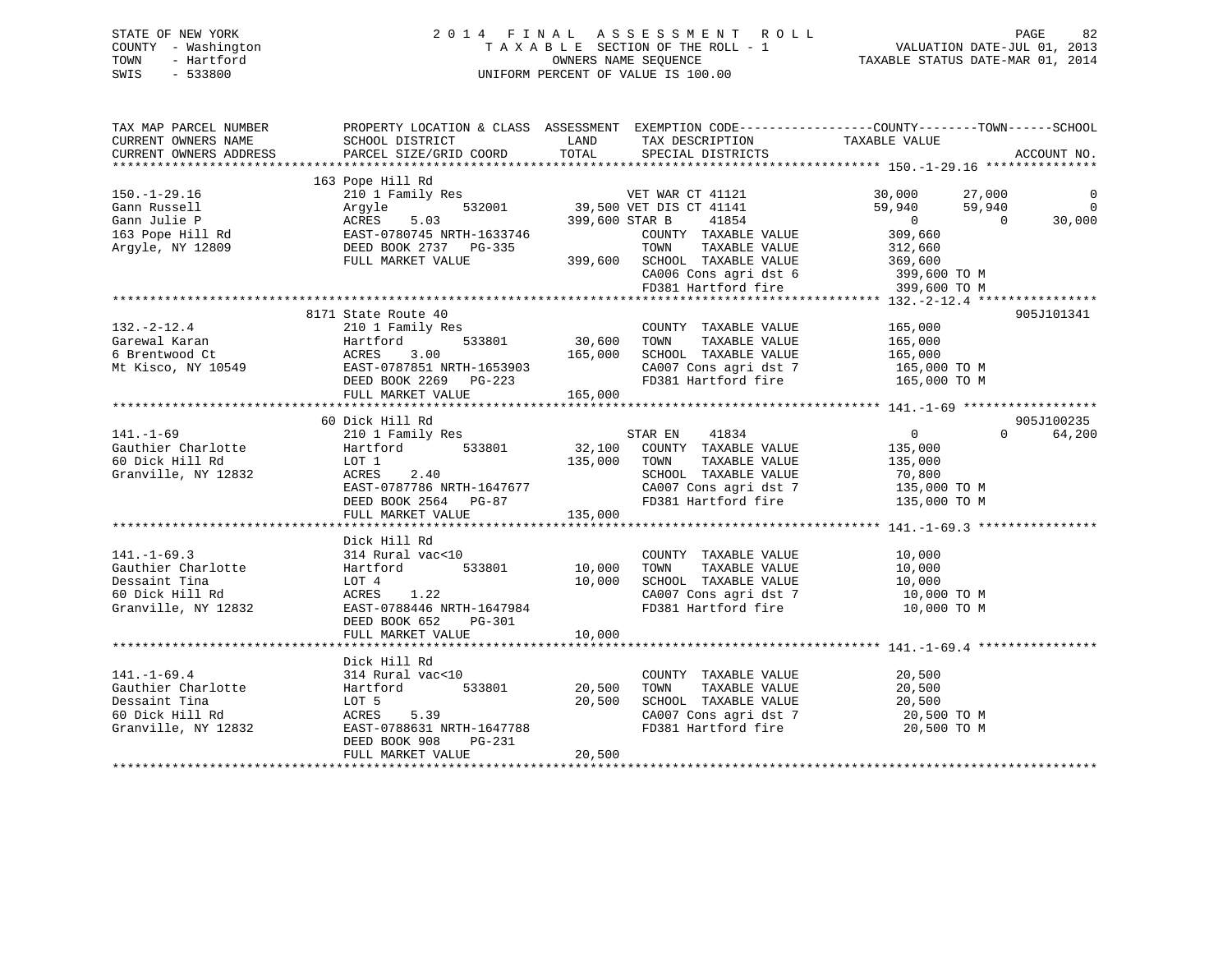STATE OF NEW YORK
COUNTY - Washington
TOWN - Hartford
SWIS - 533800

2014 FINAL ASSESSMENT ROLL
TAXABLE SECTION OF THE ROLL - 1
OWNERS NAME SEQUENCE
UNIFORM PERCENT OF VALUE IS 100.00

VALUATION DATE-JUL 01, 2013
TAXABLE STATUS DATE-MAR 01, 2014

```
TAX MAP PARCEL NUMBER          PROPERTY LOCATION & CLASS  ASSESSMENT  EXEMPTION CODE-----------------COUNTY--------TOWN------SCHOOL
CURRENT OWNERS NAME            SCHOOL DISTRICT               LAND      TAX DESCRIPTION            TAXABLE VALUE
CURRENT OWNERS ADDRESS         PARCEL SIZE/GRID COORD        TOTAL     SPECIAL DISTRICTS                                   ACCOUNT NO.
******************************************************************************************************* 150.-1-29.16 ***************
                               163 Pope Hill Rd
150.-1-29.16                   210 1 Family Res                    VET WAR CT 41121           30,000       27,000          0
Gann Russell                   Argyle          532001       39,500 VET DIS CT 41141           59,940       59,940          0
Gann Julie P                   ACRES    5.03               399,600 STAR B     41854                0            0     30,000
163 Pope Hill Rd               EAST-0780745 NRTH-1633746           COUNTY  TAXABLE VALUE        309,660
Argyle, NY 12809               DEED BOOK 2737   PG-335             TOWN    TAXABLE VALUE        312,660
                               FULL MARKET VALUE           399,600 SCHOOL  TAXABLE VALUE        369,600
                                                                   CA006 Cons agri dst 6        399,600 TO M
                                                                   FD381 Hartford fire          399,600 TO M
******************************************************************************************************* 132.-2-12.4 ****************
                               8171 State Route 40                                                                905J101341
132.-2-12.4                    210 1 Family Res                    COUNTY  TAXABLE VALUE        165,000
Garewal Karan                  Hartford        533801       30,600 TOWN    TAXABLE VALUE        165,000
6 Brentwood Ct                 ACRES    3.00               165,000 SCHOOL  TAXABLE VALUE        165,000
Mt Kisco, NY 10549             EAST-0787851 NRTH-1653903           CA007 Cons agri dst 7        165,000 TO M
                               DEED BOOK 2269   PG-223             FD381 Hartford fire          165,000 TO M
                               FULL MARKET VALUE           165,000
******************************************************************************************************* 141.-1-69 ******************
                               60 Dick Hill Rd                                                                    905J100235
141.-1-69                      210 1 Family Res                    STAR EN    41834                0            0     64,200
Gauthier Charlotte             Hartford        533801       32,100 COUNTY  TAXABLE VALUE        135,000
60 Dick Hill Rd                LOT 1                       135,000 TOWN    TAXABLE VALUE        135,000
Granville, NY 12832            ACRES    2.40                       SCHOOL  TAXABLE VALUE         70,800
                               EAST-0787786 NRTH-1647677           CA007 Cons agri dst 7        135,000 TO M
                               DEED BOOK 2564   PG-87              FD381 Hartford fire          135,000 TO M
                               FULL MARKET VALUE           135,000
******************************************************************************************************* 141.-1-69.3 ****************
                               Dick Hill Rd
141.-1-69.3                    314 Rural vac<10                    COUNTY  TAXABLE VALUE         10,000
Gauthier Charlotte             Hartford        533801       10,000 TOWN    TAXABLE VALUE         10,000
Dessaint Tina                  LOT 4                        10,000 SCHOOL  TAXABLE VALUE         10,000
60 Dick Hill Rd                ACRES    1.22                       CA007 Cons agri dst 7         10,000 TO M
Granville, NY 12832            EAST-0788446 NRTH-1647984           FD381 Hartford fire           10,000 TO M
                               DEED BOOK 652    PG-301
                               FULL MARKET VALUE            10,000
******************************************************************************************************* 141.-1-69.4 ****************
                               Dick Hill Rd
141.-1-69.4                    314 Rural vac<10                    COUNTY  TAXABLE VALUE         20,500
Gauthier Charlotte             Hartford        533801       20,500 TOWN    TAXABLE VALUE         20,500
Dessaint Tina                  LOT 5                        20,500 SCHOOL  TAXABLE VALUE         20,500
60 Dick Hill Rd                ACRES    5.39                       CA007 Cons agri dst 7         20,500 TO M
Granville, NY 12832            EAST-0788631 NRTH-1647788           FD381 Hartford fire           20,500 TO M
                               DEED BOOK 908    PG-231
                               FULL MARKET VALUE            20,500
************************************************************************************************************************************
```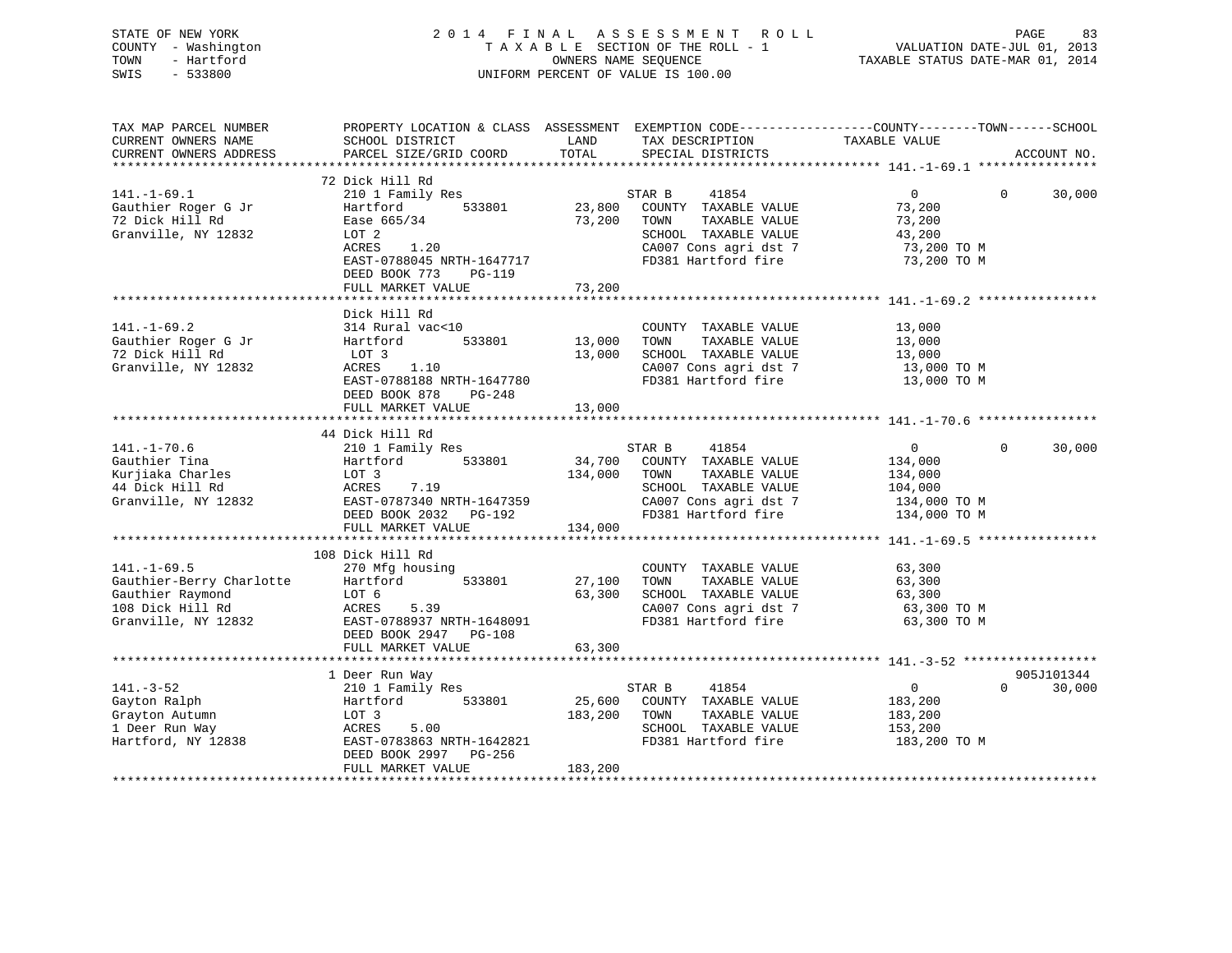STATE OF NEW YORK
COUNTY - Washington
TOWN - Hartford
SWIS - 533800

# 2014 FINAL ASSESSMENT ROLL

TAXABLE SECTION OF THE ROLL - 1
OWNERS NAME SEQUENCE
UNIFORM PERCENT OF VALUE IS 100.00

VALUATION DATE-JUL 01, 2013
TAXABLE STATUS DATE-MAR 01, 2014

```
TAX MAP PARCEL NUMBER          PROPERTY LOCATION & CLASS  ASSESSMENT  EXEMPTION CODE------------------COUNTY--------TOWN------SCHOOL
CURRENT OWNERS NAME            SCHOOL DISTRICT              LAND      TAX DESCRIPTION            TAXABLE VALUE
CURRENT OWNERS ADDRESS         PARCEL SIZE/GRID COORD       TOTAL     SPECIAL DISTRICTS                                   ACCOUNT NO.
******************************************************************************************************* 141.-1-69.1 ****************
                               72 Dick Hill Rd
141.-1-69.1                    210 1 Family Res                   STAR B     41854                 0            0      30,000
Gauthier Roger G Jr            Hartford        533801      23,800   COUNTY  TAXABLE VALUE          73,200
72 Dick Hill Rd                Ease 665/34                 73,200   TOWN    TAXABLE VALUE          73,200
Granville, NY 12832            LOT 2                                SCHOOL  TAXABLE VALUE          43,200
                               ACRES    1.20                        CA007 Cons agri dst 7           73,200 TO M
                               EAST-0788045 NRTH-1647717            FD381 Hartford fire             73,200 TO M
                               DEED BOOK 773    PG-119
                               FULL MARKET VALUE           73,200
******************************************************************************************************* 141.-1-69.2 ****************
                               Dick Hill Rd
141.-1-69.2                    314 Rural vac<10                     COUNTY  TAXABLE VALUE          13,000
Gauthier Roger G Jr            Hartford        533801      13,000   TOWN    TAXABLE VALUE          13,000
72 Dick Hill Rd                LOT 3                       13,000   SCHOOL  TAXABLE VALUE          13,000
Granville, NY 12832            ACRES    1.10                        CA007 Cons agri dst 7           13,000 TO M
                               EAST-0788188 NRTH-1647780            FD381 Hartford fire             13,000 TO M
                               DEED BOOK 878    PG-248
                               FULL MARKET VALUE           13,000
******************************************************************************************************* 141.-1-70.6 ****************
                               44 Dick Hill Rd
141.-1-70.6                    210 1 Family Res                   STAR B     41854                 0            0      30,000
Gauthier Tina                  Hartford        533801      34,700   COUNTY  TAXABLE VALUE         134,000
Kurjiaka Charles               LOT 3                      134,000   TOWN    TAXABLE VALUE         134,000
44 Dick Hill Rd                ACRES    7.19                        SCHOOL  TAXABLE VALUE         104,000
Granville, NY 12832            EAST-0787340 NRTH-1647359            CA007 Cons agri dst 7          134,000 TO M
                               DEED BOOK 2032   PG-192              FD381 Hartford fire            134,000 TO M
                               FULL MARKET VALUE          134,000
******************************************************************************************************* 141.-1-69.5 ****************
                               108 Dick Hill Rd
141.-1-69.5                    270 Mfg housing                      COUNTY  TAXABLE VALUE          63,300
Gauthier-Berry Charlotte       Hartford        533801      27,100   TOWN    TAXABLE VALUE          63,300
Gauthier Raymond               LOT 6                       63,300   SCHOOL  TAXABLE VALUE          63,300
108 Dick Hill Rd               ACRES    5.39                        CA007 Cons agri dst 7           63,300 TO M
Granville, NY 12832            EAST-0788937 NRTH-1648091            FD381 Hartford fire             63,300 TO M
                               DEED BOOK 2947   PG-108
                               FULL MARKET VALUE           63,300
******************************************************************************************************* 141.-3-52 ******************
                               1 Deer Run Way                                                                        905J101344
141.-3-52                      210 1 Family Res                   STAR B     41854                 0            0      30,000
Gayton Ralph                   Hartford        533801      25,600   COUNTY  TAXABLE VALUE         183,200
Grayton Autumn                 LOT 3                      183,200   TOWN    TAXABLE VALUE         183,200
1 Deer Run Way                 ACRES    5.00                        SCHOOL  TAXABLE VALUE         153,200
Hartford, NY 12838             EAST-0783863 NRTH-1642821            FD381 Hartford fire            183,200 TO M
                               DEED BOOK 2997   PG-256
                               FULL MARKET VALUE          183,200
************************************************************************************************************************************
```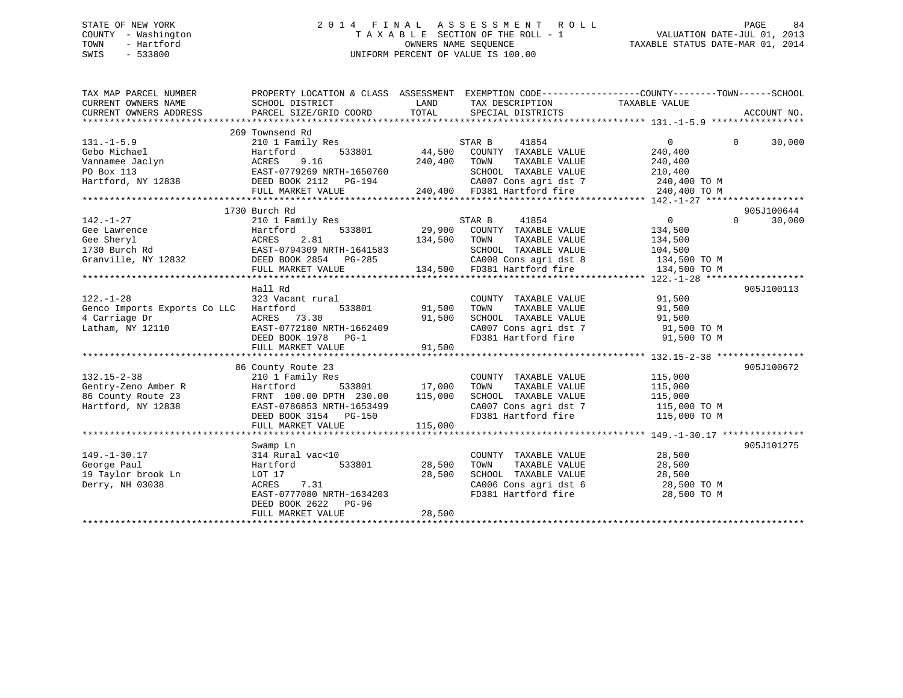STATE OF NEW YORK
COUNTY - Washington
TOWN - Hartford
SWIS - 533800

2014 FINAL ASSESSMENT ROLL
TAXABLE SECTION OF THE ROLL - 1
OWNERS NAME SEQUENCE
UNIFORM PERCENT OF VALUE IS 100.00

VALUATION DATE-JUL 01, 2013
TAXABLE STATUS DATE-MAR 01, 2014

```
TAX MAP PARCEL NUMBER          PROPERTY LOCATION & CLASS  ASSESSMENT  EXEMPTION CODE------------------COUNTY--------TOWN------SCHOOL
CURRENT OWNERS NAME            SCHOOL DISTRICT               LAND      TAX DESCRIPTION              TAXABLE VALUE
CURRENT OWNERS ADDRESS         PARCEL SIZE/GRID COORD       TOTAL      SPECIAL DISTRICTS                                  ACCOUNT NO.
******************************************************************************************************* 131.-1-5.9 *****************
                             269 Townsend Rd
131.-1-5.9                     210 1 Family Res                      STAR B     41854                   0           0      30,000
Gebo Michael                   Hartford        533801       44,500   COUNTY  TAXABLE VALUE             240,400
Vannamee Jaclyn                ACRES    9.16               240,400   TOWN    TAXABLE VALUE             240,400
PO Box 113                     EAST-0779269 NRTH-1650760             SCHOOL  TAXABLE VALUE             210,400
Hartford, NY 12838             DEED BOOK 2112   PG-194               CA007 Cons agri dst 7              240,400 TO M
                               FULL MARKET VALUE           240,400   FD381 Hartford fire                240,400 TO M
******************************************************************************************************* 142.-1-27 ******************
                             1730 Burch Rd                                                                            905J100644
142.-1-27                      210 1 Family Res                      STAR B     41854                   0           0      30,000
Gee Lawrence                   Hartford        533801       29,900   COUNTY  TAXABLE VALUE             134,500
Gee Sheryl                     ACRES    2.81               134,500   TOWN    TAXABLE VALUE             134,500
1730 Burch Rd                  EAST-0794309 NRTH-1641583             SCHOOL  TAXABLE VALUE             104,500
Granville, NY 12832            DEED BOOK 2854   PG-285               CA008 Cons agri dst 8              134,500 TO M
                               FULL MARKET VALUE           134,500   FD381 Hartford fire                134,500 TO M
******************************************************************************************************* 122.-1-28 ******************
                             Hall Rd                                                                                  905J100113
122.-1-28                      323 Vacant rural                      COUNTY  TAXABLE VALUE              91,500
Genco Imports Exports Co LLC   Hartford        533801       91,500   TOWN    TAXABLE VALUE              91,500
4 Carriage Dr                  ACRES   73.30                91,500   SCHOOL  TAXABLE VALUE              91,500
Latham, NY 12110               EAST-0772180 NRTH-1662409             CA007 Cons agri dst 7               91,500 TO M
                               DEED BOOK 1978   PG-1                 FD381 Hartford fire                 91,500 TO M
                               FULL MARKET VALUE            91,500
******************************************************************************************************* 132.15-2-38 ****************
                             86 County Route 23                                                                       905J100672
132.15-2-38                    210 1 Family Res                      COUNTY  TAXABLE VALUE             115,000
Gentry-Zeno Amber R            Hartford        533801       17,000   TOWN    TAXABLE VALUE             115,000
86 County Route 23             FRNT 100.00 DPTH 230.00     115,000   SCHOOL  TAXABLE VALUE             115,000
Hartford, NY 12838             EAST-0786853 NRTH-1653499             CA007 Cons agri dst 7              115,000 TO M
                               DEED BOOK 3154   PG-150               FD381 Hartford fire                115,000 TO M
                               FULL MARKET VALUE           115,000
******************************************************************************************************* 149.-1-30.17 ***************
                             Swamp Ln                                                                                 905J101275
149.-1-30.17                   314 Rural vac<10                      COUNTY  TAXABLE VALUE              28,500
George Paul                    Hartford        533801       28,500   TOWN    TAXABLE VALUE              28,500
19 Taylor brook Ln             LOT 17                       28,500   SCHOOL  TAXABLE VALUE              28,500
Derry, NH 03038                ACRES    7.31                         CA006 Cons agri dst 6               28,500 TO M
                               EAST-0777080 NRTH-1634203             FD381 Hartford fire                 28,500 TO M
                               DEED BOOK 2622   PG-96
                               FULL MARKET VALUE            28,500
************************************************************************************************************************************
```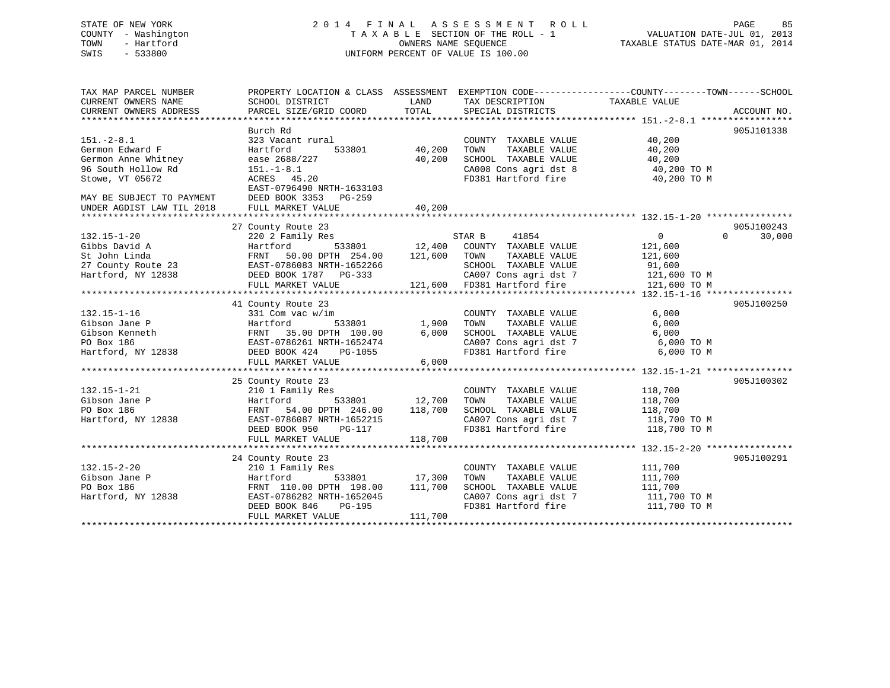STATE OF NEW YORK
COUNTY - Washington
TOWN - Hartford
SWIS - 533800

2014 FINAL ASSESSMENT ROLL
TAXABLE SECTION OF THE ROLL - 1
OWNERS NAME SEQUENCE
UNIFORM PERCENT OF VALUE IS 100.00

VALUATION DATE-JUL 01, 2013
TAXABLE STATUS DATE-MAR 01, 2014

| TAX MAP PARCEL NUMBER / CURRENT OWNERS NAME / CURRENT OWNERS ADDRESS | PROPERTY LOCATION & CLASS / SCHOOL DISTRICT / PARCEL SIZE/GRID COORD | ASSESSMENT LAND | TOTAL | EXEMPTION CODE / TAX DESCRIPTION / SPECIAL DISTRICTS | COUNTY TAXABLE VALUE | TOWN | SCHOOL | ACCOUNT NO. |
|---|---|---|---|---|---|---|---|---|
| **151.-2-8.1** | Burch Rd | | | | | | | 905J101338 |
| 151.-2-8.1 | 323 Vacant rural | | | COUNTY TAXABLE VALUE | 40,200 | | | |
| Germon Edward F | Hartford 533801 | 40,200 | | TOWN TAXABLE VALUE | 40,200 | | | |
| Germon Anne Whitney | ease 2688/227 | | 40,200 | SCHOOL TAXABLE VALUE | 40,200 | | | |
| 96 South Hollow Rd | 151.-1-8.1 | | | CA008 Cons agri dst 8 | 40,200 TO M | | | |
| Stowe, VT 05672 | ACRES 45.20 | | | FD381 Hartford fire | 40,200 TO M | | | |
| | EAST-0796490 NRTH-1633103 | | | | | | | |
| MAY BE SUBJECT TO PAYMENT | DEED BOOK 3353 PG-259 | | | | | | | |
| UNDER AGDIST LAW TIL 2018 | FULL MARKET VALUE | | 40,200 | | | | | |
| **132.15-1-20** | 27 County Route 23 | | | | | | | 905J100243 |
| 132.15-1-20 | 220 2 Family Res | | | STAR B 41854 | 0 | 0 | 30,000 | |
| Gibbs David A | Hartford 533801 | 12,400 | | COUNTY TAXABLE VALUE | 121,600 | | | |
| St John Linda | FRNT 50.00 DPTH 254.00 | | 121,600 | TOWN TAXABLE VALUE | 121,600 | | | |
| 27 County Route 23 | EAST-0786083 NRTH-1652266 | | | SCHOOL TAXABLE VALUE | 91,600 | | | |
| Hartford, NY 12838 | DEED BOOK 1787 PG-333 | | | CA007 Cons agri dst 7 | 121,600 TO M | | | |
| | FULL MARKET VALUE | | 121,600 | FD381 Hartford fire | 121,600 TO M | | | |
| **132.15-1-16** | 41 County Route 23 | | | | | | | 905J100250 |
| 132.15-1-16 | 331 Com vac w/im | | | COUNTY TAXABLE VALUE | 6,000 | | | |
| Gibson Jane P | Hartford 533801 | 1,900 | | TOWN TAXABLE VALUE | 6,000 | | | |
| Gibson Kenneth | FRNT 35.00 DPTH 100.00 | | 6,000 | SCHOOL TAXABLE VALUE | 6,000 | | | |
| PO Box 186 | EAST-0786261 NRTH-1652474 | | | CA007 Cons agri dst 7 | 6,000 TO M | | | |
| Hartford, NY 12838 | DEED BOOK 424 PG-1055 | | | FD381 Hartford fire | 6,000 TO M | | | |
| | FULL MARKET VALUE | | 6,000 | | | | | |
| **132.15-1-21** | 25 County Route 23 | | | | | | | 905J100302 |
| 132.15-1-21 | 210 1 Family Res | | | COUNTY TAXABLE VALUE | 118,700 | | | |
| Gibson Jane P | Hartford 533801 | 12,700 | | TOWN TAXABLE VALUE | 118,700 | | | |
| PO Box 186 | FRNT 54.00 DPTH 246.00 | | 118,700 | SCHOOL TAXABLE VALUE | 118,700 | | | |
| Hartford, NY 12838 | EAST-0786087 NRTH-1652215 | | | CA007 Cons agri dst 7 | 118,700 TO M | | | |
| | DEED BOOK 950 PG-117 | | | FD381 Hartford fire | 118,700 TO M | | | |
| | FULL MARKET VALUE | | 118,700 | | | | | |
| **132.15-2-20** | 24 County Route 23 | | | | | | | 905J100291 |
| 132.15-2-20 | 210 1 Family Res | | | COUNTY TAXABLE VALUE | 111,700 | | | |
| Gibson Jane P | Hartford 533801 | 17,300 | | TOWN TAXABLE VALUE | 111,700 | | | |
| PO Box 186 | FRNT 110.00 DPTH 198.00 | | 111,700 | SCHOOL TAXABLE VALUE | 111,700 | | | |
| Hartford, NY 12838 | EAST-0786282 NRTH-1652045 | | | CA007 Cons agri dst 7 | 111,700 TO M | | | |
| | DEED BOOK 846 PG-195 | | | FD381 Hartford fire | 111,700 TO M | | | |
| | FULL MARKET VALUE | | 111,700 | | | | | |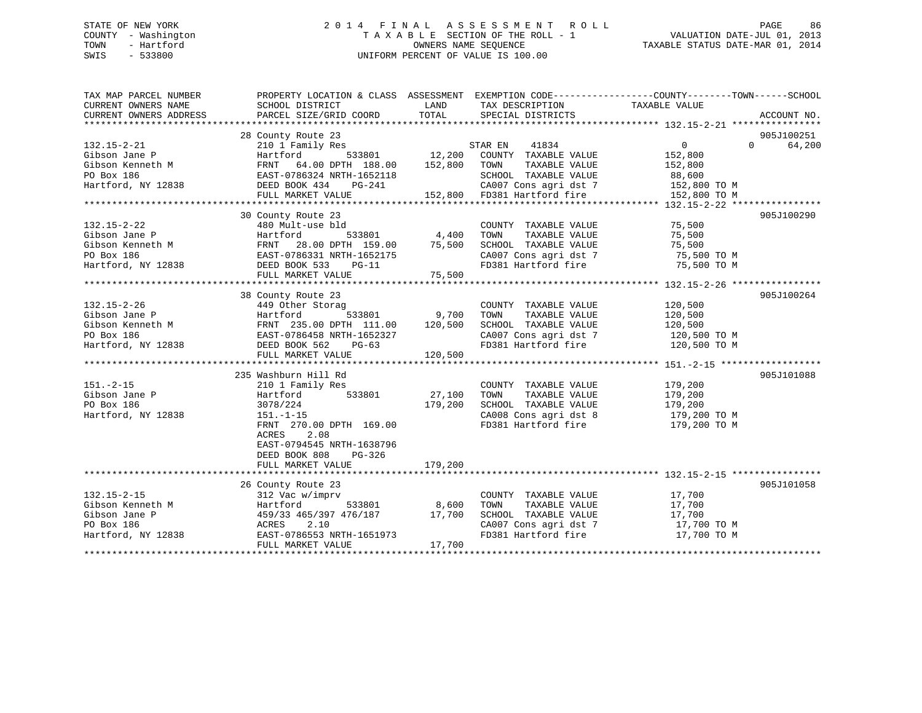STATE OF NEW YORK
COUNTY - Washington
TOWN - Hartford
SWIS - 533800

# 2014 FINAL ASSESSMENT ROLL

TAXABLE SECTION OF THE ROLL - 1
OWNERS NAME SEQUENCE
UNIFORM PERCENT OF VALUE IS 100.00

VALUATION DATE-JUL 01, 2013
TAXABLE STATUS DATE-MAR 01, 2014

| TAX MAP PARCEL NUMBER / CURRENT OWNERS NAME / CURRENT OWNERS ADDRESS | PROPERTY LOCATION & CLASS / SCHOOL DISTRICT / PARCEL SIZE/GRID COORD | ASSESSMENT LAND | TOTAL | EXEMPTION CODE / TAX DESCRIPTION / SPECIAL DISTRICTS | COUNTY / TOWN / SCHOOL TAXABLE VALUE | ACCOUNT NO. |
|---|---|---|---|---|---|---|
| **132.15-2-21** | 28 County Route 23 | | | | | 905J100251 |
| 132.15-2-21 | 210 1 Family Res | | | STAR EN 41834 | 0 0 64,200 | |
| Gibson Jane P | Hartford 533801 | 12,200 | | COUNTY TAXABLE VALUE | 152,800 | |
| Gibson Kenneth M | FRNT 64.00 DPTH 188.00 | | 152,800 | TOWN TAXABLE VALUE | 152,800 | |
| PO Box 186 | EAST-0786324 NRTH-1652118 | | | SCHOOL TAXABLE VALUE | 88,600 | |
| Hartford, NY 12838 | DEED BOOK 434 PG-241 | | | CA007 Cons agri dst 7 | 152,800 TO M | |
| | FULL MARKET VALUE | | 152,800 | FD381 Hartford fire | 152,800 TO M | |
| **132.15-2-22** | 30 County Route 23 | | | | | 905J100290 |
| 132.15-2-22 | 480 Mult-use bld | | | COUNTY TAXABLE VALUE | 75,500 | |
| Gibson Jane P | Hartford 533801 | 4,400 | | TOWN TAXABLE VALUE | 75,500 | |
| Gibson Kenneth M | FRNT 28.00 DPTH 159.00 | | 75,500 | SCHOOL TAXABLE VALUE | 75,500 | |
| PO Box 186 | EAST-0786331 NRTH-1652175 | | | CA007 Cons agri dst 7 | 75,500 TO M | |
| Hartford, NY 12838 | DEED BOOK 533 PG-11 | | | FD381 Hartford fire | 75,500 TO M | |
| | FULL MARKET VALUE | | 75,500 | | | |
| **132.15-2-26** | 38 County Route 23 | | | | | 905J100264 |
| 132.15-2-26 | 449 Other Storag | | | COUNTY TAXABLE VALUE | 120,500 | |
| Gibson Jane P | Hartford 533801 | 9,700 | | TOWN TAXABLE VALUE | 120,500 | |
| Gibson Kenneth M | FRNT 235.00 DPTH 111.00 | | 120,500 | SCHOOL TAXABLE VALUE | 120,500 | |
| PO Box 186 | EAST-0786458 NRTH-1652327 | | | CA007 Cons agri dst 7 | 120,500 TO M | |
| Hartford, NY 12838 | DEED BOOK 562 PG-63 | | | FD381 Hartford fire | 120,500 TO M | |
| | FULL MARKET VALUE | | 120,500 | | | |
| **151.-2-15** | 235 Washburn Hill Rd | | | | | 905J101088 |
| 151.-2-15 | 210 1 Family Res | | | COUNTY TAXABLE VALUE | 179,200 | |
| Gibson Jane P | Hartford 533801 | 27,100 | | TOWN TAXABLE VALUE | 179,200 | |
| PO Box 186 | 3078/224 | | 179,200 | SCHOOL TAXABLE VALUE | 179,200 | |
| Hartford, NY 12838 | 151.-1-15 | | | CA008 Cons agri dst 8 | 179,200 TO M | |
| | FRNT 270.00 DPTH 169.00 | | | FD381 Hartford fire | 179,200 TO M | |
| | ACRES 2.08 | | | | | |
| | EAST-0794545 NRTH-1638796 | | | | | |
| | DEED BOOK 808 PG-326 | | | | | |
| | FULL MARKET VALUE | | 179,200 | | | |
| **132.15-2-15** | 26 County Route 23 | | | | | 905J101058 |
| 132.15-2-15 | 312 Vac w/imprv | | | COUNTY TAXABLE VALUE | 17,700 | |
| Gibson Kenneth M | Hartford 533801 | 8,600 | | TOWN TAXABLE VALUE | 17,700 | |
| Gibson Jane P | 459/33 465/397 476/187 | | 17,700 | SCHOOL TAXABLE VALUE | 17,700 | |
| PO Box 186 | ACRES 2.10 | | | CA007 Cons agri dst 7 | 17,700 TO M | |
| Hartford, NY 12838 | EAST-0786553 NRTH-1651973 | | | FD381 Hartford fire | 17,700 TO M | |
| | FULL MARKET VALUE | | 17,700 | | | |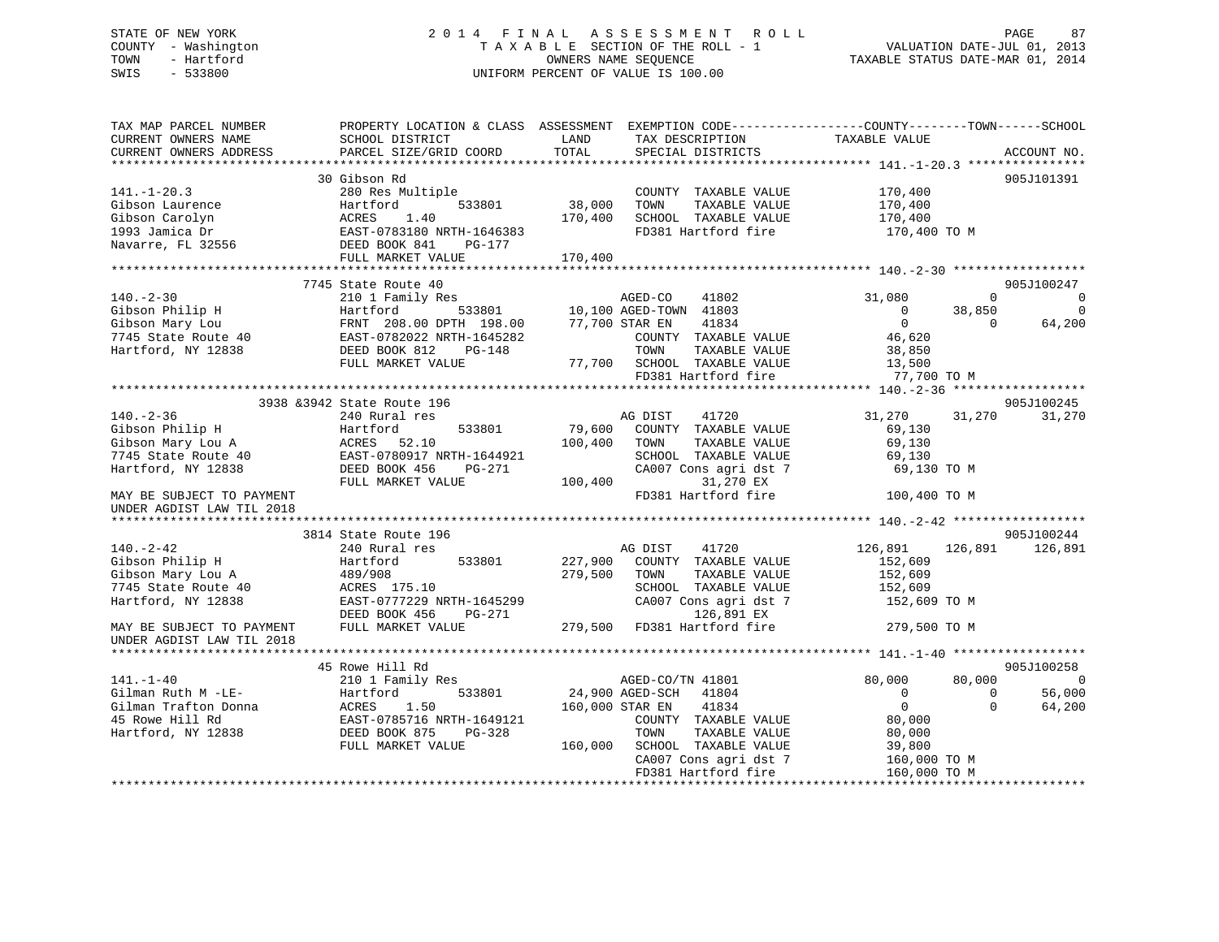STATE OF NEW YORK
COUNTY - Washington
TOWN - Hartford
SWIS - 533800

2014 FINAL ASSESSMENT ROLL
TAXABLE SECTION OF THE ROLL - 1
OWNERS NAME SEQUENCE
UNIFORM PERCENT OF VALUE IS 100.00

VALUATION DATE-JUL 01, 2013
TAXABLE STATUS DATE-MAR 01, 2014

```
TAX MAP PARCEL NUMBER          PROPERTY LOCATION & CLASS  ASSESSMENT  EXEMPTION CODE------------------COUNTY--------TOWN------SCHOOL
CURRENT OWNERS NAME            SCHOOL DISTRICT               LAND      TAX DESCRIPTION              TAXABLE VALUE
CURRENT OWNERS ADDRESS         PARCEL SIZE/GRID COORD       TOTAL      SPECIAL DISTRICTS                                    ACCOUNT NO.
******************************************************************************************************* 141.-1-20.3 ****************
                               30 Gibson Rd                                                                              905J101391
141.-1-20.3                    280 Res Multiple                     COUNTY  TAXABLE VALUE         170,400
Gibson Laurence                Hartford        533801      38,000   TOWN    TAXABLE VALUE         170,400
Gibson Carolyn                 ACRES    1.40              170,400   SCHOOL  TAXABLE VALUE         170,400
1993 Jamica Dr                 EAST-0783180 NRTH-1646383            FD381 Hartford fire            170,400 TO M
Navarre, FL 32556              DEED BOOK 841    PG-177
                               FULL MARKET VALUE          170,400
******************************************************************************************************* 140.-2-30 ******************
                               7745 State Route 40                                                                       905J100247
140.-2-30                      210 1 Family Res                   AGED-CO     41802          31,080            0              0
Gibson Philip H                Hartford        533801      10,100 AGED-TOWN  41803               0        38,850              0
Gibson Mary Lou                FRNT 208.00 DPTH 198.00     77,700 STAR EN     41834               0             0         64,200
7745 State Route 40            EAST-0782022 NRTH-1645282            COUNTY  TAXABLE VALUE          46,620
Hartford, NY 12838             DEED BOOK 812    PG-148              TOWN    TAXABLE VALUE          38,850
                               FULL MARKET VALUE           77,700   SCHOOL  TAXABLE VALUE          13,500
                                                                    FD381 Hartford fire             77,700 TO M
******************************************************************************************************* 140.-2-36 ******************
                               3938 &3942 State Route 196                                                                905J100245
140.-2-36                      240 Rural res                        AG DIST     41720          31,270        31,270         31,270
Gibson Philip H                Hartford        533801      79,600   COUNTY  TAXABLE VALUE          69,130
Gibson Mary Lou A              ACRES   52.10              100,400   TOWN    TAXABLE VALUE          69,130
7745 State Route 40            EAST-0780917 NRTH-1644921            SCHOOL  TAXABLE VALUE          69,130
Hartford, NY 12838             DEED BOOK 456    PG-271              CA007 Cons agri dst 7           69,130 TO M
                               FULL MARKET VALUE          100,400          31,270 EX
MAY BE SUBJECT TO PAYMENT                                           FD381 Hartford fire            100,400 TO M
UNDER AGDIST LAW TIL 2018
******************************************************************************************************* 140.-2-42 ******************
                               3814 State Route 196                                                                      905J100244
140.-2-42                      240 Rural res                        AG DIST     41720         126,891       126,891        126,891
Gibson Philip H                Hartford        533801     227,900   COUNTY  TAXABLE VALUE         152,609
Gibson Mary Lou A              489/908                    279,500   TOWN    TAXABLE VALUE         152,609
7745 State Route 40            ACRES  175.10                        SCHOOL  TAXABLE VALUE         152,609
Hartford, NY 12838             EAST-0777229 NRTH-1645299            CA007 Cons agri dst 7          152,609 TO M
                               DEED BOOK 456    PG-271                    126,891 EX
MAY BE SUBJECT TO PAYMENT      FULL MARKET VALUE          279,500   FD381 Hartford fire            279,500 TO M
UNDER AGDIST LAW TIL 2018
******************************************************************************************************* 141.-1-40 ******************
                               45 Rowe Hill Rd                                                                           905J100258
141.-1-40                      210 1 Family Res                   AGED-CO/TN 41801          80,000        80,000              0
Gilman Ruth M -LE-             Hartford        533801      24,900 AGED-SCH   41804               0             0         56,000
Gilman Trafton Donna           ACRES    1.50              160,000 STAR EN     41834               0             0         64,200
45 Rowe Hill Rd                EAST-0785716 NRTH-1649121            COUNTY  TAXABLE VALUE          80,000
Hartford, NY 12838             DEED BOOK 875    PG-328              TOWN    TAXABLE VALUE          80,000
                               FULL MARKET VALUE          160,000   SCHOOL  TAXABLE VALUE          39,800
                                                                    CA007 Cons agri dst 7          160,000 TO M
                                                                    FD381 Hartford fire            160,000 TO M
************************************************************************************************************************************
```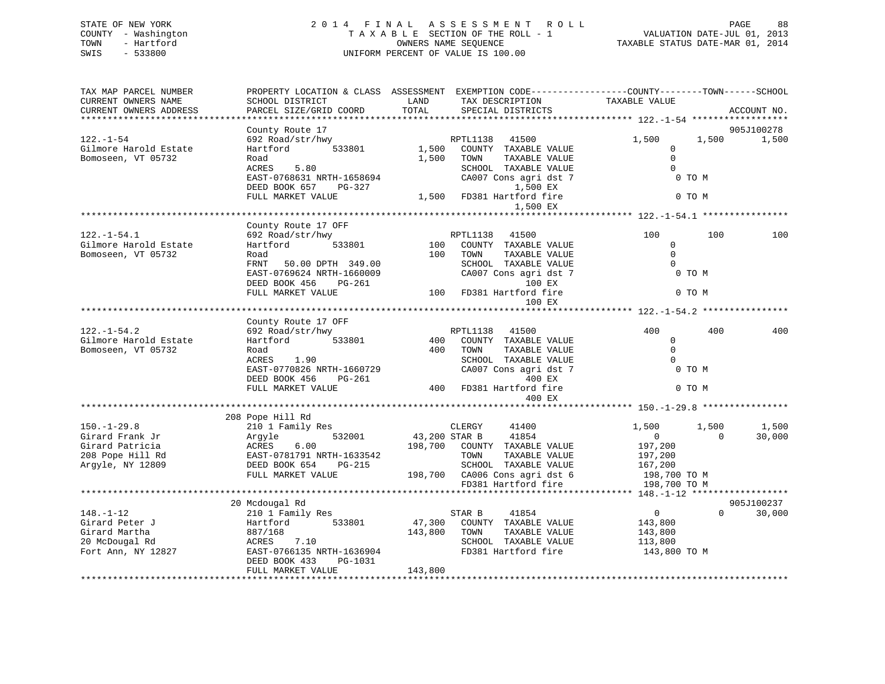STATE OF NEW YORK
COUNTY - Washington
TOWN - Hartford
SWIS - 533800

2014 FINAL ASSESSMENT ROLL
TAXABLE SECTION OF THE ROLL - 1
OWNERS NAME SEQUENCE
UNIFORM PERCENT OF VALUE IS 100.00

VALUATION DATE-JUL 01, 2013
TAXABLE STATUS DATE-MAR 01, 2014

```
TAX MAP PARCEL NUMBER          PROPERTY LOCATION & CLASS  ASSESSMENT  EXEMPTION CODE------------------COUNTY--------TOWN------SCHOOL
CURRENT OWNERS NAME            SCHOOL DISTRICT               LAND      TAX DESCRIPTION            TAXABLE VALUE
CURRENT OWNERS ADDRESS         PARCEL SIZE/GRID COORD       TOTAL      SPECIAL DISTRICTS                                         ACCOUNT NO.
******************************************************************************************************* 122.-1-54 ******************
                               County Route 17                                                                                905J100278
122.-1-54                      692 Road/str/hwy                      RPTL1138   41500              1,500        1,500        1,500
Gilmore Harold Estate          Hartford          533801       1,500   COUNTY  TAXABLE VALUE             0
Bomoseen, VT 05732             Road                           1,500   TOWN    TAXABLE VALUE             0
                               ACRES     5.80                         SCHOOL  TAXABLE VALUE             0
                               EAST-0768631 NRTH-1658694              CA007 Cons agri dst 7              0 TO M
                               DEED BOOK 657    PG-327                      1,500 EX
                               FULL MARKET VALUE              1,500   FD381 Hartford fire                0 TO M
                                                                            1,500 EX
******************************************************************************************************* 122.-1-54.1 ****************
                               County Route 17 OFF
122.-1-54.1                    692 Road/str/hwy                      RPTL1138   41500                100          100          100
Gilmore Harold Estate          Hartford          533801         100   COUNTY  TAXABLE VALUE             0
Bomoseen, VT 05732             Road                             100   TOWN    TAXABLE VALUE             0
                               FRNT    50.00 DPTH  349.00             SCHOOL  TAXABLE VALUE             0
                               EAST-0769624 NRTH-1660009              CA007 Cons agri dst 7              0 TO M
                               DEED BOOK 456    PG-261                        100 EX
                               FULL MARKET VALUE                100   FD381 Hartford fire                0 TO M
                                                                              100 EX
******************************************************************************************************* 122.-1-54.2 ****************
                               County Route 17 OFF
122.-1-54.2                    692 Road/str/hwy                      RPTL1138   41500                400          400          400
Gilmore Harold Estate          Hartford          533801         400   COUNTY  TAXABLE VALUE             0
Bomoseen, VT 05732             Road                             400   TOWN    TAXABLE VALUE             0
                               ACRES     1.90                         SCHOOL  TAXABLE VALUE             0
                               EAST-0770826 NRTH-1660729              CA007 Cons agri dst 7              0 TO M
                               DEED BOOK 456    PG-261                        400 EX
                               FULL MARKET VALUE                400   FD381 Hartford fire                0 TO M
                                                                              400 EX
******************************************************************************************************* 150.-1-29.8 ****************
                               208 Pope Hill Rd
150.-1-29.8                    210 1 Family Res                      CLERGY     41400              1,500        1,500        1,500
Girard Frank Jr                Argyle            532001      43,200 STAR B     41854                  0            0       30,000
Girard Patricia                ACRES     6.00               198,700   COUNTY  TAXABLE VALUE       197,200
208 Pope Hill Rd               EAST-0781791 NRTH-1633542              TOWN    TAXABLE VALUE       197,200
Argyle, NY 12809               DEED BOOK 654    PG-215                SCHOOL  TAXABLE VALUE       167,200
                               FULL MARKET VALUE            198,700   CA006 Cons agri dst 6        198,700 TO M
                                                                      FD381 Hartford fire          198,700 TO M
******************************************************************************************************* 148.-1-12 ******************
                               20 Mcdougal Rd                                                                                 905J100237
148.-1-12                      210 1 Family Res                      STAR B     41854                  0            0       30,000
Girard Peter J                 Hartford          533801      47,300   COUNTY  TAXABLE VALUE       143,800
Girard Martha                  887/168                      143,800   TOWN    TAXABLE VALUE       143,800
20 McDougal Rd                 ACRES     7.10                         SCHOOL  TAXABLE VALUE       113,800
Fort Ann, NY 12827             EAST-0766135 NRTH-1636904              FD381 Hartford fire          143,800 TO M
                               DEED BOOK 433    PG-1031
                               FULL MARKET VALUE            143,800
************************************************************************************************************************************
```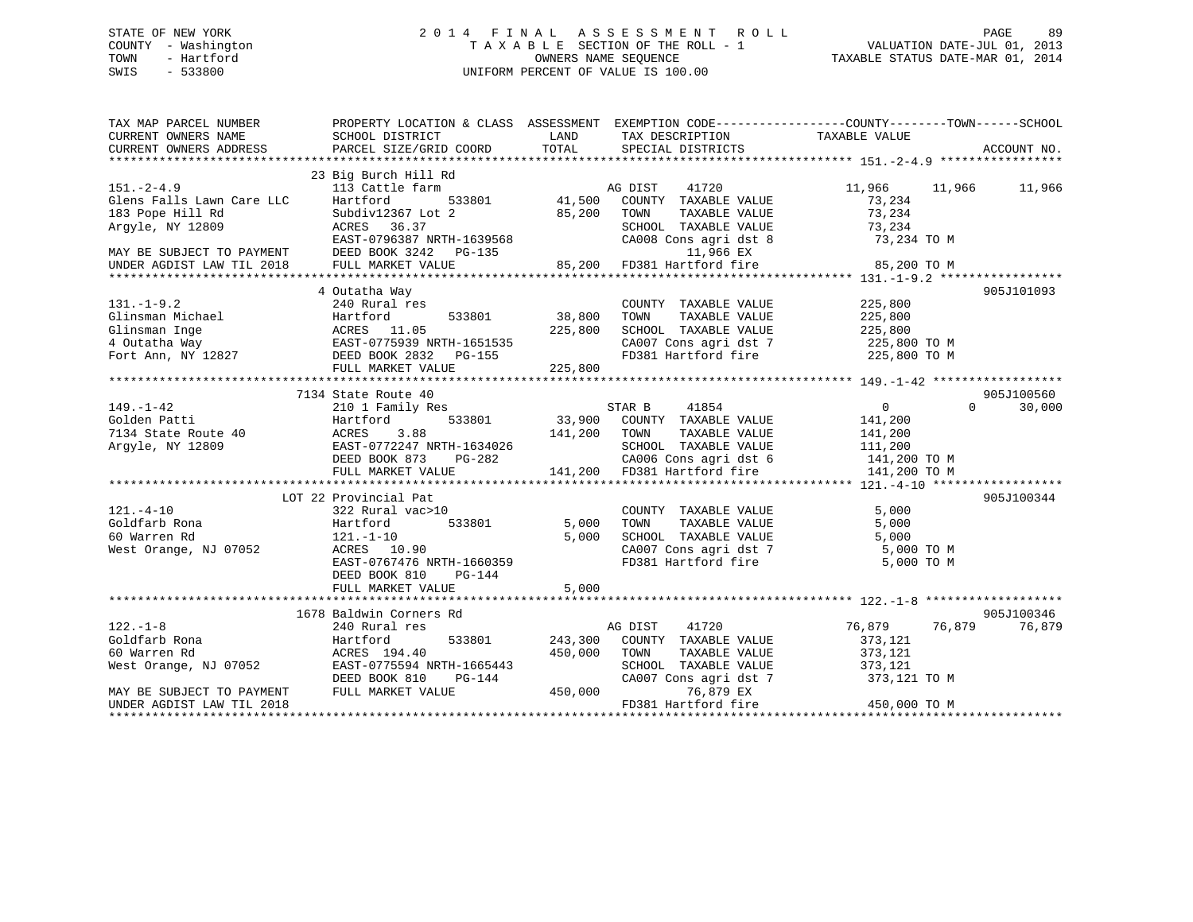STATE OF NEW YORK — COUNTY - Washington — TOWN - Hartford — SWIS - 533800

2014 FINAL ASSESSMENT ROLL
TAXABLE SECTION OF THE ROLL - 1
OWNERS NAME SEQUENCE
UNIFORM PERCENT OF VALUE IS 100.00

VALUATION DATE-JUL 01, 2013
TAXABLE STATUS DATE-MAR 01, 2014

```
TAX MAP PARCEL NUMBER          PROPERTY LOCATION & CLASS  ASSESSMENT  EXEMPTION CODE------------------COUNTY--------TOWN------SCHOOL
CURRENT OWNERS NAME            SCHOOL DISTRICT               LAND      TAX DESCRIPTION            TAXABLE VALUE
CURRENT OWNERS ADDRESS         PARCEL SIZE/GRID COORD        TOTAL     SPECIAL DISTRICTS                                      ACCOUNT NO.
******************************************************************************************************* 151.-2-4.9 *****************
                               23 Big Burch Hill Rd
151.-2-4.9                     113 Cattle farm                        AG DIST    41720              11,966     11,966     11,966
Glens Falls Lawn Care LLC      Hartford        533801       41,500    COUNTY  TAXABLE VALUE          73,234
183 Pope Hill Rd               Subdiv12367 Lot 2            85,200    TOWN    TAXABLE VALUE          73,234
Argyle, NY 12809               ACRES  36.37                           SCHOOL  TAXABLE VALUE          73,234
                               EAST-0796387 NRTH-1639568              CA008 Cons agri dst 8           73,234 TO M
MAY BE SUBJECT TO PAYMENT      DEED BOOK 3242   PG-135                    11,966 EX
UNDER AGDIST LAW TIL 2018      FULL MARKET VALUE            85,200    FD381 Hartford fire             85,200 TO M
******************************************************************************************************* 131.-1-9.2 *****************
                               4 Outatha Way                                                                          905J101093
131.-1-9.2                     240 Rural res                          COUNTY  TAXABLE VALUE         225,800
Glinsman Michael               Hartford        533801       38,800    TOWN    TAXABLE VALUE         225,800
Glinsman Inge                  ACRES  11.05                225,800    SCHOOL  TAXABLE VALUE         225,800
4 Outatha Way                  EAST-0775939 NRTH-1651535              CA007 Cons agri dst 7          225,800 TO M
Fort Ann, NY 12827             DEED BOOK 2832   PG-155                FD381 Hartford fire            225,800 TO M
                               FULL MARKET VALUE           225,800
******************************************************************************************************* 149.-1-42 ******************
                               7134 State Route 40                                                                    905J100560
149.-1-42                      210 1 Family Res                       STAR B     41854                   0          0     30,000
Golden Patti                   Hartford        533801       33,900    COUNTY  TAXABLE VALUE         141,200
7134 State Route 40            ACRES   3.88                141,200    TOWN    TAXABLE VALUE         141,200
Argyle, NY 12809               EAST-0772247 NRTH-1634026              SCHOOL  TAXABLE VALUE         111,200
                               DEED BOOK 873    PG-282                CA006 Cons agri dst 6          141,200 TO M
                               FULL MARKET VALUE           141,200    FD381 Hartford fire            141,200 TO M
******************************************************************************************************* 121.-4-10 ******************
                               LOT 22 Provincial Pat                                                                  905J100344
121.-4-10                      322 Rural vac>10                       COUNTY  TAXABLE VALUE           5,000
Goldfarb Rona                  Hartford        533801        5,000    TOWN    TAXABLE VALUE           5,000
60 Warren Rd                   121.-1-10                     5,000    SCHOOL  TAXABLE VALUE           5,000
West Orange, NJ 07052          ACRES  10.90                           CA007 Cons agri dst 7            5,000 TO M
                               EAST-0767476 NRTH-1660359              FD381 Hartford fire              5,000 TO M
                               DEED BOOK 810    PG-144
                               FULL MARKET VALUE             5,000
******************************************************************************************************* 122.-1-8 *******************
                               1678 Baldwin Corners Rd                                                                905J100346
122.-1-8                       240 Rural res                          AG DIST    41720              76,879     76,879     76,879
Goldfarb Rona                  Hartford        533801      243,300    COUNTY  TAXABLE VALUE         373,121
60 Warren Rd                   ACRES 194.40                450,000    TOWN    TAXABLE VALUE         373,121
West Orange, NJ 07052          EAST-0775594 NRTH-1665443              SCHOOL  TAXABLE VALUE         373,121
                               DEED BOOK 810    PG-144                CA007 Cons agri dst 7          373,121 TO M
MAY BE SUBJECT TO PAYMENT      FULL MARKET VALUE           450,000        76,879 EX
UNDER AGDIST LAW TIL 2018                                             FD381 Hartford fire            450,000 TO M
************************************************************************************************************************************
```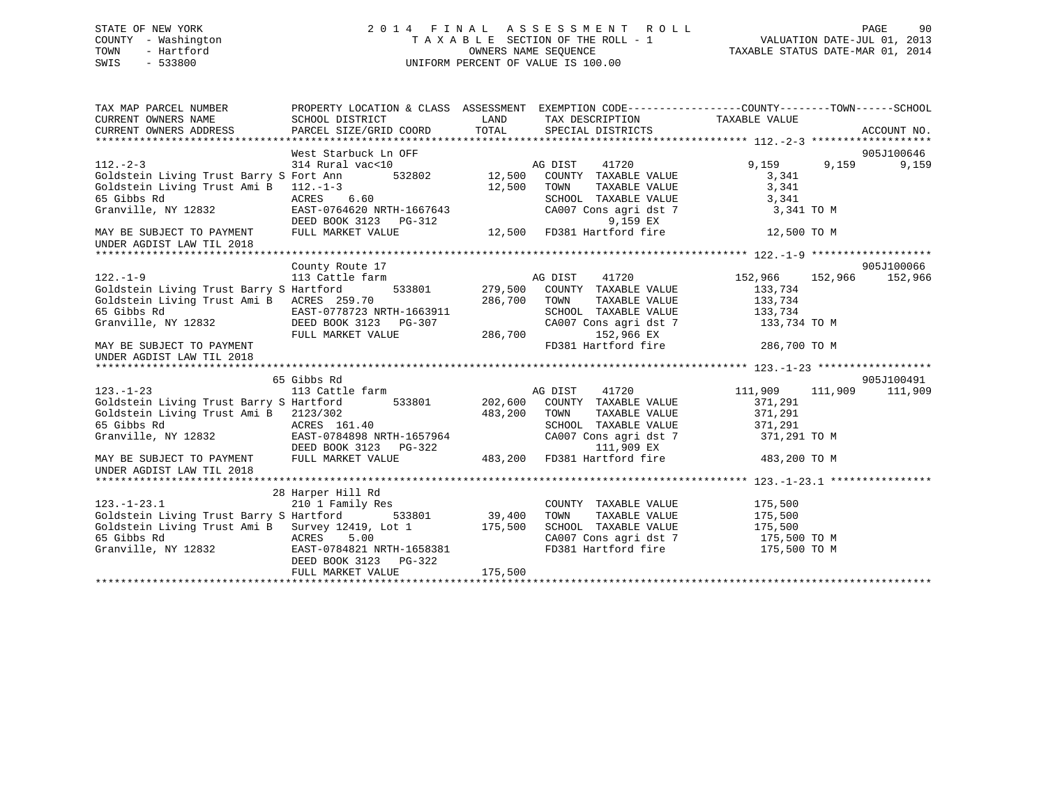STATE OF NEW YORK  
COUNTY - Washington  
TOWN - Hartford  
SWIS - 533800

# 2014 FINAL ASSESSMENT ROLL

TAXABLE SECTION OF THE ROLL - 1  
OWNERS NAME SEQUENCE  
UNIFORM PERCENT OF VALUE IS 100.00

VALUATION DATE-JUL 01, 2013  
TAXABLE STATUS DATE-MAR 01, 2014

```
TAX MAP PARCEL NUMBER          PROPERTY LOCATION & CLASS  ASSESSMENT  EXEMPTION CODE-----------------COUNTY--------TOWN------SCHOOL
CURRENT OWNERS NAME            SCHOOL DISTRICT               LAND      TAX DESCRIPTION            TAXABLE VALUE
CURRENT OWNERS ADDRESS         PARCEL SIZE/GRID COORD        TOTAL     SPECIAL DISTRICTS                                  ACCOUNT NO.
******************************************************************************************** 112.-2-3 *******************
                               West Starbuck Ln OFF                                                                     905J100646
112.-2-3                       314 Rural vac<10                    AG DIST    41720            9,159      9,159      9,159
Goldstein Living Trust Barry S Fort Ann        532802      12,500   COUNTY  TAXABLE VALUE        3,341
Goldstein Living Trust Ami B   112.-1-3                    12,500   TOWN    TAXABLE VALUE        3,341
65 Gibbs Rd                    ACRES    6.60                        SCHOOL  TAXABLE VALUE        3,341
Granville, NY 12832            EAST-0764620 NRTH-1667643            CA007 Cons agri dst 7          3,341 TO M
                               DEED BOOK 3123   PG-312                    9,159 EX
MAY BE SUBJECT TO PAYMENT      FULL MARKET VALUE           12,500   FD381 Hartford fire             12,500 TO M
UNDER AGDIST LAW TIL 2018
******************************************************************************************** 122.-1-9 *******************
                               County Route 17                                                                          905J100066
122.-1-9                       113 Cattle farm                     AG DIST    41720          152,966    152,966    152,966
Goldstein Living Trust Barry S Hartford        533801     279,500   COUNTY  TAXABLE VALUE      133,734
Goldstein Living Trust Ami B   ACRES  259.70              286,700   TOWN    TAXABLE VALUE      133,734
65 Gibbs Rd                    EAST-0778723 NRTH-1663911            SCHOOL  TAXABLE VALUE      133,734
Granville, NY 12832            DEED BOOK 3123   PG-307              CA007 Cons agri dst 7        133,734 TO M
                               FULL MARKET VALUE          286,700        152,966 EX
MAY BE SUBJECT TO PAYMENT                                           FD381 Hartford fire            286,700 TO M
UNDER AGDIST LAW TIL 2018
******************************************************************************************** 123.-1-23 ******************
                            65 Gibbs Rd                                                                                 905J100491
123.-1-23                      113 Cattle farm                     AG DIST    41720          111,909    111,909    111,909
Goldstein Living Trust Barry S Hartford        533801     202,600   COUNTY  TAXABLE VALUE      371,291
Goldstein Living Trust Ami B   2123/302                   483,200   TOWN    TAXABLE VALUE      371,291
65 Gibbs Rd                    ACRES  161.40                        SCHOOL  TAXABLE VALUE      371,291
Granville, NY 12832            EAST-0784898 NRTH-1657964            CA007 Cons agri dst 7        371,291 TO M
                               DEED BOOK 3123   PG-322                  111,909 EX
MAY BE SUBJECT TO PAYMENT      FULL MARKET VALUE          483,200   FD381 Hartford fire            483,200 TO M
UNDER AGDIST LAW TIL 2018
******************************************************************************************** 123.-1-23.1 ****************
                            28 Harper Hill Rd
123.-1-23.1                    210 1 Family Res                     COUNTY  TAXABLE VALUE      175,500
Goldstein Living Trust Barry S Hartford        533801      39,400   TOWN    TAXABLE VALUE      175,500
Goldstein Living Trust Ami B   Survey 12419, Lot 1        175,500   SCHOOL  TAXABLE VALUE      175,500
65 Gibbs Rd                    ACRES    5.00                        CA007 Cons agri dst 7        175,500 TO M
Granville, NY 12832            EAST-0784821 NRTH-1658381            FD381 Hartford fire            175,500 TO M
                               DEED BOOK 3123   PG-322
                               FULL MARKET VALUE          175,500
*****************************************************************************************************************************
```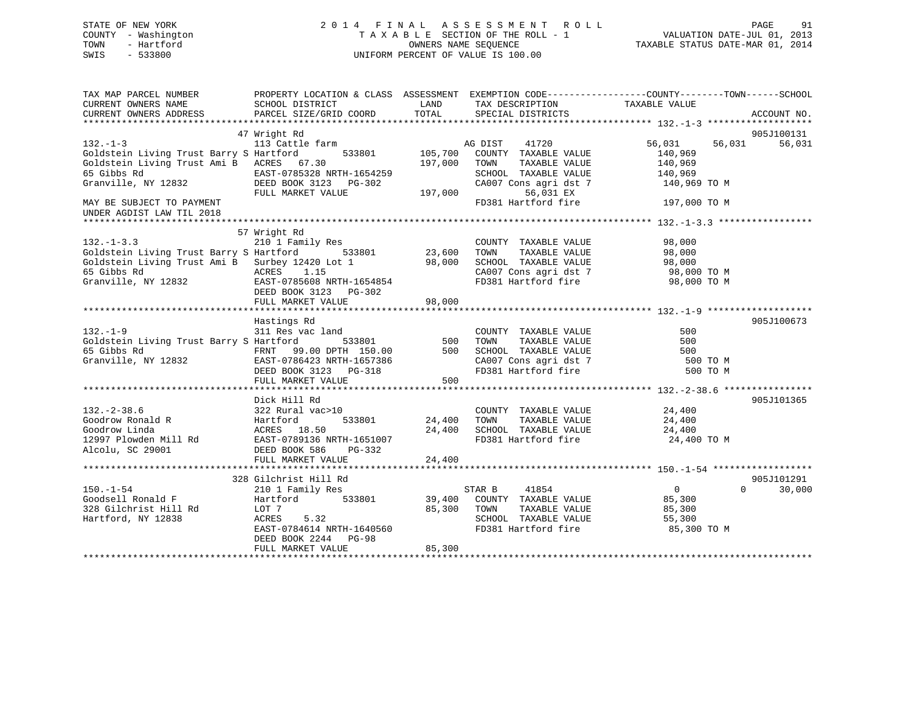STATE OF NEW YORK
COUNTY - Washington
TOWN - Hartford
SWIS - 533800

2014 FINAL ASSESSMENT ROLL
TAXABLE SECTION OF THE ROLL - 1
OWNERS NAME SEQUENCE
UNIFORM PERCENT OF VALUE IS 100.00

VALUATION DATE-JUL 01, 2013
TAXABLE STATUS DATE-MAR 01, 2014

```
TAX MAP PARCEL NUMBER          PROPERTY LOCATION & CLASS  ASSESSMENT  EXEMPTION CODE-----------------COUNTY--------TOWN------SCHOOL
CURRENT OWNERS NAME            SCHOOL DISTRICT              LAND      TAX DESCRIPTION            TAXABLE VALUE
CURRENT OWNERS ADDRESS         PARCEL SIZE/GRID COORD       TOTAL     SPECIAL DISTRICTS                                    ACCOUNT NO.
******************************************************************************************************* 132.-1-3 *******************
                               47 Wright Rd                                                                              905J100131
132.-1-3                       113 Cattle farm                         AG DIST    41720           56,031     56,031       56,031
Goldstein Living Trust Barry S Hartford       533801       105,700    COUNTY  TAXABLE VALUE       140,969
Goldstein Living Trust Ami B   ACRES  67.30                197,000    TOWN    TAXABLE VALUE       140,969
65 Gibbs Rd                    EAST-0785328 NRTH-1654259              SCHOOL  TAXABLE VALUE       140,969
Granville, NY 12832            DEED BOOK 3123   PG-302                CA007 Cons agri dst 7        140,969 TO M
                               FULL MARKET VALUE           197,000          56,031 EX
MAY BE SUBJECT TO PAYMENT                                             FD381 Hartford fire          197,000 TO M
UNDER AGDIST LAW TIL 2018
******************************************************************************************************* 132.-1-3.3 *****************
                               57 Wright Rd
132.-1-3.3                     210 1 Family Res                       COUNTY  TAXABLE VALUE        98,000
Goldstein Living Trust Barry S Hartford       533801        23,600    TOWN    TAXABLE VALUE        98,000
Goldstein Living Trust Ami B   Surbey 12420 Lot 1           98,000    SCHOOL  TAXABLE VALUE        98,000
65 Gibbs Rd                    ACRES   1.15                           CA007 Cons agri dst 7         98,000 TO M
Granville, NY 12832            EAST-0785608 NRTH-1654854              FD381 Hartford fire           98,000 TO M
                               DEED BOOK 3123   PG-302
                               FULL MARKET VALUE            98,000
******************************************************************************************************* 132.-1-9 *******************
                               Hastings Rd                                                                               905J100673
132.-1-9                       311 Res vac land                       COUNTY  TAXABLE VALUE           500
Goldstein Living Trust Barry S Hartford       533801           500    TOWN    TAXABLE VALUE           500
65 Gibbs Rd                    FRNT  99.00 DPTH 150.00         500    SCHOOL  TAXABLE VALUE           500
Granville, NY 12832            EAST-0786423 NRTH-1657386              CA007 Cons agri dst 7            500 TO M
                               DEED BOOK 3123   PG-318                FD381 Hartford fire              500 TO M
                               FULL MARKET VALUE               500
******************************************************************************************************* 132.-2-38.6 ****************
                               Dick Hill Rd                                                                              905J101365
132.-2-38.6                    322 Rural vac>10                       COUNTY  TAXABLE VALUE        24,400
Goodrow Ronald R               Hartford       533801        24,400    TOWN    TAXABLE VALUE        24,400
Goodrow Linda                  ACRES  18.50                 24,400    SCHOOL  TAXABLE VALUE        24,400
12997 Plowden Mill Rd          EAST-0789136 NRTH-1651007              FD381 Hartford fire           24,400 TO M
Alcolu, SC 29001               DEED BOOK 586    PG-332
                               FULL MARKET VALUE            24,400
******************************************************************************************************* 150.-1-54 ******************
                               328 Gilchrist Hill Rd                                                                     905J101291
150.-1-54                      210 1 Family Res                        STAR B     41854                0          0       30,000
Goodsell Ronald F              Hartford       533801        39,400    COUNTY  TAXABLE VALUE        85,300
328 Gilchrist Hill Rd          LOT 7                        85,300    TOWN    TAXABLE VALUE        85,300
Hartford, NY 12838             ACRES   5.32                           SCHOOL  TAXABLE VALUE        55,300
                               EAST-0784614 NRTH-1640560              FD381 Hartford fire           85,300 TO M
                               DEED BOOK 2244   PG-98
                               FULL MARKET VALUE            85,300
************************************************************************************************************************************
```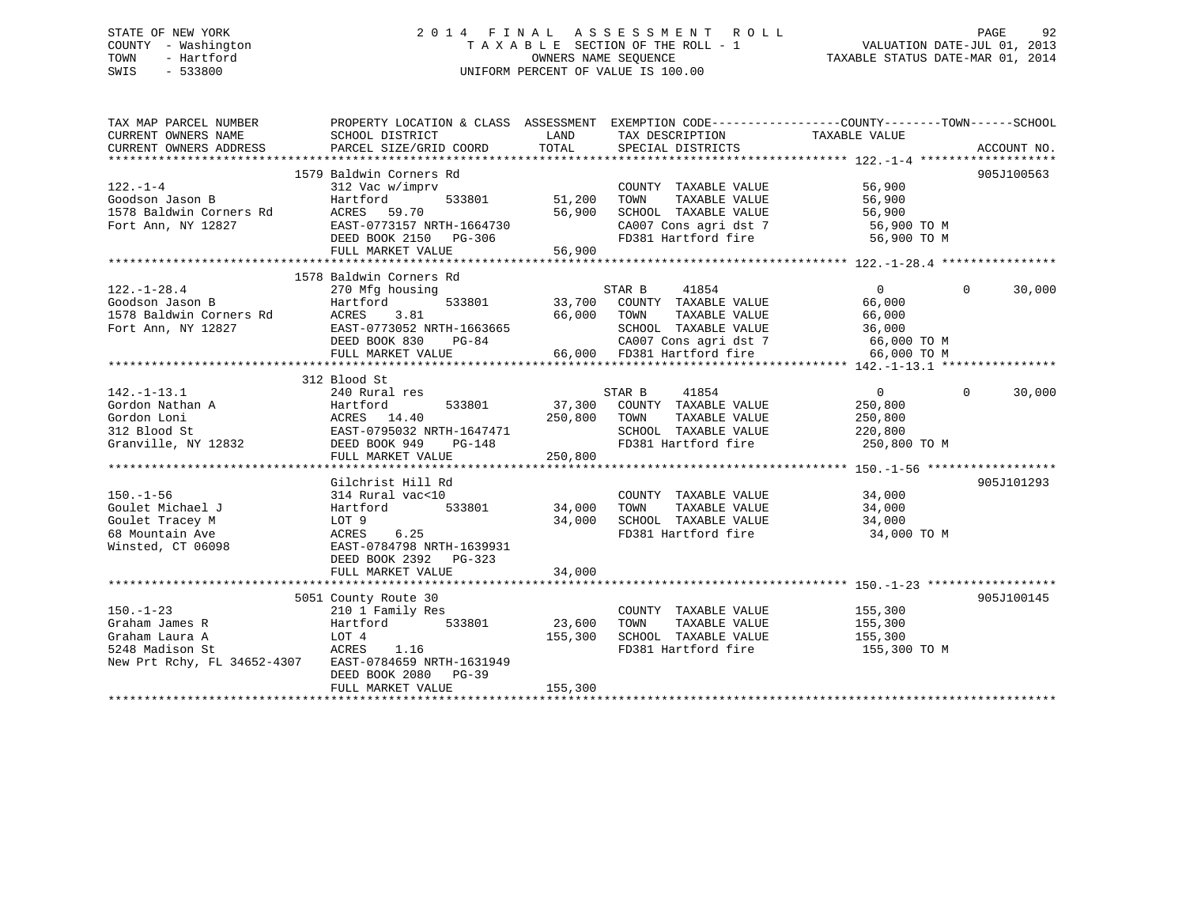STATE OF NEW YORK
COUNTY - Washington
TOWN - Hartford
SWIS - 533800

# 2014 FINAL ASSESSMENT ROLL

TAXABLE SECTION OF THE ROLL - 1
OWNERS NAME SEQUENCE
UNIFORM PERCENT OF VALUE IS 100.00

VALUATION DATE-JUL 01, 2013
TAXABLE STATUS DATE-MAR 01, 2014

```
TAX MAP PARCEL NUMBER      PROPERTY LOCATION & CLASS  ASSESSMENT  EXEMPTION CODE------------------COUNTY--------TOWN------SCHOOL
CURRENT OWNERS NAME        SCHOOL DISTRICT             LAND       TAX DESCRIPTION            TAXABLE VALUE
CURRENT OWNERS ADDRESS     PARCEL SIZE/GRID COORD      TOTAL      SPECIAL DISTRICTS                                      ACCOUNT NO.
******************************************************************************************************* 122.-1-4 *******************
                           1579 Baldwin Corners Rd                                                                        905J100563
122.-1-4                   312 Vac w/imprv                        COUNTY  TAXABLE VALUE           56,900
Goodson Jason B            Hartford          533801     51,200    TOWN    TAXABLE VALUE           56,900
1578 Baldwin Corners Rd    ACRES  59.70                 56,900    SCHOOL  TAXABLE VALUE           56,900
Fort Ann, NY 12827         EAST-0773157 NRTH-1664730              CA007 Cons agri dst 7           56,900 TO M
                           DEED BOOK 2150   PG-306                FD381 Hartford fire             56,900 TO M
                           FULL MARKET VALUE            56,900
******************************************************************************************************* 122.-1-28.4 ****************
                           1578 Baldwin Corners Rd
122.-1-28.4                270 Mfg housing                        STAR B     41854                 0            0       30,000
Goodson Jason B            Hartford          533801     33,700    COUNTY  TAXABLE VALUE           66,000
1578 Baldwin Corners Rd    ACRES   3.81                 66,000    TOWN    TAXABLE VALUE           66,000
Fort Ann, NY 12827         EAST-0773052 NRTH-1663665              SCHOOL  TAXABLE VALUE           36,000
                           DEED BOOK 830    PG-84                 CA007 Cons agri dst 7           66,000 TO M
                           FULL MARKET VALUE            66,000    FD381 Hartford fire             66,000 TO M
******************************************************************************************************* 142.-1-13.1 ****************
                           312 Blood St
142.-1-13.1                240 Rural res                          STAR B     41854                 0            0       30,000
Gordon Nathan A            Hartford          533801     37,300    COUNTY  TAXABLE VALUE          250,800
Gordon Loni                ACRES  14.40                250,800    TOWN    TAXABLE VALUE          250,800
312 Blood St               EAST-0795032 NRTH-1647471              SCHOOL  TAXABLE VALUE          220,800
Granville, NY 12832        DEED BOOK 949    PG-148                FD381 Hartford fire            250,800 TO M
                           FULL MARKET VALUE           250,800
******************************************************************************************************* 150.-1-56 ******************
                           Gilchrist Hill Rd                                                                              905J101293
150.-1-56                  314 Rural vac<10                       COUNTY  TAXABLE VALUE           34,000
Goulet Michael J           Hartford          533801     34,000    TOWN    TAXABLE VALUE           34,000
Goulet Tracey M            LOT 9                        34,000    SCHOOL  TAXABLE VALUE           34,000
68 Mountain Ave            ACRES   6.25                           FD381 Hartford fire             34,000 TO M
Winsted, CT 06098          EAST-0784798 NRTH-1639931
                           DEED BOOK 2392   PG-323
                           FULL MARKET VALUE            34,000
******************************************************************************************************* 150.-1-23 ******************
                           5051 County Route 30                                                                           905J100145
150.-1-23                  210 1 Family Res                       COUNTY  TAXABLE VALUE          155,300
Graham James R             Hartford          533801     23,600    TOWN    TAXABLE VALUE          155,300
Graham Laura A             LOT 4                       155,300    SCHOOL  TAXABLE VALUE          155,300
5248 Madison St            ACRES   1.16                           FD381 Hartford fire            155,300 TO M
New Prt Rchy, FL 34652-4307 EAST-0784659 NRTH-1631949
                           DEED BOOK 2080   PG-39
                           FULL MARKET VALUE           155,300
************************************************************************************************************************************
```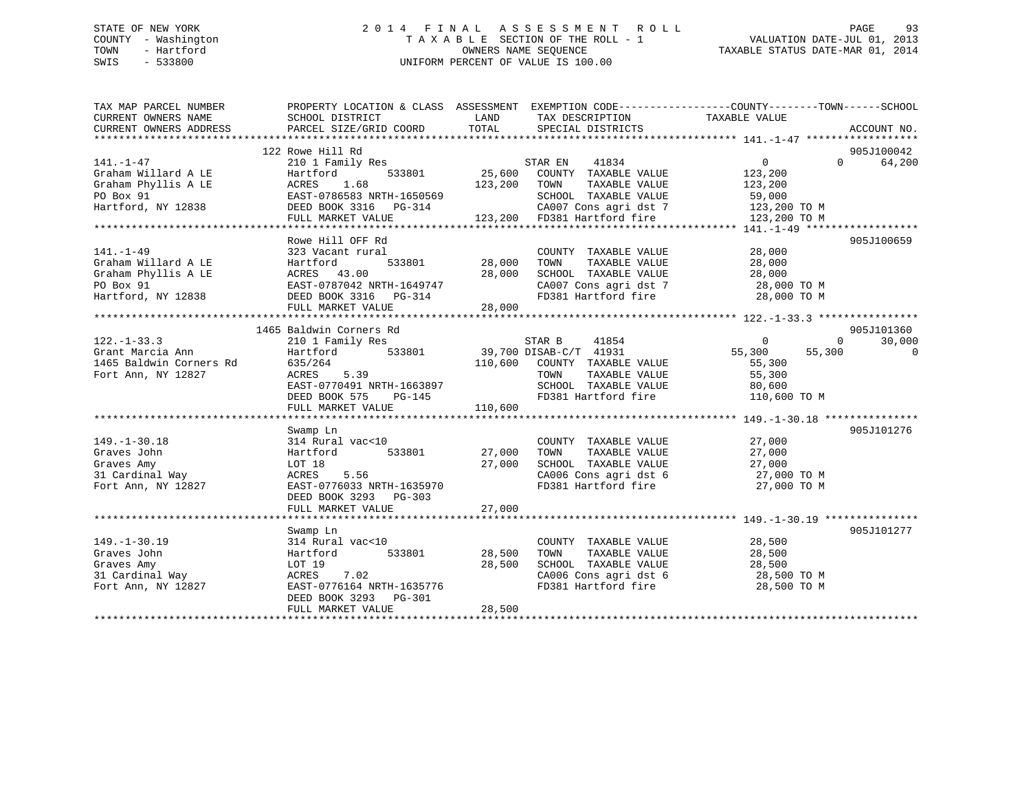STATE OF NEW YORK
COUNTY - Washington
TOWN - Hartford
SWIS - 533800

2014 FINAL ASSESSMENT ROLL
TAXABLE SECTION OF THE ROLL - 1
OWNERS NAME SEQUENCE
UNIFORM PERCENT OF VALUE IS 100.00

VALUATION DATE-JUL 01, 2013
TAXABLE STATUS DATE-MAR 01, 2014

```
TAX MAP PARCEL NUMBER     PROPERTY LOCATION & CLASS  ASSESSMENT  EXEMPTION CODE------------------COUNTY--------TOWN------SCHOOL
CURRENT OWNERS NAME       SCHOOL DISTRICT              LAND      TAX DESCRIPTION             TAXABLE VALUE
CURRENT OWNERS ADDRESS    PARCEL SIZE/GRID COORD       TOTAL     SPECIAL DISTRICTS                                        ACCOUNT NO.
******************************************************************************************************* 141.-1-47 ******************
                         122 Rowe Hill Rd                                                                                 905J100042
141.-1-47                210 1 Family Res                      STAR EN    41834                  0          0      64,200
Graham Willard A LE      Hartford        533801      25,600    COUNTY  TAXABLE VALUE         123,200
Graham Phyllis A LE      ACRES    1.68              123,200    TOWN    TAXABLE VALUE         123,200
PO Box 91                EAST-0786583 NRTH-1650569             SCHOOL  TAXABLE VALUE          59,000
Hartford, NY 12838       DEED BOOK 3316   PG-314               CA007 Cons agri dst 7          123,200 TO M
                         FULL MARKET VALUE          123,200    FD381 Hartford fire            123,200 TO M
******************************************************************************************************* 141.-1-49 ******************
                         Rowe Hill OFF Rd                                                                                 905J100659
141.-1-49                323 Vacant rural                      COUNTY  TAXABLE VALUE          28,000
Graham Willard A LE      Hartford        533801      28,000    TOWN    TAXABLE VALUE          28,000
Graham Phyllis A LE      ACRES   43.00               28,000    SCHOOL  TAXABLE VALUE          28,000
PO Box 91                EAST-0787042 NRTH-1649747             CA007 Cons agri dst 7           28,000 TO M
Hartford, NY 12838       DEED BOOK 3316   PG-314               FD381 Hartford fire             28,000 TO M
                         FULL MARKET VALUE           28,000
******************************************************************************************************* 122.-1-33.3 ****************
                         1465 Baldwin Corners Rd                                                                          905J101360
122.-1-33.3              210 1 Family Res                      STAR B     41854                  0          0      30,000
Grant Marcia Ann         Hartford        533801      39,700 DISAB-C/T 41931                 55,300     55,300           0
1465 Baldwin Corners Rd  635/264                    110,600    COUNTY  TAXABLE VALUE          55,300
Fort Ann, NY 12827       ACRES    5.39                         TOWN    TAXABLE VALUE          55,300
                         EAST-0770491 NRTH-1663897             SCHOOL  TAXABLE VALUE          80,600
                         DEED BOOK 575    PG-145               FD381 Hartford fire            110,600 TO M
                         FULL MARKET VALUE          110,600
******************************************************************************************************* 149.-1-30.18 ***************
                         Swamp Ln                                                                                         905J101276
149.-1-30.18             314 Rural vac<10                      COUNTY  TAXABLE VALUE          27,000
Graves John              Hartford        533801      27,000    TOWN    TAXABLE VALUE          27,000
Graves Amy               LOT 18                      27,000    SCHOOL  TAXABLE VALUE          27,000
31 Cardinal Way          ACRES    5.56                         CA006 Cons agri dst 6           27,000 TO M
Fort Ann, NY 12827       EAST-0776033 NRTH-1635970             FD381 Hartford fire             27,000 TO M
                         DEED BOOK 3293   PG-303
                         FULL MARKET VALUE           27,000
******************************************************************************************************* 149.-1-30.19 ***************
                         Swamp Ln                                                                                         905J101277
149.-1-30.19             314 Rural vac<10                      COUNTY  TAXABLE VALUE          28,500
Graves John              Hartford        533801      28,500    TOWN    TAXABLE VALUE          28,500
Graves Amy               LOT 19                      28,500    SCHOOL  TAXABLE VALUE          28,500
31 Cardinal Way          ACRES    7.02                         CA006 Cons agri dst 6           28,500 TO M
Fort Ann, NY 12827       EAST-0776164 NRTH-1635776             FD381 Hartford fire             28,500 TO M
                         DEED BOOK 3293   PG-301
                         FULL MARKET VALUE           28,500
************************************************************************************************************************************
```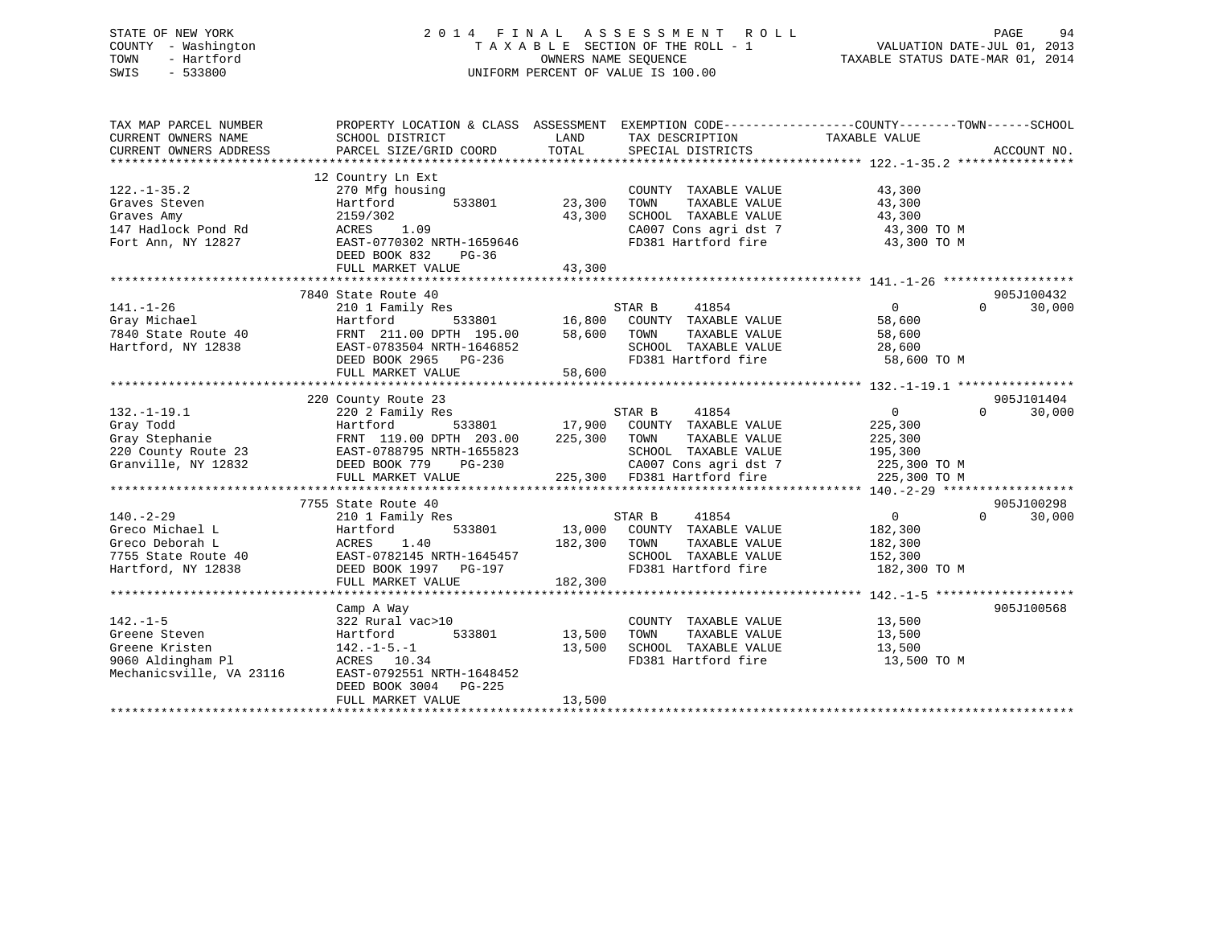STATE OF NEW YORK
COUNTY - Washington
TOWN - Hartford
SWIS - 533800

# 2014 FINAL ASSESSMENT ROLL

TAXABLE SECTION OF THE ROLL - 1
OWNERS NAME SEQUENCE
UNIFORM PERCENT OF VALUE IS 100.00

VALUATION DATE-JUL 01, 2013
TAXABLE STATUS DATE-MAR 01, 2014

```
TAX MAP PARCEL NUMBER          PROPERTY LOCATION & CLASS  ASSESSMENT  EXEMPTION CODE------------------COUNTY--------TOWN------SCHOOL
CURRENT OWNERS NAME            SCHOOL DISTRICT               LAND      TAX DESCRIPTION              TAXABLE VALUE
CURRENT OWNERS ADDRESS         PARCEL SIZE/GRID COORD        TOTAL     SPECIAL DISTRICTS                                  ACCOUNT NO.
******************************************************************************************************* 122.-1-35.2 ****************
                               12 Country Ln Ext
122.-1-35.2                    270 Mfg housing                         COUNTY  TAXABLE VALUE             43,300
Graves Steven                  Hartford        533801        23,300    TOWN    TAXABLE VALUE             43,300
Graves Amy                     2159/302                      43,300    SCHOOL  TAXABLE VALUE             43,300
147 Hadlock Pond Rd            ACRES    1.09                           CA007 Cons agri dst 7              43,300 TO M
Fort Ann, NY 12827             EAST-0770302 NRTH-1659646               FD381 Hartford fire                43,300 TO M
                               DEED BOOK 832    PG-36
                               FULL MARKET VALUE             43,300
******************************************************************************************************* 141.-1-26 ******************
                               7840 State Route 40                                                                      905J100432
141.-1-26                      210 1 Family Res                        STAR B     41854                  0             0     30,000
Gray Michael                   Hartford        533801        16,800    COUNTY  TAXABLE VALUE             58,600
7840 State Route 40            FRNT 211.00 DPTH 195.00       58,600    TOWN    TAXABLE VALUE             58,600
Hartford, NY 12838             EAST-0783504 NRTH-1646852               SCHOOL  TAXABLE VALUE             28,600
                               DEED BOOK 2965   PG-236                 FD381 Hartford fire                58,600 TO M
                               FULL MARKET VALUE             58,600
******************************************************************************************************* 132.-1-19.1 ****************
                               220 County Route 23                                                                      905J101404
132.-1-19.1                    220 2 Family Res                        STAR B     41854                  0             0     30,000
Gray Todd                      Hartford        533801        17,900    COUNTY  TAXABLE VALUE            225,300
Gray Stephanie                 FRNT 119.00 DPTH 203.00      225,300    TOWN    TAXABLE VALUE            225,300
220 County Route 23            EAST-0788795 NRTH-1655823               SCHOOL  TAXABLE VALUE            195,300
Granville, NY 12832            DEED BOOK 779    PG-230                 CA007 Cons agri dst 7             225,300 TO M
                               FULL MARKET VALUE            225,300    FD381 Hartford fire               225,300 TO M
******************************************************************************************************* 140.-2-29 ******************
                               7755 State Route 40                                                                      905J100298
140.-2-29                      210 1 Family Res                        STAR B     41854                  0             0     30,000
Greco Michael L                Hartford        533801        13,000    COUNTY  TAXABLE VALUE            182,300
Greco Deborah L                ACRES    1.40                182,300    TOWN    TAXABLE VALUE            182,300
7755 State Route 40            EAST-0782145 NRTH-1645457               SCHOOL  TAXABLE VALUE            152,300
Hartford, NY 12838             DEED BOOK 1997   PG-197                 FD381 Hartford fire               182,300 TO M
                               FULL MARKET VALUE            182,300
******************************************************************************************************* 142.-1-5 *******************
                               Camp A Way                                                                               905J100568
142.-1-5                       322 Rural vac>10                        COUNTY  TAXABLE VALUE             13,500
Greene Steven                  Hartford        533801        13,500    TOWN    TAXABLE VALUE             13,500
Greene Kristen                 142.-1-5.-1                   13,500    SCHOOL  TAXABLE VALUE             13,500
9060 Aldingham Pl              ACRES   10.34                           FD381 Hartford fire                13,500 TO M
Mechanicsville, VA 23116       EAST-0792551 NRTH-1648452
                               DEED BOOK 3004   PG-225
                               FULL MARKET VALUE             13,500
************************************************************************************************************************************
```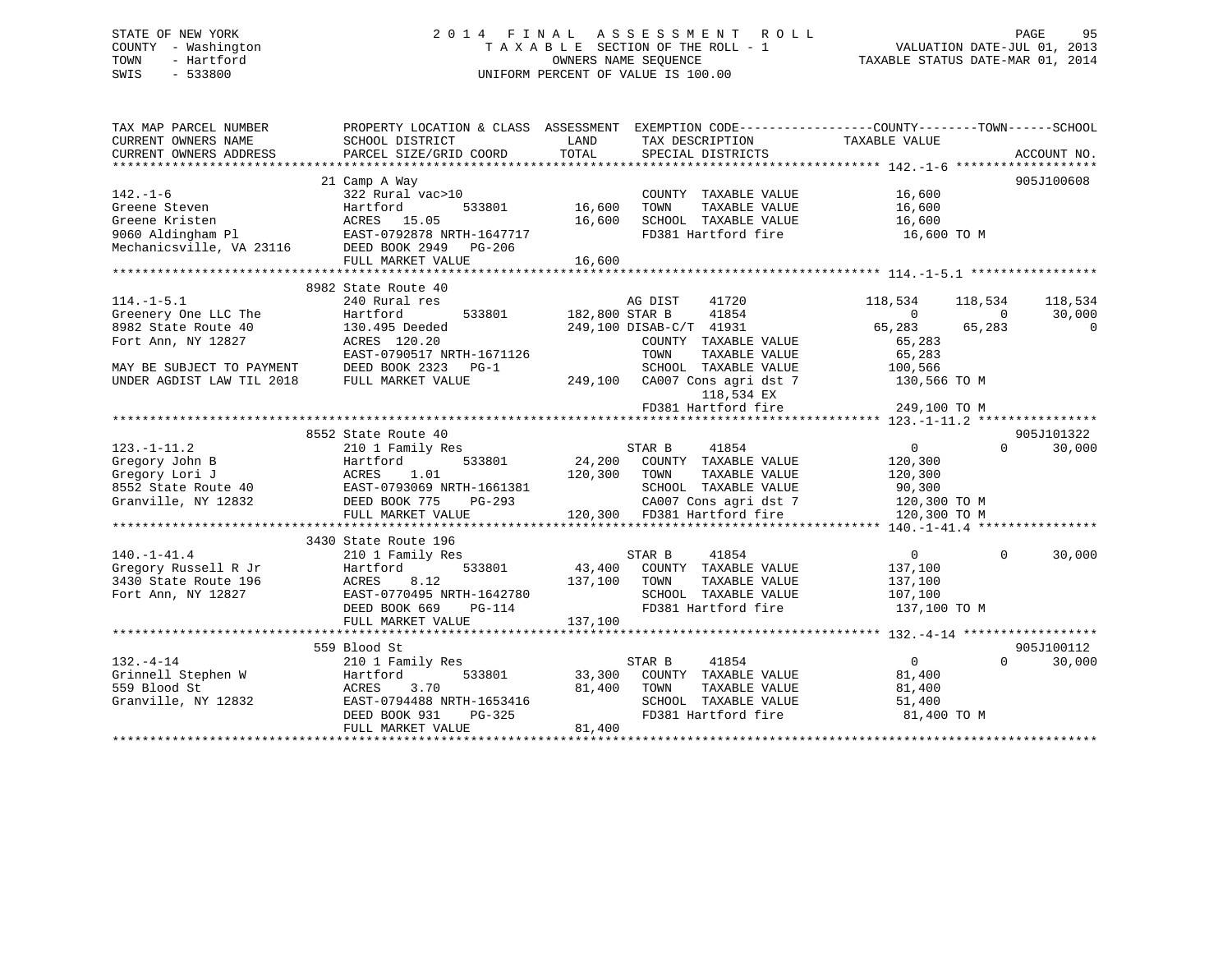STATE OF NEW YORK
COUNTY - Washington
TOWN - Hartford
SWIS - 533800

2014 FINAL ASSESSMENT ROLL
TAXABLE SECTION OF THE ROLL - 1
OWNERS NAME SEQUENCE
UNIFORM PERCENT OF VALUE IS 100.00

VALUATION DATE-JUL 01, 2013
TAXABLE STATUS DATE-MAR 01, 2014

```
TAX MAP PARCEL NUMBER          PROPERTY LOCATION & CLASS  ASSESSMENT  EXEMPTION CODE-----------------COUNTY--------TOWN------SCHOOL
CURRENT OWNERS NAME            SCHOOL DISTRICT              LAND      TAX DESCRIPTION              TAXABLE VALUE
CURRENT OWNERS ADDRESS         PARCEL SIZE/GRID COORD       TOTAL     SPECIAL DISTRICTS                                      ACCOUNT NO.
******************************************************************************************************* 142.-1-6 *******************
                               21 Camp A Way                                                                          905J100608
142.-1-6                       322 Rural vac>10                       COUNTY  TAXABLE VALUE            16,600
Greene Steven                  Hartford        533801      16,600     TOWN    TAXABLE VALUE            16,600
Greene Kristen                 ACRES   15.05               16,600     SCHOOL  TAXABLE VALUE            16,600
9060 Aldingham Pl              EAST-0792878 NRTH-1647717              FD381 Hartford fire               16,600 TO M
Mechanicsville, VA 23116       DEED BOOK 2949   PG-206
                               FULL MARKET VALUE           16,600
******************************************************************************************************* 114.-1-5.1 *****************
                               8982 State Route 40
114.-1-5.1                     240 Rural res                          AG DIST     41720            118,534    118,534    118,534
Greenery One LLC The           Hartford        533801     182,800 STAR B      41854                  0          0     30,000
8982 State Route 40            130.495 Deeded             249,100 DISAB-C/T  41931              65,283     65,283          0
Fort Ann, NY 12827             ACRES  120.20                          COUNTY  TAXABLE VALUE            65,283
                               EAST-0790517 NRTH-1671126              TOWN    TAXABLE VALUE            65,283
MAY BE SUBJECT TO PAYMENT      DEED BOOK 2323   PG-1                  SCHOOL  TAXABLE VALUE           100,566
UNDER AGDIST LAW TIL 2018      FULL MARKET VALUE          249,100     CA007 Cons agri dst 7            130,566 TO M
                                                                           118,534 EX
                                                                      FD381 Hartford fire              249,100 TO M
******************************************************************************************************* 123.-1-11.2 ****************
                               8552 State Route 40                                                                    905J101322
123.-1-11.2                    210 1 Family Res                       STAR B      41854                  0          0     30,000
Gregory John B                 Hartford        533801      24,200     COUNTY  TAXABLE VALUE           120,300
Gregory Lori J                 ACRES    1.01              120,300     TOWN    TAXABLE VALUE           120,300
8552 State Route 40            EAST-0793069 NRTH-1661381              SCHOOL  TAXABLE VALUE            90,300
Granville, NY 12832            DEED BOOK 775    PG-293                CA007 Cons agri dst 7            120,300 TO M
                               FULL MARKET VALUE          120,300     FD381 Hartford fire              120,300 TO M
******************************************************************************************************* 140.-1-41.4 ****************
                               3430 State Route 196
140.-1-41.4                    210 1 Family Res                       STAR B      41854                  0          0     30,000
Gregory Russell R Jr           Hartford        533801      43,400     COUNTY  TAXABLE VALUE           137,100
3430 State Route 196           ACRES    8.12              137,100     TOWN    TAXABLE VALUE           137,100
Fort Ann, NY 12827             EAST-0770495 NRTH-1642780              SCHOOL  TAXABLE VALUE           107,100
                               DEED BOOK 669    PG-114                FD381 Hartford fire              137,100 TO M
                               FULL MARKET VALUE          137,100
******************************************************************************************************* 132.-4-14 ******************
                               559 Blood St                                                                           905J100112
132.-4-14                      210 1 Family Res                       STAR B      41854                  0          0     30,000
Grinnell Stephen W             Hartford        533801      33,300     COUNTY  TAXABLE VALUE            81,400
559 Blood St                   ACRES    3.70               81,400     TOWN    TAXABLE VALUE            81,400
Granville, NY 12832            EAST-0794488 NRTH-1653416              SCHOOL  TAXABLE VALUE            51,400
                               DEED BOOK 931    PG-325                FD381 Hartford fire               81,400 TO M
                               FULL MARKET VALUE           81,400
************************************************************************************************************************************
```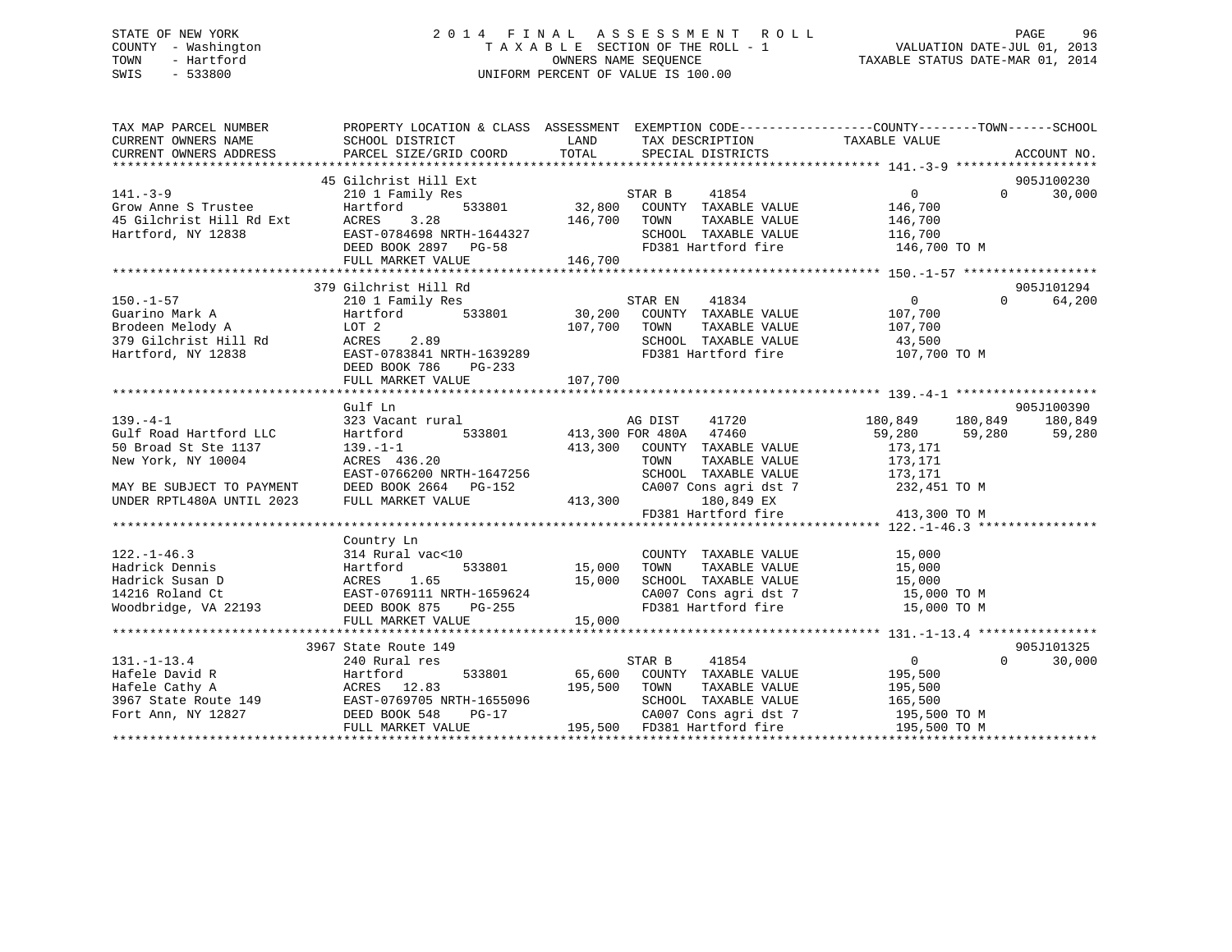STATE OF NEW YORK
COUNTY - Washington
TOWN - Hartford
SWIS - 533800

2014 FINAL ASSESSMENT ROLL
TAXABLE SECTION OF THE ROLL - 1
OWNERS NAME SEQUENCE
UNIFORM PERCENT OF VALUE IS 100.00

VALUATION DATE-JUL 01, 2013
TAXABLE STATUS DATE-MAR 01, 2014

```
TAX MAP PARCEL NUMBER          PROPERTY LOCATION & CLASS  ASSESSMENT  EXEMPTION CODE------------------COUNTY--------TOWN------SCHOOL
CURRENT OWNERS NAME            SCHOOL DISTRICT              LAND       TAX DESCRIPTION              TAXABLE VALUE
CURRENT OWNERS ADDRESS         PARCEL SIZE/GRID COORD       TOTAL      SPECIAL DISTRICTS                                     ACCOUNT NO.
******************************************************************************************************* 141.-3-9 *******************
                               45 Gilchrist Hill Ext                                                                          905J100230
141.-3-9                       210 1 Family Res                        STAR B      41854              0              0      30,000
Grow Anne S Trustee            Hartford       533801        32,800     COUNTY  TAXABLE VALUE          146,700
45 Gilchrist Hill Rd Ext       ACRES    3.28               146,700     TOWN    TAXABLE VALUE          146,700
Hartford, NY 12838             EAST-0784698 NRTH-1644327               SCHOOL  TAXABLE VALUE          116,700
                               DEED BOOK 2897   PG-58                  FD381 Hartford fire             146,700 TO M
                               FULL MARKET VALUE           146,700
******************************************************************************************************* 150.-1-57 ******************
                               379 Gilchrist Hill Rd                                                                          905J101294
150.-1-57                      210 1 Family Res                        STAR EN     41834              0              0      64,200
Guarino Mark A                 Hartford       533801        30,200     COUNTY  TAXABLE VALUE          107,700
Brodeen Melody A               LOT 2                       107,700     TOWN    TAXABLE VALUE          107,700
379 Gilchrist Hill Rd          ACRES    2.89                           SCHOOL  TAXABLE VALUE           43,500
Hartford, NY 12838             EAST-0783841 NRTH-1639289               FD381 Hartford fire             107,700 TO M
                               DEED BOOK 786    PG-233
                               FULL MARKET VALUE           107,700
******************************************************************************************************* 139.-4-1 *******************
                               Gulf Ln                                                                                        905J100390
139.-4-1                       323 Vacant rural                        AG DIST     41720         180,849        180,849     180,849
Gulf Road Hartford LLC         Hartford       533801       413,300 FOR 480A    47460          59,280         59,280      59,280
50 Broad St Ste 1137           139.-1-1                    413,300     COUNTY  TAXABLE VALUE          173,171
New York, NY 10004             ACRES  436.20                           TOWN    TAXABLE VALUE          173,171
                               EAST-0766200 NRTH-1647256               SCHOOL  TAXABLE VALUE          173,171
MAY BE SUBJECT TO PAYMENT      DEED BOOK 2664   PG-152                 CA007 Cons agri dst 7           232,451 TO M
UNDER RPTL480A UNTIL 2023      FULL MARKET VALUE           413,300          180,849 EX
                                                                       FD381 Hartford fire             413,300 TO M
******************************************************************************************************* 122.-1-46.3 ****************
                               Country Ln
122.-1-46.3                    314 Rural vac<10                        COUNTY  TAXABLE VALUE           15,000
Hadrick Dennis                 Hartford       533801        15,000     TOWN    TAXABLE VALUE           15,000
Hadrick Susan D                ACRES    1.65                15,000     SCHOOL  TAXABLE VALUE           15,000
14216 Roland Ct                EAST-0769111 NRTH-1659624               CA007 Cons agri dst 7            15,000 TO M
Woodbridge, VA 22193           DEED BOOK 875    PG-255                 FD381 Hartford fire              15,000 TO M
                               FULL MARKET VALUE            15,000
******************************************************************************************************* 131.-1-13.4 ****************
                               3967 State Route 149                                                                           905J101325
131.-1-13.4                    240 Rural res                           STAR B      41854              0              0      30,000
Hafele David R                 Hartford       533801        65,600     COUNTY  TAXABLE VALUE          195,500
Hafele Cathy A                 ACRES   12.83               195,500     TOWN    TAXABLE VALUE          195,500
3967 State Route 149           EAST-0769705 NRTH-1655096               SCHOOL  TAXABLE VALUE          165,500
Fort Ann, NY 12827             DEED BOOK 548    PG-17                  CA007 Cons agri dst 7           195,500 TO M
                               FULL MARKET VALUE           195,500     FD381 Hartford fire             195,500 TO M
************************************************************************************************************************************
```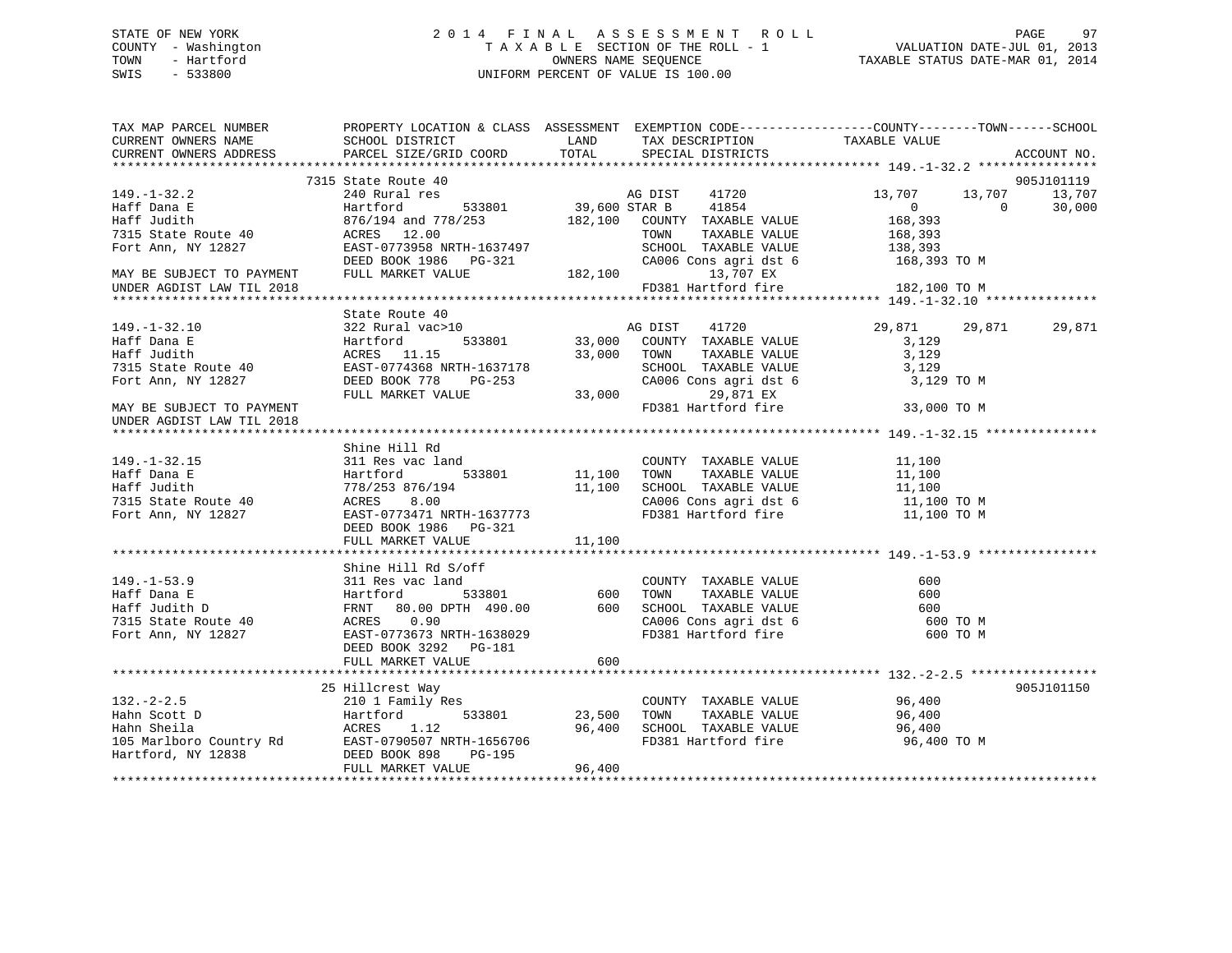STATE OF NEW YORK                    2 0 1 4   F I N A L   A S S E S S M E N T   R O L L
COUNTY - Washington                  T A X A B L E  SECTION OF THE ROLL - 1                VALUATION DATE-JUL 01, 2013
TOWN   - Hartford                    OWNERS NAME SEQUENCE                                  TAXABLE STATUS DATE-MAR 01, 2014
SWIS   - 533800                      UNIFORM PERCENT OF VALUE IS 100.00

```
TAX MAP PARCEL NUMBER          PROPERTY LOCATION & CLASS  ASSESSMENT  EXEMPTION CODE------------------COUNTY--------TOWN------SCHOOL
CURRENT OWNERS NAME            SCHOOL DISTRICT               LAND      TAX DESCRIPTION              TAXABLE VALUE
CURRENT OWNERS ADDRESS         PARCEL SIZE/GRID COORD        TOTAL     SPECIAL DISTRICTS                                       ACCOUNT NO.
****************************************************************************************************** 149.-1-32.2 ****************
                          7315 State Route 40                                                                              905J101119
149.-1-32.2                    240 Rural res                           AG DIST     41720              13,707      13,707      13,707
Haff Dana E                    Hartford          533801       39,600 STAR B      41854                   0           0      30,000
Haff Judith                    876/194 and 778/253           182,100   COUNTY  TAXABLE VALUE          168,393
7315 State Route 40            ACRES   12.00                           TOWN    TAXABLE VALUE          168,393
Fort Ann, NY 12827             EAST-0773958 NRTH-1637497               SCHOOL  TAXABLE VALUE          138,393
                               DEED BOOK 1986   PG-321                 CA006 Cons agri dst 6           168,393 TO M
MAY BE SUBJECT TO PAYMENT      FULL MARKET VALUE             182,100          13,707 EX
UNDER AGDIST LAW TIL 2018                                              FD381 Hartford fire             182,100 TO M
****************************************************************************************************** 149.-1-32.10 ***************
                               State Route 40
149.-1-32.10                   322 Rural vac>10                        AG DIST     41720              29,871      29,871      29,871
Haff Dana E                    Hartford          533801       33,000   COUNTY  TAXABLE VALUE            3,129
Haff Judith                    ACRES   11.15                  33,000   TOWN    TAXABLE VALUE            3,129
7315 State Route 40            EAST-0774368 NRTH-1637178               SCHOOL  TAXABLE VALUE            3,129
Fort Ann, NY 12827             DEED BOOK 778    PG-253                 CA006 Cons agri dst 6             3,129 TO M
                               FULL MARKET VALUE              33,000          29,871 EX
MAY BE SUBJECT TO PAYMENT                                              FD381 Hartford fire              33,000 TO M
UNDER AGDIST LAW TIL 2018
****************************************************************************************************** 149.-1-32.15 ***************
                               Shine Hill Rd
149.-1-32.15                   311 Res vac land                        COUNTY  TAXABLE VALUE           11,100
Haff Dana E                    Hartford          533801       11,100   TOWN    TAXABLE VALUE           11,100
Haff Judith                    778/253 876/194                11,100   SCHOOL  TAXABLE VALUE           11,100
7315 State Route 40            ACRES    8.00                           CA006 Cons agri dst 6            11,100 TO M
Fort Ann, NY 12827             EAST-0773471 NRTH-1637773               FD381 Hartford fire              11,100 TO M
                               DEED BOOK 1986   PG-321
                               FULL MARKET VALUE              11,100
****************************************************************************************************** 149.-1-53.9 ****************
                               Shine Hill Rd S/off
149.-1-53.9                    311 Res vac land                        COUNTY  TAXABLE VALUE              600
Haff Dana E                    Hartford          533801          600   TOWN    TAXABLE VALUE              600
Haff Judith D                  FRNT   80.00 DPTH 490.00          600   SCHOOL  TAXABLE VALUE              600
7315 State Route 40            ACRES    0.90                           CA006 Cons agri dst 6               600 TO M
Fort Ann, NY 12827             EAST-0773673 NRTH-1638029               FD381 Hartford fire                 600 TO M
                               DEED BOOK 3292   PG-181
                               FULL MARKET VALUE                 600
****************************************************************************************************** 132.-2-2.5 *****************
                          25 Hillcrest Way                                                                                 905J101150
132.-2-2.5                     210 1 Family Res                        COUNTY  TAXABLE VALUE           96,400
Hahn Scott D                   Hartford          533801       23,500   TOWN    TAXABLE VALUE           96,400
Hahn Sheila                    ACRES    1.12                  96,400   SCHOOL  TAXABLE VALUE           96,400
105 Marlboro Country Rd        EAST-0790507 NRTH-1656706               FD381 Hartford fire              96,400 TO M
Hartford, NY 12838             DEED BOOK 898    PG-195
                               FULL MARKET VALUE              96,400
************************************************************************************************************************************
```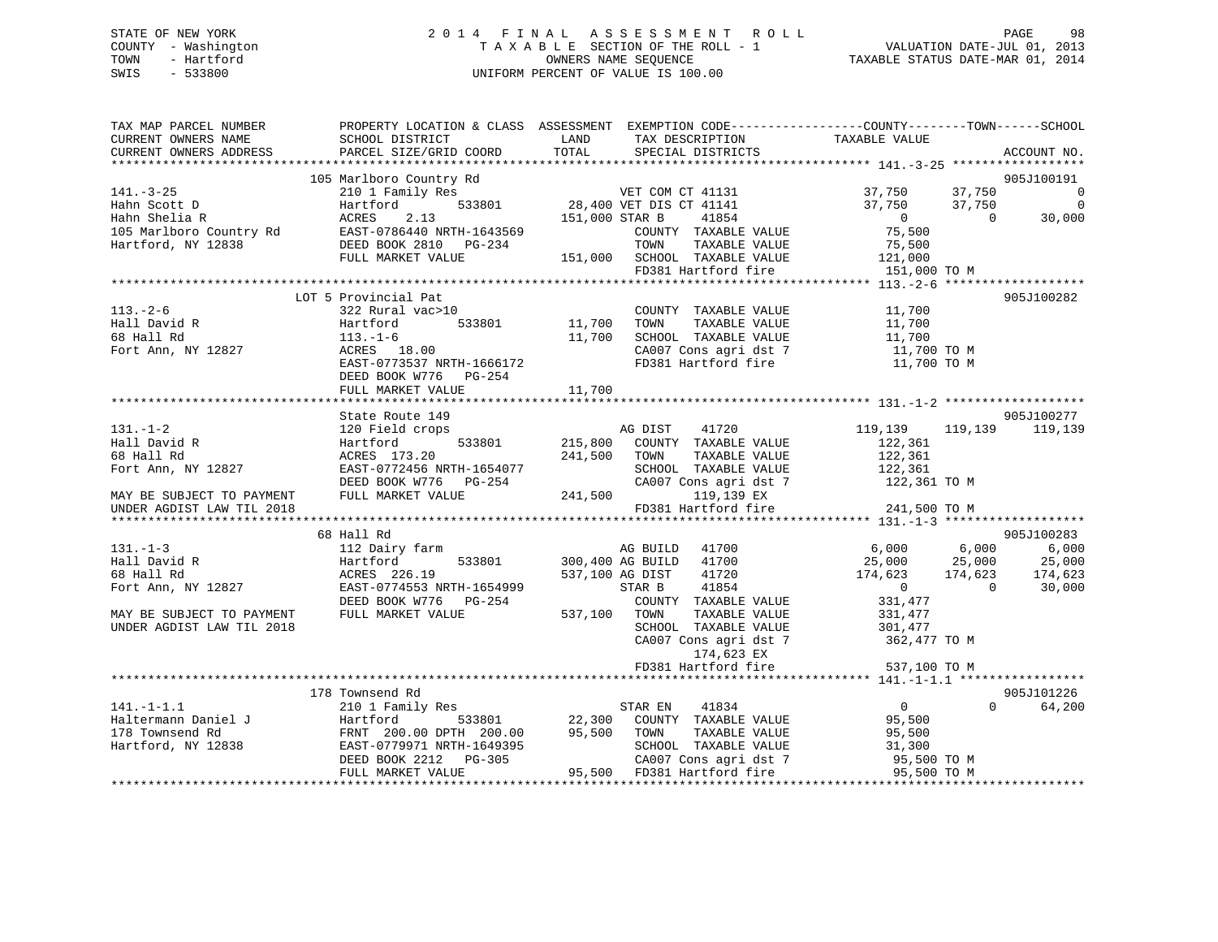STATE OF NEW YORK
COUNTY - Washington
TOWN - Hartford
SWIS - 533800

# 2014 FINAL ASSESSMENT ROLL
TAXABLE SECTION OF THE ROLL - 1
OWNERS NAME SEQUENCE
UNIFORM PERCENT OF VALUE IS 100.00

VALUATION DATE-JUL 01, 2013
TAXABLE STATUS DATE-MAR 01, 2014

| TAX MAP PARCEL NUMBER / CURRENT OWNERS NAME / CURRENT OWNERS ADDRESS | PROPERTY LOCATION & CLASS / SCHOOL DISTRICT / PARCEL SIZE/GRID COORD | ASSESSMENT LAND / TOTAL | EXEMPTION CODE / TAX DESCRIPTION / SPECIAL DISTRICTS | COUNTY TAXABLE VALUE | TOWN | SCHOOL | ACCOUNT NO. |
|---|---|---|---|---|---|---|---|
| **141.-3-25** | 105 Marlboro Country Rd | | | | | | 905J100191 |
| 141.-3-25 | 210 1 Family Res | | VET COM CT 41131 | 37,750 | 37,750 | 0 | |
| Hahn Scott D | Hartford 533801 | 28,400 | VET DIS CT 41141 | 37,750 | 37,750 | 0 | |
| Hahn Shelia R | ACRES 2.13 | 151,000 | STAR B 41854 | 0 | 0 | 30,000 | |
| 105 Marlboro Country Rd | EAST-0786440 NRTH-1643569 | | COUNTY TAXABLE VALUE | 75,500 | | | |
| Hartford, NY 12838 | DEED BOOK 2810 PG-234 | | TOWN TAXABLE VALUE | 75,500 | | | |
| | FULL MARKET VALUE | 151,000 | SCHOOL TAXABLE VALUE | 121,000 | | | |
| | | | FD381 Hartford fire | 151,000 TO M | | | |
| **113.-2-6** | LOT 5 Provincial Pat | | | | | | 905J100282 |
| 113.-2-6 | 322 Rural vac>10 | | COUNTY TAXABLE VALUE | 11,700 | | | |
| Hall David R | Hartford 533801 | 11,700 | TOWN TAXABLE VALUE | 11,700 | | | |
| 68 Hall Rd | 113.-1-6 | 11,700 | SCHOOL TAXABLE VALUE | 11,700 | | | |
| Fort Ann, NY 12827 | ACRES 18.00 | | CA007 Cons agri dst 7 | 11,700 TO M | | | |
| | EAST-0773537 NRTH-1666172 | | FD381 Hartford fire | 11,700 TO M | | | |
| | DEED BOOK W776 PG-254 | | | | | | |
| | FULL MARKET VALUE | 11,700 | | | | | |
| **131.-1-2** | State Route 149 | | | | | | 905J100277 |
| 131.-1-2 | 120 Field crops | | AG DIST 41720 | 119,139 | 119,139 | 119,139 | |
| Hall David R | Hartford 533801 | 215,800 | COUNTY TAXABLE VALUE | 122,361 | | | |
| 68 Hall Rd | ACRES 173.20 | 241,500 | TOWN TAXABLE VALUE | 122,361 | | | |
| Fort Ann, NY 12827 | EAST-0772456 NRTH-1654077 | | SCHOOL TAXABLE VALUE | 122,361 | | | |
| | DEED BOOK W776 PG-254 | | CA007 Cons agri dst 7 | 122,361 TO M | | | |
| MAY BE SUBJECT TO PAYMENT | FULL MARKET VALUE | 241,500 | 119,139 EX | | | | |
| UNDER AGDIST LAW TIL 2018 | | | FD381 Hartford fire | 241,500 TO M | | | |
| **131.-1-3** | 68 Hall Rd | | | | | | 905J100283 |
| 131.-1-3 | 112 Dairy farm | | AG BUILD 41700 | 6,000 | 6,000 | 6,000 | |
| Hall David R | Hartford 533801 | 300,400 | AG BUILD 41700 | 25,000 | 25,000 | 25,000 | |
| 68 Hall Rd | ACRES 226.19 | 537,100 | AG DIST 41720 | 174,623 | 174,623 | 174,623 | |
| Fort Ann, NY 12827 | EAST-0774553 NRTH-1654999 | | STAR B 41854 | 0 | 0 | 30,000 | |
| | DEED BOOK W776 PG-254 | | COUNTY TAXABLE VALUE | 331,477 | | | |
| MAY BE SUBJECT TO PAYMENT | FULL MARKET VALUE | 537,100 | TOWN TAXABLE VALUE | 331,477 | | | |
| UNDER AGDIST LAW TIL 2018 | | | SCHOOL TAXABLE VALUE | 301,477 | | | |
| | | | CA007 Cons agri dst 7 | 362,477 TO M | | | |
| | | | 174,623 EX | | | | |
| | | | FD381 Hartford fire | 537,100 TO M | | | |
| **141.-1-1.1** | 178 Townsend Rd | | | | | | 905J101226 |
| 141.-1-1.1 | 210 1 Family Res | | STAR EN 41834 | 0 | 0 | 64,200 | |
| Haltermann Daniel J | Hartford 533801 | 22,300 | COUNTY TAXABLE VALUE | 95,500 | | | |
| 178 Townsend Rd | FRNT 200.00 DPTH 200.00 | 95,500 | TOWN TAXABLE VALUE | 95,500 | | | |
| Hartford, NY 12838 | EAST-0779971 NRTH-1649395 | | SCHOOL TAXABLE VALUE | 31,300 | | | |
| | DEED BOOK 2212 PG-305 | | CA007 Cons agri dst 7 | 95,500 TO M | | | |
| | FULL MARKET VALUE | 95,500 | FD381 Hartford fire | 95,500 TO M | | | |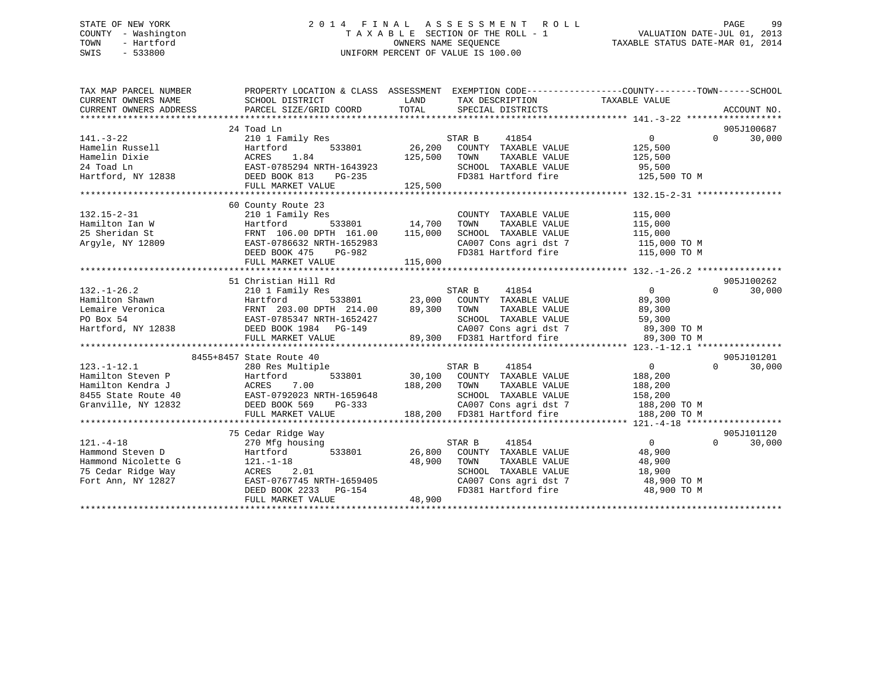STATE OF NEW YORK
COUNTY - Washington
TOWN - Hartford
SWIS - 533800

# 2014 FINAL ASSESSMENT ROLL
TAXABLE SECTION OF THE ROLL - 1
OWNERS NAME SEQUENCE
UNIFORM PERCENT OF VALUE IS 100.00

VALUATION DATE-JUL 01, 2013
TAXABLE STATUS DATE-MAR 01, 2014

| TAX MAP PARCEL NUMBER / CURRENT OWNERS NAME / CURRENT OWNERS ADDRESS | PROPERTY LOCATION & CLASS / SCHOOL DISTRICT / PARCEL SIZE/GRID COORD | ASSESSMENT LAND | TOTAL | EXEMPTION CODE / TAX DESCRIPTION / SPECIAL DISTRICTS | COUNTY / TOWN TAXABLE VALUE | SCHOOL | ACCOUNT NO. |
|---|---|---|---|---|---|---|---|
| 141.-3-22 | 24 Toad Ln | | | | | | 905J100687 |
| Hamelin Russell | 210 1 Family Res | | | STAR B 41854 | 0 | 0 | 30,000 |
| Hamelin Dixie | Hartford 533801 | 26,200 | | COUNTY TAXABLE VALUE | 125,500 | | |
| 24 Toad Ln | ACRES 1.84 | | 125,500 | TOWN TAXABLE VALUE | 125,500 | | |
| Hartford, NY 12838 | EAST-0785294 NRTH-1643923 | | | SCHOOL TAXABLE VALUE | 95,500 | | |
| | DEED BOOK 813 PG-235 | | | FD381 Hartford fire | 125,500 TO M | | |
| | FULL MARKET VALUE | | 125,500 | | | | |
| 132.15-2-31 | 60 County Route 23 | | | | | | |
| Hamilton Ian W | 210 1 Family Res | | | COUNTY TAXABLE VALUE | 115,000 | | |
| 25 Sheridan St | Hartford 533801 | 14,700 | | TOWN TAXABLE VALUE | 115,000 | | |
| Argyle, NY 12809 | FRNT 106.00 DPTH 161.00 | | 115,000 | SCHOOL TAXABLE VALUE | 115,000 | | |
| | EAST-0786632 NRTH-1652983 | | | CA007 Cons agri dst 7 | 115,000 TO M | | |
| | DEED BOOK 475 PG-982 | | | FD381 Hartford fire | 115,000 TO M | | |
| | FULL MARKET VALUE | | 115,000 | | | | |
| 132.-1-26.2 | 51 Christian Hill Rd | | | | | | 905J100262 |
| Hamilton Shawn | 210 1 Family Res | | | STAR B 41854 | 0 | 0 | 30,000 |
| Lemaire Veronica | Hartford 533801 | 23,000 | | COUNTY TAXABLE VALUE | 89,300 | | |
| PO Box 54 | FRNT 203.00 DPTH 214.00 | | 89,300 | TOWN TAXABLE VALUE | 89,300 | | |
| Hartford, NY 12838 | EAST-0785347 NRTH-1652427 | | | SCHOOL TAXABLE VALUE | 59,300 | | |
| | DEED BOOK 1984 PG-149 | | | CA007 Cons agri dst 7 | 89,300 TO M | | |
| | FULL MARKET VALUE | | 89,300 | FD381 Hartford fire | 89,300 TO M | | |
| 123.-1-12.1 | 8455+8457 State Route 40 | | | | | | 905J101201 |
| Hamilton Steven P | 280 Res Multiple | | | STAR B 41854 | 0 | 0 | 30,000 |
| Hamilton Kendra J | Hartford 533801 | 30,100 | | COUNTY TAXABLE VALUE | 188,200 | | |
| 8455 State Route 40 | ACRES 7.00 | | 188,200 | TOWN TAXABLE VALUE | 188,200 | | |
| Granville, NY 12832 | EAST-0792023 NRTH-1659648 | | | SCHOOL TAXABLE VALUE | 158,200 | | |
| | DEED BOOK 569 PG-333 | | | CA007 Cons agri dst 7 | 188,200 TO M | | |
| | FULL MARKET VALUE | | 188,200 | FD381 Hartford fire | 188,200 TO M | | |
| 121.-4-18 | 75 Cedar Ridge Way | | | | | | 905J101120 |
| Hammond Steven D | 270 Mfg housing | | | STAR B 41854 | 0 | 0 | 30,000 |
| Hammond Nicolette G | Hartford 533801 | 26,800 | | COUNTY TAXABLE VALUE | 48,900 | | |
| 75 Cedar Ridge Way | 121.-1-18 | | 48,900 | TOWN TAXABLE VALUE | 48,900 | | |
| Fort Ann, NY 12827 | ACRES 2.01 | | | SCHOOL TAXABLE VALUE | 18,900 | | |
| | EAST-0767745 NRTH-1659405 | | | CA007 Cons agri dst 7 | 48,900 TO M | | |
| | DEED BOOK 2233 PG-154 | | | FD381 Hartford fire | 48,900 TO M | | |
| | FULL MARKET VALUE | | 48,900 | | | | |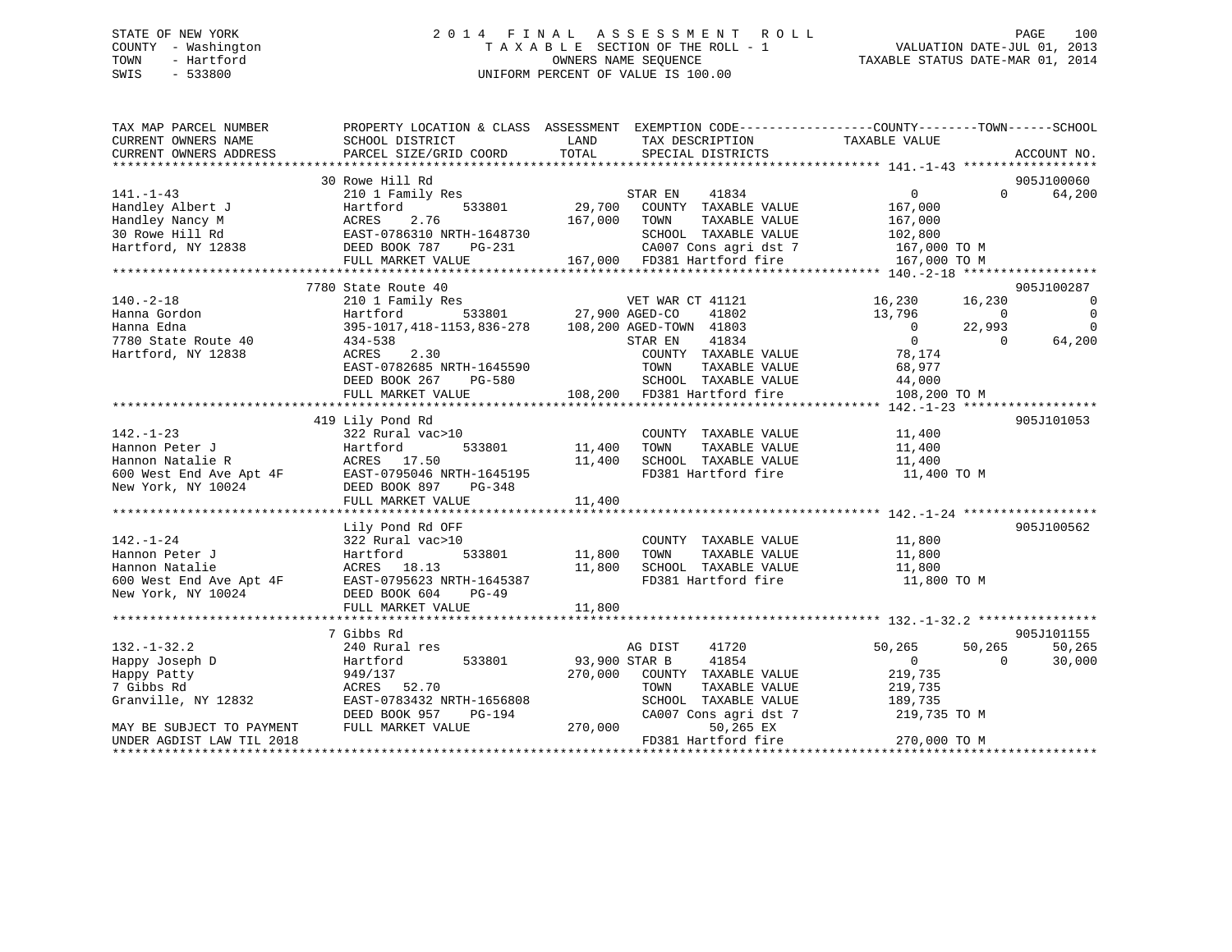STATE OF NEW YORK
COUNTY - Washington
TOWN - Hartford
SWIS - 533800

# 2014 FINAL ASSESSMENT ROLL
TAXABLE SECTION OF THE ROLL - 1
OWNERS NAME SEQUENCE
UNIFORM PERCENT OF VALUE IS 100.00

VALUATION DATE-JUL 01, 2013
TAXABLE STATUS DATE-MAR 01, 2014

```
TAX MAP PARCEL NUMBER          PROPERTY LOCATION & CLASS  ASSESSMENT  EXEMPTION CODE-----------------COUNTY--------TOWN------SCHOOL
CURRENT OWNERS NAME            SCHOOL DISTRICT               LAND      TAX DESCRIPTION            TAXABLE VALUE
CURRENT OWNERS ADDRESS         PARCEL SIZE/GRID COORD        TOTAL     SPECIAL DISTRICTS                                   ACCOUNT NO.
******************************************************************************************************* 141.-1-43 ******************
                             30 Rowe Hill Rd                                                                               905J100060
141.-1-43                    210 1 Family Res                    STAR EN     41834              0           0       64,200
Handley Albert J             Hartford        533801     29,700   COUNTY  TAXABLE VALUE      167,000
Handley Nancy M              ACRES    2.76             167,000   TOWN    TAXABLE VALUE      167,000
30 Rowe Hill Rd              EAST-0786310 NRTH-1648730           SCHOOL  TAXABLE VALUE      102,800
Hartford, NY 12838           DEED BOOK 787    PG-231             CA007 Cons agri dst 7       167,000 TO M
                             FULL MARKET VALUE         167,000   FD381 Hartford fire         167,000 TO M
******************************************************************************************************* 140.-2-18 ******************
                             7780 State Route 40                                                                           905J100287
140.-2-18                    210 1 Family Res                    VET WAR CT 41121         16,230      16,230            0
Hanna Gordon                 Hartford        533801     27,900 AGED-CO    41802          13,796           0            0
Hanna Edna                   395-1017,418-1153,836-278  108,200 AGED-TOWN  41803               0      22,993            0
7780 State Route 40          434-538                             STAR EN    41834               0           0       64,200
Hartford, NY 12838           ACRES    2.30                       COUNTY  TAXABLE VALUE       78,174
                             EAST-0782685 NRTH-1645590           TOWN    TAXABLE VALUE       68,977
                             DEED BOOK 267    PG-580             SCHOOL  TAXABLE VALUE       44,000
                             FULL MARKET VALUE         108,200   FD381 Hartford fire         108,200 TO M
******************************************************************************************************* 142.-1-23 ******************
                             419 Lily Pond Rd                                                                              905J101053
142.-1-23                    322 Rural vac>10                    COUNTY  TAXABLE VALUE       11,400
Hannon Peter J               Hartford        533801     11,400   TOWN    TAXABLE VALUE       11,400
Hannon Natalie R             ACRES   17.50              11,400   SCHOOL  TAXABLE VALUE       11,400
600 West End Ave Apt 4F      EAST-0795046 NRTH-1645195           FD381 Hartford fire          11,400 TO M
New York, NY 10024           DEED BOOK 897    PG-348
                             FULL MARKET VALUE          11,400
******************************************************************************************************* 142.-1-24 ******************
                             Lily Pond Rd OFF                                                                              905J100562
142.-1-24                    322 Rural vac>10                    COUNTY  TAXABLE VALUE       11,800
Hannon Peter J               Hartford        533801     11,800   TOWN    TAXABLE VALUE       11,800
Hannon Natalie               ACRES   18.13              11,800   SCHOOL  TAXABLE VALUE       11,800
600 West End Ave Apt 4F      EAST-0795623 NRTH-1645387           FD381 Hartford fire          11,800 TO M
New York, NY 10024           DEED BOOK 604    PG-49
                             FULL MARKET VALUE          11,800
******************************************************************************************************* 132.-1-32.2 ****************
                             7 Gibbs Rd                                                                                    905J101155
132.-1-32.2                  240 Rural res                       AG DIST     41720           50,265      50,265       50,265
Happy Joseph D               Hartford        533801     93,900 STAR B      41854                0           0       30,000
Happy Patty                  949/137                   270,000   COUNTY  TAXABLE VALUE      219,735
7 Gibbs Rd                   ACRES   52.70                       TOWN    TAXABLE VALUE      219,735
Granville, NY 12832          EAST-0783432 NRTH-1656808           SCHOOL  TAXABLE VALUE      189,735
                             DEED BOOK 957    PG-194             CA007 Cons agri dst 7       219,735 TO M
MAY BE SUBJECT TO PAYMENT    FULL MARKET VALUE         270,000         50,265 EX
UNDER AGDIST LAW TIL 2018                                        FD381 Hartford fire         270,000 TO M
************************************************************************************************************************************
```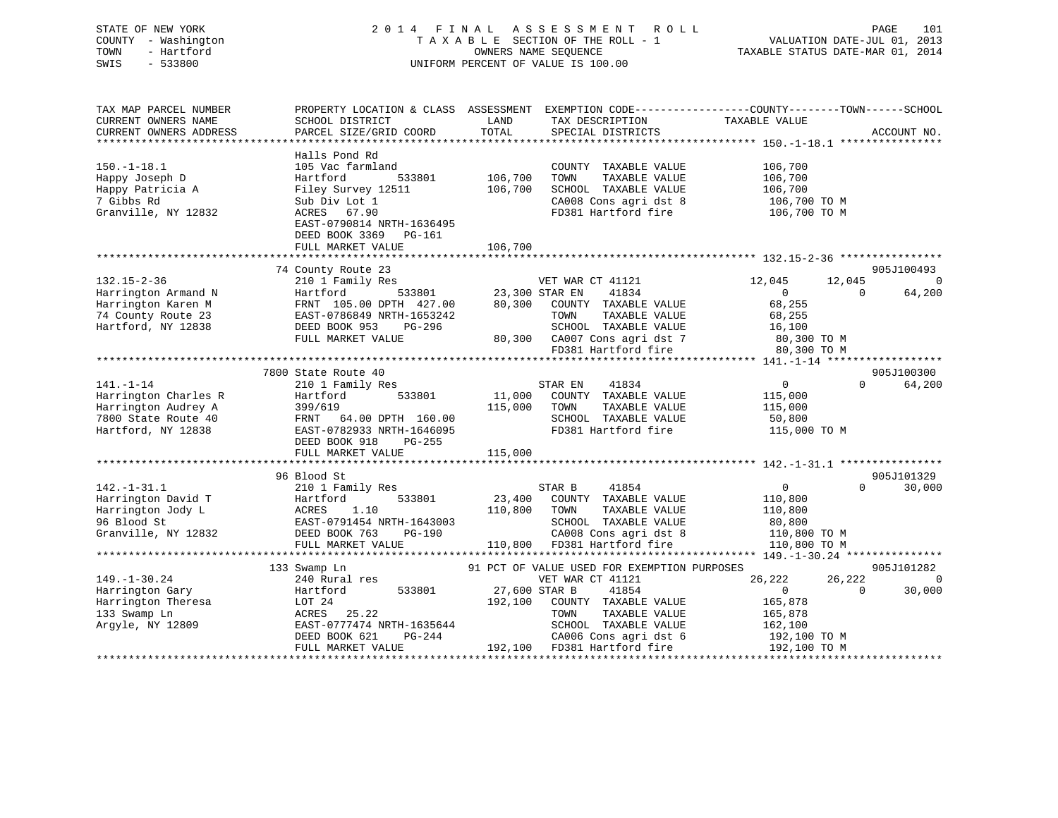STATE OF NEW YORK
COUNTY - Washington
TOWN - Hartford
SWIS - 533800

# 2014 FINAL ASSESSMENT ROLL

TAXABLE SECTION OF THE ROLL - 1
OWNERS NAME SEQUENCE
UNIFORM PERCENT OF VALUE IS 100.00

VALUATION DATE-JUL 01, 2013
TAXABLE STATUS DATE-MAR 01, 2014

```
TAX MAP PARCEL NUMBER          PROPERTY LOCATION & CLASS  ASSESSMENT  EXEMPTION CODE-----------------COUNTY--------TOWN------SCHOOL
CURRENT OWNERS NAME            SCHOOL DISTRICT               LAND     TAX DESCRIPTION            TAXABLE VALUE
CURRENT OWNERS ADDRESS         PARCEL SIZE/GRID COORD       TOTAL     SPECIAL DISTRICTS                                   ACCOUNT NO.
******************************************************************************************************* 150.-1-18.1 ****************
                               Halls Pond Rd
150.-1-18.1                    105 Vac farmland                       COUNTY  TAXABLE VALUE          106,700
Happy Joseph D                 Hartford          533801    106,700    TOWN    TAXABLE VALUE          106,700
Happy Patricia A               Filey Survey 12511          106,700    SCHOOL  TAXABLE VALUE          106,700
7 Gibbs Rd                     Sub Div Lot 1                          CA008 Cons agri dst 8           106,700 TO M
Granville, NY 12832            ACRES  67.90                           FD381 Hartford fire             106,700 TO M
                               EAST-0790814 NRTH-1636495
                               DEED BOOK 3369   PG-161
                               FULL MARKET VALUE           106,700
******************************************************************************************************* 132.15-2-36 ****************
                               74 County Route 23                                                                    905J100493
132.15-2-36                    210 1 Family Res                    VET WAR CT 41121            12,045      12,045           0
Harrington Armand N            Hartford          533801     23,300 STAR EN     41834                0           0      64,200
Harrington Karen M             FRNT 105.00 DPTH 427.00      80,300    COUNTY  TAXABLE VALUE           68,255
74 County Route 23             EAST-0786849 NRTH-1653242              TOWN    TAXABLE VALUE           68,255
Hartford, NY 12838             DEED BOOK 953    PG-296                SCHOOL  TAXABLE VALUE           16,100
                               FULL MARKET VALUE            80,300    CA007 Cons agri dst 7            80,300 TO M
                                                                      FD381 Hartford fire              80,300 TO M
******************************************************************************************************* 141.-1-14 ******************
                               7800 State Route 40                                                                   905J100300
141.-1-14                      210 1 Family Res                    STAR EN     41834                0           0      64,200
Harrington Charles R           Hartford          533801     11,000    COUNTY  TAXABLE VALUE          115,000
Harrington Audrey A            399/619                     115,000    TOWN    TAXABLE VALUE          115,000
7800 State Route 40            FRNT  64.00 DPTH 160.00                SCHOOL  TAXABLE VALUE           50,800
Hartford, NY 12838             EAST-0782933 NRTH-1646095              FD381 Hartford fire             115,000 TO M
                               DEED BOOK 918    PG-255
                               FULL MARKET VALUE           115,000
******************************************************************************************************* 142.-1-31.1 ****************
                               96 Blood St                                                                           905J101329
142.-1-31.1                    210 1 Family Res                    STAR B      41854                0           0      30,000
Harrington David T             Hartford          533801     23,400    COUNTY  TAXABLE VALUE          110,800
Harrington Jody L              ACRES   1.10                110,800    TOWN    TAXABLE VALUE          110,800
96 Blood St                    EAST-0791454 NRTH-1643003              SCHOOL  TAXABLE VALUE           80,800
Granville, NY 12832            DEED BOOK 763    PG-190                CA008 Cons agri dst 8           110,800 TO M
                               FULL MARKET VALUE           110,800    FD381 Hartford fire             110,800 TO M
******************************************************************************************************* 149.-1-30.24 ***************
                               133 Swamp Ln                 91 PCT OF VALUE USED FOR EXEMPTION PURPOSES              905J101282
149.-1-30.24                   240 Rural res                       VET WAR CT 41121            26,222      26,222           0
Harrington Gary                Hartford          533801     27,600 STAR B      41854                0           0      30,000
Harrington Theresa             LOT 24                      192,100    COUNTY  TAXABLE VALUE          165,878
133 Swamp Ln                   ACRES  25.22                           TOWN    TAXABLE VALUE          165,878
Argyle, NY 12809               EAST-0777474 NRTH-1635644              SCHOOL  TAXABLE VALUE          162,100
                               DEED BOOK 621    PG-244                CA006 Cons agri dst 6           192,100 TO M
                               FULL MARKET VALUE           192,100    FD381 Hartford fire             192,100 TO M
************************************************************************************************************************************
```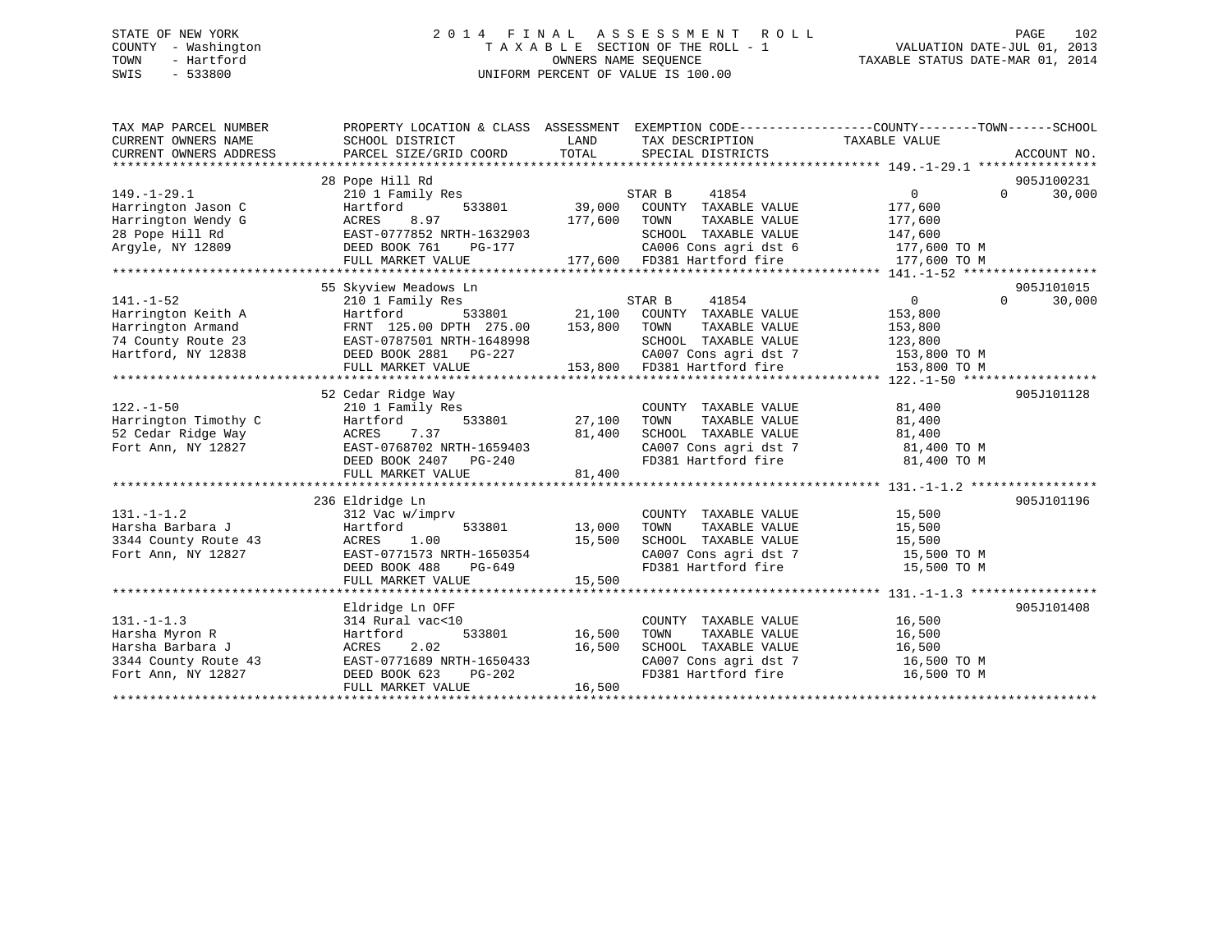STATE OF NEW YORK
COUNTY - Washington
TOWN - Hartford
SWIS - 533800

# 2014 FINAL ASSESSMENT ROLL

TAXABLE SECTION OF THE ROLL - 1
OWNERS NAME SEQUENCE
UNIFORM PERCENT OF VALUE IS 100.00

VALUATION DATE-JUL 01, 2013
TAXABLE STATUS DATE-MAR 01, 2014

```
TAX MAP PARCEL NUMBER          PROPERTY LOCATION & CLASS  ASSESSMENT  EXEMPTION CODE------------------COUNTY--------TOWN------SCHOOL
CURRENT OWNERS NAME            SCHOOL DISTRICT            LAND        TAX DESCRIPTION             TAXABLE VALUE
CURRENT OWNERS ADDRESS         PARCEL SIZE/GRID COORD     TOTAL       SPECIAL DISTRICTS                                    ACCOUNT NO.
******************************************************************************************************* 149.-1-29.1 ****************
                               28 Pope Hill Rd                                                                              905J100231
149.-1-29.1                    210 1 Family Res                       STAR B     41854                 0          0     30,000
Harrington Jason C             Hartford          533801      39,000   COUNTY  TAXABLE VALUE          177,600
Harrington Wendy G             ACRES    8.97                177,600   TOWN    TAXABLE VALUE          177,600
28 Pope Hill Rd                EAST-0777852 NRTH-1632903              SCHOOL  TAXABLE VALUE          147,600
Argyle, NY 12809               DEED BOOK 761    PG-177                CA006 Cons agri dst 6           177,600 TO M
                               FULL MARKET VALUE           177,600    FD381 Hartford fire             177,600 TO M
******************************************************************************************************* 141.-1-52 ******************
                               55 Skyview Meadows Ln                                                                        905J101015
141.-1-52                      210 1 Family Res                       STAR B     41854                 0          0     30,000
Harrington Keith A             Hartford          533801      21,100   COUNTY  TAXABLE VALUE          153,800
Harrington Armand              FRNT 125.00 DPTH 275.00     153,800    TOWN    TAXABLE VALUE          153,800
74 County Route 23             EAST-0787501 NRTH-1648998              SCHOOL  TAXABLE VALUE          123,800
Hartford, NY 12838             DEED BOOK 2881   PG-227                CA007 Cons agri dst 7           153,800 TO M
                               FULL MARKET VALUE           153,800    FD381 Hartford fire             153,800 TO M
******************************************************************************************************* 122.-1-50 ******************
                               52 Cedar Ridge Way                                                                           905J101128
122.-1-50                      210 1 Family Res                       COUNTY  TAXABLE VALUE           81,400
Harrington Timothy C           Hartford          533801      27,100   TOWN    TAXABLE VALUE           81,400
52 Cedar Ridge Way             ACRES    7.37                81,400    SCHOOL  TAXABLE VALUE           81,400
Fort Ann, NY 12827             EAST-0768702 NRTH-1659403              CA007 Cons agri dst 7            81,400 TO M
                               DEED BOOK 2407   PG-240                FD381 Hartford fire              81,400 TO M
                               FULL MARKET VALUE            81,400
******************************************************************************************************* 131.-1-1.2 *****************
                               236 Eldridge Ln                                                                              905J101196
131.-1-1.2                     312 Vac w/imprv                        COUNTY  TAXABLE VALUE           15,500
Harsha Barbara J               Hartford          533801      13,000   TOWN    TAXABLE VALUE           15,500
3344 County Route 43           ACRES    1.00                15,500    SCHOOL  TAXABLE VALUE           15,500
Fort Ann, NY 12827             EAST-0771573 NRTH-1650354              CA007 Cons agri dst 7            15,500 TO M
                               DEED BOOK 488    PG-649                FD381 Hartford fire              15,500 TO M
                               FULL MARKET VALUE            15,500
******************************************************************************************************* 131.-1-1.3 *****************
                               Eldridge Ln OFF                                                                              905J101408
131.-1-1.3                     314 Rural vac<10                       COUNTY  TAXABLE VALUE           16,500
Harsha Myron R                 Hartford          533801      16,500   TOWN    TAXABLE VALUE           16,500
Harsha Barbara J               ACRES    2.02                16,500    SCHOOL  TAXABLE VALUE           16,500
3344 County Route 43           EAST-0771689 NRTH-1650433              CA007 Cons agri dst 7            16,500 TO M
Fort Ann, NY 12827             DEED BOOK 623    PG-202                FD381 Hartford fire              16,500 TO M
                               FULL MARKET VALUE            16,500
************************************************************************************************************************************
```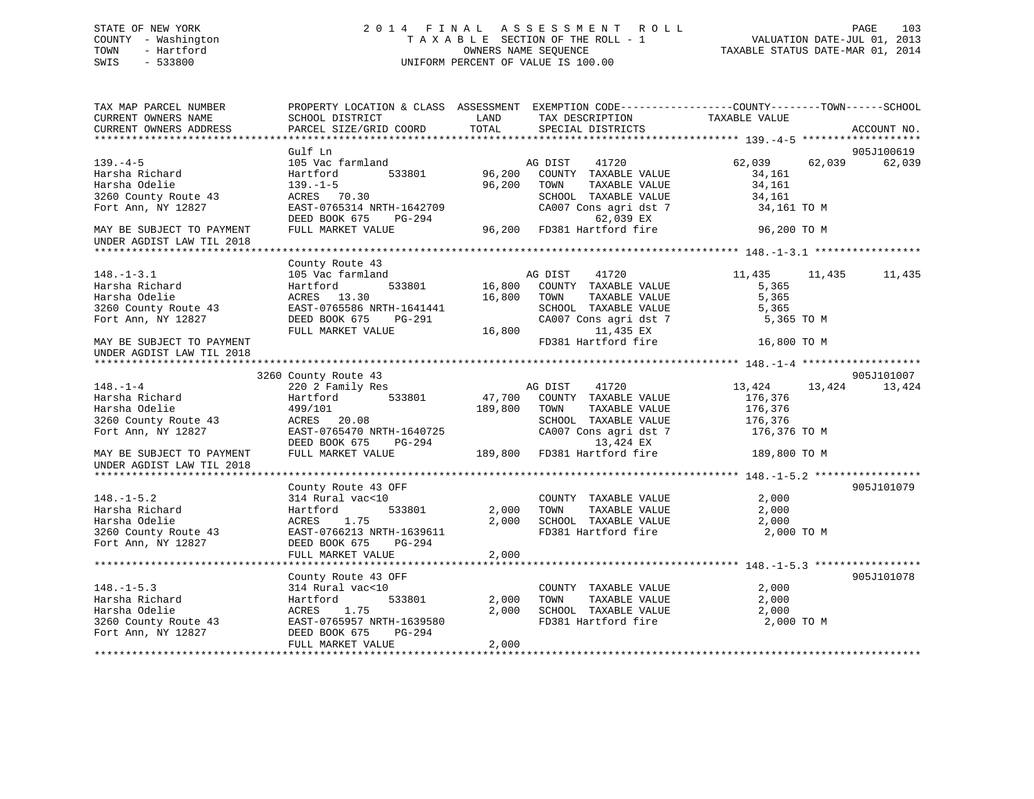STATE OF NEW YORK
COUNTY - Washington
TOWN - Hartford
SWIS - 533800

# 2014 FINAL ASSESSMENT ROLL
TAXABLE SECTION OF THE ROLL - 1
OWNERS NAME SEQUENCE
UNIFORM PERCENT OF VALUE IS 100.00

VALUATION DATE-JUL 01, 2013
TAXABLE STATUS DATE-MAR 01, 2014

```
TAX MAP PARCEL NUMBER          PROPERTY LOCATION & CLASS  ASSESSMENT  EXEMPTION CODE------------------COUNTY--------TOWN------SCHOOL
CURRENT OWNERS NAME            SCHOOL DISTRICT               LAND      TAX DESCRIPTION             TAXABLE VALUE
CURRENT OWNERS ADDRESS         PARCEL SIZE/GRID COORD        TOTAL     SPECIAL DISTRICTS                                      ACCOUNT NO.
******************************************************************************************************* 139.-4-5 *******************
                               Gulf Ln                                                                                    905J100619
139.-4-5                       105 Vac farmland                         AG DIST     41720            62,039     62,039     62,039
Harsha Richard                 Hartford          533801      96,200     COUNTY  TAXABLE VALUE           34,161
Harsha Odelie                  139.-1-5                      96,200     TOWN    TAXABLE VALUE           34,161
3260 County Route 43           ACRES   70.30                            SCHOOL  TAXABLE VALUE           34,161
Fort Ann, NY 12827             EAST-0765314 NRTH-1642709                CA007 Cons agri dst 7           34,161 TO M
                               DEED BOOK 675    PG-294                         62,039 EX
MAY BE SUBJECT TO PAYMENT      FULL MARKET VALUE             96,200     FD381 Hartford fire             96,200 TO M
UNDER AGDIST LAW TIL 2018
******************************************************************************************************* 148.-1-3.1 *****************
                               County Route 43
148.-1-3.1                     105 Vac farmland                         AG DIST     41720            11,435     11,435     11,435
Harsha Richard                 Hartford          533801      16,800     COUNTY  TAXABLE VALUE            5,365
Harsha Odelie                  ACRES   13.30                 16,800     TOWN    TAXABLE VALUE            5,365
3260 County Route 43           EAST-0765586 NRTH-1641441                SCHOOL  TAXABLE VALUE            5,365
Fort Ann, NY 12827             DEED BOOK 675    PG-291                  CA007 Cons agri dst 7            5,365 TO M
                               FULL MARKET VALUE             16,800            11,435 EX
MAY BE SUBJECT TO PAYMENT                                               FD381 Hartford fire             16,800 TO M
UNDER AGDIST LAW TIL 2018
******************************************************************************************************* 148.-1-4 *******************
                               3260 County Route 43                                                                       905J101007
148.-1-4                       220 2 Family Res                         AG DIST     41720            13,424     13,424     13,424
Harsha Richard                 Hartford          533801      47,700     COUNTY  TAXABLE VALUE          176,376
Harsha Odelie                  499/101                      189,800     TOWN    TAXABLE VALUE          176,376
3260 County Route 43           ACRES   20.08                            SCHOOL  TAXABLE VALUE          176,376
Fort Ann, NY 12827             EAST-0765470 NRTH-1640725                CA007 Cons agri dst 7          176,376 TO M
                               DEED BOOK 675    PG-294                         13,424 EX
MAY BE SUBJECT TO PAYMENT      FULL MARKET VALUE            189,800     FD381 Hartford fire            189,800 TO M
UNDER AGDIST LAW TIL 2018
******************************************************************************************************* 148.-1-5.2 *****************
                               County Route 43 OFF                                                                        905J101079
148.-1-5.2                     314 Rural vac<10                         COUNTY  TAXABLE VALUE            2,000
Harsha Richard                 Hartford          533801       2,000     TOWN    TAXABLE VALUE            2,000
Harsha Odelie                  ACRES    1.75                  2,000     SCHOOL  TAXABLE VALUE            2,000
3260 County Route 43           EAST-0766213 NRTH-1639611                FD381 Hartford fire              2,000 TO M
Fort Ann, NY 12827             DEED BOOK 675    PG-294
                               FULL MARKET VALUE              2,000
******************************************************************************************************* 148.-1-5.3 *****************
                               County Route 43 OFF                                                                        905J101078
148.-1-5.3                     314 Rural vac<10                         COUNTY  TAXABLE VALUE            2,000
Harsha Richard                 Hartford          533801       2,000     TOWN    TAXABLE VALUE            2,000
Harsha Odelie                  ACRES    1.75                  2,000     SCHOOL  TAXABLE VALUE            2,000
3260 County Route 43           EAST-0765957 NRTH-1639580                FD381 Hartford fire              2,000 TO M
Fort Ann, NY 12827             DEED BOOK 675    PG-294
                               FULL MARKET VALUE              2,000
************************************************************************************************************************************
```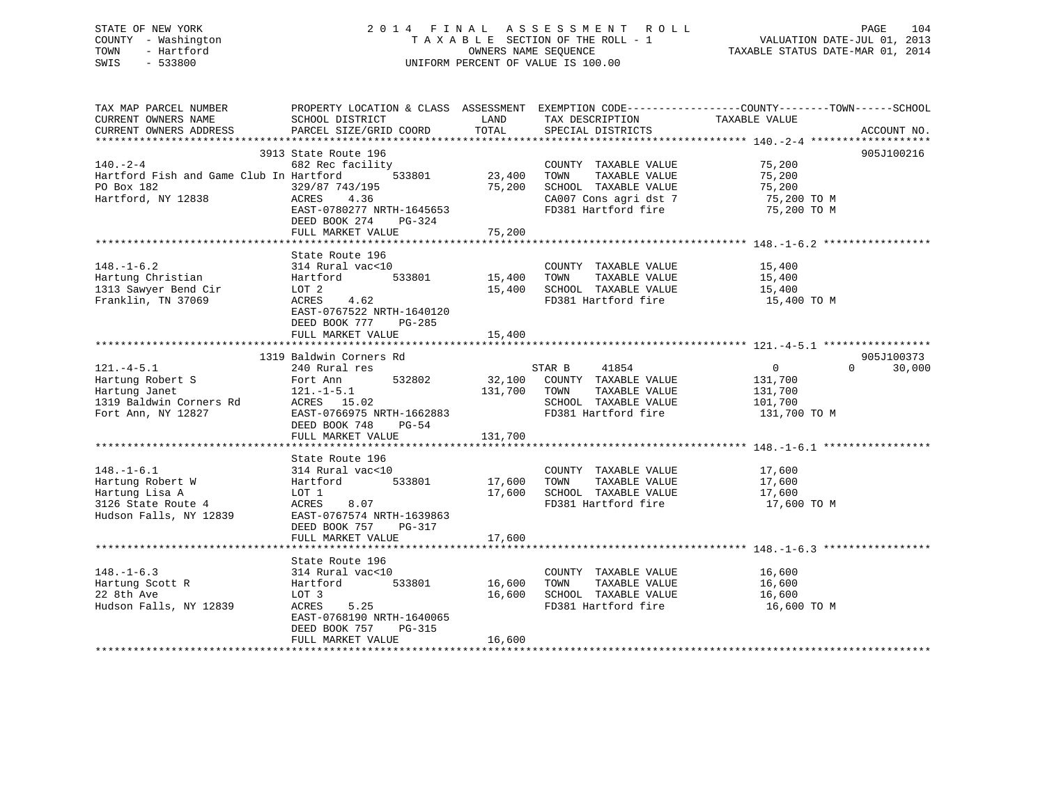STATE OF NEW YORK
COUNTY - Washington
TOWN - Hartford
SWIS - 533800

# 2014 FINAL ASSESSMENT ROLL

TAXABLE SECTION OF THE ROLL - 1
OWNERS NAME SEQUENCE
UNIFORM PERCENT OF VALUE IS 100.00

VALUATION DATE-JUL 01, 2013
TAXABLE STATUS DATE-MAR 01, 2014

| TAX MAP PARCEL NUMBER / CURRENT OWNERS NAME / CURRENT OWNERS ADDRESS | PROPERTY LOCATION & CLASS / SCHOOL DISTRICT / PARCEL SIZE/GRID COORD | ASSESSMENT LAND | TOTAL | EXEMPTION CODE / TAX DESCRIPTION / SPECIAL DISTRICTS | COUNTY | TOWN | SCHOOL / TAXABLE VALUE | ACCOUNT NO. |
|---|---|---|---|---|---|---|---|---|
| **140.-2-4** | 3913 State Route 196 | | | | | | | 905J100216 |
| | 682 Rec facility | | | COUNTY TAXABLE VALUE | 75,200 | | | |
| Hartford Fish and Game Club In | Hartford 533801 | 23,400 | | TOWN TAXABLE VALUE | | 75,200 | | |
| PO Box 182 | 329/87 743/195 | | 75,200 | SCHOOL TAXABLE VALUE | | | 75,200 | |
| Hartford, NY 12838 | ACRES 4.36 | | | CA007 Cons agri dst 7 | | | 75,200 TO M | |
| | EAST-0780277 NRTH-1645653 | | | FD381 Hartford fire | | | 75,200 TO M | |
| | DEED BOOK 274 PG-324 | | | | | | | |
| | FULL MARKET VALUE | | 75,200 | | | | | |
| **148.-1-6.2** | State Route 196 | | | | | | | |
| | 314 Rural vac<10 | | | COUNTY TAXABLE VALUE | 15,400 | | | |
| Hartung Christian | Hartford 533801 | 15,400 | | TOWN TAXABLE VALUE | | 15,400 | | |
| 1313 Sawyer Bend Cir | LOT 2 | | 15,400 | SCHOOL TAXABLE VALUE | | | 15,400 | |
| Franklin, TN 37069 | ACRES 4.62 | | | FD381 Hartford fire | | | 15,400 TO M | |
| | EAST-0767522 NRTH-1640120 | | | | | | | |
| | DEED BOOK 777 PG-285 | | | | | | | |
| | FULL MARKET VALUE | | 15,400 | | | | | |
| **121.-4-5.1** | 1319 Baldwin Corners Rd | | | | | | | 905J100373 |
| | 240 Rural res | | | STAR B 41854 | 0 | 0 | 30,000 | |
| Hartung Robert S | Fort Ann 532802 | 32,100 | | COUNTY TAXABLE VALUE | 131,700 | | | |
| Hartung Janet | 121.-1-5.1 | | 131,700 | TOWN TAXABLE VALUE | | 131,700 | | |
| 1319 Baldwin Corners Rd | ACRES 15.02 | | | SCHOOL TAXABLE VALUE | | | 101,700 | |
| Fort Ann, NY 12827 | EAST-0766975 NRTH-1662883 | | | FD381 Hartford fire | | | 131,700 TO M | |
| | DEED BOOK 748 PG-54 | | | | | | | |
| | FULL MARKET VALUE | | 131,700 | | | | | |
| **148.-1-6.1** | State Route 196 | | | | | | | |
| | 314 Rural vac<10 | | | COUNTY TAXABLE VALUE | 17,600 | | | |
| Hartung Robert W | Hartford 533801 | 17,600 | | TOWN TAXABLE VALUE | | 17,600 | | |
| Hartung Lisa A | LOT 1 | | 17,600 | SCHOOL TAXABLE VALUE | | | 17,600 | |
| 3126 State Route 4 | ACRES 8.07 | | | FD381 Hartford fire | | | 17,600 TO M | |
| Hudson Falls, NY 12839 | EAST-0767574 NRTH-1639863 | | | | | | | |
| | DEED BOOK 757 PG-317 | | | | | | | |
| | FULL MARKET VALUE | | 17,600 | | | | | |
| **148.-1-6.3** | State Route 196 | | | | | | | |
| | 314 Rural vac<10 | | | COUNTY TAXABLE VALUE | 16,600 | | | |
| Hartung Scott R | Hartford 533801 | 16,600 | | TOWN TAXABLE VALUE | | 16,600 | | |
| 22 8th Ave | LOT 3 | | 16,600 | SCHOOL TAXABLE VALUE | | | 16,600 | |
| Hudson Falls, NY 12839 | ACRES 5.25 | | | FD381 Hartford fire | | | 16,600 TO M | |
| | EAST-0768190 NRTH-1640065 | | | | | | | |
| | DEED BOOK 757 PG-315 | | | | | | | |
| | FULL MARKET VALUE | | 16,600 | | | | | |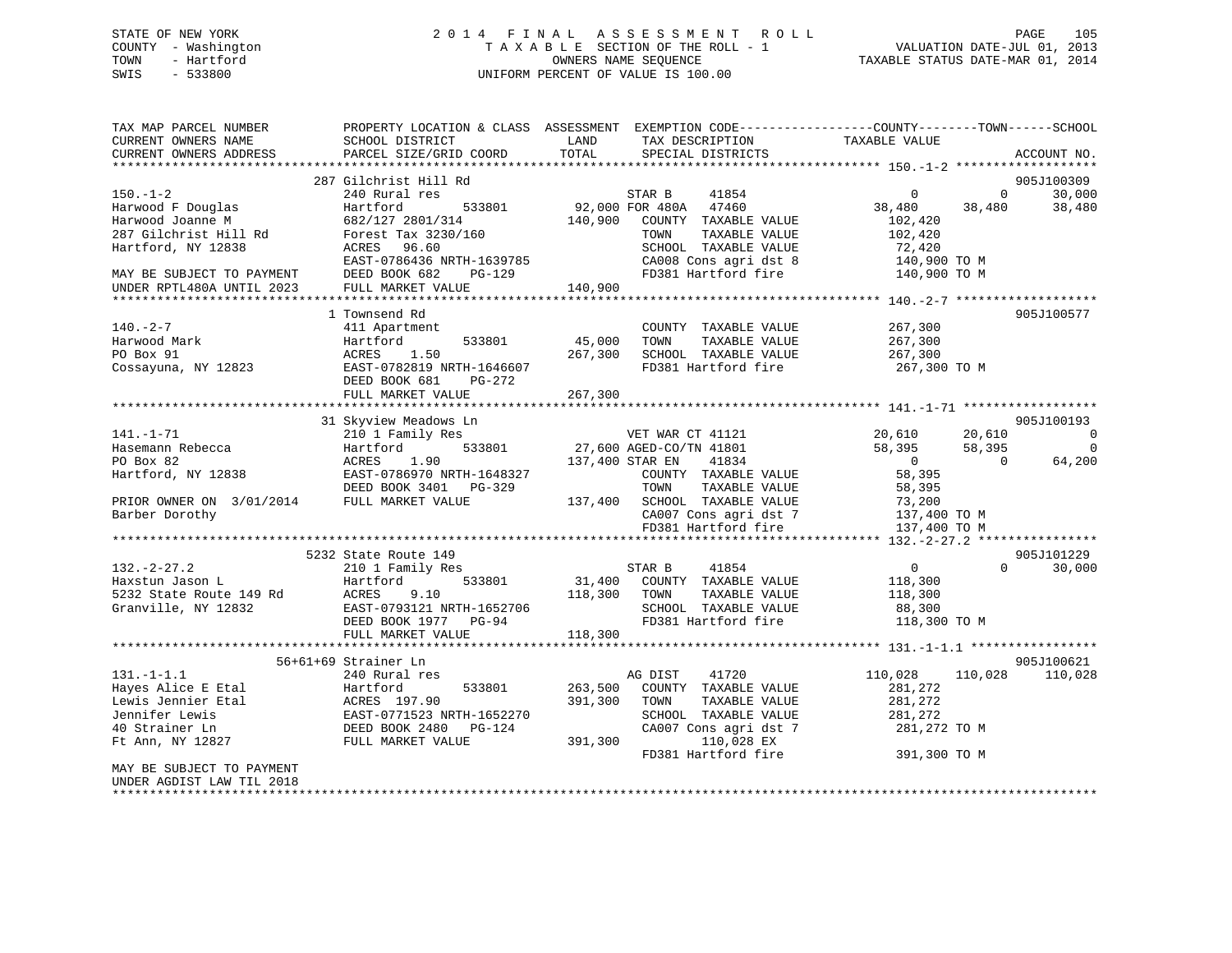STATE OF NEW YORK
COUNTY - Washington
TOWN - Hartford
SWIS - 533800

# 2014 FINAL ASSESSMENT ROLL
TAXABLE SECTION OF THE ROLL - 1
OWNERS NAME SEQUENCE
UNIFORM PERCENT OF VALUE IS 100.00

VALUATION DATE-JUL 01, 2013
TAXABLE STATUS DATE-MAR 01, 2014

```
TAX MAP PARCEL NUMBER          PROPERTY LOCATION & CLASS  ASSESSMENT  EXEMPTION CODE-----------------COUNTY--------TOWN------SCHOOL
CURRENT OWNERS NAME            SCHOOL DISTRICT             LAND        TAX DESCRIPTION              TAXABLE VALUE
CURRENT OWNERS ADDRESS         PARCEL SIZE/GRID COORD      TOTAL       SPECIAL DISTRICTS                                    ACCOUNT NO.
************************************************************************************************************ 150.-1-2 *******************
                               287 Gilchrist Hill Rd                                                                         905J100309
150.-1-2                       240 Rural res                       STAR B     41854                  0            0       30,000
Harwood F Douglas              Hartford        533801      92,000 FOR 480A   47460            38,480       38,480      38,480
Harwood Joanne M               682/127 2801/314           140,900   COUNTY  TAXABLE VALUE        102,420
287 Gilchrist Hill Rd          Forest Tax 3230/160                   TOWN    TAXABLE VALUE        102,420
Hartford, NY 12838             ACRES  96.60                          SCHOOL  TAXABLE VALUE         72,420
                               EAST-0786436 NRTH-1639785             CA008 Cons agri dst 8        140,900 TO M
MAY BE SUBJECT TO PAYMENT      DEED BOOK 682    PG-129               FD381 Hartford fire          140,900 TO M
UNDER RPTL480A UNTIL 2023      FULL MARKET VALUE          140,900
************************************************************************************************************ 140.-2-7 *******************
                               1 Townsend Rd                                                                                 905J100577
140.-2-7                       411 Apartment                         COUNTY  TAXABLE VALUE        267,300
Harwood Mark                   Hartford        533801      45,000   TOWN    TAXABLE VALUE        267,300
PO Box 91                      ACRES   1.50               267,300   SCHOOL  TAXABLE VALUE        267,300
Cossayuna, NY 12823            EAST-0782819 NRTH-1646607             FD381 Hartford fire          267,300 TO M
                               DEED BOOK 681    PG-272
                               FULL MARKET VALUE          267,300
************************************************************************************************************ 141.-1-71 ******************
                               31 Skyview Meadows Ln                                                                         905J100193
141.-1-71                      210 1 Family Res                    VET WAR CT 41121             20,610       20,610           0
Hasemann Rebecca               Hartford        533801      27,600 AGED-CO/TN 41801             58,395       58,395           0
PO Box 82                      ACRES   1.90               137,400 STAR EN    41834                  0            0       64,200
Hartford, NY 12838             EAST-0786970 NRTH-1648327             COUNTY  TAXABLE VALUE         58,395
                               DEED BOOK 3401   PG-329               TOWN    TAXABLE VALUE         58,395
PRIOR OWNER ON  3/01/2014      FULL MARKET VALUE          137,400   SCHOOL  TAXABLE VALUE         73,200
Barber Dorothy                                                       CA007 Cons agri dst 7        137,400 TO M
                                                                     FD381 Hartford fire          137,400 TO M
************************************************************************************************************ 132.-2-27.2 ****************
                               5232 State Route 149                                                                          905J101229
132.-2-27.2                    210 1 Family Res                    STAR B     41854                  0            0       30,000
Haxstun Jason L                Hartford        533801      31,400   COUNTY  TAXABLE VALUE        118,300
5232 State Route 149 Rd        ACRES   9.10               118,300   TOWN    TAXABLE VALUE        118,300
Granville, NY 12832            EAST-0793121 NRTH-1652706             SCHOOL  TAXABLE VALUE         88,300
                               DEED BOOK 1977   PG-94                FD381 Hartford fire          118,300 TO M
                               FULL MARKET VALUE          118,300
************************************************************************************************************ 131.-1-1.1 *****************
                               56+61+69 Strainer Ln                                                                          905J100621
131.-1-1.1                     240 Rural res                       AG DIST    41720            110,028      110,028     110,028
Hayes Alice E Etal             Hartford        533801     263,500   COUNTY  TAXABLE VALUE        281,272
Lewis Jennier Etal             ACRES 197.90               391,300   TOWN    TAXABLE VALUE        281,272
Jennifer Lewis                 EAST-0771523 NRTH-1652270             SCHOOL  TAXABLE VALUE        281,272
40 Strainer Ln                 DEED BOOK 2480   PG-124               CA007 Cons agri dst 7        281,272 TO M
Ft Ann, NY 12827               FULL MARKET VALUE          391,300             110,028 EX
                                                                     FD381 Hartford fire          391,300 TO M
MAY BE SUBJECT TO PAYMENT
UNDER AGDIST LAW TIL 2018
************************************************************************************************************************************
```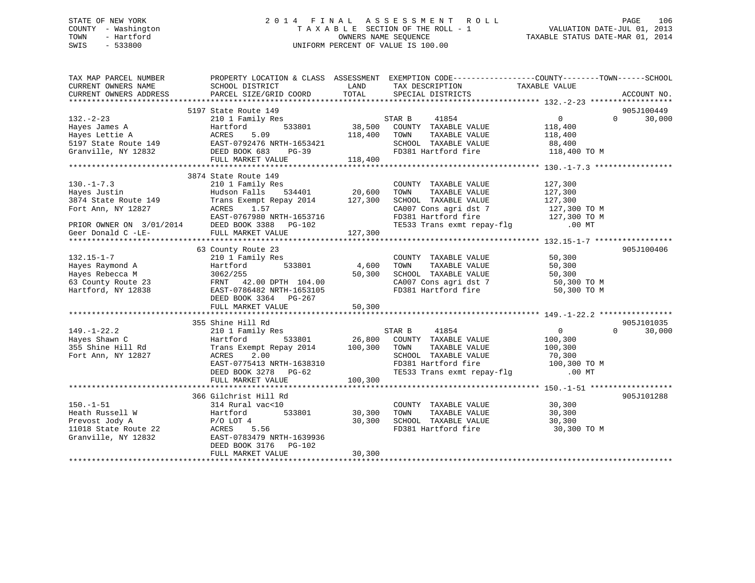STATE OF NEW YORK
COUNTY - Washington
TOWN - Hartford
SWIS - 533800

2014 FINAL ASSESSMENT ROLL
TAXABLE SECTION OF THE ROLL - 1
OWNERS NAME SEQUENCE
UNIFORM PERCENT OF VALUE IS 100.00

VALUATION DATE-JUL 01, 2013
TAXABLE STATUS DATE-MAR 01, 2014

| TAX MAP PARCEL NUMBER / CURRENT OWNERS NAME / CURRENT OWNERS ADDRESS | PROPERTY LOCATION & CLASS / SCHOOL DISTRICT / PARCEL SIZE/GRID COORD | ASSESSMENT LAND / TOTAL | EXEMPTION CODE / TAX DESCRIPTION / SPECIAL DISTRICTS | COUNTY TAXABLE VALUE | TOWN | SCHOOL | ACCOUNT NO. |
|---|---|---|---|---|---|---|---|
| **132.-2-23** | 5197 State Route 149 | | | | | | 905J100449 |
| Hayes James A | 210 1 Family Res | | STAR B 41854 | 0 | 0 | 30,000 | |
| Hayes Lettie A | Hartford 533801 | 38,500 | COUNTY TAXABLE VALUE | 118,400 | | | |
| 5197 State Route 149 | ACRES 5.09 | 118,400 | TOWN TAXABLE VALUE | 118,400 | | | |
| Granville, NY 12832 | EAST-0792476 NRTH-1653421 | | SCHOOL TAXABLE VALUE | 88,400 | | | |
| | DEED BOOK 683 PG-39 | | FD381 Hartford fire | 118,400 TO M | | | |
| | FULL MARKET VALUE | 118,400 | | | | | |
| **130.-1-7.3** | 3874 State Route 149 | | | | | | |
| Hayes Justin | 210 1 Family Res | | COUNTY TAXABLE VALUE | 127,300 | | | |
| 3874 State Route 149 | Hudson Falls 534401 | 20,600 | TOWN TAXABLE VALUE | 127,300 | | | |
| Fort Ann, NY 12827 | Trans Exempt Repay 2014 | 127,300 | SCHOOL TAXABLE VALUE | 127,300 | | | |
| | ACRES 1.57 | | CA007 Cons agri dst 7 | 127,300 TO M | | | |
| | EAST-0767980 NRTH-1653716 | | FD381 Hartford fire | 127,300 TO M | | | |
| PRIOR OWNER ON 3/01/2014 | DEED BOOK 3388 PG-102 | | TE533 Trans exmt repay-flg | .00 MT | | | |
| Geer Donald C -LE- | FULL MARKET VALUE | 127,300 | | | | | |
| **132.15-1-7** | 63 County Route 23 | | | | | | 905J100406 |
| Hayes Raymond A | 210 1 Family Res | | COUNTY TAXABLE VALUE | 50,300 | | | |
| Hayes Rebecca M | Hartford 533801 | 4,600 | TOWN TAXABLE VALUE | 50,300 | | | |
| 63 County Route 23 | 3062/255 | 50,300 | SCHOOL TAXABLE VALUE | 50,300 | | | |
| Hartford, NY 12838 | FRNT 42.00 DPTH 104.00 | | CA007 Cons agri dst 7 | 50,300 TO M | | | |
| | EAST-0786482 NRTH-1653105 | | FD381 Hartford fire | 50,300 TO M | | | |
| | DEED BOOK 3364 PG-267 | | | | | | |
| | FULL MARKET VALUE | 50,300 | | | | | |
| **149.-1-22.2** | 355 Shine Hill Rd | | | | | | 905J101035 |
| Hayes Shawn C | 210 1 Family Res | | STAR B 41854 | 0 | 0 | 30,000 | |
| 355 Shine Hill Rd | Hartford 533801 | 26,800 | COUNTY TAXABLE VALUE | 100,300 | | | |
| Fort Ann, NY 12827 | Trans Exempt Repay 2014 | 100,300 | TOWN TAXABLE VALUE | 100,300 | | | |
| | ACRES 2.00 | | SCHOOL TAXABLE VALUE | 70,300 | | | |
| | EAST-0775413 NRTH-1638310 | | FD381 Hartford fire | 100,300 TO M | | | |
| | DEED BOOK 3278 PG-62 | | TE533 Trans exmt repay-flg | .00 MT | | | |
| | FULL MARKET VALUE | 100,300 | | | | | |
| **150.-1-51** | 366 Gilchrist Hill Rd | | | | | | 905J101288 |
| Heath Russell W | 314 Rural vac<10 | | COUNTY TAXABLE VALUE | 30,300 | | | |
| Prevost Jody A | Hartford 533801 | 30,300 | TOWN TAXABLE VALUE | 30,300 | | | |
| 11018 State Route 22 | P/O LOT 4 | 30,300 | SCHOOL TAXABLE VALUE | 30,300 | | | |
| Granville, NY 12832 | ACRES 5.56 | | FD381 Hartford fire | 30,300 TO M | | | |
| | EAST-0783479 NRTH-1639936 | | | | | | |
| | DEED BOOK 3176 PG-102 | | | | | | |
| | FULL MARKET VALUE | 30,300 | | | | | |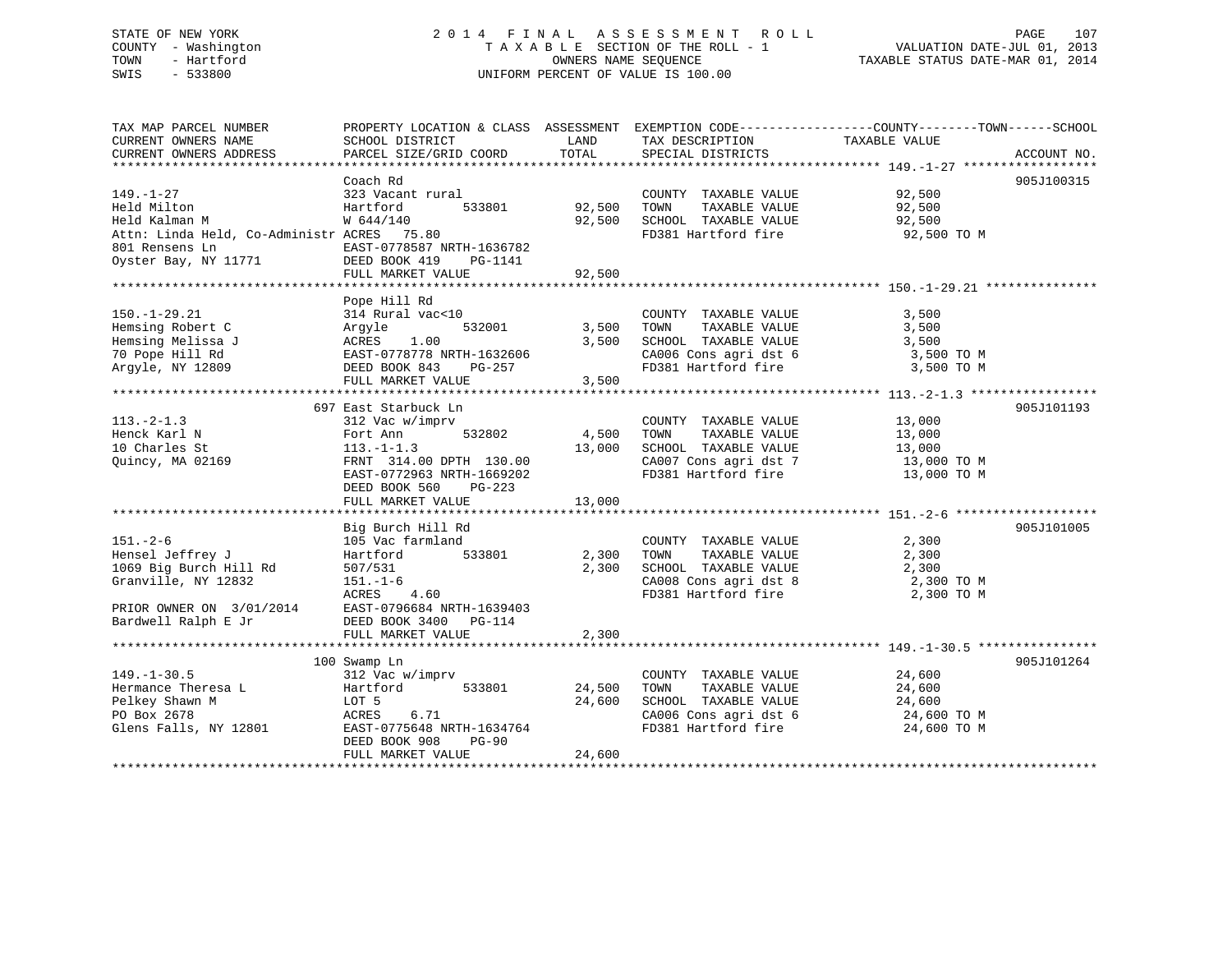STATE OF NEW YORK
COUNTY - Washington
TOWN - Hartford
SWIS - 533800

2014 FINAL ASSESSMENT ROLL
TAXABLE SECTION OF THE ROLL - 1
OWNERS NAME SEQUENCE
UNIFORM PERCENT OF VALUE IS 100.00

VALUATION DATE-JUL 01, 2013
TAXABLE STATUS DATE-MAR 01, 2014

| TAX MAP PARCEL NUMBER / CURRENT OWNERS NAME / CURRENT OWNERS ADDRESS | PROPERTY LOCATION & CLASS / SCHOOL DISTRICT / PARCEL SIZE/GRID COORD | ASSESSMENT LAND | TOTAL | EXEMPTION CODE / TAX DESCRIPTION / SPECIAL DISTRICTS | COUNTY--------TOWN------SCHOOL TAXABLE VALUE | ACCOUNT NO. |
|---|---|---|---|---|---|---|
| **149.-1-27** | Coach Rd | | | | | 905J100315 |
| 149.-1-27 | 323 Vacant rural | | | COUNTY TAXABLE VALUE | 92,500 | |
| Held Milton | Hartford 533801 | 92,500 | | TOWN TAXABLE VALUE | 92,500 | |
| Held Kalman M | W 644/140 | | 92,500 | SCHOOL TAXABLE VALUE | 92,500 | |
| Attn: Linda Held, Co-Administr | ACRES 75.80 | | | FD381 Hartford fire | 92,500 TO M | |
| 801 Rensens Ln | EAST-0778587 NRTH-1636782 | | | | | |
| Oyster Bay, NY 11771 | DEED BOOK 419 PG-1141 | | | | | |
| | FULL MARKET VALUE | | 92,500 | | | |
| **150.-1-29.21** | Pope Hill Rd | | | | | |
| 150.-1-29.21 | 314 Rural vac<10 | | | COUNTY TAXABLE VALUE | 3,500 | |
| Hemsing Robert C | Argyle 532001 | 3,500 | | TOWN TAXABLE VALUE | 3,500 | |
| Hemsing Melissa J | ACRES 1.00 | | 3,500 | SCHOOL TAXABLE VALUE | 3,500 | |
| 70 Pope Hill Rd | EAST-0778778 NRTH-1632606 | | | CA006 Cons agri dst 6 | 3,500 TO M | |
| Argyle, NY 12809 | DEED BOOK 843 PG-257 | | | FD381 Hartford fire | 3,500 TO M | |
| | FULL MARKET VALUE | | 3,500 | | | |
| **113.-2-1.3** | 697 East Starbuck Ln | | | | | 905J101193 |
| 113.-2-1.3 | 312 Vac w/imprv | | | COUNTY TAXABLE VALUE | 13,000 | |
| Henck Karl N | Fort Ann 532802 | 4,500 | | TOWN TAXABLE VALUE | 13,000 | |
| 10 Charles St | 113.-1-1.3 | | 13,000 | SCHOOL TAXABLE VALUE | 13,000 | |
| Quincy, MA 02169 | FRNT 314.00 DPTH 130.00 | | | CA007 Cons agri dst 7 | 13,000 TO M | |
| | EAST-0772963 NRTH-1669202 | | | FD381 Hartford fire | 13,000 TO M | |
| | DEED BOOK 560 PG-223 | | | | | |
| | FULL MARKET VALUE | | 13,000 | | | |
| **151.-2-6** | Big Burch Hill Rd | | | | | 905J101005 |
| 151.-2-6 | 105 Vac farmland | | | COUNTY TAXABLE VALUE | 2,300 | |
| Hensel Jeffrey J | Hartford 533801 | 2,300 | | TOWN TAXABLE VALUE | 2,300 | |
| 1069 Big Burch Hill Rd | 507/531 | | 2,300 | SCHOOL TAXABLE VALUE | 2,300 | |
| Granville, NY 12832 | 151.-1-6 | | | CA008 Cons agri dst 8 | 2,300 TO M | |
| | ACRES 4.60 | | | FD381 Hartford fire | 2,300 TO M | |
| PRIOR OWNER ON 3/01/2014 | EAST-0796684 NRTH-1639403 | | | | | |
| Bardwell Ralph E Jr | DEED BOOK 3400 PG-114 | | | | | |
| | FULL MARKET VALUE | | 2,300 | | | |
| **149.-1-30.5** | 100 Swamp Ln | | | | | 905J101264 |
| 149.-1-30.5 | 312 Vac w/imprv | | | COUNTY TAXABLE VALUE | 24,600 | |
| Hermance Theresa L | Hartford 533801 | 24,500 | | TOWN TAXABLE VALUE | 24,600 | |
| Pelkey Shawn M | LOT 5 | | 24,600 | SCHOOL TAXABLE VALUE | 24,600 | |
| PO Box 2678 | ACRES 6.71 | | | CA006 Cons agri dst 6 | 24,600 TO M | |
| Glens Falls, NY 12801 | EAST-0775648 NRTH-1634764 | | | FD381 Hartford fire | 24,600 TO M | |
| | DEED BOOK 908 PG-90 | | | | | |
| | FULL MARKET VALUE | | 24,600 | | | |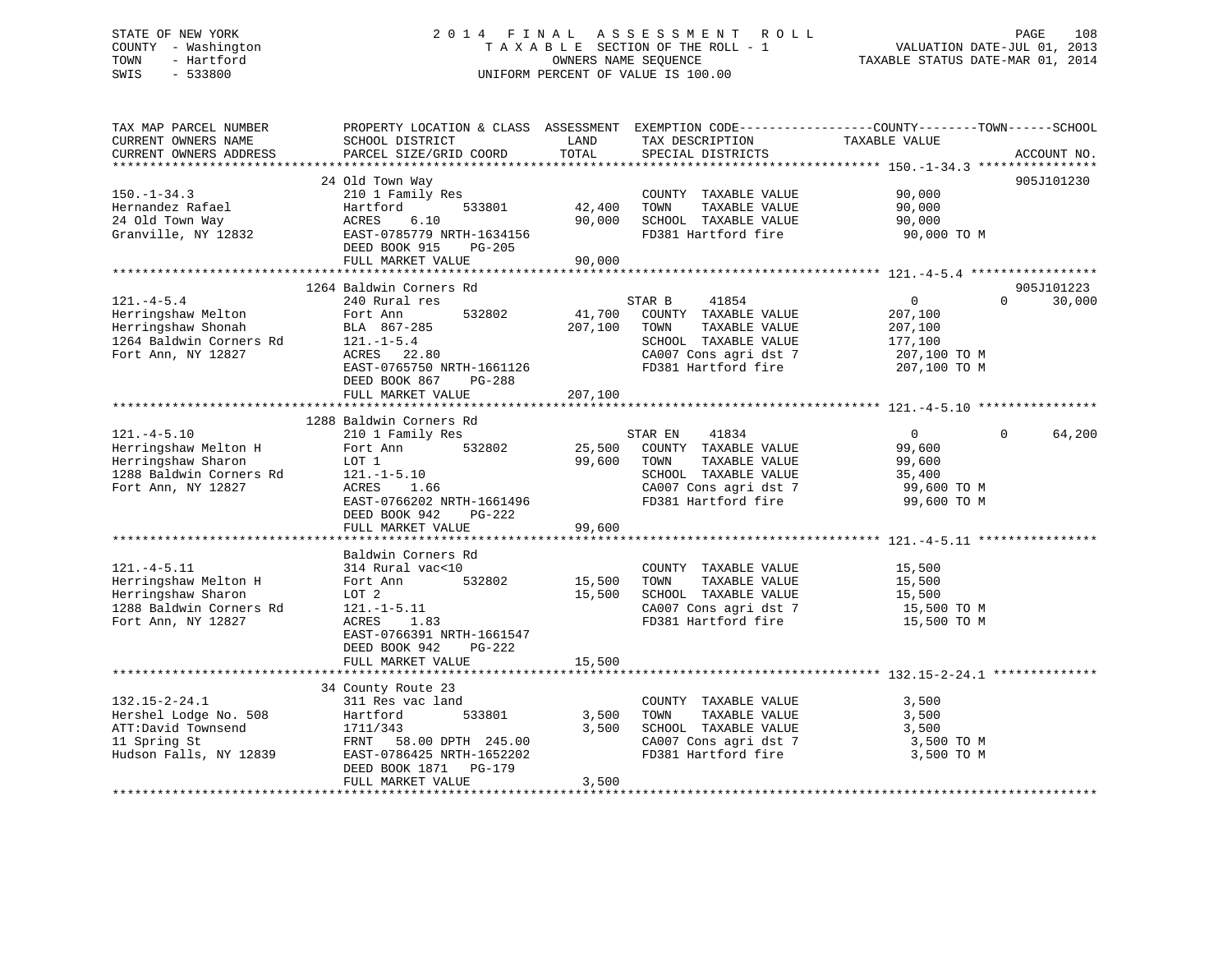STATE OF NEW YORK · COUNTY - Washington · TOWN - Hartford · SWIS - 533800

# 2014 FINAL ASSESSMENT ROLL

TAXABLE SECTION OF THE ROLL - 1 · OWNERS NAME SEQUENCE · UNIFORM PERCENT OF VALUE IS 100.00

VALUATION DATE-JUL 01, 2013 · TAXABLE STATUS DATE-MAR 01, 2014

| TAX MAP PARCEL NUMBER / CURRENT OWNERS NAME / CURRENT OWNERS ADDRESS | PROPERTY LOCATION & CLASS / SCHOOL DISTRICT / PARCEL SIZE/GRID COORD | ASSESSMENT LAND / TOTAL | EXEMPTION CODE / TAX DESCRIPTION / SPECIAL DISTRICTS | COUNTY TAXABLE VALUE | TOWN | SCHOOL | ACCOUNT NO. |
|---|---|---|---|---|---|---|---|
| **150.-1-34.3** | 24 Old Town Way | | | | | | 905J101230 |
| Hernandez Rafael | 210 1 Family Res | | COUNTY TAXABLE VALUE | 90,000 | | | |
| 24 Old Town Way | Hartford 533801 | 42,400 | TOWN TAXABLE VALUE | 90,000 | | | |
| Granville, NY 12832 | ACRES 6.10 | 90,000 | SCHOOL TAXABLE VALUE | 90,000 | | | |
| | EAST-0785779 NRTH-1634156 | | FD381 Hartford fire | 90,000 TO M | | | |
| | DEED BOOK 915 PG-205 | | | | | | |
| | FULL MARKET VALUE | 90,000 | | | | | |
| **121.-4-5.4** | 1264 Baldwin Corners Rd | | | | | | 905J101223 |
| Herringshaw Melton | 240 Rural res | | STAR B 41854 | 0 | 0 | 30,000 | |
| Herringshaw Shonah | Fort Ann 532802 | 41,700 | COUNTY TAXABLE VALUE | 207,100 | | | |
| 1264 Baldwin Corners Rd | BLA 867-285 | 207,100 | TOWN TAXABLE VALUE | 207,100 | | | |
| Fort Ann, NY 12827 | 121.-1-5.4 | | SCHOOL TAXABLE VALUE | 177,100 | | | |
| | ACRES 22.80 | | CA007 Cons agri dst 7 | 207,100 TO M | | | |
| | EAST-0765750 NRTH-1661126 | | FD381 Hartford fire | 207,100 TO M | | | |
| | DEED BOOK 867 PG-288 | | | | | | |
| | FULL MARKET VALUE | 207,100 | | | | | |
| **121.-4-5.10** | 1288 Baldwin Corners Rd | | | | | | |
| Herringshaw Melton H | 210 1 Family Res | | STAR EN 41834 | 0 | 0 | 64,200 | |
| Herringshaw Sharon | Fort Ann 532802 | 25,500 | COUNTY TAXABLE VALUE | 99,600 | | | |
| 1288 Baldwin Corners Rd | LOT 1 | 99,600 | TOWN TAXABLE VALUE | 99,600 | | | |
| Fort Ann, NY 12827 | 121.-1-5.10 | | SCHOOL TAXABLE VALUE | 35,400 | | | |
| | ACRES 1.66 | | CA007 Cons agri dst 7 | 99,600 TO M | | | |
| | EAST-0766202 NRTH-1661496 | | FD381 Hartford fire | 99,600 TO M | | | |
| | DEED BOOK 942 PG-222 | | | | | | |
| | FULL MARKET VALUE | 99,600 | | | | | |
| **121.-4-5.11** | Baldwin Corners Rd | | | | | | |
| Herringshaw Melton H | 314 Rural vac<10 | | COUNTY TAXABLE VALUE | 15,500 | | | |
| Herringshaw Sharon | Fort Ann 532802 | 15,500 | TOWN TAXABLE VALUE | 15,500 | | | |
| 1288 Baldwin Corners Rd | LOT 2 | 15,500 | SCHOOL TAXABLE VALUE | 15,500 | | | |
| Fort Ann, NY 12827 | 121.-1-5.11 | | CA007 Cons agri dst 7 | 15,500 TO M | | | |
| | ACRES 1.83 | | FD381 Hartford fire | 15,500 TO M | | | |
| | EAST-0766391 NRTH-1661547 | | | | | | |
| | DEED BOOK 942 PG-222 | | | | | | |
| | FULL MARKET VALUE | 15,500 | | | | | |
| **132.15-2-24.1** | 34 County Route 23 | | | | | | |
| Hershel Lodge No. 508 | 311 Res vac land | | COUNTY TAXABLE VALUE | 3,500 | | | |
| ATT:David Townsend | Hartford 533801 | 3,500 | TOWN TAXABLE VALUE | 3,500 | | | |
| 11 Spring St | 1711/343 | 3,500 | SCHOOL TAXABLE VALUE | 3,500 | | | |
| Hudson Falls, NY 12839 | FRNT 58.00 DPTH 245.00 | | CA007 Cons agri dst 7 | 3,500 TO M | | | |
| | EAST-0786425 NRTH-1652202 | | FD381 Hartford fire | 3,500 TO M | | | |
| | DEED BOOK 1871 PG-179 | | | | | | |
| | FULL MARKET VALUE | 3,500 | | | | | |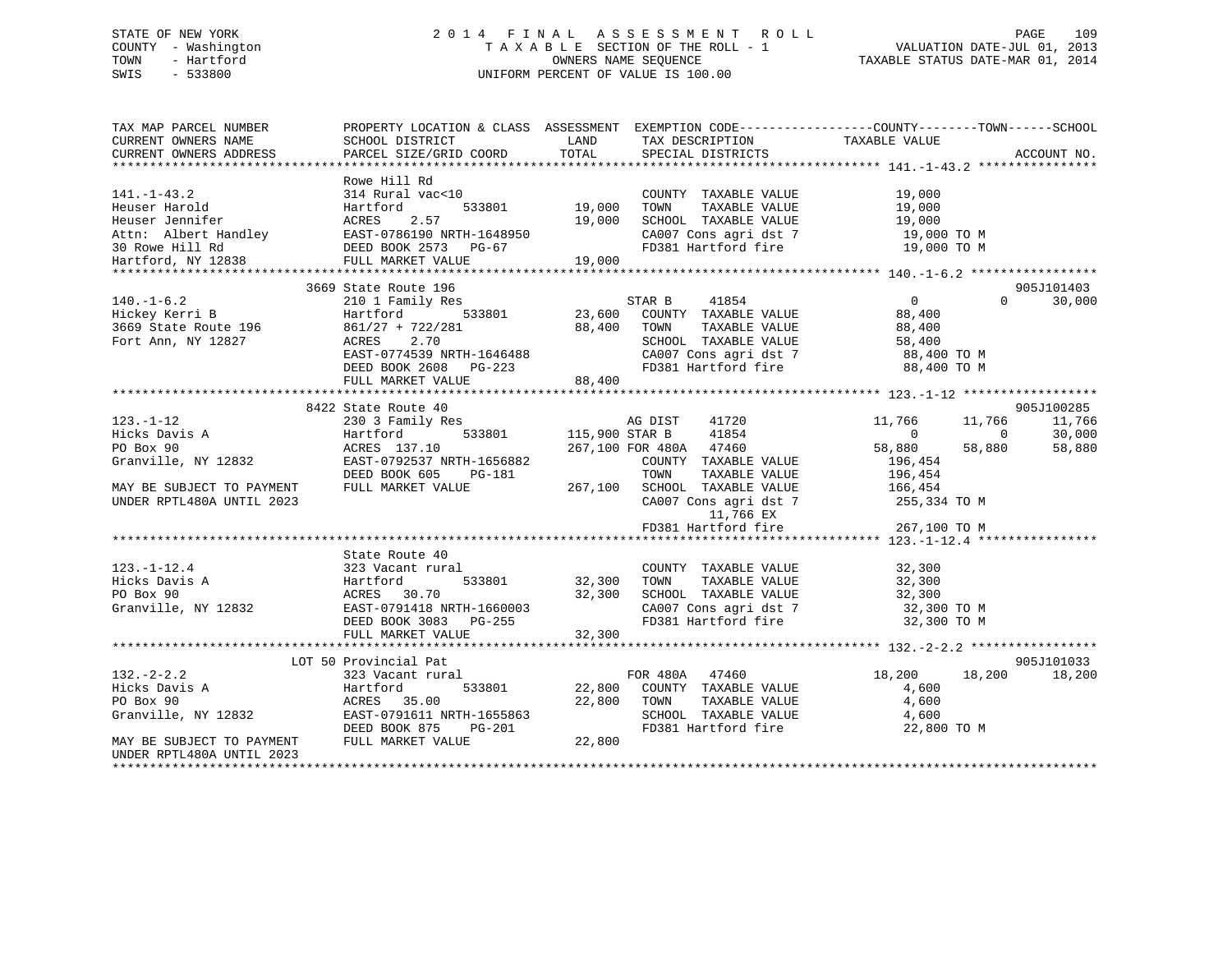STATE OF NEW YORK
COUNTY - Washington
TOWN - Hartford
SWIS - 533800

2 0 1 4 F I N A L A S S E S S M E N T R O L L
T A X A B L E SECTION OF THE ROLL - 1
OWNERS NAME SEQUENCE
UNIFORM PERCENT OF VALUE IS 100.00

VALUATION DATE-JUL 01, 2013
TAXABLE STATUS DATE-MAR 01, 2014

```
TAX MAP PARCEL NUMBER          PROPERTY LOCATION & CLASS  ASSESSMENT  EXEMPTION CODE------------------COUNTY--------TOWN------SCHOOL
CURRENT OWNERS NAME            SCHOOL DISTRICT               LAND      TAX DESCRIPTION            TAXABLE VALUE
CURRENT OWNERS ADDRESS         PARCEL SIZE/GRID COORD       TOTAL      SPECIAL DISTRICTS                                    ACCOUNT NO.
******************************************************************************************************* 141.-1-43.2 ****************
                               Rowe Hill Rd
141.-1-43.2                    314 Rural vac<10                        COUNTY  TAXABLE VALUE            19,000
Heuser Harold                  Hartford          533801      19,000    TOWN    TAXABLE VALUE            19,000
Heuser Jennifer                ACRES    2.57                 19,000    SCHOOL  TAXABLE VALUE            19,000
Attn:  Albert Handley          EAST-0786190 NRTH-1648950               CA007 Cons agri dst 7             19,000 TO M
30 Rowe Hill Rd                DEED BOOK 2573   PG-67                  FD381 Hartford fire               19,000 TO M
Hartford, NY 12838             FULL MARKET VALUE             19,000
******************************************************************************************************* 140.-1-6.2 *****************
                          3669 State Route 196                                                                    905J101403
140.-1-6.2                     210 1 Family Res                        STAR B     41854                  0             0      30,000
Hickey Kerri B                 Hartford          533801      23,600    COUNTY  TAXABLE VALUE            88,400
3669 State Route 196           861/27 + 722/281              88,400    TOWN    TAXABLE VALUE            88,400
Fort Ann, NY 12827             ACRES    2.70                           SCHOOL  TAXABLE VALUE            58,400
                               EAST-0774539 NRTH-1646488               CA007 Cons agri dst 7             88,400 TO M
                               DEED BOOK 2608   PG-223                 FD381 Hartford fire               88,400 TO M
                               FULL MARKET VALUE             88,400
******************************************************************************************************* 123.-1-12 ******************
                          8422 State Route 40                                                                     905J100285
123.-1-12                      230 3 Family Res                        AG DIST    41720             11,766        11,766      11,766
Hicks Davis A                  Hartford          533801     115,900 STAR B     41854                  0             0      30,000
PO Box 90                      ACRES  137.10                267,100 FOR 480A   47460             58,880        58,880      58,880
Granville, NY 12832            EAST-0792537 NRTH-1656882               COUNTY  TAXABLE VALUE           196,454
                               DEED BOOK 605    PG-181                 TOWN    TAXABLE VALUE           196,454
MAY BE SUBJECT TO PAYMENT      FULL MARKET VALUE            267,100    SCHOOL  TAXABLE VALUE           166,454
UNDER RPTL480A UNTIL 2023                                              CA007 Cons agri dst 7            255,334 TO M
                                                                            11,766 EX
                                                                       FD381 Hartford fire              267,100 TO M
******************************************************************************************************* 123.-1-12.4 ****************
                               State Route 40
123.-1-12.4                    323 Vacant rural                        COUNTY  TAXABLE VALUE            32,300
Hicks Davis A                  Hartford          533801      32,300    TOWN    TAXABLE VALUE            32,300
PO Box 90                      ACRES   30.70                 32,300    SCHOOL  TAXABLE VALUE            32,300
Granville, NY 12832            EAST-0791418 NRTH-1660003               CA007 Cons agri dst 7             32,300 TO M
                               DEED BOOK 3083   PG-255                 FD381 Hartford fire               32,300 TO M
                               FULL MARKET VALUE             32,300
******************************************************************************************************* 132.-2-2.2 *****************
                        LOT 50 Provincial Pat                                                                     905J101033
132.-2-2.2                     323 Vacant rural                        FOR 480A   47460             18,200        18,200      18,200
Hicks Davis A                  Hartford          533801      22,800    COUNTY  TAXABLE VALUE             4,600
PO Box 90                      ACRES   35.00                 22,800    TOWN    TAXABLE VALUE             4,600
Granville, NY 12832            EAST-0791611 NRTH-1655863               SCHOOL  TAXABLE VALUE             4,600
                               DEED BOOK 875    PG-201                 FD381 Hartford fire               22,800 TO M
MAY BE SUBJECT TO PAYMENT      FULL MARKET VALUE             22,800
UNDER RPTL480A UNTIL 2023
************************************************************************************************************************************
```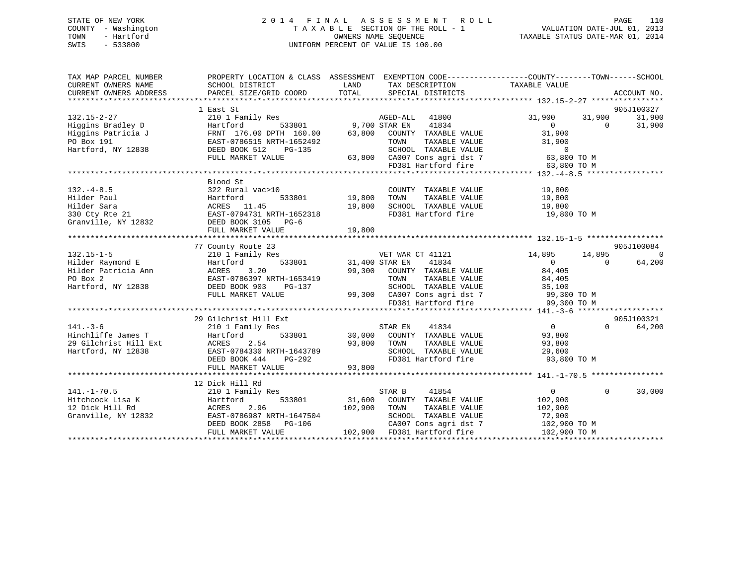STATE OF NEW YORK
COUNTY - Washington
TOWN - Hartford
SWIS - 533800

2014 FINAL ASSESSMENT ROLL
TAXABLE SECTION OF THE ROLL - 1
OWNERS NAME SEQUENCE
UNIFORM PERCENT OF VALUE IS 100.00

VALUATION DATE-JUL 01, 2013
TAXABLE STATUS DATE-MAR 01, 2014

```
TAX MAP PARCEL NUMBER          PROPERTY LOCATION & CLASS  ASSESSMENT  EXEMPTION CODE------------------COUNTY--------TOWN------SCHOOL
CURRENT OWNERS NAME            SCHOOL DISTRICT               LAND      TAX DESCRIPTION              TAXABLE VALUE
CURRENT OWNERS ADDRESS         PARCEL SIZE/GRID COORD        TOTAL     SPECIAL DISTRICTS                                        ACCOUNT NO.
******************************************************************************************************* 132.15-2-27 ****************
                               1 East St                                                                                 905J100327
132.15-2-27                    210 1 Family Res                      AGED-ALL   41800           31,900      31,900      31,900
Higgins Bradley D              Hartford        533801        9,700 STAR EN    41834                0           0      31,900
Higgins Patricia J             FRNT 176.00 DPTH 160.00      63,800   COUNTY  TAXABLE VALUE          31,900
PO Box 191                     EAST-0786515 NRTH-1652492              TOWN    TAXABLE VALUE          31,900
Hartford, NY 12838             DEED BOOK 512    PG-135                SCHOOL  TAXABLE VALUE               0
                               FULL MARKET VALUE            63,800   CA007 Cons agri dst 7           63,800 TO M
                                                                      FD381 Hartford fire             63,800 TO M
******************************************************************************************************* 132.-4-8.5 *****************
                               Blood St
132.-4-8.5                     322 Rural vac>10                       COUNTY  TAXABLE VALUE          19,800
Hilder Paul                    Hartford        533801       19,800   TOWN    TAXABLE VALUE          19,800
Hilder Sara                    ACRES  11.45                 19,800   SCHOOL  TAXABLE VALUE          19,800
330 Cty Rte 21                 EAST-0794731 NRTH-1652318              FD381 Hartford fire             19,800 TO M
Granville, NY 12832            DEED BOOK 3105   PG-6
                               FULL MARKET VALUE            19,800
******************************************************************************************************* 132.15-1-5 *****************
                               77 County Route 23                                                                        905J100084
132.15-1-5                     210 1 Family Res                      VET WAR CT 41121           14,895      14,895           0
Hilder Raymond E               Hartford        533801       31,400 STAR EN    41834                0           0      64,200
Hilder Patricia Ann            ACRES    3.20                99,300   COUNTY  TAXABLE VALUE          84,405
PO Box 2                       EAST-0786397 NRTH-1653419              TOWN    TAXABLE VALUE          84,405
Hartford, NY 12838             DEED BOOK 903    PG-137                SCHOOL  TAXABLE VALUE          35,100
                               FULL MARKET VALUE            99,300   CA007 Cons agri dst 7           99,300 TO M
                                                                      FD381 Hartford fire             99,300 TO M
******************************************************************************************************* 141.-3-6 *******************
                               29 Gilchrist Hill Ext                                                                     905J100321
141.-3-6                       210 1 Family Res                      STAR EN    41834                0           0      64,200
Hinchliffe James T             Hartford        533801       30,000   COUNTY  TAXABLE VALUE          93,800
29 Gilchrist Hill Ext          ACRES    2.54                93,800   TOWN    TAXABLE VALUE          93,800
Hartford, NY 12838             EAST-0784330 NRTH-1643789              SCHOOL  TAXABLE VALUE          29,600
                               DEED BOOK 444    PG-292                FD381 Hartford fire             93,800 TO M
                               FULL MARKET VALUE            93,800
******************************************************************************************************* 141.-1-70.5 ****************
                               12 Dick Hill Rd
141.-1-70.5                    210 1 Family Res                      STAR B     41854                0           0      30,000
Hitchcock Lisa K               Hartford        533801       31,600   COUNTY  TAXABLE VALUE         102,900
12 Dick Hill Rd                ACRES    2.96               102,900   TOWN    TAXABLE VALUE         102,900
Granville, NY 12832            EAST-0786987 NRTH-1647504              SCHOOL  TAXABLE VALUE          72,900
                               DEED BOOK 2858   PG-106                CA007 Cons agri dst 7          102,900 TO M
                               FULL MARKET VALUE           102,900   FD381 Hartford fire            102,900 TO M
************************************************************************************************************************************
```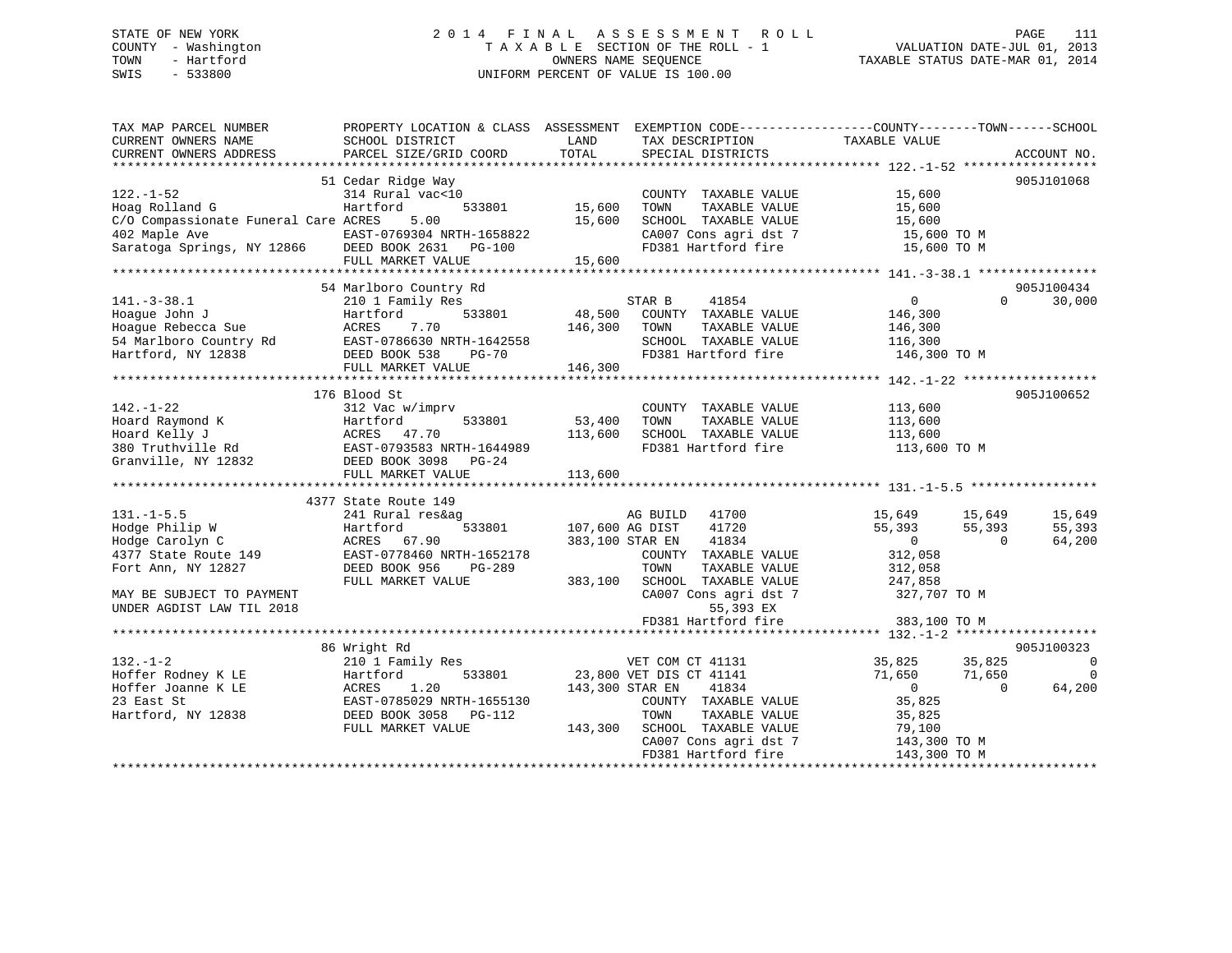STATE OF NEW YORK
COUNTY - Washington
TOWN - Hartford
SWIS - 533800

# 2014 FINAL ASSESSMENT ROLL

TAXABLE SECTION OF THE ROLL - 1
OWNERS NAME SEQUENCE
UNIFORM PERCENT OF VALUE IS 100.00

VALUATION DATE-JUL 01, 2013
TAXABLE STATUS DATE-MAR 01, 2014

```
TAX MAP PARCEL NUMBER          PROPERTY LOCATION & CLASS  ASSESSMENT  EXEMPTION CODE-----------------COUNTY--------TOWN------SCHOOL
CURRENT OWNERS NAME            SCHOOL DISTRICT             LAND       TAX DESCRIPTION             TAXABLE VALUE
CURRENT OWNERS ADDRESS         PARCEL SIZE/GRID COORD      TOTAL      SPECIAL DISTRICTS                                   ACCOUNT NO.
******************************************************************************************************* 122.-1-52 ******************
                               51 Cedar Ridge Way                                                                         905J101068
122.-1-52                      314 Rural vac<10                        COUNTY  TAXABLE VALUE          15,600
Hoag Rolland G                 Hartford         533801      15,600     TOWN    TAXABLE VALUE          15,600
C/O Compassionate Funeral Care ACRES    5.00                15,600     SCHOOL  TAXABLE VALUE          15,600
402 Maple Ave                  EAST-0769304 NRTH-1658822               CA007 Cons agri dst 7           15,600 TO M
Saratoga Springs, NY 12866     DEED BOOK 2631   PG-100                 FD381 Hartford fire             15,600 TO M
                               FULL MARKET VALUE            15,600
******************************************************************************************************* 141.-3-38.1 ****************
                               54 Marlboro Country Rd                                                                     905J100434
141.-3-38.1                    210 1 Family Res                        STAR B      41854              0            0       30,000
Hoague John J                  Hartford         533801      48,500     COUNTY  TAXABLE VALUE         146,300
Hoague Rebecca Sue             ACRES    7.70               146,300     TOWN    TAXABLE VALUE         146,300
54 Marlboro Country Rd         EAST-0786630 NRTH-1642558               SCHOOL  TAXABLE VALUE         116,300
Hartford, NY 12838             DEED BOOK 538    PG-70                  FD381 Hartford fire            146,300 TO M
                               FULL MARKET VALUE           146,300
******************************************************************************************************* 142.-1-22 ******************
                               176 Blood St                                                                               905J100652
142.-1-22                      312 Vac w/imprv                         COUNTY  TAXABLE VALUE         113,600
Hoard Raymond K                Hartford         533801      53,400     TOWN    TAXABLE VALUE         113,600
Hoard Kelly J                  ACRES   47.70               113,600     SCHOOL  TAXABLE VALUE         113,600
380 Truthville Rd              EAST-0793583 NRTH-1644989               FD381 Hartford fire            113,600 TO M
Granville, NY 12832            DEED BOOK 3098   PG-24
                               FULL MARKET VALUE           113,600
******************************************************************************************************* 131.-1-5.5 *****************
                               4377 State Route 149
131.-1-5.5                     241 Rural res&ag                        AG BUILD    41700          15,649       15,649      15,649
Hodge Philip W                 Hartford         533801     107,600 AG DIST     41720          55,393       55,393      55,393
Hodge Carolyn C                ACRES   67.90               383,100 STAR EN     41834               0            0      64,200
4377 State Route 149           EAST-0778460 NRTH-1652178               COUNTY  TAXABLE VALUE         312,058
Fort Ann, NY 12827             DEED BOOK 956    PG-289                 TOWN    TAXABLE VALUE         312,058
                               FULL MARKET VALUE           383,100     SCHOOL  TAXABLE VALUE         247,858
MAY BE SUBJECT TO PAYMENT                                              CA007 Cons agri dst 7          327,707 TO M
UNDER AGDIST LAW TIL 2018                                                       55,393 EX
                                                                       FD381 Hartford fire            383,100 TO M
******************************************************************************************************* 132.-1-2 *******************
                               86 Wright Rd                                                                               905J100323
132.-1-2                       210 1 Family Res                        VET COM CT 41131           35,825       35,825           0
Hoffer Rodney K LE             Hartford         533801      23,800 VET DIS CT 41141           71,650       71,650           0
Hoffer Joanne K LE             ACRES    1.20               143,300 STAR EN     41834               0            0      64,200
23 East St                     EAST-0785029 NRTH-1655130               COUNTY  TAXABLE VALUE          35,825
Hartford, NY 12838             DEED BOOK 3058   PG-112                 TOWN    TAXABLE VALUE          35,825
                               FULL MARKET VALUE           143,300     SCHOOL  TAXABLE VALUE          79,100
                                                                       CA007 Cons agri dst 7          143,300 TO M
                                                                       FD381 Hartford fire            143,300 TO M
************************************************************************************************************************************
```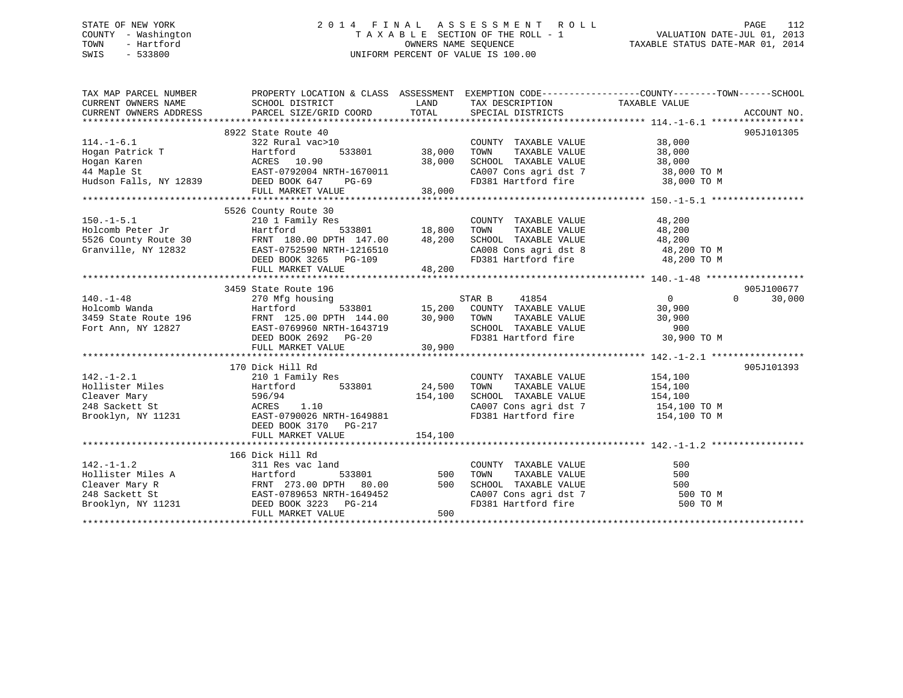STATE OF NEW YORK
COUNTY - Washington
TOWN - Hartford
SWIS - 533800

2 0 1 4 F I N A L A S S E S S M E N T R O L L
T A X A B L E SECTION OF THE ROLL - 1
OWNERS NAME SEQUENCE
UNIFORM PERCENT OF VALUE IS 100.00

VALUATION DATE-JUL 01, 2013
TAXABLE STATUS DATE-MAR 01, 2014

```
TAX MAP PARCEL NUMBER          PROPERTY LOCATION & CLASS  ASSESSMENT  EXEMPTION CODE------------------COUNTY--------TOWN------SCHOOL
CURRENT OWNERS NAME            SCHOOL DISTRICT               LAND       TAX DESCRIPTION              TAXABLE VALUE
CURRENT OWNERS ADDRESS         PARCEL SIZE/GRID COORD        TOTAL      SPECIAL DISTRICTS                                        ACCOUNT NO.
******************************************************************************************************* 114.-1-6.1 *****************
                               8922 State Route 40                                                                           905J101305
114.-1-6.1                     322 Rural vac>10                         COUNTY  TAXABLE VALUE             38,000
Hogan Patrick T                Hartford          533801       38,000    TOWN    TAXABLE VALUE             38,000
Hogan Karen                    ACRES  10.90                   38,000    SCHOOL  TAXABLE VALUE             38,000
44 Maple St                    EAST-0792004 NRTH-1670011                CA007 Cons agri dst 7              38,000 TO M
Hudson Falls, NY 12839         DEED BOOK 647    PG-69                   FD381 Hartford fire                38,000 TO M
                               FULL MARKET VALUE              38,000
******************************************************************************************************* 150.-1-5.1 *****************
                               5526 County Route 30
150.-1-5.1                     210 1 Family Res                         COUNTY  TAXABLE VALUE             48,200
Holcomb Peter Jr               Hartford          533801       18,800    TOWN    TAXABLE VALUE             48,200
5526 County Route 30           FRNT 180.00 DPTH 147.00        48,200    SCHOOL  TAXABLE VALUE             48,200
Granville, NY 12832            EAST-0752590 NRTH-1216510                CA008 Cons agri dst 8              48,200 TO M
                               DEED BOOK 3265   PG-109                  FD381 Hartford fire                48,200 TO M
                               FULL MARKET VALUE              48,200
******************************************************************************************************* 140.-1-48 ******************
                               3459 State Route 196                                                                          905J100677
140.-1-48                      270 Mfg housing                          STAR B     41854                   0             0     30,000
Holcomb Wanda                  Hartford          533801       15,200    COUNTY  TAXABLE VALUE             30,900
3459 State Route 196           FRNT 125.00 DPTH 144.00        30,900    TOWN    TAXABLE VALUE             30,900
Fort Ann, NY 12827             EAST-0769960 NRTH-1643719                SCHOOL  TAXABLE VALUE                900
                               DEED BOOK 2692   PG-20                   FD381 Hartford fire                30,900 TO M
                               FULL MARKET VALUE              30,900
******************************************************************************************************* 142.-1-2.1 *****************
                               170 Dick Hill Rd                                                                              905J101393
142.-1-2.1                     210 1 Family Res                         COUNTY  TAXABLE VALUE            154,100
Hollister Miles                Hartford          533801       24,500    TOWN    TAXABLE VALUE            154,100
Cleaver Mary                   596/94                        154,100    SCHOOL  TAXABLE VALUE            154,100
248 Sackett St                 ACRES   1.10                             CA007 Cons agri dst 7             154,100 TO M
Brooklyn, NY 11231             EAST-0790026 NRTH-1649881                FD381 Hartford fire               154,100 TO M
                               DEED BOOK 3170   PG-217
                               FULL MARKET VALUE             154,100
******************************************************************************************************* 142.-1-1.2 *****************
                               166 Dick Hill Rd
142.-1-1.2                     311 Res vac land                         COUNTY  TAXABLE VALUE                500
Hollister Miles A              Hartford          533801          500    TOWN    TAXABLE VALUE                500
Cleaver Mary R                 FRNT 273.00 DPTH  80.00           500    SCHOOL  TAXABLE VALUE                500
248 Sackett St                 EAST-0789653 NRTH-1649452                CA007 Cons agri dst 7                 500 TO M
Brooklyn, NY 11231             DEED BOOK 3223   PG-214                  FD381 Hartford fire                   500 TO M
                               FULL MARKET VALUE                 500
************************************************************************************************************************************
```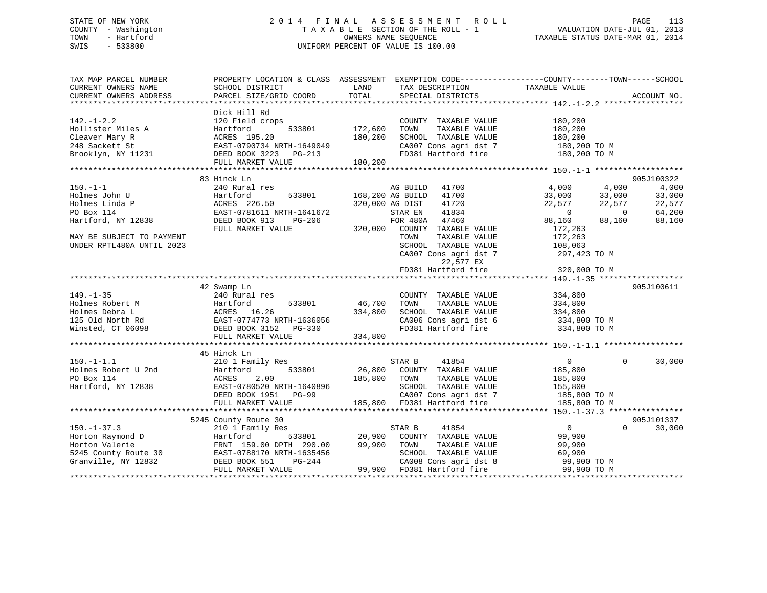STATE OF NEW YORK
COUNTY - Washington
TOWN - Hartford
SWIS - 533800

2 0 1 4 F I N A L A S S E S S M E N T R O L L
T A X A B L E SECTION OF THE ROLL - 1
OWNERS NAME SEQUENCE
UNIFORM PERCENT OF VALUE IS 100.00

VALUATION DATE-JUL 01, 2013
TAXABLE STATUS DATE-MAR 01, 2014

```
TAX MAP PARCEL NUMBER          PROPERTY LOCATION & CLASS  ASSESSMENT  EXEMPTION CODE------------------COUNTY--------TOWN------SCHOOL
CURRENT OWNERS NAME            SCHOOL DISTRICT               LAND      TAX DESCRIPTION             TAXABLE VALUE
CURRENT OWNERS ADDRESS         PARCEL SIZE/GRID COORD        TOTAL     SPECIAL DISTRICTS                                       ACCOUNT NO.
******************************************************************************************************* 142.-1-2.2 *****************
                               Dick Hill Rd
142.-1-2.2                     120 Field crops                         COUNTY  TAXABLE VALUE          180,200
Hollister Miles A              Hartford        533801       172,600    TOWN    TAXABLE VALUE          180,200
Cleaver Mary R                 ACRES 195.20                 180,200    SCHOOL  TAXABLE VALUE          180,200
248 Sackett St                 EAST-0790734 NRTH-1649049               CA007 Cons agri dst 7           180,200 TO M
Brooklyn, NY 11231             DEED BOOK 3223   PG-213                 FD381 Hartford fire             180,200 TO M
                               FULL MARKET VALUE            180,200
******************************************************************************************************* 150.-1-1 *******************
                               83 Hinck Ln                                                                            905J100322
150.-1-1                       240 Rural res                      AG BUILD   41700              4,000       4,000       4,000
Holmes John U                  Hartford        533801       168,200 AG BUILD   41700             33,000      33,000      33,000
Holmes Linda P                 ACRES 226.50                 320,000 AG DIST    41720             22,577      22,577      22,577
PO Box 114                     EAST-0781611 NRTH-1641672          STAR EN    41834                  0           0      64,200
Hartford, NY 12838             DEED BOOK 913    PG-206            FOR 480A   47460             88,160      88,160      88,160
                               FULL MARKET VALUE            320,000    COUNTY  TAXABLE VALUE          172,263
MAY BE SUBJECT TO PAYMENT                                              TOWN    TAXABLE VALUE          172,263
UNDER RPTL480A UNTIL 2023                                              SCHOOL  TAXABLE VALUE          108,063
                                                                       CA007 Cons agri dst 7           297,423 TO M
                                                                            22,577 EX
                                                                       FD381 Hartford fire             320,000 TO M
******************************************************************************************************* 149.-1-35 ******************
                               42 Swamp Ln                                                                            905J100611
149.-1-35                      240 Rural res                           COUNTY  TAXABLE VALUE          334,800
Holmes Robert M                Hartford        533801        46,700    TOWN    TAXABLE VALUE          334,800
Holmes Debra L                 ACRES  16.26                 334,800    SCHOOL  TAXABLE VALUE          334,800
125 Old North Rd               EAST-0774773 NRTH-1636056               CA006 Cons agri dst 6           334,800 TO M
Winsted, CT 06098              DEED BOOK 3152   PG-330                 FD381 Hartford fire             334,800 TO M
                               FULL MARKET VALUE            334,800
******************************************************************************************************* 150.-1-1.1 *****************
                               45 Hinck Ln
150.-1-1.1                     210 1 Family Res                   STAR B     41854                  0           0      30,000
Holmes Robert U 2nd            Hartford        533801        26,800    COUNTY  TAXABLE VALUE          185,800
PO Box 114                     ACRES    2.00                185,800    TOWN    TAXABLE VALUE          185,800
Hartford, NY 12838             EAST-0780520 NRTH-1640896               SCHOOL  TAXABLE VALUE          155,800
                               DEED BOOK 1951   PG-99                  CA007 Cons agri dst 7           185,800 TO M
                               FULL MARKET VALUE            185,800    FD381 Hartford fire             185,800 TO M
******************************************************************************************************* 150.-1-37.3 ****************
                               5245 County Route 30                                                                   905J101337
150.-1-37.3                    210 1 Family Res                   STAR B     41854                  0           0      30,000
Horton Raymond D               Hartford        533801        20,900    COUNTY  TAXABLE VALUE           99,900
Horton Valerie                 FRNT 159.00 DPTH 290.00       99,900    TOWN    TAXABLE VALUE           99,900
5245 County Route 30           EAST-0788170 NRTH-1635456               SCHOOL  TAXABLE VALUE           69,900
Granville, NY 12832            DEED BOOK 551    PG-244                 CA008 Cons agri dst 8            99,900 TO M
                               FULL MARKET VALUE             99,900    FD381 Hartford fire              99,900 TO M
************************************************************************************************************************************
```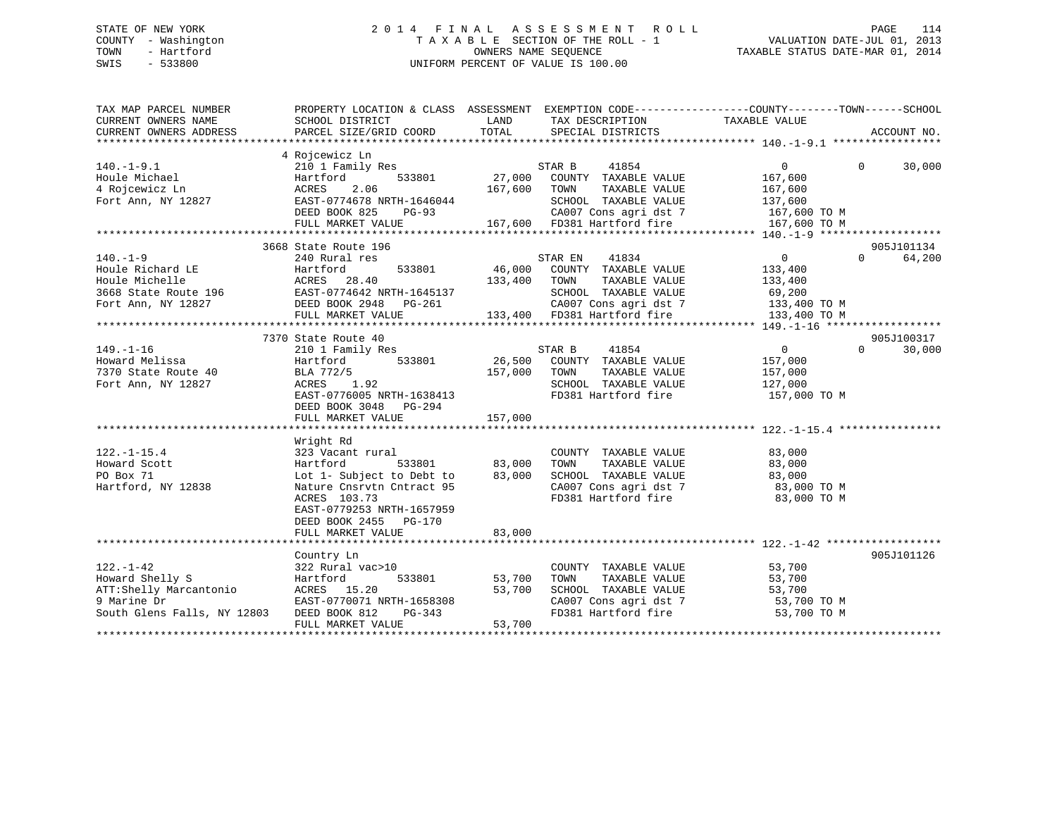STATE OF NEW YORK
COUNTY - Washington
TOWN - Hartford
SWIS - 533800

2014 FINAL ASSESSMENT ROLL
TAXABLE SECTION OF THE ROLL - 1
OWNERS NAME SEQUENCE
UNIFORM PERCENT OF VALUE IS 100.00

VALUATION DATE-JUL 01, 2013
TAXABLE STATUS DATE-MAR 01, 2014

| TAX MAP PARCEL NUMBER / CURRENT OWNERS NAME / CURRENT OWNERS ADDRESS | PROPERTY LOCATION & CLASS / SCHOOL DISTRICT / PARCEL SIZE/GRID COORD | ASSESSMENT LAND / TOTAL | EXEMPTION CODE / TAX DESCRIPTION / SPECIAL DISTRICTS | COUNTY / TOWN / SCHOOL TAXABLE VALUE | ACCOUNT NO. |
|---|---|---|---|---|---|
| **140.-1-9.1** | 4 Rojcewicz Ln | | | | |
| 140.-1-9.1 | 210 1 Family Res | | STAR B 41854 | 0 0 30,000 | |
| Houle Michael | Hartford 533801 | 27,000 | COUNTY TAXABLE VALUE | 167,600 | |
| 4 Rojcewicz Ln | ACRES 2.06 | 167,600 | TOWN TAXABLE VALUE | 167,600 | |
| Fort Ann, NY 12827 | EAST-0774678 NRTH-1646044 | | SCHOOL TAXABLE VALUE | 137,600 | |
| | DEED BOOK 825 PG-93 | | CA007 Cons agri dst 7 | 167,600 TO M | |
| | FULL MARKET VALUE | 167,600 | FD381 Hartford fire | 167,600 TO M | |
| **140.-1-9** | 3668 State Route 196 | | | | 905J101134 |
| 140.-1-9 | 240 Rural res | | STAR EN 41834 | 0 0 64,200 | |
| Houle Richard LE | Hartford 533801 | 46,000 | COUNTY TAXABLE VALUE | 133,400 | |
| Houle Michelle | ACRES 28.40 | 133,400 | TOWN TAXABLE VALUE | 133,400 | |
| 3668 State Route 196 | EAST-0774642 NRTH-1645137 | | SCHOOL TAXABLE VALUE | 69,200 | |
| Fort Ann, NY 12827 | DEED BOOK 2948 PG-261 | | CA007 Cons agri dst 7 | 133,400 TO M | |
| | FULL MARKET VALUE | 133,400 | FD381 Hartford fire | 133,400 TO M | |
| **149.-1-16** | 7370 State Route 40 | | | | 905J100317 |
| 149.-1-16 | 210 1 Family Res | | STAR B 41854 | 0 0 30,000 | |
| Howard Melissa | Hartford 533801 | 26,500 | COUNTY TAXABLE VALUE | 157,000 | |
| 7370 State Route 40 | BLA 772/5 | 157,000 | TOWN TAXABLE VALUE | 157,000 | |
| Fort Ann, NY 12827 | ACRES 1.92 | | SCHOOL TAXABLE VALUE | 127,000 | |
| | EAST-0776005 NRTH-1638413 | | FD381 Hartford fire | 157,000 TO M | |
| | DEED BOOK 3048 PG-294 | | | | |
| | FULL MARKET VALUE | 157,000 | | | |
| **122.-1-15.4** | Wright Rd | | | | |
| 122.-1-15.4 | 323 Vacant rural | | COUNTY TAXABLE VALUE | 83,000 | |
| Howard Scott | Hartford 533801 | 83,000 | TOWN TAXABLE VALUE | 83,000 | |
| PO Box 71 | Lot 1- Subject to Debt to | 83,000 | SCHOOL TAXABLE VALUE | 83,000 | |
| Hartford, NY 12838 | Nature Cnsrvtn Cntract 95 | | CA007 Cons agri dst 7 | 83,000 TO M | |
| | ACRES 103.73 | | FD381 Hartford fire | 83,000 TO M | |
| | EAST-0779253 NRTH-1657959 | | | | |
| | DEED BOOK 2455 PG-170 | | | | |
| | FULL MARKET VALUE | 83,000 | | | |
| **122.-1-42** | Country Ln | | | | 905J101126 |
| 122.-1-42 | 322 Rural vac>10 | | COUNTY TAXABLE VALUE | 53,700 | |
| Howard Shelly S | Hartford 533801 | 53,700 | TOWN TAXABLE VALUE | 53,700 | |
| ATT:Shelly Marcantonio | ACRES 15.20 | 53,700 | SCHOOL TAXABLE VALUE | 53,700 | |
| 9 Marine Dr | EAST-0770071 NRTH-1658308 | | CA007 Cons agri dst 7 | 53,700 TO M | |
| South Glens Falls, NY 12803 | DEED BOOK 812 PG-343 | | FD381 Hartford fire | 53,700 TO M | |
| | FULL MARKET VALUE | 53,700 | | | |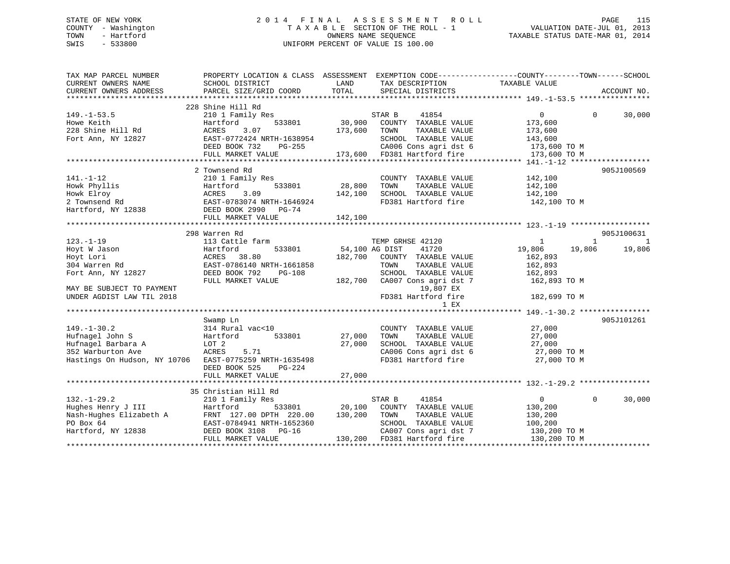STATE OF NEW YORK
COUNTY - Washington
TOWN - Hartford
SWIS - 533800

# 2014 FINAL ASSESSMENT ROLL

TAXABLE SECTION OF THE ROLL - 1
OWNERS NAME SEQUENCE
UNIFORM PERCENT OF VALUE IS 100.00

VALUATION DATE-JUL 01, 2013
TAXABLE STATUS DATE-MAR 01, 2014

```
TAX MAP PARCEL NUMBER          PROPERTY LOCATION & CLASS  ASSESSMENT  EXEMPTION CODE------------------COUNTY--------TOWN------SCHOOL
CURRENT OWNERS NAME            SCHOOL DISTRICT               LAND      TAX DESCRIPTION            TAXABLE VALUE
CURRENT OWNERS ADDRESS         PARCEL SIZE/GRID COORD        TOTAL     SPECIAL DISTRICTS                                    ACCOUNT NO.
******************************************************************************************************* 149.-1-53.5 ****************
                               228 Shine Hill Rd
149.-1-53.5                    210 1 Family Res                        STAR B     41854                 0            0      30,000
Howe Keith                     Hartford         533801       30,900    COUNTY  TAXABLE VALUE           173,600
228 Shine Hill Rd              ACRES    3.07                173,600    TOWN    TAXABLE VALUE           173,600
Fort Ann, NY 12827             EAST-0772424 NRTH-1638954               SCHOOL  TAXABLE VALUE           143,600
                               DEED BOOK 732    PG-255                 CA006 Cons agri dst 6            173,600 TO M
                               FULL MARKET VALUE           173,600     FD381 Hartford fire              173,600 TO M
******************************************************************************************************* 141.-1-12 ******************
                               2 Townsend Rd                                                                        905J100569
141.-1-12                      210 1 Family Res                        COUNTY  TAXABLE VALUE           142,100
Howk Phyllis                   Hartford         533801       28,800    TOWN    TAXABLE VALUE           142,100
Howk Elroy                     ACRES    3.09                142,100    SCHOOL  TAXABLE VALUE           142,100
2 Townsend Rd                  EAST-0783074 NRTH-1646924               FD381 Hartford fire              142,100 TO M
Hartford, NY 12838             DEED BOOK 2990   PG-74
                               FULL MARKET VALUE           142,100
******************************************************************************************************* 123.-1-19 ******************
                               298 Warren Rd                                                                        905J100631
123.-1-19                      113 Cattle farm                         TEMP GRHSE 42120                 1            1           1
Hoyt W Jason                   Hartford         533801       54,100 AG DIST    41720               19,806       19,806      19,806
Hoyt Lori                      ACRES   38.80                182,700    COUNTY  TAXABLE VALUE           162,893
304 Warren Rd                  EAST-0786140 NRTH-1661858               TOWN    TAXABLE VALUE           162,893
Fort Ann, NY 12827             DEED BOOK 792    PG-108                 SCHOOL  TAXABLE VALUE           162,893
                               FULL MARKET VALUE           182,700     CA007 Cons agri dst 7            162,893 TO M
MAY BE SUBJECT TO PAYMENT                                                   19,807 EX
UNDER AGDIST LAW TIL 2018                                              FD381 Hartford fire              182,699 TO M
                                                                            1 EX
******************************************************************************************************* 149.-1-30.2 ****************
                               Swamp Ln                                                                             905J101261
149.-1-30.2                    314 Rural vac<10                        COUNTY  TAXABLE VALUE            27,000
Hufnagel John S                Hartford         533801       27,000    TOWN    TAXABLE VALUE            27,000
Hufnagel Barbara A             LOT 2                         27,000    SCHOOL  TAXABLE VALUE            27,000
352 Warburton Ave              ACRES    5.71                           CA006 Cons agri dst 6             27,000 TO M
Hastings On Hudson, NY 10706   EAST-0775259 NRTH-1635498               FD381 Hartford fire               27,000 TO M
                               DEED BOOK 525    PG-224
                               FULL MARKET VALUE            27,000
******************************************************************************************************* 132.-1-29.2 ****************
                               35 Christian Hill Rd
132.-1-29.2                    210 1 Family Res                        STAR B     41854                 0            0      30,000
Hughes Henry J III             Hartford         533801       20,100    COUNTY  TAXABLE VALUE           130,200
Nash-Hughes Elizabeth A        FRNT 127.00 DPTH 220.00      130,200    TOWN    TAXABLE VALUE           130,200
PO Box 64                      EAST-0784941 NRTH-1652360               SCHOOL  TAXABLE VALUE           100,200
Hartford, NY 12838             DEED BOOK 3108   PG-16                  CA007 Cons agri dst 7            130,200 TO M
                               FULL MARKET VALUE           130,200     FD381 Hartford fire              130,200 TO M
************************************************************************************************************************************
```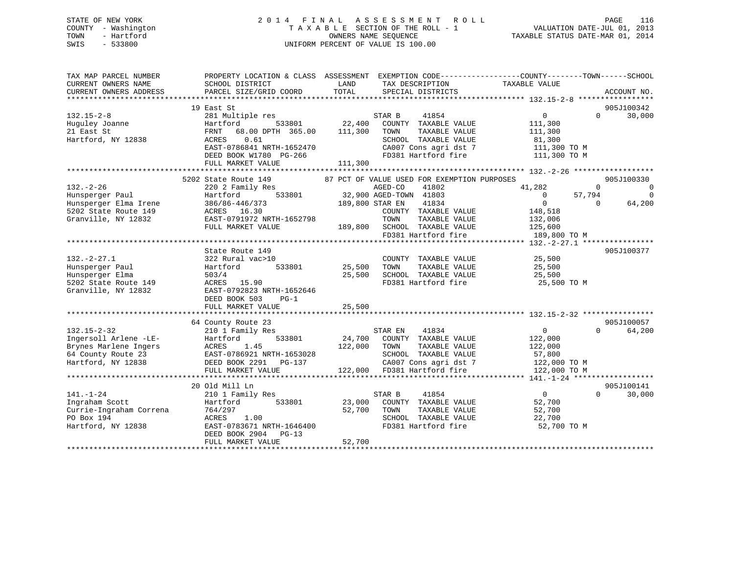STATE OF NEW YORK
COUNTY - Washington
TOWN - Hartford
SWIS - 533800

# 2014 FINAL ASSESSMENT ROLL

TAXABLE SECTION OF THE ROLL - 1
OWNERS NAME SEQUENCE
UNIFORM PERCENT OF VALUE IS 100.00

VALUATION DATE-JUL 01, 2013
TAXABLE STATUS DATE-MAR 01, 2014

```
TAX MAP PARCEL NUMBER          PROPERTY LOCATION & CLASS  ASSESSMENT  EXEMPTION CODE------------------COUNTY--------TOWN------SCHOOL
CURRENT OWNERS NAME            SCHOOL DISTRICT               LAND      TAX DESCRIPTION            TAXABLE VALUE
CURRENT OWNERS ADDRESS         PARCEL SIZE/GRID COORD       TOTAL      SPECIAL DISTRICTS                                     ACCOUNT NO.
******************************************************************************************************* 132.15-2-8 *****************
                               19 East St                                                                              905J100342
132.15-2-8                     281 Multiple res                        STAR B    41854                  0          0     30,000
Huguley Joanne                 Hartford          533801      22,400   COUNTY  TAXABLE VALUE          111,300
21 East St                     FRNT   68.00 DPTH 365.00     111,300   TOWN    TAXABLE VALUE          111,300
Hartford, NY 12838             ACRES    0.61                          SCHOOL  TAXABLE VALUE           81,300
                               EAST-0786841 NRTH-1652470              CA007 Cons agri dst 7          111,300 TO M
                               DEED BOOK W1780  PG-266                FD381 Hartford fire            111,300 TO M
                               FULL MARKET VALUE            111,300
******************************************************************************************************* 132.-2-26 ******************
                               5202 State Route 149        87 PCT OF VALUE USED FOR EXEMPTION PURPOSES                          905J100330
132.-2-26                      220 2 Family Res                        AGED-CO   41802             41,282          0          0
Hunsperger Paul                Hartford          533801      32,900 AGED-TOWN 41803                  0     57,794          0
Hunsperger Elma Irene          386/86-446/373              189,800 STAR EN   41834                  0          0     64,200
5202 State Route 149           ACRES   16.30                          COUNTY  TAXABLE VALUE          148,518
Granville, NY 12832            EAST-0791972 NRTH-1652798              TOWN    TAXABLE VALUE          132,006
                               FULL MARKET VALUE            189,800   SCHOOL  TAXABLE VALUE          125,600
                                                                      FD381 Hartford fire            189,800 TO M
******************************************************************************************************* 132.-2-27.1 ****************
                               State Route 149                                                                         905J100377
132.-2-27.1                    322 Rural vac>10                       COUNTY  TAXABLE VALUE           25,500
Hunsperger Paul                Hartford          533801      25,500   TOWN    TAXABLE VALUE           25,500
Hunsperger Elma                503/4                         25,500   SCHOOL  TAXABLE VALUE           25,500
5202 State Route 149           ACRES   15.90                          FD381 Hartford fire             25,500 TO M
Granville, NY 12832            EAST-0792823 NRTH-1652646
                               DEED BOOK 503    PG-1
                               FULL MARKET VALUE             25,500
******************************************************************************************************* 132.15-2-32 ****************
                               64 County Route 23                                                                      905J100057
132.15-2-32                    210 1 Family Res                        STAR EN   41834                  0          0     64,200
Ingersoll Arlene -LE-          Hartford          533801      24,700   COUNTY  TAXABLE VALUE          122,000
Brynes Marlene Ingers          ACRES    1.45                122,000   TOWN    TAXABLE VALUE          122,000
64 County Route 23             EAST-0786921 NRTH-1653028              SCHOOL  TAXABLE VALUE           57,800
Hartford, NY 12838             DEED BOOK 2291   PG-137                CA007 Cons agri dst 7          122,000 TO M
                               FULL MARKET VALUE            122,000   FD381 Hartford fire            122,000 TO M
******************************************************************************************************* 141.-1-24 ******************
                               20 Old Mill Ln                                                                          905J100141
141.-1-24                      210 1 Family Res                        STAR B    41854                  0          0     30,000
Ingraham Scott                 Hartford          533801      23,000   COUNTY  TAXABLE VALUE           52,700
Currie-Ingraham Correna        764/297                       52,700   TOWN    TAXABLE VALUE           52,700
PO Box 194                     ACRES    1.00                          SCHOOL  TAXABLE VALUE           22,700
Hartford, NY 12838             EAST-0783671 NRTH-1646400              FD381 Hartford fire             52,700 TO M
                               DEED BOOK 2904   PG-13
                               FULL MARKET VALUE             52,700
************************************************************************************************************************************
```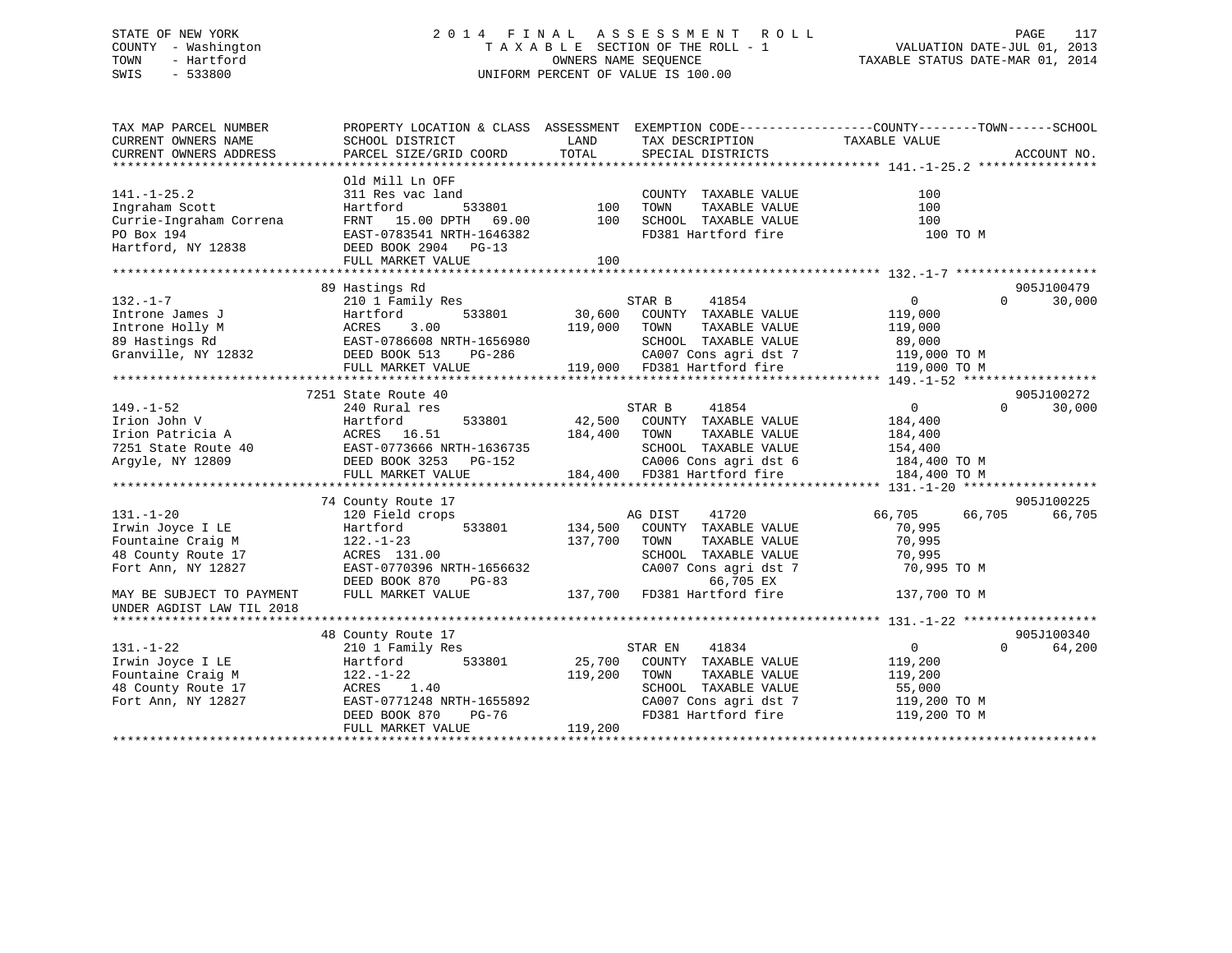STATE OF NEW YORK
COUNTY - Washington
TOWN - Hartford
SWIS - 533800

# 2014 FINAL ASSESSMENT ROLL

TAXABLE SECTION OF THE ROLL - 1
OWNERS NAME SEQUENCE
UNIFORM PERCENT OF VALUE IS 100.00

VALUATION DATE-JUL 01, 2013
TAXABLE STATUS DATE-MAR 01, 2014

```
TAX MAP PARCEL NUMBER          PROPERTY LOCATION & CLASS  ASSESSMENT  EXEMPTION CODE------------------COUNTY--------TOWN------SCHOOL
CURRENT OWNERS NAME            SCHOOL DISTRICT               LAND      TAX DESCRIPTION             TAXABLE VALUE
CURRENT OWNERS ADDRESS         PARCEL SIZE/GRID COORD        TOTAL     SPECIAL DISTRICTS                                      ACCOUNT NO.
********************************************************************************************** 141.-1-25.2 ****************
                               Old Mill Ln OFF
141.-1-25.2                    311 Res vac land                        COUNTY  TAXABLE VALUE               100
Ingraham Scott                 Hartford          533801        100     TOWN    TAXABLE VALUE               100
Currie-Ingraham Correna        FRNT  15.00 DPTH  69.00         100     SCHOOL  TAXABLE VALUE               100
PO Box 194                     EAST-0783541 NRTH-1646382               FD381 Hartford fire                  100 TO M
Hartford, NY 12838             DEED BOOK 2904   PG-13
                               FULL MARKET VALUE                100
********************************************************************************************** 132.-1-7 *******************
                               89 Hastings Rd                                                                         905J100479
132.-1-7                       210 1 Family Res                        STAR B     41854                     0            0     30,000
Introne James J                Hartford          533801     30,600     COUNTY  TAXABLE VALUE           119,000
Introne Holly M                ACRES    3.00               119,000     TOWN    TAXABLE VALUE           119,000
89 Hastings Rd                 EAST-0786608 NRTH-1656980               SCHOOL  TAXABLE VALUE            89,000
Granville, NY 12832            DEED BOOK 513    PG-286                 CA007 Cons agri dst 7           119,000 TO M
                               FULL MARKET VALUE           119,000     FD381 Hartford fire             119,000 TO M
********************************************************************************************** 149.-1-52 ******************
                               7251 State Route 40                                                                    905J100272
149.-1-52                      240 Rural res                           STAR B     41854                     0            0     30,000
Irion John V                   Hartford          533801     42,500     COUNTY  TAXABLE VALUE           184,400
Irion Patricia A               ACRES   16.51               184,400     TOWN    TAXABLE VALUE           184,400
7251 State Route 40            EAST-0773666 NRTH-1636735               SCHOOL  TAXABLE VALUE           154,400
Argyle, NY 12809               DEED BOOK 3253   PG-152                 CA006 Cons agri dst 6           184,400 TO M
                               FULL MARKET VALUE           184,400     FD381 Hartford fire             184,400 TO M
********************************************************************************************** 131.-1-20 ******************
                               74 County Route 17                                                                     905J100225
131.-1-20                      120 Field crops                         AG DIST    41720                66,705       66,705     66,705
Irwin Joyce I LE               Hartford          533801    134,500     COUNTY  TAXABLE VALUE            70,995
Fountaine Craig M              122.-1-23                   137,700     TOWN    TAXABLE VALUE            70,995
48 County Route 17             ACRES  131.00                           SCHOOL  TAXABLE VALUE            70,995
Fort Ann, NY 12827             EAST-0770396 NRTH-1656632               CA007 Cons agri dst 7            70,995 TO M
                               DEED BOOK 870    PG-83                           66,705 EX
MAY BE SUBJECT TO PAYMENT      FULL MARKET VALUE           137,700     FD381 Hartford fire             137,700 TO M
UNDER AGDIST LAW TIL 2018
********************************************************************************************** 131.-1-22 ******************
                               48 County Route 17                                                                     905J100340
131.-1-22                      210 1 Family Res                        STAR EN    41834                     0            0     64,200
Irwin Joyce I LE               Hartford          533801     25,700     COUNTY  TAXABLE VALUE           119,200
Fountaine Craig M              122.-1-22                   119,200     TOWN    TAXABLE VALUE           119,200
48 County Route 17             ACRES    1.40                           SCHOOL  TAXABLE VALUE            55,000
Fort Ann, NY 12827             EAST-0771248 NRTH-1655892               CA007 Cons agri dst 7           119,200 TO M
                               DEED BOOK 870    PG-76                  FD381 Hartford fire             119,200 TO M
                               FULL MARKET VALUE           119,200
****************************************************************************************************************************
```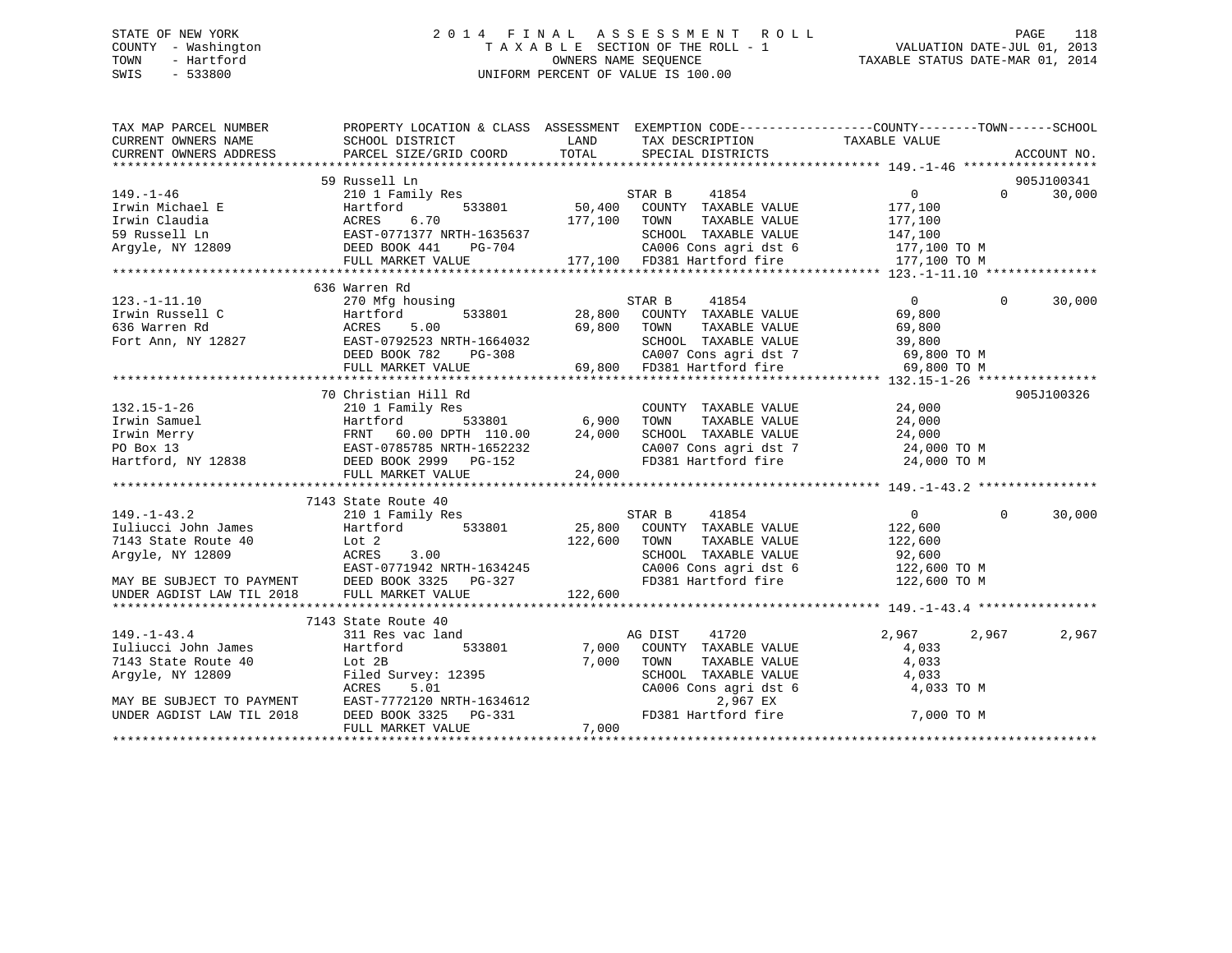STATE OF NEW YORK
COUNTY - Washington
TOWN - Hartford
SWIS - 533800

2014 FINAL ASSESSMENT ROLL
TAXABLE SECTION OF THE ROLL - 1
OWNERS NAME SEQUENCE
UNIFORM PERCENT OF VALUE IS 100.00

VALUATION DATE-JUL 01, 2013
TAXABLE STATUS DATE-MAR 01, 2014

```
TAX MAP PARCEL NUMBER          PROPERTY LOCATION & CLASS  ASSESSMENT  EXEMPTION CODE------------------COUNTY--------TOWN------SCHOOL
CURRENT OWNERS NAME            SCHOOL DISTRICT              LAND      TAX DESCRIPTION              TAXABLE VALUE
CURRENT OWNERS ADDRESS         PARCEL SIZE/GRID COORD       TOTAL     SPECIAL DISTRICTS                                        ACCOUNT NO.
******************************************************************************************************* 149.-1-46 ******************
                               59 Russell Ln                                                                                905J100341
149.-1-46                      210 1 Family Res                       STAR B     41854                0            0       30,000
Irwin Michael E                Hartford          533801      50,400   COUNTY  TAXABLE VALUE         177,100
Irwin Claudia                  ACRES    6.70                177,100   TOWN    TAXABLE VALUE         177,100
59 Russell Ln                  EAST-0771377 NRTH-1635637              SCHOOL  TAXABLE VALUE         147,100
Argyle, NY 12809               DEED BOOK 441    PG-704                CA006 Cons agri dst 6          177,100 TO M
                               FULL MARKET VALUE            177,100   FD381 Hartford fire            177,100 TO M
******************************************************************************************************* 123.-1-11.10 ***************
                               636 Warren Rd
123.-1-11.10                   270 Mfg housing                        STAR B     41854                0            0       30,000
Irwin Russell C                Hartford          533801      28,800   COUNTY  TAXABLE VALUE          69,800
636 Warren Rd                  ACRES    5.00                 69,800   TOWN    TAXABLE VALUE          69,800
Fort Ann, NY 12827             EAST-0792523 NRTH-1664032              SCHOOL  TAXABLE VALUE          39,800
                               DEED BOOK 782    PG-308                CA007 Cons agri dst 7           69,800 TO M
                               FULL MARKET VALUE             69,800   FD381 Hartford fire             69,800 TO M
******************************************************************************************************* 132.15-1-26 ****************
                               70 Christian Hill Rd                                                                         905J100326
132.15-1-26                    210 1 Family Res                       COUNTY  TAXABLE VALUE          24,000
Irwin Samuel                   Hartford          533801       6,900   TOWN    TAXABLE VALUE          24,000
Irwin Merry                    FRNT   60.00 DPTH 110.00      24,000   SCHOOL  TAXABLE VALUE          24,000
PO Box 13                      EAST-0785785 NRTH-1652232              CA007 Cons agri dst 7           24,000 TO M
Hartford, NY 12838             DEED BOOK 2999   PG-152                FD381 Hartford fire             24,000 TO M
                               FULL MARKET VALUE             24,000
******************************************************************************************************* 149.-1-43.2 ****************
                               7143 State Route 40
149.-1-43.2                    210 1 Family Res                       STAR B     41854                0            0       30,000
Iuliucci John James            Hartford          533801      25,800   COUNTY  TAXABLE VALUE         122,600
7143 State Route 40            Lot 2                        122,600   TOWN    TAXABLE VALUE         122,600
Argyle, NY 12809               ACRES    3.00                          SCHOOL  TAXABLE VALUE          92,600
                               EAST-0771942 NRTH-1634245              CA006 Cons agri dst 6          122,600 TO M
MAY BE SUBJECT TO PAYMENT      DEED BOOK 3325   PG-327                FD381 Hartford fire            122,600 TO M
UNDER AGDIST LAW TIL 2018      FULL MARKET VALUE            122,600
******************************************************************************************************* 149.-1-43.4 ****************
                               7143 State Route 40
149.-1-43.4                    311 Res vac land                       AG DIST    41720            2,967        2,967        2,967
Iuliucci John James            Hartford          533801       7,000   COUNTY  TAXABLE VALUE           4,033
7143 State Route 40            Lot 2B                         7,000   TOWN    TAXABLE VALUE           4,033
Argyle, NY 12809               Filed Survey: 12395                    SCHOOL  TAXABLE VALUE           4,033
                               ACRES    5.01                          CA006 Cons agri dst 6            4,033 TO M
MAY BE SUBJECT TO PAYMENT      EAST-7772120 NRTH-1634612                         2,967 EX
UNDER AGDIST LAW TIL 2018      DEED BOOK 3325   PG-331                FD381 Hartford fire              7,000 TO M
                               FULL MARKET VALUE              7,000
************************************************************************************************************************************
```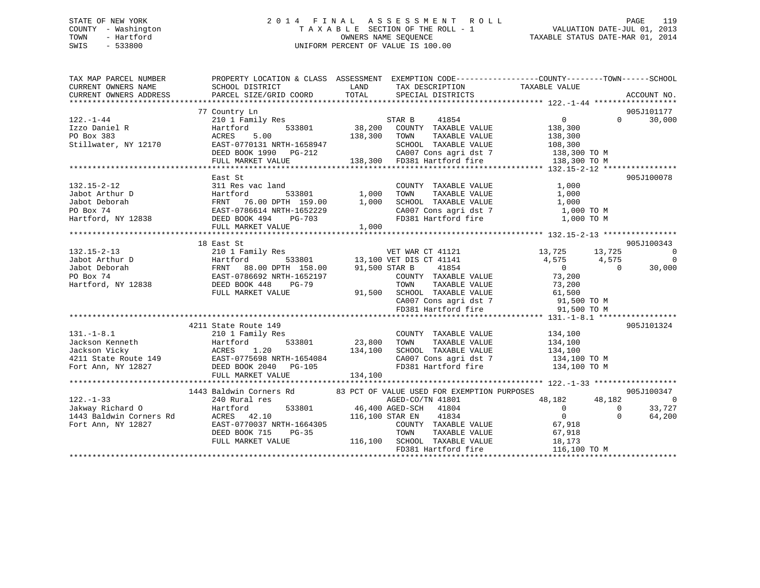STATE OF NEW YORK
COUNTY - Washington
TOWN - Hartford
SWIS - 533800

# 2014 FINAL ASSESSMENT ROLL
TAXABLE SECTION OF THE ROLL - 1
OWNERS NAME SEQUENCE
UNIFORM PERCENT OF VALUE IS 100.00

VALUATION DATE-JUL 01, 2013
TAXABLE STATUS DATE-MAR 01, 2014

```
TAX MAP PARCEL NUMBER     PROPERTY LOCATION & CLASS  ASSESSMENT  EXEMPTION CODE------------------COUNTY--------TOWN------SCHOOL
CURRENT OWNERS NAME       SCHOOL DISTRICT               LAND      TAX DESCRIPTION            TAXABLE VALUE
CURRENT OWNERS ADDRESS    PARCEL SIZE/GRID COORD       TOTAL      SPECIAL DISTRICTS                                    ACCOUNT NO.
******************************************************************************************************* 122.-1-44 ******************
                         77 Country Ln                                                                                905J101177
122.-1-44                210 1 Family Res                      STAR B     41854                  0             0      30,000
Izzo Daniel R            Hartford        533801       38,200   COUNTY  TAXABLE VALUE         138,300
PO Box 383               ACRES    5.00               138,300   TOWN    TAXABLE VALUE         138,300
Stillwater, NY 12170     EAST-0770131 NRTH-1658947             SCHOOL  TAXABLE VALUE         108,300
                         DEED BOOK 1990   PG-212               CA007 Cons agri dst 7           138,300 TO M
                         FULL MARKET VALUE           138,300   FD381 Hartford fire             138,300 TO M
******************************************************************************************************* 132.15-2-12 ****************
                         East St                                                                                      905J100078
132.15-2-12              311 Res vac land                      COUNTY  TAXABLE VALUE           1,000
Jabot Arthur D           Hartford        533801        1,000   TOWN    TAXABLE VALUE           1,000
Jabot Deborah            FRNT   76.00 DPTH 159.00      1,000   SCHOOL  TAXABLE VALUE           1,000
PO Box 74                EAST-0786614 NRTH-1652229             CA007 Cons agri dst 7             1,000 TO M
Hartford, NY 12838       DEED BOOK 494    PG-703               FD381 Hartford fire               1,000 TO M
                         FULL MARKET VALUE             1,000
******************************************************************************************************* 132.15-2-13 ****************
                         18 East St                                                                                   905J100343
132.15-2-13              210 1 Family Res                      VET WAR CT 41121             13,725        13,725           0
Jabot Arthur D           Hartford        533801       13,100 VET DIS CT 41141                4,575         4,575           0
Jabot Deborah            FRNT   88.00 DPTH 158.00     91,500 STAR B     41854                    0             0      30,000
PO Box 74                EAST-0786692 NRTH-1652197             COUNTY  TAXABLE VALUE          73,200
Hartford, NY 12838       DEED BOOK 448    PG-79                TOWN    TAXABLE VALUE          73,200
                         FULL MARKET VALUE            91,500   SCHOOL  TAXABLE VALUE          61,500
                                                               CA007 Cons agri dst 7            91,500 TO M
                                                               FD381 Hartford fire              91,500 TO M
******************************************************************************************************* 131.-1-8.1 *****************
                         4211 State Route 149                                                                         905J101324
131.-1-8.1               210 1 Family Res                      COUNTY  TAXABLE VALUE         134,100
Jackson Kenneth          Hartford        533801       23,800   TOWN    TAXABLE VALUE         134,100
Jackson Vicky            ACRES    1.20               134,100   SCHOOL  TAXABLE VALUE         134,100
4211 State Route 149     EAST-0775698 NRTH-1654084             CA007 Cons agri dst 7           134,100 TO M
Fort Ann, NY 12827       DEED BOOK 2040   PG-105               FD381 Hartford fire             134,100 TO M
                         FULL MARKET VALUE           134,100
******************************************************************************************************* 122.-1-33 ******************
                         1443 Baldwin Corners Rd        83 PCT OF VALUE USED FOR EXEMPTION PURPOSES                  905J100347
122.-1-33                240 Rural res                         AGED-CO/TN 41801             48,182        48,182           0
Jakway Richard O         Hartford        533801       46,400 AGED-SCH   41804                    0             0      33,727
1443 Baldwin Corners Rd  ACRES   42.10               116,100 STAR EN    41834                    0             0      64,200
Fort Ann, NY 12827       EAST-0770037 NRTH-1664305             COUNTY  TAXABLE VALUE          67,918
                         DEED BOOK 715    PG-35                TOWN    TAXABLE VALUE          67,918
                         FULL MARKET VALUE           116,100   SCHOOL  TAXABLE VALUE          18,173
                                                               FD381 Hartford fire             116,100 TO M
************************************************************************************************************************************
```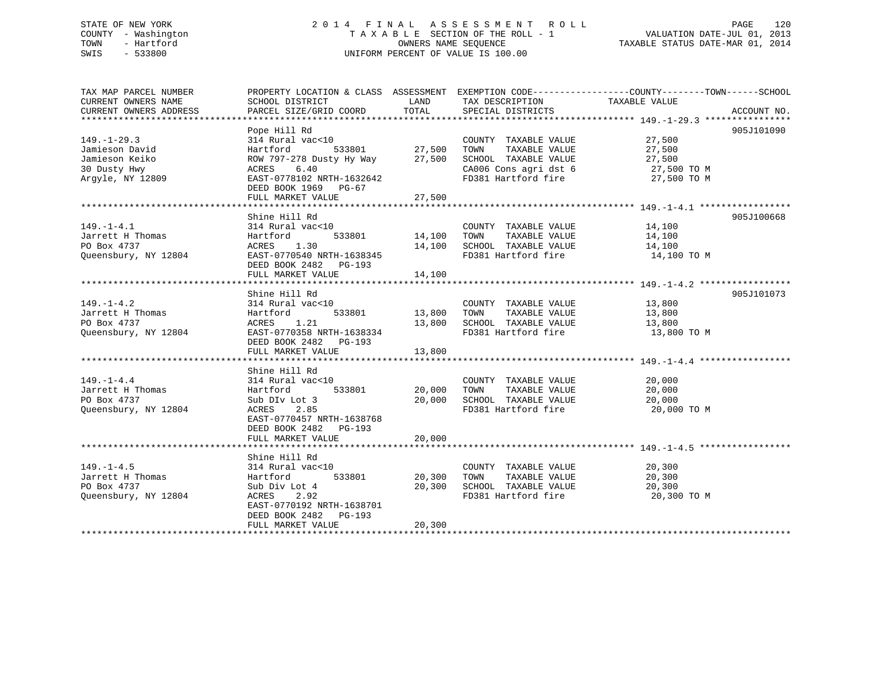STATE OF NEW YORK
COUNTY - Washington
TOWN - Hartford
SWIS - 533800

# 2014 FINAL ASSESSMENT ROLL

TAXABLE SECTION OF THE ROLL - 1
OWNERS NAME SEQUENCE
UNIFORM PERCENT OF VALUE IS 100.00

VALUATION DATE-JUL 01, 2013
TAXABLE STATUS DATE-MAR 01, 2014

| TAX MAP PARCEL NUMBER / CURRENT OWNERS NAME / CURRENT OWNERS ADDRESS | PROPERTY LOCATION & CLASS / SCHOOL DISTRICT / PARCEL SIZE/GRID COORD | ASSESSMENT LAND | TOTAL | EXEMPTION CODE / TAX DESCRIPTION / SPECIAL DISTRICTS | TAXABLE VALUE (COUNTY / TOWN / SCHOOL) | ACCOUNT NO. |
|---|---|---|---|---|---|---|
| **149.-1-29.3** | Pope Hill Rd | | | | | 905J101090 |
| 149.-1-29.3 | 314 Rural vac<10 | | | COUNTY TAXABLE VALUE | 27,500 | |
| Jamieson David | Hartford 533801 | 27,500 | | TOWN TAXABLE VALUE | 27,500 | |
| Jamieson Keiko | ROW 797-278 Dusty Hy Way | | 27,500 | SCHOOL TAXABLE VALUE | 27,500 | |
| 30 Dusty Hwy | ACRES 6.40 | | | CA006 Cons agri dst 6 | 27,500 TO M | |
| Argyle, NY 12809 | EAST-0778102 NRTH-1632642 | | | FD381 Hartford fire | 27,500 TO M | |
| | DEED BOOK 1969 PG-67 | | | | | |
| | FULL MARKET VALUE | | 27,500 | | | |
| **149.-1-4.1** | Shine Hill Rd | | | | | 905J100668 |
| 149.-1-4.1 | 314 Rural vac<10 | | | COUNTY TAXABLE VALUE | 14,100 | |
| Jarrett H Thomas | Hartford 533801 | 14,100 | | TOWN TAXABLE VALUE | 14,100 | |
| PO Box 4737 | ACRES 1.30 | | 14,100 | SCHOOL TAXABLE VALUE | 14,100 | |
| Queensbury, NY 12804 | EAST-0770540 NRTH-1638345 | | | FD381 Hartford fire | 14,100 TO M | |
| | DEED BOOK 2482 PG-193 | | | | | |
| | FULL MARKET VALUE | | 14,100 | | | |
| **149.-1-4.2** | Shine Hill Rd | | | | | 905J101073 |
| 149.-1-4.2 | 314 Rural vac<10 | | | COUNTY TAXABLE VALUE | 13,800 | |
| Jarrett H Thomas | Hartford 533801 | 13,800 | | TOWN TAXABLE VALUE | 13,800 | |
| PO Box 4737 | ACRES 1.21 | | 13,800 | SCHOOL TAXABLE VALUE | 13,800 | |
| Queensbury, NY 12804 | EAST-0770358 NRTH-1638334 | | | FD381 Hartford fire | 13,800 TO M | |
| | DEED BOOK 2482 PG-193 | | | | | |
| | FULL MARKET VALUE | | 13,800 | | | |
| **149.-1-4.4** | Shine Hill Rd | | | | | |
| 149.-1-4.4 | 314 Rural vac<10 | | | COUNTY TAXABLE VALUE | 20,000 | |
| Jarrett H Thomas | Hartford 533801 | 20,000 | | TOWN TAXABLE VALUE | 20,000 | |
| PO Box 4737 | Sub DIv Lot 3 | | 20,000 | SCHOOL TAXABLE VALUE | 20,000 | |
| Queensbury, NY 12804 | ACRES 2.85 | | | FD381 Hartford fire | 20,000 TO M | |
| | EAST-0770457 NRTH-1638768 | | | | | |
| | DEED BOOK 2482 PG-193 | | | | | |
| | FULL MARKET VALUE | | 20,000 | | | |
| **149.-1-4.5** | Shine Hill Rd | | | | | |
| 149.-1-4.5 | 314 Rural vac<10 | | | COUNTY TAXABLE VALUE | 20,300 | |
| Jarrett H Thomas | Hartford 533801 | 20,300 | | TOWN TAXABLE VALUE | 20,300 | |
| PO Box 4737 | Sub Div Lot 4 | | 20,300 | SCHOOL TAXABLE VALUE | 20,300 | |
| Queensbury, NY 12804 | ACRES 2.92 | | | FD381 Hartford fire | 20,300 TO M | |
| | EAST-0770192 NRTH-1638701 | | | | | |
| | DEED BOOK 2482 PG-193 | | | | | |
| | FULL MARKET VALUE | | 20,300 | | | |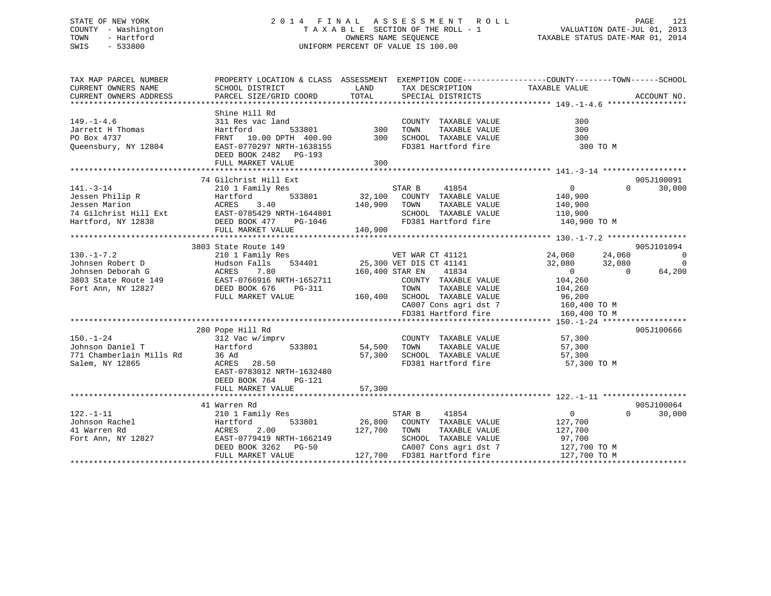STATE OF NEW YORK
COUNTY - Washington
TOWN - Hartford
SWIS - 533800

2014 FINAL ASSESSMENT ROLL
TAXABLE SECTION OF THE ROLL - 1
OWNERS NAME SEQUENCE
UNIFORM PERCENT OF VALUE IS 100.00

VALUATION DATE-JUL 01, 2013
TAXABLE STATUS DATE-MAR 01, 2014

```
TAX MAP PARCEL NUMBER          PROPERTY LOCATION & CLASS  ASSESSMENT  EXEMPTION CODE-----------------COUNTY--------TOWN------SCHOOL
CURRENT OWNERS NAME            SCHOOL DISTRICT               LAND      TAX DESCRIPTION            TAXABLE VALUE
CURRENT OWNERS ADDRESS         PARCEL SIZE/GRID COORD        TOTAL     SPECIAL DISTRICTS                                    ACCOUNT NO.
******************************************************************************************************* 149.-1-4.6 *****************
                               Shine Hill Rd
149.-1-4.6                     311 Res vac land                        COUNTY  TAXABLE VALUE             300
Jarrett H Thomas               Hartford        533801         300      TOWN    TAXABLE VALUE             300
PO Box 4737                    FRNT   10.00 DPTH  400.00      300      SCHOOL  TAXABLE VALUE             300
Queensbury, NY 12804           EAST-0770297 NRTH-1638155               FD381 Hartford fire                300 TO M
                               DEED BOOK 2482   PG-193
                               FULL MARKET VALUE              300
******************************************************************************************************* 141.-3-14 ******************
                               74 Gilchrist Hill Ext                                                                905J100091
141.-3-14                      210 1 Family Res                        STAR B     41854                0           0      30,000
Jessen Philip R                Hartford        533801      32,100      COUNTY  TAXABLE VALUE         140,900
Jessen Marion                  ACRES    3.40              140,900      TOWN    TAXABLE VALUE         140,900
74 Gilchrist Hill Ext          EAST-0785429 NRTH-1644801               SCHOOL  TAXABLE VALUE         110,900
Hartford, NY 12838             DEED BOOK 477    PG-1046                FD381 Hartford fire            140,900 TO M
                               FULL MARKET VALUE          140,900
******************************************************************************************************* 130.-1-7.2 *****************
                               3803 State Route 149                                                                 905J101094
130.-1-7.2                     210 1 Family Res                        VET WAR CT 41121           24,060      24,060           0
Johnsen Robert D               Hudson Falls    534401      25,300 VET DIS CT 41141            32,080      32,080           0
Johnsen Deborah G              ACRES    7.80              160,400 STAR EN    41834                 0           0      64,200
3803 State Route 149           EAST-0766916 NRTH-1652711               COUNTY  TAXABLE VALUE         104,260
Fort Ann, NY 12827             DEED BOOK 676    PG-311                 TOWN    TAXABLE VALUE         104,260
                               FULL MARKET VALUE          160,400      SCHOOL  TAXABLE VALUE          96,200
                                                                       CA007 Cons agri dst 7          160,400 TO M
                                                                       FD381 Hartford fire            160,400 TO M
******************************************************************************************************* 150.-1-24 ******************
                               280 Pope Hill Rd                                                                     905J100666
150.-1-24                      312 Vac w/imprv                         COUNTY  TAXABLE VALUE          57,300
Johnson Daniel T               Hartford        533801      54,500      TOWN    TAXABLE VALUE          57,300
771 Chamberlain Mills Rd       36 Ad                       57,300      SCHOOL  TAXABLE VALUE          57,300
Salem, NY 12865                ACRES   28.50                           FD381 Hartford fire             57,300 TO M
                               EAST-0783012 NRTH-1632480
                               DEED BOOK 764    PG-121
                               FULL MARKET VALUE           57,300
******************************************************************************************************* 122.-1-11 ******************
                               41 Warren Rd                                                                         905J100064
122.-1-11                      210 1 Family Res                        STAR B     41854                0           0      30,000
Johnson Rachel                 Hartford        533801      26,800      COUNTY  TAXABLE VALUE         127,700
41 Warren Rd                   ACRES    2.00              127,700      TOWN    TAXABLE VALUE         127,700
Fort Ann, NY 12827             EAST-0779419 NRTH-1662149               SCHOOL  TAXABLE VALUE          97,700
                               DEED BOOK 3262   PG-50                  CA007 Cons agri dst 7          127,700 TO M
                               FULL MARKET VALUE          127,700      FD381 Hartford fire            127,700 TO M
************************************************************************************************************************************
```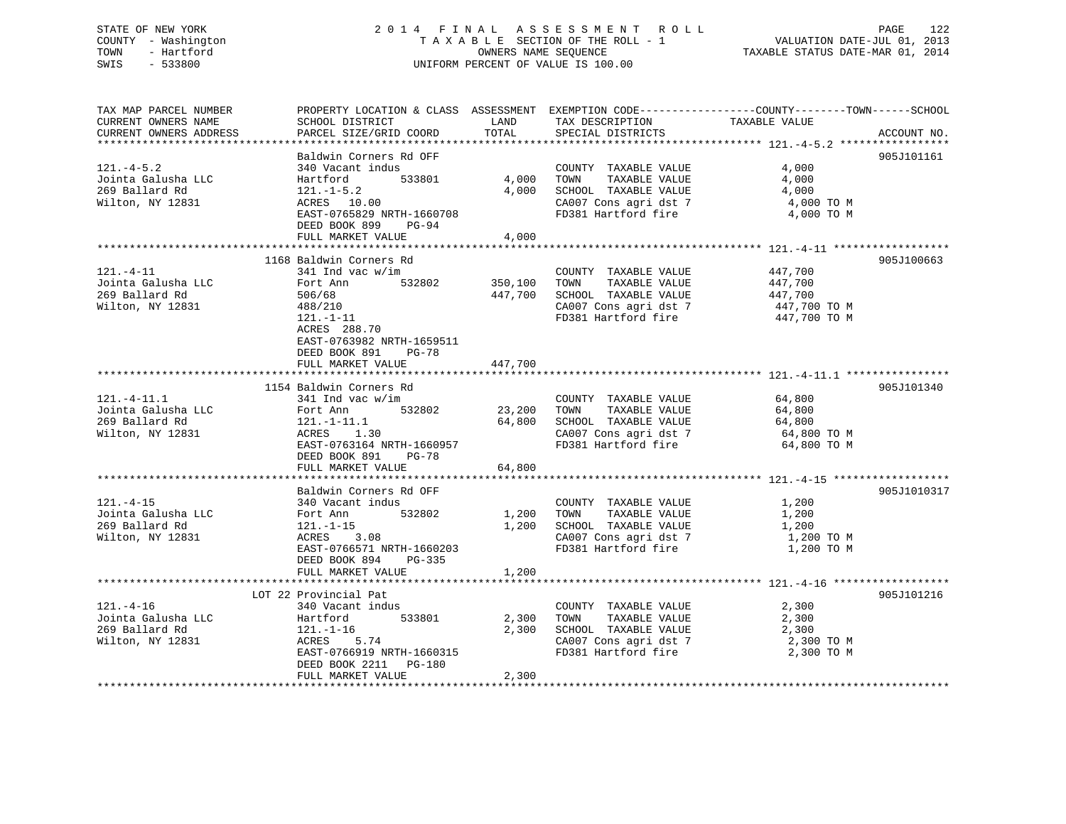STATE OF NEW YORK
COUNTY - Washington
TOWN - Hartford
SWIS - 533800

2014 FINAL ASSESSMENT ROLL
TAXABLE SECTION OF THE ROLL - 1
OWNERS NAME SEQUENCE
UNIFORM PERCENT OF VALUE IS 100.00

VALUATION DATE-JUL 01, 2013
TAXABLE STATUS DATE-MAR 01, 2014

| TAX MAP PARCEL NUMBER / CURRENT OWNERS NAME / CURRENT OWNERS ADDRESS | PROPERTY LOCATION & CLASS / SCHOOL DISTRICT / PARCEL SIZE/GRID COORD | ASSESSMENT LAND | TOTAL | EXEMPTION CODE / TAX DESCRIPTION / SPECIAL DISTRICTS | TAXABLE VALUE (COUNTY / TOWN / SCHOOL) | ACCOUNT NO. |
|---|---|---|---|---|---|---|
| 121.-4-5.2 | Baldwin Corners Rd OFF | | | | | 905J101161 |
| 121.-4-5.2 | 340 Vacant indus | | | COUNTY TAXABLE VALUE | 4,000 | |
| Jointa Galusha LLC | Hartford 533801 | 4,000 | | TOWN TAXABLE VALUE | 4,000 | |
| 269 Ballard Rd | 121.-1-5.2 | | 4,000 | SCHOOL TAXABLE VALUE | 4,000 | |
| Wilton, NY 12831 | ACRES 10.00 | | | CA007 Cons agri dst 7 | 4,000 TO M | |
| | EAST-0765829 NRTH-1660708 | | | FD381 Hartford fire | 4,000 TO M | |
| | DEED BOOK 899 PG-94 | | | | | |
| | FULL MARKET VALUE | | 4,000 | | | |
| 121.-4-11 | 1168 Baldwin Corners Rd | | | | | 905J100663 |
| 121.-4-11 | 341 Ind vac w/im | | | COUNTY TAXABLE VALUE | 447,700 | |
| Jointa Galusha LLC | Fort Ann 532802 | 350,100 | | TOWN TAXABLE VALUE | 447,700 | |
| 269 Ballard Rd | 506/68 | | 447,700 | SCHOOL TAXABLE VALUE | 447,700 | |
| Wilton, NY 12831 | 488/210 | | | CA007 Cons agri dst 7 | 447,700 TO M | |
| | 121.-1-11 | | | FD381 Hartford fire | 447,700 TO M | |
| | ACRES 288.70 | | | | | |
| | EAST-0763982 NRTH-1659511 | | | | | |
| | DEED BOOK 891 PG-78 | | | | | |
| | FULL MARKET VALUE | | 447,700 | | | |
| 121.-4-11.1 | 1154 Baldwin Corners Rd | | | | | 905J101340 |
| 121.-4-11.1 | 341 Ind vac w/im | | | COUNTY TAXABLE VALUE | 64,800 | |
| Jointa Galusha LLC | Fort Ann 532802 | 23,200 | | TOWN TAXABLE VALUE | 64,800 | |
| 269 Ballard Rd | 121.-1-11.1 | | 64,800 | SCHOOL TAXABLE VALUE | 64,800 | |
| Wilton, NY 12831 | ACRES 1.30 | | | CA007 Cons agri dst 7 | 64,800 TO M | |
| | EAST-0763164 NRTH-1660957 | | | FD381 Hartford fire | 64,800 TO M | |
| | DEED BOOK 891 PG-78 | | | | | |
| | FULL MARKET VALUE | | 64,800 | | | |
| 121.-4-15 | Baldwin Corners Rd OFF | | | | | 905J1010317 |
| 121.-4-15 | 340 Vacant indus | | | COUNTY TAXABLE VALUE | 1,200 | |
| Jointa Galusha LLC | Fort Ann 532802 | 1,200 | | TOWN TAXABLE VALUE | 1,200 | |
| 269 Ballard Rd | 121.-1-15 | | 1,200 | SCHOOL TAXABLE VALUE | 1,200 | |
| Wilton, NY 12831 | ACRES 3.08 | | | CA007 Cons agri dst 7 | 1,200 TO M | |
| | EAST-0766571 NRTH-1660203 | | | FD381 Hartford fire | 1,200 TO M | |
| | DEED BOOK 894 PG-335 | | | | | |
| | FULL MARKET VALUE | | 1,200 | | | |
| 121.-4-16 | LOT 22 Provincial Pat | | | | | 905J101216 |
| 121.-4-16 | 340 Vacant indus | | | COUNTY TAXABLE VALUE | 2,300 | |
| Jointa Galusha LLC | Hartford 533801 | 2,300 | | TOWN TAXABLE VALUE | 2,300 | |
| 269 Ballard Rd | 121.-1-16 | | 2,300 | SCHOOL TAXABLE VALUE | 2,300 | |
| Wilton, NY 12831 | ACRES 5.74 | | | CA007 Cons agri dst 7 | 2,300 TO M | |
| | EAST-0766919 NRTH-1660315 | | | FD381 Hartford fire | 2,300 TO M | |
| | DEED BOOK 2211 PG-180 | | | | | |
| | FULL MARKET VALUE | | 2,300 | | | |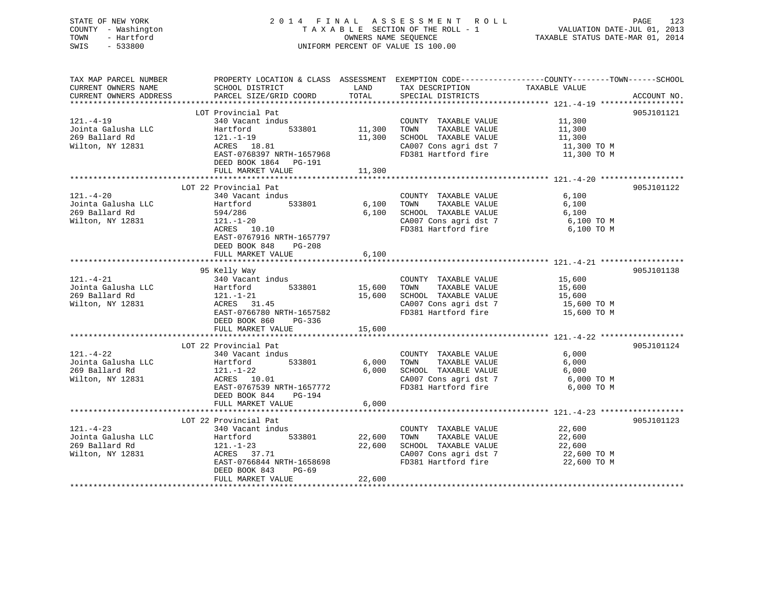STATE OF NEW YORK
COUNTY - Washington
TOWN - Hartford
SWIS - 533800

2 0 1 4 F I N A L A S S E S S M E N T R O L L
T A X A B L E SECTION OF THE ROLL - 1
OWNERS NAME SEQUENCE
UNIFORM PERCENT OF VALUE IS 100.00

VALUATION DATE-JUL 01, 2013
TAXABLE STATUS DATE-MAR 01, 2014

```
TAX MAP PARCEL NUMBER          PROPERTY LOCATION & CLASS  ASSESSMENT  EXEMPTION CODE------------------COUNTY--------TOWN------SCHOOL
CURRENT OWNERS NAME            SCHOOL DISTRICT               LAND       TAX DESCRIPTION             TAXABLE VALUE
CURRENT OWNERS ADDRESS         PARCEL SIZE/GRID COORD        TOTAL      SPECIAL DISTRICTS                                       ACCOUNT NO.
******************************************************************************************************* 121.-4-19 ******************
                               LOT Provincial Pat                                                                               905J101121
121.-4-19                      340 Vacant indus                          COUNTY  TAXABLE VALUE             11,300
Jointa Galusha LLC             Hartford      533801         11,300       TOWN    TAXABLE VALUE             11,300
269 Ballard Rd                 121.-1-19                    11,300       SCHOOL  TAXABLE VALUE             11,300
Wilton, NY 12831               ACRES  18.81                              CA007 Cons agri dst 7              11,300 TO M
                               EAST-0768397 NRTH-1657968                 FD381 Hartford fire                11,300 TO M
                               DEED BOOK 1864   PG-191
                               FULL MARKET VALUE            11,300
******************************************************************************************************* 121.-4-20 ******************
                               LOT 22 Provincial Pat                                                                            905J101122
121.-4-20                      340 Vacant indus                          COUNTY  TAXABLE VALUE              6,100
Jointa Galusha LLC             Hartford      533801          6,100       TOWN    TAXABLE VALUE              6,100
269 Ballard Rd                 594/286                       6,100       SCHOOL  TAXABLE VALUE              6,100
Wilton, NY 12831               121.-1-20                                 CA007 Cons agri dst 7               6,100 TO M
                               ACRES  10.10                              FD381 Hartford fire                 6,100 TO M
                               EAST-0767916 NRTH-1657797
                               DEED BOOK 848    PG-208
                               FULL MARKET VALUE             6,100
******************************************************************************************************* 121.-4-21 ******************
                               95 Kelly Way                                                                                     905J101138
121.-4-21                      340 Vacant indus                          COUNTY  TAXABLE VALUE             15,600
Jointa Galusha LLC             Hartford      533801         15,600       TOWN    TAXABLE VALUE             15,600
269 Ballard Rd                 121.-1-21                    15,600       SCHOOL  TAXABLE VALUE             15,600
Wilton, NY 12831               ACRES  31.45                              CA007 Cons agri dst 7              15,600 TO M
                               EAST-0766780 NRTH-1657582                 FD381 Hartford fire                15,600 TO M
                               DEED BOOK 860    PG-336
                               FULL MARKET VALUE            15,600
******************************************************************************************************* 121.-4-22 ******************
                               LOT 22 Provincial Pat                                                                            905J101124
121.-4-22                      340 Vacant indus                          COUNTY  TAXABLE VALUE              6,000
Jointa Galusha LLC             Hartford      533801          6,000       TOWN    TAXABLE VALUE              6,000
269 Ballard Rd                 121.-1-22                     6,000       SCHOOL  TAXABLE VALUE              6,000
Wilton, NY 12831               ACRES  10.01                              CA007 Cons agri dst 7               6,000 TO M
                               EAST-0767539 NRTH-1657772                 FD381 Hartford fire                 6,000 TO M
                               DEED BOOK 844    PG-194
                               FULL MARKET VALUE             6,000
******************************************************************************************************* 121.-4-23 ******************
                               LOT 22 Provincial Pat                                                                            905J101123
121.-4-23                      340 Vacant indus                          COUNTY  TAXABLE VALUE             22,600
Jointa Galusha LLC             Hartford      533801         22,600       TOWN    TAXABLE VALUE             22,600
269 Ballard Rd                 121.-1-23                    22,600       SCHOOL  TAXABLE VALUE             22,600
Wilton, NY 12831               ACRES  37.71                              CA007 Cons agri dst 7              22,600 TO M
                               EAST-0766844 NRTH-1658698                 FD381 Hartford fire                22,600 TO M
                               DEED BOOK 843    PG-69
                               FULL MARKET VALUE            22,600
************************************************************************************************************************************
```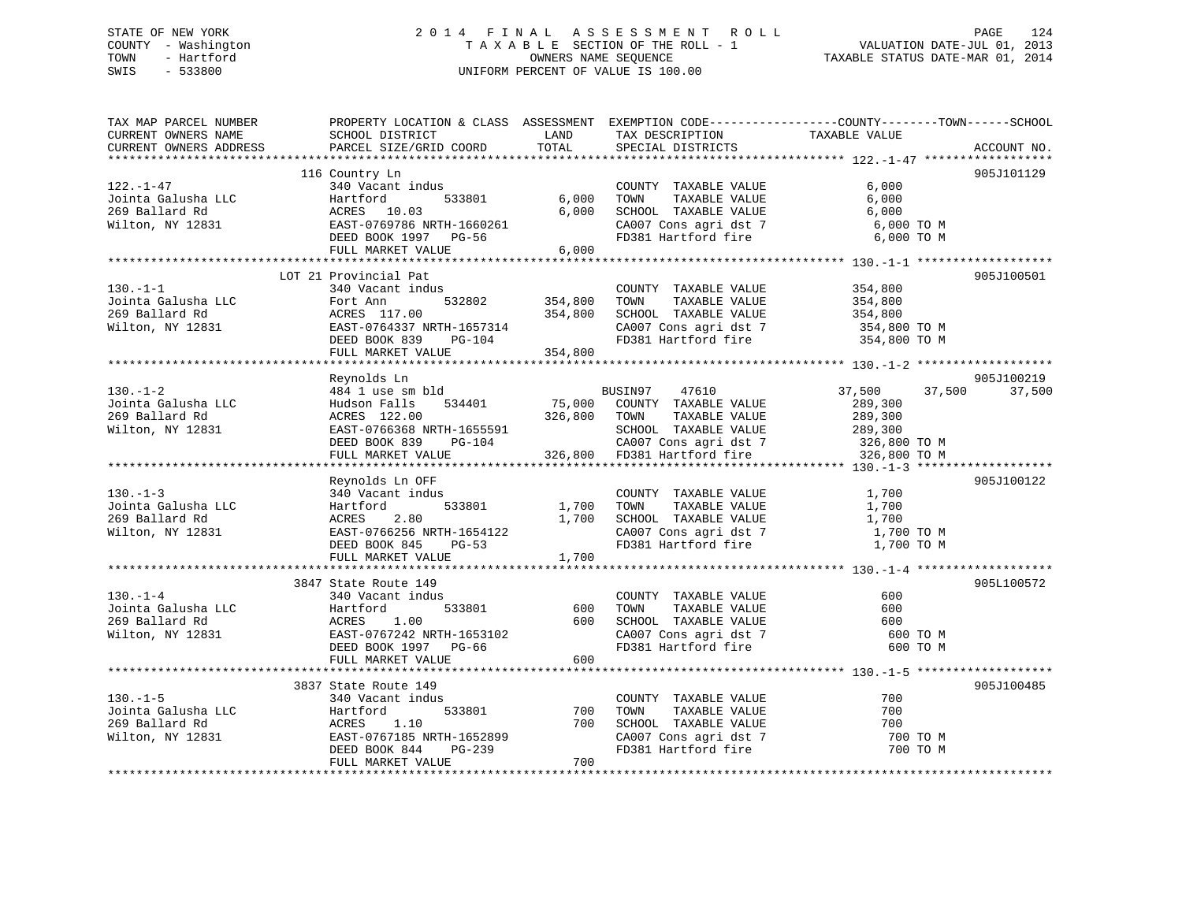STATE OF NEW YORK
COUNTY - Washington
TOWN - Hartford
SWIS - 533800

# 2014 FINAL ASSESSMENT ROLL

TAXABLE SECTION OF THE ROLL - 1
OWNERS NAME SEQUENCE
UNIFORM PERCENT OF VALUE IS 100.00

VALUATION DATE-JUL 01, 2013
TAXABLE STATUS DATE-MAR 01, 2014

| TAX MAP PARCEL NUMBER / CURRENT OWNERS NAME / CURRENT OWNERS ADDRESS | PROPERTY LOCATION & CLASS / SCHOOL DISTRICT / PARCEL SIZE/GRID COORD | ASSESSMENT LAND | TOTAL | EXEMPTION CODE / TAX DESCRIPTION / SPECIAL DISTRICTS | COUNTY TAXABLE VALUE | TOWN | SCHOOL | ACCOUNT NO. |
|---|---|---|---|---|---|---|---|---|
| 122.-1-47 | 116 Country Ln | | | | | | | 905J101129 |
| | 340 Vacant indus | | | COUNTY TAXABLE VALUE | 6,000 | | | |
| Jointa Galusha LLC | Hartford 533801 | 6,000 | | TOWN TAXABLE VALUE | 6,000 | | | |
| 269 Ballard Rd | ACRES 10.03 | | 6,000 | SCHOOL TAXABLE VALUE | 6,000 | | | |
| Wilton, NY 12831 | EAST-0769786 NRTH-1660261 | | | CA007 Cons agri dst 7 | 6,000 TO M | | | |
| | DEED BOOK 1997 PG-56 | | | FD381 Hartford fire | 6,000 TO M | | | |
| | FULL MARKET VALUE | | 6,000 | | | | | |
| 130.-1-1 | LOT 21 Provincial Pat | | | | | | | 905J100501 |
| | 340 Vacant indus | | | COUNTY TAXABLE VALUE | 354,800 | | | |
| Jointa Galusha LLC | Fort Ann 532802 | 354,800 | | TOWN TAXABLE VALUE | 354,800 | | | |
| 269 Ballard Rd | ACRES 117.00 | | 354,800 | SCHOOL TAXABLE VALUE | 354,800 | | | |
| Wilton, NY 12831 | EAST-0764337 NRTH-1657314 | | | CA007 Cons agri dst 7 | 354,800 TO M | | | |
| | DEED BOOK 839 PG-104 | | | FD381 Hartford fire | 354,800 TO M | | | |
| | FULL MARKET VALUE | | 354,800 | | | | | |
| 130.-1-2 | Reynolds Ln | | | | | | | 905J100219 |
| | 484 1 use sm bld | | | BUSIN97 47610 | 37,500 | 37,500 | 37,500 | |
| Jointa Galusha LLC | Hudson Falls 534401 | 75,000 | | COUNTY TAXABLE VALUE | 289,300 | | | |
| 269 Ballard Rd | ACRES 122.00 | | 326,800 | TOWN TAXABLE VALUE | 289,300 | | | |
| Wilton, NY 12831 | EAST-0766368 NRTH-1655591 | | | SCHOOL TAXABLE VALUE | 289,300 | | | |
| | DEED BOOK 839 PG-104 | | | CA007 Cons agri dst 7 | 326,800 TO M | | | |
| | FULL MARKET VALUE | | 326,800 | FD381 Hartford fire | 326,800 TO M | | | |
| 130.-1-3 | Reynolds Ln OFF | | | | | | | 905J100122 |
| | 340 Vacant indus | | | COUNTY TAXABLE VALUE | 1,700 | | | |
| Jointa Galusha LLC | Hartford 533801 | 1,700 | | TOWN TAXABLE VALUE | 1,700 | | | |
| 269 Ballard Rd | ACRES 2.80 | | 1,700 | SCHOOL TAXABLE VALUE | 1,700 | | | |
| Wilton, NY 12831 | EAST-0766256 NRTH-1654122 | | | CA007 Cons agri dst 7 | 1,700 TO M | | | |
| | DEED BOOK 845 PG-53 | | | FD381 Hartford fire | 1,700 TO M | | | |
| | FULL MARKET VALUE | | 1,700 | | | | | |
| 130.-1-4 | 3847 State Route 149 | | | | | | | 905L100572 |
| | 340 Vacant indus | | | COUNTY TAXABLE VALUE | 600 | | | |
| Jointa Galusha LLC | Hartford 533801 | 600 | | TOWN TAXABLE VALUE | 600 | | | |
| 269 Ballard Rd | ACRES 1.00 | | 600 | SCHOOL TAXABLE VALUE | 600 | | | |
| Wilton, NY 12831 | EAST-0767242 NRTH-1653102 | | | CA007 Cons agri dst 7 | 600 TO M | | | |
| | DEED BOOK 1997 PG-66 | | | FD381 Hartford fire | 600 TO M | | | |
| | FULL MARKET VALUE | | 600 | | | | | |
| 130.-1-5 | 3837 State Route 149 | | | | | | | 905J100485 |
| | 340 Vacant indus | | | COUNTY TAXABLE VALUE | 700 | | | |
| Jointa Galusha LLC | Hartford 533801 | 700 | | TOWN TAXABLE VALUE | 700 | | | |
| 269 Ballard Rd | ACRES 1.10 | | 700 | SCHOOL TAXABLE VALUE | 700 | | | |
| Wilton, NY 12831 | EAST-0767185 NRTH-1652899 | | | CA007 Cons agri dst 7 | 700 TO M | | | |
| | DEED BOOK 844 PG-239 | | | FD381 Hartford fire | 700 TO M | | | |
| | FULL MARKET VALUE | | 700 | | | | | |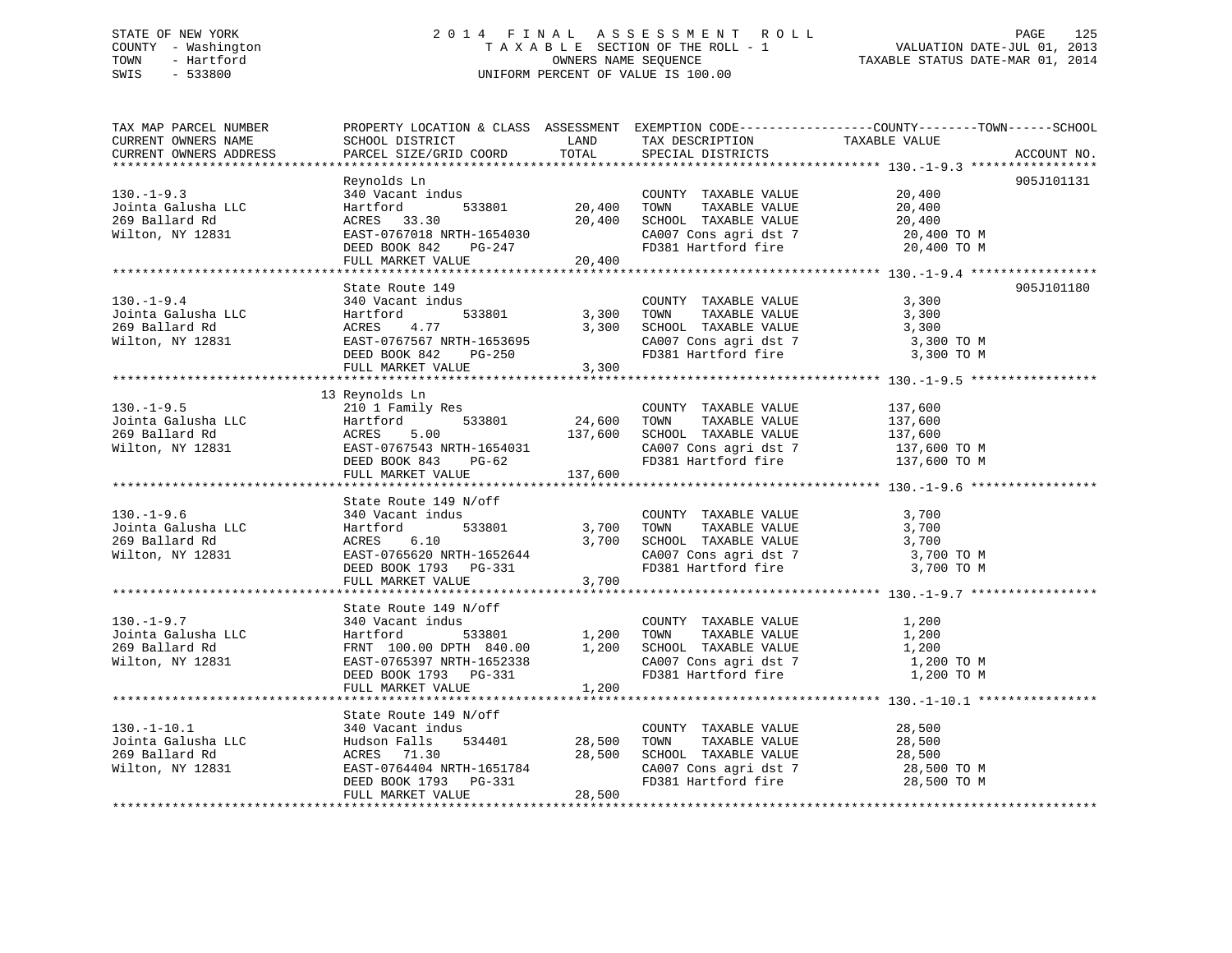STATE OF NEW YORK
COUNTY - Washington
TOWN - Hartford
SWIS - 533800

2014 FINAL ASSESSMENT ROLL
TAXABLE SECTION OF THE ROLL - 1
OWNERS NAME SEQUENCE
UNIFORM PERCENT OF VALUE IS 100.00

VALUATION DATE-JUL 01, 2013
TAXABLE STATUS DATE-MAR 01, 2014

| TAX MAP PARCEL NUMBER / CURRENT OWNERS NAME / CURRENT OWNERS ADDRESS | PROPERTY LOCATION & CLASS / SCHOOL DISTRICT / PARCEL SIZE/GRID COORD | ASSESSMENT LAND | ASSESSMENT TOTAL | EXEMPTION CODE / TAX DESCRIPTION / SPECIAL DISTRICTS | TAXABLE VALUE (COUNTY / TOWN / SCHOOL) | ACCOUNT NO. |
|---|---|---|---|---|---|---|
| 130.-1-9.3 | Reynolds Ln | | | | | 905J101131 |
| Jointa Galusha LLC | 340 Vacant indus | | | COUNTY TAXABLE VALUE | 20,400 | |
| 269 Ballard Rd | Hartford 533801 | 20,400 | | TOWN TAXABLE VALUE | 20,400 | |
| Wilton, NY 12831 | ACRES 33.30 | | 20,400 | SCHOOL TAXABLE VALUE | 20,400 | |
| | EAST-0767018 NRTH-1654030 | | | CA007 Cons agri dst 7 | 20,400 TO M | |
| | DEED BOOK 842 PG-247 | | | FD381 Hartford fire | 20,400 TO M | |
| | FULL MARKET VALUE | | 20,400 | | | |
| 130.-1-9.4 | State Route 149 | | | | | 905J101180 |
| Jointa Galusha LLC | 340 Vacant indus | | | COUNTY TAXABLE VALUE | 3,300 | |
| 269 Ballard Rd | Hartford 533801 | 3,300 | | TOWN TAXABLE VALUE | 3,300 | |
| Wilton, NY 12831 | ACRES 4.77 | | 3,300 | SCHOOL TAXABLE VALUE | 3,300 | |
| | EAST-0767567 NRTH-1653695 | | | CA007 Cons agri dst 7 | 3,300 TO M | |
| | DEED BOOK 842 PG-250 | | | FD381 Hartford fire | 3,300 TO M | |
| | FULL MARKET VALUE | | 3,300 | | | |
| 130.-1-9.5 | 13 Reynolds Ln | | | | | |
| Jointa Galusha LLC | 210 1 Family Res | | | COUNTY TAXABLE VALUE | 137,600 | |
| 269 Ballard Rd | Hartford 533801 | 24,600 | | TOWN TAXABLE VALUE | 137,600 | |
| Wilton, NY 12831 | ACRES 5.00 | | 137,600 | SCHOOL TAXABLE VALUE | 137,600 | |
| | EAST-0767543 NRTH-1654031 | | | CA007 Cons agri dst 7 | 137,600 TO M | |
| | DEED BOOK 843 PG-62 | | | FD381 Hartford fire | 137,600 TO M | |
| | FULL MARKET VALUE | | 137,600 | | | |
| 130.-1-9.6 | State Route 149 N/off | | | | | |
| Jointa Galusha LLC | 340 Vacant indus | | | COUNTY TAXABLE VALUE | 3,700 | |
| 269 Ballard Rd | Hartford 533801 | 3,700 | | TOWN TAXABLE VALUE | 3,700 | |
| Wilton, NY 12831 | ACRES 6.10 | | 3,700 | SCHOOL TAXABLE VALUE | 3,700 | |
| | EAST-0765620 NRTH-1652644 | | | CA007 Cons agri dst 7 | 3,700 TO M | |
| | DEED BOOK 1793 PG-331 | | | FD381 Hartford fire | 3,700 TO M | |
| | FULL MARKET VALUE | | 3,700 | | | |
| 130.-1-9.7 | State Route 149 N/off | | | | | |
| Jointa Galusha LLC | 340 Vacant indus | | | COUNTY TAXABLE VALUE | 1,200 | |
| 269 Ballard Rd | Hartford 533801 | 1,200 | | TOWN TAXABLE VALUE | 1,200 | |
| Wilton, NY 12831 | FRNT 100.00 DPTH 840.00 | | 1,200 | SCHOOL TAXABLE VALUE | 1,200 | |
| | EAST-0765397 NRTH-1652338 | | | CA007 Cons agri dst 7 | 1,200 TO M | |
| | DEED BOOK 1793 PG-331 | | | FD381 Hartford fire | 1,200 TO M | |
| | FULL MARKET VALUE | | 1,200 | | | |
| 130.-1-10.1 | State Route 149 N/off | | | | | |
| Jointa Galusha LLC | 340 Vacant indus | | | COUNTY TAXABLE VALUE | 28,500 | |
| 269 Ballard Rd | Hudson Falls 534401 | 28,500 | | TOWN TAXABLE VALUE | 28,500 | |
| Wilton, NY 12831 | ACRES 71.30 | | 28,500 | SCHOOL TAXABLE VALUE | 28,500 | |
| | EAST-0764404 NRTH-1651784 | | | CA007 Cons agri dst 7 | 28,500 TO M | |
| | DEED BOOK 1793 PG-331 | | | FD381 Hartford fire | 28,500 TO M | |
| | FULL MARKET VALUE | | 28,500 | | | |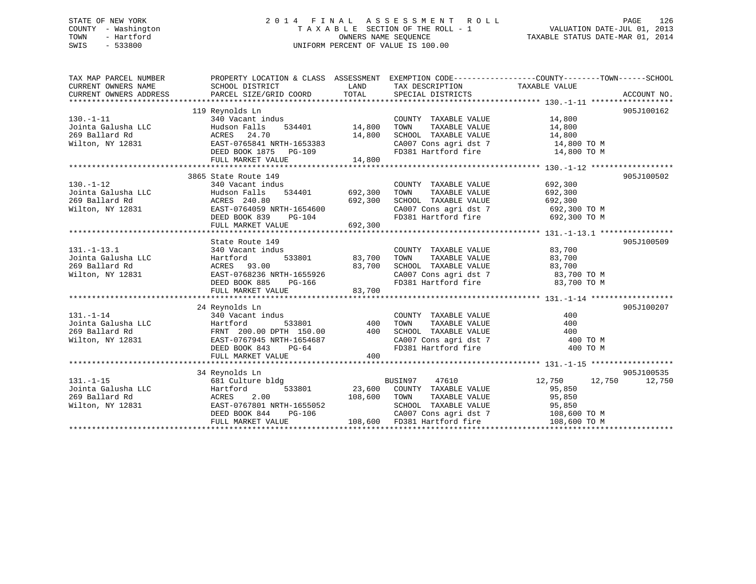STATE OF NEW YORK
COUNTY - Washington
TOWN - Hartford
SWIS - 533800

2014 FINAL ASSESSMENT ROLL
TAXABLE SECTION OF THE ROLL - 1
OWNERS NAME SEQUENCE
UNIFORM PERCENT OF VALUE IS 100.00

VALUATION DATE-JUL 01, 2013
TAXABLE STATUS DATE-MAR 01, 2014

| TAX MAP PARCEL NUMBER / CURRENT OWNERS NAME / CURRENT OWNERS ADDRESS | PROPERTY LOCATION & CLASS / SCHOOL DISTRICT / PARCEL SIZE/GRID COORD | ASSESSMENT LAND / TOTAL | EXEMPTION CODE / TAX DESCRIPTION / SPECIAL DISTRICTS | COUNTY TAXABLE VALUE | TOWN | SCHOOL | ACCOUNT NO. |
|---|---|---|---|---|---|---|---|
| **130.-1-11** | 119 Reynolds Ln | | | | | | 905J100162 |
| 130.-1-11 | 340 Vacant indus | | COUNTY TAXABLE VALUE | 14,800 | | | |
| Jointa Galusha LLC | Hudson Falls 534401 | 14,800 | TOWN TAXABLE VALUE | 14,800 | | | |
| 269 Ballard Rd | ACRES 24.70 | 14,800 | SCHOOL TAXABLE VALUE | 14,800 | | | |
| Wilton, NY 12831 | EAST-0765841 NRTH-1653383 | | CA007 Cons agri dst 7 | 14,800 TO M | | | |
| | DEED BOOK 1875 PG-109 | | FD381 Hartford fire | 14,800 TO M | | | |
| | FULL MARKET VALUE | 14,800 | | | | | |
| **130.-1-12** | 3865 State Route 149 | | | | | | 905J100502 |
| 130.-1-12 | 340 Vacant indus | | COUNTY TAXABLE VALUE | 692,300 | | | |
| Jointa Galusha LLC | Hudson Falls 534401 | 692,300 | TOWN TAXABLE VALUE | 692,300 | | | |
| 269 Ballard Rd | ACRES 240.80 | 692,300 | SCHOOL TAXABLE VALUE | 692,300 | | | |
| Wilton, NY 12831 | EAST-0764059 NRTH-1654600 | | CA007 Cons agri dst 7 | 692,300 TO M | | | |
| | DEED BOOK 839 PG-104 | | FD381 Hartford fire | 692,300 TO M | | | |
| | FULL MARKET VALUE | 692,300 | | | | | |
| **131.-1-13.1** | State Route 149 | | | | | | 905J100509 |
| 131.-1-13.1 | 340 Vacant indus | | COUNTY TAXABLE VALUE | 83,700 | | | |
| Jointa Galusha LLC | Hartford 533801 | 83,700 | TOWN TAXABLE VALUE | 83,700 | | | |
| 269 Ballard Rd | ACRES 93.00 | 83,700 | SCHOOL TAXABLE VALUE | 83,700 | | | |
| Wilton, NY 12831 | EAST-0768236 NRTH-1655926 | | CA007 Cons agri dst 7 | 83,700 TO M | | | |
| | DEED BOOK 885 PG-166 | | FD381 Hartford fire | 83,700 TO M | | | |
| | FULL MARKET VALUE | 83,700 | | | | | |
| **131.-1-14** | 24 Reynolds Ln | | | | | | 905J100207 |
| 131.-1-14 | 340 Vacant indus | | COUNTY TAXABLE VALUE | 400 | | | |
| Jointa Galusha LLC | Hartford 533801 | 400 | TOWN TAXABLE VALUE | 400 | | | |
| 269 Ballard Rd | FRNT 200.00 DPTH 150.00 | 400 | SCHOOL TAXABLE VALUE | 400 | | | |
| Wilton, NY 12831 | EAST-0767945 NRTH-1654687 | | CA007 Cons agri dst 7 | 400 TO M | | | |
| | DEED BOOK 843 PG-64 | | FD381 Hartford fire | 400 TO M | | | |
| | FULL MARKET VALUE | 400 | | | | | |
| **131.-1-15** | 34 Reynolds Ln | | | | | | 905J100535 |
| 131.-1-15 | 681 Culture bldg | | BUSIN97 47610 | 12,750 | 12,750 | 12,750 | |
| Jointa Galusha LLC | Hartford 533801 | 23,600 | COUNTY TAXABLE VALUE | 95,850 | | | |
| 269 Ballard Rd | ACRES 2.00 | 108,600 | TOWN TAXABLE VALUE | 95,850 | | | |
| Wilton, NY 12831 | EAST-0767801 NRTH-1655052 | | SCHOOL TAXABLE VALUE | 95,850 | | | |
| | DEED BOOK 844 PG-106 | | CA007 Cons agri dst 7 | 108,600 TO M | | | |
| | FULL MARKET VALUE | 108,600 | FD381 Hartford fire | 108,600 TO M | | | |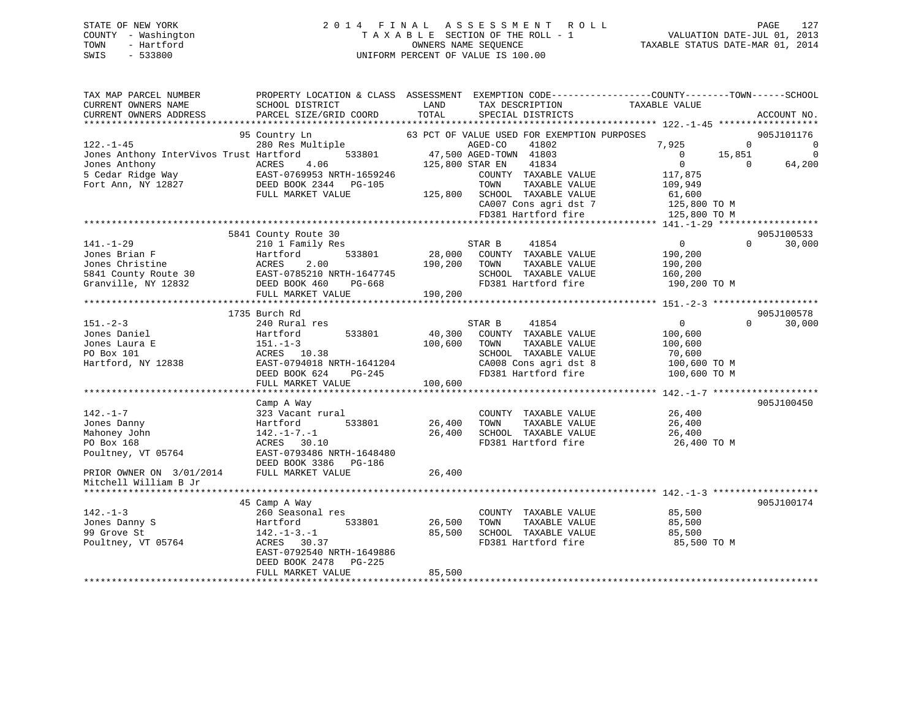STATE OF NEW YORK
COUNTY - Washington
TOWN - Hartford
SWIS - 533800

2014 FINAL ASSESSMENT ROLL
TAXABLE SECTION OF THE ROLL - 1
OWNERS NAME SEQUENCE
UNIFORM PERCENT OF VALUE IS 100.00

VALUATION DATE-JUL 01, 2013
TAXABLE STATUS DATE-MAR 01, 2014

```
TAX MAP PARCEL NUMBER          PROPERTY LOCATION & CLASS  ASSESSMENT  EXEMPTION CODE-----------------COUNTY--------TOWN------SCHOOL
CURRENT OWNERS NAME            SCHOOL DISTRICT             LAND        TAX DESCRIPTION             TAXABLE VALUE
CURRENT OWNERS ADDRESS         PARCEL SIZE/GRID COORD      TOTAL       SPECIAL DISTRICTS                                      ACCOUNT NO.
******************************************************************************************************* 122.-1-45 ******************
                          95 Country Ln                   63 PCT OF VALUE USED FOR EXEMPTION PURPOSES                        905J101176
122.-1-45                      280 Res Multiple                  AGED-CO     41802           7,925           0            0
Jones Anthony InterVivos Trust Hartford        533801      47,500 AGED-TOWN  41803               0      15,851            0
Jones Anthony                  ACRES    4.06              125,800 STAR EN    41834               0           0       64,200
5 Cedar Ridge Way              EAST-0769953 NRTH-1659246          COUNTY  TAXABLE VALUE        117,875
Fort Ann, NY 12827             DEED BOOK 2344   PG-105            TOWN    TAXABLE VALUE        109,949
                               FULL MARKET VALUE          125,800 SCHOOL  TAXABLE VALUE         61,600
                                                                  CA007 Cons agri dst 7        125,800 TO M
                                                                  FD381 Hartford fire          125,800 TO M
******************************************************************************************************* 141.-1-29 ******************
                          5841 County Route 30                                                                               905J100533
141.-1-29                      210 1 Family Res                  STAR B     41854                0           0       30,000
Jones Brian F                  Hartford        533801      28,000 COUNTY  TAXABLE VALUE        190,200
Jones Christine                ACRES    2.00              190,200 TOWN    TAXABLE VALUE        190,200
5841 County Route 30           EAST-0785210 NRTH-1647745          SCHOOL  TAXABLE VALUE        160,200
Granville, NY 12832            DEED BOOK 460    PG-668            FD381 Hartford fire          190,200 TO M
                               FULL MARKET VALUE          190,200
******************************************************************************************************* 151.-2-3 *******************
                          1735 Burch Rd                                                                                      905J100578
151.-2-3                       240 Rural res                     STAR B     41854                0           0       30,000
Jones Daniel                   Hartford        533801      40,300 COUNTY  TAXABLE VALUE        100,600
Jones Laura E                  151.-1-3                   100,600 TOWN    TAXABLE VALUE        100,600
PO Box 101                     ACRES   10.38                      SCHOOL  TAXABLE VALUE         70,600
Hartford, NY 12838             EAST-0794018 NRTH-1641204          CA008 Cons agri dst 8        100,600 TO M
                               DEED BOOK 624    PG-245            FD381 Hartford fire          100,600 TO M
                               FULL MARKET VALUE          100,600
******************************************************************************************************* 142.-1-7 *******************
                               Camp A Way                                                                                    905J100450
142.-1-7                       323 Vacant rural                   COUNTY  TAXABLE VALUE         26,400
Jones Danny                    Hartford        533801      26,400 TOWN    TAXABLE VALUE         26,400
Mahoney John                   142.-1-7.-1                 26,400 SCHOOL  TAXABLE VALUE         26,400
PO Box 168                     ACRES   30.10                      FD381 Hartford fire           26,400 TO M
Poultney, VT 05764             EAST-0793486 NRTH-1648480
                               DEED BOOK 3386   PG-186
PRIOR OWNER ON 3/01/2014       FULL MARKET VALUE           26,400
Mitchell William B Jr
******************************************************************************************************* 142.-1-3 *******************
                          45 Camp A Way                                                                                      905J100174
142.-1-3                       260 Seasonal res                   COUNTY  TAXABLE VALUE         85,500
Jones Danny S                  Hartford        533801      26,500 TOWN    TAXABLE VALUE         85,500
99 Grove St                    142.-1-3.-1                 85,500 SCHOOL  TAXABLE VALUE         85,500
Poultney, VT 05764             ACRES   30.37                      FD381 Hartford fire           85,500 TO M
                               EAST-0792540 NRTH-1649886
                               DEED BOOK 2478   PG-225
                               FULL MARKET VALUE           85,500
************************************************************************************************************************************
```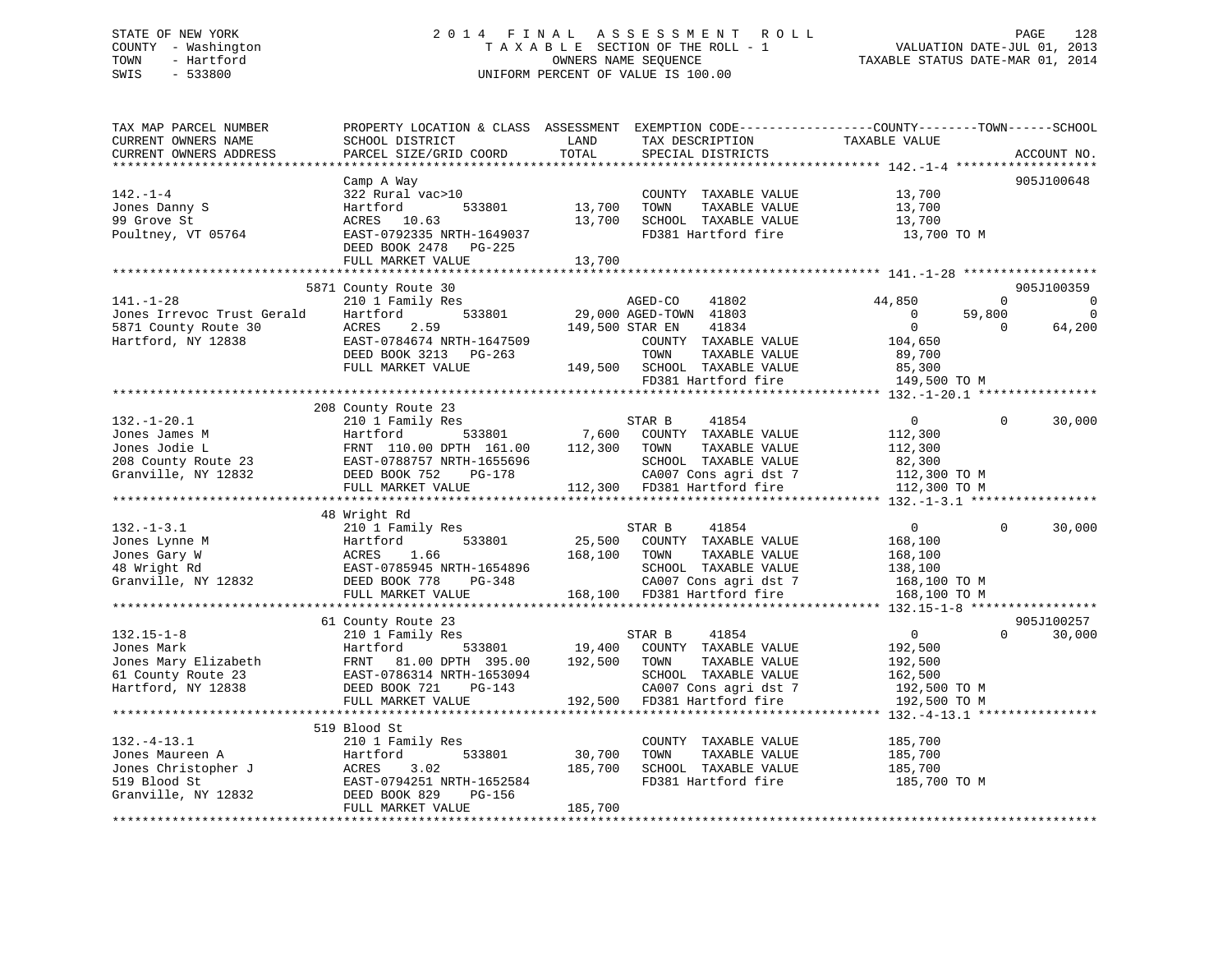STATE OF NEW YORK
COUNTY - Washington
TOWN - Hartford
SWIS - 533800

2 0 1 4 F I N A L A S S E S S M E N T R O L L
T A X A B L E SECTION OF THE ROLL - 1
OWNERS NAME SEQUENCE
UNIFORM PERCENT OF VALUE IS 100.00

VALUATION DATE-JUL 01, 2013
TAXABLE STATUS DATE-MAR 01, 2014

```
TAX MAP PARCEL NUMBER          PROPERTY LOCATION & CLASS  ASSESSMENT  EXEMPTION CODE-----------------COUNTY--------TOWN------SCHOOL
CURRENT OWNERS NAME            SCHOOL DISTRICT               LAND      TAX DESCRIPTION              TAXABLE VALUE
CURRENT OWNERS ADDRESS         PARCEL SIZE/GRID COORD        TOTAL     SPECIAL DISTRICTS                                       ACCOUNT NO.
******************************************************************************************************* 142.-1-4 *******************
                               Camp A Way                                                                                 905J100648
142.-1-4                       322 Rural vac>10                         COUNTY  TAXABLE VALUE             13,700
Jones Danny S                  Hartford          533801       13,700    TOWN    TAXABLE VALUE             13,700
99 Grove St                    ACRES   10.63                  13,700    SCHOOL  TAXABLE VALUE             13,700
Poultney, VT 05764             EAST-0792335 NRTH-1649037                FD381 Hartford fire                13,700 TO M
                               DEED BOOK 2478   PG-225
                               FULL MARKET VALUE              13,700
******************************************************************************************************* 141.-1-28 ******************
                            5871 County Route 30                                                                          905J100359
141.-1-28                      210 1 Family Res                         AGED-CO     41802            44,850            0             0
Jones Irrevoc Trust Gerald     Hartford          533801       29,000 AGED-TOWN  41803                 0        59,800             0
5871 County Route 30           ACRES    2.59                 149,500 STAR EN     41834                 0             0        64,200
Hartford, NY 12838             EAST-0784674 NRTH-1647509                COUNTY  TAXABLE VALUE            104,650
                               DEED BOOK 3213   PG-263                  TOWN    TAXABLE VALUE             89,700
                               FULL MARKET VALUE             149,500    SCHOOL  TAXABLE VALUE             85,300
                                                                        FD381 Hartford fire               149,500 TO M
******************************************************************************************************* 132.-1-20.1 ****************
                             208 County Route 23
132.-1-20.1                    210 1 Family Res                         STAR B      41854                 0             0        30,000
Jones James M                  Hartford          533801        7,600    COUNTY  TAXABLE VALUE            112,300
Jones Jodie L                  FRNT 110.00 DPTH 161.00       112,300    TOWN    TAXABLE VALUE            112,300
208 County Route 23            EAST-0788757 NRTH-1655696                SCHOOL  TAXABLE VALUE             82,300
Granville, NY 12832            DEED BOOK 752    PG-178                  CA007 Cons agri dst 7             112,300 TO M
                               FULL MARKET VALUE             112,300    FD381 Hartford fire               112,300 TO M
******************************************************************************************************* 132.-1-3.1 *****************
                              48 Wright Rd
132.-1-3.1                     210 1 Family Res                         STAR B      41854                 0             0        30,000
Jones Lynne M                  Hartford          533801       25,500    COUNTY  TAXABLE VALUE            168,100
Jones Gary W                   ACRES    1.66                 168,100    TOWN    TAXABLE VALUE            168,100
48 Wright Rd                   EAST-0785945 NRTH-1654896                SCHOOL  TAXABLE VALUE            138,100
Granville, NY 12832            DEED BOOK 778    PG-348                  CA007 Cons agri dst 7             168,100 TO M
                               FULL MARKET VALUE             168,100    FD381 Hartford fire               168,100 TO M
******************************************************************************************************* 132.15-1-8 *****************
                              61 County Route 23                                                                          905J100257
132.15-1-8                     210 1 Family Res                         STAR B      41854                 0             0        30,000
Jones Mark                     Hartford          533801       19,400    COUNTY  TAXABLE VALUE            192,500
Jones Mary Elizabeth           FRNT  81.00 DPTH 395.00       192,500    TOWN    TAXABLE VALUE            192,500
61 County Route 23             EAST-0786314 NRTH-1653094                SCHOOL  TAXABLE VALUE            162,500
Hartford, NY 12838             DEED BOOK 721    PG-143                  CA007 Cons agri dst 7             192,500 TO M
                               FULL MARKET VALUE             192,500    FD381 Hartford fire               192,500 TO M
******************************************************************************************************* 132.-4-13.1 ****************
                             519 Blood St
132.-4-13.1                    210 1 Family Res                         COUNTY  TAXABLE VALUE            185,700
Jones Maureen A                Hartford          533801       30,700    TOWN    TAXABLE VALUE            185,700
Jones Christopher J            ACRES    3.02                 185,700    SCHOOL  TAXABLE VALUE            185,700
519 Blood St                   EAST-0794251 NRTH-1652584                FD381 Hartford fire               185,700 TO M
Granville, NY 12832            DEED BOOK 829    PG-156
                               FULL MARKET VALUE             185,700
************************************************************************************************************************************
```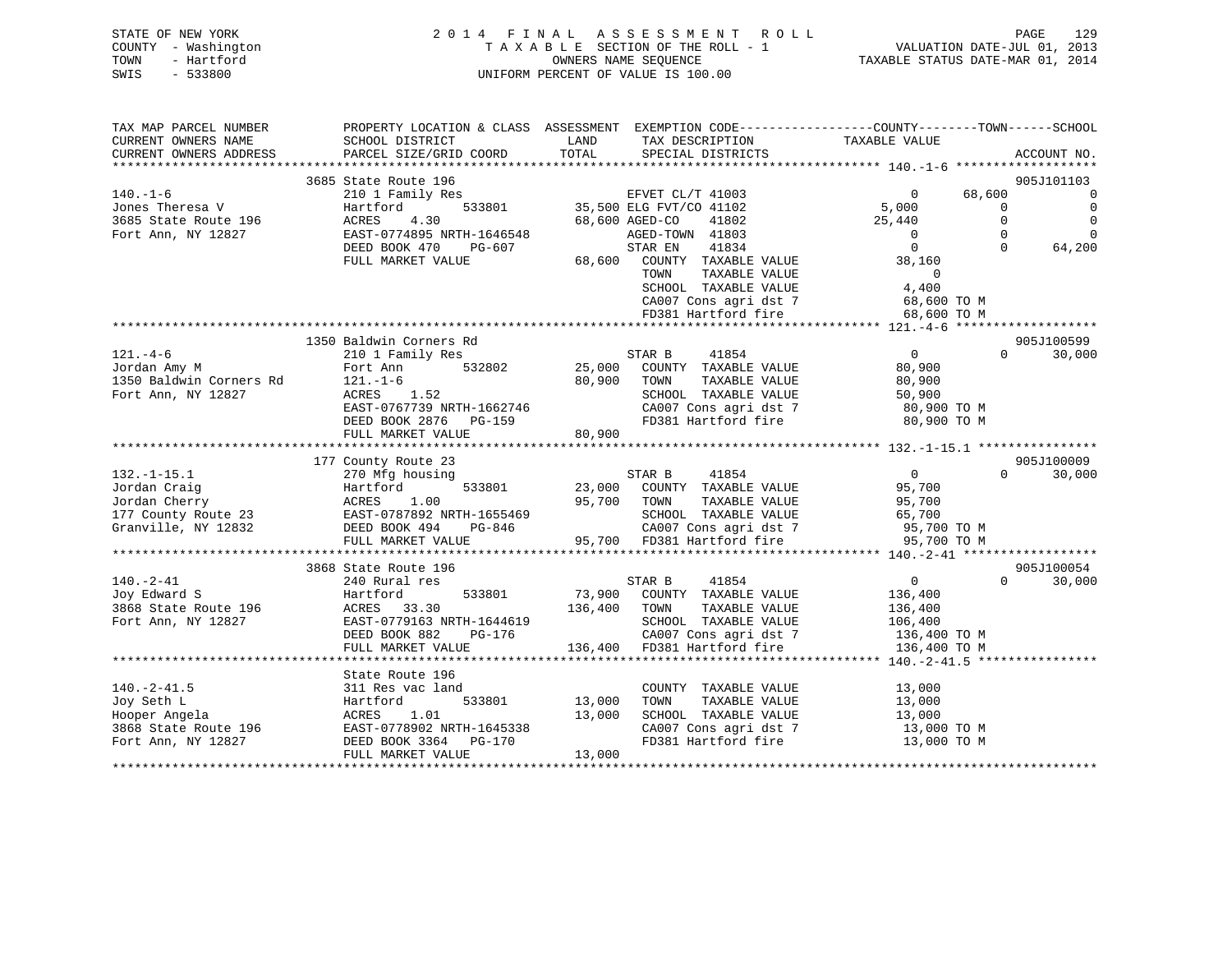STATE OF NEW YORK
COUNTY - Washington
TOWN - Hartford
SWIS - 533800

# 2014 FINAL ASSESSMENT ROLL

TAXABLE SECTION OF THE ROLL - 1
OWNERS NAME SEQUENCE
UNIFORM PERCENT OF VALUE IS 100.00

VALUATION DATE-JUL 01, 2013
TAXABLE STATUS DATE-MAR 01, 2014

```
TAX MAP PARCEL NUMBER          PROPERTY LOCATION & CLASS  ASSESSMENT  EXEMPTION CODE-----------------COUNTY--------TOWN------SCHOOL
CURRENT OWNERS NAME            SCHOOL DISTRICT              LAND       TAX DESCRIPTION            TAXABLE VALUE
CURRENT OWNERS ADDRESS         PARCEL SIZE/GRID COORD       TOTAL      SPECIAL DISTRICTS                                    ACCOUNT NO.
******************************************************************************************************* 140.-1-6 *******************
                               3685 State Route 196                                                                        905J101103
140.-1-6                       210 1 Family Res                       EFVET CL/T 41003              0        68,600             0
Jones Theresa V                Hartford        533801      35,500 ELG FVT/CO 41102             5,000            0             0
3685 State Route 196           ACRES     4.30              68,600 AGED-CO    41802            25,440            0             0
Fort Ann, NY 12827             EAST-0774895 NRTH-1646548              AGED-TOWN  41803              0            0             0
                               DEED BOOK 470     PG-607               STAR EN    41834              0            0        64,200
                               FULL MARKET VALUE            68,600    COUNTY  TAXABLE VALUE           38,160
                                                                      TOWN    TAXABLE VALUE                0
                                                                      SCHOOL  TAXABLE VALUE            4,400
                                                                      CA007 Cons agri dst 7           68,600 TO M
                                                                      FD381 Hartford fire             68,600 TO M
******************************************************************************************************* 121.-4-6 *******************
                               1350 Baldwin Corners Rd                                                                     905J100599
121.-4-6                       210 1 Family Res                       STAR B     41854              0            0        30,000
Jordan Amy M                   Fort Ann        532802      25,000    COUNTY  TAXABLE VALUE           80,900
1350 Baldwin Corners Rd        121.-1-6                    80,900    TOWN    TAXABLE VALUE           80,900
Fort Ann, NY 12827             ACRES     1.52                         SCHOOL  TAXABLE VALUE           50,900
                               EAST-0767739 NRTH-1662746              CA007 Cons agri dst 7           80,900 TO M
                               DEED BOOK 2876    PG-159               FD381 Hartford fire             80,900 TO M
                               FULL MARKET VALUE            80,900
******************************************************************************************************* 132.-1-15.1 ****************
                               177 County Route 23                                                                         905J100009
132.-1-15.1                    270 Mfg housing                        STAR B     41854              0            0        30,000
Jordan Craig                   Hartford        533801      23,000    COUNTY  TAXABLE VALUE           95,700
Jordan Cherry                  ACRES     1.00              95,700    TOWN    TAXABLE VALUE           95,700
177 County Route 23            EAST-0787892 NRTH-1655469              SCHOOL  TAXABLE VALUE           65,700
Granville, NY 12832            DEED BOOK 494     PG-846               CA007 Cons agri dst 7           95,700 TO M
                               FULL MARKET VALUE            95,700    FD381 Hartford fire             95,700 TO M
******************************************************************************************************* 140.-2-41 ******************
                               3868 State Route 196                                                                        905J100054
140.-2-41                      240 Rural res                          STAR B     41854              0            0        30,000
Joy Edward S                   Hartford        533801      73,900    COUNTY  TAXABLE VALUE          136,400
3868 State Route 196           ACRES    33.30             136,400    TOWN    TAXABLE VALUE          136,400
Fort Ann, NY 12827             EAST-0779163 NRTH-1644619              SCHOOL  TAXABLE VALUE          106,400
                               DEED BOOK 882     PG-176               CA007 Cons agri dst 7          136,400 TO M
                               FULL MARKET VALUE           136,400    FD381 Hartford fire            136,400 TO M
******************************************************************************************************* 140.-2-41.5 ****************
                               State Route 196
140.-2-41.5                    311 Res vac land                       COUNTY  TAXABLE VALUE           13,000
Joy Seth L                     Hartford        533801      13,000    TOWN    TAXABLE VALUE           13,000
Hooper Angela                  ACRES     1.01              13,000    SCHOOL  TAXABLE VALUE           13,000
3868 State Route 196           EAST-0778902 NRTH-1645338              CA007 Cons agri dst 7           13,000 TO M
Fort Ann, NY 12827             DEED BOOK 3364    PG-170               FD381 Hartford fire             13,000 TO M
                               FULL MARKET VALUE            13,000
************************************************************************************************************************************
```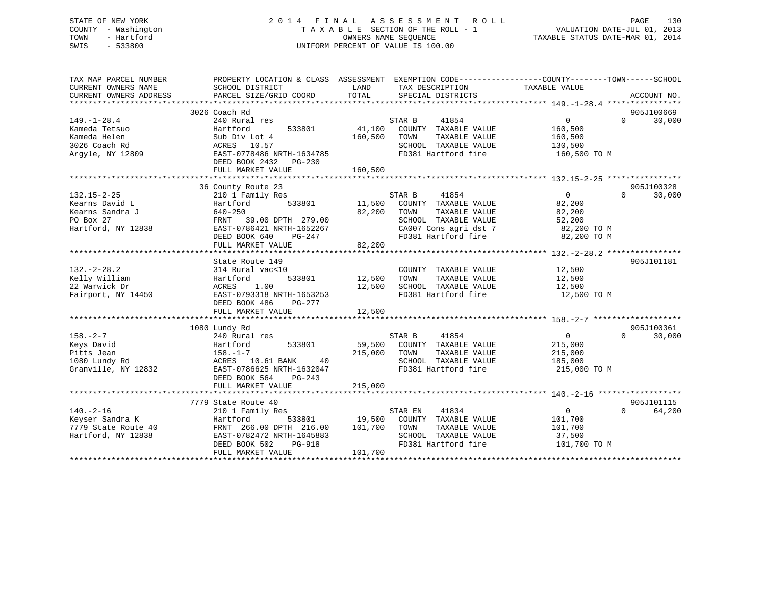STATE OF NEW YORK
COUNTY - Washington
TOWN - Hartford
SWIS - 533800

# 2014 FINAL ASSESSMENT ROLL

TAXABLE SECTION OF THE ROLL - 1
OWNERS NAME SEQUENCE
UNIFORM PERCENT OF VALUE IS 100.00

VALUATION DATE-JUL 01, 2013
TAXABLE STATUS DATE-MAR 01, 2014

| TAX MAP PARCEL NUMBER / CURRENT OWNERS NAME / CURRENT OWNERS ADDRESS | PROPERTY LOCATION & CLASS / SCHOOL DISTRICT / PARCEL SIZE/GRID COORD | ASSESSMENT LAND / TOTAL | EXEMPTION CODE / TAX DESCRIPTION / SPECIAL DISTRICTS | COUNTY / TOWN TAXABLE VALUE | SCHOOL / ACCOUNT NO. |
|---|---|---|---|---|---|
| 149.-1-28.4 | 3026 Coach Rd | | | | 905J100669 |
| | 240 Rural res | | STAR B 41854 | 0 0 | 30,000 |
| Kameda Tetsuo | Hartford 533801 | 41,100 | COUNTY TAXABLE VALUE | 160,500 | |
| Kameda Helen | Sub Div Lot 4 | 160,500 | TOWN TAXABLE VALUE | 160,500 | |
| 3026 Coach Rd | ACRES 10.57 | | SCHOOL TAXABLE VALUE | 130,500 | |
| Argyle, NY 12809 | EAST-0778486 NRTH-1634785 | | FD381 Hartford fire | 160,500 TO M | |
| | DEED BOOK 2432 PG-230 | | | | |
| | FULL MARKET VALUE | 160,500 | | | |
| 132.15-2-25 | 36 County Route 23 | | | | 905J100328 |
| | 210 1 Family Res | | STAR B 41854 | 0 0 | 30,000 |
| Kearns David L | Hartford 533801 | 11,500 | COUNTY TAXABLE VALUE | 82,200 | |
| Kearns Sandra J | 640-250 | 82,200 | TOWN TAXABLE VALUE | 82,200 | |
| PO Box 27 | FRNT 39.00 DPTH 279.00 | | SCHOOL TAXABLE VALUE | 52,200 | |
| Hartford, NY 12838 | EAST-0786421 NRTH-1652267 | | CA007 Cons agri dst 7 | 82,200 TO M | |
| | DEED BOOK 640 PG-247 | | FD381 Hartford fire | 82,200 TO M | |
| | FULL MARKET VALUE | 82,200 | | | |
| 132.-2-28.2 | State Route 149 | | | | 905J101181 |
| | 314 Rural vac<10 | | COUNTY TAXABLE VALUE | 12,500 | |
| Kelly William | Hartford 533801 | 12,500 | TOWN TAXABLE VALUE | 12,500 | |
| 22 Warwick Dr | ACRES 1.00 | 12,500 | SCHOOL TAXABLE VALUE | 12,500 | |
| Fairport, NY 14450 | EAST-0793318 NRTH-1653253 | | FD381 Hartford fire | 12,500 TO M | |
| | DEED BOOK 486 PG-277 | | | | |
| | FULL MARKET VALUE | 12,500 | | | |
| 158.-2-7 | 1080 Lundy Rd | | | | 905J100361 |
| | 240 Rural res | | STAR B 41854 | 0 0 | 30,000 |
| Keys David | Hartford 533801 | 59,500 | COUNTY TAXABLE VALUE | 215,000 | |
| Pitts Jean | 158.-1-7 | 215,000 | TOWN TAXABLE VALUE | 215,000 | |
| 1080 Lundy Rd | ACRES 10.61 BANK 40 | | SCHOOL TAXABLE VALUE | 185,000 | |
| Granville, NY 12832 | EAST-0786625 NRTH-1632047 | | FD381 Hartford fire | 215,000 TO M | |
| | DEED BOOK 564 PG-243 | | | | |
| | FULL MARKET VALUE | 215,000 | | | |
| 140.-2-16 | 7779 State Route 40 | | | | 905J101115 |
| | 210 1 Family Res | | STAR EN 41834 | 0 0 | 64,200 |
| Keyser Sandra K | Hartford 533801 | 19,500 | COUNTY TAXABLE VALUE | 101,700 | |
| 7779 State Route 40 | FRNT 266.00 DPTH 216.00 | 101,700 | TOWN TAXABLE VALUE | 101,700 | |
| Hartford, NY 12838 | EAST-0782472 NRTH-1645883 | | SCHOOL TAXABLE VALUE | 37,500 | |
| | DEED BOOK 502 PG-918 | | FD381 Hartford fire | 101,700 TO M | |
| | FULL MARKET VALUE | 101,700 | | | |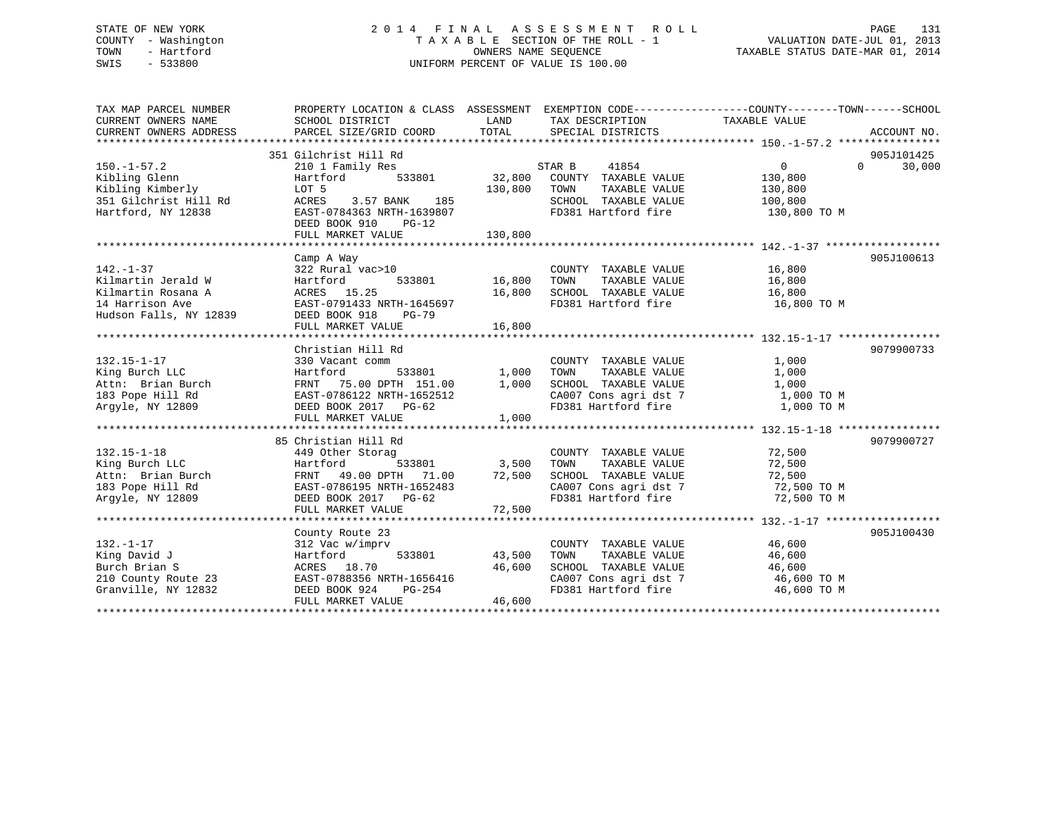STATE OF NEW YORK
COUNTY - Washington
TOWN - Hartford
SWIS - 533800

# 2014 FINAL ASSESSMENT ROLL
TAXABLE SECTION OF THE ROLL - 1
OWNERS NAME SEQUENCE
UNIFORM PERCENT OF VALUE IS 100.00

VALUATION DATE-JUL 01, 2013
TAXABLE STATUS DATE-MAR 01, 2014

```
TAX MAP PARCEL NUMBER          PROPERTY LOCATION & CLASS  ASSESSMENT  EXEMPTION CODE------------------COUNTY--------TOWN------SCHOOL
CURRENT OWNERS NAME            SCHOOL DISTRICT               LAND      TAX DESCRIPTION              TAXABLE VALUE
CURRENT OWNERS ADDRESS         PARCEL SIZE/GRID COORD        TOTAL     SPECIAL DISTRICTS                                      ACCOUNT NO.
******************************************************************************************************* 150.-1-57.2 ****************
                               351 Gilchrist Hill Rd                                                                          905J101425
150.-1-57.2                    210 1 Family Res                    STAR B     41854                  0             0      30,000
Kibling Glenn                  Hartford         533801      32,800   COUNTY  TAXABLE VALUE          130,800
Kibling Kimberly               LOT 5                       130,800   TOWN    TAXABLE VALUE          130,800
351 Gilchrist Hill Rd          ACRES    3.57 BANK    185             SCHOOL  TAXABLE VALUE          100,800
Hartford, NY 12838             EAST-0784363 NRTH-1639807             FD381 Hartford fire             130,800 TO M
                               DEED BOOK 910    PG-12
                               FULL MARKET VALUE           130,800
******************************************************************************************************* 142.-1-37 ******************
                               Camp A Way                                                                                     905J100613
142.-1-37                      322 Rural vac>10                      COUNTY  TAXABLE VALUE           16,800
Kilmartin Jerald W             Hartford         533801      16,800   TOWN    TAXABLE VALUE           16,800
Kilmartin Rosana A             ACRES   15.25                 16,800   SCHOOL  TAXABLE VALUE           16,800
14 Harrison Ave                EAST-0791433 NRTH-1645697             FD381 Hartford fire              16,800 TO M
Hudson Falls, NY 12839         DEED BOOK 918    PG-79
                               FULL MARKET VALUE            16,800
******************************************************************************************************* 132.15-1-17 ****************
                               Christian Hill Rd                                                                              9079900733
132.15-1-17                    330 Vacant comm                       COUNTY  TAXABLE VALUE            1,000
King Burch LLC                 Hartford         533801       1,000   TOWN    TAXABLE VALUE            1,000
Attn:  Brian Burch             FRNT   75.00 DPTH 151.00      1,000   SCHOOL  TAXABLE VALUE            1,000
183 Pope Hill Rd               EAST-0786122 NRTH-1652512             CA007 Cons agri dst 7             1,000 TO M
Argyle, NY 12809               DEED BOOK 2017   PG-62                FD381 Hartford fire               1,000 TO M
                               FULL MARKET VALUE             1,000
******************************************************************************************************* 132.15-1-18 ****************
                               85 Christian Hill Rd                                                                           9079900727
132.15-1-18                    449 Other Storag                      COUNTY  TAXABLE VALUE           72,500
King Burch LLC                 Hartford         533801       3,500   TOWN    TAXABLE VALUE           72,500
Attn:  Brian Burch             FRNT   49.00 DPTH  71.00     72,500   SCHOOL  TAXABLE VALUE           72,500
183 Pope Hill Rd               EAST-0786195 NRTH-1652483             CA007 Cons agri dst 7            72,500 TO M
Argyle, NY 12809               DEED BOOK 2017   PG-62                FD381 Hartford fire              72,500 TO M
                               FULL MARKET VALUE            72,500
******************************************************************************************************* 132.-1-17 ******************
                               County Route 23                                                                                905J100430
132.-1-17                      312 Vac w/imprv                       COUNTY  TAXABLE VALUE           46,600
King David J                   Hartford         533801      43,500   TOWN    TAXABLE VALUE           46,600
Burch Brian S                  ACRES   18.70                 46,600   SCHOOL  TAXABLE VALUE           46,600
210 County Route 23            EAST-0788356 NRTH-1656416             CA007 Cons agri dst 7            46,600 TO M
Granville, NY 12832            DEED BOOK 924    PG-254               FD381 Hartford fire              46,600 TO M
                               FULL MARKET VALUE            46,600
************************************************************************************************************************************
```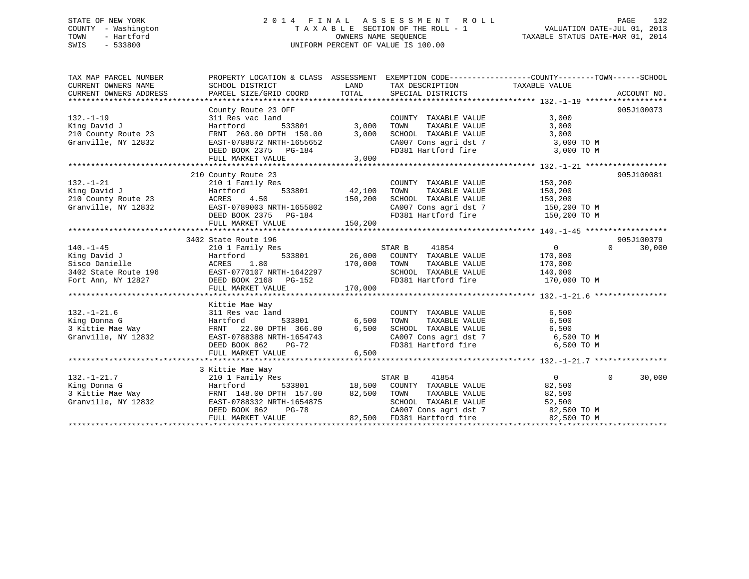STATE OF NEW YORK
COUNTY - Washington
TOWN - Hartford
SWIS - 533800

# 2014 FINAL ASSESSMENT ROLL

TAXABLE SECTION OF THE ROLL - 1
OWNERS NAME SEQUENCE
UNIFORM PERCENT OF VALUE IS 100.00

VALUATION DATE-JUL 01, 2013
TAXABLE STATUS DATE-MAR 01, 2014

```
TAX MAP PARCEL NUMBER      PROPERTY LOCATION & CLASS  ASSESSMENT  EXEMPTION CODE------------------COUNTY--------TOWN------SCHOOL
CURRENT OWNERS NAME        SCHOOL DISTRICT              LAND       TAX DESCRIPTION              TAXABLE VALUE
CURRENT OWNERS ADDRESS     PARCEL SIZE/GRID COORD       TOTAL      SPECIAL DISTRICTS                                    ACCOUNT NO.
******************************************************************************************************* 132.-1-19 ******************
                           County Route 23 OFF                                                                          905J100073
132.-1-19                  311 Res vac land                          COUNTY  TAXABLE VALUE             3,000
King David J               Hartford        533801         3,000      TOWN    TAXABLE VALUE             3,000
210 County Route 23        FRNT  260.00 DPTH  150.00      3,000      SCHOOL  TAXABLE VALUE             3,000
Granville, NY 12832        EAST-0788872 NRTH-1655652                 CA007 Cons agri dst 7              3,000 TO M
                           DEED BOOK 2375   PG-184                   FD381 Hartford fire                3,000 TO M
                           FULL MARKET VALUE              3,000
******************************************************************************************************* 132.-1-21 ******************
                           210 County Route 23                                                                          905J100081
132.-1-21                  210 1 Family Res                          COUNTY  TAXABLE VALUE           150,200
King David J               Hartford        533801        42,100      TOWN    TAXABLE VALUE           150,200
210 County Route 23        ACRES    4.50                150,200      SCHOOL  TAXABLE VALUE           150,200
Granville, NY 12832        EAST-0789003 NRTH-1655802                 CA007 Cons agri dst 7            150,200 TO M
                           DEED BOOK 2375   PG-184                   FD381 Hartford fire              150,200 TO M
                           FULL MARKET VALUE            150,200
******************************************************************************************************* 140.-1-45 ******************
                           3402 State Route 196                                                                         905J100379
140.-1-45                  210 1 Family Res                  STAR B     41854                   0            0       30,000
King David J               Hartford        533801        26,000      COUNTY  TAXABLE VALUE           170,000
Sisco Danielle             ACRES    1.80                170,000      TOWN    TAXABLE VALUE           170,000
3402 State Route 196       EAST-0770107 NRTH-1642297                 SCHOOL  TAXABLE VALUE           140,000
Fort Ann, NY 12827         DEED BOOK 2168   PG-152                   FD381 Hartford fire              170,000 TO M
                           FULL MARKET VALUE            170,000
******************************************************************************************************* 132.-1-21.6 ****************
                           Kittie Mae Way
132.-1-21.6                311 Res vac land                          COUNTY  TAXABLE VALUE             6,500
King Donna G               Hartford        533801         6,500      TOWN    TAXABLE VALUE             6,500
3 Kittie Mae Way           FRNT   22.00 DPTH  366.00      6,500      SCHOOL  TAXABLE VALUE             6,500
Granville, NY 12832        EAST-0788388 NRTH-1654743                 CA007 Cons agri dst 7              6,500 TO M
                           DEED BOOK 862    PG-72                    FD381 Hartford fire                6,500 TO M
                           FULL MARKET VALUE              6,500
******************************************************************************************************* 132.-1-21.7 ****************
                           3 Kittie Mae Way
132.-1-21.7                210 1 Family Res                  STAR B     41854                   0            0       30,000
King Donna G               Hartford        533801        18,500      COUNTY  TAXABLE VALUE            82,500
3 Kittie Mae Way           FRNT  148.00 DPTH  157.00     82,500      TOWN    TAXABLE VALUE            82,500
Granville, NY 12832        EAST-0788332 NRTH-1654875                 SCHOOL  TAXABLE VALUE            52,500
                           DEED BOOK 862    PG-78                    CA007 Cons agri dst 7             82,500 TO M
                           FULL MARKET VALUE             82,500      FD381 Hartford fire               82,500 TO M
*************************************************************************************************************************************
```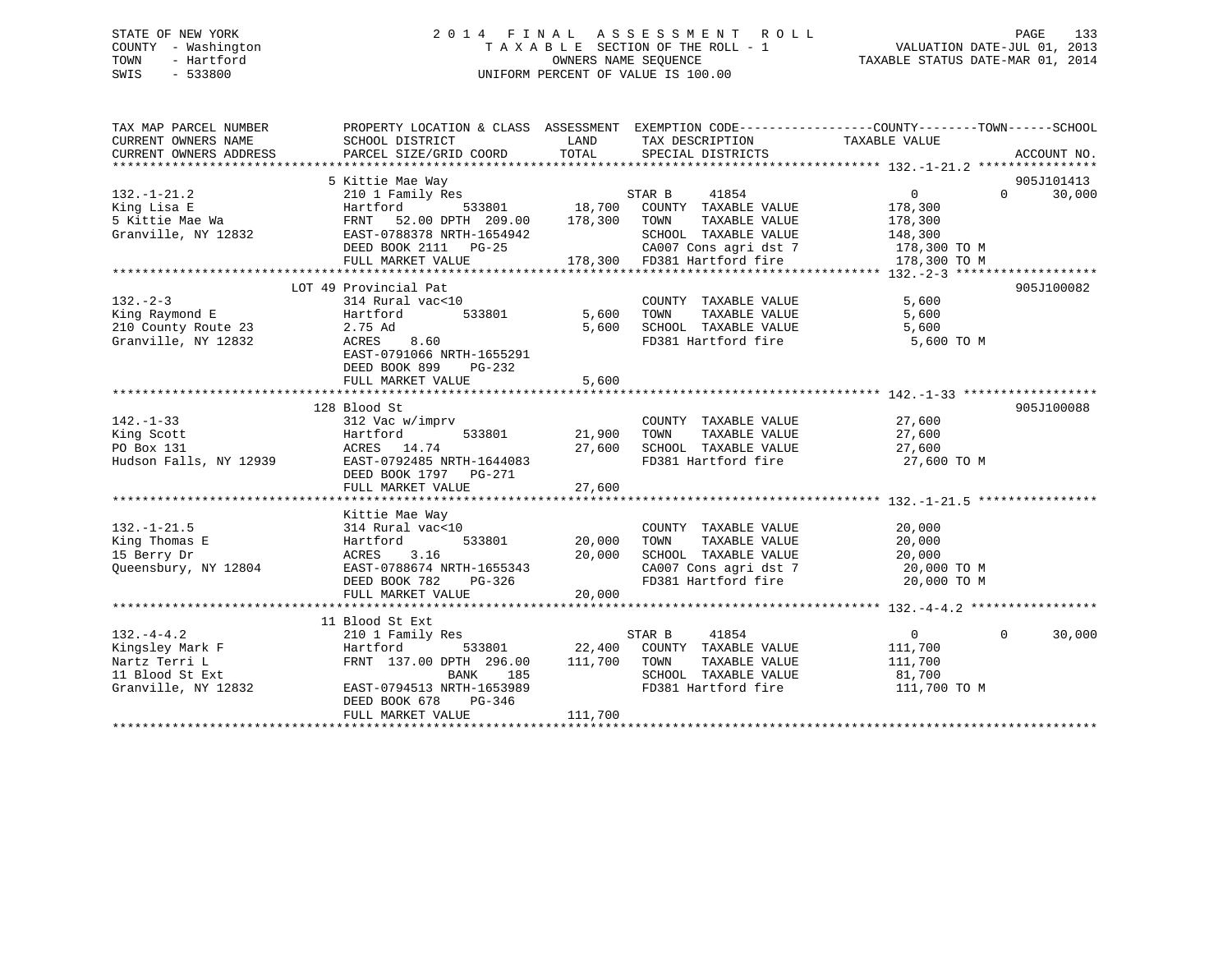STATE OF NEW YORK
COUNTY - Washington
TOWN - Hartford
SWIS - 533800

2014 FINAL ASSESSMENT ROLL
TAXABLE SECTION OF THE ROLL - 1
OWNERS NAME SEQUENCE
UNIFORM PERCENT OF VALUE IS 100.00

VALUATION DATE-JUL 01, 2013
TAXABLE STATUS DATE-MAR 01, 2014

```
TAX MAP PARCEL NUMBER          PROPERTY LOCATION & CLASS  ASSESSMENT  EXEMPTION CODE------------------COUNTY--------TOWN------SCHOOL
CURRENT OWNERS NAME            SCHOOL DISTRICT               LAND      TAX DESCRIPTION             TAXABLE VALUE
CURRENT OWNERS ADDRESS         PARCEL SIZE/GRID COORD        TOTAL     SPECIAL DISTRICTS                                       ACCOUNT NO.
******************************************************************************************************* 132.-1-21.2 ****************
                               5 Kittie Mae Way                                                                              905J101413
132.-1-21.2                    210 1 Family Res                     STAR B      41854                0          0       30,000
King Lisa E                    Hartford          533801      18,700    COUNTY  TAXABLE VALUE         178,300
5 Kittie Mae Wa                FRNT  52.00 DPTH 209.00      178,300    TOWN    TAXABLE VALUE         178,300
Granville, NY 12832            EAST-0788378 NRTH-1654942                SCHOOL  TAXABLE VALUE         148,300
                               DEED BOOK 2111   PG-25                   CA007 Cons agri dst 7          178,300 TO M
                               FULL MARKET VALUE            178,300    FD381 Hartford fire            178,300 TO M
******************************************************************************************************* 132.-2-3 *******************
                               LOT 49 Provincial Pat                                                                         905J100082
132.-2-3                       314 Rural vac<10                        COUNTY  TAXABLE VALUE           5,600
King Raymond E                 Hartford          533801       5,600    TOWN    TAXABLE VALUE           5,600
210 County Route 23            2.75 Ad                        5,600    SCHOOL  TAXABLE VALUE           5,600
Granville, NY 12832            ACRES    8.60                           FD381 Hartford fire              5,600 TO M
                               EAST-0791066 NRTH-1655291
                               DEED BOOK 899    PG-232
                               FULL MARKET VALUE              5,600
******************************************************************************************************* 142.-1-33 ******************
                               128 Blood St                                                                                  905J100088
142.-1-33                      312 Vac w/imprv                         COUNTY  TAXABLE VALUE          27,600
King Scott                     Hartford          533801      21,900    TOWN    TAXABLE VALUE          27,600
PO Box 131                     ACRES   14.74                 27,600    SCHOOL  TAXABLE VALUE          27,600
Hudson Falls, NY 12939         EAST-0792485 NRTH-1644083                FD381 Hartford fire             27,600 TO M
                               DEED BOOK 1797   PG-271
                               FULL MARKET VALUE             27,600
******************************************************************************************************* 132.-1-21.5 ****************
                               Kittie Mae Way
132.-1-21.5                    314 Rural vac<10                        COUNTY  TAXABLE VALUE          20,000
King Thomas E                  Hartford          533801      20,000    TOWN    TAXABLE VALUE          20,000
15 Berry Dr                    ACRES    3.16                 20,000    SCHOOL  TAXABLE VALUE          20,000
Queensbury, NY 12804           EAST-0788674 NRTH-1655343                CA007 Cons agri dst 7           20,000 TO M
                               DEED BOOK 782    PG-326                  FD381 Hartford fire             20,000 TO M
                               FULL MARKET VALUE             20,000
******************************************************************************************************* 132.-4-4.2 *****************
                               11 Blood St Ext
132.-4-4.2                     210 1 Family Res                     STAR B      41854                0          0       30,000
Kingsley Mark F                Hartford          533801      22,400    COUNTY  TAXABLE VALUE         111,700
Nartz Terri L                  FRNT 137.00 DPTH 296.00      111,700    TOWN    TAXABLE VALUE         111,700
11 Blood St Ext                             BANK     185                SCHOOL  TAXABLE VALUE          81,700
Granville, NY 12832            EAST-0794513 NRTH-1653989                FD381 Hartford fire            111,700 TO M
                               DEED BOOK 678    PG-346
                               FULL MARKET VALUE            111,700
************************************************************************************************************************************
```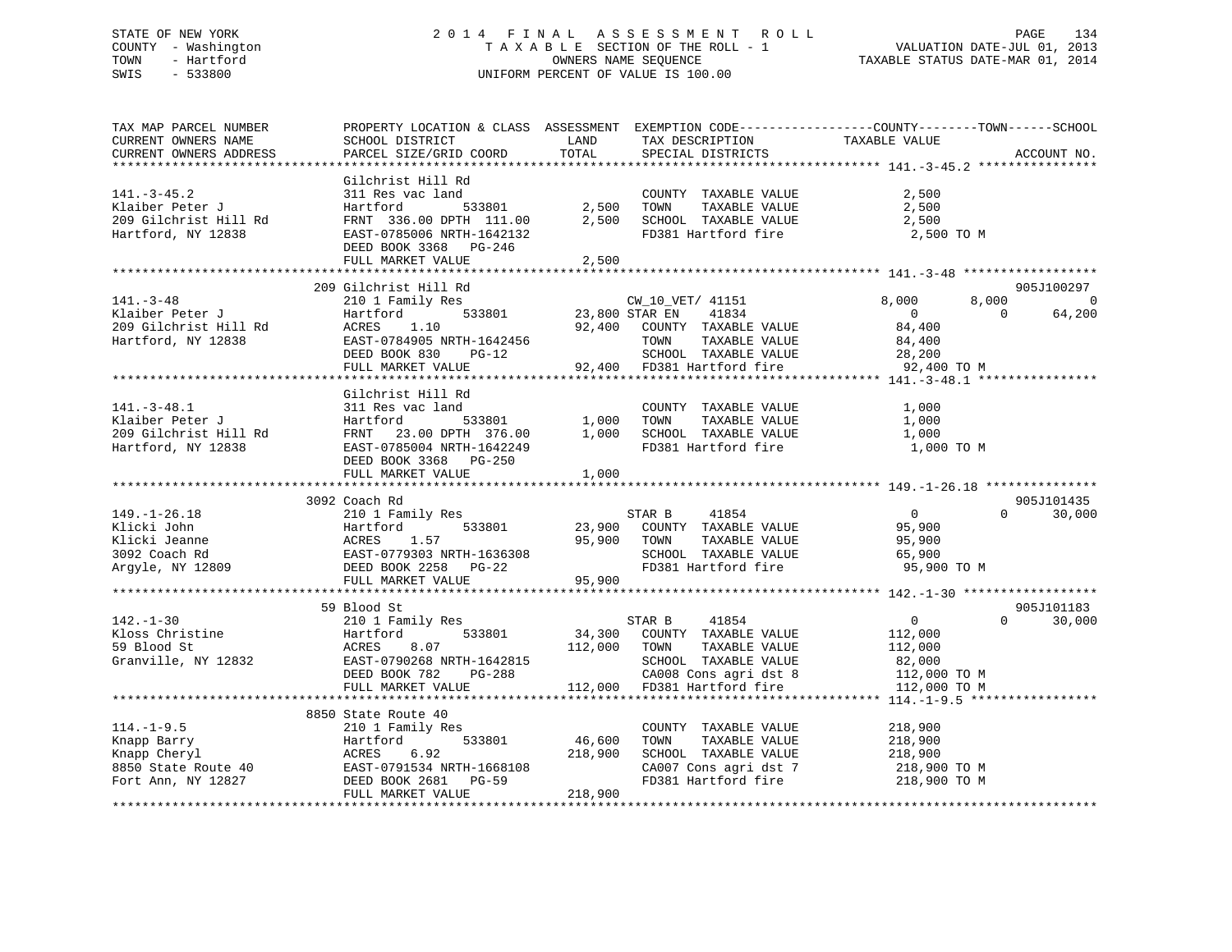STATE OF NEW YORK
COUNTY - Washington
TOWN - Hartford
SWIS - 533800

2014 FINAL ASSESSMENT ROLL
TAXABLE SECTION OF THE ROLL - 1
OWNERS NAME SEQUENCE
UNIFORM PERCENT OF VALUE IS 100.00

VALUATION DATE-JUL 01, 2013
TAXABLE STATUS DATE-MAR 01, 2014

```
TAX MAP PARCEL NUMBER     PROPERTY LOCATION & CLASS  ASSESSMENT  EXEMPTION CODE-----------------COUNTY--------TOWN------SCHOOL
CURRENT OWNERS NAME       SCHOOL DISTRICT              LAND      TAX DESCRIPTION              TAXABLE VALUE
CURRENT OWNERS ADDRESS    PARCEL SIZE/GRID COORD       TOTAL     SPECIAL DISTRICTS                                    ACCOUNT NO.
******************************************************************************************************* 141.-3-45.2 ****************
                          Gilchrist Hill Rd
141.-3-45.2               311 Res vac land                       COUNTY  TAXABLE VALUE             2,500
Klaiber Peter J           Hartford         533801      2,500     TOWN    TAXABLE VALUE             2,500
209 Gilchrist Hill Rd     FRNT 336.00 DPTH 111.00      2,500     SCHOOL  TAXABLE VALUE             2,500
Hartford, NY 12838        EAST-0785006 NRTH-1642132              FD381 Hartford fire                2,500 TO M
                          DEED BOOK 3368   PG-246
                          FULL MARKET VALUE            2,500
******************************************************************************************************* 141.-3-48 ******************
                          209 Gilchrist Hill Rd                                                                    905J100297
141.-3-48                 210 1 Family Res                       CW_10_VET/ 41151              8,000        8,000             0
Klaiber Peter J           Hartford         533801     23,800 STAR EN      41834                    0            0        64,200
209 Gilchrist Hill Rd     ACRES    1.10               92,400     COUNTY  TAXABLE VALUE            84,400
Hartford, NY 12838        EAST-0784905 NRTH-1642456              TOWN    TAXABLE VALUE            84,400
                          DEED BOOK 830    PG-12                 SCHOOL  TAXABLE VALUE            28,200
                          FULL MARKET VALUE           92,400     FD381 Hartford fire               92,400 TO M
******************************************************************************************************* 141.-3-48.1 ****************
                          Gilchrist Hill Rd
141.-3-48.1               311 Res vac land                       COUNTY  TAXABLE VALUE             1,000
Klaiber Peter J           Hartford         533801      1,000     TOWN    TAXABLE VALUE             1,000
209 Gilchrist Hill Rd     FRNT  23.00 DPTH 376.00      1,000     SCHOOL  TAXABLE VALUE             1,000
Hartford, NY 12838        EAST-0785004 NRTH-1642249              FD381 Hartford fire                1,000 TO M
                          DEED BOOK 3368   PG-250
                          FULL MARKET VALUE            1,000
******************************************************************************************************* 149.-1-26.18 ***************
                          3092 Coach Rd                                                                            905J101435
149.-1-26.18              210 1 Family Res                       STAR B       41854                    0            0        30,000
Klicki John               Hartford         533801     23,900     COUNTY  TAXABLE VALUE            95,900
Klicki Jeanne             ACRES    1.57               95,900     TOWN    TAXABLE VALUE            95,900
3092 Coach Rd             EAST-0779303 NRTH-1636308              SCHOOL  TAXABLE VALUE            65,900
Argyle, NY 12809          DEED BOOK 2258   PG-22                 FD381 Hartford fire               95,900 TO M
                          FULL MARKET VALUE           95,900
******************************************************************************************************* 142.-1-30 ******************
                          59 Blood St                                                                              905J101183
142.-1-30                 210 1 Family Res                       STAR B       41854                    0            0        30,000
Kloss Christine           Hartford         533801     34,300     COUNTY  TAXABLE VALUE           112,000
59 Blood St               ACRES    8.07              112,000     TOWN    TAXABLE VALUE           112,000
Granville, NY 12832       EAST-0790268 NRTH-1642815              SCHOOL  TAXABLE VALUE            82,000
                          DEED BOOK 782    PG-288                CA008 Cons agri dst 8            112,000 TO M
                          FULL MARKET VALUE          112,000     FD381 Hartford fire              112,000 TO M
******************************************************************************************************* 114.-1-9.5 *****************
                          8850 State Route 40
114.-1-9.5                210 1 Family Res                       COUNTY  TAXABLE VALUE           218,900
Knapp Barry               Hartford         533801     46,600     TOWN    TAXABLE VALUE           218,900
Knapp Cheryl              ACRES    6.92              218,900     SCHOOL  TAXABLE VALUE           218,900
8850 State Route 40       EAST-0791534 NRTH-1668108              CA007 Cons agri dst 7            218,900 TO M
Fort Ann, NY 12827        DEED BOOK 2681   PG-59                 FD381 Hartford fire              218,900 TO M
                          FULL MARKET VALUE          218,900
************************************************************************************************************************************
```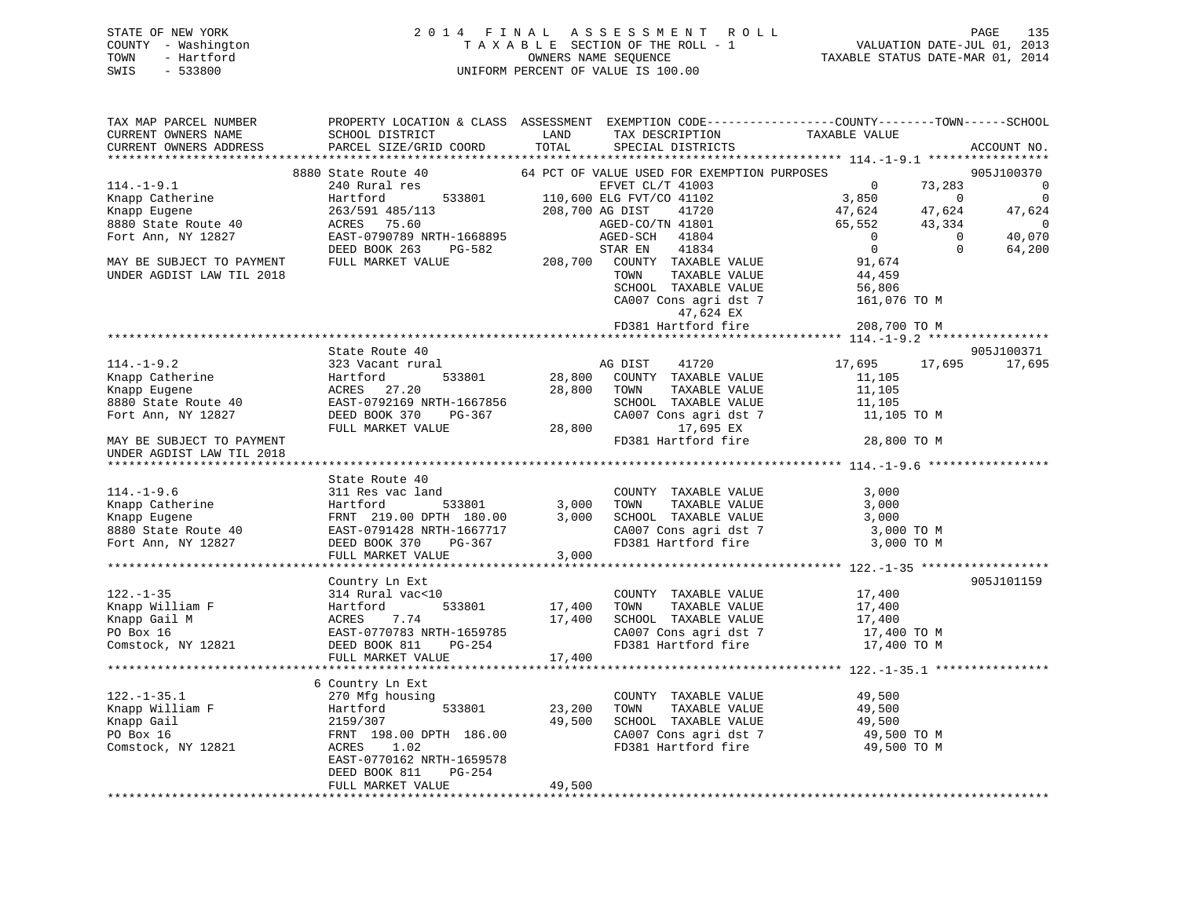STATE OF NEW YORK
COUNTY - Washington
TOWN - Hartford
SWIS - 533800

# 2014 FINAL ASSESSMENT ROLL
TAXABLE SECTION OF THE ROLL - 1
OWNERS NAME SEQUENCE
UNIFORM PERCENT OF VALUE IS 100.00

VALUATION DATE-JUL 01, 2013
TAXABLE STATUS DATE-MAR 01, 2014

```
TAX MAP PARCEL NUMBER          PROPERTY LOCATION & CLASS  ASSESSMENT  EXEMPTION CODE------------------COUNTY--------TOWN------SCHOOL
CURRENT OWNERS NAME            SCHOOL DISTRICT               LAND      TAX DESCRIPTION            TAXABLE VALUE
CURRENT OWNERS ADDRESS         PARCEL SIZE/GRID COORD       TOTAL      SPECIAL DISTRICTS                                    ACCOUNT NO.
******************************************************************************************************* 114.-1-9.1 *****************
                          8880 State Route 40              64 PCT OF VALUE USED FOR EXEMPTION PURPOSES                      905J100370
114.-1-9.1                     240 Rural res                          EFVET CL/T 41003             0       73,283           0
Knapp Catherine                Hartford        533801      110,600 ELG FVT/CO 41102            3,850            0           0
Knapp Eugene                   263/591 485/113             208,700 AG DIST    41720            47,624       47,624      47,624
8880 State Route 40            ACRES   75.60                       AGED-CO/TN 41801            65,552       43,334           0
Fort Ann, NY 12827             EAST-0790789 NRTH-1668895           AGED-SCH   41804                 0            0      40,070
                               DEED BOOK 263    PG-582             STAR EN    41834                 0            0      64,200
MAY BE SUBJECT TO PAYMENT      FULL MARKET VALUE           208,700   COUNTY  TAXABLE VALUE           91,674
UNDER AGDIST LAW TIL 2018                                            TOWN    TAXABLE VALUE           44,459
                                                                     SCHOOL  TAXABLE VALUE           56,806
                                                                     CA007 Cons agri dst 7          161,076 TO M
                                                                               47,624 EX
                                                                     FD381 Hartford fire            208,700 TO M
******************************************************************************************************* 114.-1-9.2 *****************
                               State Route 40                                                                       905J100371
114.-1-9.2                     323 Vacant rural                      AG DIST    41720            17,695       17,695      17,695
Knapp Catherine                Hartford        533801       28,800   COUNTY  TAXABLE VALUE           11,105
Knapp Eugene                   ACRES   27.20                28,800   TOWN    TAXABLE VALUE           11,105
8880 State Route 40            EAST-0792169 NRTH-1667856             SCHOOL  TAXABLE VALUE           11,105
Fort Ann, NY 12827             DEED BOOK 370    PG-367               CA007 Cons agri dst 7           11,105 TO M
                               FULL MARKET VALUE            28,800             17,695 EX
MAY BE SUBJECT TO PAYMENT                                            FD381 Hartford fire             28,800 TO M
UNDER AGDIST LAW TIL 2018
******************************************************************************************************* 114.-1-9.6 *****************
                               State Route 40
114.-1-9.6                     311 Res vac land                      COUNTY  TAXABLE VALUE            3,000
Knapp Catherine                Hartford        533801        3,000   TOWN    TAXABLE VALUE            3,000
Knapp Eugene                   FRNT 219.00 DPTH 180.00       3,000   SCHOOL  TAXABLE VALUE            3,000
8880 State Route 40            EAST-0791428 NRTH-1667717             CA007 Cons agri dst 7            3,000 TO M
Fort Ann, NY 12827             DEED BOOK 370    PG-367               FD381 Hartford fire              3,000 TO M
                               FULL MARKET VALUE             3,000
******************************************************************************************************* 122.-1-35 ******************
                               Country Ln Ext                                                                       905J101159
122.-1-35                      314 Rural vac<10                      COUNTY  TAXABLE VALUE           17,400
Knapp William F                Hartford        533801       17,400   TOWN    TAXABLE VALUE           17,400
Knapp Gail M                   ACRES    7.74                17,400   SCHOOL  TAXABLE VALUE           17,400
PO Box 16                      EAST-0770783 NRTH-1659785             CA007 Cons agri dst 7           17,400 TO M
Comstock, NY 12821             DEED BOOK 811    PG-254               FD381 Hartford fire             17,400 TO M
                               FULL MARKET VALUE            17,400
******************************************************************************************************* 122.-1-35.1 ****************
                             6 Country Ln Ext
122.-1-35.1                    270 Mfg housing                       COUNTY  TAXABLE VALUE           49,500
Knapp William F                Hartford        533801       23,200   TOWN    TAXABLE VALUE           49,500
Knapp Gail                     2159/307                     49,500   SCHOOL  TAXABLE VALUE           49,500
PO Box 16                      FRNT 198.00 DPTH 186.00               CA007 Cons agri dst 7           49,500 TO M
Comstock, NY 12821             ACRES    1.02                         FD381 Hartford fire             49,500 TO M
                               EAST-0770162 NRTH-1659578
                               DEED BOOK 811    PG-254
                               FULL MARKET VALUE            49,500
************************************************************************************************************************************
```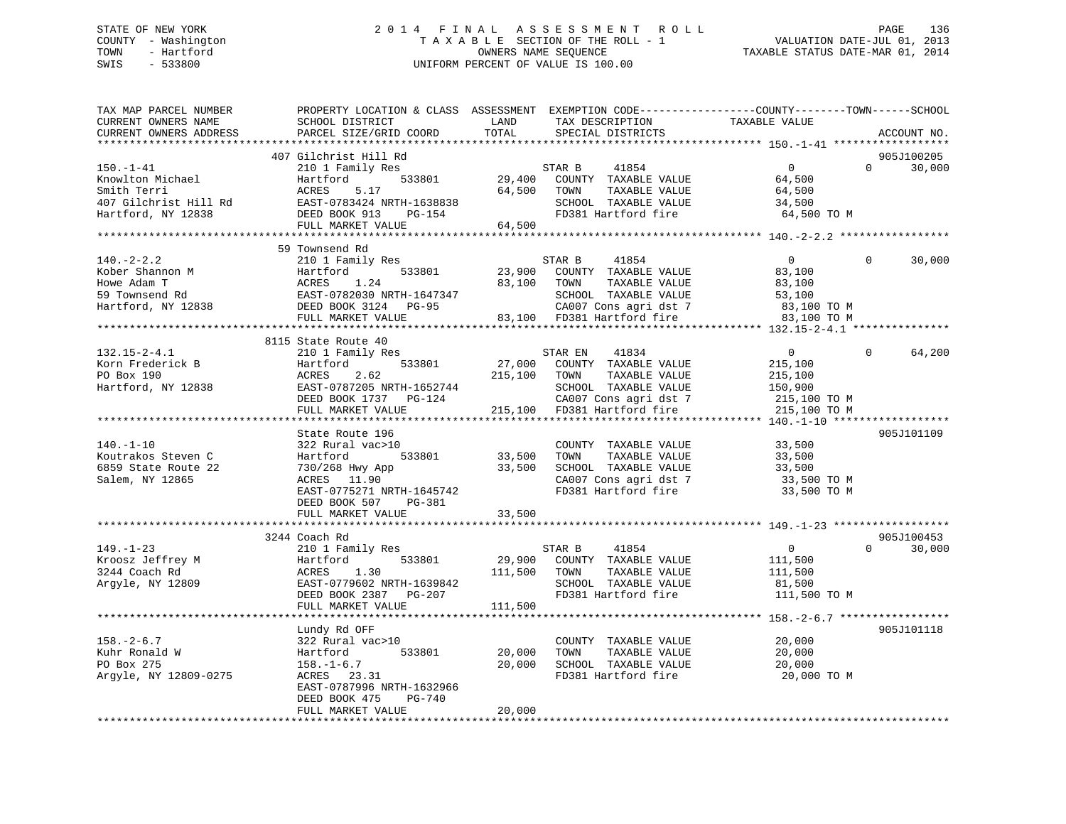STATE OF NEW YORK
COUNTY - Washington
TOWN - Hartford
SWIS - 533800

# 2014 FINAL ASSESSMENT ROLL
TAXABLE SECTION OF THE ROLL - 1
OWNERS NAME SEQUENCE
UNIFORM PERCENT OF VALUE IS 100.00

VALUATION DATE-JUL 01, 2013
TAXABLE STATUS DATE-MAR 01, 2014

| TAX MAP PARCEL NUMBER / CURRENT OWNERS NAME / CURRENT OWNERS ADDRESS | PROPERTY LOCATION & CLASS / SCHOOL DISTRICT / PARCEL SIZE/GRID COORD | ASSESSMENT LAND | TOTAL | EXEMPTION CODE / TAX DESCRIPTION / SPECIAL DISTRICTS | COUNTY | TOWN | SCHOOL | TAXABLE VALUE | ACCOUNT NO. |
|---|---|---|---|---|---|---|---|---|---|
| **150.-1-41** | 407 Gilchrist Hill Rd | | | | | | | | 905J100205 |
| Knowlton Michael | 210 1 Family Res | | | STAR B 41854 | 0 | 0 | 30,000 | | |
| Smith Terri | Hartford 533801 | 29,400 | | COUNTY TAXABLE VALUE | | | | 64,500 | |
| 407 Gilchrist Hill Rd | ACRES 5.17 | | 64,500 | TOWN TAXABLE VALUE | | | | 64,500 | |
| Hartford, NY 12838 | EAST-0783424 NRTH-1638838 | | | SCHOOL TAXABLE VALUE | | | | 34,500 | |
| | DEED BOOK 913 PG-154 | | | FD381 Hartford fire | | | | 64,500 TO M | |
| | FULL MARKET VALUE | | 64,500 | | | | | | |
| **140.-2-2.2** | 59 Townsend Rd | | | | | | | | |
| Kober Shannon M | 210 1 Family Res | | | STAR B 41854 | 0 | 0 | 30,000 | | |
| Howe Adam T | Hartford 533801 | 23,900 | | COUNTY TAXABLE VALUE | | | | 83,100 | |
| 59 Townsend Rd | ACRES 1.24 | | 83,100 | TOWN TAXABLE VALUE | | | | 83,100 | |
| Hartford, NY 12838 | EAST-0782030 NRTH-1647347 | | | SCHOOL TAXABLE VALUE | | | | 53,100 | |
| | DEED BOOK 3124 PG-95 | | | CA007 Cons agri dst 7 | | | | 83,100 TO M | |
| | FULL MARKET VALUE | | 83,100 | FD381 Hartford fire | | | | 83,100 TO M | |
| **132.15-2-4.1** | 8115 State Route 40 | | | | | | | | |
| Korn Frederick B | 210 1 Family Res | | | STAR EN 41834 | 0 | 0 | 64,200 | | |
| PO Box 190 | Hartford 533801 | 27,000 | | COUNTY TAXABLE VALUE | | | | 215,100 | |
| Hartford, NY 12838 | ACRES 2.62 | | 215,100 | TOWN TAXABLE VALUE | | | | 215,100 | |
| | EAST-0787205 NRTH-1652744 | | | SCHOOL TAXABLE VALUE | | | | 150,900 | |
| | DEED BOOK 1737 PG-124 | | | CA007 Cons agri dst 7 | | | | 215,100 TO M | |
| | FULL MARKET VALUE | | 215,100 | FD381 Hartford fire | | | | 215,100 TO M | |
| **140.-1-10** | State Route 196 | | | | | | | | 905J101109 |
| Koutrakos Steven C | 322 Rural vac>10 | | | COUNTY TAXABLE VALUE | | | | 33,500 | |
| 6859 State Route 22 | Hartford 533801 | 33,500 | | TOWN TAXABLE VALUE | | | | 33,500 | |
| Salem, NY 12865 | 730/268 Hwy App | | 33,500 | SCHOOL TAXABLE VALUE | | | | 33,500 | |
| | ACRES 11.90 | | | CA007 Cons agri dst 7 | | | | 33,500 TO M | |
| | EAST-0775271 NRTH-1645742 | | | FD381 Hartford fire | | | | 33,500 TO M | |
| | DEED BOOK 507 PG-381 | | | | | | | | |
| | FULL MARKET VALUE | | 33,500 | | | | | | |
| **149.-1-23** | 3244 Coach Rd | | | | | | | | 905J100453 |
| Kroosz Jeffrey M | 210 1 Family Res | | | STAR B 41854 | 0 | 0 | 30,000 | | |
| 3244 Coach Rd | Hartford 533801 | 29,900 | | COUNTY TAXABLE VALUE | | | | 111,500 | |
| Argyle, NY 12809 | ACRES 1.30 | | 111,500 | TOWN TAXABLE VALUE | | | | 111,500 | |
| | EAST-0779602 NRTH-1639842 | | | SCHOOL TAXABLE VALUE | | | | 81,500 | |
| | DEED BOOK 2387 PG-207 | | | FD381 Hartford fire | | | | 111,500 TO M | |
| | FULL MARKET VALUE | | 111,500 | | | | | | |
| **158.-2-6.7** | Lundy Rd OFF | | | | | | | | 905J101118 |
| Kuhr Ronald W | 322 Rural vac>10 | | | COUNTY TAXABLE VALUE | | | | 20,000 | |
| PO Box 275 | Hartford 533801 | 20,000 | | TOWN TAXABLE VALUE | | | | 20,000 | |
| Argyle, NY 12809-0275 | 158.-1-6.7 | | 20,000 | SCHOOL TAXABLE VALUE | | | | 20,000 | |
| | ACRES 23.31 | | | FD381 Hartford fire | | | | 20,000 TO M | |
| | EAST-0787996 NRTH-1632966 | | | | | | | | |
| | DEED BOOK 475 PG-740 | | | | | | | | |
| | FULL MARKET VALUE | | 20,000 | | | | | | |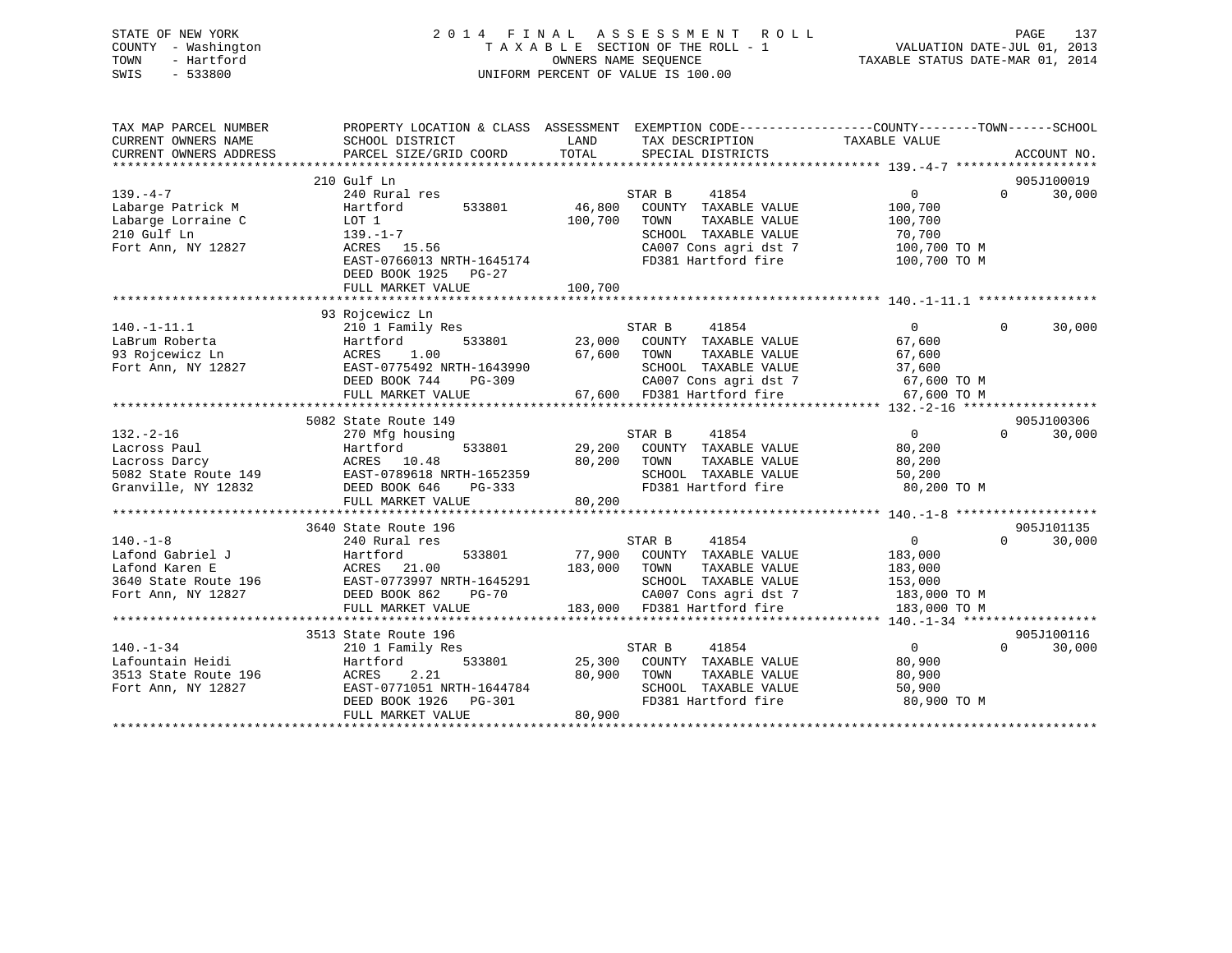STATE OF NEW YORK
COUNTY - Washington
TOWN - Hartford
SWIS - 533800

# 2014 FINAL ASSESSMENT ROLL

TAXABLE SECTION OF THE ROLL - 1
OWNERS NAME SEQUENCE
UNIFORM PERCENT OF VALUE IS 100.00

VALUATION DATE-JUL 01, 2013
TAXABLE STATUS DATE-MAR 01, 2014

```
TAX MAP PARCEL NUMBER          PROPERTY LOCATION & CLASS  ASSESSMENT  EXEMPTION CODE-----------------COUNTY--------TOWN------SCHOOL
CURRENT OWNERS NAME            SCHOOL DISTRICT               LAND      TAX DESCRIPTION            TAXABLE VALUE
CURRENT OWNERS ADDRESS         PARCEL SIZE/GRID COORD        TOTAL     SPECIAL DISTRICTS                                  ACCOUNT NO.
******************************************************************************************** 139.-4-7 *******************
                               210 Gulf Ln                                                                            905J100019
139.-4-7                       240 Rural res                           STAR B     41854                0          0     30,000
Labarge Patrick M              Hartford        533801       46,800     COUNTY  TAXABLE VALUE       100,700
Labarge Lorraine C             LOT 1                       100,700     TOWN    TAXABLE VALUE       100,700
210 Gulf Ln                    139.-1-7                                SCHOOL  TAXABLE VALUE        70,700
Fort Ann, NY 12827             ACRES  15.56                            CA007 Cons agri dst 7       100,700 TO M
                               EAST-0766013 NRTH-1645174               FD381 Hartford fire         100,700 TO M
                               DEED BOOK 1925   PG-27
                               FULL MARKET VALUE           100,700
******************************************************************************************** 140.-1-11.1 ****************
                               93 Rojcewicz Ln
140.-1-11.1                    210 1 Family Res                        STAR B     41854                0          0     30,000
LaBrum Roberta                 Hartford        533801       23,000     COUNTY  TAXABLE VALUE        67,600
93 Rojcewicz Ln                ACRES   1.00                 67,600     TOWN    TAXABLE VALUE        67,600
Fort Ann, NY 12827             EAST-0775492 NRTH-1643990               SCHOOL  TAXABLE VALUE        37,600
                               DEED BOOK 744    PG-309                 CA007 Cons agri dst 7        67,600 TO M
                               FULL MARKET VALUE            67,600     FD381 Hartford fire          67,600 TO M
******************************************************************************************** 132.-2-16 ******************
                               5082 State Route 149                                                                   905J100306
132.-2-16                      270 Mfg housing                         STAR B     41854                0          0     30,000
Lacross Paul                   Hartford        533801       29,200     COUNTY  TAXABLE VALUE        80,200
Lacross Darcy                  ACRES  10.48                 80,200     TOWN    TAXABLE VALUE        80,200
5082 State Route 149           EAST-0789618 NRTH-1652359               SCHOOL  TAXABLE VALUE        50,200
Granville, NY 12832            DEED BOOK 646    PG-333                 FD381 Hartford fire          80,200 TO M
                               FULL MARKET VALUE            80,200
******************************************************************************************** 140.-1-8 *******************
                               3640 State Route 196                                                                   905J101135
140.-1-8                       240 Rural res                           STAR B     41854                0          0     30,000
Lafond Gabriel J               Hartford        533801       77,900     COUNTY  TAXABLE VALUE       183,000
Lafond Karen E                 ACRES  21.00                183,000     TOWN    TAXABLE VALUE       183,000
3640 State Route 196           EAST-0773997 NRTH-1645291               SCHOOL  TAXABLE VALUE       153,000
Fort Ann, NY 12827             DEED BOOK 862    PG-70                  CA007 Cons agri dst 7       183,000 TO M
                               FULL MARKET VALUE           183,000     FD381 Hartford fire         183,000 TO M
******************************************************************************************** 140.-1-34 ******************
                               3513 State Route 196                                                                   905J100116
140.-1-34                      210 1 Family Res                        STAR B     41854                0          0     30,000
Lafountain Heidi               Hartford        533801       25,300     COUNTY  TAXABLE VALUE        80,900
3513 State Route 196           ACRES   2.21                 80,900     TOWN    TAXABLE VALUE        80,900
Fort Ann, NY 12827             EAST-0771051 NRTH-1644784               SCHOOL  TAXABLE VALUE        50,900
                               DEED BOOK 1926   PG-301                 FD381 Hartford fire          80,900 TO M
                               FULL MARKET VALUE            80,900
****************************************************************************************************************************
```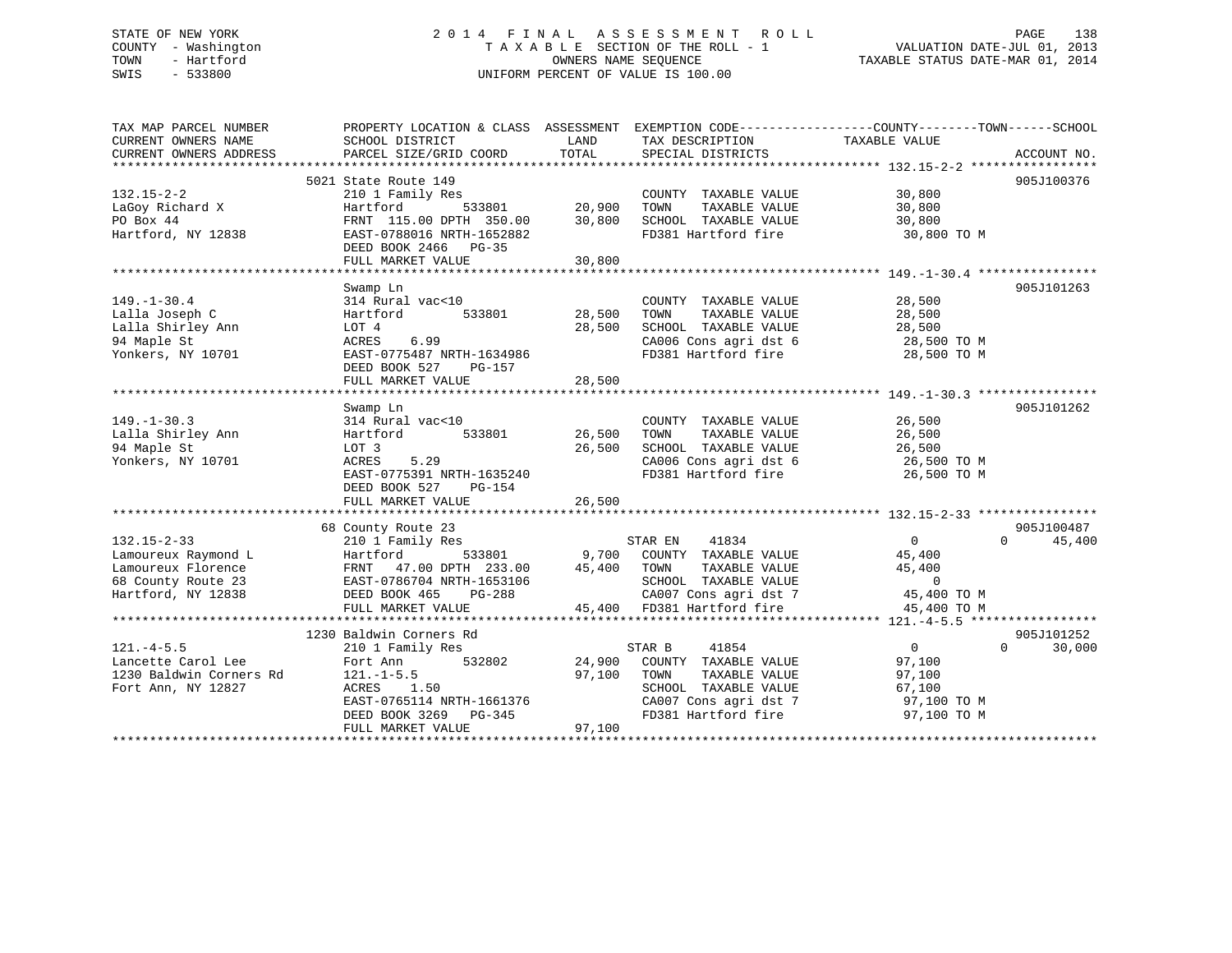STATE OF NEW YORK
COUNTY - Washington
TOWN - Hartford
SWIS - 533800

2014 FINAL ASSESSMENT ROLL
TAXABLE SECTION OF THE ROLL - 1
OWNERS NAME SEQUENCE
UNIFORM PERCENT OF VALUE IS 100.00

VALUATION DATE-JUL 01, 2013
TAXABLE STATUS DATE-MAR 01, 2014

```
TAX MAP PARCEL NUMBER     PROPERTY LOCATION & CLASS  ASSESSMENT  EXEMPTION CODE------------------COUNTY--------TOWN------SCHOOL
CURRENT OWNERS NAME       SCHOOL DISTRICT               LAND      TAX DESCRIPTION            TAXABLE VALUE
CURRENT OWNERS ADDRESS    PARCEL SIZE/GRID COORD        TOTAL     SPECIAL DISTRICTS                                    ACCOUNT NO.
*********************************************************************************************** 132.15-2-2 *****************
                          5021 State Route 149                                                                      905J100376
132.15-2-2                210 1 Family Res                         COUNTY  TAXABLE VALUE           30,800
LaGoy Richard X           Hartford          533801      20,900     TOWN    TAXABLE VALUE           30,800
PO Box 44                 FRNT 115.00 DPTH 350.00       30,800     SCHOOL  TAXABLE VALUE           30,800
Hartford, NY 12838        EAST-0788016 NRTH-1652882                FD381 Hartford fire              30,800 TO M
                          DEED BOOK 2466   PG-35
                          FULL MARKET VALUE             30,800
*********************************************************************************************** 149.-1-30.4 ****************
                          Swamp Ln                                                                                  905J101263
149.-1-30.4               314 Rural vac<10                         COUNTY  TAXABLE VALUE           28,500
Lalla Joseph C            Hartford          533801      28,500     TOWN    TAXABLE VALUE           28,500
Lalla Shirley Ann         LOT 4                         28,500     SCHOOL  TAXABLE VALUE           28,500
94 Maple St               ACRES    6.99                            CA006 Cons agri dst 6            28,500 TO M
Yonkers, NY 10701         EAST-0775487 NRTH-1634986                FD381 Hartford fire              28,500 TO M
                          DEED BOOK 527    PG-157
                          FULL MARKET VALUE             28,500
*********************************************************************************************** 149.-1-30.3 ****************
                          Swamp Ln                                                                                  905J101262
149.-1-30.3               314 Rural vac<10                         COUNTY  TAXABLE VALUE           26,500
Lalla Shirley Ann         Hartford          533801      26,500     TOWN    TAXABLE VALUE           26,500
94 Maple St               LOT 3                         26,500     SCHOOL  TAXABLE VALUE           26,500
Yonkers, NY 10701         ACRES    5.29                            CA006 Cons agri dst 6            26,500 TO M
                          EAST-0775391 NRTH-1635240                FD381 Hartford fire              26,500 TO M
                          DEED BOOK 527    PG-154
                          FULL MARKET VALUE             26,500
*********************************************************************************************** 132.15-2-33 ****************
                          68 County Route 23                                                                        905J100487
132.15-2-33               210 1 Family Res                         STAR EN    41834                 0           0      45,400
Lamoureux Raymond L       Hartford          533801       9,700     COUNTY  TAXABLE VALUE           45,400
Lamoureux Florence        FRNT  47.00 DPTH 233.00       45,400     TOWN    TAXABLE VALUE           45,400
68 County Route 23        EAST-0786704 NRTH-1653106                SCHOOL  TAXABLE VALUE                0
Hartford, NY 12838        DEED BOOK 465    PG-288                  CA007 Cons agri dst 7            45,400 TO M
                          FULL MARKET VALUE             45,400     FD381 Hartford fire              45,400 TO M
*********************************************************************************************** 121.-4-5.5 *****************
                          1230 Baldwin Corners Rd                                                                   905J101252
121.-4-5.5                210 1 Family Res                         STAR B     41854                 0           0      30,000
Lancette Carol Lee        Fort Ann          532802      24,900     COUNTY  TAXABLE VALUE           97,100
1230 Baldwin Corners Rd   121.-1-5.5                    97,100     TOWN    TAXABLE VALUE           97,100
Fort Ann, NY 12827        ACRES    1.50                            SCHOOL  TAXABLE VALUE           67,100
                          EAST-0765114 NRTH-1661376                CA007 Cons agri dst 7            97,100 TO M
                          DEED BOOK 3269   PG-345                  FD381 Hartford fire              97,100 TO M
                          FULL MARKET VALUE             97,100
****************************************************************************************************************************
```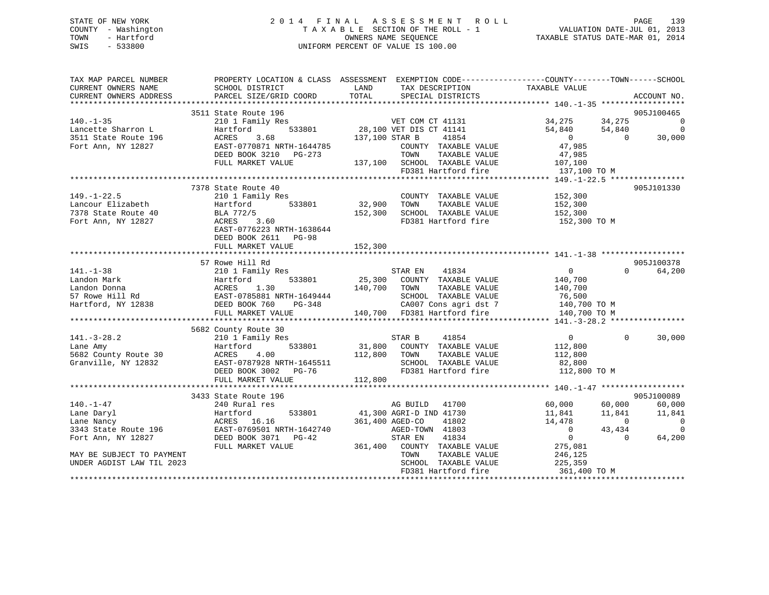STATE OF NEW YORK
COUNTY - Washington
TOWN - Hartford
SWIS - 533800

# 2014 FINAL ASSESSMENT ROLL

TAXABLE SECTION OF THE ROLL - 1
OWNERS NAME SEQUENCE
UNIFORM PERCENT OF VALUE IS 100.00

VALUATION DATE-JUL 01, 2013
TAXABLE STATUS DATE-MAR 01, 2014

| TAX MAP PARCEL NUMBER / CURRENT OWNERS NAME / CURRENT OWNERS ADDRESS | PROPERTY LOCATION & CLASS / SCHOOL DISTRICT / PARCEL SIZE/GRID COORD | ASSESSMENT LAND / TOTAL | EXEMPTION CODE / TAX DESCRIPTION / SPECIAL DISTRICTS | COUNTY TAXABLE VALUE | TOWN | SCHOOL | ACCOUNT NO. |
|---|---|---|---|---|---|---|---|
| **140.-1-35** | 3511 State Route 196 | | | | | | 905J100465 |
| 140.-1-35 | 210 1 Family Res | | VET COM CT 41131 | 34,275 | 34,275 | 0 | |
| Lancette Sharron L | Hartford 533801 | 28,100 | VET DIS CT 41141 | 54,840 | 54,840 | 0 | |
| 3511 State Route 196 | ACRES 3.68 | 137,100 | STAR B 41854 | 0 | 0 | 30,000 | |
| Fort Ann, NY 12827 | EAST-0770871 NRTH-1644785 | | COUNTY TAXABLE VALUE | 47,985 | | | |
| | DEED BOOK 3210 PG-273 | | TOWN TAXABLE VALUE | 47,985 | | | |
| | FULL MARKET VALUE | 137,100 | SCHOOL TAXABLE VALUE | 107,100 | | | |
| | | | FD381 Hartford fire | 137,100 TO M | | | |
| **149.-1-22.5** | 7378 State Route 40 | | | | | | 905J101330 |
| 149.-1-22.5 | 210 1 Family Res | | COUNTY TAXABLE VALUE | 152,300 | | | |
| Lancour Elizabeth | Hartford 533801 | 32,900 | TOWN TAXABLE VALUE | 152,300 | | | |
| 7378 State Route 40 | BLA 772/5 | 152,300 | SCHOOL TAXABLE VALUE | 152,300 | | | |
| Fort Ann, NY 12827 | ACRES 3.60 | | FD381 Hartford fire | 152,300 TO M | | | |
| | EAST-0776223 NRTH-1638644 | | | | | | |
| | DEED BOOK 2611 PG-98 | | | | | | |
| | FULL MARKET VALUE | 152,300 | | | | | |
| **141.-1-38** | 57 Rowe Hill Rd | | | | | | 905J100378 |
| 141.-1-38 | 210 1 Family Res | | STAR EN 41834 | 0 | 0 | 64,200 | |
| Landon Mark | Hartford 533801 | 25,300 | COUNTY TAXABLE VALUE | 140,700 | | | |
| Landon Donna | ACRES 1.30 | 140,700 | TOWN TAXABLE VALUE | 140,700 | | | |
| 57 Rowe Hill Rd | EAST-0785881 NRTH-1649444 | | SCHOOL TAXABLE VALUE | 76,500 | | | |
| Hartford, NY 12838 | DEED BOOK 760 PG-348 | | CA007 Cons agri dst 7 | 140,700 TO M | | | |
| | FULL MARKET VALUE | 140,700 | FD381 Hartford fire | 140,700 TO M | | | |
| **141.-3-28.2** | 5682 County Route 30 | | | | | | |
| 141.-3-28.2 | 210 1 Family Res | | STAR B 41854 | 0 | 0 | 30,000 | |
| Lane Amy | Hartford 533801 | 31,800 | COUNTY TAXABLE VALUE | 112,800 | | | |
| 5682 County Route 30 | ACRES 4.00 | 112,800 | TOWN TAXABLE VALUE | 112,800 | | | |
| Granville, NY 12832 | EAST-0787928 NRTH-1645511 | | SCHOOL TAXABLE VALUE | 82,800 | | | |
| | DEED BOOK 3002 PG-76 | | FD381 Hartford fire | 112,800 TO M | | | |
| | FULL MARKET VALUE | 112,800 | | | | | |
| **140.-1-47** | 3433 State Route 196 | | | | | | 905J100089 |
| 140.-1-47 | 240 Rural res | | AG BUILD 41700 | 60,000 | 60,000 | 60,000 | |
| Lane Daryl | Hartford 533801 | 41,300 | AGRI-D IND 41730 | 11,841 | 11,841 | 11,841 | |
| Lane Nancy | ACRES 16.16 | 361,400 | AGED-CO 41802 | 14,478 | 0 | 0 | |
| 3343 State Route 196 | EAST-0769501 NRTH-1642740 | | AGED-TOWN 41803 | 0 | 43,434 | 0 | |
| Fort Ann, NY 12827 | DEED BOOK 3071 PG-42 | | STAR EN 41834 | 0 | 0 | 64,200 | |
| | FULL MARKET VALUE | 361,400 | COUNTY TAXABLE VALUE | 275,081 | | | |
| MAY BE SUBJECT TO PAYMENT | | | TOWN TAXABLE VALUE | 246,125 | | | |
| UNDER AGDIST LAW TIL 2023 | | | SCHOOL TAXABLE VALUE | 225,359 | | | |
| | | | FD381 Hartford fire | 361,400 TO M | | | |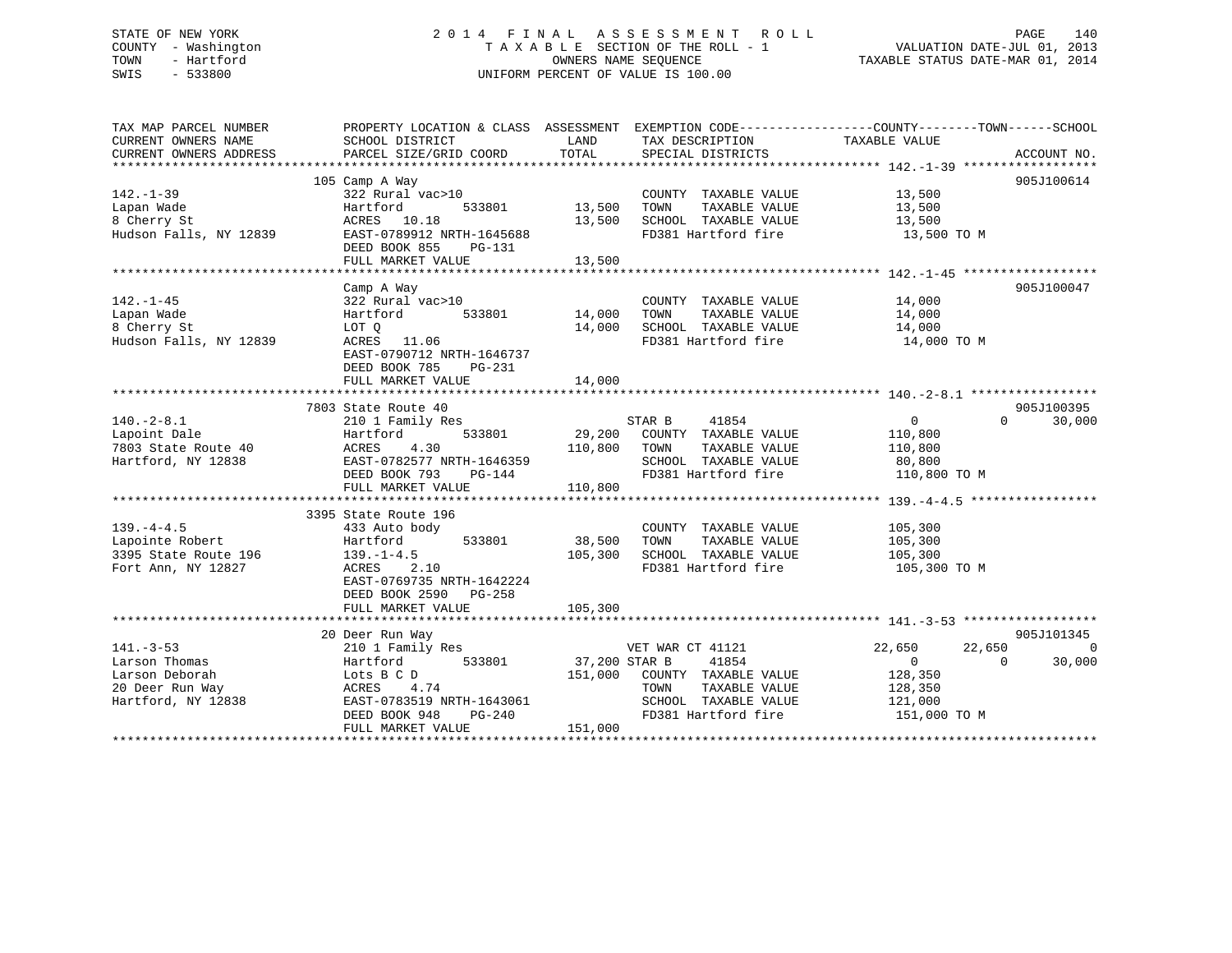STATE OF NEW YORK
COUNTY - Washington
TOWN - Hartford
SWIS - 533800

# 2014 FINAL ASSESSMENT ROLL

TAXABLE SECTION OF THE ROLL - 1
OWNERS NAME SEQUENCE
UNIFORM PERCENT OF VALUE IS 100.00

VALUATION DATE-JUL 01, 2013
TAXABLE STATUS DATE-MAR 01, 2014

| TAX MAP PARCEL NUMBER / CURRENT OWNERS NAME / CURRENT OWNERS ADDRESS | PROPERTY LOCATION & CLASS / SCHOOL DISTRICT / PARCEL SIZE/GRID COORD | ASSESSMENT LAND / TOTAL | EXEMPTION CODE / TAX DESCRIPTION / SPECIAL DISTRICTS | COUNTY | TOWN | SCHOOL | ACCOUNT NO. |
|---|---|---|---|---|---|---|---|
| **142.-1-39** | 105 Camp A Way | | | | | | 905J100614 |
| 142.-1-39 | 322 Rural vac>10 | | COUNTY TAXABLE VALUE | 13,500 | | | |
| Lapan Wade | Hartford 533801 | 13,500 | TOWN TAXABLE VALUE | | 13,500 | | |
| 8 Cherry St | ACRES 10.18 | 13,500 | SCHOOL TAXABLE VALUE | | | 13,500 | |
| Hudson Falls, NY 12839 | EAST-0789912 NRTH-1645688 | | FD381 Hartford fire | 13,500 TO M | | | |
| | DEED BOOK 855 PG-131 | | | | | | |
| | FULL MARKET VALUE | 13,500 | | | | | |
| **142.-1-45** | Camp A Way | | | | | | 905J100047 |
| 142.-1-45 | 322 Rural vac>10 | | COUNTY TAXABLE VALUE | 14,000 | | | |
| Lapan Wade | Hartford 533801 | 14,000 | TOWN TAXABLE VALUE | | 14,000 | | |
| 8 Cherry St | LOT Q | 14,000 | SCHOOL TAXABLE VALUE | | | 14,000 | |
| Hudson Falls, NY 12839 | ACRES 11.06 | | FD381 Hartford fire | 14,000 TO M | | | |
| | EAST-0790712 NRTH-1646737 | | | | | | |
| | DEED BOOK 785 PG-231 | | | | | | |
| | FULL MARKET VALUE | 14,000 | | | | | |
| **140.-2-8.1** | 7803 State Route 40 | | | | | | 905J100395 |
| 140.-2-8.1 | 210 1 Family Res | | STAR B 41854 | 0 | 0 | 30,000 | |
| Lapoint Dale | Hartford 533801 | 29,200 | COUNTY TAXABLE VALUE | 110,800 | | | |
| 7803 State Route 40 | ACRES 4.30 | 110,800 | TOWN TAXABLE VALUE | | 110,800 | | |
| Hartford, NY 12838 | EAST-0782577 NRTH-1646359 | | SCHOOL TAXABLE VALUE | | | 80,800 | |
| | DEED BOOK 793 PG-144 | | FD381 Hartford fire | 110,800 TO M | | | |
| | FULL MARKET VALUE | 110,800 | | | | | |
| **139.-4-4.5** | 3395 State Route 196 | | | | | | |
| 139.-4-4.5 | 433 Auto body | | COUNTY TAXABLE VALUE | 105,300 | | | |
| Lapointe Robert | Hartford 533801 | 38,500 | TOWN TAXABLE VALUE | | 105,300 | | |
| 3395 State Route 196 | 139.-1-4.5 | 105,300 | SCHOOL TAXABLE VALUE | | | 105,300 | |
| Fort Ann, NY 12827 | ACRES 2.10 | | FD381 Hartford fire | 105,300 TO M | | | |
| | EAST-0769735 NRTH-1642224 | | | | | | |
| | DEED BOOK 2590 PG-258 | | | | | | |
| | FULL MARKET VALUE | 105,300 | | | | | |
| **141.-3-53** | 20 Deer Run Way | | | | | | 905J101345 |
| 141.-3-53 | 210 1 Family Res | | VET WAR CT 41121 | 22,650 | 22,650 | 0 | |
| Larson Thomas | Hartford 533801 | 37,200 | STAR B 41854 | 0 | 0 | 30,000 | |
| Larson Deborah | Lots B C D | 151,000 | COUNTY TAXABLE VALUE | 128,350 | | | |
| 20 Deer Run Way | ACRES 4.74 | | TOWN TAXABLE VALUE | | 128,350 | | |
| Hartford, NY 12838 | EAST-0783519 NRTH-1643061 | | SCHOOL TAXABLE VALUE | | | 121,000 | |
| | DEED BOOK 948 PG-240 | | FD381 Hartford fire | 151,000 TO M | | | |
| | FULL MARKET VALUE | 151,000 | | | | | |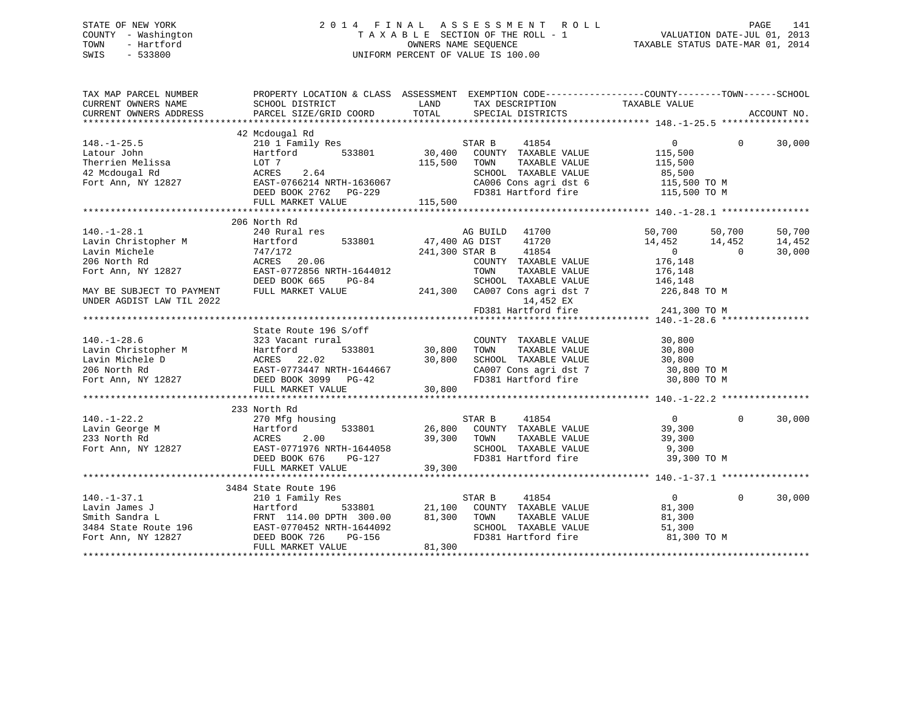STATE OF NEW YORK
COUNTY - Washington
TOWN - Hartford
SWIS - 533800

# 2014 FINAL ASSESSMENT ROLL

TAXABLE SECTION OF THE ROLL - 1
OWNERS NAME SEQUENCE
UNIFORM PERCENT OF VALUE IS 100.00

VALUATION DATE-JUL 01, 2013
TAXABLE STATUS DATE-MAR 01, 2014

```
TAX MAP PARCEL NUMBER          PROPERTY LOCATION & CLASS  ASSESSMENT  EXEMPTION CODE------------------COUNTY--------TOWN------SCHOOL
CURRENT OWNERS NAME            SCHOOL DISTRICT             LAND       TAX DESCRIPTION              TAXABLE VALUE
CURRENT OWNERS ADDRESS         PARCEL SIZE/GRID COORD      TOTAL      SPECIAL DISTRICTS                                    ACCOUNT NO.
****************************************************************************************************** 148.-1-25.5 ****************
                               42 Mcdougal Rd
148.-1-25.5                    210 1 Family Res                       STAR B      41854              0            0       30,000
Latour John                    Hartford       533801       30,400     COUNTY  TAXABLE VALUE         115,500
Therrien Melissa               LOT 7                      115,500     TOWN    TAXABLE VALUE         115,500
42 Mcdougal Rd                 ACRES     2.64                         SCHOOL  TAXABLE VALUE          85,500
Fort Ann, NY 12827             EAST-0766214 NRTH-1636067              CA006 Cons agri dst 6          115,500 TO M
                               DEED BOOK 2762   PG-229                FD381 Hartford fire            115,500 TO M
                               FULL MARKET VALUE          115,500
****************************************************************************************************** 140.-1-28.1 ****************
                               206 North Rd
140.-1-28.1                    240 Rural res                          AG BUILD    41700         50,700       50,700       50,700
Lavin Christopher M            Hartford       533801       47,400 AG DIST     41720         14,452       14,452       14,452
Lavin Michele                  747/172                    241,300 STAR B      41854              0            0       30,000
206 North Rd                   ACRES    20.06                         COUNTY  TAXABLE VALUE         176,148
Fort Ann, NY 12827             EAST-0772856 NRTH-1644012              TOWN    TAXABLE VALUE         176,148
                               DEED BOOK 665    PG-84                 SCHOOL  TAXABLE VALUE         146,148
MAY BE SUBJECT TO PAYMENT      FULL MARKET VALUE          241,300     CA007 Cons agri dst 7          226,848 TO M
UNDER AGDIST LAW TIL 2022                                                  14,452 EX
                                                                      FD381 Hartford fire            241,300 TO M
****************************************************************************************************** 140.-1-28.6 ****************
                               State Route 196 S/off
140.-1-28.6                    323 Vacant rural                       COUNTY  TAXABLE VALUE          30,800
Lavin Christopher M            Hartford       533801       30,800     TOWN    TAXABLE VALUE          30,800
Lavin Michele D                ACRES    22.02              30,800     SCHOOL  TAXABLE VALUE          30,800
206 North Rd                   EAST-0773447 NRTH-1644667              CA007 Cons agri dst 7           30,800 TO M
Fort Ann, NY 12827             DEED BOOK 3099   PG-42                 FD381 Hartford fire             30,800 TO M
                               FULL MARKET VALUE           30,800
****************************************************************************************************** 140.-1-22.2 ****************
                               233 North Rd
140.-1-22.2                    270 Mfg housing                        STAR B      41854              0            0       30,000
Lavin George M                 Hartford       533801       26,800     COUNTY  TAXABLE VALUE          39,300
233 North Rd                   ACRES     2.00              39,300     TOWN    TAXABLE VALUE          39,300
Fort Ann, NY 12827             EAST-0771976 NRTH-1644058              SCHOOL  TAXABLE VALUE           9,300
                               DEED BOOK 676    PG-127                FD381 Hartford fire             39,300 TO M
                               FULL MARKET VALUE           39,300
****************************************************************************************************** 140.-1-37.1 ****************
                               3484 State Route 196
140.-1-37.1                    210 1 Family Res                       STAR B      41854              0            0       30,000
Lavin James J                  Hartford       533801       21,100     COUNTY  TAXABLE VALUE          81,300
Smith Sandra L                 FRNT 114.00 DPTH 300.00     81,300     TOWN    TAXABLE VALUE          81,300
3484 State Route 196           EAST-0770452 NRTH-1644092              SCHOOL  TAXABLE VALUE          51,300
Fort Ann, NY 12827             DEED BOOK 726    PG-156                FD381 Hartford fire             81,300 TO M
                               FULL MARKET VALUE           81,300
************************************************************************************************************************************
```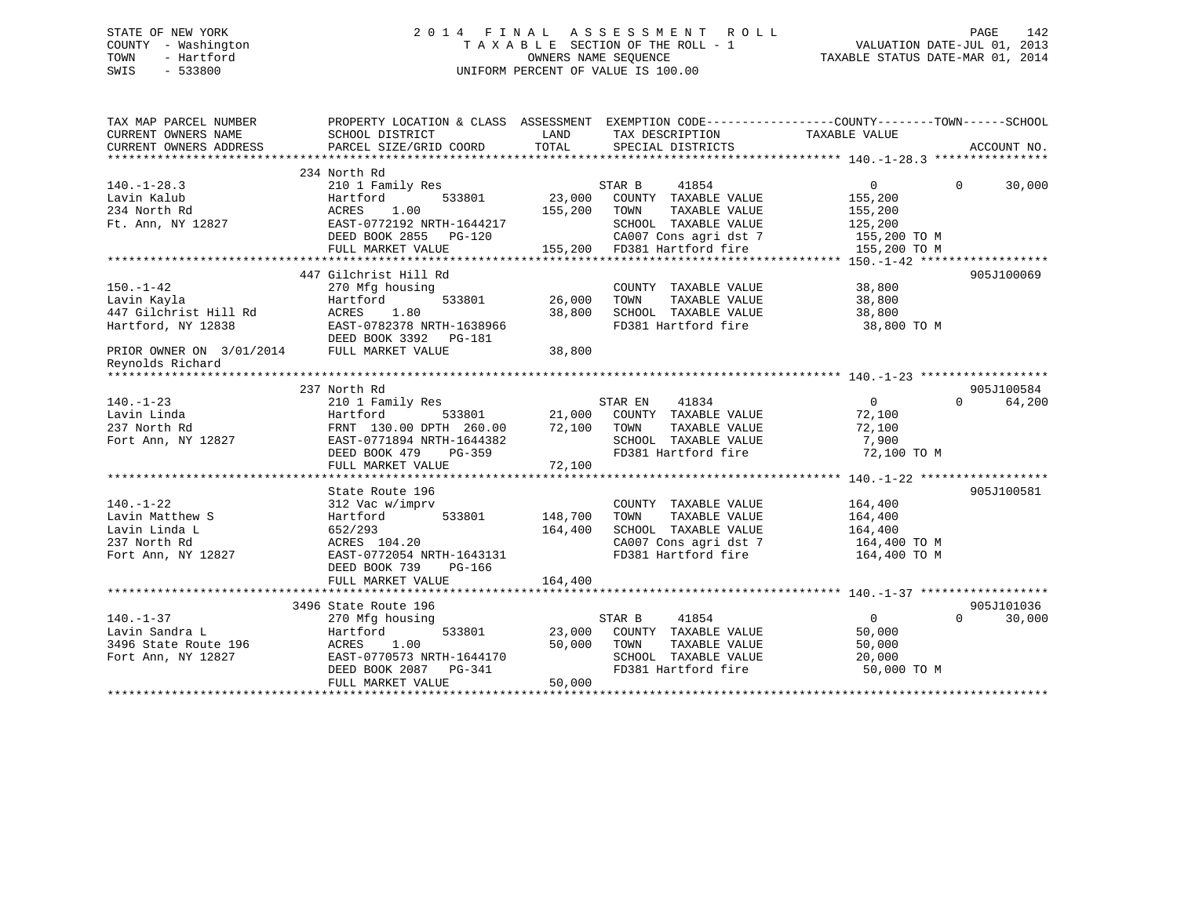STATE OF NEW YORK
COUNTY - Washington
TOWN - Hartford
SWIS - 533800

2 0 1 4 F I N A L A S S E S S M E N T R O L L
T A X A B L E SECTION OF THE ROLL - 1
OWNERS NAME SEQUENCE
UNIFORM PERCENT OF VALUE IS 100.00

VALUATION DATE-JUL 01, 2013
TAXABLE STATUS DATE-MAR 01, 2014

```
TAX MAP PARCEL NUMBER          PROPERTY LOCATION & CLASS  ASSESSMENT  EXEMPTION CODE------------------COUNTY--------TOWN------SCHOOL
CURRENT OWNERS NAME            SCHOOL DISTRICT               LAND      TAX DESCRIPTION            TAXABLE VALUE
CURRENT OWNERS ADDRESS         PARCEL SIZE/GRID COORD        TOTAL     SPECIAL DISTRICTS                                ACCOUNT NO.
******************************************************************************************************* 140.-1-28.3 ****************
                               234 North Rd
140.-1-28.3                    210 1 Family Res                         STAR B      41854                  0            0      30,000
Lavin Kalub                    Hartford           533801       23,000   COUNTY  TAXABLE VALUE          155,200
234 North Rd                   ACRES    1.00                  155,200   TOWN    TAXABLE VALUE          155,200
Ft. Ann, NY 12827              EAST-0772192 NRTH-1644217               SCHOOL  TAXABLE VALUE          125,200
                               DEED BOOK 2855   PG-120                  CA007 Cons agri dst 7           155,200 TO M
                               FULL MARKET VALUE             155,200   FD381 Hartford fire             155,200 TO M
******************************************************************************************************* 150.-1-42 ******************
                               447 Gilchrist Hill Rd                                                                        905J100069
150.-1-42                      270 Mfg housing                          COUNTY  TAXABLE VALUE           38,800
Lavin Kayla                    Hartford           533801       26,000   TOWN    TAXABLE VALUE           38,800
447 Gilchrist Hill Rd          ACRES    1.80                   38,800   SCHOOL  TAXABLE VALUE           38,800
Hartford, NY 12838             EAST-0782378 NRTH-1638966               FD381 Hartford fire              38,800 TO M
                               DEED BOOK 3392   PG-181
PRIOR OWNER ON 3/01/2014       FULL MARKET VALUE              38,800
Reynolds Richard
******************************************************************************************************* 140.-1-23 ******************
                               237 North Rd                                                                                 905J100584
140.-1-23                      210 1 Family Res                         STAR EN     41834                  0            0      64,200
Lavin Linda                    Hartford           533801       21,000   COUNTY  TAXABLE VALUE           72,100
237 North Rd                   FRNT 130.00 DPTH 260.00         72,100   TOWN    TAXABLE VALUE           72,100
Fort Ann, NY 12827             EAST-0771894 NRTH-1644382               SCHOOL  TAXABLE VALUE            7,900
                               DEED BOOK 479    PG-359                  FD381 Hartford fire              72,100 TO M
                               FULL MARKET VALUE              72,100
******************************************************************************************************* 140.-1-22 ******************
                               State Route 196                                                                              905J100581
140.-1-22                      312 Vac w/imprv                          COUNTY  TAXABLE VALUE          164,400
Lavin Matthew S                Hartford           533801      148,700   TOWN    TAXABLE VALUE          164,400
Lavin Linda L                  652/293                        164,400   SCHOOL  TAXABLE VALUE          164,400
237 North Rd                   ACRES  104.20                            CA007 Cons agri dst 7           164,400 TO M
Fort Ann, NY 12827             EAST-0772054 NRTH-1643131               FD381 Hartford fire             164,400 TO M
                               DEED BOOK 739    PG-166
                               FULL MARKET VALUE             164,400
******************************************************************************************************* 140.-1-37 ******************
                               3496 State Route 196                                                                         905J101036
140.-1-37                      270 Mfg housing                          STAR B      41854                  0            0      30,000
Lavin Sandra L                 Hartford           533801       23,000   COUNTY  TAXABLE VALUE           50,000
3496 State Route 196           ACRES    1.00                   50,000   TOWN    TAXABLE VALUE           50,000
Fort Ann, NY 12827             EAST-0770573 NRTH-1644170               SCHOOL  TAXABLE VALUE           20,000
                               DEED BOOK 2087   PG-341                  FD381 Hartford fire              50,000 TO M
                               FULL MARKET VALUE              50,000
************************************************************************************************************************************
```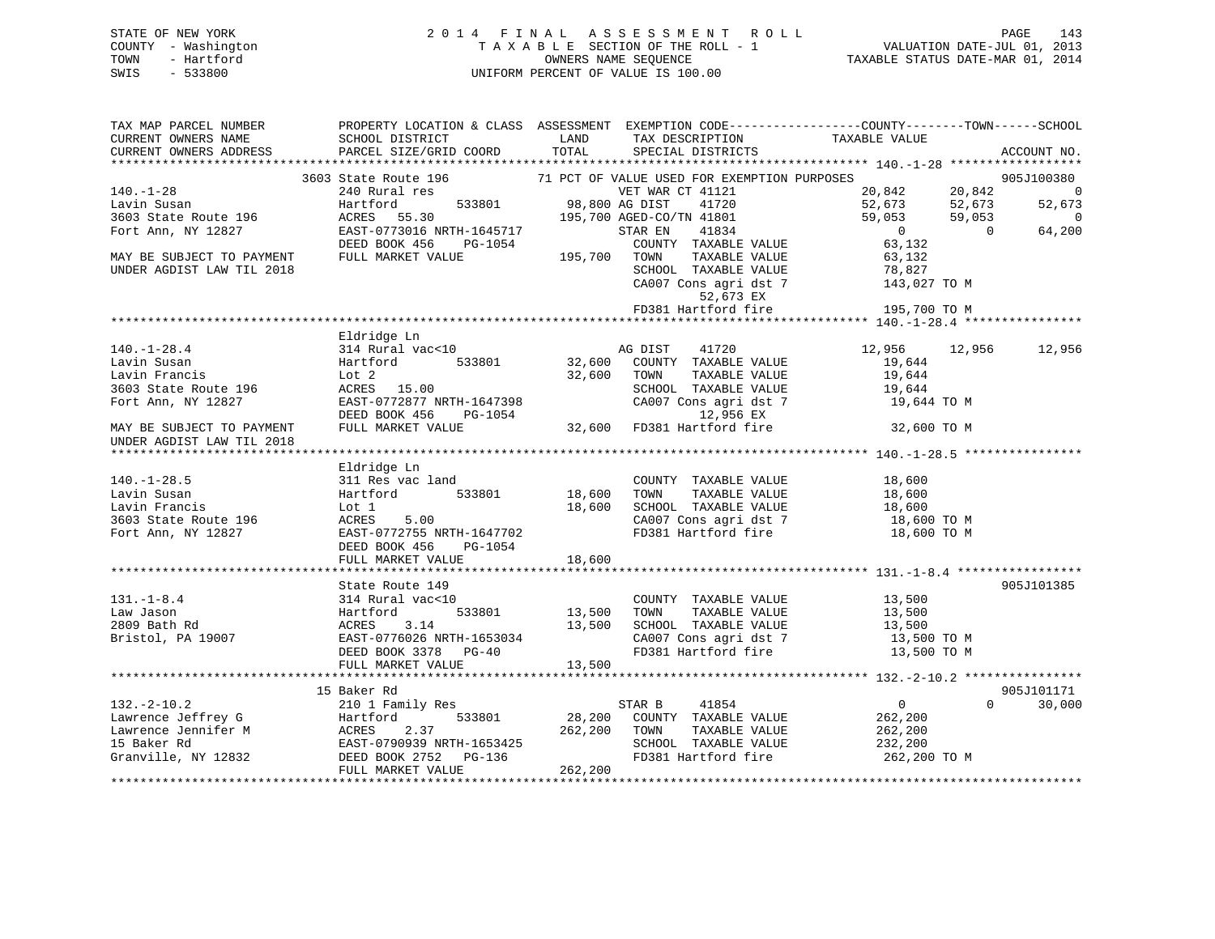STATE OF NEW YORK — 2014 FINAL ASSESSMENT ROLL — TAXABLE SECTION OF THE ROLL - 1 — VALUATION DATE-JUL 01, 2013
COUNTY - Washington — OWNERS NAME SEQUENCE — TAXABLE STATUS DATE-MAR 01, 2014
TOWN - Hartford — UNIFORM PERCENT OF VALUE IS 100.00
SWIS - 533800

```
TAX MAP PARCEL NUMBER          PROPERTY LOCATION & CLASS  ASSESSMENT  EXEMPTION CODE------------------COUNTY--------TOWN------SCHOOL
CURRENT OWNERS NAME            SCHOOL DISTRICT              LAND      TAX DESCRIPTION            TAXABLE VALUE
CURRENT OWNERS ADDRESS         PARCEL SIZE/GRID COORD       TOTAL     SPECIAL DISTRICTS                                     ACCOUNT NO.
******************************************************************************************************* 140.-1-28 ******************
                               3603 State Route 196          71 PCT OF VALUE USED FOR EXEMPTION PURPOSES                   905J100380
140.-1-28                      240 Rural res                           VET WAR CT 41121              20,842      20,842           0
Lavin Susan                    Hartford        533801       98,800 AG DIST    41720                 52,673      52,673      52,673
3603 State Route 196           ACRES  55.30                195,700 AGED-CO/TN 41801                 59,053      59,053           0
Fort Ann, NY 12827             EAST-0773016 NRTH-1645717           STAR EN    41834                      0           0      64,200
                               DEED BOOK 456    PG-1054             COUNTY  TAXABLE VALUE            63,132
MAY BE SUBJECT TO PAYMENT      FULL MARKET VALUE           195,700  TOWN    TAXABLE VALUE            63,132
UNDER AGDIST LAW TIL 2018                                           SCHOOL  TAXABLE VALUE            78,827
                                                                    CA007 Cons agri dst 7           143,027 TO M
                                                                         52,673 EX
                                                                    FD381 Hartford fire             195,700 TO M
******************************************************************************************************* 140.-1-28.4 ****************
                               Eldridge Ln
140.-1-28.4                    314 Rural vac<10                     AG DIST    41720                 12,956      12,956      12,956
Lavin Susan                    Hartford        533801       32,600  COUNTY  TAXABLE VALUE            19,644
Lavin Francis                  Lot 2                        32,600  TOWN    TAXABLE VALUE            19,644
3603 State Route 196           ACRES  15.00                         SCHOOL  TAXABLE VALUE            19,644
Fort Ann, NY 12827             EAST-0772877 NRTH-1647398            CA007 Cons agri dst 7            19,644 TO M
                               DEED BOOK 456    PG-1054                  12,956 EX
MAY BE SUBJECT TO PAYMENT      FULL MARKET VALUE            32,600  FD381 Hartford fire              32,600 TO M
UNDER AGDIST LAW TIL 2018
******************************************************************************************************* 140.-1-28.5 ****************
                               Eldridge Ln
140.-1-28.5                    311 Res vac land                     COUNTY  TAXABLE VALUE            18,600
Lavin Susan                    Hartford        533801       18,600  TOWN    TAXABLE VALUE            18,600
Lavin Francis                  Lot 1                        18,600  SCHOOL  TAXABLE VALUE            18,600
3603 State Route 196           ACRES   5.00                         CA007 Cons agri dst 7            18,600 TO M
Fort Ann, NY 12827             EAST-0772755 NRTH-1647702            FD381 Hartford fire              18,600 TO M
                               DEED BOOK 456    PG-1054
                               FULL MARKET VALUE            18,600
******************************************************************************************************* 131.-1-8.4 *****************
                               State Route 149                                                                         905J101385
131.-1-8.4                     314 Rural vac<10                     COUNTY  TAXABLE VALUE            13,500
Law Jason                      Hartford        533801       13,500  TOWN    TAXABLE VALUE            13,500
2809 Bath Rd                   ACRES   3.14                 13,500  SCHOOL  TAXABLE VALUE            13,500
Bristol, PA 19007              EAST-0776026 NRTH-1653034            CA007 Cons agri dst 7            13,500 TO M
                               DEED BOOK 3378   PG-40               FD381 Hartford fire              13,500 TO M
                               FULL MARKET VALUE            13,500
******************************************************************************************************* 132.-2-10.2 ****************
                               15 Baker Rd                                                                             905J101171
132.-2-10.2                    210 1 Family Res                     STAR B     41854                      0           0      30,000
Lawrence Jeffrey G             Hartford        533801       28,200  COUNTY  TAXABLE VALUE           262,200
Lawrence Jennifer M            ACRES   2.37                262,200  TOWN    TAXABLE VALUE           262,200
15 Baker Rd                    EAST-0790939 NRTH-1653425            SCHOOL  TAXABLE VALUE           232,200
Granville, NY 12832            DEED BOOK 2752   PG-136              FD381 Hartford fire             262,200 TO M
                               FULL MARKET VALUE           262,200
************************************************************************************************************************************
```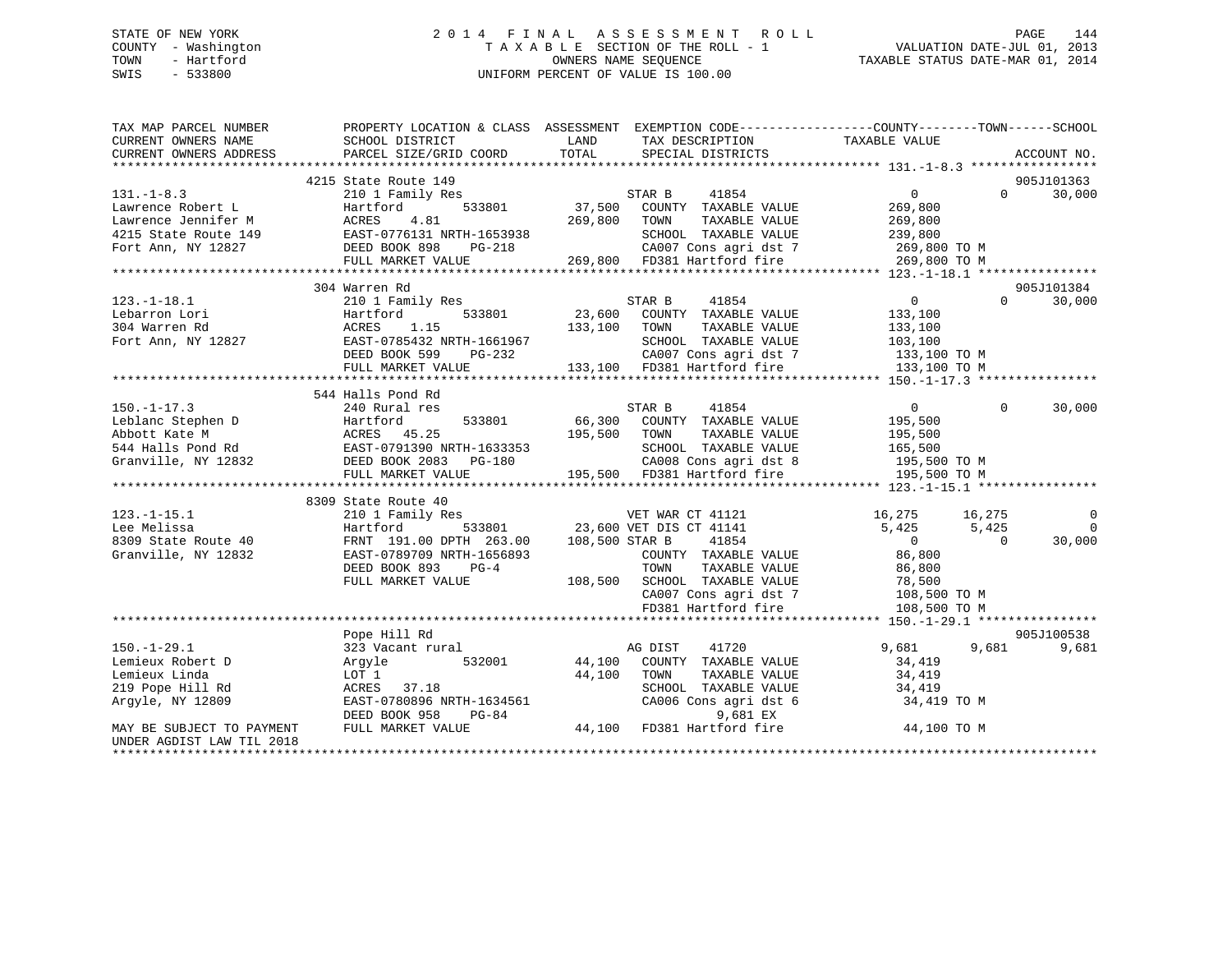STATE OF NEW YORK
COUNTY - Washington
TOWN - Hartford
SWIS - 533800

# 2014 FINAL ASSESSMENT ROLL

TAXABLE SECTION OF THE ROLL - 1
OWNERS NAME SEQUENCE
UNIFORM PERCENT OF VALUE IS 100.00

VALUATION DATE-JUL 01, 2013
TAXABLE STATUS DATE-MAR 01, 2014

```
TAX MAP PARCEL NUMBER          PROPERTY LOCATION & CLASS  ASSESSMENT  EXEMPTION CODE-----------------COUNTY--------TOWN------SCHOOL
CURRENT OWNERS NAME            SCHOOL DISTRICT               LAND      TAX DESCRIPTION             TAXABLE VALUE
CURRENT OWNERS ADDRESS         PARCEL SIZE/GRID COORD        TOTAL     SPECIAL DISTRICTS                                    ACCOUNT NO.
******************************************************************************************************* 131.-1-8.3 *****************
                               4215 State Route 149                                                                       905J101363
131.-1-8.3                     210 1 Family Res                         STAR B      41854              0           0       30,000
Lawrence Robert L              Hartford          533801       37,500   COUNTY  TAXABLE VALUE          269,800
Lawrence Jennifer M            ACRES    4.81                 269,800   TOWN    TAXABLE VALUE          269,800
4215 State Route 149           EAST-0776131 NRTH-1653938                SCHOOL  TAXABLE VALUE          239,800
Fort Ann, NY 12827             DEED BOOK 898    PG-218                  CA007 Cons agri dst 7           269,800 TO M
                               FULL MARKET VALUE             269,800   FD381 Hartford fire             269,800 TO M
******************************************************************************************************* 123.-1-18.1 ****************
                               304 Warren Rd                                                                              905J101384
123.-1-18.1                    210 1 Family Res                         STAR B      41854              0           0       30,000
Lebarron Lori                  Hartford          533801       23,600   COUNTY  TAXABLE VALUE          133,100
304 Warren Rd                  ACRES    1.15                 133,100   TOWN    TAXABLE VALUE          133,100
Fort Ann, NY 12827             EAST-0785432 NRTH-1661967                SCHOOL  TAXABLE VALUE          103,100
                               DEED BOOK 599    PG-232                  CA007 Cons agri dst 7           133,100 TO M
                               FULL MARKET VALUE             133,100   FD381 Hartford fire             133,100 TO M
******************************************************************************************************* 150.-1-17.3 ****************
                               544 Halls Pond Rd
150.-1-17.3                    240 Rural res                            STAR B      41854              0           0       30,000
Leblanc Stephen D              Hartford          533801       66,300   COUNTY  TAXABLE VALUE          195,500
Abbott Kate M                  ACRES   45.25                 195,500   TOWN    TAXABLE VALUE          195,500
544 Halls Pond Rd              EAST-0791390 NRTH-1633353                SCHOOL  TAXABLE VALUE          165,500
Granville, NY 12832            DEED BOOK 2083   PG-180                  CA008 Cons agri dst 8           195,500 TO M
                               FULL MARKET VALUE             195,500   FD381 Hartford fire             195,500 TO M
******************************************************************************************************* 123.-1-15.1 ****************
                               8309 State Route 40
123.-1-15.1                    210 1 Family Res                         VET WAR CT 41121          16,275      16,275            0
Lee Melissa                    Hartford          533801       23,600 VET DIS CT 41141              5,425       5,425            0
8309 State Route 40            FRNT 191.00 DPTH 263.00       108,500 STAR B      41854              0           0       30,000
Granville, NY 12832            EAST-0789709 NRTH-1656893                COUNTY  TAXABLE VALUE           86,800
                               DEED BOOK 893    PG-4                    TOWN    TAXABLE VALUE           86,800
                               FULL MARKET VALUE             108,500   SCHOOL  TAXABLE VALUE           78,500
                                                                        CA007 Cons agri dst 7           108,500 TO M
                                                                        FD381 Hartford fire             108,500 TO M
******************************************************************************************************* 150.-1-29.1 ****************
                               Pope Hill Rd                                                                               905J100538
150.-1-29.1                    323 Vacant rural                         AG DIST     41720             9,681       9,681        9,681
Lemieux Robert D               Argyle            532001       44,100   COUNTY  TAXABLE VALUE           34,419
Lemieux Linda                  LOT 1                          44,100   TOWN    TAXABLE VALUE           34,419
219 Pope Hill Rd               ACRES   37.18                            SCHOOL  TAXABLE VALUE           34,419
Argyle, NY 12809               EAST-0780896 NRTH-1634561                CA006 Cons agri dst 6            34,419 TO M
                               DEED BOOK 958    PG-84                          9,681 EX
MAY BE SUBJECT TO PAYMENT      FULL MARKET VALUE              44,100   FD381 Hartford fire              44,100 TO M
UNDER AGDIST LAW TIL 2018
************************************************************************************************************************************
```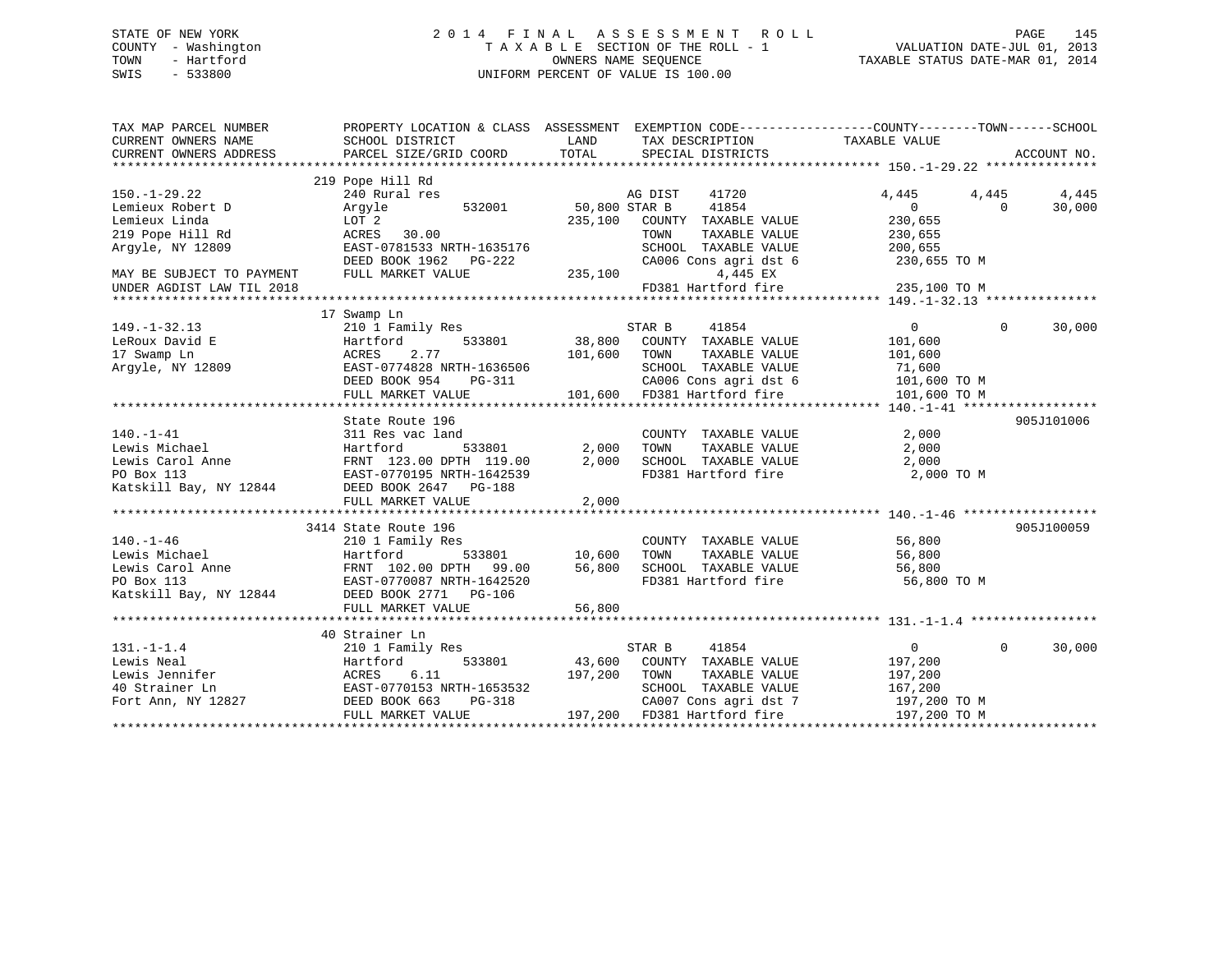STATE OF NEW YORK
COUNTY - Washington
TOWN - Hartford
SWIS - 533800

2 0 1 4 F I N A L A S S E S S M E N T R O L L
T A X A B L E SECTION OF THE ROLL - 1
OWNERS NAME SEQUENCE
UNIFORM PERCENT OF VALUE IS 100.00

VALUATION DATE-JUL 01, 2013
TAXABLE STATUS DATE-MAR 01, 2014

```
TAX MAP PARCEL NUMBER          PROPERTY LOCATION & CLASS  ASSESSMENT  EXEMPTION CODE------------------COUNTY--------TOWN------SCHOOL
CURRENT OWNERS NAME            SCHOOL DISTRICT               LAND      TAX DESCRIPTION             TAXABLE VALUE
CURRENT OWNERS ADDRESS         PARCEL SIZE/GRID COORD        TOTAL     SPECIAL DISTRICTS                                        ACCOUNT NO.
******************************************************************************************************* 150.-1-29.22 ***************
                               219 Pope Hill Rd
150.-1-29.22                   240 Rural res                      AG DIST     41720          4,445       4,445       4,445
Lemieux Robert D               Argyle          532001     50,800 STAR B      41854              0           0      30,000
Lemieux Linda                  LOT 2                     235,100   COUNTY  TAXABLE VALUE       230,655
219 Pope Hill Rd               ACRES  30.00                        TOWN    TAXABLE VALUE       230,655
Argyle, NY 12809               EAST-0781533 NRTH-1635176           SCHOOL  TAXABLE VALUE       200,655
                               DEED BOOK 1962   PG-222             CA006 Cons agri dst 6        230,655 TO M
MAY BE SUBJECT TO PAYMENT      FULL MARKET VALUE         235,100            4,445 EX
UNDER AGDIST LAW TIL 2018                                          FD381 Hartford fire          235,100 TO M
******************************************************************************************************* 149.-1-32.13 ***************
                               17 Swamp Ln
149.-1-32.13                   210 1 Family Res                   STAR B      41854              0           0      30,000
LeRoux David E                 Hartford        533801     38,800   COUNTY  TAXABLE VALUE       101,600
17 Swamp Ln                    ACRES   2.77              101,600   TOWN    TAXABLE VALUE       101,600
Argyle, NY 12809               EAST-0774828 NRTH-1636506           SCHOOL  TAXABLE VALUE        71,600
                               DEED BOOK 954    PG-311             CA006 Cons agri dst 6        101,600 TO M
                               FULL MARKET VALUE         101,600   FD381 Hartford fire          101,600 TO M
******************************************************************************************************* 140.-1-41 ******************
                               State Route 196                                                                          905J101006
140.-1-41                      311 Res vac land                    COUNTY  TAXABLE VALUE         2,000
Lewis Michael                  Hartford        533801      2,000   TOWN    TAXABLE VALUE         2,000
Lewis Carol Anne               FRNT 123.00 DPTH 119.00     2,000   SCHOOL  TAXABLE VALUE         2,000
PO Box 113                     EAST-0770195 NRTH-1642539           FD381 Hartford fire            2,000 TO M
Katskill Bay, NY 12844         DEED BOOK 2647   PG-188
                               FULL MARKET VALUE           2,000
******************************************************************************************************* 140.-1-46 ******************
                               3414 State Route 196                                                                     905J100059
140.-1-46                      210 1 Family Res                    COUNTY  TAXABLE VALUE        56,800
Lewis Michael                  Hartford        533801     10,600   TOWN    TAXABLE VALUE        56,800
Lewis Carol Anne               FRNT 102.00 DPTH  99.00    56,800   SCHOOL  TAXABLE VALUE        56,800
PO Box 113                     EAST-0770087 NRTH-1642520           FD381 Hartford fire           56,800 TO M
Katskill Bay, NY 12844         DEED BOOK 2771   PG-106
                               FULL MARKET VALUE          56,800
******************************************************************************************************* 131.-1-1.4 *****************
                               40 Strainer Ln
131.-1-1.4                     210 1 Family Res                   STAR B      41854              0           0      30,000
Lewis Neal                     Hartford        533801     43,600   COUNTY  TAXABLE VALUE       197,200
Lewis Jennifer                 ACRES   6.11              197,200   TOWN    TAXABLE VALUE       197,200
40 Strainer Ln                 EAST-0770153 NRTH-1653532           SCHOOL  TAXABLE VALUE       167,200
Fort Ann, NY 12827             DEED BOOK 663    PG-318             CA007 Cons agri dst 7        197,200 TO M
                               FULL MARKET VALUE         197,200   FD381 Hartford fire          197,200 TO M
************************************************************************************************************************************
```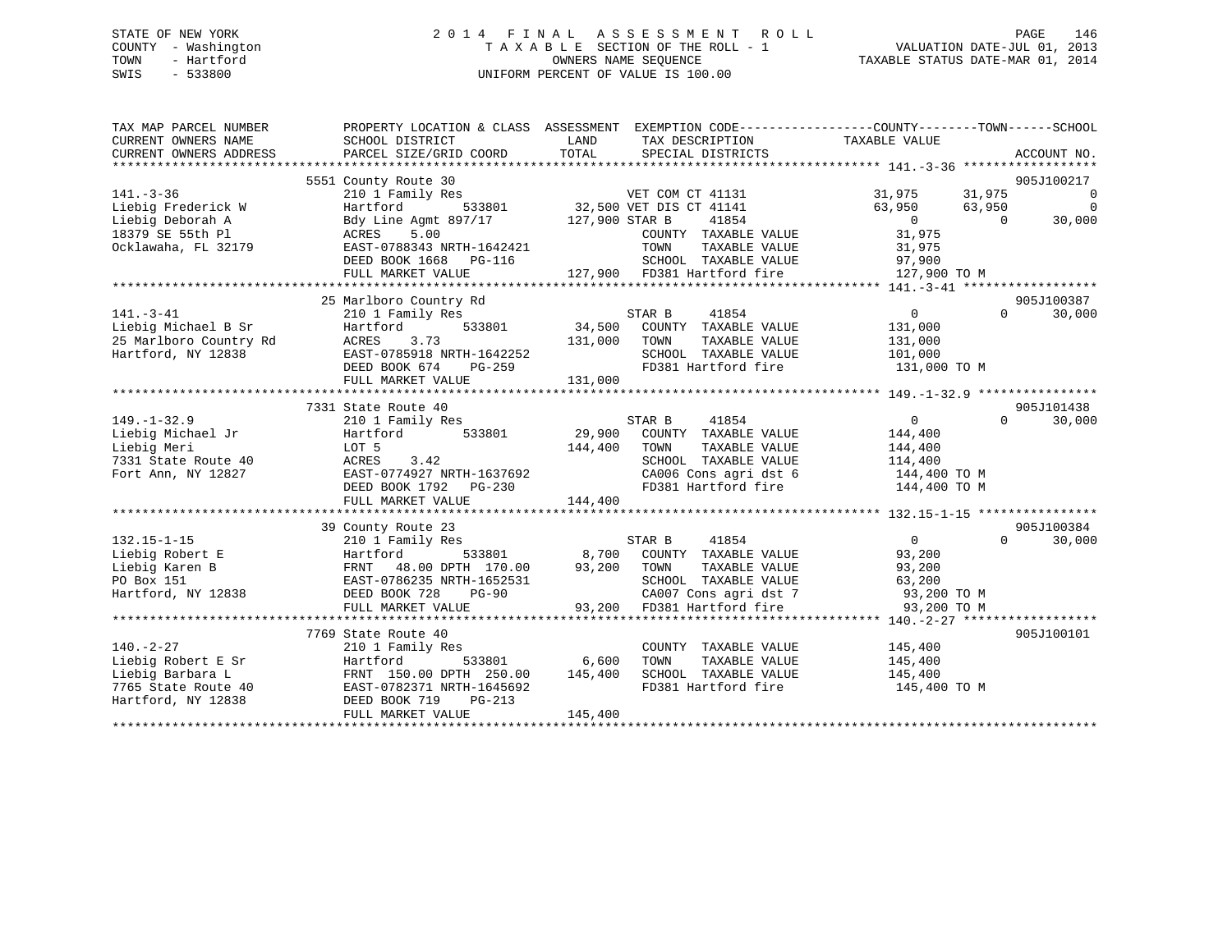STATE OF NEW YORK
COUNTY - Washington
TOWN - Hartford
SWIS - 533800

# 2014 FINAL ASSESSMENT ROLL

TAXABLE SECTION OF THE ROLL - 1
OWNERS NAME SEQUENCE
UNIFORM PERCENT OF VALUE IS 100.00

VALUATION DATE-JUL 01, 2013
TAXABLE STATUS DATE-MAR 01, 2014

```
TAX MAP PARCEL NUMBER          PROPERTY LOCATION & CLASS  ASSESSMENT  EXEMPTION CODE-----------------COUNTY--------TOWN------SCHOOL
CURRENT OWNERS NAME            SCHOOL DISTRICT               LAND      TAX DESCRIPTION            TAXABLE VALUE
CURRENT OWNERS ADDRESS         PARCEL SIZE/GRID COORD        TOTAL     SPECIAL DISTRICTS                                  ACCOUNT NO.
*********************************************************************************************** 141.-3-36 ******************
                               5551 County Route 30                                                                       905J100217
141.-3-36                      210 1 Family Res                        VET COM CT 41131           31,975      31,975           0
Liebig Frederick W             Hartford          533801       32,500 VET DIS CT 41141            63,950      63,950           0
Liebig Deborah A               Bdy Line Agmt 897/17          127,900 STAR B     41854                  0           0      30,000
18379 SE 55th Pl               ACRES     5.00                          COUNTY  TAXABLE VALUE         31,975
Ocklawaha, FL 32179            EAST-0788343 NRTH-1642421               TOWN    TAXABLE VALUE         31,975
                               DEED BOOK 1668   PG-116                 SCHOOL  TAXABLE VALUE         97,900
                               FULL MARKET VALUE             127,900   FD381 Hartford fire          127,900 TO M
*********************************************************************************************** 141.-3-41 ******************
                               25 Marlboro Country Rd                                                                     905J100387
141.-3-41                      210 1 Family Res                        STAR B     41854                  0           0      30,000
Liebig Michael B Sr            Hartford          533801       34,500   COUNTY  TAXABLE VALUE        131,000
25 Marlboro Country Rd         ACRES     3.73                131,000   TOWN    TAXABLE VALUE        131,000
Hartford, NY 12838             EAST-0785918 NRTH-1642252               SCHOOL  TAXABLE VALUE        101,000
                               DEED BOOK 674    PG-259                 FD381 Hartford fire          131,000 TO M
                               FULL MARKET VALUE             131,000
*********************************************************************************************** 149.-1-32.9 ****************
                               7331 State Route 40                                                                        905J101438
149.-1-32.9                    210 1 Family Res                        STAR B     41854                  0           0      30,000
Liebig Michael Jr              Hartford          533801       29,900   COUNTY  TAXABLE VALUE        144,400
Liebig Meri                    LOT 5                         144,400   TOWN    TAXABLE VALUE        144,400
7331 State Route 40            ACRES     3.42                          SCHOOL  TAXABLE VALUE        114,400
Fort Ann, NY 12827             EAST-0774927 NRTH-1637692               CA006 Cons agri dst 6        144,400 TO M
                               DEED BOOK 1792   PG-230                 FD381 Hartford fire          144,400 TO M
                               FULL MARKET VALUE             144,400
*********************************************************************************************** 132.15-1-15 ****************
                               39 County Route 23                                                                         905J100384
132.15-1-15                    210 1 Family Res                        STAR B     41854                  0           0      30,000
Liebig Robert E                Hartford          533801        8,700   COUNTY  TAXABLE VALUE         93,200
Liebig Karen B                 FRNT   48.00 DPTH 170.00       93,200   TOWN    TAXABLE VALUE         93,200
PO Box 151                     EAST-0786235 NRTH-1652531               SCHOOL  TAXABLE VALUE         63,200
Hartford, NY 12838             DEED BOOK 728    PG-90                  CA007 Cons agri dst 7         93,200 TO M
                               FULL MARKET VALUE              93,200   FD381 Hartford fire           93,200 TO M
*********************************************************************************************** 140.-2-27 ******************
                               7769 State Route 40                                                                        905J100101
140.-2-27                      210 1 Family Res                        COUNTY  TAXABLE VALUE        145,400
Liebig Robert E Sr             Hartford          533801        6,600   TOWN    TAXABLE VALUE        145,400
Liebig Barbara L               FRNT  150.00 DPTH 250.00      145,400   SCHOOL  TAXABLE VALUE        145,400
7765 State Route 40            EAST-0782371 NRTH-1645692               FD381 Hartford fire          145,400 TO M
Hartford, NY 12838             DEED BOOK 719    PG-213
                               FULL MARKET VALUE             145,400
****************************************************************************************************************************
```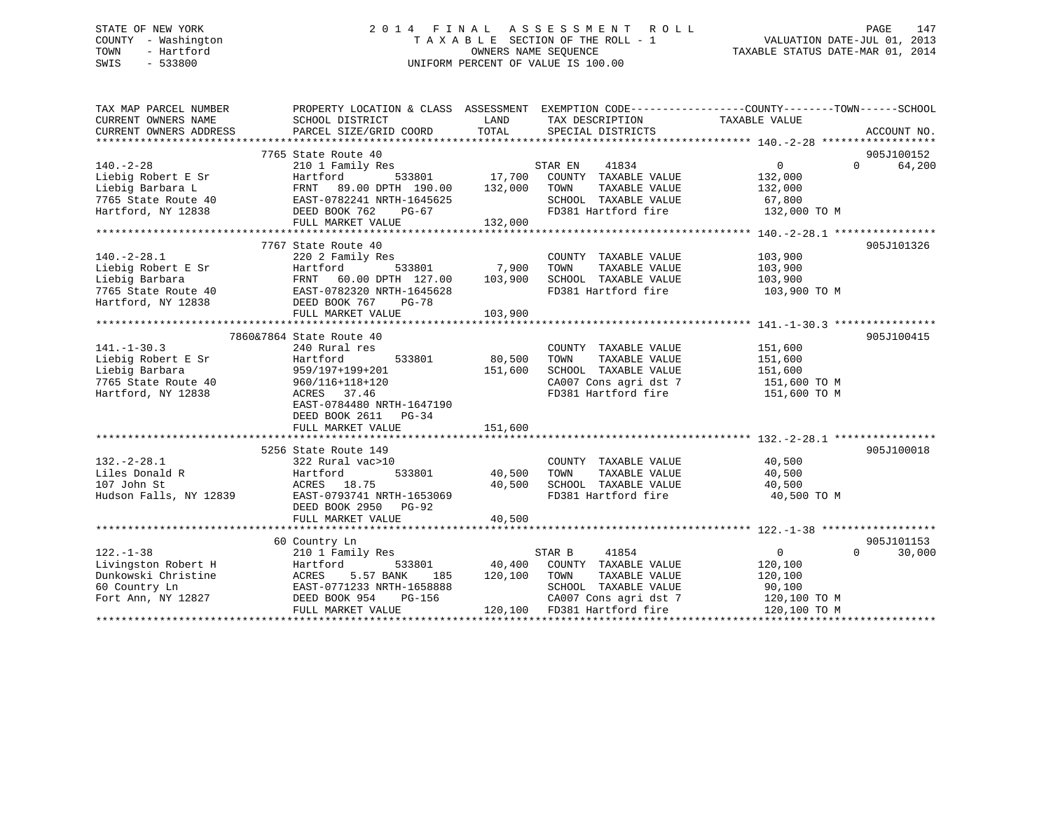STATE OF NEW YORK
COUNTY - Washington
TOWN - Hartford
SWIS - 533800

# 2014 FINAL ASSESSMENT ROLL
TAXABLE SECTION OF THE ROLL - 1
OWNERS NAME SEQUENCE
UNIFORM PERCENT OF VALUE IS 100.00

VALUATION DATE-JUL 01, 2013
TAXABLE STATUS DATE-MAR 01, 2014

```
TAX MAP PARCEL NUMBER     PROPERTY LOCATION & CLASS  ASSESSMENT  EXEMPTION CODE------------------COUNTY--------TOWN------SCHOOL
CURRENT OWNERS NAME       SCHOOL DISTRICT               LAND      TAX DESCRIPTION             TAXABLE VALUE
CURRENT OWNERS ADDRESS    PARCEL SIZE/GRID COORD       TOTAL      SPECIAL DISTRICTS                                    ACCOUNT NO.
******************************************************************************************* 140.-2-28 ******************
                          7765 State Route 40                                                                  905J100152
140.-2-28                 210 1 Family Res                        STAR EN    41834              0            0     64,200
Liebig Robert E Sr        Hartford         533801      17,700    COUNTY  TAXABLE VALUE        132,000
Liebig Barbara L          FRNT   89.00 DPTH 190.00    132,000    TOWN    TAXABLE VALUE        132,000
7765 State Route 40       EAST-0782241 NRTH-1645625              SCHOOL  TAXABLE VALUE         67,800
Hartford, NY 12838        DEED BOOK 762    PG-67                 FD381 Hartford fire          132,000 TO M
                          FULL MARKET VALUE           132,000
******************************************************************************************* 140.-2-28.1 ****************
                          7767 State Route 40                                                                  905J101326
140.-2-28.1               220 2 Family Res                        COUNTY  TAXABLE VALUE        103,900
Liebig Robert E Sr        Hartford         533801       7,900    TOWN    TAXABLE VALUE        103,900
Liebig Barbara            FRNT   60.00 DPTH 127.00    103,900    SCHOOL  TAXABLE VALUE        103,900
7765 State Route 40       EAST-0782320 NRTH-1645628              FD381 Hartford fire          103,900 TO M
Hartford, NY 12838        DEED BOOK 767    PG-78
                          FULL MARKET VALUE           103,900
******************************************************************************************* 141.-1-30.3 ****************
                     7860&7864 State Route 40                                                                  905J100415
141.-1-30.3               240 Rural res                           COUNTY  TAXABLE VALUE        151,600
Liebig Robert E Sr        Hartford         533801      80,500    TOWN    TAXABLE VALUE        151,600
Liebig Barbara            959/197+199+201             151,600    SCHOOL  TAXABLE VALUE        151,600
7765 State Route 40       960/116+118+120                        CA007 Cons agri dst 7        151,600 TO M
Hartford, NY 12838        ACRES  37.46                           FD381 Hartford fire          151,600 TO M
                          EAST-0784480 NRTH-1647190
                          DEED BOOK 2611   PG-34
                          FULL MARKET VALUE           151,600
******************************************************************************************* 132.-2-28.1 ****************
                          5256 State Route 149                                                                 905J100018
132.-2-28.1               322 Rural vac>10                        COUNTY  TAXABLE VALUE         40,500
Liles Donald R            Hartford         533801      40,500    TOWN    TAXABLE VALUE         40,500
107 John St               ACRES  18.75                 40,500    SCHOOL  TAXABLE VALUE         40,500
Hudson Falls, NY 12839    EAST-0793741 NRTH-1653069              FD381 Hartford fire           40,500 TO M
                          DEED BOOK 2950   PG-92
                          FULL MARKET VALUE            40,500
******************************************************************************************* 122.-1-38 ******************
                          60 Country Ln                                                                        905J101153
122.-1-38                 210 1 Family Res                        STAR B     41854              0            0     30,000
Livingston Robert H       Hartford         533801      40,400    COUNTY  TAXABLE VALUE        120,100
Dunkowski Christine       ACRES   5.57 BANK    185    120,100    TOWN    TAXABLE VALUE        120,100
60 Country Ln             EAST-0771233 NRTH-1658888              SCHOOL  TAXABLE VALUE         90,100
Fort Ann, NY 12827        DEED BOOK 954    PG-156                CA007 Cons agri dst 7        120,100 TO M
                          FULL MARKET VALUE           120,100    FD381 Hartford fire          120,100 TO M
**************************************************************************************************************************
```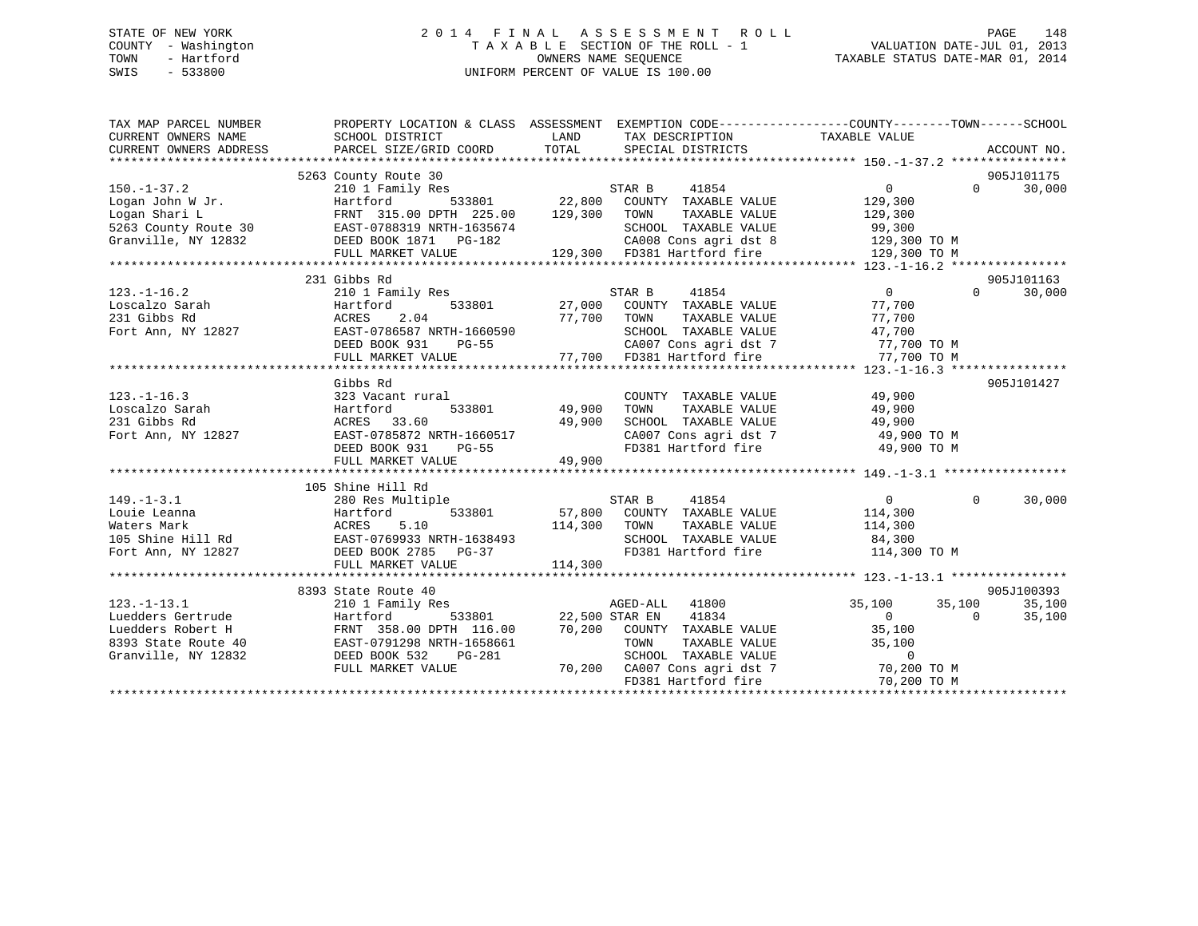STATE OF NEW YORK
COUNTY - Washington
TOWN - Hartford
SWIS - 533800

# 2014 FINAL ASSESSMENT ROLL

TAXABLE SECTION OF THE ROLL - 1
OWNERS NAME SEQUENCE
UNIFORM PERCENT OF VALUE IS 100.00

VALUATION DATE-JUL 01, 2013
TAXABLE STATUS DATE-MAR 01, 2014

```
TAX MAP PARCEL NUMBER      PROPERTY LOCATION & CLASS  ASSESSMENT  EXEMPTION CODE------------------COUNTY--------TOWN------SCHOOL
CURRENT OWNERS NAME        SCHOOL DISTRICT              LAND      TAX DESCRIPTION              TAXABLE VALUE
CURRENT OWNERS ADDRESS     PARCEL SIZE/GRID COORD       TOTAL     SPECIAL DISTRICTS                                       ACCOUNT NO.
******************************************************************************************************* 150.-1-37.2 ****************
                     5263 County Route 30                                                                              905J101175
150.-1-37.2                210 1 Family Res                       STAR B    41854                    0           0      30,000
Logan John W Jr.           Hartford          533801     22,800    COUNTY  TAXABLE VALUE        129,300
Logan Shari L              FRNT 315.00 DPTH 225.00     129,300    TOWN    TAXABLE VALUE        129,300
5263 County Route 30       EAST-0788319 NRTH-1635674              SCHOOL  TAXABLE VALUE         99,300
Granville, NY 12832        DEED BOOK 1871   PG-182                CA008 Cons agri dst 8        129,300 TO M
                           FULL MARKET VALUE           129,300    FD381 Hartford fire          129,300 TO M
******************************************************************************************************* 123.-1-16.2 ****************
                       231 Gibbs Rd                                                                                     905J101163
123.-1-16.2                210 1 Family Res                       STAR B    41854                    0           0      30,000
Loscalzo Sarah             Hartford          533801     27,000    COUNTY  TAXABLE VALUE         77,700
231 Gibbs Rd               ACRES    2.04                77,700    TOWN    TAXABLE VALUE         77,700
Fort Ann, NY 12827         EAST-0786587 NRTH-1660590              SCHOOL  TAXABLE VALUE         47,700
                           DEED BOOK 931    PG-55                 CA007 Cons agri dst 7         77,700 TO M
                           FULL MARKET VALUE            77,700    FD381 Hartford fire           77,700 TO M
******************************************************************************************************* 123.-1-16.3 ****************
                           Gibbs Rd                                                                                     905J101427
123.-1-16.3                323 Vacant rural                       COUNTY  TAXABLE VALUE         49,900
Loscalzo Sarah             Hartford          533801     49,900    TOWN    TAXABLE VALUE         49,900
231 Gibbs Rd               ACRES   33.60                49,900    SCHOOL  TAXABLE VALUE         49,900
Fort Ann, NY 12827         EAST-0785872 NRTH-1660517              CA007 Cons agri dst 7         49,900 TO M
                           DEED BOOK 931    PG-55                 FD381 Hartford fire           49,900 TO M
                           FULL MARKET VALUE            49,900
******************************************************************************************************* 149.-1-3.1 *****************
                       105 Shine Hill Rd
149.-1-3.1                 280 Res Multiple                       STAR B    41854                    0           0      30,000
Louie Leanna               Hartford          533801     57,800    COUNTY  TAXABLE VALUE        114,300
Waters Mark                ACRES    5.10               114,300    TOWN    TAXABLE VALUE        114,300
105 Shine Hill Rd          EAST-0769933 NRTH-1638493              SCHOOL  TAXABLE VALUE         84,300
Fort Ann, NY 12827         DEED BOOK 2785   PG-37                 FD381 Hartford fire          114,300 TO M
                           FULL MARKET VALUE           114,300
******************************************************************************************************* 123.-1-13.1 ****************
                      8393 State Route 40                                                                               905J100393
123.-1-13.1                210 1 Family Res                       AGED-ALL  41800               35,100      35,100      35,100
Luedders Gertrude          Hartford          533801     22,500 STAR EN   41834                       0           0      35,100
Luedders Robert H          FRNT 358.00 DPTH 116.00      70,200    COUNTY  TAXABLE VALUE         35,100
8393 State Route 40        EAST-0791298 NRTH-1658661              TOWN    TAXABLE VALUE         35,100
Granville, NY 12832        DEED BOOK 532    PG-281                SCHOOL  TAXABLE VALUE              0
                           FULL MARKET VALUE            70,200    CA007 Cons agri dst 7         70,200 TO M
                                                                  FD381 Hartford fire           70,200 TO M
************************************************************************************************************************************
```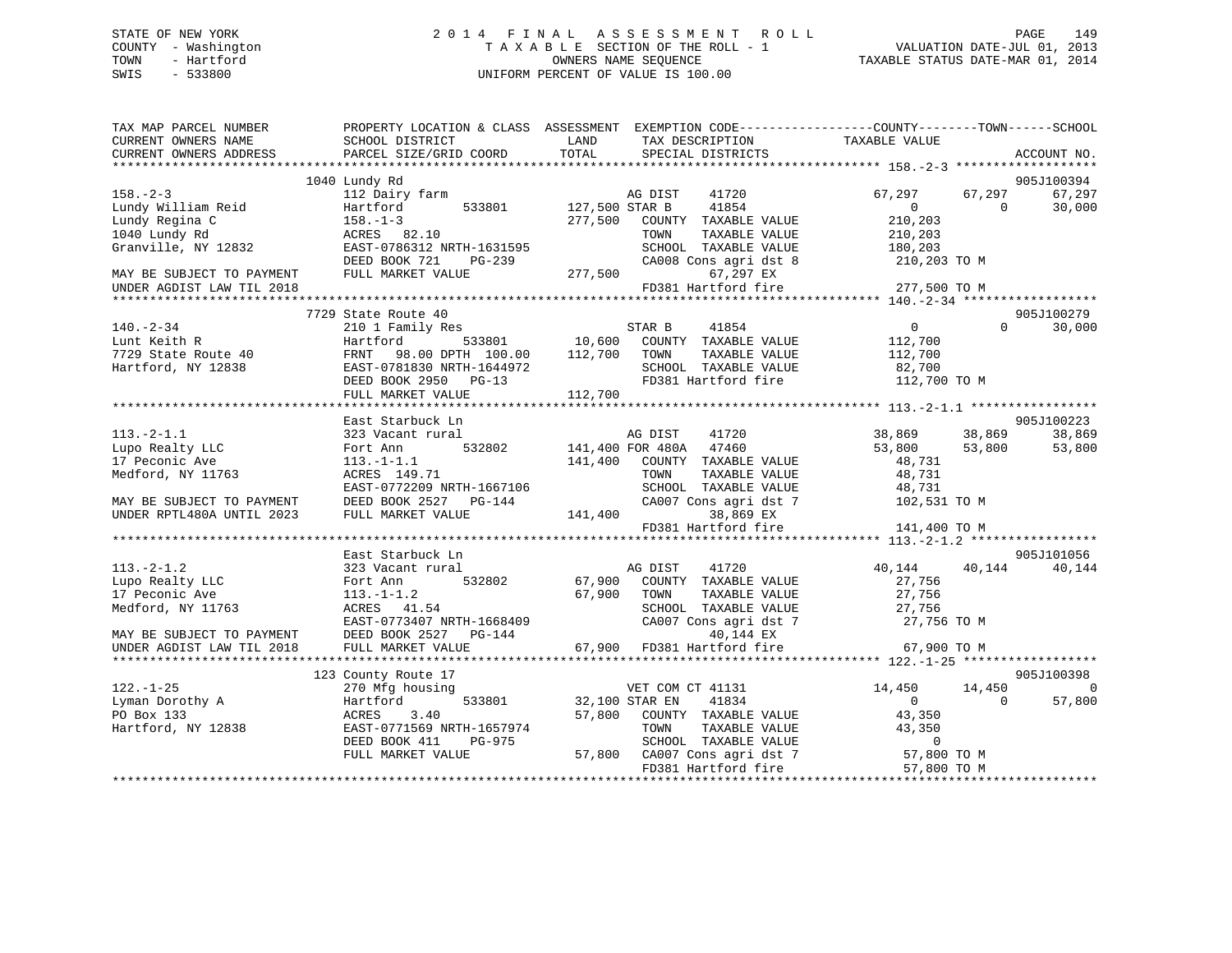STATE OF NEW YORK
COUNTY - Washington
TOWN - Hartford
SWIS - 533800

# 2014 FINAL ASSESSMENT ROLL
TAXABLE SECTION OF THE ROLL - 1
OWNERS NAME SEQUENCE
UNIFORM PERCENT OF VALUE IS 100.00

VALUATION DATE-JUL 01, 2013
TAXABLE STATUS DATE-MAR 01, 2014

```
TAX MAP PARCEL NUMBER          PROPERTY LOCATION & CLASS  ASSESSMENT  EXEMPTION CODE------------------COUNTY--------TOWN------SCHOOL
CURRENT OWNERS NAME            SCHOOL DISTRICT              LAND      TAX DESCRIPTION              TAXABLE VALUE
CURRENT OWNERS ADDRESS         PARCEL SIZE/GRID COORD       TOTAL     SPECIAL DISTRICTS                                         ACCOUNT NO.
************************************************************************************************ 158.-2-3 *******************
                    1040 Lundy Rd                                                                                          905J100394
158.-2-3                       112 Dairy farm                    AG DIST     41720              67,297      67,297      67,297
Lundy William Reid             Hartford         533801     127,500 STAR B      41854                   0           0      30,000
Lundy Regina C                 158.-1-3                    277,500   COUNTY  TAXABLE VALUE         210,203
1040 Lundy Rd                  ACRES  82.10                          TOWN    TAXABLE VALUE         210,203
Granville, NY 12832            EAST-0786312 NRTH-1631595             SCHOOL  TAXABLE VALUE         180,203
                               DEED BOOK 721    PG-239               CA008 Cons agri dst 8          210,203 TO M
MAY BE SUBJECT TO PAYMENT      FULL MARKET VALUE           277,500         67,297 EX
UNDER AGDIST LAW TIL 2018                                            FD381 Hartford fire            277,500 TO M
************************************************************************************************ 140.-2-34 ******************
                    7729 State Route 40                                                                                    905J100279
140.-2-34                      210 1 Family Res                  STAR B      41854                   0           0      30,000
Lunt Keith R                   Hartford         533801      10,600   COUNTY  TAXABLE VALUE         112,700
7729 State Route 40            FRNT   98.00 DPTH 100.00    112,700   TOWN    TAXABLE VALUE         112,700
Hartford, NY 12838             EAST-0781830 NRTH-1644972             SCHOOL  TAXABLE VALUE          82,700
                               DEED BOOK 2950   PG-13                FD381 Hartford fire            112,700 TO M
                               FULL MARKET VALUE           112,700
************************************************************************************************ 113.-2-1.1 *****************
                    East Starbuck Ln                                                                                       905J100223
113.-2-1.1                     323 Vacant rural                  AG DIST     41720              38,869      38,869      38,869
Lupo Realty LLC                Fort Ann         532802     141,400 FOR 480A    47460              53,800      53,800      53,800
17 Peconic Ave                 113.-1-1.1                  141,400   COUNTY  TAXABLE VALUE          48,731
Medford, NY 11763              ACRES 149.71                          TOWN    TAXABLE VALUE          48,731
                               EAST-0772209 NRTH-1667106             SCHOOL  TAXABLE VALUE          48,731
MAY BE SUBJECT TO PAYMENT      DEED BOOK 2527   PG-144               CA007 Cons agri dst 7          102,531 TO M
UNDER RPTL480A UNTIL 2023      FULL MARKET VALUE           141,400         38,869 EX
                                                                     FD381 Hartford fire            141,400 TO M
************************************************************************************************ 113.-2-1.2 *****************
                    East Starbuck Ln                                                                                       905J101056
113.-2-1.2                     323 Vacant rural                  AG DIST     41720              40,144      40,144      40,144
Lupo Realty LLC                Fort Ann         532802      67,900   COUNTY  TAXABLE VALUE          27,756
17 Peconic Ave                 113.-1-1.2                   67,900   TOWN    TAXABLE VALUE          27,756
Medford, NY 11763              ACRES  41.54                          SCHOOL  TAXABLE VALUE          27,756
                               EAST-0773407 NRTH-1668409             CA007 Cons agri dst 7           27,756 TO M
MAY BE SUBJECT TO PAYMENT      DEED BOOK 2527   PG-144                     40,144 EX
UNDER AGDIST LAW TIL 2018      FULL MARKET VALUE            67,900   FD381 Hartford fire             67,900 TO M
************************************************************************************************ 122.-1-25 ******************
                    123 County Route 17                                                                                    905J100398
122.-1-25                      270 Mfg housing                   VET COM CT 41131              14,450      14,450           0
Lyman Dorothy A                Hartford         533801      32,100 STAR EN     41834                   0           0      57,800
PO Box 133                     ACRES    3.40                57,800   COUNTY  TAXABLE VALUE          43,350
Hartford, NY 12838             EAST-0771569 NRTH-1657974             TOWN    TAXABLE VALUE          43,350
                               DEED BOOK 411    PG-975               SCHOOL  TAXABLE VALUE               0
                               FULL MARKET VALUE            57,800   CA007 Cons agri dst 7           57,800 TO M
                                                                     FD381 Hartford fire             57,800 TO M
******************************************************************************************************************************
```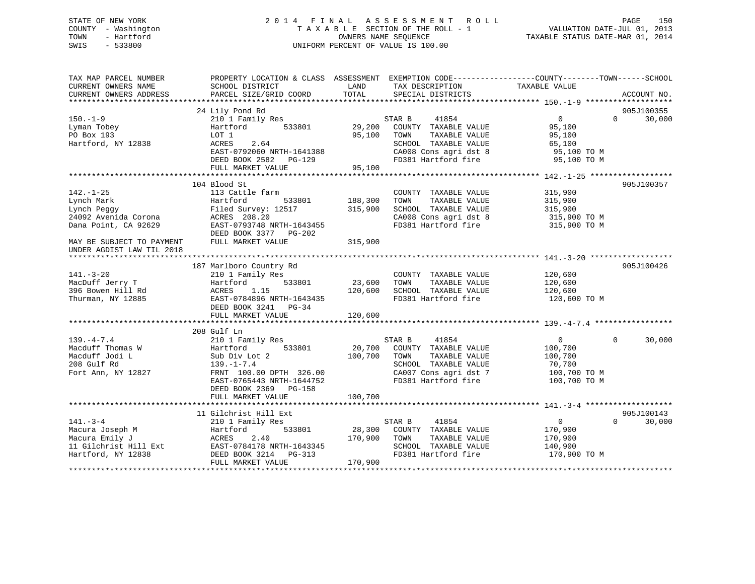STATE OF NEW YORK
COUNTY - Washington
TOWN - Hartford
SWIS - 533800

# 2014 FINAL ASSESSMENT ROLL

TAXABLE SECTION OF THE ROLL - 1
OWNERS NAME SEQUENCE
UNIFORM PERCENT OF VALUE IS 100.00

VALUATION DATE-JUL 01, 2013
TAXABLE STATUS DATE-MAR 01, 2014

```
TAX MAP PARCEL NUMBER          PROPERTY LOCATION & CLASS  ASSESSMENT  EXEMPTION CODE------------------COUNTY--------TOWN------SCHOOL
CURRENT OWNERS NAME            SCHOOL DISTRICT               LAND      TAX DESCRIPTION            TAXABLE VALUE
CURRENT OWNERS ADDRESS         PARCEL SIZE/GRID COORD        TOTAL     SPECIAL DISTRICTS                                     ACCOUNT NO.
*********************************************************************************************** 150.-1-9 ******************
                               24 Lily Pond Rd                                                                               905J100355
150.-1-9                       210 1 Family Res                        STAR B      41854                 0            0       30,000
Lyman Tobey                    Hartford         533801       29,200    COUNTY  TAXABLE VALUE         95,100
PO Box 193                     LOT 1                         95,100    TOWN    TAXABLE VALUE         95,100
Hartford, NY 12838             ACRES     2.64                          SCHOOL  TAXABLE VALUE         65,100
                               EAST-0792060 NRTH-1641388               CA008 Cons agri dst 8          95,100 TO M
                               DEED BOOK 2582   PG-129                 FD381 Hartford fire            95,100 TO M
                               FULL MARKET VALUE             95,100
*********************************************************************************************** 142.-1-25 *****************
                               104 Blood St                                                                                  905J100357
142.-1-25                      113 Cattle farm                         COUNTY  TAXABLE VALUE        315,900
Lynch Mark                     Hartford         533801      188,300    TOWN    TAXABLE VALUE        315,900
Lynch Peggy                    Filed Survey: 12517          315,900    SCHOOL  TAXABLE VALUE        315,900
24092 Avenida Corona           ACRES   208.20                          CA008 Cons agri dst 8         315,900 TO M
Dana Point, CA 92629           EAST-0793748 NRTH-1643455               FD381 Hartford fire           315,900 TO M
                               DEED BOOK 3377   PG-202
MAY BE SUBJECT TO PAYMENT      FULL MARKET VALUE            315,900
UNDER AGDIST LAW TIL 2018
*********************************************************************************************** 141.-3-20 *****************
                               187 Marlboro Country Rd                                                                       905J100426
141.-3-20                      210 1 Family Res                        COUNTY  TAXABLE VALUE        120,600
MacDuff Jerry T                Hartford         533801       23,600    TOWN    TAXABLE VALUE        120,600
396 Bowen Hill Rd              ACRES     1.15               120,600    SCHOOL  TAXABLE VALUE        120,600
Thurman, NY 12885              EAST-0784896 NRTH-1643435               FD381 Hartford fire           120,600 TO M
                               DEED BOOK 3241   PG-34
                               FULL MARKET VALUE            120,600
*********************************************************************************************** 139.-4-7.4 ****************
                               208 Gulf Ln
139.-4-7.4                     210 1 Family Res                        STAR B      41854                 0            0       30,000
Macduff Thomas W               Hartford         533801       20,700    COUNTY  TAXABLE VALUE        100,700
Macduff Jodi L                 Sub Div Lot 2                100,700    TOWN    TAXABLE VALUE        100,700
208 Gulf Rd                    139.-1-7.4                              SCHOOL  TAXABLE VALUE         70,700
Fort Ann, NY 12827             FRNT 100.00 DPTH 326.00                 CA007 Cons agri dst 7         100,700 TO M
                               EAST-0765443 NRTH-1644752               FD381 Hartford fire           100,700 TO M
                               DEED BOOK 2369   PG-158
                               FULL MARKET VALUE            100,700
*********************************************************************************************** 141.-3-4 ******************
                               11 Gilchrist Hill Ext                                                                         905J100143
141.-3-4                       210 1 Family Res                        STAR B      41854                 0            0       30,000
Macura Joseph M                Hartford         533801       28,300    COUNTY  TAXABLE VALUE        170,900
Macura Emily J                 ACRES     2.40               170,900    TOWN    TAXABLE VALUE        170,900
11 Gilchrist Hill Ext          EAST-0784178 NRTH-1643345               SCHOOL  TAXABLE VALUE        140,900
Hartford, NY 12838             DEED BOOK 3214   PG-313                 FD381 Hartford fire           170,900 TO M
                               FULL MARKET VALUE            170,900
****************************************************************************************************************************
```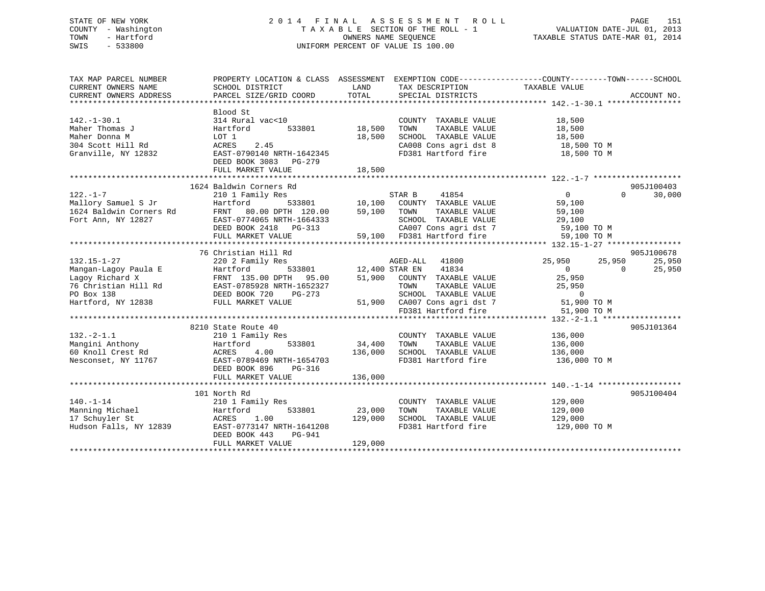STATE OF NEW YORK
COUNTY - Washington
TOWN - Hartford
SWIS - 533800

# 2014 FINAL ASSESSMENT ROLL
TAXABLE SECTION OF THE ROLL - 1
OWNERS NAME SEQUENCE
UNIFORM PERCENT OF VALUE IS 100.00

VALUATION DATE-JUL 01, 2013
TAXABLE STATUS DATE-MAR 01, 2014

```
TAX MAP PARCEL NUMBER          PROPERTY LOCATION & CLASS  ASSESSMENT  EXEMPTION CODE------------------COUNTY--------TOWN------SCHOOL
CURRENT OWNERS NAME            SCHOOL DISTRICT               LAND      TAX DESCRIPTION            TAXABLE VALUE
CURRENT OWNERS ADDRESS         PARCEL SIZE/GRID COORD        TOTAL     SPECIAL DISTRICTS                                       ACCOUNT NO.
******************************************************************************************************* 142.-1-30.1 ****************
                               Blood St
142.-1-30.1                    314 Rural vac<10                        COUNTY  TAXABLE VALUE             18,500
Maher Thomas J                 Hartford        533801       18,500     TOWN    TAXABLE VALUE             18,500
Maher Donna M                  LOT 1                        18,500     SCHOOL  TAXABLE VALUE             18,500
304 Scott Hill Rd              ACRES    2.45                           CA008 Cons agri dst 8              18,500 TO M
Granville, NY 12832            EAST-0790140 NRTH-1642345               FD381 Hartford fire                18,500 TO M
                               DEED BOOK 3083   PG-279
                               FULL MARKET VALUE            18,500
******************************************************************************************************* 122.-1-7 *******************
                               1624 Baldwin Corners Rd                                                                905J100403
122.-1-7                       210 1 Family Res                     STAR B      41854                  0             0       30,000
Mallory Samuel S Jr            Hartford        533801       10,100     COUNTY  TAXABLE VALUE             59,100
1624 Baldwin Corners Rd        FRNT   80.00 DPTH 120.00     59,100     TOWN    TAXABLE VALUE             59,100
Fort Ann, NY 12827             EAST-0774065 NRTH-1664333               SCHOOL  TAXABLE VALUE             29,100
                               DEED BOOK 2418   PG-313                 CA007 Cons agri dst 7              59,100 TO M
                               FULL MARKET VALUE            59,100     FD381 Hartford fire                59,100 TO M
******************************************************************************************************* 132.15-1-27 ****************
                               76 Christian Hill Rd                                                                   905J100678
132.15-1-27                    220 2 Family Res                     AGED-ALL    41800              25,950        25,950      25,950
Mangan-Lagoy Paula E           Hartford        533801       12,400 STAR EN     41834                  0             0       25,950
Lagoy Richard X                FRNT  135.00 DPTH  95.00     51,900     COUNTY  TAXABLE VALUE             25,950
76 Christian Hill Rd           EAST-0785928 NRTH-1652327               TOWN    TAXABLE VALUE             25,950
PO Box 138                     DEED BOOK 720    PG-273                 SCHOOL  TAXABLE VALUE                  0
Hartford, NY 12838             FULL MARKET VALUE            51,900     CA007 Cons agri dst 7              51,900 TO M
                                                                       FD381 Hartford fire                51,900 TO M
******************************************************************************************************* 132.-2-1.1 *****************
                               8210 State Route 40                                                                    905J101364
132.-2-1.1                     210 1 Family Res                        COUNTY  TAXABLE VALUE            136,000
Mangini Anthony                Hartford        533801       34,400     TOWN    TAXABLE VALUE            136,000
60 Knoll Crest Rd              ACRES    4.00               136,000     SCHOOL  TAXABLE VALUE            136,000
Nesconset, NY 11767            EAST-0789469 NRTH-1654703               FD381 Hartford fire               136,000 TO M
                               DEED BOOK 896    PG-316
                               FULL MARKET VALUE           136,000
******************************************************************************************************* 140.-1-14 ******************
                               101 North Rd                                                                           905J100404
140.-1-14                      210 1 Family Res                        COUNTY  TAXABLE VALUE            129,000
Manning Michael                Hartford        533801       23,000     TOWN    TAXABLE VALUE            129,000
17 Schuyler St                 ACRES    1.00               129,000     SCHOOL  TAXABLE VALUE            129,000
Hudson Falls, NY 12839         EAST-0773147 NRTH-1641208               FD381 Hartford fire               129,000 TO M
                               DEED BOOK 443    PG-941
                               FULL MARKET VALUE           129,000
************************************************************************************************************************************
```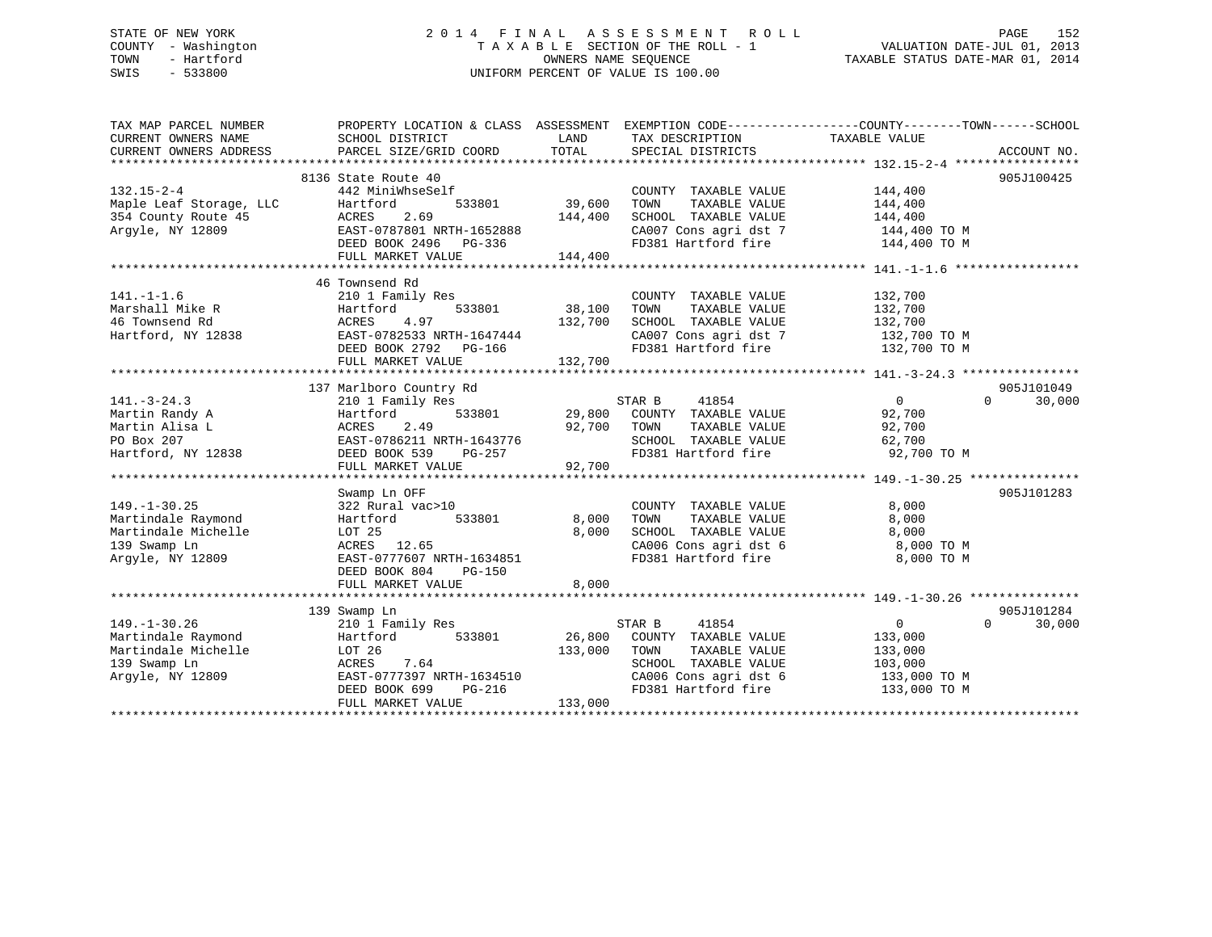STATE OF NEW YORK
COUNTY - Washington
TOWN - Hartford
SWIS - 533800

2014 FINAL ASSESSMENT ROLL
TAXABLE SECTION OF THE ROLL - 1
OWNERS NAME SEQUENCE
UNIFORM PERCENT OF VALUE IS 100.00

VALUATION DATE-JUL 01, 2013
TAXABLE STATUS DATE-MAR 01, 2014

```
TAX MAP PARCEL NUMBER          PROPERTY LOCATION & CLASS  ASSESSMENT  EXEMPTION CODE-----------------COUNTY--------TOWN------SCHOOL
CURRENT OWNERS NAME            SCHOOL DISTRICT             LAND       TAX DESCRIPTION               TAXABLE VALUE
CURRENT OWNERS ADDRESS         PARCEL SIZE/GRID COORD      TOTAL      SPECIAL DISTRICTS                                    ACCOUNT NO.
********************************************************************************************** 132.15-2-4 *****************
                               8136 State Route 40                                                                      905J100425
132.15-2-4                     442 MiniWhseSelf                       COUNTY  TAXABLE VALUE          144,400
Maple Leaf Storage, LLC        Hartford       533801      39,600      TOWN    TAXABLE VALUE          144,400
354 County Route 45            ACRES    2.69             144,400      SCHOOL  TAXABLE VALUE          144,400
Argyle, NY 12809               EAST-0787801 NRTH-1652888              CA007 Cons agri dst 7           144,400 TO M
                               DEED BOOK 2496   PG-336                FD381 Hartford fire             144,400 TO M
                               FULL MARKET VALUE         144,400
********************************************************************************************** 141.-1-1.6 *****************
                               46 Townsend Rd
141.-1-1.6                     210 1 Family Res                       COUNTY  TAXABLE VALUE          132,700
Marshall Mike R                Hartford       533801      38,100      TOWN    TAXABLE VALUE          132,700
46 Townsend Rd                 ACRES    4.97             132,700      SCHOOL  TAXABLE VALUE          132,700
Hartford, NY 12838             EAST-0782533 NRTH-1647444              CA007 Cons agri dst 7           132,700 TO M
                               DEED BOOK 2792   PG-166                FD381 Hartford fire             132,700 TO M
                               FULL MARKET VALUE         132,700
********************************************************************************************** 141.-3-24.3 ****************
                               137 Marlboro Country Rd                                                                  905J101049
141.-3-24.3                    210 1 Family Res                       STAR B     41854                    0          0     30,000
Martin Randy A                 Hartford       533801      29,800      COUNTY  TAXABLE VALUE           92,700
Martin Alisa L                 ACRES    2.49              92,700      TOWN    TAXABLE VALUE           92,700
PO Box 207                     EAST-0786211 NRTH-1643776              SCHOOL  TAXABLE VALUE           62,700
Hartford, NY 12838             DEED BOOK 539    PG-257                FD381 Hartford fire              92,700 TO M
                               FULL MARKET VALUE          92,700
********************************************************************************************** 149.-1-30.25 ***************
                               Swamp Ln OFF                                                                             905J101283
149.-1-30.25                   322 Rural vac>10                       COUNTY  TAXABLE VALUE            8,000
Martindale Raymond             Hartford       533801       8,000      TOWN    TAXABLE VALUE            8,000
Martindale Michelle            LOT 25                      8,000      SCHOOL  TAXABLE VALUE            8,000
139 Swamp Ln                   ACRES   12.65                          CA006 Cons agri dst 6             8,000 TO M
Argyle, NY 12809               EAST-0777607 NRTH-1634851              FD381 Hartford fire               8,000 TO M
                               DEED BOOK 804    PG-150
                               FULL MARKET VALUE           8,000
********************************************************************************************** 149.-1-30.26 ***************
                               139 Swamp Ln                                                                             905J101284
149.-1-30.26                   210 1 Family Res                       STAR B     41854                    0          0     30,000
Martindale Raymond             Hartford       533801      26,800      COUNTY  TAXABLE VALUE          133,000
Martindale Michelle            LOT 26                    133,000      TOWN    TAXABLE VALUE          133,000
139 Swamp Ln                   ACRES    7.64                          SCHOOL  TAXABLE VALUE          103,000
Argyle, NY 12809               EAST-0777397 NRTH-1634510              CA006 Cons agri dst 6           133,000 TO M
                               DEED BOOK 699    PG-216                FD381 Hartford fire             133,000 TO M
                               FULL MARKET VALUE         133,000
*****************************************************************************************************************************
```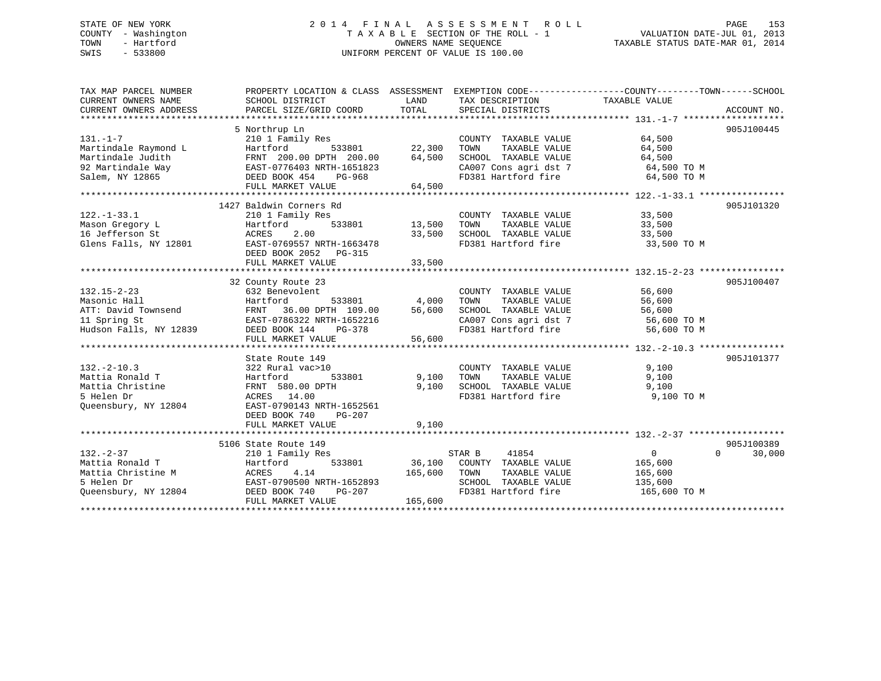STATE OF NEW YORK
COUNTY - Washington
TOWN - Hartford
SWIS - 533800

2014 FINAL ASSESSMENT ROLL
TAXABLE SECTION OF THE ROLL - 1
OWNERS NAME SEQUENCE
UNIFORM PERCENT OF VALUE IS 100.00

VALUATION DATE-JUL 01, 2013
TAXABLE STATUS DATE-MAR 01, 2014

```
TAX MAP PARCEL NUMBER          PROPERTY LOCATION & CLASS  ASSESSMENT  EXEMPTION CODE------------------COUNTY--------TOWN------SCHOOL
CURRENT OWNERS NAME            SCHOOL DISTRICT               LAND      TAX DESCRIPTION             TAXABLE VALUE
CURRENT OWNERS ADDRESS         PARCEL SIZE/GRID COORD       TOTAL      SPECIAL DISTRICTS                                     ACCOUNT NO.
******************************************************************************************************* 131.-1-7 *******************
                               5 Northrup Ln                                                                              905J100445
131.-1-7                       210 1 Family Res                        COUNTY  TAXABLE VALUE            64,500
Martindale Raymond L           Hartford          533801      22,300    TOWN    TAXABLE VALUE            64,500
Martindale Judith              FRNT 200.00 DPTH 200.00       64,500    SCHOOL  TAXABLE VALUE            64,500
92 Martindale Way              EAST-0776403 NRTH-1651823               CA007 Cons agri dst 7             64,500 TO M
Salem, NY 12865                DEED BOOK 454    PG-968                 FD381 Hartford fire               64,500 TO M
                               FULL MARKET VALUE             64,500
******************************************************************************************************* 122.-1-33.1 ****************
                               1427 Baldwin Corners Rd                                                                    905J101320
122.-1-33.1                    210 1 Family Res                        COUNTY  TAXABLE VALUE            33,500
Mason Gregory L                Hartford          533801      13,500    TOWN    TAXABLE VALUE            33,500
16 Jefferson St                ACRES    2.00                 33,500    SCHOOL  TAXABLE VALUE            33,500
Glens Falls, NY 12801          EAST-0769557 NRTH-1663478               FD381 Hartford fire               33,500 TO M
                               DEED BOOK 2052   PG-315
                               FULL MARKET VALUE             33,500
******************************************************************************************************* 132.15-2-23 ****************
                               32 County Route 23                                                                         905J100407
132.15-2-23                    632 Benevolent                          COUNTY  TAXABLE VALUE            56,600
Masonic Hall                   Hartford          533801       4,000    TOWN    TAXABLE VALUE            56,600
ATT: David Townsend            FRNT  36.00 DPTH 109.00       56,600    SCHOOL  TAXABLE VALUE            56,600
11 Spring St                   EAST-0786322 NRTH-1652216               CA007 Cons agri dst 7             56,600 TO M
Hudson Falls, NY 12839         DEED BOOK 144    PG-378                 FD381 Hartford fire               56,600 TO M
                               FULL MARKET VALUE             56,600
******************************************************************************************************* 132.-2-10.3 ****************
                               State Route 149                                                                            905J101377
132.-2-10.3                    322 Rural vac>10                        COUNTY  TAXABLE VALUE             9,100
Mattia Ronald T                Hartford          533801       9,100    TOWN    TAXABLE VALUE             9,100
Mattia Christine               FRNT 580.00 DPTH               9,100    SCHOOL  TAXABLE VALUE             9,100
5 Helen Dr                     ACRES   14.00                           FD381 Hartford fire                9,100 TO M
Queensbury, NY 12804           EAST-0790143 NRTH-1652561
                               DEED BOOK 740    PG-207
                               FULL MARKET VALUE              9,100
******************************************************************************************************* 132.-2-37 ******************
                               5106 State Route 149                                                                       905J100389
132.-2-37                      210 1 Family Res                        STAR B     41854                  0            0      30,000
Mattia Ronald T                Hartford          533801      36,100    COUNTY  TAXABLE VALUE           165,600
Mattia Christine M             ACRES    4.14                165,600    TOWN    TAXABLE VALUE           165,600
5 Helen Dr                     EAST-0790500 NRTH-1652893               SCHOOL  TAXABLE VALUE           135,600
Queensbury, NY 12804           DEED BOOK 740    PG-207                 FD381 Hartford fire              165,600 TO M
                               FULL MARKET VALUE            165,600
************************************************************************************************************************************
```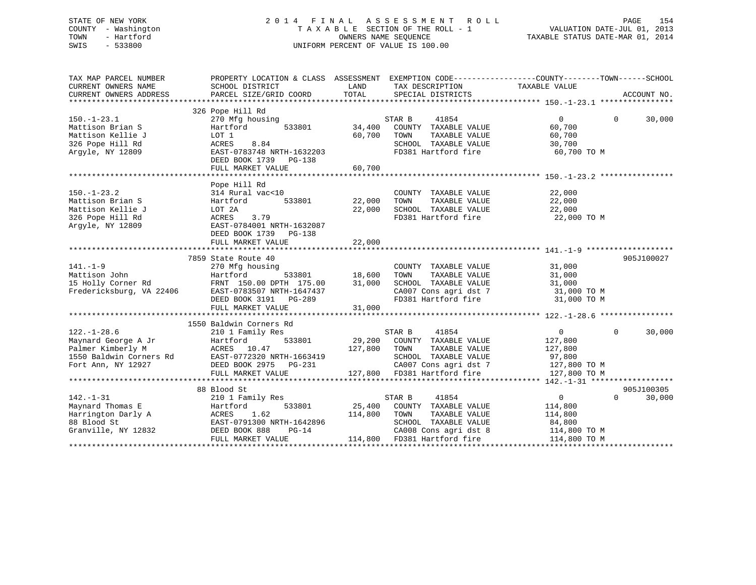STATE OF NEW YORK
COUNTY - Washington
TOWN - Hartford
SWIS - 533800

# 2014 FINAL ASSESSMENT ROLL
TAXABLE SECTION OF THE ROLL - 1
OWNERS NAME SEQUENCE
UNIFORM PERCENT OF VALUE IS 100.00

VALUATION DATE-JUL 01, 2013
TAXABLE STATUS DATE-MAR 01, 2014

```
TAX MAP PARCEL NUMBER          PROPERTY LOCATION & CLASS  ASSESSMENT  EXEMPTION CODE------------------COUNTY--------TOWN------SCHOOL
CURRENT OWNERS NAME            SCHOOL DISTRICT               LAND      TAX DESCRIPTION              TAXABLE VALUE
CURRENT OWNERS ADDRESS         PARCEL SIZE/GRID COORD        TOTAL     SPECIAL DISTRICTS                                       ACCOUNT NO.
******************************************************************************************************* 150.-1-23.1 ****************
                               326 Pope Hill Rd
150.-1-23.1                    270 Mfg housing                     STAR B      41854                 0           0        30,000
Mattison Brian S               Hartford        533801       34,400   COUNTY  TAXABLE VALUE          60,700
Mattison Kellie J              LOT 1                        60,700   TOWN    TAXABLE VALUE          60,700
326 Pope Hill Rd               ACRES    8.84                         SCHOOL  TAXABLE VALUE          30,700
Argyle, NY 12809               EAST-0783748 NRTH-1632203             FD381 Hartford fire             60,700 TO M
                               DEED BOOK 1739   PG-138
                               FULL MARKET VALUE            60,700
******************************************************************************************************* 150.-1-23.2 ****************
                               Pope Hill Rd
150.-1-23.2                    314 Rural vac<10                      COUNTY  TAXABLE VALUE          22,000
Mattison Brian S               Hartford        533801       22,000   TOWN    TAXABLE VALUE          22,000
Mattison Kellie J              LOT 2A                       22,000   SCHOOL  TAXABLE VALUE          22,000
326 Pope Hill Rd               ACRES    3.79                         FD381 Hartford fire             22,000 TO M
Argyle, NY 12809               EAST-0784001 NRTH-1632087
                               DEED BOOK 1739   PG-138
                               FULL MARKET VALUE            22,000
******************************************************************************************************* 141.-1-9 *******************
                               7859 State Route 40                                                                    905J100027
141.-1-9                       270 Mfg housing                       COUNTY  TAXABLE VALUE          31,000
Mattison John                  Hartford        533801       18,600   TOWN    TAXABLE VALUE          31,000
15 Holly Corner Rd             FRNT 150.00 DPTH 175.00      31,000   SCHOOL  TAXABLE VALUE          31,000
Fredericksburg, VA 22406       EAST-0783507 NRTH-1647437             CA007 Cons agri dst 7           31,000 TO M
                               DEED BOOK 3191   PG-289               FD381 Hartford fire             31,000 TO M
                               FULL MARKET VALUE            31,000
******************************************************************************************************* 122.-1-28.6 ****************
                               1550 Baldwin Corners Rd
122.-1-28.6                    210 1 Family Res                    STAR B      41854                 0           0        30,000
Maynard George A Jr            Hartford        533801       29,200   COUNTY  TAXABLE VALUE         127,800
Palmer Kimberly M              ACRES   10.47               127,800   TOWN    TAXABLE VALUE         127,800
1550 Baldwin Corners Rd        EAST-0772320 NRTH-1663419             SCHOOL  TAXABLE VALUE          97,800
Fort Ann, NY 12927             DEED BOOK 2975   PG-231               CA007 Cons agri dst 7          127,800 TO M
                               FULL MARKET VALUE           127,800   FD381 Hartford fire            127,800 TO M
******************************************************************************************************* 142.-1-31 ******************
                               88 Blood St                                                                            905J100305
142.-1-31                      210 1 Family Res                    STAR B      41854                 0           0        30,000
Maynard Thomas E               Hartford        533801       25,400   COUNTY  TAXABLE VALUE         114,800
Harrington Darly A             ACRES    1.62               114,800   TOWN    TAXABLE VALUE         114,800
88 Blood St                    EAST-0791300 NRTH-1642896             SCHOOL  TAXABLE VALUE          84,800
Granville, NY 12832            DEED BOOK 888    PG-14                CA008 Cons agri dst 8          114,800 TO M
                               FULL MARKET VALUE           114,800   FD381 Hartford fire            114,800 TO M
************************************************************************************************************************************
```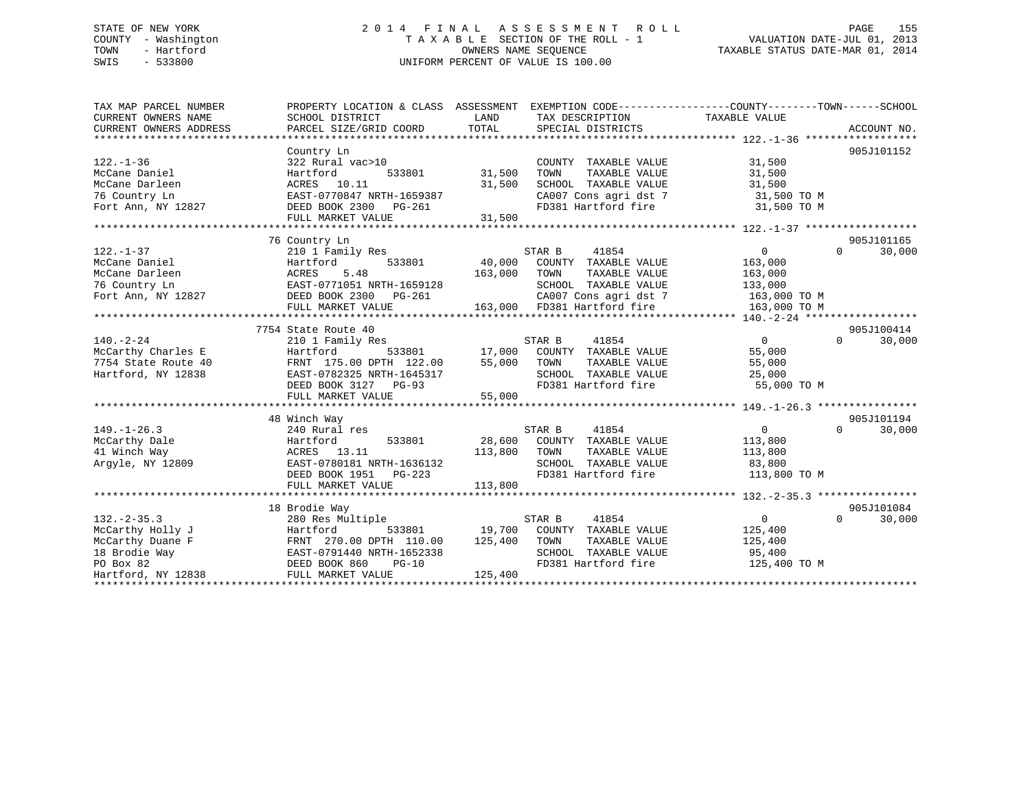STATE OF NEW YORK
COUNTY - Washington
TOWN - Hartford
SWIS - 533800

2014 FINAL ASSESSMENT ROLL
TAXABLE SECTION OF THE ROLL - 1
OWNERS NAME SEQUENCE
UNIFORM PERCENT OF VALUE IS 100.00

VALUATION DATE-JUL 01, 2013
TAXABLE STATUS DATE-MAR 01, 2014

| TAX MAP PARCEL NUMBER / CURRENT OWNERS NAME / CURRENT OWNERS ADDRESS | PROPERTY LOCATION & CLASS / SCHOOL DISTRICT / PARCEL SIZE/GRID COORD | ASSESSMENT LAND / TOTAL | EXEMPTION CODE / TAX DESCRIPTION / SPECIAL DISTRICTS | COUNTY TAXABLE VALUE | TOWN | SCHOOL | ACCOUNT NO. |
|---|---|---|---|---|---|---|---|
| **122.-1-36** | Country Ln | | | | | | 905J101152 |
| McCane Daniel | 322 Rural vac>10 | | COUNTY TAXABLE VALUE | 31,500 | | | |
| McCane Darleen | Hartford 533801 | 31,500 | TOWN TAXABLE VALUE | 31,500 | | | |
| 76 Country Ln | ACRES 10.11 | 31,500 | SCHOOL TAXABLE VALUE | 31,500 | | | |
| Fort Ann, NY 12827 | EAST-0770847 NRTH-1659387 | | CA007 Cons agri dst 7 | 31,500 TO M | | | |
| | DEED BOOK 2300 PG-261 | | FD381 Hartford fire | 31,500 TO M | | | |
| | FULL MARKET VALUE | 31,500 | | | | | |
| **122.-1-37** | 76 Country Ln | | | | | | 905J101165 |
| McCane Daniel | 210 1 Family Res | | STAR B 41854 | 0 | 0 | 30,000 | |
| McCane Darleen | Hartford 533801 | 40,000 | COUNTY TAXABLE VALUE | 163,000 | | | |
| 76 Country Ln | ACRES 5.48 | 163,000 | TOWN TAXABLE VALUE | 163,000 | | | |
| Fort Ann, NY 12827 | EAST-0771051 NRTH-1659128 | | SCHOOL TAXABLE VALUE | 133,000 | | | |
| | DEED BOOK 2300 PG-261 | | CA007 Cons agri dst 7 | 163,000 TO M | | | |
| | FULL MARKET VALUE | 163,000 | FD381 Hartford fire | 163,000 TO M | | | |
| **140.-2-24** | 7754 State Route 40 | | | | | | 905J100414 |
| McCarthy Charles E | 210 1 Family Res | | STAR B 41854 | 0 | 0 | 30,000 | |
| 7754 State Route 40 | Hartford 533801 | 17,000 | COUNTY TAXABLE VALUE | 55,000 | | | |
| Hartford, NY 12838 | FRNT 175.00 DPTH 122.00 | 55,000 | TOWN TAXABLE VALUE | 55,000 | | | |
| | EAST-0782325 NRTH-1645317 | | SCHOOL TAXABLE VALUE | 25,000 | | | |
| | DEED BOOK 3127 PG-93 | | FD381 Hartford fire | 55,000 TO M | | | |
| | FULL MARKET VALUE | 55,000 | | | | | |
| **149.-1-26.3** | 48 Winch Way | | | | | | 905J101194 |
| McCarthy Dale | 240 Rural res | | STAR B 41854 | 0 | 0 | 30,000 | |
| 41 Winch Way | Hartford 533801 | 28,600 | COUNTY TAXABLE VALUE | 113,800 | | | |
| Argyle, NY 12809 | ACRES 13.11 | 113,800 | TOWN TAXABLE VALUE | 113,800 | | | |
| | EAST-0780181 NRTH-1636132 | | SCHOOL TAXABLE VALUE | 83,800 | | | |
| | DEED BOOK 1951 PG-223 | | FD381 Hartford fire | 113,800 TO M | | | |
| | FULL MARKET VALUE | 113,800 | | | | | |
| **132.-2-35.3** | 18 Brodie Way | | | | | | 905J101084 |
| McCarthy Holly J | 280 Res Multiple | | STAR B 41854 | 0 | 0 | 30,000 | |
| McCarthy Duane F | Hartford 533801 | 19,700 | COUNTY TAXABLE VALUE | 125,400 | | | |
| 18 Brodie Way | FRNT 270.00 DPTH 110.00 | 125,400 | TOWN TAXABLE VALUE | 125,400 | | | |
| PO Box 82 | EAST-0791440 NRTH-1652338 | | SCHOOL TAXABLE VALUE | 95,400 | | | |
| Hartford, NY 12838 | DEED BOOK 860 PG-10 | | FD381 Hartford fire | 125,400 TO M | | | |
| | FULL MARKET VALUE | 125,400 | | | | | |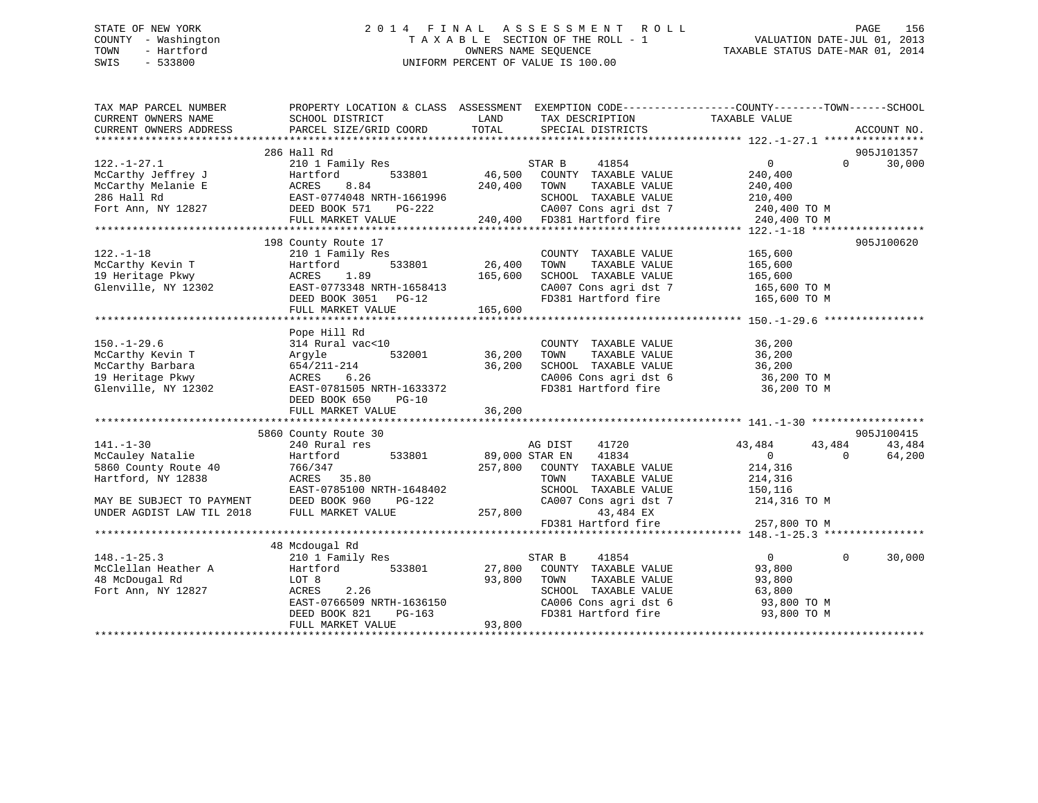STATE OF NEW YORK
COUNTY - Washington
TOWN - Hartford
SWIS - 533800

# 2014 FINAL ASSESSMENT ROLL

TAXABLE SECTION OF THE ROLL - 1
OWNERS NAME SEQUENCE
UNIFORM PERCENT OF VALUE IS 100.00

VALUATION DATE-JUL 01, 2013
TAXABLE STATUS DATE-MAR 01, 2014

```
TAX MAP PARCEL NUMBER          PROPERTY LOCATION & CLASS  ASSESSMENT  EXEMPTION CODE------------------COUNTY--------TOWN------SCHOOL
CURRENT OWNERS NAME            SCHOOL DISTRICT               LAND      TAX DESCRIPTION            TAXABLE VALUE
CURRENT OWNERS ADDRESS         PARCEL SIZE/GRID COORD        TOTAL     SPECIAL DISTRICTS                                   ACCOUNT NO.
******************************************************************************************************* 122.-1-27.1 ****************
                               286 Hall Rd                                                                                905J101357
122.-1-27.1                    210 1 Family Res                        STAR B     41854              0           0       30,000
McCarthy Jeffrey J             Hartford          533801       46,500   COUNTY  TAXABLE VALUE        240,400
McCarthy Melanie E             ACRES     8.84                240,400   TOWN    TAXABLE VALUE        240,400
286 Hall Rd                    EAST-0774048 NRTH-1661996               SCHOOL  TAXABLE VALUE        210,400
Fort Ann, NY 12827             DEED BOOK 571    PG-222                 CA007 Cons agri dst 7         240,400 TO M
                               FULL MARKET VALUE             240,400   FD381 Hartford fire           240,400 TO M
******************************************************************************************************* 122.-1-18 ******************
                               198 County Route 17                                                                        905J100620
122.-1-18                      210 1 Family Res                        COUNTY  TAXABLE VALUE        165,600
McCarthy Kevin T               Hartford          533801       26,400   TOWN    TAXABLE VALUE        165,600
19 Heritage Pkwy               ACRES     1.89                165,600   SCHOOL  TAXABLE VALUE        165,600
Glenville, NY 12302            EAST-0773348 NRTH-1658413               CA007 Cons agri dst 7         165,600 TO M
                               DEED BOOK 3051   PG-12                  FD381 Hartford fire           165,600 TO M
                               FULL MARKET VALUE             165,600
******************************************************************************************************* 150.-1-29.6 ****************
                               Pope Hill Rd
150.-1-29.6                    314 Rural vac<10                        COUNTY  TAXABLE VALUE         36,200
McCarthy Kevin T               Argyle            532001       36,200   TOWN    TAXABLE VALUE         36,200
McCarthy Barbara               654/211-214                    36,200   SCHOOL  TAXABLE VALUE         36,200
19 Heritage Pkwy               ACRES     6.26                          CA006 Cons agri dst 6          36,200 TO M
Glenville, NY 12302            EAST-0781505 NRTH-1633372               FD381 Hartford fire            36,200 TO M
                               DEED BOOK 650    PG-10
                               FULL MARKET VALUE              36,200
******************************************************************************************************* 141.-1-30 ******************
                               5860 County Route 30                                                                       905J100415
141.-1-30                      240 Rural res                           AG DIST    41720         43,484      43,484       43,484
McCauley Natalie               Hartford          533801       89,000   STAR EN    41834              0           0       64,200
5860 County Route 40           766/347                       257,800   COUNTY  TAXABLE VALUE        214,316
Hartford, NY 12838             ACRES    35.80                          TOWN    TAXABLE VALUE        214,316
                               EAST-0785100 NRTH-1648402               SCHOOL  TAXABLE VALUE        150,116
MAY BE SUBJECT TO PAYMENT      DEED BOOK 960    PG-122                 CA007 Cons agri dst 7         214,316 TO M
UNDER AGDIST LAW TIL 2018      FULL MARKET VALUE             257,800            43,484 EX
                                                                       FD381 Hartford fire           257,800 TO M
******************************************************************************************************* 148.-1-25.3 ****************
                               48 Mcdougal Rd
148.-1-25.3                    210 1 Family Res                        STAR B     41854              0           0       30,000
McClellan Heather A            Hartford          533801       27,800   COUNTY  TAXABLE VALUE         93,800
48 McDougal Rd                 LOT 8                          93,800   TOWN    TAXABLE VALUE         93,800
Fort Ann, NY 12827             ACRES     2.26                          SCHOOL  TAXABLE VALUE         63,800
                               EAST-0766509 NRTH-1636150               CA006 Cons agri dst 6          93,800 TO M
                               DEED BOOK 821    PG-163                 FD381 Hartford fire            93,800 TO M
                               FULL MARKET VALUE              93,800
************************************************************************************************************************************
```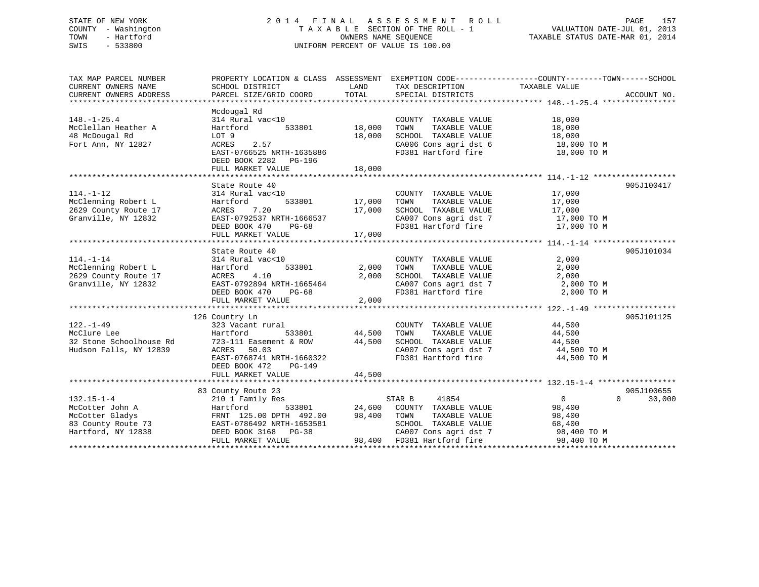STATE OF NEW YORK
COUNTY - Washington
TOWN - Hartford
SWIS - 533800

2014 FINAL ASSESSMENT ROLL
TAXABLE SECTION OF THE ROLL - 1
OWNERS NAME SEQUENCE
UNIFORM PERCENT OF VALUE IS 100.00

VALUATION DATE-JUL 01, 2013
TAXABLE STATUS DATE-MAR 01, 2014

```
TAX MAP PARCEL NUMBER      PROPERTY LOCATION & CLASS  ASSESSMENT  EXEMPTION CODE------------------COUNTY--------TOWN------SCHOOL
CURRENT OWNERS NAME        SCHOOL DISTRICT              LAND      TAX DESCRIPTION            TAXABLE VALUE
CURRENT OWNERS ADDRESS     PARCEL SIZE/GRID COORD      TOTAL      SPECIAL DISTRICTS                                    ACCOUNT NO.
******************************************************************************************** 148.-1-25.4 ****************
                           Mcdougal Rd
148.-1-25.4                314 Rural vac<10                       COUNTY  TAXABLE VALUE          18,000
McClellan Heather A        Hartford        533801      18,000     TOWN    TAXABLE VALUE          18,000
48 McDougal Rd             LOT 9                       18,000     SCHOOL  TAXABLE VALUE          18,000
Fort Ann, NY 12827         ACRES    2.57                          CA006 Cons agri dst 6          18,000 TO M
                           EAST-0766525 NRTH-1635886              FD381 Hartford fire            18,000 TO M
                           DEED BOOK 2282   PG-196
                           FULL MARKET VALUE           18,000
******************************************************************************************** 114.-1-12 ******************
                           State Route 40                                                                   905J100417
114.-1-12                  314 Rural vac<10                       COUNTY  TAXABLE VALUE          17,000
McClenning Robert L        Hartford        533801      17,000     TOWN    TAXABLE VALUE          17,000
2629 County Route 17       ACRES    7.20               17,000     SCHOOL  TAXABLE VALUE          17,000
Granville, NY 12832        EAST-0792537 NRTH-1666537              CA007 Cons agri dst 7          17,000 TO M
                           DEED BOOK 470    PG-68                 FD381 Hartford fire            17,000 TO M
                           FULL MARKET VALUE           17,000
******************************************************************************************** 114.-1-14 ******************
                           State Route 40                                                                   905J101034
114.-1-14                  314 Rural vac<10                       COUNTY  TAXABLE VALUE           2,000
McClenning Robert L        Hartford        533801       2,000     TOWN    TAXABLE VALUE           2,000
2629 County Route 17       ACRES    4.10                2,000     SCHOOL  TAXABLE VALUE           2,000
Granville, NY 12832        EAST-0792894 NRTH-1665464              CA007 Cons agri dst 7           2,000 TO M
                           DEED BOOK 470    PG-68                 FD381 Hartford fire             2,000 TO M
                           FULL MARKET VALUE            2,000
******************************************************************************************** 122.-1-49 ******************
                           126 Country Ln                                                                   905J101125
122.-1-49                  323 Vacant rural                       COUNTY  TAXABLE VALUE          44,500
McClure Lee                Hartford        533801      44,500     TOWN    TAXABLE VALUE          44,500
32 Stone Schoolhouse Rd    723-111 Easement & ROW      44,500     SCHOOL  TAXABLE VALUE          44,500
Hudson Falls, NY 12839     ACRES   50.03                          CA007 Cons agri dst 7          44,500 TO M
                           EAST-0768741 NRTH-1660322              FD381 Hartford fire            44,500 TO M
                           DEED BOOK 472    PG-149
                           FULL MARKET VALUE           44,500
******************************************************************************************** 132.15-1-4 *****************
                           83 County Route 23                                                               905J100655
132.15-1-4                 210 1 Family Res                       STAR B      41854               0           0      30,000
McCotter John A            Hartford        533801      24,600     COUNTY  TAXABLE VALUE          98,400
McCotter Gladys            FRNT 125.00 DPTH 492.00     98,400     TOWN    TAXABLE VALUE          98,400
83 County Route 73         EAST-0786492 NRTH-1653581              SCHOOL  TAXABLE VALUE          68,400
Hartford, NY 12838         DEED BOOK 3168   PG-38                 CA007 Cons agri dst 7          98,400 TO M
                           FULL MARKET VALUE           98,400     FD381 Hartford fire            98,400 TO M
****************************************************************************************************************************
```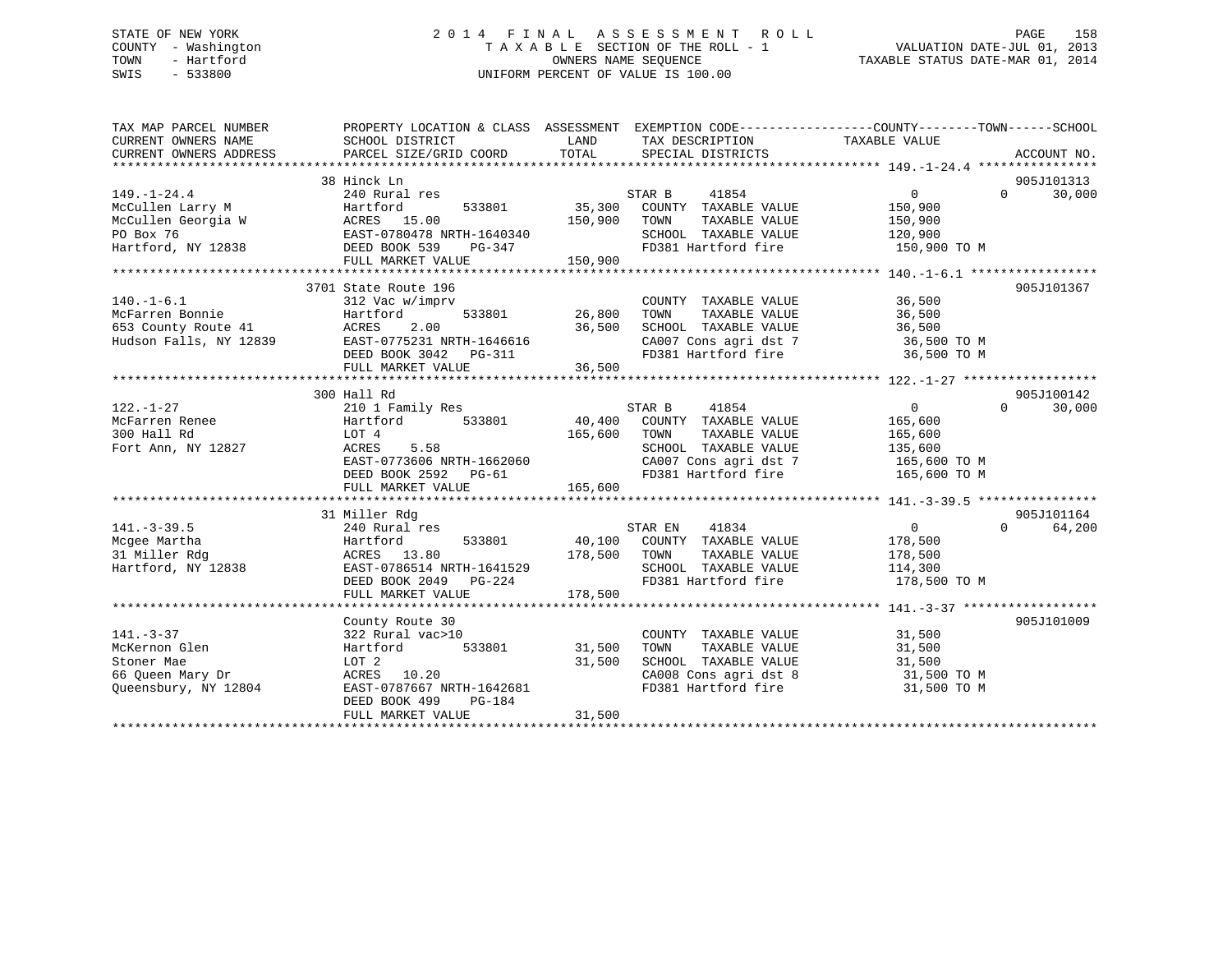STATE OF NEW YORK
COUNTY - Washington
TOWN - Hartford
SWIS - 533800

# 2014 FINAL ASSESSMENT ROLL

TAXABLE SECTION OF THE ROLL - 1
OWNERS NAME SEQUENCE
UNIFORM PERCENT OF VALUE IS 100.00

VALUATION DATE-JUL 01, 2013
TAXABLE STATUS DATE-MAR 01, 2014

```
TAX MAP PARCEL NUMBER     PROPERTY LOCATION & CLASS  ASSESSMENT  EXEMPTION CODE-----------------COUNTY--------TOWN------SCHOOL
CURRENT OWNERS NAME       SCHOOL DISTRICT               LAND      TAX DESCRIPTION              TAXABLE VALUE
CURRENT OWNERS ADDRESS    PARCEL SIZE/GRID COORD        TOTAL     SPECIAL DISTRICTS                                    ACCOUNT NO.
******************************************************************************************* 149.-1-24.4 ****************
                          38 Hinck Ln                                                                              905J101313
149.-1-24.4               240 Rural res                          STAR B     41854                0          0      30,000
McCullen Larry M          Hartford        533801      35,300     COUNTY  TAXABLE VALUE          150,900
McCullen Georgia W        ACRES   15.00              150,900     TOWN    TAXABLE VALUE          150,900
PO Box 76                 EAST-0780478 NRTH-1640340              SCHOOL  TAXABLE VALUE          120,900
Hartford, NY 12838        DEED BOOK 539    PG-347                FD381 Hartford fire             150,900 TO M
                          FULL MARKET VALUE          150,900
******************************************************************************************* 140.-1-6.1 *****************
                          3701 State Route 196                                                                     905J101367
140.-1-6.1                312 Vac w/imprv                        COUNTY  TAXABLE VALUE           36,500
McFarren Bonnie           Hartford        533801      26,800     TOWN    TAXABLE VALUE           36,500
653 County Route 41       ACRES    2.00               36,500     SCHOOL  TAXABLE VALUE           36,500
Hudson Falls, NY 12839    EAST-0775231 NRTH-1646616              CA007 Cons agri dst 7            36,500 TO M
                          DEED BOOK 3042   PG-311                FD381 Hartford fire              36,500 TO M
                          FULL MARKET VALUE           36,500
******************************************************************************************* 122.-1-27 ******************
                          300 Hall Rd                                                                              905J100142
122.-1-27                 210 1 Family Res                       STAR B     41854                0          0      30,000
McFarren Renee            Hartford        533801      40,400     COUNTY  TAXABLE VALUE          165,600
300 Hall Rd               LOT 4                      165,600     TOWN    TAXABLE VALUE          165,600
Fort Ann, NY 12827        ACRES    5.58                          SCHOOL  TAXABLE VALUE          135,600
                          EAST-0773606 NRTH-1662060              CA007 Cons agri dst 7           165,600 TO M
                          DEED BOOK 2592   PG-61                 FD381 Hartford fire             165,600 TO M
                          FULL MARKET VALUE          165,600
******************************************************************************************* 141.-3-39.5 ****************
                          31 Miller Rdg                                                                            905J101164
141.-3-39.5               240 Rural res                          STAR EN    41834                0          0      64,200
Mcgee Martha              Hartford        533801      40,100     COUNTY  TAXABLE VALUE          178,500
31 Miller Rdg             ACRES   13.80              178,500     TOWN    TAXABLE VALUE          178,500
Hartford, NY 12838        EAST-0786514 NRTH-1641529              SCHOOL  TAXABLE VALUE          114,300
                          DEED BOOK 2049   PG-224                FD381 Hartford fire             178,500 TO M
                          FULL MARKET VALUE          178,500
******************************************************************************************* 141.-3-37 ******************
                          County Route 30                                                                          905J101009
141.-3-37                 322 Rural vac>10                       COUNTY  TAXABLE VALUE           31,500
McKernon Glen             Hartford        533801      31,500     TOWN    TAXABLE VALUE           31,500
Stoner Mae                LOT 2                       31,500     SCHOOL  TAXABLE VALUE           31,500
66 Queen Mary Dr          ACRES   10.20                          CA008 Cons agri dst 8            31,500 TO M
Queensbury, NY 12804      EAST-0787667 NRTH-1642681              FD381 Hartford fire              31,500 TO M
                          DEED BOOK 499    PG-184
                          FULL MARKET VALUE           31,500
************************************************************************************************************************
```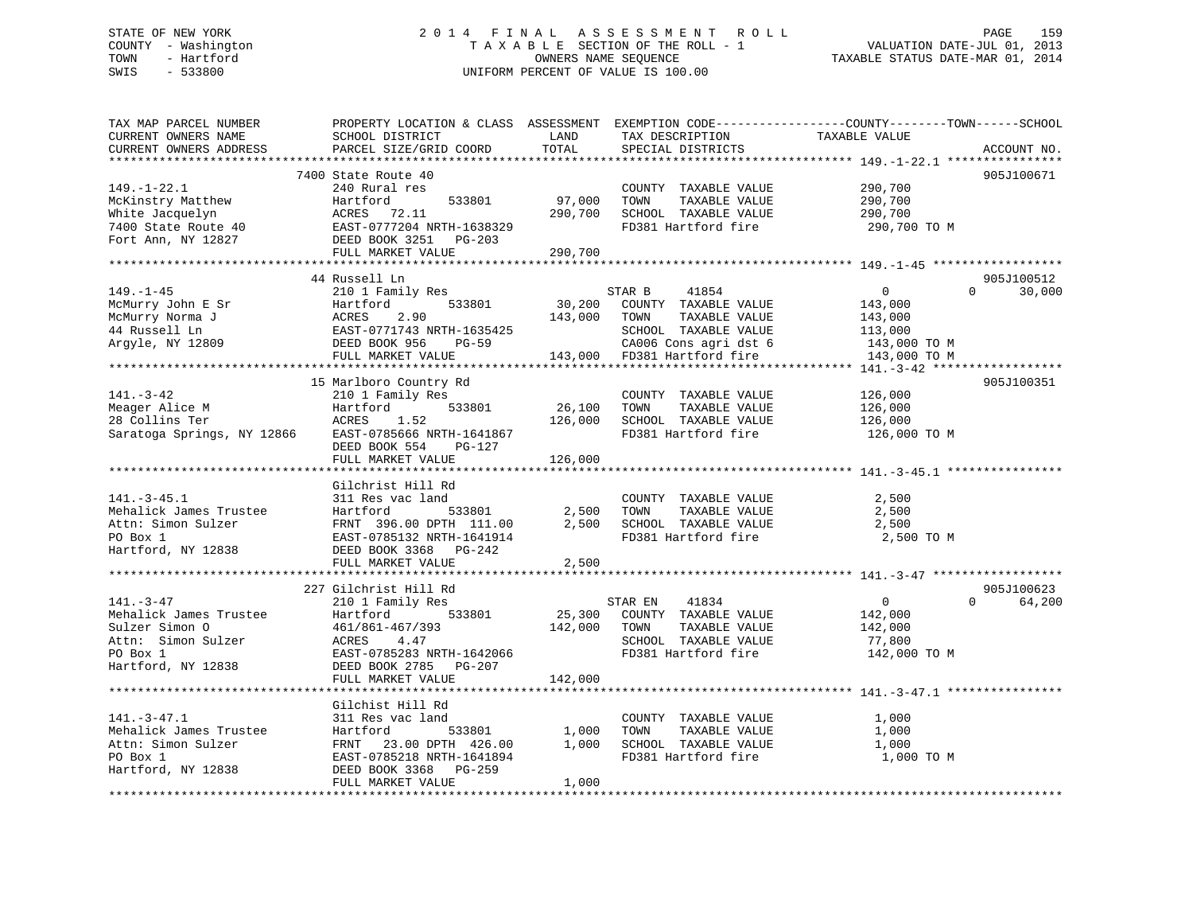STATE OF NEW YORK
COUNTY - Washington
TOWN - Hartford
SWIS - 533800

# 2014 FINAL ASSESSMENT ROLL
TAXABLE SECTION OF THE ROLL - 1
OWNERS NAME SEQUENCE
UNIFORM PERCENT OF VALUE IS 100.00

VALUATION DATE-JUL 01, 2013
TAXABLE STATUS DATE-MAR 01, 2014

| TAX MAP PARCEL NUMBER / CURRENT OWNERS NAME / CURRENT OWNERS ADDRESS | PROPERTY LOCATION & CLASS / SCHOOL DISTRICT / PARCEL SIZE/GRID COORD | ASSESSMENT LAND | TOTAL | EXEMPTION CODE / TAX DESCRIPTION / SPECIAL DISTRICTS | COUNTY TAXABLE VALUE | TOWN | SCHOOL | ACCOUNT NO. |
|---|---|---|---|---|---|---|---|---|
| **149.-1-22.1** | 7400 State Route 40 | | | | | | | 905J100671 |
| McKinstry Matthew | 240 Rural res | | | COUNTY TAXABLE VALUE | 290,700 | | | |
| White Jacquelyn | Hartford 533801 | 97,000 | | TOWN TAXABLE VALUE | 290,700 | | | |
| 7400 State Route 40 | ACRES 72.11 | | 290,700 | SCHOOL TAXABLE VALUE | 290,700 | | | |
| Fort Ann, NY 12827 | EAST-0777204 NRTH-1638329 | | | FD381 Hartford fire | 290,700 TO M | | | |
| | DEED BOOK 3251 PG-203 | | | | | | | |
| | FULL MARKET VALUE | | 290,700 | | | | | |
| **149.-1-45** | 44 Russell Ln | | | | | | | 905J100512 |
| McMurry John E Sr | 210 1 Family Res | | | STAR B 41854 | 0 | 0 | 30,000 | |
| McMurry Norma J | Hartford 533801 | 30,200 | | COUNTY TAXABLE VALUE | 143,000 | | | |
| 44 Russell Ln | ACRES 2.90 | | 143,000 | TOWN TAXABLE VALUE | 143,000 | | | |
| Argyle, NY 12809 | EAST-0771743 NRTH-1635425 | | | SCHOOL TAXABLE VALUE | 113,000 | | | |
| | DEED BOOK 956 PG-59 | | | CA006 Cons agri dst 6 | 143,000 TO M | | | |
| | FULL MARKET VALUE | | 143,000 | FD381 Hartford fire | 143,000 TO M | | | |
| **141.-3-42** | 15 Marlboro Country Rd | | | | | | | 905J100351 |
| Meager Alice M | 210 1 Family Res | | | COUNTY TAXABLE VALUE | 126,000 | | | |
| 28 Collins Ter | Hartford 533801 | 26,100 | | TOWN TAXABLE VALUE | 126,000 | | | |
| Saratoga Springs, NY 12866 | ACRES 1.52 | | 126,000 | SCHOOL TAXABLE VALUE | 126,000 | | | |
| | EAST-0785666 NRTH-1641867 | | | FD381 Hartford fire | 126,000 TO M | | | |
| | DEED BOOK 554 PG-127 | | | | | | | |
| | FULL MARKET VALUE | | 126,000 | | | | | |
| **141.-3-45.1** | Gilchrist Hill Rd | | | | | | | |
| Mehalick James Trustee | 311 Res vac land | | | COUNTY TAXABLE VALUE | 2,500 | | | |
| Attn: Simon Sulzer | Hartford 533801 | 2,500 | | TOWN TAXABLE VALUE | 2,500 | | | |
| PO Box 1 | FRNT 396.00 DPTH 111.00 | | 2,500 | SCHOOL TAXABLE VALUE | 2,500 | | | |
| Hartford, NY 12838 | EAST-0785132 NRTH-1641914 | | | FD381 Hartford fire | 2,500 TO M | | | |
| | DEED BOOK 3368 PG-242 | | | | | | | |
| | FULL MARKET VALUE | | 2,500 | | | | | |
| **141.-3-47** | 227 Gilchrist Hill Rd | | | | | | | 905J100623 |
| Mehalick James Trustee | 210 1 Family Res | | | STAR EN 41834 | 0 | 0 | 64,200 | |
| Sulzer Simon O | Hartford 533801 | 25,300 | | COUNTY TAXABLE VALUE | 142,000 | | | |
| Attn: Simon Sulzer | 461/861-467/393 | | 142,000 | TOWN TAXABLE VALUE | 142,000 | | | |
| PO Box 1 | ACRES 4.47 | | | SCHOOL TAXABLE VALUE | 77,800 | | | |
| Hartford, NY 12838 | EAST-0785283 NRTH-1642066 | | | FD381 Hartford fire | 142,000 TO M | | | |
| | DEED BOOK 2785 PG-207 | | | | | | | |
| | FULL MARKET VALUE | | 142,000 | | | | | |
| **141.-3-47.1** | Gilchist Hill Rd | | | | | | | |
| Mehalick James Trustee | 311 Res vac land | | | COUNTY TAXABLE VALUE | 1,000 | | | |
| Attn: Simon Sulzer | Hartford 533801 | 1,000 | | TOWN TAXABLE VALUE | 1,000 | | | |
| PO Box 1 | FRNT 23.00 DPTH 426.00 | | 1,000 | SCHOOL TAXABLE VALUE | 1,000 | | | |
| Hartford, NY 12838 | EAST-0785218 NRTH-1641894 | | | FD381 Hartford fire | 1,000 TO M | | | |
| | DEED BOOK 3368 PG-259 | | | | | | | |
| | FULL MARKET VALUE | | 1,000 | | | | | |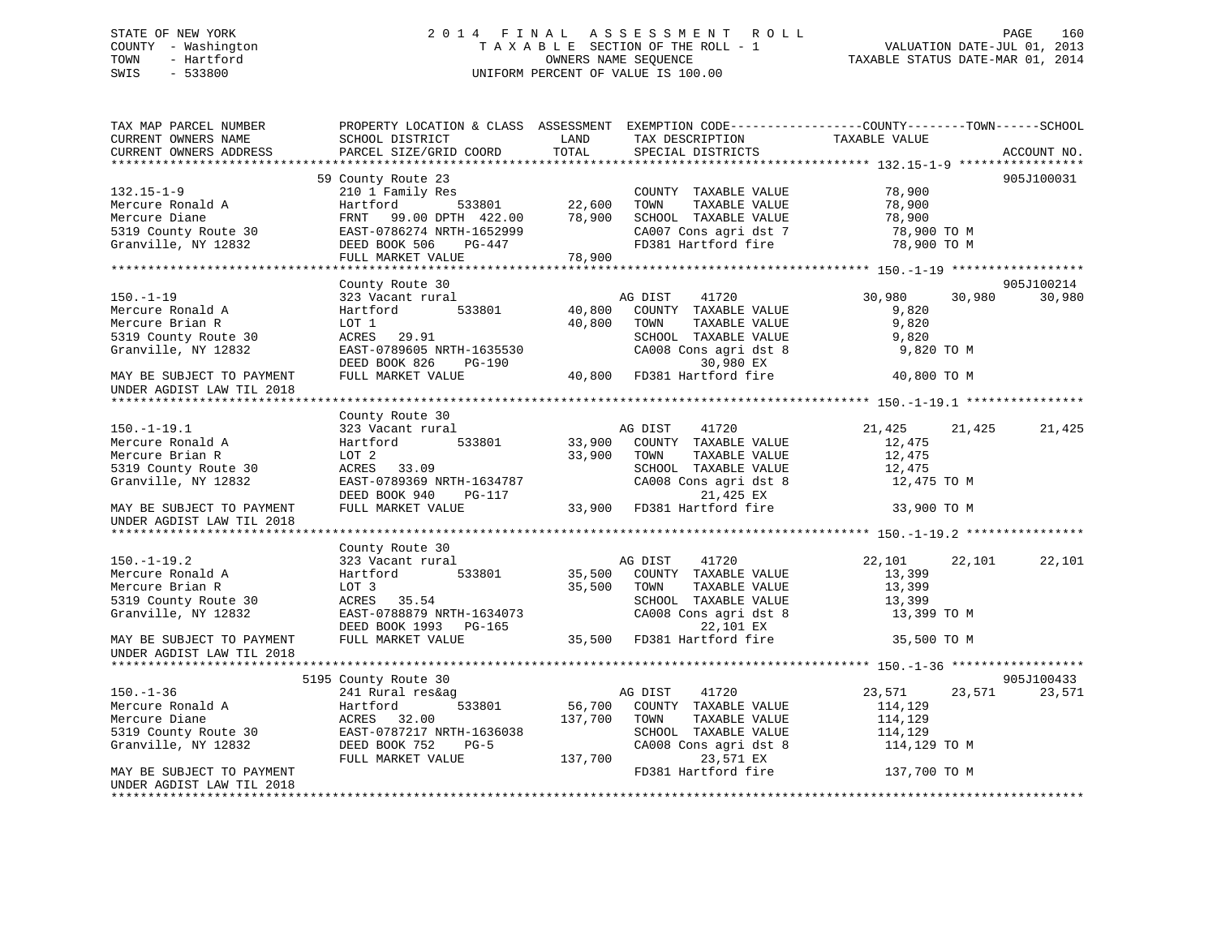STATE OF NEW YORK
COUNTY - Washington
TOWN - Hartford
SWIS - 533800

# 2014 FINAL ASSESSMENT ROLL

TAXABLE SECTION OF THE ROLL - 1
OWNERS NAME SEQUENCE
UNIFORM PERCENT OF VALUE IS 100.00

VALUATION DATE-JUL 01, 2013
TAXABLE STATUS DATE-MAR 01, 2014

```
TAX MAP PARCEL NUMBER          PROPERTY LOCATION & CLASS  ASSESSMENT  EXEMPTION CODE------------------COUNTY--------TOWN------SCHOOL
CURRENT OWNERS NAME            SCHOOL DISTRICT               LAND      TAX DESCRIPTION            TAXABLE VALUE
CURRENT OWNERS ADDRESS         PARCEL SIZE/GRID COORD        TOTAL     SPECIAL DISTRICTS                                  ACCOUNT NO.
*********************************************************************************************** 132.15-1-9 *****************
                               59 County Route 23                                                                     905J100031
132.15-1-9                     210 1 Family Res                        COUNTY  TAXABLE VALUE           78,900
Mercure Ronald A               Hartford        533801        22,600    TOWN    TAXABLE VALUE           78,900
Mercure Diane                  FRNT   99.00 DPTH 422.00      78,900    SCHOOL  TAXABLE VALUE           78,900
5319 County Route 30           EAST-0786274 NRTH-1652999              CA007 Cons agri dst 7             78,900 TO M
Granville, NY 12832            DEED BOOK 506    PG-447                FD381 Hartford fire               78,900 TO M
                               FULL MARKET VALUE             78,900
*********************************************************************************************** 150.-1-19 ******************
                               County Route 30                                                                        905J100214
150.-1-19                      323 Vacant rural                        AG DIST     41720          30,980      30,980      30,980
Mercure Ronald A               Hartford        533801        40,800    COUNTY  TAXABLE VALUE            9,820
Mercure Brian R                LOT 1                         40,800    TOWN    TAXABLE VALUE            9,820
5319 County Route 30           ACRES   29.91                           SCHOOL  TAXABLE VALUE            9,820
Granville, NY 12832            EAST-0789605 NRTH-1635530              CA008 Cons agri dst 8              9,820 TO M
                               DEED BOOK 826    PG-190                      30,980 EX
MAY BE SUBJECT TO PAYMENT      FULL MARKET VALUE             40,800   FD381 Hartford fire               40,800 TO M
UNDER AGDIST LAW TIL 2018
*********************************************************************************************** 150.-1-19.1 ****************
                               County Route 30
150.-1-19.1                    323 Vacant rural                        AG DIST     41720          21,425      21,425      21,425
Mercure Ronald A               Hartford        533801        33,900    COUNTY  TAXABLE VALUE           12,475
Mercure Brian R                LOT 2                         33,900    TOWN    TAXABLE VALUE           12,475
5319 County Route 30           ACRES   33.09                           SCHOOL  TAXABLE VALUE           12,475
Granville, NY 12832            EAST-0789369 NRTH-1634787              CA008 Cons agri dst 8             12,475 TO M
                               DEED BOOK 940    PG-117                      21,425 EX
MAY BE SUBJECT TO PAYMENT      FULL MARKET VALUE             33,900   FD381 Hartford fire               33,900 TO M
UNDER AGDIST LAW TIL 2018
*********************************************************************************************** 150.-1-19.2 ****************
                               County Route 30
150.-1-19.2                    323 Vacant rural                        AG DIST     41720          22,101      22,101      22,101
Mercure Ronald A               Hartford        533801        35,500    COUNTY  TAXABLE VALUE           13,399
Mercure Brian R                LOT 3                         35,500    TOWN    TAXABLE VALUE           13,399
5319 County Route 30           ACRES   35.54                           SCHOOL  TAXABLE VALUE           13,399
Granville, NY 12832            EAST-0788879 NRTH-1634073              CA008 Cons agri dst 8             13,399 TO M
                               DEED BOOK 1993   PG-165                      22,101 EX
MAY BE SUBJECT TO PAYMENT      FULL MARKET VALUE             35,500   FD381 Hartford fire               35,500 TO M
UNDER AGDIST LAW TIL 2018
*********************************************************************************************** 150.-1-36 ******************
                               5195 County Route 30                                                                   905J100433
150.-1-36                      241 Rural res&ag                        AG DIST     41720          23,571      23,571      23,571
Mercure Ronald A               Hartford        533801        56,700    COUNTY  TAXABLE VALUE          114,129
Mercure Diane                  ACRES   32.00                137,700    TOWN    TAXABLE VALUE          114,129
5319 County Route 30           EAST-0787217 NRTH-1636038               SCHOOL  TAXABLE VALUE          114,129
Granville, NY 12832            DEED BOOK 752    PG-5                  CA008 Cons agri dst 8            114,129 TO M
                               FULL MARKET VALUE            137,700         23,571 EX
MAY BE SUBJECT TO PAYMENT                                             FD381 Hartford fire              137,700 TO M
UNDER AGDIST LAW TIL 2018
****************************************************************************************************************************
```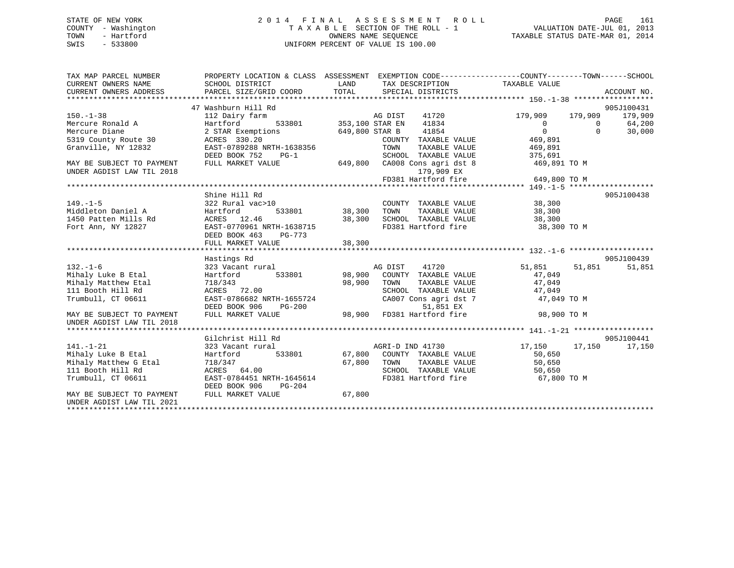STATE OF NEW YORK
COUNTY - Washington
TOWN - Hartford
SWIS - 533800

2014 FINAL ASSESSMENT ROLL
TAXABLE SECTION OF THE ROLL - 1
OWNERS NAME SEQUENCE
UNIFORM PERCENT OF VALUE IS 100.00

VALUATION DATE-JUL 01, 2013
TAXABLE STATUS DATE-MAR 01, 2014

```
TAX MAP PARCEL NUMBER          PROPERTY LOCATION & CLASS  ASSESSMENT  EXEMPTION CODE-----------------COUNTY--------TOWN------SCHOOL
CURRENT OWNERS NAME            SCHOOL DISTRICT               LAND       TAX DESCRIPTION            TAXABLE VALUE
CURRENT OWNERS ADDRESS         PARCEL SIZE/GRID COORD        TOTAL      SPECIAL DISTRICTS                                      ACCOUNT NO.
******************************************************************************************************* 150.-1-38 ******************
                               47 Washburn Hill Rd                                                                             905J100431
150.-1-38                      112 Dairy farm                       AG DIST     41720              179,909     179,909     179,909
Mercure Ronald A               Hartford        533801       353,100 STAR EN     41834                    0           0      64,200
Mercure Diane                  2 STAR Exemptions            649,800 STAR B      41854                    0           0      30,000
5319 County Route 30           ACRES  330.20                        COUNTY  TAXABLE VALUE          469,891
Granville, NY 12832            EAST-0789288 NRTH-1638356            TOWN    TAXABLE VALUE          469,891
                               DEED BOOK 752    PG-1                SCHOOL  TAXABLE VALUE          375,691
MAY BE SUBJECT TO PAYMENT      FULL MARKET VALUE            649,800 CA008 Cons agri dst 8          469,891 TO M
UNDER AGDIST LAW TIL 2018                                                 179,909 EX
                                                                    FD381 Hartford fire            649,800 TO M
******************************************************************************************************* 149.-1-5 *******************
                               Shine Hill Rd                                                                                   905J100438
149.-1-5                       322 Rural vac>10                     COUNTY  TAXABLE VALUE           38,300
Middleton Daniel A             Hartford        533801        38,300 TOWN    TAXABLE VALUE           38,300
1450 Patten Mills Rd           ACRES   12.46                 38,300 SCHOOL  TAXABLE VALUE           38,300
Fort Ann, NY 12827             EAST-0770961 NRTH-1638715            FD381 Hartford fire             38,300 TO M
                               DEED BOOK 463    PG-773
                               FULL MARKET VALUE             38,300
******************************************************************************************************* 132.-1-6 *******************
                               Hastings Rd                                                                                     905J100439
132.-1-6                       323 Vacant rural                     AG DIST     41720               51,851      51,851      51,851
Mihaly Luke B Etal             Hartford        533801        98,900 COUNTY  TAXABLE VALUE           47,049
Mihaly Matthew Etal            718/343                       98,900 TOWN    TAXABLE VALUE           47,049
111 Booth Hill Rd              ACRES   72.00                        SCHOOL  TAXABLE VALUE           47,049
Trumbull, CT 06611             EAST-0786682 NRTH-1655724            CA007 Cons agri dst 7           47,049 TO M
                               DEED BOOK 906    PG-200                    51,851 EX
MAY BE SUBJECT TO PAYMENT      FULL MARKET VALUE             98,900 FD381 Hartford fire             98,900 TO M
UNDER AGDIST LAW TIL 2018
******************************************************************************************************* 141.-1-21 ******************
                               Gilchrist Hill Rd                                                                               905J100441
141.-1-21                      323 Vacant rural                     AGRI-D IND 41730                17,150      17,150      17,150
Mihaly Luke B Etal             Hartford        533801        67,800 COUNTY  TAXABLE VALUE           50,650
Mihaly Matthew G Etal          718/347                       67,800 TOWN    TAXABLE VALUE           50,650
111 Booth Hill Rd              ACRES   64.00                        SCHOOL  TAXABLE VALUE           50,650
Trumbull, CT 06611             EAST-0784451 NRTH-1645614            FD381 Hartford fire             67,800 TO M
                               DEED BOOK 906    PG-204
MAY BE SUBJECT TO PAYMENT      FULL MARKET VALUE             67,800
UNDER AGDIST LAW TIL 2021
************************************************************************************************************************************
```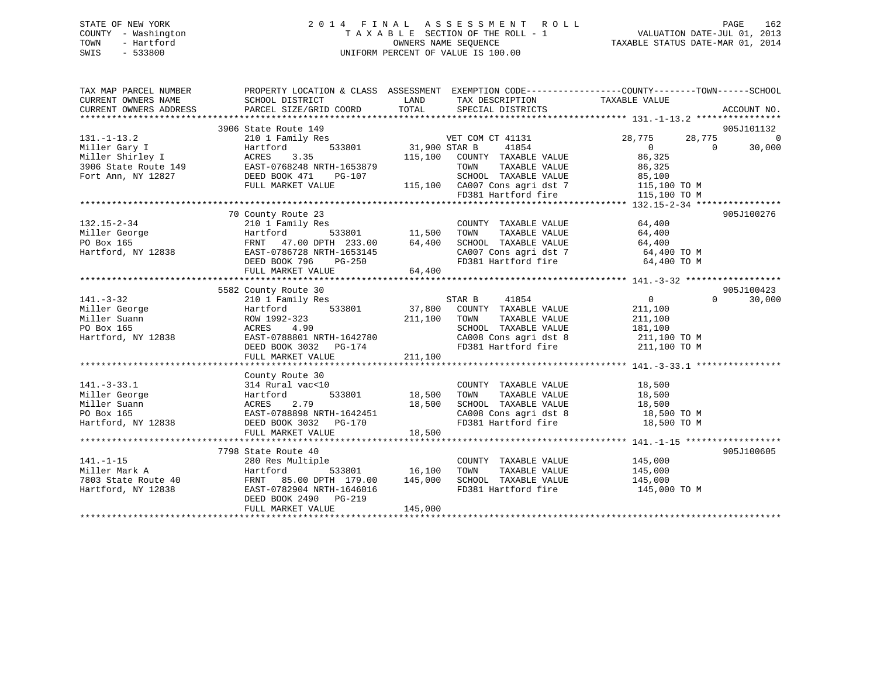STATE OF NEW YORK
COUNTY - Washington
TOWN - Hartford
SWIS - 533800

# 2014 FINAL ASSESSMENT ROLL
TAXABLE SECTION OF THE ROLL - 1
OWNERS NAME SEQUENCE
UNIFORM PERCENT OF VALUE IS 100.00

VALUATION DATE-JUL 01, 2013
TAXABLE STATUS DATE-MAR 01, 2014

| TAX MAP PARCEL NUMBER / CURRENT OWNERS NAME / CURRENT OWNERS ADDRESS | PROPERTY LOCATION & CLASS / SCHOOL DISTRICT / PARCEL SIZE/GRID COORD | ASSESSMENT LAND | TOTAL | EXEMPTION CODE / TAX DESCRIPTION / SPECIAL DISTRICTS | COUNTY TAXABLE VALUE | TOWN | SCHOOL | ACCOUNT NO. |
|---|---|---|---|---|---|---|---|---|
| 131.-1-13.2 | 3906 State Route 149 | | | | | | | 905J101132 |
| | 210 1 Family Res | | | VET COM CT 41131 | 28,775 | 28,775 | 0 | |
| Miller Gary I | Hartford 533801 | 31,900 | | STAR B 41854 | 0 | 0 | 30,000 | |
| Miller Shirley I | ACRES 3.35 | | 115,100 | COUNTY TAXABLE VALUE | 86,325 | | | |
| 3906 State Route 149 | EAST-0768248 NRTH-1653879 | | | TOWN TAXABLE VALUE | 86,325 | | | |
| Fort Ann, NY 12827 | DEED BOOK 471 PG-107 | | | SCHOOL TAXABLE VALUE | 85,100 | | | |
| | FULL MARKET VALUE | | 115,100 | CA007 Cons agri dst 7 | 115,100 TO M | | | |
| | | | | FD381 Hartford fire | 115,100 TO M | | | |
| 132.15-2-34 | 70 County Route 23 | | | | | | | 905J100276 |
| | 210 1 Family Res | | | COUNTY TAXABLE VALUE | 64,400 | | | |
| Miller George | Hartford 533801 | 11,500 | | TOWN TAXABLE VALUE | 64,400 | | | |
| PO Box 165 | FRNT 47.00 DPTH 233.00 | | 64,400 | SCHOOL TAXABLE VALUE | 64,400 | | | |
| Hartford, NY 12838 | EAST-0786728 NRTH-1653145 | | | CA007 Cons agri dst 7 | 64,400 TO M | | | |
| | DEED BOOK 796 PG-250 | | | FD381 Hartford fire | 64,400 TO M | | | |
| | FULL MARKET VALUE | | 64,400 | | | | | |
| 141.-3-32 | 5582 County Route 30 | | | | | | | 905J100423 |
| | 210 1 Family Res | | | STAR B 41854 | 0 | 0 | 30,000 | |
| Miller George | Hartford 533801 | 37,800 | | COUNTY TAXABLE VALUE | 211,100 | | | |
| Miller Suann | ROW 1992-323 | | 211,100 | TOWN TAXABLE VALUE | 211,100 | | | |
| PO Box 165 | ACRES 4.90 | | | SCHOOL TAXABLE VALUE | 181,100 | | | |
| Hartford, NY 12838 | EAST-0788801 NRTH-1642780 | | | CA008 Cons agri dst 8 | 211,100 TO M | | | |
| | DEED BOOK 3032 PG-174 | | | FD381 Hartford fire | 211,100 TO M | | | |
| | FULL MARKET VALUE | | 211,100 | | | | | |
| 141.-3-33.1 | County Route 30 | | | | | | | |
| | 314 Rural vac<10 | | | COUNTY TAXABLE VALUE | 18,500 | | | |
| Miller George | Hartford 533801 | 18,500 | | TOWN TAXABLE VALUE | 18,500 | | | |
| Miller Suann | ACRES 2.79 | | 18,500 | SCHOOL TAXABLE VALUE | 18,500 | | | |
| PO Box 165 | EAST-0788898 NRTH-1642451 | | | CA008 Cons agri dst 8 | 18,500 TO M | | | |
| Hartford, NY 12838 | DEED BOOK 3032 PG-170 | | | FD381 Hartford fire | 18,500 TO M | | | |
| | FULL MARKET VALUE | | 18,500 | | | | | |
| 141.-1-15 | 7798 State Route 40 | | | | | | | 905J100605 |
| | 280 Res Multiple | | | COUNTY TAXABLE VALUE | 145,000 | | | |
| Miller Mark A | Hartford 533801 | 16,100 | | TOWN TAXABLE VALUE | 145,000 | | | |
| 7803 State Route 40 | FRNT 85.00 DPTH 179.00 | | 145,000 | SCHOOL TAXABLE VALUE | 145,000 | | | |
| Hartford, NY 12838 | EAST-0782904 NRTH-1646016 | | | FD381 Hartford fire | 145,000 TO M | | | |
| | DEED BOOK 2490 PG-219 | | | | | | | |
| | FULL MARKET VALUE | | 145,000 | | | | | |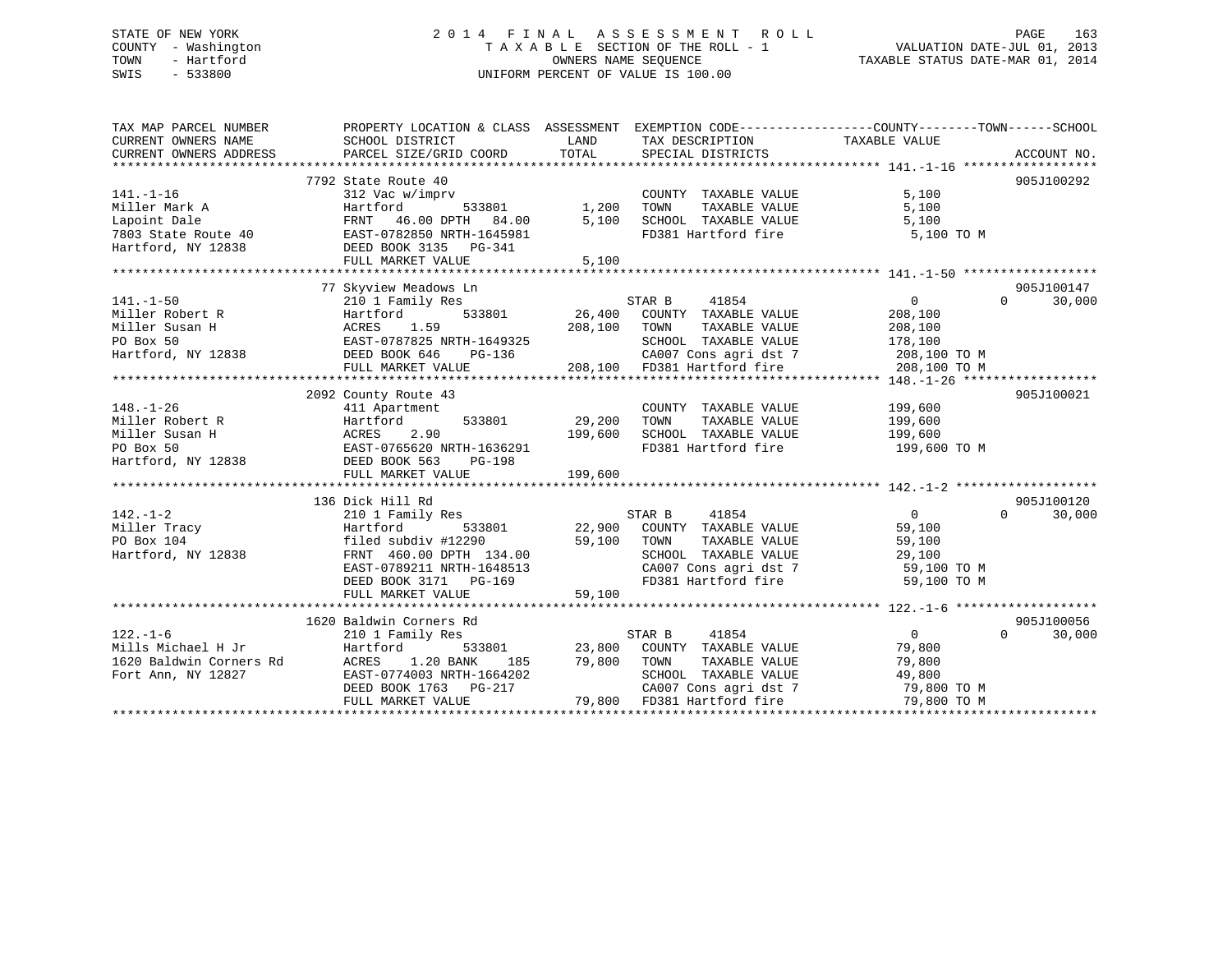STATE OF NEW YORK
COUNTY - Washington
TOWN - Hartford
SWIS - 533800

# 2014 FINAL ASSESSMENT ROLL

TAXABLE SECTION OF THE ROLL - 1
OWNERS NAME SEQUENCE
UNIFORM PERCENT OF VALUE IS 100.00

VALUATION DATE-JUL 01, 2013
TAXABLE STATUS DATE-MAR 01, 2014

| TAX MAP PARCEL NUMBER / CURRENT OWNERS NAME / CURRENT OWNERS ADDRESS | PROPERTY LOCATION & CLASS / SCHOOL DISTRICT / PARCEL SIZE/GRID COORD | ASSESSMENT LAND | TOTAL | EXEMPTION CODE / TAX DESCRIPTION / SPECIAL DISTRICTS | COUNTY / TAXABLE VALUE | TOWN | SCHOOL | ACCOUNT NO. |
|---|---|---|---|---|---|---|---|---|
| 141.-1-16 | 7792 State Route 40 | | | | | | | 905J100292 |
| Miller Mark A | 312 Vac w/imprv | | | COUNTY TAXABLE VALUE | 5,100 | | | |
| Lapoint Dale | Hartford 533801 | 1,200 | | TOWN TAXABLE VALUE | 5,100 | | | |
| 7803 State Route 40 | FRNT 46.00 DPTH 84.00 | | 5,100 | SCHOOL TAXABLE VALUE | 5,100 | | | |
| Hartford, NY 12838 | EAST-0782850 NRTH-1645981 | | | FD381 Hartford fire | 5,100 TO M | | | |
| | DEED BOOK 3135 PG-341 | | | | | | | |
| | FULL MARKET VALUE | | 5,100 | | | | | |
| 141.-1-50 | 77 Skyview Meadows Ln | | | | | | | 905J100147 |
| Miller Robert R | 210 1 Family Res | | | STAR B 41854 | 0 | 0 | 30,000 | |
| Miller Susan H | Hartford 533801 | 26,400 | | COUNTY TAXABLE VALUE | 208,100 | | | |
| PO Box 50 | ACRES 1.59 | | 208,100 | TOWN TAXABLE VALUE | 208,100 | | | |
| Hartford, NY 12838 | EAST-0787825 NRTH-1649325 | | | SCHOOL TAXABLE VALUE | 178,100 | | | |
| | DEED BOOK 646 PG-136 | | | CA007 Cons agri dst 7 | 208,100 TO M | | | |
| | FULL MARKET VALUE | | 208,100 | FD381 Hartford fire | 208,100 TO M | | | |
| 148.-1-26 | 2092 County Route 43 | | | | | | | 905J100021 |
| Miller Robert R | 411 Apartment | | | COUNTY TAXABLE VALUE | 199,600 | | | |
| Miller Susan H | Hartford 533801 | 29,200 | | TOWN TAXABLE VALUE | 199,600 | | | |
| PO Box 50 | ACRES 2.90 | | 199,600 | SCHOOL TAXABLE VALUE | 199,600 | | | |
| Hartford, NY 12838 | EAST-0765620 NRTH-1636291 | | | FD381 Hartford fire | 199,600 TO M | | | |
| | DEED BOOK 563 PG-198 | | | | | | | |
| | FULL MARKET VALUE | | 199,600 | | | | | |
| 142.-1-2 | 136 Dick Hill Rd | | | | | | | 905J100120 |
| Miller Tracy | 210 1 Family Res | | | STAR B 41854 | 0 | 0 | 30,000 | |
| PO Box 104 | Hartford 533801 | 22,900 | | COUNTY TAXABLE VALUE | 59,100 | | | |
| Hartford, NY 12838 | filed subdiv #12290 | | 59,100 | TOWN TAXABLE VALUE | 59,100 | | | |
| | FRNT 460.00 DPTH 134.00 | | | SCHOOL TAXABLE VALUE | 29,100 | | | |
| | EAST-0789211 NRTH-1648513 | | | CA007 Cons agri dst 7 | 59,100 TO M | | | |
| | DEED BOOK 3171 PG-169 | | | FD381 Hartford fire | 59,100 TO M | | | |
| | FULL MARKET VALUE | | 59,100 | | | | | |
| 122.-1-6 | 1620 Baldwin Corners Rd | | | | | | | 905J100056 |
| Mills Michael H Jr | 210 1 Family Res | | | STAR B 41854 | 0 | 0 | 30,000 | |
| 1620 Baldwin Corners Rd | Hartford 533801 | 23,800 | | COUNTY TAXABLE VALUE | 79,800 | | | |
| Fort Ann, NY 12827 | ACRES 1.20 BANK 185 | | 79,800 | TOWN TAXABLE VALUE | 79,800 | | | |
| | EAST-0774003 NRTH-1664202 | | | SCHOOL TAXABLE VALUE | 49,800 | | | |
| | DEED BOOK 1763 PG-217 | | | CA007 Cons agri dst 7 | 79,800 TO M | | | |
| | FULL MARKET VALUE | | 79,800 | FD381 Hartford fire | 79,800 TO M | | | |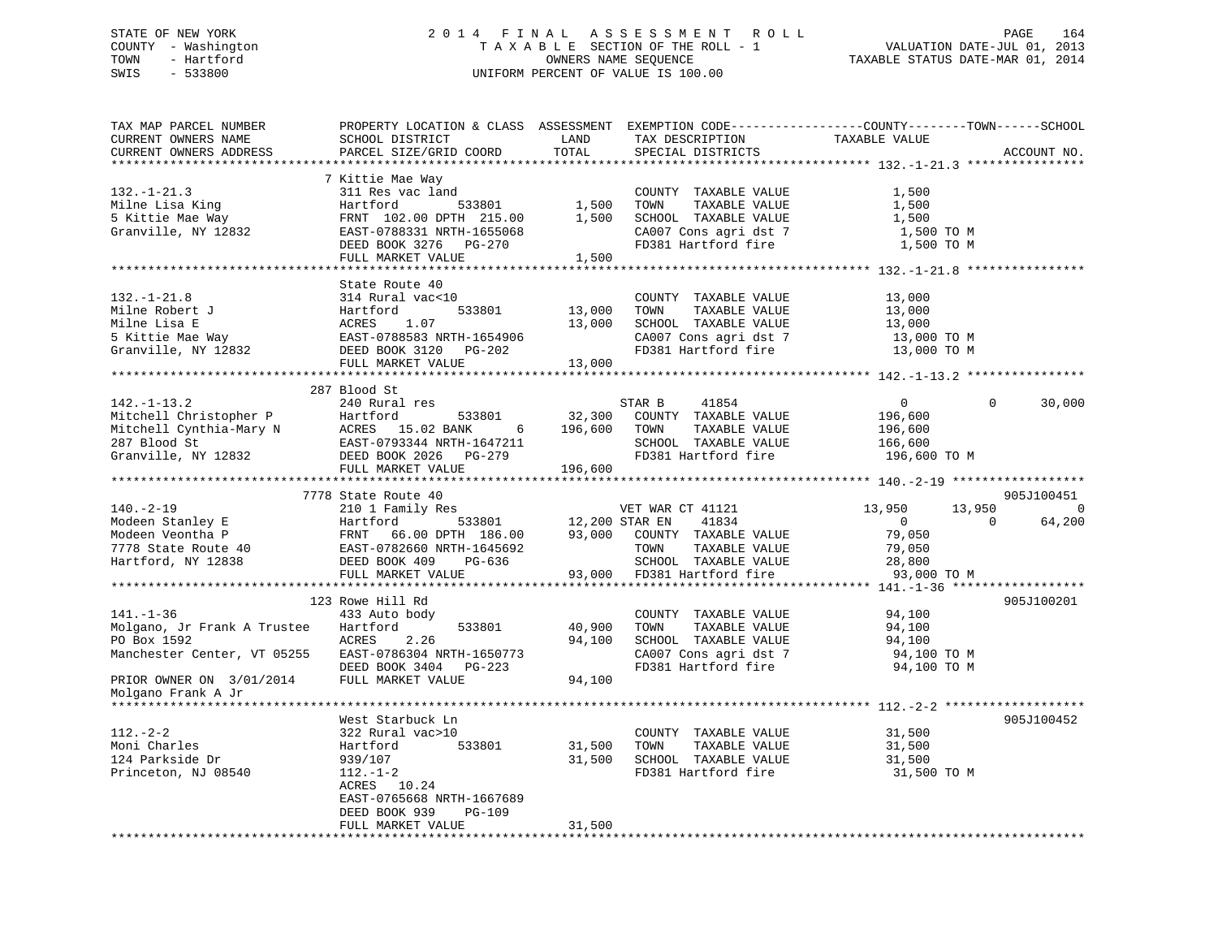STATE OF NEW YORK
COUNTY - Washington
TOWN - Hartford
SWIS - 533800

# 2014 FINAL ASSESSMENT ROLL
TAXABLE SECTION OF THE ROLL - 1
OWNERS NAME SEQUENCE
UNIFORM PERCENT OF VALUE IS 100.00

VALUATION DATE-JUL 01, 2013
TAXABLE STATUS DATE-MAR 01, 2014

```
TAX MAP PARCEL NUMBER          PROPERTY LOCATION & CLASS  ASSESSMENT  EXEMPTION CODE------------------COUNTY--------TOWN------SCHOOL
CURRENT OWNERS NAME            SCHOOL DISTRICT               LAND      TAX DESCRIPTION              TAXABLE VALUE
CURRENT OWNERS ADDRESS         PARCEL SIZE/GRID COORD        TOTAL     SPECIAL DISTRICTS                                       ACCOUNT NO.
******************************************************************************************************* 132.-1-21.3 ****************
                               7 Kittie Mae Way
132.-1-21.3                    311 Res vac land                        COUNTY  TAXABLE VALUE              1,500
Milne Lisa King                Hartford          533801        1,500   TOWN    TAXABLE VALUE              1,500
5 Kittie Mae Way               FRNT 102.00 DPTH 215.00         1,500   SCHOOL  TAXABLE VALUE              1,500
Granville, NY 12832            EAST-0788331 NRTH-1655068               CA007 Cons agri dst 7               1,500 TO M
                               DEED BOOK 3276   PG-270                 FD381 Hartford fire                 1,500 TO M
                               FULL MARKET VALUE               1,500
******************************************************************************************************* 132.-1-21.8 ****************
                               State Route 40
132.-1-21.8                    314 Rural vac<10                        COUNTY  TAXABLE VALUE             13,000
Milne Robert J                 Hartford          533801       13,000   TOWN    TAXABLE VALUE             13,000
Milne Lisa E                   ACRES    1.07                  13,000   SCHOOL  TAXABLE VALUE             13,000
5 Kittie Mae Way               EAST-0788583 NRTH-1654906               CA007 Cons agri dst 7              13,000 TO M
Granville, NY 12832            DEED BOOK 3120   PG-202                 FD381 Hartford fire                13,000 TO M
                               FULL MARKET VALUE              13,000
******************************************************************************************************* 142.-1-13.2 ****************
                               287 Blood St
142.-1-13.2                    240 Rural res                           STAR B     41854                    0           0      30,000
Mitchell Christopher P         Hartford          533801       32,300   COUNTY  TAXABLE VALUE            196,600
Mitchell Cynthia-Mary N        ACRES   15.02 BANK      6     196,600   TOWN    TAXABLE VALUE            196,600
287 Blood St                   EAST-0793344 NRTH-1647211               SCHOOL  TAXABLE VALUE            166,600
Granville, NY 12832            DEED BOOK 2026   PG-279                 FD381 Hartford fire               196,600 TO M
                               FULL MARKET VALUE             196,600
******************************************************************************************************* 140.-2-19 ******************
                               7778 State Route 40                                                                   905J100451
140.-2-19                      210 1 Family Res                        VET WAR CT 41121               13,950      13,950           0
Modeen Stanley E               Hartford          533801       12,200 STAR EN    41834                    0           0      64,200
Modeen Veontha P               FRNT  66.00 DPTH 186.00        93,000   COUNTY  TAXABLE VALUE             79,050
7778 State Route 40            EAST-0782660 NRTH-1645692               TOWN    TAXABLE VALUE             79,050
Hartford, NY 12838             DEED BOOK 409    PG-636                 SCHOOL  TAXABLE VALUE             28,800
                               FULL MARKET VALUE              93,000   FD381 Hartford fire                93,000 TO M
******************************************************************************************************* 141.-1-36 ******************
                               123 Rowe Hill Rd                                                                      905J100201
141.-1-36                      433 Auto body                           COUNTY  TAXABLE VALUE             94,100
Molgano, Jr Frank A Trustee    Hartford          533801       40,900   TOWN    TAXABLE VALUE             94,100
PO Box 1592                    ACRES    2.26                  94,100   SCHOOL  TAXABLE VALUE             94,100
Manchester Center, VT 05255    EAST-0786304 NRTH-1650773               CA007 Cons agri dst 7              94,100 TO M
                               DEED BOOK 3404   PG-223                 FD381 Hartford fire                94,100 TO M
PRIOR OWNER ON  3/01/2014      FULL MARKET VALUE              94,100
Molgano Frank A Jr
******************************************************************************************************* 112.-2-2 *******************
                               West Starbuck Ln                                                                      905J100452
112.-2-2                       322 Rural vac>10                        COUNTY  TAXABLE VALUE             31,500
Moni Charles                   Hartford          533801       31,500   TOWN    TAXABLE VALUE             31,500
124 Parkside Dr                939/107                        31,500   SCHOOL  TAXABLE VALUE             31,500
Princeton, NJ 08540            112.-1-2                                FD381 Hartford fire                31,500 TO M
                               ACRES   10.24
                               EAST-0765668 NRTH-1667689
                               DEED BOOK 939    PG-109
                               FULL MARKET VALUE              31,500
************************************************************************************************************************************
```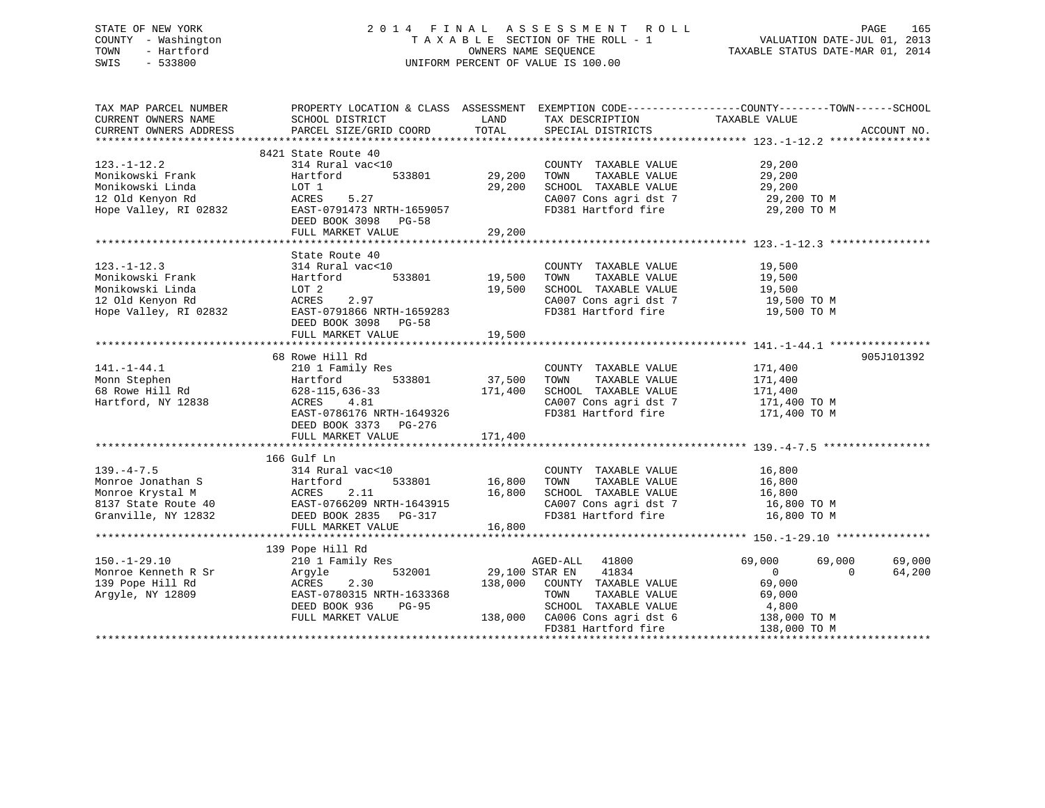STATE OF NEW YORK
COUNTY - Washington
TOWN - Hartford
SWIS - 533800

2014 FINAL ASSESSMENT ROLL
TAXABLE SECTION OF THE ROLL - 1
OWNERS NAME SEQUENCE
UNIFORM PERCENT OF VALUE IS 100.00

VALUATION DATE-JUL 01, 2013
TAXABLE STATUS DATE-MAR 01, 2014

```
TAX MAP PARCEL NUMBER          PROPERTY LOCATION & CLASS  ASSESSMENT  EXEMPTION CODE------------------COUNTY--------TOWN------SCHOOL
CURRENT OWNERS NAME            SCHOOL DISTRICT               LAND      TAX DESCRIPTION            TAXABLE VALUE
CURRENT OWNERS ADDRESS         PARCEL SIZE/GRID COORD        TOTAL     SPECIAL DISTRICTS                                     ACCOUNT NO.
******************************************************************************************************* 123.-1-12.2 ****************
                               8421 State Route 40
123.-1-12.2                    314 Rural vac<10                        COUNTY  TAXABLE VALUE            29,200
Monikowski Frank               Hartford        533801       29,200     TOWN    TAXABLE VALUE            29,200
Monikowski Linda               LOT 1                        29,200     SCHOOL  TAXABLE VALUE            29,200
12 Old Kenyon Rd               ACRES    5.27                           CA007 Cons agri dst 7             29,200 TO M
Hope Valley, RI 02832          EAST-0791473 NRTH-1659057               FD381 Hartford fire               29,200 TO M
                               DEED BOOK 3098   PG-58
                               FULL MARKET VALUE            29,200
******************************************************************************************************* 123.-1-12.3 ****************
                               State Route 40
123.-1-12.3                    314 Rural vac<10                        COUNTY  TAXABLE VALUE            19,500
Monikowski Frank               Hartford        533801       19,500     TOWN    TAXABLE VALUE            19,500
Monikowski Linda               LOT 2                        19,500     SCHOOL  TAXABLE VALUE            19,500
12 Old Kenyon Rd               ACRES    2.97                           CA007 Cons agri dst 7             19,500 TO M
Hope Valley, RI 02832          EAST-0791866 NRTH-1659283               FD381 Hartford fire               19,500 TO M
                               DEED BOOK 3098   PG-58
                               FULL MARKET VALUE            19,500
******************************************************************************************************* 141.-1-44.1 ****************
                               68 Rowe Hill Rd                                                                            905J101392
141.-1-44.1                    210 1 Family Res                        COUNTY  TAXABLE VALUE           171,400
Monn Stephen                   Hartford        533801       37,500     TOWN    TAXABLE VALUE           171,400
68 Rowe Hill Rd                628-115,636-33              171,400     SCHOOL  TAXABLE VALUE           171,400
Hartford, NY 12838             ACRES    4.81                           CA007 Cons agri dst 7            171,400 TO M
                               EAST-0786176 NRTH-1649326               FD381 Hartford fire              171,400 TO M
                               DEED BOOK 3373   PG-276
                               FULL MARKET VALUE           171,400
******************************************************************************************************* 139.-4-7.5 *****************
                               166 Gulf Ln
139.-4-7.5                     314 Rural vac<10                        COUNTY  TAXABLE VALUE            16,800
Monroe Jonathan S              Hartford        533801       16,800     TOWN    TAXABLE VALUE            16,800
Monroe Krystal M               ACRES    2.11                16,800     SCHOOL  TAXABLE VALUE            16,800
8137 State Route 40            EAST-0766209 NRTH-1643915               CA007 Cons agri dst 7             16,800 TO M
Granville, NY 12832            DEED BOOK 2835   PG-317                 FD381 Hartford fire               16,800 TO M
                               FULL MARKET VALUE            16,800
******************************************************************************************************* 150.-1-29.10 ***************
                               139 Pope Hill Rd
150.-1-29.10                   210 1 Family Res                        AGED-ALL   41800              69,000      69,000      69,000
Monroe Kenneth R Sr            Argyle          532001       29,100 STAR EN    41834                   0           0      64,200
139 Pope Hill Rd               ACRES    2.30               138,000     COUNTY  TAXABLE VALUE            69,000
Argyle, NY 12809               EAST-0780315 NRTH-1633368               TOWN    TAXABLE VALUE            69,000
                               DEED BOOK 936    PG-95                  SCHOOL  TAXABLE VALUE             4,800
                               FULL MARKET VALUE           138,000     CA006 Cons agri dst 6            138,000 TO M
                                                                       FD381 Hartford fire              138,000 TO M
************************************************************************************************************************************
```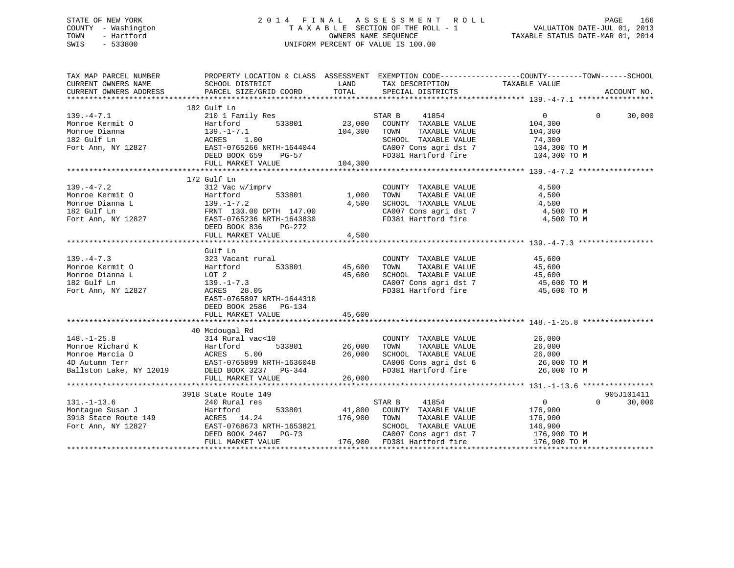STATE OF NEW YORK
COUNTY - Washington
TOWN - Hartford
SWIS - 533800

# 2014 FINAL ASSESSMENT ROLL

TAXABLE SECTION OF THE ROLL - 1
OWNERS NAME SEQUENCE
UNIFORM PERCENT OF VALUE IS 100.00

VALUATION DATE-JUL 01, 2013
TAXABLE STATUS DATE-MAR 01, 2014

```
TAX MAP PARCEL NUMBER          PROPERTY LOCATION & CLASS  ASSESSMENT  EXEMPTION CODE------------------COUNTY--------TOWN------SCHOOL
CURRENT OWNERS NAME            SCHOOL DISTRICT               LAND      TAX DESCRIPTION            TAXABLE VALUE
CURRENT OWNERS ADDRESS         PARCEL SIZE/GRID COORD       TOTAL      SPECIAL DISTRICTS                                    ACCOUNT NO.
******************************************************************************************************* 139.-4-7.1 *****************
                               182 Gulf Ln
139.-4-7.1                     210 1 Family Res                        STAR B     41854                0          0      30,000
Monroe Kermit O                Hartford         533801      23,000    COUNTY  TAXABLE VALUE          104,300
Monroe Dianna                  139.-1-7.1                   104,300   TOWN    TAXABLE VALUE          104,300
182 Gulf Ln                    ACRES    1.00                          SCHOOL  TAXABLE VALUE           74,300
Fort Ann, NY 12827             EAST-0765266 NRTH-1644044              CA007 Cons agri dst 7          104,300 TO M
                               DEED BOOK 659    PG-57                 FD381 Hartford fire            104,300 TO M
                               FULL MARKET VALUE            104,300
******************************************************************************************************* 139.-4-7.2 *****************
                               172 Gulf Ln
139.-4-7.2                     312 Vac w/imprv                        COUNTY  TAXABLE VALUE            4,500
Monroe Kermit O                Hartford         533801       1,000    TOWN    TAXABLE VALUE            4,500
Monroe Dianna L                139.-1-7.2                     4,500   SCHOOL  TAXABLE VALUE            4,500
182 Gulf Ln                    FRNT 130.00 DPTH 147.00                CA007 Cons agri dst 7            4,500 TO M
Fort Ann, NY 12827             EAST-0765236 NRTH-1643830              FD381 Hartford fire              4,500 TO M
                               DEED BOOK 836    PG-272
                               FULL MARKET VALUE              4,500
******************************************************************************************************* 139.-4-7.3 *****************
                               Gulf Ln
139.-4-7.3                     323 Vacant rural                       COUNTY  TAXABLE VALUE           45,600
Monroe Kermit O                Hartford         533801      45,600    TOWN    TAXABLE VALUE           45,600
Monroe Dianna L                LOT 2                         45,600   SCHOOL  TAXABLE VALUE           45,600
182 Gulf Ln                    139.-1-7.3                             CA007 Cons agri dst 7           45,600 TO M
Fort Ann, NY 12827             ACRES   28.05                          FD381 Hartford fire             45,600 TO M
                               EAST-0765897 NRTH-1644310
                               DEED BOOK 2586   PG-134
                               FULL MARKET VALUE             45,600
******************************************************************************************************* 148.-1-25.8 ****************
                               40 Mcdougal Rd
148.-1-25.8                    314 Rural vac<10                       COUNTY  TAXABLE VALUE           26,000
Monroe Richard K               Hartford         533801      26,000    TOWN    TAXABLE VALUE           26,000
Monroe Marcia D                ACRES    5.00                 26,000   SCHOOL  TAXABLE VALUE           26,000
4D Autumn Terr                 EAST-0765899 NRTH-1636048              CA006 Cons agri dst 6           26,000 TO M
Ballston Lake, NY 12019        DEED BOOK 3237   PG-344                FD381 Hartford fire             26,000 TO M
                               FULL MARKET VALUE             26,000
******************************************************************************************************* 131.-1-13.6 ****************
                               3918 State Route 149                                                                 905J101411
131.-1-13.6                    240 Rural res                          STAR B     41854                0          0      30,000
Montague Susan J               Hartford         533801      41,800    COUNTY  TAXABLE VALUE          176,900
3918 State Route 149           ACRES   14.24                176,900   TOWN    TAXABLE VALUE          176,900
Fort Ann, NY 12827             EAST-0768673 NRTH-1653821              SCHOOL  TAXABLE VALUE          146,900
                               DEED BOOK 2467   PG-73                 CA007 Cons agri dst 7          176,900 TO M
                               FULL MARKET VALUE            176,900   FD381 Hartford fire            176,900 TO M
************************************************************************************************************************************
```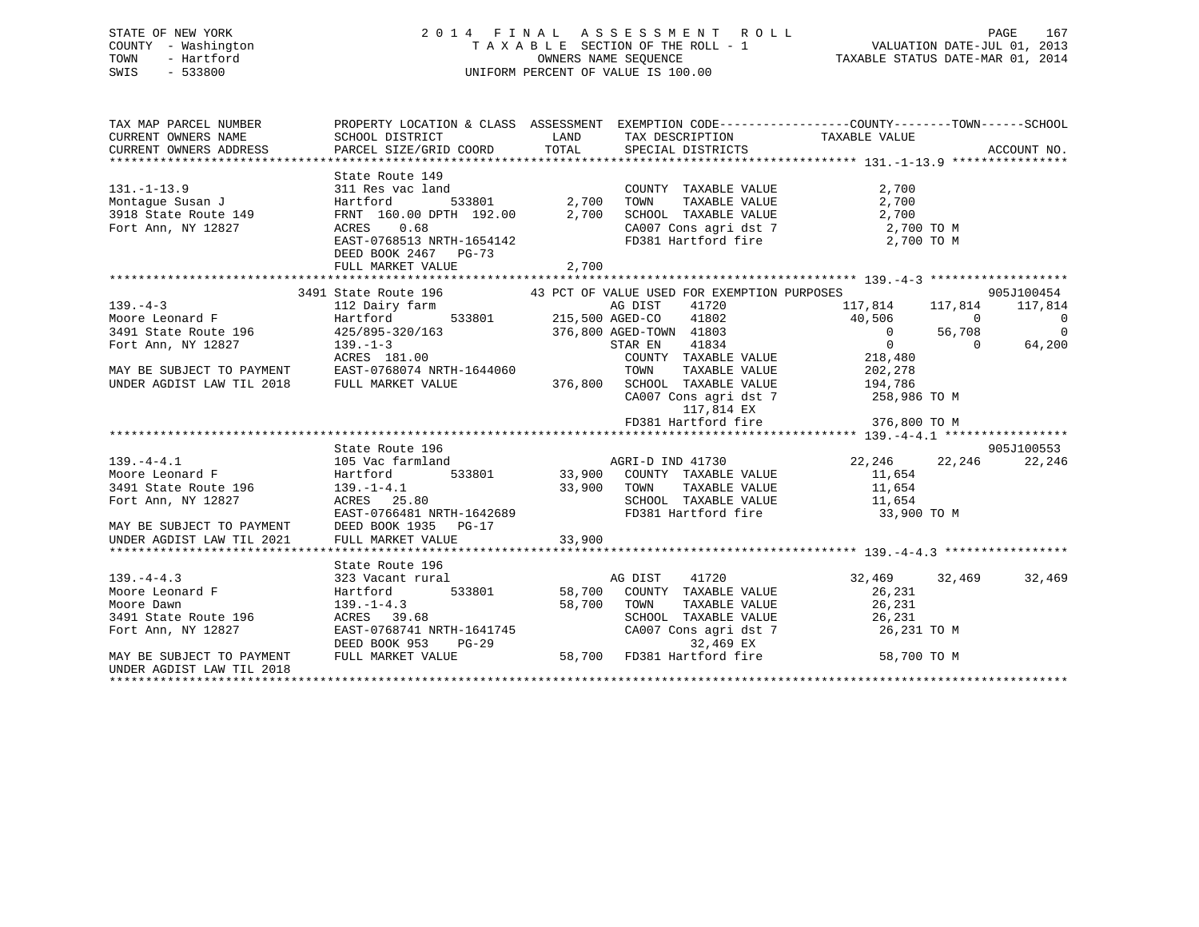STATE OF NEW YORK
COUNTY - Washington
TOWN - Hartford
SWIS - 533800

2 0 1 4 F I N A L A S S E S S M E N T R O L L
T A X A B L E SECTION OF THE ROLL - 1
OWNERS NAME SEQUENCE
UNIFORM PERCENT OF VALUE IS 100.00

VALUATION DATE-JUL 01, 2013
TAXABLE STATUS DATE-MAR 01, 2014

```
TAX MAP PARCEL NUMBER          PROPERTY LOCATION & CLASS  ASSESSMENT  EXEMPTION CODE------------------COUNTY--------TOWN------SCHOOL
CURRENT OWNERS NAME            SCHOOL DISTRICT              LAND       TAX DESCRIPTION            TAXABLE VALUE
CURRENT OWNERS ADDRESS         PARCEL SIZE/GRID COORD       TOTAL      SPECIAL DISTRICTS                                     ACCOUNT NO.
******************************************************************************************************* 131.-1-13.9 ****************
                               State Route 149
131.-1-13.9                    311 Res vac land                        COUNTY  TAXABLE VALUE              2,700
Montague Susan J               Hartford         533801       2,700     TOWN    TAXABLE VALUE              2,700
3918 State Route 149           FRNT 160.00 DPTH 192.00       2,700     SCHOOL  TAXABLE VALUE              2,700
Fort Ann, NY 12827             ACRES    0.68                           CA007 Cons agri dst 7              2,700 TO M
                               EAST-0768513 NRTH-1654142               FD381 Hartford fire                2,700 TO M
                               DEED BOOK 2467   PG-73
                               FULL MARKET VALUE             2,700
******************************************************************************************************* 139.-4-3 *******************
                           3491 State Route 196          43 PCT OF VALUE USED FOR EXEMPTION PURPOSES                    905J100454
139.-4-3                       112 Dairy farm                          AG DIST     41720          117,814    117,814     117,814
Moore Leonard F                Hartford         533801     215,500 AGED-CO     41802           40,506          0           0
3491 State Route 196           425/895-320/163             376,800 AGED-TOWN  41803                0     56,708           0
Fort Ann, NY 12827             139.-1-3                                STAR EN     41834                0          0      64,200
                               ACRES  181.00                           COUNTY  TAXABLE VALUE            218,480
MAY BE SUBJECT TO PAYMENT      EAST-0768074 NRTH-1644060               TOWN    TAXABLE VALUE            202,278
UNDER AGDIST LAW TIL 2018      FULL MARKET VALUE           376,800     SCHOOL  TAXABLE VALUE            194,786
                                                                       CA007 Cons agri dst 7            258,986 TO M
                                                                            117,814 EX
                                                                       FD381 Hartford fire              376,800 TO M
******************************************************************************************************* 139.-4-4.1 *****************
                               State Route 196                                                                   905J100553
139.-4-4.1                     105 Vac farmland                        AGRI-D IND 41730            22,246     22,246      22,246
Moore Leonard F                Hartford         533801      33,900     COUNTY  TAXABLE VALUE             11,654
3491 State Route 196           139.-1-4.1                   33,900     TOWN    TAXABLE VALUE             11,654
Fort Ann, NY 12827             ACRES   25.80                           SCHOOL  TAXABLE VALUE             11,654
                               EAST-0766481 NRTH-1642689               FD381 Hartford fire               33,900 TO M
MAY BE SUBJECT TO PAYMENT      DEED BOOK 1935   PG-17
UNDER AGDIST LAW TIL 2021      FULL MARKET VALUE            33,900
******************************************************************************************************* 139.-4-4.3 *****************
                               State Route 196
139.-4-4.3                     323 Vacant rural                        AG DIST     41720           32,469     32,469      32,469
Moore Leonard F                Hartford         533801      58,700     COUNTY  TAXABLE VALUE             26,231
Moore Dawn                     139.-1-4.3                   58,700     TOWN    TAXABLE VALUE             26,231
3491 State Route 196           ACRES   39.68                           SCHOOL  TAXABLE VALUE             26,231
Fort Ann, NY 12827             EAST-0768741 NRTH-1641745               CA007 Cons agri dst 7             26,231 TO M
                               DEED BOOK 953    PG-29                       32,469 EX
MAY BE SUBJECT TO PAYMENT      FULL MARKET VALUE            58,700     FD381 Hartford fire               58,700 TO M
UNDER AGDIST LAW TIL 2018
************************************************************************************************************************************
```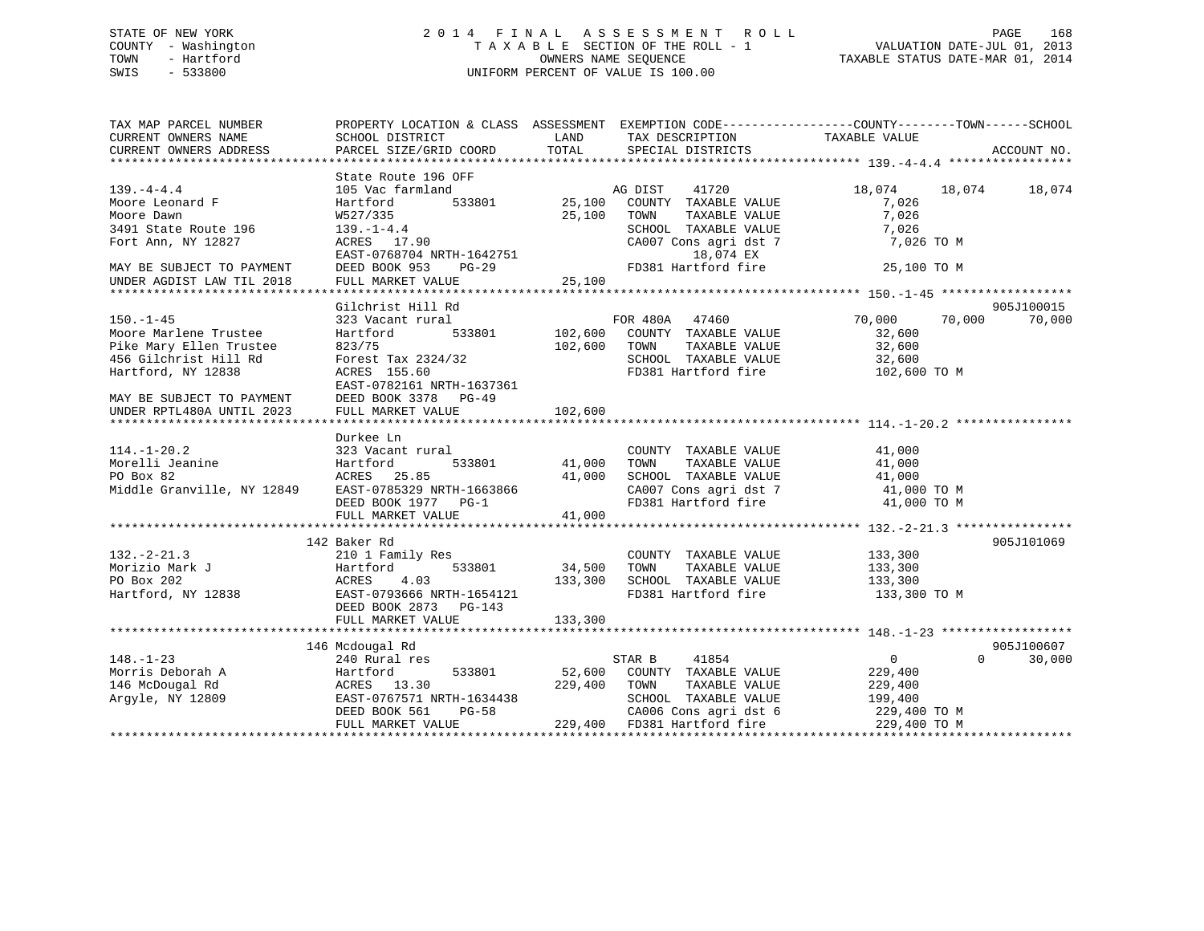STATE OF NEW YORK
COUNTY - Washington
TOWN - Hartford
SWIS - 533800

# 2014 FINAL ASSESSMENT ROLL
TAXABLE SECTION OF THE ROLL - 1
OWNERS NAME SEQUENCE
UNIFORM PERCENT OF VALUE IS 100.00

VALUATION DATE-JUL 01, 2013
TAXABLE STATUS DATE-MAR 01, 2014

```
TAX MAP PARCEL NUMBER          PROPERTY LOCATION & CLASS  ASSESSMENT  EXEMPTION CODE------------------COUNTY--------TOWN------SCHOOL
CURRENT OWNERS NAME            SCHOOL DISTRICT               LAND      TAX DESCRIPTION            TAXABLE VALUE
CURRENT OWNERS ADDRESS         PARCEL SIZE/GRID COORD        TOTAL     SPECIAL DISTRICTS                                    ACCOUNT NO.
******************************************************************************************************* 139.-4-4.4 *****************
                               State Route 196 OFF
139.-4-4.4                     105 Vac farmland                    AG DIST     41720            18,074     18,074     18,074
Moore Leonard F                Hartford          533801     25,100    COUNTY  TAXABLE VALUE            7,026
Moore Dawn                     W527/335                    25,100    TOWN    TAXABLE VALUE            7,026
3491 State Route 196           139.-1-4.4                            SCHOOL  TAXABLE VALUE            7,026
Fort Ann, NY 12827             ACRES   17.90                          CA007 Cons agri dst 7            7,026 TO M
                               EAST-0768704 NRTH-1642751                    18,074 EX
MAY BE SUBJECT TO PAYMENT      DEED BOOK 953     PG-29                FD381 Hartford fire             25,100 TO M
UNDER AGDIST LAW TIL 2018      FULL MARKET VALUE           25,100
******************************************************************************************************* 150.-1-45 ******************
                               Gilchrist Hill Rd                                                                   905J100015
150.-1-45                      323 Vacant rural                    FOR 480A    47460            70,000     70,000     70,000
Moore Marlene Trustee          Hartford          533801    102,600    COUNTY  TAXABLE VALUE           32,600
Pike Mary Ellen Trustee        823/75                     102,600    TOWN    TAXABLE VALUE           32,600
456 Gilchrist Hill Rd          Forest Tax 2324/32                    SCHOOL  TAXABLE VALUE           32,600
Hartford, NY 12838             ACRES  155.60                          FD381 Hartford fire            102,600 TO M
                               EAST-0782161 NRTH-1637361
MAY BE SUBJECT TO PAYMENT      DEED BOOK 3378    PG-49
UNDER RPTL480A UNTIL 2023      FULL MARKET VALUE          102,600
******************************************************************************************************* 114.-1-20.2 ****************
                               Durkee Ln
114.-1-20.2                    323 Vacant rural                       COUNTY  TAXABLE VALUE           41,000
Morelli Jeanine                Hartford          533801     41,000    TOWN    TAXABLE VALUE           41,000
PO Box 82                      ACRES   25.85               41,000    SCHOOL  TAXABLE VALUE           41,000
Middle Granville, NY 12849     EAST-0785329 NRTH-1663866              CA007 Cons agri dst 7           41,000 TO M
                               DEED BOOK 1977    PG-1                 FD381 Hartford fire             41,000 TO M
                               FULL MARKET VALUE           41,000
******************************************************************************************************* 132.-2-21.3 ****************
                               142 Baker Rd                                                                        905J101069
132.-2-21.3                    210 1 Family Res                       COUNTY  TAXABLE VALUE          133,300
Morizio Mark J                 Hartford          533801     34,500    TOWN    TAXABLE VALUE          133,300
PO Box 202                     ACRES    4.03              133,300    SCHOOL  TAXABLE VALUE          133,300
Hartford, NY 12838             EAST-0793666 NRTH-1654121              FD381 Hartford fire            133,300 TO M
                               DEED BOOK 2873    PG-143
                               FULL MARKET VALUE          133,300
******************************************************************************************************* 148.-1-23 ******************
                               146 Mcdougal Rd                                                                     905J100607
148.-1-23                      240 Rural res                          STAR B      41854                 0          0     30,000
Morris Deborah A               Hartford          533801     52,600    COUNTY  TAXABLE VALUE          229,400
146 McDougal Rd                ACRES   13.30              229,400    TOWN    TAXABLE VALUE          229,400
Argyle, NY 12809               EAST-0767571 NRTH-1634438              SCHOOL  TAXABLE VALUE          199,400
                               DEED BOOK 561     PG-58                CA006 Cons agri dst 6          229,400 TO M
                               FULL MARKET VALUE          229,400    FD381 Hartford fire            229,400 TO M
************************************************************************************************************************************
```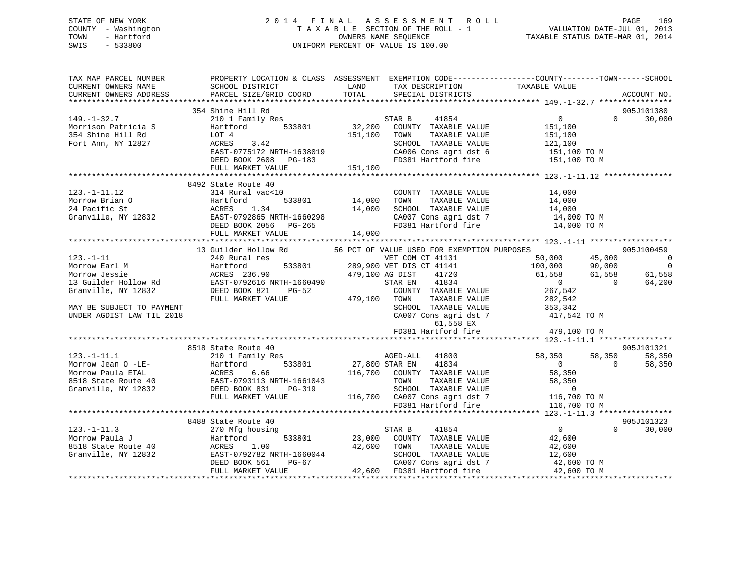STATE OF NEW YORK
COUNTY - Washington
TOWN - Hartford
SWIS - 533800

2014 FINAL ASSESSMENT ROLL
TAXABLE SECTION OF THE ROLL - 1
OWNERS NAME SEQUENCE
UNIFORM PERCENT OF VALUE IS 100.00

VALUATION DATE-JUL 01, 2013
TAXABLE STATUS DATE-MAR 01, 2014

```
TAX MAP PARCEL NUMBER          PROPERTY LOCATION & CLASS  ASSESSMENT  EXEMPTION CODE------------------COUNTY--------TOWN------SCHOOL
CURRENT OWNERS NAME            SCHOOL DISTRICT               LAND      TAX DESCRIPTION              TAXABLE VALUE
CURRENT OWNERS ADDRESS         PARCEL SIZE/GRID COORD        TOTAL     SPECIAL DISTRICTS                                        ACCOUNT NO.
******************************************************************************************************* 149.-1-32.7 ****************
                               354 Shine Hill Rd                                                                             905J101380
149.-1-32.7                    210 1 Family Res                        STAR B     41854                  0              0        30,000
Morrison Patricia S            Hartford         533801       32,200    COUNTY  TAXABLE VALUE           151,100
354 Shine Hill Rd              LOT 4                        151,100    TOWN    TAXABLE VALUE           151,100
Fort Ann, NY 12827             ACRES    3.42                           SCHOOL  TAXABLE VALUE           121,100
                               EAST-0775172 NRTH-1638019               CA006 Cons agri dst 6            151,100 TO M
                               DEED BOOK 2608   PG-183                 FD381 Hartford fire              151,100 TO M
                               FULL MARKET VALUE            151,100
******************************************************************************************************* 123.-1-11.12 ***************
                               8492 State Route 40
123.-1-11.12                   314 Rural vac<10                        COUNTY  TAXABLE VALUE            14,000
Morrow Brian O                 Hartford         533801       14,000    TOWN    TAXABLE VALUE            14,000
24 Pacific St                  ACRES    1.34                 14,000    SCHOOL  TAXABLE VALUE            14,000
Granville, NY 12832            EAST-0792865 NRTH-1660298               CA007 Cons agri dst 7             14,000 TO M
                               DEED BOOK 2056   PG-265                 FD381 Hartford fire               14,000 TO M
                               FULL MARKET VALUE             14,000
******************************************************************************************************* 123.-1-11 ******************
                               13 Guilder Hollow Rd          56 PCT OF VALUE USED FOR EXEMPTION PURPOSES                      905J100459
123.-1-11                      240 Rural res                           VET COM CT 41131             50,000         45,000             0
Morrow Earl M                  Hartford         533801      289,900 VET DIS CT 41141              100,000         90,000             0
Morrow Jessie                  ACRES  236.90                479,100 AG DIST    41720               61,558         61,558        61,558
13 Guilder Hollow Rd           EAST-0792616 NRTH-1660490               STAR EN    41834                  0              0        64,200
Granville, NY 12832            DEED BOOK 821    PG-52                  COUNTY  TAXABLE VALUE           267,542
                               FULL MARKET VALUE            479,100    TOWN    TAXABLE VALUE           282,542
MAY BE SUBJECT TO PAYMENT                                              SCHOOL  TAXABLE VALUE           353,342
UNDER AGDIST LAW TIL 2018                                              CA007 Cons agri dst 7            417,542 TO M
                                                                           61,558 EX
                                                                       FD381 Hartford fire              479,100 TO M
******************************************************************************************************* 123.-1-11.1 ****************
                               8518 State Route 40                                                                           905J101321
123.-1-11.1                    210 1 Family Res                        AGED-ALL   41800             58,350         58,350        58,350
Morrow Jean O -LE-             Hartford         533801       27,800 STAR EN    41834                  0              0        58,350
Morrow Paula ETAL              ACRES    6.66                116,700    COUNTY  TAXABLE VALUE            58,350
8518 State Route 40            EAST-0793113 NRTH-1661043               TOWN    TAXABLE VALUE            58,350
Granville, NY 12832            DEED BOOK 831    PG-319                 SCHOOL  TAXABLE VALUE                 0
                               FULL MARKET VALUE            116,700    CA007 Cons agri dst 7            116,700 TO M
                                                                       FD381 Hartford fire              116,700 TO M
******************************************************************************************************* 123.-1-11.3 ****************
                               8488 State Route 40                                                                           905J101323
123.-1-11.3                    270 Mfg housing                         STAR B     41854                  0              0        30,000
Morrow Paula J                 Hartford         533801       23,000    COUNTY  TAXABLE VALUE            42,600
8518 State Route 40            ACRES    1.00                 42,600    TOWN    TAXABLE VALUE            42,600
Granville, NY 12832            EAST-0792782 NRTH-1660044               SCHOOL  TAXABLE VALUE            12,600
                               DEED BOOK 561    PG-67                  CA007 Cons agri dst 7             42,600 TO M
                               FULL MARKET VALUE             42,600    FD381 Hartford fire               42,600 TO M
************************************************************************************************************************************
```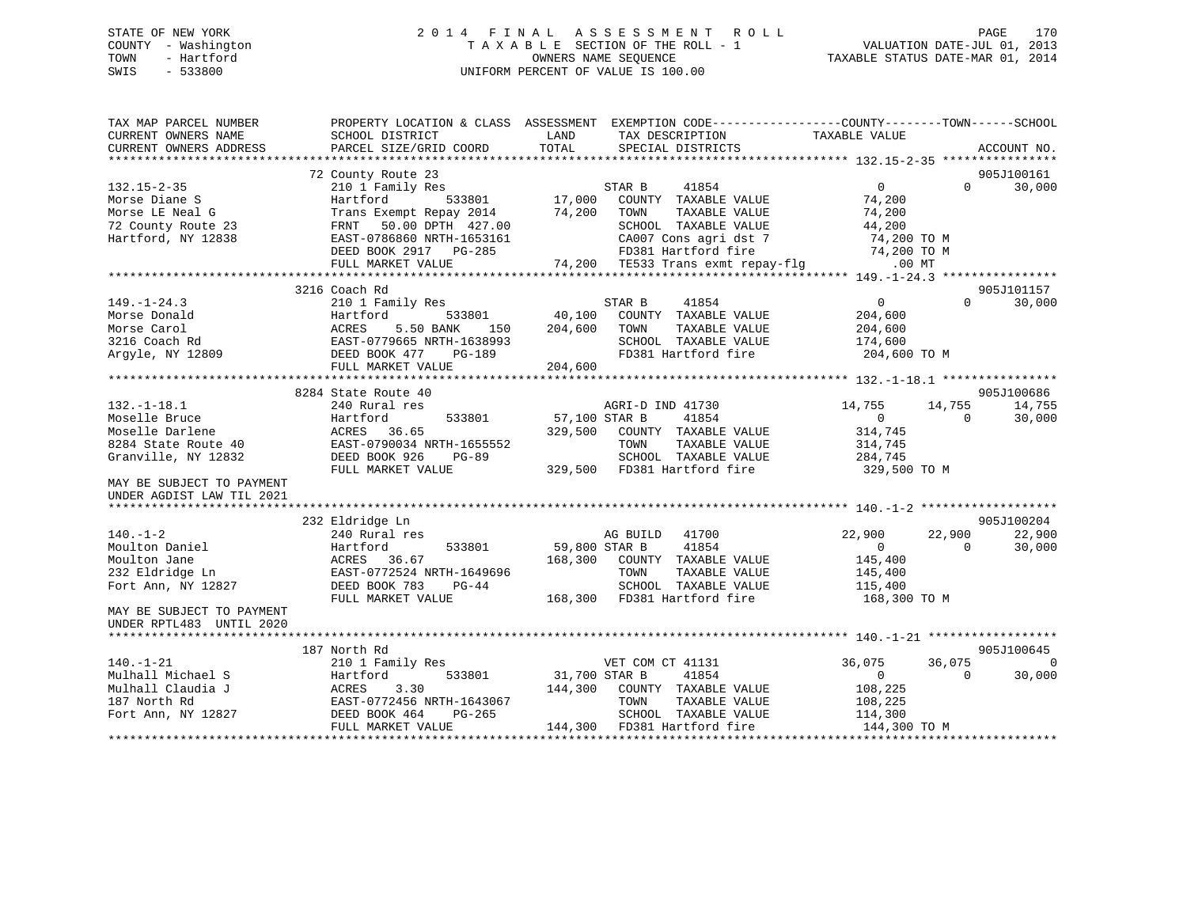STATE OF NEW YORK
COUNTY - Washington
TOWN - Hartford
SWIS - 533800

# 2014 FINAL ASSESSMENT ROLL

TAXABLE SECTION OF THE ROLL - 1
OWNERS NAME SEQUENCE
UNIFORM PERCENT OF VALUE IS 100.00

VALUATION DATE-JUL 01, 2013
TAXABLE STATUS DATE-MAR 01, 2014

```
TAX MAP PARCEL NUMBER          PROPERTY LOCATION & CLASS  ASSESSMENT  EXEMPTION CODE------------------COUNTY--------TOWN------SCHOOL
CURRENT OWNERS NAME            SCHOOL DISTRICT               LAND      TAX DESCRIPTION             TAXABLE VALUE
CURRENT OWNERS ADDRESS         PARCEL SIZE/GRID COORD        TOTAL     SPECIAL DISTRICTS                                    ACCOUNT NO.
*********************************************************************************************** 132.15-2-35 ****************
                               72 County Route 23                                                                  905J100161
132.15-2-35                    210 1 Family Res                        STAR B     41854               0            0      30,000
Morse Diane S                  Hartford          533801       17,000   COUNTY  TAXABLE VALUE         74,200
Morse LE Neal G                Trans Exempt Repay 2014        74,200   TOWN    TAXABLE VALUE         74,200
72 County Route 23             FRNT   50.00 DPTH  427.00               SCHOOL  TAXABLE VALUE         44,200
Hartford, NY 12838             EAST-0786860 NRTH-1653161               CA007 Cons agri dst 7          74,200 TO M
                               DEED BOOK 2917   PG-285                 FD381 Hartford fire            74,200 TO M
                               FULL MARKET VALUE              74,200   TE533 Trans exmt repay-flg        .00 MT
*********************************************************************************************** 149.-1-24.3 ****************
                               3216 Coach Rd                                                                       905J101157
149.-1-24.3                    210 1 Family Res                        STAR B     41854               0            0      30,000
Morse Donald                   Hartford          533801       40,100   COUNTY  TAXABLE VALUE        204,600
Morse Carol                    ACRES     5.50 BANK     150   204,600   TOWN    TAXABLE VALUE        204,600
3216 Coach Rd                  EAST-0779665 NRTH-1638993               SCHOOL  TAXABLE VALUE        174,600
Argyle, NY 12809               DEED BOOK 477    PG-189                 FD381 Hartford fire           204,600 TO M
                               FULL MARKET VALUE             204,600
*********************************************************************************************** 132.-1-18.1 ****************
                               8284 State Route 40                                                                 905J100686
132.-1-18.1                    240 Rural res                           AGRI-D IND 41730          14,755       14,755      14,755
Moselle Bruce                  Hartford          533801       57,100 STAR B     41854                 0            0      30,000
Moselle Darlene                ACRES    36.65                329,500   COUNTY  TAXABLE VALUE        314,745
8284 State Route 40            EAST-0790034 NRTH-1655552               TOWN    TAXABLE VALUE        314,745
Granville, NY 12832            DEED BOOK 926    PG-89                  SCHOOL  TAXABLE VALUE        284,745
                               FULL MARKET VALUE             329,500   FD381 Hartford fire           329,500 TO M
MAY BE SUBJECT TO PAYMENT
UNDER AGDIST LAW TIL 2021
*********************************************************************************************** 140.-1-2 *******************
                               232 Eldridge Ln                                                                     905J100204
140.-1-2                       240 Rural res                           AG BUILD   41700          22,900       22,900      22,900
Moulton Daniel                 Hartford          533801       59,800 STAR B     41854                 0            0      30,000
Moulton Jane                   ACRES    36.67                168,300   COUNTY  TAXABLE VALUE        145,400
232 Eldridge Ln                EAST-0772524 NRTH-1649696               TOWN    TAXABLE VALUE        145,400
Fort Ann, NY 12827             DEED BOOK 783    PG-44                  SCHOOL  TAXABLE VALUE        115,400
                               FULL MARKET VALUE             168,300   FD381 Hartford fire           168,300 TO M
MAY BE SUBJECT TO PAYMENT
UNDER RPTL483  UNTIL 2020
*********************************************************************************************** 140.-1-21 ******************
                               187 North Rd                                                                        905J100645
140.-1-21                      210 1 Family Res                        VET COM CT 41131          36,075       36,075           0
Mulhall Michael S              Hartford          533801       31,700 STAR B     41854                 0            0      30,000
Mulhall Claudia J              ACRES     3.30                144,300   COUNTY  TAXABLE VALUE        108,225
187 North Rd                   EAST-0772456 NRTH-1643067               TOWN    TAXABLE VALUE        108,225
Fort Ann, NY 12827             DEED BOOK 464    PG-265                 SCHOOL  TAXABLE VALUE        114,300
                               FULL MARKET VALUE             144,300   FD381 Hartford fire           144,300 TO M
****************************************************************************************************************************
```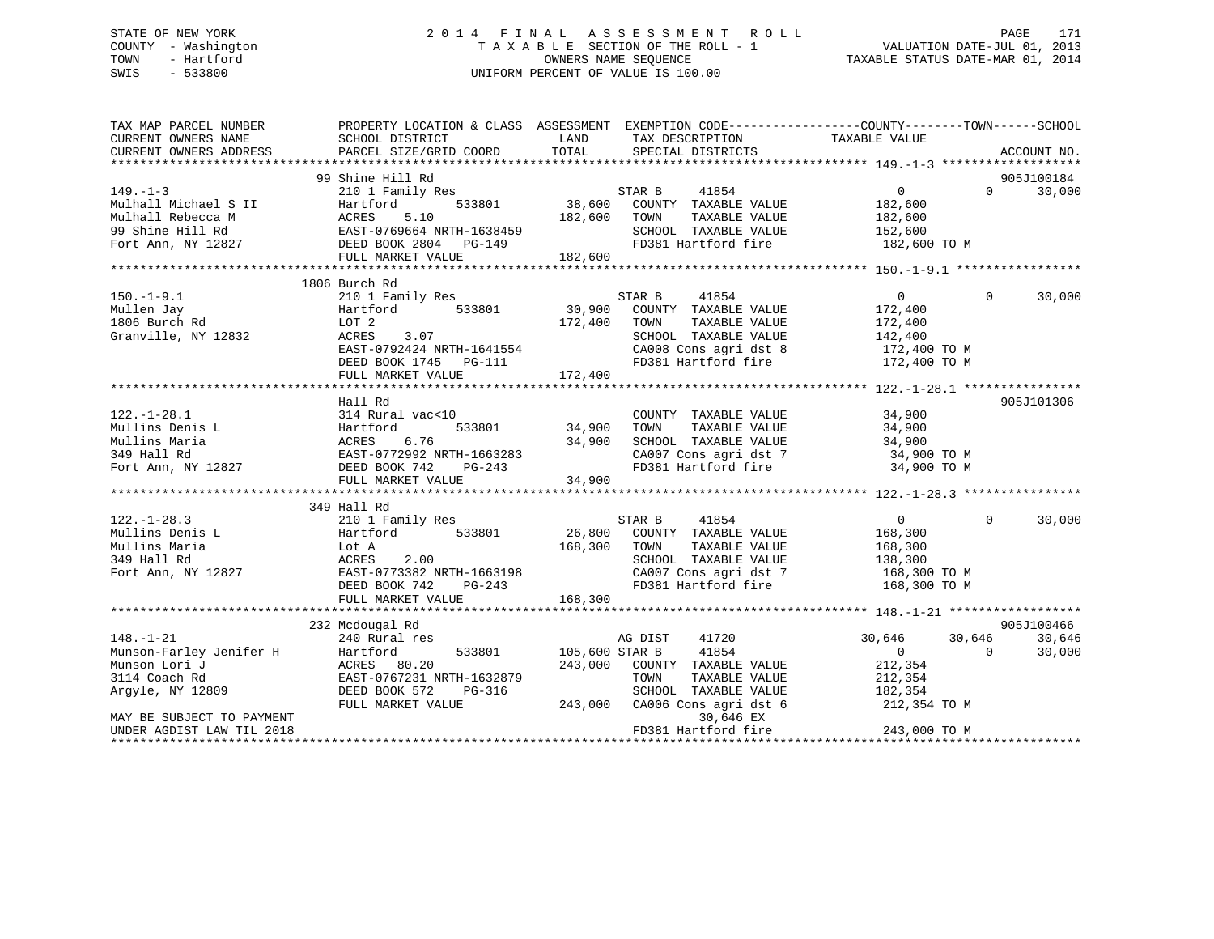STATE OF NEW YORK
COUNTY - Washington
TOWN - Hartford
SWIS - 533800

2014 FINAL ASSESSMENT ROLL
TAXABLE SECTION OF THE ROLL - 1
OWNERS NAME SEQUENCE
UNIFORM PERCENT OF VALUE IS 100.00

VALUATION DATE-JUL 01, 2013
TAXABLE STATUS DATE-MAR 01, 2014

```
TAX MAP PARCEL NUMBER          PROPERTY LOCATION & CLASS  ASSESSMENT  EXEMPTION CODE-----------------COUNTY--------TOWN------SCHOOL
CURRENT OWNERS NAME            SCHOOL DISTRICT              LAND       TAX DESCRIPTION              TAXABLE VALUE
CURRENT OWNERS ADDRESS         PARCEL SIZE/GRID COORD       TOTAL      SPECIAL DISTRICTS                                    ACCOUNT NO.
******************************************************************************************************* 149.-1-3 *******************
                               99 Shine Hill Rd                                                                              905J100184
149.-1-3                       210 1 Family Res                        STAR B      41854             0            0       30,000
Mulhall Michael S II           Hartford          533801      38,600    COUNTY  TAXABLE VALUE         182,600
Mulhall Rebecca M              ACRES    5.10                182,600    TOWN    TAXABLE VALUE         182,600
99 Shine Hill Rd               EAST-0769664 NRTH-1638459               SCHOOL  TAXABLE VALUE         152,600
Fort Ann, NY 12827             DEED BOOK 2804   PG-149                 FD381 Hartford fire            182,600 TO M
                               FULL MARKET VALUE            182,600
******************************************************************************************************* 150.-1-9.1 *****************
                               1806 Burch Rd
150.-1-9.1                     210 1 Family Res                        STAR B      41854             0            0       30,000
Mullen Jay                     Hartford          533801      30,900    COUNTY  TAXABLE VALUE         172,400
1806 Burch Rd                  LOT 2                        172,400    TOWN    TAXABLE VALUE         172,400
Granville, NY 12832            ACRES    3.07                           SCHOOL  TAXABLE VALUE         142,400
                               EAST-0792424 NRTH-1641554               CA008 Cons agri dst 8          172,400 TO M
                               DEED BOOK 1745   PG-111                 FD381 Hartford fire            172,400 TO M
                               FULL MARKET VALUE            172,400
******************************************************************************************************* 122.-1-28.1 ****************
                               Hall Rd                                                                                       905J101306
122.-1-28.1                    314 Rural vac<10                        COUNTY  TAXABLE VALUE          34,900
Mullins Denis L                Hartford          533801      34,900    TOWN    TAXABLE VALUE          34,900
Mullins Maria                  ACRES    6.76                 34,900    SCHOOL  TAXABLE VALUE          34,900
349 Hall Rd                    EAST-0772992 NRTH-1663283               CA007 Cons agri dst 7           34,900 TO M
Fort Ann, NY 12827             DEED BOOK 742    PG-243                 FD381 Hartford fire             34,900 TO M
                               FULL MARKET VALUE             34,900
******************************************************************************************************* 122.-1-28.3 ****************
                               349 Hall Rd
122.-1-28.3                    210 1 Family Res                        STAR B      41854             0            0       30,000
Mullins Denis L                Hartford          533801      26,800    COUNTY  TAXABLE VALUE         168,300
Mullins Maria                  Lot A                        168,300    TOWN    TAXABLE VALUE         168,300
349 Hall Rd                    ACRES    2.00                           SCHOOL  TAXABLE VALUE         138,300
Fort Ann, NY 12827             EAST-0773382 NRTH-1663198               CA007 Cons agri dst 7          168,300 TO M
                               DEED BOOK 742    PG-243                 FD381 Hartford fire            168,300 TO M
                               FULL MARKET VALUE            168,300
******************************************************************************************************* 148.-1-21 ******************
                               232 Mcdougal Rd                                                                               905J100466
148.-1-21                      240 Rural res                           AG DIST     41720        30,646       30,646       30,646
Munson-Farley Jenifer H        Hartford          533801     105,600 STAR B      41854             0            0       30,000
Munson Lori J                  ACRES   80.20                243,000    COUNTY  TAXABLE VALUE         212,354
3114 Coach Rd                  EAST-0767231 NRTH-1632879               TOWN    TAXABLE VALUE         212,354
Argyle, NY 12809               DEED BOOK 572    PG-316                 SCHOOL  TAXABLE VALUE         182,354
                               FULL MARKET VALUE            243,000    CA006 Cons agri dst 6          212,354 TO M
MAY BE SUBJECT TO PAYMENT                                                     30,646 EX
UNDER AGDIST LAW TIL 2018                                              FD381 Hartford fire            243,000 TO M
************************************************************************************************************************************
```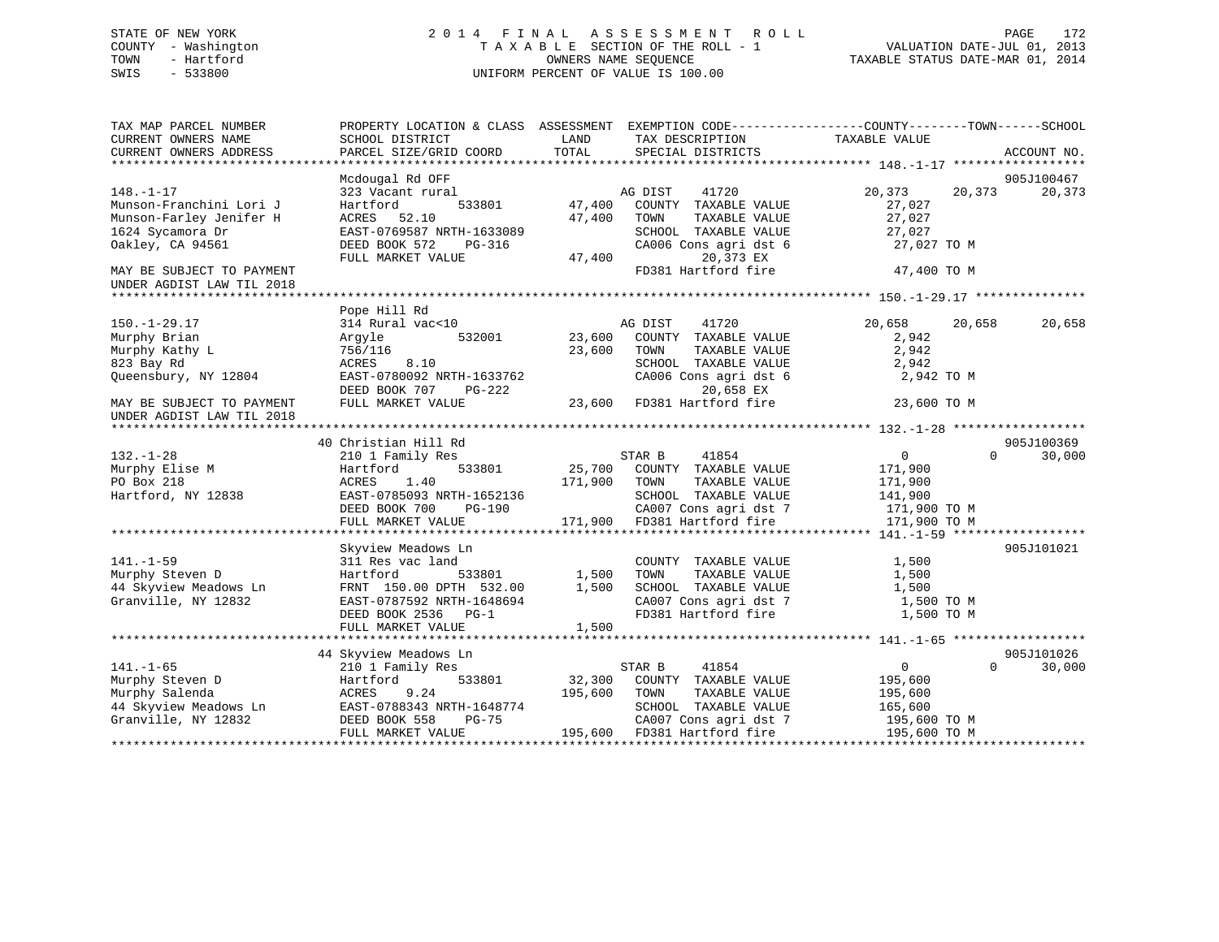STATE OF NEW YORK
COUNTY - Washington
TOWN - Hartford
SWIS - 533800

# 2014 FINAL ASSESSMENT ROLL
TAXABLE SECTION OF THE ROLL - 1
OWNERS NAME SEQUENCE
UNIFORM PERCENT OF VALUE IS 100.00

VALUATION DATE-JUL 01, 2013
TAXABLE STATUS DATE-MAR 01, 2014

| TAX MAP PARCEL NUMBER / CURRENT OWNERS NAME / CURRENT OWNERS ADDRESS | PROPERTY LOCATION & CLASS / SCHOOL DISTRICT / PARCEL SIZE/GRID COORD | ASSESSMENT LAND / TOTAL | EXEMPTION CODE / TAX DESCRIPTION / SPECIAL DISTRICTS | COUNTY | TOWN | SCHOOL | ACCOUNT NO. |
|---|---|---|---|---|---|---|---|
| 148.-1-17 | Mcdougal Rd OFF | | | | | | 905J100467 |
| | 323 Vacant rural | | AG DIST 41720 | 20,373 | 20,373 | 20,373 | |
| Munson-Franchini Lori J | Hartford 533801 | 47,400 | COUNTY TAXABLE VALUE | 27,027 | | | |
| Munson-Farley Jenifer H | ACRES 52.10 | 47,400 | TOWN TAXABLE VALUE | | 27,027 | | |
| 1624 Sycamora Dr | EAST-0769587 NRTH-1633089 | | SCHOOL TAXABLE VALUE | | | 27,027 | |
| Oakley, CA 94561 | DEED BOOK 572 PG-316 | | CA006 Cons agri dst 6 | 27,027 TO M | | | |
| | FULL MARKET VALUE | 47,400 | 20,373 EX | | | | |
| MAY BE SUBJECT TO PAYMENT UNDER AGDIST LAW TIL 2018 | | | FD381 Hartford fire | 47,400 TO M | | | |
| 150.-1-29.17 | Pope Hill Rd | | | | | | |
| | 314 Rural vac<10 | | AG DIST 41720 | 20,658 | 20,658 | 20,658 | |
| Murphy Brian | Argyle 532001 | 23,600 | COUNTY TAXABLE VALUE | 2,942 | | | |
| Murphy Kathy L | 756/116 | 23,600 | TOWN TAXABLE VALUE | | 2,942 | | |
| 823 Bay Rd | ACRES 8.10 | | SCHOOL TAXABLE VALUE | | | 2,942 | |
| Queensbury, NY 12804 | EAST-0780092 NRTH-1633762 | | CA006 Cons agri dst 6 | 2,942 TO M | | | |
| | DEED BOOK 707 PG-222 | | 20,658 EX | | | | |
| MAY BE SUBJECT TO PAYMENT UNDER AGDIST LAW TIL 2018 | FULL MARKET VALUE | 23,600 | FD381 Hartford fire | 23,600 TO M | | | |
| 132.-1-28 | 40 Christian Hill Rd | | | | | | 905J100369 |
| | 210 1 Family Res | | STAR B 41854 | 0 | 0 | 30,000 | |
| Murphy Elise M | Hartford 533801 | 25,700 | COUNTY TAXABLE VALUE | 171,900 | | | |
| PO Box 218 | ACRES 1.40 | 171,900 | TOWN TAXABLE VALUE | | 171,900 | | |
| Hartford, NY 12838 | EAST-0785093 NRTH-1652136 | | SCHOOL TAXABLE VALUE | | | 141,900 | |
| | DEED BOOK 700 PG-190 | | CA007 Cons agri dst 7 | 171,900 TO M | | | |
| | FULL MARKET VALUE | 171,900 | FD381 Hartford fire | 171,900 TO M | | | |
| 141.-1-59 | Skyview Meadows Ln | | | | | | 905J101021 |
| | 311 Res vac land | | COUNTY TAXABLE VALUE | 1,500 | | | |
| Murphy Steven D | Hartford 533801 | 1,500 | TOWN TAXABLE VALUE | | 1,500 | | |
| 44 Skyview Meadows Ln | FRNT 150.00 DPTH 532.00 | 1,500 | SCHOOL TAXABLE VALUE | | | 1,500 | |
| Granville, NY 12832 | EAST-0787592 NRTH-1648694 | | CA007 Cons agri dst 7 | 1,500 TO M | | | |
| | DEED BOOK 2536 PG-1 | | FD381 Hartford fire | 1,500 TO M | | | |
| | FULL MARKET VALUE | 1,500 | | | | | |
| 141.-1-65 | 44 Skyview Meadows Ln | | | | | | 905J101026 |
| | 210 1 Family Res | | STAR B 41854 | 0 | 0 | 30,000 | |
| Murphy Steven D | Hartford 533801 | 32,300 | COUNTY TAXABLE VALUE | 195,600 | | | |
| Murphy Salenda | ACRES 9.24 | 195,600 | TOWN TAXABLE VALUE | | 195,600 | | |
| 44 Skyview Meadows Ln | EAST-0788343 NRTH-1648774 | | SCHOOL TAXABLE VALUE | | | 165,600 | |
| Granville, NY 12832 | DEED BOOK 558 PG-75 | | CA007 Cons agri dst 7 | 195,600 TO M | | | |
| | FULL MARKET VALUE | 195,600 | FD381 Hartford fire | 195,600 TO M | | | |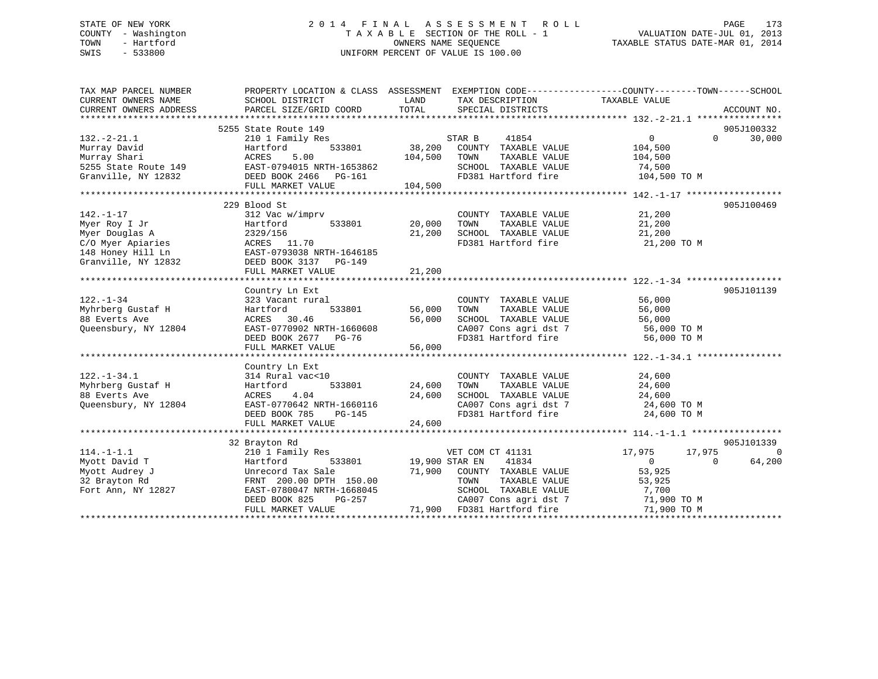STATE OF NEW YORK
COUNTY - Washington
TOWN - Hartford
SWIS - 533800

# 2014 FINAL ASSESSMENT ROLL

TAXABLE SECTION OF THE ROLL - 1
OWNERS NAME SEQUENCE
UNIFORM PERCENT OF VALUE IS 100.00

VALUATION DATE-JUL 01, 2013
TAXABLE STATUS DATE-MAR 01, 2014

```
TAX MAP PARCEL NUMBER     PROPERTY LOCATION & CLASS  ASSESSMENT  EXEMPTION CODE------------------COUNTY--------TOWN------SCHOOL
CURRENT OWNERS NAME       SCHOOL DISTRICT               LAND      TAX DESCRIPTION             TAXABLE VALUE
CURRENT OWNERS ADDRESS    PARCEL SIZE/GRID COORD       TOTAL      SPECIAL DISTRICTS                                    ACCOUNT NO.
******************************************************************************************** 132.-2-21.1 ****************
                          5255 State Route 149                                                                   905J100332
132.-2-21.1               210 1 Family Res                      STAR B     41854                  0            0     30,000
Murray David              Hartford          533801      38,200   COUNTY  TAXABLE VALUE         104,500
Murray Shari              ACRES     5.00               104,500   TOWN    TAXABLE VALUE         104,500
5255 State Route 149      EAST-0794015 NRTH-1653862               SCHOOL  TAXABLE VALUE          74,500
Granville, NY 12832       DEED BOOK 2466   PG-161                 FD381 Hartford fire          104,500 TO M
                          FULL MARKET VALUE            104,500
******************************************************************************************** 142.-1-17 ******************
                          229 Blood St                                                                           905J100469
142.-1-17                 312 Vac w/imprv                         COUNTY  TAXABLE VALUE          21,200
Myer Roy I Jr             Hartford          533801      20,000   TOWN    TAXABLE VALUE          21,200
Myer Douglas A            2329/156                      21,200   SCHOOL  TAXABLE VALUE          21,200
C/O Myer Apiaries         ACRES    11.70                          FD381 Hartford fire           21,200 TO M
148 Honey Hill Ln         EAST-0793038 NRTH-1646185
Granville, NY 12832       DEED BOOK 3137   PG-149
                          FULL MARKET VALUE             21,200
******************************************************************************************** 122.-1-34 ******************
                          Country Ln Ext                                                                         905J101139
122.-1-34                 323 Vacant rural                        COUNTY  TAXABLE VALUE          56,000
Myhrberg Gustaf H         Hartford          533801      56,000   TOWN    TAXABLE VALUE          56,000
88 Everts Ave             ACRES    30.46                56,000   SCHOOL  TAXABLE VALUE          56,000
Queensbury, NY 12804      EAST-0770902 NRTH-1660608               CA007 Cons agri dst 7         56,000 TO M
                          DEED BOOK 2677   PG-76                  FD381 Hartford fire           56,000 TO M
                          FULL MARKET VALUE             56,000
******************************************************************************************** 122.-1-34.1 ****************
                          Country Ln Ext
122.-1-34.1               314 Rural vac<10                        COUNTY  TAXABLE VALUE          24,600
Myhrberg Gustaf H         Hartford          533801      24,600   TOWN    TAXABLE VALUE          24,600
88 Everts Ave             ACRES     4.04                24,600   SCHOOL  TAXABLE VALUE          24,600
Queensbury, NY 12804      EAST-0770642 NRTH-1660116               CA007 Cons agri dst 7         24,600 TO M
                          DEED BOOK 785    PG-145                 FD381 Hartford fire           24,600 TO M
                          FULL MARKET VALUE             24,600
******************************************************************************************** 114.-1-1.1 *****************
                          32 Brayton Rd                                                                          905J101339
114.-1-1.1                210 1 Family Res                      VET COM CT 41131             17,975       17,975          0
Myott David T             Hartford          533801      19,900 STAR EN    41834                  0            0     64,200
Myott Audrey J            Unrecord Tax Sale             71,900   COUNTY  TAXABLE VALUE          53,925
32 Brayton Rd             FRNT 200.00 DPTH 150.00                 TOWN    TAXABLE VALUE          53,925
Fort Ann, NY 12827        EAST-0780047 NRTH-1668045               SCHOOL  TAXABLE VALUE           7,700
                          DEED BOOK 825    PG-257                 CA007 Cons agri dst 7         71,900 TO M
                          FULL MARKET VALUE             71,900   FD381 Hartford fire           71,900 TO M
***************************************************************************************************************************
```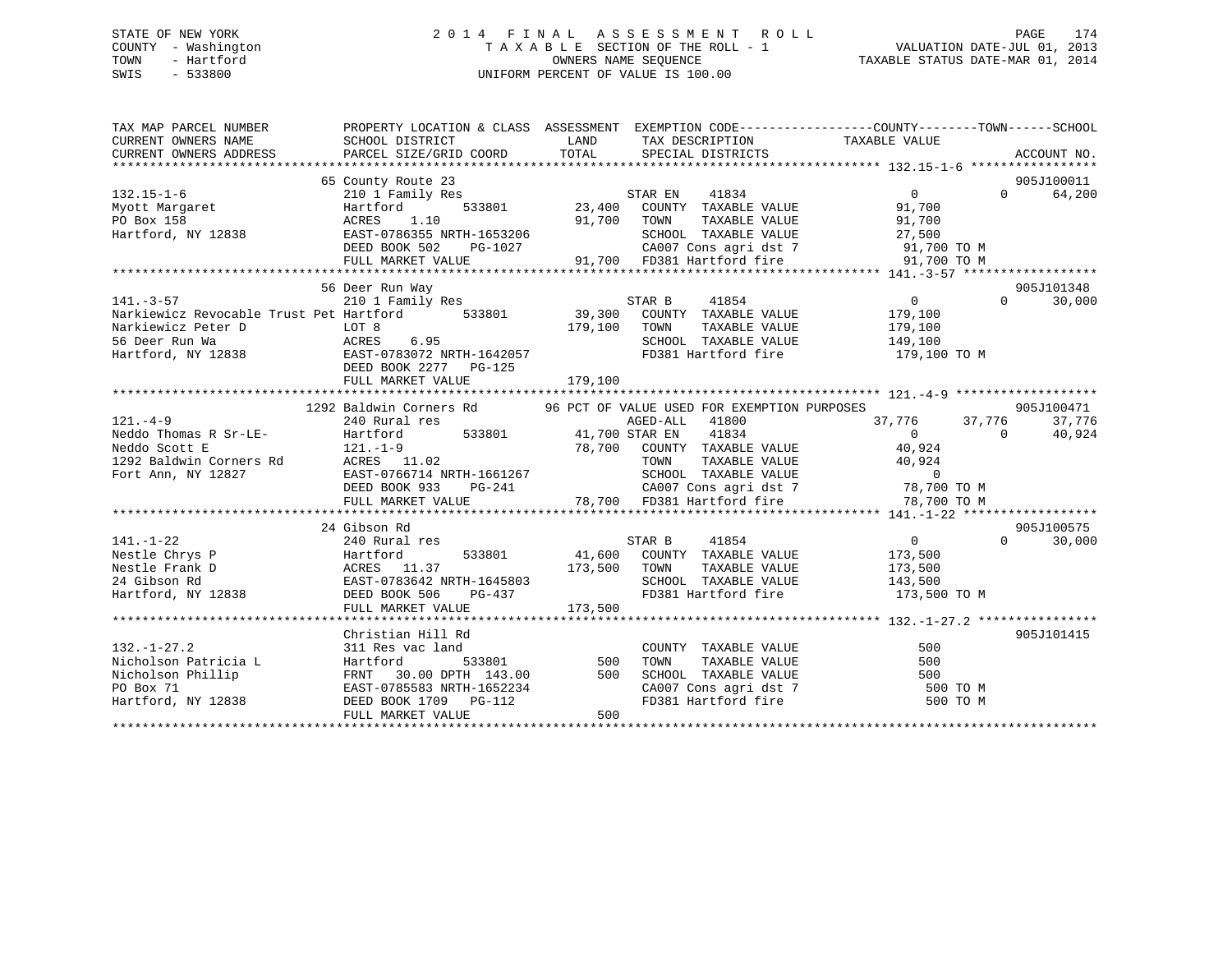STATE OF NEW YORK
COUNTY - Washington
TOWN - Hartford
SWIS - 533800

2 0 1 4 F I N A L A S S E S S M E N T R O L L
T A X A B L E SECTION OF THE ROLL - 1
OWNERS NAME SEQUENCE
UNIFORM PERCENT OF VALUE IS 100.00

VALUATION DATE-JUL 01, 2013
TAXABLE STATUS DATE-MAR 01, 2014

```
TAX MAP PARCEL NUMBER          PROPERTY LOCATION & CLASS  ASSESSMENT  EXEMPTION CODE------------------COUNTY--------TOWN------SCHOOL
CURRENT OWNERS NAME            SCHOOL DISTRICT             LAND       TAX DESCRIPTION             TAXABLE VALUE
CURRENT OWNERS ADDRESS         PARCEL SIZE/GRID COORD      TOTAL      SPECIAL DISTRICTS                                       ACCOUNT NO.
******************************************************************************************************* 132.15-1-6 *****************
                               65 County Route 23                                                                         905J100011
132.15-1-6                     210 1 Family Res                        STAR EN    41834                  0           0       64,200
Myott Margaret                 Hartford        533801       23,400    COUNTY  TAXABLE VALUE          91,700
PO Box 158                     ACRES    1.10                91,700    TOWN    TAXABLE VALUE          91,700
Hartford, NY 12838             EAST-0786355 NRTH-1653206              SCHOOL  TAXABLE VALUE          27,500
                               DEED BOOK 502    PG-1027               CA007 Cons agri dst 7           91,700 TO M
                               FULL MARKET VALUE             91,700    FD381 Hartford fire             91,700 TO M
******************************************************************************************************* 141.-3-57 ******************
                               56 Deer Run Way                                                                            905J101348
141.-3-57                      210 1 Family Res                        STAR B     41854                  0           0       30,000
Narkiewicz Revocable Trust Pet Hartford        533801       39,300    COUNTY  TAXABLE VALUE         179,100
Narkiewicz Peter D             LOT 8                       179,100    TOWN    TAXABLE VALUE         179,100
56 Deer Run Wa                 ACRES    6.95                          SCHOOL  TAXABLE VALUE         149,100
Hartford, NY 12838             EAST-0783072 NRTH-1642057              FD381 Hartford fire            179,100 TO M
                               DEED BOOK 2277   PG-125
                               FULL MARKET VALUE            179,100
******************************************************************************************************* 121.-4-9 *******************
                               1292 Baldwin Corners Rd       96 PCT OF VALUE USED FOR EXEMPTION PURPOSES                   905J100471
121.-4-9                       240 Rural res                           AGED-ALL   41800             37,776      37,776       37,776
Neddo Thomas R Sr-LE-          Hartford        533801       41,700 STAR EN    41834                  0           0       40,924
Neddo Scott E                  121.-1-9                     78,700    COUNTY  TAXABLE VALUE          40,924
1292 Baldwin Corners Rd        ACRES   11.02                          TOWN    TAXABLE VALUE          40,924
Fort Ann, NY 12827             EAST-0766714 NRTH-1661267              SCHOOL  TAXABLE VALUE               0
                               DEED BOOK 933    PG-241                CA007 Cons agri dst 7           78,700 TO M
                               FULL MARKET VALUE             78,700    FD381 Hartford fire             78,700 TO M
******************************************************************************************************* 141.-1-22 ******************
                               24 Gibson Rd                                                                               905J100575
141.-1-22                      240 Rural res                           STAR B     41854                  0           0       30,000
Nestle Chrys P                 Hartford        533801       41,600    COUNTY  TAXABLE VALUE         173,500
Nestle Frank D                 ACRES   11.37               173,500    TOWN    TAXABLE VALUE         173,500
24 Gibson Rd                   EAST-0783642 NRTH-1645803              SCHOOL  TAXABLE VALUE         143,500
Hartford, NY 12838             DEED BOOK 506    PG-437                FD381 Hartford fire            173,500 TO M
                               FULL MARKET VALUE            173,500
******************************************************************************************************* 132.-1-27.2 ****************
                               Christian Hill Rd                                                                          905J101415
132.-1-27.2                    311 Res vac land                        COUNTY  TAXABLE VALUE             500
Nicholson Patricia L           Hartford        533801          500    TOWN    TAXABLE VALUE             500
Nicholson Phillip              FRNT   30.00 DPTH 143.00        500    SCHOOL  TAXABLE VALUE             500
PO Box 71                      EAST-0785583 NRTH-1652234              CA007 Cons agri dst 7              500 TO M
Hartford, NY 12838             DEED BOOK 1709   PG-112                FD381 Hartford fire                500 TO M
                               FULL MARKET VALUE                500
************************************************************************************************************************************
```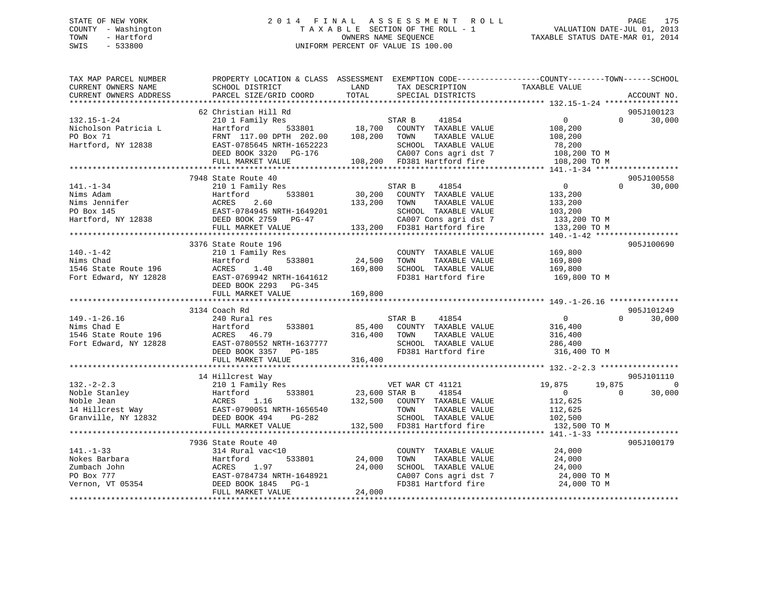STATE OF NEW YORK — 2014 FINAL ASSESSMENT ROLL
COUNTY - Washington — TAXABLE SECTION OF THE ROLL - 1 — VALUATION DATE-JUL 01, 2013
TOWN - Hartford — OWNERS NAME SEQUENCE — TAXABLE STATUS DATE-MAR 01, 2014
SWIS - 533800 — UNIFORM PERCENT OF VALUE IS 100.00

| TAX MAP PARCEL NUMBER / CURRENT OWNERS NAME / CURRENT OWNERS ADDRESS | PROPERTY LOCATION & CLASS / SCHOOL DISTRICT / PARCEL SIZE/GRID COORD | ASSESSMENT LAND / TOTAL | EXEMPTION CODE / TAX DESCRIPTION / SPECIAL DISTRICTS | COUNTY TAXABLE VALUE | TOWN | SCHOOL | ACCOUNT NO. |
|---|---|---|---|---|---|---|---|
| **132.15-1-24** | 62 Christian Hill Rd | | | | | | 905J100123 |
| Nicholson Patricia L | 210 1 Family Res | | STAR B 41854 | 0 | 0 | 30,000 | |
| PO Box 71 | Hartford 533801 | 18,700 | COUNTY TAXABLE VALUE | 108,200 | | | |
| Hartford, NY 12838 | FRNT 117.00 DPTH 202.00 | 108,200 | TOWN TAXABLE VALUE | 108,200 | | | |
| | EAST-0785645 NRTH-1652223 | | SCHOOL TAXABLE VALUE | 78,200 | | | |
| | DEED BOOK 3320 PG-176 | | CA007 Cons agri dst 7 | 108,200 TO M | | | |
| | FULL MARKET VALUE | 108,200 | FD381 Hartford fire | 108,200 TO M | | | |
| **141.-1-34** | 7948 State Route 40 | | | | | | 905J100558 |
| Nims Adam | 210 1 Family Res | | STAR B 41854 | 0 | 0 | 30,000 | |
| Nims Jennifer | Hartford 533801 | 30,200 | COUNTY TAXABLE VALUE | 133,200 | | | |
| PO Box 145 | ACRES 2.60 | 133,200 | TOWN TAXABLE VALUE | 133,200 | | | |
| Hartford, NY 12838 | EAST-0784945 NRTH-1649201 | | SCHOOL TAXABLE VALUE | 103,200 | | | |
| | DEED BOOK 2759 PG-47 | | CA007 Cons agri dst 7 | 133,200 TO M | | | |
| | FULL MARKET VALUE | 133,200 | FD381 Hartford fire | 133,200 TO M | | | |
| **140.-1-42** | 3376 State Route 196 | | | | | | 905J100690 |
| Nims Chad | 210 1 Family Res | | COUNTY TAXABLE VALUE | 169,800 | | | |
| 1546 State Route 196 | Hartford 533801 | 24,500 | TOWN TAXABLE VALUE | 169,800 | | | |
| Fort Edward, NY 12828 | ACRES 1.40 | 169,800 | SCHOOL TAXABLE VALUE | 169,800 | | | |
| | EAST-0769942 NRTH-1641612 | | FD381 Hartford fire | 169,800 TO M | | | |
| | DEED BOOK 2293 PG-345 | | | | | | |
| | FULL MARKET VALUE | 169,800 | | | | | |
| **149.-1-26.16** | 3134 Coach Rd | | | | | | 905J101249 |
| Nims Chad E | 240 Rural res | | STAR B 41854 | 0 | 0 | 30,000 | |
| 1546 State Route 196 | Hartford 533801 | 85,400 | COUNTY TAXABLE VALUE | 316,400 | | | |
| Fort Edward, NY 12828 | ACRES 46.79 | 316,400 | TOWN TAXABLE VALUE | 316,400 | | | |
| | EAST-0780552 NRTH-1637777 | | SCHOOL TAXABLE VALUE | 286,400 | | | |
| | DEED BOOK 3357 PG-185 | | FD381 Hartford fire | 316,400 TO M | | | |
| | FULL MARKET VALUE | 316,400 | | | | | |
| **132.-2-2.3** | 14 Hillcrest Way | | | | | | 905J101110 |
| Noble Stanley | 210 1 Family Res | | VET WAR CT 41121 | 19,875 | 19,875 | 0 | |
| Noble Jean | Hartford 533801 | 23,600 | STAR B 41854 | 0 | 0 | 30,000 | |
| 14 Hillcrest Way | ACRES 1.16 | 132,500 | COUNTY TAXABLE VALUE | 112,625 | | | |
| Granville, NY 12832 | EAST-0790051 NRTH-1656540 | | TOWN TAXABLE VALUE | 112,625 | | | |
| | DEED BOOK 494 PG-282 | | SCHOOL TAXABLE VALUE | 102,500 | | | |
| | FULL MARKET VALUE | 132,500 | FD381 Hartford fire | 132,500 TO M | | | |
| **141.-1-33** | 7936 State Route 40 | | | | | | 905J100179 |
| Nokes Barbara | 314 Rural vac<10 | | COUNTY TAXABLE VALUE | 24,000 | | | |
| Zumbach John | Hartford 533801 | 24,000 | TOWN TAXABLE VALUE | 24,000 | | | |
| PO Box 777 | ACRES 1.97 | 24,000 | SCHOOL TAXABLE VALUE | 24,000 | | | |
| Vernon, VT 05354 | EAST-0784734 NRTH-1648921 | | CA007 Cons agri dst 7 | 24,000 TO M | | | |
| | DEED BOOK 1845 PG-1 | | FD381 Hartford fire | 24,000 TO M | | | |
| | FULL MARKET VALUE | 24,000 | | | | | |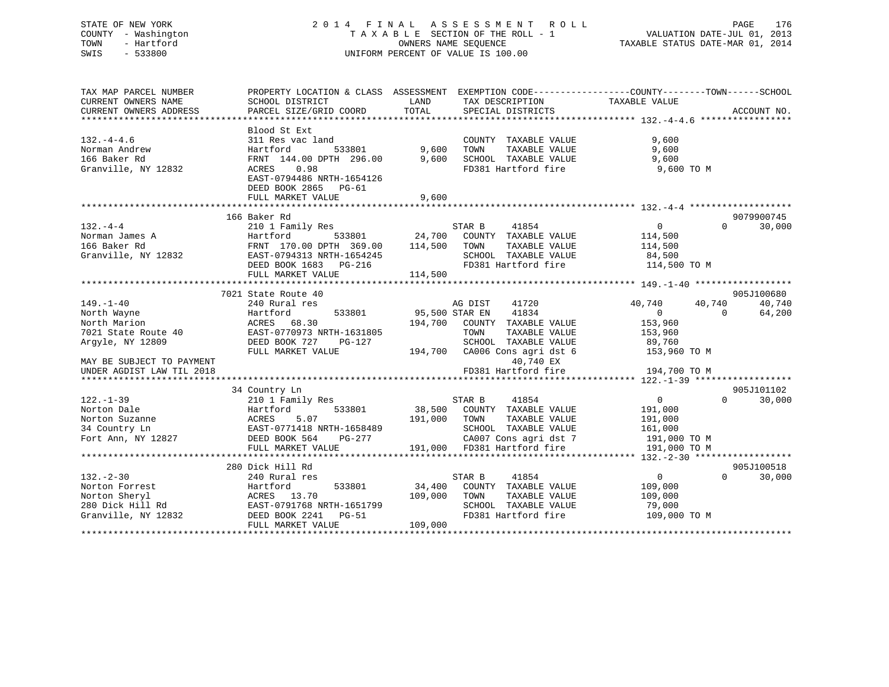STATE OF NEW YORK
COUNTY - Washington
TOWN - Hartford
SWIS - 533800

2014 FINAL ASSESSMENT ROLL
TAXABLE SECTION OF THE ROLL - 1
OWNERS NAME SEQUENCE
UNIFORM PERCENT OF VALUE IS 100.00

VALUATION DATE-JUL 01, 2013
TAXABLE STATUS DATE-MAR 01, 2014

```
TAX MAP PARCEL NUMBER          PROPERTY LOCATION & CLASS  ASSESSMENT  EXEMPTION CODE------------------COUNTY--------TOWN------SCHOOL
CURRENT OWNERS NAME            SCHOOL DISTRICT              LAND      TAX DESCRIPTION            TAXABLE VALUE
CURRENT OWNERS ADDRESS         PARCEL SIZE/GRID COORD       TOTAL     SPECIAL DISTRICTS                                 ACCOUNT NO.
******************************************************************************************************* 132.-4-4.6 *****************
                               Blood St Ext
132.-4-4.6                     311 Res vac land                        COUNTY  TAXABLE VALUE           9,600
Norman Andrew                  Hartford        533801        9,600     TOWN    TAXABLE VALUE           9,600
166 Baker Rd                   FRNT 144.00 DPTH 296.00       9,600     SCHOOL  TAXABLE VALUE           9,600
Granville, NY 12832            ACRES    0.98                           FD381 Hartford fire              9,600 TO M
                               EAST-0794486 NRTH-1654126
                               DEED BOOK 2865   PG-61
                               FULL MARKET VALUE             9,600
******************************************************************************************************* 132.-4-4 *******************
                               166 Baker Rd                                                                          9079900745
132.-4-4                       210 1 Family Res                        STAR B      41854                 0            0      30,000
Norman James A                 Hartford        533801       24,700     COUNTY  TAXABLE VALUE         114,500
166 Baker Rd                   FRNT 170.00 DPTH 369.00     114,500     TOWN    TAXABLE VALUE         114,500
Granville, NY 12832            EAST-0794313 NRTH-1654245               SCHOOL  TAXABLE VALUE          84,500
                               DEED BOOK 1683   PG-216                 FD381 Hartford fire            114,500 TO M
                               FULL MARKET VALUE           114,500
******************************************************************************************************* 149.-1-40 ******************
                               7021 State Route 40                                                                   905J100680
149.-1-40                      240 Rural res                           AG DIST     41720            40,740       40,740      40,740
North Wayne                    Hartford        533801       95,500 STAR EN     41834                 0            0      64,200
North Marion                   ACRES   68.30               194,700     COUNTY  TAXABLE VALUE         153,960
7021 State Route 40            EAST-0770973 NRTH-1631805               TOWN    TAXABLE VALUE         153,960
Argyle, NY 12809               DEED BOOK 727    PG-127                 SCHOOL  TAXABLE VALUE          89,760
                               FULL MARKET VALUE           194,700     CA006 Cons agri dst 6          153,960 TO M
MAY BE SUBJECT TO PAYMENT                                                   40,740 EX
UNDER AGDIST LAW TIL 2018                                              FD381 Hartford fire            194,700 TO M
******************************************************************************************************* 122.-1-39 ******************
                               34 Country Ln                                                                         905J101102
122.-1-39                      210 1 Family Res                        STAR B      41854                 0            0      30,000
Norton Dale                    Hartford        533801       38,500     COUNTY  TAXABLE VALUE         191,000
Norton Suzanne                 ACRES    5.07               191,000     TOWN    TAXABLE VALUE         191,000
34 Country Ln                  EAST-0771418 NRTH-1658489               SCHOOL  TAXABLE VALUE         161,000
Fort Ann, NY 12827             DEED BOOK 564    PG-277                 CA007 Cons agri dst 7          191,000 TO M
                               FULL MARKET VALUE           191,000     FD381 Hartford fire            191,000 TO M
******************************************************************************************************* 132.-2-30 ******************
                               280 Dick Hill Rd                                                                      905J100518
132.-2-30                      240 Rural res                           STAR B      41854                 0            0      30,000
Norton Forrest                 Hartford        533801       34,400     COUNTY  TAXABLE VALUE         109,000
Norton Sheryl                  ACRES   13.70               109,000     TOWN    TAXABLE VALUE         109,000
280 Dick Hill Rd               EAST-0791768 NRTH-1651799               SCHOOL  TAXABLE VALUE          79,000
Granville, NY 12832            DEED BOOK 2241   PG-51                  FD381 Hartford fire            109,000 TO M
                               FULL MARKET VALUE           109,000
************************************************************************************************************************************
```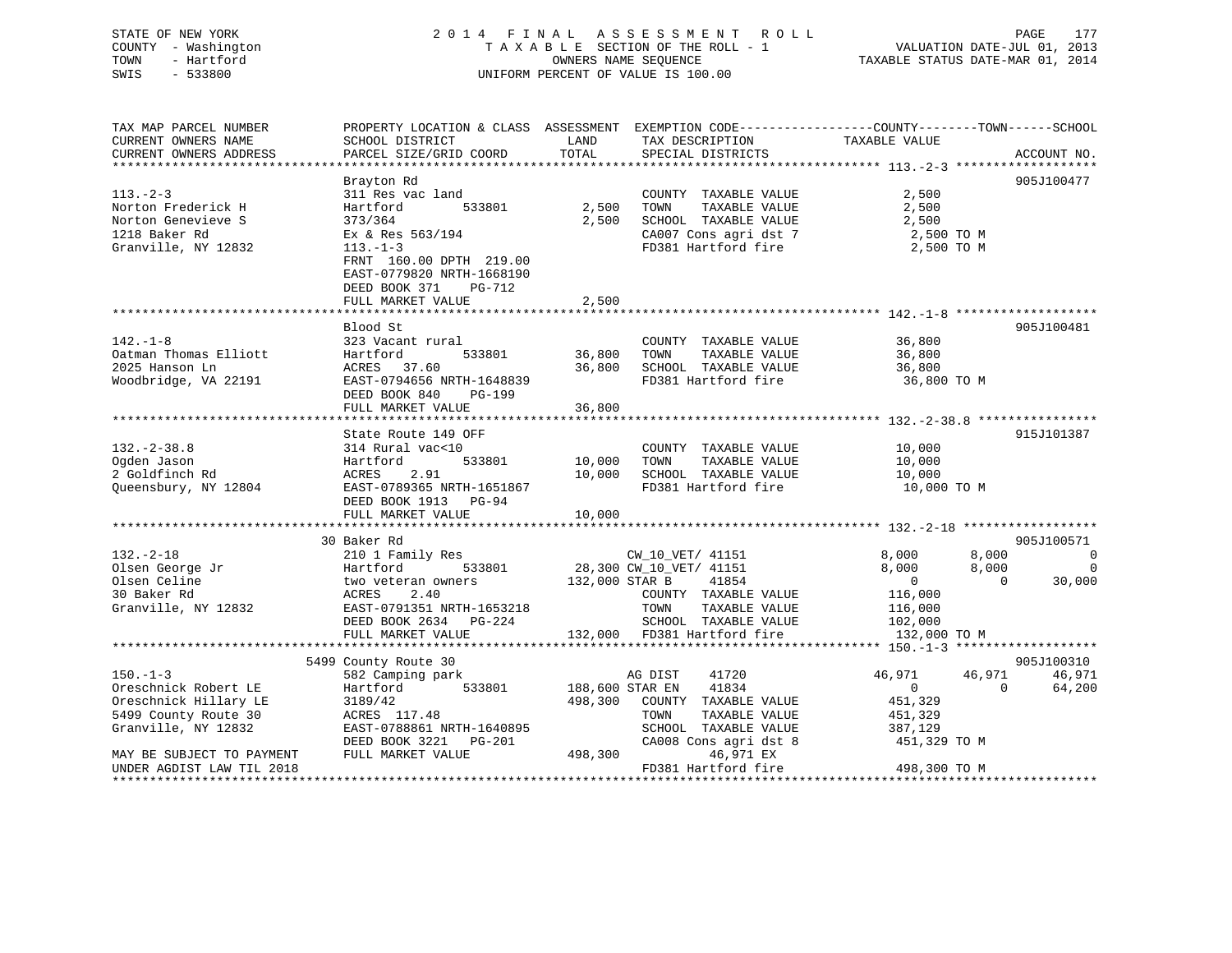STATE OF NEW YORK
COUNTY - Washington
TOWN - Hartford
SWIS - 533800

2014 FINAL ASSESSMENT ROLL
TAXABLE SECTION OF THE ROLL - 1
OWNERS NAME SEQUENCE
UNIFORM PERCENT OF VALUE IS 100.00

VALUATION DATE-JUL 01, 2013
TAXABLE STATUS DATE-MAR 01, 2014

```
TAX MAP PARCEL NUMBER          PROPERTY LOCATION & CLASS  ASSESSMENT  EXEMPTION CODE-----------------COUNTY--------TOWN------SCHOOL
CURRENT OWNERS NAME            SCHOOL DISTRICT               LAND      TAX DESCRIPTION           TAXABLE VALUE
CURRENT OWNERS ADDRESS         PARCEL SIZE/GRID COORD        TOTAL     SPECIAL DISTRICTS                                  ACCOUNT NO.
******************************************************************************************************* 113.-2-3 *******************
                               Brayton Rd                                                                               905J100477
113.-2-3                       311 Res vac land                         COUNTY  TAXABLE VALUE            2,500
Norton Frederick H             Hartford         533801        2,500     TOWN    TAXABLE VALUE            2,500
Norton Genevieve S             373/364                        2,500     SCHOOL  TAXABLE VALUE            2,500
1218 Baker Rd                  Ex & Res 563/194                         CA007 Cons agri dst 7             2,500 TO M
Granville, NY 12832            113.-1-3                                 FD381 Hartford fire               2,500 TO M
                               FRNT 160.00 DPTH 219.00
                               EAST-0779820 NRTH-1668190
                               DEED BOOK 371    PG-712
                               FULL MARKET VALUE              2,500
******************************************************************************************************* 142.-1-8 *******************
                               Blood St                                                                                 905J100481
142.-1-8                       323 Vacant rural                         COUNTY  TAXABLE VALUE           36,800
Oatman Thomas Elliott          Hartford         533801       36,800     TOWN    TAXABLE VALUE           36,800
2025 Hanson Ln                 ACRES   37.60                 36,800     SCHOOL  TAXABLE VALUE           36,800
Woodbridge, VA 22191           EAST-0794656 NRTH-1648839                FD381 Hartford fire              36,800 TO M
                               DEED BOOK 840    PG-199
                               FULL MARKET VALUE             36,800
******************************************************************************************************* 132.-2-38.8 ****************
                               State Route 149 OFF                                                                      915J101387
132.-2-38.8                    314 Rural vac<10                         COUNTY  TAXABLE VALUE           10,000
Ogden Jason                    Hartford         533801       10,000     TOWN    TAXABLE VALUE           10,000
2 Goldfinch Rd                 ACRES    2.91                 10,000     SCHOOL  TAXABLE VALUE           10,000
Queensbury, NY 12804           EAST-0789365 NRTH-1651867                FD381 Hartford fire              10,000 TO M
                               DEED BOOK 1913   PG-94
                               FULL MARKET VALUE             10,000
******************************************************************************************************* 132.-2-18 ******************
                           30 Baker Rd                                                                                  905J100571
132.-2-18                      210 1 Family Res                         CW_10_VET/ 41151                 8,000      8,000           0
Olsen George Jr                Hartford         533801       28,300 CW_10_VET/ 41151                 8,000      8,000           0
Olsen Celine                   two veteran owners           132,000 STAR B      41854                    0          0      30,000
30 Baker Rd                    ACRES    2.40                            COUNTY  TAXABLE VALUE          116,000
Granville, NY 12832            EAST-0791351 NRTH-1653218                TOWN    TAXABLE VALUE          116,000
                               DEED BOOK 2634   PG-224                  SCHOOL  TAXABLE VALUE          102,000
                               FULL MARKET VALUE            132,000     FD381 Hartford fire             132,000 TO M
******************************************************************************************************* 150.-1-3 *******************
                         5499 County Route 30                                                                           905J100310
150.-1-3                       582 Camping park                         AG DIST     41720               46,971     46,971      46,971
Oreschnick Robert LE           Hartford         533801      188,600 STAR EN     41834                    0          0      64,200
Oreschnick Hillary LE          3189/42                      498,300     COUNTY  TAXABLE VALUE          451,329
5499 County Route 30           ACRES  117.48                            TOWN    TAXABLE VALUE          451,329
Granville, NY 12832            EAST-0788861 NRTH-1640895                SCHOOL  TAXABLE VALUE          387,129
                               DEED BOOK 3221   PG-201                  CA008 Cons agri dst 8           451,329 TO M
MAY BE SUBJECT TO PAYMENT      FULL MARKET VALUE            498,300           46,971 EX
UNDER AGDIST LAW TIL 2018                                               FD381 Hartford fire             498,300 TO M
************************************************************************************************************************************
```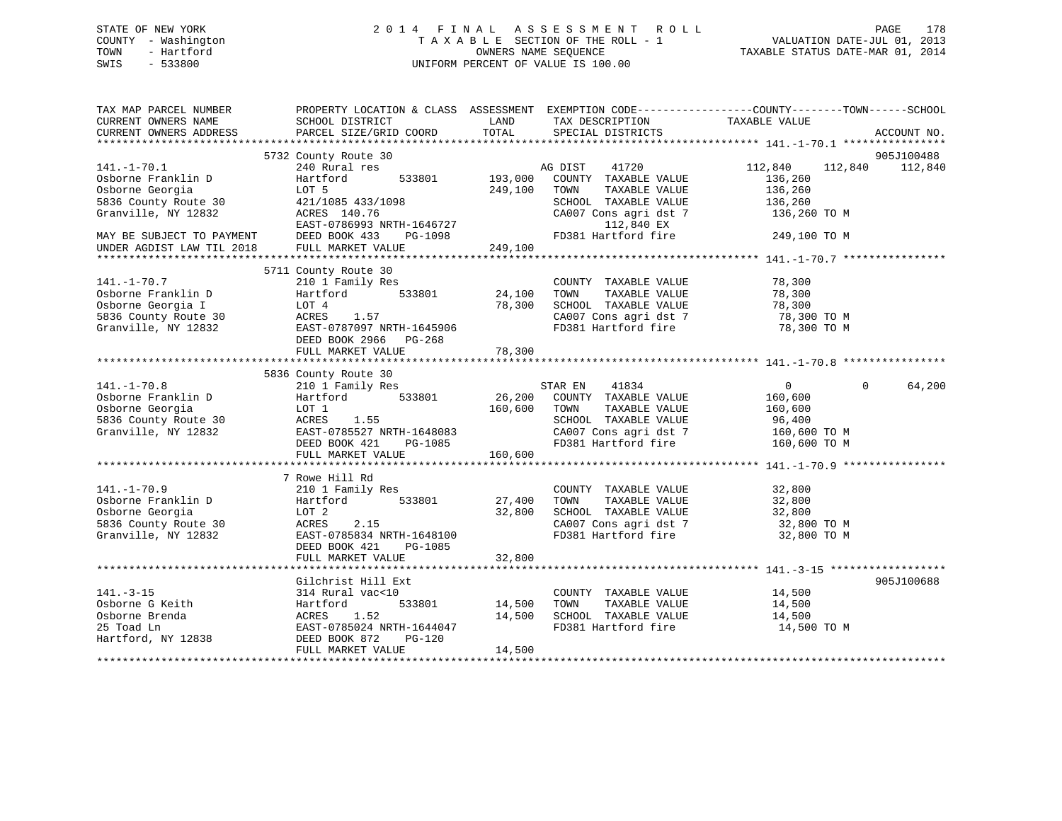STATE OF NEW YORK
COUNTY - Washington
TOWN - Hartford
SWIS - 533800

2014 FINAL ASSESSMENT ROLL
TAXABLE SECTION OF THE ROLL - 1
OWNERS NAME SEQUENCE
UNIFORM PERCENT OF VALUE IS 100.00

VALUATION DATE-JUL 01, 2013
TAXABLE STATUS DATE-MAR 01, 2014

```
TAX MAP PARCEL NUMBER      PROPERTY LOCATION & CLASS  ASSESSMENT  EXEMPTION CODE------------------COUNTY--------TOWN------SCHOOL
CURRENT OWNERS NAME        SCHOOL DISTRICT             LAND       TAX DESCRIPTION              TAXABLE VALUE
CURRENT OWNERS ADDRESS     PARCEL SIZE/GRID COORD      TOTAL      SPECIAL DISTRICTS                                      ACCOUNT NO.
******************************************************************************************************* 141.-1-70.1 ****************
                           5732 County Route 30                                                                          905J100488
141.-1-70.1                240 Rural res                          AG DIST    41720           112,840      112,840      112,840
Osborne Franklin D         Hartford         533801      193,000   COUNTY  TAXABLE VALUE        136,260
Osborne Georgia            LOT 5                        249,100   TOWN    TAXABLE VALUE        136,260
5836 County Route 30       421/1085 433/1098                      SCHOOL  TAXABLE VALUE        136,260
Granville, NY 12832        ACRES  140.76                          CA007 Cons agri dst 7          136,260 TO M
                           EAST-0786993 NRTH-1646727                    112,840 EX
MAY BE SUBJECT TO PAYMENT  DEED BOOK 433    PG-1098               FD381 Hartford fire            249,100 TO M
UNDER AGDIST LAW TIL 2018  FULL MARKET VALUE            249,100
******************************************************************************************************* 141.-1-70.7 ****************
                           5711 County Route 30
141.-1-70.7                210 1 Family Res                       COUNTY  TAXABLE VALUE         78,300
Osborne Franklin D         Hartford         533801       24,100   TOWN    TAXABLE VALUE         78,300
Osborne Georgia I          LOT 4                         78,300   SCHOOL  TAXABLE VALUE         78,300
5836 County Route 30       ACRES    1.57                          CA007 Cons agri dst 7           78,300 TO M
Granville, NY 12832        EAST-0787097 NRTH-1645906              FD381 Hartford fire             78,300 TO M
                           DEED BOOK 2966   PG-268
                           FULL MARKET VALUE             78,300
******************************************************************************************************* 141.-1-70.8 ****************
                           5836 County Route 30
141.-1-70.8                210 1 Family Res                       STAR EN    41834                 0            0       64,200
Osborne Franklin D         Hartford         533801       26,200   COUNTY  TAXABLE VALUE        160,600
Osborne Georgia            LOT 1                        160,600   TOWN    TAXABLE VALUE        160,600
5836 County Route 30       ACRES    1.55                          SCHOOL  TAXABLE VALUE         96,400
Granville, NY 12832        EAST-0785527 NRTH-1648083              CA007 Cons agri dst 7          160,600 TO M
                           DEED BOOK 421    PG-1085               FD381 Hartford fire            160,600 TO M
                           FULL MARKET VALUE            160,600
******************************************************************************************************* 141.-1-70.9 ****************
                           7 Rowe Hill Rd
141.-1-70.9                210 1 Family Res                       COUNTY  TAXABLE VALUE         32,800
Osborne Franklin D         Hartford         533801       27,400   TOWN    TAXABLE VALUE         32,800
Osborne Georgia            LOT 2                         32,800   SCHOOL  TAXABLE VALUE         32,800
5836 County Route 30       ACRES    2.15                          CA007 Cons agri dst 7           32,800 TO M
Granville, NY 12832        EAST-0785834 NRTH-1648100              FD381 Hartford fire             32,800 TO M
                           DEED BOOK 421    PG-1085
                           FULL MARKET VALUE             32,800
******************************************************************************************************* 141.-3-15 ******************
                           Gilchrist Hill Ext                                                                            905J100688
141.-3-15                  314 Rural vac<10                       COUNTY  TAXABLE VALUE         14,500
Osborne G Keith            Hartford         533801       14,500   TOWN    TAXABLE VALUE         14,500
Osborne Brenda             ACRES    1.52                 14,500   SCHOOL  TAXABLE VALUE         14,500
25 Toad Ln                 EAST-0785024 NRTH-1644047              FD381 Hartford fire             14,500 TO M
Hartford, NY 12838         DEED BOOK 872    PG-120
                           FULL MARKET VALUE             14,500
************************************************************************************************************************************
```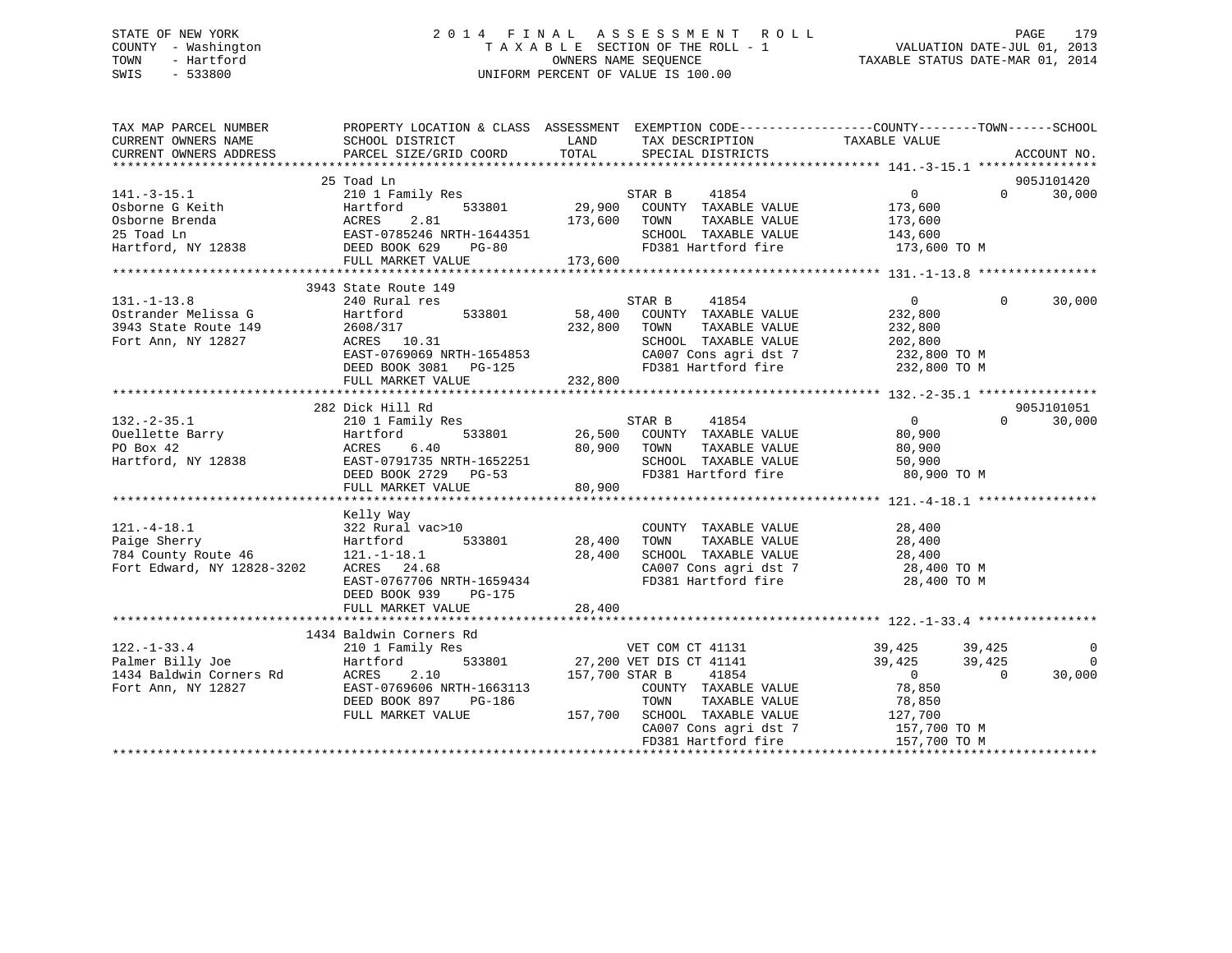STATE OF NEW YORK
COUNTY - Washington
TOWN - Hartford
SWIS - 533800

# 2014 FINAL ASSESSMENT ROLL
TAXABLE SECTION OF THE ROLL - 1
OWNERS NAME SEQUENCE
UNIFORM PERCENT OF VALUE IS 100.00

VALUATION DATE-JUL 01, 2013
TAXABLE STATUS DATE-MAR 01, 2014

```
TAX MAP PARCEL NUMBER          PROPERTY LOCATION & CLASS  ASSESSMENT  EXEMPTION CODE------------------COUNTY--------TOWN------SCHOOL
CURRENT OWNERS NAME            SCHOOL DISTRICT              LAND      TAX DESCRIPTION              TAXABLE VALUE
CURRENT OWNERS ADDRESS         PARCEL SIZE/GRID COORD       TOTAL     SPECIAL DISTRICTS                                   ACCOUNT NO.
******************************************************************************************************* 141.-3-15.1 ****************
                         25 Toad Ln                                                                                  905J101420
141.-3-15.1                    210 1 Family Res                       STAR B     41854               0           0       30,000
Osborne G Keith                Hartford         533801        29,900   COUNTY  TAXABLE VALUE         173,600
Osborne Brenda                 ACRES    2.81                 173,600   TOWN    TAXABLE VALUE         173,600
25 Toad Ln                     EAST-0785246 NRTH-1644351               SCHOOL  TAXABLE VALUE         143,600
Hartford, NY 12838             DEED BOOK 629    PG-80                  FD381 Hartford fire           173,600 TO M
                               FULL MARKET VALUE             173,600
******************************************************************************************************* 131.-1-13.8 ****************
                         3943 State Route 149
131.-1-13.8                    240 Rural res                          STAR B     41854               0           0       30,000
Ostrander Melissa G            Hartford         533801        58,400   COUNTY  TAXABLE VALUE         232,800
3943 State Route 149           2608/317                      232,800   TOWN    TAXABLE VALUE         232,800
Fort Ann, NY 12827             ACRES   10.31                           SCHOOL  TAXABLE VALUE         202,800
                               EAST-0769069 NRTH-1654853               CA007 Cons agri dst 7         232,800 TO M
                               DEED BOOK 3081   PG-125                 FD381 Hartford fire           232,800 TO M
                               FULL MARKET VALUE             232,800
******************************************************************************************************* 132.-2-35.1 ****************
                         282 Dick Hill Rd                                                                            905J101051
132.-2-35.1                    210 1 Family Res                       STAR B     41854               0           0       30,000
Ouellette Barry                Hartford         533801        26,500   COUNTY  TAXABLE VALUE          80,900
PO Box 42                      ACRES    6.40                  80,900   TOWN    TAXABLE VALUE          80,900
Hartford, NY 12838             EAST-0791735 NRTH-1652251               SCHOOL  TAXABLE VALUE          50,900
                               DEED BOOK 2729   PG-53                  FD381 Hartford fire            80,900 TO M
                               FULL MARKET VALUE              80,900
******************************************************************************************************* 121.-4-18.1 ****************
                         Kelly Way
121.-4-18.1                    322 Rural vac>10                        COUNTY  TAXABLE VALUE          28,400
Paige Sherry                   Hartford         533801        28,400   TOWN    TAXABLE VALUE          28,400
784 County Route 46            121.-1-18.1                    28,400   SCHOOL  TAXABLE VALUE          28,400
Fort Edward, NY 12828-3202     ACRES   24.68                           CA007 Cons agri dst 7          28,400 TO M
                               EAST-0767706 NRTH-1659434               FD381 Hartford fire            28,400 TO M
                               DEED BOOK 939    PG-175
                               FULL MARKET VALUE              28,400
******************************************************************************************************* 122.-1-33.4 ****************
                         1434 Baldwin Corners Rd
122.-1-33.4                    210 1 Family Res                       VET COM CT 41131           39,425      39,425           0
Palmer Billy Joe               Hartford         533801        27,200 VET DIS CT 41141            39,425      39,425           0
1434 Baldwin Corners Rd        ACRES    2.10                 157,700 STAR B     41854                0           0       30,000
Fort Ann, NY 12827             EAST-0769606 NRTH-1663113               COUNTY  TAXABLE VALUE          78,850
                               DEED BOOK 897    PG-186                 TOWN    TAXABLE VALUE          78,850
                               FULL MARKET VALUE             157,700   SCHOOL  TAXABLE VALUE         127,700
                                                                       CA007 Cons agri dst 7         157,700 TO M
                                                                       FD381 Hartford fire           157,700 TO M
************************************************************************************************************************************
```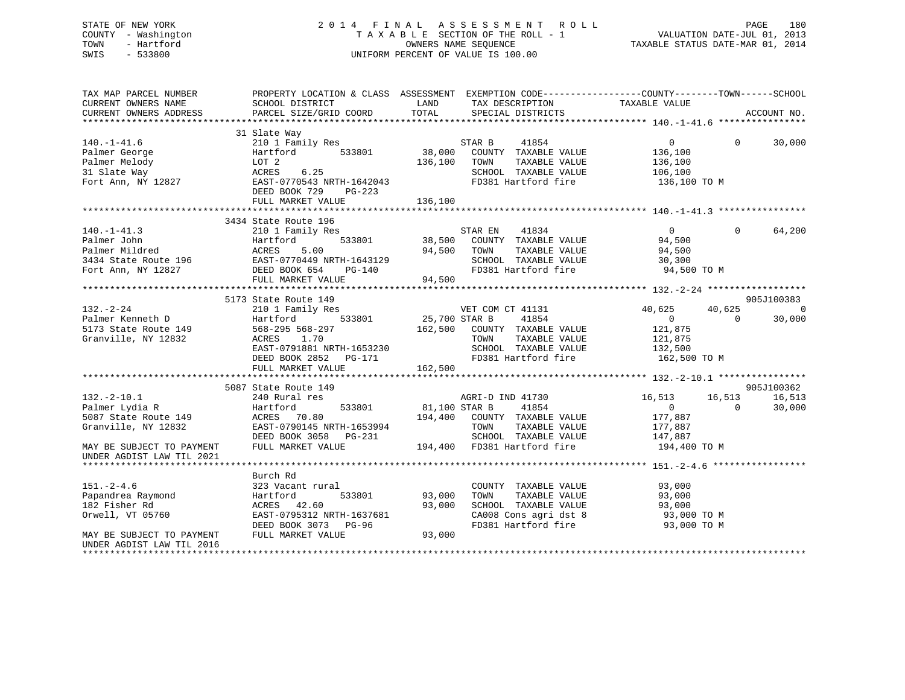STATE OF NEW YORK
COUNTY - Washington
TOWN - Hartford
SWIS - 533800

2014 FINAL ASSESSMENT ROLL
TAXABLE SECTION OF THE ROLL - 1
OWNERS NAME SEQUENCE
UNIFORM PERCENT OF VALUE IS 100.00

VALUATION DATE-JUL 01, 2013
TAXABLE STATUS DATE-MAR 01, 2014

```
TAX MAP PARCEL NUMBER          PROPERTY LOCATION & CLASS  ASSESSMENT  EXEMPTION CODE------------------COUNTY--------TOWN------SCHOOL
CURRENT OWNERS NAME            SCHOOL DISTRICT               LAND      TAX DESCRIPTION              TAXABLE VALUE
CURRENT OWNERS ADDRESS         PARCEL SIZE/GRID COORD        TOTAL     SPECIAL DISTRICTS                                    ACCOUNT NO.
******************************************************************************************************* 140.-1-41.6 ****************
                               31 Slate Way
140.-1-41.6                    210 1 Family Res                        STAR B     41854                  0            0      30,000
Palmer George                  Hartford          533801       38,000   COUNTY  TAXABLE VALUE         136,100
Palmer Melody                  LOT 2                         136,100   TOWN    TAXABLE VALUE         136,100
31 Slate Way                   ACRES    6.25                           SCHOOL  TAXABLE VALUE         106,100
Fort Ann, NY 12827             EAST-0770543 NRTH-1642043               FD381 Hartford fire            136,100 TO M
                               DEED BOOK 729     PG-223
                               FULL MARKET VALUE             136,100
******************************************************************************************************* 140.-1-41.3 ****************
                               3434 State Route 196
140.-1-41.3                    210 1 Family Res                        STAR EN    41834                  0            0      64,200
Palmer John                    Hartford          533801       38,500   COUNTY  TAXABLE VALUE          94,500
Palmer Mildred                 ACRES    5.00                  94,500   TOWN    TAXABLE VALUE          94,500
3434 State Route 196           EAST-0770449 NRTH-1643129               SCHOOL  TAXABLE VALUE          30,300
Fort Ann, NY 12827             DEED BOOK 654     PG-140                FD381 Hartford fire             94,500 TO M
                               FULL MARKET VALUE              94,500
******************************************************************************************************* 132.-2-24 ******************
                               5173 State Route 149                                                                  905J100383
132.-2-24                      210 1 Family Res                        VET COM CT 41131             40,625       40,625           0
Palmer Kenneth D               Hartford          533801       25,700 STAR B     41854                  0            0      30,000
5173 State Route 149           568-295 568-297               162,500   COUNTY  TAXABLE VALUE         121,875
Granville, NY 12832            ACRES    1.70                           TOWN    TAXABLE VALUE         121,875
                               EAST-0791881 NRTH-1653230               SCHOOL  TAXABLE VALUE         132,500
                               DEED BOOK 2852    PG-171                FD381 Hartford fire            162,500 TO M
                               FULL MARKET VALUE             162,500
******************************************************************************************************* 132.-2-10.1 ****************
                               5087 State Route 149                                                                  905J100362
132.-2-10.1                    240 Rural res                           AGRI-D IND 41730             16,513       16,513      16,513
Palmer Lydia R                 Hartford          533801       81,100 STAR B     41854                  0            0      30,000
5087 State Route 149           ACRES   70.80                 194,400   COUNTY  TAXABLE VALUE         177,887
Granville, NY 12832            EAST-0790145 NRTH-1653994               TOWN    TAXABLE VALUE         177,887
                               DEED BOOK 3058    PG-231                SCHOOL  TAXABLE VALUE         147,887
MAY BE SUBJECT TO PAYMENT      FULL MARKET VALUE             194,400   FD381 Hartford fire            194,400 TO M
UNDER AGDIST LAW TIL 2021
******************************************************************************************************* 151.-2-4.6 *****************
                               Burch Rd
151.-2-4.6                     323 Vacant rural                        COUNTY  TAXABLE VALUE          93,000
Papandrea Raymond              Hartford          533801       93,000   TOWN    TAXABLE VALUE          93,000
182 Fisher Rd                  ACRES   42.60                  93,000   SCHOOL  TAXABLE VALUE          93,000
Orwell, VT 05760               EAST-0795312 NRTH-1637681               CA008 Cons agri dst 8           93,000 TO M
                               DEED BOOK 3073    PG-96                 FD381 Hartford fire             93,000 TO M
MAY BE SUBJECT TO PAYMENT      FULL MARKET VALUE              93,000
UNDER AGDIST LAW TIL 2016
************************************************************************************************************************************
```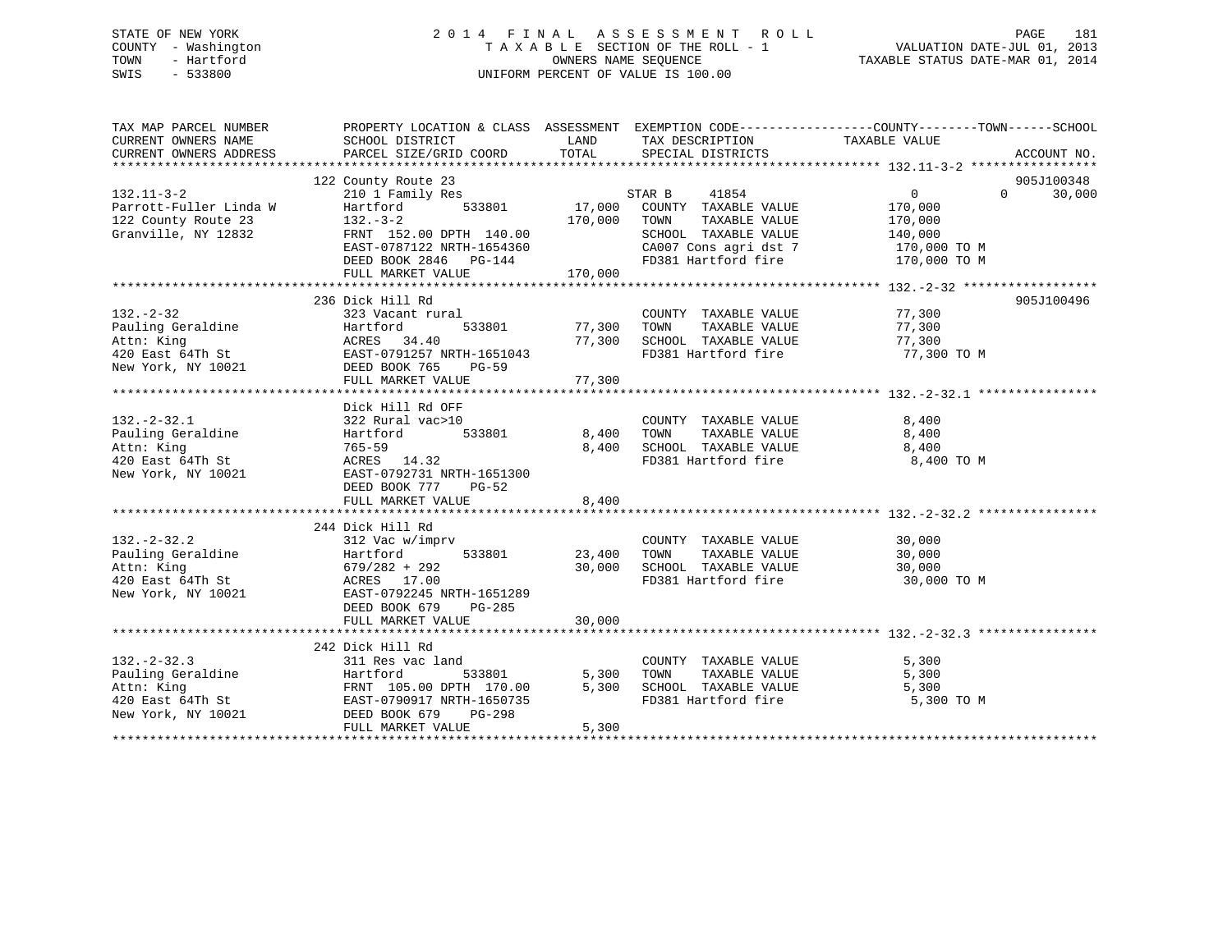STATE OF NEW YORK
COUNTY - Washington
TOWN - Hartford
SWIS - 533800

# 2014 FINAL ASSESSMENT ROLL

TAXABLE SECTION OF THE ROLL - 1
OWNERS NAME SEQUENCE
UNIFORM PERCENT OF VALUE IS 100.00

VALUATION DATE-JUL 01, 2013
TAXABLE STATUS DATE-MAR 01, 2014

| TAX MAP PARCEL NUMBER / CURRENT OWNERS NAME / CURRENT OWNERS ADDRESS | PROPERTY LOCATION & CLASS / SCHOOL DISTRICT / PARCEL SIZE/GRID COORD | ASSESSMENT LAND | TOTAL | EXEMPTION CODE / TAX DESCRIPTION / SPECIAL DISTRICTS | COUNTY TAXABLE VALUE | TOWN | SCHOOL | ACCOUNT NO. |
|---|---|---|---|---|---|---|---|---|
| 132.11-3-2 | 122 County Route 23 | | | | | | | 905J100348 |
| Parrott-Fuller Linda W | 210 1 Family Res | | | STAR B 41854 | 0 | 0 | 30,000 | |
| 122 County Route 23 | Hartford 533801 | 17,000 | | COUNTY TAXABLE VALUE | 170,000 | | | |
| Granville, NY 12832 | 132.-3-2 | | 170,000 | TOWN TAXABLE VALUE | 170,000 | | | |
| | FRNT 152.00 DPTH 140.00 | | | SCHOOL TAXABLE VALUE | 140,000 | | | |
| | EAST-0787122 NRTH-1654360 | | | CA007 Cons agri dst 7 | 170,000 TO M | | | |
| | DEED BOOK 2846 PG-144 | | | FD381 Hartford fire | 170,000 TO M | | | |
| | FULL MARKET VALUE | | 170,000 | | | | | |
| 132.-2-32 | 236 Dick Hill Rd | | | | | | | 905J100496 |
| Pauling Geraldine | 323 Vacant rural | | | COUNTY TAXABLE VALUE | 77,300 | | | |
| Attn: King | Hartford 533801 | 77,300 | | TOWN TAXABLE VALUE | 77,300 | | | |
| 420 East 64Th St | ACRES 34.40 | | 77,300 | SCHOOL TAXABLE VALUE | 77,300 | | | |
| New York, NY 10021 | EAST-0791257 NRTH-1651043 | | | FD381 Hartford fire | 77,300 TO M | | | |
| | DEED BOOK 765 PG-59 | | | | | | | |
| | FULL MARKET VALUE | | 77,300 | | | | | |
| 132.-2-32.1 | Dick Hill Rd OFF | | | | | | | |
| Pauling Geraldine | 322 Rural vac>10 | | | COUNTY TAXABLE VALUE | 8,400 | | | |
| Attn: King | Hartford 533801 | 8,400 | | TOWN TAXABLE VALUE | 8,400 | | | |
| 420 East 64Th St | 765-59 | | 8,400 | SCHOOL TAXABLE VALUE | 8,400 | | | |
| New York, NY 10021 | ACRES 14.32 | | | FD381 Hartford fire | 8,400 TO M | | | |
| | EAST-0792731 NRTH-1651300 | | | | | | | |
| | DEED BOOK 777 PG-52 | | | | | | | |
| | FULL MARKET VALUE | | 8,400 | | | | | |
| 132.-2-32.2 | 244 Dick Hill Rd | | | | | | | |
| Pauling Geraldine | 312 Vac w/imprv | | | COUNTY TAXABLE VALUE | 30,000 | | | |
| Attn: King | Hartford 533801 | 23,400 | | TOWN TAXABLE VALUE | 30,000 | | | |
| 420 East 64Th St | 679/282 + 292 | | 30,000 | SCHOOL TAXABLE VALUE | 30,000 | | | |
| New York, NY 10021 | ACRES 17.00 | | | FD381 Hartford fire | 30,000 TO M | | | |
| | EAST-0792245 NRTH-1651289 | | | | | | | |
| | DEED BOOK 679 PG-285 | | | | | | | |
| | FULL MARKET VALUE | | 30,000 | | | | | |
| 132.-2-32.3 | 242 Dick Hill Rd | | | | | | | |
| Pauling Geraldine | 311 Res vac land | | | COUNTY TAXABLE VALUE | 5,300 | | | |
| Attn: King | Hartford 533801 | 5,300 | | TOWN TAXABLE VALUE | 5,300 | | | |
| 420 East 64Th St | FRNT 105.00 DPTH 170.00 | | 5,300 | SCHOOL TAXABLE VALUE | 5,300 | | | |
| New York, NY 10021 | EAST-0790917 NRTH-1650735 | | | FD381 Hartford fire | 5,300 TO M | | | |
| | DEED BOOK 679 PG-298 | | | | | | | |
| | FULL MARKET VALUE | | 5,300 | | | | | |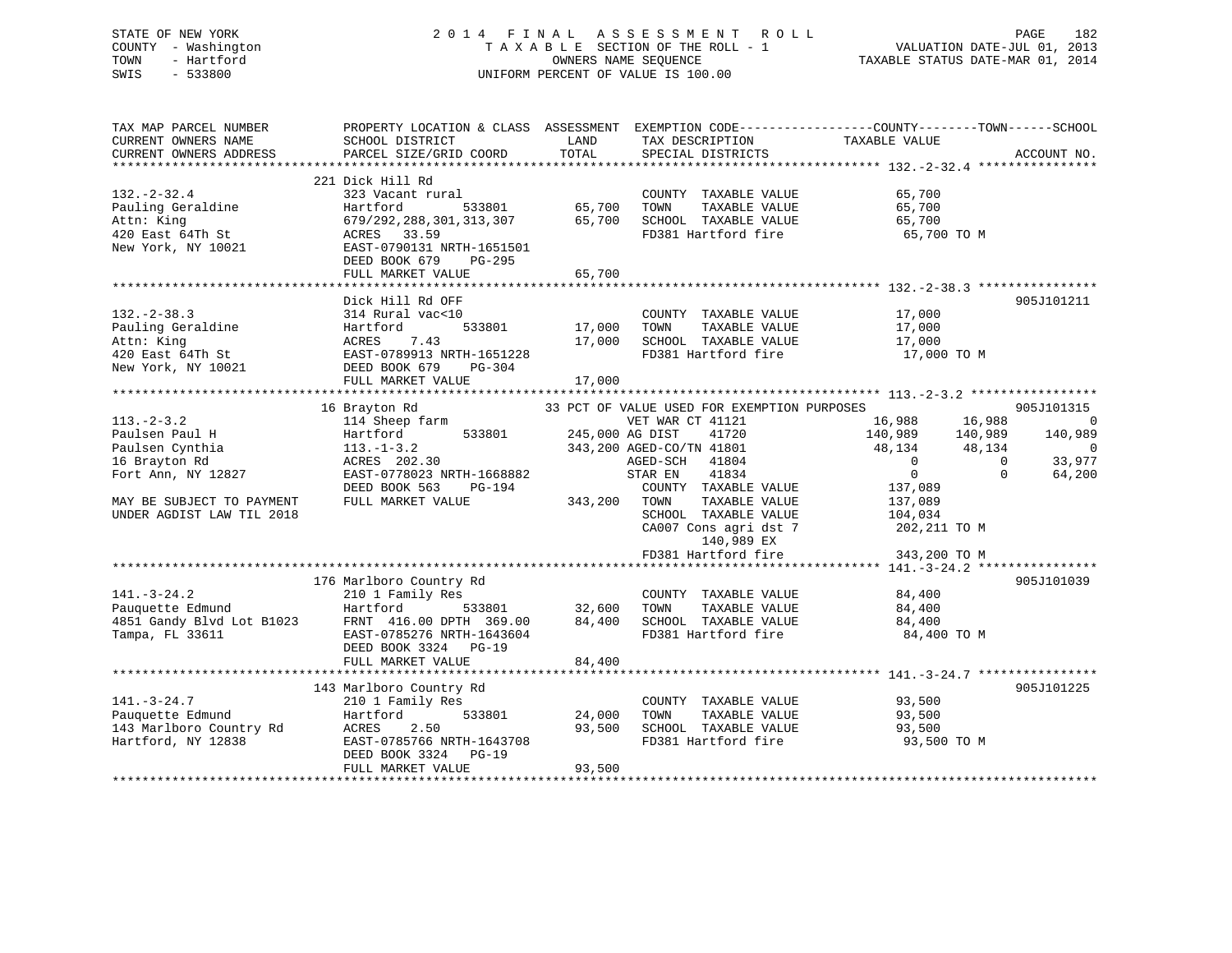STATE OF NEW YORK
COUNTY - Washington
TOWN - Hartford
SWIS - 533800

2 0 1 4 F I N A L A S S E S S M E N T R O L L
T A X A B L E SECTION OF THE ROLL - 1
OWNERS NAME SEQUENCE
UNIFORM PERCENT OF VALUE IS 100.00

VALUATION DATE-JUL 01, 2013
TAXABLE STATUS DATE-MAR 01, 2014

```
TAX MAP PARCEL NUMBER          PROPERTY LOCATION & CLASS  ASSESSMENT  EXEMPTION CODE------------------COUNTY--------TOWN------SCHOOL
CURRENT OWNERS NAME            SCHOOL DISTRICT               LAND      TAX DESCRIPTION              TAXABLE VALUE
CURRENT OWNERS ADDRESS         PARCEL SIZE/GRID COORD        TOTAL     SPECIAL DISTRICTS                                   ACCOUNT NO.
************************************************************************************************* 132.-2-32.4 ****************
                               221 Dick Hill Rd
132.-2-32.4                    323 Vacant rural                        COUNTY  TAXABLE VALUE             65,700
Pauling Geraldine              Hartford        533801       65,700     TOWN    TAXABLE VALUE             65,700
Attn: King                     679/292,288,301,313,307      65,700     SCHOOL  TAXABLE VALUE             65,700
420 East 64Th St               ACRES   33.59                           FD381 Hartford fire                65,700 TO M
New York, NY 10021             EAST-0790131 NRTH-1651501
                               DEED BOOK 679    PG-295
                               FULL MARKET VALUE            65,700
************************************************************************************************* 132.-2-38.3 ****************
                               Dick Hill Rd OFF                                                                    905J101211
132.-2-38.3                    314 Rural vac<10                        COUNTY  TAXABLE VALUE             17,000
Pauling Geraldine              Hartford        533801       17,000     TOWN    TAXABLE VALUE             17,000
Attn: King                     ACRES    7.43                17,000     SCHOOL  TAXABLE VALUE             17,000
420 East 64Th St               EAST-0789913 NRTH-1651228               FD381 Hartford fire                17,000 TO M
New York, NY 10021             DEED BOOK 679    PG-304
                               FULL MARKET VALUE            17,000
************************************************************************************************* 113.-2-3.2 *****************
                               16 Brayton Rd              33 PCT OF VALUE USED FOR EXEMPTION PURPOSES                   905J101315
113.-2-3.2                     114 Sheep farm                    VET WAR CT 41121            16,988      16,988           0
Paulsen Paul H                 Hartford        533801      245,000 AG DIST     41720           140,989     140,989     140,989
Paulsen Cynthia                113.-1-3.2                  343,200 AGED-CO/TN 41801            48,134      48,134           0
16 Brayton Rd                  ACRES  202.30                      AGED-SCH   41804                0           0      33,977
Fort Ann, NY 12827             EAST-0778023 NRTH-1668882          STAR EN    41834                0           0      64,200
                               DEED BOOK 563    PG-194                 COUNTY  TAXABLE VALUE            137,089
MAY BE SUBJECT TO PAYMENT      FULL MARKET VALUE           343,200     TOWN    TAXABLE VALUE            137,089
UNDER AGDIST LAW TIL 2018                                              SCHOOL  TAXABLE VALUE            104,034
                                                                       CA007 Cons agri dst 7            202,211 TO M
                                                                            140,989 EX
                                                                       FD381 Hartford fire              343,200 TO M
************************************************************************************************* 141.-3-24.2 ****************
                               176 Marlboro Country Rd                                                             905J101039
141.-3-24.2                    210 1 Family Res                        COUNTY  TAXABLE VALUE             84,400
Pauquette Edmund               Hartford        533801       32,600     TOWN    TAXABLE VALUE             84,400
4851 Gandy Blvd Lot B1023      FRNT 416.00 DPTH 369.00      84,400     SCHOOL  TAXABLE VALUE             84,400
Tampa, FL 33611                EAST-0785276 NRTH-1643604               FD381 Hartford fire                84,400 TO M
                               DEED BOOK 3324   PG-19
                               FULL MARKET VALUE            84,400
************************************************************************************************* 141.-3-24.7 ****************
                               143 Marlboro Country Rd                                                             905J101225
141.-3-24.7                    210 1 Family Res                        COUNTY  TAXABLE VALUE             93,500
Pauquette Edmund               Hartford        533801       24,000     TOWN    TAXABLE VALUE             93,500
143 Marlboro Country Rd        ACRES    2.50                93,500     SCHOOL  TAXABLE VALUE             93,500
Hartford, NY 12838             EAST-0785766 NRTH-1643708               FD381 Hartford fire                93,500 TO M
                               DEED BOOK 3324   PG-19
                               FULL MARKET VALUE            93,500
******************************************************************************************************************************
```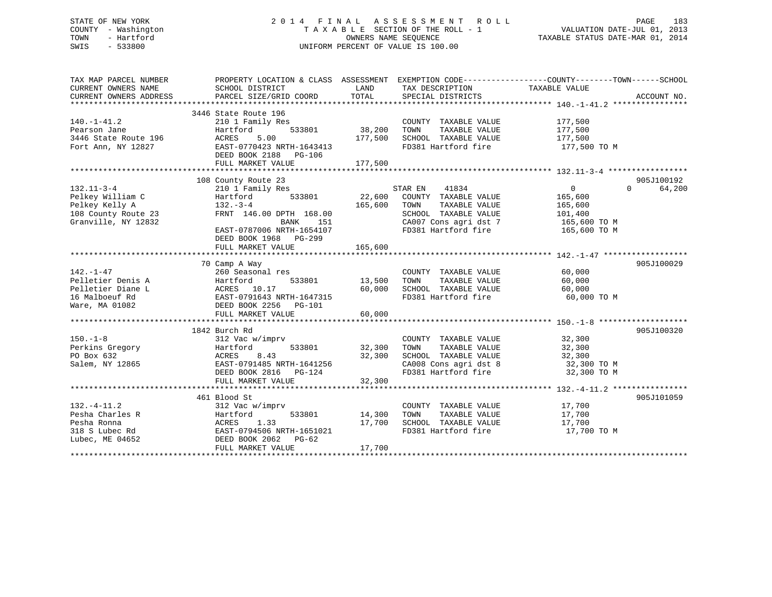STATE OF NEW YORK
COUNTY - Washington
TOWN - Hartford
SWIS - 533800

# 2014 FINAL ASSESSMENT ROLL

TAXABLE SECTION OF THE ROLL - 1
OWNERS NAME SEQUENCE
UNIFORM PERCENT OF VALUE IS 100.00

VALUATION DATE-JUL 01, 2013
TAXABLE STATUS DATE-MAR 01, 2014

| TAX MAP PARCEL NUMBER / CURRENT OWNERS NAME / CURRENT OWNERS ADDRESS | PROPERTY LOCATION & CLASS / SCHOOL DISTRICT / PARCEL SIZE/GRID COORD | ASSESSMENT LAND | ASSESSMENT TOTAL | EXEMPTION CODE / TAX DESCRIPTION / SPECIAL DISTRICTS | COUNTY TAXABLE VALUE | TOWN | SCHOOL | ACCOUNT NO. |
|---|---|---|---|---|---|---|---|---|
| 140.-1-41.2 | 3446 State Route 196 | | | | | | | |
| 140.-1-41.2 | 210 1 Family Res | | | COUNTY TAXABLE VALUE | 177,500 | | | |
| Pearson Jane | Hartford 533801 | 38,200 | | TOWN TAXABLE VALUE | 177,500 | | | |
| 3446 State Route 196 | ACRES 5.00 | | 177,500 | SCHOOL TAXABLE VALUE | 177,500 | | | |
| Fort Ann, NY 12827 | EAST-0770423 NRTH-1643413 | | | FD381 Hartford fire | 177,500 TO M | | | |
| | DEED BOOK 2188 PG-106 | | | | | | | |
| | FULL MARKET VALUE | | 177,500 | | | | | |
| 132.11-3-4 | 108 County Route 23 | | | | | | | 905J100192 |
| 132.11-3-4 | 210 1 Family Res | | | STAR EN 41834 | 0 | 0 | 64,200 | |
| Pelkey William C | Hartford 533801 | 22,600 | | COUNTY TAXABLE VALUE | 165,600 | | | |
| Pelkey Kelly A | 132.-3-4 | | 165,600 | TOWN TAXABLE VALUE | 165,600 | | | |
| 108 County Route 23 | FRNT 146.00 DPTH 168.00 | | | SCHOOL TAXABLE VALUE | 101,400 | | | |
| Granville, NY 12832 | BANK 151 | | | CA007 Cons agri dst 7 | 165,600 TO M | | | |
| | EAST-0787006 NRTH-1654107 | | | FD381 Hartford fire | 165,600 TO M | | | |
| | DEED BOOK 1968 PG-299 | | | | | | | |
| | FULL MARKET VALUE | | 165,600 | | | | | |
| 142.-1-47 | 70 Camp A Way | | | | | | | 905J100029 |
| 142.-1-47 | 260 Seasonal res | | | COUNTY TAXABLE VALUE | 60,000 | | | |
| Pelletier Denis A | Hartford 533801 | 13,500 | | TOWN TAXABLE VALUE | 60,000 | | | |
| Pelletier Diane L | ACRES 10.17 | | 60,000 | SCHOOL TAXABLE VALUE | 60,000 | | | |
| 16 Malboeuf Rd | EAST-0791643 NRTH-1647315 | | | FD381 Hartford fire | 60,000 TO M | | | |
| Ware, MA 01082 | DEED BOOK 2256 PG-101 | | | | | | | |
| | FULL MARKET VALUE | | 60,000 | | | | | |
| 150.-1-8 | 1842 Burch Rd | | | | | | | 905J100320 |
| 150.-1-8 | 312 Vac w/imprv | | | COUNTY TAXABLE VALUE | 32,300 | | | |
| Perkins Gregory | Hartford 533801 | 32,300 | | TOWN TAXABLE VALUE | 32,300 | | | |
| PO Box 632 | ACRES 8.43 | | 32,300 | SCHOOL TAXABLE VALUE | 32,300 | | | |
| Salem, NY 12865 | EAST-0791485 NRTH-1641256 | | | CA008 Cons agri dst 8 | 32,300 TO M | | | |
| | DEED BOOK 2816 PG-124 | | | FD381 Hartford fire | 32,300 TO M | | | |
| | FULL MARKET VALUE | | 32,300 | | | | | |
| 132.-4-11.2 | 461 Blood St | | | | | | | 905J101059 |
| 132.-4-11.2 | 312 Vac w/imprv | | | COUNTY TAXABLE VALUE | 17,700 | | | |
| Pesha Charles R | Hartford 533801 | 14,300 | | TOWN TAXABLE VALUE | 17,700 | | | |
| Pesha Ronna | ACRES 1.33 | | 17,700 | SCHOOL TAXABLE VALUE | 17,700 | | | |
| 318 S Lubec Rd | EAST-0794506 NRTH-1651021 | | | FD381 Hartford fire | 17,700 TO M | | | |
| Lubec, ME 04652 | DEED BOOK 2062 PG-62 | | | | | | | |
| | FULL MARKET VALUE | | 17,700 | | | | | |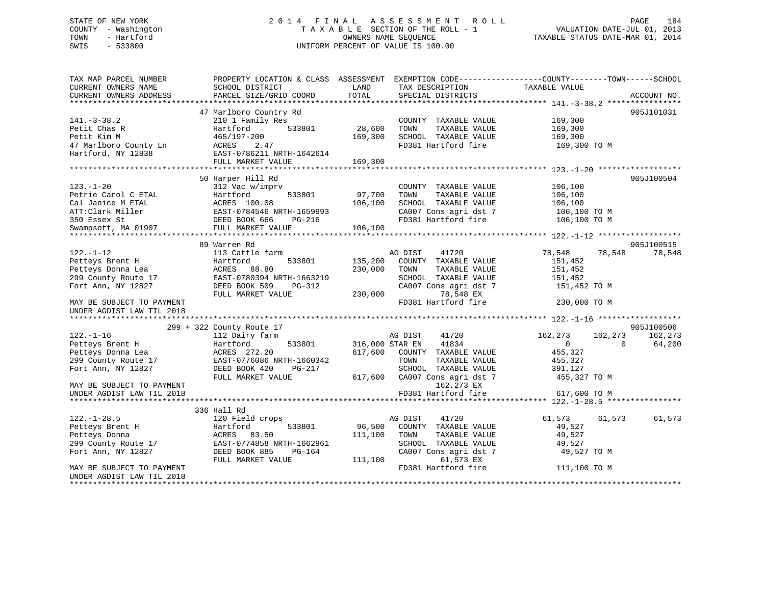STATE OF NEW YORK
COUNTY - Washington
TOWN - Hartford
SWIS - 533800

# 2014 FINAL ASSESSMENT ROLL
TAXABLE SECTION OF THE ROLL - 1
OWNERS NAME SEQUENCE
UNIFORM PERCENT OF VALUE IS 100.00

VALUATION DATE-JUL 01, 2013
TAXABLE STATUS DATE-MAR 01, 2014

```
TAX MAP PARCEL NUMBER          PROPERTY LOCATION & CLASS  ASSESSMENT  EXEMPTION CODE------------------COUNTY--------TOWN------SCHOOL
CURRENT OWNERS NAME            SCHOOL DISTRICT              LAND       TAX DESCRIPTION            TAXABLE VALUE
CURRENT OWNERS ADDRESS         PARCEL SIZE/GRID COORD       TOTAL      SPECIAL DISTRICTS                                     ACCOUNT NO.
******************************************************************************************************* 141.-3-38.2 ****************
                               47 Marlboro Country Rd                                                                     905J101031
141.-3-38.2                    210 1 Family Res                        COUNTY  TAXABLE VALUE          169,300
Petit Chas R                   Hartford          533801      28,600    TOWN    TAXABLE VALUE          169,300
Petit Kim M                    465/197-200                  169,300    SCHOOL  TAXABLE VALUE          169,300
47 Marlboro County Ln          ACRES     2.47                          FD381 Hartford fire             169,300 TO M
Hartford, NY 12838             EAST-0786211 NRTH-1642614
                               FULL MARKET VALUE            169,300
******************************************************************************************************* 123.-1-20 ******************
                               50 Harper Hill Rd                                                                          905J100504
123.-1-20                      312 Vac w/imprv                         COUNTY  TAXABLE VALUE          106,100
Petrie Carol C ETAL            Hartford          533801      97,700    TOWN    TAXABLE VALUE          106,100
Cal Janice M ETAL              ACRES   100.08               106,100    SCHOOL  TAXABLE VALUE          106,100
ATT:Clark Miller               EAST-0784546 NRTH-1659993               CA007 Cons agri dst 7           106,100 TO M
350 Essex St                   DEED BOOK 666    PG-216                 FD381 Hartford fire             106,100 TO M
Swampsott, MA 01907            FULL MARKET VALUE            106,100
******************************************************************************************************* 122.-1-12 ******************
                               89 Warren Rd                                                                               905J100515
122.-1-12                      113 Cattle farm                         AG DIST     41720          78,548      78,548      78,548
Petteys Brent H                Hartford          533801     135,200    COUNTY  TAXABLE VALUE          151,452
Petteys Donna Lea              ACRES    88.80               230,000    TOWN    TAXABLE VALUE          151,452
299 County Route 17            EAST-0780394 NRTH-1663219               SCHOOL  TAXABLE VALUE          151,452
Fort Ann, NY 12827             DEED BOOK 509    PG-312                 CA007 Cons agri dst 7           151,452 TO M
                               FULL MARKET VALUE            230,000           78,548 EX
MAY BE SUBJECT TO PAYMENT                                              FD381 Hartford fire             230,000 TO M
UNDER AGDIST LAW TIL 2018
******************************************************************************************************* 122.-1-16 ******************
                               299 + 322 County Route 17                                                                  905J100506
122.-1-16                      112 Dairy farm                          AG DIST     41720         162,273     162,273     162,273
Petteys Brent H                Hartford          533801     316,000 STAR EN     41834                0           0      64,200
Petteys Donna Lea              ACRES   272.20               617,600    COUNTY  TAXABLE VALUE          455,327
299 County Route 17            EAST-0776086 NRTH-1660342               TOWN    TAXABLE VALUE          455,327
Fort Ann, NY 12827             DEED BOOK 420    PG-217                 SCHOOL  TAXABLE VALUE          391,127
                               FULL MARKET VALUE            617,600    CA007 Cons agri dst 7           455,327 TO M
MAY BE SUBJECT TO PAYMENT                                                     162,273 EX
UNDER AGDIST LAW TIL 2018                                              FD381 Hartford fire             617,600 TO M
******************************************************************************************************* 122.-1-28.5 ****************
                               336 Hall Rd
122.-1-28.5                    120 Field crops                         AG DIST     41720          61,573      61,573      61,573
Petteys Brent H                Hartford          533801      96,500    COUNTY  TAXABLE VALUE           49,527
Petteys Donna                  ACRES    83.50               111,100    TOWN    TAXABLE VALUE           49,527
299 County Route 17            EAST-0774858 NRTH-1662961               SCHOOL  TAXABLE VALUE           49,527
Fort Ann, NY 12827             DEED BOOK 885    PG-164                 CA007 Cons agri dst 7            49,527 TO M
                               FULL MARKET VALUE            111,100           61,573 EX
MAY BE SUBJECT TO PAYMENT                                              FD381 Hartford fire             111,100 TO M
UNDER AGDIST LAW TIL 2018
************************************************************************************************************************************
```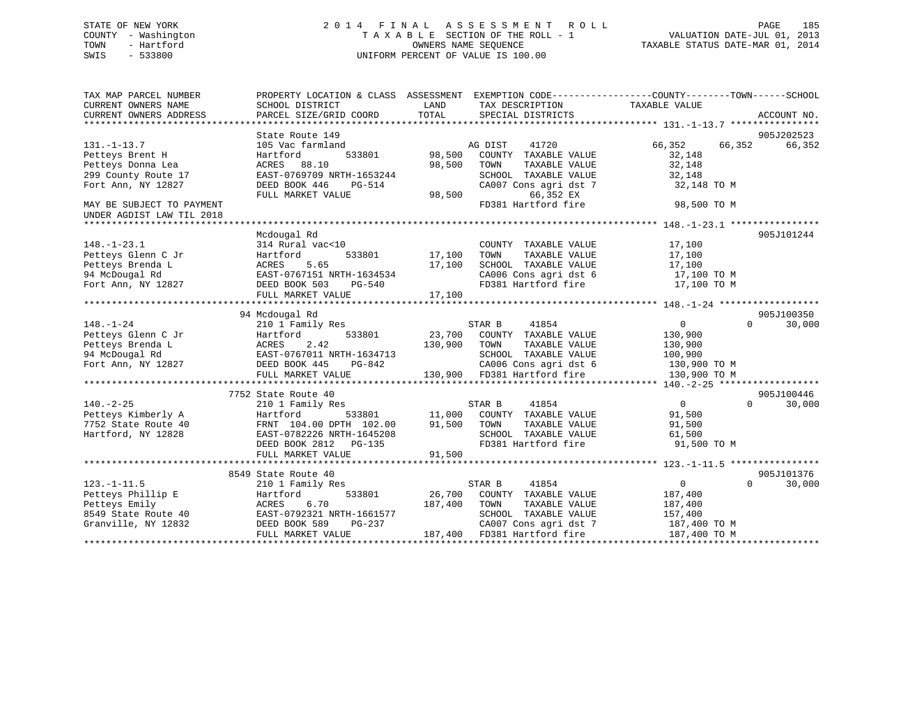STATE OF NEW YORK
COUNTY - Washington
TOWN - Hartford
SWIS - 533800

# 2014 FINAL ASSESSMENT ROLL

TAXABLE SECTION OF THE ROLL - 1
OWNERS NAME SEQUENCE
UNIFORM PERCENT OF VALUE IS 100.00

VALUATION DATE-JUL 01, 2013
TAXABLE STATUS DATE-MAR 01, 2014

| TAX MAP PARCEL NUMBER / CURRENT OWNERS NAME / CURRENT OWNERS ADDRESS | PROPERTY LOCATION & CLASS / SCHOOL DISTRICT / PARCEL SIZE/GRID COORD | ASSESSMENT LAND | TOTAL | EXEMPTION CODE / TAX DESCRIPTION / SPECIAL DISTRICTS | COUNTY TAXABLE VALUE | TOWN | SCHOOL | ACCOUNT NO. |
|---|---|---|---|---|---|---|---|---|
| **131.-1-13.7** | State Route 149 | | | | | | | 905J202523 |
| Petteys Brent H | 105 Vac farmland | | | AG DIST 41720 | 66,352 | 66,352 | 66,352 | |
| Petteys Donna Lea | Hartford 533801 | 98,500 | | COUNTY TAXABLE VALUE | 32,148 | | | |
| 299 County Route 17 | ACRES 88.10 | | 98,500 | TOWN TAXABLE VALUE | 32,148 | | | |
| Fort Ann, NY 12827 | EAST-0769709 NRTH-1653244 | | | SCHOOL TAXABLE VALUE | 32,148 | | | |
| | DEED BOOK 446 PG-514 | | | CA007 Cons agri dst 7 | 32,148 TO M | | | |
| | FULL MARKET VALUE | | 98,500 | 66,352 EX | | | | |
| MAY BE SUBJECT TO PAYMENT UNDER AGDIST LAW TIL 2018 | | | | FD381 Hartford fire | 98,500 TO M | | | |
| **148.-1-23.1** | Mcdougal Rd | | | | | | | 905J101244 |
| Petteys Glenn C Jr | 314 Rural vac<10 | | | COUNTY TAXABLE VALUE | 17,100 | | | |
| Petteys Brenda L | Hartford 533801 | 17,100 | | TOWN TAXABLE VALUE | 17,100 | | | |
| 94 McDougal Rd | ACRES 5.65 | | 17,100 | SCHOOL TAXABLE VALUE | 17,100 | | | |
| Fort Ann, NY 12827 | EAST-0767151 NRTH-1634534 | | | CA006 Cons agri dst 6 | 17,100 TO M | | | |
| | DEED BOOK 503 PG-540 | | | FD381 Hartford fire | 17,100 TO M | | | |
| | FULL MARKET VALUE | | 17,100 | | | | | |
| **148.-1-24** | 94 Mcdougal Rd | | | | | | | 905J100350 |
| Petteys Glenn C Jr | 210 1 Family Res | | | STAR B 41854 | 0 | 0 | 30,000 | |
| Petteys Brenda L | Hartford 533801 | 23,700 | | COUNTY TAXABLE VALUE | 130,900 | | | |
| 94 McDougal Rd | ACRES 2.42 | | 130,900 | TOWN TAXABLE VALUE | 130,900 | | | |
| Fort Ann, NY 12827 | EAST-0767011 NRTH-1634713 | | | SCHOOL TAXABLE VALUE | 100,900 | | | |
| | DEED BOOK 445 PG-842 | | | CA006 Cons agri dst 6 | 130,900 TO M | | | |
| | FULL MARKET VALUE | | 130,900 | FD381 Hartford fire | 130,900 TO M | | | |
| **140.-2-25** | 7752 State Route 40 | | | | | | | 905J100446 |
| Petteys Kimberly A | 210 1 Family Res | | | STAR B 41854 | 0 | 0 | 30,000 | |
| 7752 State Route 40 | Hartford 533801 | 11,000 | | COUNTY TAXABLE VALUE | 91,500 | | | |
| Hartford, NY 12828 | FRNT 104.00 DPTH 102.00 | | 91,500 | TOWN TAXABLE VALUE | 91,500 | | | |
| | EAST-0782226 NRTH-1645208 | | | SCHOOL TAXABLE VALUE | 61,500 | | | |
| | DEED BOOK 2812 PG-135 | | | FD381 Hartford fire | 91,500 TO M | | | |
| | FULL MARKET VALUE | | 91,500 | | | | | |
| **123.-1-11.5** | 8549 State Route 40 | | | | | | | 905J101376 |
| Petteys Phillip E | 210 1 Family Res | | | STAR B 41854 | 0 | 0 | 30,000 | |
| Petteys Emily | Hartford 533801 | 26,700 | | COUNTY TAXABLE VALUE | 187,400 | | | |
| 8549 State Route 40 | ACRES 6.70 | | 187,400 | TOWN TAXABLE VALUE | 187,400 | | | |
| Granville, NY 12832 | EAST-0792321 NRTH-1661577 | | | SCHOOL TAXABLE VALUE | 157,400 | | | |
| | DEED BOOK 589 PG-237 | | | CA007 Cons agri dst 7 | 187,400 TO M | | | |
| | FULL MARKET VALUE | | 187,400 | FD381 Hartford fire | 187,400 TO M | | | |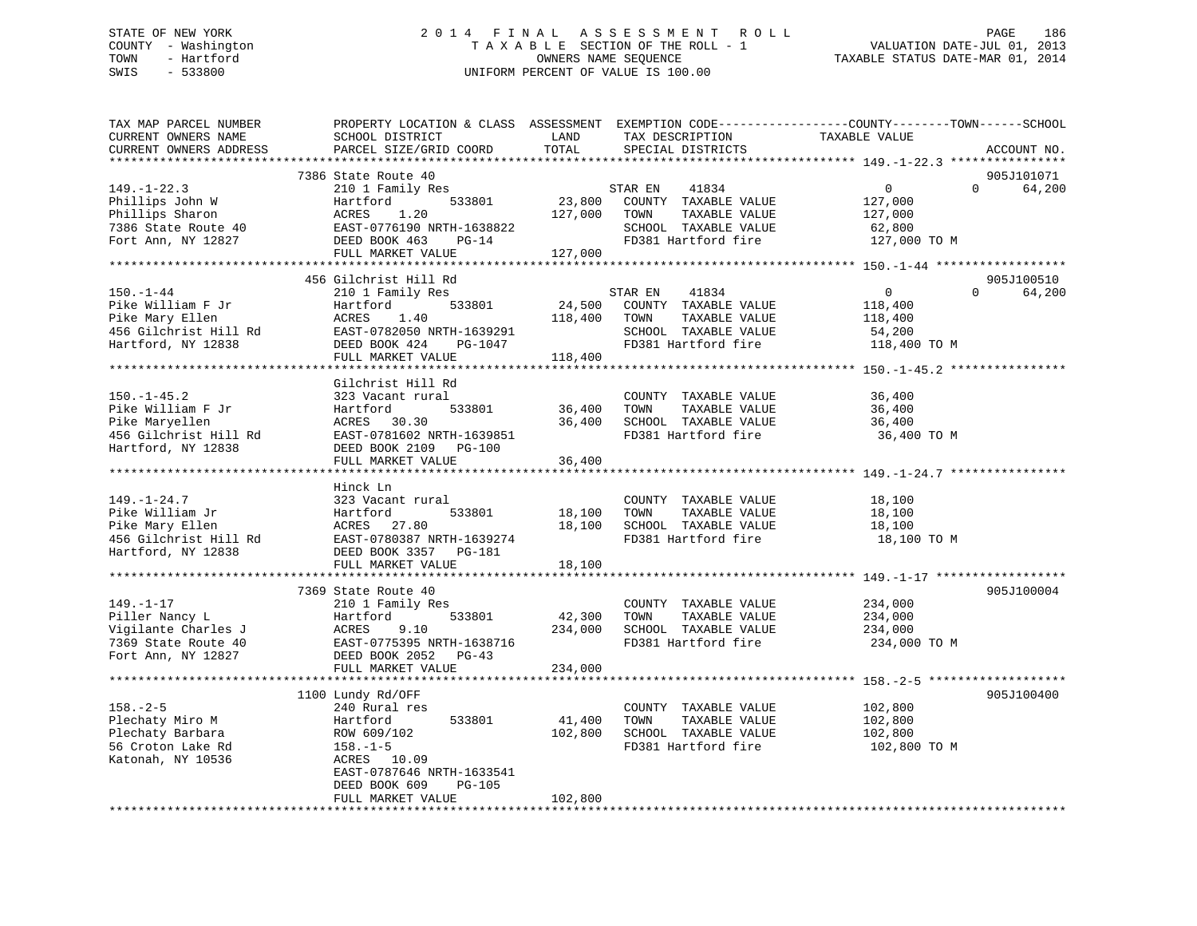STATE OF NEW YORK
COUNTY - Washington
TOWN - Hartford
SWIS - 533800

# 2014 FINAL ASSESSMENT ROLL

TAXABLE SECTION OF THE ROLL - 1
OWNERS NAME SEQUENCE
UNIFORM PERCENT OF VALUE IS 100.00

VALUATION DATE-JUL 01, 2013
TAXABLE STATUS DATE-MAR 01, 2014

| TAX MAP PARCEL NUMBER / CURRENT OWNERS NAME / CURRENT OWNERS ADDRESS | PROPERTY LOCATION & CLASS / SCHOOL DISTRICT / PARCEL SIZE/GRID COORD | ASSESSMENT LAND | TOTAL | EXEMPTION CODE / TAX DESCRIPTION / SPECIAL DISTRICTS | COUNTY TAXABLE VALUE | TOWN | SCHOOL | ACCOUNT NO. |
|---|---|---|---|---|---|---|---|---|
| **149.-1-22.3** | 7386 State Route 40 | | | | | | | 905J101071 |
| Phillips John W | 210 1 Family Res | | | STAR EN 41834 | 0 | 0 | 64,200 | |
| Phillips Sharon | Hartford 533801 | 23,800 | | COUNTY TAXABLE VALUE | 127,000 | | | |
| 7386 State Route 40 | ACRES 1.20 | | 127,000 | TOWN TAXABLE VALUE | 127,000 | | | |
| Fort Ann, NY 12827 | EAST-0776190 NRTH-1638822 | | | SCHOOL TAXABLE VALUE | 62,800 | | | |
| | DEED BOOK 463 PG-14 | | | FD381 Hartford fire | 127,000 TO M | | | |
| | FULL MARKET VALUE | | 127,000 | | | | | |
| **150.-1-44** | 456 Gilchrist Hill Rd | | | | | | | 905J100510 |
| Pike William F Jr | 210 1 Family Res | | | STAR EN 41834 | 0 | 0 | 64,200 | |
| Pike Mary Ellen | Hartford 533801 | 24,500 | | COUNTY TAXABLE VALUE | 118,400 | | | |
| 456 Gilchrist Hill Rd | ACRES 1.40 | | 118,400 | TOWN TAXABLE VALUE | 118,400 | | | |
| Hartford, NY 12838 | EAST-0782050 NRTH-1639291 | | | SCHOOL TAXABLE VALUE | 54,200 | | | |
| | DEED BOOK 424 PG-1047 | | | FD381 Hartford fire | 118,400 TO M | | | |
| | FULL MARKET VALUE | | 118,400 | | | | | |
| **150.-1-45.2** | Gilchrist Hill Rd | | | | | | | |
| Pike William F Jr | 323 Vacant rural | | | COUNTY TAXABLE VALUE | 36,400 | | | |
| Pike Maryellen | Hartford 533801 | 36,400 | | TOWN TAXABLE VALUE | 36,400 | | | |
| 456 Gilchrist Hill Rd | ACRES 30.30 | | 36,400 | SCHOOL TAXABLE VALUE | 36,400 | | | |
| Hartford, NY 12838 | EAST-0781602 NRTH-1639851 | | | FD381 Hartford fire | 36,400 TO M | | | |
| | DEED BOOK 2109 PG-100 | | | | | | | |
| | FULL MARKET VALUE | | 36,400 | | | | | |
| **149.-1-24.7** | Hinck Ln | | | | | | | |
| Pike William Jr | 323 Vacant rural | | | COUNTY TAXABLE VALUE | 18,100 | | | |
| Pike Mary Ellen | Hartford 533801 | 18,100 | | TOWN TAXABLE VALUE | 18,100 | | | |
| 456 Gilchrist Hill Rd | ACRES 27.80 | | 18,100 | SCHOOL TAXABLE VALUE | 18,100 | | | |
| Hartford, NY 12838 | EAST-0780387 NRTH-1639274 | | | FD381 Hartford fire | 18,100 TO M | | | |
| | DEED BOOK 3357 PG-181 | | | | | | | |
| | FULL MARKET VALUE | | 18,100 | | | | | |
| **149.-1-17** | 7369 State Route 40 | | | | | | | 905J100004 |
| Piller Nancy L | 210 1 Family Res | | | COUNTY TAXABLE VALUE | 234,000 | | | |
| Vigilante Charles J | Hartford 533801 | 42,300 | | TOWN TAXABLE VALUE | 234,000 | | | |
| 7369 State Route 40 | ACRES 9.10 | | 234,000 | SCHOOL TAXABLE VALUE | 234,000 | | | |
| Fort Ann, NY 12827 | EAST-0775395 NRTH-1638716 | | | FD381 Hartford fire | 234,000 TO M | | | |
| | DEED BOOK 2052 PG-43 | | | | | | | |
| | FULL MARKET VALUE | | 234,000 | | | | | |
| **158.-2-5** | 1100 Lundy Rd/OFF | | | | | | | 905J100400 |
| Plechaty Miro M | 240 Rural res | | | COUNTY TAXABLE VALUE | 102,800 | | | |
| Plechaty Barbara | Hartford 533801 | 41,400 | | TOWN TAXABLE VALUE | 102,800 | | | |
| 56 Croton Lake Rd | ROW 609/102 | | 102,800 | SCHOOL TAXABLE VALUE | 102,800 | | | |
| Katonah, NY 10536 | 158.-1-5 | | | FD381 Hartford fire | 102,800 TO M | | | |
| | ACRES 10.09 | | | | | | | |
| | EAST-0787646 NRTH-1633541 | | | | | | | |
| | DEED BOOK 609 PG-105 | | | | | | | |
| | FULL MARKET VALUE | | 102,800 | | | | | |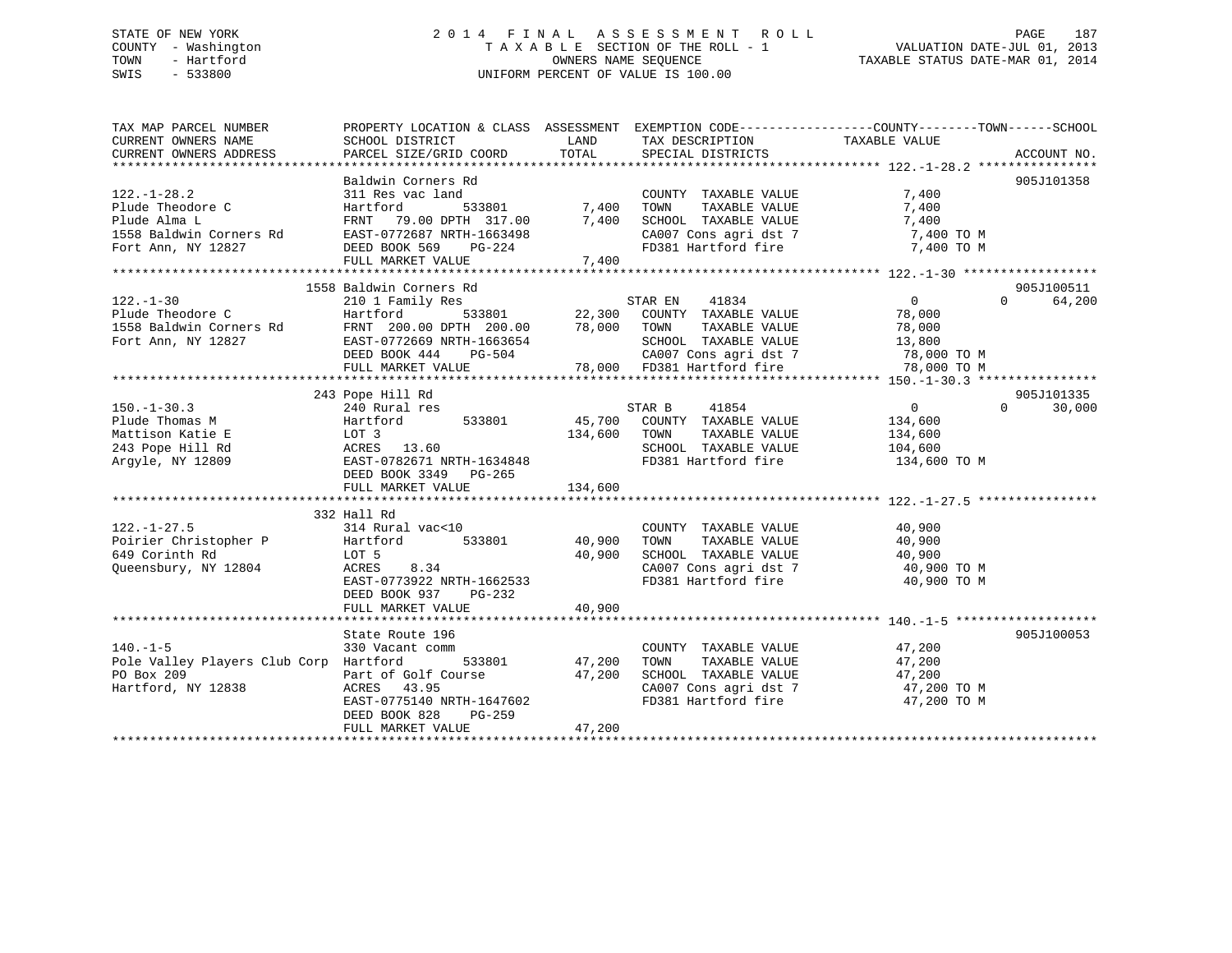STATE OF NEW YORK
COUNTY - Washington
TOWN - Hartford
SWIS - 533800

2014 FINAL ASSESSMENT ROLL
TAXABLE SECTION OF THE ROLL - 1
OWNERS NAME SEQUENCE
UNIFORM PERCENT OF VALUE IS 100.00

VALUATION DATE-JUL 01, 2013
TAXABLE STATUS DATE-MAR 01, 2014

```
TAX MAP PARCEL NUMBER          PROPERTY LOCATION & CLASS  ASSESSMENT  EXEMPTION CODE------------------COUNTY--------TOWN------SCHOOL
CURRENT OWNERS NAME            SCHOOL DISTRICT              LAND      TAX DESCRIPTION              TAXABLE VALUE
CURRENT OWNERS ADDRESS         PARCEL SIZE/GRID COORD      TOTAL      SPECIAL DISTRICTS                                    ACCOUNT NO.
******************************************************************************************************* 122.-1-28.2 ****************
                               Baldwin Corners Rd                                                                      905J101358
122.-1-28.2                    311 Res vac land                        COUNTY  TAXABLE VALUE          7,400
Plude Theodore C               Hartford          533801      7,400    TOWN    TAXABLE VALUE          7,400
Plude Alma L                   FRNT  79.00 DPTH 317.00       7,400    SCHOOL  TAXABLE VALUE          7,400
1558 Baldwin Corners Rd        EAST-0772687 NRTH-1663498               CA007 Cons agri dst 7           7,400 TO M
Fort Ann, NY 12827             DEED BOOK 569    PG-224                 FD381 Hartford fire             7,400 TO M
                               FULL MARKET VALUE              7,400
******************************************************************************************************* 122.-1-30 ******************
                          1558 Baldwin Corners Rd                                                                      905J100511
122.-1-30                      210 1 Family Res                      STAR EN    41834                  0            0     64,200
Plude Theodore C               Hartford          533801     22,300    COUNTY  TAXABLE VALUE         78,000
1558 Baldwin Corners Rd        FRNT 200.00 DPTH 200.00      78,000    TOWN    TAXABLE VALUE         78,000
Fort Ann, NY 12827             EAST-0772669 NRTH-1663654               SCHOOL  TAXABLE VALUE         13,800
                               DEED BOOK 444    PG-504                 CA007 Cons agri dst 7          78,000 TO M
                               FULL MARKET VALUE             78,000    FD381 Hartford fire            78,000 TO M
******************************************************************************************************* 150.-1-30.3 ****************
                           243 Pope Hill Rd                                                                            905J101335
150.-1-30.3                    240 Rural res                         STAR B     41854                  0            0     30,000
Plude Thomas M                 Hartford          533801     45,700    COUNTY  TAXABLE VALUE        134,600
Mattison Katie E               LOT 3                       134,600    TOWN    TAXABLE VALUE        134,600
243 Pope Hill Rd               ACRES  13.60                           SCHOOL  TAXABLE VALUE        104,600
Argyle, NY 12809               EAST-0782671 NRTH-1634848               FD381 Hartford fire           134,600 TO M
                               DEED BOOK 3349   PG-265
                               FULL MARKET VALUE            134,600
******************************************************************************************************* 122.-1-27.5 ****************
                           332 Hall Rd
122.-1-27.5                    314 Rural vac<10                        COUNTY  TAXABLE VALUE         40,900
Poirier Christopher P          Hartford          533801     40,900    TOWN    TAXABLE VALUE         40,900
649 Corinth Rd                 LOT 5                        40,900    SCHOOL  TAXABLE VALUE         40,900
Queensbury, NY 12804           ACRES   8.34                           CA007 Cons agri dst 7          40,900 TO M
                               EAST-0773922 NRTH-1662533               FD381 Hartford fire            40,900 TO M
                               DEED BOOK 937    PG-232
                               FULL MARKET VALUE             40,900
******************************************************************************************************* 140.-1-5 *******************
                               State Route 196                                                                         905J100053
140.-1-5                       330 Vacant comm                         COUNTY  TAXABLE VALUE         47,200
Pole Valley Players Club Corp  Hartford          533801     47,200    TOWN    TAXABLE VALUE         47,200
PO Box 209                     Part of Golf Course          47,200    SCHOOL  TAXABLE VALUE         47,200
Hartford, NY 12838             ACRES  43.95                           CA007 Cons agri dst 7          47,200 TO M
                               EAST-0775140 NRTH-1647602               FD381 Hartford fire            47,200 TO M
                               DEED BOOK 828    PG-259
                               FULL MARKET VALUE             47,200
************************************************************************************************************************************
```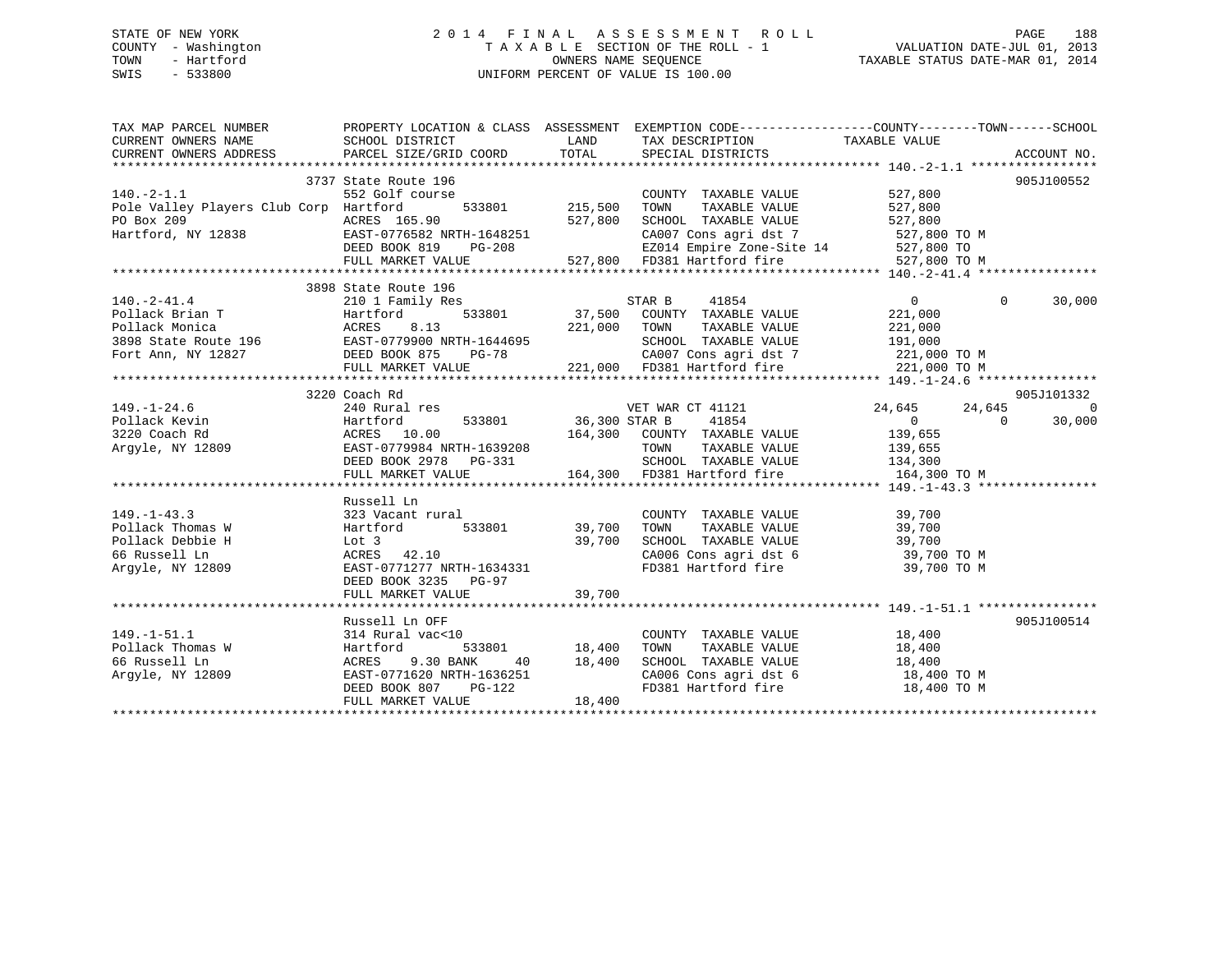STATE OF NEW YORK
COUNTY - Washington
TOWN - Hartford
SWIS - 533800

2 0 1 4 F I N A L A S S E S S M E N T R O L L
T A X A B L E SECTION OF THE ROLL - 1
OWNERS NAME SEQUENCE
UNIFORM PERCENT OF VALUE IS 100.00

VALUATION DATE-JUL 01, 2013
TAXABLE STATUS DATE-MAR 01, 2014

```
TAX MAP PARCEL NUMBER          PROPERTY LOCATION & CLASS  ASSESSMENT  EXEMPTION CODE------------------COUNTY--------TOWN------SCHOOL
CURRENT OWNERS NAME            SCHOOL DISTRICT               LAND      TAX DESCRIPTION            TAXABLE VALUE
CURRENT OWNERS ADDRESS         PARCEL SIZE/GRID COORD        TOTAL     SPECIAL DISTRICTS                                    ACCOUNT NO.
******************************************************************************************************* 140.-2-1.1 *****************
                               3737 State Route 196                                                                         905J100552
140.-2-1.1                     552 Golf course                         COUNTY  TAXABLE VALUE            527,800
Pole Valley Players Club Corp  Hartford          533801      215,500   TOWN    TAXABLE VALUE            527,800
PO Box 209                     ACRES  165.90                 527,800   SCHOOL  TAXABLE VALUE            527,800
Hartford, NY 12838             EAST-0776582 NRTH-1648251               CA007 Cons agri dst 7              527,800 TO M
                               DEED BOOK 819     PG-208                EZ014 Empire Zone-Site 14          527,800 TO
                               FULL MARKET VALUE             527,800   FD381 Hartford fire                527,800 TO M
******************************************************************************************************* 140.-2-41.4 ****************
                               3898 State Route 196
140.-2-41.4                    210 1 Family Res                        STAR B      41854                  0             0     30,000
Pollack Brian T                Hartford          533801       37,500   COUNTY  TAXABLE VALUE            221,000
Pollack Monica                 ACRES    8.13                 221,000   TOWN    TAXABLE VALUE            221,000
3898 State Route 196           EAST-0779900 NRTH-1644695               SCHOOL  TAXABLE VALUE            191,000
Fort Ann, NY 12827             DEED BOOK 875     PG-78                 CA007 Cons agri dst 7              221,000 TO M
                               FULL MARKET VALUE             221,000   FD381 Hartford fire                221,000 TO M
******************************************************************************************************* 149.-1-24.6 ****************
                               3220 Coach Rd                                                                                905J101332
149.-1-24.6                    240 Rural res                           VET WAR CT 41121              24,645        24,645          0
Pollack Kevin                  Hartford          533801       36,300   STAR B      41854                  0             0     30,000
3220 Coach Rd                  ACRES   10.00                 164,300   COUNTY  TAXABLE VALUE            139,655
Argyle, NY 12809               EAST-0779984 NRTH-1639208               TOWN    TAXABLE VALUE            139,655
                               DEED BOOK 2978    PG-331                SCHOOL  TAXABLE VALUE            134,300
                               FULL MARKET VALUE             164,300   FD381 Hartford fire                164,300 TO M
******************************************************************************************************* 149.-1-43.3 ****************
                               Russell Ln
149.-1-43.3                    323 Vacant rural                        COUNTY  TAXABLE VALUE             39,700
Pollack Thomas W               Hartford          533801       39,700   TOWN    TAXABLE VALUE             39,700
Pollack Debbie H               Lot 3                          39,700   SCHOOL  TAXABLE VALUE             39,700
66 Russell Ln                  ACRES   42.10                           CA006 Cons agri dst 6               39,700 TO M
Argyle, NY 12809               EAST-0771277 NRTH-1634331               FD381 Hartford fire                 39,700 TO M
                               DEED BOOK 3235    PG-97
                               FULL MARKET VALUE              39,700
******************************************************************************************************* 149.-1-51.1 ****************
                               Russell Ln OFF                                                                               905J100514
149.-1-51.1                    314 Rural vac<10                        COUNTY  TAXABLE VALUE             18,400
Pollack Thomas W               Hartford          533801       18,400   TOWN    TAXABLE VALUE             18,400
66 Russell Ln                  ACRES    9.30 BANK     40      18,400   SCHOOL  TAXABLE VALUE             18,400
Argyle, NY 12809               EAST-0771620 NRTH-1636251               CA006 Cons agri dst 6               18,400 TO M
                               DEED BOOK 807     PG-122                FD381 Hartford fire                 18,400 TO M
                               FULL MARKET VALUE              18,400
************************************************************************************************************************************
```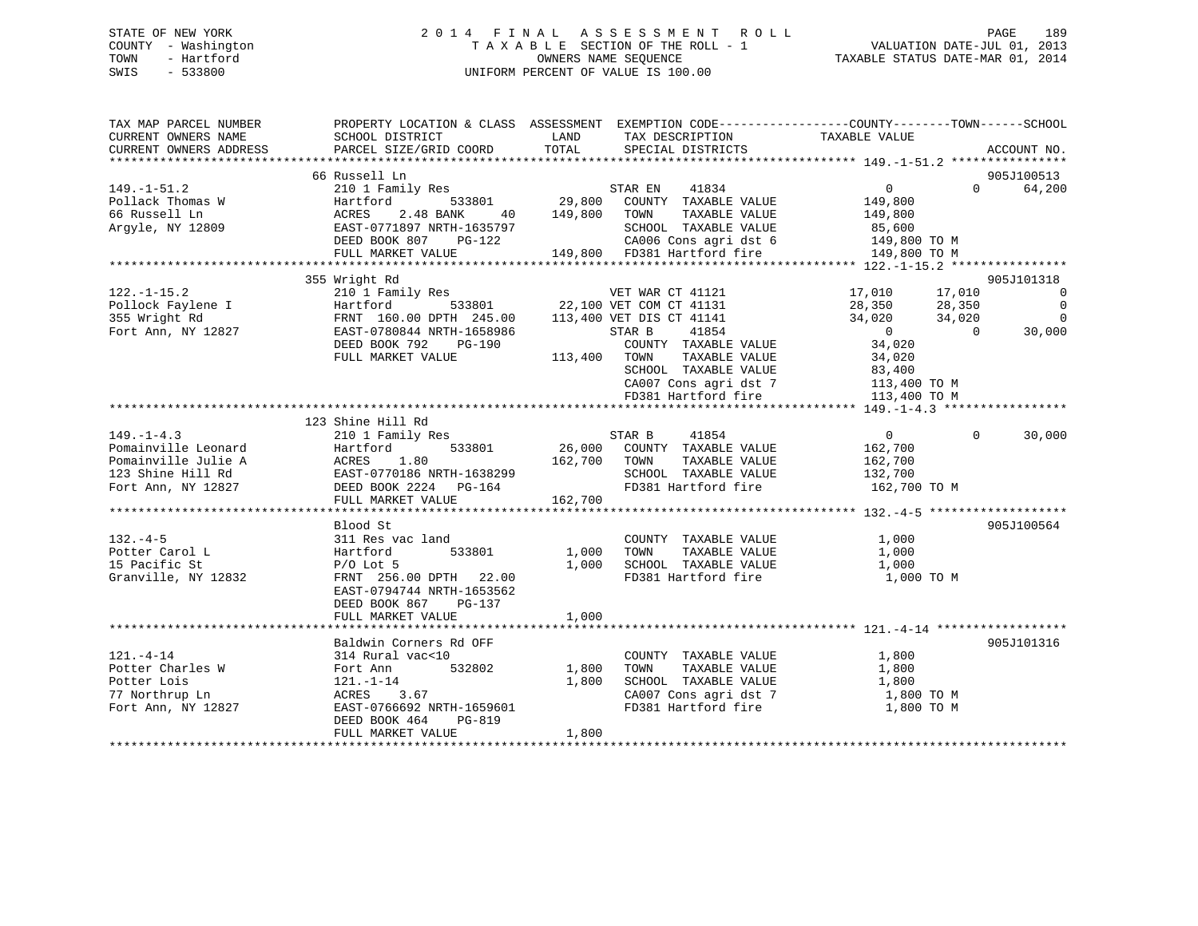STATE OF NEW YORK
COUNTY - Washington
TOWN - Hartford
SWIS - 533800

2014 FINAL ASSESSMENT ROLL
TAXABLE SECTION OF THE ROLL - 1
OWNERS NAME SEQUENCE
UNIFORM PERCENT OF VALUE IS 100.00

VALUATION DATE-JUL 01, 2013
TAXABLE STATUS DATE-MAR 01, 2014

```
TAX MAP PARCEL NUMBER     PROPERTY LOCATION & CLASS  ASSESSMENT  EXEMPTION CODE------------------COUNTY--------TOWN------SCHOOL
CURRENT OWNERS NAME       SCHOOL DISTRICT              LAND      TAX DESCRIPTION            TAXABLE VALUE
CURRENT OWNERS ADDRESS    PARCEL SIZE/GRID COORD       TOTAL     SPECIAL DISTRICTS                                    ACCOUNT NO.
******************************************************************************************* 149.-1-51.2 ****************
                          66 Russell Ln                                                                               905J100513
149.-1-51.2               210 1 Family Res                        STAR EN    41834              0            0      64,200
Pollack Thomas W          Hartford          533801       29,800   COUNTY  TAXABLE VALUE        149,800
66 Russell Ln             ACRES    2.48 BANK     40     149,800   TOWN    TAXABLE VALUE        149,800
Argyle, NY 12809          EAST-0771897 NRTH-1635797               SCHOOL  TAXABLE VALUE         85,600
                          DEED BOOK 807    PG-122                 CA006 Cons agri dst 6        149,800 TO M
                          FULL MARKET VALUE             149,800   FD381 Hartford fire          149,800 TO M
******************************************************************************************* 122.-1-15.2 ****************
                          355 Wright Rd                                                                               905J101318
122.-1-15.2               210 1 Family Res                        VET WAR CT 41121         17,010       17,010            0
Pollock Faylene I         Hartford          533801       22,100   VET COM CT 41131         28,350       28,350            0
355 Wright Rd             FRNT 160.00 DPTH 245.00       113,400   VET DIS CT 41141         34,020       34,020            0
Fort Ann, NY 12827        EAST-0780844 NRTH-1658986               STAR B     41854              0            0      30,000
                          DEED BOOK 792    PG-190                 COUNTY  TAXABLE VALUE         34,020
                          FULL MARKET VALUE             113,400   TOWN    TAXABLE VALUE         34,020
                                                                  SCHOOL  TAXABLE VALUE         83,400
                                                                  CA007 Cons agri dst 7        113,400 TO M
                                                                  FD381 Hartford fire          113,400 TO M
******************************************************************************************* 149.-1-4.3 *****************
                          123 Shine Hill Rd
149.-1-4.3                210 1 Family Res                        STAR B     41854              0            0      30,000
Pomainville Leonard       Hartford          533801       26,000   COUNTY  TAXABLE VALUE        162,700
Pomainville Julie A       ACRES    1.80                 162,700   TOWN    TAXABLE VALUE        162,700
123 Shine Hill Rd         EAST-0770186 NRTH-1638299               SCHOOL  TAXABLE VALUE        132,700
Fort Ann, NY 12827        DEED BOOK 2224   PG-164                 FD381 Hartford fire          162,700 TO M
                          FULL MARKET VALUE             162,700
******************************************************************************************* 132.-4-5 *******************
                          Blood St                                                                                    905J100564
132.-4-5                  311 Res vac land                        COUNTY  TAXABLE VALUE          1,000
Potter Carol L            Hartford          533801        1,000   TOWN    TAXABLE VALUE          1,000
15 Pacific St             P/O Lot 5                       1,000   SCHOOL  TAXABLE VALUE          1,000
Granville, NY 12832       FRNT 256.00 DPTH  22.00                 FD381 Hartford fire            1,000 TO M
                          EAST-0794744 NRTH-1653562
                          DEED BOOK 867    PG-137
                          FULL MARKET VALUE               1,000
******************************************************************************************* 121.-4-14 ******************
                          Baldwin Corners Rd OFF                                                                      905J101316
121.-4-14                 314 Rural vac<10                        COUNTY  TAXABLE VALUE          1,800
Potter Charles W          Fort Ann          532802        1,800   TOWN    TAXABLE VALUE          1,800
Potter Lois               121.-1-14                       1,800   SCHOOL  TAXABLE VALUE          1,800
77 Northrup Ln            ACRES    3.67                           CA007 Cons agri dst 7          1,800 TO M
Fort Ann, NY 12827        EAST-0766692 NRTH-1659601               FD381 Hartford fire            1,800 TO M
                          DEED BOOK 464    PG-819
                          FULL MARKET VALUE               1,800
****************************************************************************************************************************
```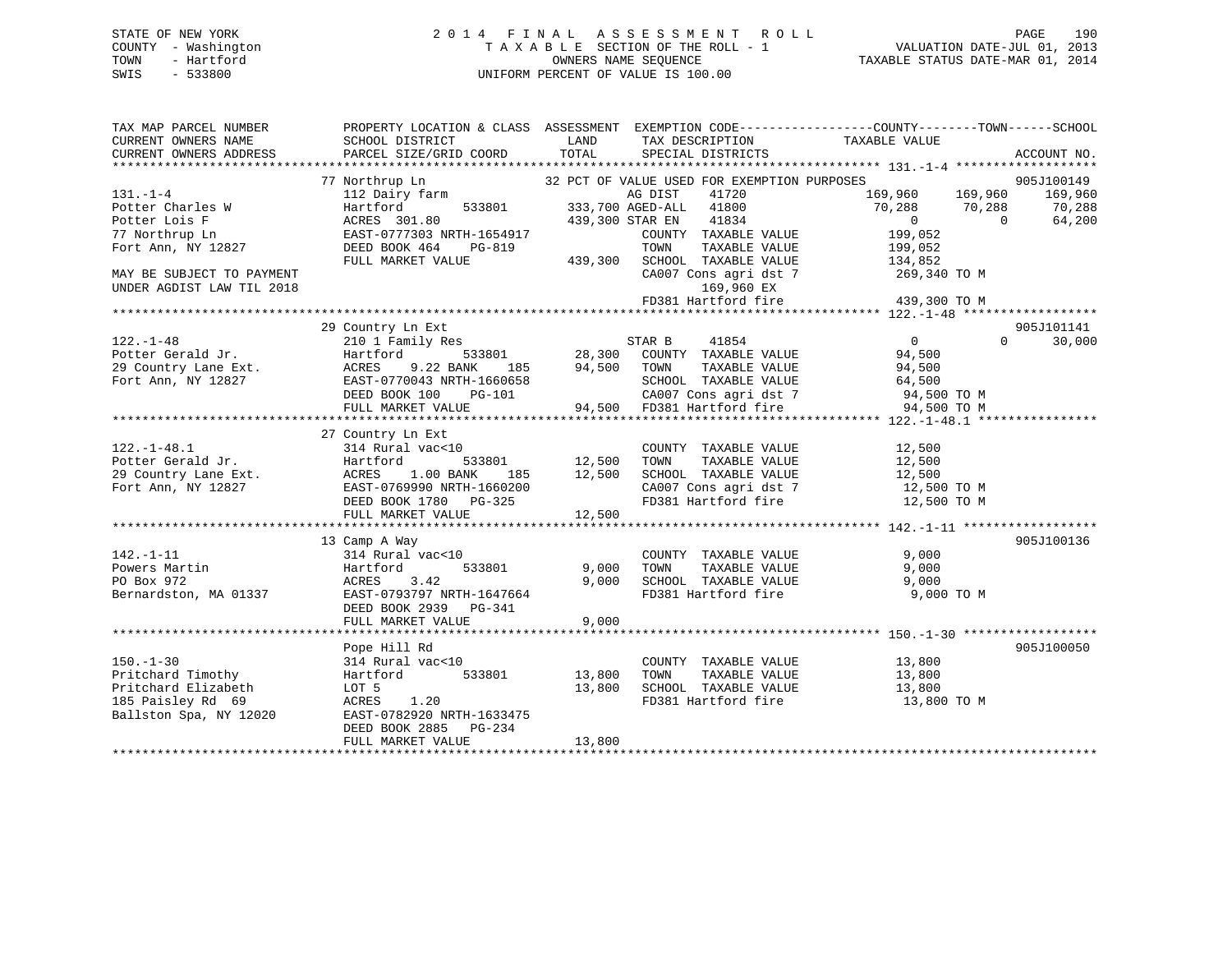STATE OF NEW YORK
COUNTY - Washington
TOWN - Hartford
SWIS - 533800

2 0 1 4 F I N A L A S S E S S M E N T R O L L
T A X A B L E SECTION OF THE ROLL - 1
OWNERS NAME SEQUENCE
UNIFORM PERCENT OF VALUE IS 100.00

VALUATION DATE-JUL 01, 2013
TAXABLE STATUS DATE-MAR 01, 2014

```
TAX MAP PARCEL NUMBER          PROPERTY LOCATION & CLASS  ASSESSMENT  EXEMPTION CODE------------------COUNTY--------TOWN------SCHOOL
CURRENT OWNERS NAME            SCHOOL DISTRICT               LAND      TAX DESCRIPTION            TAXABLE VALUE
CURRENT OWNERS ADDRESS         PARCEL SIZE/GRID COORD        TOTAL     SPECIAL DISTRICTS                                      ACCOUNT NO.
******************************************************************************************************* 131.-1-4 *******************
                               77 Northrup Ln                    32 PCT OF VALUE USED FOR EXEMPTION PURPOSES                    905J100149
131.-1-4                       112 Dairy farm                        AG DIST     41720          169,960     169,960     169,960
Potter Charles W               Hartford          533801      333,700 AGED-ALL    41800           70,288      70,288      70,288
Potter Lois F                  ACRES 301.80                  439,300 STAR EN     41834                0           0      64,200
77 Northrup Ln                 EAST-0777303 NRTH-1654917             COUNTY  TAXABLE VALUE          199,052
Fort Ann, NY 12827             DEED BOOK 464    PG-819               TOWN    TAXABLE VALUE          199,052
                               FULL MARKET VALUE             439,300 SCHOOL  TAXABLE VALUE          134,852
MAY BE SUBJECT TO PAYMENT                                            CA007 Cons agri dst 7          269,340 TO M
UNDER AGDIST LAW TIL 2018                                                  169,960 EX
                                                                     FD381 Hartford fire            439,300 TO M
******************************************************************************************************* 122.-1-48 ******************
                               29 Country Ln Ext                                                                            905J101141
122.-1-48                      210 1 Family Res                      STAR B      41854                0           0      30,000
Potter Gerald Jr.              Hartford          533801       28,300 COUNTY  TAXABLE VALUE           94,500
29 Country Lane Ext.           ACRES    9.22 BANK    185      94,500 TOWN    TAXABLE VALUE           94,500
Fort Ann, NY 12827             EAST-0770043 NRTH-1660658             SCHOOL  TAXABLE VALUE           64,500
                               DEED BOOK 100    PG-101               CA007 Cons agri dst 7           94,500 TO M
                               FULL MARKET VALUE              94,500 FD381 Hartford fire             94,500 TO M
******************************************************************************************************* 122.-1-48.1 ****************
                               27 Country Ln Ext
122.-1-48.1                    314 Rural vac<10                      COUNTY  TAXABLE VALUE           12,500
Potter Gerald Jr.              Hartford          533801       12,500 TOWN    TAXABLE VALUE           12,500
29 Country Lane Ext.           ACRES    1.00 BANK    185      12,500 SCHOOL  TAXABLE VALUE           12,500
Fort Ann, NY 12827             EAST-0769990 NRTH-1660200             CA007 Cons agri dst 7           12,500 TO M
                               DEED BOOK 1780   PG-325               FD381 Hartford fire             12,500 TO M
                               FULL MARKET VALUE              12,500
******************************************************************************************************* 142.-1-11 ******************
                               13 Camp A Way                                                                                905J100136
142.-1-11                      314 Rural vac<10                      COUNTY  TAXABLE VALUE            9,000
Powers Martin                  Hartford          533801        9,000 TOWN    TAXABLE VALUE            9,000
PO Box 972                     ACRES    3.42                   9,000 SCHOOL  TAXABLE VALUE            9,000
Bernardston, MA 01337          EAST-0793797 NRTH-1647664             FD381 Hartford fire              9,000 TO M
                               DEED BOOK 2939   PG-341
                               FULL MARKET VALUE               9,000
******************************************************************************************************* 150.-1-30 ******************
                               Pope Hill Rd                                                                                 905J100050
150.-1-30                      314 Rural vac<10                      COUNTY  TAXABLE VALUE           13,800
Pritchard Timothy              Hartford          533801       13,800 TOWN    TAXABLE VALUE           13,800
Pritchard Elizabeth            LOT 5                          13,800 SCHOOL  TAXABLE VALUE           13,800
185 Paisley Rd  69             ACRES    1.20                         FD381 Hartford fire             13,800 TO M
Ballston Spa, NY 12020         EAST-0782920 NRTH-1633475
                               DEED BOOK 2885   PG-234
                               FULL MARKET VALUE              13,800
************************************************************************************************************************************
```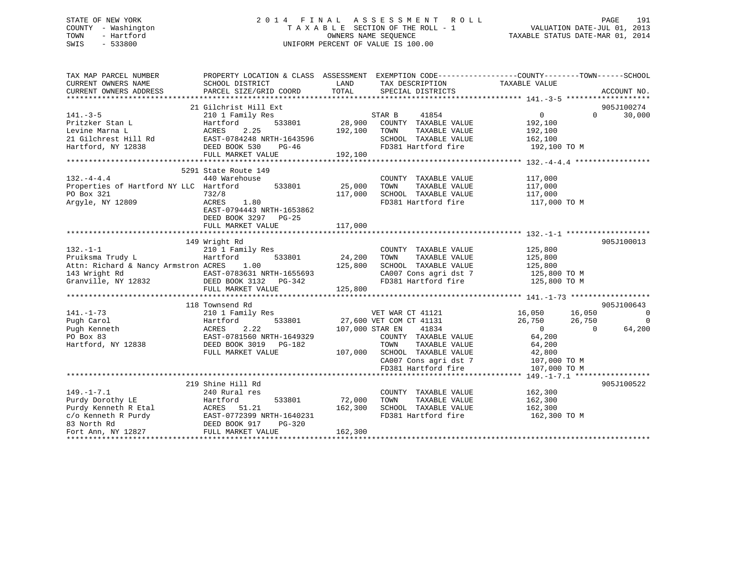STATE OF NEW YORK
COUNTY - Washington
TOWN - Hartford
SWIS - 533800

# 2014 FINAL ASSESSMENT ROLL

TAXABLE SECTION OF THE ROLL - 1
OWNERS NAME SEQUENCE
UNIFORM PERCENT OF VALUE IS 100.00

VALUATION DATE-JUL 01, 2013
TAXABLE STATUS DATE-MAR 01, 2014

| TAX MAP PARCEL NUMBER / CURRENT OWNERS NAME / CURRENT OWNERS ADDRESS | PROPERTY LOCATION & CLASS / SCHOOL DISTRICT / PARCEL SIZE/GRID COORD | ASSESSMENT LAND / TOTAL | EXEMPTION CODE / TAX DESCRIPTION / SPECIAL DISTRICTS | COUNTY TAXABLE VALUE | TOWN | SCHOOL | ACCOUNT NO. |
|---|---|---|---|---|---|---|---|
| 141.-3-5 | 21 Gilchrist Hill Ext | | | | | | 905J100274 |
| Pritzker Stan L | 210 1 Family Res | | STAR B 41854 | 0 | 0 | 30,000 | |
| Levine Marna L | Hartford 533801 | 28,900 | COUNTY TAXABLE VALUE | 192,100 | | | |
| 21 Gilchrest Hill Rd | ACRES 2.25 | 192,100 | TOWN TAXABLE VALUE | 192,100 | | | |
| Hartford, NY 12838 | EAST-0784248 NRTH-1643596 | | SCHOOL TAXABLE VALUE | 162,100 | | | |
| | DEED BOOK 530 PG-46 | | FD381 Hartford fire | 192,100 TO M | | | |
| | FULL MARKET VALUE | 192,100 | | | | | |
| 132.-4-4.4 | 5291 State Route 149 | | | | | | |
| Properties of Hartford NY LLC | 440 Warehouse | | COUNTY TAXABLE VALUE | 117,000 | | | |
| PO Box 321 | Hartford 533801 | 25,000 | TOWN TAXABLE VALUE | 117,000 | | | |
| Argyle, NY 12809 | 732/8 | 117,000 | SCHOOL TAXABLE VALUE | 117,000 | | | |
| | ACRES 1.80 | | FD381 Hartford fire | 117,000 TO M | | | |
| | EAST-0794443 NRTH-1653862 | | | | | | |
| | DEED BOOK 3297 PG-25 | | | | | | |
| | FULL MARKET VALUE | 117,000 | | | | | |
| 132.-1-1 | 149 Wright Rd | | | | | | 905J100013 |
| Pruiksma Trudy L | 210 1 Family Res | | COUNTY TAXABLE VALUE | 125,800 | | | |
| Attn: Richard & Nancy Armstron | Hartford 533801 | 24,200 | TOWN TAXABLE VALUE | 125,800 | | | |
| 143 Wright Rd | ACRES 1.00 | 125,800 | SCHOOL TAXABLE VALUE | 125,800 | | | |
| Granville, NY 12832 | EAST-0783631 NRTH-1655693 | | CA007 Cons agri dst 7 | 125,800 TO M | | | |
| | DEED BOOK 3132 PG-342 | | FD381 Hartford fire | 125,800 TO M | | | |
| | FULL MARKET VALUE | 125,800 | | | | | |
| 141.-1-73 | 118 Townsend Rd | | | | | | 905J100643 |
| Pugh Carol | 210 1 Family Res | | VET WAR CT 41121 | 16,050 | 16,050 | 0 | |
| Pugh Kenneth | Hartford 533801 | 27,600 | VET COM CT 41131 | 26,750 | 26,750 | 0 | |
| PO Box 83 | ACRES 2.22 | 107,000 | STAR EN 41834 | 0 | 0 | 64,200 | |
| Hartford, NY 12838 | EAST-0781560 NRTH-1649329 | | COUNTY TAXABLE VALUE | 64,200 | | | |
| | DEED BOOK 3019 PG-182 | | TOWN TAXABLE VALUE | 64,200 | | | |
| | FULL MARKET VALUE | 107,000 | SCHOOL TAXABLE VALUE | 42,800 | | | |
| | | | CA007 Cons agri dst 7 | 107,000 TO M | | | |
| | | | FD381 Hartford fire | 107,000 TO M | | | |
| 149.-1-7.1 | 219 Shine Hill Rd | | | | | | 905J100522 |
| Purdy Dorothy LE | 240 Rural res | | COUNTY TAXABLE VALUE | 162,300 | | | |
| Purdy Kenneth R Etal | Hartford 533801 | 72,000 | TOWN TAXABLE VALUE | 162,300 | | | |
| c/o Kenneth R Purdy | ACRES 51.21 | 162,300 | SCHOOL TAXABLE VALUE | 162,300 | | | |
| 83 North Rd | EAST-0772399 NRTH-1640231 | | FD381 Hartford fire | 162,300 TO M | | | |
| Fort Ann, NY 12827 | DEED BOOK 917 PG-320 | | | | | | |
| | FULL MARKET VALUE | 162,300 | | | | | |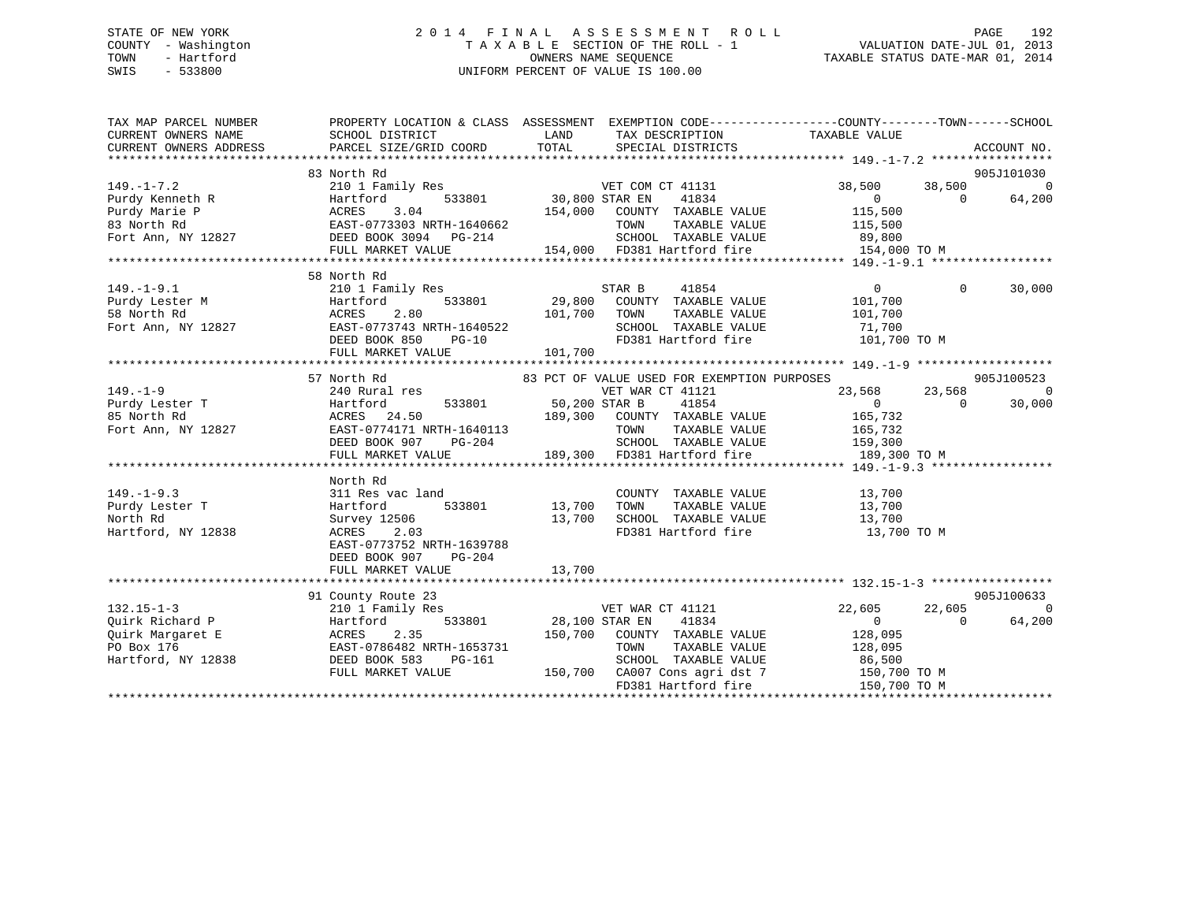STATE OF NEW YORK
COUNTY - Washington
TOWN - Hartford
SWIS - 533800

# 2014 FINAL ASSESSMENT ROLL

TAXABLE SECTION OF THE ROLL - 1
OWNERS NAME SEQUENCE
UNIFORM PERCENT OF VALUE IS 100.00

VALUATION DATE-JUL 01, 2013
TAXABLE STATUS DATE-MAR 01, 2014

| TAX MAP PARCEL NUMBER / CURRENT OWNERS NAME / CURRENT OWNERS ADDRESS | PROPERTY LOCATION & CLASS / SCHOOL DISTRICT / PARCEL SIZE/GRID COORD | ASSESSMENT LAND | TOTAL | EXEMPTION CODE / TAX DESCRIPTION / SPECIAL DISTRICTS | COUNTY TAXABLE VALUE | TOWN | SCHOOL | ACCOUNT NO. |
|---|---|---|---|---|---|---|---|---|
| **149.-1-7.2** | 83 North Rd | | | | | | | 905J101030 |
| | 210 1 Family Res | | | VET COM CT 41131 | 38,500 | 38,500 | 0 | |
| Purdy Kenneth R | Hartford 533801 | 30,800 | | STAR EN 41834 | 0 | 0 | 64,200 | |
| Purdy Marie P | ACRES 3.04 | | 154,000 | COUNTY TAXABLE VALUE | 115,500 | | | |
| 83 North Rd | EAST-0773303 NRTH-1640662 | | | TOWN TAXABLE VALUE | 115,500 | | | |
| Fort Ann, NY 12827 | DEED BOOK 3094 PG-214 | | | SCHOOL TAXABLE VALUE | 89,800 | | | |
| | FULL MARKET VALUE | | 154,000 | FD381 Hartford fire | 154,000 TO M | | | |
| **149.-1-9.1** | 58 North Rd | | | | | | | |
| | 210 1 Family Res | | | STAR B 41854 | 0 | 0 | 30,000 | |
| Purdy Lester M | Hartford 533801 | 29,800 | | COUNTY TAXABLE VALUE | 101,700 | | | |
| 58 North Rd | ACRES 2.80 | | 101,700 | TOWN TAXABLE VALUE | 101,700 | | | |
| Fort Ann, NY 12827 | EAST-0773743 NRTH-1640522 | | | SCHOOL TAXABLE VALUE | 71,700 | | | |
| | DEED BOOK 850 PG-10 | | | FD381 Hartford fire | 101,700 TO M | | | |
| | FULL MARKET VALUE | | 101,700 | | | | | |
| **149.-1-9** | 57 North Rd | | | 83 PCT OF VALUE USED FOR EXEMPTION PURPOSES | | | | 905J100523 |
| | 240 Rural res | | | VET WAR CT 41121 | 23,568 | 23,568 | 0 | |
| Purdy Lester T | Hartford 533801 | 50,200 | | STAR B 41854 | 0 | 0 | 30,000 | |
| 85 North Rd | ACRES 24.50 | | 189,300 | COUNTY TAXABLE VALUE | 165,732 | | | |
| Fort Ann, NY 12827 | EAST-0774171 NRTH-1640113 | | | TOWN TAXABLE VALUE | 165,732 | | | |
| | DEED BOOK 907 PG-204 | | | SCHOOL TAXABLE VALUE | 159,300 | | | |
| | FULL MARKET VALUE | | 189,300 | FD381 Hartford fire | 189,300 TO M | | | |
| **149.-1-9.3** | North Rd | | | | | | | |
| | 311 Res vac land | | | COUNTY TAXABLE VALUE | 13,700 | | | |
| Purdy Lester T | Hartford 533801 | 13,700 | | TOWN TAXABLE VALUE | 13,700 | | | |
| North Rd | Survey 12506 | | 13,700 | SCHOOL TAXABLE VALUE | 13,700 | | | |
| Hartford, NY 12838 | ACRES 2.03 | | | FD381 Hartford fire | 13,700 TO M | | | |
| | EAST-0773752 NRTH-1639788 | | | | | | | |
| | DEED BOOK 907 PG-204 | | | | | | | |
| | FULL MARKET VALUE | | 13,700 | | | | | |
| **132.15-1-3** | 91 County Route 23 | | | | | | | 905J100633 |
| | 210 1 Family Res | | | VET WAR CT 41121 | 22,605 | 22,605 | 0 | |
| Quirk Richard P | Hartford 533801 | 28,100 | | STAR EN 41834 | 0 | 0 | 64,200 | |
| Quirk Margaret E | ACRES 2.35 | | 150,700 | COUNTY TAXABLE VALUE | 128,095 | | | |
| PO Box 176 | EAST-0786482 NRTH-1653731 | | | TOWN TAXABLE VALUE | 128,095 | | | |
| Hartford, NY 12838 | DEED BOOK 583 PG-161 | | | SCHOOL TAXABLE VALUE | 86,500 | | | |
| | FULL MARKET VALUE | | 150,700 | CA007 Cons agri dst 7 | 150,700 TO M | | | |
| | | | | FD381 Hartford fire | 150,700 TO M | | | |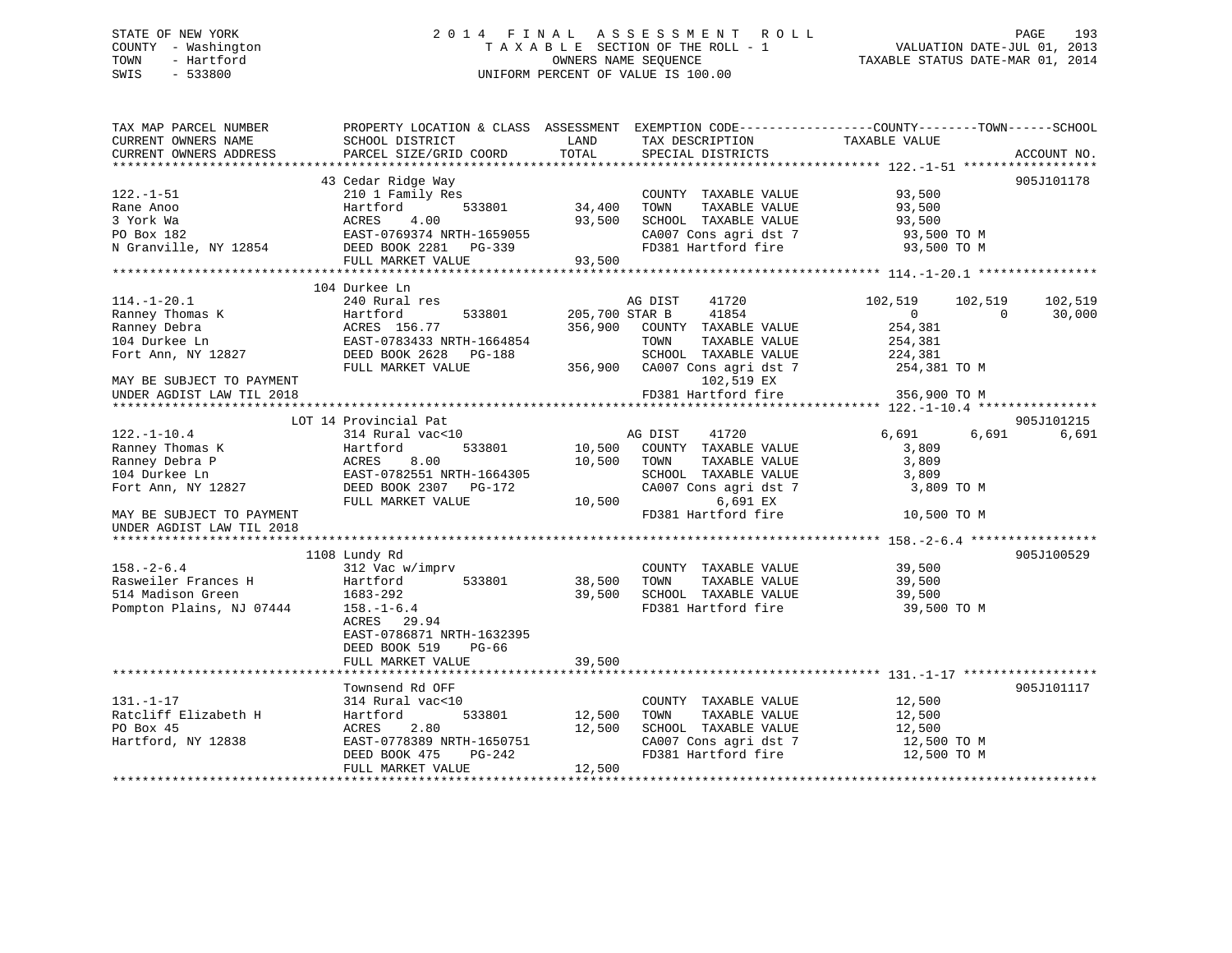STATE OF NEW YORK
COUNTY - Washington
TOWN - Hartford
SWIS - 533800

2014 FINAL ASSESSMENT ROLL
TAXABLE SECTION OF THE ROLL - 1
OWNERS NAME SEQUENCE
UNIFORM PERCENT OF VALUE IS 100.00

VALUATION DATE-JUL 01, 2013
TAXABLE STATUS DATE-MAR 01, 2014

```
TAX MAP PARCEL NUMBER          PROPERTY LOCATION & CLASS  ASSESSMENT  EXEMPTION CODE-----------------COUNTY--------TOWN------SCHOOL
CURRENT OWNERS NAME            SCHOOL DISTRICT               LAND      TAX DESCRIPTION            TAXABLE VALUE
CURRENT OWNERS ADDRESS         PARCEL SIZE/GRID COORD        TOTAL     SPECIAL DISTRICTS                                    ACCOUNT NO.
******************************************************************************************************* 122.-1-51 ******************
                               43 Cedar Ridge Way                                                                        905J101178
122.-1-51                      210 1 Family Res                        COUNTY  TAXABLE VALUE          93,500
Rane Anoo                      Hartford        533801       34,400     TOWN    TAXABLE VALUE          93,500
3 York Wa                      ACRES    4.00                93,500     SCHOOL  TAXABLE VALUE          93,500
PO Box 182                     EAST-0769374 NRTH-1659055               CA007 Cons agri dst 7           93,500 TO M
N Granville, NY 12854          DEED BOOK 2281   PG-339                 FD381 Hartford fire             93,500 TO M
                               FULL MARKET VALUE            93,500
******************************************************************************************************* 114.-1-20.1 ****************
                               104 Durkee Ln
114.-1-20.1                    240 Rural res                          AG DIST     41720             102,519     102,519     102,519
Ranney Thomas K                Hartford        533801      205,700 STAR B      41854                   0           0      30,000
Ranney Debra                   ACRES  156.77               356,900     COUNTY  TAXABLE VALUE         254,381
104 Durkee Ln                  EAST-0783433 NRTH-1664854               TOWN    TAXABLE VALUE         254,381
Fort Ann, NY 12827             DEED BOOK 2628   PG-188                 SCHOOL  TAXABLE VALUE         224,381
                               FULL MARKET VALUE           356,900     CA007 Cons agri dst 7          254,381 TO M
MAY BE SUBJECT TO PAYMENT                                                  102,519 EX
UNDER AGDIST LAW TIL 2018                                              FD381 Hartford fire            356,900 TO M
******************************************************************************************************* 122.-1-10.4 ****************
                               LOT 14 Provincial Pat                                                                     905J101215
122.-1-10.4                    314 Rural vac<10                       AG DIST     41720               6,691       6,691       6,691
Ranney Thomas K                Hartford        533801       10,500     COUNTY  TAXABLE VALUE           3,809
Ranney Debra P                 ACRES    8.00                10,500     TOWN    TAXABLE VALUE           3,809
104 Durkee Ln                  EAST-0782551 NRTH-1664305               SCHOOL  TAXABLE VALUE           3,809
Fort Ann, NY 12827             DEED BOOK 2307   PG-172                 CA007 Cons agri dst 7            3,809 TO M
                               FULL MARKET VALUE            10,500          6,691 EX
MAY BE SUBJECT TO PAYMENT                                              FD381 Hartford fire             10,500 TO M
UNDER AGDIST LAW TIL 2018
******************************************************************************************************* 158.-2-6.4 *****************
                               1108 Lundy Rd                                                                             905J100529
158.-2-6.4                     312 Vac w/imprv                         COUNTY  TAXABLE VALUE          39,500
Rasweiler Frances H            Hartford        533801       38,500     TOWN    TAXABLE VALUE          39,500
514 Madison Green              1683-292                     39,500     SCHOOL  TAXABLE VALUE          39,500
Pompton Plains, NJ 07444       158.-1-6.4                              FD381 Hartford fire             39,500 TO M
                               ACRES   29.94
                               EAST-0786871 NRTH-1632395
                               DEED BOOK 519    PG-66
                               FULL MARKET VALUE            39,500
******************************************************************************************************* 131.-1-17 ******************
                               Townsend Rd OFF                                                                           905J101117
131.-1-17                      314 Rural vac<10                        COUNTY  TAXABLE VALUE          12,500
Ratcliff Elizabeth H           Hartford        533801       12,500     TOWN    TAXABLE VALUE          12,500
PO Box 45                      ACRES    2.80                12,500     SCHOOL  TAXABLE VALUE          12,500
Hartford, NY 12838             EAST-0778389 NRTH-1650751               CA007 Cons agri dst 7           12,500 TO M
                               DEED BOOK 475    PG-242                 FD381 Hartford fire             12,500 TO M
                               FULL MARKET VALUE            12,500
************************************************************************************************************************************
```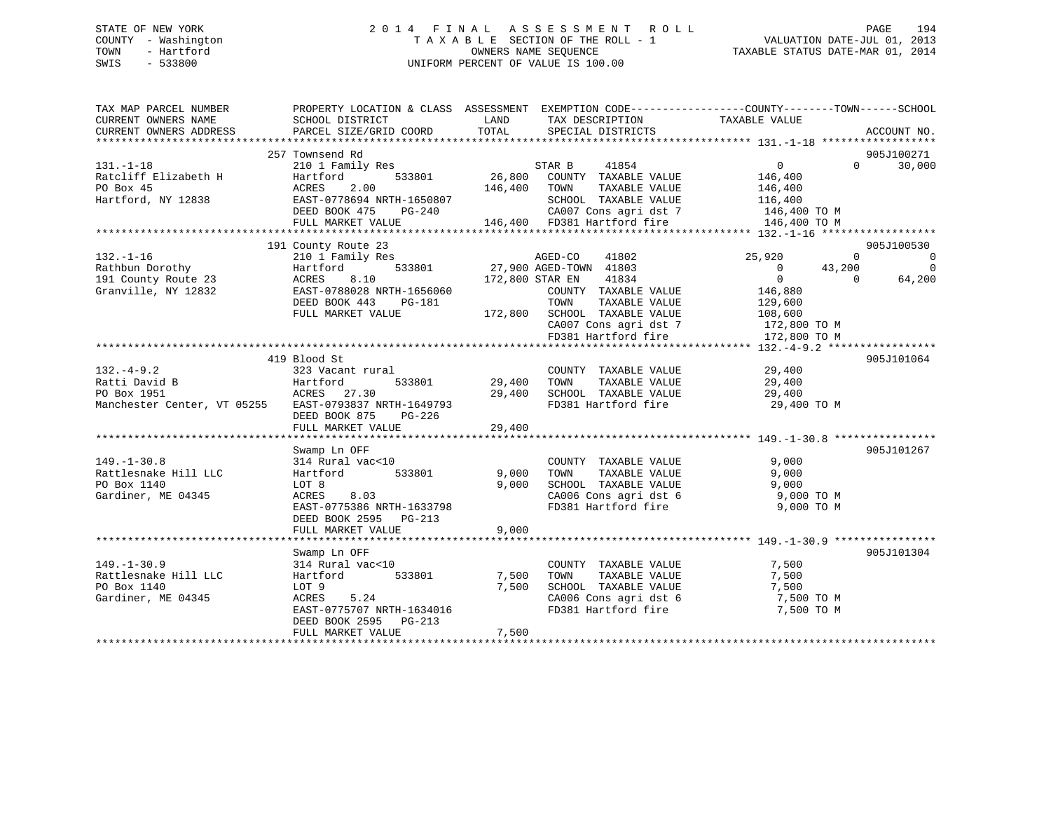STATE OF NEW YORK
COUNTY - Washington
TOWN - Hartford
SWIS - 533800

# 2014 FINAL ASSESSMENT ROLL

TAXABLE SECTION OF THE ROLL - 1
OWNERS NAME SEQUENCE
UNIFORM PERCENT OF VALUE IS 100.00

VALUATION DATE-JUL 01, 2013
TAXABLE STATUS DATE-MAR 01, 2014

```
TAX MAP PARCEL NUMBER        PROPERTY LOCATION & CLASS  ASSESSMENT  EXEMPTION CODE------------------COUNTY--------TOWN------SCHOOL
CURRENT OWNERS NAME          SCHOOL DISTRICT              LAND      TAX DESCRIPTION            TAXABLE VALUE
CURRENT OWNERS ADDRESS       PARCEL SIZE/GRID COORD       TOTAL     SPECIAL DISTRICTS                                      ACCOUNT NO.
******************************************************************************************************* 131.-1-18 ******************
                             257 Townsend Rd                                                                                905J100271
131.-1-18                    210 1 Family Res                       STAR B     41854             0            0        30,000
Ratcliff Elizabeth H         Hartford         533801       26,800   COUNTY  TAXABLE VALUE        146,400
PO Box 45                    ACRES    2.00                146,400   TOWN    TAXABLE VALUE        146,400
Hartford, NY 12838           EAST-0778694 NRTH-1650807             SCHOOL  TAXABLE VALUE        116,400
                             DEED BOOK 475    PG-240               CA007 Cons agri dst 7         146,400 TO M
                             FULL MARKET VALUE            146,400   FD381 Hartford fire          146,400 TO M
******************************************************************************************************* 132.-1-16 ******************
                             191 County Route 23                                                                            905J100530
132.-1-16                    210 1 Family Res                       AGED-CO    41802        25,920            0             0
Rathbun Dorothy              Hartford         533801       27,900 AGED-TOWN  41803             0       43,200             0
191 County Route 23          ACRES    8.10                172,800 STAR EN    41834             0            0        64,200
Granville, NY 12832          EAST-0788028 NRTH-1656060             COUNTY  TAXABLE VALUE        146,880
                             DEED BOOK 443    PG-181               TOWN    TAXABLE VALUE        129,600
                             FULL MARKET VALUE            172,800   SCHOOL  TAXABLE VALUE        108,600
                                                                    CA007 Cons agri dst 7         172,800 TO M
                                                                    FD381 Hartford fire           172,800 TO M
******************************************************************************************************* 132.-4-9.2 *****************
                             419 Blood St                                                                                   905J101064
132.-4-9.2                   323 Vacant rural                       COUNTY  TAXABLE VALUE         29,400
Ratti David B                Hartford         533801       29,400   TOWN    TAXABLE VALUE         29,400
PO Box 1951                  ACRES   27.30                 29,400   SCHOOL  TAXABLE VALUE         29,400
Manchester Center, VT 05255  EAST-0793837 NRTH-1649793             FD381 Hartford fire            29,400 TO M
                             DEED BOOK 875    PG-226
                             FULL MARKET VALUE             29,400
******************************************************************************************************* 149.-1-30.8 ****************
                             Swamp Ln OFF                                                                                   905J101267
149.-1-30.8                  314 Rural vac<10                       COUNTY  TAXABLE VALUE          9,000
Rattlesnake Hill LLC         Hartford         533801        9,000   TOWN    TAXABLE VALUE          9,000
PO Box 1140                  LOT 8                          9,000   SCHOOL  TAXABLE VALUE          9,000
Gardiner, ME 04345           ACRES    8.03                          CA006 Cons agri dst 6           9,000 TO M
                             EAST-0775386 NRTH-1633798             FD381 Hartford fire             9,000 TO M
                             DEED BOOK 2595   PG-213
                             FULL MARKET VALUE              9,000
******************************************************************************************************* 149.-1-30.9 ****************
                             Swamp Ln OFF                                                                                   905J101304
149.-1-30.9                  314 Rural vac<10                       COUNTY  TAXABLE VALUE          7,500
Rattlesnake Hill LLC         Hartford         533801        7,500   TOWN    TAXABLE VALUE          7,500
PO Box 1140                  LOT 9                          7,500   SCHOOL  TAXABLE VALUE          7,500
Gardiner, ME 04345           ACRES    5.24                          CA006 Cons agri dst 6           7,500 TO M
                             EAST-0775707 NRTH-1634016             FD381 Hartford fire             7,500 TO M
                             DEED BOOK 2595   PG-213
                             FULL MARKET VALUE              7,500
************************************************************************************************************************************
```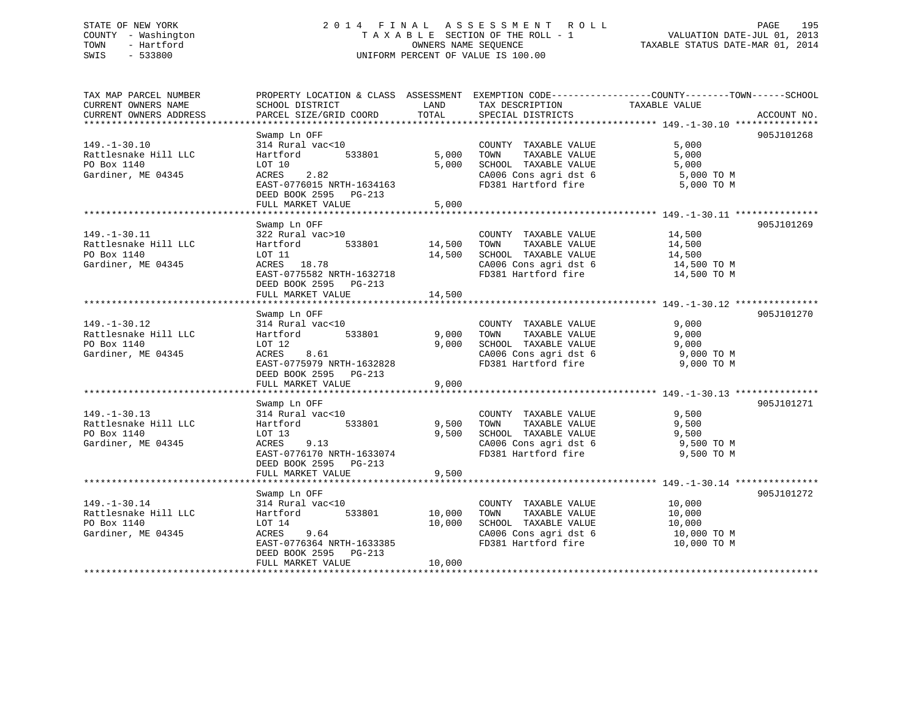STATE OF NEW YORK
COUNTY - Washington
TOWN - Hartford
SWIS - 533800

# 2014 FINAL ASSESSMENT ROLL
TAXABLE SECTION OF THE ROLL - 1
OWNERS NAME SEQUENCE
UNIFORM PERCENT OF VALUE IS 100.00

VALUATION DATE-JUL 01, 2013
TAXABLE STATUS DATE-MAR 01, 2014

| TAX MAP PARCEL NUMBER / CURRENT OWNERS NAME / CURRENT OWNERS ADDRESS | PROPERTY LOCATION & CLASS / SCHOOL DISTRICT / PARCEL SIZE/GRID COORD | ASSESSMENT LAND | TOTAL | EXEMPTION CODE / TAX DESCRIPTION / SPECIAL DISTRICTS | TAXABLE VALUE (COUNTY / TOWN / SCHOOL) | ACCOUNT NO. |
|---|---|---|---|---|---|---|
| **149.-1-30.10** | Swamp Ln OFF | | | | | 905J101268 |
| 149.-1-30.10 | 314 Rural vac<10 | | | COUNTY TAXABLE VALUE | 5,000 | |
| Rattlesnake Hill LLC | Hartford 533801 | 5,000 | | TOWN TAXABLE VALUE | 5,000 | |
| PO Box 1140 | LOT 10 | | 5,000 | SCHOOL TAXABLE VALUE | 5,000 | |
| Gardiner, ME 04345 | ACRES 2.82 | | | CA006 Cons agri dst 6 | 5,000 TO M | |
| | EAST-0776015 NRTH-1634163 | | | FD381 Hartford fire | 5,000 TO M | |
| | DEED BOOK 2595 PG-213 | | | | | |
| | FULL MARKET VALUE | | 5,000 | | | |
| **149.-1-30.11** | Swamp Ln OFF | | | | | 905J101269 |
| 149.-1-30.11 | 322 Rural vac>10 | | | COUNTY TAXABLE VALUE | 14,500 | |
| Rattlesnake Hill LLC | Hartford 533801 | 14,500 | | TOWN TAXABLE VALUE | 14,500 | |
| PO Box 1140 | LOT 11 | | 14,500 | SCHOOL TAXABLE VALUE | 14,500 | |
| Gardiner, ME 04345 | ACRES 18.78 | | | CA006 Cons agri dst 6 | 14,500 TO M | |
| | EAST-0775582 NRTH-1632718 | | | FD381 Hartford fire | 14,500 TO M | |
| | DEED BOOK 2595 PG-213 | | | | | |
| | FULL MARKET VALUE | | 14,500 | | | |
| **149.-1-30.12** | Swamp Ln OFF | | | | | 905J101270 |
| 149.-1-30.12 | 314 Rural vac<10 | | | COUNTY TAXABLE VALUE | 9,000 | |
| Rattlesnake Hill LLC | Hartford 533801 | 9,000 | | TOWN TAXABLE VALUE | 9,000 | |
| PO Box 1140 | LOT 12 | | 9,000 | SCHOOL TAXABLE VALUE | 9,000 | |
| Gardiner, ME 04345 | ACRES 8.61 | | | CA006 Cons agri dst 6 | 9,000 TO M | |
| | EAST-0775979 NRTH-1632828 | | | FD381 Hartford fire | 9,000 TO M | |
| | DEED BOOK 2595 PG-213 | | | | | |
| | FULL MARKET VALUE | | 9,000 | | | |
| **149.-1-30.13** | Swamp Ln OFF | | | | | 905J101271 |
| 149.-1-30.13 | 314 Rural vac<10 | | | COUNTY TAXABLE VALUE | 9,500 | |
| Rattlesnake Hill LLC | Hartford 533801 | 9,500 | | TOWN TAXABLE VALUE | 9,500 | |
| PO Box 1140 | LOT 13 | | 9,500 | SCHOOL TAXABLE VALUE | 9,500 | |
| Gardiner, ME 04345 | ACRES 9.13 | | | CA006 Cons agri dst 6 | 9,500 TO M | |
| | EAST-0776170 NRTH-1633074 | | | FD381 Hartford fire | 9,500 TO M | |
| | DEED BOOK 2595 PG-213 | | | | | |
| | FULL MARKET VALUE | | 9,500 | | | |
| **149.-1-30.14** | Swamp Ln OFF | | | | | 905J101272 |
| 149.-1-30.14 | 314 Rural vac<10 | | | COUNTY TAXABLE VALUE | 10,000 | |
| Rattlesnake Hill LLC | Hartford 533801 | 10,000 | | TOWN TAXABLE VALUE | 10,000 | |
| PO Box 1140 | LOT 14 | | 10,000 | SCHOOL TAXABLE VALUE | 10,000 | |
| Gardiner, ME 04345 | ACRES 9.64 | | | CA006 Cons agri dst 6 | 10,000 TO M | |
| | EAST-0776364 NRTH-1633385 | | | FD381 Hartford fire | 10,000 TO M | |
| | DEED BOOK 2595 PG-213 | | | | | |
| | FULL MARKET VALUE | | 10,000 | | | |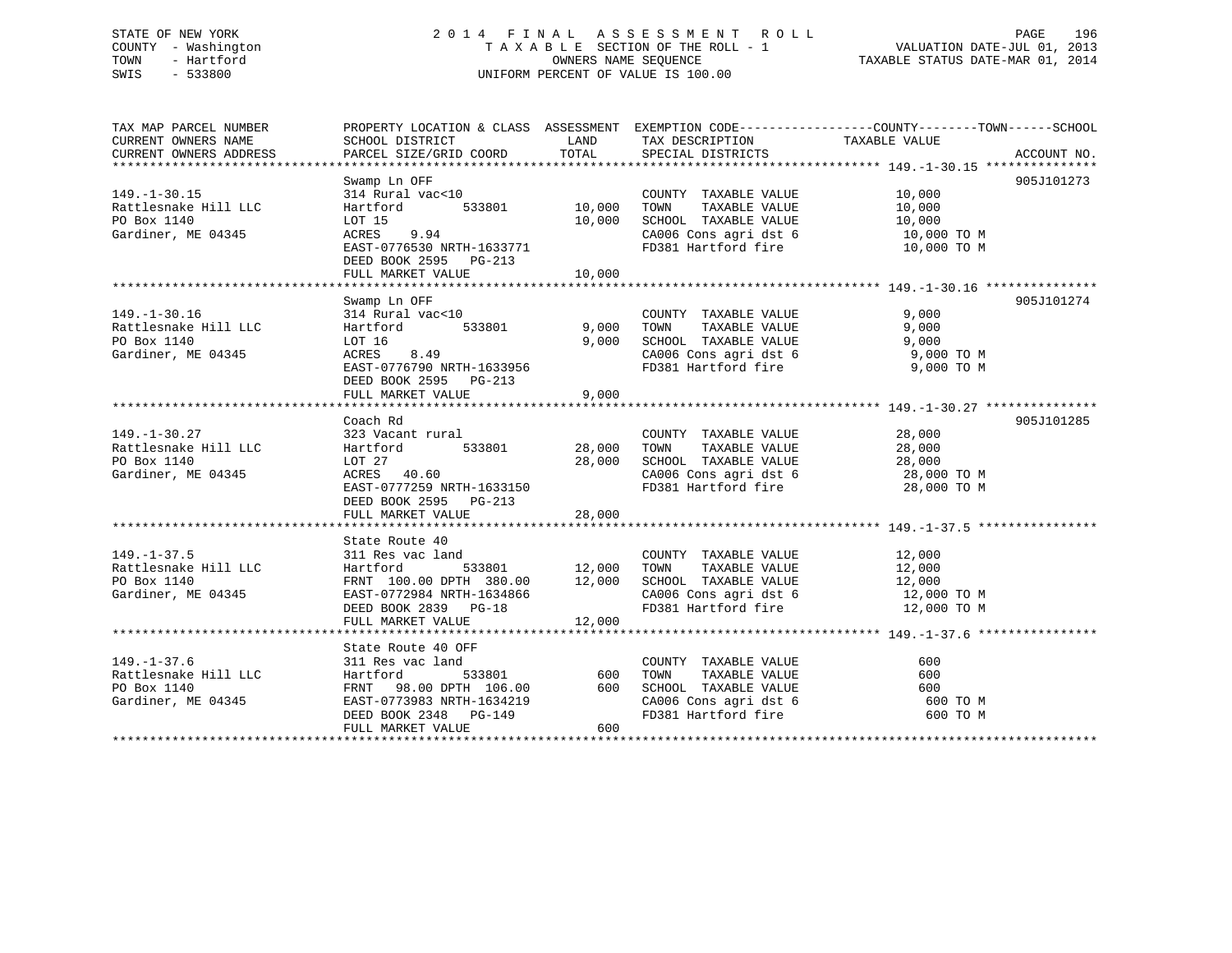STATE OF NEW YORK
COUNTY - Washington
TOWN - Hartford
SWIS - 533800

# 2014 FINAL ASSESSMENT ROLL

TAXABLE SECTION OF THE ROLL - 1
OWNERS NAME SEQUENCE
UNIFORM PERCENT OF VALUE IS 100.00

VALUATION DATE-JUL 01, 2013
TAXABLE STATUS DATE-MAR 01, 2014

| TAX MAP PARCEL NUMBER / CURRENT OWNERS NAME / CURRENT OWNERS ADDRESS | PROPERTY LOCATION & CLASS / SCHOOL DISTRICT / PARCEL SIZE/GRID COORD | ASSESSMENT LAND | TOTAL | EXEMPTION CODE / TAX DESCRIPTION / SPECIAL DISTRICTS | TAXABLE VALUE (COUNTY--TOWN--SCHOOL) | ACCOUNT NO. |
|---|---|---|---|---|---|---|
| **149.-1-30.15** | Swamp Ln OFF | | | | | 905J101273 |
| 149.-1-30.15 | 314 Rural vac<10 | | | COUNTY TAXABLE VALUE | 10,000 | |
| Rattlesnake Hill LLC | Hartford 533801 | 10,000 | | TOWN TAXABLE VALUE | 10,000 | |
| PO Box 1140 | LOT 15 | | 10,000 | SCHOOL TAXABLE VALUE | 10,000 | |
| Gardiner, ME 04345 | ACRES 9.94 | | | CA006 Cons agri dst 6 | 10,000 TO M | |
| | EAST-0776530 NRTH-1633771 | | | FD381 Hartford fire | 10,000 TO M | |
| | DEED BOOK 2595 PG-213 | | | | | |
| | FULL MARKET VALUE | | 10,000 | | | |
| **149.-1-30.16** | Swamp Ln OFF | | | | | 905J101274 |
| 149.-1-30.16 | 314 Rural vac<10 | | | COUNTY TAXABLE VALUE | 9,000 | |
| Rattlesnake Hill LLC | Hartford 533801 | 9,000 | | TOWN TAXABLE VALUE | 9,000 | |
| PO Box 1140 | LOT 16 | | 9,000 | SCHOOL TAXABLE VALUE | 9,000 | |
| Gardiner, ME 04345 | ACRES 8.49 | | | CA006 Cons agri dst 6 | 9,000 TO M | |
| | EAST-0776790 NRTH-1633956 | | | FD381 Hartford fire | 9,000 TO M | |
| | DEED BOOK 2595 PG-213 | | | | | |
| | FULL MARKET VALUE | | 9,000 | | | |
| **149.-1-30.27** | Coach Rd | | | | | 905J101285 |
| 149.-1-30.27 | 323 Vacant rural | | | COUNTY TAXABLE VALUE | 28,000 | |
| Rattlesnake Hill LLC | Hartford 533801 | 28,000 | | TOWN TAXABLE VALUE | 28,000 | |
| PO Box 1140 | LOT 27 | | 28,000 | SCHOOL TAXABLE VALUE | 28,000 | |
| Gardiner, ME 04345 | ACRES 40.60 | | | CA006 Cons agri dst 6 | 28,000 TO M | |
| | EAST-0777259 NRTH-1633150 | | | FD381 Hartford fire | 28,000 TO M | |
| | DEED BOOK 2595 PG-213 | | | | | |
| | FULL MARKET VALUE | | 28,000 | | | |
| **149.-1-37.5** | State Route 40 | | | | | |
| 149.-1-37.5 | 311 Res vac land | | | COUNTY TAXABLE VALUE | 12,000 | |
| Rattlesnake Hill LLC | Hartford 533801 | 12,000 | | TOWN TAXABLE VALUE | 12,000 | |
| PO Box 1140 | FRNT 100.00 DPTH 380.00 | | 12,000 | SCHOOL TAXABLE VALUE | 12,000 | |
| Gardiner, ME 04345 | EAST-0772984 NRTH-1634866 | | | CA006 Cons agri dst 6 | 12,000 TO M | |
| | DEED BOOK 2839 PG-18 | | | FD381 Hartford fire | 12,000 TO M | |
| | FULL MARKET VALUE | | 12,000 | | | |
| **149.-1-37.6** | State Route 40 OFF | | | | | |
| 149.-1-37.6 | 311 Res vac land | | | COUNTY TAXABLE VALUE | 600 | |
| Rattlesnake Hill LLC | Hartford 533801 | 600 | | TOWN TAXABLE VALUE | 600 | |
| PO Box 1140 | FRNT 98.00 DPTH 106.00 | | 600 | SCHOOL TAXABLE VALUE | 600 | |
| Gardiner, ME 04345 | EAST-0773983 NRTH-1634219 | | | CA006 Cons agri dst 6 | 600 TO M | |
| | DEED BOOK 2348 PG-149 | | | FD381 Hartford fire | 600 TO M | |
| | FULL MARKET VALUE | | 600 | | | |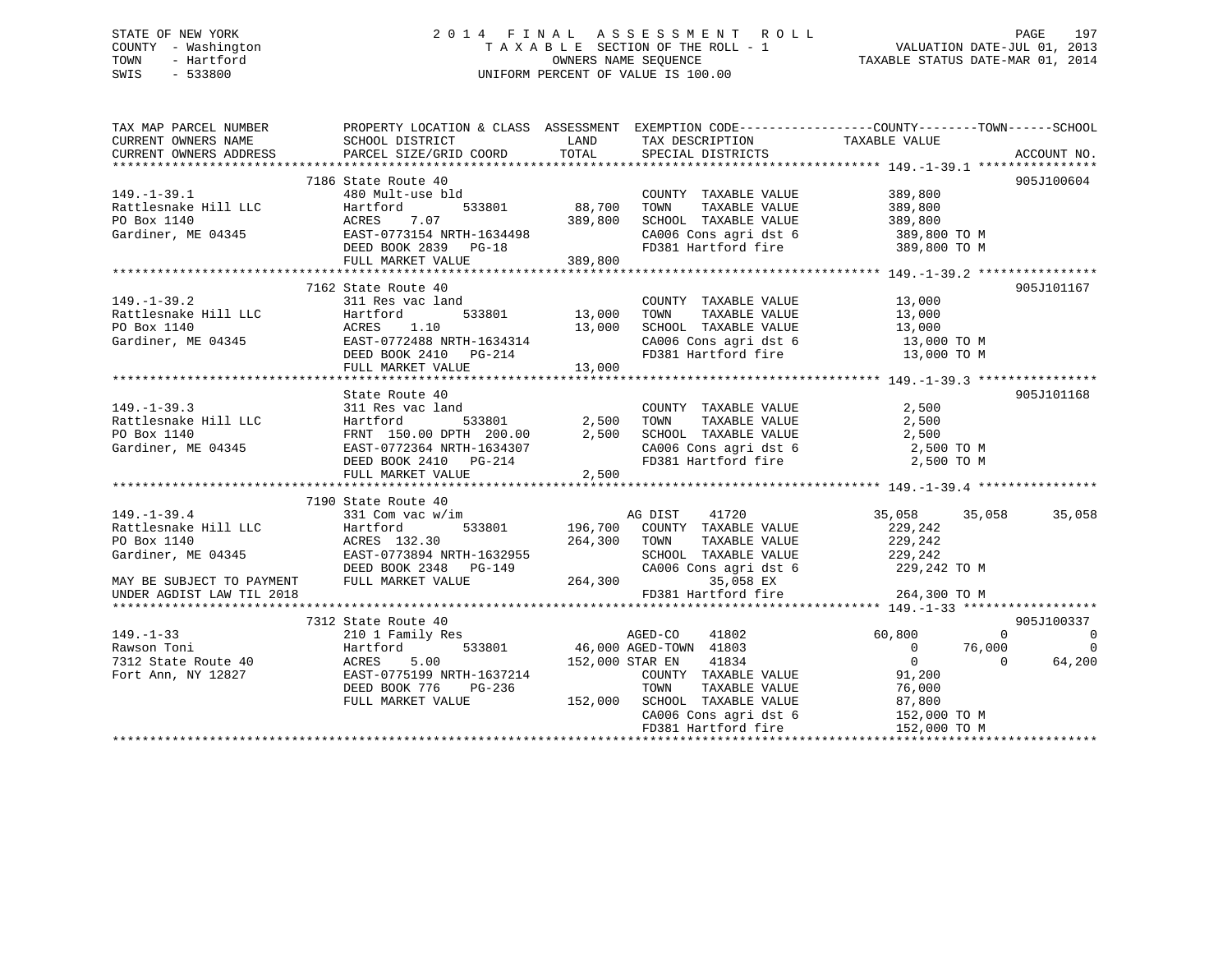STATE OF NEW YORK
COUNTY - Washington
TOWN - Hartford
SWIS - 533800

# 2014 FINAL ASSESSMENT ROLL
TAXABLE SECTION OF THE ROLL - 1
OWNERS NAME SEQUENCE
UNIFORM PERCENT OF VALUE IS 100.00

VALUATION DATE-JUL 01, 2013
TAXABLE STATUS DATE-MAR 01, 2014

```
TAX MAP PARCEL NUMBER      PROPERTY LOCATION & CLASS  ASSESSMENT  EXEMPTION CODE------------------COUNTY--------TOWN------SCHOOL
CURRENT OWNERS NAME        SCHOOL DISTRICT               LAND      TAX DESCRIPTION            TAXABLE VALUE
CURRENT OWNERS ADDRESS     PARCEL SIZE/GRID COORD        TOTAL     SPECIAL DISTRICTS                                      ACCOUNT NO.
******************************************************************************************************* 149.-1-39.1 ****************
                           7186 State Route 40                                                                           905J100604
149.-1-39.1                480 Mult-use bld                        COUNTY  TAXABLE VALUE         389,800
Rattlesnake Hill LLC       Hartford        533801       88,700     TOWN    TAXABLE VALUE         389,800
PO Box 1140                ACRES    7.07               389,800     SCHOOL  TAXABLE VALUE         389,800
Gardiner, ME 04345         EAST-0773154 NRTH-1634498               CA006 Cons agri dst 6          389,800 TO M
                           DEED BOOK 2839   PG-18                  FD381 Hartford fire            389,800 TO M
                           FULL MARKET VALUE           389,800
******************************************************************************************************* 149.-1-39.2 ****************
                           7162 State Route 40                                                                           905J101167
149.-1-39.2                311 Res vac land                        COUNTY  TAXABLE VALUE          13,000
Rattlesnake Hill LLC       Hartford        533801       13,000     TOWN    TAXABLE VALUE          13,000
PO Box 1140                ACRES    1.10                13,000     SCHOOL  TAXABLE VALUE          13,000
Gardiner, ME 04345         EAST-0772488 NRTH-1634314               CA006 Cons agri dst 6           13,000 TO M
                           DEED BOOK 2410   PG-214                 FD381 Hartford fire             13,000 TO M
                           FULL MARKET VALUE            13,000
******************************************************************************************************* 149.-1-39.3 ****************
                           State Route 40                                                                                905J101168
149.-1-39.3                311 Res vac land                        COUNTY  TAXABLE VALUE           2,500
Rattlesnake Hill LLC       Hartford        533801        2,500     TOWN    TAXABLE VALUE           2,500
PO Box 1140                FRNT 150.00 DPTH 200.00       2,500     SCHOOL  TAXABLE VALUE           2,500
Gardiner, ME 04345         EAST-0772364 NRTH-1634307               CA006 Cons agri dst 6            2,500 TO M
                           DEED BOOK 2410   PG-214                 FD381 Hartford fire              2,500 TO M
                           FULL MARKET VALUE             2,500
******************************************************************************************************* 149.-1-39.4 ****************
                           7190 State Route 40
149.-1-39.4                331 Com vac w/im                        AG DIST     41720              35,058      35,058      35,058
Rattlesnake Hill LLC       Hartford        533801      196,700     COUNTY  TAXABLE VALUE         229,242
PO Box 1140                ACRES  132.30               264,300     TOWN    TAXABLE VALUE         229,242
Gardiner, ME 04345         EAST-0773894 NRTH-1632955               SCHOOL  TAXABLE VALUE         229,242
                           DEED BOOK 2348   PG-149                 CA006 Cons agri dst 6          229,242 TO M
MAY BE SUBJECT TO PAYMENT  FULL MARKET VALUE           264,300            35,058 EX
UNDER AGDIST LAW TIL 2018                                          FD381 Hartford fire            264,300 TO M
******************************************************************************************************* 149.-1-33 ******************
                           7312 State Route 40                                                                           905J100337
149.-1-33                  210 1 Family Res                        AGED-CO     41802              60,800           0           0
Rawson Toni                Hartford        533801       46,000 AGED-TOWN  41803                    0      76,000           0
7312 State Route 40        ACRES    5.00               152,000 STAR EN     41834                   0           0      64,200
Fort Ann, NY 12827         EAST-0775199 NRTH-1637214               COUNTY  TAXABLE VALUE          91,200
                           DEED BOOK 776    PG-236                 TOWN    TAXABLE VALUE          76,000
                           FULL MARKET VALUE           152,000     SCHOOL  TAXABLE VALUE          87,800
                                                                   CA006 Cons agri dst 6          152,000 TO M
                                                                   FD381 Hartford fire            152,000 TO M
************************************************************************************************************************************
```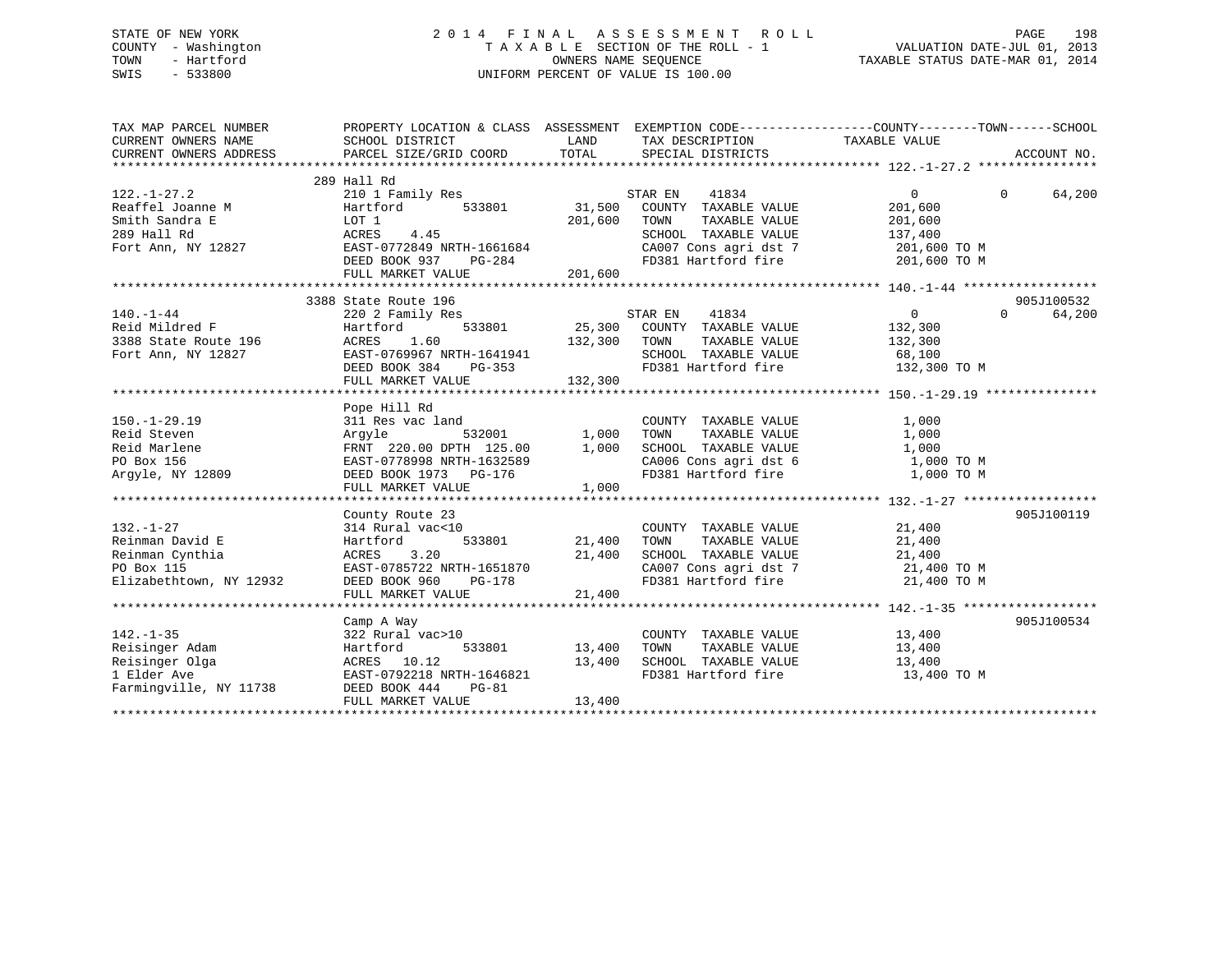STATE OF NEW YORK
COUNTY - Washington
TOWN - Hartford
SWIS - 533800

2 0 1 4 F I N A L A S S E S S M E N T R O L L
T A X A B L E SECTION OF THE ROLL - 1
OWNERS NAME SEQUENCE
UNIFORM PERCENT OF VALUE IS 100.00

VALUATION DATE-JUL 01, 2013
TAXABLE STATUS DATE-MAR 01, 2014

```
TAX MAP PARCEL NUMBER      PROPERTY LOCATION & CLASS  ASSESSMENT  EXEMPTION CODE------------------COUNTY--------TOWN------SCHOOL
CURRENT OWNERS NAME        SCHOOL DISTRICT               LAND      TAX DESCRIPTION             TAXABLE VALUE
CURRENT OWNERS ADDRESS     PARCEL SIZE/GRID COORD       TOTAL      SPECIAL DISTRICTS                                   ACCOUNT NO.
******************************************************************************************* 122.-1-27.2 ****************
                          289 Hall Rd
122.-1-27.2                210 1 Family Res                      STAR EN    41834                0           0     64,200
Reaffel Joanne M           Hartford        533801      31,500    COUNTY  TAXABLE VALUE         201,600
Smith Sandra E             LOT 1                      201,600    TOWN    TAXABLE VALUE         201,600
289 Hall Rd                ACRES    4.45                         SCHOOL  TAXABLE VALUE         137,400
Fort Ann, NY 12827         EAST-0772849 NRTH-1661684             CA007 Cons agri dst 7          201,600 TO M
                           DEED BOOK 937    PG-284               FD381 Hartford fire            201,600 TO M
                           FULL MARKET VALUE          201,600
******************************************************************************************* 140.-1-44 ******************
                          3388 State Route 196                                                                   905J100532
140.-1-44                  220 2 Family Res                      STAR EN    41834                0           0     64,200
Reid Mildred F             Hartford        533801      25,300    COUNTY  TAXABLE VALUE         132,300
3388 State Route 196       ACRES    1.60              132,300    TOWN    TAXABLE VALUE         132,300
Fort Ann, NY 12827         EAST-0769967 NRTH-1641941             SCHOOL  TAXABLE VALUE          68,100
                           DEED BOOK 384    PG-353               FD381 Hartford fire            132,300 TO M
                           FULL MARKET VALUE          132,300
******************************************************************************************* 150.-1-29.19 ***************
                           Pope Hill Rd
150.-1-29.19               311 Res vac land                      COUNTY  TAXABLE VALUE           1,000
Reid Steven                Argyle          532001       1,000    TOWN    TAXABLE VALUE           1,000
Reid Marlene               FRNT 220.00 DPTH 125.00      1,000    SCHOOL  TAXABLE VALUE           1,000
PO Box 156                 EAST-0778998 NRTH-1632589             CA006 Cons agri dst 6            1,000 TO M
Argyle, NY 12809           DEED BOOK 1973   PG-176               FD381 Hartford fire              1,000 TO M
                           FULL MARKET VALUE            1,000
******************************************************************************************* 132.-1-27 ******************
                           County Route 23                                                                       905J100119
132.-1-27                  314 Rural vac<10                      COUNTY  TAXABLE VALUE          21,400
Reinman David E            Hartford        533801      21,400    TOWN    TAXABLE VALUE          21,400
Reinman Cynthia            ACRES    3.20               21,400    SCHOOL  TAXABLE VALUE          21,400
PO Box 115                 EAST-0785722 NRTH-1651870             CA007 Cons agri dst 7           21,400 TO M
Elizabethtown, NY 12932    DEED BOOK 960    PG-178               FD381 Hartford fire             21,400 TO M
                           FULL MARKET VALUE           21,400
******************************************************************************************* 142.-1-35 ******************
                           Camp A Way                                                                            905J100534
142.-1-35                  322 Rural vac>10                      COUNTY  TAXABLE VALUE          13,400
Reisinger Adam             Hartford        533801      13,400    TOWN    TAXABLE VALUE          13,400
Reisinger Olga             ACRES   10.12               13,400    SCHOOL  TAXABLE VALUE          13,400
1 Elder Ave                EAST-0792218 NRTH-1646821             FD381 Hartford fire             13,400 TO M
Farmingville, NY 11738     DEED BOOK 444    PG-81
                           FULL MARKET VALUE           13,400
*************************************************************************************************************************
```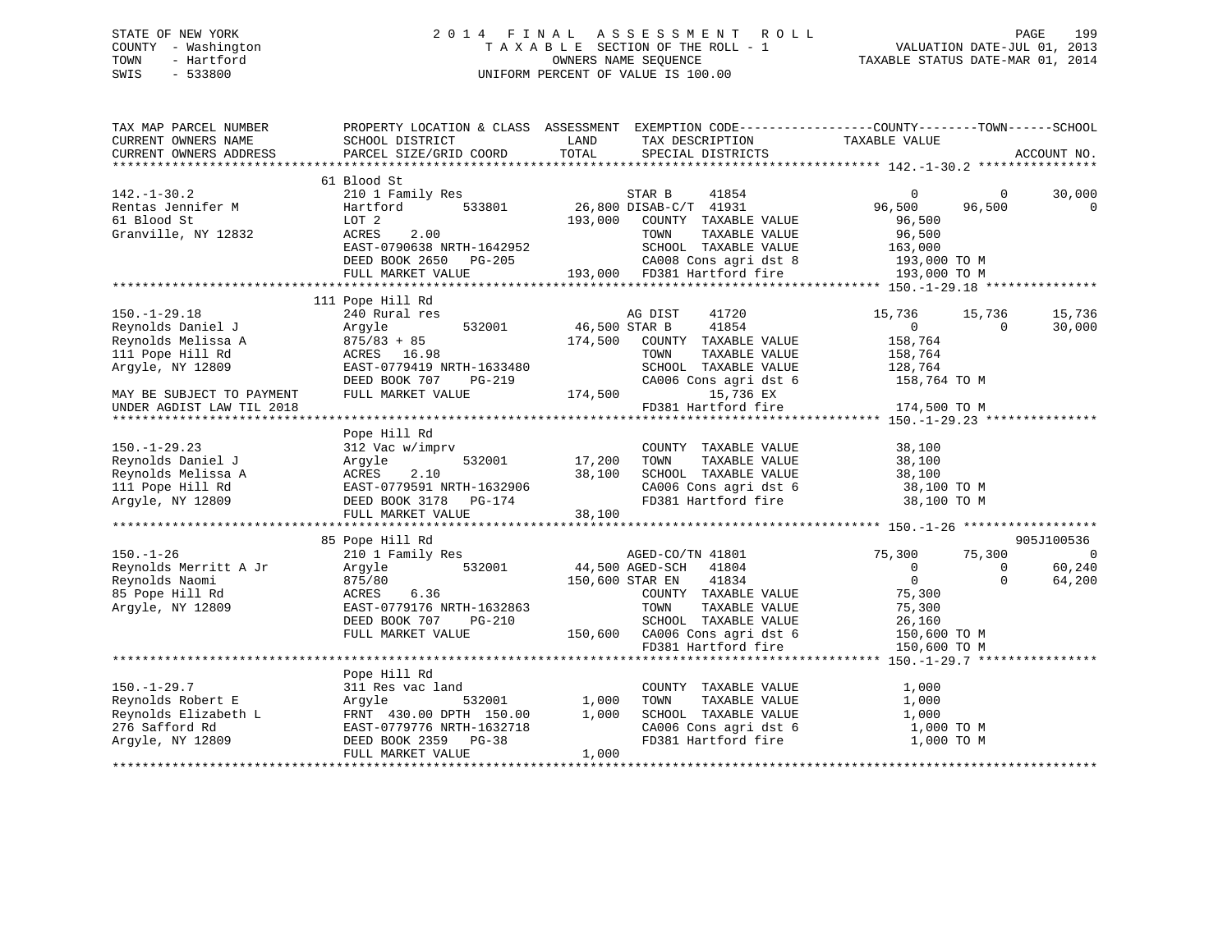STATE OF NEW YORK
COUNTY - Washington
TOWN - Hartford
SWIS - 533800

2014 FINAL ASSESSMENT ROLL
TAXABLE SECTION OF THE ROLL - 1
OWNERS NAME SEQUENCE
UNIFORM PERCENT OF VALUE IS 100.00

VALUATION DATE-JUL 01, 2013
TAXABLE STATUS DATE-MAR 01, 2014

```
TAX MAP PARCEL NUMBER          PROPERTY LOCATION & CLASS  ASSESSMENT  EXEMPTION CODE------------------COUNTY--------TOWN------SCHOOL
CURRENT OWNERS NAME            SCHOOL DISTRICT              LAND       TAX DESCRIPTION            TAXABLE VALUE
CURRENT OWNERS ADDRESS         PARCEL SIZE/GRID COORD       TOTAL      SPECIAL DISTRICTS                                      ACCOUNT NO.
******************************************************************************************************* 142.-1-30.2 ****************
                               61 Blood St
142.-1-30.2                    210 1 Family Res                  STAR B      41854              0          0        30,000
Rentas Jennifer M              Hartford         533801       26,800 DISAB-C/T  41931         96,500     96,500             0
61 Blood St                    LOT 2                        193,000   COUNTY  TAXABLE VALUE       96,500
Granville, NY 12832            ACRES     2.00                         TOWN    TAXABLE VALUE       96,500
                               EAST-0790638 NRTH-1642952              SCHOOL  TAXABLE VALUE      163,000
                               DEED BOOK 2650   PG-205                CA008 Cons agri dst 8       193,000 TO M
                               FULL MARKET VALUE            193,000   FD381 Hartford fire         193,000 TO M
******************************************************************************************************* 150.-1-29.18 ***************
                               111 Pope Hill Rd
150.-1-29.18                   240 Rural res                     AG DIST     41720          15,736     15,736        15,736
Reynolds Daniel J              Argyle           532001       46,500 STAR B     41854              0          0        30,000
Reynolds Melissa A             875/83 + 85                  174,500   COUNTY  TAXABLE VALUE      158,764
111 Pope Hill Rd               ACRES    16.98                         TOWN    TAXABLE VALUE      158,764
Argyle, NY 12809               EAST-0779419 NRTH-1633480              SCHOOL  TAXABLE VALUE      128,764
                               DEED BOOK 707    PG-219                CA006 Cons agri dst 6       158,764 TO M
MAY BE SUBJECT TO PAYMENT      FULL MARKET VALUE            174,500        15,736 EX
UNDER AGDIST LAW TIL 2018                                             FD381 Hartford fire         174,500 TO M
******************************************************************************************************* 150.-1-29.23 ***************
                               Pope Hill Rd
150.-1-29.23                   312 Vac w/imprv                        COUNTY  TAXABLE VALUE       38,100
Reynolds Daniel J              Argyle           532001       17,200   TOWN    TAXABLE VALUE       38,100
Reynolds Melissa A             ACRES     2.10                38,100   SCHOOL  TAXABLE VALUE       38,100
111 Pope Hill Rd               EAST-0779591 NRTH-1632906              CA006 Cons agri dst 6        38,100 TO M
Argyle, NY 12809               DEED BOOK 3178   PG-174                FD381 Hartford fire          38,100 TO M
                               FULL MARKET VALUE             38,100
******************************************************************************************************* 150.-1-26 ******************
                               85 Pope Hill Rd                                                                    905J100536
150.-1-26                      210 1 Family Res                  AGED-CO/TN 41801           75,300     75,300             0
Reynolds Merritt A Jr          Argyle           532001       44,500 AGED-SCH   41804              0          0        60,240
Reynolds Naomi                 875/80                       150,600 STAR EN    41834              0          0        64,200
85 Pope Hill Rd                ACRES     6.36                         COUNTY  TAXABLE VALUE       75,300
Argyle, NY 12809               EAST-0779176 NRTH-1632863              TOWN    TAXABLE VALUE       75,300
                               DEED BOOK 707    PG-210                SCHOOL  TAXABLE VALUE       26,160
                               FULL MARKET VALUE            150,600   CA006 Cons agri dst 6       150,600 TO M
                                                                      FD381 Hartford fire         150,600 TO M
******************************************************************************************************* 150.-1-29.7 ****************
                               Pope Hill Rd
150.-1-29.7                    311 Res vac land                       COUNTY  TAXABLE VALUE        1,000
Reynolds Robert E              Argyle           532001        1,000   TOWN    TAXABLE VALUE        1,000
Reynolds Elizabeth L           FRNT 430.00 DPTH 150.00        1,000   SCHOOL  TAXABLE VALUE        1,000
276 Safford Rd                 EAST-0779776 NRTH-1632718              CA006 Cons agri dst 6         1,000 TO M
Argyle, NY 12809               DEED BOOK 2359   PG-38                 FD381 Hartford fire           1,000 TO M
                               FULL MARKET VALUE              1,000
************************************************************************************************************************************
```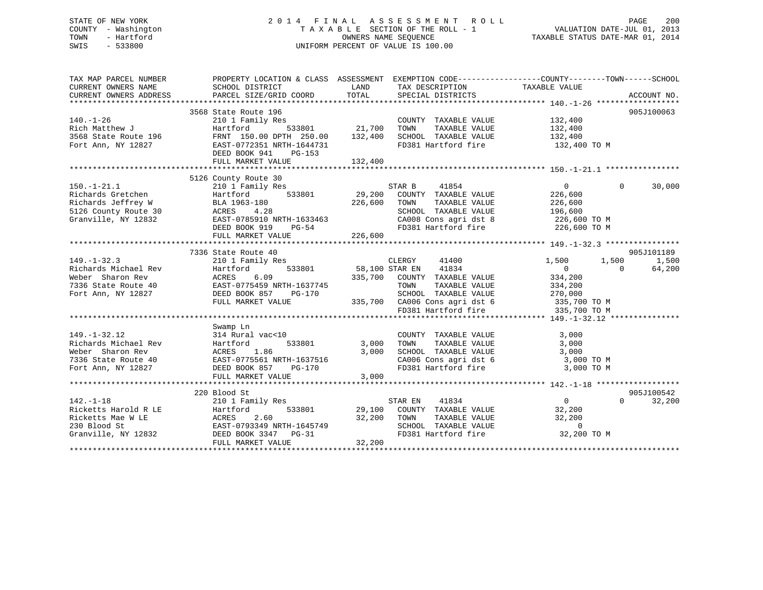STATE OF NEW YORK
COUNTY - Washington
TOWN - Hartford
SWIS - 533800

# 2014 FINAL ASSESSMENT ROLL

TAXABLE SECTION OF THE ROLL - 1
OWNERS NAME SEQUENCE
UNIFORM PERCENT OF VALUE IS 100.00

VALUATION DATE-JUL 01, 2013
TAXABLE STATUS DATE-MAR 01, 2014

```
TAX MAP PARCEL NUMBER          PROPERTY LOCATION & CLASS  ASSESSMENT  EXEMPTION CODE------------------COUNTY--------TOWN------SCHOOL
CURRENT OWNERS NAME            SCHOOL DISTRICT               LAND      TAX DESCRIPTION             TAXABLE VALUE
CURRENT OWNERS ADDRESS         PARCEL SIZE/GRID COORD        TOTAL     SPECIAL DISTRICTS                                    ACCOUNT NO.
******************************************************************************************************* 140.-1-26 ******************
                               3568 State Route 196                                                                   905J100063
140.-1-26                      210 1 Family Res                        COUNTY  TAXABLE VALUE           132,400
Rich Matthew J                 Hartford        533801        21,700    TOWN    TAXABLE VALUE           132,400
3568 State Route 196           FRNT 150.00 DPTH 250.00      132,400    SCHOOL  TAXABLE VALUE           132,400
Fort Ann, NY 12827             EAST-0772351 NRTH-1644731               FD381 Hartford fire              132,400 TO M
                               DEED BOOK 941    PG-153
                               FULL MARKET VALUE            132,400
******************************************************************************************************* 150.-1-21.1 ****************
                               5126 County Route 30
150.-1-21.1                    210 1 Family Res                        STAR B     41854                  0            0       30,000
Richards Gretchen              Hartford        533801        29,200    COUNTY  TAXABLE VALUE           226,600
Richards Jeffrey W             BLA 1963-180                 226,600    TOWN    TAXABLE VALUE           226,600
5126 County Route 30           ACRES    4.28                           SCHOOL  TAXABLE VALUE           196,600
Granville, NY 12832            EAST-0785910 NRTH-1633463               CA008 Cons agri dst 8            226,600 TO M
                               DEED BOOK 919    PG-54                  FD381 Hartford fire              226,600 TO M
                               FULL MARKET VALUE            226,600
******************************************************************************************************* 149.-1-32.3 ****************
                               7336 State Route 40                                                                    905J101189
149.-1-32.3                    210 1 Family Res                        CLERGY     41400              1,500        1,500        1,500
Richards Michael Rev           Hartford        533801        58,100 STAR EN    41834                  0            0       64,200
Weber  Sharon Rev              ACRES    6.09                335,700    COUNTY  TAXABLE VALUE           334,200
7336 State Route 40            EAST-0775459 NRTH-1637745               TOWN    TAXABLE VALUE           334,200
Fort Ann, NY 12827             DEED BOOK 857    PG-170                 SCHOOL  TAXABLE VALUE           270,000
                               FULL MARKET VALUE            335,700    CA006 Cons agri dst 6            335,700 TO M
                                                                       FD381 Hartford fire              335,700 TO M
******************************************************************************************************* 149.-1-32.12 ***************
                               Swamp Ln
149.-1-32.12                   314 Rural vac<10                        COUNTY  TAXABLE VALUE             3,000
Richards Michael Rev           Hartford        533801         3,000    TOWN    TAXABLE VALUE             3,000
Weber  Sharon Rev              ACRES    1.86                  3,000    SCHOOL  TAXABLE VALUE             3,000
7336 State Route 40            EAST-0775561 NRTH-1637516               CA006 Cons agri dst 6              3,000 TO M
Fort Ann, NY 12827             DEED BOOK 857    PG-170                 FD381 Hartford fire                3,000 TO M
                               FULL MARKET VALUE              3,000
******************************************************************************************************* 142.-1-18 ******************
                               220 Blood St                                                                           905J100542
142.-1-18                      210 1 Family Res                        STAR EN    41834                  0            0       32,200
Ricketts Harold R LE           Hartford        533801        29,100    COUNTY  TAXABLE VALUE            32,200
Ricketts Mae W LE              ACRES    2.60                 32,200    TOWN    TAXABLE VALUE            32,200
230 Blood St                   EAST-0793349 NRTH-1645749               SCHOOL  TAXABLE VALUE                 0
Granville, NY 12832            DEED BOOK 3347   PG-31                  FD381 Hartford fire               32,200 TO M
                               FULL MARKET VALUE             32,200
************************************************************************************************************************************
```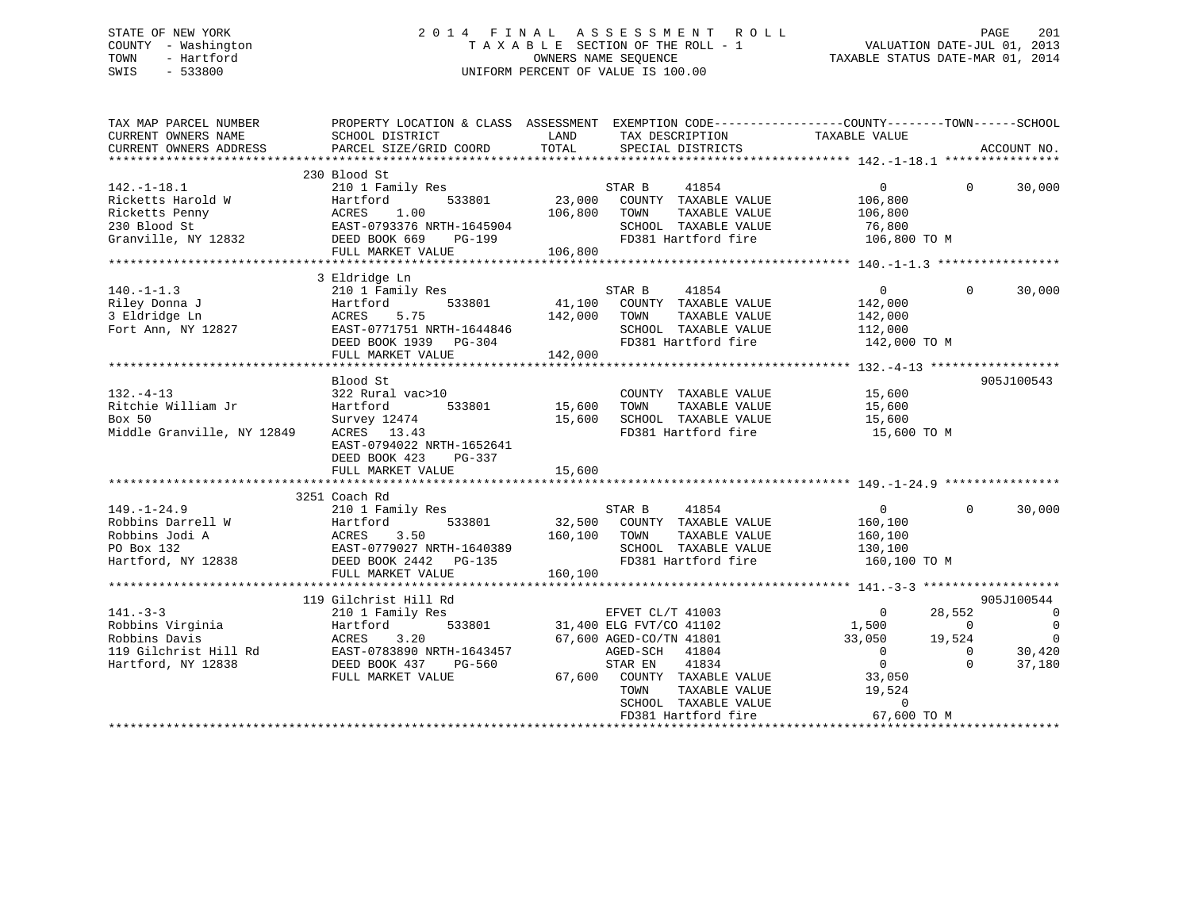STATE OF NEW YORK
COUNTY - Washington
TOWN - Hartford
SWIS - 533800

# 2014 FINAL ASSESSMENT ROLL
TAXABLE SECTION OF THE ROLL - 1
OWNERS NAME SEQUENCE
UNIFORM PERCENT OF VALUE IS 100.00

VALUATION DATE-JUL 01, 2013
TAXABLE STATUS DATE-MAR 01, 2014

```
TAX MAP PARCEL NUMBER          PROPERTY LOCATION & CLASS  ASSESSMENT  EXEMPTION CODE------------------COUNTY--------TOWN------SCHOOL
CURRENT OWNERS NAME            SCHOOL DISTRICT              LAND       TAX DESCRIPTION             TAXABLE VALUE
CURRENT OWNERS ADDRESS         PARCEL SIZE/GRID COORD       TOTAL      SPECIAL DISTRICTS                                       ACCOUNT NO.
******************************************************************************************************* 142.-1-18.1 ****************
                               230 Blood St
142.-1-18.1                    210 1 Family Res                        STAR B     41854                    0            0      30,000
Ricketts Harold W              Hartford        533801      23,000      COUNTY  TAXABLE VALUE             106,800
Ricketts Penny                 ACRES     1.00             106,800      TOWN    TAXABLE VALUE             106,800
230 Blood St                   EAST-0793376 NRTH-1645904               SCHOOL  TAXABLE VALUE              76,800
Granville, NY 12832            DEED BOOK 669     PG-199                FD381 Hartford fire               106,800 TO M
                               FULL MARKET VALUE          106,800
******************************************************************************************************* 140.-1-1.3 *****************
                               3 Eldridge Ln
140.-1-1.3                     210 1 Family Res                        STAR B     41854                    0            0      30,000
Riley Donna J                  Hartford        533801      41,100      COUNTY  TAXABLE VALUE             142,000
3 Eldridge Ln                  ACRES     5.75             142,000      TOWN    TAXABLE VALUE             142,000
Fort Ann, NY 12827             EAST-0771751 NRTH-1644846               SCHOOL  TAXABLE VALUE             112,000
                               DEED BOOK 1939   PG-304                 FD381 Hartford fire               142,000 TO M
                               FULL MARKET VALUE          142,000
******************************************************************************************************* 132.-4-13 ******************
                               Blood St                                                                                 905J100543
132.-4-13                      322 Rural vac>10                        COUNTY  TAXABLE VALUE              15,600
Ritchie William Jr             Hartford        533801      15,600      TOWN    TAXABLE VALUE              15,600
Box 50                         Survey 12474                15,600      SCHOOL  TAXABLE VALUE              15,600
Middle Granville, NY 12849     ACRES    13.43                          FD381 Hartford fire                15,600 TO M
                               EAST-0794022 NRTH-1652641
                               DEED BOOK 423     PG-337
                               FULL MARKET VALUE           15,600
******************************************************************************************************* 149.-1-24.9 ****************
                               3251 Coach Rd
149.-1-24.9                    210 1 Family Res                        STAR B     41854                    0            0      30,000
Robbins Darrell W              Hartford        533801      32,500      COUNTY  TAXABLE VALUE             160,100
Robbins Jodi A                 ACRES     3.50             160,100      TOWN    TAXABLE VALUE             160,100
PO Box 132                     EAST-0779027 NRTH-1640389               SCHOOL  TAXABLE VALUE             130,100
Hartford, NY 12838             DEED BOOK 2442   PG-135                 FD381 Hartford fire               160,100 TO M
                               FULL MARKET VALUE          160,100
******************************************************************************************************* 141.-3-3 *******************
                               119 Gilchrist Hill Rd                                                                    905J100544
141.-3-3                       210 1 Family Res                        EFVET CL/T 41003                    0       28,552           0
Robbins Virginia               Hartford        533801      31,400 ELG FVT/CO 41102                     1,500            0           0
Robbins Davis                  ACRES     3.20              67,600 AGED-CO/TN 41801                    33,050       19,524           0
119 Gilchrist Hill Rd          EAST-0783890 NRTH-1643457               AGED-SCH   41804                    0            0      30,420
Hartford, NY 12838             DEED BOOK 437     PG-560                STAR EN    41834                    0            0      37,180
                               FULL MARKET VALUE           67,600      COUNTY  TAXABLE VALUE              33,050
                                                                       TOWN    TAXABLE VALUE              19,524
                                                                       SCHOOL  TAXABLE VALUE                   0
                                                                       FD381 Hartford fire                67,600 TO M
************************************************************************************************************************************
```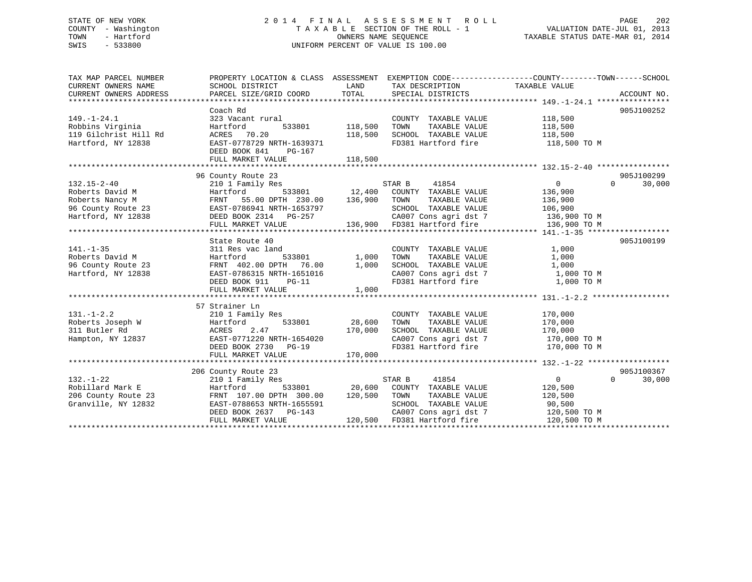STATE OF NEW YORK
COUNTY - Washington
TOWN - Hartford
SWIS - 533800

# 2014 FINAL ASSESSMENT ROLL

TAXABLE SECTION OF THE ROLL - 1
OWNERS NAME SEQUENCE
UNIFORM PERCENT OF VALUE IS 100.00

VALUATION DATE-JUL 01, 2013
TAXABLE STATUS DATE-MAR 01, 2014

```
TAX MAP PARCEL NUMBER     PROPERTY LOCATION & CLASS  ASSESSMENT  EXEMPTION CODE-----------------COUNTY--------TOWN------SCHOOL
CURRENT OWNERS NAME       SCHOOL DISTRICT               LAND      TAX DESCRIPTION            TAXABLE VALUE
CURRENT OWNERS ADDRESS    PARCEL SIZE/GRID COORD        TOTAL     SPECIAL DISTRICTS                                   ACCOUNT NO.
******************************************************************************************** 149.-1-24.1 ****************
                          Coach Rd                                                                              905J100252
149.-1-24.1               323 Vacant rural                        COUNTY  TAXABLE VALUE          118,500
Robbins Virginia          Hartford        533801     118,500      TOWN    TAXABLE VALUE          118,500
119 Gilchrist Hill Rd     ACRES  70.20               118,500      SCHOOL  TAXABLE VALUE          118,500
Hartford, NY 12838        EAST-0778729 NRTH-1639371               FD381 Hartford fire             118,500 TO M
                          DEED BOOK 841    PG-167
                          FULL MARKET VALUE          118,500
******************************************************************************************** 132.15-2-40 ****************
                       96 County Route 23                                                                       905J100299
132.15-2-40               210 1 Family Res                        STAR B     41854                    0          0     30,000
Roberts David M           Hartford        533801      12,400      COUNTY  TAXABLE VALUE          136,900
Roberts Nancy M           FRNT  55.00 DPTH 230.00    136,900      TOWN    TAXABLE VALUE          136,900
96 County Route 23        EAST-0786941 NRTH-1653797               SCHOOL  TAXABLE VALUE          106,900
Hartford, NY 12838        DEED BOOK 2314   PG-257                 CA007 Cons agri dst 7           136,900 TO M
                          FULL MARKET VALUE          136,900      FD381 Hartford fire             136,900 TO M
******************************************************************************************** 141.-1-35 ******************
                          State Route 40                                                                        905J100199
141.-1-35                 311 Res vac land                        COUNTY  TAXABLE VALUE            1,000
Roberts David M           Hartford        533801       1,000      TOWN    TAXABLE VALUE            1,000
96 County Route 23        FRNT 402.00 DPTH  76.00      1,000      SCHOOL  TAXABLE VALUE            1,000
Hartford, NY 12838        EAST-0786315 NRTH-1651016               CA007 Cons agri dst 7             1,000 TO M
                          DEED BOOK 911    PG-11                  FD381 Hartford fire               1,000 TO M
                          FULL MARKET VALUE            1,000
******************************************************************************************** 131.-1-2.2 *****************
                       57 Strainer Ln
131.-1-2.2                210 1 Family Res                        COUNTY  TAXABLE VALUE          170,000
Roberts Joseph W          Hartford        533801      28,600      TOWN    TAXABLE VALUE          170,000
311 Butler Rd             ACRES   2.47               170,000      SCHOOL  TAXABLE VALUE          170,000
Hampton, NY 12837         EAST-0771220 NRTH-1654020               CA007 Cons agri dst 7           170,000 TO M
                          DEED BOOK 2730   PG-19                  FD381 Hartford fire             170,000 TO M
                          FULL MARKET VALUE          170,000
******************************************************************************************** 132.-1-22 ******************
                      206 County Route 23                                                                       905J100367
132.-1-22                 210 1 Family Res                        STAR B     41854                    0          0     30,000
Robillard Mark E          Hartford        533801      20,600      COUNTY  TAXABLE VALUE          120,500
206 County Route 23       FRNT 107.00 DPTH 300.00    120,500      TOWN    TAXABLE VALUE          120,500
Granville, NY 12832       EAST-0788653 NRTH-1655591               SCHOOL  TAXABLE VALUE           90,500
                          DEED BOOK 2637   PG-143                 CA007 Cons agri dst 7           120,500 TO M
                          FULL MARKET VALUE          120,500      FD381 Hartford fire             120,500 TO M
**************************************************************************************************************************
```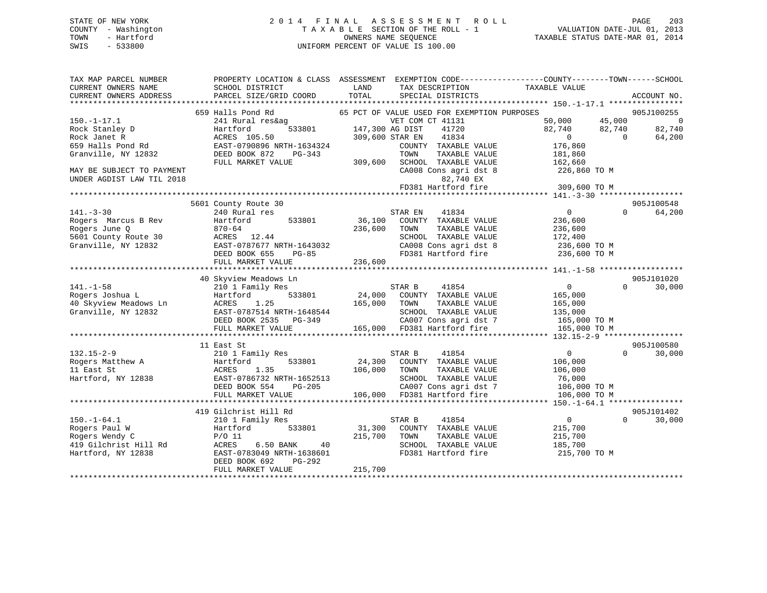STATE OF NEW YORK
COUNTY - Washington
TOWN - Hartford
SWIS - 533800

2014 FINAL ASSESSMENT ROLL
TAXABLE SECTION OF THE ROLL - 1
OWNERS NAME SEQUENCE
UNIFORM PERCENT OF VALUE IS 100.00

VALUATION DATE-JUL 01, 2013
TAXABLE STATUS DATE-MAR 01, 2014

```
TAX MAP PARCEL NUMBER          PROPERTY LOCATION & CLASS  ASSESSMENT  EXEMPTION CODE------------------COUNTY--------TOWN------SCHOOL
CURRENT OWNERS NAME            SCHOOL DISTRICT             LAND       TAX DESCRIPTION             TAXABLE VALUE
CURRENT OWNERS ADDRESS         PARCEL SIZE/GRID COORD      TOTAL      SPECIAL DISTRICTS                                    ACCOUNT NO.
******************************************************************************************************* 150.-1-17.1 ****************
                           659 Halls Pond Rd              65 PCT OF VALUE USED FOR EXEMPTION PURPOSES                       905J100255
150.-1-17.1                241 Rural res&ag                    VET COM CT 41131              50,000      45,000           0
Rock Stanley D             Hartford      533801      147,300 AG DIST    41720               82,740      82,740      82,740
Rock Janet R               ACRES 105.50              309,600 STAR EN    41834                    0           0      64,200
659 Halls Pond Rd          EAST-0790896 NRTH-1634324          COUNTY  TAXABLE VALUE         176,860
Granville, NY 12832        DEED BOOK 872    PG-343            TOWN    TAXABLE VALUE         181,860
                           FULL MARKET VALUE         309,600  SCHOOL  TAXABLE VALUE         162,660
MAY BE SUBJECT TO PAYMENT                                     CA008 Cons agri dst 8         226,860 TO M
UNDER AGDIST LAW TIL 2018                                          82,740 EX
                                                              FD381 Hartford fire           309,600 TO M
******************************************************************************************************* 141.-3-30 ******************
                           5601 County Route 30                                                                      905J100548
141.-3-30                  240 Rural res                      STAR EN    41834                    0           0      64,200
Rogers  Marcus B Rev       Hartford      533801       36,100  COUNTY  TAXABLE VALUE         236,600
Rogers June Q              870-64                    236,600  TOWN    TAXABLE VALUE         236,600
5601 County Route 30       ACRES  12.44                       SCHOOL  TAXABLE VALUE         172,400
Granville, NY 12832        EAST-0787677 NRTH-1643032          CA008 Cons agri dst 8         236,600 TO M
                           DEED BOOK 655    PG-85             FD381 Hartford fire           236,600 TO M
                           FULL MARKET VALUE         236,600
******************************************************************************************************* 141.-1-58 ******************
                           40 Skyview Meadows Ln                                                                     905J101020
141.-1-58                  210 1 Family Res                   STAR B     41854                    0           0      30,000
Rogers Joshua L            Hartford      533801       24,000  COUNTY  TAXABLE VALUE         165,000
40 Skyview Meadows Ln      ACRES   1.25              165,000  TOWN    TAXABLE VALUE         165,000
Granville, NY 12832        EAST-0787514 NRTH-1648544          SCHOOL  TAXABLE VALUE         135,000
                           DEED BOOK 2535   PG-349            CA007 Cons agri dst 7         165,000 TO M
                           FULL MARKET VALUE         165,000  FD381 Hartford fire           165,000 TO M
******************************************************************************************************* 132.15-2-9 *****************
                           11 East St                                                                                905J100580
132.15-2-9                 210 1 Family Res                   STAR B     41854                    0           0      30,000
Rogers Matthew A           Hartford      533801       24,300  COUNTY  TAXABLE VALUE         106,000
11 East St                 ACRES   1.35              106,000  TOWN    TAXABLE VALUE         106,000
Hartford, NY 12838         EAST-0786732 NRTH-1652513          SCHOOL  TAXABLE VALUE          76,000
                           DEED BOOK 554    PG-205            CA007 Cons agri dst 7         106,000 TO M
                           FULL MARKET VALUE         106,000  FD381 Hartford fire           106,000 TO M
******************************************************************************************************* 150.-1-64.1 ****************
                           419 Gilchrist Hill Rd                                                                     905J101402
150.-1-64.1                210 1 Family Res                   STAR B     41854                    0           0      30,000
Rogers Paul W              Hartford      533801       31,300  COUNTY  TAXABLE VALUE         215,700
Rogers Wendy C             P/O 11                    215,700  TOWN    TAXABLE VALUE         215,700
419 Gilchrist Hill Rd      ACRES   6.50 BANK    40            SCHOOL  TAXABLE VALUE         185,700
Hartford, NY 12838         EAST-0783049 NRTH-1638601          FD381 Hartford fire           215,700 TO M
                           DEED BOOK 692    PG-292
                           FULL MARKET VALUE         215,700
************************************************************************************************************************************
```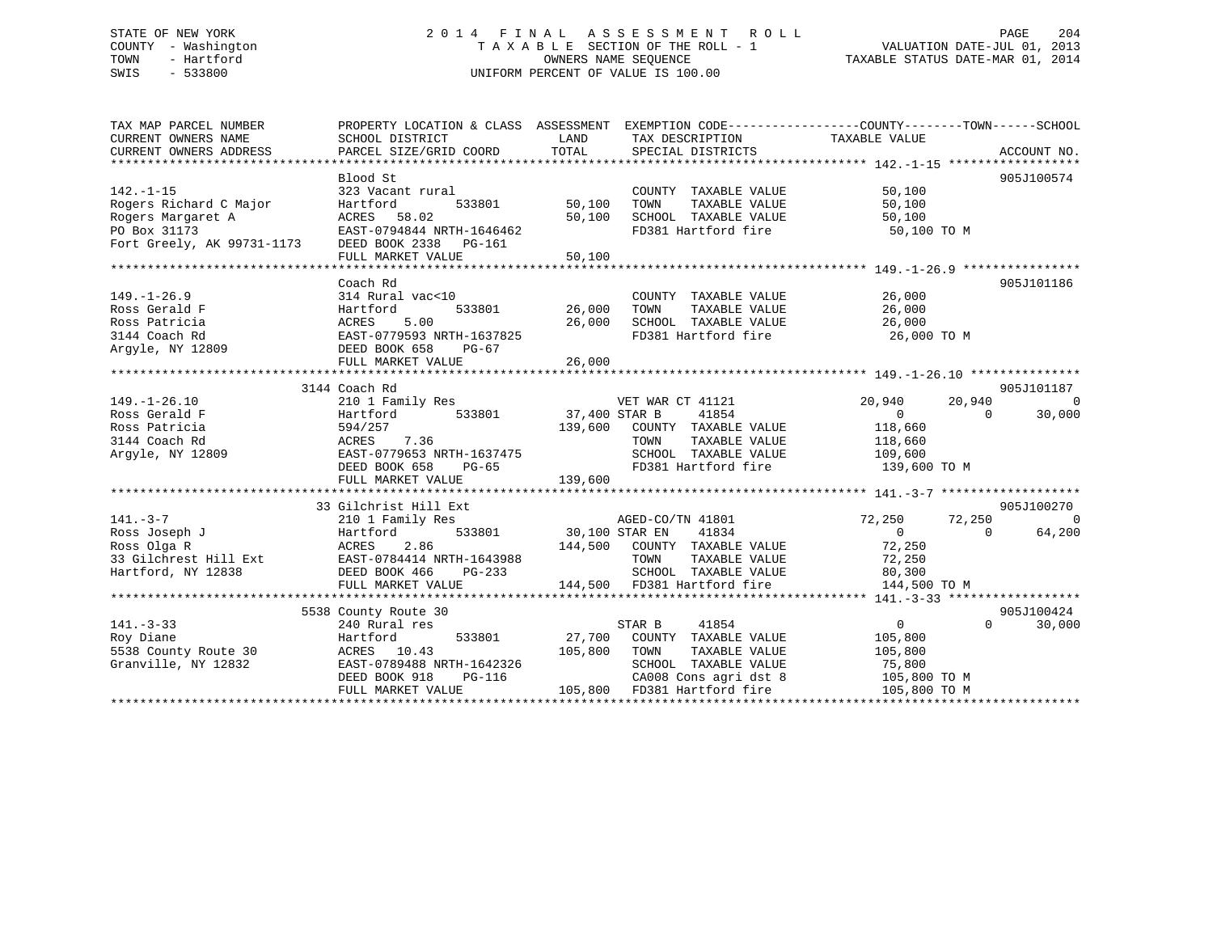STATE OF NEW YORK
COUNTY - Washington
TOWN - Hartford
SWIS - 533800

2014 FINAL ASSESSMENT ROLL
TAXABLE SECTION OF THE ROLL - 1
OWNERS NAME SEQUENCE
UNIFORM PERCENT OF VALUE IS 100.00

VALUATION DATE-JUL 01, 2013
TAXABLE STATUS DATE-MAR 01, 2014

```
TAX MAP PARCEL NUMBER          PROPERTY LOCATION & CLASS  ASSESSMENT  EXEMPTION CODE------------------COUNTY--------TOWN------SCHOOL
CURRENT OWNERS NAME            SCHOOL DISTRICT             LAND       TAX DESCRIPTION              TAXABLE VALUE
CURRENT OWNERS ADDRESS         PARCEL SIZE/GRID COORD      TOTAL      SPECIAL DISTRICTS                                       ACCOUNT NO.
******************************************************************************************************* 142.-1-15 ******************
                               Blood St                                                                                    905J100574
142.-1-15                      323 Vacant rural                       COUNTY  TAXABLE VALUE           50,100
Rogers Richard C Major         Hartford         533801      50,100    TOWN    TAXABLE VALUE           50,100
Rogers Margaret A              ACRES  58.02                 50,100    SCHOOL  TAXABLE VALUE           50,100
PO Box 31173                   EAST-0794844 NRTH-1646462              FD381 Hartford fire              50,100 TO M
Fort Greely, AK 99731-1173     DEED BOOK 2338   PG-161
                               FULL MARKET VALUE            50,100
******************************************************************************************************* 149.-1-26.9 ****************
                               Coach Rd                                                                                    905J101186
149.-1-26.9                    314 Rural vac<10                       COUNTY  TAXABLE VALUE           26,000
Ross Gerald F                  Hartford         533801      26,000    TOWN    TAXABLE VALUE           26,000
Ross Patricia                  ACRES   5.00                 26,000    SCHOOL  TAXABLE VALUE           26,000
3144 Coach Rd                  EAST-0779593 NRTH-1637825              FD381 Hartford fire              26,000 TO M
Argyle, NY 12809               DEED BOOK 658    PG-67
                               FULL MARKET VALUE            26,000
******************************************************************************************************* 149.-1-26.10 ***************
                         3144 Coach Rd                                                                                     905J101187
149.-1-26.10                   210 1 Family Res                       VET WAR CT 41121          20,940      20,940            0
Ross Gerald F                  Hartford         533801      37,400 STAR B      41854                 0           0       30,000
Ross Patricia                  594/257                     139,600    COUNTY  TAXABLE VALUE          118,660
3144 Coach Rd                  ACRES   7.36                           TOWN    TAXABLE VALUE          118,660
Argyle, NY 12809               EAST-0779653 NRTH-1637475              SCHOOL  TAXABLE VALUE          109,600
                               DEED BOOK 658    PG-65                 FD381 Hartford fire             139,600 TO M
                               FULL MARKET VALUE           139,600
******************************************************************************************************* 141.-3-7 *******************
                         33 Gilchrist Hill Ext                                                                             905J100270
141.-3-7                       210 1 Family Res                       AGED-CO/TN 41801          72,250      72,250            0
Ross Joseph J                  Hartford         533801      30,100 STAR EN     41834                 0           0       64,200
Ross Olga R                    ACRES   2.86                144,500    COUNTY  TAXABLE VALUE           72,250
33 Gilchrest Hill Ext          EAST-0784414 NRTH-1643988              TOWN    TAXABLE VALUE           72,250
Hartford, NY 12838             DEED BOOK 466    PG-233                SCHOOL  TAXABLE VALUE           80,300
                               FULL MARKET VALUE           144,500    FD381 Hartford fire             144,500 TO M
******************************************************************************************************* 141.-3-33 ******************
                         5538 County Route 30                                                                              905J100424
141.-3-33                      240 Rural res                          STAR B      41854                 0           0       30,000
Roy Diane                      Hartford         533801      27,700    COUNTY  TAXABLE VALUE          105,800
5538 County Route 30           ACRES  10.43                105,800    TOWN    TAXABLE VALUE          105,800
Granville, NY 12832            EAST-0789488 NRTH-1642326              SCHOOL  TAXABLE VALUE           75,800
                               DEED BOOK 918    PG-116                CA008 Cons agri dst 8           105,800 TO M
                               FULL MARKET VALUE           105,800    FD381 Hartford fire             105,800 TO M
************************************************************************************************************************************
```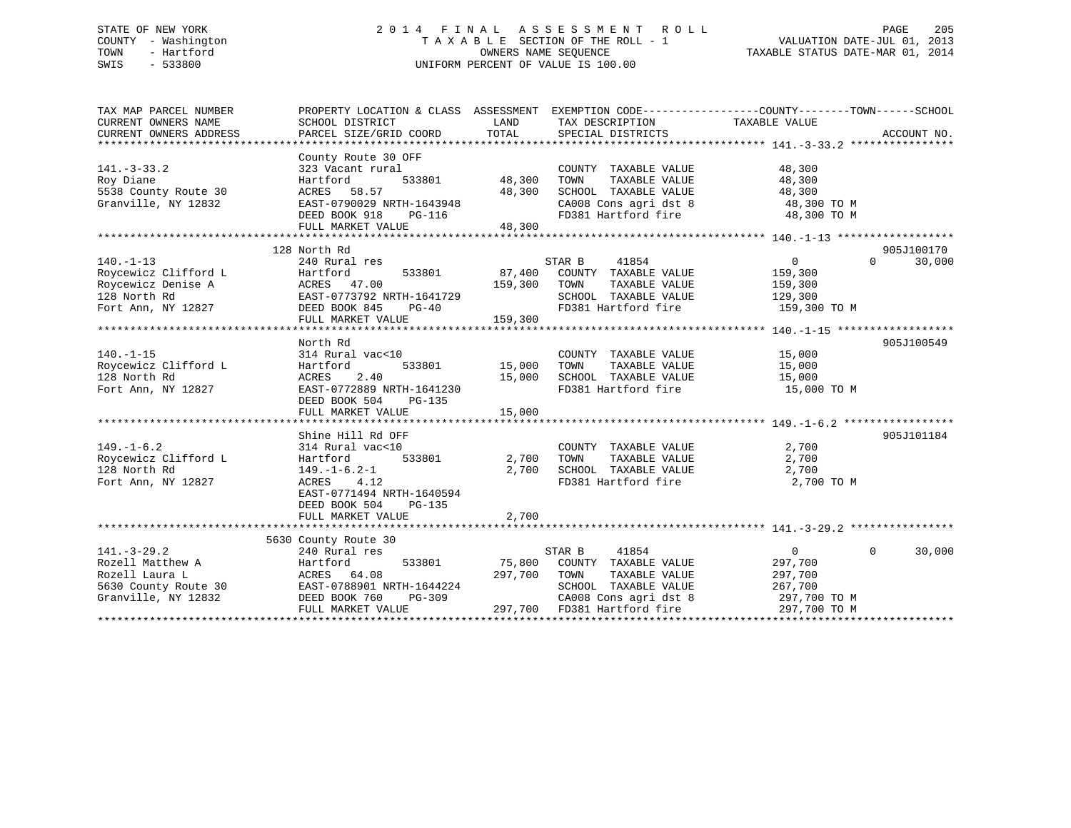STATE OF NEW YORK
COUNTY - Washington
TOWN - Hartford
SWIS - 533800

2 0 1 4 F I N A L A S S E S S M E N T R O L L
T A X A B L E SECTION OF THE ROLL - 1
OWNERS NAME SEQUENCE
UNIFORM PERCENT OF VALUE IS 100.00

VALUATION DATE-JUL 01, 2013
TAXABLE STATUS DATE-MAR 01, 2014

```
TAX MAP PARCEL NUMBER          PROPERTY LOCATION & CLASS  ASSESSMENT  EXEMPTION CODE------------------COUNTY--------TOWN------SCHOOL
CURRENT OWNERS NAME            SCHOOL DISTRICT              LAND      TAX DESCRIPTION            TAXABLE VALUE
CURRENT OWNERS ADDRESS         PARCEL SIZE/GRID COORD      TOTAL      SPECIAL DISTRICTS                                    ACCOUNT NO.
******************************************************************************************************* 141.-3-33.2 ****************
                               County Route 30 OFF
141.-3-33.2                    323 Vacant rural                       COUNTY  TAXABLE VALUE             48,300
Roy Diane                      Hartford          533801     48,300    TOWN    TAXABLE VALUE             48,300
5538 County Route 30           ACRES  58.57                 48,300    SCHOOL  TAXABLE VALUE             48,300
Granville, NY 12832            EAST-0790029 NRTH-1643948              CA008 Cons agri dst 8              48,300 TO M
                               DEED BOOK 918    PG-116                FD381 Hartford fire                48,300 TO M
                               FULL MARKET VALUE            48,300
******************************************************************************************************* 140.-1-13 ******************
                               128 North Rd                                                                          905J100170
140.-1-13                      240 Rural res                          STAR B     41854                0          0      30,000
Roycewicz Clifford L           Hartford          533801     87,400    COUNTY  TAXABLE VALUE            159,300
Roycewicz Denise A             ACRES  47.00                159,300    TOWN    TAXABLE VALUE            159,300
128 North Rd                   EAST-0773792 NRTH-1641729              SCHOOL  TAXABLE VALUE            129,300
Fort Ann, NY 12827             DEED BOOK 845    PG-40                 FD381 Hartford fire               159,300 TO M
                               FULL MARKET VALUE           159,300
******************************************************************************************************* 140.-1-15 ******************
                               North Rd                                                                              905J100549
140.-1-15                      314 Rural vac<10                       COUNTY  TAXABLE VALUE             15,000
Roycewicz Clifford L           Hartford          533801     15,000    TOWN    TAXABLE VALUE             15,000
128 North Rd                   ACRES   2.40                 15,000    SCHOOL  TAXABLE VALUE             15,000
Fort Ann, NY 12827             EAST-0772889 NRTH-1641230              FD381 Hartford fire                15,000 TO M
                               DEED BOOK 504    PG-135
                               FULL MARKET VALUE            15,000
******************************************************************************************************* 149.-1-6.2 *****************
                               Shine Hill Rd OFF                                                                     905J101184
149.-1-6.2                     314 Rural vac<10                       COUNTY  TAXABLE VALUE              2,700
Roycewicz Clifford L           Hartford          533801      2,700    TOWN    TAXABLE VALUE              2,700
128 North Rd                   149.-1-6.2-1                  2,700    SCHOOL  TAXABLE VALUE              2,700
Fort Ann, NY 12827             ACRES   4.12                           FD381 Hartford fire                 2,700 TO M
                               EAST-0771494 NRTH-1640594
                               DEED BOOK 504    PG-135
                               FULL MARKET VALUE             2,700
******************************************************************************************************* 141.-3-29.2 ****************
                               5630 County Route 30
141.-3-29.2                    240 Rural res                          STAR B     41854                0          0      30,000
Rozell Matthew A               Hartford          533801     75,800    COUNTY  TAXABLE VALUE            297,700
Rozell Laura L                 ACRES  64.08                297,700    TOWN    TAXABLE VALUE            297,700
5630 County Route 30           EAST-0788901 NRTH-1644224              SCHOOL  TAXABLE VALUE            267,700
Granville, NY 12832            DEED BOOK 760    PG-309                CA008 Cons agri dst 8             297,700 TO M
                               FULL MARKET VALUE           297,700    FD381 Hartford fire               297,700 TO M
************************************************************************************************************************************
```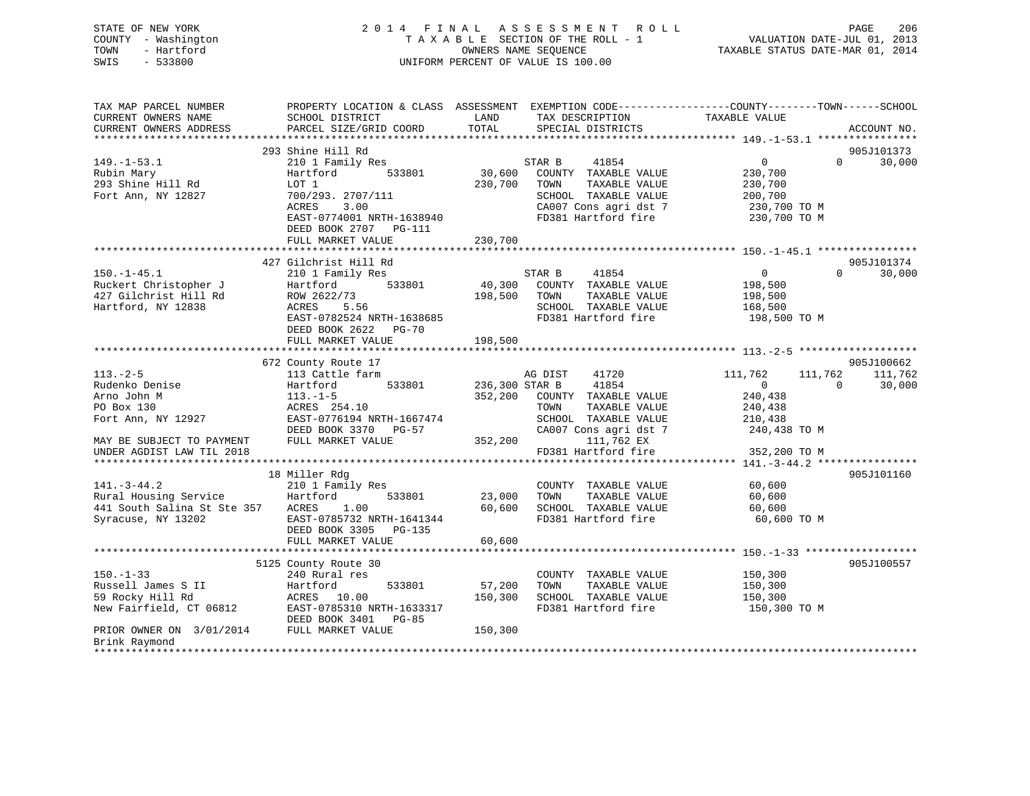STATE OF NEW YORK — 2014 FINAL ASSESSMENT ROLL
COUNTY - Washington — TAXABLE SECTION OF THE ROLL - 1 — VALUATION DATE-JUL 01, 2013
TOWN - Hartford — OWNERS NAME SEQUENCE — TAXABLE STATUS DATE-MAR 01, 2014
SWIS - 533800 — UNIFORM PERCENT OF VALUE IS 100.00

| TAX MAP PARCEL NUMBER / CURRENT OWNERS NAME / CURRENT OWNERS ADDRESS | PROPERTY LOCATION & CLASS / SCHOOL DISTRICT / PARCEL SIZE/GRID COORD | ASSESSMENT LAND / TOTAL | EXEMPTION CODE / TAX DESCRIPTION / SPECIAL DISTRICTS | COUNTY TAXABLE VALUE | TOWN | SCHOOL | ACCOUNT NO. |
|---|---|---|---|---|---|---|---|
| **149.-1-53.1** | 293 Shine Hill Rd | | | | | | 905J101373 |
| Rubin Mary | 210 1 Family Res | | STAR B 41854 | 0 | 0 | 30,000 | |
| 293 Shine Hill Rd | Hartford 533801 | 30,600 | COUNTY TAXABLE VALUE | 230,700 | | | |
| Fort Ann, NY 12827 | LOT 1 | 230,700 | TOWN TAXABLE VALUE | 230,700 | | | |
| | 700/293. 2707/111 | | SCHOOL TAXABLE VALUE | 200,700 | | | |
| | ACRES 3.00 | | CA007 Cons agri dst 7 | 230,700 TO M | | | |
| | EAST-0774001 NRTH-1638940 | | FD381 Hartford fire | 230,700 TO M | | | |
| | DEED BOOK 2707 PG-111 | | | | | | |
| | FULL MARKET VALUE | 230,700 | | | | | |
| **150.-1-45.1** | 427 Gilchrist Hill Rd | | | | | | 905J101374 |
| Ruckert Christopher J | 210 1 Family Res | | STAR B 41854 | 0 | 0 | 30,000 | |
| 427 Gilchrist Hill Rd | Hartford 533801 | 40,300 | COUNTY TAXABLE VALUE | 198,500 | | | |
| Hartford, NY 12838 | ROW 2622/73 | 198,500 | TOWN TAXABLE VALUE | 198,500 | | | |
| | ACRES 5.56 | | SCHOOL TAXABLE VALUE | 168,500 | | | |
| | EAST-0782524 NRTH-1638685 | | FD381 Hartford fire | 198,500 TO M | | | |
| | DEED BOOK 2622 PG-70 | | | | | | |
| | FULL MARKET VALUE | 198,500 | | | | | |
| **113.-2-5** | 672 County Route 17 | | | | | | 905J100662 |
| Rudenko Denise | 113 Cattle farm | | AG DIST 41720 | 111,762 | 111,762 | 111,762 | |
| Arno John M | Hartford 533801 | 236,300 | STAR B 41854 | 0 | 0 | 30,000 | |
| PO Box 130 | 113.-1-5 | 352,200 | COUNTY TAXABLE VALUE | 240,438 | | | |
| Fort Ann, NY 12927 | ACRES 254.10 | | TOWN TAXABLE VALUE | 240,438 | | | |
| | EAST-0776194 NRTH-1667474 | | SCHOOL TAXABLE VALUE | 210,438 | | | |
| | DEED BOOK 3370 PG-57 | | CA007 Cons agri dst 7 | 240,438 TO M | | | |
| MAY BE SUBJECT TO PAYMENT | FULL MARKET VALUE | 352,200 | 111,762 EX | | | | |
| UNDER AGDIST LAW TIL 2018 | | | FD381 Hartford fire | 352,200 TO M | | | |
| **141.-3-44.2** | 18 Miller Rdg | | | | | | 905J101160 |
| Rural Housing Service | 210 1 Family Res | | COUNTY TAXABLE VALUE | 60,600 | | | |
| 441 South Salina St Ste 357 | Hartford 533801 | 23,000 | TOWN TAXABLE VALUE | 60,600 | | | |
| Syracuse, NY 13202 | ACRES 1.00 | 60,600 | SCHOOL TAXABLE VALUE | 60,600 | | | |
| | EAST-0785732 NRTH-1641344 | | FD381 Hartford fire | 60,600 TO M | | | |
| | DEED BOOK 3305 PG-135 | | | | | | |
| | FULL MARKET VALUE | 60,600 | | | | | |
| **150.-1-33** | 5125 County Route 30 | | | | | | 905J100557 |
| Russell James S II | 240 Rural res | | COUNTY TAXABLE VALUE | 150,300 | | | |
| 59 Rocky Hill Rd | Hartford 533801 | 57,200 | TOWN TAXABLE VALUE | 150,300 | | | |
| New Fairfield, CT 06812 | ACRES 10.00 | 150,300 | SCHOOL TAXABLE VALUE | 150,300 | | | |
| | EAST-0785310 NRTH-1633317 | | FD381 Hartford fire | 150,300 TO M | | | |
| | DEED BOOK 3401 PG-85 | | | | | | |
| PRIOR OWNER ON 3/01/2014 | FULL MARKET VALUE | 150,300 | | | | | |
| Brink Raymond | | | | | | | |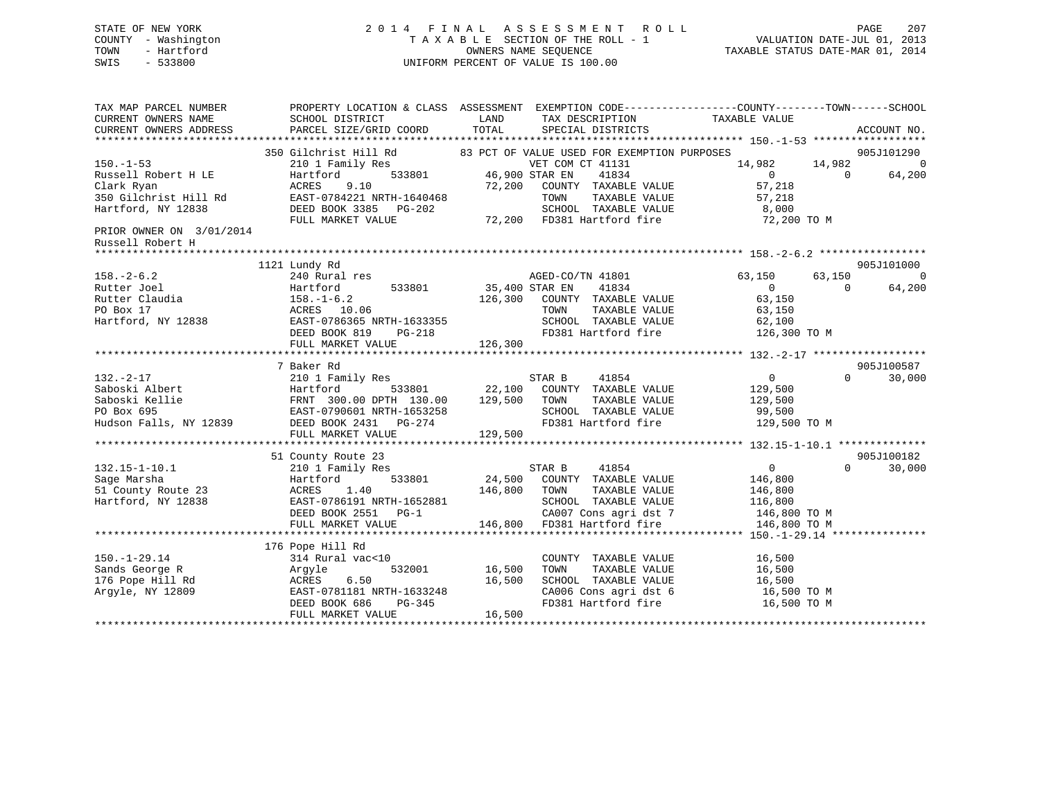STATE OF NEW YORK
COUNTY - Washington
TOWN - Hartford
SWIS - 533800

# 2014 FINAL ASSESSMENT ROLL
TAXABLE SECTION OF THE ROLL - 1
OWNERS NAME SEQUENCE
UNIFORM PERCENT OF VALUE IS 100.00

VALUATION DATE-JUL 01, 2013
TAXABLE STATUS DATE-MAR 01, 2014

```
TAX MAP PARCEL NUMBER          PROPERTY LOCATION & CLASS  ASSESSMENT  EXEMPTION CODE------------------COUNTY--------TOWN------SCHOOL
CURRENT OWNERS NAME            SCHOOL DISTRICT               LAND      TAX DESCRIPTION            TAXABLE VALUE
CURRENT OWNERS ADDRESS         PARCEL SIZE/GRID COORD        TOTAL     SPECIAL DISTRICTS                                    ACCOUNT NO.
************************************************************************************************************ 150.-1-53 *****************
                        350 Gilchrist Hill Rd          83 PCT OF VALUE USED FOR EXEMPTION PURPOSES                          905J101290
150.-1-53                      210 1 Family Res                    VET COM CT 41131              14,982      14,982           0
Russell Robert H LE            Hartford          533801       46,900 STAR EN    41834                  0           0      64,200
Clark Ryan                     ACRES    9.10                  72,200   COUNTY  TAXABLE VALUE          57,218
350 Gilchrist Hill Rd          EAST-0784221 NRTH-1640468               TOWN    TAXABLE VALUE          57,218
Hartford, NY 12838             DEED BOOK 3385   PG-202                 SCHOOL  TAXABLE VALUE           8,000
                               FULL MARKET VALUE             72,200   FD381 Hartford fire             72,200 TO M
PRIOR OWNER ON 3/01/2014
Russell Robert H
************************************************************************************************************ 158.-2-6.2 ****************
                        1121 Lundy Rd                                                                                      905J101000
158.-2-6.2                     240 Rural res                       AGED-CO/TN 41801              63,150      63,150           0
Rutter Joel                    Hartford          533801       35,400 STAR EN    41834                  0           0      64,200
Rutter Claudia                 158.-1-6.2                    126,300   COUNTY  TAXABLE VALUE          63,150
PO Box 17                      ACRES   10.06                           TOWN    TAXABLE VALUE          63,150
Hartford, NY 12838             EAST-0786365 NRTH-1633355               SCHOOL  TAXABLE VALUE          62,100
                               DEED BOOK 819    PG-218                 FD381 Hartford fire            126,300 TO M
                               FULL MARKET VALUE            126,300
************************************************************************************************************ 132.-2-17 *****************
                        7 Baker Rd                                                                                         905J100587
132.-2-17                      210 1 Family Res                    STAR B     41854                  0           0      30,000
Saboski Albert                 Hartford          533801       22,100   COUNTY  TAXABLE VALUE         129,500
Saboski Kellie                 FRNT 300.00 DPTH 130.00      129,500   TOWN    TAXABLE VALUE         129,500
PO Box 695                     EAST-0790601 NRTH-1653258               SCHOOL  TAXABLE VALUE          99,500
Hudson Falls, NY 12839         DEED BOOK 2431   PG-274                 FD381 Hartford fire            129,500 TO M
                               FULL MARKET VALUE            129,500
************************************************************************************************************ 132.15-1-10.1 *************
                        51 County Route 23                                                                                 905J100182
132.15-1-10.1                  210 1 Family Res                    STAR B     41854                  0           0      30,000
Sage Marsha                    Hartford          533801       24,500   COUNTY  TAXABLE VALUE         146,800
51 County Route 23             ACRES    1.40                 146,800   TOWN    TAXABLE VALUE         146,800
Hartford, NY 12838             EAST-0786191 NRTH-1652881               SCHOOL  TAXABLE VALUE         116,800
                               DEED BOOK 2551   PG-1                   CA007 Cons agri dst 7          146,800 TO M
                               FULL MARKET VALUE            146,800   FD381 Hartford fire            146,800 TO M
************************************************************************************************************ 150.-1-29.14 **************
                        176 Pope Hill Rd
150.-1-29.14                   314 Rural vac<10                    COUNTY  TAXABLE VALUE          16,500
Sands George R                 Argyle            532001       16,500   TOWN    TAXABLE VALUE          16,500
176 Pope Hill Rd               ACRES    6.50                  16,500   SCHOOL  TAXABLE VALUE          16,500
Argyle, NY 12809               EAST-0781181 NRTH-1633248               CA006 Cons agri dst 6           16,500 TO M
                               DEED BOOK 686    PG-345                 FD381 Hartford fire             16,500 TO M
                               FULL MARKET VALUE             16,500
****************************************************************************************************************************************
```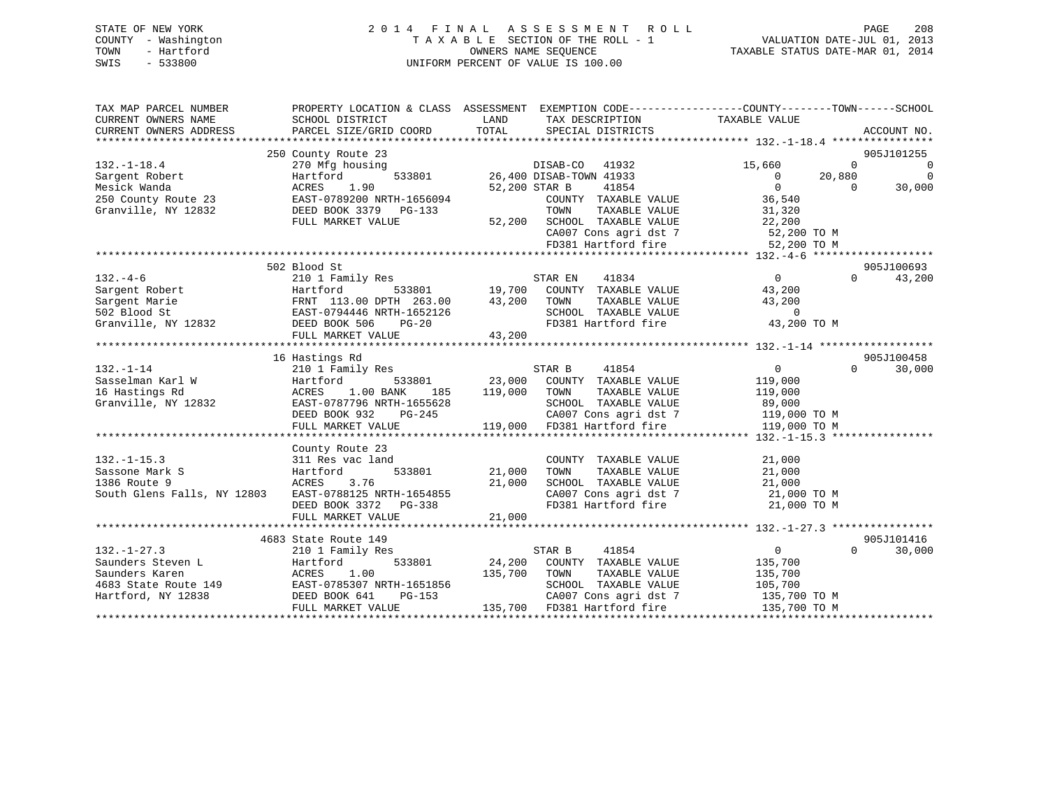STATE OF NEW YORK
COUNTY - Washington
TOWN - Hartford
SWIS - 533800

2 0 1 4 F I N A L A S S E S S M E N T R O L L
T A X A B L E SECTION OF THE ROLL - 1
OWNERS NAME SEQUENCE
UNIFORM PERCENT OF VALUE IS 100.00

VALUATION DATE-JUL 01, 2013
TAXABLE STATUS DATE-MAR 01, 2014

| TAX MAP PARCEL NUMBER / CURRENT OWNERS NAME / CURRENT OWNERS ADDRESS | PROPERTY LOCATION & CLASS / SCHOOL DISTRICT / PARCEL SIZE/GRID COORD | ASSESSMENT LAND / TOTAL | EXEMPTION CODE / TAX DESCRIPTION / SPECIAL DISTRICTS | COUNTY | TOWN | SCHOOL / ACCOUNT NO. |
|---|---|---|---|---|---|---|
| **132.-1-18.4** | 250 County Route 23 | | | | | 905J101255 |
| 132.-1-18.4 | 270 Mfg housing | | DISAB-CO 41932 | 15,660 | 0 | 0 |
| Sargent Robert | Hartford 533801 | 26,400 | DISAB-TOWN 41933 | 0 | 20,880 | 0 |
| Mesick Wanda | ACRES 1.90 | 52,200 | STAR B 41854 | 0 | 0 | 30,000 |
| 250 County Route 23 | EAST-0789200 NRTH-1656094 | | COUNTY TAXABLE VALUE | 36,540 | | |
| Granville, NY 12832 | DEED BOOK 3379 PG-133 | | TOWN TAXABLE VALUE | 31,320 | | |
| | FULL MARKET VALUE | 52,200 | SCHOOL TAXABLE VALUE | 22,200 | | |
| | | | CA007 Cons agri dst 7 | 52,200 TO M | | |
| | | | FD381 Hartford fire | 52,200 TO M | | |
| **132.-4-6** | 502 Blood St | | | | | 905J100693 |
| 132.-4-6 | 210 1 Family Res | | STAR EN 41834 | 0 | 0 | 43,200 |
| Sargent Robert | Hartford 533801 | 19,700 | COUNTY TAXABLE VALUE | 43,200 | | |
| Sargent Marie | FRNT 113.00 DPTH 263.00 | 43,200 | TOWN TAXABLE VALUE | 43,200 | | |
| 502 Blood St | EAST-0794446 NRTH-1652126 | | SCHOOL TAXABLE VALUE | 0 | | |
| Granville, NY 12832 | DEED BOOK 506 PG-20 | | FD381 Hartford fire | 43,200 TO M | | |
| | FULL MARKET VALUE | 43,200 | | | | |
| **132.-1-14** | 16 Hastings Rd | | | | | 905J100458 |
| 132.-1-14 | 210 1 Family Res | | STAR B 41854 | 0 | 0 | 30,000 |
| Sasselman Karl W | Hartford 533801 | 23,000 | COUNTY TAXABLE VALUE | 119,000 | | |
| 16 Hastings Rd | ACRES 1.00 BANK 185 | 119,000 | TOWN TAXABLE VALUE | 119,000 | | |
| Granville, NY 12832 | EAST-0787796 NRTH-1655628 | | SCHOOL TAXABLE VALUE | 89,000 | | |
| | DEED BOOK 932 PG-245 | | CA007 Cons agri dst 7 | 119,000 TO M | | |
| | FULL MARKET VALUE | 119,000 | FD381 Hartford fire | 119,000 TO M | | |
| **132.-1-15.3** | County Route 23 | | | | | |
| 132.-1-15.3 | 311 Res vac land | | COUNTY TAXABLE VALUE | 21,000 | | |
| Sassone Mark S | Hartford 533801 | 21,000 | TOWN TAXABLE VALUE | 21,000 | | |
| 1386 Route 9 | ACRES 3.76 | 21,000 | SCHOOL TAXABLE VALUE | 21,000 | | |
| South Glens Falls, NY 12803 | EAST-0788125 NRTH-1654855 | | CA007 Cons agri dst 7 | 21,000 TO M | | |
| | DEED BOOK 3372 PG-338 | | FD381 Hartford fire | 21,000 TO M | | |
| | FULL MARKET VALUE | 21,000 | | | | |
| **132.-1-27.3** | 4683 State Route 149 | | | | | 905J101416 |
| 132.-1-27.3 | 210 1 Family Res | | STAR B 41854 | 0 | 0 | 30,000 |
| Saunders Steven L | Hartford 533801 | 24,200 | COUNTY TAXABLE VALUE | 135,700 | | |
| Saunders Karen | ACRES 1.00 | 135,700 | TOWN TAXABLE VALUE | 135,700 | | |
| 4683 State Route 149 | EAST-0785307 NRTH-1651856 | | SCHOOL TAXABLE VALUE | 105,700 | | |
| Hartford, NY 12838 | DEED BOOK 641 PG-153 | | CA007 Cons agri dst 7 | 135,700 TO M | | |
| | FULL MARKET VALUE | 135,700 | FD381 Hartford fire | 135,700 TO M | | |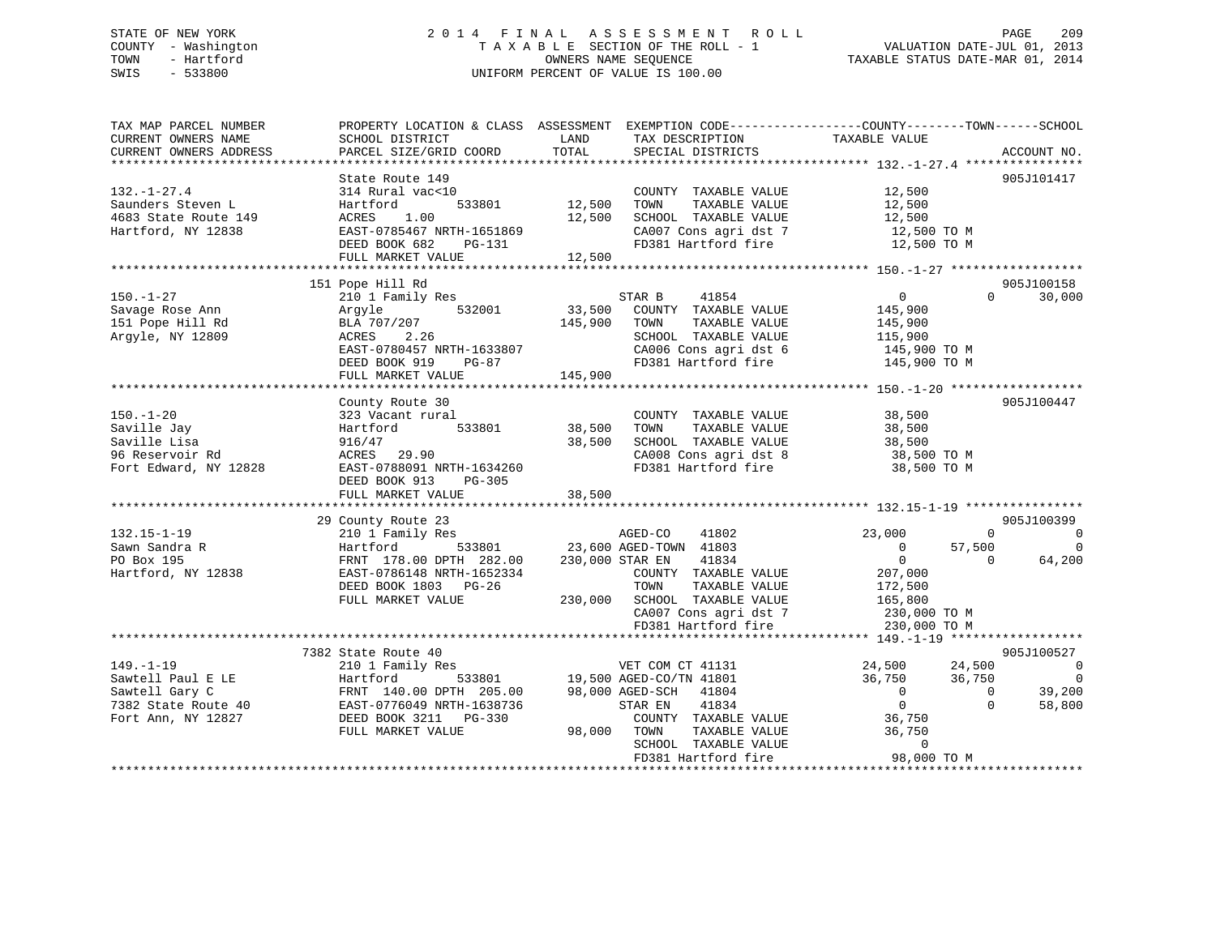STATE OF NEW YORK
COUNTY - Washington
TOWN - Hartford
SWIS - 533800

2 0 1 4 F I N A L A S S E S S M E N T R O L L
T A X A B L E SECTION OF THE ROLL - 1
OWNERS NAME SEQUENCE
UNIFORM PERCENT OF VALUE IS 100.00

VALUATION DATE-JUL 01, 2013
TAXABLE STATUS DATE-MAR 01, 2014

```
TAX MAP PARCEL NUMBER          PROPERTY LOCATION & CLASS  ASSESSMENT  EXEMPTION CODE------------------COUNTY--------TOWN------SCHOOL
CURRENT OWNERS NAME            SCHOOL DISTRICT             LAND        TAX DESCRIPTION                 TAXABLE VALUE
CURRENT OWNERS ADDRESS         PARCEL SIZE/GRID COORD      TOTAL       SPECIAL DISTRICTS                                          ACCOUNT NO.
******************************************************************************************************* 132.-1-27.4 ****************
                               State Route 149                                                                              905J101417
132.-1-27.4                    314 Rural vac<10                        COUNTY  TAXABLE VALUE             12,500
Saunders Steven L              Hartford        533801      12,500     TOWN    TAXABLE VALUE             12,500
4683 State Route 149           ACRES    1.00               12,500     SCHOOL  TAXABLE VALUE             12,500
Hartford, NY 12838             EAST-0785467 NRTH-1651869              CA007 Cons agri dst 7              12,500 TO M
                               DEED BOOK 682    PG-131                FD381 Hartford fire                12,500 TO M
                               FULL MARKET VALUE           12,500
******************************************************************************************************* 150.-1-27 ******************
                               151 Pope Hill Rd                                                                             905J100158
150.-1-27                      210 1 Family Res                        STAR B      41854                    0            0     30,000
Savage Rose Ann                Argyle          532001      33,500     COUNTY  TAXABLE VALUE            145,900
151 Pope Hill Rd               BLA 707/207                 145,900    TOWN    TAXABLE VALUE            145,900
Argyle, NY 12809               ACRES    2.26                          SCHOOL  TAXABLE VALUE            115,900
                               EAST-0780457 NRTH-1633807              CA006 Cons agri dst 6             145,900 TO M
                               DEED BOOK 919    PG-87                 FD381 Hartford fire               145,900 TO M
                               FULL MARKET VALUE           145,900
******************************************************************************************************* 150.-1-20 ******************
                               County Route 30                                                                              905J100447
150.-1-20                      323 Vacant rural                        COUNTY  TAXABLE VALUE             38,500
Saville Jay                    Hartford        533801      38,500     TOWN    TAXABLE VALUE             38,500
Saville Lisa                   916/47                      38,500     SCHOOL  TAXABLE VALUE             38,500
96 Reservoir Rd                ACRES   29.90                          CA008 Cons agri dst 8              38,500 TO M
Fort Edward, NY 12828          EAST-0788091 NRTH-1634260              FD381 Hartford fire                38,500 TO M
                               DEED BOOK 913    PG-305
                               FULL MARKET VALUE           38,500
******************************************************************************************************* 132.15-1-19 ****************
                               29 County Route 23                                                                           905J100399
132.15-1-19                    210 1 Family Res                        AGED-CO     41802               23,000            0          0
Sawn Sandra R                  Hartford        533801      23,600 AGED-TOWN   41803                    0       57,500          0
PO Box 195                     FRNT 178.00 DPTH 282.00    230,000 STAR EN     41834                    0            0     64,200
Hartford, NY 12838             EAST-0786148 NRTH-1652334              COUNTY  TAXABLE VALUE            207,000
                               DEED BOOK 1803   PG-26                 TOWN    TAXABLE VALUE            172,500
                               FULL MARKET VALUE          230,000     SCHOOL  TAXABLE VALUE            165,800
                                                                      CA007 Cons agri dst 7             230,000 TO M
                                                                      FD381 Hartford fire               230,000 TO M
******************************************************************************************************* 149.-1-19 ******************
                               7382 State Route 40                                                                          905J100527
149.-1-19                      210 1 Family Res                        VET COM CT 41131                24,500       24,500          0
Sawtell Paul E LE              Hartford        533801      19,500 AGED-CO/TN 41801                 36,750       36,750          0
Sawtell Gary C                 FRNT 140.00 DPTH 205.00     98,000 AGED-SCH    41804                    0            0     39,200
7382 State Route 40            EAST-0776049 NRTH-1638736              STAR EN     41834                    0            0     58,800
Fort Ann, NY 12827             DEED BOOK 3211   PG-330                COUNTY  TAXABLE VALUE             36,750
                               FULL MARKET VALUE           98,000     TOWN    TAXABLE VALUE             36,750
                                                                      SCHOOL  TAXABLE VALUE                  0
                                                                      FD381 Hartford fire                98,000 TO M
************************************************************************************************************************************
```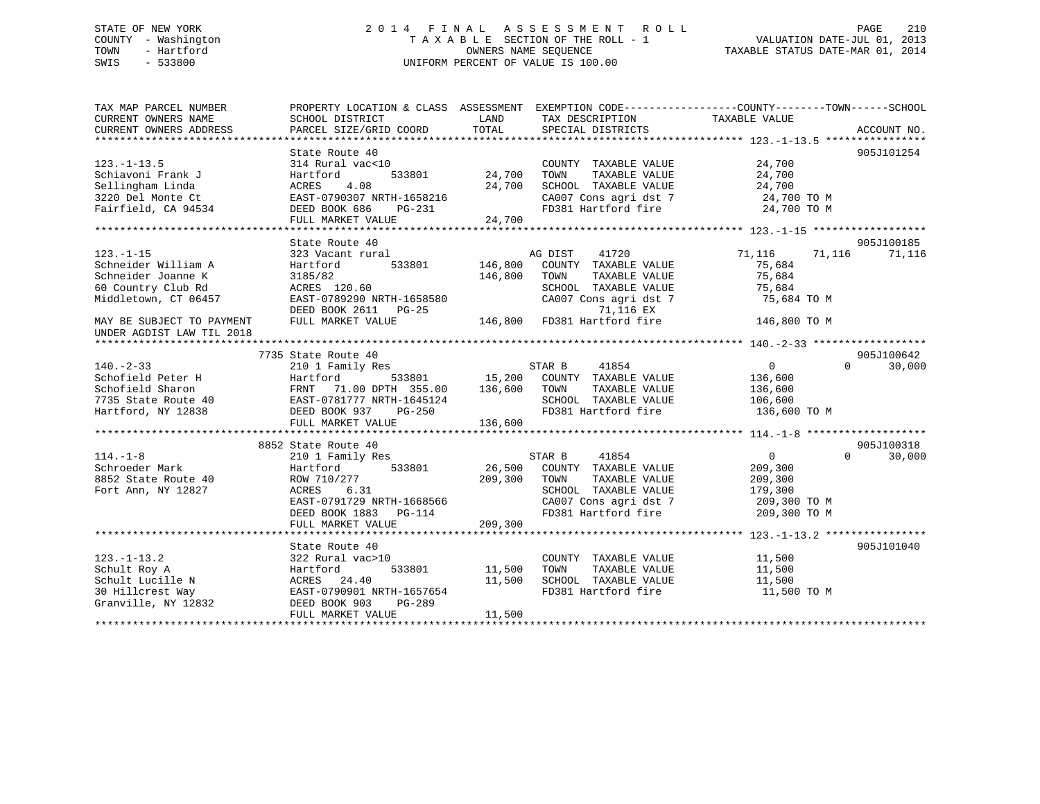STATE OF NEW YORK
COUNTY - Washington
TOWN - Hartford
SWIS - 533800

# 2014 FINAL ASSESSMENT ROLL

TAXABLE SECTION OF THE ROLL - 1
OWNERS NAME SEQUENCE
UNIFORM PERCENT OF VALUE IS 100.00

VALUATION DATE-JUL 01, 2013
TAXABLE STATUS DATE-MAR 01, 2014

| TAX MAP PARCEL NUMBER / CURRENT OWNERS NAME / CURRENT OWNERS ADDRESS | PROPERTY LOCATION & CLASS / SCHOOL DISTRICT / PARCEL SIZE/GRID COORD | ASSESSMENT LAND | TOTAL | EXEMPTION CODE / TAX DESCRIPTION / SPECIAL DISTRICTS | COUNTY TAXABLE VALUE | TOWN | SCHOOL | ACCOUNT NO. |
|---|---|---|---|---|---|---|---|---|
| **123.-1-13.5** | State Route 40 | | | | | | | 905J101254 |
| | 314 Rural vac<10 | | | COUNTY TAXABLE VALUE | 24,700 | | | |
| Schiavoni Frank J | Hartford 533801 | 24,700 | | TOWN TAXABLE VALUE | 24,700 | | | |
| Sellingham Linda | ACRES 4.08 | | 24,700 | SCHOOL TAXABLE VALUE | 24,700 | | | |
| 3220 Del Monte Ct | EAST-0790307 NRTH-1658216 | | | CA007 Cons agri dst 7 | 24,700 TO M | | | |
| Fairfield, CA 94534 | DEED BOOK 686 PG-231 | | | FD381 Hartford fire | 24,700 TO M | | | |
| | FULL MARKET VALUE | | 24,700 | | | | | |
| **123.-1-15** | State Route 40 | | | | | | | 905J100185 |
| | 323 Vacant rural | | | AG DIST 41720 | 71,116 | 71,116 | 71,116 | |
| Schneider William A | Hartford 533801 | 146,800 | | COUNTY TAXABLE VALUE | 75,684 | | | |
| Schneider Joanne K | 3185/82 | | 146,800 | TOWN TAXABLE VALUE | 75,684 | | | |
| 60 Country Club Rd | ACRES 120.60 | | | SCHOOL TAXABLE VALUE | 75,684 | | | |
| Middletown, CT 06457 | EAST-0789290 NRTH-1658580 | | | CA007 Cons agri dst 7 | 75,684 TO M | | | |
| | DEED BOOK 2611 PG-25 | | | 71,116 EX | | | | |
| MAY BE SUBJECT TO PAYMENT | FULL MARKET VALUE | | 146,800 | FD381 Hartford fire | 146,800 TO M | | | |
| UNDER AGDIST LAW TIL 2018 | | | | | | | | |
| **140.-2-33** | 7735 State Route 40 | | | | | | | 905J100642 |
| | 210 1 Family Res | | | STAR B 41854 | 0 | 0 | 30,000 | |
| Schofield Peter H | Hartford 533801 | 15,200 | | COUNTY TAXABLE VALUE | 136,600 | | | |
| Schofield Sharon | FRNT 71.00 DPTH 355.00 | | 136,600 | TOWN TAXABLE VALUE | 136,600 | | | |
| 7735 State Route 40 | EAST-0781777 NRTH-1645124 | | | SCHOOL TAXABLE VALUE | 106,600 | | | |
| Hartford, NY 12838 | DEED BOOK 937 PG-250 | | | FD381 Hartford fire | 136,600 TO M | | | |
| | FULL MARKET VALUE | | 136,600 | | | | | |
| **114.-1-8** | 8852 State Route 40 | | | | | | | 905J100318 |
| | 210 1 Family Res | | | STAR B 41854 | 0 | 0 | 30,000 | |
| Schroeder Mark | Hartford 533801 | 26,500 | | COUNTY TAXABLE VALUE | 209,300 | | | |
| 8852 State Route 40 | ROW 710/277 | | 209,300 | TOWN TAXABLE VALUE | 209,300 | | | |
| Fort Ann, NY 12827 | ACRES 6.31 | | | SCHOOL TAXABLE VALUE | 179,300 | | | |
| | EAST-0791729 NRTH-1668566 | | | CA007 Cons agri dst 7 | 209,300 TO M | | | |
| | DEED BOOK 1883 PG-114 | | | FD381 Hartford fire | 209,300 TO M | | | |
| | FULL MARKET VALUE | | 209,300 | | | | | |
| **123.-1-13.2** | State Route 40 | | | | | | | 905J101040 |
| | 322 Rural vac>10 | | | COUNTY TAXABLE VALUE | 11,500 | | | |
| Schult Roy A | Hartford 533801 | 11,500 | | TOWN TAXABLE VALUE | 11,500 | | | |
| Schult Lucille N | ACRES 24.40 | | 11,500 | SCHOOL TAXABLE VALUE | 11,500 | | | |
| 30 Hillcrest Way | EAST-0790901 NRTH-1657654 | | | FD381 Hartford fire | 11,500 TO M | | | |
| Granville, NY 12832 | DEED BOOK 903 PG-289 | | | | | | | |
| | FULL MARKET VALUE | | 11,500 | | | | | |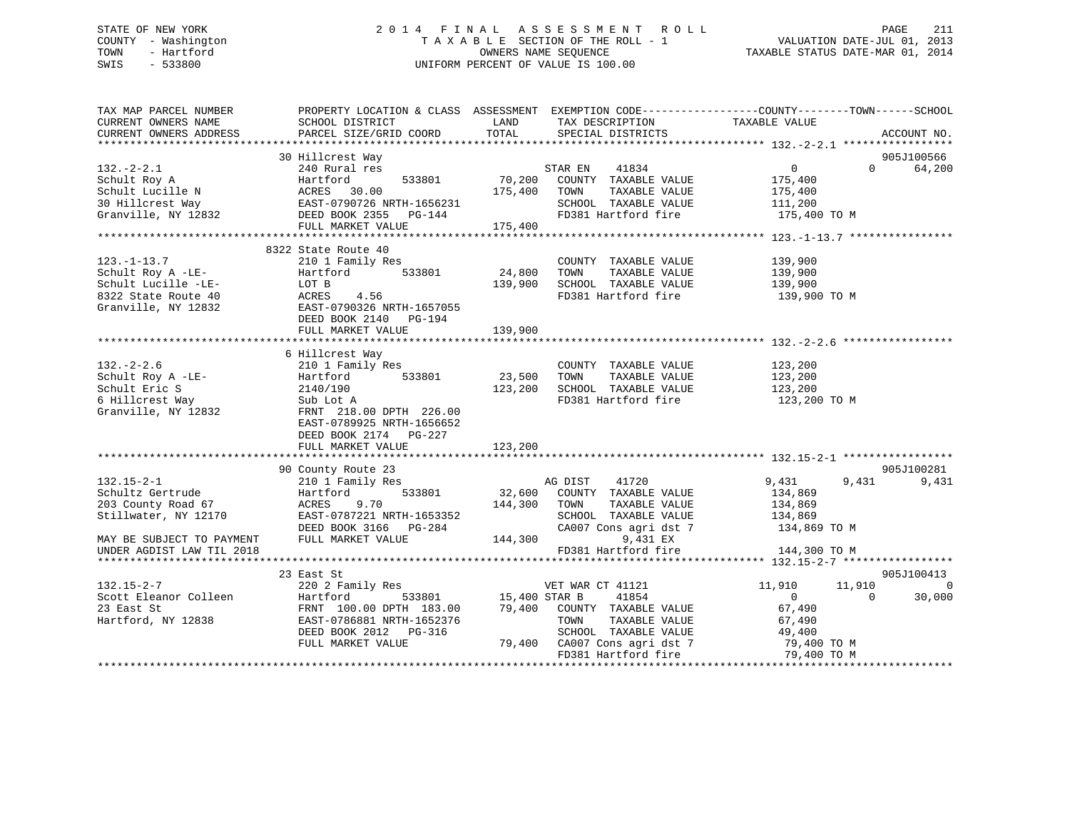STATE OF NEW YORK
COUNTY - Washington
TOWN - Hartford
SWIS - 533800

# 2014 FINAL ASSESSMENT ROLL

TAXABLE SECTION OF THE ROLL - 1
OWNERS NAME SEQUENCE
UNIFORM PERCENT OF VALUE IS 100.00

VALUATION DATE-JUL 01, 2013
TAXABLE STATUS DATE-MAR 01, 2014

```
TAX MAP PARCEL NUMBER          PROPERTY LOCATION & CLASS  ASSESSMENT  EXEMPTION CODE------------------COUNTY--------TOWN------SCHOOL
CURRENT OWNERS NAME            SCHOOL DISTRICT               LAND      TAX DESCRIPTION            TAXABLE VALUE
CURRENT OWNERS ADDRESS         PARCEL SIZE/GRID COORD        TOTAL     SPECIAL DISTRICTS                                    ACCOUNT NO.
******************************************************************************************************* 132.-2-2.1 *****************
                               30 Hillcrest Way                                                                              905J100566
132.-2-2.1                     240 Rural res                           STAR EN    41834                0          0       64,200
Schult Roy A                   Hartford          533801       70,200   COUNTY  TAXABLE VALUE           175,400
Schult Lucille N               ACRES   30.00                 175,400   TOWN    TAXABLE VALUE           175,400
30 Hillcrest Way               EAST-0790726 NRTH-1656231               SCHOOL  TAXABLE VALUE           111,200
Granville, NY 12832            DEED BOOK 2355   PG-144                 FD381 Hartford fire             175,400 TO M
                               FULL MARKET VALUE             175,400
******************************************************************************************************* 123.-1-13.7 ****************
                               8322 State Route 40
123.-1-13.7                    210 1 Family Res                        COUNTY  TAXABLE VALUE           139,900
Schult Roy A -LE-              Hartford          533801       24,800   TOWN    TAXABLE VALUE           139,900
Schult Lucille -LE-            LOT B                         139,900   SCHOOL  TAXABLE VALUE           139,900
8322 State Route 40            ACRES    4.56                           FD381 Hartford fire             139,900 TO M
Granville, NY 12832            EAST-0790326 NRTH-1657055
                               DEED BOOK 2140   PG-194
                               FULL MARKET VALUE             139,900
******************************************************************************************************* 132.-2-2.6 *****************
                               6 Hillcrest Way
132.-2-2.6                     210 1 Family Res                        COUNTY  TAXABLE VALUE           123,200
Schult Roy A -LE-              Hartford          533801       23,500   TOWN    TAXABLE VALUE           123,200
Schult Eric S                  2140/190                      123,200   SCHOOL  TAXABLE VALUE           123,200
6 Hillcrest Way                Sub Lot A                               FD381 Hartford fire             123,200 TO M
Granville, NY 12832            FRNT 218.00 DPTH 226.00
                               EAST-0789925 NRTH-1656652
                               DEED BOOK 2174   PG-227
                               FULL MARKET VALUE             123,200
******************************************************************************************************* 132.15-2-1 *****************
                               90 County Route 23                                                                            905J100281
132.15-2-1                     210 1 Family Res                        AG DIST    41720            9,431      9,431        9,431
Schultz Gertrude               Hartford          533801       32,600   COUNTY  TAXABLE VALUE           134,869
203 County Road 67             ACRES    9.70                 144,300   TOWN    TAXABLE VALUE           134,869
Stillwater, NY 12170           EAST-0787221 NRTH-1653352               SCHOOL  TAXABLE VALUE           134,869
                               DEED BOOK 3166   PG-284                 CA007 Cons agri dst 7           134,869 TO M
MAY BE SUBJECT TO PAYMENT      FULL MARKET VALUE             144,300         9,431 EX
UNDER AGDIST LAW TIL 2018                                              FD381 Hartford fire             144,300 TO M
******************************************************************************************************* 132.15-2-7 *****************
                               23 East St                                                                                    905J100413
132.15-2-7                     220 2 Family Res                        VET WAR CT 41121           11,910     11,910            0
Scott Eleanor Colleen          Hartford          533801       15,400 STAR B     41854                0          0       30,000
23 East St                     FRNT 100.00 DPTH 183.00        79,400   COUNTY  TAXABLE VALUE            67,490
Hartford, NY 12838             EAST-0786881 NRTH-1652376               TOWN    TAXABLE VALUE            67,490
                               DEED BOOK 2012   PG-316                 SCHOOL  TAXABLE VALUE            49,400
                               FULL MARKET VALUE              79,400   CA007 Cons agri dst 7            79,400 TO M
                                                                       FD381 Hartford fire              79,400 TO M
************************************************************************************************************************************
```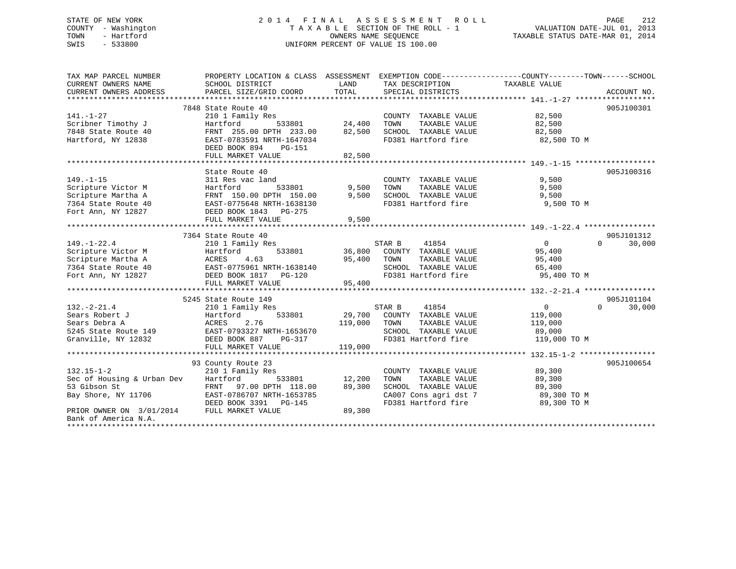STATE OF NEW YORK
COUNTY - Washington
TOWN - Hartford
SWIS - 533800

# 2014 FINAL ASSESSMENT ROLL

TAXABLE SECTION OF THE ROLL - 1
OWNERS NAME SEQUENCE
UNIFORM PERCENT OF VALUE IS 100.00

VALUATION DATE-JUL 01, 2013
TAXABLE STATUS DATE-MAR 01, 2014

| TAX MAP PARCEL NUMBER / CURRENT OWNERS NAME / CURRENT OWNERS ADDRESS | PROPERTY LOCATION & CLASS / SCHOOL DISTRICT / PARCEL SIZE/GRID COORD | ASSESSMENT LAND / TOTAL | EXEMPTION CODE / TAX DESCRIPTION / SPECIAL DISTRICTS | COUNTY | TOWN | SCHOOL / TAXABLE VALUE | ACCOUNT NO. |
|---|---|---|---|---|---|---|---|
| **141.-1-27** | 7848 State Route 40 | | | | | | 905J100301 |
| Scribner Timothy J | 210 1 Family Res | | COUNTY TAXABLE VALUE | 82,500 | | | |
| 7848 State Route 40 | Hartford 533801 | 24,400 | TOWN TAXABLE VALUE | | 82,500 | | |
| Hartford, NY 12838 | FRNT 255.00 DPTH 233.00 | 82,500 | SCHOOL TAXABLE VALUE | | | 82,500 | |
| | EAST-0783591 NRTH-1647034 | | FD381 Hartford fire | 82,500 TO M | | | |
| | DEED BOOK 894 PG-151 | | | | | | |
| | FULL MARKET VALUE | 82,500 | | | | | |
| **149.-1-15** | State Route 40 | | | | | | 905J100316 |
| Scripture Victor M | 311 Res vac land | | COUNTY TAXABLE VALUE | 9,500 | | | |
| Scripture Martha A | Hartford 533801 | 9,500 | TOWN TAXABLE VALUE | | 9,500 | | |
| 7364 State Route 40 | FRNT 150.00 DPTH 150.00 | 9,500 | SCHOOL TAXABLE VALUE | | | 9,500 | |
| Fort Ann, NY 12827 | EAST-0775648 NRTH-1638130 | | FD381 Hartford fire | 9,500 TO M | | | |
| | DEED BOOK 1843 PG-275 | | | | | | |
| | FULL MARKET VALUE | 9,500 | | | | | |
| **149.-1-22.4** | 7364 State Route 40 | | | | | | 905J101312 |
| Scripture Victor M | 210 1 Family Res | | STAR B 41854 | 0 | 0 | 30,000 | |
| Scripture Martha A | Hartford 533801 | 36,800 | COUNTY TAXABLE VALUE | 95,400 | | | |
| 7364 State Route 40 | ACRES 4.63 | 95,400 | TOWN TAXABLE VALUE | | 95,400 | | |
| Fort Ann, NY 12827 | EAST-0775961 NRTH-1638140 | | SCHOOL TAXABLE VALUE | | | 65,400 | |
| | DEED BOOK 1817 PG-120 | | FD381 Hartford fire | 95,400 TO M | | | |
| | FULL MARKET VALUE | 95,400 | | | | | |
| **132.-2-21.4** | 5245 State Route 149 | | | | | | 905J101104 |
| Sears Robert J | 210 1 Family Res | | STAR B 41854 | 0 | 0 | 30,000 | |
| Sears Debra A | Hartford 533801 | 29,700 | COUNTY TAXABLE VALUE | 119,000 | | | |
| 5245 State Route 149 | ACRES 2.76 | 119,000 | TOWN TAXABLE VALUE | | 119,000 | | |
| Granville, NY 12832 | EAST-0793327 NRTH-1653670 | | SCHOOL TAXABLE VALUE | | | 89,000 | |
| | DEED BOOK 887 PG-317 | | FD381 Hartford fire | 119,000 TO M | | | |
| | FULL MARKET VALUE | 119,000 | | | | | |
| **132.15-1-2** | 93 County Route 23 | | | | | | 905J100654 |
| Sec of Housing & Urban Dev | 210 1 Family Res | | COUNTY TAXABLE VALUE | 89,300 | | | |
| 53 Gibson St | Hartford 533801 | 12,200 | TOWN TAXABLE VALUE | | 89,300 | | |
| Bay Shore, NY 11706 | FRNT 97.00 DPTH 118.00 | 89,300 | SCHOOL TAXABLE VALUE | | | 89,300 | |
| | EAST-0786707 NRTH-1653785 | | CA007 Cons agri dst 7 | 89,300 TO M | | | |
| | DEED BOOK 3391 PG-145 | | FD381 Hartford fire | 89,300 TO M | | | |
| PRIOR OWNER ON 3/01/2014 | FULL MARKET VALUE | 89,300 | | | | | |
| Bank of America N.A. | | | | | | | |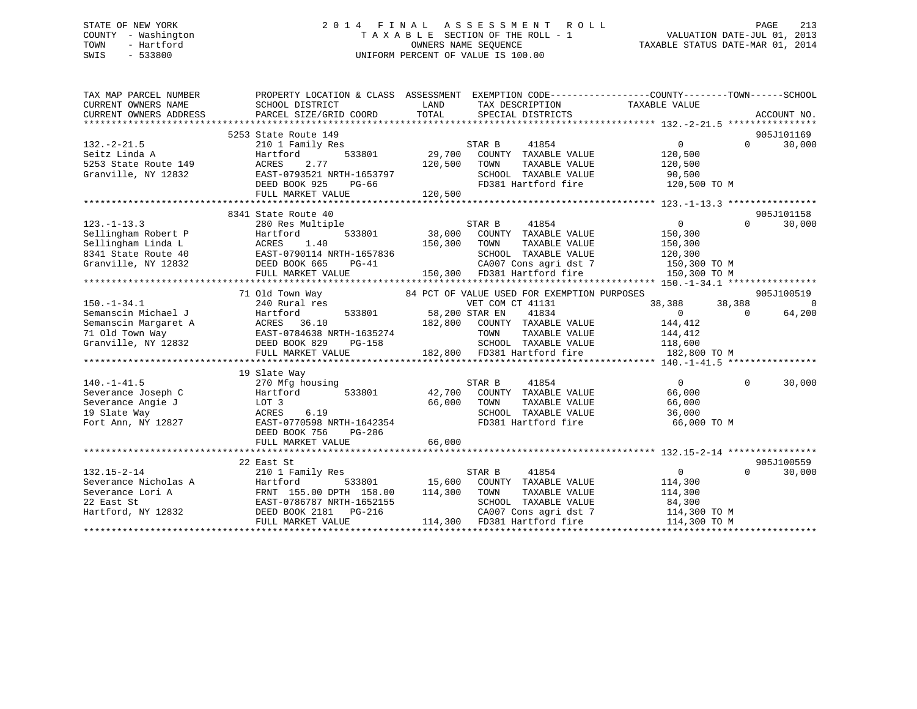STATE OF NEW YORK
COUNTY - Washington
TOWN - Hartford
SWIS - 533800

2014 FINAL ASSESSMENT ROLL
TAXABLE SECTION OF THE ROLL - 1
OWNERS NAME SEQUENCE
UNIFORM PERCENT OF VALUE IS 100.00

VALUATION DATE-JUL 01, 2013
TAXABLE STATUS DATE-MAR 01, 2014

```
TAX MAP PARCEL NUMBER          PROPERTY LOCATION & CLASS  ASSESSMENT  EXEMPTION CODE------------------COUNTY--------TOWN------SCHOOL
CURRENT OWNERS NAME            SCHOOL DISTRICT              LAND       TAX DESCRIPTION              TAXABLE VALUE
CURRENT OWNERS ADDRESS         PARCEL SIZE/GRID COORD       TOTAL      SPECIAL DISTRICTS                                       ACCOUNT NO.
******************************************************************************************************* 132.-2-21.5 ****************
                               5253 State Route 149                                                                         905J101169
132.-2-21.5                    210 1 Family Res                        STAR B      41854                  0            0      30,000
Seitz Linda A                  Hartford          533801       29,700   COUNTY  TAXABLE VALUE         120,500
5253 State Route 149           ACRES     2.77                120,500   TOWN    TAXABLE VALUE         120,500
Granville, NY 12832            EAST-0793521 NRTH-1653797               SCHOOL  TAXABLE VALUE          90,500
                               DEED BOOK 925    PG-66                  FD381 Hartford fire           120,500 TO M
                               FULL MARKET VALUE             120,500
******************************************************************************************************* 123.-1-13.3 ****************
                               8341 State Route 40                                                                          905J101158
123.-1-13.3                    280 Res Multiple                        STAR B      41854                  0            0      30,000
Sellingham Robert P            Hartford          533801       38,000   COUNTY  TAXABLE VALUE         150,300
Sellingham Linda L             ACRES     1.40                150,300   TOWN    TAXABLE VALUE         150,300
8341 State Route 40            EAST-0790114 NRTH-1657836               SCHOOL  TAXABLE VALUE         120,300
Granville, NY 12832            DEED BOOK 665    PG-41                  CA007 Cons agri dst 7         150,300 TO M
                               FULL MARKET VALUE             150,300   FD381 Hartford fire           150,300 TO M
******************************************************************************************************* 150.-1-34.1 ****************
                               71 Old Town Way                84 PCT OF VALUE USED FOR EXEMPTION PURPOSES                   905J100519
150.-1-34.1                    240 Rural res                           VET COM CT 41131              38,388       38,388           0
Semanscin Michael J            Hartford          533801       58,200 STAR EN     41834                  0            0      64,200
Semanscin Margaret A           ACRES    36.10                182,800   COUNTY  TAXABLE VALUE         144,412
71 Old Town Way                EAST-0784638 NRTH-1635274               TOWN    TAXABLE VALUE         144,412
Granville, NY 12832            DEED BOOK 829    PG-158                 SCHOOL  TAXABLE VALUE         118,600
                               FULL MARKET VALUE             182,800   FD381 Hartford fire           182,800 TO M
******************************************************************************************************* 140.-1-41.5 ****************
                               19 Slate Way
140.-1-41.5                    270 Mfg housing                         STAR B      41854                  0            0      30,000
Severance Joseph C             Hartford          533801       42,700   COUNTY  TAXABLE VALUE          66,000
Severance Angie J              LOT 3                          66,000   TOWN    TAXABLE VALUE          66,000
19 Slate Way                   ACRES     6.19                          SCHOOL  TAXABLE VALUE          36,000
Fort Ann, NY 12827             EAST-0770598 NRTH-1642354               FD381 Hartford fire            66,000 TO M
                               DEED BOOK 756    PG-286
                               FULL MARKET VALUE              66,000
******************************************************************************************************* 132.15-2-14 ****************
                               22 East St                                                                                   905J100559
132.15-2-14                    210 1 Family Res                        STAR B      41854                  0            0      30,000
Severance Nicholas A           Hartford          533801       15,600   COUNTY  TAXABLE VALUE         114,300
Severance Lori A               FRNT 155.00 DPTH 158.00       114,300   TOWN    TAXABLE VALUE         114,300
22 East St                     EAST-0786787 NRTH-1652155               SCHOOL  TAXABLE VALUE          84,300
Hartford, NY 12832             DEED BOOK 2181   PG-216                 CA007 Cons agri dst 7         114,300 TO M
                               FULL MARKET VALUE             114,300   FD381 Hartford fire           114,300 TO M
************************************************************************************************************************************
```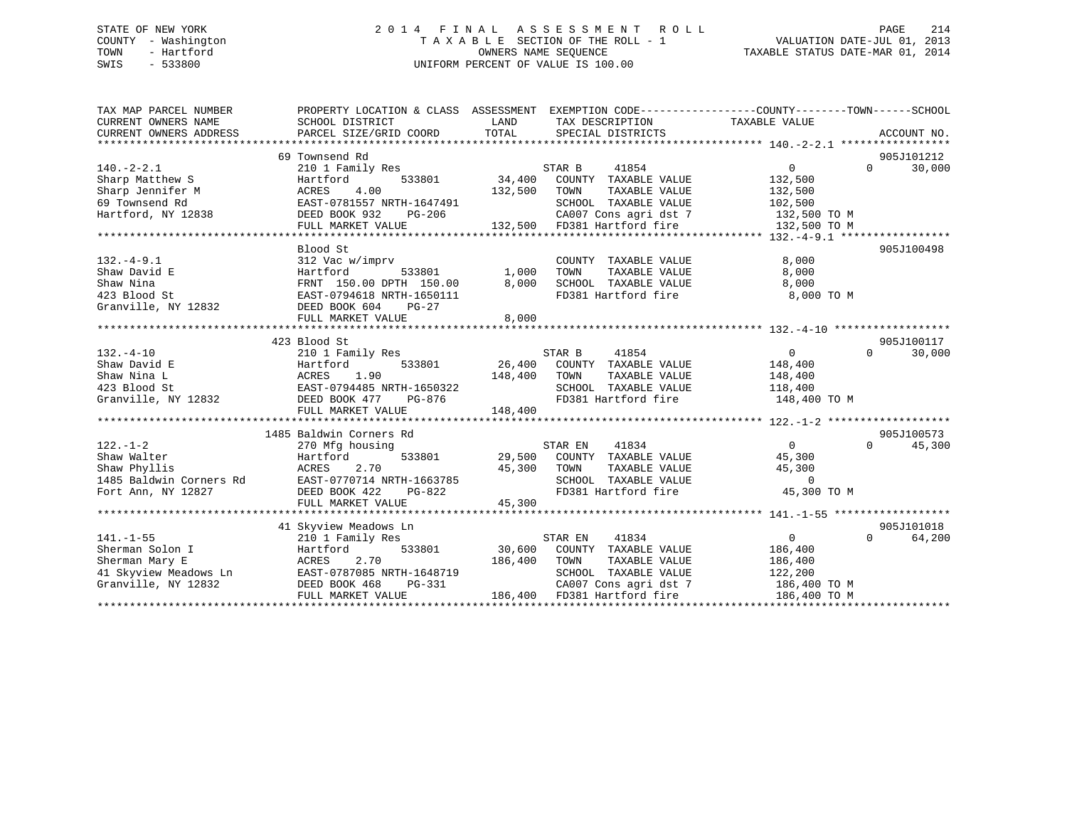STATE OF NEW YORK
COUNTY - Washington
TOWN - Hartford
SWIS - 533800

2 0 1 4 F I N A L A S S E S S M E N T R O L L
T A X A B L E SECTION OF THE ROLL - 1
OWNERS NAME SEQUENCE
UNIFORM PERCENT OF VALUE IS 100.00

VALUATION DATE-JUL 01, 2013
TAXABLE STATUS DATE-MAR 01, 2014

```
TAX MAP PARCEL NUMBER          PROPERTY LOCATION & CLASS  ASSESSMENT  EXEMPTION CODE------------------COUNTY--------TOWN------SCHOOL
CURRENT OWNERS NAME            SCHOOL DISTRICT            LAND        TAX DESCRIPTION              TAXABLE VALUE
CURRENT OWNERS ADDRESS         PARCEL SIZE/GRID COORD     TOTAL       SPECIAL DISTRICTS                                          ACCOUNT NO.
******************************************************************************************************* 140.-2-2.1 *****************
                               69 Townsend Rd                                                                                   905J101212
140.-2-2.1                     210 1 Family Res                       STAR B      41854                  0            0      30,000
Sharp Matthew S                Hartford          533801     34,400    COUNTY  TAXABLE VALUE          132,500
Sharp Jennifer M               ACRES    4.00               132,500    TOWN    TAXABLE VALUE          132,500
69 Townsend Rd                 EAST-0781557 NRTH-1647491              SCHOOL  TAXABLE VALUE          102,500
Hartford, NY 12838             DEED BOOK 932    PG-206                CA007 Cons agri dst 7           132,500 TO M
                               FULL MARKET VALUE           132,500    FD381 Hartford fire             132,500 TO M
******************************************************************************************************* 132.-4-9.1 *****************
                               Blood St                                                                                         905J100498
132.-4-9.1                     312 Vac w/imprv                        COUNTY  TAXABLE VALUE            8,000
Shaw David E                   Hartford          533801      1,000    TOWN    TAXABLE VALUE            8,000
Shaw Nina                      FRNT 150.00 DPTH 150.00       8,000    SCHOOL  TAXABLE VALUE            8,000
423 Blood St                   EAST-0794618 NRTH-1650111              FD381 Hartford fire               8,000 TO M
Granville, NY 12832            DEED BOOK 604    PG-27
                               FULL MARKET VALUE             8,000
******************************************************************************************************* 132.-4-10 ******************
                               423 Blood St                                                                                     905J100117
132.-4-10                      210 1 Family Res                       STAR B      41854                  0            0      30,000
Shaw David E                   Hartford          533801     26,400    COUNTY  TAXABLE VALUE          148,400
Shaw Nina L                    ACRES    1.90               148,400    TOWN    TAXABLE VALUE          148,400
423 Blood St                   EAST-0794485 NRTH-1650322              SCHOOL  TAXABLE VALUE          118,400
Granville, NY 12832            DEED BOOK 477    PG-876                FD381 Hartford fire             148,400 TO M
                               FULL MARKET VALUE           148,400
******************************************************************************************************* 122.-1-2 *******************
                               1485 Baldwin Corners Rd                                                                          905J100573
122.-1-2                       270 Mfg housing                        STAR EN     41834                  0            0      45,300
Shaw Walter                    Hartford          533801     29,500    COUNTY  TAXABLE VALUE           45,300
Shaw Phyllis                   ACRES    2.70                45,300    TOWN    TAXABLE VALUE           45,300
1485 Baldwin Corners Rd        EAST-0770714 NRTH-1663785              SCHOOL  TAXABLE VALUE                0
Fort Ann, NY 12827             DEED BOOK 422    PG-822                FD381 Hartford fire              45,300 TO M
                               FULL MARKET VALUE            45,300
******************************************************************************************************* 141.-1-55 ******************
                               41 Skyview Meadows Ln                                                                            905J101018
141.-1-55                      210 1 Family Res                       STAR EN     41834                  0            0      64,200
Sherman Solon I                Hartford          533801     30,600    COUNTY  TAXABLE VALUE          186,400
Sherman Mary E                 ACRES    2.70               186,400    TOWN    TAXABLE VALUE          186,400
41 Skyview Meadows Ln          EAST-0787085 NRTH-1648719              SCHOOL  TAXABLE VALUE          122,200
Granville, NY 12832            DEED BOOK 468    PG-331                CA007 Cons agri dst 7           186,400 TO M
                               FULL MARKET VALUE           186,400    FD381 Hartford fire             186,400 TO M
************************************************************************************************************************************
```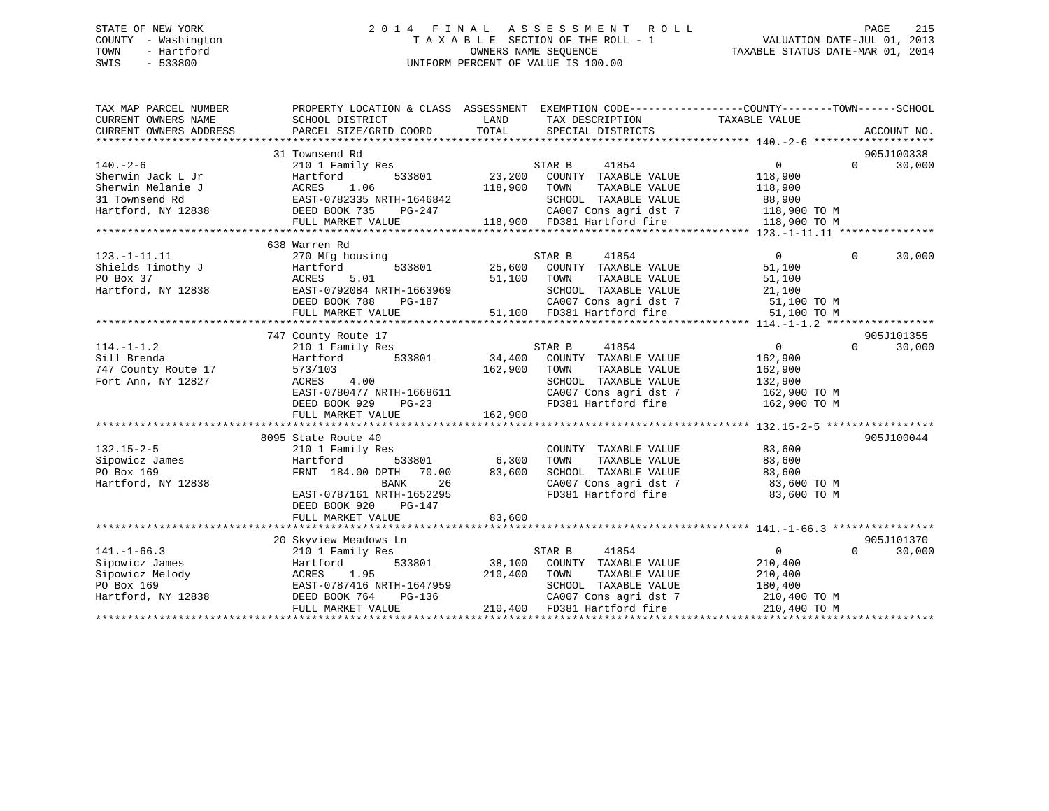STATE OF NEW YORK
COUNTY - Washington
TOWN - Hartford
SWIS - 533800

# 2014 FINAL ASSESSMENT ROLL

TAXABLE SECTION OF THE ROLL - 1
OWNERS NAME SEQUENCE
UNIFORM PERCENT OF VALUE IS 100.00

VALUATION DATE-JUL 01, 2013
TAXABLE STATUS DATE-MAR 01, 2014

| TAX MAP PARCEL NUMBER / CURRENT OWNERS NAME / CURRENT OWNERS ADDRESS | PROPERTY LOCATION & CLASS / SCHOOL DISTRICT / PARCEL SIZE/GRID COORD | ASSESSMENT LAND | TOTAL | EXEMPTION CODE / TAX DESCRIPTION / SPECIAL DISTRICTS | COUNTY TAXABLE VALUE | TOWN | SCHOOL | ACCOUNT NO. |
|---|---|---|---|---|---|---|---|---|
| 140.-2-6 | 31 Townsend Rd | | | | | | | 905J100338 |
| | 210 1 Family Res | | | STAR B 41854 | 0 | 0 | 30,000 | |
| Sherwin Jack L Jr | Hartford 533801 | 23,200 | | COUNTY TAXABLE VALUE | 118,900 | | | |
| Sherwin Melanie J | ACRES 1.06 | | 118,900 | TOWN TAXABLE VALUE | 118,900 | | | |
| 31 Townsend Rd | EAST-0782335 NRTH-1646842 | | | SCHOOL TAXABLE VALUE | 88,900 | | | |
| Hartford, NY 12838 | DEED BOOK 735 PG-247 | | | CA007 Cons agri dst 7 | 118,900 TO M | | | |
| | FULL MARKET VALUE | | 118,900 | FD381 Hartford fire | 118,900 TO M | | | |
| 123.-1-11.11 | 638 Warren Rd | | | | | | | |
| | 270 Mfg housing | | | STAR B 41854 | 0 | 0 | 30,000 | |
| Shields Timothy J | Hartford 533801 | 25,600 | | COUNTY TAXABLE VALUE | 51,100 | | | |
| PO Box 37 | ACRES 5.01 | | 51,100 | TOWN TAXABLE VALUE | 51,100 | | | |
| Hartford, NY 12838 | EAST-0792084 NRTH-1663969 | | | SCHOOL TAXABLE VALUE | 21,100 | | | |
| | DEED BOOK 788 PG-187 | | | CA007 Cons agri dst 7 | 51,100 TO M | | | |
| | FULL MARKET VALUE | | 51,100 | FD381 Hartford fire | 51,100 TO M | | | |
| 114.-1-1.2 | 747 County Route 17 | | | | | | | 905J101355 |
| | 210 1 Family Res | | | STAR B 41854 | 0 | 0 | 30,000 | |
| Sill Brenda | Hartford 533801 | 34,400 | | COUNTY TAXABLE VALUE | 162,900 | | | |
| 747 County Route 17 | 573/103 | | 162,900 | TOWN TAXABLE VALUE | 162,900 | | | |
| Fort Ann, NY 12827 | ACRES 4.00 | | | SCHOOL TAXABLE VALUE | 132,900 | | | |
| | EAST-0780477 NRTH-1668611 | | | CA007 Cons agri dst 7 | 162,900 TO M | | | |
| | DEED BOOK 929 PG-23 | | | FD381 Hartford fire | 162,900 TO M | | | |
| | FULL MARKET VALUE | | 162,900 | | | | | |
| 132.15-2-5 | 8095 State Route 40 | | | | | | | 905J100044 |
| | 210 1 Family Res | | | COUNTY TAXABLE VALUE | 83,600 | | | |
| Sipowicz James | Hartford 533801 | 6,300 | | TOWN TAXABLE VALUE | 83,600 | | | |
| PO Box 169 | FRNT 184.00 DPTH 70.00 | | 83,600 | SCHOOL TAXABLE VALUE | 83,600 | | | |
| Hartford, NY 12838 | BANK 26 | | | CA007 Cons agri dst 7 | 83,600 TO M | | | |
| | EAST-0787161 NRTH-1652295 | | | FD381 Hartford fire | 83,600 TO M | | | |
| | DEED BOOK 920 PG-147 | | | | | | | |
| | FULL MARKET VALUE | | 83,600 | | | | | |
| 141.-1-66.3 | 20 Skyview Meadows Ln | | | | | | | 905J101370 |
| | 210 1 Family Res | | | STAR B 41854 | 0 | 0 | 30,000 | |
| Sipowicz James | Hartford 533801 | 38,100 | | COUNTY TAXABLE VALUE | 210,400 | | | |
| Sipowicz Melody | ACRES 1.95 | | 210,400 | TOWN TAXABLE VALUE | 210,400 | | | |
| PO Box 169 | EAST-0787416 NRTH-1647959 | | | SCHOOL TAXABLE VALUE | 180,400 | | | |
| Hartford, NY 12838 | DEED BOOK 764 PG-136 | | | CA007 Cons agri dst 7 | 210,400 TO M | | | |
| | FULL MARKET VALUE | | 210,400 | FD381 Hartford fire | 210,400 TO M | | | |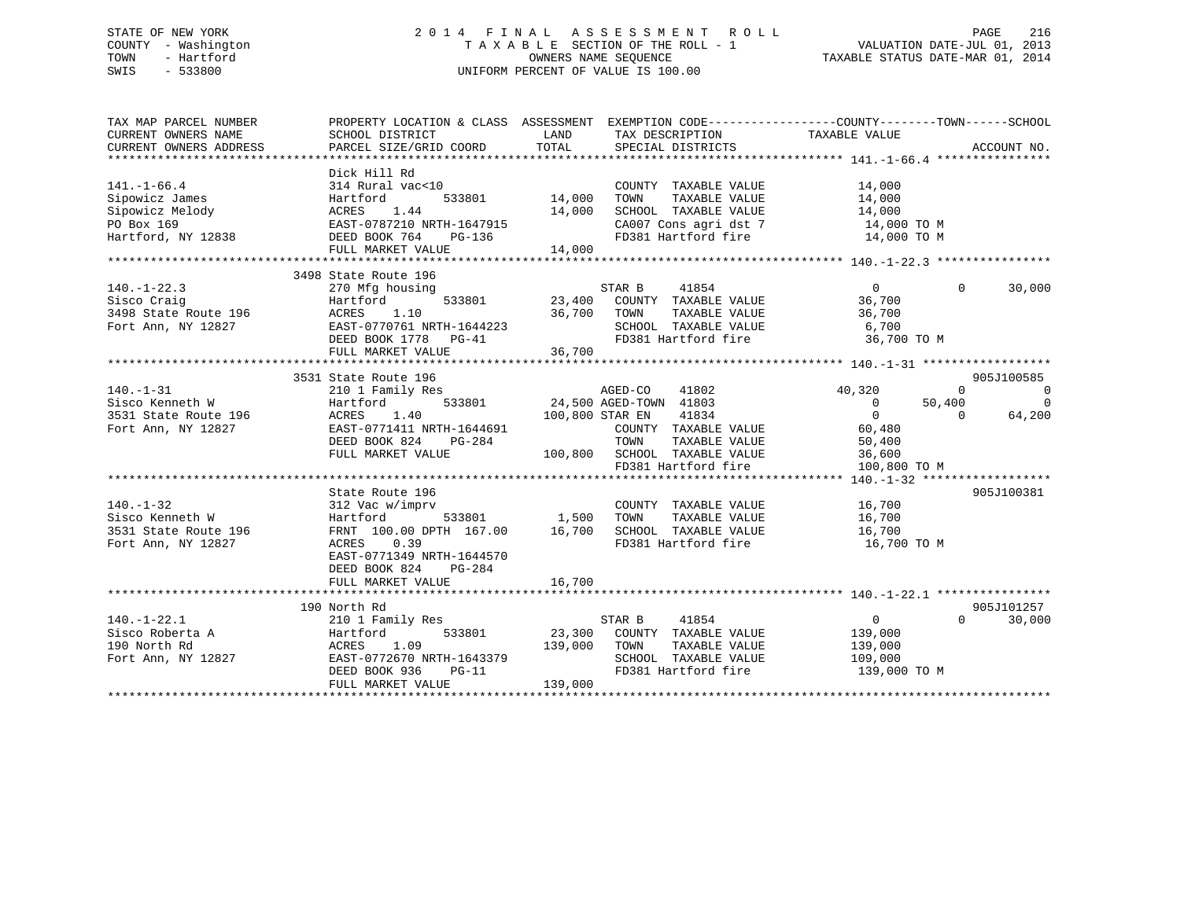STATE OF NEW YORK
COUNTY - Washington
TOWN - Hartford
SWIS - 533800

# 2014 FINAL ASSESSMENT ROLL

TAXABLE SECTION OF THE ROLL - 1
OWNERS NAME SEQUENCE
UNIFORM PERCENT OF VALUE IS 100.00

VALUATION DATE-JUL 01, 2013
TAXABLE STATUS DATE-MAR 01, 2014

| TAX MAP PARCEL NUMBER / CURRENT OWNERS NAME / CURRENT OWNERS ADDRESS | PROPERTY LOCATION & CLASS / SCHOOL DISTRICT / PARCEL SIZE/GRID COORD | ASSESSMENT LAND | TOTAL | EXEMPTION CODE / TAX DESCRIPTION / SPECIAL DISTRICTS | COUNTY TAXABLE VALUE | TOWN | SCHOOL | ACCOUNT NO. |
|---|---|---|---|---|---|---|---|---|
| **141.-1-66.4** | Dick Hill Rd | | | | | | | |
| 141.-1-66.4 | 314 Rural vac<10 | | | COUNTY TAXABLE VALUE | 14,000 | | | |
| Sipowicz James | Hartford 533801 | 14,000 | | TOWN TAXABLE VALUE | 14,000 | | | |
| Sipowicz Melody | ACRES 1.44 | | 14,000 | SCHOOL TAXABLE VALUE | 14,000 | | | |
| PO Box 169 | EAST-0787210 NRTH-1647915 | | | CA007 Cons agri dst 7 | 14,000 TO M | | | |
| Hartford, NY 12838 | DEED BOOK 764 PG-136 | | | FD381 Hartford fire | 14,000 TO M | | | |
| | FULL MARKET VALUE | | 14,000 | | | | | |
| **140.-1-22.3** | 3498 State Route 196 | | | | | | | |
| 140.-1-22.3 | 270 Mfg housing | | | STAR B 41854 | 0 | 0 | 30,000 | |
| Sisco Craig | Hartford 533801 | 23,400 | | COUNTY TAXABLE VALUE | 36,700 | | | |
| 3498 State Route 196 | ACRES 1.10 | | 36,700 | TOWN TAXABLE VALUE | 36,700 | | | |
| Fort Ann, NY 12827 | EAST-0770761 NRTH-1644223 | | | SCHOOL TAXABLE VALUE | 6,700 | | | |
| | DEED BOOK 1778 PG-41 | | | FD381 Hartford fire | 36,700 TO M | | | |
| | FULL MARKET VALUE | | 36,700 | | | | | |
| **140.-1-31** | 3531 State Route 196 | | | | | | | 905J100585 |
| 140.-1-31 | 210 1 Family Res | | | AGED-CO 41802 | 40,320 | 0 | 0 | |
| Sisco Kenneth W | Hartford 533801 | 24,500 | | AGED-TOWN 41803 | 0 | 50,400 | 0 | |
| 3531 State Route 196 | ACRES 1.40 | | 100,800 | STAR EN 41834 | 0 | 0 | 64,200 | |
| Fort Ann, NY 12827 | EAST-0771411 NRTH-1644691 | | | COUNTY TAXABLE VALUE | 60,480 | | | |
| | DEED BOOK 824 PG-284 | | | TOWN TAXABLE VALUE | 50,400 | | | |
| | FULL MARKET VALUE | | 100,800 | SCHOOL TAXABLE VALUE | 36,600 | | | |
| | | | | FD381 Hartford fire | 100,800 TO M | | | |
| **140.-1-32** | State Route 196 | | | | | | | 905J100381 |
| 140.-1-32 | 312 Vac w/imprv | | | COUNTY TAXABLE VALUE | 16,700 | | | |
| Sisco Kenneth W | Hartford 533801 | 1,500 | | TOWN TAXABLE VALUE | 16,700 | | | |
| 3531 State Route 196 | FRNT 100.00 DPTH 167.00 | | 16,700 | SCHOOL TAXABLE VALUE | 16,700 | | | |
| Fort Ann, NY 12827 | ACRES 0.39 | | | FD381 Hartford fire | 16,700 TO M | | | |
| | EAST-0771349 NRTH-1644570 | | | | | | | |
| | DEED BOOK 824 PG-284 | | | | | | | |
| | FULL MARKET VALUE | | 16,700 | | | | | |
| **140.-1-22.1** | 190 North Rd | | | | | | | 905J101257 |
| 140.-1-22.1 | 210 1 Family Res | | | STAR B 41854 | 0 | 0 | 30,000 | |
| Sisco Roberta A | Hartford 533801 | 23,300 | | COUNTY TAXABLE VALUE | 139,000 | | | |
| 190 North Rd | ACRES 1.09 | | 139,000 | TOWN TAXABLE VALUE | 139,000 | | | |
| Fort Ann, NY 12827 | EAST-0772670 NRTH-1643379 | | | SCHOOL TAXABLE VALUE | 109,000 | | | |
| | DEED BOOK 936 PG-11 | | | FD381 Hartford fire | 139,000 TO M | | | |
| | FULL MARKET VALUE | | 139,000 | | | | | |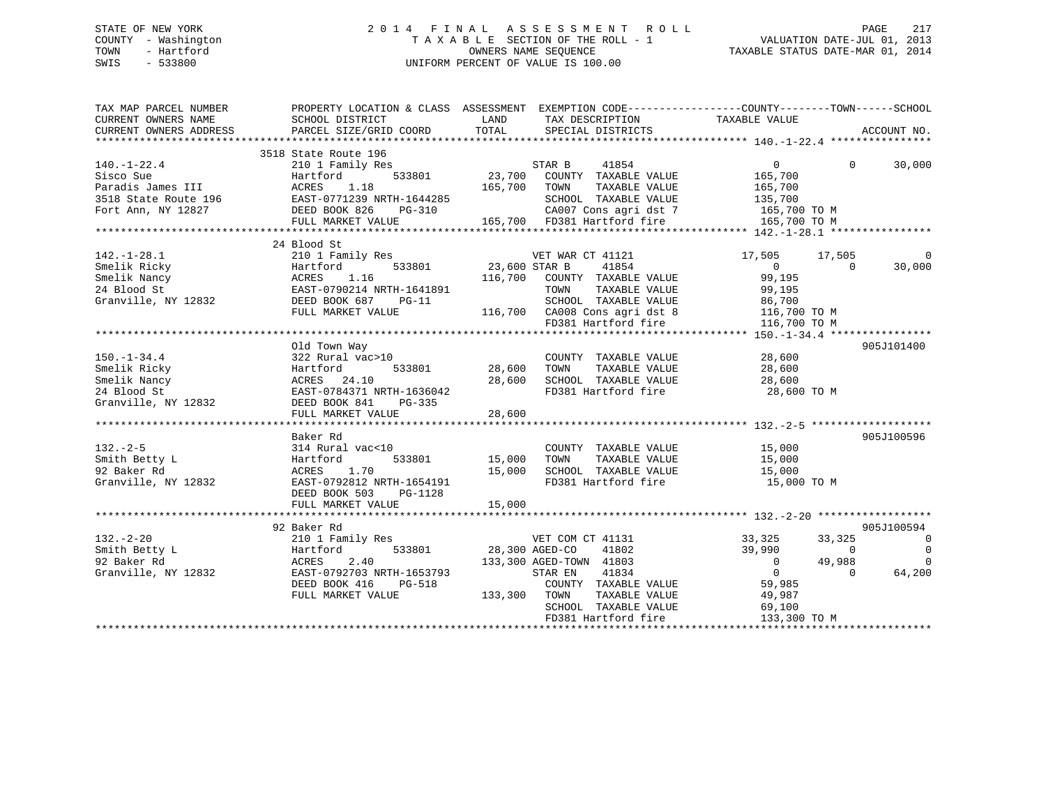STATE OF NEW YORK
COUNTY - Washington
TOWN - Hartford
SWIS - 533800

# 2014 FINAL ASSESSMENT ROLL

TAXABLE SECTION OF THE ROLL - 1
OWNERS NAME SEQUENCE
UNIFORM PERCENT OF VALUE IS 100.00

VALUATION DATE-JUL 01, 2013
TAXABLE STATUS DATE-MAR 01, 2014

```
TAX MAP PARCEL NUMBER      PROPERTY LOCATION & CLASS  ASSESSMENT  EXEMPTION CODE------------------COUNTY--------TOWN------SCHOOL
CURRENT OWNERS NAME        SCHOOL DISTRICT               LAND      TAX DESCRIPTION            TAXABLE VALUE
CURRENT OWNERS ADDRESS     PARCEL SIZE/GRID COORD        TOTAL     SPECIAL DISTRICTS                                    ACCOUNT NO.
******************************************************************************************************* 140.-1-22.4 ****************
                           3518 State Route 196
140.-1-22.4                210 1 Family Res                    STAR B       41854                    0            0      30,000
Sisco Sue                  Hartford        533801      23,700    COUNTY  TAXABLE VALUE           165,700
Paradis James III          ACRES    1.18              165,700    TOWN    TAXABLE VALUE           165,700
3518 State Route 196       EAST-0771239 NRTH-1644285             SCHOOL  TAXABLE VALUE           135,700
Fort Ann, NY 12827         DEED BOOK 826    PG-310               CA007 Cons agri dst 7            165,700 TO M
                           FULL MARKET VALUE          165,700    FD381 Hartford fire              165,700 TO M
******************************************************************************************************* 142.-1-28.1 ****************
                           24 Blood St
142.-1-28.1                210 1 Family Res                    VET WAR CT 41121              17,505       17,505           0
Smelik Ricky               Hartford        533801      23,600 STAR B       41854                    0            0      30,000
Smelik Nancy               ACRES    1.16              116,700    COUNTY  TAXABLE VALUE            99,195
24 Blood St                EAST-0790214 NRTH-1641891             TOWN    TAXABLE VALUE            99,195
Granville, NY 12832        DEED BOOK 687    PG-11                SCHOOL  TAXABLE VALUE            86,700
                           FULL MARKET VALUE          116,700    CA008 Cons agri dst 8            116,700 TO M
                                                                 FD381 Hartford fire              116,700 TO M
******************************************************************************************************* 150.-1-34.4 ****************
                           Old Town Way                                                                            905J101400
150.-1-34.4                322 Rural vac>10                      COUNTY  TAXABLE VALUE            28,600
Smelik Ricky               Hartford        533801      28,600    TOWN    TAXABLE VALUE            28,600
Smelik Nancy               ACRES   24.10               28,600    SCHOOL  TAXABLE VALUE            28,600
24 Blood St                EAST-0784371 NRTH-1636042             FD381 Hartford fire               28,600 TO M
Granville, NY 12832        DEED BOOK 841    PG-335
                           FULL MARKET VALUE           28,600
******************************************************************************************************* 132.-2-5 *******************
                           Baker Rd                                                                                905J100596
132.-2-5                   314 Rural vac<10                      COUNTY  TAXABLE VALUE            15,000
Smith Betty L              Hartford        533801      15,000    TOWN    TAXABLE VALUE            15,000
92 Baker Rd                ACRES    1.70               15,000    SCHOOL  TAXABLE VALUE            15,000
Granville, NY 12832        EAST-0792812 NRTH-1654191             FD381 Hartford fire               15,000 TO M
                           DEED BOOK 503    PG-1128
                           FULL MARKET VALUE           15,000
******************************************************************************************************* 132.-2-20 ******************
                           92 Baker Rd                                                                             905J100594
132.-2-20                  210 1 Family Res                    VET COM CT 41131              33,325       33,325           0
Smith Betty L              Hartford        533801      28,300 AGED-CO      41802              39,990            0           0
92 Baker Rd                ACRES    2.40              133,300 AGED-TOWN    41803                   0       49,988           0
Granville, NY 12832        EAST-0792703 NRTH-1653793           STAR EN      41834                   0            0      64,200
                           DEED BOOK 416    PG-518               COUNTY  TAXABLE VALUE            59,985
                           FULL MARKET VALUE          133,300    TOWN    TAXABLE VALUE            49,987
                                                                 SCHOOL  TAXABLE VALUE            69,100
                                                                 FD381 Hartford fire              133,300 TO M
************************************************************************************************************************************
```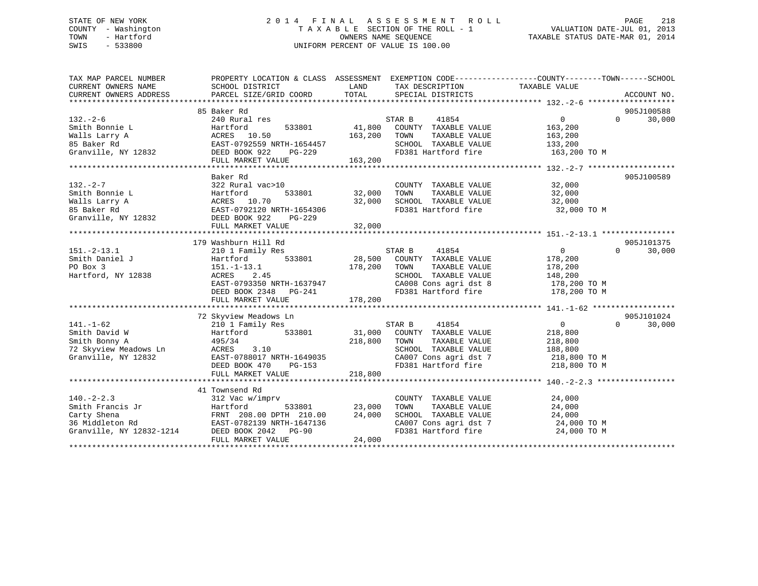STATE OF NEW YORK
COUNTY - Washington
TOWN - Hartford
SWIS - 533800

2014 FINAL ASSESSMENT ROLL
TAXABLE SECTION OF THE ROLL - 1
OWNERS NAME SEQUENCE
UNIFORM PERCENT OF VALUE IS 100.00

VALUATION DATE-JUL 01, 2013
TAXABLE STATUS DATE-MAR 01, 2014

| TAX MAP PARCEL NUMBER / CURRENT OWNERS NAME / CURRENT OWNERS ADDRESS | PROPERTY LOCATION & CLASS / SCHOOL DISTRICT / PARCEL SIZE/GRID COORD | ASSESSMENT LAND | TOTAL | EXEMPTION CODE / TAX DESCRIPTION / SPECIAL DISTRICTS | COUNTY / TOWN / SCHOOL TAXABLE VALUE | ACCOUNT NO. |
|---|---|---|---|---|---|---|
| **132.-2-6** | 85 Baker Rd | | | | | 905J100588 |
| 132.-2-6 | 240 Rural res | | | STAR B 41854 | 0 0 30,000 | |
| Smith Bonnie L | Hartford 533801 | 41,800 | | COUNTY TAXABLE VALUE | 163,200 | |
| Walls Larry A | ACRES 10.50 | | 163,200 | TOWN TAXABLE VALUE | 163,200 | |
| 85 Baker Rd | EAST-0792559 NRTH-1654457 | | | SCHOOL TAXABLE VALUE | 133,200 | |
| Granville, NY 12832 | DEED BOOK 922 PG-229 | | | FD381 Hartford fire | 163,200 TO M | |
| | FULL MARKET VALUE | | 163,200 | | | |
| **132.-2-7** | Baker Rd | | | | | 905J100589 |
| 132.-2-7 | 322 Rural vac>10 | | | COUNTY TAXABLE VALUE | 32,000 | |
| Smith Bonnie L | Hartford 533801 | 32,000 | | TOWN TAXABLE VALUE | 32,000 | |
| Walls Larry A | ACRES 10.70 | | 32,000 | SCHOOL TAXABLE VALUE | 32,000 | |
| 85 Baker Rd | EAST-0792120 NRTH-1654306 | | | FD381 Hartford fire | 32,000 TO M | |
| Granville, NY 12832 | DEED BOOK 922 PG-229 | | | | | |
| | FULL MARKET VALUE | | 32,000 | | | |
| **151.-2-13.1** | 179 Washburn Hill Rd | | | | | 905J101375 |
| 151.-2-13.1 | 210 1 Family Res | | | STAR B 41854 | 0 0 30,000 | |
| Smith Daniel J | Hartford 533801 | 28,500 | | COUNTY TAXABLE VALUE | 178,200 | |
| PO Box 3 | 151.-1-13.1 | | 178,200 | TOWN TAXABLE VALUE | 178,200 | |
| Hartford, NY 12838 | ACRES 2.45 | | | SCHOOL TAXABLE VALUE | 148,200 | |
| | EAST-0793350 NRTH-1637947 | | | CA008 Cons agri dst 8 | 178,200 TO M | |
| | DEED BOOK 2348 PG-241 | | | FD381 Hartford fire | 178,200 TO M | |
| | FULL MARKET VALUE | | 178,200 | | | |
| **141.-1-62** | 72 Skyview Meadows Ln | | | | | 905J101024 |
| 141.-1-62 | 210 1 Family Res | | | STAR B 41854 | 0 0 30,000 | |
| Smith David W | Hartford 533801 | 31,000 | | COUNTY TAXABLE VALUE | 218,800 | |
| Smith Bonny A | 495/34 | | 218,800 | TOWN TAXABLE VALUE | 218,800 | |
| 72 Skyview Meadows Ln | ACRES 3.10 | | | SCHOOL TAXABLE VALUE | 188,800 | |
| Granville, NY 12832 | EAST-0788017 NRTH-1649035 | | | CA007 Cons agri dst 7 | 218,800 TO M | |
| | DEED BOOK 470 PG-153 | | | FD381 Hartford fire | 218,800 TO M | |
| | FULL MARKET VALUE | | 218,800 | | | |
| **140.-2-2.3** | 41 Townsend Rd | | | | | |
| 140.-2-2.3 | 312 Vac w/imprv | | | COUNTY TAXABLE VALUE | 24,000 | |
| Smith Francis Jr | Hartford 533801 | 23,000 | | TOWN TAXABLE VALUE | 24,000 | |
| Carty Shena | FRNT 208.00 DPTH 210.00 | | 24,000 | SCHOOL TAXABLE VALUE | 24,000 | |
| 36 Middleton Rd | EAST-0782139 NRTH-1647136 | | | CA007 Cons agri dst 7 | 24,000 TO M | |
| Granville, NY 12832-1214 | DEED BOOK 2042 PG-90 | | | FD381 Hartford fire | 24,000 TO M | |
| | FULL MARKET VALUE | | 24,000 | | | |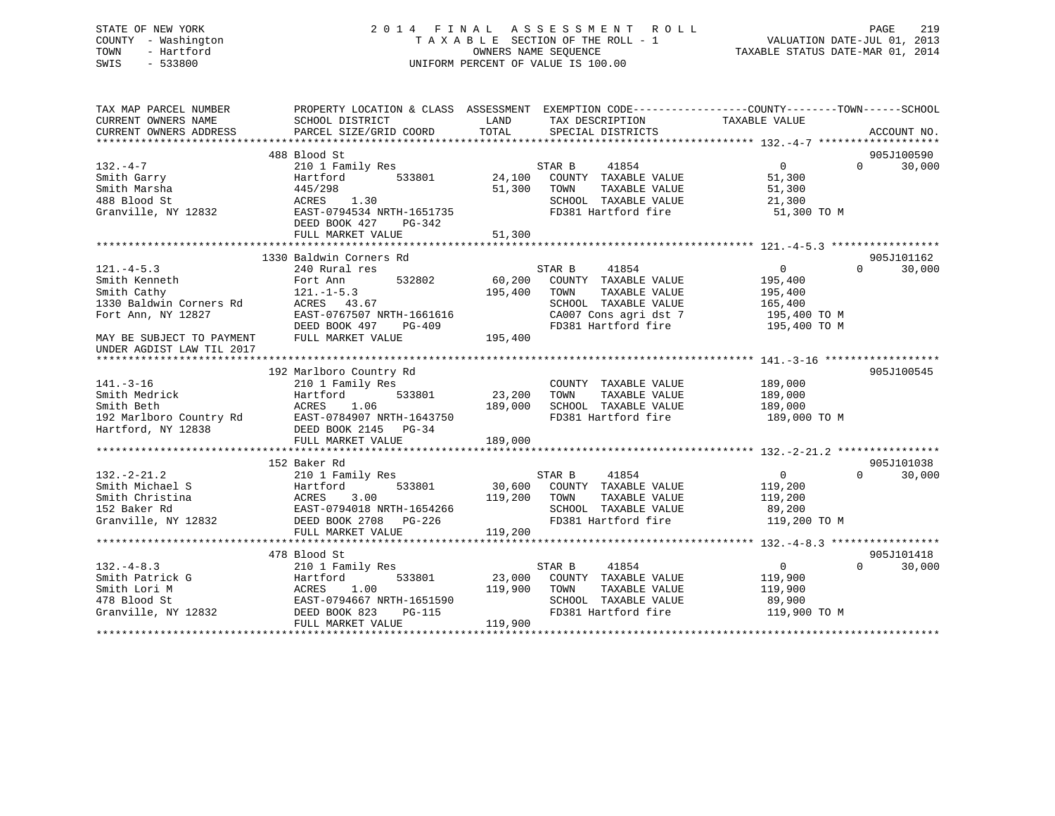STATE OF NEW YORK
COUNTY - Washington
TOWN - Hartford
SWIS - 533800

2014 FINAL ASSESSMENT ROLL
TAXABLE SECTION OF THE ROLL - 1
OWNERS NAME SEQUENCE
UNIFORM PERCENT OF VALUE IS 100.00

VALUATION DATE-JUL 01, 2013
TAXABLE STATUS DATE-MAR 01, 2014

```
TAX MAP PARCEL NUMBER          PROPERTY LOCATION & CLASS  ASSESSMENT  EXEMPTION CODE------------------COUNTY--------TOWN------SCHOOL
CURRENT OWNERS NAME            SCHOOL DISTRICT               LAND      TAX DESCRIPTION             TAXABLE VALUE
CURRENT OWNERS ADDRESS         PARCEL SIZE/GRID COORD       TOTAL      SPECIAL DISTRICTS                                    ACCOUNT NO.
******************************************************************************************************* 132.-4-7 *******************
                               488 Blood St                                                                               905J100590
132.-4-7                       210 1 Family Res                    STAR B     41854                 0           0       30,000
Smith Garry                    Hartford        533801     24,100   COUNTY  TAXABLE VALUE          51,300
Smith Marsha                   445/298                    51,300   TOWN    TAXABLE VALUE          51,300
488 Blood St                   ACRES    1.30                       SCHOOL  TAXABLE VALUE          21,300
Granville, NY 12832            EAST-0794534 NRTH-1651735           FD381 Hartford fire             51,300 TO M
                               DEED BOOK 427    PG-342
                               FULL MARKET VALUE          51,300
******************************************************************************************************* 121.-4-5.3 *****************
                               1330 Baldwin Corners Rd                                                                    905J101162
121.-4-5.3                     240 Rural res                       STAR B     41854                 0           0       30,000
Smith Kenneth                  Fort Ann        532802     60,200   COUNTY  TAXABLE VALUE         195,400
Smith Cathy                    121.-1-5.3                195,400   TOWN    TAXABLE VALUE         195,400
1330 Baldwin Corners Rd        ACRES   43.67                       SCHOOL  TAXABLE VALUE         165,400
Fort Ann, NY 12827             EAST-0767507 NRTH-1661616           CA007 Cons agri dst 7          195,400 TO M
                               DEED BOOK 497    PG-409             FD381 Hartford fire            195,400 TO M
MAY BE SUBJECT TO PAYMENT      FULL MARKET VALUE         195,400
UNDER AGDIST LAW TIL 2017
******************************************************************************************************* 141.-3-16 ******************
                               192 Marlboro Country Rd                                                                    905J100545
141.-3-16                      210 1 Family Res                    COUNTY  TAXABLE VALUE         189,000
Smith Medrick                  Hartford        533801     23,200   TOWN    TAXABLE VALUE         189,000
Smith Beth                     ACRES    1.06             189,000   SCHOOL  TAXABLE VALUE         189,000
192 Marlboro Country Rd        EAST-0784907 NRTH-1643750           FD381 Hartford fire            189,000 TO M
Hartford, NY 12838             DEED BOOK 2145   PG-34
                               FULL MARKET VALUE         189,000
******************************************************************************************************* 132.-2-21.2 ****************
                               152 Baker Rd                                                                               905J101038
132.-2-21.2                    210 1 Family Res                    STAR B     41854                 0           0       30,000
Smith Michael S                Hartford        533801     30,600   COUNTY  TAXABLE VALUE         119,200
Smith Christina                ACRES    3.00             119,200   TOWN    TAXABLE VALUE         119,200
152 Baker Rd                   EAST-0794018 NRTH-1654266           SCHOOL  TAXABLE VALUE          89,200
Granville, NY 12832            DEED BOOK 2708   PG-226             FD381 Hartford fire            119,200 TO M
                               FULL MARKET VALUE         119,200
******************************************************************************************************* 132.-4-8.3 *****************
                               478 Blood St                                                                               905J101418
132.-4-8.3                     210 1 Family Res                    STAR B     41854                 0           0       30,000
Smith Patrick G                Hartford        533801     23,000   COUNTY  TAXABLE VALUE         119,900
Smith Lori M                   ACRES    1.00             119,900   TOWN    TAXABLE VALUE         119,900
478 Blood St                   EAST-0794667 NRTH-1651590           SCHOOL  TAXABLE VALUE          89,900
Granville, NY 12832            DEED BOOK 823    PG-115             FD381 Hartford fire            119,900 TO M
                               FULL MARKET VALUE         119,900
************************************************************************************************************************************
```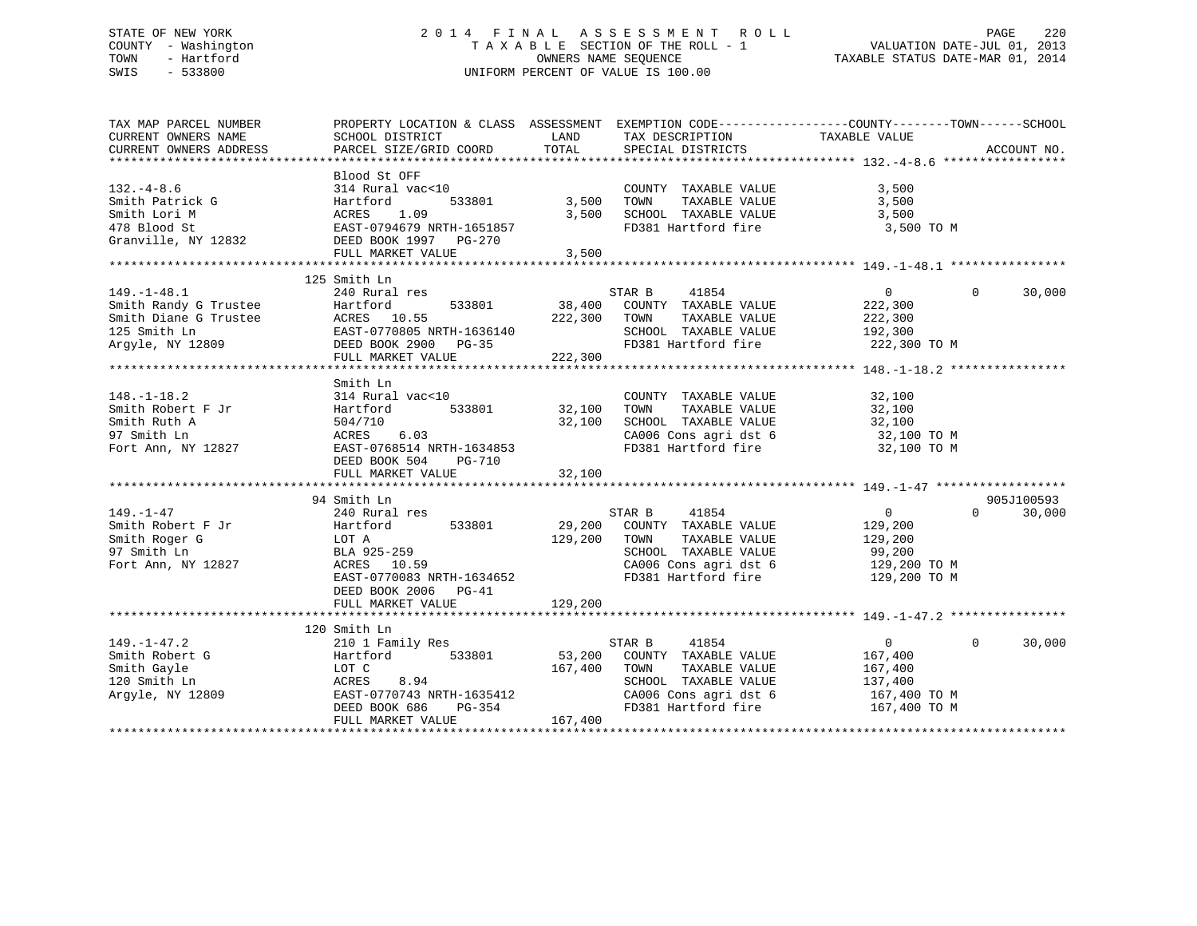STATE OF NEW YORK
COUNTY - Washington
TOWN - Hartford
SWIS - 533800

2014 FINAL ASSESSMENT ROLL
TAXABLE SECTION OF THE ROLL - 1
OWNERS NAME SEQUENCE
UNIFORM PERCENT OF VALUE IS 100.00

VALUATION DATE-JUL 01, 2013
TAXABLE STATUS DATE-MAR 01, 2014

| TAX MAP PARCEL NUMBER / CURRENT OWNERS NAME / CURRENT OWNERS ADDRESS | PROPERTY LOCATION & CLASS / SCHOOL DISTRICT / PARCEL SIZE/GRID COORD | ASSESSMENT LAND | TOTAL | EXEMPTION CODE / TAX DESCRIPTION / SPECIAL DISTRICTS | COUNTY / TAXABLE VALUE | TOWN | SCHOOL | ACCOUNT NO. |
|---|---|---|---|---|---|---|---|---|
| **132.-4-8.6** | Blood St OFF | | | | | | | |
| 132.-4-8.6 | 314 Rural vac<10 | | | COUNTY TAXABLE VALUE | 3,500 | | | |
| Smith Patrick G | Hartford 533801 | 3,500 | | TOWN TAXABLE VALUE | 3,500 | | | |
| Smith Lori M | ACRES 1.09 | | 3,500 | SCHOOL TAXABLE VALUE | 3,500 | | | |
| 478 Blood St | EAST-0794679 NRTH-1651857 | | | FD381 Hartford fire | 3,500 TO M | | | |
| Granville, NY 12832 | DEED BOOK 1997 PG-270 | | | | | | | |
| | FULL MARKET VALUE | | 3,500 | | | | | |
| **149.-1-48.1** | 125 Smith Ln | | | | | | | |
| 149.-1-48.1 | 240 Rural res | | | STAR B 41854 | 0 | 0 | 30,000 | |
| Smith Randy G Trustee | Hartford 533801 | 38,400 | | COUNTY TAXABLE VALUE | 222,300 | | | |
| Smith Diane G Trustee | ACRES 10.55 | | 222,300 | TOWN TAXABLE VALUE | 222,300 | | | |
| 125 Smith Ln | EAST-0770805 NRTH-1636140 | | | SCHOOL TAXABLE VALUE | 192,300 | | | |
| Argyle, NY 12809 | DEED BOOK 2900 PG-35 | | | FD381 Hartford fire | 222,300 TO M | | | |
| | FULL MARKET VALUE | | 222,300 | | | | | |
| **148.-1-18.2** | Smith Ln | | | | | | | |
| 148.-1-18.2 | 314 Rural vac<10 | | | COUNTY TAXABLE VALUE | 32,100 | | | |
| Smith Robert F Jr | Hartford 533801 | 32,100 | | TOWN TAXABLE VALUE | 32,100 | | | |
| Smith Ruth A | 504/710 | | 32,100 | SCHOOL TAXABLE VALUE | 32,100 | | | |
| 97 Smith Ln | ACRES 6.03 | | | CA006 Cons agri dst 6 | 32,100 TO M | | | |
| Fort Ann, NY 12827 | EAST-0768514 NRTH-1634853 | | | FD381 Hartford fire | 32,100 TO M | | | |
| | DEED BOOK 504 PG-710 | | | | | | | |
| | FULL MARKET VALUE | | 32,100 | | | | | |
| **149.-1-47** | 94 Smith Ln | | | | | | | 905J100593 |
| 149.-1-47 | 240 Rural res | | | STAR B 41854 | 0 | 0 | 30,000 | |
| Smith Robert F Jr | Hartford 533801 | 29,200 | | COUNTY TAXABLE VALUE | 129,200 | | | |
| Smith Roger G | LOT A | | 129,200 | TOWN TAXABLE VALUE | 129,200 | | | |
| 97 Smith Ln | BLA 925-259 | | | SCHOOL TAXABLE VALUE | 99,200 | | | |
| Fort Ann, NY 12827 | ACRES 10.59 | | | CA006 Cons agri dst 6 | 129,200 TO M | | | |
| | EAST-0770083 NRTH-1634652 | | | FD381 Hartford fire | 129,200 TO M | | | |
| | DEED BOOK 2006 PG-41 | | | | | | | |
| | FULL MARKET VALUE | | 129,200 | | | | | |
| **149.-1-47.2** | 120 Smith Ln | | | | | | | |
| 149.-1-47.2 | 210 1 Family Res | | | STAR B 41854 | 0 | 0 | 30,000 | |
| Smith Robert G | Hartford 533801 | 53,200 | | COUNTY TAXABLE VALUE | 167,400 | | | |
| Smith Gayle | LOT C | | 167,400 | TOWN TAXABLE VALUE | 167,400 | | | |
| 120 Smith Ln | ACRES 8.94 | | | SCHOOL TAXABLE VALUE | 137,400 | | | |
| Argyle, NY 12809 | EAST-0770743 NRTH-1635412 | | | CA006 Cons agri dst 6 | 167,400 TO M | | | |
| | DEED BOOK 686 PG-354 | | | FD381 Hartford fire | 167,400 TO M | | | |
| | FULL MARKET VALUE | | 167,400 | | | | | |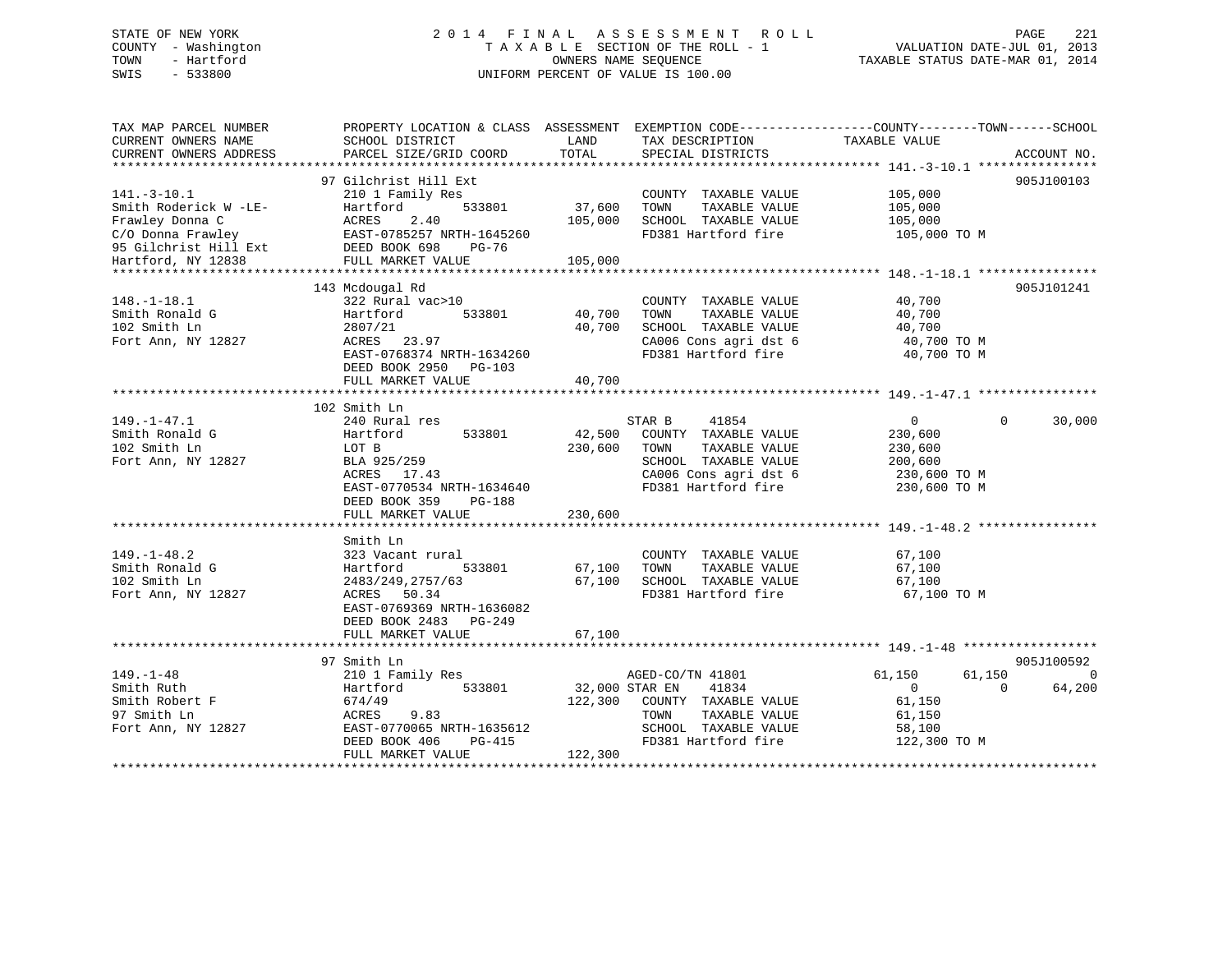STATE OF NEW YORK
COUNTY - Washington
TOWN - Hartford
SWIS - 533800

2014 FINAL ASSESSMENT ROLL
TAXABLE SECTION OF THE ROLL - 1
OWNERS NAME SEQUENCE
UNIFORM PERCENT OF VALUE IS 100.00

VALUATION DATE-JUL 01, 2013
TAXABLE STATUS DATE-MAR 01, 2014

```
TAX MAP PARCEL NUMBER          PROPERTY LOCATION & CLASS  ASSESSMENT  EXEMPTION CODE------------------COUNTY--------TOWN------SCHOOL
CURRENT OWNERS NAME            SCHOOL DISTRICT               LAND      TAX DESCRIPTION            TAXABLE VALUE
CURRENT OWNERS ADDRESS         PARCEL SIZE/GRID COORD        TOTAL     SPECIAL DISTRICTS                                     ACCOUNT NO.
******************************************************************************************************* 141.-3-10.1 ****************
                               97 Gilchrist Hill Ext                                                                          905J100103
141.-3-10.1                    210 1 Family Res                        COUNTY  TAXABLE VALUE            105,000
Smith Roderick W -LE-          Hartford        533801        37,600    TOWN    TAXABLE VALUE            105,000
Frawley Donna C                ACRES    2.40                105,000    SCHOOL  TAXABLE VALUE            105,000
C/O Donna Frawley              EAST-0785257 NRTH-1645260               FD381 Hartford fire               105,000 TO M
95 Gilchrist Hill Ext          DEED BOOK 698    PG-76
Hartford, NY 12838             FULL MARKET VALUE            105,000
******************************************************************************************************* 148.-1-18.1 ****************
                               143 Mcdougal Rd                                                                                905J101241
148.-1-18.1                    322 Rural vac>10                        COUNTY  TAXABLE VALUE             40,700
Smith Ronald G                 Hartford        533801        40,700    TOWN    TAXABLE VALUE             40,700
102 Smith Ln                   2807/21                       40,700    SCHOOL  TAXABLE VALUE             40,700
Fort Ann, NY 12827             ACRES   23.97                           CA006 Cons agri dst 6              40,700 TO M
                               EAST-0768374 NRTH-1634260               FD381 Hartford fire                40,700 TO M
                               DEED BOOK 2950   PG-103
                               FULL MARKET VALUE             40,700
******************************************************************************************************* 149.-1-47.1 ****************
                               102 Smith Ln
149.-1-47.1                    240 Rural res                           STAR B      41854                    0          0      30,000
Smith Ronald G                 Hartford        533801        42,500    COUNTY  TAXABLE VALUE            230,600
102 Smith Ln                   LOT B                        230,600    TOWN    TAXABLE VALUE            230,600
Fort Ann, NY 12827             BLA 925/259                             SCHOOL  TAXABLE VALUE            200,600
                               ACRES   17.43                           CA006 Cons agri dst 6             230,600 TO M
                               EAST-0770534 NRTH-1634640               FD381 Hartford fire               230,600 TO M
                               DEED BOOK 359    PG-188
                               FULL MARKET VALUE            230,600
******************************************************************************************************* 149.-1-48.2 ****************
                               Smith Ln
149.-1-48.2                    323 Vacant rural                        COUNTY  TAXABLE VALUE             67,100
Smith Ronald G                 Hartford        533801        67,100    TOWN    TAXABLE VALUE             67,100
102 Smith Ln                   2483/249,2757/63              67,100    SCHOOL  TAXABLE VALUE             67,100
Fort Ann, NY 12827             ACRES   50.34                           FD381 Hartford fire                67,100 TO M
                               EAST-0769369 NRTH-1636082
                               DEED BOOK 2483   PG-249
                               FULL MARKET VALUE             67,100
******************************************************************************************************* 149.-1-48 ******************
                               97 Smith Ln                                                                                    905J100592
149.-1-48                      210 1 Family Res                        AGED-CO/TN 41801            61,150     61,150           0
Smith Ruth                     Hartford        533801        32,000 STAR EN     41834                   0          0      64,200
Smith Robert F                 674/49                       122,300    COUNTY  TAXABLE VALUE             61,150
97 Smith Ln                    ACRES    9.83                           TOWN    TAXABLE VALUE             61,150
Fort Ann, NY 12827             EAST-0770065 NRTH-1635612               SCHOOL  TAXABLE VALUE             58,100
                               DEED BOOK 406    PG-415                 FD381 Hartford fire               122,300 TO M
                               FULL MARKET VALUE            122,300
************************************************************************************************************************************
```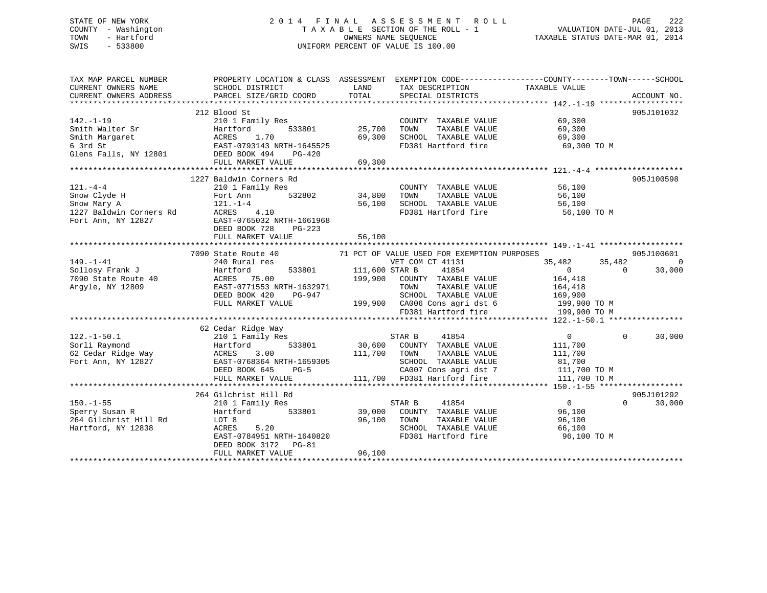STATE OF NEW YORK
COUNTY - Washington
TOWN - Hartford
SWIS - 533800

2014 FINAL ASSESSMENT ROLL
TAXABLE SECTION OF THE ROLL - 1
OWNERS NAME SEQUENCE
UNIFORM PERCENT OF VALUE IS 100.00

VALUATION DATE-JUL 01, 2013
TAXABLE STATUS DATE-MAR 01, 2014

```
TAX MAP PARCEL NUMBER          PROPERTY LOCATION & CLASS  ASSESSMENT  EXEMPTION CODE------------------COUNTY--------TOWN------SCHOOL
CURRENT OWNERS NAME            SCHOOL DISTRICT              LAND      TAX DESCRIPTION              TAXABLE VALUE
CURRENT OWNERS ADDRESS         PARCEL SIZE/GRID COORD       TOTAL     SPECIAL DISTRICTS                                    ACCOUNT NO.
******************************************************************************************************* 142.-1-19 ******************
                               212 Blood St                                                                            905J101032
142.-1-19                      210 1 Family Res                        COUNTY  TAXABLE VALUE            69,300
Smith Walter Sr                Hartford         533801       25,700   TOWN    TAXABLE VALUE            69,300
Smith Margaret                 ACRES    1.70                  69,300   SCHOOL  TAXABLE VALUE            69,300
6 3rd St                       EAST-0793143 NRTH-1645525               FD381 Hartford fire               69,300 TO M
Glens Falls, NY 12801          DEED BOOK 494    PG-420
                               FULL MARKET VALUE             69,300
******************************************************************************************************* 121.-4-4 *******************
                               1227 Baldwin Corners Rd                                                                 905J100598
121.-4-4                       210 1 Family Res                        COUNTY  TAXABLE VALUE            56,100
Snow Clyde H                   Fort Ann         532802       34,800   TOWN    TAXABLE VALUE            56,100
Snow Mary A                    121.-1-4                       56,100   SCHOOL  TAXABLE VALUE            56,100
1227 Baldwin Corners Rd        ACRES    4.10                           FD381 Hartford fire               56,100 TO M
Fort Ann, NY 12827             EAST-0765032 NRTH-1661968
                               DEED BOOK 728    PG-223
                               FULL MARKET VALUE             56,100
******************************************************************************************************* 149.-1-41 ******************
                               7090 State Route 40           71 PCT OF VALUE USED FOR EXEMPTION PURPOSES                905J100601
149.-1-41                      240 Rural res                           VET COM CT 41131               35,482      35,482           0
Sollosy Frank J                Hartford         533801      111,600 STAR B      41854                       0           0      30,000
7090 State Route 40            ACRES   75.00                 199,900   COUNTY  TAXABLE VALUE           164,418
Argyle, NY 12809               EAST-0771553 NRTH-1632971               TOWN    TAXABLE VALUE           164,418
                               DEED BOOK 420    PG-947                 SCHOOL  TAXABLE VALUE           169,900
                               FULL MARKET VALUE            199,900   CA006 Cons agri dst 6            199,900 TO M
                                                                       FD381 Hartford fire              199,900 TO M
******************************************************************************************************* 122.-1-50.1 ****************
                               62 Cedar Ridge Way
122.-1-50.1                    210 1 Family Res                        STAR B      41854                    0           0      30,000
Sorli Raymond                  Hartford         533801       30,600   COUNTY  TAXABLE VALUE           111,700
62 Cedar Ridge Way             ACRES    3.00                 111,700   TOWN    TAXABLE VALUE           111,700
Fort Ann, NY 12827             EAST-0768364 NRTH-1659305               SCHOOL  TAXABLE VALUE            81,700
                               DEED BOOK 645    PG-5                   CA007 Cons agri dst 7            111,700 TO M
                               FULL MARKET VALUE            111,700   FD381 Hartford fire              111,700 TO M
******************************************************************************************************* 150.-1-55 ******************
                               264 Gilchrist Hill Rd                                                                   905J101292
150.-1-55                      210 1 Family Res                        STAR B      41854                    0           0      30,000
Sperry Susan R                 Hartford         533801       39,000   COUNTY  TAXABLE VALUE            96,100
264 Gilchrist Hill Rd          LOT 8                          96,100   TOWN    TAXABLE VALUE            96,100
Hartford, NY 12838             ACRES    5.20                           SCHOOL  TAXABLE VALUE            66,100
                               EAST-0784951 NRTH-1640820               FD381 Hartford fire               96,100 TO M
                               DEED BOOK 3172   PG-81
                               FULL MARKET VALUE             96,100
************************************************************************************************************************************
```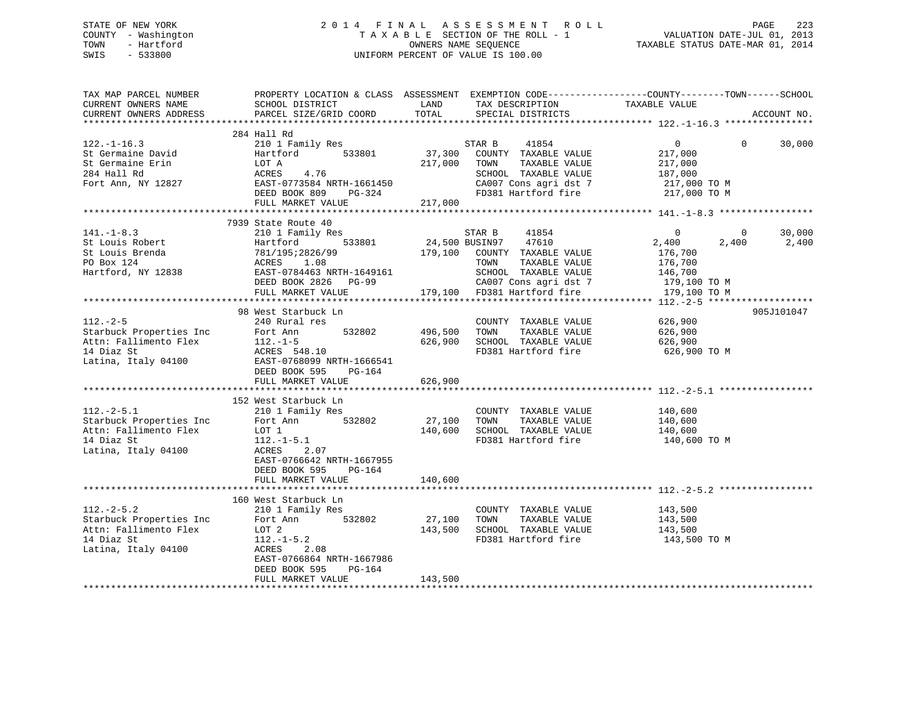STATE OF NEW YORK
COUNTY - Washington
TOWN - Hartford
SWIS - 533800

2014 FINAL ASSESSMENT ROLL
TAXABLE SECTION OF THE ROLL - 1
OWNERS NAME SEQUENCE
UNIFORM PERCENT OF VALUE IS 100.00

VALUATION DATE-JUL 01, 2013
TAXABLE STATUS DATE-MAR 01, 2014

```
TAX MAP PARCEL NUMBER          PROPERTY LOCATION & CLASS  ASSESSMENT  EXEMPTION CODE------------------COUNTY--------TOWN------SCHOOL
CURRENT OWNERS NAME            SCHOOL DISTRICT               LAND      TAX DESCRIPTION              TAXABLE VALUE
CURRENT OWNERS ADDRESS         PARCEL SIZE/GRID COORD        TOTAL     SPECIAL DISTRICTS                                        ACCOUNT NO.
******************************************************************************************************* 122.-1-16.3 ****************
                               284 Hall Rd
122.-1-16.3                    210 1 Family Res                        STAR B     41854                0          0       30,000
St Germaine David              Hartford          533801       37,300   COUNTY  TAXABLE VALUE         217,000
St Germaine Erin               LOT A                         217,000   TOWN    TAXABLE VALUE         217,000
284 Hall Rd                    ACRES    4.76                           SCHOOL  TAXABLE VALUE         187,000
Fort Ann, NY 12827             EAST-0773584 NRTH-1661450               CA007 Cons agri dst 7          217,000 TO M
                               DEED BOOK 809    PG-324                 FD381 Hartford fire            217,000 TO M
                               FULL MARKET VALUE             217,000
******************************************************************************************************* 141.-1-8.3 *****************
                               7939 State Route 40
141.-1-8.3                     210 1 Family Res                        STAR B     41854                0          0       30,000
St Louis Robert                Hartford          533801       24,500 BUSIN97      47610            2,400      2,400        2,400
St Louis Brenda                781/195;2826/99               179,100   COUNTY  TAXABLE VALUE         176,700
PO Box 124                     ACRES    1.08                           TOWN    TAXABLE VALUE         176,700
Hartford, NY 12838             EAST-0784463 NRTH-1649161               SCHOOL  TAXABLE VALUE         146,700
                               DEED BOOK 2826   PG-99                  CA007 Cons agri dst 7          179,100 TO M
                               FULL MARKET VALUE             179,100   FD381 Hartford fire            179,100 TO M
******************************************************************************************************* 112.-2-5 *******************
                               98 West Starbuck Ln                                                                      905J101047
112.-2-5                       240 Rural res                           COUNTY  TAXABLE VALUE         626,900
Starbuck Properties Inc        Fort Ann          532802      496,500   TOWN    TAXABLE VALUE         626,900
Attn: Fallimento Flex          112.-1-5                      626,900   SCHOOL  TAXABLE VALUE         626,900
14 Diaz St                     ACRES  548.10                           FD381 Hartford fire            626,900 TO M
Latina, Italy 04100            EAST-0768099 NRTH-1666541
                               DEED BOOK 595    PG-164
                               FULL MARKET VALUE             626,900
******************************************************************************************************* 112.-2-5.1 *****************
                               152 West Starbuck Ln
112.-2-5.1                     210 1 Family Res                        COUNTY  TAXABLE VALUE         140,600
Starbuck Properties Inc        Fort Ann          532802       27,100   TOWN    TAXABLE VALUE         140,600
Attn: Fallimento Flex          LOT 1                         140,600   SCHOOL  TAXABLE VALUE         140,600
14 Diaz St                     112.-1-5.1                              FD381 Hartford fire            140,600 TO M
Latina, Italy 04100            ACRES    2.07
                               EAST-0766642 NRTH-1667955
                               DEED BOOK 595    PG-164
                               FULL MARKET VALUE             140,600
******************************************************************************************************* 112.-2-5.2 *****************
                               160 West Starbuck Ln
112.-2-5.2                     210 1 Family Res                        COUNTY  TAXABLE VALUE         143,500
Starbuck Properties Inc        Fort Ann          532802       27,100   TOWN    TAXABLE VALUE         143,500
Attn: Fallimento Flex          LOT 2                         143,500   SCHOOL  TAXABLE VALUE         143,500
14 Diaz St                     112.-1-5.2                              FD381 Hartford fire            143,500 TO M
Latina, Italy 04100            ACRES    2.08
                               EAST-0766864 NRTH-1667986
                               DEED BOOK 595    PG-164
                               FULL MARKET VALUE             143,500
************************************************************************************************************************************
```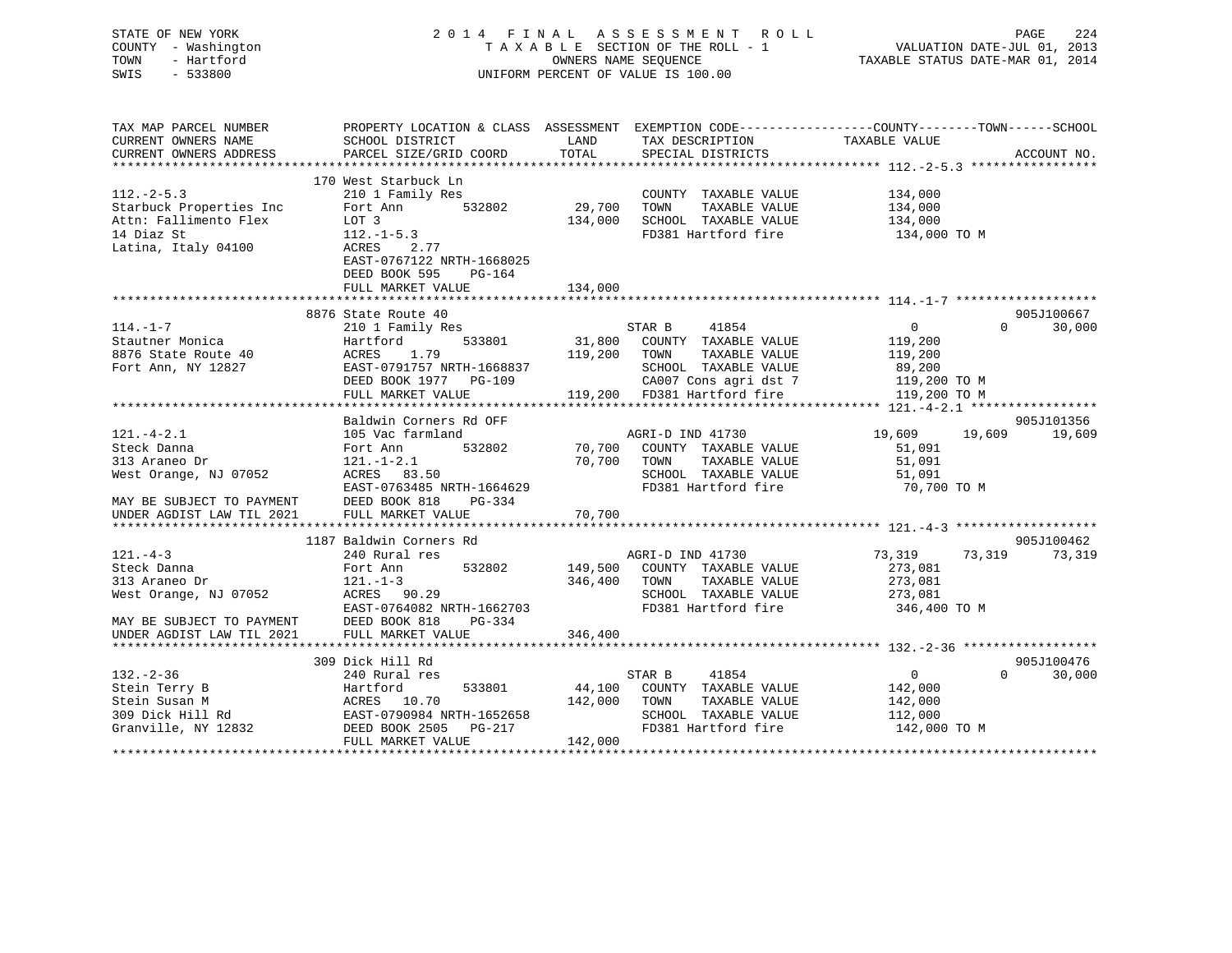STATE OF NEW YORK
COUNTY - Washington
TOWN - Hartford
SWIS - 533800

2 0 1 4 F I N A L A S S E S S M E N T R O L L
T A X A B L E SECTION OF THE ROLL - 1
OWNERS NAME SEQUENCE
UNIFORM PERCENT OF VALUE IS 100.00

VALUATION DATE-JUL 01, 2013
TAXABLE STATUS DATE-MAR 01, 2014

```
TAX MAP PARCEL NUMBER          PROPERTY LOCATION & CLASS  ASSESSMENT  EXEMPTION CODE------------------COUNTY--------TOWN------SCHOOL
CURRENT OWNERS NAME            SCHOOL DISTRICT               LAND      TAX DESCRIPTION            TAXABLE VALUE
CURRENT OWNERS ADDRESS         PARCEL SIZE/GRID COORD       TOTAL      SPECIAL DISTRICTS                                    ACCOUNT NO.
******************************************************************************************************* 112.-2-5.3 *****************
                               170 West Starbuck Ln
112.-2-5.3                     210 1 Family Res                         COUNTY  TAXABLE VALUE          134,000
Starbuck Properties Inc        Fort Ann          532802        29,700   TOWN    TAXABLE VALUE          134,000
Attn: Fallimento Flex          LOT 3                          134,000   SCHOOL  TAXABLE VALUE          134,000
14 Diaz St                     112.-1-5.3                               FD381 Hartford fire             134,000 TO M
Latina, Italy 04100            ACRES     2.77
                               EAST-0767122 NRTH-1668025
                               DEED BOOK 595    PG-164
                               FULL MARKET VALUE              134,000
******************************************************************************************************* 114.-1-7 *******************
                               8876 State Route 40                                                                      905J100667
114.-1-7                       210 1 Family Res                         STAR B     41854                 0             0      30,000
Stautner Monica                Hartford          533801        31,800   COUNTY  TAXABLE VALUE          119,200
8876 State Route 40            ACRES     1.79                 119,200   TOWN    TAXABLE VALUE          119,200
Fort Ann, NY 12827             EAST-0791757 NRTH-1668837                SCHOOL  TAXABLE VALUE           89,200
                               DEED BOOK 1977   PG-109                  CA007 Cons agri dst 7           119,200 TO M
                               FULL MARKET VALUE              119,200   FD381 Hartford fire             119,200 TO M
******************************************************************************************************* 121.-4-2.1 *****************
                               Baldwin Corners Rd OFF                                                                   905J101356
121.-4-2.1                     105 Vac farmland                         AGRI-D IND 41730            19,609        19,609      19,609
Steck Danna                    Fort Ann          532802        70,700   COUNTY  TAXABLE VALUE           51,091
313 Araneo Dr                  121.-1-2.1                      70,700   TOWN    TAXABLE VALUE           51,091
West Orange, NJ 07052          ACRES    83.50                           SCHOOL  TAXABLE VALUE           51,091
                               EAST-0763485 NRTH-1664629                FD381 Hartford fire              70,700 TO M
MAY BE SUBJECT TO PAYMENT      DEED BOOK 818    PG-334
UNDER AGDIST LAW TIL 2021      FULL MARKET VALUE               70,700
******************************************************************************************************* 121.-4-3 *******************
                               1187 Baldwin Corners Rd                                                                  905J100462
121.-4-3                       240 Rural res                            AGRI-D IND 41730            73,319        73,319      73,319
Steck Danna                    Fort Ann          532802       149,500   COUNTY  TAXABLE VALUE          273,081
313 Araneo Dr                  121.-1-3                       346,400   TOWN    TAXABLE VALUE          273,081
West Orange, NJ 07052          ACRES    90.29                           SCHOOL  TAXABLE VALUE          273,081
                               EAST-0764082 NRTH-1662703                FD381 Hartford fire             346,400 TO M
MAY BE SUBJECT TO PAYMENT      DEED BOOK 818    PG-334
UNDER AGDIST LAW TIL 2021      FULL MARKET VALUE              346,400
******************************************************************************************************* 132.-2-36 ******************
                               309 Dick Hill Rd                                                                         905J100476
132.-2-36                      240 Rural res                            STAR B     41854                 0             0      30,000
Stein Terry B                  Hartford          533801        44,100   COUNTY  TAXABLE VALUE          142,000
Stein Susan M                  ACRES    10.70                 142,000   TOWN    TAXABLE VALUE          142,000
309 Dick Hill Rd               EAST-0790984 NRTH-1652658                SCHOOL  TAXABLE VALUE          112,000
Granville, NY 12832            DEED BOOK 2505   PG-217                  FD381 Hartford fire             142,000 TO M
                               FULL MARKET VALUE              142,000
************************************************************************************************************************************
```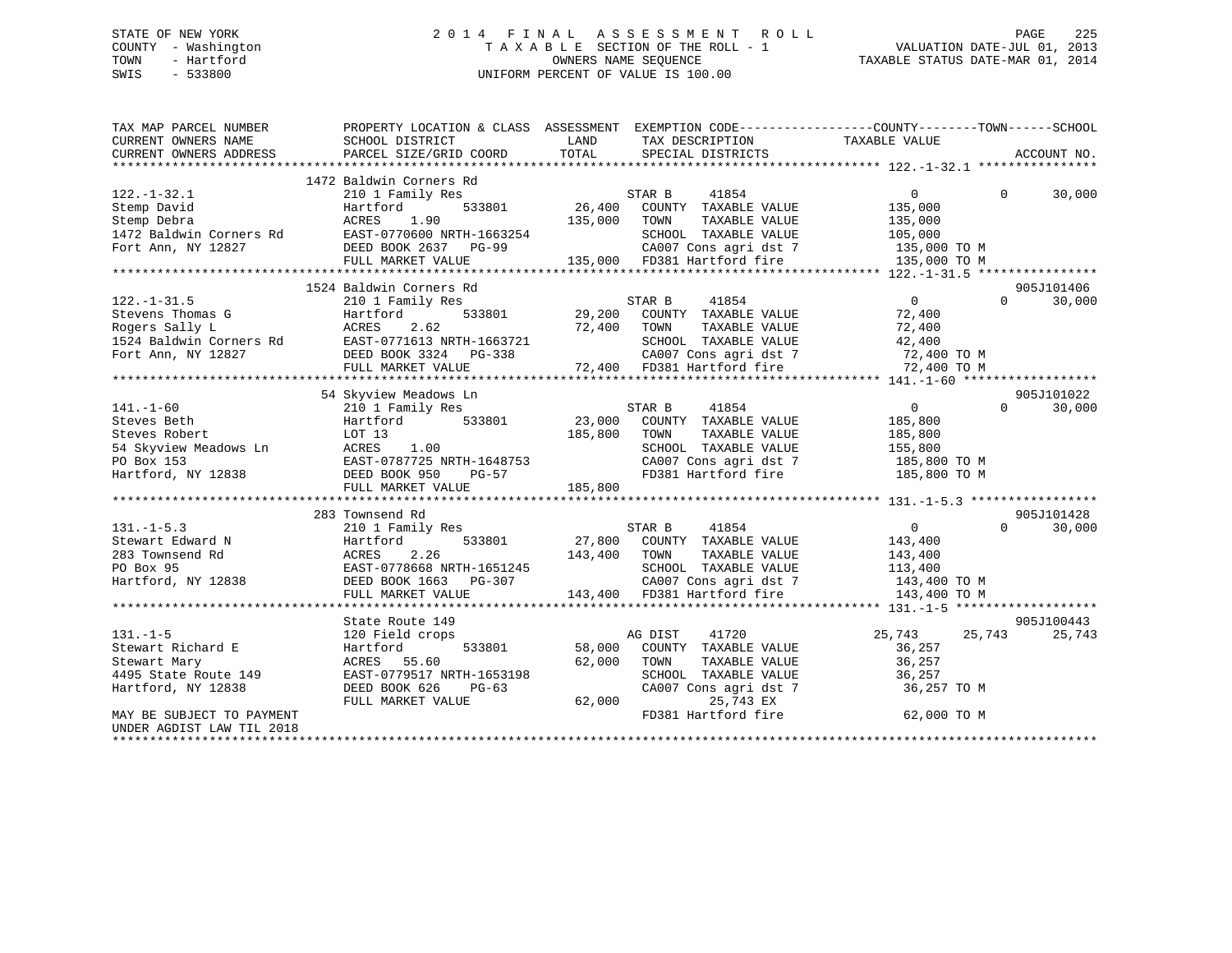STATE OF NEW YORK
COUNTY - Washington
TOWN - Hartford
SWIS - 533800

# 2014 FINAL ASSESSMENT ROLL

TAXABLE SECTION OF THE ROLL - 1
OWNERS NAME SEQUENCE
UNIFORM PERCENT OF VALUE IS 100.00

VALUATION DATE-JUL 01, 2013
TAXABLE STATUS DATE-MAR 01, 2014

```
TAX MAP PARCEL NUMBER          PROPERTY LOCATION & CLASS  ASSESSMENT  EXEMPTION CODE------------------COUNTY--------TOWN------SCHOOL
CURRENT OWNERS NAME            SCHOOL DISTRICT              LAND      TAX DESCRIPTION              TAXABLE VALUE
CURRENT OWNERS ADDRESS         PARCEL SIZE/GRID COORD       TOTAL     SPECIAL DISTRICTS                                   ACCOUNT NO.
******************************************************************************************************* 122.-1-32.1 ****************
                               1472 Baldwin Corners Rd
122.-1-32.1                    210 1 Family Res                       STAR B     41854                  0          0      30,000
Stemp David                    Hartford        533801      26,400     COUNTY  TAXABLE VALUE          135,000
Stemp Debra                    ACRES    1.90              135,000     TOWN    TAXABLE VALUE          135,000
1472 Baldwin Corners Rd        EAST-0770600 NRTH-1663254              SCHOOL  TAXABLE VALUE          105,000
Fort Ann, NY 12827             DEED BOOK 2637   PG-99                 CA007 Cons agri dst 7           135,000 TO M
                               FULL MARKET VALUE          135,000     FD381 Hartford fire             135,000 TO M
******************************************************************************************************* 122.-1-31.5 ****************
                               1524 Baldwin Corners Rd                                                               905J101406
122.-1-31.5                    210 1 Family Res                       STAR B     41854                  0          0      30,000
Stevens Thomas G               Hartford        533801      29,200     COUNTY  TAXABLE VALUE           72,400
Rogers Sally L                 ACRES    2.62               72,400     TOWN    TAXABLE VALUE           72,400
1524 Baldwin Corners Rd        EAST-0771613 NRTH-1663721              SCHOOL  TAXABLE VALUE           42,400
Fort Ann, NY 12827             DEED BOOK 3324   PG-338                CA007 Cons agri dst 7            72,400 TO M
                               FULL MARKET VALUE           72,400     FD381 Hartford fire              72,400 TO M
******************************************************************************************************* 141.-1-60 ******************
                               54 Skyview Meadows Ln                                                                 905J101022
141.-1-60                      210 1 Family Res                       STAR B     41854                  0          0      30,000
Steves Beth                    Hartford        533801      23,000     COUNTY  TAXABLE VALUE          185,800
Steves Robert                  LOT 13                     185,800     TOWN    TAXABLE VALUE          185,800
54 Skyview Meadows Ln          ACRES    1.00                          SCHOOL  TAXABLE VALUE          155,800
PO Box 153                     EAST-0787725 NRTH-1648753              CA007 Cons agri dst 7           185,800 TO M
Hartford, NY 12838             DEED BOOK 950    PG-57                 FD381 Hartford fire             185,800 TO M
                               FULL MARKET VALUE          185,800
******************************************************************************************************* 131.-1-5.3 *****************
                               283 Townsend Rd                                                                       905J101428
131.-1-5.3                     210 1 Family Res                       STAR B     41854                  0          0      30,000
Stewart Edward N               Hartford        533801      27,800     COUNTY  TAXABLE VALUE          143,400
283 Townsend Rd                ACRES    2.26              143,400     TOWN    TAXABLE VALUE          143,400
PO Box 95                      EAST-0778668 NRTH-1651245              SCHOOL  TAXABLE VALUE          113,400
Hartford, NY 12838             DEED BOOK 1663   PG-307                CA007 Cons agri dst 7           143,400 TO M
                               FULL MARKET VALUE          143,400     FD381 Hartford fire             143,400 TO M
******************************************************************************************************* 131.-1-5 *******************
                               State Route 149                                                                       905J100443
131.-1-5                       120 Field crops                        AG DIST    41720             25,743     25,743      25,743
Stewart Richard E              Hartford        533801      58,000     COUNTY  TAXABLE VALUE           36,257
Stewart Mary                   ACRES   55.60               62,000     TOWN    TAXABLE VALUE           36,257
4495 State Route 149           EAST-0779517 NRTH-1653198              SCHOOL  TAXABLE VALUE           36,257
Hartford, NY 12838             DEED BOOK 626    PG-63                 CA007 Cons agri dst 7            36,257 TO M
                               FULL MARKET VALUE           62,000          25,743 EX
MAY BE SUBJECT TO PAYMENT                                             FD381 Hartford fire              62,000 TO M
UNDER AGDIST LAW TIL 2018
*************************************************************************************************************************************
```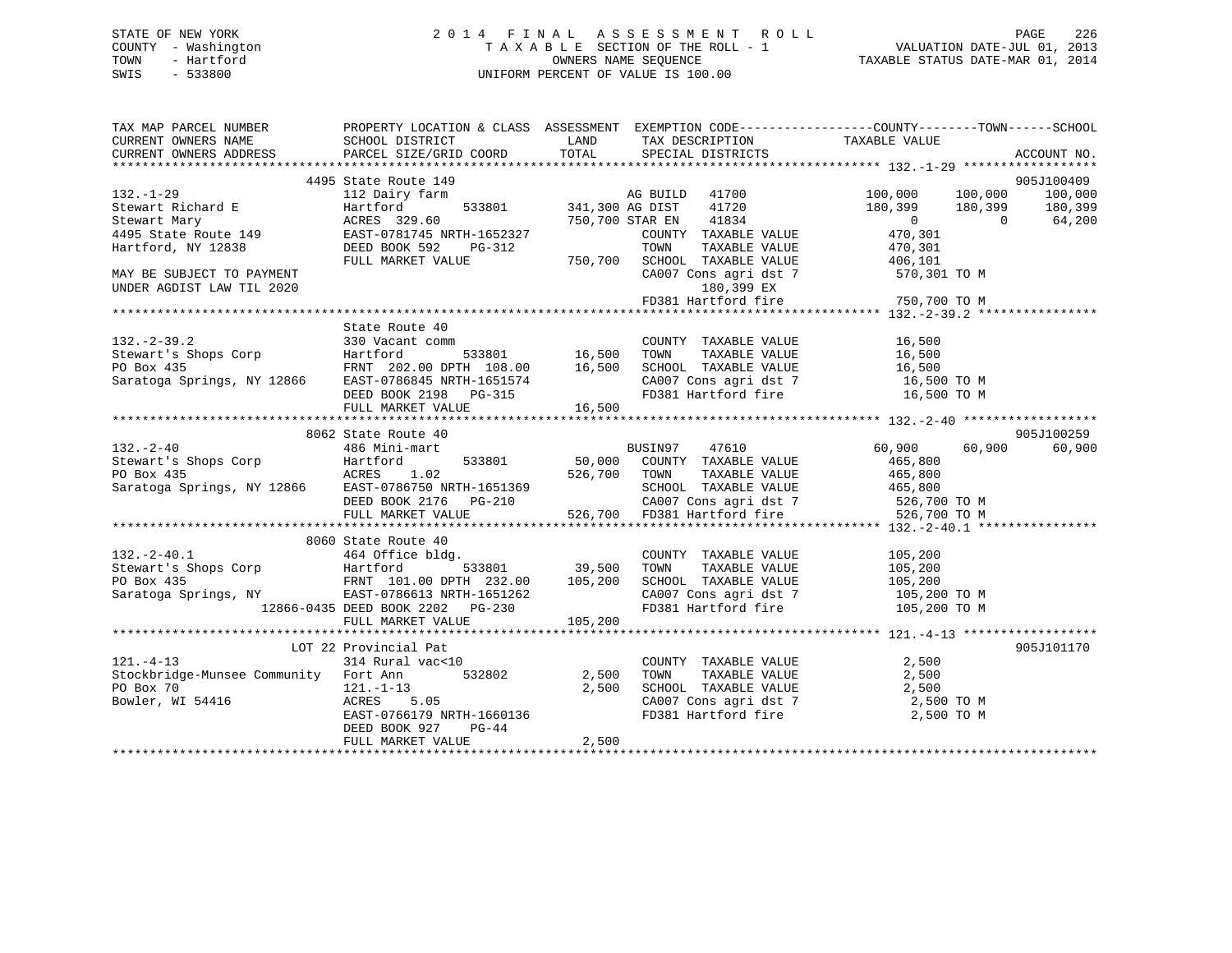STATE OF NEW YORK
COUNTY - Washington
TOWN - Hartford
SWIS - 533800

2014 FINAL ASSESSMENT ROLL
TAXABLE SECTION OF THE ROLL - 1
OWNERS NAME SEQUENCE
UNIFORM PERCENT OF VALUE IS 100.00

VALUATION DATE-JUL 01, 2013
TAXABLE STATUS DATE-MAR 01, 2014

```
TAX MAP PARCEL NUMBER          PROPERTY LOCATION & CLASS  ASSESSMENT  EXEMPTION CODE------------------COUNTY--------TOWN------SCHOOL
CURRENT OWNERS NAME            SCHOOL DISTRICT            LAND        TAX DESCRIPTION            TAXABLE VALUE
CURRENT OWNERS ADDRESS         PARCEL SIZE/GRID COORD     TOTAL       SPECIAL DISTRICTS                                          ACCOUNT NO.
************************************************************************************************************ 132.-1-29 ******************
                    4495 State Route 149                                                                                     905J100409
132.-1-29                      112 Dairy farm                         AG BUILD  41700            100,000    100,000    100,000
Stewart Richard E              Hartford        533801     341,300 AG DIST   41720            180,399    180,399    180,399
Stewart Mary                   ACRES  329.60              750,700 STAR EN   41834                  0          0     64,200
4495 State Route 149           EAST-0781745 NRTH-1652327              COUNTY  TAXABLE VALUE          470,301
Hartford, NY 12838             DEED BOOK 592    PG-312                TOWN    TAXABLE VALUE          470,301
                               FULL MARKET VALUE          750,700     SCHOOL  TAXABLE VALUE          406,101
MAY BE SUBJECT TO PAYMENT                                             CA007 Cons agri dst 7          570,301 TO M
UNDER AGDIST LAW TIL 2020                                                  180,399 EX
                                                                      FD381 Hartford fire            750,700 TO M
************************************************************************************************************ 132.-2-39.2 ****************
                               State Route 40
132.-2-39.2                    330 Vacant comm                        COUNTY  TAXABLE VALUE           16,500
Stewart's Shops Corp           Hartford        533801      16,500     TOWN    TAXABLE VALUE           16,500
PO Box 435                     FRNT 202.00 DPTH 108.00     16,500     SCHOOL  TAXABLE VALUE           16,500
Saratoga Springs, NY 12866     EAST-0786845 NRTH-1651574              CA007 Cons agri dst 7           16,500 TO M
                               DEED BOOK 2198   PG-315                FD381 Hartford fire             16,500 TO M
                               FULL MARKET VALUE           16,500
************************************************************************************************************ 132.-2-40 ******************
                    8062 State Route 40                                                                                      905J100259
132.-2-40                      486 Mini-mart                          BUSIN97   47610             60,900     60,900     60,900
Stewart's Shops Corp           Hartford        533801      50,000     COUNTY  TAXABLE VALUE          465,800
PO Box 435                     ACRES    1.02              526,700     TOWN    TAXABLE VALUE          465,800
Saratoga Springs, NY 12866     EAST-0786750 NRTH-1651369              SCHOOL  TAXABLE VALUE          465,800
                               DEED BOOK 2176   PG-210                CA007 Cons agri dst 7          526,700 TO M
                               FULL MARKET VALUE          526,700     FD381 Hartford fire            526,700 TO M
************************************************************************************************************ 132.-2-40.1 ****************
                    8060 State Route 40
132.-2-40.1                    464 Office bldg.                       COUNTY  TAXABLE VALUE          105,200
Stewart's Shops Corp           Hartford        533801      39,500     TOWN    TAXABLE VALUE          105,200
PO Box 435                     FRNT 101.00 DPTH 232.00    105,200     SCHOOL  TAXABLE VALUE          105,200
Saratoga Springs, NY           EAST-0786613 NRTH-1651262              CA007 Cons agri dst 7          105,200 TO M
                    12866-0435 DEED BOOK 2202   PG-230                FD381 Hartford fire            105,200 TO M
                               FULL MARKET VALUE          105,200
************************************************************************************************************ 121.-4-13 ******************
                    LOT 22 Provincial Pat                                                                                    905J101170
121.-4-13                      314 Rural vac<10                       COUNTY  TAXABLE VALUE            2,500
Stockbridge-Munsee Community   Fort Ann        532802       2,500     TOWN    TAXABLE VALUE            2,500
PO Box 70                      121.-1-13                    2,500     SCHOOL  TAXABLE VALUE            2,500
Bowler, WI 54416               ACRES    5.05                          CA007 Cons agri dst 7            2,500 TO M
                               EAST-0766179 NRTH-1660136              FD381 Hartford fire              2,500 TO M
                               DEED BOOK 927    PG-44
                               FULL MARKET VALUE            2,500
************************************************************************************************************************************
```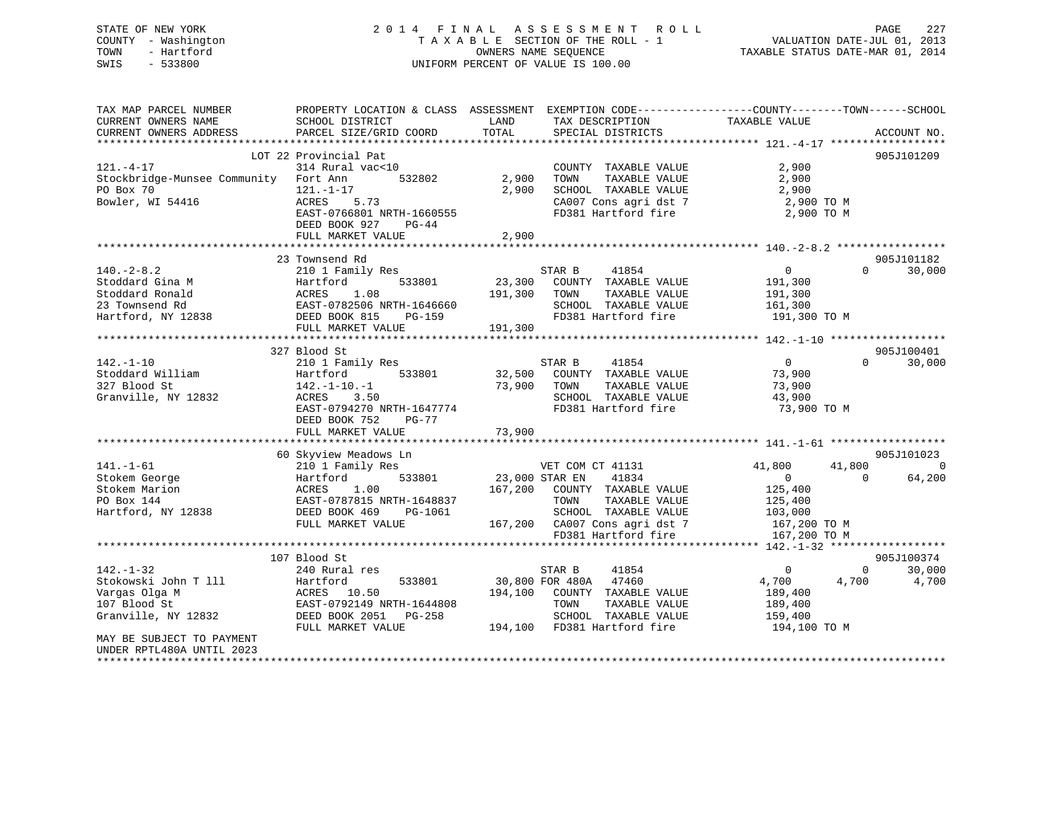STATE OF NEW YORK
COUNTY - Washington
TOWN - Hartford
SWIS - 533800

2014 FINAL ASSESSMENT ROLL
TAXABLE SECTION OF THE ROLL - 1
OWNERS NAME SEQUENCE
UNIFORM PERCENT OF VALUE IS 100.00

VALUATION DATE-JUL 01, 2013
TAXABLE STATUS DATE-MAR 01, 2014

```
TAX MAP PARCEL NUMBER          PROPERTY LOCATION & CLASS  ASSESSMENT  EXEMPTION CODE------------------COUNTY--------TOWN------SCHOOL
CURRENT OWNERS NAME            SCHOOL DISTRICT               LAND      TAX DESCRIPTION             TAXABLE VALUE
CURRENT OWNERS ADDRESS         PARCEL SIZE/GRID COORD        TOTAL     SPECIAL DISTRICTS                                    ACCOUNT NO.
******************************************************************************************************* 121.-4-17 *****************
                          LOT 22 Provincial Pat                                                                        905J101209
121.-4-17                      314 Rural vac<10                        COUNTY  TAXABLE VALUE            2,900
Stockbridge-Munsee Community   Fort Ann        532802         2,900    TOWN    TAXABLE VALUE            2,900
PO Box 70                      121.-1-17                      2,900    SCHOOL  TAXABLE VALUE            2,900
Bowler, WI 54416               ACRES    5.73                           CA007 Cons agri dst 7             2,900 TO M
                               EAST-0766801 NRTH-1660555               FD381 Hartford fire               2,900 TO M
                               DEED BOOK 927    PG-44
                               FULL MARKET VALUE              2,900
******************************************************************************************************* 140.-2-8.2 ****************
                          23 Townsend Rd                                                                               905J101182
140.-2-8.2                     210 1 Family Res                        STAR B      41854                0           0       30,000
Stoddard Gina M                Hartford        533801        23,300    COUNTY  TAXABLE VALUE          191,300
Stoddard Ronald                ACRES    1.08                191,300    TOWN    TAXABLE VALUE          191,300
23 Townsend Rd                 EAST-0782506 NRTH-1646660               SCHOOL  TAXABLE VALUE          161,300
Hartford, NY 12838             DEED BOOK 815    PG-159                 FD381 Hartford fire             191,300 TO M
                               FULL MARKET VALUE            191,300
******************************************************************************************************* 142.-1-10 *****************
                          327 Blood St                                                                                 905J100401
142.-1-10                      210 1 Family Res                        STAR B      41854                0           0       30,000
Stoddard William               Hartford        533801        32,500    COUNTY  TAXABLE VALUE           73,900
327 Blood St                   142.-1-10.-1                  73,900    TOWN    TAXABLE VALUE           73,900
Granville, NY 12832            ACRES    3.50                           SCHOOL  TAXABLE VALUE           43,900
                               EAST-0794270 NRTH-1647774               FD381 Hartford fire              73,900 TO M
                               DEED BOOK 752    PG-77
                               FULL MARKET VALUE             73,900
******************************************************************************************************* 141.-1-61 *****************
                          60 Skyview Meadows Ln                                                                        905J101023
141.-1-61                      210 1 Family Res                        VET COM CT 41131            41,800      41,800            0
Stokem George                  Hartford        533801        23,000 STAR EN    41834                0           0       64,200
Stokem Marion                  ACRES    1.00                167,200    COUNTY  TAXABLE VALUE          125,400
PO Box 144                     EAST-0787815 NRTH-1648837               TOWN    TAXABLE VALUE          125,400
Hartford, NY 12838             DEED BOOK 469    PG-1061                SCHOOL  TAXABLE VALUE          103,000
                               FULL MARKET VALUE            167,200    CA007 Cons agri dst 7           167,200 TO M
                                                                       FD381 Hartford fire             167,200 TO M
******************************************************************************************************* 142.-1-32 *****************
                          107 Blood St                                                                                 905J100374
142.-1-32                      240 Rural res                           STAR B      41854                0           0       30,000
Stokowski John T lll           Hartford        533801        30,800 FOR 480A   47460            4,700       4,700        4,700
Vargas Olga M                  ACRES   10.50                194,100    COUNTY  TAXABLE VALUE          189,400
107 Blood St                   EAST-0792149 NRTH-1644808               TOWN    TAXABLE VALUE          189,400
Granville, NY 12832            DEED BOOK 2051   PG-258                 SCHOOL  TAXABLE VALUE          159,400
                               FULL MARKET VALUE            194,100    FD381 Hartford fire             194,100 TO M
MAY BE SUBJECT TO PAYMENT
UNDER RPTL480A UNTIL 2023
************************************************************************************************************************************
```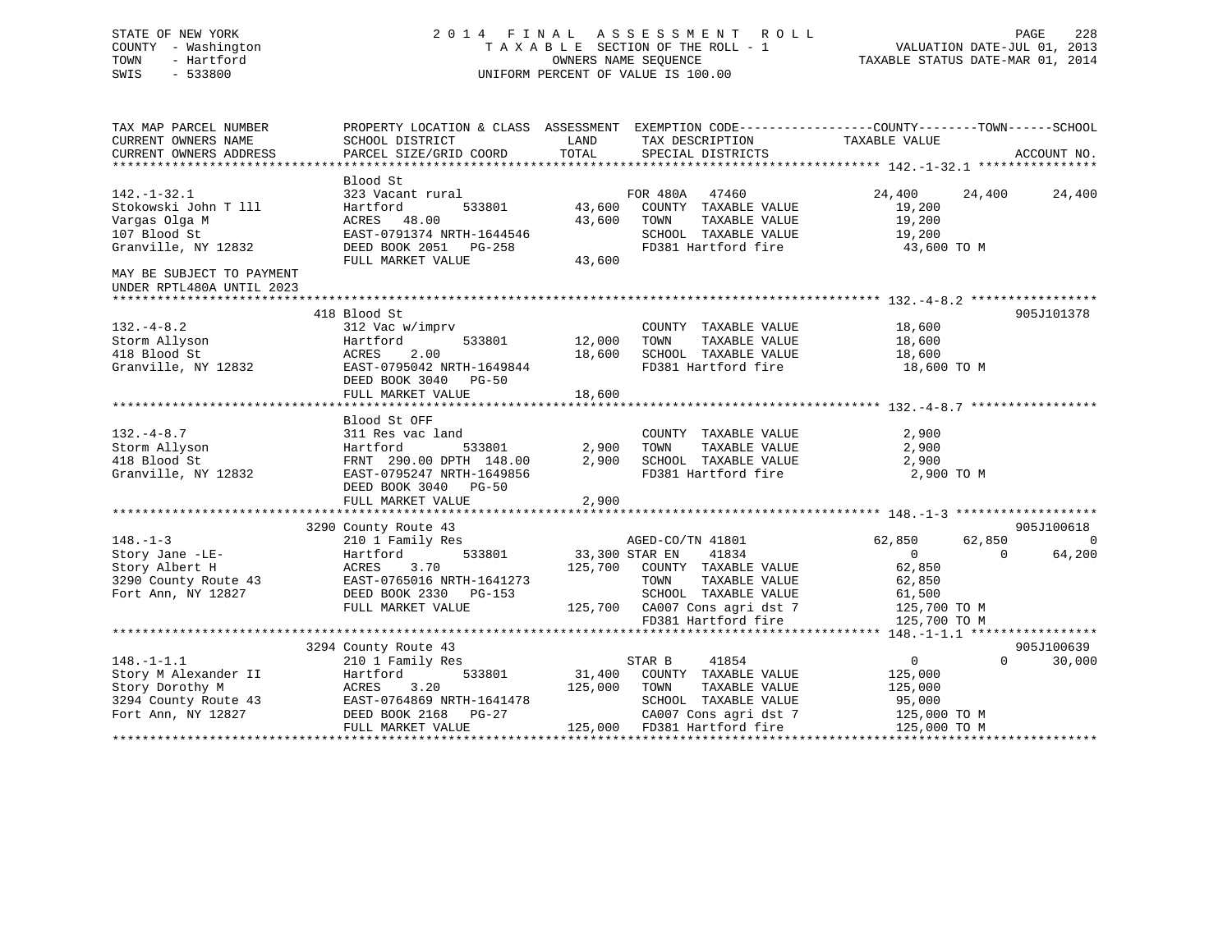STATE OF NEW YORK
COUNTY - Washington
TOWN - Hartford
SWIS - 533800

2014 FINAL ASSESSMENT ROLL
TAXABLE SECTION OF THE ROLL - 1
OWNERS NAME SEQUENCE
UNIFORM PERCENT OF VALUE IS 100.00

VALUATION DATE-JUL 01, 2013
TAXABLE STATUS DATE-MAR 01, 2014

```
TAX MAP PARCEL NUMBER          PROPERTY LOCATION & CLASS  ASSESSMENT  EXEMPTION CODE-----------------COUNTY--------TOWN------SCHOOL
CURRENT OWNERS NAME            SCHOOL DISTRICT              LAND       TAX DESCRIPTION             TAXABLE VALUE
CURRENT OWNERS ADDRESS         PARCEL SIZE/GRID COORD       TOTAL      SPECIAL DISTRICTS                                       ACCOUNT NO.
******************************************************************************************************* 142.-1-32.1 ****************
                               Blood St
142.-1-32.1                    323 Vacant rural                        FOR 480A    47460            24,400      24,400      24,400
Stokowski John T lll           Hartford       533801        43,600   COUNTY  TAXABLE VALUE          19,200
Vargas Olga M                  ACRES   48.00                43,600   TOWN    TAXABLE VALUE          19,200
107 Blood St                   EAST-0791374 NRTH-1644546             SCHOOL  TAXABLE VALUE          19,200
Granville, NY 12832            DEED BOOK 2051   PG-258               FD381 Hartford fire             43,600 TO M
                               FULL MARKET VALUE            43,600
MAY BE SUBJECT TO PAYMENT
UNDER RPTL480A UNTIL 2023
******************************************************************************************************* 132.-4-8.2 *****************
                           418 Blood St                                                                            905J101378
132.-4-8.2                     312 Vac w/imprv                         COUNTY  TAXABLE VALUE          18,600
Storm Allyson                  Hartford       533801        12,000   TOWN    TAXABLE VALUE          18,600
418 Blood St                   ACRES    2.00                18,600   SCHOOL  TAXABLE VALUE          18,600
Granville, NY 12832            EAST-0795042 NRTH-1649844             FD381 Hartford fire             18,600 TO M
                               DEED BOOK 3040   PG-50
                               FULL MARKET VALUE            18,600
******************************************************************************************************* 132.-4-8.7 *****************
                               Blood St OFF
132.-4-8.7                     311 Res vac land                        COUNTY  TAXABLE VALUE           2,900
Storm Allyson                  Hartford       533801         2,900   TOWN    TAXABLE VALUE           2,900
418 Blood St                   FRNT 290.00 DPTH 148.00       2,900   SCHOOL  TAXABLE VALUE           2,900
Granville, NY 12832            EAST-0795247 NRTH-1649856             FD381 Hartford fire              2,900 TO M
                               DEED BOOK 3040   PG-50
                               FULL MARKET VALUE             2,900
******************************************************************************************************* 148.-1-3 *******************
                          3290 County Route 43                                                                     905J100618
148.-1-3                       210 1 Family Res                        AGED-CO/TN 41801             62,850      62,850           0
Story Jane -LE-                Hartford       533801        33,300 STAR EN     41834                 0           0      64,200
Story Albert H                 ACRES    3.70               125,700   COUNTY  TAXABLE VALUE          62,850
3290 County Route 43           EAST-0765016 NRTH-1641273             TOWN    TAXABLE VALUE          62,850
Fort Ann, NY 12827             DEED BOOK 2330   PG-153               SCHOOL  TAXABLE VALUE          61,500
                               FULL MARKET VALUE           125,700   CA007 Cons agri dst 7          125,700 TO M
                                                                     FD381 Hartford fire            125,700 TO M
******************************************************************************************************* 148.-1-1.1 *****************
                          3294 County Route 43                                                                     905J100639
148.-1-1.1                     210 1 Family Res                        STAR B      41854                 0           0      30,000
Story M Alexander II           Hartford       533801        31,400   COUNTY  TAXABLE VALUE         125,000
Story Dorothy M                ACRES    3.20               125,000   TOWN    TAXABLE VALUE         125,000
3294 County Route 43           EAST-0764869 NRTH-1641478             SCHOOL  TAXABLE VALUE          95,000
Fort Ann, NY 12827             DEED BOOK 2168   PG-27                CA007 Cons agri dst 7          125,000 TO M
                               FULL MARKET VALUE           125,000   FD381 Hartford fire            125,000 TO M
************************************************************************************************************************************
```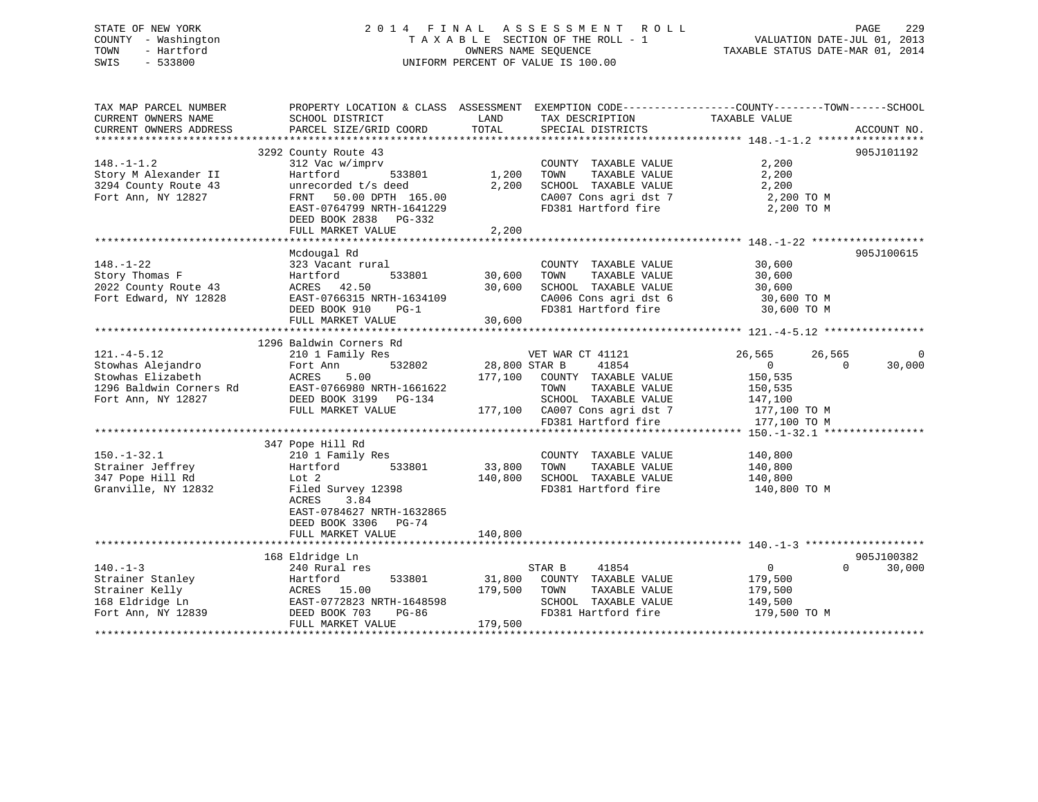STATE OF NEW YORK
COUNTY - Washington
TOWN - Hartford
SWIS - 533800

# 2014 FINAL ASSESSMENT ROLL

TAXABLE SECTION OF THE ROLL - 1
OWNERS NAME SEQUENCE
UNIFORM PERCENT OF VALUE IS 100.00

VALUATION DATE-JUL 01, 2013
TAXABLE STATUS DATE-MAR 01, 2014

```
TAX MAP PARCEL NUMBER      PROPERTY LOCATION & CLASS  ASSESSMENT  EXEMPTION CODE------------------COUNTY--------TOWN------SCHOOL
CURRENT OWNERS NAME        SCHOOL DISTRICT               LAND      TAX DESCRIPTION             TAXABLE VALUE
CURRENT OWNERS ADDRESS     PARCEL SIZE/GRID COORD        TOTAL     SPECIAL DISTRICTS                                         ACCOUNT NO.
******************************************************************************************************* 148.-1-1.2 *****************
                           3292 County Route 43                                                                              905J101192
148.-1-1.2                 312 Vac w/imprv                         COUNTY  TAXABLE VALUE            2,200
Story M Alexander II       Hartford          533801      1,200     TOWN    TAXABLE VALUE            2,200
3294 County Route 43       unrecorded t/s deed           2,200     SCHOOL  TAXABLE VALUE            2,200
Fort Ann, NY 12827         FRNT   50.00 DPTH  165.00               CA007 Cons agri dst 7             2,200 TO M
                           EAST-0764799 NRTH-1641229               FD381 Hartford fire               2,200 TO M
                           DEED BOOK 2838   PG-332
                           FULL MARKET VALUE             2,200
******************************************************************************************************* 148.-1-22 ******************
                           Mcdougal Rd                                                                                       905J100615
148.-1-22                  323 Vacant rural                        COUNTY  TAXABLE VALUE           30,600
Story Thomas F             Hartford          533801     30,600     TOWN    TAXABLE VALUE           30,600
2022 County Route 43       ACRES   42.50                30,600     SCHOOL  TAXABLE VALUE           30,600
Fort Edward, NY 12828      EAST-0766315 NRTH-1634109               CA006 Cons agri dst 6            30,600 TO M
                           DEED BOOK 910    PG-1                   FD381 Hartford fire              30,600 TO M
                           FULL MARKET VALUE            30,600
******************************************************************************************************* 121.-4-5.12 ****************
                           1296 Baldwin Corners Rd
121.-4-5.12                210 1 Family Res                        VET WAR CT 41121            26,565      26,565           0
Stowhas Alejandro          Fort Ann          532802      28,800 STAR B      41854                   0           0      30,000
Stowhas Elizabeth          ACRES    5.00               177,100     COUNTY  TAXABLE VALUE          150,535
1296 Baldwin Corners Rd    EAST-0766980 NRTH-1661622               TOWN    TAXABLE VALUE          150,535
Fort Ann, NY 12827         DEED BOOK 3199   PG-134                 SCHOOL  TAXABLE VALUE          147,100
                           FULL MARKET VALUE           177,100     CA007 Cons agri dst 7           177,100 TO M
                                                                   FD381 Hartford fire             177,100 TO M
******************************************************************************************************* 150.-1-32.1 ****************
                           347 Pope Hill Rd
150.-1-32.1                210 1 Family Res                        COUNTY  TAXABLE VALUE          140,800
Strainer Jeffrey           Hartford          533801     33,800     TOWN    TAXABLE VALUE          140,800
347 Pope Hill Rd           Lot 2                       140,800     SCHOOL  TAXABLE VALUE          140,800
Granville, NY 12832        Filed Survey 12398                      FD381 Hartford fire             140,800 TO M
                           ACRES    3.84
                           EAST-0784627 NRTH-1632865
                           DEED BOOK 3306   PG-74
                           FULL MARKET VALUE           140,800
******************************************************************************************************* 140.-1-3 *******************
                           168 Eldridge Ln                                                                                   905J100382
140.-1-3                   240 Rural res                           STAR B      41854                   0           0      30,000
Strainer Stanley           Hartford          533801     31,800     COUNTY  TAXABLE VALUE          179,500
Strainer Kelly             ACRES   15.00               179,500     TOWN    TAXABLE VALUE          179,500
168 Eldridge Ln            EAST-0772823 NRTH-1648598               SCHOOL  TAXABLE VALUE          149,500
Fort Ann, NY 12839         DEED BOOK 703    PG-86                  FD381 Hartford fire             179,500 TO M
                           FULL MARKET VALUE           179,500
************************************************************************************************************************************
```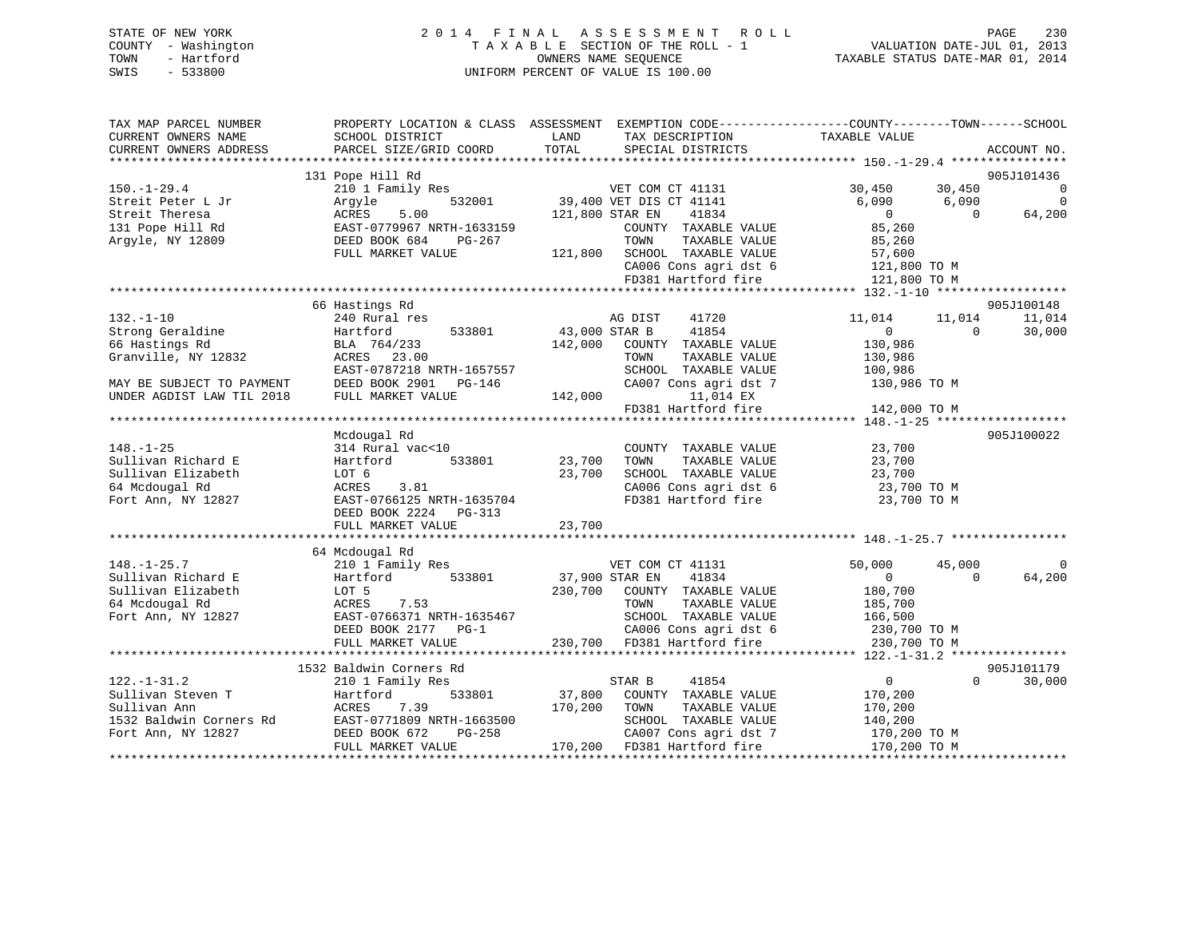STATE OF NEW YORK
COUNTY - Washington
TOWN - Hartford
SWIS - 533800

# 2014 FINAL ASSESSMENT ROLL

TAXABLE SECTION OF THE ROLL - 1
OWNERS NAME SEQUENCE
UNIFORM PERCENT OF VALUE IS 100.00

VALUATION DATE-JUL 01, 2013
TAXABLE STATUS DATE-MAR 01, 2014

```
TAX MAP PARCEL NUMBER          PROPERTY LOCATION & CLASS  ASSESSMENT  EXEMPTION CODE-----------------COUNTY--------TOWN------SCHOOL
CURRENT OWNERS NAME            SCHOOL DISTRICT               LAND      TAX DESCRIPTION            TAXABLE VALUE
CURRENT OWNERS ADDRESS         PARCEL SIZE/GRID COORD        TOTAL     SPECIAL DISTRICTS                                      ACCOUNT NO.
******************************************************************************************************* 150.-1-29.4 ****************
                               131 Pope Hill Rd                                                                              905J101436
150.-1-29.4                    210 1 Family Res                  VET COM CT 41131              30,450     30,450             0
Streit Peter L Jr              Argyle          532001      39,400 VET DIS CT 41141              6,090      6,090             0
Streit Theresa                 ACRES    5.00              121,800 STAR EN    41834                  0          0        64,200
131 Pope Hill Rd               EAST-0779967 NRTH-1633159           COUNTY  TAXABLE VALUE          85,260
Argyle, NY 12809               DEED BOOK 684    PG-267             TOWN    TAXABLE VALUE          85,260
                               FULL MARKET VALUE          121,800  SCHOOL  TAXABLE VALUE          57,600
                                                                   CA006 Cons agri dst 6          121,800 TO M
                                                                   FD381 Hartford fire            121,800 TO M
******************************************************************************************************* 132.-1-10 ******************
                               66 Hastings Rd                                                                                905J100148
132.-1-10                      240 Rural res                     AG DIST    41720               11,014     11,014        11,014
Strong Geraldine               Hartford        533801      43,000 STAR B     41854                  0          0        30,000
66 Hastings Rd                 BLA  764/233               142,000  COUNTY  TAXABLE VALUE         130,986
Granville, NY 12832            ACRES   23.00                       TOWN    TAXABLE VALUE         130,986
                               EAST-0787218 NRTH-1657557           SCHOOL  TAXABLE VALUE         100,986
MAY BE SUBJECT TO PAYMENT      DEED BOOK 2901   PG-146             CA007 Cons agri dst 7          130,986 TO M
UNDER AGDIST LAW TIL 2018      FULL MARKET VALUE          142,000          11,014 EX
                                                                   FD381 Hartford fire            142,000 TO M
******************************************************************************************************* 148.-1-25 ******************
                               Mcdougal Rd                                                                                   905J100022
148.-1-25                      314 Rural vac<10                    COUNTY  TAXABLE VALUE          23,700
Sullivan Richard E             Hartford        533801      23,700  TOWN    TAXABLE VALUE          23,700
Sullivan Elizabeth             LOT 6                       23,700  SCHOOL  TAXABLE VALUE          23,700
64 Mcdougal Rd                 ACRES    3.81                       CA006 Cons agri dst 6           23,700 TO M
Fort Ann, NY 12827             EAST-0766125 NRTH-1635704           FD381 Hartford fire             23,700 TO M
                               DEED BOOK 2224   PG-313
                               FULL MARKET VALUE           23,700
******************************************************************************************************* 148.-1-25.7 ****************
                               64 Mcdougal Rd
148.-1-25.7                    210 1 Family Res                  VET COM CT 41131              50,000     45,000             0
Sullivan Richard E             Hartford        533801      37,900 STAR EN    41834                  0          0        64,200
Sullivan Elizabeth             LOT 5                      230,700  COUNTY  TAXABLE VALUE         180,700
64 Mcdougal Rd                 ACRES    7.53                       TOWN    TAXABLE VALUE         185,700
Fort Ann, NY 12827             EAST-0766371 NRTH-1635467           SCHOOL  TAXABLE VALUE         166,500
                               DEED BOOK 2177   PG-1               CA006 Cons agri dst 6          230,700 TO M
                               FULL MARKET VALUE          230,700  FD381 Hartford fire            230,700 TO M
******************************************************************************************************* 122.-1-31.2 ****************
                               1532 Baldwin Corners Rd                                                                       905J101179
122.-1-31.2                    210 1 Family Res                  STAR B     41854                   0          0        30,000
Sullivan Steven T              Hartford        533801      37,800  COUNTY  TAXABLE VALUE         170,200
Sullivan Ann                   ACRES    7.39              170,200  TOWN    TAXABLE VALUE         170,200
1532 Baldwin Corners Rd        EAST-0771809 NRTH-1663500           SCHOOL  TAXABLE VALUE         140,200
Fort Ann, NY 12827             DEED BOOK 672    PG-258             CA007 Cons agri dst 7          170,200 TO M
                               FULL MARKET VALUE          170,200  FD381 Hartford fire            170,200 TO M
************************************************************************************************************************************
```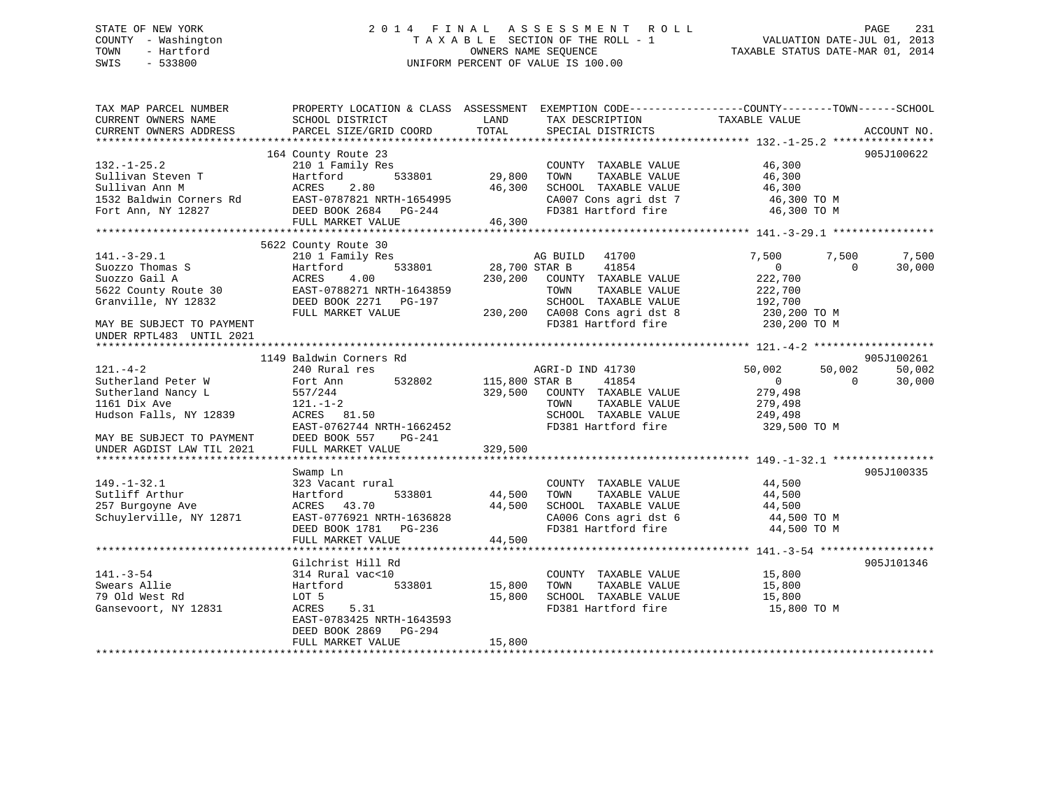STATE OF NEW YORK — 2014 FINAL ASSESSMENT ROLL
COUNTY - Washington — TAXABLE SECTION OF THE ROLL - 1 — VALUATION DATE-JUL 01, 2013
TOWN - Hartford — OWNERS NAME SEQUENCE — TAXABLE STATUS DATE-MAR 01, 2014
SWIS - 533800 — UNIFORM PERCENT OF VALUE IS 100.00

| TAX MAP PARCEL NUMBER / CURRENT OWNERS NAME / CURRENT OWNERS ADDRESS | PROPERTY LOCATION & CLASS / SCHOOL DISTRICT / PARCEL SIZE/GRID COORD | ASSESSMENT LAND | TOTAL | EXEMPTION CODE / TAX DESCRIPTION / SPECIAL DISTRICTS | COUNTY TAXABLE VALUE | TOWN | SCHOOL | ACCOUNT NO. |
|---|---|---|---|---|---|---|---|---|
| **132.-1-25.2** | 164 County Route 23 | | | | | | | 905J100622 |
| Sullivan Steven T | 210 1 Family Res | | | COUNTY TAXABLE VALUE | 46,300 | | | |
| Sullivan Ann M | Hartford 533801 | 29,800 | | TOWN TAXABLE VALUE | 46,300 | | | |
| 1532 Baldwin Corners Rd | ACRES 2.80 | | 46,300 | SCHOOL TAXABLE VALUE | 46,300 | | | |
| Fort Ann, NY 12827 | EAST-0787821 NRTH-1654995 | | | CA007 Cons agri dst 7 | 46,300 TO M | | | |
| | DEED BOOK 2684 PG-244 | | | FD381 Hartford fire | 46,300 TO M | | | |
| | FULL MARKET VALUE | | 46,300 | | | | | |
| **141.-3-29.1** | 5622 County Route 30 | | | | | | | |
| Suozzo Thomas S | 210 1 Family Res | | | AG BUILD 41700 | 7,500 | 7,500 | 7,500 | |
| Suozzo Gail A | Hartford 533801 | 28,700 | | STAR B 41854 | 0 | 0 | 30,000 | |
| 5622 County Route 30 | ACRES 4.00 | | 230,200 | COUNTY TAXABLE VALUE | 222,700 | | | |
| Granville, NY 12832 | EAST-0788271 NRTH-1643859 | | | TOWN TAXABLE VALUE | 222,700 | | | |
| | DEED BOOK 2271 PG-197 | | | SCHOOL TAXABLE VALUE | 192,700 | | | |
| | FULL MARKET VALUE | | 230,200 | CA008 Cons agri dst 8 | 230,200 TO M | | | |
| MAY BE SUBJECT TO PAYMENT UNDER RPTL483 UNTIL 2021 | | | | FD381 Hartford fire | 230,200 TO M | | | |
| **121.-4-2** | 1149 Baldwin Corners Rd | | | | | | | 905J100261 |
| Sutherland Peter W | 240 Rural res | | | AGRI-D IND 41730 | 50,002 | 50,002 | 50,002 | |
| Sutherland Nancy L | Fort Ann 532802 | 115,800 | | STAR B 41854 | 0 | 0 | 30,000 | |
| 1161 Dix Ave | 557/244 | | 329,500 | COUNTY TAXABLE VALUE | 279,498 | | | |
| Hudson Falls, NY 12839 | 121.-1-2 | | | TOWN TAXABLE VALUE | 279,498 | | | |
| | ACRES 81.50 | | | SCHOOL TAXABLE VALUE | 249,498 | | | |
| | EAST-0762744 NRTH-1662452 | | | FD381 Hartford fire | 329,500 TO M | | | |
| MAY BE SUBJECT TO PAYMENT | DEED BOOK 557 PG-241 | | | | | | | |
| UNDER AGDIST LAW TIL 2021 | FULL MARKET VALUE | | 329,500 | | | | | |
| **149.-1-32.1** | Swamp Ln | | | | | | | 905J100335 |
| Sutliff Arthur | 323 Vacant rural | | | COUNTY TAXABLE VALUE | 44,500 | | | |
| 257 Burgoyne Ave | Hartford 533801 | 44,500 | | TOWN TAXABLE VALUE | 44,500 | | | |
| Schuylerville, NY 12871 | ACRES 43.70 | | 44,500 | SCHOOL TAXABLE VALUE | 44,500 | | | |
| | EAST-0776921 NRTH-1636828 | | | CA006 Cons agri dst 6 | 44,500 TO M | | | |
| | DEED BOOK 1781 PG-236 | | | FD381 Hartford fire | 44,500 TO M | | | |
| | FULL MARKET VALUE | | 44,500 | | | | | |
| **141.-3-54** | Gilchrist Hill Rd | | | | | | | 905J101346 |
| Swears Allie | 314 Rural vac<10 | | | COUNTY TAXABLE VALUE | 15,800 | | | |
| 79 Old West Rd | Hartford 533801 | 15,800 | | TOWN TAXABLE VALUE | 15,800 | | | |
| Gansevoort, NY 12831 | LOT 5 | | 15,800 | SCHOOL TAXABLE VALUE | 15,800 | | | |
| | ACRES 5.31 | | | FD381 Hartford fire | 15,800 TO M | | | |
| | EAST-0783425 NRTH-1643593 | | | | | | | |
| | DEED BOOK 2869 PG-294 | | | | | | | |
| | FULL MARKET VALUE | | 15,800 | | | | | |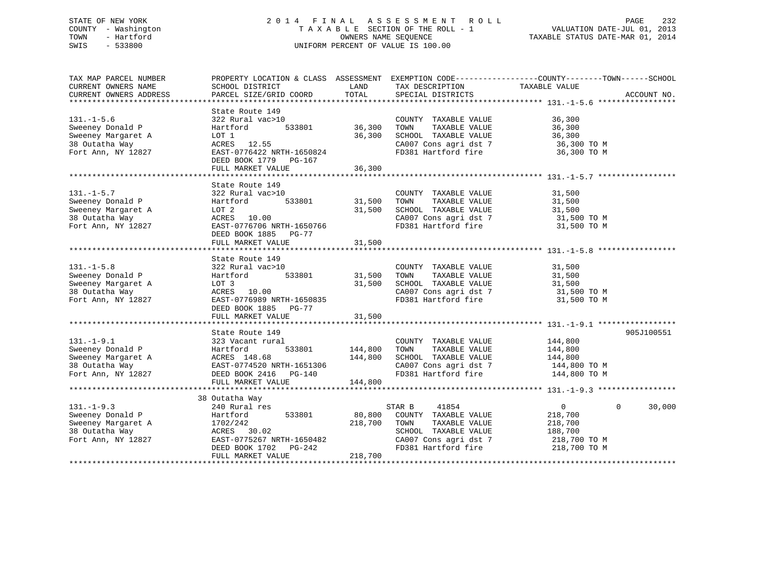STATE OF NEW YORK
COUNTY - Washington
TOWN - Hartford
SWIS - 533800

2 0 1 4 F I N A L A S S E S S M E N T R O L L
T A X A B L E SECTION OF THE ROLL - 1
OWNERS NAME SEQUENCE
UNIFORM PERCENT OF VALUE IS 100.00

VALUATION DATE-JUL 01, 2013
TAXABLE STATUS DATE-MAR 01, 2014

| TAX MAP PARCEL NUMBER / CURRENT OWNERS NAME / CURRENT OWNERS ADDRESS | PROPERTY LOCATION & CLASS / SCHOOL DISTRICT / PARCEL SIZE/GRID COORD | ASSESSMENT LAND / TOTAL | EXEMPTION CODE / TAX DESCRIPTION / SPECIAL DISTRICTS | COUNTY / TOWN / SCHOOL TAXABLE VALUE | ACCOUNT NO. |
|---|---|---|---|---|---|
| 131.-1-5.6 | State Route 149 | | | | |
| | 322 Rural vac>10 | | COUNTY TAXABLE VALUE | 36,300 | |
| Sweeney Donald P | Hartford 533801 | 36,300 | TOWN TAXABLE VALUE | 36,300 | |
| Sweeney Margaret A | LOT 1 | 36,300 | SCHOOL TAXABLE VALUE | 36,300 | |
| 38 Outatha Way | ACRES 12.55 | | CA007 Cons agri dst 7 | 36,300 TO M | |
| Fort Ann, NY 12827 | EAST-0776422 NRTH-1650824 | | FD381 Hartford fire | 36,300 TO M | |
| | DEED BOOK 1779 PG-167 | | | | |
| | FULL MARKET VALUE | 36,300 | | | |
| 131.-1-5.7 | State Route 149 | | | | |
| | 322 Rural vac>10 | | COUNTY TAXABLE VALUE | 31,500 | |
| Sweeney Donald P | Hartford 533801 | 31,500 | TOWN TAXABLE VALUE | 31,500 | |
| Sweeney Margaret A | LOT 2 | 31,500 | SCHOOL TAXABLE VALUE | 31,500 | |
| 38 Outatha Way | ACRES 10.00 | | CA007 Cons agri dst 7 | 31,500 TO M | |
| Fort Ann, NY 12827 | EAST-0776706 NRTH-1650766 | | FD381 Hartford fire | 31,500 TO M | |
| | DEED BOOK 1885 PG-77 | | | | |
| | FULL MARKET VALUE | 31,500 | | | |
| 131.-1-5.8 | State Route 149 | | | | |
| | 322 Rural vac>10 | | COUNTY TAXABLE VALUE | 31,500 | |
| Sweeney Donald P | Hartford 533801 | 31,500 | TOWN TAXABLE VALUE | 31,500 | |
| Sweeney Margaret A | LOT 3 | 31,500 | SCHOOL TAXABLE VALUE | 31,500 | |
| 38 Outatha Way | ACRES 10.00 | | CA007 Cons agri dst 7 | 31,500 TO M | |
| Fort Ann, NY 12827 | EAST-0776989 NRTH-1650835 | | FD381 Hartford fire | 31,500 TO M | |
| | DEED BOOK 1885 PG-77 | | | | |
| | FULL MARKET VALUE | 31,500 | | | |
| 131.-1-9.1 | State Route 149 | | | | 905J100551 |
| | 323 Vacant rural | | COUNTY TAXABLE VALUE | 144,800 | |
| Sweeney Donald P | Hartford 533801 | 144,800 | TOWN TAXABLE VALUE | 144,800 | |
| Sweeney Margaret A | ACRES 148.68 | 144,800 | SCHOOL TAXABLE VALUE | 144,800 | |
| 38 Outatha Way | EAST-0774520 NRTH-1651306 | | CA007 Cons agri dst 7 | 144,800 TO M | |
| Fort Ann, NY 12827 | DEED BOOK 2416 PG-140 | | FD381 Hartford fire | 144,800 TO M | |
| | FULL MARKET VALUE | 144,800 | | | |
| 131.-1-9.3 | 38 Outatha Way | | | | |
| | 240 Rural res | | STAR B 41854 | 0 0 30,000 | |
| Sweeney Donald P | Hartford 533801 | 80,800 | COUNTY TAXABLE VALUE | 218,700 | |
| Sweeney Margaret A | 1702/242 | 218,700 | TOWN TAXABLE VALUE | 218,700 | |
| 38 Outatha Way | ACRES 30.02 | | SCHOOL TAXABLE VALUE | 188,700 | |
| Fort Ann, NY 12827 | EAST-0775267 NRTH-1650482 | | CA007 Cons agri dst 7 | 218,700 TO M | |
| | DEED BOOK 1702 PG-242 | | FD381 Hartford fire | 218,700 TO M | |
| | FULL MARKET VALUE | 218,700 | | | |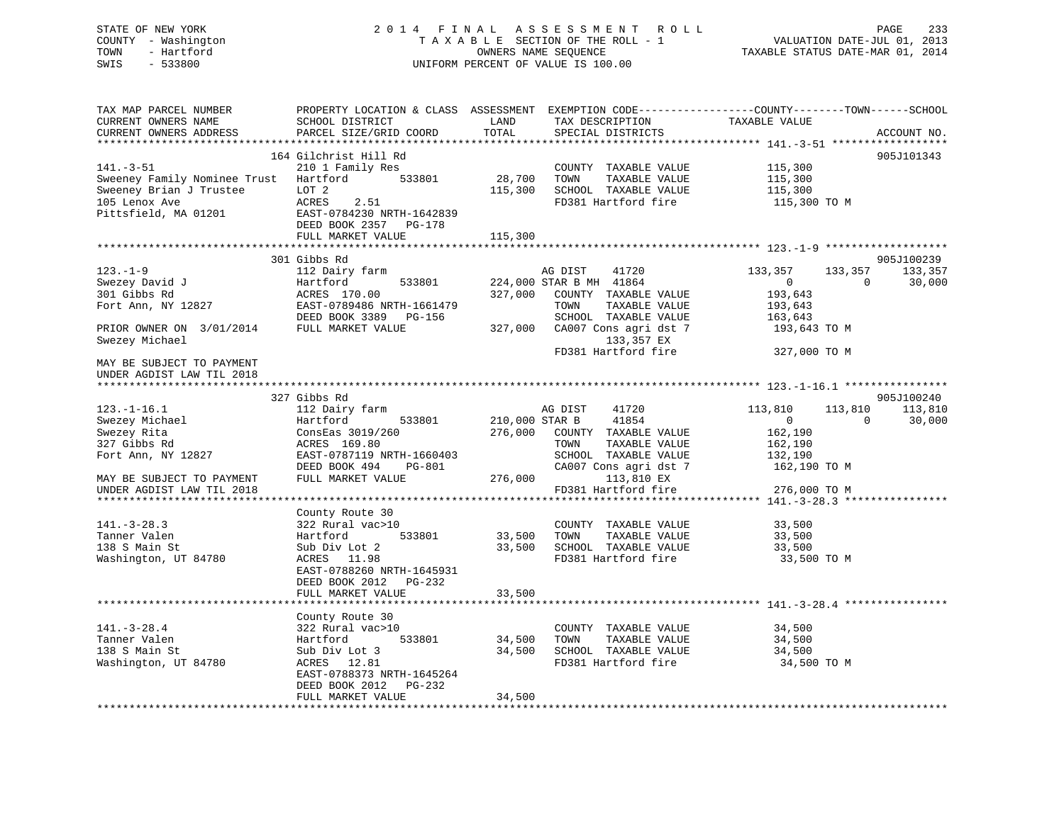STATE OF NEW YORK
COUNTY - Washington
TOWN - Hartford
SWIS - 533800

2014 FINAL ASSESSMENT ROLL
TAXABLE SECTION OF THE ROLL - 1
OWNERS NAME SEQUENCE
UNIFORM PERCENT OF VALUE IS 100.00

VALUATION DATE-JUL 01, 2013
TAXABLE STATUS DATE-MAR 01, 2014

| TAX MAP PARCEL NUMBER / CURRENT OWNERS NAME / CURRENT OWNERS ADDRESS | PROPERTY LOCATION & CLASS / SCHOOL DISTRICT / PARCEL SIZE/GRID COORD | ASSESSMENT LAND | TOTAL | EXEMPTION CODE / TAX DESCRIPTION / SPECIAL DISTRICTS | COUNTY TAXABLE VALUE | TOWN | SCHOOL | ACCOUNT NO. |
|---|---|---|---|---|---|---|---|---|
| **141.-3-51** | 164 Gilchrist Hill Rd | | | | | | | 905J101343 |
| | 210 1 Family Res | | | COUNTY TAXABLE VALUE | 115,300 | | | |
| Sweeney Family Nominee Trust | Hartford 533801 | 28,700 | | TOWN TAXABLE VALUE | 115,300 | | | |
| Sweeney Brian J Trustee | LOT 2 | | 115,300 | SCHOOL TAXABLE VALUE | 115,300 | | | |
| 105 Lenox Ave | ACRES 2.51 | | | FD381 Hartford fire | 115,300 TO M | | | |
| Pittsfield, MA 01201 | EAST-0784230 NRTH-1642839 | | | | | | | |
| | DEED BOOK 2357 PG-178 | | | | | | | |
| | FULL MARKET VALUE | | 115,300 | | | | | |
| **123.-1-9** | 301 Gibbs Rd | | | | | | | 905J100239 |
| | 112 Dairy farm | | | AG DIST 41720 | 133,357 | 133,357 | 133,357 | |
| Swezey David J | Hartford 533801 | 224,000 | | STAR B MH 41864 | 0 | 0 | 30,000 | |
| 301 Gibbs Rd | ACRES 170.00 | | 327,000 | COUNTY TAXABLE VALUE | 193,643 | | | |
| Fort Ann, NY 12827 | EAST-0789486 NRTH-1661479 | | | TOWN TAXABLE VALUE | 193,643 | | | |
| | DEED BOOK 3389 PG-156 | | | SCHOOL TAXABLE VALUE | 163,643 | | | |
| PRIOR OWNER ON 3/01/2014 | FULL MARKET VALUE | | 327,000 | CA007 Cons agri dst 7 | 193,643 TO M | | | |
| Swezey Michael | | | | 133,357 EX | | | | |
| | | | | FD381 Hartford fire | 327,000 TO M | | | |
| MAY BE SUBJECT TO PAYMENT UNDER AGDIST LAW TIL 2018 | | | | | | | | |
| **123.-1-16.1** | 327 Gibbs Rd | | | | | | | 905J100240 |
| | 112 Dairy farm | | | AG DIST 41720 | 113,810 | 113,810 | 113,810 | |
| Swezey Michael | Hartford 533801 | 210,000 | | STAR B 41854 | 0 | 0 | 30,000 | |
| Swezey Rita | ConsEas 3019/260 | | 276,000 | COUNTY TAXABLE VALUE | 162,190 | | | |
| 327 Gibbs Rd | ACRES 169.80 | | | TOWN TAXABLE VALUE | 162,190 | | | |
| Fort Ann, NY 12827 | EAST-0787119 NRTH-1660403 | | | SCHOOL TAXABLE VALUE | 132,190 | | | |
| | DEED BOOK 494 PG-801 | | | CA007 Cons agri dst 7 | 162,190 TO M | | | |
| MAY BE SUBJECT TO PAYMENT | FULL MARKET VALUE | | 276,000 | 113,810 EX | | | | |
| UNDER AGDIST LAW TIL 2018 | | | | FD381 Hartford fire | 276,000 TO M | | | |
| **141.-3-28.3** | County Route 30 | | | | | | | |
| | 322 Rural vac>10 | | | COUNTY TAXABLE VALUE | 33,500 | | | |
| Tanner Valen | Hartford 533801 | 33,500 | | TOWN TAXABLE VALUE | 33,500 | | | |
| 138 S Main St | Sub Div Lot 2 | | 33,500 | SCHOOL TAXABLE VALUE | 33,500 | | | |
| Washington, UT 84780 | ACRES 11.98 | | | FD381 Hartford fire | 33,500 TO M | | | |
| | EAST-0788260 NRTH-1645931 | | | | | | | |
| | DEED BOOK 2012 PG-232 | | | | | | | |
| | FULL MARKET VALUE | | 33,500 | | | | | |
| **141.-3-28.4** | County Route 30 | | | | | | | |
| | 322 Rural vac>10 | | | COUNTY TAXABLE VALUE | 34,500 | | | |
| Tanner Valen | Hartford 533801 | 34,500 | | TOWN TAXABLE VALUE | 34,500 | | | |
| 138 S Main St | Sub Div Lot 3 | | 34,500 | SCHOOL TAXABLE VALUE | 34,500 | | | |
| Washington, UT 84780 | ACRES 12.81 | | | FD381 Hartford fire | 34,500 TO M | | | |
| | EAST-0788373 NRTH-1645264 | | | | | | | |
| | DEED BOOK 2012 PG-232 | | | | | | | |
| | FULL MARKET VALUE | | 34,500 | | | | | |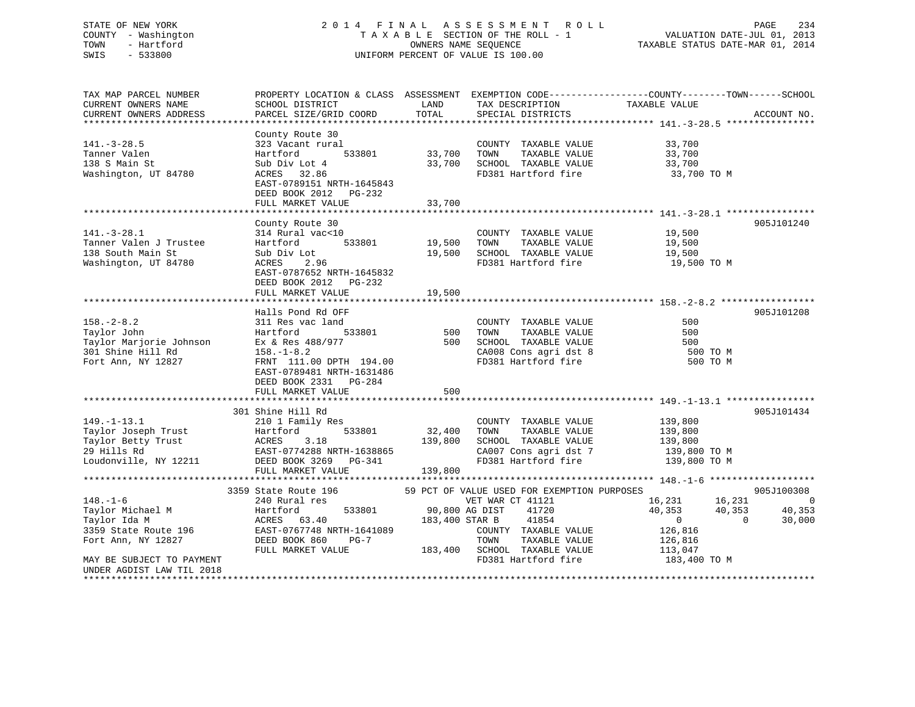STATE OF NEW YORK — 2014 FINAL ASSESSMENT ROLL
COUNTY - Washington — TAXABLE SECTION OF THE ROLL - 1 — VALUATION DATE-JUL 01, 2013
TOWN - Hartford — OWNERS NAME SEQUENCE — TAXABLE STATUS DATE-MAR 01, 2014
SWIS - 533800 — UNIFORM PERCENT OF VALUE IS 100.00

| TAX MAP PARCEL NUMBER / CURRENT OWNERS NAME / CURRENT OWNERS ADDRESS | PROPERTY LOCATION & CLASS / SCHOOL DISTRICT / PARCEL SIZE/GRID COORD | ASSESSMENT LAND | TOTAL | EXEMPTION CODE / TAX DESCRIPTION / SPECIAL DISTRICTS | COUNTY TAXABLE VALUE | TOWN | SCHOOL | ACCOUNT NO. |
|---|---|---|---|---|---|---|---|---|
| **141.-3-28.5** | County Route 30 | | | | | | | |
| 141.-3-28.5 | 323 Vacant rural | | | COUNTY TAXABLE VALUE | 33,700 | | | |
| Tanner Valen | Hartford 533801 | 33,700 | | TOWN TAXABLE VALUE | 33,700 | | | |
| 138 S Main St | Sub Div Lot 4 | | 33,700 | SCHOOL TAXABLE VALUE | 33,700 | | | |
| Washington, UT 84780 | ACRES 32.86 | | | FD381 Hartford fire | 33,700 TO M | | | |
| | EAST-0789151 NRTH-1645843 | | | | | | | |
| | DEED BOOK 2012 PG-232 | | | | | | | |
| | FULL MARKET VALUE | | 33,700 | | | | | |
| **141.-3-28.1** | County Route 30 | | | | | | | 905J101240 |
| 141.-3-28.1 | 314 Rural vac<10 | | | COUNTY TAXABLE VALUE | 19,500 | | | |
| Tanner Valen J Trustee | Hartford 533801 | 19,500 | | TOWN TAXABLE VALUE | 19,500 | | | |
| 138 South Main St | Sub Div Lot | | 19,500 | SCHOOL TAXABLE VALUE | 19,500 | | | |
| Washington, UT 84780 | ACRES 2.96 | | | FD381 Hartford fire | 19,500 TO M | | | |
| | EAST-0787652 NRTH-1645832 | | | | | | | |
| | DEED BOOK 2012 PG-232 | | | | | | | |
| | FULL MARKET VALUE | | 19,500 | | | | | |
| **158.-2-8.2** | Halls Pond Rd OFF | | | | | | | 905J101208 |
| 158.-2-8.2 | 311 Res vac land | | | COUNTY TAXABLE VALUE | 500 | | | |
| Taylor John | Hartford 533801 | 500 | | TOWN TAXABLE VALUE | 500 | | | |
| Taylor Marjorie Johnson | Ex & Res 488/977 | | 500 | SCHOOL TAXABLE VALUE | 500 | | | |
| 301 Shine Hill Rd | 158.-1-8.2 | | | CA008 Cons agri dst 8 | 500 TO M | | | |
| Fort Ann, NY 12827 | FRNT 111.00 DPTH 194.00 | | | FD381 Hartford fire | 500 TO M | | | |
| | EAST-0789481 NRTH-1631486 | | | | | | | |
| | DEED BOOK 2331 PG-284 | | | | | | | |
| | FULL MARKET VALUE | | 500 | | | | | |
| **149.-1-13.1** | 301 Shine Hill Rd | | | | | | | 905J101434 |
| 149.-1-13.1 | 210 1 Family Res | | | COUNTY TAXABLE VALUE | 139,800 | | | |
| Taylor Joseph Trust | Hartford 533801 | 32,400 | | TOWN TAXABLE VALUE | 139,800 | | | |
| Taylor Betty Trust | ACRES 3.18 | | 139,800 | SCHOOL TAXABLE VALUE | 139,800 | | | |
| 29 Hills Rd | EAST-0774288 NRTH-1638865 | | | CA007 Cons agri dst 7 | 139,800 TO M | | | |
| Loudonville, NY 12211 | DEED BOOK 3269 PG-341 | | | FD381 Hartford fire | 139,800 TO M | | | |
| | FULL MARKET VALUE | | 139,800 | | | | | |
| **148.-1-6** | 3359 State Route 196 | | | 59 PCT OF VALUE USED FOR EXEMPTION PURPOSES | | | | 905J100308 |
| 148.-1-6 | 240 Rural res | | | VET WAR CT 41121 | 16,231 | 16,231 | 0 | |
| Taylor Michael M | Hartford 533801 | 90,800 | | AG DIST 41720 | 40,353 | 40,353 | 40,353 | |
| Taylor Ida M | ACRES 63.40 | | 183,400 | STAR B 41854 | 0 | 0 | 30,000 | |
| 3359 State Route 196 | EAST-0767748 NRTH-1641089 | | | COUNTY TAXABLE VALUE | 126,816 | | | |
| Fort Ann, NY 12827 | DEED BOOK 860 PG-7 | | | TOWN TAXABLE VALUE | 126,816 | | | |
| | FULL MARKET VALUE | | 183,400 | SCHOOL TAXABLE VALUE | 113,047 | | | |
| MAY BE SUBJECT TO PAYMENT | | | | FD381 Hartford fire | 183,400 TO M | | | |
| UNDER AGDIST LAW TIL 2018 | | | | | | | | |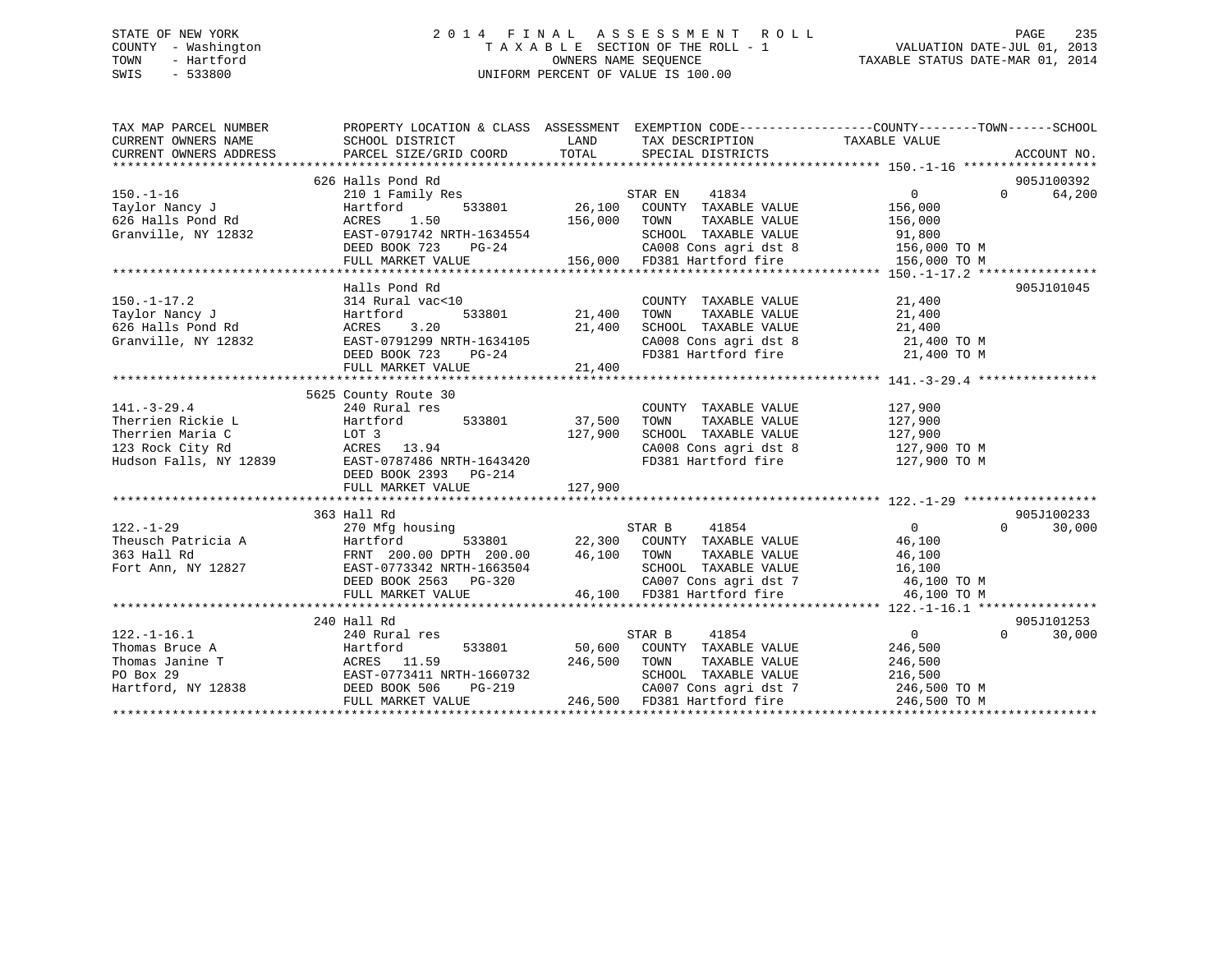STATE OF NEW YORK
COUNTY - Washington
TOWN - Hartford
SWIS - 533800

2014 FINAL ASSESSMENT ROLL
TAXABLE SECTION OF THE ROLL - 1
OWNERS NAME SEQUENCE
UNIFORM PERCENT OF VALUE IS 100.00

VALUATION DATE-JUL 01, 2013
TAXABLE STATUS DATE-MAR 01, 2014

```
TAX MAP PARCEL NUMBER      PROPERTY LOCATION & CLASS  ASSESSMENT  EXEMPTION CODE------------------COUNTY--------TOWN------SCHOOL
CURRENT OWNERS NAME        SCHOOL DISTRICT               LAND      TAX DESCRIPTION             TAXABLE VALUE
CURRENT OWNERS ADDRESS     PARCEL SIZE/GRID COORD        TOTAL     SPECIAL DISTRICTS                                    ACCOUNT NO.
******************************************************************************************************* 150.-1-16 ******************
                           626 Halls Pond Rd                                                                        905J100392
150.-1-16                  210 1 Family Res                         STAR EN    41834              0            0     64,200
Taylor Nancy J             Hartford          533801       26,100    COUNTY  TAXABLE VALUE         156,000
626 Halls Pond Rd          ACRES    1.50                 156,000    TOWN    TAXABLE VALUE         156,000
Granville, NY 12832        EAST-0791742 NRTH-1634554                SCHOOL  TAXABLE VALUE          91,800
                           DEED BOOK 723    PG-24                   CA008 Cons agri dst 8         156,000 TO M
                           FULL MARKET VALUE             156,000    FD381 Hartford fire           156,000 TO M
******************************************************************************************************* 150.-1-17.2 ****************
                           Halls Pond Rd                                                                            905J101045
150.-1-17.2                314 Rural vac<10                         COUNTY  TAXABLE VALUE          21,400
Taylor Nancy J             Hartford          533801       21,400    TOWN    TAXABLE VALUE          21,400
626 Halls Pond Rd          ACRES    3.20                  21,400    SCHOOL  TAXABLE VALUE          21,400
Granville, NY 12832        EAST-0791299 NRTH-1634105                CA008 Cons agri dst 8          21,400 TO M
                           DEED BOOK 723    PG-24                   FD381 Hartford fire            21,400 TO M
                           FULL MARKET VALUE              21,400
******************************************************************************************************* 141.-3-29.4 ****************
                           5625 County Route 30
141.-3-29.4                240 Rural res                            COUNTY  TAXABLE VALUE         127,900
Therrien Rickie L          Hartford          533801       37,500    TOWN    TAXABLE VALUE         127,900
Therrien Maria C           LOT 3                         127,900    SCHOOL  TAXABLE VALUE         127,900
123 Rock City Rd           ACRES   13.94                            CA008 Cons agri dst 8         127,900 TO M
Hudson Falls, NY 12839     EAST-0787486 NRTH-1643420                FD381 Hartford fire           127,900 TO M
                           DEED BOOK 2393   PG-214
                           FULL MARKET VALUE             127,900
******************************************************************************************************* 122.-1-29 ******************
                           363 Hall Rd                                                                              905J100233
122.-1-29                  270 Mfg housing                          STAR B     41854              0            0     30,000
Theusch Patricia A         Hartford          533801       22,300    COUNTY  TAXABLE VALUE          46,100
363 Hall Rd                FRNT 200.00 DPTH 200.00        46,100    TOWN    TAXABLE VALUE          46,100
Fort Ann, NY 12827         EAST-0773342 NRTH-1663504                SCHOOL  TAXABLE VALUE          16,100
                           DEED BOOK 2563   PG-320                  CA007 Cons agri dst 7          46,100 TO M
                           FULL MARKET VALUE              46,100    FD381 Hartford fire            46,100 TO M
******************************************************************************************************* 122.-1-16.1 ****************
                           240 Hall Rd                                                                              905J101253
122.-1-16.1                240 Rural res                            STAR B     41854              0            0     30,000
Thomas Bruce A             Hartford          533801       50,600    COUNTY  TAXABLE VALUE         246,500
Thomas Janine T            ACRES   11.59                 246,500    TOWN    TAXABLE VALUE         246,500
PO Box 29                  EAST-0773411 NRTH-1660732                SCHOOL  TAXABLE VALUE         216,500
Hartford, NY 12838         DEED BOOK 506    PG-219                  CA007 Cons agri dst 7         246,500 TO M
                           FULL MARKET VALUE             246,500    FD381 Hartford fire           246,500 TO M
************************************************************************************************************************************
```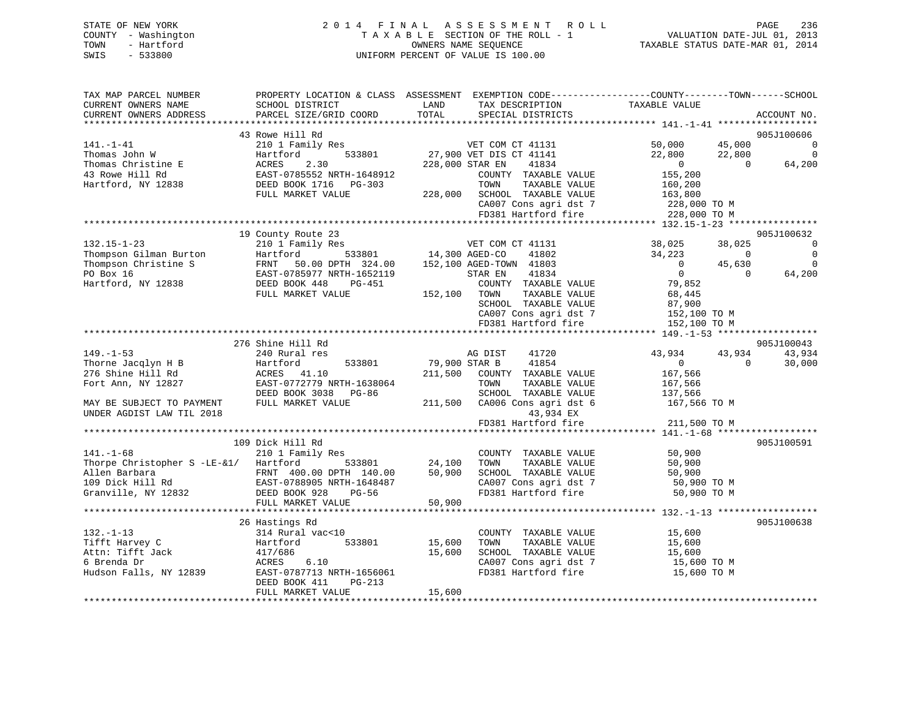STATE OF NEW YORK
COUNTY - Washington
TOWN - Hartford
SWIS - 533800

2014 FINAL ASSESSMENT ROLL
TAXABLE SECTION OF THE ROLL - 1
OWNERS NAME SEQUENCE
UNIFORM PERCENT OF VALUE IS 100.00

VALUATION DATE-JUL 01, 2013
TAXABLE STATUS DATE-MAR 01, 2014

```
TAX MAP PARCEL NUMBER          PROPERTY LOCATION & CLASS  ASSESSMENT  EXEMPTION CODE-----------------COUNTY--------TOWN------SCHOOL
CURRENT OWNERS NAME            SCHOOL DISTRICT             LAND        TAX DESCRIPTION              TAXABLE VALUE
CURRENT OWNERS ADDRESS         PARCEL SIZE/GRID COORD      TOTAL       SPECIAL DISTRICTS                                        ACCOUNT NO.
******************************************************************************************************* 141.-1-41 ******************
                               43 Rowe Hill Rd                                                                                  905J100606
141.-1-41                      210 1 Family Res                        VET COM CT 41131             50,000      45,000           0
Thomas John W                  Hartford         533801       27,900 VET DIS CT 41141             22,800      22,800           0
Thomas Christine E             ACRES    2.30                 228,000 STAR EN     41834                 0           0      64,200
43 Rowe Hill Rd                EAST-0785552 NRTH-1648912                COUNTY  TAXABLE VALUE       155,200
Hartford, NY 12838             DEED BOOK 1716   PG-303                  TOWN    TAXABLE VALUE       160,200
                               FULL MARKET VALUE            228,000    SCHOOL  TAXABLE VALUE       163,800
                                                                        CA007 Cons agri dst 7        228,000 TO M
                                                                        FD381 Hartford fire          228,000 TO M
******************************************************************************************************* 132.15-1-23 ****************
                               19 County Route 23                                                                               905J100632
132.15-1-23                    210 1 Family Res                        VET COM CT 41131             38,025      38,025           0
Thompson Gilman Burton         Hartford         533801       14,300 AGED-CO     41802             34,223           0           0
Thompson Christine S           FRNT   50.00 DPTH  324.00    152,100 AGED-TOWN  41803                  0      45,630           0
PO Box 16                      EAST-0785977 NRTH-1652119                STAR EN     41834                 0           0      64,200
Hartford, NY 12838             DEED BOOK 448    PG-451                  COUNTY  TAXABLE VALUE        79,852
                               FULL MARKET VALUE            152,100    TOWN    TAXABLE VALUE        68,445
                                                                        SCHOOL  TAXABLE VALUE        87,900
                                                                        CA007 Cons agri dst 7        152,100 TO M
                                                                        FD381 Hartford fire          152,100 TO M
******************************************************************************************************* 149.-1-53 ******************
                               276 Shine Hill Rd                                                                                905J100043
149.-1-53                      240 Rural res                           AG DIST     41720             43,934      43,934      43,934
Thorne Jacqlyn H B             Hartford         533801       79,900 STAR B      41854                  0           0      30,000
276 Shine Hill Rd              ACRES   41.10                211,500    COUNTY  TAXABLE VALUE       167,566
Fort Ann, NY 12827             EAST-0772779 NRTH-1638064                TOWN    TAXABLE VALUE       167,566
                               DEED BOOK 3038   PG-86                   SCHOOL  TAXABLE VALUE       137,566
MAY BE SUBJECT TO PAYMENT      FULL MARKET VALUE            211,500    CA006 Cons agri dst 6        167,566 TO M
UNDER AGDIST LAW TIL 2018                                                   43,934 EX
                                                                        FD381 Hartford fire          211,500 TO M
******************************************************************************************************* 141.-1-68 ******************
                               109 Dick Hill Rd                                                                                 905J100591
141.-1-68                      210 1 Family Res                        COUNTY  TAXABLE VALUE         50,900
Thorpe Christopher S -LE-&1/   Hartford         533801       24,100    TOWN    TAXABLE VALUE         50,900
Allen Barbara                  FRNT  400.00 DPTH  140.00     50,900    SCHOOL  TAXABLE VALUE         50,900
109 Dick Hill Rd               EAST-0788905 NRTH-1648487                CA007 Cons agri dst 7         50,900 TO M
Granville, NY 12832            DEED BOOK 928    PG-56                   FD381 Hartford fire           50,900 TO M
                               FULL MARKET VALUE             50,900
******************************************************************************************************* 132.-1-13 ******************
                               26 Hastings Rd                                                                                   905J100638
132.-1-13                      314 Rural vac<10                        COUNTY  TAXABLE VALUE         15,600
Tifft Harvey C                 Hartford         533801       15,600    TOWN    TAXABLE VALUE         15,600
Attn: Tifft Jack               417/686                       15,600    SCHOOL  TAXABLE VALUE         15,600
6 Brenda Dr                    ACRES    6.10                            CA007 Cons agri dst 7         15,600 TO M
Hudson Falls, NY 12839         EAST-0787713 NRTH-1656061                FD381 Hartford fire           15,600 TO M
                               DEED BOOK 411    PG-213
                               FULL MARKET VALUE             15,600
************************************************************************************************************************************
```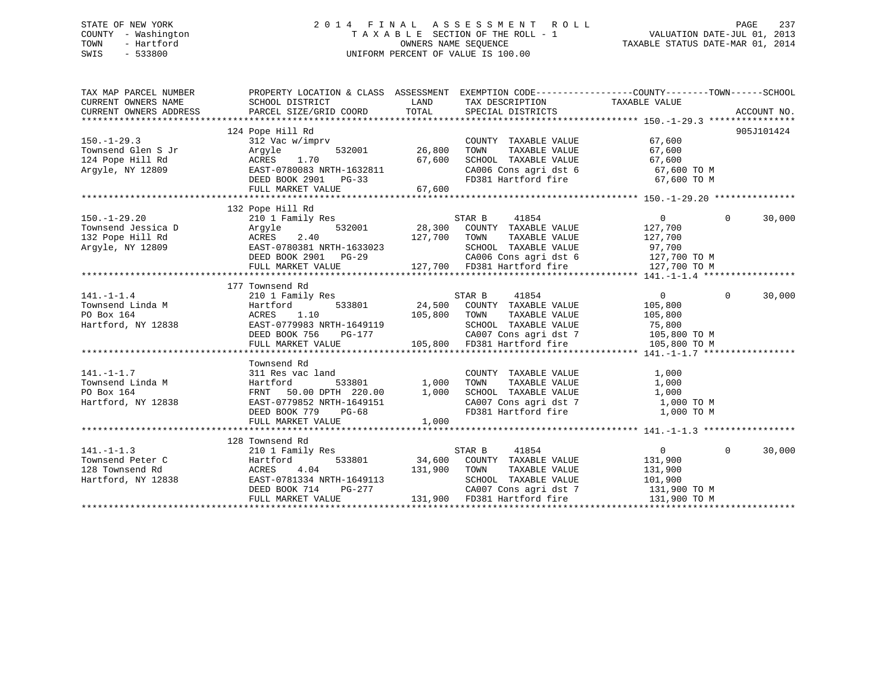STATE OF NEW YORK
COUNTY - Washington
TOWN - Hartford
SWIS - 533800

# 2014 FINAL ASSESSMENT ROLL

TAXABLE SECTION OF THE ROLL - 1
OWNERS NAME SEQUENCE
UNIFORM PERCENT OF VALUE IS 100.00

VALUATION DATE-JUL 01, 2013
TAXABLE STATUS DATE-MAR 01, 2014

```
TAX MAP PARCEL NUMBER          PROPERTY LOCATION & CLASS  ASSESSMENT  EXEMPTION CODE------------------COUNTY--------TOWN------SCHOOL
CURRENT OWNERS NAME            SCHOOL DISTRICT              LAND      TAX DESCRIPTION             TAXABLE VALUE
CURRENT OWNERS ADDRESS         PARCEL SIZE/GRID COORD       TOTAL     SPECIAL DISTRICTS                                      ACCOUNT NO.
******************************************************************************************************* 150.-1-29.3 ****************
                               124 Pope Hill Rd                                                                           905J101424
150.-1-29.3                    312 Vac w/imprv                         COUNTY  TAXABLE VALUE           67,600
Townsend Glen S Jr             Argyle         532001       26,800      TOWN    TAXABLE VALUE           67,600
124 Pope Hill Rd               ACRES    1.70               67,600      SCHOOL  TAXABLE VALUE           67,600
Argyle, NY 12809               EAST-0780083 NRTH-1632811               CA006 Cons agri dst 6            67,600 TO M
                               DEED BOOK 2901   PG-33                  FD381 Hartford fire              67,600 TO M
                               FULL MARKET VALUE           67,600
******************************************************************************************************* 150.-1-29.20 ***************
                               132 Pope Hill Rd
150.-1-29.20                   210 1 Family Res                        STAR B     41854                  0           0      30,000
Townsend Jessica D             Argyle         532001       28,300      COUNTY  TAXABLE VALUE          127,700
132 Pope Hill Rd               ACRES    2.40              127,700      TOWN    TAXABLE VALUE          127,700
Argyle, NY 12809               EAST-0780381 NRTH-1633023               SCHOOL  TAXABLE VALUE           97,700
                               DEED BOOK 2901   PG-29                  CA006 Cons agri dst 6           127,700 TO M
                               FULL MARKET VALUE          127,700      FD381 Hartford fire             127,700 TO M
******************************************************************************************************* 141.-1-1.4 *****************
                               177 Townsend Rd
141.-1-1.4                     210 1 Family Res                        STAR B     41854                  0           0      30,000
Townsend Linda M               Hartford       533801       24,500      COUNTY  TAXABLE VALUE          105,800
PO Box 164                     ACRES    1.10              105,800      TOWN    TAXABLE VALUE          105,800
Hartford, NY 12838             EAST-0779983 NRTH-1649119               SCHOOL  TAXABLE VALUE           75,800
                               DEED BOOK 756    PG-177                 CA007 Cons agri dst 7           105,800 TO M
                               FULL MARKET VALUE          105,800      FD381 Hartford fire             105,800 TO M
******************************************************************************************************* 141.-1-1.7 *****************
                               Townsend Rd
141.-1-1.7                     311 Res vac land                        COUNTY  TAXABLE VALUE            1,000
Townsend Linda M               Hartford       533801        1,000      TOWN    TAXABLE VALUE            1,000
PO Box 164                     FRNT   50.00 DPTH 220.00     1,000      SCHOOL  TAXABLE VALUE            1,000
Hartford, NY 12838             EAST-0779852 NRTH-1649151               CA007 Cons agri dst 7             1,000 TO M
                               DEED BOOK 779    PG-68                  FD381 Hartford fire               1,000 TO M
                               FULL MARKET VALUE            1,000
******************************************************************************************************* 141.-1-1.3 *****************
                               128 Townsend Rd
141.-1-1.3                     210 1 Family Res                        STAR B     41854                  0           0      30,000
Townsend Peter C               Hartford       533801       34,600      COUNTY  TAXABLE VALUE          131,900
128 Townsend Rd                ACRES    4.04              131,900      TOWN    TAXABLE VALUE          131,900
Hartford, NY 12838             EAST-0781334 NRTH-1649113               SCHOOL  TAXABLE VALUE          101,900
                               DEED BOOK 714    PG-277                 CA007 Cons agri dst 7           131,900 TO M
                               FULL MARKET VALUE          131,900      FD381 Hartford fire             131,900 TO M
************************************************************************************************************************************
```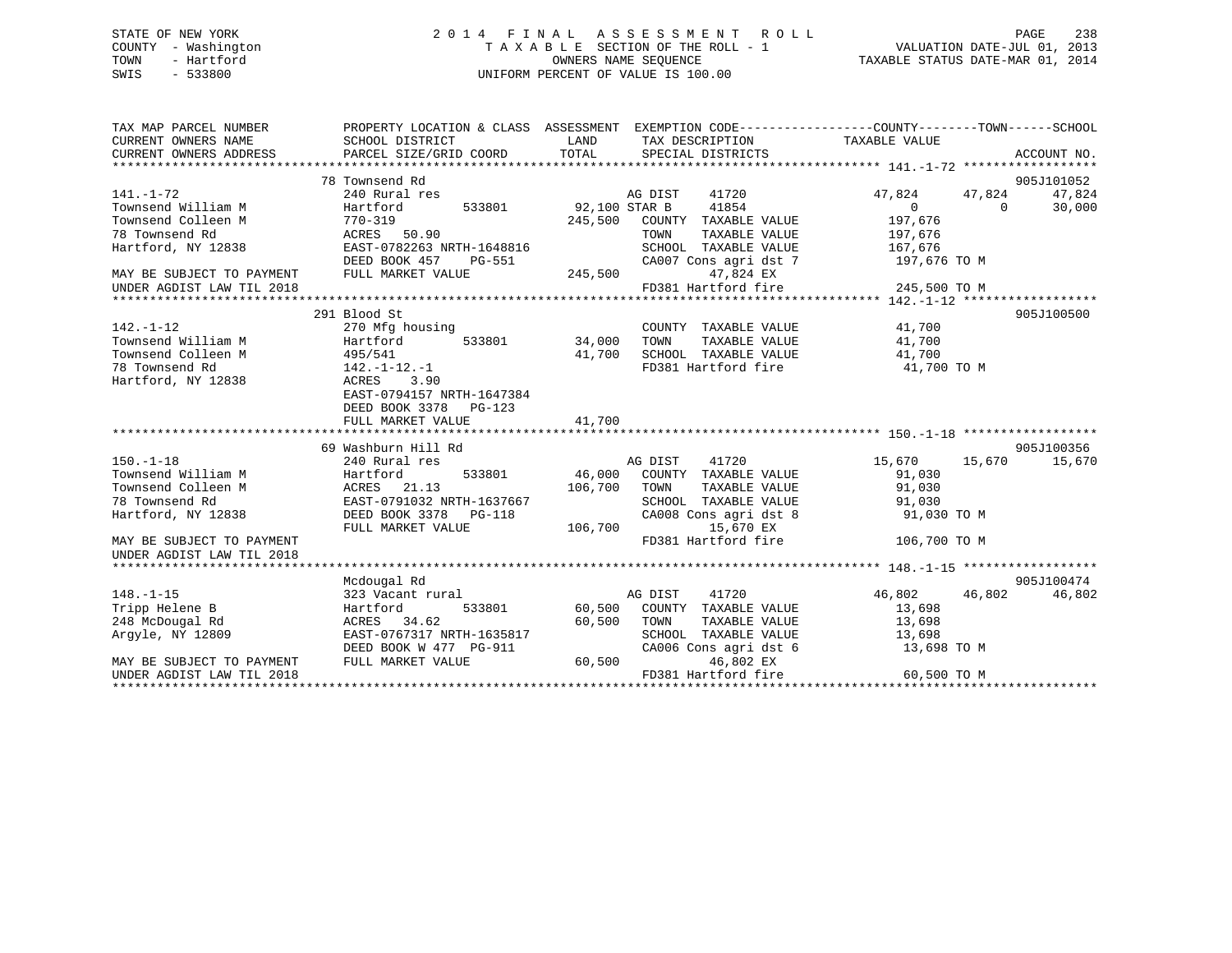STATE OF NEW YORK
COUNTY - Washington
TOWN - Hartford
SWIS - 533800

# 2014 FINAL ASSESSMENT ROLL

TAXABLE SECTION OF THE ROLL - 1
OWNERS NAME SEQUENCE
UNIFORM PERCENT OF VALUE IS 100.00

VALUATION DATE-JUL 01, 2013
TAXABLE STATUS DATE-MAR 01, 2014

```
TAX MAP PARCEL NUMBER          PROPERTY LOCATION & CLASS  ASSESSMENT  EXEMPTION CODE------------------COUNTY--------TOWN------SCHOOL
CURRENT OWNERS NAME            SCHOOL DISTRICT               LAND      TAX DESCRIPTION             TAXABLE VALUE
CURRENT OWNERS ADDRESS         PARCEL SIZE/GRID COORD        TOTAL     SPECIAL DISTRICTS                                      ACCOUNT NO.
******************************************************************************************** 141.-1-72 ******************
                               78 Townsend Rd                                                                           905J101052
141.-1-72                      240 Rural res                          AG DIST    41720              47,824     47,824     47,824
Townsend William M             Hartford        533801     92,100 STAR B      41854                   0          0     30,000
Townsend Colleen M             770-319                   245,500   COUNTY  TAXABLE VALUE           197,676
78 Townsend Rd                 ACRES  50.90                        TOWN    TAXABLE VALUE           197,676
Hartford, NY 12838             EAST-0782263 NRTH-1648816           SCHOOL  TAXABLE VALUE           167,676
                               DEED BOOK 457    PG-551             CA007 Cons agri dst 7           197,676 TO M
MAY BE SUBJECT TO PAYMENT      FULL MARKET VALUE         245,500        47,824 EX
UNDER AGDIST LAW TIL 2018                                          FD381 Hartford fire             245,500 TO M
******************************************************************************************** 142.-1-12 ******************
                               291 Blood St                                                                             905J100500
142.-1-12                      270 Mfg housing                         COUNTY  TAXABLE VALUE            41,700
Townsend William M             Hartford        533801     34,000   TOWN    TAXABLE VALUE            41,700
Townsend Colleen M             495/541                    41,700   SCHOOL  TAXABLE VALUE            41,700
78 Townsend Rd                 142.-1-12.-1                        FD381 Hartford fire              41,700 TO M
Hartford, NY 12838             ACRES   3.90
                               EAST-0794157 NRTH-1647384
                               DEED BOOK 3378   PG-123
                               FULL MARKET VALUE          41,700
******************************************************************************************** 150.-1-18 ******************
                               69 Washburn Hill Rd                                                                      905J100356
150.-1-18                      240 Rural res                          AG DIST    41720              15,670     15,670     15,670
Townsend William M             Hartford        533801     46,000   COUNTY  TAXABLE VALUE            91,030
Townsend Colleen M             ACRES  21.13              106,700   TOWN    TAXABLE VALUE            91,030
78 Townsend Rd                 EAST-0791032 NRTH-1637667           SCHOOL  TAXABLE VALUE            91,030
Hartford, NY 12838             DEED BOOK 3378   PG-118             CA008 Cons agri dst 8            91,030 TO M
                               FULL MARKET VALUE         106,700        15,670 EX
MAY BE SUBJECT TO PAYMENT                                          FD381 Hartford fire             106,700 TO M
UNDER AGDIST LAW TIL 2018
******************************************************************************************** 148.-1-15 ******************
                               Mcdougal Rd                                                                              905J100474
148.-1-15                      323 Vacant rural                       AG DIST    41720              46,802     46,802     46,802
Tripp Helene B                 Hartford        533801     60,500   COUNTY  TAXABLE VALUE            13,698
248 McDougal Rd                ACRES  34.62               60,500   TOWN    TAXABLE VALUE            13,698
Argyle, NY 12809               EAST-0767317 NRTH-1635817           SCHOOL  TAXABLE VALUE            13,698
                               DEED BOOK W 477  PG-911             CA006 Cons agri dst 6            13,698 TO M
MAY BE SUBJECT TO PAYMENT      FULL MARKET VALUE          60,500        46,802 EX
UNDER AGDIST LAW TIL 2018                                          FD381 Hartford fire              60,500 TO M
**************************************************************************************************************************
```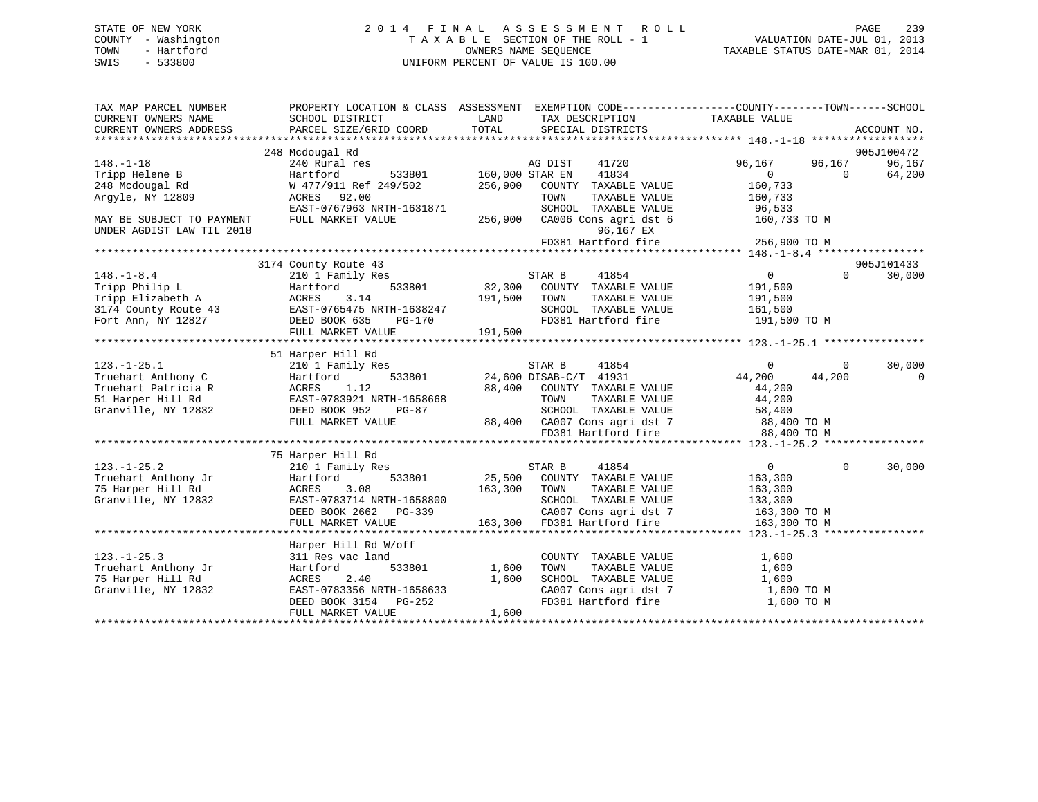STATE OF NEW YORK
COUNTY - Washington
TOWN - Hartford
SWIS - 533800

# 2014 FINAL ASSESSMENT ROLL

TAXABLE SECTION OF THE ROLL - 1
OWNERS NAME SEQUENCE
UNIFORM PERCENT OF VALUE IS 100.00

VALUATION DATE-JUL 01, 2013
TAXABLE STATUS DATE-MAR 01, 2014

```
TAX MAP PARCEL NUMBER      PROPERTY LOCATION & CLASS  ASSESSMENT  EXEMPTION CODE------------------COUNTY--------TOWN------SCHOOL
CURRENT OWNERS NAME        SCHOOL DISTRICT              LAND      TAX DESCRIPTION              TAXABLE VALUE
CURRENT OWNERS ADDRESS     PARCEL SIZE/GRID COORD       TOTAL     SPECIAL DISTRICTS                                        ACCOUNT NO.
******************************************************************************************************* 148.-1-18 ******************
                           248 Mcdougal Rd                                                                                  905J100472
148.-1-18                  240 Rural res                          AG DIST     41720              96,167      96,167       96,167
Tripp Helene B             Hartford          533801    160,000 STAR EN     41834                   0           0          64,200
248 Mcdougal Rd            W 477/911 Ref 249/502       256,900    COUNTY  TAXABLE VALUE           160,733
Argyle, NY 12809           ACRES    92.00                         TOWN    TAXABLE VALUE           160,733
                           EAST-0767963 NRTH-1631871              SCHOOL  TAXABLE VALUE            96,533
MAY BE SUBJECT TO PAYMENT  FULL MARKET VALUE           256,900    CA006 Cons agri dst 6           160,733 TO M
UNDER AGDIST LAW TIL 2018                                               96,167 EX
                                                                  FD381 Hartford fire             256,900 TO M
******************************************************************************************************* 148.-1-8.4 *****************
                           3174 County Route 43                                                                             905J101433
148.-1-8.4                 210 1 Family Res                       STAR B      41854                   0           0          30,000
Tripp Philip L             Hartford          533801     32,300    COUNTY  TAXABLE VALUE           191,500
Tripp Elizabeth A          ACRES     3.14              191,500    TOWN    TAXABLE VALUE           191,500
3174 County Route 43       EAST-0765475 NRTH-1638247              SCHOOL  TAXABLE VALUE           161,500
Fort Ann, NY 12827         DEED BOOK 635    PG-170                FD381 Hartford fire             191,500 TO M
                           FULL MARKET VALUE           191,500
******************************************************************************************************* 123.-1-25.1 ****************
                           51 Harper Hill Rd
123.-1-25.1                210 1 Family Res                       STAR B      41854                   0           0          30,000
Truehart Anthony C         Hartford          533801     24,600 DISAB-C/T   41931              44,200      44,200            0
Truehart Patricia R        ACRES     1.12               88,400    COUNTY  TAXABLE VALUE            44,200
51 Harper Hill Rd          EAST-0783921 NRTH-1658668              TOWN    TAXABLE VALUE            44,200
Granville, NY 12832        DEED BOOK 952    PG-87                 SCHOOL  TAXABLE VALUE            58,400
                           FULL MARKET VALUE            88,400    CA007 Cons agri dst 7            88,400 TO M
                                                                  FD381 Hartford fire              88,400 TO M
******************************************************************************************************* 123.-1-25.2 ****************
                           75 Harper Hill Rd
123.-1-25.2                210 1 Family Res                       STAR B      41854                   0           0          30,000
Truehart Anthony Jr        Hartford          533801     25,500    COUNTY  TAXABLE VALUE           163,300
75 Harper Hill Rd          ACRES     3.08              163,300    TOWN    TAXABLE VALUE           163,300
Granville, NY 12832        EAST-0783714 NRTH-1658800              SCHOOL  TAXABLE VALUE           133,300
                           DEED BOOK 2662   PG-339                CA007 Cons agri dst 7           163,300 TO M
                           FULL MARKET VALUE           163,300    FD381 Hartford fire             163,300 TO M
******************************************************************************************************* 123.-1-25.3 ****************
                           Harper Hill Rd W/off
123.-1-25.3                311 Res vac land                       COUNTY  TAXABLE VALUE             1,600
Truehart Anthony Jr        Hartford          533801      1,600    TOWN    TAXABLE VALUE             1,600
75 Harper Hill Rd          ACRES     2.40                1,600    SCHOOL  TAXABLE VALUE             1,600
Granville, NY 12832        EAST-0783356 NRTH-1658633              CA007 Cons agri dst 7             1,600 TO M
                           DEED BOOK 3154   PG-252                FD381 Hartford fire               1,600 TO M
                           FULL MARKET VALUE             1,600
************************************************************************************************************************************
```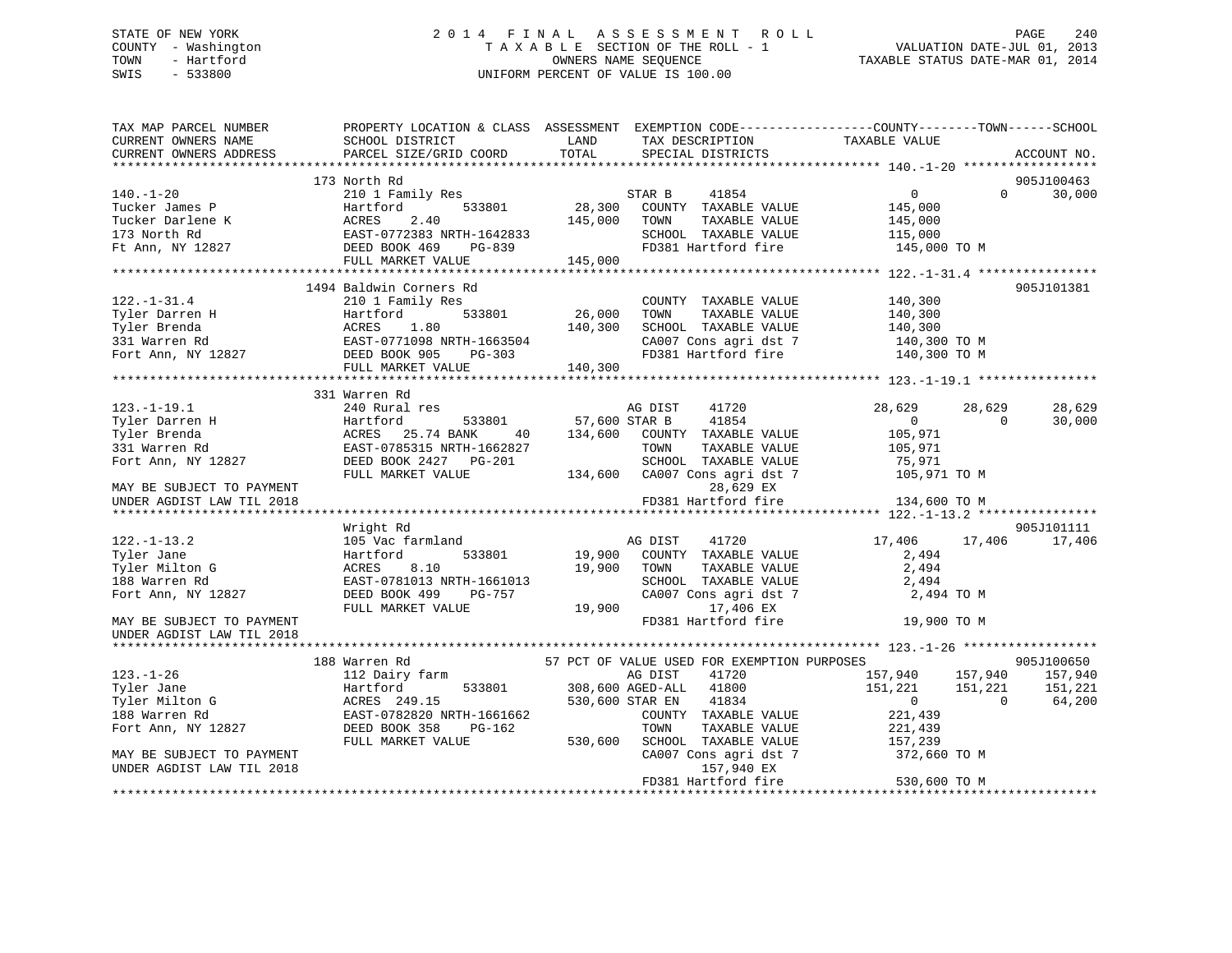STATE OF NEW YORK
COUNTY - Washington
TOWN - Hartford
SWIS - 533800

# 2014 FINAL ASSESSMENT ROLL
TAXABLE SECTION OF THE ROLL - 1
OWNERS NAME SEQUENCE
UNIFORM PERCENT OF VALUE IS 100.00

VALUATION DATE-JUL 01, 2013
TAXABLE STATUS DATE-MAR 01, 2014

```
TAX MAP PARCEL NUMBER          PROPERTY LOCATION & CLASS  ASSESSMENT  EXEMPTION CODE------------------COUNTY--------TOWN------SCHOOL
CURRENT OWNERS NAME            SCHOOL DISTRICT              LAND      TAX DESCRIPTION             TAXABLE VALUE
CURRENT OWNERS ADDRESS         PARCEL SIZE/GRID COORD       TOTAL     SPECIAL DISTRICTS                                         ACCOUNT NO.
******************************************************************************************************* 140.-1-20 ******************
                               173 North Rd                                                                                  905J100463
140.-1-20                      210 1 Family Res                       STAR B      41854                0             0        30,000
Tucker James P                 Hartford          533801      28,300   COUNTY  TAXABLE VALUE          145,000
Tucker Darlene K               ACRES    2.40                145,000   TOWN    TAXABLE VALUE          145,000
173 North Rd                   EAST-0772383 NRTH-1642833              SCHOOL  TAXABLE VALUE          115,000
Ft Ann, NY 12827               DEED BOOK 469    PG-839                FD381 Hartford fire             145,000 TO M
                               FULL MARKET VALUE            145,000
******************************************************************************************************* 122.-1-31.4 ****************
                               1494 Baldwin Corners Rd                                                                       905J101381
122.-1-31.4                    210 1 Family Res                       COUNTY  TAXABLE VALUE          140,300
Tyler Darren H                 Hartford          533801      26,000   TOWN    TAXABLE VALUE          140,300
Tyler Brenda                   ACRES    1.80                140,300   SCHOOL  TAXABLE VALUE          140,300
331 Warren Rd                  EAST-0771098 NRTH-1663504              CA007 Cons agri dst 7           140,300 TO M
Fort Ann, NY 12827             DEED BOOK 905    PG-303                FD381 Hartford fire             140,300 TO M
                               FULL MARKET VALUE            140,300
******************************************************************************************************* 123.-1-19.1 ****************
                               331 Warren Rd
123.-1-19.1                    240 Rural res                          AG DIST     41720           28,629        28,629        28,629
Tyler Darren H                 Hartford          533801      57,600 STAR B      41854                0             0        30,000
Tyler Brenda                   ACRES   25.74 BANK     40    134,600   COUNTY  TAXABLE VALUE          105,971
331 Warren Rd                  EAST-0785315 NRTH-1662827              TOWN    TAXABLE VALUE          105,971
Fort Ann, NY 12827             DEED BOOK 2427   PG-201                SCHOOL  TAXABLE VALUE           75,971
                               FULL MARKET VALUE            134,600   CA007 Cons agri dst 7           105,971 TO M
MAY BE SUBJECT TO PAYMENT                                                     28,629 EX
UNDER AGDIST LAW TIL 2018                                             FD381 Hartford fire             134,600 TO M
******************************************************************************************************* 122.-1-13.2 ****************
                               Wright Rd                                                                                     905J101111
122.-1-13.2                    105 Vac farmland                       AG DIST     41720           17,406        17,406        17,406
Tyler Jane                     Hartford          533801      19,900   COUNTY  TAXABLE VALUE            2,494
Tyler Milton G                 ACRES    8.10                 19,900   TOWN    TAXABLE VALUE            2,494
188 Warren Rd                  EAST-0781013 NRTH-1661013              SCHOOL  TAXABLE VALUE            2,494
Fort Ann, NY 12827             DEED BOOK 499    PG-757                CA007 Cons agri dst 7             2,494 TO M
                               FULL MARKET VALUE             19,900           17,406 EX
MAY BE SUBJECT TO PAYMENT                                             FD381 Hartford fire              19,900 TO M
UNDER AGDIST LAW TIL 2018
******************************************************************************************************* 123.-1-26 ******************
                               188 Warren Rd                   57 PCT OF VALUE USED FOR EXEMPTION PURPOSES                   905J100650
123.-1-26                      112 Dairy farm                         AG DIST     41720          157,940       157,940       157,940
Tyler Jane                     Hartford          533801     308,600 AGED-ALL    41800          151,221       151,221       151,221
Tyler Milton G                 ACRES  249.15                530,600 STAR EN     41834                0             0        64,200
188 Warren Rd                  EAST-0782820 NRTH-1661662              COUNTY  TAXABLE VALUE          221,439
Fort Ann, NY 12827             DEED BOOK 358    PG-162                TOWN    TAXABLE VALUE          221,439
                               FULL MARKET VALUE            530,600   SCHOOL  TAXABLE VALUE          157,239
MAY BE SUBJECT TO PAYMENT                                             CA007 Cons agri dst 7           372,660 TO M
UNDER AGDIST LAW TIL 2018                                                    157,940 EX
                                                                      FD381 Hartford fire             530,600 TO M
************************************************************************************************************************************
```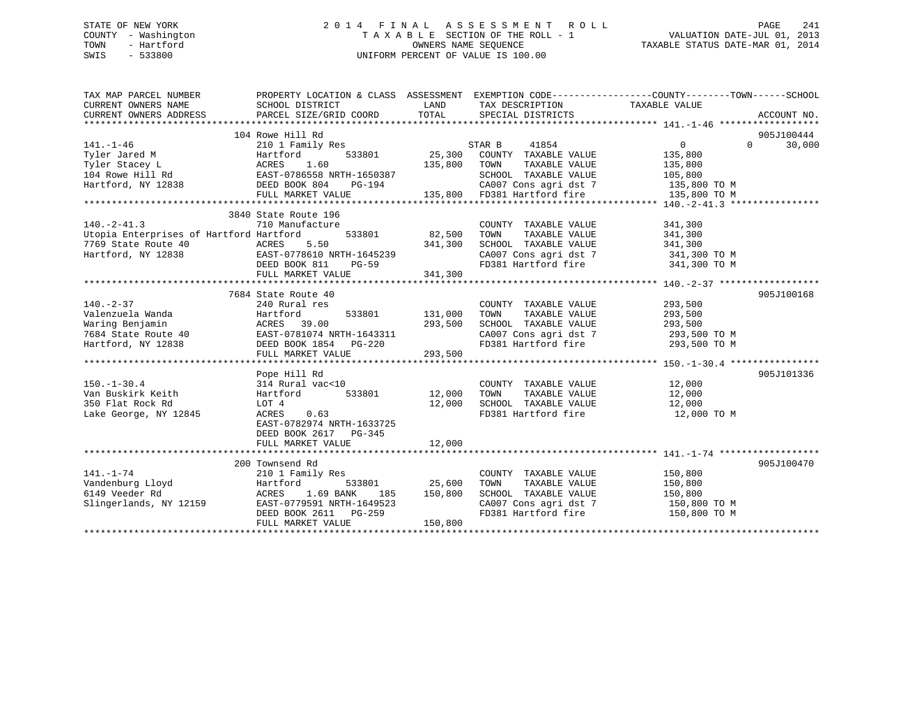STATE OF NEW YORK
COUNTY - Washington
TOWN - Hartford
SWIS - 533800

# 2014 FINAL ASSESSMENT ROLL
TAXABLE SECTION OF THE ROLL - 1
OWNERS NAME SEQUENCE
UNIFORM PERCENT OF VALUE IS 100.00

VALUATION DATE-JUL 01, 2013
TAXABLE STATUS DATE-MAR 01, 2014

| TAX MAP PARCEL NUMBER / CURRENT OWNERS NAME / CURRENT OWNERS ADDRESS | PROPERTY LOCATION & CLASS / SCHOOL DISTRICT / PARCEL SIZE/GRID COORD | ASSESSMENT LAND | TOTAL | EXEMPTION CODE / TAX DESCRIPTION / SPECIAL DISTRICTS | COUNTY TAXABLE VALUE | TOWN | SCHOOL | ACCOUNT NO. |
|---|---|---|---|---|---|---|---|---|
| 141.-1-46 | 104 Rowe Hill Rd | | | | | | | 905J100444 |
| 141.-1-46 | 210 1 Family Res | | | STAR B 41854 | 0 | 0 | 30,000 | |
| Tyler Jared M | Hartford 533801 | 25,300 | | COUNTY TAXABLE VALUE | 135,800 | | | |
| Tyler Stacey L | ACRES 1.60 | | 135,800 | TOWN TAXABLE VALUE | 135,800 | | | |
| 104 Rowe Hill Rd | EAST-0786558 NRTH-1650387 | | | SCHOOL TAXABLE VALUE | 105,800 | | | |
| Hartford, NY 12838 | DEED BOOK 804 PG-194 | | | CA007 Cons agri dst 7 | 135,800 TO M | | | |
| | FULL MARKET VALUE | | 135,800 | FD381 Hartford fire | 135,800 TO M | | | |
| 140.-2-41.3 | 3840 State Route 196 | | | | | | | |
| 140.-2-41.3 | 710 Manufacture | | | COUNTY TAXABLE VALUE | 341,300 | | | |
| Utopia Enterprises of Hartford | Hartford 533801 | 82,500 | | TOWN TAXABLE VALUE | 341,300 | | | |
| 7769 State Route 40 | ACRES 5.50 | | 341,300 | SCHOOL TAXABLE VALUE | 341,300 | | | |
| Hartford, NY 12838 | EAST-0778610 NRTH-1645239 | | | CA007 Cons agri dst 7 | 341,300 TO M | | | |
| | DEED BOOK 811 PG-59 | | | FD381 Hartford fire | 341,300 TO M | | | |
| | FULL MARKET VALUE | | 341,300 | | | | | |
| 140.-2-37 | 7684 State Route 40 | | | | | | | 905J100168 |
| 140.-2-37 | 240 Rural res | | | COUNTY TAXABLE VALUE | 293,500 | | | |
| Valenzuela Wanda | Hartford 533801 | 131,000 | | TOWN TAXABLE VALUE | 293,500 | | | |
| Waring Benjamin | ACRES 39.00 | | 293,500 | SCHOOL TAXABLE VALUE | 293,500 | | | |
| 7684 State Route 40 | EAST-0781074 NRTH-1643311 | | | CA007 Cons agri dst 7 | 293,500 TO M | | | |
| Hartford, NY 12838 | DEED BOOK 1854 PG-220 | | | FD381 Hartford fire | 293,500 TO M | | | |
| | FULL MARKET VALUE | | 293,500 | | | | | |
| 150.-1-30.4 | Pope Hill Rd | | | | | | | 905J101336 |
| 150.-1-30.4 | 314 Rural vac<10 | | | COUNTY TAXABLE VALUE | 12,000 | | | |
| Van Buskirk Keith | Hartford 533801 | 12,000 | | TOWN TAXABLE VALUE | 12,000 | | | |
| 350 Flat Rock Rd | LOT 4 | | 12,000 | SCHOOL TAXABLE VALUE | 12,000 | | | |
| Lake George, NY 12845 | ACRES 0.63 | | | FD381 Hartford fire | 12,000 TO M | | | |
| | EAST-0782974 NRTH-1633725 | | | | | | | |
| | DEED BOOK 2617 PG-345 | | | | | | | |
| | FULL MARKET VALUE | | 12,000 | | | | | |
| 141.-1-74 | 200 Townsend Rd | | | | | | | 905J100470 |
| 141.-1-74 | 210 1 Family Res | | | COUNTY TAXABLE VALUE | 150,800 | | | |
| Vandenburg Lloyd | Hartford 533801 | 25,600 | | TOWN TAXABLE VALUE | 150,800 | | | |
| 6149 Veeder Rd | ACRES 1.69 BANK 185 | | 150,800 | SCHOOL TAXABLE VALUE | 150,800 | | | |
| Slingerlands, NY 12159 | EAST-0779591 NRTH-1649523 | | | CA007 Cons agri dst 7 | 150,800 TO M | | | |
| | DEED BOOK 2611 PG-259 | | | FD381 Hartford fire | 150,800 TO M | | | |
| | FULL MARKET VALUE | | 150,800 | | | | | |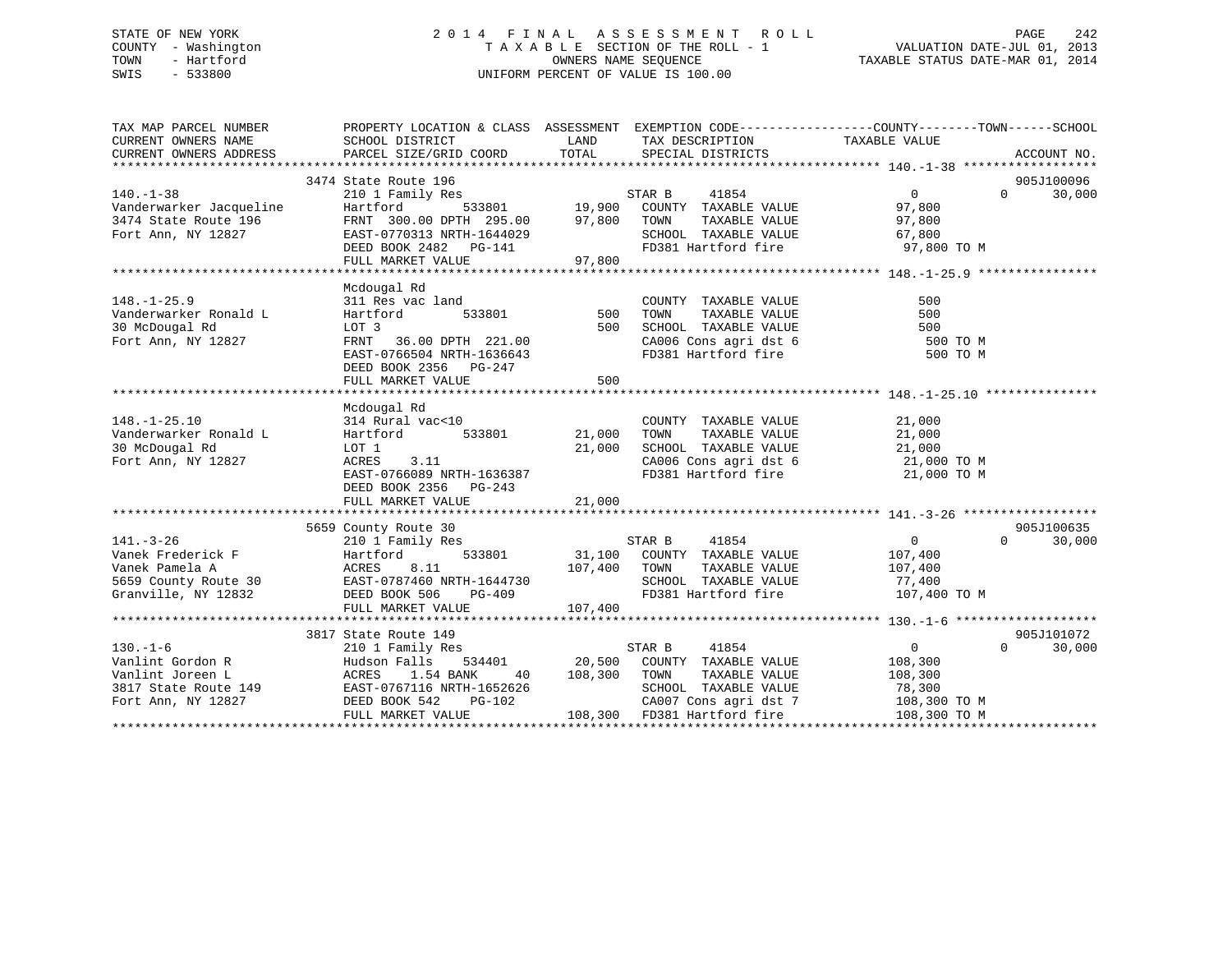STATE OF NEW YORK
COUNTY - Washington
TOWN - Hartford
SWIS - 533800

2014 FINAL ASSESSMENT ROLL
TAXABLE SECTION OF THE ROLL - 1
OWNERS NAME SEQUENCE
UNIFORM PERCENT OF VALUE IS 100.00

VALUATION DATE-JUL 01, 2013
TAXABLE STATUS DATE-MAR 01, 2014

```
TAX MAP PARCEL NUMBER          PROPERTY LOCATION & CLASS  ASSESSMENT  EXEMPTION CODE-----------------COUNTY--------TOWN------SCHOOL
CURRENT OWNERS NAME            SCHOOL DISTRICT              LAND      TAX DESCRIPTION              TAXABLE VALUE
CURRENT OWNERS ADDRESS         PARCEL SIZE/GRID COORD       TOTAL     SPECIAL DISTRICTS                                    ACCOUNT NO.
******************************************************************************************************* 140.-1-38 ******************
                               3474 State Route 196                                                                        905J100096
140.-1-38                      210 1 Family Res                       STAR B     41854                0           0      30,000
Vanderwarker Jacqueline        Hartford          533801      19,900   COUNTY  TAXABLE VALUE           97,800
3474 State Route 196           FRNT 300.00 DPTH 295.00       97,800   TOWN    TAXABLE VALUE           97,800
Fort Ann, NY 12827             EAST-0770313 NRTH-1644029              SCHOOL  TAXABLE VALUE           67,800
                               DEED BOOK 2482   PG-141                FD381 Hartford fire              97,800 TO M
                               FULL MARKET VALUE             97,800
******************************************************************************************************* 148.-1-25.9 ****************
                               Mcdougal Rd
148.-1-25.9                    311 Res vac land                       COUNTY  TAXABLE VALUE              500
Vanderwarker Ronald L          Hartford          533801         500   TOWN    TAXABLE VALUE              500
30 McDougal Rd                 LOT 3                            500   SCHOOL  TAXABLE VALUE              500
Fort Ann, NY 12827             FRNT  36.00 DPTH 221.00                CA006 Cons agri dst 6               500 TO M
                               EAST-0766504 NRTH-1636643              FD381 Hartford fire                 500 TO M
                               DEED BOOK 2356   PG-247
                               FULL MARKET VALUE                500
******************************************************************************************************* 148.-1-25.10 ***************
                               Mcdougal Rd
148.-1-25.10                   314 Rural vac<10                       COUNTY  TAXABLE VALUE           21,000
Vanderwarker Ronald L          Hartford          533801      21,000   TOWN    TAXABLE VALUE           21,000
30 McDougal Rd                 LOT 1                         21,000   SCHOOL  TAXABLE VALUE           21,000
Fort Ann, NY 12827             ACRES    3.11                          CA006 Cons agri dst 6            21,000 TO M
                               EAST-0766089 NRTH-1636387              FD381 Hartford fire              21,000 TO M
                               DEED BOOK 2356   PG-243
                               FULL MARKET VALUE             21,000
******************************************************************************************************* 141.-3-26 ******************
                               5659 County Route 30                                                                        905J100635
141.-3-26                      210 1 Family Res                       STAR B     41854                0           0      30,000
Vanek Frederick F              Hartford          533801      31,100   COUNTY  TAXABLE VALUE          107,400
Vanek Pamela A                 ACRES    8.11                107,400   TOWN    TAXABLE VALUE          107,400
5659 County Route 30           EAST-0787460 NRTH-1644730              SCHOOL  TAXABLE VALUE           77,400
Granville, NY 12832            DEED BOOK 506    PG-409                FD381 Hartford fire             107,400 TO M
                               FULL MARKET VALUE            107,400
******************************************************************************************************* 130.-1-6 *******************
                               3817 State Route 149                                                                        905J101072
130.-1-6                       210 1 Family Res                       STAR B     41854                0           0      30,000
Vanlint Gordon R               Hudson Falls      534401      20,500   COUNTY  TAXABLE VALUE          108,300
Vanlint Joreen L               ACRES    1.54 BANK     40    108,300   TOWN    TAXABLE VALUE          108,300
3817 State Route 149           EAST-0767116 NRTH-1652626              SCHOOL  TAXABLE VALUE           78,300
Fort Ann, NY 12827             DEED BOOK 542    PG-102                CA007 Cons agri dst 7           108,300 TO M
                               FULL MARKET VALUE            108,300   FD381 Hartford fire             108,300 TO M
************************************************************************************************************************************
```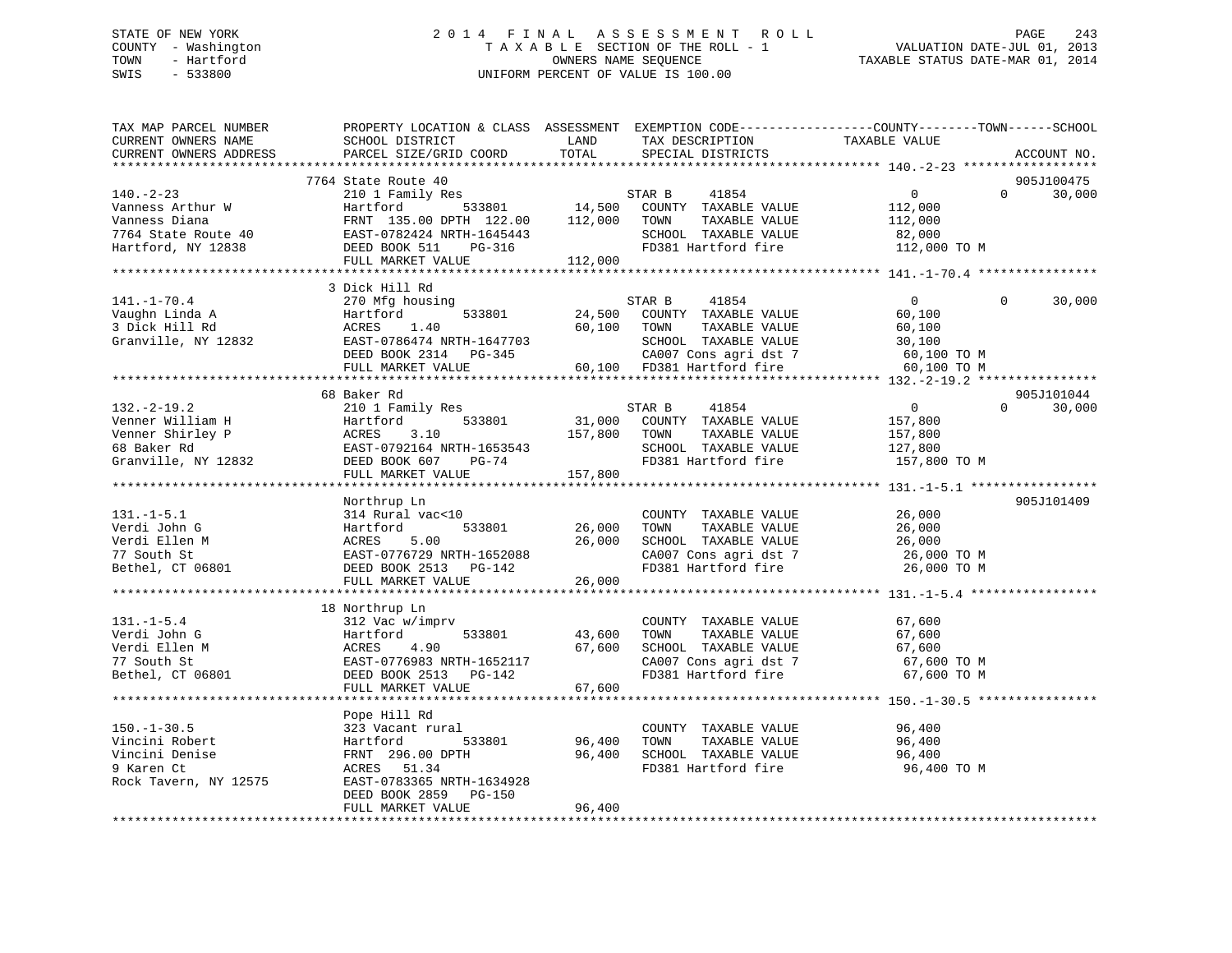STATE OF NEW YORK
COUNTY - Washington
TOWN - Hartford
SWIS - 533800

2 0 1 4 F I N A L A S S E S S M E N T R O L L
T A X A B L E SECTION OF THE ROLL - 1
OWNERS NAME SEQUENCE
UNIFORM PERCENT OF VALUE IS 100.00

VALUATION DATE-JUL 01, 2013
TAXABLE STATUS DATE-MAR 01, 2014

```
TAX MAP PARCEL NUMBER          PROPERTY LOCATION & CLASS  ASSESSMENT  EXEMPTION CODE------------------COUNTY--------TOWN------SCHOOL
CURRENT OWNERS NAME            SCHOOL DISTRICT               LAND      TAX DESCRIPTION             TAXABLE VALUE
CURRENT OWNERS ADDRESS         PARCEL SIZE/GRID COORD        TOTAL     SPECIAL DISTRICTS                                      ACCOUNT NO.
******************************************************************************************************* 140.-2-23 ******************
                               7764 State Route 40                                                                         905J100475
140.-2-23                      210 1 Family Res                        STAR B    41854                   0          0       30,000
Vanness Arthur W               Hartford        533801        14,500    COUNTY  TAXABLE VALUE         112,000
Vanness Diana                  FRNT 135.00 DPTH 122.00      112,000    TOWN    TAXABLE VALUE         112,000
7764 State Route 40            EAST-0782424 NRTH-1645443               SCHOOL  TAXABLE VALUE          82,000
Hartford, NY 12838             DEED BOOK 511    PG-316                 FD381 Hartford fire            112,000 TO M
                               FULL MARKET VALUE            112,000
******************************************************************************************************* 141.-1-70.4 ****************
                               3 Dick Hill Rd
141.-1-70.4                    270 Mfg housing                         STAR B    41854                   0          0       30,000
Vaughn Linda A                 Hartford        533801        24,500    COUNTY  TAXABLE VALUE          60,100
3 Dick Hill Rd                 ACRES    1.40                 60,100    TOWN    TAXABLE VALUE          60,100
Granville, NY 12832            EAST-0786474 NRTH-1647703               SCHOOL  TAXABLE VALUE          30,100
                               DEED BOOK 2314   PG-345                 CA007 Cons agri dst 7           60,100 TO M
                               FULL MARKET VALUE             60,100    FD381 Hartford fire             60,100 TO M
******************************************************************************************************* 132.-2-19.2 ****************
                               68 Baker Rd                                                                                 905J101044
132.-2-19.2                    210 1 Family Res                        STAR B    41854                   0          0       30,000
Venner William H               Hartford        533801        31,000    COUNTY  TAXABLE VALUE         157,800
Venner Shirley P               ACRES    3.10                157,800    TOWN    TAXABLE VALUE         157,800
68 Baker Rd                    EAST-0792164 NRTH-1653543               SCHOOL  TAXABLE VALUE         127,800
Granville, NY 12832            DEED BOOK 607    PG-74                  FD381 Hartford fire            157,800 TO M
                               FULL MARKET VALUE            157,800
******************************************************************************************************* 131.-1-5.1 *****************
                               Northrup Ln                                                                                 905J101409
131.-1-5.1                     314 Rural vac<10                        COUNTY  TAXABLE VALUE          26,000
Verdi John G                   Hartford        533801        26,000    TOWN    TAXABLE VALUE          26,000
Verdi Ellen M                  ACRES    5.00                 26,000    SCHOOL  TAXABLE VALUE          26,000
77 South St                    EAST-0776729 NRTH-1652088               CA007 Cons agri dst 7           26,000 TO M
Bethel, CT 06801               DEED BOOK 2513   PG-142                 FD381 Hartford fire             26,000 TO M
                               FULL MARKET VALUE             26,000
******************************************************************************************************* 131.-1-5.4 *****************
                               18 Northrup Ln
131.-1-5.4                     312 Vac w/imprv                         COUNTY  TAXABLE VALUE          67,600
Verdi John G                   Hartford        533801        43,600    TOWN    TAXABLE VALUE          67,600
Verdi Ellen M                  ACRES    4.90                 67,600    SCHOOL  TAXABLE VALUE          67,600
77 South St                    EAST-0776983 NRTH-1652117               CA007 Cons agri dst 7           67,600 TO M
Bethel, CT 06801               DEED BOOK 2513   PG-142                 FD381 Hartford fire             67,600 TO M
                               FULL MARKET VALUE             67,600
******************************************************************************************************* 150.-1-30.5 ****************
                               Pope Hill Rd
150.-1-30.5                    323 Vacant rural                        COUNTY  TAXABLE VALUE          96,400
Vincini Robert                 Hartford        533801        96,400    TOWN    TAXABLE VALUE          96,400
Vincini Denise                 FRNT 296.00 DPTH              96,400    SCHOOL  TAXABLE VALUE          96,400
9 Karen Ct                     ACRES   51.34                           FD381 Hartford fire             96,400 TO M
Rock Tavern, NY 12575          EAST-0783365 NRTH-1634928
                               DEED BOOK 2859   PG-150
                               FULL MARKET VALUE             96,400
************************************************************************************************************************************
```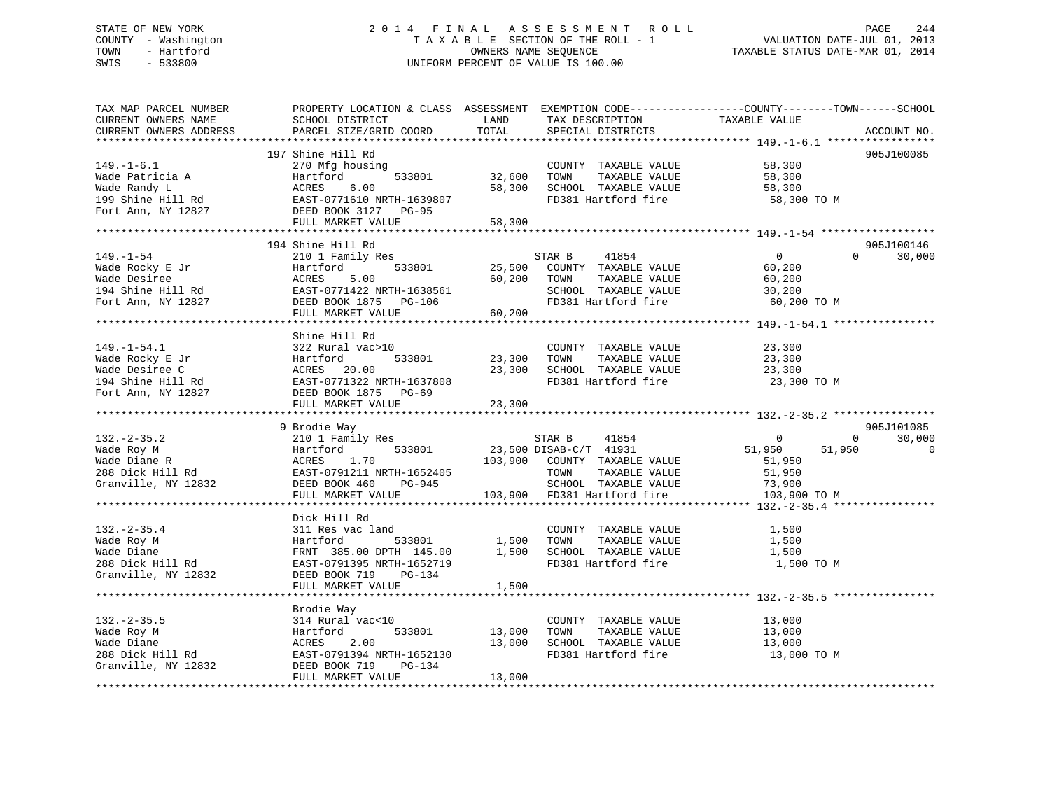STATE OF NEW YORK
COUNTY - Washington
TOWN - Hartford
SWIS - 533800

# 2014 FINAL ASSESSMENT ROLL

TAXABLE SECTION OF THE ROLL - 1
OWNERS NAME SEQUENCE
UNIFORM PERCENT OF VALUE IS 100.00

VALUATION DATE-JUL 01, 2013
TAXABLE STATUS DATE-MAR 01, 2014

| TAX MAP PARCEL NUMBER / CURRENT OWNERS NAME / CURRENT OWNERS ADDRESS | PROPERTY LOCATION & CLASS / SCHOOL DISTRICT / PARCEL SIZE/GRID COORD | ASSESSMENT LAND / TOTAL | EXEMPTION CODE / TAX DESCRIPTION / SPECIAL DISTRICTS | COUNTY TAXABLE VALUE | TOWN | SCHOOL | ACCOUNT NO. |
|---|---|---|---|---|---|---|---|
| **149.-1-6.1** | 197 Shine Hill Rd | | | | | | 905J100085 |
| Wade Patricia A | 270 Mfg housing | | COUNTY TAXABLE VALUE | 58,300 | | | |
| Wade Randy L | Hartford 533801 | 32,600 | TOWN TAXABLE VALUE | 58,300 | | | |
| 199 Shine Hill Rd | ACRES 6.00 | 58,300 | SCHOOL TAXABLE VALUE | 58,300 | | | |
| Fort Ann, NY 12827 | EAST-0771610 NRTH-1639807 | | FD381 Hartford fire | 58,300 TO M | | | |
| | DEED BOOK 3127 PG-95 | | | | | | |
| | FULL MARKET VALUE | 58,300 | | | | | |
| **149.-1-54** | 194 Shine Hill Rd | | | | | | 905J100146 |
| Wade Rocky E Jr | 210 1 Family Res | | STAR B 41854 | 0 | 0 | 30,000 | |
| Wade Desiree | Hartford 533801 | 25,500 | COUNTY TAXABLE VALUE | 60,200 | | | |
| 194 Shine Hill Rd | ACRES 5.00 | 60,200 | TOWN TAXABLE VALUE | 60,200 | | | |
| Fort Ann, NY 12827 | EAST-0771422 NRTH-1638561 | | SCHOOL TAXABLE VALUE | 30,200 | | | |
| | DEED BOOK 1875 PG-106 | | FD381 Hartford fire | 60,200 TO M | | | |
| | FULL MARKET VALUE | 60,200 | | | | | |
| **149.-1-54.1** | Shine Hill Rd | | | | | | |
| Wade Rocky E Jr | 322 Rural vac>10 | | COUNTY TAXABLE VALUE | 23,300 | | | |
| Wade Desiree C | Hartford 533801 | 23,300 | TOWN TAXABLE VALUE | 23,300 | | | |
| 194 Shine Hill Rd | ACRES 20.00 | 23,300 | SCHOOL TAXABLE VALUE | 23,300 | | | |
| Fort Ann, NY 12827 | EAST-0771322 NRTH-1637808 | | FD381 Hartford fire | 23,300 TO M | | | |
| | DEED BOOK 1875 PG-69 | | | | | | |
| | FULL MARKET VALUE | 23,300 | | | | | |
| **132.-2-35.2** | 9 Brodie Way | | | | | | 905J101085 |
| Wade Roy M | 210 1 Family Res | | STAR B 41854 | 0 | 0 | 30,000 | |
| Wade Diane R | Hartford 533801 | 23,500 | DISAB-C/T 41931 | 51,950 | 51,950 | 0 | |
| 288 Dick Hill Rd | ACRES 1.70 | 103,900 | COUNTY TAXABLE VALUE | 51,950 | | | |
| Granville, NY 12832 | EAST-0791211 NRTH-1652405 | | TOWN TAXABLE VALUE | 51,950 | | | |
| | DEED BOOK 460 PG-945 | | SCHOOL TAXABLE VALUE | 73,900 | | | |
| | FULL MARKET VALUE | 103,900 | FD381 Hartford fire | 103,900 TO M | | | |
| **132.-2-35.4** | Dick Hill Rd | | | | | | |
| Wade Roy M | 311 Res vac land | | COUNTY TAXABLE VALUE | 1,500 | | | |
| Wade Diane | Hartford 533801 | 1,500 | TOWN TAXABLE VALUE | 1,500 | | | |
| 288 Dick Hill Rd | FRNT 385.00 DPTH 145.00 | 1,500 | SCHOOL TAXABLE VALUE | 1,500 | | | |
| Granville, NY 12832 | EAST-0791395 NRTH-1652719 | | FD381 Hartford fire | 1,500 TO M | | | |
| | DEED BOOK 719 PG-134 | | | | | | |
| | FULL MARKET VALUE | 1,500 | | | | | |
| **132.-2-35.5** | Brodie Way | | | | | | |
| Wade Roy M | 314 Rural vac<10 | | COUNTY TAXABLE VALUE | 13,000 | | | |
| Wade Diane | Hartford 533801 | 13,000 | TOWN TAXABLE VALUE | 13,000 | | | |
| 288 Dick Hill Rd | ACRES 2.00 | 13,000 | SCHOOL TAXABLE VALUE | 13,000 | | | |
| Granville, NY 12832 | EAST-0791394 NRTH-1652130 | | FD381 Hartford fire | 13,000 TO M | | | |
| | DEED BOOK 719 PG-134 | | | | | | |
| | FULL MARKET VALUE | 13,000 | | | | | |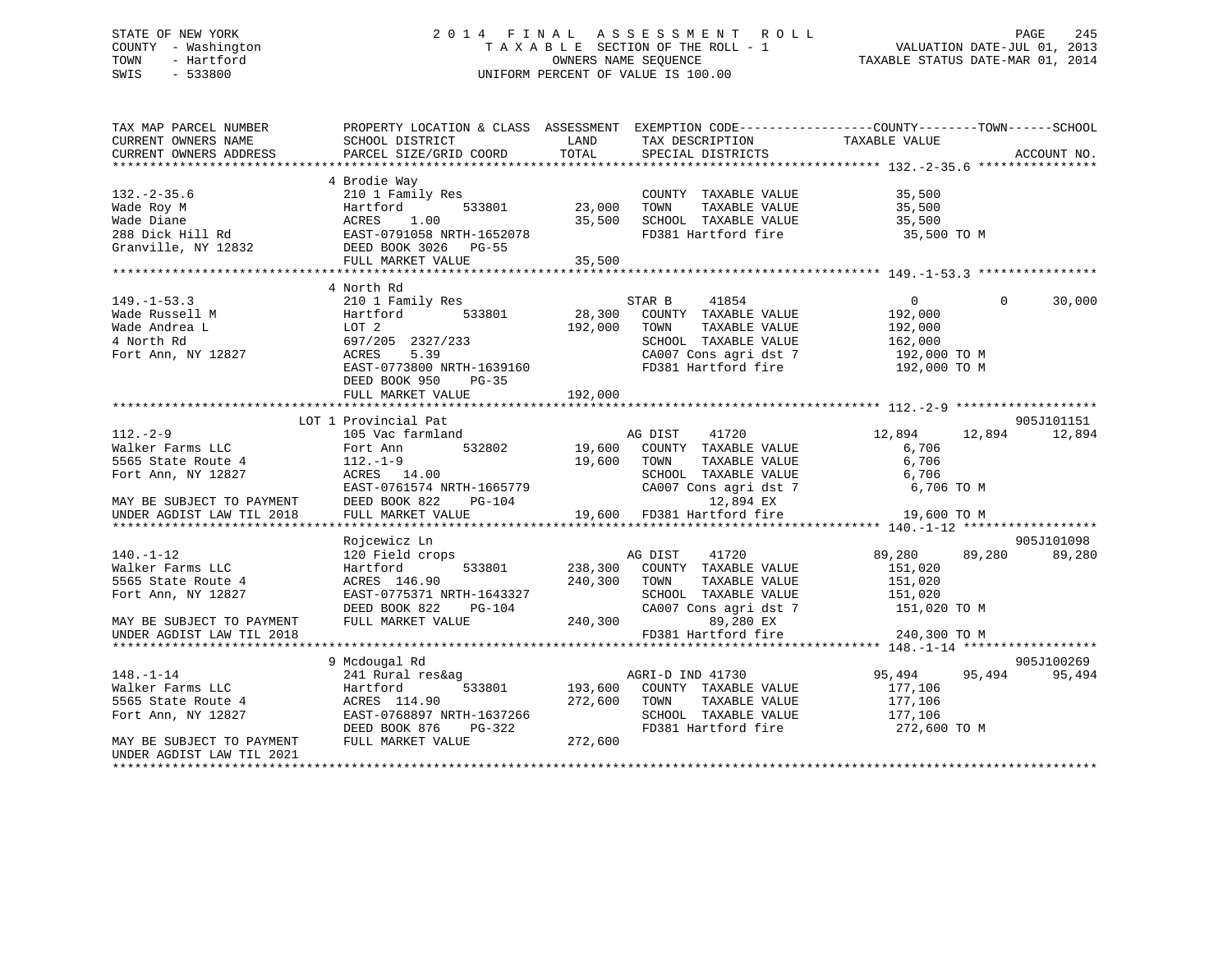STATE OF NEW YORK
COUNTY - Washington
TOWN - Hartford
SWIS - 533800

2014 FINAL ASSESSMENT ROLL
TAXABLE SECTION OF THE ROLL - 1
OWNERS NAME SEQUENCE
UNIFORM PERCENT OF VALUE IS 100.00

VALUATION DATE-JUL 01, 2013
TAXABLE STATUS DATE-MAR 01, 2014

```
TAX MAP PARCEL NUMBER          PROPERTY LOCATION & CLASS  ASSESSMENT  EXEMPTION CODE------------------COUNTY--------TOWN------SCHOOL
CURRENT OWNERS NAME            SCHOOL DISTRICT               LAND      TAX DESCRIPTION             TAXABLE VALUE
CURRENT OWNERS ADDRESS         PARCEL SIZE/GRID COORD        TOTAL     SPECIAL DISTRICTS                                     ACCOUNT NO.
******************************************************************************************************* 132.-2-35.6 ****************
                               4 Brodie Way
132.-2-35.6                    210 1 Family Res                        COUNTY  TAXABLE VALUE            35,500
Wade Roy M                     Hartford        533801        23,000    TOWN    TAXABLE VALUE            35,500
Wade Diane                     ACRES    1.00                 35,500    SCHOOL  TAXABLE VALUE            35,500
288 Dick Hill Rd               EAST-0791058 NRTH-1652078               FD381 Hartford fire               35,500 TO M
Granville, NY 12832            DEED BOOK 3026   PG-55
                               FULL MARKET VALUE             35,500
******************************************************************************************************* 149.-1-53.3 ****************
                               4 North Rd
149.-1-53.3                    210 1 Family Res                    STAR B     41854                   0          0     30,000
Wade Russell M                 Hartford        533801        28,300    COUNTY  TAXABLE VALUE           192,000
Wade Andrea L                  LOT 2                        192,000    TOWN    TAXABLE VALUE           192,000
4 North Rd                     697/205  2327/233                       SCHOOL  TAXABLE VALUE           162,000
Fort Ann, NY 12827             ACRES    5.39                           CA007 Cons agri dst 7            192,000 TO M
                               EAST-0773800 NRTH-1639160               FD381 Hartford fire              192,000 TO M
                               DEED BOOK 950    PG-35
                               FULL MARKET VALUE            192,000
******************************************************************************************************* 112.-2-9 *******************
                             LOT 1 Provincial Pat                                                                      905J101151
112.-2-9                       105 Vac farmland                    AG DIST    41720              12,894     12,894     12,894
Walker Farms LLC               Fort Ann        532802        19,600    COUNTY  TAXABLE VALUE             6,706
5565 State Route 4             112.-1-9                      19,600    TOWN    TAXABLE VALUE             6,706
Fort Ann, NY 12827             ACRES   14.00                           SCHOOL  TAXABLE VALUE             6,706
                               EAST-0761574 NRTH-1665779               CA007 Cons agri dst 7              6,706 TO M
MAY BE SUBJECT TO PAYMENT      DEED BOOK 822    PG-104                         12,894 EX
UNDER AGDIST LAW TIL 2018      FULL MARKET VALUE             19,600    FD381 Hartford fire               19,600 TO M
******************************************************************************************************* 140.-1-12 ******************
                               Rojcewicz Ln                                                                            905J101098
140.-1-12                      120 Field crops                     AG DIST    41720              89,280     89,280     89,280
Walker Farms LLC               Hartford        533801       238,300    COUNTY  TAXABLE VALUE           151,020
5565 State Route 4             ACRES  146.90                240,300    TOWN    TAXABLE VALUE           151,020
Fort Ann, NY 12827             EAST-0775371 NRTH-1643327               SCHOOL  TAXABLE VALUE           151,020
                               DEED BOOK 822    PG-104                 CA007 Cons agri dst 7            151,020 TO M
MAY BE SUBJECT TO PAYMENT      FULL MARKET VALUE            240,300            89,280 EX
UNDER AGDIST LAW TIL 2018                                              FD381 Hartford fire              240,300 TO M
******************************************************************************************************* 148.-1-14 ******************
                               9 Mcdougal Rd                                                                           905J100269
148.-1-14                      241 Rural res&ag                    AGRI-D IND 41730              95,494     95,494     95,494
Walker Farms LLC               Hartford        533801       193,600    COUNTY  TAXABLE VALUE           177,106
5565 State Route 4             ACRES  114.90                272,600    TOWN    TAXABLE VALUE           177,106
Fort Ann, NY 12827             EAST-0768897 NRTH-1637266               SCHOOL  TAXABLE VALUE           177,106
                               DEED BOOK 876    PG-322                 FD381 Hartford fire              272,600 TO M
MAY BE SUBJECT TO PAYMENT      FULL MARKET VALUE            272,600
UNDER AGDIST LAW TIL 2021
************************************************************************************************************************************
```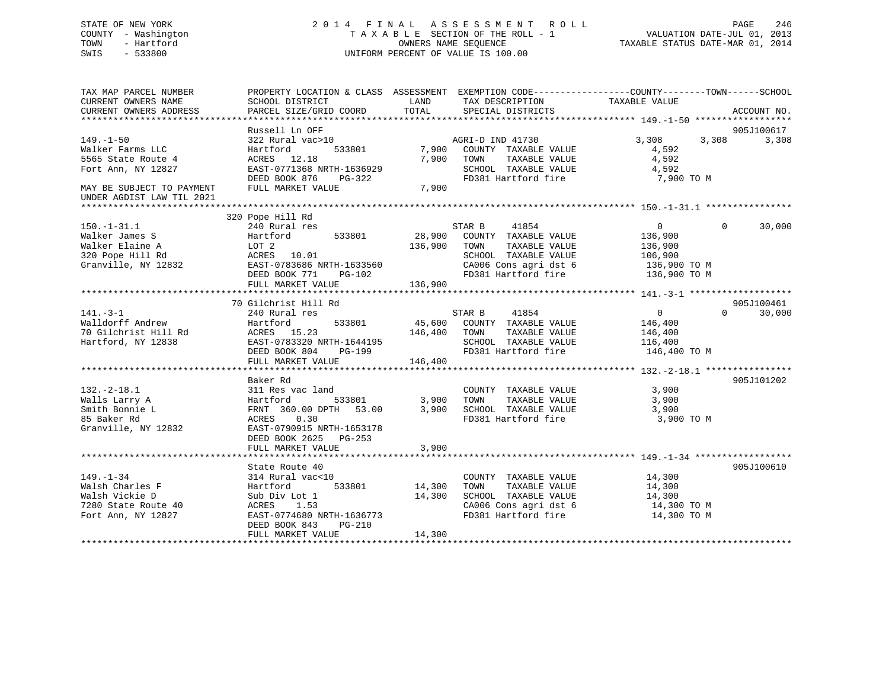STATE OF NEW YORK — COUNTY - Washington — TOWN - Hartford — SWIS - 533800

# 2014 FINAL ASSESSMENT ROLL

TAXABLE SECTION OF THE ROLL - 1
OWNERS NAME SEQUENCE
UNIFORM PERCENT OF VALUE IS 100.00

VALUATION DATE-JUL 01, 2013
TAXABLE STATUS DATE-MAR 01, 2014

| TAX MAP PARCEL NUMBER / CURRENT OWNERS NAME / CURRENT OWNERS ADDRESS | PROPERTY LOCATION & CLASS / SCHOOL DISTRICT / PARCEL SIZE/GRID COORD | ASSESSMENT LAND | ASSESSMENT TOTAL | EXEMPTION CODE / TAX DESCRIPTION / SPECIAL DISTRICTS | COUNTY TAXABLE VALUE | TOWN | SCHOOL | ACCOUNT NO. |
|---|---|---|---|---|---|---|---|---|
| 149.-1-50 | Russell Ln OFF | | | | | | | 905J100617 |
| Walker Farms LLC | 322 Rural vac>10 | | | AGRI-D IND 41730 | 3,308 | 3,308 | 3,308 | |
| 5565 State Route 4 | Hartford 533801 | 7,900 | 7,900 | COUNTY TAXABLE VALUE | 4,592 | | | |
| Fort Ann, NY 12827 | ACRES 12.18 | | | TOWN TAXABLE VALUE | 4,592 | | | |
| | EAST-0771368 NRTH-1636929 | | | SCHOOL TAXABLE VALUE | 4,592 | | | |
| MAY BE SUBJECT TO PAYMENT | DEED BOOK 876 PG-322 | | | FD381 Hartford fire | 7,900 TO M | | | |
| UNDER AGDIST LAW TIL 2021 | FULL MARKET VALUE | | 7,900 | | | | | |
| 150.-1-31.1 | 320 Pope Hill Rd | | | | | | | |
| Walker James S | 240 Rural res | | | STAR B 41854 | 0 | 0 | 30,000 | |
| Walker Elaine A | Hartford 533801 | 28,900 | 136,900 | COUNTY TAXABLE VALUE | 136,900 | | | |
| 320 Pope Hill Rd | LOT 2 | | | TOWN TAXABLE VALUE | 136,900 | | | |
| Granville, NY 12832 | ACRES 10.01 | | | SCHOOL TAXABLE VALUE | 106,900 | | | |
| | EAST-0783686 NRTH-1633560 | | | CA006 Cons agri dst 6 | 136,900 TO M | | | |
| | DEED BOOK 771 PG-102 | | | FD381 Hartford fire | 136,900 TO M | | | |
| | FULL MARKET VALUE | | 136,900 | | | | | |
| 141.-3-1 | 70 Gilchrist Hill Rd | | | | | | | 905J100461 |
| Walldorff Andrew | 240 Rural res | | | STAR B 41854 | 0 | 0 | 30,000 | |
| 70 Gilchrist Hill Rd | Hartford 533801 | 45,600 | 146,400 | COUNTY TAXABLE VALUE | 146,400 | | | |
| Hartford, NY 12838 | ACRES 15.23 | | | TOWN TAXABLE VALUE | 146,400 | | | |
| | EAST-0783320 NRTH-1644195 | | | SCHOOL TAXABLE VALUE | 116,400 | | | |
| | DEED BOOK 804 PG-199 | | | FD381 Hartford fire | 146,400 TO M | | | |
| | FULL MARKET VALUE | | 146,400 | | | | | |
| 132.-2-18.1 | Baker Rd | | | | | | | 905J101202 |
| Walls Larry A | 311 Res vac land | | | COUNTY TAXABLE VALUE | 3,900 | | | |
| Smith Bonnie L | Hartford 533801 | 3,900 | 3,900 | TOWN TAXABLE VALUE | 3,900 | | | |
| 85 Baker Rd | FRNT 360.00 DPTH 53.00 | | | SCHOOL TAXABLE VALUE | 3,900 | | | |
| Granville, NY 12832 | ACRES 0.30 | | | FD381 Hartford fire | 3,900 TO M | | | |
| | EAST-0790915 NRTH-1653178 | | | | | | | |
| | DEED BOOK 2625 PG-253 | | | | | | | |
| | FULL MARKET VALUE | | 3,900 | | | | | |
| 149.-1-34 | State Route 40 | | | | | | | 905J100610 |
| Walsh Charles F | 314 Rural vac<10 | | | COUNTY TAXABLE VALUE | 14,300 | | | |
| Walsh Vickie D | Hartford 533801 | 14,300 | 14,300 | TOWN TAXABLE VALUE | 14,300 | | | |
| 7280 State Route 40 | Sub Div Lot 1 | | | SCHOOL TAXABLE VALUE | 14,300 | | | |
| Fort Ann, NY 12827 | ACRES 1.53 | | | CA006 Cons agri dst 6 | 14,300 TO M | | | |
| | EAST-0774680 NRTH-1636773 | | | FD381 Hartford fire | 14,300 TO M | | | |
| | DEED BOOK 843 PG-210 | | | | | | | |
| | FULL MARKET VALUE | | 14,300 | | | | | |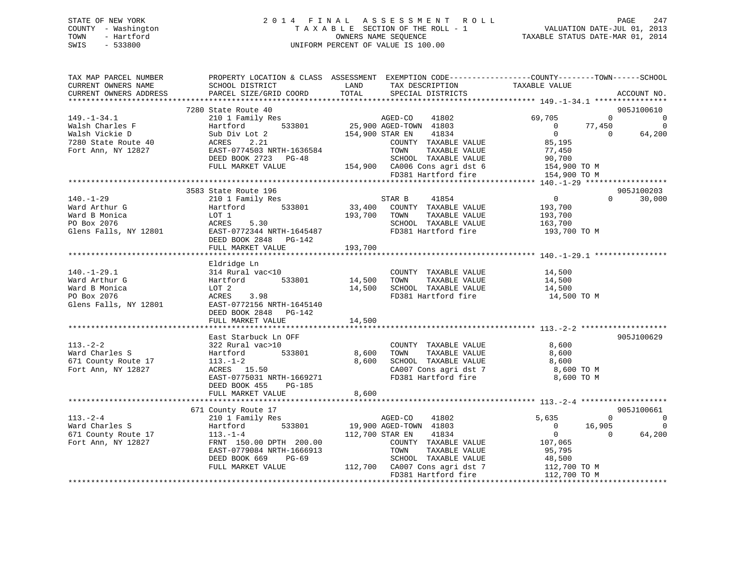STATE OF NEW YORK · COUNTY - Washington · TOWN - Hartford · SWIS - 533800

# 2014 FINAL ASSESSMENT ROLL

TAXABLE SECTION OF THE ROLL - 1 · OWNERS NAME SEQUENCE · UNIFORM PERCENT OF VALUE IS 100.00

VALUATION DATE-JUL 01, 2013 · TAXABLE STATUS DATE-MAR 01, 2014

```
TAX MAP PARCEL NUMBER          PROPERTY LOCATION & CLASS  ASSESSMENT  EXEMPTION CODE------------------COUNTY--------TOWN------SCHOOL
CURRENT OWNERS NAME            SCHOOL DISTRICT               LAND      TAX DESCRIPTION            TAXABLE VALUE
CURRENT OWNERS ADDRESS         PARCEL SIZE/GRID COORD        TOTAL     SPECIAL DISTRICTS                                    ACCOUNT NO.
******************************************************************************************************* 149.-1-34.1 ****************
                               7280 State Route 40                                                                          905J100610
149.-1-34.1                    210 1 Family Res                   AGED-CO    41802             69,705            0                0
Walsh Charles F                Hartford        533801     25,900 AGED-TOWN  41803                  0       77,450                0
Walsh Vickie D                 Sub Div Lot 2             154,900 STAR EN    41834                  0            0           64,200
7280 State Route 40            ACRES    2.21                      COUNTY  TAXABLE VALUE          85,195
Fort Ann, NY 12827             EAST-0774503 NRTH-1636584          TOWN    TAXABLE VALUE          77,450
                               DEED BOOK 2723   PG-48             SCHOOL  TAXABLE VALUE          90,700
                               FULL MARKET VALUE         154,900  CA006 Cons agri dst 6         154,900 TO M
                                                                  FD381 Hartford fire           154,900 TO M
******************************************************************************************************* 140.-1-29 ******************
                               3583 State Route 196                                                                         905J100203
140.-1-29                      210 1 Family Res                   STAR B     41854                  0            0           30,000
Ward Arthur G                  Hartford        533801     33,400  COUNTY  TAXABLE VALUE         193,700
Ward B Monica                  LOT 1                     193,700  TOWN    TAXABLE VALUE         193,700
PO Box 2076                    ACRES    5.30                      SCHOOL  TAXABLE VALUE         163,700
Glens Falls, NY 12801          EAST-0772344 NRTH-1645487          FD381 Hartford fire           193,700 TO M
                               DEED BOOK 2848   PG-142
                               FULL MARKET VALUE         193,700
******************************************************************************************************* 140.-1-29.1 ****************
                               Eldridge Ln
140.-1-29.1                    314 Rural vac<10                   COUNTY  TAXABLE VALUE          14,500
Ward Arthur G                  Hartford        533801     14,500  TOWN    TAXABLE VALUE          14,500
Ward B Monica                  LOT 2                      14,500  SCHOOL  TAXABLE VALUE          14,500
PO Box 2076                    ACRES    3.98                      FD381 Hartford fire            14,500 TO M
Glens Falls, NY 12801          EAST-0772156 NRTH-1645140
                               DEED BOOK 2848   PG-142
                               FULL MARKET VALUE          14,500
******************************************************************************************************* 113.-2-2 *******************
                               East Starbuck Ln OFF                                                                         905J100629
113.-2-2                       322 Rural vac>10                   COUNTY  TAXABLE VALUE           8,600
Ward Charles S                 Hartford        533801      8,600  TOWN    TAXABLE VALUE           8,600
671 County Route 17            113.-1-2                    8,600  SCHOOL  TAXABLE VALUE           8,600
Fort Ann, NY 12827             ACRES   15.50                      CA007 Cons agri dst 7           8,600 TO M
                               EAST-0775031 NRTH-1669271          FD381 Hartford fire             8,600 TO M
                               DEED BOOK 455    PG-185
                               FULL MARKET VALUE           8,600
******************************************************************************************************* 113.-2-4 *******************
                               671 County Route 17                                                                          905J100661
113.-2-4                       210 1 Family Res                   AGED-CO    41802              5,635            0                0
Ward Charles S                 Hartford        533801     19,900 AGED-TOWN  41803                  0       16,905                0
671 County Route 17            113.-1-4                  112,700 STAR EN    41834                  0            0           64,200
Fort Ann, NY 12827             FRNT 150.00 DPTH 200.00            COUNTY  TAXABLE VALUE         107,065
                               EAST-0779084 NRTH-1666913          TOWN    TAXABLE VALUE          95,795
                               DEED BOOK 669    PG-69             SCHOOL  TAXABLE VALUE          48,500
                               FULL MARKET VALUE         112,700  CA007 Cons agri dst 7         112,700 TO M
                                                                  FD381 Hartford fire           112,700 TO M
************************************************************************************************************************************
```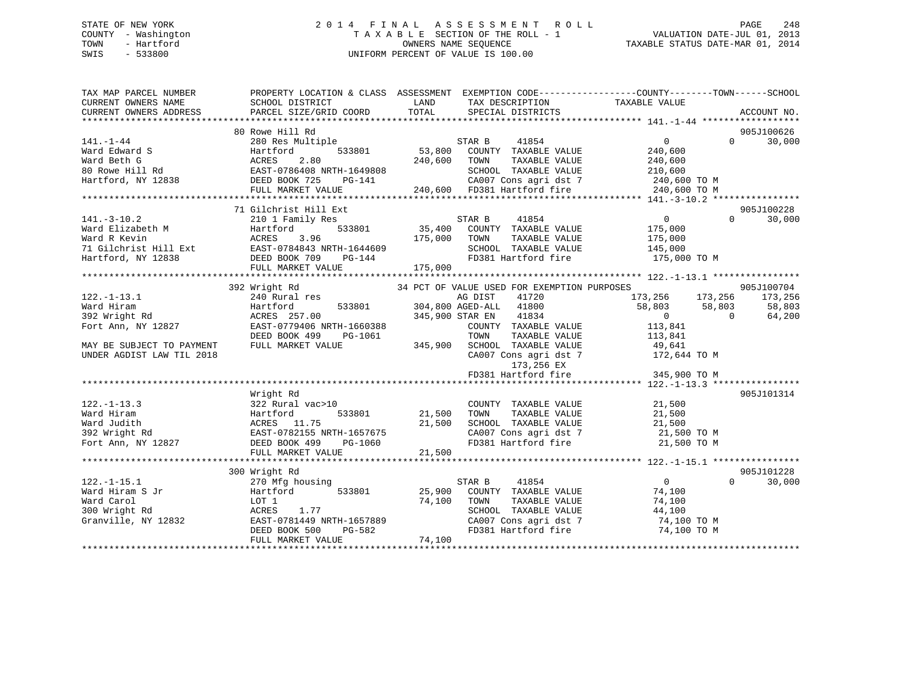STATE OF NEW YORK
COUNTY - Washington
TOWN - Hartford
SWIS - 533800

# 2014 FINAL ASSESSMENT ROLL
TAXABLE SECTION OF THE ROLL - 1
OWNERS NAME SEQUENCE
UNIFORM PERCENT OF VALUE IS 100.00

VALUATION DATE-JUL 01, 2013
TAXABLE STATUS DATE-MAR 01, 2014

```
TAX MAP PARCEL NUMBER          PROPERTY LOCATION & CLASS  ASSESSMENT  EXEMPTION CODE-----------------COUNTY--------TOWN------SCHOOL
CURRENT OWNERS NAME            SCHOOL DISTRICT             LAND       TAX DESCRIPTION              TAXABLE VALUE
CURRENT OWNERS ADDRESS         PARCEL SIZE/GRID COORD      TOTAL      SPECIAL DISTRICTS                                      ACCOUNT NO.
******************************************************************************************************* 141.-1-44 ******************
                               80 Rowe Hill Rd                                                                              905J100626
141.-1-44                      280 Res Multiple                       STAR B      41854                 0            0       30,000
Ward Edward S                  Hartford          533801     53,800    COUNTY  TAXABLE VALUE         240,600
Ward Beth G                    ACRES    2.80               240,600    TOWN    TAXABLE VALUE         240,600
80 Rowe Hill Rd                EAST-0786408 NRTH-1649808              SCHOOL  TAXABLE VALUE         210,600
Hartford, NY 12838             DEED BOOK 725    PG-141                CA007 Cons agri dst 7          240,600 TO M
                               FULL MARKET VALUE           240,600    FD381 Hartford fire            240,600 TO M
******************************************************************************************************* 141.-3-10.2 ****************
                               71 Gilchrist Hill Ext                                                                        905J100228
141.-3-10.2                    210 1 Family Res                       STAR B      41854                 0            0       30,000
Ward Elizabeth M               Hartford          533801     35,400    COUNTY  TAXABLE VALUE         175,000
Ward R Kevin                   ACRES    3.96               175,000    TOWN    TAXABLE VALUE         175,000
71 Gilchrist Hill Ext          EAST-0784843 NRTH-1644609              SCHOOL  TAXABLE VALUE         145,000
Hartford, NY 12838             DEED BOOK 709    PG-144                FD381 Hartford fire            175,000 TO M
                               FULL MARKET VALUE           175,000
******************************************************************************************************* 122.-1-13.1 ****************
                               392 Wright Rd                          34 PCT OF VALUE USED FOR EXEMPTION PURPOSES                   905J100704
122.-1-13.1                    240 Rural res                          AG DIST     41720           173,256      173,256      173,256
Ward Hiram                     Hartford          533801    304,800    AGED-ALL    41800            58,803       58,803       58,803
392 Wright Rd                  ACRES  257.00               345,900    STAR EN     41834                 0            0       64,200
Fort Ann, NY 12827             EAST-0779406 NRTH-1660388              COUNTY  TAXABLE VALUE         113,841
                               DEED BOOK 499    PG-1061               TOWN    TAXABLE VALUE         113,841
MAY BE SUBJECT TO PAYMENT      FULL MARKET VALUE           345,900    SCHOOL  TAXABLE VALUE          49,641
UNDER AGDIST LAW TIL 2018                                             CA007 Cons agri dst 7          172,644 TO M
                                                                             173,256 EX
                                                                      FD381 Hartford fire            345,900 TO M
******************************************************************************************************* 122.-1-13.3 ****************
                               Wright Rd                                                                                    905J101314
122.-1-13.3                    322 Rural vac>10                       COUNTY  TAXABLE VALUE          21,500
Ward Hiram                     Hartford          533801     21,500    TOWN    TAXABLE VALUE          21,500
Ward Judith                    ACRES   11.75                21,500    SCHOOL  TAXABLE VALUE          21,500
392 Wright Rd                  EAST-0782155 NRTH-1657675              CA007 Cons agri dst 7           21,500 TO M
Fort Ann, NY 12827             DEED BOOK 499    PG-1060               FD381 Hartford fire             21,500 TO M
                               FULL MARKET VALUE            21,500
******************************************************************************************************* 122.-1-15.1 ****************
                               300 Wright Rd                                                                                905J101228
122.-1-15.1                    270 Mfg housing                        STAR B      41854                 0            0       30,000
Ward Hiram S Jr                Hartford          533801     25,900    COUNTY  TAXABLE VALUE          74,100
Ward Carol                     LOT 1                        74,100    TOWN    TAXABLE VALUE          74,100
300 Wright Rd                  ACRES    1.77                          SCHOOL  TAXABLE VALUE          44,100
Granville, NY 12832            EAST-0781449 NRTH-1657889              CA007 Cons agri dst 7           74,100 TO M
                               DEED BOOK 500    PG-582                FD381 Hartford fire             74,100 TO M
                               FULL MARKET VALUE            74,100
************************************************************************************************************************************
```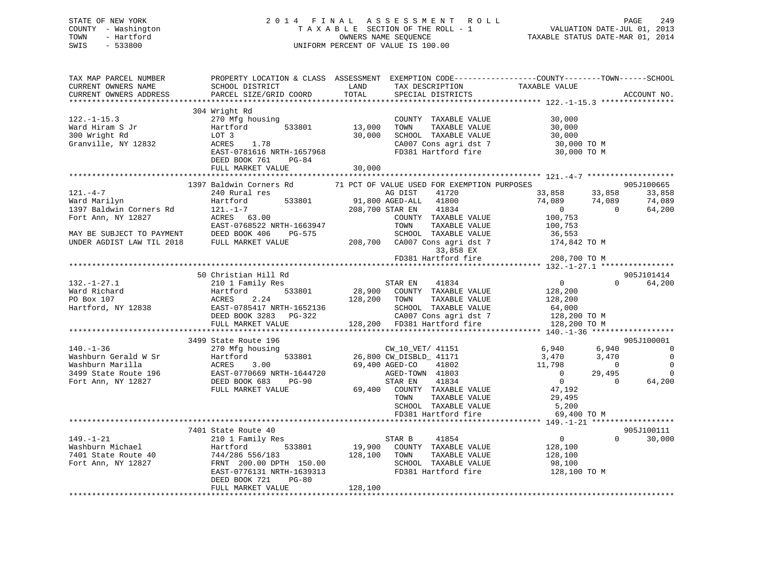STATE OF NEW YORK
COUNTY - Washington
TOWN - Hartford
SWIS - 533800

# 2014 FINAL ASSESSMENT ROLL

TAXABLE SECTION OF THE ROLL - 1
OWNERS NAME SEQUENCE
UNIFORM PERCENT OF VALUE IS 100.00

VALUATION DATE-JUL 01, 2013
TAXABLE STATUS DATE-MAR 01, 2014

```
TAX MAP PARCEL NUMBER          PROPERTY LOCATION & CLASS  ASSESSMENT  EXEMPTION CODE------------------COUNTY--------TOWN------SCHOOL
CURRENT OWNERS NAME            SCHOOL DISTRICT               LAND      TAX DESCRIPTION             TAXABLE VALUE
CURRENT OWNERS ADDRESS         PARCEL SIZE/GRID COORD       TOTAL      SPECIAL DISTRICTS                                       ACCOUNT NO.
******************************************************************************************************* 122.-1-15.3 ****************
                               304 Wright Rd
122.-1-15.3                    270 Mfg housing                          COUNTY  TAXABLE VALUE            30,000
Ward Hiram S Jr                Hartford        533801       13,000      TOWN    TAXABLE VALUE            30,000
300 Wright Rd                  LOT 3                        30,000      SCHOOL  TAXABLE VALUE            30,000
Granville, NY 12832            ACRES    1.78                            CA007 Cons agri dst 7             30,000 TO M
                               EAST-0781616 NRTH-1657968                FD381 Hartford fire               30,000 TO M
                               DEED BOOK 761    PG-84
                               FULL MARKET VALUE            30,000
******************************************************************************************************* 121.-4-7 *******************
                               1397 Baldwin Corners Rd      71 PCT OF VALUE USED FOR EXEMPTION PURPOSES                 905J100665
121.-4-7                       240 Rural res                            AG DIST     41720          33,858     33,858      33,858
Ward Marilyn                   Hartford        533801       91,800 AGED-ALL    41800          74,089     74,089      74,089
1397 Baldwin Corners Rd        121.-1-7                    208,700 STAR EN     41834               0          0      64,200
Fort Ann, NY 12827             ACRES   63.00                            COUNTY  TAXABLE VALUE           100,753
                               EAST-0768522 NRTH-1663947                TOWN    TAXABLE VALUE           100,753
MAY BE SUBJECT TO PAYMENT      DEED BOOK 406    PG-575                  SCHOOL  TAXABLE VALUE            36,553
UNDER AGDIST LAW TIL 2018      FULL MARKET VALUE           208,700      CA007 Cons agri dst 7            174,842 TO M
                                                                             33,858 EX
                                                                        FD381 Hartford fire              208,700 TO M
******************************************************************************************************* 132.-1-27.1 ****************
                               50 Christian Hill Rd                                                                    905J101414
132.-1-27.1                    210 1 Family Res                         STAR EN     41834               0          0      64,200
Ward Richard                   Hartford        533801       28,900      COUNTY  TAXABLE VALUE           128,200
PO Box 107                     ACRES    2.24               128,200      TOWN    TAXABLE VALUE           128,200
Hartford, NY 12838             EAST-0785417 NRTH-1652136                SCHOOL  TAXABLE VALUE            64,000
                               DEED BOOK 3283   PG-322                  CA007 Cons agri dst 7            128,200 TO M
                               FULL MARKET VALUE           128,200      FD381 Hartford fire              128,200 TO M
******************************************************************************************************* 140.-1-36 ******************
                               3499 State Route 196                                                                    905J100001
140.-1-36                      270 Mfg housing                          CW_10_VET/ 41151            6,940      6,940           0
Washburn Gerald W Sr           Hartford        533801       26,800 CW_DISBLD_ 41171            3,470      3,470           0
Washburn Marilla               ACRES    3.00                69,400 AGED-CO     41802          11,798          0           0
3499 State Route 196           EAST-0770669 NRTH-1644720                AGED-TOWN  41803               0     29,495           0
Fort Ann, NY 12827             DEED BOOK 683    PG-90                   STAR EN     41834               0          0      64,200
                               FULL MARKET VALUE            69,400      COUNTY  TAXABLE VALUE            47,192
                                                                        TOWN    TAXABLE VALUE            29,495
                                                                        SCHOOL  TAXABLE VALUE             5,200
                                                                        FD381 Hartford fire               69,400 TO M
******************************************************************************************************* 149.-1-21 ******************
                               7401 State Route 40                                                                     905J100111
149.-1-21                      210 1 Family Res                         STAR B      41854               0          0      30,000
Washburn Michael               Hartford        533801       19,900      COUNTY  TAXABLE VALUE           128,100
7401 State Route 40            744/286 556/183             128,100      TOWN    TAXABLE VALUE           128,100
Fort Ann, NY 12827             FRNT 200.00 DPTH 150.00                  SCHOOL  TAXABLE VALUE            98,100
                               EAST-0776131 NRTH-1639313                FD381 Hartford fire              128,100 TO M
                               DEED BOOK 721    PG-80
                               FULL MARKET VALUE           128,100
************************************************************************************************************************************
```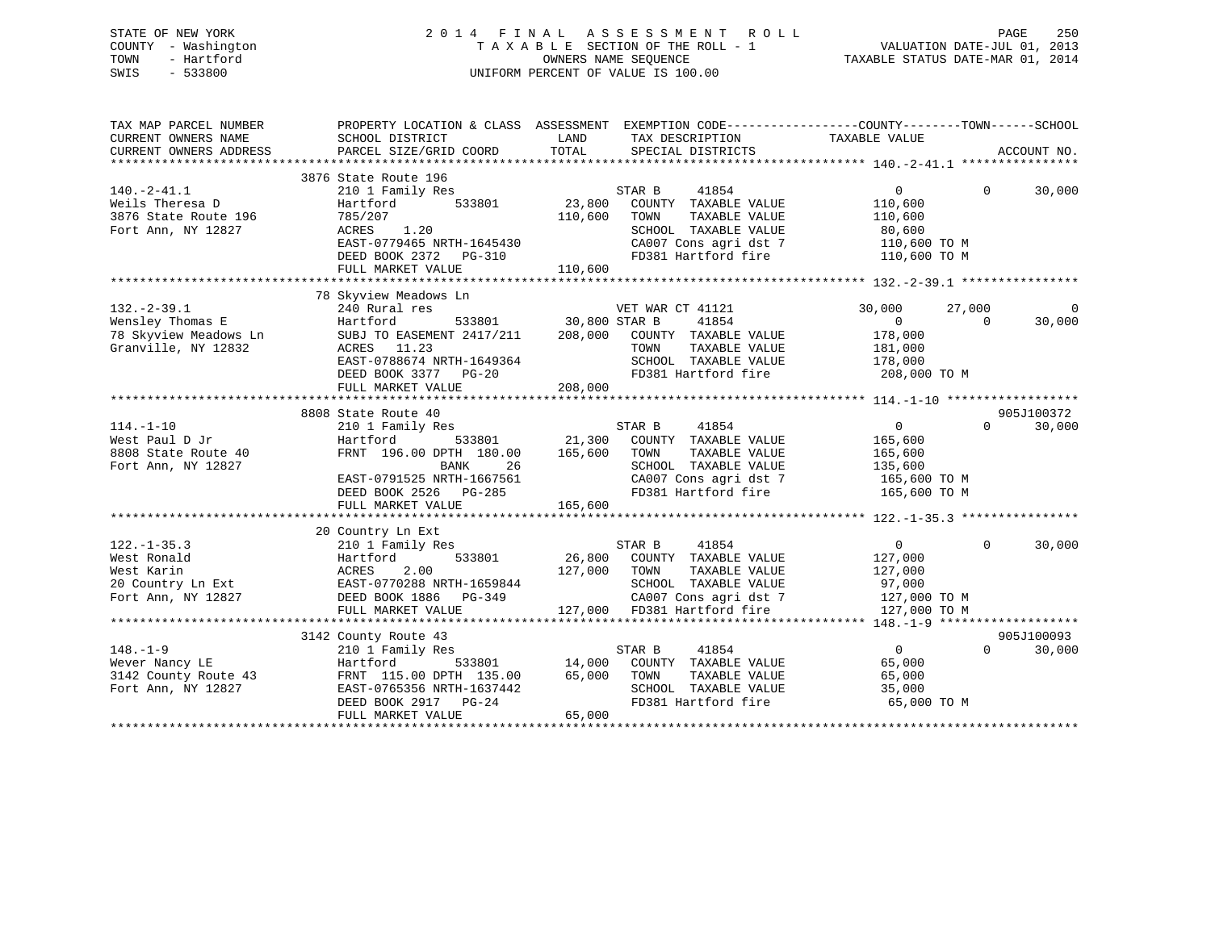STATE OF NEW YORK
COUNTY - Washington
TOWN - Hartford
SWIS - 533800

2014 FINAL ASSESSMENT ROLL
TAXABLE SECTION OF THE ROLL - 1
OWNERS NAME SEQUENCE
UNIFORM PERCENT OF VALUE IS 100.00

VALUATION DATE-JUL 01, 2013
TAXABLE STATUS DATE-MAR 01, 2014

```
TAX MAP PARCEL NUMBER          PROPERTY LOCATION & CLASS  ASSESSMENT  EXEMPTION CODE------------------COUNTY--------TOWN------SCHOOL
CURRENT OWNERS NAME            SCHOOL DISTRICT               LAND      TAX DESCRIPTION            TAXABLE VALUE
CURRENT OWNERS ADDRESS         PARCEL SIZE/GRID COORD        TOTAL     SPECIAL DISTRICTS                                        ACCOUNT NO.
******************************************************************************************************* 140.-2-41.1 ****************
                               3876 State Route 196
140.-2-41.1                    210 1 Family Res                        STAR B     41854              0              0       30,000
Weils Theresa D                Hartford          533801       23,800   COUNTY  TAXABLE VALUE         110,600
3876 State Route 196           785/207                        110,600  TOWN    TAXABLE VALUE         110,600
Fort Ann, NY 12827             ACRES     1.20                          SCHOOL  TAXABLE VALUE          80,600
                               EAST-0779465 NRTH-1645430               CA007 Cons agri dst 7          110,600 TO M
                               DEED BOOK 2372   PG-310                 FD381 Hartford fire            110,600 TO M
                               FULL MARKET VALUE             110,600
******************************************************************************************************* 132.-2-39.1 ****************
                               78 Skyview Meadows Ln
132.-2-39.1                    240 Rural res                           VET WAR CT 41121         30,000      27,000            0
Wensley Thomas E               Hartford          533801       30,800 STAR B     41854              0              0       30,000
78 Skyview Meadows Ln          SUBJ TO EASEMENT 2417/211      208,000  COUNTY  TAXABLE VALUE         178,000
Granville, NY 12832            ACRES    11.23                          TOWN    TAXABLE VALUE         181,000
                               EAST-0788674 NRTH-1649364               SCHOOL  TAXABLE VALUE         178,000
                               DEED BOOK 3377   PG-20                  FD381 Hartford fire            208,000 TO M
                               FULL MARKET VALUE             208,000
******************************************************************************************************* 114.-1-10 ******************
                               8808 State Route 40                                                                  905J100372
114.-1-10                      210 1 Family Res                        STAR B     41854              0              0       30,000
West Paul D Jr                 Hartford          533801       21,300   COUNTY  TAXABLE VALUE         165,600
8808 State Route 40            FRNT 196.00 DPTH 180.00        165,600  TOWN    TAXABLE VALUE         165,600
Fort Ann, NY 12827                         BANK      26                SCHOOL  TAXABLE VALUE         135,600
                               EAST-0791525 NRTH-1667561               CA007 Cons agri dst 7          165,600 TO M
                               DEED BOOK 2526   PG-285                 FD381 Hartford fire            165,600 TO M
                               FULL MARKET VALUE             165,600
******************************************************************************************************* 122.-1-35.3 ****************
                               20 Country Ln Ext
122.-1-35.3                    210 1 Family Res                        STAR B     41854              0              0       30,000
West Ronald                    Hartford          533801       26,800   COUNTY  TAXABLE VALUE         127,000
West Karin                     ACRES     2.00                 127,000  TOWN    TAXABLE VALUE         127,000
20 Country Ln Ext              EAST-0770288 NRTH-1659844               SCHOOL  TAXABLE VALUE          97,000
Fort Ann, NY 12827             DEED BOOK 1886   PG-349                 CA007 Cons agri dst 7          127,000 TO M
                               FULL MARKET VALUE             127,000   FD381 Hartford fire            127,000 TO M
******************************************************************************************************* 148.-1-9 *******************
                               3142 County Route 43                                                                 905J100093
148.-1-9                       210 1 Family Res                        STAR B     41854              0              0       30,000
Wever Nancy LE                 Hartford          533801       14,000   COUNTY  TAXABLE VALUE          65,000
3142 County Route 43           FRNT 115.00 DPTH 135.00         65,000  TOWN    TAXABLE VALUE          65,000
Fort Ann, NY 12827             EAST-0765356 NRTH-1637442               SCHOOL  TAXABLE VALUE          35,000
                               DEED BOOK 2917   PG-24                  FD381 Hartford fire             65,000 TO M
                               FULL MARKET VALUE              65,000
************************************************************************************************************************************
```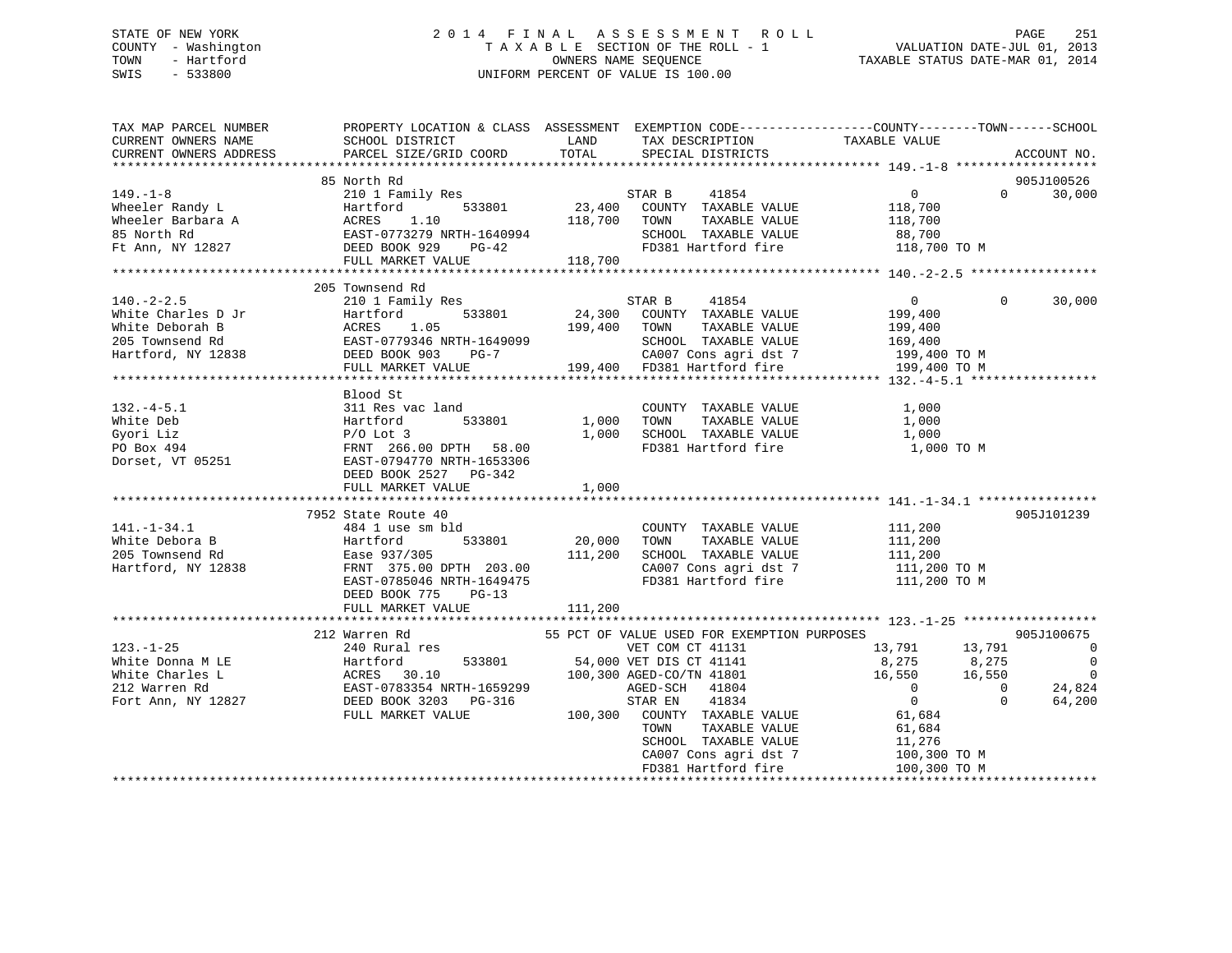STATE OF NEW YORK
COUNTY - Washington
TOWN - Hartford
SWIS - 533800

2 0 1 4 F I N A L A S S E S S M E N T R O L L
T A X A B L E SECTION OF THE ROLL - 1
OWNERS NAME SEQUENCE
UNIFORM PERCENT OF VALUE IS 100.00

VALUATION DATE-JUL 01, 2013
TAXABLE STATUS DATE-MAR 01, 2014

```
TAX MAP PARCEL NUMBER          PROPERTY LOCATION & CLASS  ASSESSMENT  EXEMPTION CODE-----------------COUNTY--------TOWN------SCHOOL
CURRENT OWNERS NAME            SCHOOL DISTRICT               LAND      TAX DESCRIPTION              TAXABLE VALUE
CURRENT OWNERS ADDRESS         PARCEL SIZE/GRID COORD        TOTAL     SPECIAL DISTRICTS                                         ACCOUNT NO.
******************************************************************************************************* 149.-1-8 *******************
                               85 North Rd                                                                                   905J100526
149.-1-8                       210 1 Family Res                        STAR B     41854                   0            0      30,000
Wheeler Randy L                Hartford        533801       23,400     COUNTY  TAXABLE VALUE          118,700
Wheeler Barbara A              ACRES    1.10               118,700     TOWN    TAXABLE VALUE          118,700
85 North Rd                    EAST-0773279 NRTH-1640994                SCHOOL  TAXABLE VALUE           88,700
Ft Ann, NY 12827               DEED BOOK 929     PG-42                  FD381 Hartford fire            118,700 TO M
                               FULL MARKET VALUE           118,700
******************************************************************************************************* 140.-2-2.5 *****************
                               205 Townsend Rd
140.-2-2.5                     210 1 Family Res                        STAR B     41854                   0            0      30,000
White Charles D Jr             Hartford        533801       24,300     COUNTY  TAXABLE VALUE          199,400
White Deborah B                ACRES    1.05               199,400     TOWN    TAXABLE VALUE          199,400
205 Townsend Rd                EAST-0779346 NRTH-1649099                SCHOOL  TAXABLE VALUE          169,400
Hartford, NY 12838             DEED BOOK 903     PG-7                   CA007 Cons agri dst 7          199,400 TO M
                               FULL MARKET VALUE           199,400      FD381 Hartford fire            199,400 TO M
******************************************************************************************************* 132.-4-5.1 *****************
                               Blood St
132.-4-5.1                     311 Res vac land                         COUNTY  TAXABLE VALUE            1,000
White Deb                      Hartford        533801        1,000      TOWN    TAXABLE VALUE            1,000
Gyori Liz                      P/O Lot 3                     1,000      SCHOOL  TAXABLE VALUE            1,000
PO Box 494                     FRNT  266.00 DPTH   58.00                FD381 Hartford fire              1,000 TO M
Dorset, VT 05251               EAST-0794770 NRTH-1653306
                               DEED BOOK 2527    PG-342
                               FULL MARKET VALUE             1,000
******************************************************************************************************* 141.-1-34.1 ****************
                               7952 State Route 40                                                                           905J101239
141.-1-34.1                    484 1 use sm bld                         COUNTY  TAXABLE VALUE          111,200
White Debora B                 Hartford        533801       20,000      TOWN    TAXABLE VALUE          111,200
205 Townsend Rd                Ease 937/305                111,200      SCHOOL  TAXABLE VALUE          111,200
Hartford, NY 12838             FRNT  375.00 DPTH  203.00                CA007 Cons agri dst 7          111,200 TO M
                               EAST-0785046 NRTH-1649475                FD381 Hartford fire            111,200 TO M
                               DEED BOOK 775     PG-13
                               FULL MARKET VALUE           111,200
******************************************************************************************************* 123.-1-25 ******************
                               212 Warren Rd                  55 PCT OF VALUE USED FOR EXEMPTION PURPOSES                    905J100675
123.-1-25                      240 Rural res                           VET COM CT 41131                13,791       13,791           0
White Donna M LE               Hartford        533801       54,000 VET DIS CT 41141                     8,275        8,275           0
White Charles L                ACRES   30.10               100,300 AGED-CO/TN 41801                    16,550       16,550           0
212 Warren Rd                  EAST-0783354 NRTH-1659299               AGED-SCH   41804                   0            0      24,824
Fort Ann, NY 12827             DEED BOOK 3203    PG-316                STAR EN    41834                   0            0      64,200
                               FULL MARKET VALUE           100,300      COUNTY  TAXABLE VALUE           61,684
                                                                        TOWN    TAXABLE VALUE           61,684
                                                                        SCHOOL  TAXABLE VALUE           11,276
                                                                        CA007 Cons agri dst 7          100,300 TO M
                                                                        FD381 Hartford fire            100,300 TO M
************************************************************************************************************************************
```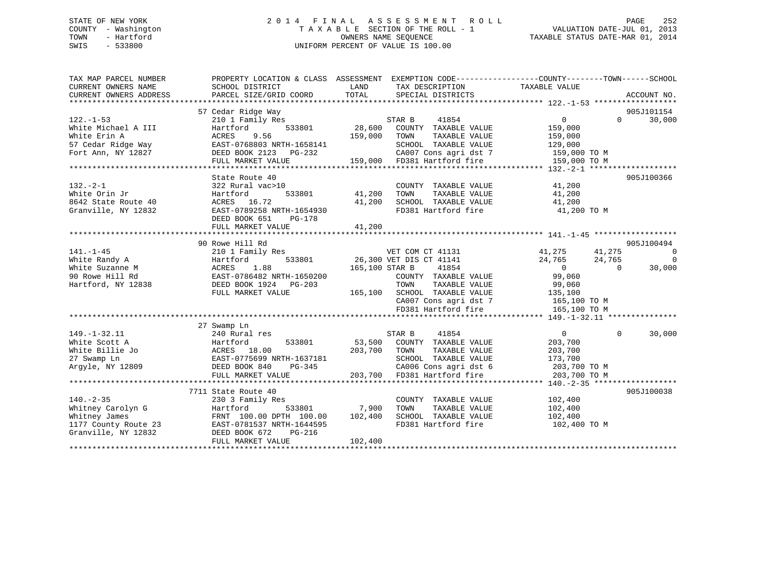STATE OF NEW YORK
COUNTY - Washington
TOWN - Hartford
SWIS - 533800

2014 FINAL ASSESSMENT ROLL
TAXABLE SECTION OF THE ROLL - 1
OWNERS NAME SEQUENCE
UNIFORM PERCENT OF VALUE IS 100.00

VALUATION DATE-JUL 01, 2013
TAXABLE STATUS DATE-MAR 01, 2014

```
TAX MAP PARCEL NUMBER          PROPERTY LOCATION & CLASS  ASSESSMENT  EXEMPTION CODE------------------COUNTY--------TOWN------SCHOOL
CURRENT OWNERS NAME            SCHOOL DISTRICT               LAND      TAX DESCRIPTION              TAXABLE VALUE
CURRENT OWNERS ADDRESS         PARCEL SIZE/GRID COORD        TOTAL     SPECIAL DISTRICTS                                      ACCOUNT NO.
******************************************************************************************************* 122.-1-53 ******************
                               57 Cedar Ridge Way                                                                          905J101154
122.-1-53                      210 1 Family Res                        STAR B      41854              0            0       30,000
White Michael A III            Hartford          533801      28,600    COUNTY  TAXABLE VALUE          159,000
White Erin A                   ACRES    9.56                159,000    TOWN    TAXABLE VALUE          159,000
57 Cedar Ridge Way             EAST-0768803 NRTH-1658141               SCHOOL  TAXABLE VALUE          129,000
Fort Ann, NY 12827             DEED BOOK 2123   PG-232                 CA007 Cons agri dst 7           159,000 TO M
                               FULL MARKET VALUE            159,000    FD381 Hartford fire             159,000 TO M
******************************************************************************************************* 132.-2-1 *******************
                               State Route 40                                                                              905J100366
132.-2-1                       322 Rural vac>10                        COUNTY  TAXABLE VALUE          41,200
White Orin Jr                  Hartford          533801      41,200    TOWN    TAXABLE VALUE          41,200
8642 State Route 40            ACRES   16.72                 41,200    SCHOOL  TAXABLE VALUE          41,200
Granville, NY 12832            EAST-0789258 NRTH-1654930               FD381 Hartford fire             41,200 TO M
                               DEED BOOK 651    PG-178
                               FULL MARKET VALUE             41,200
******************************************************************************************************* 141.-1-45 ******************
                               90 Rowe Hill Rd                                                                             905J100494
141.-1-45                      210 1 Family Res                        VET COM CT 41131           41,275       41,275            0
White Randy A                  Hartford          533801      26,300 VET DIS CT 41141              24,765       24,765            0
White Suzanne M                ACRES    1.88                165,100 STAR B      41854                  0            0       30,000
90 Rowe Hill Rd                EAST-0786482 NRTH-1650200               COUNTY  TAXABLE VALUE          99,060
Hartford, NY 12838             DEED BOOK 1924   PG-203                 TOWN    TAXABLE VALUE          99,060
                               FULL MARKET VALUE            165,100    SCHOOL  TAXABLE VALUE          135,100
                                                                       CA007 Cons agri dst 7           165,100 TO M
                                                                       FD381 Hartford fire             165,100 TO M
******************************************************************************************************* 149.-1-32.11 ***************
                               27 Swamp Ln
149.-1-32.11                   240 Rural res                           STAR B      41854              0            0       30,000
White Scott A                  Hartford          533801      53,500    COUNTY  TAXABLE VALUE          203,700
White Billie Jo                ACRES   18.00                203,700    TOWN    TAXABLE VALUE          203,700
27 Swamp Ln                    EAST-0775699 NRTH-1637181               SCHOOL  TAXABLE VALUE          173,700
Argyle, NY 12809               DEED BOOK 840    PG-345                 CA006 Cons agri dst 6           203,700 TO M
                               FULL MARKET VALUE            203,700    FD381 Hartford fire             203,700 TO M
******************************************************************************************************* 140.-2-35 ******************
                               7711 State Route 40                                                                         905J100038
140.-2-35                      230 3 Family Res                        COUNTY  TAXABLE VALUE          102,400
Whitney Carolyn G              Hartford          533801       7,900    TOWN    TAXABLE VALUE          102,400
Whitney James                  FRNT 100.00 DPTH 100.00      102,400    SCHOOL  TAXABLE VALUE          102,400
1177 County Route 23           EAST-0781537 NRTH-1644595               FD381 Hartford fire             102,400 TO M
Granville, NY 12832            DEED BOOK 672    PG-216
                               FULL MARKET VALUE            102,400
************************************************************************************************************************************
```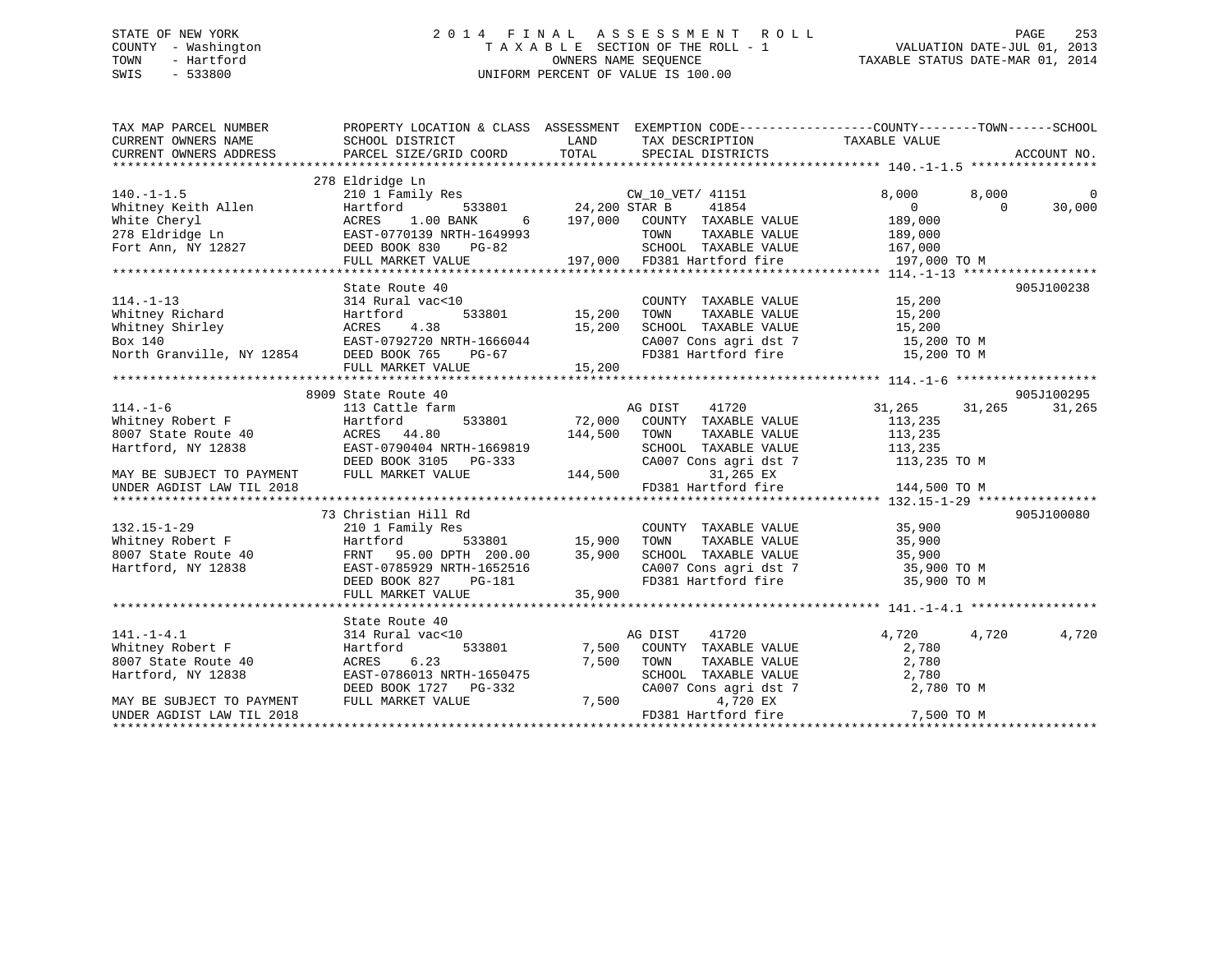STATE OF NEW YORK
COUNTY - Washington
TOWN - Hartford
SWIS - 533800

# 2014 FINAL ASSESSMENT ROLL

TAXABLE SECTION OF THE ROLL - 1
OWNERS NAME SEQUENCE
UNIFORM PERCENT OF VALUE IS 100.00

VALUATION DATE-JUL 01, 2013
TAXABLE STATUS DATE-MAR 01, 2014

```
TAX MAP PARCEL NUMBER          PROPERTY LOCATION & CLASS  ASSESSMENT  EXEMPTION CODE------------------COUNTY--------TOWN------SCHOOL
CURRENT OWNERS NAME            SCHOOL DISTRICT               LAND      TAX DESCRIPTION            TAXABLE VALUE
CURRENT OWNERS ADDRESS         PARCEL SIZE/GRID COORD        TOTAL     SPECIAL DISTRICTS                                     ACCOUNT NO.
******************************************************************************************************** 140.-1-1.5 *****************
                              278 Eldridge Ln
140.-1-1.5                     210 1 Family Res                        CW_10_VET/ 41151           8,000       8,000           0
Whitney Keith Allen            Hartford         533801       24,200 STAR B     41854                  0           0      30,000
White Cheryl                   ACRES    1.00 BANK      6    197,000   COUNTY  TAXABLE VALUE          189,000
278 Eldridge Ln                EAST-0770139 NRTH-1649993              TOWN    TAXABLE VALUE          189,000
Fort Ann, NY 12827             DEED BOOK 830    PG-82                 SCHOOL  TAXABLE VALUE          167,000
                               FULL MARKET VALUE            197,000   FD381 Hartford fire           197,000 TO M
******************************************************************************************************** 114.-1-13 ******************
                              State Route 40                                                                        905J100238
114.-1-13                      314 Rural vac<10                        COUNTY  TAXABLE VALUE           15,200
Whitney Richard                Hartford         533801       15,200   TOWN    TAXABLE VALUE           15,200
Whitney Shirley                ACRES    4.38                 15,200   SCHOOL  TAXABLE VALUE           15,200
Box 140                        EAST-0792720 NRTH-1666044              CA007 Cons agri dst 7           15,200 TO M
North Granville, NY 12854      DEED BOOK 765    PG-67                 FD381 Hartford fire              15,200 TO M
                               FULL MARKET VALUE             15,200
******************************************************************************************************** 114.-1-6 *******************
                             8909 State Route 40                                                                    905J100295
114.-1-6                       113 Cattle farm                         AG DIST    41720               31,265      31,265      31,265
Whitney Robert F               Hartford         533801       72,000   COUNTY  TAXABLE VALUE          113,235
8007 State Route 40            ACRES   44.80                144,500   TOWN    TAXABLE VALUE          113,235
Hartford, NY 12838             EAST-0790404 NRTH-1669819              SCHOOL  TAXABLE VALUE          113,235
                               DEED BOOK 3105   PG-333                CA007 Cons agri dst 7          113,235 TO M
MAY BE SUBJECT TO PAYMENT      FULL MARKET VALUE            144,500          31,265 EX
UNDER AGDIST LAW TIL 2018                                             FD381 Hartford fire           144,500 TO M
******************************************************************************************************** 132.15-1-29 ****************
                               73 Christian Hill Rd                                                                 905J100080
132.15-1-29                    210 1 Family Res                        COUNTY  TAXABLE VALUE           35,900
Whitney Robert F               Hartford         533801       15,900   TOWN    TAXABLE VALUE           35,900
8007 State Route 40            FRNT   95.00 DPTH  200.00     35,900   SCHOOL  TAXABLE VALUE           35,900
Hartford, NY 12838             EAST-0785929 NRTH-1652516              CA007 Cons agri dst 7           35,900 TO M
                               DEED BOOK 827    PG-181                FD381 Hartford fire              35,900 TO M
                               FULL MARKET VALUE             35,900
******************************************************************************************************** 141.-1-4.1 *****************
                              State Route 40
141.-1-4.1                     314 Rural vac<10                        AG DIST    41720                4,720       4,720       4,720
Whitney Robert F               Hartford         533801        7,500   COUNTY  TAXABLE VALUE            2,780
8007 State Route 40            ACRES    6.23                  7,500   TOWN    TAXABLE VALUE            2,780
Hartford, NY 12838             EAST-0786013 NRTH-1650475              SCHOOL  TAXABLE VALUE            2,780
                               DEED BOOK 1727   PG-332                CA007 Cons agri dst 7            2,780 TO M
MAY BE SUBJECT TO PAYMENT      FULL MARKET VALUE              7,500           4,720 EX
UNDER AGDIST LAW TIL 2018                                             FD381 Hartford fire               7,500 TO M
************************************************************************************************************************************
```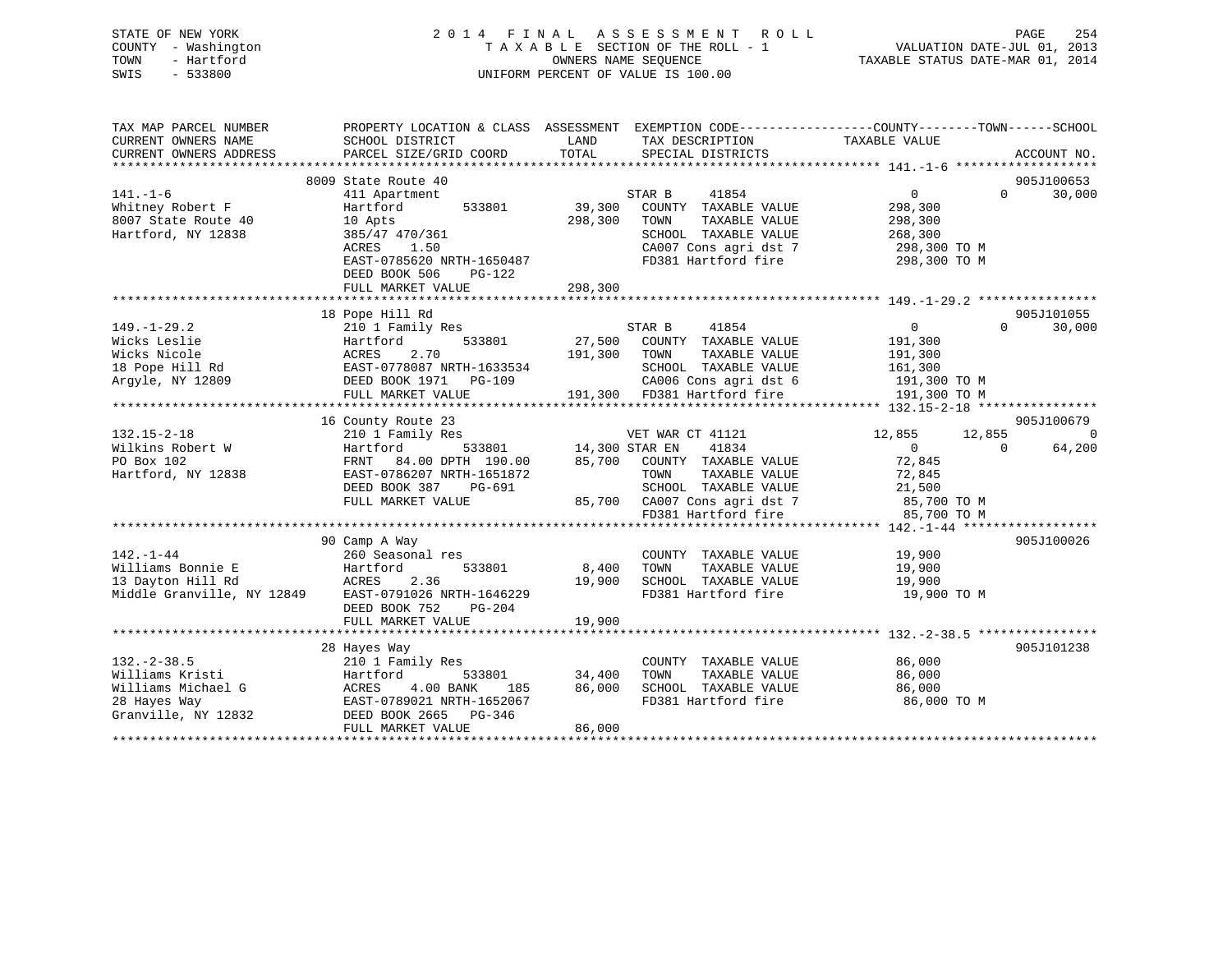STATE OF NEW YORK
COUNTY - Washington
TOWN - Hartford
SWIS - 533800

# 2014 FINAL ASSESSMENT ROLL
TAXABLE SECTION OF THE ROLL - 1
OWNERS NAME SEQUENCE
UNIFORM PERCENT OF VALUE IS 100.00

VALUATION DATE-JUL 01, 2013
TAXABLE STATUS DATE-MAR 01, 2014

```
TAX MAP PARCEL NUMBER          PROPERTY LOCATION & CLASS  ASSESSMENT  EXEMPTION CODE------------------COUNTY--------TOWN------SCHOOL
CURRENT OWNERS NAME            SCHOOL DISTRICT               LAND      TAX DESCRIPTION            TAXABLE VALUE
CURRENT OWNERS ADDRESS         PARCEL SIZE/GRID COORD        TOTAL     SPECIAL DISTRICTS                                        ACCOUNT NO.
******************************************************************************************************* 141.-1-6 *******************
                               8009 State Route 40                                                                          905J100653
141.-1-6                       411 Apartment                          STAR B      41854               0            0      30,000
Whitney Robert F               Hartford        533801       39,300    COUNTY  TAXABLE VALUE          298,300
8007 State Route 40            10 Apts                     298,300    TOWN    TAXABLE VALUE          298,300
Hartford, NY 12838             385/47 470/361                          SCHOOL  TAXABLE VALUE          268,300
                               ACRES     1.50                          CA007 Cons agri dst 7           298,300 TO M
                               EAST-0785620 NRTH-1650487               FD381 Hartford fire             298,300 TO M
                               DEED BOOK 506     PG-122
                               FULL MARKET VALUE           298,300
******************************************************************************************************* 149.-1-29.2 ****************
                               18 Pope Hill Rd                                                                              905J101055
149.-1-29.2                    210 1 Family Res                       STAR B      41854               0            0      30,000
Wicks Leslie                   Hartford        533801       27,500    COUNTY  TAXABLE VALUE          191,300
Wicks Nicole                   ACRES     2.70              191,300    TOWN    TAXABLE VALUE          191,300
18 Pope Hill Rd                EAST-0778087 NRTH-1633534               SCHOOL  TAXABLE VALUE          161,300
Argyle, NY 12809               DEED BOOK 1971    PG-109                CA006 Cons agri dst 6           191,300 TO M
                               FULL MARKET VALUE           191,300     FD381 Hartford fire             191,300 TO M
******************************************************************************************************* 132.15-2-18 ****************
                               16 County Route 23                                                                           905J100679
132.15-2-18                    210 1 Family Res                       VET WAR CT 41121           12,855       12,855           0
Wilkins Robert W               Hartford        533801       14,300 STAR EN     41834                  0            0      64,200
PO Box 102                     FRNT    84.00 DPTH 190.00    85,700    COUNTY  TAXABLE VALUE           72,845
Hartford, NY 12838             EAST-0786207 NRTH-1651872               TOWN    TAXABLE VALUE           72,845
                               DEED BOOK 387     PG-691                SCHOOL  TAXABLE VALUE           21,500
                               FULL MARKET VALUE            85,700     CA007 Cons agri dst 7            85,700 TO M
                                                                       FD381 Hartford fire              85,700 TO M
******************************************************************************************************* 142.-1-44 ******************
                               90 Camp A Way                                                                                905J100026
142.-1-44                      260 Seasonal res                        COUNTY  TAXABLE VALUE           19,900
Williams Bonnie E              Hartford        533801        8,400    TOWN    TAXABLE VALUE           19,900
13 Dayton Hill Rd              ACRES     2.36               19,900    SCHOOL  TAXABLE VALUE           19,900
Middle Granville, NY 12849     EAST-0791026 NRTH-1646229               FD381 Hartford fire              19,900 TO M
                               DEED BOOK 752     PG-204
                               FULL MARKET VALUE            19,900
******************************************************************************************************* 132.-2-38.5 ****************
                               28 Hayes Way                                                                                 905J101238
132.-2-38.5                    210 1 Family Res                        COUNTY  TAXABLE VALUE           86,000
Williams Kristi                Hartford        533801       34,400    TOWN    TAXABLE VALUE           86,000
Williams Michael G             ACRES     4.00 BANK     185  86,000    SCHOOL  TAXABLE VALUE           86,000
28 Hayes Way                   EAST-0789021 NRTH-1652067               FD381 Hartford fire              86,000 TO M
Granville, NY 12832            DEED BOOK 2665    PG-346
                               FULL MARKET VALUE            86,000
************************************************************************************************************************************
```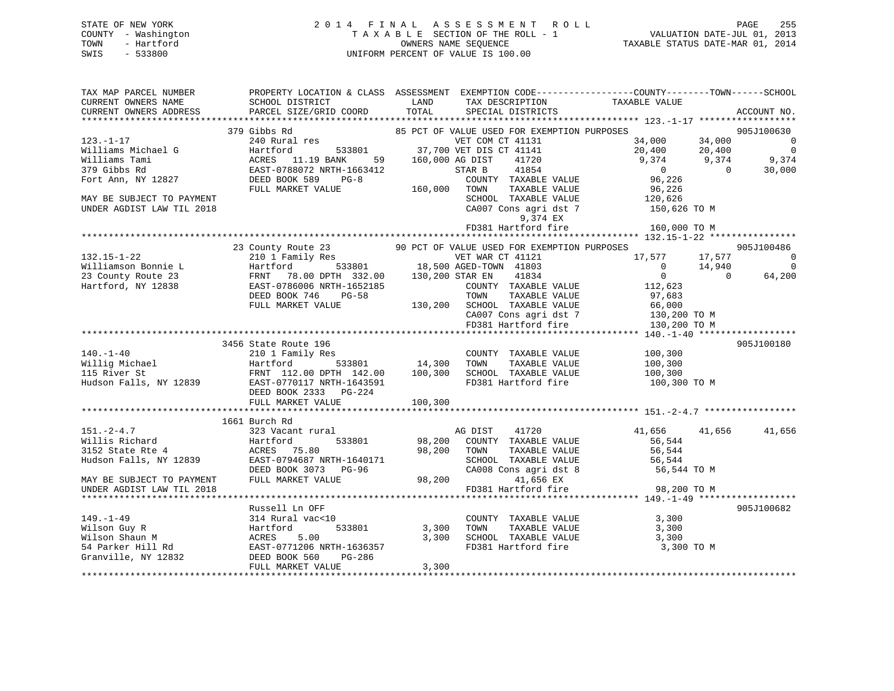STATE OF NEW YORK
COUNTY - Washington
TOWN - Hartford
SWIS - 533800

2014 FINAL ASSESSMENT ROLL
TAXABLE SECTION OF THE ROLL - 1
OWNERS NAME SEQUENCE
UNIFORM PERCENT OF VALUE IS 100.00

VALUATION DATE-JUL 01, 2013
TAXABLE STATUS DATE-MAR 01, 2014

```
TAX MAP PARCEL NUMBER          PROPERTY LOCATION & CLASS  ASSESSMENT  EXEMPTION CODE-----------------COUNTY--------TOWN------SCHOOL
CURRENT OWNERS NAME            SCHOOL DISTRICT             LAND        TAX DESCRIPTION              TAXABLE VALUE
CURRENT OWNERS ADDRESS         PARCEL SIZE/GRID COORD      TOTAL       SPECIAL DISTRICTS                                   ACCOUNT NO.
*********************************************************************************************** 123.-1-17 ******************
                    379 Gibbs Rd                     85 PCT OF VALUE USED FOR EXEMPTION PURPOSES                        905J100630
123.-1-17                      240 Rural res                          VET COM CT 41131          34,000      34,000           0
Williams Michael G             Hartford          533801     37,700 VET DIS CT 41141          20,400      20,400           0
Williams Tami                  ACRES   11.19 BANK     59   160,000 AG DIST    41720           9,374       9,374       9,374
379 Gibbs Rd                   EAST-0788072 NRTH-1663412          STAR B     41854               0           0      30,000
Fort Ann, NY 12827             DEED BOOK 589    PG-8               COUNTY  TAXABLE VALUE        96,226
                               FULL MARKET VALUE          160,000  TOWN    TAXABLE VALUE        96,226
MAY BE SUBJECT TO PAYMENT                                          SCHOOL  TAXABLE VALUE       120,626
UNDER AGDIST LAW TIL 2018                                          CA007 Cons agri dst 7        150,626 TO M
                                                                          9,374 EX
                                                                   FD381 Hartford fire          160,000 TO M
*********************************************************************************************** 132.15-1-22 ****************
                    23 County Route 23               90 PCT OF VALUE USED FOR EXEMPTION PURPOSES                        905J100486
132.15-1-22                    210 1 Family Res                       VET WAR CT 41121          17,577      17,577           0
Williamson Bonnie L            Hartford          533801     18,500 AGED-TOWN  41803               0      14,940           0
23 County Route 23             FRNT   78.00 DPTH 332.00    130,200 STAR EN    41834               0           0      64,200
Hartford, NY 12838             EAST-0786006 NRTH-1652185          COUNTY  TAXABLE VALUE       112,623
                               DEED BOOK 746    PG-58              TOWN    TAXABLE VALUE        97,683
                               FULL MARKET VALUE          130,200  SCHOOL  TAXABLE VALUE        66,000
                                                                   CA007 Cons agri dst 7        130,200 TO M
                                                                   FD381 Hartford fire          130,200 TO M
*********************************************************************************************** 140.-1-40 ******************
                    3456 State Route 196                                                                          905J100180
140.-1-40                      210 1 Family Res                    COUNTY  TAXABLE VALUE       100,300
Willig Michael                 Hartford          533801     14,300 TOWN    TAXABLE VALUE       100,300
115 River St                   FRNT  112.00 DPTH 142.00    100,300 SCHOOL  TAXABLE VALUE       100,300
Hudson Falls, NY 12839         EAST-0770117 NRTH-1643591          FD381 Hartford fire          100,300 TO M
                               DEED BOOK 2333   PG-224
                               FULL MARKET VALUE          100,300
*********************************************************************************************** 151.-2-4.7 *****************
                    1661 Burch Rd
151.-2-4.7                     323 Vacant rural                    AG DIST    41720          41,656      41,656      41,656
Willis Richard                 Hartford          533801     98,200 COUNTY  TAXABLE VALUE        56,544
3152 State Rte 4               ACRES   75.80                98,200 TOWN    TAXABLE VALUE        56,544
Hudson Falls, NY 12839         EAST-0794687 NRTH-1640171          SCHOOL  TAXABLE VALUE        56,544
                               DEED BOOK 3073   PG-96              CA008 Cons agri dst 8         56,544 TO M
MAY BE SUBJECT TO PAYMENT      FULL MARKET VALUE           98,200        41,656 EX
UNDER AGDIST LAW TIL 2018                                          FD381 Hartford fire           98,200 TO M
*********************************************************************************************** 149.-1-49 ******************
                    Russell Ln OFF                                                                                905J100682
149.-1-49                      314 Rural vac<10                    COUNTY  TAXABLE VALUE         3,300
Wilson Guy R                   Hartford          533801      3,300 TOWN    TAXABLE VALUE         3,300
Wilson Shaun M                 ACRES    5.00                 3,300 SCHOOL  TAXABLE VALUE         3,300
54 Parker Hill Rd              EAST-0771206 NRTH-1636357          FD381 Hartford fire            3,300 TO M
Granville, NY 12832            DEED BOOK 560    PG-286
                               FULL MARKET VALUE            3,300
****************************************************************************************************************************
```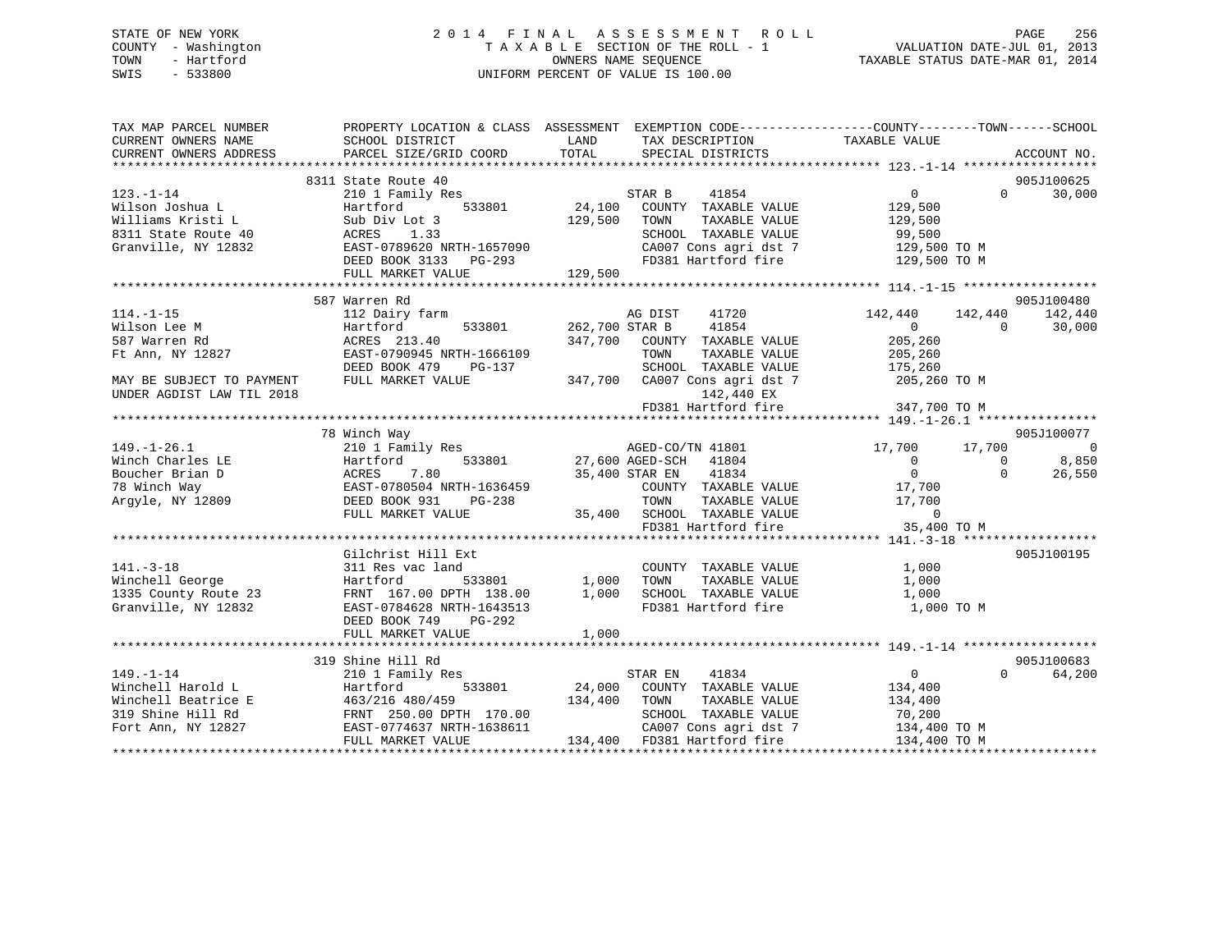STATE OF NEW YORK
COUNTY - Washington
TOWN - Hartford
SWIS - 533800

2014 FINAL ASSESSMENT ROLL
TAXABLE SECTION OF THE ROLL - 1
OWNERS NAME SEQUENCE
UNIFORM PERCENT OF VALUE IS 100.00

VALUATION DATE-JUL 01, 2013
TAXABLE STATUS DATE-MAR 01, 2014

```
TAX MAP PARCEL NUMBER      PROPERTY LOCATION & CLASS  ASSESSMENT  EXEMPTION CODE-----------------COUNTY--------TOWN------SCHOOL
CURRENT OWNERS NAME        SCHOOL DISTRICT             LAND        TAX DESCRIPTION              TAXABLE VALUE
CURRENT OWNERS ADDRESS     PARCEL SIZE/GRID COORD      TOTAL       SPECIAL DISTRICTS                                    ACCOUNT NO.
******************************************************************************************* 123.-1-14 ******************
                           8311 State Route 40                                                                     905J100625
123.-1-14                  210 1 Family Res                        STAR B       41854              0          0      30,000
Wilson Joshua L            Hartford        533801      24,100      COUNTY  TAXABLE VALUE       129,500
Williams Kristi L          Sub Div Lot 3               129,500     TOWN    TAXABLE VALUE       129,500
8311 State Route 40        ACRES     1.33                          SCHOOL  TAXABLE VALUE        99,500
Granville, NY 12832        EAST-0789620 NRTH-1657090               CA007 Cons agri dst 7        129,500 TO M
                           DEED BOOK 3133   PG-293                 FD381 Hartford fire          129,500 TO M
                           FULL MARKET VALUE           129,500
******************************************************************************************* 114.-1-15 ******************
                           587 Warren Rd                                                                           905J100480
114.-1-15                  112 Dairy farm                          AG DIST      41720        142,440    142,440     142,440
Wilson Lee M               Hartford        533801      262,700 STAR B       41854              0          0      30,000
587 Warren Rd              ACRES  213.40               347,700     COUNTY  TAXABLE VALUE       205,260
Ft Ann, NY 12827           EAST-0790945 NRTH-1666109               TOWN    TAXABLE VALUE       205,260
                           DEED BOOK 479    PG-137                 SCHOOL  TAXABLE VALUE       175,260
MAY BE SUBJECT TO PAYMENT  FULL MARKET VALUE           347,700     CA007 Cons agri dst 7        205,260 TO M
UNDER AGDIST LAW TIL 2018                                                  142,440 EX
                                                                   FD381 Hartford fire          347,700 TO M
******************************************************************************************* 149.-1-26.1 ****************
                           78 Winch Way                                                                            905J100077
149.-1-26.1                210 1 Family Res                        AGED-CO/TN 41801            17,700     17,700           0
Winch Charles LE           Hartford        533801      27,600 AGED-SCH   41804                 0          0       8,850
Boucher Brian D            ACRES     7.80              35,400 STAR EN    41834                 0          0      26,550
78 Winch Way               EAST-0780504 NRTH-1636459               COUNTY  TAXABLE VALUE        17,700
Argyle, NY 12809           DEED BOOK 931    PG-238                 TOWN    TAXABLE VALUE        17,700
                           FULL MARKET VALUE            35,400     SCHOOL  TAXABLE VALUE             0
                                                                   FD381 Hartford fire           35,400 TO M
******************************************************************************************* 141.-3-18 ******************
                           Gilchrist Hill Ext                                                                      905J100195
141.-3-18                  311 Res vac land                        COUNTY  TAXABLE VALUE         1,000
Winchell George            Hartford        533801       1,000      TOWN    TAXABLE VALUE         1,000
1335 County Route 23       FRNT 167.00 DPTH 138.00      1,000      SCHOOL  TAXABLE VALUE         1,000
Granville, NY 12832        EAST-0784628 NRTH-1643513               FD381 Hartford fire            1,000 TO M
                           DEED BOOK 749    PG-292
                           FULL MARKET VALUE            1,000
******************************************************************************************* 149.-1-14 ******************
                           319 Shine Hill Rd                                                                       905J100683
149.-1-14                  210 1 Family Res                        STAR EN      41834              0          0      64,200
Winchell Harold L          Hartford        533801      24,000      COUNTY  TAXABLE VALUE       134,400
Winchell Beatrice E        463/216 480/459             134,400     TOWN    TAXABLE VALUE       134,400
319 Shine Hill Rd          FRNT 250.00 DPTH 170.00                 SCHOOL  TAXABLE VALUE        70,200
Fort Ann, NY 12827         EAST-0774637 NRTH-1638611               CA007 Cons agri dst 7        134,400 TO M
                           FULL MARKET VALUE           134,400     FD381 Hartford fire          134,400 TO M
*************************************************************************************************************************
```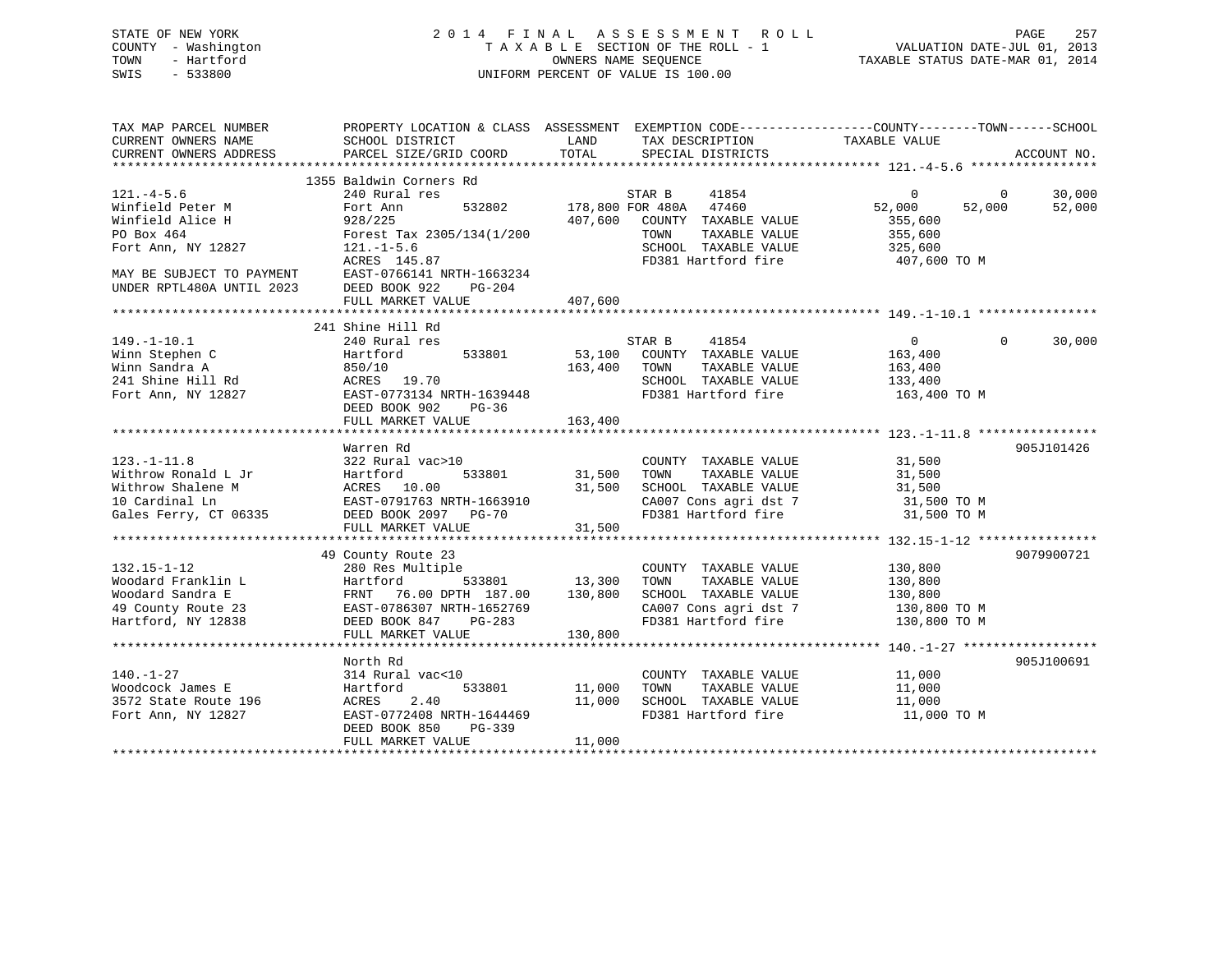STATE OF NEW YORK
COUNTY - Washington
TOWN - Hartford
SWIS - 533800

# 2014 FINAL ASSESSMENT ROLL

TAXABLE SECTION OF THE ROLL - 1
OWNERS NAME SEQUENCE
UNIFORM PERCENT OF VALUE IS 100.00

VALUATION DATE-JUL 01, 2013
TAXABLE STATUS DATE-MAR 01, 2014

```
TAX MAP PARCEL NUMBER          PROPERTY LOCATION & CLASS  ASSESSMENT  EXEMPTION CODE------------------COUNTY--------TOWN------SCHOOL
CURRENT OWNERS NAME            SCHOOL DISTRICT              LAND       TAX DESCRIPTION              TAXABLE VALUE
CURRENT OWNERS ADDRESS         PARCEL SIZE/GRID COORD       TOTAL      SPECIAL DISTRICTS                                    ACCOUNT NO.
******************************************************************************************************* 121.-4-5.6 *****************
                          1355 Baldwin Corners Rd
121.-4-5.6                     240 Rural res                          STAR B     41854              0           0       30,000
Winfield Peter M               Fort Ann        532802     178,800 FOR 480A   47460          52,000      52,000       52,000
Winfield Alice H               928/225                    407,600   COUNTY  TAXABLE VALUE         355,600
PO Box 464                     Forest Tax 2305/134(1/200            TOWN    TAXABLE VALUE         355,600
Fort Ann, NY 12827             121.-1-5.6                           SCHOOL  TAXABLE VALUE         325,600
                               ACRES 145.87                         FD381 Hartford fire            407,600 TO M
MAY BE SUBJECT TO PAYMENT      EAST-0766141 NRTH-1663234
UNDER RPTL480A UNTIL 2023      DEED BOOK 922    PG-204
                               FULL MARKET VALUE          407,600
******************************************************************************************************* 149.-1-10.1 ****************
                          241 Shine Hill Rd
149.-1-10.1                    240 Rural res                          STAR B     41854              0           0       30,000
Winn Stephen C                 Hartford        533801      53,100   COUNTY  TAXABLE VALUE         163,400
Winn Sandra A                  850/10                     163,400   TOWN    TAXABLE VALUE         163,400
241 Shine Hill Rd              ACRES  19.70                         SCHOOL  TAXABLE VALUE         133,400
Fort Ann, NY 12827             EAST-0773134 NRTH-1639448            FD381 Hartford fire            163,400 TO M
                               DEED BOOK 902    PG-36
                               FULL MARKET VALUE          163,400
******************************************************************************************************* 123.-1-11.8 ****************
                               Warren Rd                                                                             905J101426
123.-1-11.8                    322 Rural vac>10                       COUNTY  TAXABLE VALUE          31,500
Withrow Ronald L Jr            Hartford        533801      31,500   TOWN    TAXABLE VALUE          31,500
Withrow Shalene M              ACRES  10.00                31,500   SCHOOL  TAXABLE VALUE          31,500
10 Cardinal Ln                 EAST-0791763 NRTH-1663910            CA007 Cons agri dst 7           31,500 TO M
Gales Ferry, CT 06335          DEED BOOK 2097   PG-70               FD381 Hartford fire             31,500 TO M
                               FULL MARKET VALUE           31,500
******************************************************************************************************* 132.15-1-12 ****************
                          49 County Route 23                                                                         9079900721
132.15-1-12                    280 Res Multiple                       COUNTY  TAXABLE VALUE         130,800
Woodard Franklin L             Hartford        533801      13,300   TOWN    TAXABLE VALUE         130,800
Woodard Sandra E               FRNT  76.00 DPTH 187.00    130,800   SCHOOL  TAXABLE VALUE         130,800
49 County Route 23             EAST-0786307 NRTH-1652769            CA007 Cons agri dst 7          130,800 TO M
Hartford, NY 12838             DEED BOOK 847    PG-283              FD381 Hartford fire            130,800 TO M
                               FULL MARKET VALUE          130,800
******************************************************************************************************* 140.-1-27 ******************
                               North Rd                                                                              905J100691
140.-1-27                      314 Rural vac<10                       COUNTY  TAXABLE VALUE          11,000
Woodcock James E               Hartford        533801      11,000   TOWN    TAXABLE VALUE          11,000
3572 State Route 196           ACRES   2.40                11,000   SCHOOL  TAXABLE VALUE          11,000
Fort Ann, NY 12827             EAST-0772408 NRTH-1644469            FD381 Hartford fire             11,000 TO M
                               DEED BOOK 850    PG-339
                               FULL MARKET VALUE           11,000
************************************************************************************************************************************
```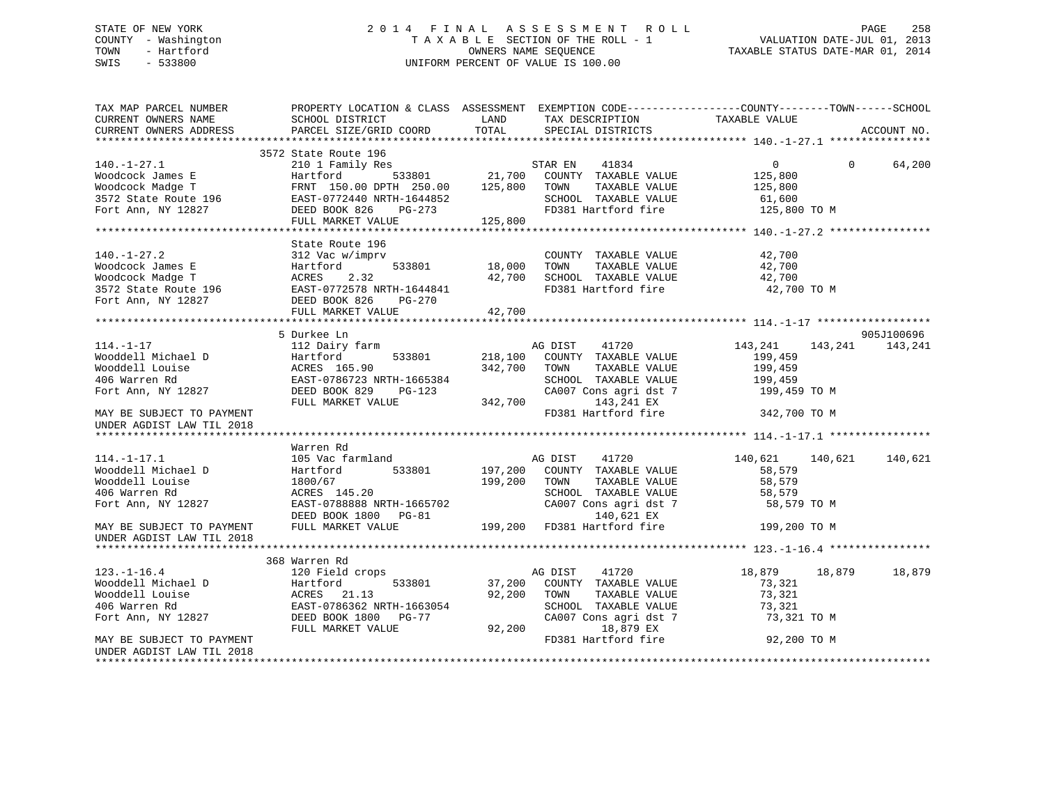STATE OF NEW YORK
COUNTY - Washington
TOWN - Hartford
SWIS - 533800

2014 FINAL ASSESSMENT ROLL
TAXABLE SECTION OF THE ROLL - 1
OWNERS NAME SEQUENCE
UNIFORM PERCENT OF VALUE IS 100.00

VALUATION DATE-JUL 01, 2013
TAXABLE STATUS DATE-MAR 01, 2014

```
TAX MAP PARCEL NUMBER          PROPERTY LOCATION & CLASS  ASSESSMENT  EXEMPTION CODE------------------COUNTY--------TOWN------SCHOOL
CURRENT OWNERS NAME            SCHOOL DISTRICT              LAND      TAX DESCRIPTION             TAXABLE VALUE
CURRENT OWNERS ADDRESS         PARCEL SIZE/GRID COORD       TOTAL     SPECIAL DISTRICTS                                     ACCOUNT NO.
******************************************************************************************************* 140.-1-27.1 ****************
                               3572 State Route 196
140.-1-27.1                    210 1 Family Res                       STAR EN    41834                 0          0     64,200
Woodcock James E               Hartford        533801       21,700    COUNTY  TAXABLE VALUE          125,800
Woodcock Madge T               FRNT 150.00 DPTH 250.00     125,800    TOWN    TAXABLE VALUE          125,800
3572 State Route 196           EAST-0772440 NRTH-1644852              SCHOOL  TAXABLE VALUE           61,600
Fort Ann, NY 12827             DEED BOOK 826    PG-273                FD381 Hartford fire            125,800 TO M
                               FULL MARKET VALUE           125,800
******************************************************************************************************* 140.-1-27.2 ****************
                               State Route 196
140.-1-27.2                    312 Vac w/imprv                        COUNTY  TAXABLE VALUE           42,700
Woodcock James E               Hartford        533801       18,000    TOWN    TAXABLE VALUE           42,700
Woodcock Madge T               ACRES    2.32                42,700    SCHOOL  TAXABLE VALUE           42,700
3572 State Route 196           EAST-0772578 NRTH-1644841              FD381 Hartford fire             42,700 TO M
Fort Ann, NY 12827             DEED BOOK 826    PG-270
                               FULL MARKET VALUE            42,700
******************************************************************************************************* 114.-1-17 ******************
                               5 Durkee Ln                                                                              905J100696
114.-1-17                      112 Dairy farm                         AG DIST    41720           143,241    143,241    143,241
Wooddell Michael D             Hartford        533801      218,100    COUNTY  TAXABLE VALUE          199,459
Wooddell Louise                ACRES 165.90               342,700    TOWN    TAXABLE VALUE          199,459
406 Warren Rd                  EAST-0786723 NRTH-1665384              SCHOOL  TAXABLE VALUE          199,459
Fort Ann, NY 12827             DEED BOOK 829    PG-123                CA007 Cons agri dst 7          199,459 TO M
                               FULL MARKET VALUE           342,700         143,241 EX
MAY BE SUBJECT TO PAYMENT                                             FD381 Hartford fire            342,700 TO M
UNDER AGDIST LAW TIL 2018
******************************************************************************************************* 114.-1-17.1 ****************
                               Warren Rd
114.-1-17.1                    105 Vac farmland                       AG DIST    41720           140,621    140,621    140,621
Wooddell Michael D             Hartford        533801      197,200    COUNTY  TAXABLE VALUE           58,579
Wooddell Louise                1800/67                     199,200    TOWN    TAXABLE VALUE           58,579
406 Warren Rd                  ACRES 145.20                           SCHOOL  TAXABLE VALUE           58,579
Fort Ann, NY 12827             EAST-0788888 NRTH-1665702              CA007 Cons agri dst 7           58,579 TO M
                               DEED BOOK 1800   PG-81                      140,621 EX
MAY BE SUBJECT TO PAYMENT      FULL MARKET VALUE           199,200    FD381 Hartford fire            199,200 TO M
UNDER AGDIST LAW TIL 2018
******************************************************************************************************* 123.-1-16.4 ****************
                               368 Warren Rd
123.-1-16.4                    120 Field crops                        AG DIST    41720            18,879     18,879     18,879
Wooddell Michael D             Hartford        533801       37,200    COUNTY  TAXABLE VALUE           73,321
Wooddell Louise                ACRES   21.13                92,200    TOWN    TAXABLE VALUE           73,321
406 Warren Rd                  EAST-0786362 NRTH-1663054              SCHOOL  TAXABLE VALUE           73,321
Fort Ann, NY 12827             DEED BOOK 1800   PG-77                 CA007 Cons agri dst 7           73,321 TO M
                               FULL MARKET VALUE            92,200          18,879 EX
MAY BE SUBJECT TO PAYMENT                                             FD381 Hartford fire             92,200 TO M
UNDER AGDIST LAW TIL 2018
************************************************************************************************************************************
```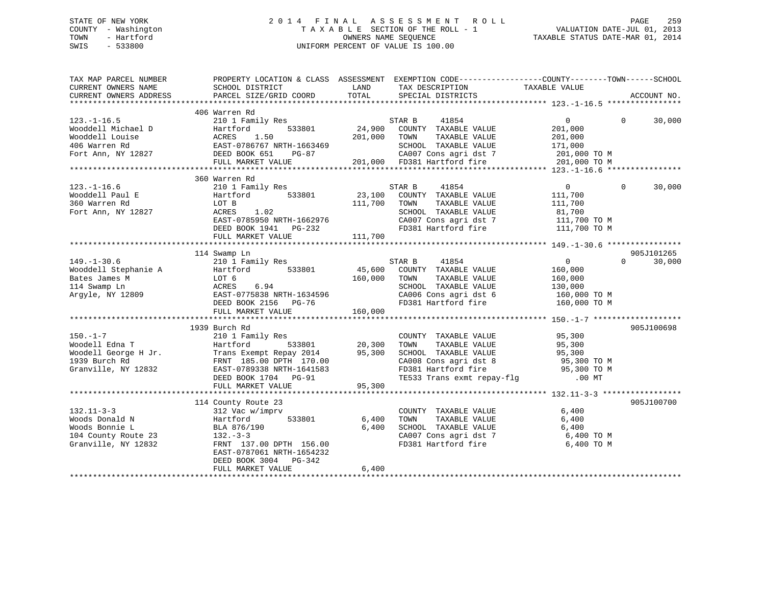STATE OF NEW YORK
COUNTY - Washington
TOWN - Hartford
SWIS - 533800

2 0 1 4 F I N A L A S S E S S M E N T R O L L
T A X A B L E SECTION OF THE ROLL - 1
OWNERS NAME SEQUENCE
UNIFORM PERCENT OF VALUE IS 100.00

VALUATION DATE-JUL 01, 2013
TAXABLE STATUS DATE-MAR 01, 2014

```
TAX MAP PARCEL NUMBER      PROPERTY LOCATION & CLASS  ASSESSMENT  EXEMPTION CODE------------------COUNTY--------TOWN------SCHOOL
CURRENT OWNERS NAME        SCHOOL DISTRICT               LAND      TAX DESCRIPTION            TAXABLE VALUE
CURRENT OWNERS ADDRESS     PARCEL SIZE/GRID COORD        TOTAL     SPECIAL DISTRICTS                                  ACCOUNT NO.
******************************************************************************************************* 123.-1-16.5 ****************
                           406 Warren Rd
123.-1-16.5                210 1 Family Res                        STAR B      41854                0           0      30,000
Wooddell Michael D         Hartford        533801         24,900   COUNTY  TAXABLE VALUE          201,000
Wooddell Louise            ACRES    1.50                 201,000   TOWN    TAXABLE VALUE          201,000
406 Warren Rd              EAST-0786767 NRTH-1663469               SCHOOL  TAXABLE VALUE          171,000
Fort Ann, NY 12827         DEED BOOK 651    PG-87                  CA007 Cons agri dst 7           201,000 TO M
                           FULL MARKET VALUE             201,000   FD381 Hartford fire             201,000 TO M
******************************************************************************************************* 123.-1-16.6 ****************
                           360 Warren Rd
123.-1-16.6                210 1 Family Res                        STAR B      41854                0           0      30,000
Wooddell Paul E            Hartford        533801         23,100   COUNTY  TAXABLE VALUE          111,700
360 Warren Rd              LOT B                         111,700   TOWN    TAXABLE VALUE          111,700
Fort Ann, NY 12827         ACRES    1.02                           SCHOOL  TAXABLE VALUE           81,700
                           EAST-0785950 NRTH-1662976               CA007 Cons agri dst 7           111,700 TO M
                           DEED BOOK 1941   PG-232                 FD381 Hartford fire             111,700 TO M
                           FULL MARKET VALUE             111,700
******************************************************************************************************* 149.-1-30.6 ****************
                           114 Swamp Ln                                                                                905J101265
149.-1-30.6                210 1 Family Res                        STAR B      41854                0           0      30,000
Wooddell Stephanie A       Hartford        533801         45,600   COUNTY  TAXABLE VALUE          160,000
Bates James M              LOT 6                         160,000   TOWN    TAXABLE VALUE          160,000
114 Swamp Ln               ACRES    6.94                           SCHOOL  TAXABLE VALUE          130,000
Argyle, NY 12809           EAST-0775838 NRTH-1634596               CA006 Cons agri dst 6           160,000 TO M
                           DEED BOOK 2156   PG-76                  FD381 Hartford fire             160,000 TO M
                           FULL MARKET VALUE             160,000
******************************************************************************************************* 150.-1-7 *******************
                           1939 Burch Rd                                                                               905J100698
150.-1-7                   210 1 Family Res                        COUNTY  TAXABLE VALUE           95,300
Woodell Edna T             Hartford        533801         20,300   TOWN    TAXABLE VALUE           95,300
Woodell George H Jr.       Trans Exempt Repay 2014        95,300   SCHOOL  TAXABLE VALUE           95,300
1939 Burch Rd              FRNT 185.00 DPTH 170.00                 CA008 Cons agri dst 8            95,300 TO M
Granville, NY 12832        EAST-0789338 NRTH-1641583               FD381 Hartford fire              95,300 TO M
                           DEED BOOK 1704   PG-91                  TE533 Trans exmt repay-flg          .00 MT
                           FULL MARKET VALUE              95,300
******************************************************************************************************* 132.11-3-3 *****************
                           114 County Route 23                                                                         905J100700
132.11-3-3                 312 Vac w/imprv                         COUNTY  TAXABLE VALUE            6,400
Woods Donald N             Hartford        533801          6,400   TOWN    TAXABLE VALUE            6,400
Woods Bonnie L             BLA 876/190                     6,400   SCHOOL  TAXABLE VALUE            6,400
104 County Route 23        132.-3-3                                CA007 Cons agri dst 7             6,400 TO M
Granville, NY 12832        FRNT 137.00 DPTH 156.00                 FD381 Hartford fire               6,400 TO M
                           EAST-0787061 NRTH-1654232
                           DEED BOOK 3004   PG-342
                           FULL MARKET VALUE               6,400
************************************************************************************************************************************
```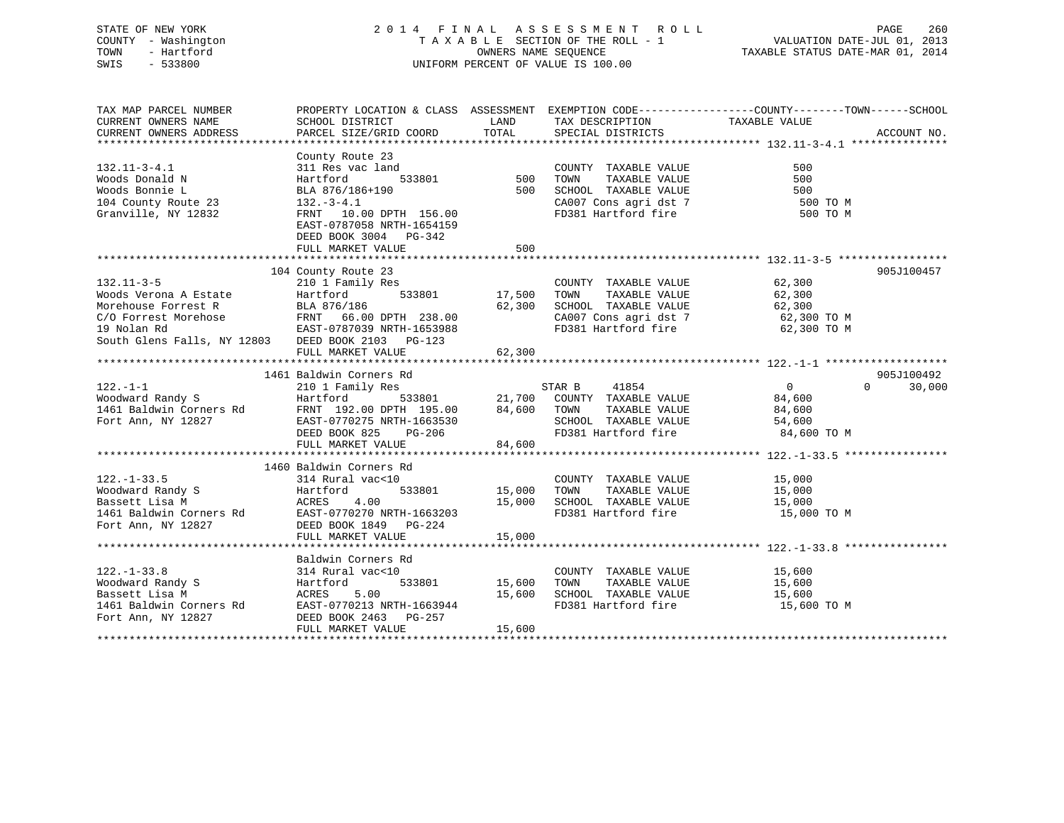STATE OF NEW YORK
COUNTY - Washington
TOWN - Hartford
SWIS - 533800

2014 FINAL ASSESSMENT ROLL
TAXABLE SECTION OF THE ROLL - 1
OWNERS NAME SEQUENCE
UNIFORM PERCENT OF VALUE IS 100.00

VALUATION DATE-JUL 01, 2013
TAXABLE STATUS DATE-MAR 01, 2014

| TAX MAP PARCEL NUMBER / CURRENT OWNERS NAME / CURRENT OWNERS ADDRESS | PROPERTY LOCATION & CLASS / SCHOOL DISTRICT / PARCEL SIZE/GRID COORD | ASSESSMENT LAND | TOTAL | EXEMPTION CODE / TAX DESCRIPTION / SPECIAL DISTRICTS | COUNTY / TOWN TAXABLE VALUE | SCHOOL | ACCOUNT NO. |
|---|---|---|---|---|---|---|---|
| 132.11-3-4.1 | County Route 23 | | | | | | |
| | 311 Res vac land | | | COUNTY TAXABLE VALUE | 500 | | |
| Woods Donald N | Hartford 533801 | 500 | | TOWN TAXABLE VALUE | 500 | | |
| Woods Bonnie L | BLA 876/186+190 | | 500 | SCHOOL TAXABLE VALUE | 500 | | |
| 104 County Route 23 | 132.-3-4.1 | | | CA007 Cons agri dst 7 | 500 TO M | | |
| Granville, NY 12832 | FRNT 10.00 DPTH 156.00 | | | FD381 Hartford fire | 500 TO M | | |
| | EAST-0787058 NRTH-1654159 | | | | | | |
| | DEED BOOK 3004 PG-342 | | | | | | |
| | FULL MARKET VALUE | | 500 | | | | |
| 132.11-3-5 | 104 County Route 23 | | | | | | 905J100457 |
| | 210 1 Family Res | | | COUNTY TAXABLE VALUE | 62,300 | | |
| Woods Verona A Estate | Hartford 533801 | 17,500 | | TOWN TAXABLE VALUE | 62,300 | | |
| Morehouse Forrest R | BLA 876/186 | | 62,300 | SCHOOL TAXABLE VALUE | 62,300 | | |
| C/O Forrest Morehose | FRNT 66.00 DPTH 238.00 | | | CA007 Cons agri dst 7 | 62,300 TO M | | |
| 19 Nolan Rd | EAST-0787039 NRTH-1653988 | | | FD381 Hartford fire | 62,300 TO M | | |
| South Glens Falls, NY 12803 | DEED BOOK 2103 PG-123 | | | | | | |
| | FULL MARKET VALUE | | 62,300 | | | | |
| 122.-1-1 | 1461 Baldwin Corners Rd | | | | | | 905J100492 |
| | 210 1 Family Res | | | STAR B 41854 | 0 | 0 | 30,000 |
| Woodward Randy S | Hartford 533801 | 21,700 | | COUNTY TAXABLE VALUE | 84,600 | | |
| 1461 Baldwin Corners Rd | FRNT 192.00 DPTH 195.00 | | 84,600 | TOWN TAXABLE VALUE | 84,600 | | |
| Fort Ann, NY 12827 | EAST-0770275 NRTH-1663530 | | | SCHOOL TAXABLE VALUE | 54,600 | | |
| | DEED BOOK 825 PG-206 | | | FD381 Hartford fire | 84,600 TO M | | |
| | FULL MARKET VALUE | | 84,600 | | | | |
| 122.-1-33.5 | 1460 Baldwin Corners Rd | | | | | | |
| | 314 Rural vac<10 | | | COUNTY TAXABLE VALUE | 15,000 | | |
| Woodward Randy S | Hartford 533801 | 15,000 | | TOWN TAXABLE VALUE | 15,000 | | |
| Bassett Lisa M | ACRES 4.00 | | 15,000 | SCHOOL TAXABLE VALUE | 15,000 | | |
| 1461 Baldwin Corners Rd | EAST-0770270 NRTH-1663203 | | | FD381 Hartford fire | 15,000 TO M | | |
| Fort Ann, NY 12827 | DEED BOOK 1849 PG-224 | | | | | | |
| | FULL MARKET VALUE | | 15,000 | | | | |
| 122.-1-33.8 | Baldwin Corners Rd | | | | | | |
| | 314 Rural vac<10 | | | COUNTY TAXABLE VALUE | 15,600 | | |
| Woodward Randy S | Hartford 533801 | 15,600 | | TOWN TAXABLE VALUE | 15,600 | | |
| Bassett Lisa M | ACRES 5.00 | | 15,600 | SCHOOL TAXABLE VALUE | 15,600 | | |
| 1461 Baldwin Corners Rd | EAST-0770213 NRTH-1663944 | | | FD381 Hartford fire | 15,600 TO M | | |
| Fort Ann, NY 12827 | DEED BOOK 2463 PG-257 | | | | | | |
| | FULL MARKET VALUE | | 15,600 | | | | |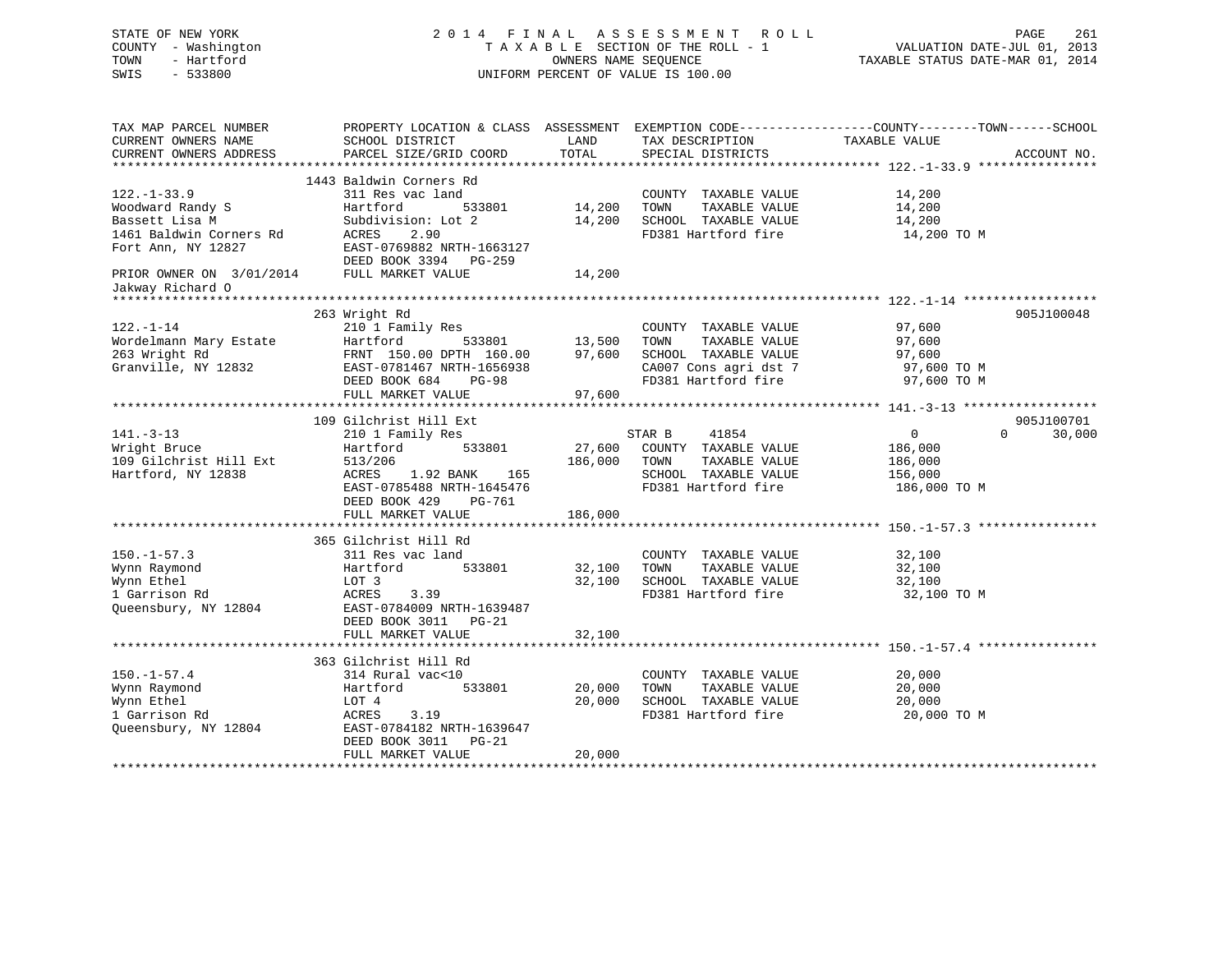STATE OF NEW YORK — COUNTY - Washington — TOWN - Hartford — SWIS - 533800

# 2014 FINAL ASSESSMENT ROLL

TAXABLE SECTION OF THE ROLL - 1
OWNERS NAME SEQUENCE
UNIFORM PERCENT OF VALUE IS 100.00

VALUATION DATE-JUL 01, 2013
TAXABLE STATUS DATE-MAR 01, 2014

```
TAX MAP PARCEL NUMBER          PROPERTY LOCATION & CLASS  ASSESSMENT  EXEMPTION CODE-----------------COUNTY--------TOWN------SCHOOL
CURRENT OWNERS NAME            SCHOOL DISTRICT               LAND      TAX DESCRIPTION            TAXABLE VALUE
CURRENT OWNERS ADDRESS         PARCEL SIZE/GRID COORD        TOTAL     SPECIAL DISTRICTS                                   ACCOUNT NO.
******************************************************************************************************* 122.-1-33.9 ****************
                          1443 Baldwin Corners Rd
122.-1-33.9                    311 Res vac land                        COUNTY  TAXABLE VALUE            14,200
Woodward Randy S               Hartford        533801        14,200    TOWN    TAXABLE VALUE            14,200
Bassett Lisa M                 Subdivision: Lot 2            14,200    SCHOOL  TAXABLE VALUE            14,200
1461 Baldwin Corners Rd        ACRES    2.90                           FD381 Hartford fire               14,200 TO M
Fort Ann, NY 12827             EAST-0769882 NRTH-1663127
                               DEED BOOK 3394   PG-259
PRIOR OWNER ON 3/01/2014       FULL MARKET VALUE             14,200
Jakway Richard O
******************************************************************************************************* 122.-1-14 ******************
                          263 Wright Rd                                                                                905J100048
122.-1-14                      210 1 Family Res                        COUNTY  TAXABLE VALUE            97,600
Wordelmann Mary Estate         Hartford        533801        13,500    TOWN    TAXABLE VALUE            97,600
263 Wright Rd                  FRNT 150.00 DPTH 160.00       97,600    SCHOOL  TAXABLE VALUE            97,600
Granville, NY 12832            EAST-0781467 NRTH-1656938               CA007 Cons agri dst 7             97,600 TO M
                               DEED BOOK 684    PG-98                  FD381 Hartford fire               97,600 TO M
                               FULL MARKET VALUE             97,600
******************************************************************************************************* 141.-3-13 ******************
                          109 Gilchrist Hill Ext                                                               905J100701
141.-3-13                      210 1 Family Res                        STAR B     41854                 0           0      30,000
Wright Bruce                   Hartford        533801        27,600    COUNTY  TAXABLE VALUE           186,000
109 Gilchrist Hill Ext         513/206                      186,000    TOWN    TAXABLE VALUE           186,000
Hartford, NY 12838             ACRES    1.92 BANK    165               SCHOOL  TAXABLE VALUE           156,000
                               EAST-0785488 NRTH-1645476               FD381 Hartford fire              186,000 TO M
                               DEED BOOK 429    PG-761
                               FULL MARKET VALUE            186,000
******************************************************************************************************* 150.-1-57.3 ****************
                          365 Gilchrist Hill Rd
150.-1-57.3                    311 Res vac land                        COUNTY  TAXABLE VALUE            32,100
Wynn Raymond                   Hartford        533801        32,100    TOWN    TAXABLE VALUE            32,100
Wynn Ethel                     LOT 3                         32,100    SCHOOL  TAXABLE VALUE            32,100
1 Garrison Rd                  ACRES    3.39                           FD381 Hartford fire               32,100 TO M
Queensbury, NY 12804           EAST-0784009 NRTH-1639487
                               DEED BOOK 3011   PG-21
                               FULL MARKET VALUE             32,100
******************************************************************************************************* 150.-1-57.4 ****************
                          363 Gilchrist Hill Rd
150.-1-57.4                    314 Rural vac<10                        COUNTY  TAXABLE VALUE            20,000
Wynn Raymond                   Hartford        533801        20,000    TOWN    TAXABLE VALUE            20,000
Wynn Ethel                     LOT 4                         20,000    SCHOOL  TAXABLE VALUE            20,000
1 Garrison Rd                  ACRES    3.19                           FD381 Hartford fire               20,000 TO M
Queensbury, NY 12804           EAST-0784182 NRTH-1639647
                               DEED BOOK 3011   PG-21
                               FULL MARKET VALUE             20,000
************************************************************************************************************************************
```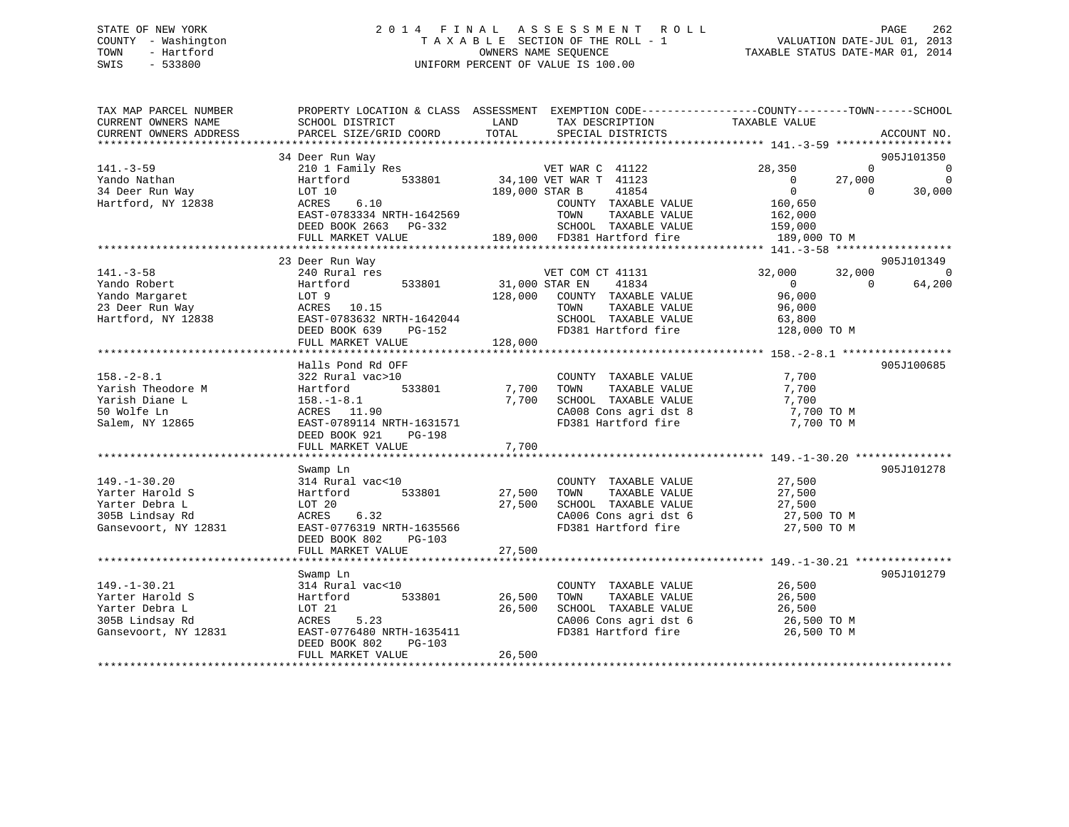STATE OF NEW YORK
COUNTY - Washington
TOWN - Hartford
SWIS - 533800

2014 FINAL ASSESSMENT ROLL
TAXABLE SECTION OF THE ROLL - 1
OWNERS NAME SEQUENCE
UNIFORM PERCENT OF VALUE IS 100.00

VALUATION DATE-JUL 01, 2013
TAXABLE STATUS DATE-MAR 01, 2014

```
TAX MAP PARCEL NUMBER          PROPERTY LOCATION & CLASS  ASSESSMENT  EXEMPTION CODE------------------COUNTY--------TOWN------SCHOOL
CURRENT OWNERS NAME            SCHOOL DISTRICT               LAND      TAX DESCRIPTION              TAXABLE VALUE
CURRENT OWNERS ADDRESS         PARCEL SIZE/GRID COORD        TOTAL     SPECIAL DISTRICTS                                        ACCOUNT NO.
******************************************************************************************************* 141.-3-59 ******************
                               34 Deer Run Way                                                                                905J101350
141.-3-59                      210 1 Family Res                        VET WAR C  41122              28,350          0              0
Yando Nathan                   Hartford        533801       34,100 VET WAR T  41123                   0         27,000              0
34 Deer Run Way                LOT 10                      189,000 STAR B     41854                   0              0         30,000
Hartford, NY 12838             ACRES     6.10                          COUNTY  TAXABLE VALUE          160,650
                               EAST-0783334 NRTH-1642569               TOWN    TAXABLE VALUE          162,000
                               DEED BOOK 2663   PG-332                 SCHOOL  TAXABLE VALUE          159,000
                               FULL MARKET VALUE            189,000    FD381 Hartford fire            189,000 TO M
******************************************************************************************************* 141.-3-58 ******************
                               23 Deer Run Way                                                                                905J101349
141.-3-58                      240 Rural res                           VET COM CT 41131              32,000         32,000              0
Yando Robert                   Hartford        533801       31,000 STAR EN    41834                   0              0         64,200
Yando Margaret                 LOT 9                       128,000    COUNTY  TAXABLE VALUE           96,000
23 Deer Run Way                ACRES    10.15                         TOWN    TAXABLE VALUE           96,000
Hartford, NY 12838             EAST-0783632 NRTH-1642044              SCHOOL  TAXABLE VALUE           63,800
                               DEED BOOK 639    PG-152                FD381 Hartford fire            128,000 TO M
                               FULL MARKET VALUE            128,000
******************************************************************************************************* 158.-2-8.1 *****************
                               Halls Pond Rd OFF                                                                              905J100685
158.-2-8.1                     322 Rural vac>10                       COUNTY  TAXABLE VALUE            7,700
Yarish Theodore M              Hartford        533801        7,700    TOWN    TAXABLE VALUE            7,700
Yarish Diane L                 158.-1-8.1                    7,700    SCHOOL  TAXABLE VALUE            7,700
50 Wolfe Ln                    ACRES    11.90                         CA008 Cons agri dst 8            7,700 TO M
Salem, NY 12865                EAST-0789114 NRTH-1631571              FD381 Hartford fire              7,700 TO M
                               DEED BOOK 921    PG-198
                               FULL MARKET VALUE              7,700
******************************************************************************************************* 149.-1-30.20 ***************
                               Swamp Ln                                                                                       905J101278
149.-1-30.20                   314 Rural vac<10                       COUNTY  TAXABLE VALUE           27,500
Yarter Harold S                Hartford        533801       27,500    TOWN    TAXABLE VALUE           27,500
Yarter Debra L                 LOT 20                       27,500    SCHOOL  TAXABLE VALUE           27,500
305B Lindsay Rd                ACRES     6.32                         CA006 Cons agri dst 6           27,500 TO M
Gansevoort, NY 12831           EAST-0776319 NRTH-1635566              FD381 Hartford fire             27,500 TO M
                               DEED BOOK 802    PG-103
                               FULL MARKET VALUE             27,500
******************************************************************************************************* 149.-1-30.21 ***************
                               Swamp Ln                                                                                       905J101279
149.-1-30.21                   314 Rural vac<10                       COUNTY  TAXABLE VALUE           26,500
Yarter Harold S                Hartford        533801       26,500    TOWN    TAXABLE VALUE           26,500
Yarter Debra L                 LOT 21                       26,500    SCHOOL  TAXABLE VALUE           26,500
305B Lindsay Rd                ACRES     5.23                         CA006 Cons agri dst 6           26,500 TO M
Gansevoort, NY 12831           EAST-0776480 NRTH-1635411              FD381 Hartford fire             26,500 TO M
                               DEED BOOK 802    PG-103
                               FULL MARKET VALUE             26,500
************************************************************************************************************************************
```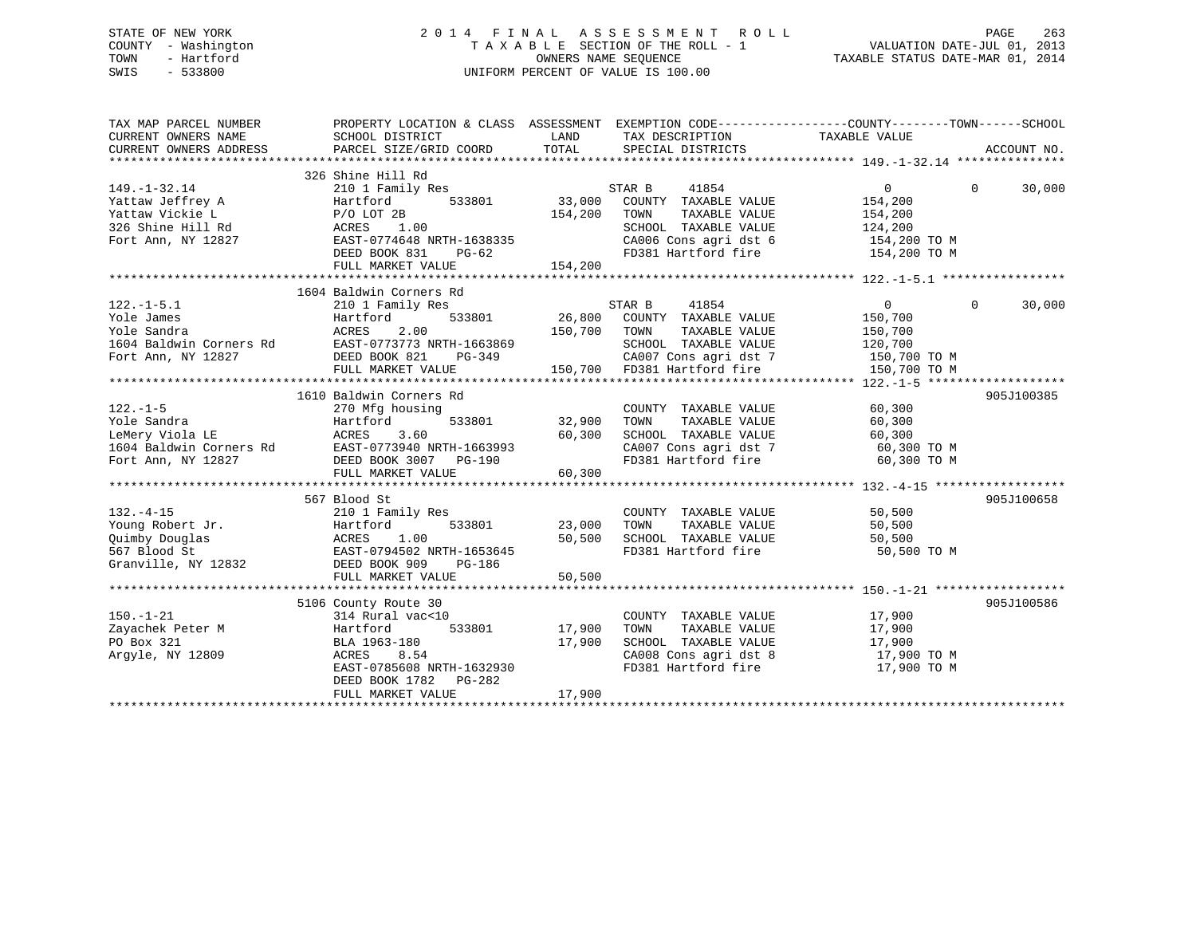STATE OF NEW YORK
COUNTY - Washington
TOWN - Hartford
SWIS - 533800

# 2014 FINAL ASSESSMENT ROLL

TAXABLE SECTION OF THE ROLL - 1
OWNERS NAME SEQUENCE
UNIFORM PERCENT OF VALUE IS 100.00

VALUATION DATE-JUL 01, 2013
TAXABLE STATUS DATE-MAR 01, 2014

```
TAX MAP PARCEL NUMBER          PROPERTY LOCATION & CLASS  ASSESSMENT  EXEMPTION CODE------------------COUNTY--------TOWN------SCHOOL
CURRENT OWNERS NAME            SCHOOL DISTRICT               LAND      TAX DESCRIPTION             TAXABLE VALUE
CURRENT OWNERS ADDRESS         PARCEL SIZE/GRID COORD        TOTAL     SPECIAL DISTRICTS                                    ACCOUNT NO.
******************************************************************************************************* 149.-1-32.14 ***************
                               326 Shine Hill Rd
149.-1-32.14                   210 1 Family Res                      STAR B      41854                 0            0      30,000
Yattaw Jeffrey A               Hartford          533801      33,000    COUNTY  TAXABLE VALUE          154,200
Yattaw Vickie L                P/O LOT 2B                   154,200    TOWN    TAXABLE VALUE          154,200
326 Shine Hill Rd              ACRES    1.00                           SCHOOL  TAXABLE VALUE          124,200
Fort Ann, NY 12827             EAST-0774648 NRTH-1638335               CA006 Cons agri dst 6           154,200 TO M
                               DEED BOOK 831    PG-62                  FD381 Hartford fire             154,200 TO M
                               FULL MARKET VALUE            154,200
******************************************************************************************************* 122.-1-5.1 *****************
                               1604 Baldwin Corners Rd
122.-1-5.1                     210 1 Family Res                      STAR B      41854                 0            0      30,000
Yole James                     Hartford          533801      26,800    COUNTY  TAXABLE VALUE          150,700
Yole Sandra                    ACRES    2.00                150,700    TOWN    TAXABLE VALUE          150,700
1604 Baldwin Corners Rd        EAST-0773773 NRTH-1663869               SCHOOL  TAXABLE VALUE          120,700
Fort Ann, NY 12827             DEED BOOK 821    PG-349                 CA007 Cons agri dst 7           150,700 TO M
                               FULL MARKET VALUE            150,700    FD381 Hartford fire             150,700 TO M
******************************************************************************************************* 122.-1-5 *******************
                               1610 Baldwin Corners Rd                                                              905J100385
122.-1-5                       270 Mfg housing                         COUNTY  TAXABLE VALUE           60,300
Yole Sandra                    Hartford          533801      32,900    TOWN    TAXABLE VALUE           60,300
LeMery Viola LE                ACRES    3.60                 60,300    SCHOOL  TAXABLE VALUE           60,300
1604 Baldwin Corners Rd        EAST-0773940 NRTH-1663993               CA007 Cons agri dst 7            60,300 TO M
Fort Ann, NY 12827             DEED BOOK 3007   PG-190                 FD381 Hartford fire              60,300 TO M
                               FULL MARKET VALUE             60,300
******************************************************************************************************* 132.-4-15 ******************
                               567 Blood St                                                                          905J100658
132.-4-15                      210 1 Family Res                        COUNTY  TAXABLE VALUE           50,500
Young Robert Jr.               Hartford          533801      23,000    TOWN    TAXABLE VALUE           50,500
Quimby Douglas                 ACRES    1.00                 50,500    SCHOOL  TAXABLE VALUE           50,500
567 Blood St                   EAST-0794502 NRTH-1653645               FD381 Hartford fire              50,500 TO M
Granville, NY 12832            DEED BOOK 909    PG-186
                               FULL MARKET VALUE             50,500
******************************************************************************************************* 150.-1-21 ******************
                               5106 County Route 30                                                                  905J100586
150.-1-21                      314 Rural vac<10                        COUNTY  TAXABLE VALUE           17,900
Zayachek Peter M               Hartford          533801      17,900    TOWN    TAXABLE VALUE           17,900
PO Box 321                     BLA 1963-180                  17,900    SCHOOL  TAXABLE VALUE           17,900
Argyle, NY 12809               ACRES    8.54                           CA008 Cons agri dst 8            17,900 TO M
                               EAST-0785608 NRTH-1632930               FD381 Hartford fire              17,900 TO M
                               DEED BOOK 1782   PG-282
                               FULL MARKET VALUE             17,900
************************************************************************************************************************************
```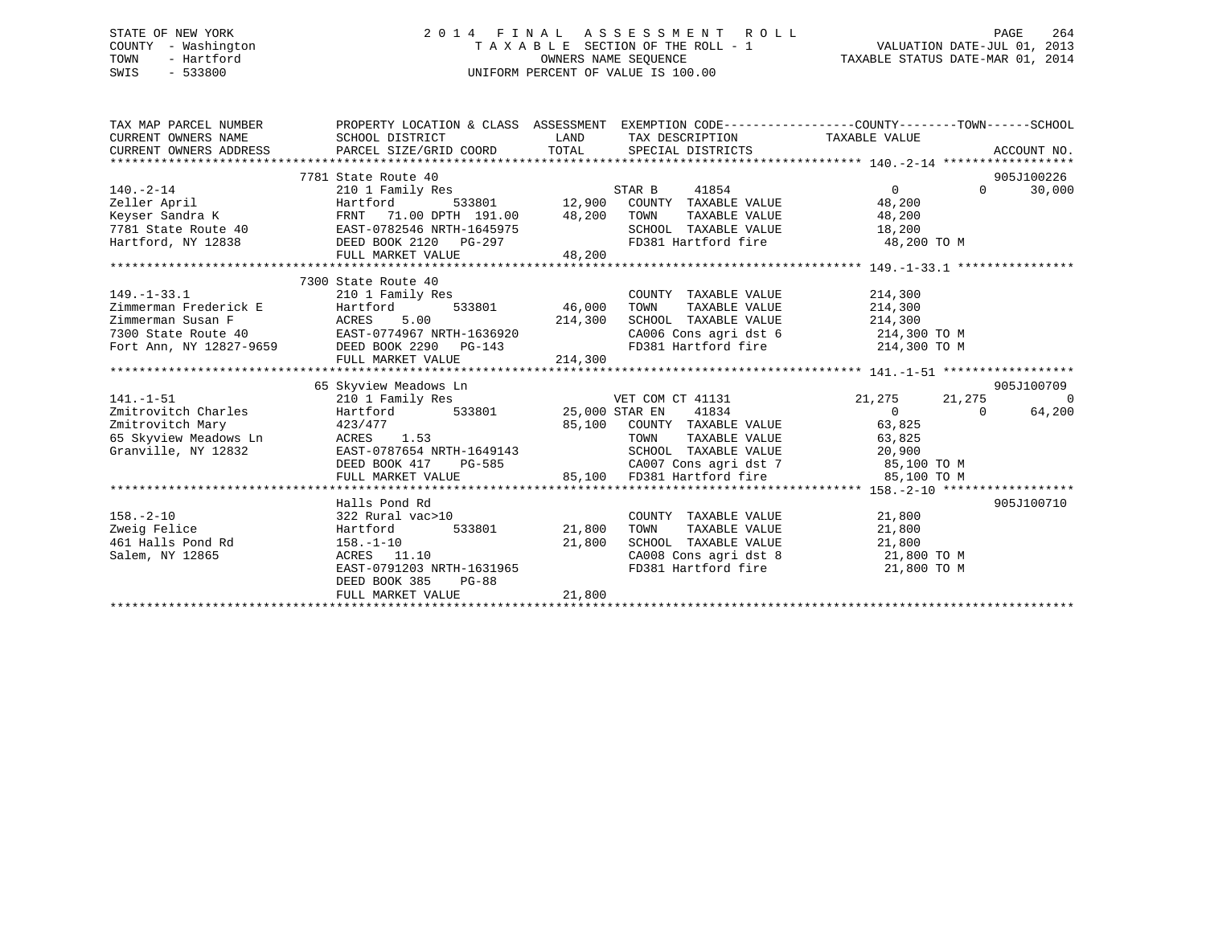STATE OF NEW YORK
COUNTY - Washington
TOWN - Hartford
SWIS - 533800

2014 FINAL ASSESSMENT ROLL
TAXABLE SECTION OF THE ROLL - 1
OWNERS NAME SEQUENCE
UNIFORM PERCENT OF VALUE IS 100.00

VALUATION DATE-JUL 01, 2013
TAXABLE STATUS DATE-MAR 01, 2014

```
TAX MAP PARCEL NUMBER          PROPERTY LOCATION & CLASS  ASSESSMENT  EXEMPTION CODE------------------COUNTY--------TOWN------SCHOOL
CURRENT OWNERS NAME            SCHOOL DISTRICT               LAND      TAX DESCRIPTION              TAXABLE VALUE
CURRENT OWNERS ADDRESS         PARCEL SIZE/GRID COORD       TOTAL      SPECIAL DISTRICTS                                    ACCOUNT NO.
******************************************************************************************************* 140.-2-14 ******************
                               7781 State Route 40                                                                          905J100226
140.-2-14                      210 1 Family Res                        STAR B     41854                  0          0      30,000
Zeller April                   Hartford        533801       12,900     COUNTY  TAXABLE VALUE           48,200
Keyser Sandra K                FRNT  71.00 DPTH 191.00      48,200     TOWN    TAXABLE VALUE           48,200
7781 State Route 40            EAST-0782546 NRTH-1645975               SCHOOL  TAXABLE VALUE           18,200
Hartford, NY 12838             DEED BOOK 2120   PG-297                 FD381 Hartford fire              48,200 TO M
                               FULL MARKET VALUE            48,200
******************************************************************************************************* 149.-1-33.1 ****************
                               7300 State Route 40
149.-1-33.1                    210 1 Family Res                        COUNTY  TAXABLE VALUE          214,300
Zimmerman Frederick E          Hartford        533801       46,000     TOWN    TAXABLE VALUE          214,300
Zimmerman Susan F              ACRES    5.00               214,300     SCHOOL  TAXABLE VALUE          214,300
7300 State Route 40            EAST-0774967 NRTH-1636920               CA006 Cons agri dst 6           214,300 TO M
Fort Ann, NY 12827-9659        DEED BOOK 2290   PG-143                 FD381 Hartford fire             214,300 TO M
                               FULL MARKET VALUE           214,300
******************************************************************************************************* 141.-1-51 ******************
                               65 Skyview Meadows Ln                                                                        905J100709
141.-1-51                      210 1 Family Res                        VET COM CT 41131             21,275     21,275           0
Zmitrovitch Charles            Hartford        533801       25,000 STAR EN    41834                  0          0      64,200
Zmitrovitch Mary               423/477                      85,100     COUNTY  TAXABLE VALUE           63,825
65 Skyview Meadows Ln          ACRES    1.53                           TOWN    TAXABLE VALUE           63,825
Granville, NY 12832            EAST-0787654 NRTH-1649143               SCHOOL  TAXABLE VALUE           20,900
                               DEED BOOK 417    PG-585                 CA007 Cons agri dst 7            85,100 TO M
                               FULL MARKET VALUE            85,100     FD381 Hartford fire              85,100 TO M
******************************************************************************************************* 158.-2-10 ******************
                               Halls Pond Rd                                                                                905J100710
158.-2-10                      322 Rural vac>10                        COUNTY  TAXABLE VALUE           21,800
Zweig Felice                   Hartford        533801       21,800     TOWN    TAXABLE VALUE           21,800
461 Halls Pond Rd              158.-1-10                    21,800     SCHOOL  TAXABLE VALUE           21,800
Salem, NY 12865                ACRES   11.10                           CA008 Cons agri dst 8            21,800 TO M
                               EAST-0791203 NRTH-1631965               FD381 Hartford fire              21,800 TO M
                               DEED BOOK 385    PG-88
                               FULL MARKET VALUE            21,800
************************************************************************************************************************************
```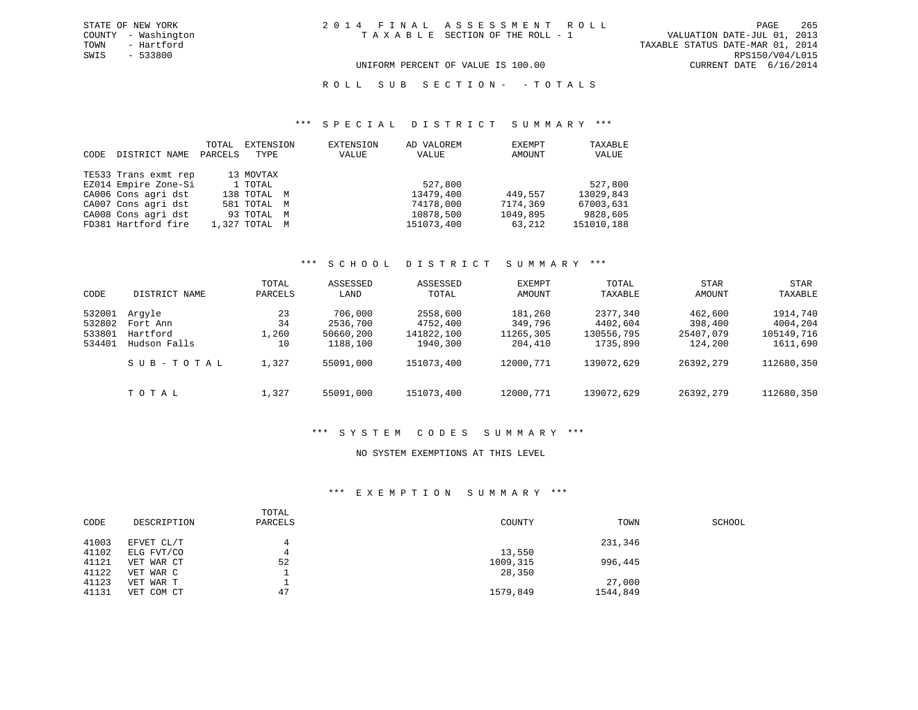STATE OF NEW YORK
COUNTY - Washington
TOWN - Hartford
SWIS - 533800

# 2014 FINAL ASSESSMENT ROLL
TAXABLE SECTION OF THE ROLL - 1

VALUATION DATE-JUL 01, 2013
TAXABLE STATUS DATE-MAR 01, 2014
RPS150/V04/L015
CURRENT DATE 6/16/2014

UNIFORM PERCENT OF VALUE IS 100.00

## ROLL SUB SECTION- - TOTALS

### *** SPECIAL DISTRICT SUMMARY ***

| CODE | DISTRICT NAME | TOTAL PARCELS | EXTENSION TYPE | EXTENSION VALUE | AD VALOREM VALUE | EXEMPT AMOUNT | TAXABLE VALUE |
|---|---|---|---|---|---|---|---|
| TE533 | Trans exmt rep | 13 | MOVTAX | | | | |
| EZ014 | Empire Zone-Si | 1 | TOTAL | | 527,800 | | 527,800 |
| CA006 | Cons agri dst | 138 | TOTAL M | | 13479,400 | 449,557 | 13029,843 |
| CA007 | Cons agri dst | 581 | TOTAL M | | 74178,000 | 7174,369 | 67003,631 |
| CA008 | Cons agri dst | 93 | TOTAL M | | 10878,500 | 1049,895 | 9828,605 |
| FD381 | Hartford fire | 1,327 | TOTAL M | | 151073,400 | 63,212 | 151010,188 |

### *** SCHOOL DISTRICT SUMMARY ***

| CODE | DISTRICT NAME | TOTAL PARCELS | ASSESSED LAND | ASSESSED TOTAL | EXEMPT AMOUNT | TOTAL TAXABLE | STAR AMOUNT | STAR TAXABLE |
|---|---|---|---|---|---|---|---|---|
| 532001 | Argyle | 23 | 706,000 | 2558,600 | 181,260 | 2377,340 | 462,600 | 1914,740 |
| 532802 | Fort Ann | 34 | 2536,700 | 4752,400 | 349,796 | 4402,604 | 398,400 | 4004,204 |
| 533801 | Hartford | 1,260 | 50660,200 | 141822,100 | 11265,305 | 130556,795 | 25407,079 | 105149,716 |
| 534401 | Hudson Falls | 10 | 1188,100 | 1940,300 | 204,410 | 1735,890 | 124,200 | 1611,690 |
| | SUB-TOTAL | 1,327 | 55091,000 | 151073,400 | 12000,771 | 139072,629 | 26392,279 | 112680,350 |
| | TOTAL | 1,327 | 55091,000 | 151073,400 | 12000,771 | 139072,629 | 26392,279 | 112680,350 |

### *** SYSTEM CODES SUMMARY ***

NO SYSTEM EXEMPTIONS AT THIS LEVEL

### *** EXEMPTION SUMMARY ***

| CODE | DESCRIPTION | TOTAL PARCELS | COUNTY | TOWN | SCHOOL |
|---|---|---|---|---|---|
| 41003 | EFVET CL/T | 4 | | 231,346 | |
| 41102 | ELG FVT/CO | 4 | 13,550 | | |
| 41121 | VET WAR CT | 52 | 1009,315 | 996,445 | |
| 41122 | VET WAR C | 1 | 28,350 | | |
| 41123 | VET WAR T | 1 | | 27,000 | |
| 41131 | VET COM CT | 47 | 1579,849 | 1544,849 | |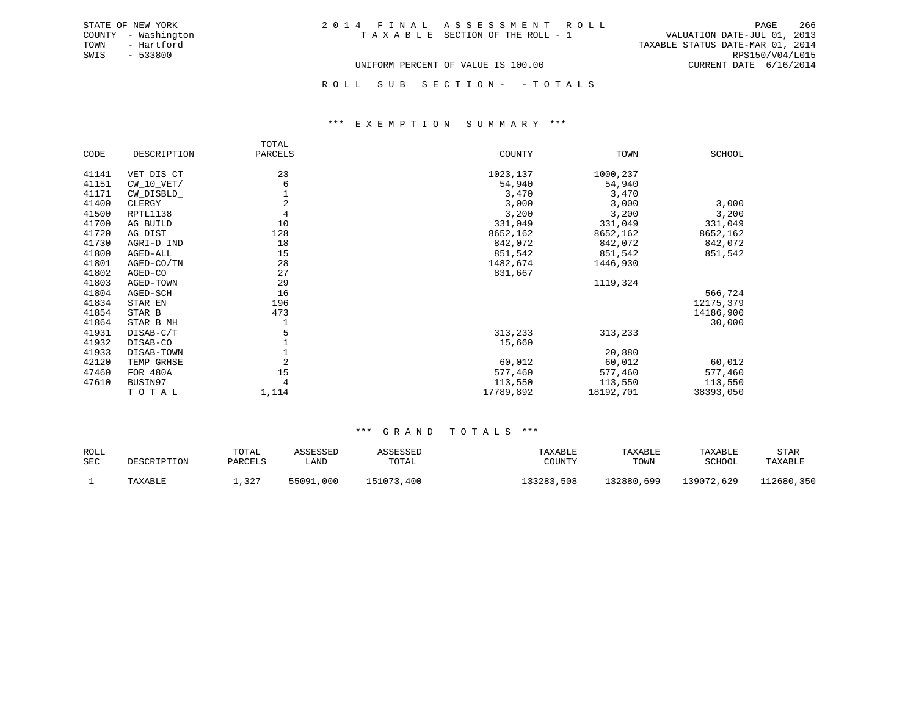STATE OF NEW YORK
COUNTY - Washington
TOWN - Hartford
SWIS - 533800

2 0 1 4 F I N A L A S S E S S M E N T R O L L
T A X A B L E SECTION OF THE ROLL - 1

VALUATION DATE-JUL 01, 2013
TAXABLE STATUS DATE-MAR 01, 2014
RPS150/V04/L015
CURRENT DATE 6/16/2014

UNIFORM PERCENT OF VALUE IS 100.00

R O L L S U B S E C T I O N - - T O T A L S

## *** E X E M P T I O N S U M M A R Y ***

| CODE | DESCRIPTION | TOTAL PARCELS | COUNTY | TOWN | SCHOOL |
|---|---|---|---|---|---|
| 41141 | VET DIS CT | 23 | 1023,137 | 1000,237 | |
| 41151 | CW_10_VET/ | 6 | 54,940 | 54,940 | |
| 41171 | CW_DISBLD_ | 1 | 3,470 | 3,470 | |
| 41400 | CLERGY | 2 | 3,000 | 3,000 | 3,000 |
| 41500 | RPTL1138 | 4 | 3,200 | 3,200 | 3,200 |
| 41700 | AG BUILD | 10 | 331,049 | 331,049 | 331,049 |
| 41720 | AG DIST | 128 | 8652,162 | 8652,162 | 8652,162 |
| 41730 | AGRI-D IND | 18 | 842,072 | 842,072 | 842,072 |
| 41800 | AGED-ALL | 15 | 851,542 | 851,542 | 851,542 |
| 41801 | AGED-CO/TN | 28 | 1482,674 | 1446,930 | |
| 41802 | AGED-CO | 27 | 831,667 | | |
| 41803 | AGED-TOWN | 29 | | 1119,324 | |
| 41804 | AGED-SCH | 16 | | | 566,724 |
| 41834 | STAR EN | 196 | | | 12175,379 |
| 41854 | STAR B | 473 | | | 14186,900 |
| 41864 | STAR B MH | 1 | | | 30,000 |
| 41931 | DISAB-C/T | 5 | 313,233 | 313,233 | |
| 41932 | DISAB-CO | 1 | 15,660 | | |
| 41933 | DISAB-TOWN | 1 | | 20,880 | |
| 42120 | TEMP GRHSE | 2 | 60,012 | 60,012 | 60,012 |
| 47460 | FOR 480A | 15 | 577,460 | 577,460 | 577,460 |
| 47610 | BUSIN97 | 4 | 113,550 | 113,550 | 113,550 |
| | T O T A L | 1,114 | 17789,892 | 18192,701 | 38393,050 |

## *** G R A N D T O T A L S ***

| ROLL SEC | DESCRIPTION | TOTAL PARCELS | ASSESSED LAND | ASSESSED TOTAL | TAXABLE COUNTY | TAXABLE TOWN | TAXABLE SCHOOL | STAR TAXABLE |
|---|---|---|---|---|---|---|---|---|
| 1 | TAXABLE | 1,327 | 55091,000 | 151073,400 | 133283,508 | 132880,699 | 139072,629 | 112680,350 |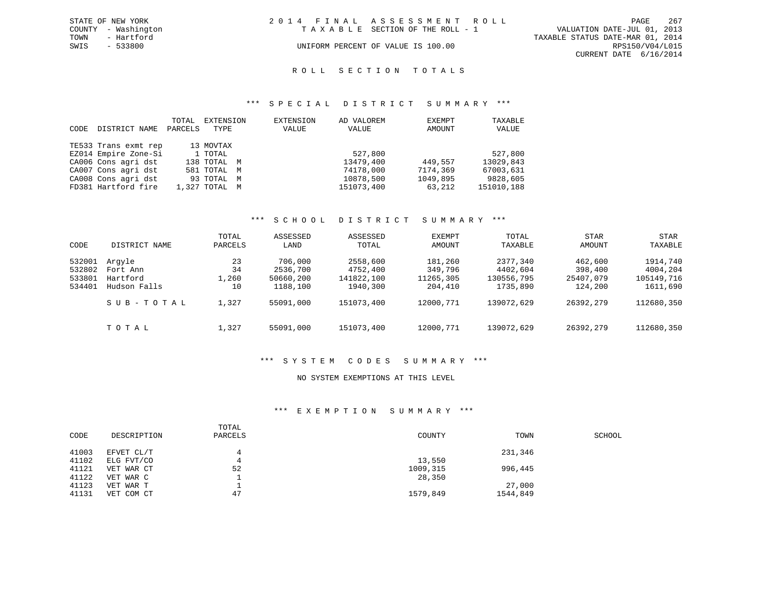STATE OF NEW YORK
COUNTY - Washington
TOWN - Hartford
SWIS - 533800

2014 FINAL ASSESSMENT ROLL
TAXABLE SECTION OF THE ROLL - 1
UNIFORM PERCENT OF VALUE IS 100.00

VALUATION DATE-JUL 01, 2013
TAXABLE STATUS DATE-MAR 01, 2014
RPS150/V04/L015
CURRENT DATE 6/16/2014

## ROLL SECTION TOTALS

### *** SPECIAL DISTRICT SUMMARY ***

| CODE | DISTRICT NAME | TOTAL PARCELS | EXTENSION TYPE | EXTENSION VALUE | AD VALOREM VALUE | EXEMPT AMOUNT | TAXABLE VALUE |
|---|---|---|---|---|---|---|---|
| TE533 | Trans exmt rep | 13 | MOVTAX | | | | |
| EZ014 | Empire Zone-Si | 1 | TOTAL | | 527,800 | | 527,800 |
| CA006 | Cons agri dst | 138 | TOTAL M | | 13479,400 | 449,557 | 13029,843 |
| CA007 | Cons agri dst | 581 | TOTAL M | | 74178,000 | 7174,369 | 67003,631 |
| CA008 | Cons agri dst | 93 | TOTAL M | | 10878,500 | 1049,895 | 9828,605 |
| FD381 | Hartford fire | 1,327 | TOTAL M | | 151073,400 | 63,212 | 151010,188 |

### *** SCHOOL DISTRICT SUMMARY ***

| CODE | DISTRICT NAME | TOTAL PARCELS | ASSESSED LAND | ASSESSED TOTAL | EXEMPT AMOUNT | TOTAL TAXABLE | STAR AMOUNT | STAR TAXABLE |
|---|---|---|---|---|---|---|---|---|
| 532001 | Argyle | 23 | 706,000 | 2558,600 | 181,260 | 2377,340 | 462,600 | 1914,740 |
| 532802 | Fort Ann | 34 | 2536,700 | 4752,400 | 349,796 | 4402,604 | 398,400 | 4004,204 |
| 533801 | Hartford | 1,260 | 50660,200 | 141822,100 | 11265,305 | 130556,795 | 25407,079 | 105149,716 |
| 534401 | Hudson Falls | 10 | 1188,100 | 1940,300 | 204,410 | 1735,890 | 124,200 | 1611,690 |
| | SUB-TOTAL | 1,327 | 55091,000 | 151073,400 | 12000,771 | 139072,629 | 26392,279 | 112680,350 |
| | TOTAL | 1,327 | 55091,000 | 151073,400 | 12000,771 | 139072,629 | 26392,279 | 112680,350 |

### *** SYSTEM CODES SUMMARY ***

NO SYSTEM EXEMPTIONS AT THIS LEVEL

### *** EXEMPTION SUMMARY ***

| CODE | DESCRIPTION | TOTAL PARCELS | COUNTY | TOWN | SCHOOL |
|---|---|---|---|---|---|
| 41003 | EFVET CL/T | 4 | | 231,346 | |
| 41102 | ELG FVT/CO | 4 | 13,550 | | |
| 41121 | VET WAR CT | 52 | 1009,315 | 996,445 | |
| 41122 | VET WAR C | 1 | 28,350 | | |
| 41123 | VET WAR T | 1 | | 27,000 | |
| 41131 | VET COM CT | 47 | 1579,849 | 1544,849 | |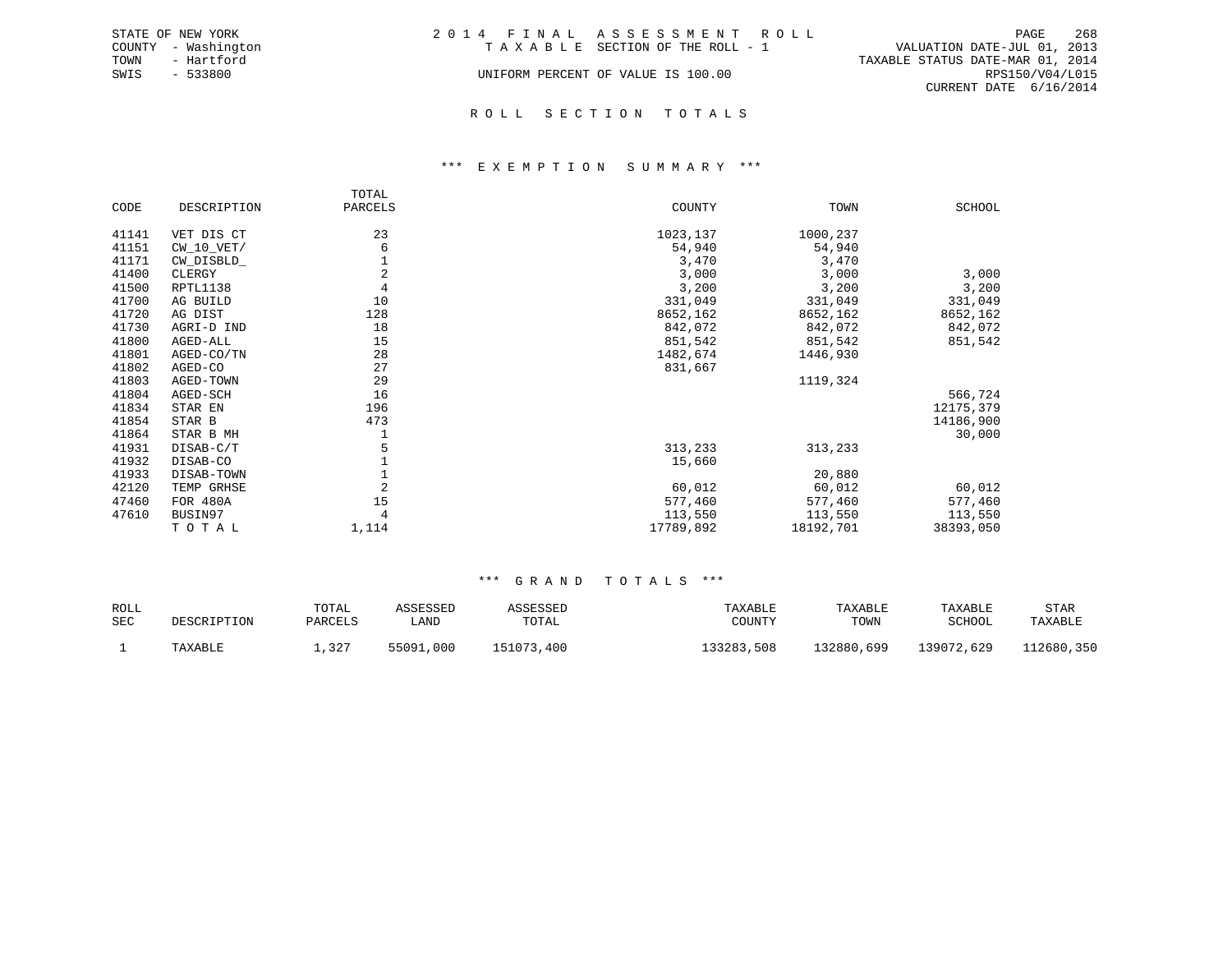STATE OF NEW YORK
COUNTY - Washington
TOWN - Hartford
SWIS - 533800

2014 FINAL ASSESSMENT ROLL
TAXABLE SECTION OF THE ROLL - 1
UNIFORM PERCENT OF VALUE IS 100.00

VALUATION DATE-JUL 01, 2013
TAXABLE STATUS DATE-MAR 01, 2014
RPS150/V04/L015
CURRENT DATE 6/16/2014

## ROLL SECTION TOTALS

### *** EXEMPTION SUMMARY ***

| CODE | DESCRIPTION | TOTAL PARCELS | COUNTY | TOWN | SCHOOL |
|---|---|---|---|---|---|
| 41141 | VET DIS CT | 23 | 1023,137 | 1000,237 | |
| 41151 | CW_10_VET/ | 6 | 54,940 | 54,940 | |
| 41171 | CW_DISBLD_ | 1 | 3,470 | 3,470 | |
| 41400 | CLERGY | 2 | 3,000 | 3,000 | 3,000 |
| 41500 | RPTL1138 | 4 | 3,200 | 3,200 | 3,200 |
| 41700 | AG BUILD | 10 | 331,049 | 331,049 | 331,049 |
| 41720 | AG DIST | 128 | 8652,162 | 8652,162 | 8652,162 |
| 41730 | AGRI-D IND | 18 | 842,072 | 842,072 | 842,072 |
| 41800 | AGED-ALL | 15 | 851,542 | 851,542 | 851,542 |
| 41801 | AGED-CO/TN | 28 | 1482,674 | 1446,930 | |
| 41802 | AGED-CO | 27 | 831,667 | | |
| 41803 | AGED-TOWN | 29 | | 1119,324 | |
| 41804 | AGED-SCH | 16 | | | 566,724 |
| 41834 | STAR EN | 196 | | | 12175,379 |
| 41854 | STAR B | 473 | | | 14186,900 |
| 41864 | STAR B MH | 1 | | | 30,000 |
| 41931 | DISAB-C/T | 5 | 313,233 | 313,233 | |
| 41932 | DISAB-CO | 1 | 15,660 | | |
| 41933 | DISAB-TOWN | 1 | | 20,880 | |
| 42120 | TEMP GRHSE | 2 | 60,012 | 60,012 | 60,012 |
| 47460 | FOR 480A | 15 | 577,460 | 577,460 | 577,460 |
| 47610 | BUSIN97 | 4 | 113,550 | 113,550 | 113,550 |
| | TOTAL | 1,114 | 17789,892 | 18192,701 | 38393,050 |

### *** GRAND TOTALS ***

| ROLL SEC | DESCRIPTION | TOTAL PARCELS | ASSESSED LAND | ASSESSED TOTAL | TAXABLE COUNTY | TAXABLE TOWN | TAXABLE SCHOOL | STAR TAXABLE |
|---|---|---|---|---|---|---|---|---|
| 1 | TAXABLE | 1,327 | 55091,000 | 151073,400 | 133283,508 | 132880,699 | 139072,629 | 112680,350 |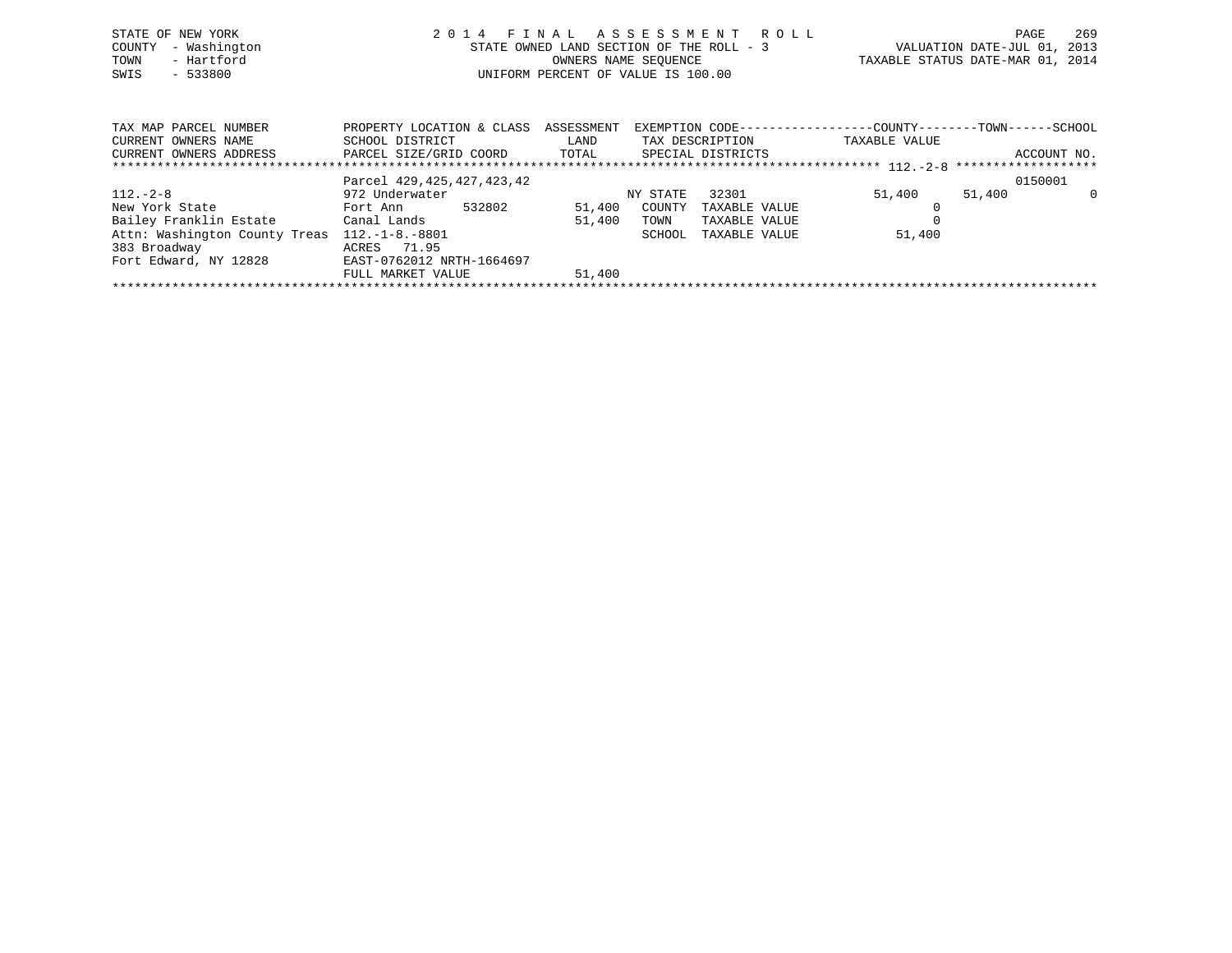STATE OF NEW YORK
COUNTY - Washington
TOWN - Hartford
SWIS - 533800

2014 FINAL ASSESSMENT ROLL
STATE OWNED LAND SECTION OF THE ROLL - 3
OWNERS NAME SEQUENCE
UNIFORM PERCENT OF VALUE IS 100.00

VALUATION DATE-JUL 01, 2013
TAXABLE STATUS DATE-MAR 01, 2014

| TAX MAP PARCEL NUMBER / CURRENT OWNERS NAME / CURRENT OWNERS ADDRESS | PROPERTY LOCATION & CLASS / SCHOOL DISTRICT / PARCEL SIZE/GRID COORD | ASSESSMENT LAND / TOTAL | EXEMPTION CODE / TAX DESCRIPTION / SPECIAL DISTRICTS | COUNTY TAXABLE VALUE | TOWN | SCHOOL / ACCOUNT NO. |
|---|---|---|---|---|---|---|
| 112.-2-8 | Parcel 429,425,427,423,42 | | | | | 0150001 |
| 112.-2-8 | 972 Underwater | | NY STATE 32301 | 51,400 | 51,400 | 0 |
| New York State | Fort Ann 532802 | 51,400 | COUNTY TAXABLE VALUE | 0 | | |
| Bailey Franklin Estate | Canal Lands | 51,400 | TOWN TAXABLE VALUE | 0 | | |
| Attn: Washington County Treas | 112.-1-8.-8801 | | SCHOOL TAXABLE VALUE | 51,400 | | |
| 383 Broadway | ACRES 71.95 | | | | | |
| Fort Edward, NY 12828 | EAST-0762012 NRTH-1664697 | | | | | |
| | FULL MARKET VALUE | 51,400 | | | | |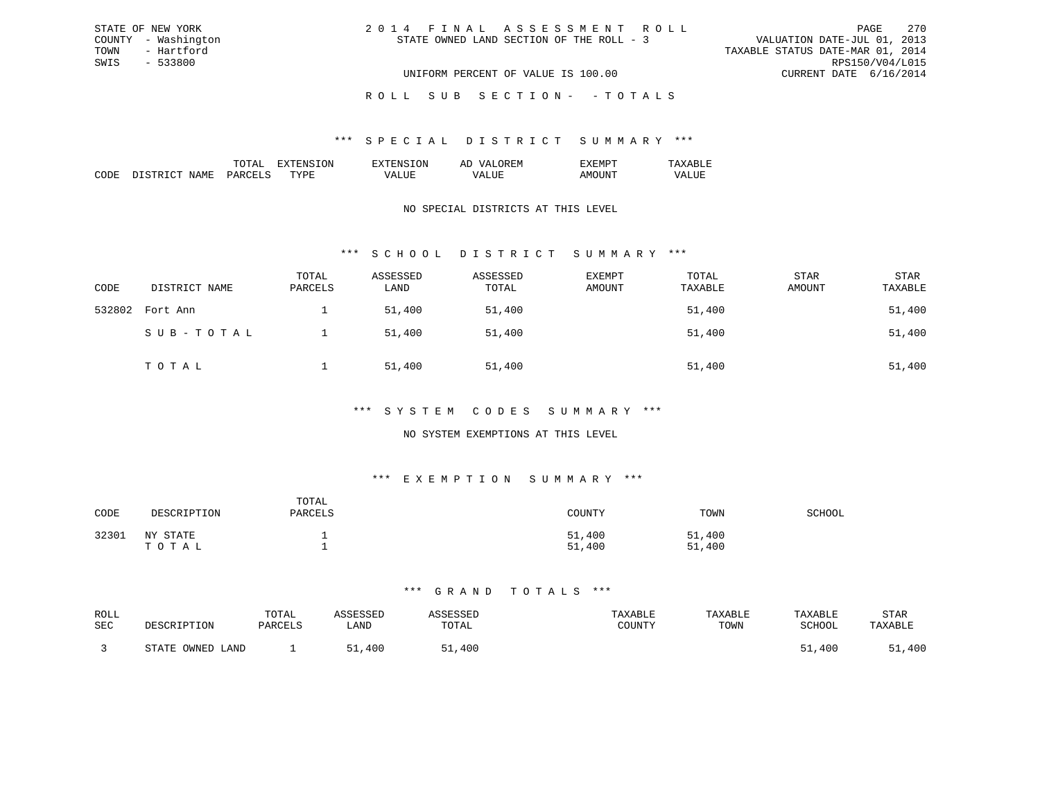STATE OF NEW YORK
COUNTY - Washington
TOWN - Hartford
SWIS - 533800

2 0 1 4 F I N A L A S S E S S M E N T R O L L
STATE OWNED LAND SECTION OF THE ROLL - 3

VALUATION DATE-JUL 01, 2013
TAXABLE STATUS DATE-MAR 01, 2014
RPS150/V04/L015
CURRENT DATE 6/16/2014

UNIFORM PERCENT OF VALUE IS 100.00

R O L L S U B S E C T I O N - - T O T A L S

### *** S P E C I A L D I S T R I C T S U M M A R Y ***

| CODE | DISTRICT NAME | TOTAL PARCELS | EXTENSION TYPE | EXTENSION VALUE | AD VALOREM VALUE | EXEMPT AMOUNT | TAXABLE VALUE |
|---|---|---|---|---|---|---|---|

NO SPECIAL DISTRICTS AT THIS LEVEL

### *** S C H O O L D I S T R I C T S U M M A R Y ***

| CODE | DISTRICT NAME | TOTAL PARCELS | ASSESSED LAND | ASSESSED TOTAL | EXEMPT AMOUNT | TOTAL TAXABLE | STAR AMOUNT | STAR TAXABLE |
|---|---|---|---|---|---|---|---|---|
| 532802 | Fort Ann | 1 | 51,400 | 51,400 | | 51,400 | | 51,400 |
| | S U B - T O T A L | 1 | 51,400 | 51,400 | | 51,400 | | 51,400 |
| | T O T A L | 1 | 51,400 | 51,400 | | 51,400 | | 51,400 |

### *** S Y S T E M C O D E S S U M M A R Y ***

NO SYSTEM EXEMPTIONS AT THIS LEVEL

### *** E X E M P T I O N S U M M A R Y ***

| CODE | DESCRIPTION | TOTAL PARCELS | COUNTY | TOWN | SCHOOL |
|---|---|---|---|---|---|
| 32301 | NY STATE | 1 | 51,400 | 51,400 | |
| | T O T A L | 1 | 51,400 | 51,400 | |

### *** G R A N D T O T A L S ***

| ROLL SEC | DESCRIPTION | TOTAL PARCELS | ASSESSED LAND | ASSESSED TOTAL | TAXABLE COUNTY | TAXABLE TOWN | TAXABLE SCHOOL | STAR TAXABLE |
|---|---|---|---|---|---|---|---|---|
| 3 | STATE OWNED LAND | 1 | 51,400 | 51,400 | | | 51,400 | 51,400 |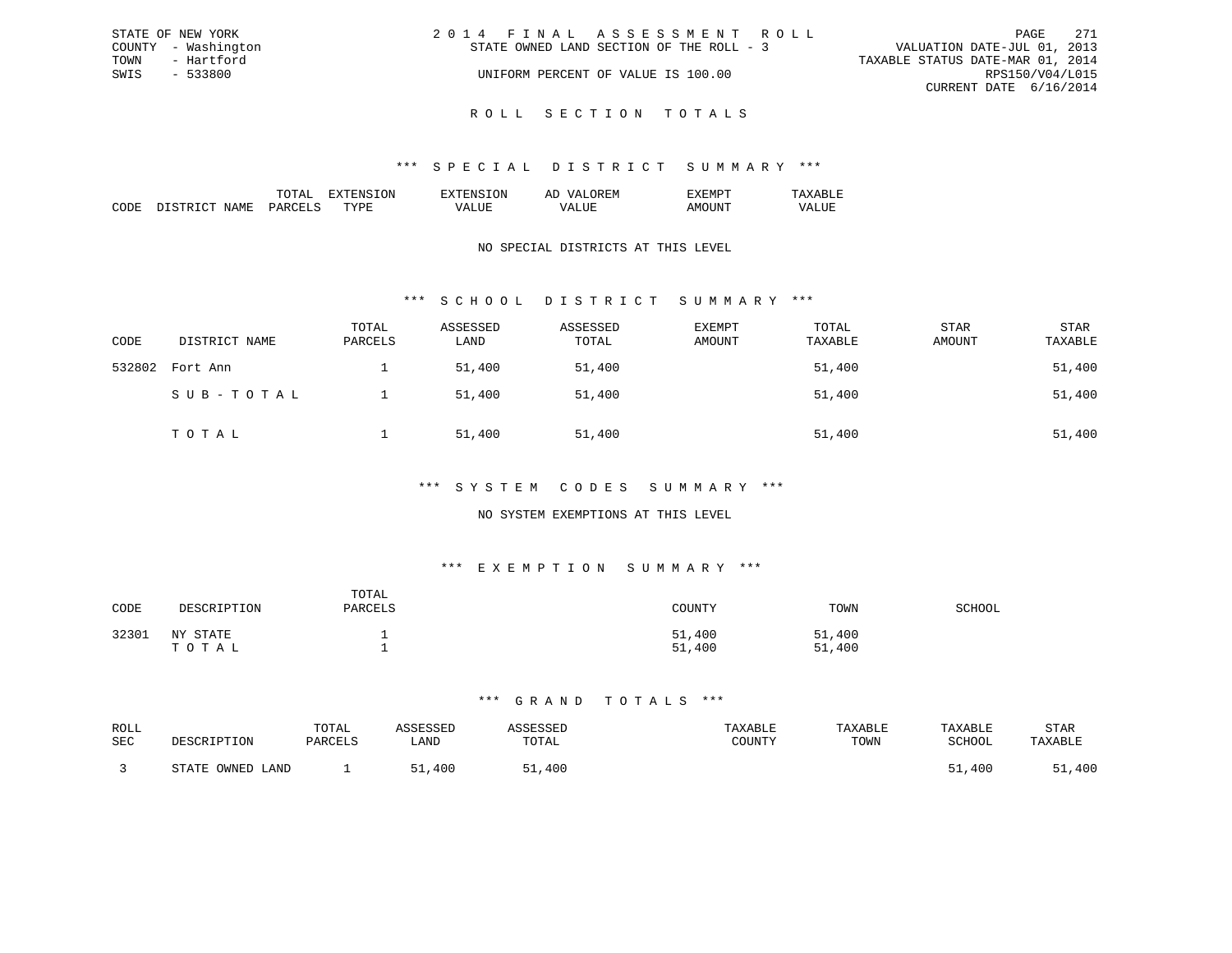STATE OF NEW YORK
COUNTY - Washington
TOWN - Hartford
SWIS - 533800

2014 FINAL ASSESSMENT ROLL
STATE OWNED LAND SECTION OF THE ROLL - 3
UNIFORM PERCENT OF VALUE IS 100.00

VALUATION DATE-JUL 01, 2013
TAXABLE STATUS DATE-MAR 01, 2014
RPS150/V04/L015
CURRENT DATE 6/16/2014

# ROLL SECTION TOTALS

## *** SPECIAL DISTRICT SUMMARY ***

| CODE | DISTRICT NAME | TOTAL PARCELS | EXTENSION TYPE | EXTENSION VALUE | AD VALOREM VALUE | EXEMPT AMOUNT | TAXABLE VALUE |
|---|---|---|---|---|---|---|---|

NO SPECIAL DISTRICTS AT THIS LEVEL

## *** SCHOOL DISTRICT SUMMARY ***

| CODE | DISTRICT NAME | TOTAL PARCELS | ASSESSED LAND | ASSESSED TOTAL | EXEMPT AMOUNT | TOTAL TAXABLE | STAR AMOUNT | STAR TAXABLE |
|---|---|---|---|---|---|---|---|---|
| 532802 | Fort Ann | 1 | 51,400 | 51,400 | | 51,400 | | 51,400 |
| | SUB-TOTAL | 1 | 51,400 | 51,400 | | 51,400 | | 51,400 |
| | TOTAL | 1 | 51,400 | 51,400 | | 51,400 | | 51,400 |

## *** SYSTEM CODES SUMMARY ***

NO SYSTEM EXEMPTIONS AT THIS LEVEL

## *** EXEMPTION SUMMARY ***

| CODE | DESCRIPTION | TOTAL PARCELS | COUNTY | TOWN | SCHOOL |
|---|---|---|---|---|---|
| 32301 | NY STATE | 1 | 51,400 | 51,400 | |
| | TOTAL | 1 | 51,400 | 51,400 | |

## *** GRAND TOTALS ***

| ROLL SEC | DESCRIPTION | TOTAL PARCELS | ASSESSED LAND | ASSESSED TOTAL | TAXABLE COUNTY | TAXABLE TOWN | TAXABLE SCHOOL | STAR TAXABLE |
|---|---|---|---|---|---|---|---|---|
| 3 | STATE OWNED LAND | 1 | 51,400 | 51,400 | | | 51,400 | 51,400 |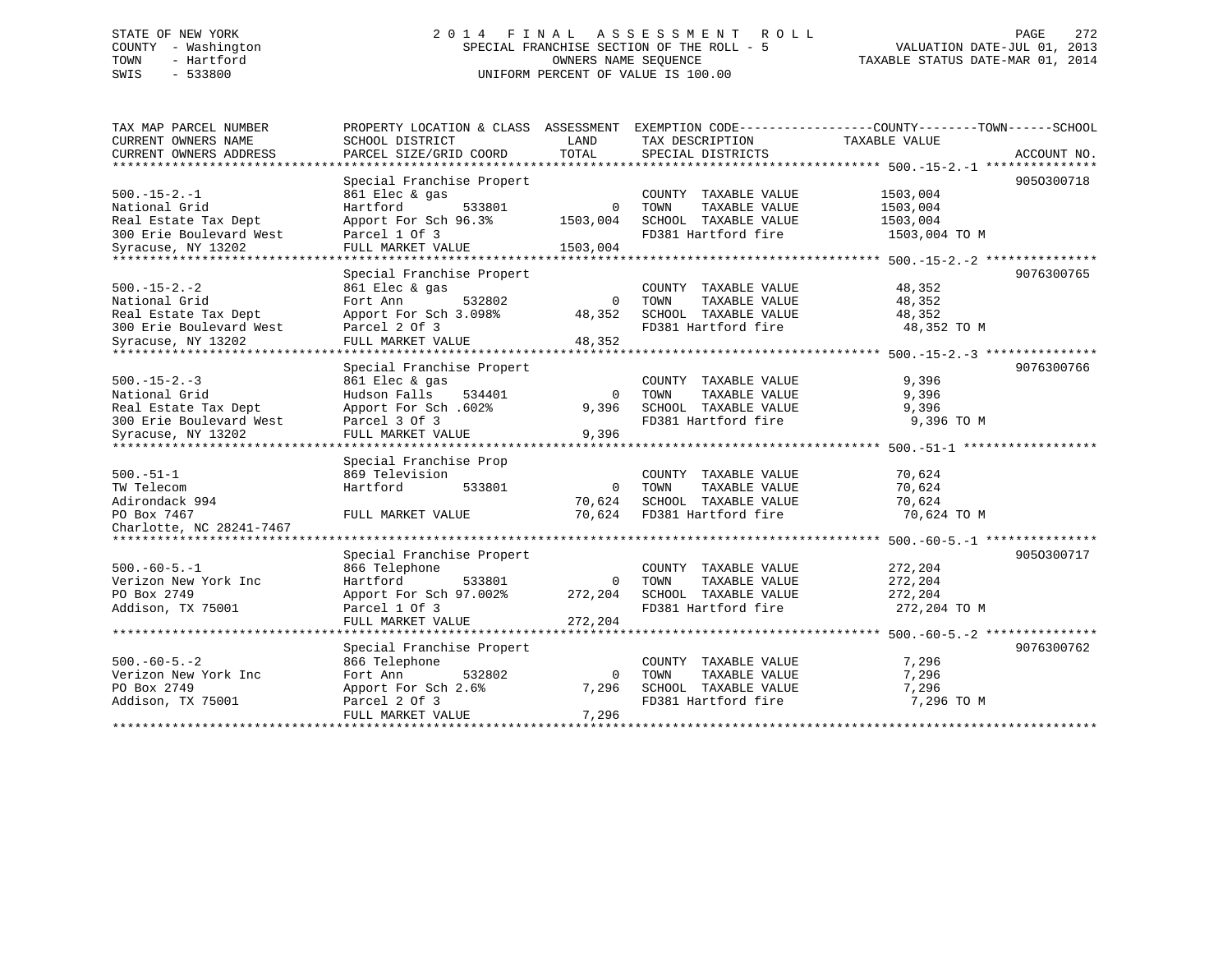STATE OF NEW YORK
COUNTY - Washington
TOWN - Hartford
SWIS - 533800

# 2014 FINAL ASSESSMENT ROLL

SPECIAL FRANCHISE SECTION OF THE ROLL - 5
OWNERS NAME SEQUENCE
UNIFORM PERCENT OF VALUE IS 100.00

VALUATION DATE-JUL 01, 2013
TAXABLE STATUS DATE-MAR 01, 2014

| TAX MAP PARCEL NUMBER / CURRENT OWNERS NAME / CURRENT OWNERS ADDRESS | PROPERTY LOCATION & CLASS / SCHOOL DISTRICT / PARCEL SIZE/GRID COORD | ASSESSMENT LAND / TOTAL | EXEMPTION CODE / TAX DESCRIPTION / SPECIAL DISTRICTS | TAXABLE VALUE (COUNTY / TOWN / SCHOOL) | ACCOUNT NO. |
|---|---|---|---|---|---|
| 500.-15-2.-1 | Special Franchise Propert | | | | 905O300718 |
| National Grid | 861 Elec & gas | | COUNTY TAXABLE VALUE | 1503,004 | |
| Real Estate Tax Dept | Hartford 533801 | 0 | TOWN TAXABLE VALUE | 1503,004 | |
| 300 Erie Boulevard West | Apport For Sch 96.3% | 1503,004 | SCHOOL TAXABLE VALUE | 1503,004 | |
| Syracuse, NY 13202 | Parcel 1 Of 3 | | FD381 Hartford fire | 1503,004 TO M | |
| | FULL MARKET VALUE | 1503,004 | | | |
| 500.-15-2.-2 | Special Franchise Propert | | | | 9076300765 |
| National Grid | 861 Elec & gas | | COUNTY TAXABLE VALUE | 48,352 | |
| Real Estate Tax Dept | Fort Ann 532802 | 0 | TOWN TAXABLE VALUE | 48,352 | |
| 300 Erie Boulevard West | Apport For Sch 3.098% | 48,352 | SCHOOL TAXABLE VALUE | 48,352 | |
| Syracuse, NY 13202 | Parcel 2 Of 3 | | FD381 Hartford fire | 48,352 TO M | |
| | FULL MARKET VALUE | 48,352 | | | |
| 500.-15-2.-3 | Special Franchise Propert | | | | 9076300766 |
| National Grid | 861 Elec & gas | | COUNTY TAXABLE VALUE | 9,396 | |
| Real Estate Tax Dept | Hudson Falls 534401 | 0 | TOWN TAXABLE VALUE | 9,396 | |
| 300 Erie Boulevard West | Apport For Sch .602% | 9,396 | SCHOOL TAXABLE VALUE | 9,396 | |
| Syracuse, NY 13202 | Parcel 3 Of 3 | | FD381 Hartford fire | 9,396 TO M | |
| | FULL MARKET VALUE | 9,396 | | | |
| 500.-51-1 | Special Franchise Prop | | | | |
| TW Telecom | 869 Television | | COUNTY TAXABLE VALUE | 70,624 | |
| Adirondack 994 | Hartford 533801 | 0 | TOWN TAXABLE VALUE | 70,624 | |
| PO Box 7467 | | 70,624 | SCHOOL TAXABLE VALUE | 70,624 | |
| Charlotte, NC 28241-7467 | FULL MARKET VALUE | 70,624 | FD381 Hartford fire | 70,624 TO M | |
| 500.-60-5.-1 | Special Franchise Propert | | | | 905O300717 |
| Verizon New York Inc | 866 Telephone | | COUNTY TAXABLE VALUE | 272,204 | |
| PO Box 2749 | Hartford 533801 | 0 | TOWN TAXABLE VALUE | 272,204 | |
| Addison, TX 75001 | Apport For Sch 97.002% | 272,204 | SCHOOL TAXABLE VALUE | 272,204 | |
| | Parcel 1 Of 3 | | FD381 Hartford fire | 272,204 TO M | |
| | FULL MARKET VALUE | 272,204 | | | |
| 500.-60-5.-2 | Special Franchise Propert | | | | 9076300762 |
| Verizon New York Inc | 866 Telephone | | COUNTY TAXABLE VALUE | 7,296 | |
| PO Box 2749 | Fort Ann 532802 | 0 | TOWN TAXABLE VALUE | 7,296 | |
| Addison, TX 75001 | Apport For Sch 2.6% | 7,296 | SCHOOL TAXABLE VALUE | 7,296 | |
| | Parcel 2 Of 3 | | FD381 Hartford fire | 7,296 TO M | |
| | FULL MARKET VALUE | 7,296 | | | |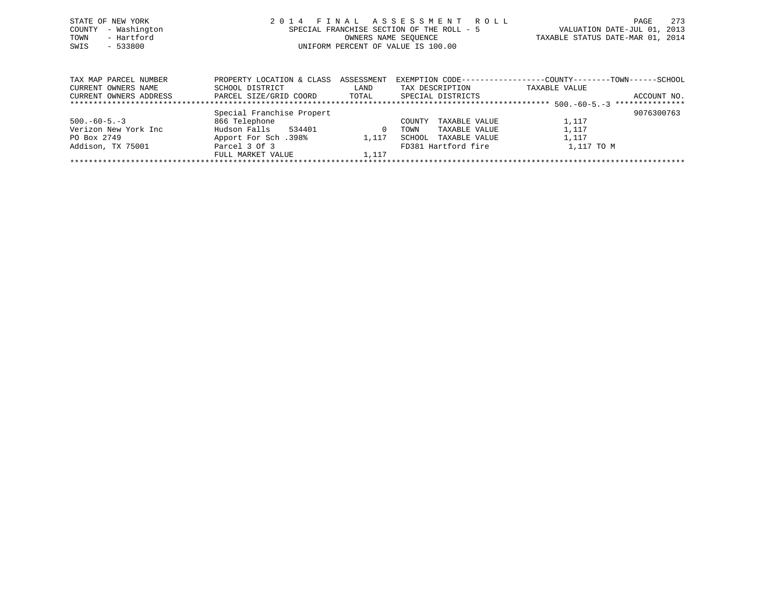STATE OF NEW YORK
COUNTY - Washington
TOWN - Hartford
SWIS - 533800

2 0 1 4 F I N A L A S S E S S M E N T R O L L
SPECIAL FRANCHISE SECTION OF THE ROLL - 5
OWNERS NAME SEQUENCE
UNIFORM PERCENT OF VALUE IS 100.00

VALUATION DATE-JUL 01, 2013
TAXABLE STATUS DATE-MAR 01, 2014

| TAX MAP PARCEL NUMBER<br>CURRENT OWNERS NAME<br>CURRENT OWNERS ADDRESS | PROPERTY LOCATION & CLASS<br>SCHOOL DISTRICT<br>PARCEL SIZE/GRID COORD | ASSESSMENT<br>LAND<br>TOTAL | EXEMPTION CODE------------------COUNTY--------TOWN------SCHOOL<br>TAX DESCRIPTION<br>SPECIAL DISTRICTS | TAXABLE VALUE<br>ACCOUNT NO. |
|---|---|---|---|---|
| ******************************************** 500.-60-5.-3 *************** | | | | |
| | Special Franchise Propert | | | 9076300763 |
| 500.-60-5.-3 | 866 Telephone | | COUNTY TAXABLE VALUE | 1,117 |
| Verizon New York Inc | Hudson Falls 534401 | 0 | TOWN TAXABLE VALUE | 1,117 |
| PO Box 2749 | Apport For Sch .398% | 1,117 | SCHOOL TAXABLE VALUE | 1,117 |
| Addison, TX 75001 | Parcel 3 Of 3 | | FD381 Hartford fire | 1,117 TO M |
| | FULL MARKET VALUE | 1,117 | | |

************************************************************************************************************************************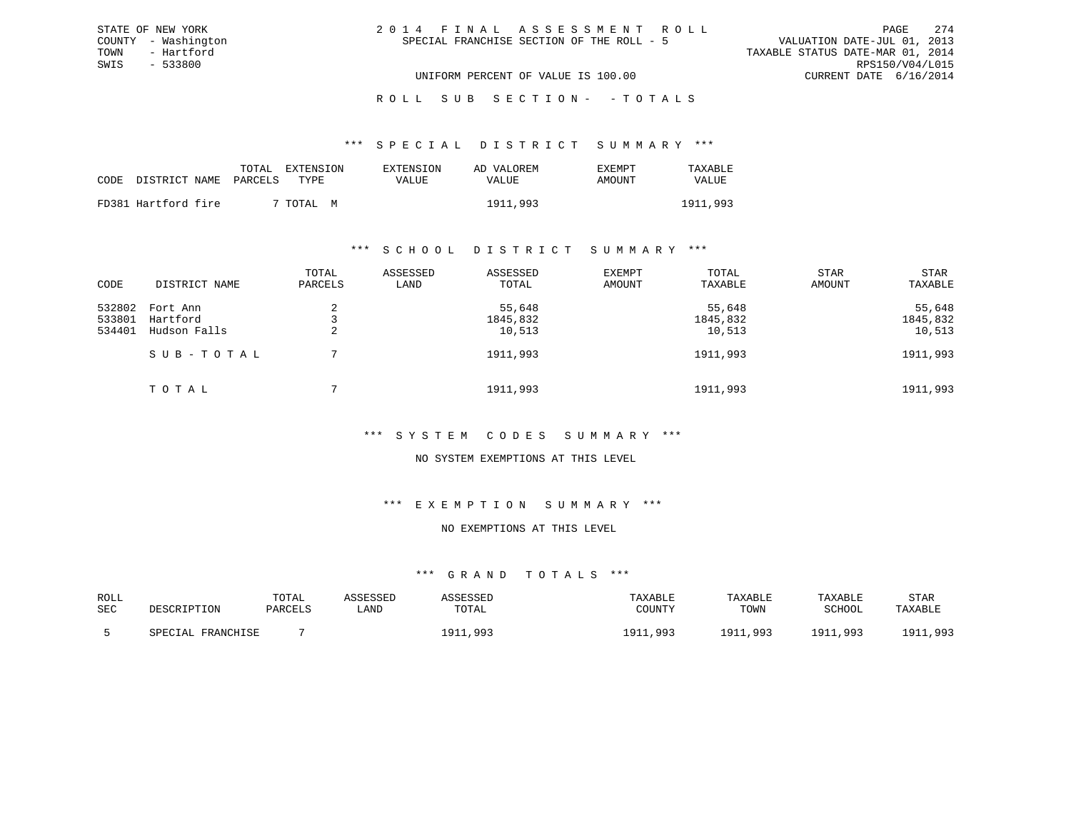STATE OF NEW YORK
COUNTY - Washington
TOWN - Hartford
SWIS - 533800

# 2014 FINAL ASSESSMENT ROLL

SPECIAL FRANCHISE SECTION OF THE ROLL - 5

VALUATION DATE-JUL 01, 2013
TAXABLE STATUS DATE-MAR 01, 2014
RPS150/V04/L015
CURRENT DATE 6/16/2014

UNIFORM PERCENT OF VALUE IS 100.00

ROLL SUB SECTION- - TOTALS

## *** SPECIAL DISTRICT SUMMARY ***

| CODE | DISTRICT NAME | TOTAL PARCELS | EXTENSION TYPE | EXTENSION VALUE | AD VALOREM VALUE | EXEMPT AMOUNT | TAXABLE VALUE |
|---|---|---|---|---|---|---|---|
| FD381 | Hartford fire | 7 | TOTAL M | | 1911,993 | | 1911,993 |

## *** SCHOOL DISTRICT SUMMARY ***

| CODE | DISTRICT NAME | TOTAL PARCELS | ASSESSED LAND | ASSESSED TOTAL | EXEMPT AMOUNT | TOTAL TAXABLE | STAR AMOUNT | STAR TAXABLE |
|---|---|---|---|---|---|---|---|---|
| 532802 | Fort Ann | 2 | | 55,648 | | 55,648 | | 55,648 |
| 533801 | Hartford | 3 | | 1845,832 | | 1845,832 | | 1845,832 |
| 534401 | Hudson Falls | 2 | | 10,513 | | 10,513 | | 10,513 |
| | SUB-TOTAL | 7 | | 1911,993 | | 1911,993 | | 1911,993 |
| | TOTAL | 7 | | 1911,993 | | 1911,993 | | 1911,993 |

## *** SYSTEM CODES SUMMARY ***

NO SYSTEM EXEMPTIONS AT THIS LEVEL

## *** EXEMPTION SUMMARY ***

NO EXEMPTIONS AT THIS LEVEL

## *** GRAND TOTALS ***

| ROLL SEC | DESCRIPTION | TOTAL PARCELS | ASSESSED LAND | ASSESSED TOTAL | TAXABLE COUNTY | TAXABLE TOWN | TAXABLE SCHOOL | STAR TAXABLE |
|---|---|---|---|---|---|---|---|---|
| 5 | SPECIAL FRANCHISE | 7 | | 1911,993 | 1911,993 | 1911,993 | 1911,993 | 1911,993 |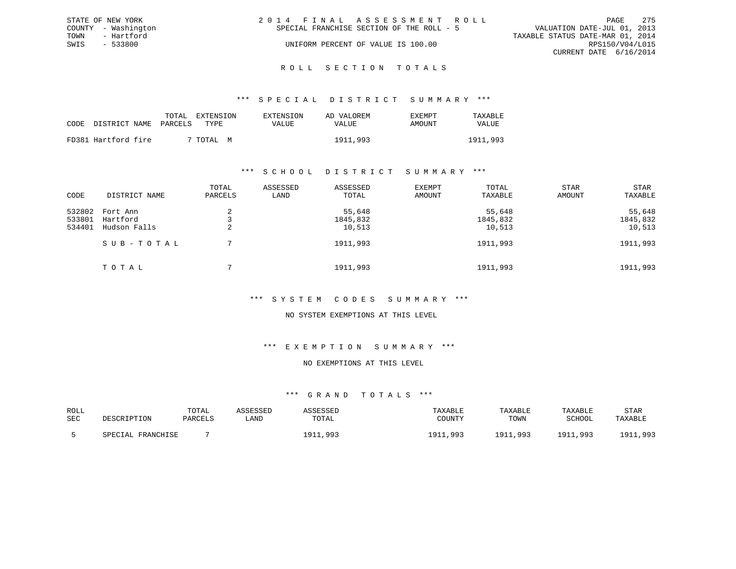STATE OF NEW YORK
COUNTY - Washington
TOWN - Hartford
SWIS - 533800

# 2014 FINAL ASSESSMENT ROLL

SPECIAL FRANCHISE SECTION OF THE ROLL - 5

UNIFORM PERCENT OF VALUE IS 100.00

VALUATION DATE-JUL 01, 2013
TAXABLE STATUS DATE-MAR 01, 2014
RPS150/V04/L015
CURRENT DATE 6/16/2014

## ROLL SECTION TOTALS

### *** SPECIAL DISTRICT SUMMARY ***

| CODE DISTRICT NAME | TOTAL PARCELS | EXTENSION TYPE | EXTENSION VALUE | AD VALOREM VALUE | EXEMPT AMOUNT | TAXABLE VALUE |
|---|---|---|---|---|---|---|
| FD381 Hartford fire | 7 | TOTAL M | | 1911,993 | | 1911,993 |

### *** SCHOOL DISTRICT SUMMARY ***

| CODE | DISTRICT NAME | TOTAL PARCELS | ASSESSED LAND | ASSESSED TOTAL | EXEMPT AMOUNT | TOTAL TAXABLE | STAR AMOUNT | STAR TAXABLE |
|---|---|---|---|---|---|---|---|---|
| 532802 | Fort Ann | 2 | | 55,648 | | 55,648 | | 55,648 |
| 533801 | Hartford | 3 | | 1845,832 | | 1845,832 | | 1845,832 |
| 534401 | Hudson Falls | 2 | | 10,513 | | 10,513 | | 10,513 |
| | SUB-TOTAL | 7 | | 1911,993 | | 1911,993 | | 1911,993 |
| | TOTAL | 7 | | 1911,993 | | 1911,993 | | 1911,993 |

### *** SYSTEM CODES SUMMARY ***

NO SYSTEM EXEMPTIONS AT THIS LEVEL

### *** EXEMPTION SUMMARY ***

NO EXEMPTIONS AT THIS LEVEL

### *** GRAND TOTALS ***

| ROLL SEC | DESCRIPTION | TOTAL PARCELS | ASSESSED LAND | ASSESSED TOTAL | TAXABLE COUNTY | TAXABLE TOWN | TAXABLE SCHOOL | STAR TAXABLE |
|---|---|---|---|---|---|---|---|---|
| 5 | SPECIAL FRANCHISE | 7 | | 1911,993 | 1911,993 | 1911,993 | 1911,993 | 1911,993 |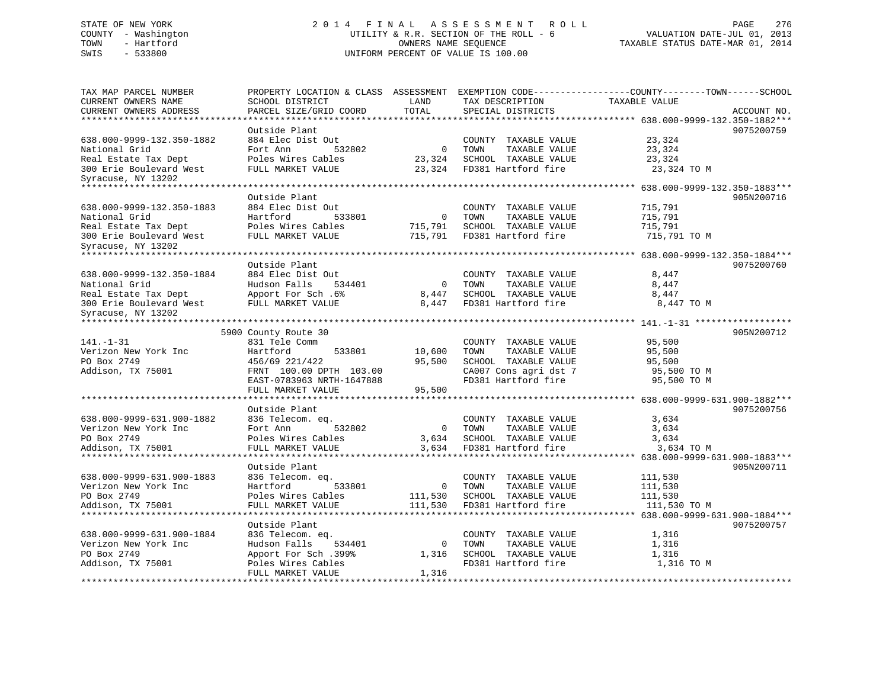STATE OF NEW YORK | 2014 FINAL ASSESSMENT ROLL | VALUATION DATE-JUL 01, 2013
COUNTY - Washington | UTILITY & R.R. SECTION OF THE ROLL - 6 | TAXABLE STATUS DATE-MAR 01, 2014
TOWN - Hartford | OWNERS NAME SEQUENCE
SWIS - 533800 | UNIFORM PERCENT OF VALUE IS 100.00

| TAX MAP PARCEL NUMBER / CURRENT OWNERS NAME / CURRENT OWNERS ADDRESS | PROPERTY LOCATION & CLASS / SCHOOL DISTRICT / PARCEL SIZE/GRID COORD | ASSESSMENT LAND / TOTAL | EXEMPTION CODE / TAX DESCRIPTION / SPECIAL DISTRICTS | COUNTY--------TOWN------SCHOOL TAXABLE VALUE | ACCOUNT NO. |
|---|---|---|---|---|---|
| **638.000-9999-132.350-1882** | Outside Plant | | | | 9075200759 |
| 638.000-9999-132.350-1882 | 884 Elec Dist Out | | COUNTY TAXABLE VALUE | 23,324 | |
| National Grid | Fort Ann 532802 | 0 | TOWN TAXABLE VALUE | 23,324 | |
| Real Estate Tax Dept | Poles Wires Cables | 23,324 | SCHOOL TAXABLE VALUE | 23,324 | |
| 300 Erie Boulevard West | FULL MARKET VALUE | 23,324 | FD381 Hartford fire | 23,324 TO M | |
| Syracuse, NY 13202 | | | | | |
| **638.000-9999-132.350-1883** | Outside Plant | | | | 905N200716 |
| 638.000-9999-132.350-1883 | 884 Elec Dist Out | | COUNTY TAXABLE VALUE | 715,791 | |
| National Grid | Hartford 533801 | 0 | TOWN TAXABLE VALUE | 715,791 | |
| Real Estate Tax Dept | Poles Wires Cables | 715,791 | SCHOOL TAXABLE VALUE | 715,791 | |
| 300 Erie Boulevard West | FULL MARKET VALUE | 715,791 | FD381 Hartford fire | 715,791 TO M | |
| Syracuse, NY 13202 | | | | | |
| **638.000-9999-132.350-1884** | Outside Plant | | | | 9075200760 |
| 638.000-9999-132.350-1884 | 884 Elec Dist Out | | COUNTY TAXABLE VALUE | 8,447 | |
| National Grid | Hudson Falls 534401 | 0 | TOWN TAXABLE VALUE | 8,447 | |
| Real Estate Tax Dept | Apport For Sch .6% | 8,447 | SCHOOL TAXABLE VALUE | 8,447 | |
| 300 Erie Boulevard West | FULL MARKET VALUE | 8,447 | FD381 Hartford fire | 8,447 TO M | |
| Syracuse, NY 13202 | | | | | |
| **141.-1-31** | 5900 County Route 30 | | | | 905N200712 |
| 141.-1-31 | 831 Tele Comm | | COUNTY TAXABLE VALUE | 95,500 | |
| Verizon New York Inc | Hartford 533801 | 10,600 | TOWN TAXABLE VALUE | 95,500 | |
| PO Box 2749 | 456/69 221/422 | 95,500 | SCHOOL TAXABLE VALUE | 95,500 | |
| Addison, TX 75001 | FRNT 100.00 DPTH 103.00 | | CA007 Cons agri dst 7 | 95,500 TO M | |
| | EAST-0783963 NRTH-1647888 | | FD381 Hartford fire | 95,500 TO M | |
| | FULL MARKET VALUE | 95,500 | | | |
| **638.000-9999-631.900-1882** | Outside Plant | | | | 9075200756 |
| 638.000-9999-631.900-1882 | 836 Telecom. eq. | | COUNTY TAXABLE VALUE | 3,634 | |
| Verizon New York Inc | Fort Ann 532802 | 0 | TOWN TAXABLE VALUE | 3,634 | |
| PO Box 2749 | Poles Wires Cables | 3,634 | SCHOOL TAXABLE VALUE | 3,634 | |
| Addison, TX 75001 | FULL MARKET VALUE | 3,634 | FD381 Hartford fire | 3,634 TO M | |
| **638.000-9999-631.900-1883** | Outside Plant | | | | 905N200711 |
| 638.000-9999-631.900-1883 | 836 Telecom. eq. | | COUNTY TAXABLE VALUE | 111,530 | |
| Verizon New York Inc | Hartford 533801 | 0 | TOWN TAXABLE VALUE | 111,530 | |
| PO Box 2749 | Poles Wires Cables | 111,530 | SCHOOL TAXABLE VALUE | 111,530 | |
| Addison, TX 75001 | FULL MARKET VALUE | 111,530 | FD381 Hartford fire | 111,530 TO M | |
| **638.000-9999-631.900-1884** | Outside Plant | | | | 9075200757 |
| 638.000-9999-631.900-1884 | 836 Telecom. eq. | | COUNTY TAXABLE VALUE | 1,316 | |
| Verizon New York Inc | Hudson Falls 534401 | 0 | TOWN TAXABLE VALUE | 1,316 | |
| PO Box 2749 | Apport For Sch .399% | 1,316 | SCHOOL TAXABLE VALUE | 1,316 | |
| Addison, TX 75001 | Poles Wires Cables | | FD381 Hartford fire | 1,316 TO M | |
| | FULL MARKET VALUE | 1,316 | | | |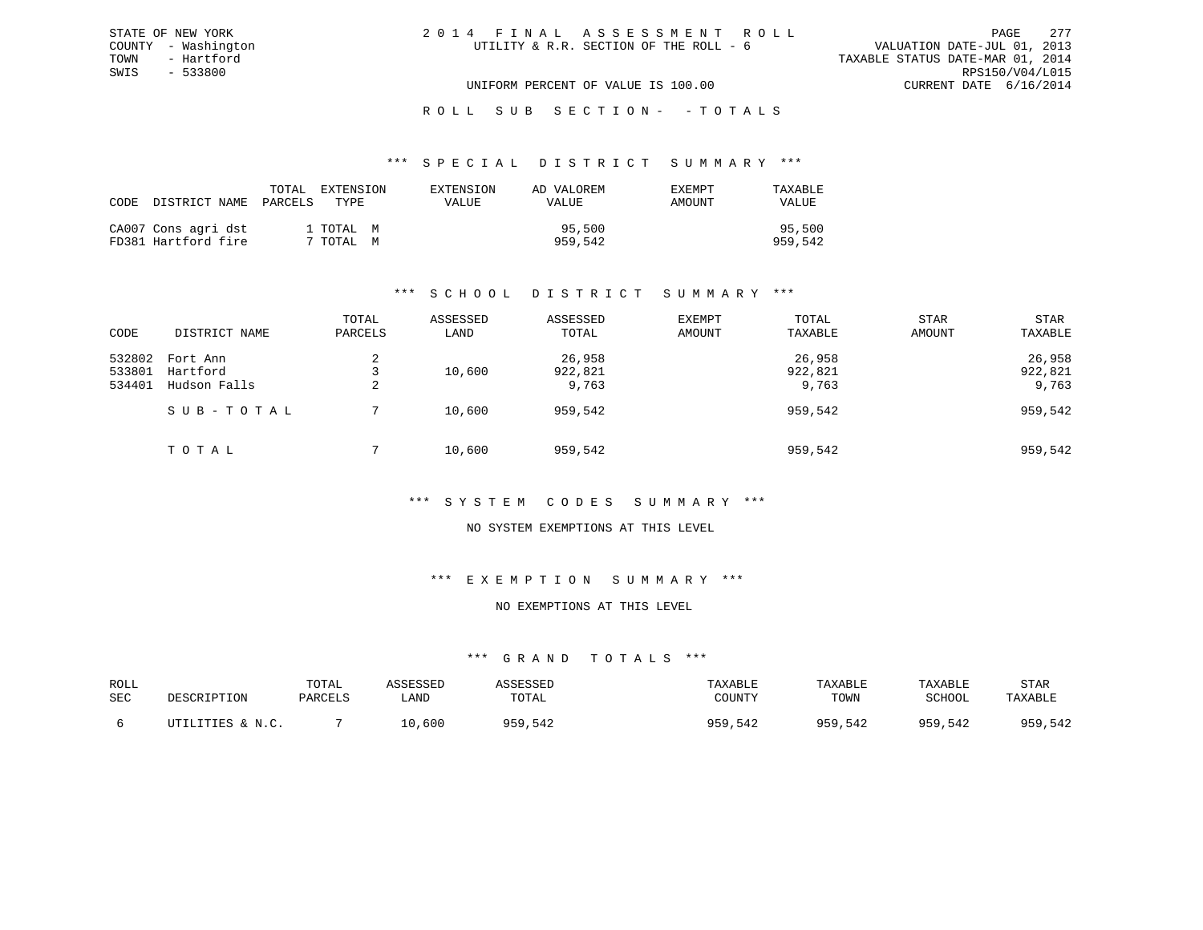STATE OF NEW YORK
COUNTY - Washington
TOWN - Hartford
SWIS - 533800

2 0 1 4 F I N A L A S S E S S M E N T R O L L
UTILITY & R.R. SECTION OF THE ROLL - 6

VALUATION DATE-JUL 01, 2013
TAXABLE STATUS DATE-MAR 01, 2014
RPS150/V04/L015
CURRENT DATE 6/16/2014

UNIFORM PERCENT OF VALUE IS 100.00

R O L L S U B S E C T I O N - - T O T A L S

### *** S P E C I A L D I S T R I C T S U M M A R Y ***

| CODE | DISTRICT NAME | TOTAL PARCELS | EXTENSION TYPE | EXTENSION VALUE | AD VALOREM VALUE | EXEMPT AMOUNT | TAXABLE VALUE |
|---|---|---|---|---|---|---|---|
| CA007 | Cons agri dst | 1 | TOTAL M | | 95,500 | | 95,500 |
| FD381 | Hartford fire | 7 | TOTAL M | | 959,542 | | 959,542 |

### *** S C H O O L D I S T R I C T S U M M A R Y ***

| CODE | DISTRICT NAME | TOTAL PARCELS | ASSESSED LAND | ASSESSED TOTAL | EXEMPT AMOUNT | TOTAL TAXABLE | STAR AMOUNT | STAR TAXABLE |
|---|---|---|---|---|---|---|---|---|
| 532802 | Fort Ann | 2 | | 26,958 | | 26,958 | | 26,958 |
| 533801 | Hartford | 3 | 10,600 | 922,821 | | 922,821 | | 922,821 |
| 534401 | Hudson Falls | 2 | | 9,763 | | 9,763 | | 9,763 |
| | S U B - T O T A L | 7 | 10,600 | 959,542 | | 959,542 | | 959,542 |
| | T O T A L | 7 | 10,600 | 959,542 | | 959,542 | | 959,542 |

### *** S Y S T E M C O D E S S U M M A R Y ***

NO SYSTEM EXEMPTIONS AT THIS LEVEL

### *** E X E M P T I O N S U M M A R Y ***

NO EXEMPTIONS AT THIS LEVEL

### *** G R A N D T O T A L S ***

| ROLL SEC | DESCRIPTION | TOTAL PARCELS | ASSESSED LAND | ASSESSED TOTAL | TAXABLE COUNTY | TAXABLE TOWN | TAXABLE SCHOOL | STAR TAXABLE |
|---|---|---|---|---|---|---|---|---|
| 6 | UTILITIES & N.C. | 7 | 10,600 | 959,542 | 959,542 | 959,542 | 959,542 | 959,542 |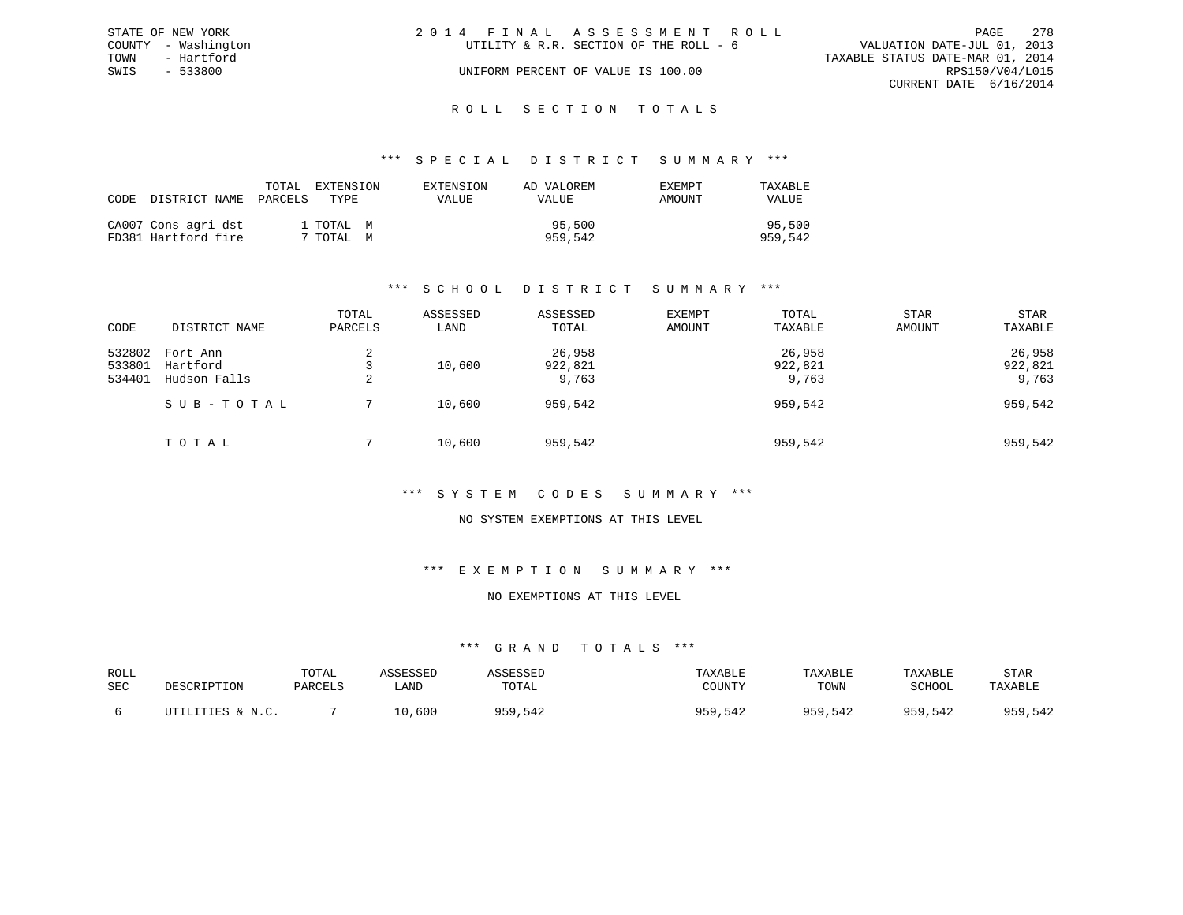STATE OF NEW YORK
COUNTY - Washington
TOWN - Hartford
SWIS - 533800

# 2014 FINAL ASSESSMENT ROLL

UTILITY & R.R. SECTION OF THE ROLL - 6

UNIFORM PERCENT OF VALUE IS 100.00

VALUATION DATE-JUL 01, 2013
TAXABLE STATUS DATE-MAR 01, 2014
RPS150/V04/L015
CURRENT DATE 6/16/2014

## ROLL SECTION TOTALS

### *** SPECIAL DISTRICT SUMMARY ***

| CODE | DISTRICT NAME | TOTAL PARCELS | EXTENSION TYPE | EXTENSION VALUE | AD VALOREM VALUE | EXEMPT AMOUNT | TAXABLE VALUE |
|---|---|---|---|---|---|---|---|
| CA007 | Cons agri dst | 1 | TOTAL M | | 95,500 | | 95,500 |
| FD381 | Hartford fire | 7 | TOTAL M | | 959,542 | | 959,542 |

### *** SCHOOL DISTRICT SUMMARY ***

| CODE | DISTRICT NAME | TOTAL PARCELS | ASSESSED LAND | ASSESSED TOTAL | EXEMPT AMOUNT | TOTAL TAXABLE | STAR AMOUNT | STAR TAXABLE |
|---|---|---|---|---|---|---|---|---|
| 532802 | Fort Ann | 2 | | 26,958 | | 26,958 | | 26,958 |
| 533801 | Hartford | 3 | 10,600 | 922,821 | | 922,821 | | 922,821 |
| 534401 | Hudson Falls | 2 | | 9,763 | | 9,763 | | 9,763 |
| | SUB-TOTAL | 7 | 10,600 | 959,542 | | 959,542 | | 959,542 |
| | TOTAL | 7 | 10,600 | 959,542 | | 959,542 | | 959,542 |

### *** SYSTEM CODES SUMMARY ***

NO SYSTEM EXEMPTIONS AT THIS LEVEL

### *** EXEMPTION SUMMARY ***

NO EXEMPTIONS AT THIS LEVEL

### *** GRAND TOTALS ***

| ROLL SEC | DESCRIPTION | TOTAL PARCELS | ASSESSED LAND | ASSESSED TOTAL | TAXABLE COUNTY | TAXABLE TOWN | TAXABLE SCHOOL | STAR TAXABLE |
|---|---|---|---|---|---|---|---|---|
| 6 | UTILITIES & N.C. | 7 | 10,600 | 959,542 | 959,542 | 959,542 | 959,542 | 959,542 |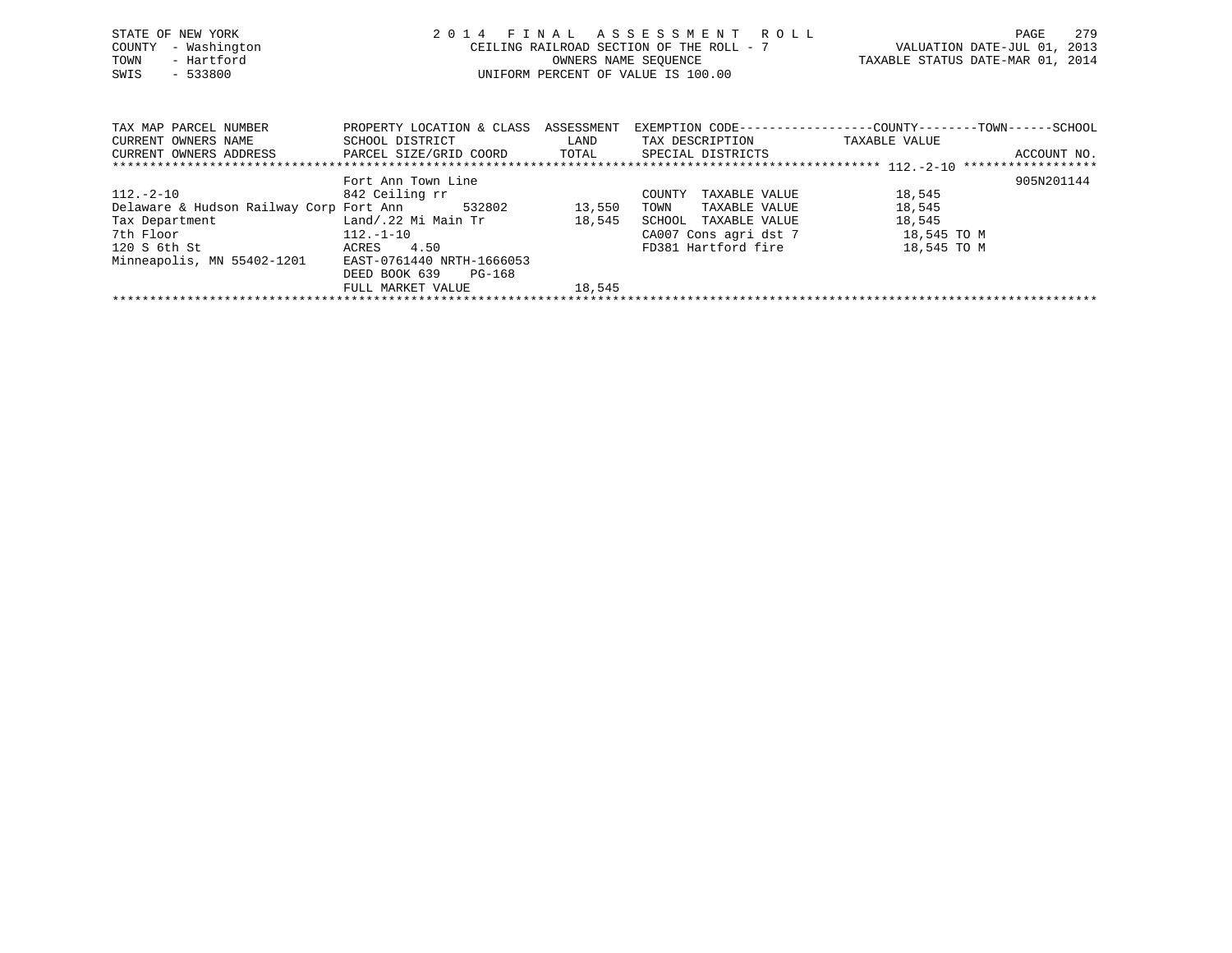STATE OF NEW YORK
COUNTY - Washington
TOWN - Hartford
SWIS - 533800

# 2014 FINAL ASSESSMENT ROLL

CEILING RAILROAD SECTION OF THE ROLL - 7
OWNERS NAME SEQUENCE
UNIFORM PERCENT OF VALUE IS 100.00

VALUATION DATE-JUL 01, 2013
TAXABLE STATUS DATE-MAR 01, 2014

| TAX MAP PARCEL NUMBER / CURRENT OWNERS NAME / CURRENT OWNERS ADDRESS | PROPERTY LOCATION & CLASS / SCHOOL DISTRICT / PARCEL SIZE/GRID COORD | ASSESSMENT LAND / TOTAL | EXEMPTION CODE / TAX DESCRIPTION / SPECIAL DISTRICTS | COUNTY--------TOWN------SCHOOL TAXABLE VALUE | ACCOUNT NO. |
|---|---|---|---|---|---|
| ******** 112.-2-10 ******** | | | | | |
| | Fort Ann Town Line | | | | 905N201144 |
| 112.-2-10 | 842 Ceiling rr | | COUNTY TAXABLE VALUE | 18,545 | |
| Delaware & Hudson Railway Corp | Fort Ann 532802 | 13,550 | TOWN TAXABLE VALUE | 18,545 | |
| Tax Department | Land/.22 Mi Main Tr | 18,545 | SCHOOL TAXABLE VALUE | 18,545 | |
| 7th Floor | 112.-1-10 | | CA007 Cons agri dst 7 | 18,545 TO M | |
| 120 S 6th St | ACRES 4.50 | | FD381 Hartford fire | 18,545 TO M | |
| Minneapolis, MN 55402-1201 | EAST-0761440 NRTH-1666053 | | | | |
| | DEED BOOK 639 PG-168 | | | | |
| | FULL MARKET VALUE | 18,545 | | | |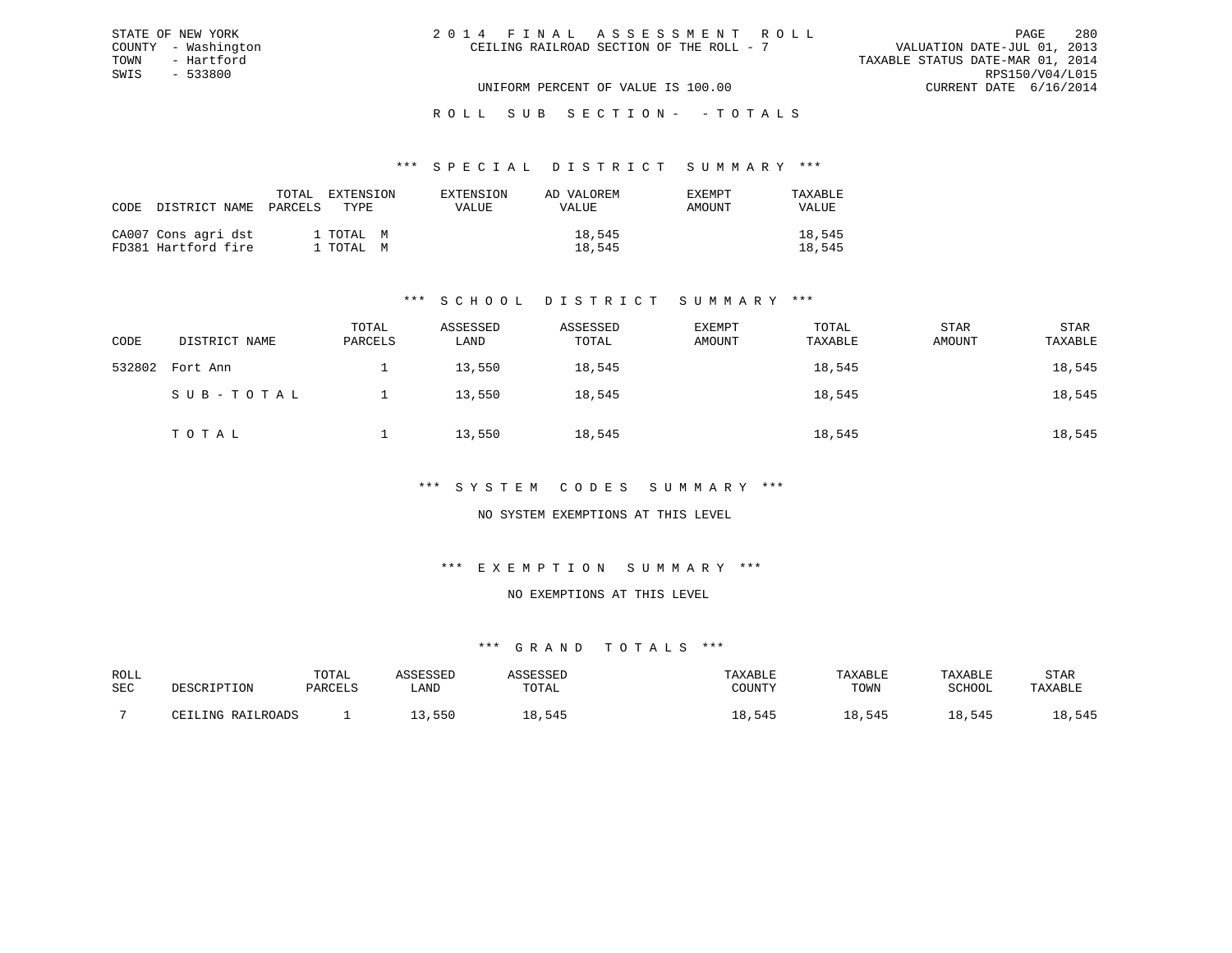STATE OF NEW YORK
COUNTY - Washington
TOWN - Hartford
SWIS - 533800

2 0 1 4 F I N A L A S S E S S M E N T R O L L
CEILING RAILROAD SECTION OF THE ROLL - 7

VALUATION DATE-JUL 01, 2013
TAXABLE STATUS DATE-MAR 01, 2014
RPS150/V04/L015
CURRENT DATE 6/16/2014

UNIFORM PERCENT OF VALUE IS 100.00

R O L L S U B S E C T I O N - - T O T A L S

### *** S P E C I A L D I S T R I C T S U M M A R Y ***

| CODE | DISTRICT NAME | TOTAL PARCELS | EXTENSION TYPE | EXTENSION VALUE | AD VALOREM VALUE | EXEMPT AMOUNT | TAXABLE VALUE |
|---|---|---|---|---|---|---|---|
| CA007 | Cons agri dst | 1 | TOTAL M | | 18,545 | | 18,545 |
| FD381 | Hartford fire | 1 | TOTAL M | | 18,545 | | 18,545 |

### *** S C H O O L D I S T R I C T S U M M A R Y ***

| CODE | DISTRICT NAME | TOTAL PARCELS | ASSESSED LAND | ASSESSED TOTAL | EXEMPT AMOUNT | TOTAL TAXABLE | STAR AMOUNT | STAR TAXABLE |
|---|---|---|---|---|---|---|---|---|
| 532802 | Fort Ann | 1 | 13,550 | 18,545 | | 18,545 | | 18,545 |
| | S U B - T O T A L | 1 | 13,550 | 18,545 | | 18,545 | | 18,545 |
| | T O T A L | 1 | 13,550 | 18,545 | | 18,545 | | 18,545 |

### *** S Y S T E M C O D E S S U M M A R Y ***

NO SYSTEM EXEMPTIONS AT THIS LEVEL

### *** E X E M P T I O N S U M M A R Y ***

NO EXEMPTIONS AT THIS LEVEL

### *** G R A N D T O T A L S ***

| ROLL SEC | DESCRIPTION | TOTAL PARCELS | ASSESSED LAND | ASSESSED TOTAL | TAXABLE COUNTY | TAXABLE TOWN | TAXABLE SCHOOL | STAR TAXABLE |
|---|---|---|---|---|---|---|---|---|
| 7 | CEILING RAILROADS | 1 | 13,550 | 18,545 | 18,545 | 18,545 | 18,545 | 18,545 |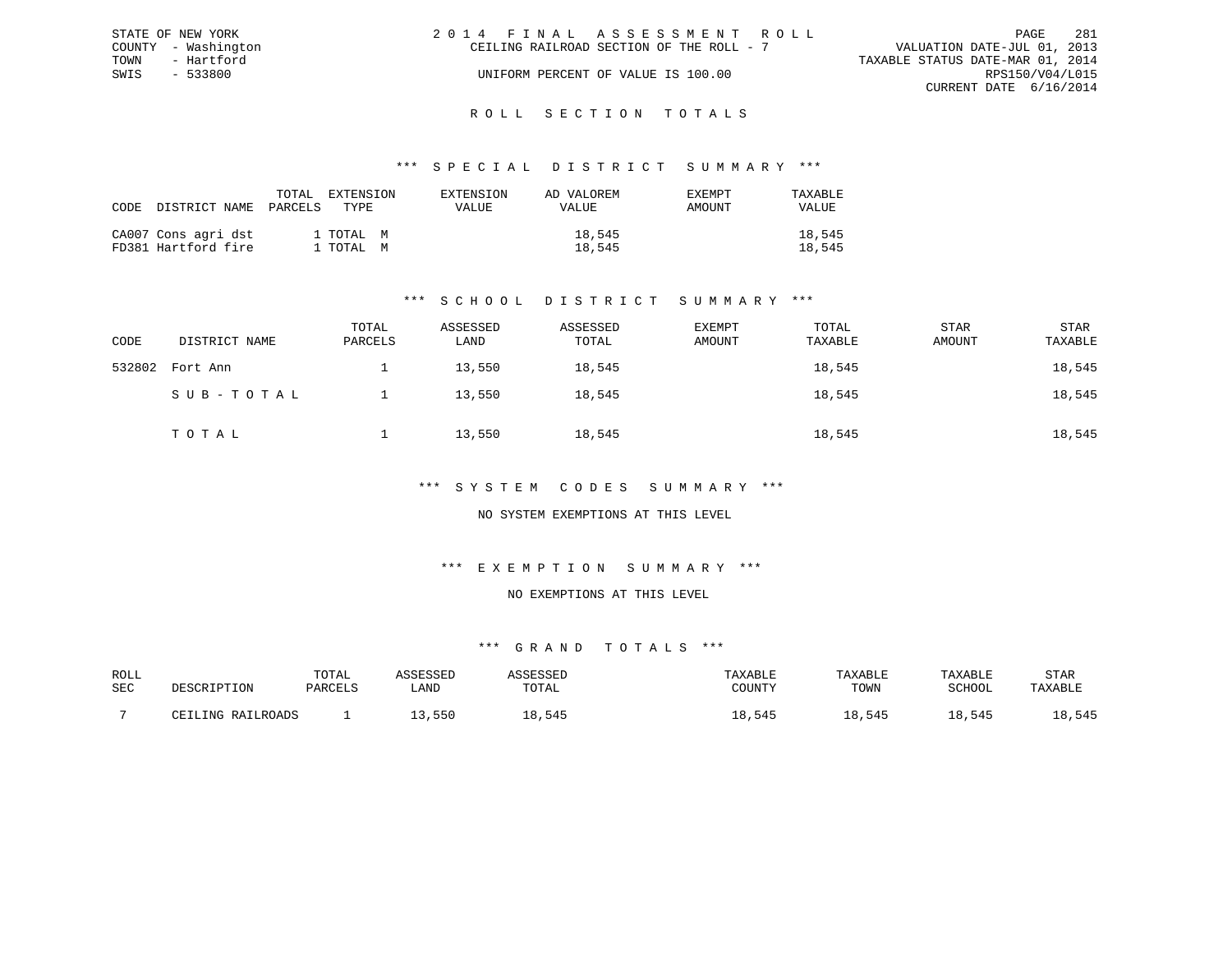STATE OF NEW YORK
COUNTY - Washington
TOWN - Hartford
SWIS - 533800

2014 FINAL ASSESSMENT ROLL
CEILING RAILROAD SECTION OF THE ROLL - 7
UNIFORM PERCENT OF VALUE IS 100.00

VALUATION DATE-JUL 01, 2013
TAXABLE STATUS DATE-MAR 01, 2014
RPS150/V04/L015
CURRENT DATE 6/16/2014

## ROLL SECTION TOTALS

### *** SPECIAL DISTRICT SUMMARY ***

| CODE | DISTRICT NAME | TOTAL PARCELS | EXTENSION TYPE | EXTENSION VALUE | AD VALOREM VALUE | EXEMPT AMOUNT | TAXABLE VALUE |
|---|---|---|---|---|---|---|---|
| CA007 | Cons agri dst | 1 | TOTAL M | | 18,545 | | 18,545 |
| FD381 | Hartford fire | 1 | TOTAL M | | 18,545 | | 18,545 |

### *** SCHOOL DISTRICT SUMMARY ***

| CODE | DISTRICT NAME | TOTAL PARCELS | ASSESSED LAND | ASSESSED TOTAL | EXEMPT AMOUNT | TOTAL TAXABLE | STAR AMOUNT | STAR TAXABLE |
|---|---|---|---|---|---|---|---|---|
| 532802 | Fort Ann | 1 | 13,550 | 18,545 | | 18,545 | | 18,545 |
| | SUB-TOTAL | 1 | 13,550 | 18,545 | | 18,545 | | 18,545 |
| | TOTAL | 1 | 13,550 | 18,545 | | 18,545 | | 18,545 |

### *** SYSTEM CODES SUMMARY ***

NO SYSTEM EXEMPTIONS AT THIS LEVEL

### *** EXEMPTION SUMMARY ***

NO EXEMPTIONS AT THIS LEVEL

### *** GRAND TOTALS ***

| ROLL SEC | DESCRIPTION | TOTAL PARCELS | ASSESSED LAND | ASSESSED TOTAL | TAXABLE COUNTY | TAXABLE TOWN | TAXABLE SCHOOL | STAR TAXABLE |
|---|---|---|---|---|---|---|---|---|
| 7 | CEILING RAILROADS | 1 | 13,550 | 18,545 | 18,545 | 18,545 | 18,545 | 18,545 |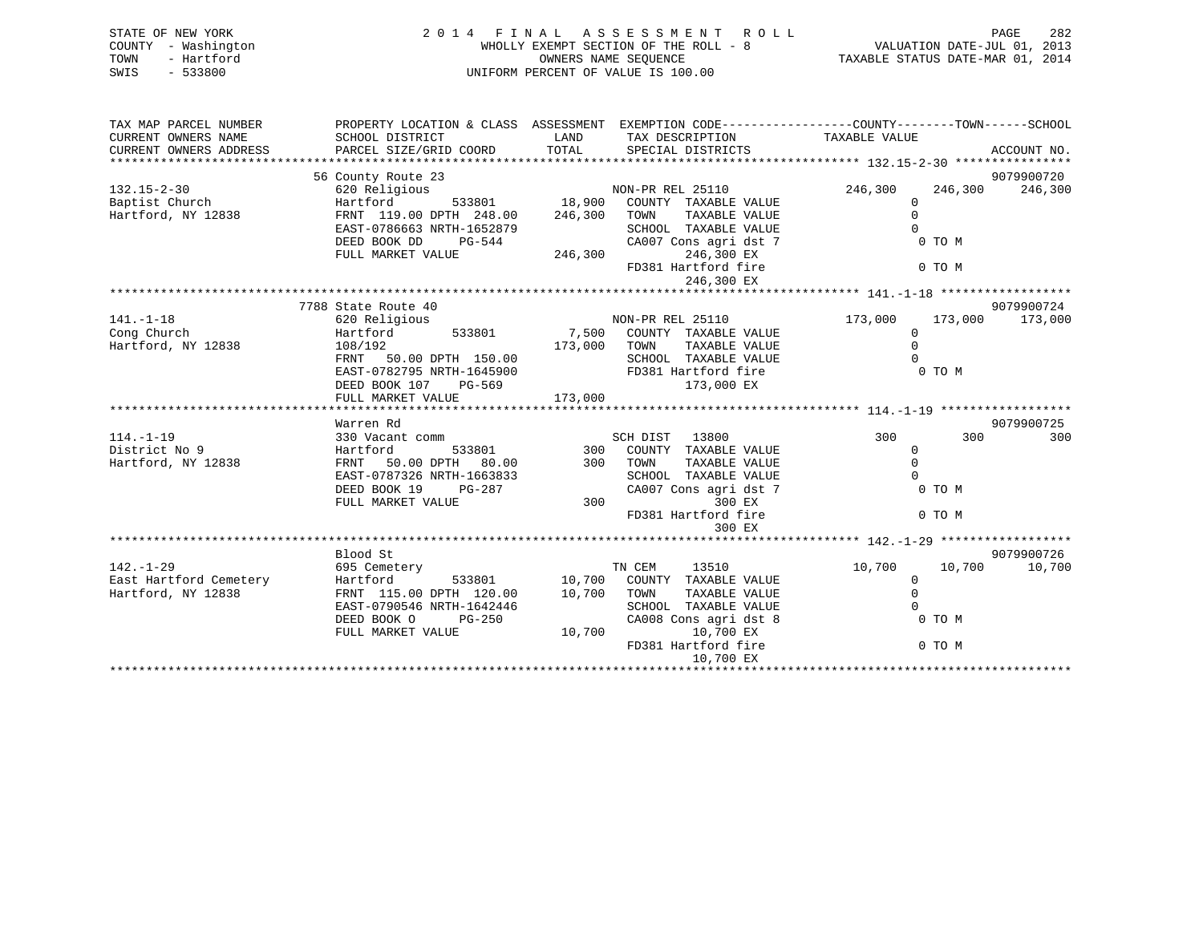STATE OF NEW YORK
COUNTY - Washington
TOWN - Hartford
SWIS - 533800

# 2014 FINAL ASSESSMENT ROLL

WHOLLY EXEMPT SECTION OF THE ROLL - 8
OWNERS NAME SEQUENCE
UNIFORM PERCENT OF VALUE IS 100.00

VALUATION DATE-JUL 01, 2013
TAXABLE STATUS DATE-MAR 01, 2014

```
TAX MAP PARCEL NUMBER          PROPERTY LOCATION & CLASS  ASSESSMENT  EXEMPTION CODE------------------COUNTY--------TOWN------SCHOOL
CURRENT OWNERS NAME            SCHOOL DISTRICT             LAND       TAX DESCRIPTION              TAXABLE VALUE
CURRENT OWNERS ADDRESS         PARCEL SIZE/GRID COORD      TOTAL      SPECIAL DISTRICTS                                       ACCOUNT NO.
******************************************************************************************************* 132.15-2-30 ****************
                               56 County Route 23                                                                           9079900720
132.15-2-30                    620 Religious                          NON-PR REL 25110                  246,300     246,300    246,300
Baptist Church                 Hartford         533801     18,900     COUNTY  TAXABLE VALUE                   0
Hartford, NY 12838             FRNT 119.00 DPTH 248.00    246,300     TOWN    TAXABLE VALUE                   0
                               EAST-0786663 NRTH-1652879              SCHOOL  TAXABLE VALUE                   0
                               DEED BOOK DD    PG-544                 CA007 Cons agri dst 7                  0 TO M
                               FULL MARKET VALUE          246,300          246,300 EX
                                                                      FD381 Hartford fire                    0 TO M
                                                                           246,300 EX
******************************************************************************************************* 141.-1-18 ******************
                               7788 State Route 40                                                                          9079900724
141.-1-18                      620 Religious                          NON-PR REL 25110                  173,000     173,000    173,000
Cong Church                    Hartford         533801      7,500     COUNTY  TAXABLE VALUE                   0
Hartford, NY 12838             108/192                    173,000     TOWN    TAXABLE VALUE                   0
                               FRNT  50.00 DPTH 150.00                SCHOOL  TAXABLE VALUE                   0
                               EAST-0782795 NRTH-1645900              FD381 Hartford fire                    0 TO M
                               DEED BOOK 107   PG-569                      173,000 EX
                               FULL MARKET VALUE          173,000
******************************************************************************************************* 114.-1-19 ******************
                               Warren Rd                                                                                    9079900725
114.-1-19                      330 Vacant comm                        SCH DIST   13800                      300         300        300
District No 9                  Hartford         533801        300     COUNTY  TAXABLE VALUE                   0
Hartford, NY 12838             FRNT  50.00 DPTH  80.00        300     TOWN    TAXABLE VALUE                   0
                               EAST-0787326 NRTH-1663833              SCHOOL  TAXABLE VALUE                   0
                               DEED BOOK 19    PG-287                 CA007 Cons agri dst 7                  0 TO M
                               FULL MARKET VALUE              300              300 EX
                                                                      FD381 Hartford fire                    0 TO M
                                                                               300 EX
******************************************************************************************************* 142.-1-29 ******************
                               Blood St                                                                                     9079900726
142.-1-29                      695 Cemetery                           TN CEM     13510                   10,700      10,700     10,700
East Hartford Cemetery         Hartford         533801     10,700     COUNTY  TAXABLE VALUE                   0
Hartford, NY 12838             FRNT 115.00 DPTH 120.00     10,700     TOWN    TAXABLE VALUE                   0
                               EAST-0790546 NRTH-1642446              SCHOOL  TAXABLE VALUE                   0
                               DEED BOOK O     PG-250                 CA008 Cons agri dst 8                  0 TO M
                               FULL MARKET VALUE           10,700           10,700 EX
                                                                      FD381 Hartford fire                    0 TO M
                                                                            10,700 EX
************************************************************************************************************************************
```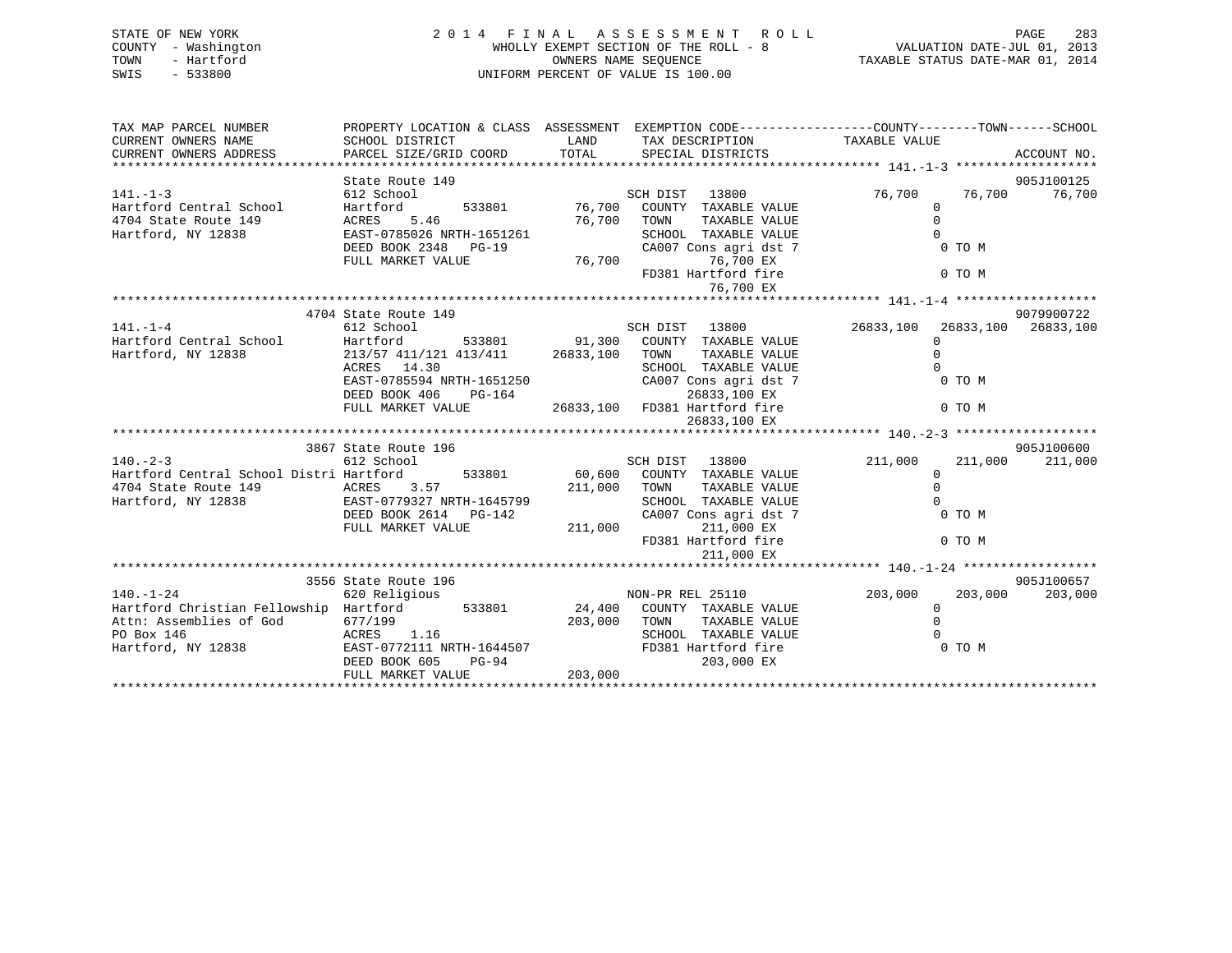STATE OF NEW YORK
COUNTY - Washington
TOWN - Hartford
SWIS - 533800

2014 FINAL ASSESSMENT ROLL
WHOLLY EXEMPT SECTION OF THE ROLL - 8
OWNERS NAME SEQUENCE
UNIFORM PERCENT OF VALUE IS 100.00

VALUATION DATE-JUL 01, 2013
TAXABLE STATUS DATE-MAR 01, 2014

```
TAX MAP PARCEL NUMBER          PROPERTY LOCATION & CLASS  ASSESSMENT  EXEMPTION CODE------------------COUNTY--------TOWN------SCHOOL
CURRENT OWNERS NAME            SCHOOL DISTRICT               LAND      TAX DESCRIPTION            TAXABLE VALUE
CURRENT OWNERS ADDRESS         PARCEL SIZE/GRID COORD       TOTAL      SPECIAL DISTRICTS                                    ACCOUNT NO.
******************************************************************************************************* 141.-1-3 *******************
                               State Route 149                                                                          905J100125
141.-1-3                       612 School                              SCH DIST   13800              76,700      76,700      76,700
Hartford Central School        Hartford        533801        76,700    COUNTY  TAXABLE VALUE              0
4704 State Route 149           ACRES    5.46                 76,700    TOWN    TAXABLE VALUE              0
Hartford, NY 12838             EAST-0785026 NRTH-1651261               SCHOOL  TAXABLE VALUE              0
                               DEED BOOK 2348   PG-19                  CA007 Cons agri dst 7               0 TO M
                               FULL MARKET VALUE             76,700           76,700 EX
                                                                       FD381 Hartford fire                 0 TO M
                                                                              76,700 EX
******************************************************************************************************* 141.-1-4 *******************
                               4704 State Route 149                                                                     9079900722
141.-1-4                       612 School                              SCH DIST   13800           26833,100   26833,100   26833,100
Hartford Central School        Hartford        533801        91,300    COUNTY  TAXABLE VALUE              0
Hartford, NY 12838             213/57 411/121 413/411     26833,100    TOWN    TAXABLE VALUE              0
                               ACRES   14.30                           SCHOOL  TAXABLE VALUE              0
                               EAST-0785594 NRTH-1651250               CA007 Cons agri dst 7               0 TO M
                               DEED BOOK 406    PG-164                        26833,100 EX
                               FULL MARKET VALUE          26833,100    FD381 Hartford fire                 0 TO M
                                                                              26833,100 EX
******************************************************************************************************* 140.-2-3 *******************
                               3867 State Route 196                                                                     905J100600
140.-2-3                       612 School                              SCH DIST   13800             211,000     211,000     211,000
Hartford Central School Distri Hartford        533801        60,600    COUNTY  TAXABLE VALUE              0
4704 State Route 149           ACRES    3.57                211,000    TOWN    TAXABLE VALUE              0
Hartford, NY 12838             EAST-0779327 NRTH-1645799               SCHOOL  TAXABLE VALUE              0
                               DEED BOOK 2614   PG-142                 CA007 Cons agri dst 7               0 TO M
                               FULL MARKET VALUE            211,000           211,000 EX
                                                                       FD381 Hartford fire                 0 TO M
                                                                              211,000 EX
******************************************************************************************************* 140.-1-24 ******************
                               3556 State Route 196                                                                     905J100657
140.-1-24                      620 Religious                           NON-PR REL 25110             203,000     203,000     203,000
Hartford Christian Fellowship  Hartford        533801        24,400    COUNTY  TAXABLE VALUE              0
Attn: Assemblies of God        677/199                      203,000    TOWN    TAXABLE VALUE              0
PO Box 146                     ACRES    1.16                           SCHOOL  TAXABLE VALUE              0
Hartford, NY 12838             EAST-0772111 NRTH-1644507               FD381 Hartford fire                 0 TO M
                               DEED BOOK 605    PG-94                         203,000 EX
                               FULL MARKET VALUE            203,000
************************************************************************************************************************************
```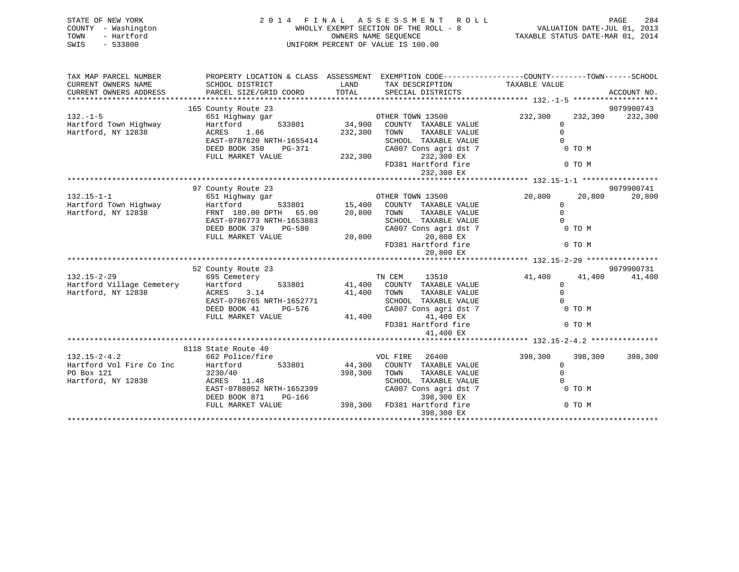STATE OF NEW YORK
COUNTY - Washington
TOWN - Hartford
SWIS - 533800

2014 FINAL ASSESSMENT ROLL
WHOLLY EXEMPT SECTION OF THE ROLL - 8
OWNERS NAME SEQUENCE
UNIFORM PERCENT OF VALUE IS 100.00

VALUATION DATE-JUL 01, 2013
TAXABLE STATUS DATE-MAR 01, 2014

```
TAX MAP PARCEL NUMBER          PROPERTY LOCATION & CLASS  ASSESSMENT  EXEMPTION CODE------------------COUNTY--------TOWN------SCHOOL
CURRENT OWNERS NAME            SCHOOL DISTRICT              LAND       TAX DESCRIPTION             TAXABLE VALUE
CURRENT OWNERS ADDRESS         PARCEL SIZE/GRID COORD       TOTAL      SPECIAL DISTRICTS                                      ACCOUNT NO.
******************************************************************************************************* 132.-1-5 *******************
                               165 County Route 23                                                                          9079900743
132.-1-5                       651 Highway gar                          OTHER TOWN 13500               232,300     232,300     232,300
Hartford Town Highway          Hartford        533801        34,900     COUNTY  TAXABLE VALUE               0
Hartford, NY 12838             ACRES    1.86                232,300     TOWN    TAXABLE VALUE               0
                               EAST-0787620 NRTH-1655414                SCHOOL  TAXABLE VALUE               0
                               DEED BOOK 350    PG-371                  CA007 Cons agri dst 7                0 TO M
                               FULL MARKET VALUE            232,300           232,300 EX
                                                                        FD381 Hartford fire                  0 TO M
                                                                              232,300 EX
******************************************************************************************************* 132.15-1-1 *****************
                               97 County Route 23                                                                           9079900741
132.15-1-1                     651 Highway gar                          OTHER TOWN 13500                20,800      20,800      20,800
Hartford Town Highway          Hartford        533801        15,400     COUNTY  TAXABLE VALUE               0
Hartford, NY 12838             FRNT 180.00 DPTH  65.00       20,800     TOWN    TAXABLE VALUE               0
                               EAST-0786773 NRTH-1653883                SCHOOL  TAXABLE VALUE               0
                               DEED BOOK 379    PG-580                  CA007 Cons agri dst 7                0 TO M
                               FULL MARKET VALUE             20,800            20,800 EX
                                                                        FD381 Hartford fire                  0 TO M
                                                                               20,800 EX
******************************************************************************************************* 132.15-2-29 ****************
                               52 County Route 23                                                                           9079900731
132.15-2-29                    695 Cemetery                             TN CEM     13510                41,400      41,400      41,400
Hartford Village Cemetery      Hartford        533801        41,400     COUNTY  TAXABLE VALUE               0
Hartford, NY 12838             ACRES    3.14                 41,400     TOWN    TAXABLE VALUE               0
                               EAST-0786765 NRTH-1652771                SCHOOL  TAXABLE VALUE               0
                               DEED BOOK 41     PG-576                  CA007 Cons agri dst 7                0 TO M
                               FULL MARKET VALUE             41,400            41,400 EX
                                                                        FD381 Hartford fire                  0 TO M
                                                                               41,400 EX
******************************************************************************************************* 132.15-2-4.2 ***************
                               8118 State Route 40
132.15-2-4.2                   662 Police/fire                          VOL FIRE   26400               398,300     398,300     398,300
Hartford Vol Fire Co Inc       Hartford        533801        44,300     COUNTY  TAXABLE VALUE               0
PO Box 121                     3230/40                      398,300     TOWN    TAXABLE VALUE               0
Hartford, NY 12838             ACRES   11.48                            SCHOOL  TAXABLE VALUE               0
                               EAST-0788052 NRTH-1652399                CA007 Cons agri dst 7                0 TO M
                               DEED BOOK 871    PG-166                        398,300 EX
                               FULL MARKET VALUE            398,300     FD381 Hartford fire                  0 TO M
                                                                              398,300 EX
************************************************************************************************************************************
```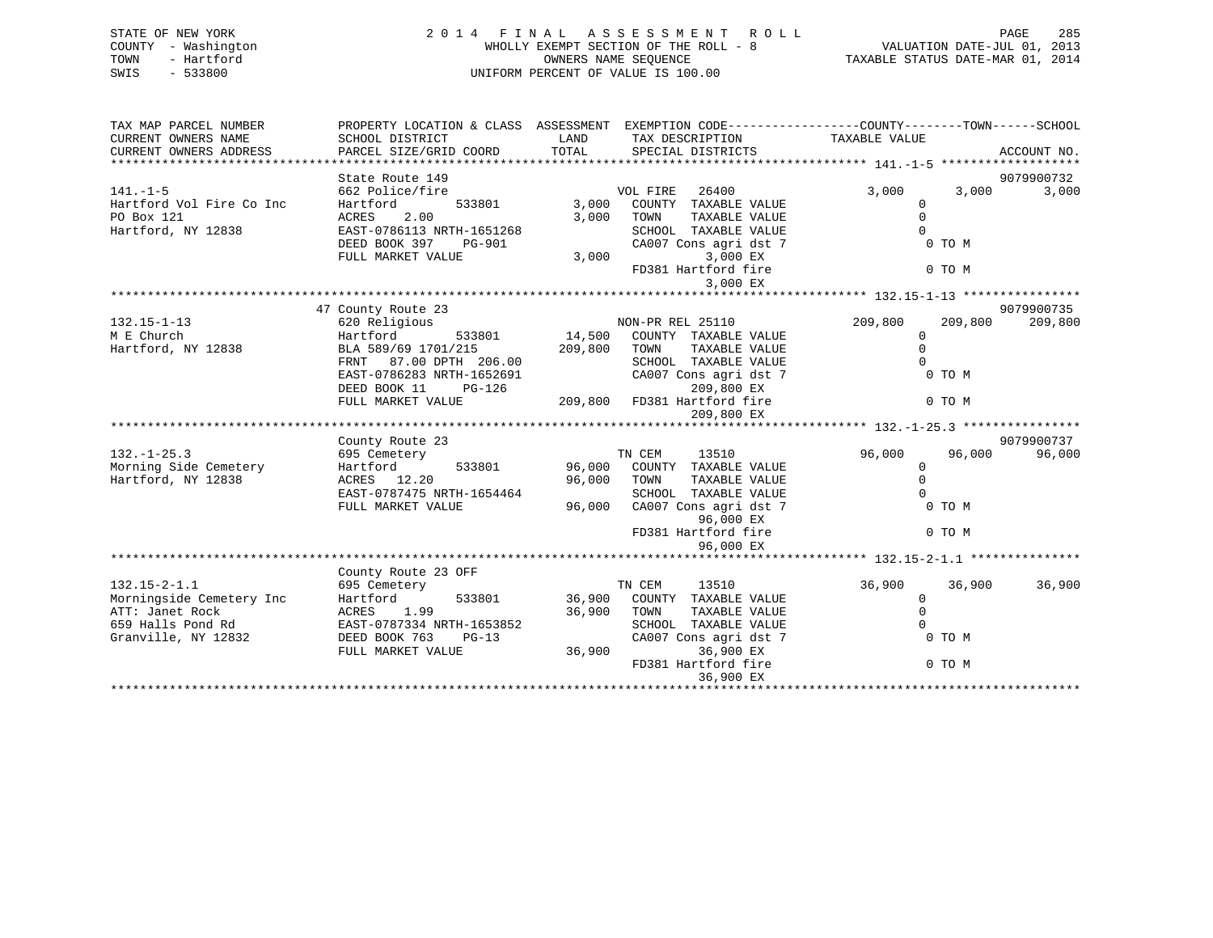STATE OF NEW YORK
COUNTY - Washington
TOWN - Hartford
SWIS - 533800

# 2014 FINAL ASSESSMENT ROLL

WHOLLY EXEMPT SECTION OF THE ROLL - 8
OWNERS NAME SEQUENCE
UNIFORM PERCENT OF VALUE IS 100.00

VALUATION DATE-JUL 01, 2013
TAXABLE STATUS DATE-MAR 01, 2014

| TAX MAP PARCEL NUMBER / CURRENT OWNERS NAME / CURRENT OWNERS ADDRESS | PROPERTY LOCATION & CLASS / SCHOOL DISTRICT / PARCEL SIZE/GRID COORD | ASSESSMENT LAND | TOTAL | EXEMPTION CODE / TAX DESCRIPTION / SPECIAL DISTRICTS | COUNTY TAXABLE VALUE | TOWN | SCHOOL | ACCOUNT NO. |
|---|---|---|---|---|---|---|---|---|
| **141.-1-5** | State Route 149 | | | | | | | 9079900732 |
| 141.-1-5 | 662 Police/fire | | | VOL FIRE 26400 | 3,000 | 3,000 | 3,000 | |
| Hartford Vol Fire Co Inc | Hartford 533801 | 3,000 | | COUNTY TAXABLE VALUE | 0 | | | |
| PO Box 121 | ACRES 2.00 | | 3,000 | TOWN TAXABLE VALUE | 0 | | | |
| Hartford, NY 12838 | EAST-0786113 NRTH-1651268 | | | SCHOOL TAXABLE VALUE | 0 | | | |
| | DEED BOOK 397 PG-901 | | | CA007 Cons agri dst 7 | 0 TO M | | | |
| | FULL MARKET VALUE | | 3,000 | 3,000 EX | | | | |
| | | | | FD381 Hartford fire | 0 TO M | | | |
| | | | | 3,000 EX | | | | |
| **132.15-1-13** | 47 County Route 23 | | | | | | | 9079900735 |
| 132.15-1-13 | 620 Religious | | | NON-PR REL 25110 | 209,800 | 209,800 | 209,800 | |
| M E Church | Hartford 533801 | 14,500 | | COUNTY TAXABLE VALUE | 0 | | | |
| Hartford, NY 12838 | BLA 589/69 1701/215 | | 209,800 | TOWN TAXABLE VALUE | 0 | | | |
| | FRNT 87.00 DPTH 206.00 | | | SCHOOL TAXABLE VALUE | 0 | | | |
| | EAST-0786283 NRTH-1652691 | | | CA007 Cons agri dst 7 | 0 TO M | | | |
| | DEED BOOK 11 PG-126 | | | 209,800 EX | | | | |
| | FULL MARKET VALUE | | 209,800 | FD381 Hartford fire | 0 TO M | | | |
| | | | | 209,800 EX | | | | |
| **132.-1-25.3** | County Route 23 | | | | | | | 9079900737 |
| 132.-1-25.3 | 695 Cemetery | | | TN CEM 13510 | 96,000 | 96,000 | 96,000 | |
| Morning Side Cemetery | Hartford 533801 | 96,000 | | COUNTY TAXABLE VALUE | 0 | | | |
| Hartford, NY 12838 | ACRES 12.20 | | 96,000 | TOWN TAXABLE VALUE | 0 | | | |
| | EAST-0787475 NRTH-1654464 | | | SCHOOL TAXABLE VALUE | 0 | | | |
| | FULL MARKET VALUE | | 96,000 | CA007 Cons agri dst 7 | 0 TO M | | | |
| | | | | 96,000 EX | | | | |
| | | | | FD381 Hartford fire | 0 TO M | | | |
| | | | | 96,000 EX | | | | |
| **132.15-2-1.1** | County Route 23 OFF | | | | | | | |
| 132.15-2-1.1 | 695 Cemetery | | | TN CEM 13510 | 36,900 | 36,900 | 36,900 | |
| Morningside Cemetery Inc | Hartford 533801 | 36,900 | | COUNTY TAXABLE VALUE | 0 | | | |
| ATT: Janet Rock | ACRES 1.99 | | 36,900 | TOWN TAXABLE VALUE | 0 | | | |
| 659 Halls Pond Rd | EAST-0787334 NRTH-1653852 | | | SCHOOL TAXABLE VALUE | 0 | | | |
| Granville, NY 12832 | DEED BOOK 763 PG-13 | | | CA007 Cons agri dst 7 | 0 TO M | | | |
| | FULL MARKET VALUE | | 36,900 | 36,900 EX | | | | |
| | | | | FD381 Hartford fire | 0 TO M | | | |
| | | | | 36,900 EX | | | | |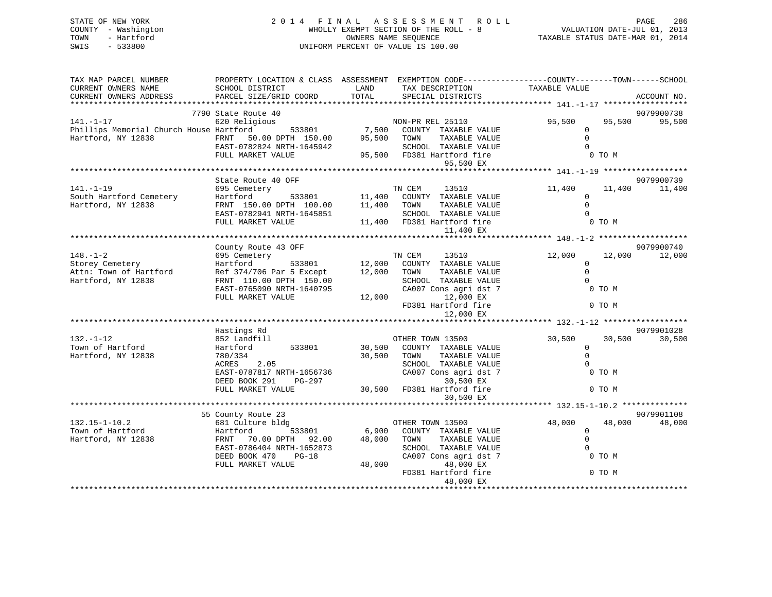STATE OF NEW YORK
COUNTY - Washington
TOWN - Hartford
SWIS - 533800

2014 FINAL ASSESSMENT ROLL
WHOLLY EXEMPT SECTION OF THE ROLL - 8
OWNERS NAME SEQUENCE
UNIFORM PERCENT OF VALUE IS 100.00

VALUATION DATE-JUL 01, 2013
TAXABLE STATUS DATE-MAR 01, 2014

```
TAX MAP PARCEL NUMBER          PROPERTY LOCATION & CLASS  ASSESSMENT  EXEMPTION CODE------------------COUNTY--------TOWN------SCHOOL
CURRENT OWNERS NAME            SCHOOL DISTRICT              LAND      TAX DESCRIPTION              TAXABLE VALUE
CURRENT OWNERS ADDRESS         PARCEL SIZE/GRID COORD       TOTAL     SPECIAL DISTRICTS                                    ACCOUNT NO.
******************************************************************************************************* 141.-1-17 ******************
                         7790 State Route 40                                                                             9079900738
141.-1-17                      620 Religious                          NON-PR REL 25110               95,500     95,500     95,500
Phillips Memorial Church House Hartford        533801        7,500    COUNTY  TAXABLE VALUE                 0
Hartford, NY 12838             FRNT   50.00 DPTH  150.00     95,500    TOWN    TAXABLE VALUE                 0
                               EAST-0782824 NRTH-1645942               SCHOOL  TAXABLE VALUE                 0
                               FULL MARKET VALUE             95,500    FD381 Hartford fire                   0 TO M
                                                                            95,500 EX
******************************************************************************************************* 141.-1-19 ******************
                               State Route 40 OFF                                                                        9079900739
141.-1-19                      695 Cemetery                           TN CEM      13510              11,400     11,400     11,400
South Hartford Cemetery        Hartford        533801       11,400    COUNTY  TAXABLE VALUE                 0
Hartford, NY 12838             FRNT  150.00 DPTH  100.00     11,400    TOWN    TAXABLE VALUE                 0
                               EAST-0782941 NRTH-1645851               SCHOOL  TAXABLE VALUE                 0
                               FULL MARKET VALUE             11,400    FD381 Hartford fire                   0 TO M
                                                                            11,400 EX
******************************************************************************************************* 148.-1-2 *******************
                               County Route 43 OFF                                                                       9079900740
148.-1-2                       695 Cemetery                           TN CEM      13510              12,000     12,000     12,000
Storey Cemetery                Hartford        533801       12,000    COUNTY  TAXABLE VALUE                 0
Attn: Town of Hartford         Ref 374/706 Par 5 Except     12,000    TOWN    TAXABLE VALUE                 0
Hartford, NY 12838             FRNT  110.00 DPTH  150.00               SCHOOL  TAXABLE VALUE                 0
                               EAST-0765090 NRTH-1640795               CA007 Cons agri dst 7                 0 TO M
                               FULL MARKET VALUE             12,000         12,000 EX
                                                                       FD381 Hartford fire                   0 TO M
                                                                            12,000 EX
******************************************************************************************************* 132.-1-12 ******************
                               Hastings Rd                                                                               9079901028
132.-1-12                      852 Landfill                           OTHER TOWN 13500               30,500     30,500     30,500
Town of Hartford               Hartford        533801       30,500    COUNTY  TAXABLE VALUE                 0
Hartford, NY 12838             780/334                      30,500    TOWN    TAXABLE VALUE                 0
                               ACRES    2.05                           SCHOOL  TAXABLE VALUE                 0
                               EAST-0787817 NRTH-1656736               CA007 Cons agri dst 7                 0 TO M
                               DEED BOOK 291    PG-297                      30,500 EX
                               FULL MARKET VALUE             30,500    FD381 Hartford fire                   0 TO M
                                                                            30,500 EX
******************************************************************************************************* 132.15-1-10.2 **************
                          55 County Route 23                                                                             9079901108
132.15-1-10.2                  681 Culture bldg                       OTHER TOWN 13500               48,000     48,000     48,000
Town of Hartford               Hartford        533801        6,900    COUNTY  TAXABLE VALUE                 0
Hartford, NY 12838             FRNT   70.00 DPTH   92.00     48,000    TOWN    TAXABLE VALUE                 0
                               EAST-0786404 NRTH-1652873               SCHOOL  TAXABLE VALUE                 0
                               DEED BOOK 470    PG-18                  CA007 Cons agri dst 7                 0 TO M
                               FULL MARKET VALUE             48,000         48,000 EX
                                                                       FD381 Hartford fire                   0 TO M
                                                                            48,000 EX
************************************************************************************************************************************
```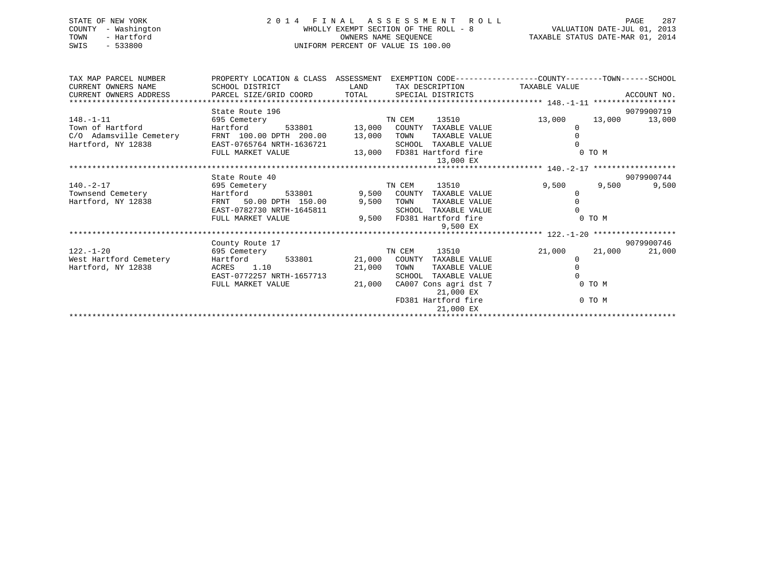STATE OF NEW YORK
COUNTY - Washington
TOWN - Hartford
SWIS - 533800

# 2014 FINAL ASSESSMENT ROLL

WHOLLY EXEMPT SECTION OF THE ROLL - 8
OWNERS NAME SEQUENCE
UNIFORM PERCENT OF VALUE IS 100.00

VALUATION DATE-JUL 01, 2013
TAXABLE STATUS DATE-MAR 01, 2014

| TAX MAP PARCEL NUMBER / CURRENT OWNERS NAME / CURRENT OWNERS ADDRESS | PROPERTY LOCATION & CLASS / SCHOOL DISTRICT / PARCEL SIZE/GRID COORD | ASSESSMENT LAND / TOTAL | EXEMPTION CODE / TAX DESCRIPTION / SPECIAL DISTRICTS | COUNTY TAXABLE VALUE | TOWN | SCHOOL | ACCOUNT NO. |
|---|---|---|---|---|---|---|---|
| **148.-1-11** | State Route 196 | | | | | | 9079900719 |
| 148.-1-11 | 695 Cemetery | | TN CEM 13510 | 13,000 | 13,000 | 13,000 | |
| Town of Hartford | Hartford 533801 | 13,000 | COUNTY TAXABLE VALUE | 0 | | | |
| C/O Adamsville Cemetery | FRNT 100.00 DPTH 200.00 | 13,000 | TOWN TAXABLE VALUE | 0 | | | |
| Hartford, NY 12838 | EAST-0765764 NRTH-1636721 | | SCHOOL TAXABLE VALUE | 0 | | | |
| | FULL MARKET VALUE | 13,000 | FD381 Hartford fire 13,000 EX | 0 TO M | | | |
| **140.-2-17** | State Route 40 | | | | | | 9079900744 |
| 140.-2-17 | 695 Cemetery | | TN CEM 13510 | 9,500 | 9,500 | 9,500 | |
| Townsend Cemetery | Hartford 533801 | 9,500 | COUNTY TAXABLE VALUE | 0 | | | |
| Hartford, NY 12838 | FRNT 50.00 DPTH 150.00 | 9,500 | TOWN TAXABLE VALUE | 0 | | | |
| | EAST-0782730 NRTH-1645811 | | SCHOOL TAXABLE VALUE | 0 | | | |
| | FULL MARKET VALUE | 9,500 | FD381 Hartford fire 9,500 EX | 0 TO M | | | |
| **122.-1-20** | County Route 17 | | | | | | 9079900746 |
| 122.-1-20 | 695 Cemetery | | TN CEM 13510 | 21,000 | 21,000 | 21,000 | |
| West Hartford Cemetery | Hartford 533801 | 21,000 | COUNTY TAXABLE VALUE | 0 | | | |
| Hartford, NY 12838 | ACRES 1.10 | 21,000 | TOWN TAXABLE VALUE | 0 | | | |
| | EAST-0772257 NRTH-1657713 | | SCHOOL TAXABLE VALUE | 0 | | | |
| | FULL MARKET VALUE | 21,000 | CA007 Cons agri dst 7 21,000 EX | 0 TO M | | | |
| | | | FD381 Hartford fire 21,000 EX | 0 TO M | | | |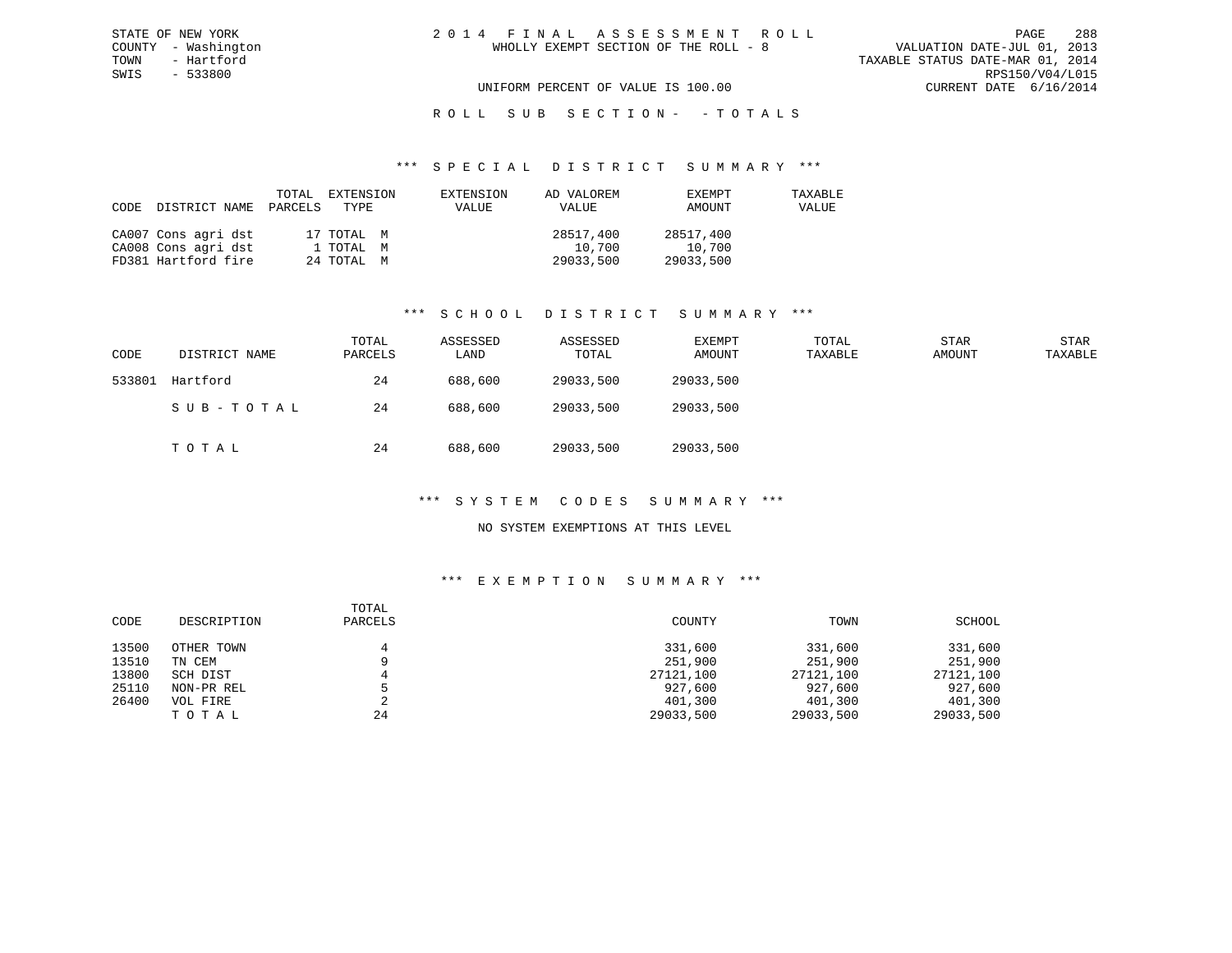STATE OF NEW YORK
COUNTY - Washington
TOWN - Hartford
SWIS - 533800

2014 FINAL ASSESSMENT ROLL
WHOLLY EXEMPT SECTION OF THE ROLL - 8

VALUATION DATE-JUL 01, 2013
TAXABLE STATUS DATE-MAR 01, 2014
RPS150/V04/L015
CURRENT DATE 6/16/2014

UNIFORM PERCENT OF VALUE IS 100.00

ROLL SUB SECTION- - TOTALS

### *** SPECIAL DISTRICT SUMMARY ***

| CODE | DISTRICT NAME | TOTAL PARCELS | EXTENSION TYPE | EXTENSION VALUE | AD VALOREM VALUE | EXEMPT AMOUNT | TAXABLE VALUE |
|---|---|---|---|---|---|---|---|
| CA007 | Cons agri dst | 17 | TOTAL M | | 28517,400 | 28517,400 | |
| CA008 | Cons agri dst | 1 | TOTAL M | | 10,700 | 10,700 | |
| FD381 | Hartford fire | 24 | TOTAL M | | 29033,500 | 29033,500 | |

### *** SCHOOL DISTRICT SUMMARY ***

| CODE | DISTRICT NAME | TOTAL PARCELS | ASSESSED LAND | ASSESSED TOTAL | EXEMPT AMOUNT | TOTAL TAXABLE | STAR AMOUNT | STAR TAXABLE |
|---|---|---|---|---|---|---|---|---|
| 533801 | Hartford | 24 | 688,600 | 29033,500 | 29033,500 | | | |
| | SUB-TOTAL | 24 | 688,600 | 29033,500 | 29033,500 | | | |
| | TOTAL | 24 | 688,600 | 29033,500 | 29033,500 | | | |

### *** SYSTEM CODES SUMMARY ***

NO SYSTEM EXEMPTIONS AT THIS LEVEL

### *** EXEMPTION SUMMARY ***

| CODE | DESCRIPTION | TOTAL PARCELS | COUNTY | TOWN | SCHOOL |
|---|---|---|---|---|---|
| 13500 | OTHER TOWN | 4 | 331,600 | 331,600 | 331,600 |
| 13510 | TN CEM | 9 | 251,900 | 251,900 | 251,900 |
| 13800 | SCH DIST | 4 | 27121,100 | 27121,100 | 27121,100 |
| 25110 | NON-PR REL | 5 | 927,600 | 927,600 | 927,600 |
| 26400 | VOL FIRE | 2 | 401,300 | 401,300 | 401,300 |
| | TOTAL | 24 | 29033,500 | 29033,500 | 29033,500 |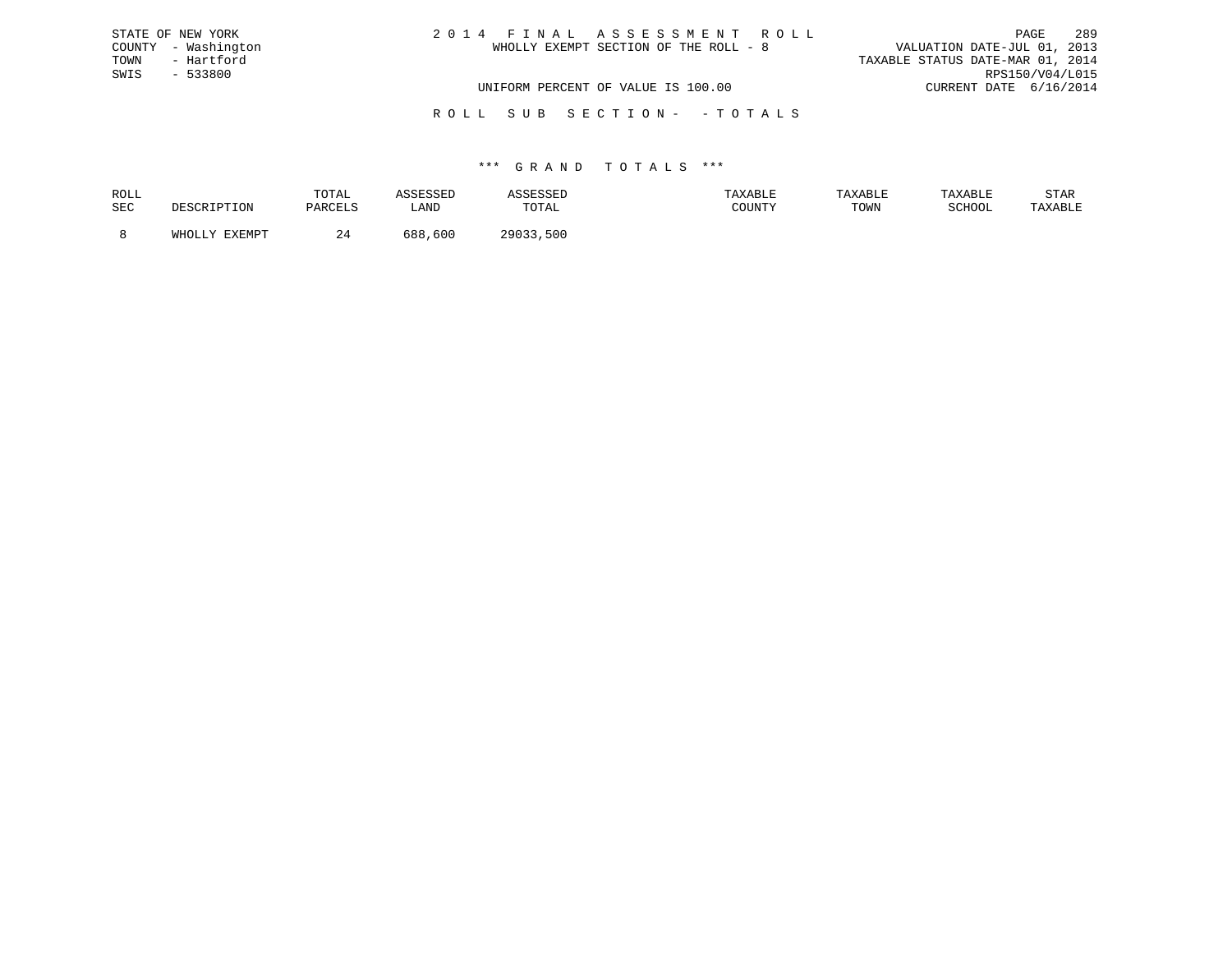STATE OF NEW YORK
COUNTY - Washington
TOWN - Hartford
SWIS - 533800

2 0 1 4 F I N A L A S S E S S M E N T R O L L
WHOLLY EXEMPT SECTION OF THE ROLL - 8

VALUATION DATE-JUL 01, 2013
TAXABLE STATUS DATE-MAR 01, 2014
RPS150/V04/L015
CURRENT DATE 6/16/2014

UNIFORM PERCENT OF VALUE IS 100.00

R O L L S U B S E C T I O N - - T O T A L S

\*\*\* G R A N D T O T A L S \*\*\*

| ROLL SEC | DESCRIPTION | TOTAL PARCELS | ASSESSED LAND | ASSESSED TOTAL | TAXABLE COUNTY | TAXABLE TOWN | TAXABLE SCHOOL | STAR TAXABLE |
|---|---|---|---|---|---|---|---|---|
| 8 | WHOLLY EXEMPT | 24 | 688,600 | 29033,500 | | | | |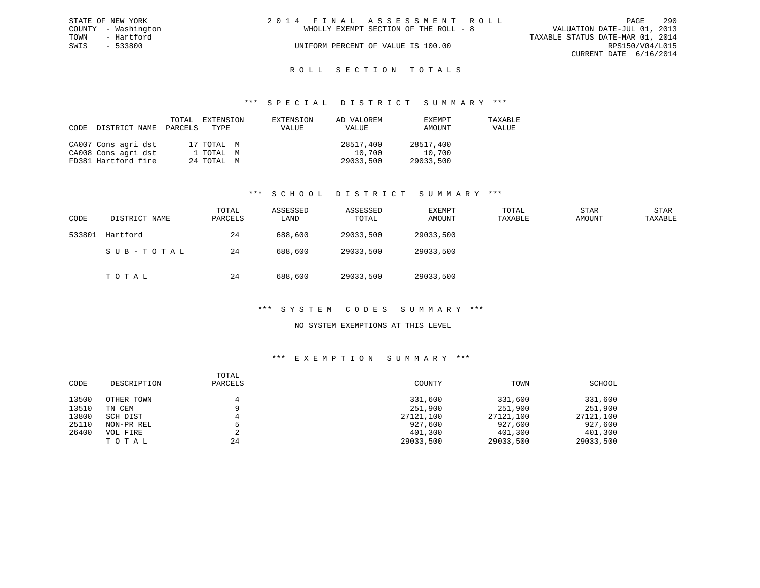STATE OF NEW YORK
COUNTY - Washington
TOWN - Hartford
SWIS - 533800

2 0 1 4 F I N A L A S S E S S M E N T R O L L
WHOLLY EXEMPT SECTION OF THE ROLL - 8
UNIFORM PERCENT OF VALUE IS 100.00

VALUATION DATE-JUL 01, 2013
TAXABLE STATUS DATE-MAR 01, 2014
RPS150/V04/L015
CURRENT DATE 6/16/2014

## R O L L S E C T I O N T O T A L S

### *** S P E C I A L D I S T R I C T S U M M A R Y ***

| CODE | DISTRICT NAME | TOTAL PARCELS | EXTENSION TYPE | EXTENSION VALUE | AD VALOREM VALUE | EXEMPT AMOUNT | TAXABLE VALUE |
|---|---|---|---|---|---|---|---|
| CA007 | Cons agri dst | 17 | TOTAL M | | 28517,400 | 28517,400 | |
| CA008 | Cons agri dst | 1 | TOTAL M | | 10,700 | 10,700 | |
| FD381 | Hartford fire | 24 | TOTAL M | | 29033,500 | 29033,500 | |

### *** S C H O O L D I S T R I C T S U M M A R Y ***

| CODE | DISTRICT NAME | TOTAL PARCELS | ASSESSED LAND | ASSESSED TOTAL | EXEMPT AMOUNT | TOTAL TAXABLE | STAR AMOUNT | STAR TAXABLE |
|---|---|---|---|---|---|---|---|---|
| 533801 | Hartford | 24 | 688,600 | 29033,500 | 29033,500 | | | |
| | S U B - T O T A L | 24 | 688,600 | 29033,500 | 29033,500 | | | |
| | T O T A L | 24 | 688,600 | 29033,500 | 29033,500 | | | |

### *** S Y S T E M C O D E S S U M M A R Y ***

NO SYSTEM EXEMPTIONS AT THIS LEVEL

### *** E X E M P T I O N S U M M A R Y ***

| CODE | DESCRIPTION | TOTAL PARCELS | COUNTY | TOWN | SCHOOL |
|---|---|---|---|---|---|
| 13500 | OTHER TOWN | 4 | 331,600 | 331,600 | 331,600 |
| 13510 | TN CEM | 9 | 251,900 | 251,900 | 251,900 |
| 13800 | SCH DIST | 4 | 27121,100 | 27121,100 | 27121,100 |
| 25110 | NON-PR REL | 5 | 927,600 | 927,600 | 927,600 |
| 26400 | VOL FIRE | 2 | 401,300 | 401,300 | 401,300 |
| | T O T A L | 24 | 29033,500 | 29033,500 | 29033,500 |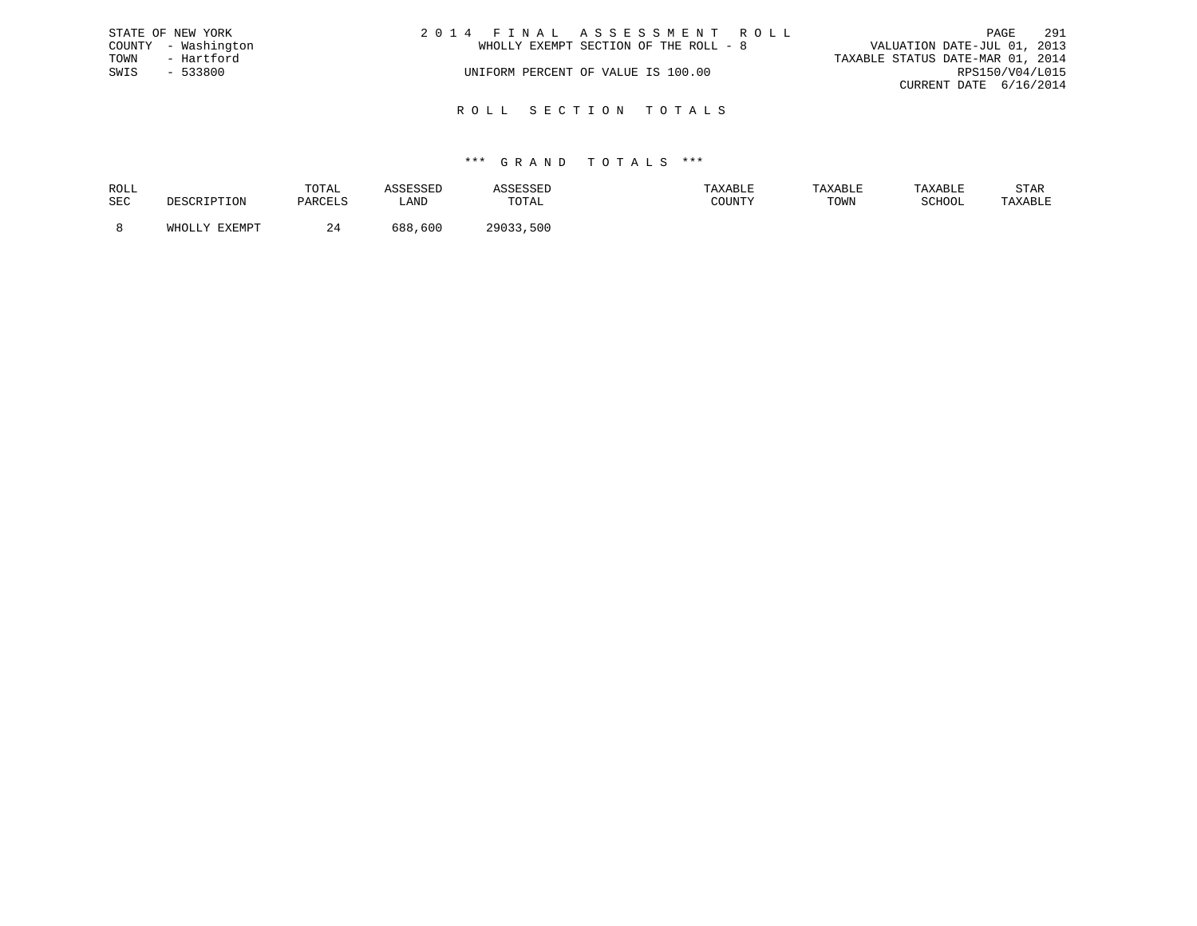STATE OF NEW YORK
COUNTY - Washington
TOWN - Hartford
SWIS - 533800

# 2014 FINAL ASSESSMENT ROLL

WHOLLY EXEMPT SECTION OF THE ROLL - 8

UNIFORM PERCENT OF VALUE IS 100.00

VALUATION DATE-JUL 01, 2013
TAXABLE STATUS DATE-MAR 01, 2014
RPS150/V04/L015
CURRENT DATE 6/16/2014

## ROLL SECTION TOTALS

### *** GRAND TOTALS ***

| ROLL SEC | DESCRIPTION | TOTAL PARCELS | ASSESSED LAND | ASSESSED TOTAL | TAXABLE COUNTY | TAXABLE TOWN | TAXABLE SCHOOL | STAR TAXABLE |
|---|---|---|---|---|---|---|---|---|
| 8 | WHOLLY EXEMPT | 24 | 688,600 | 29033,500 | | | | |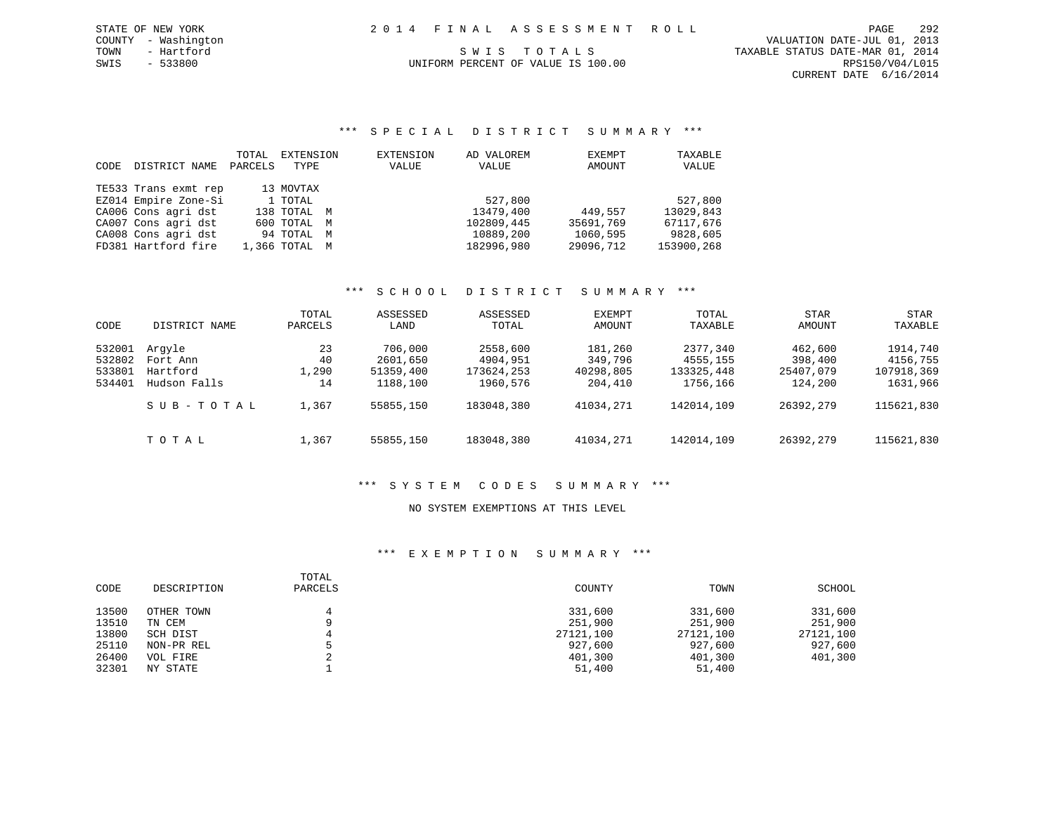STATE OF NEW YORK
COUNTY - Washington
TOWN - Hartford
SWIS - 533800

2 0 1 4 F I N A L A S S E S S M E N T R O L L

S W I S T O T A L S

UNIFORM PERCENT OF VALUE IS 100.00

VALUATION DATE-JUL 01, 2013
TAXABLE STATUS DATE-MAR 01, 2014
RPS150/V04/L015
CURRENT DATE 6/16/2014

## *** S P E C I A L D I S T R I C T S U M M A R Y ***

| CODE | DISTRICT NAME | TOTAL PARCELS | EXTENSION TYPE | EXTENSION VALUE | AD VALOREM VALUE | EXEMPT AMOUNT | TAXABLE VALUE |
|---|---|---|---|---|---|---|---|
| TE533 | Trans exmt rep | 13 | MOVTAX | | | | |
| EZ014 | Empire Zone-Si | 1 | TOTAL | | 527,800 | | 527,800 |
| CA006 | Cons agri dst | 138 | TOTAL M | | 13479,400 | 449,557 | 13029,843 |
| CA007 | Cons agri dst | 600 | TOTAL M | | 102809,445 | 35691,769 | 67117,676 |
| CA008 | Cons agri dst | 94 | TOTAL M | | 10889,200 | 1060,595 | 9828,605 |
| FD381 | Hartford fire | 1,366 | TOTAL M | | 182996,980 | 29096,712 | 153900,268 |

## *** S C H O O L D I S T R I C T S U M M A R Y ***

| CODE | DISTRICT NAME | TOTAL PARCELS | ASSESSED LAND | ASSESSED TOTAL | EXEMPT AMOUNT | TOTAL TAXABLE | STAR AMOUNT | STAR TAXABLE |
|---|---|---|---|---|---|---|---|---|
| 532001 | Argyle | 23 | 706,000 | 2558,600 | 181,260 | 2377,340 | 462,600 | 1914,740 |
| 532802 | Fort Ann | 40 | 2601,650 | 4904,951 | 349,796 | 4555,155 | 398,400 | 4156,755 |
| 533801 | Hartford | 1,290 | 51359,400 | 173624,253 | 40298,805 | 133325,448 | 25407,079 | 107918,369 |
| 534401 | Hudson Falls | 14 | 1188,100 | 1960,576 | 204,410 | 1756,166 | 124,200 | 1631,966 |
| | S U B - T O T A L | 1,367 | 55855,150 | 183048,380 | 41034,271 | 142014,109 | 26392,279 | 115621,830 |
| | T O T A L | 1,367 | 55855,150 | 183048,380 | 41034,271 | 142014,109 | 26392,279 | 115621,830 |

## *** S Y S T E M C O D E S S U M M A R Y ***

NO SYSTEM EXEMPTIONS AT THIS LEVEL

## *** E X E M P T I O N S U M M A R Y ***

| CODE | DESCRIPTION | TOTAL PARCELS | COUNTY | TOWN | SCHOOL |
|---|---|---|---|---|---|
| 13500 | OTHER TOWN | 4 | 331,600 | 331,600 | 331,600 |
| 13510 | TN CEM | 9 | 251,900 | 251,900 | 251,900 |
| 13800 | SCH DIST | 4 | 27121,100 | 27121,100 | 27121,100 |
| 25110 | NON-PR REL | 5 | 927,600 | 927,600 | 927,600 |
| 26400 | VOL FIRE | 2 | 401,300 | 401,300 | 401,300 |
| 32301 | NY STATE | 1 | 51,400 | 51,400 | |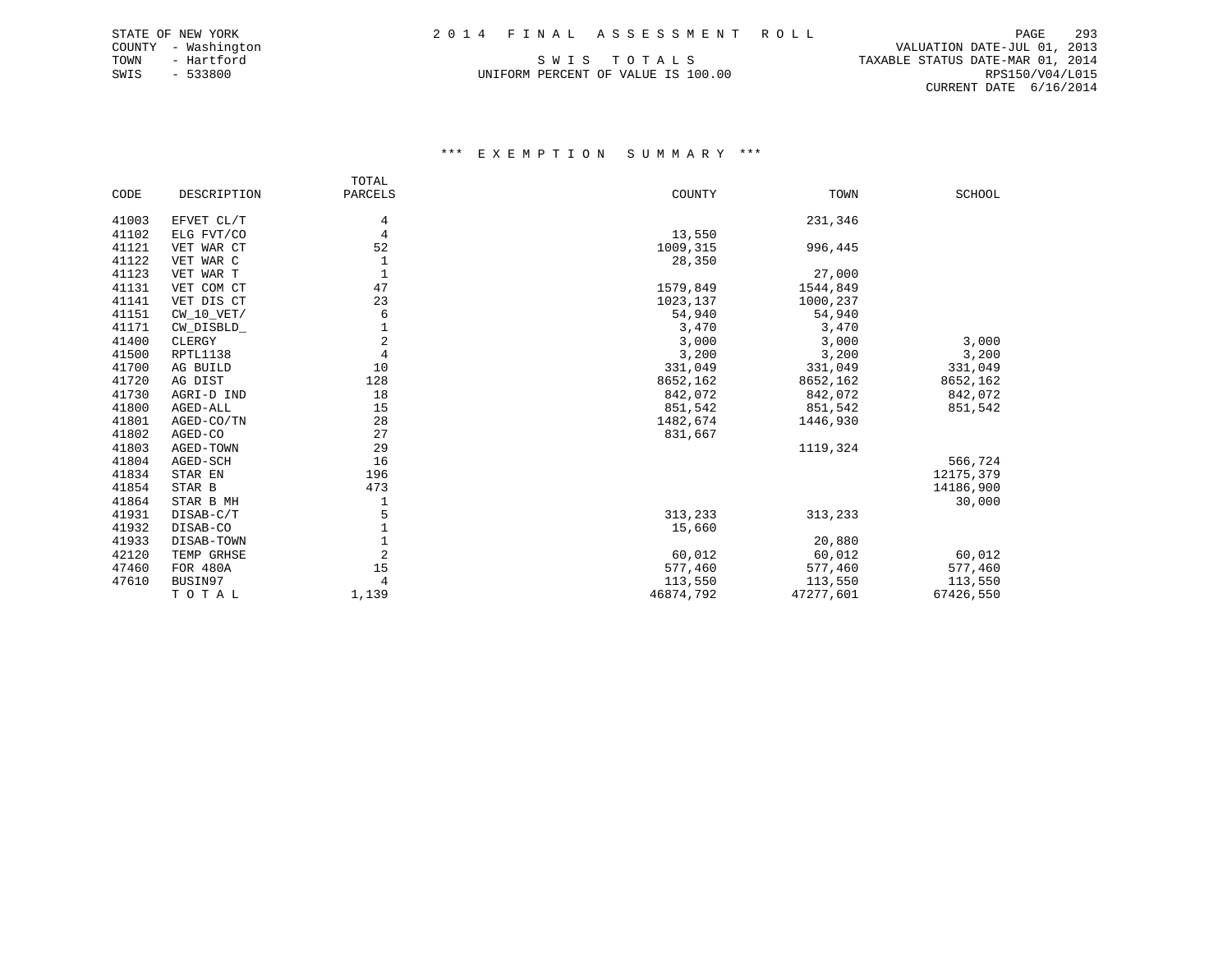STATE OF NEW YORK
COUNTY - Washington
TOWN - Hartford
SWIS - 533800

# 2014 FINAL ASSESSMENT ROLL

SWIS TOTALS
UNIFORM PERCENT OF VALUE IS 100.00

VALUATION DATE-JUL 01, 2013
TAXABLE STATUS DATE-MAR 01, 2014
RPS150/V04/L015
CURRENT DATE 6/16/2014

## *** EXEMPTION SUMMARY ***

| CODE | DESCRIPTION | TOTAL PARCELS | COUNTY | TOWN | SCHOOL |
|---|---|---|---|---|---|
| 41003 | EFVET CL/T | 4 | | 231,346 | |
| 41102 | ELG FVT/CO | 4 | 13,550 | | |
| 41121 | VET WAR CT | 52 | 1009,315 | 996,445 | |
| 41122 | VET WAR C | 1 | 28,350 | | |
| 41123 | VET WAR T | 1 | | 27,000 | |
| 41131 | VET COM CT | 47 | 1579,849 | 1544,849 | |
| 41141 | VET DIS CT | 23 | 1023,137 | 1000,237 | |
| 41151 | CW_10_VET/ | 6 | 54,940 | 54,940 | |
| 41171 | CW_DISBLD_ | 1 | 3,470 | 3,470 | |
| 41400 | CLERGY | 2 | 3,000 | 3,000 | 3,000 |
| 41500 | RPTL1138 | 4 | 3,200 | 3,200 | 3,200 |
| 41700 | AG BUILD | 10 | 331,049 | 331,049 | 331,049 |
| 41720 | AG DIST | 128 | 8652,162 | 8652,162 | 8652,162 |
| 41730 | AGRI-D IND | 18 | 842,072 | 842,072 | 842,072 |
| 41800 | AGED-ALL | 15 | 851,542 | 851,542 | 851,542 |
| 41801 | AGED-CO/TN | 28 | 1482,674 | 1446,930 | |
| 41802 | AGED-CO | 27 | 831,667 | | |
| 41803 | AGED-TOWN | 29 | | 1119,324 | |
| 41804 | AGED-SCH | 16 | | | 566,724 |
| 41834 | STAR EN | 196 | | | 12175,379 |
| 41854 | STAR B | 473 | | | 14186,900 |
| 41864 | STAR B MH | 1 | | | 30,000 |
| 41931 | DISAB-C/T | 5 | 313,233 | 313,233 | |
| 41932 | DISAB-CO | 1 | 15,660 | | |
| 41933 | DISAB-TOWN | 1 | | 20,880 | |
| 42120 | TEMP GRHSE | 2 | 60,012 | 60,012 | 60,012 |
| 47460 | FOR 480A | 15 | 577,460 | 577,460 | 577,460 |
| 47610 | BUSIN97 | 4 | 113,550 | 113,550 | 113,550 |
| | T O T A L | 1,139 | 46874,792 | 47277,601 | 67426,550 |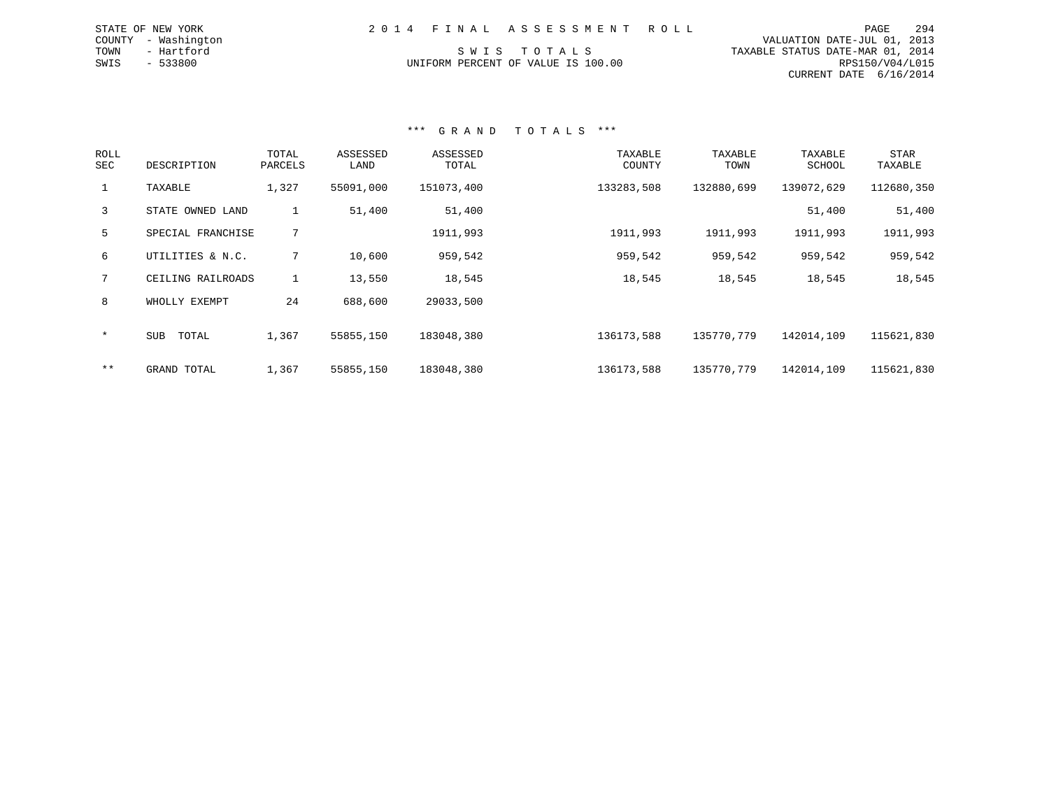STATE OF NEW YORK
COUNTY - Washington
TOWN - Hartford
SWIS - 533800

# 2014 FINAL ASSESSMENT ROLL

SWIS TOTALS
UNIFORM PERCENT OF VALUE IS 100.00

VALUATION DATE-JUL 01, 2013
TAXABLE STATUS DATE-MAR 01, 2014
RPS150/V04/L015
CURRENT DATE 6/16/2014

## *** GRAND TOTALS ***

| ROLL SEC | DESCRIPTION | TOTAL PARCELS | ASSESSED LAND | ASSESSED TOTAL | TAXABLE COUNTY | TAXABLE TOWN | TAXABLE SCHOOL | STAR TAXABLE |
|---|---|---|---|---|---|---|---|---|
| 1 | TAXABLE | 1,327 | 55091,000 | 151073,400 | 133283,508 | 132880,699 | 139072,629 | 112680,350 |
| 3 | STATE OWNED LAND | 1 | 51,400 | 51,400 | | | 51,400 | 51,400 |
| 5 | SPECIAL FRANCHISE | 7 | | 1911,993 | 1911,993 | 1911,993 | 1911,993 | 1911,993 |
| 6 | UTILITIES & N.C. | 7 | 10,600 | 959,542 | 959,542 | 959,542 | 959,542 | 959,542 |
| 7 | CEILING RAILROADS | 1 | 13,550 | 18,545 | 18,545 | 18,545 | 18,545 | 18,545 |
| 8 | WHOLLY EXEMPT | 24 | 688,600 | 29033,500 | | | | |
| * | SUB TOTAL | 1,367 | 55855,150 | 183048,380 | 136173,588 | 135770,779 | 142014,109 | 115621,830 |
| ** | GRAND TOTAL | 1,367 | 55855,150 | 183048,380 | 136173,588 | 135770,779 | 142014,109 | 115621,830 |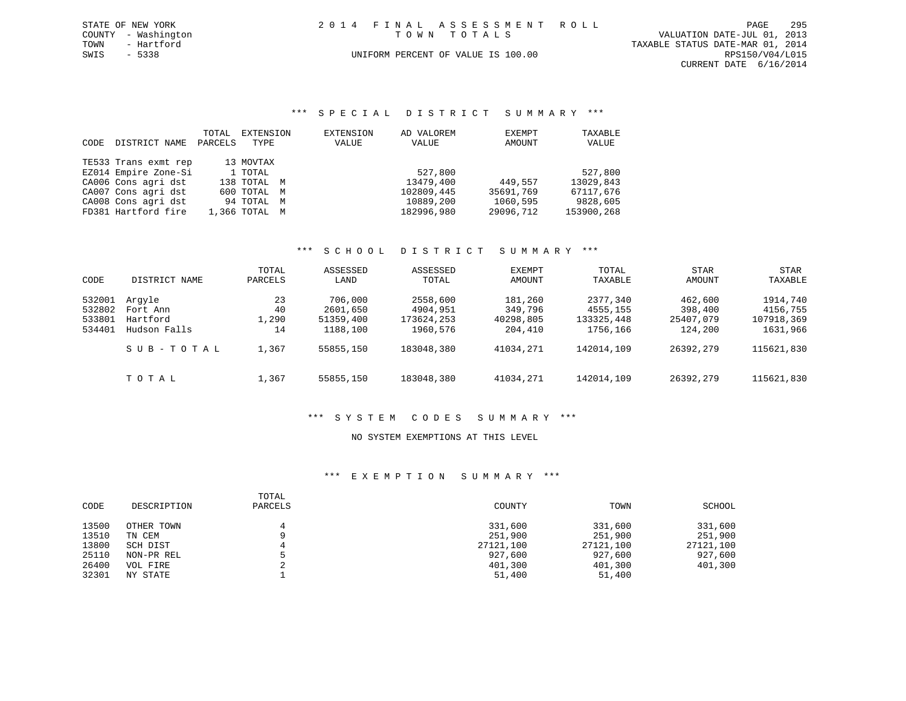STATE OF NEW YORK
COUNTY - Washington
TOWN - Hartford
SWIS - 5338

2 0 1 4 F I N A L A S S E S S M E N T R O L L
T O W N T O T A L S
UNIFORM PERCENT OF VALUE IS 100.00

VALUATION DATE-JUL 01, 2013
TAXABLE STATUS DATE-MAR 01, 2014
RPS150/V04/L015
CURRENT DATE 6/16/2014

## *** S P E C I A L D I S T R I C T S U M M A R Y ***

| CODE | DISTRICT NAME | TOTAL PARCELS | EXTENSION TYPE | EXTENSION VALUE | AD VALOREM VALUE | EXEMPT AMOUNT | TAXABLE VALUE |
|---|---|---|---|---|---|---|---|
| TE533 | Trans exmt rep | 13 | MOVTAX | | | | |
| EZ014 | Empire Zone-Si | 1 | TOTAL | | 527,800 | | 527,800 |
| CA006 | Cons agri dst | 138 | TOTAL M | | 13479,400 | 449,557 | 13029,843 |
| CA007 | Cons agri dst | 600 | TOTAL M | | 102809,445 | 35691,769 | 67117,676 |
| CA008 | Cons agri dst | 94 | TOTAL M | | 10889,200 | 1060,595 | 9828,605 |
| FD381 | Hartford fire | 1,366 | TOTAL M | | 182996,980 | 29096,712 | 153900,268 |

## *** S C H O O L D I S T R I C T S U M M A R Y ***

| CODE | DISTRICT NAME | TOTAL PARCELS | ASSESSED LAND | ASSESSED TOTAL | EXEMPT AMOUNT | TOTAL TAXABLE | STAR AMOUNT | STAR TAXABLE |
|---|---|---|---|---|---|---|---|---|
| 532001 | Argyle | 23 | 706,000 | 2558,600 | 181,260 | 2377,340 | 462,600 | 1914,740 |
| 532802 | Fort Ann | 40 | 2601,650 | 4904,951 | 349,796 | 4555,155 | 398,400 | 4156,755 |
| 533801 | Hartford | 1,290 | 51359,400 | 173624,253 | 40298,805 | 133325,448 | 25407,079 | 107918,369 |
| 534401 | Hudson Falls | 14 | 1188,100 | 1960,576 | 204,410 | 1756,166 | 124,200 | 1631,966 |
| | S U B - T O T A L | 1,367 | 55855,150 | 183048,380 | 41034,271 | 142014,109 | 26392,279 | 115621,830 |
| | T O T A L | 1,367 | 55855,150 | 183048,380 | 41034,271 | 142014,109 | 26392,279 | 115621,830 |

## *** S Y S T E M C O D E S S U M M A R Y ***

NO SYSTEM EXEMPTIONS AT THIS LEVEL

## *** E X E M P T I O N S U M M A R Y ***

| CODE | DESCRIPTION | TOTAL PARCELS | COUNTY | TOWN | SCHOOL |
|---|---|---|---|---|---|
| 13500 | OTHER TOWN | 4 | 331,600 | 331,600 | 331,600 |
| 13510 | TN CEM | 9 | 251,900 | 251,900 | 251,900 |
| 13800 | SCH DIST | 4 | 27121,100 | 27121,100 | 27121,100 |
| 25110 | NON-PR REL | 5 | 927,600 | 927,600 | 927,600 |
| 26400 | VOL FIRE | 2 | 401,300 | 401,300 | 401,300 |
| 32301 | NY STATE | 1 | 51,400 | 51,400 | |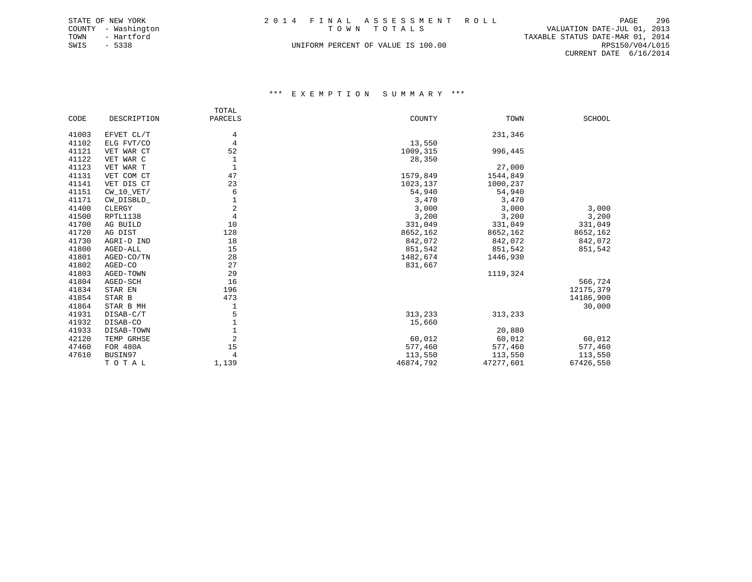STATE OF NEW YORK
COUNTY - Washington
TOWN - Hartford
SWIS - 5338

2014 FINAL ASSESSMENT ROLL
TOWN TOTALS
UNIFORM PERCENT OF VALUE IS 100.00

VALUATION DATE-JUL 01, 2013
TAXABLE STATUS DATE-MAR 01, 2014
RPS150/V04/L015
CURRENT DATE 6/16/2014

### *** EXEMPTION SUMMARY ***

| CODE | DESCRIPTION | TOTAL PARCELS | COUNTY | TOWN | SCHOOL |
|---|---|---|---|---|---|
| 41003 | EFVET CL/T | 4 | | 231,346 | |
| 41102 | ELG FVT/CO | 4 | 13,550 | | |
| 41121 | VET WAR CT | 52 | 1009,315 | 996,445 | |
| 41122 | VET WAR C | 1 | 28,350 | | |
| 41123 | VET WAR T | 1 | | 27,000 | |
| 41131 | VET COM CT | 47 | 1579,849 | 1544,849 | |
| 41141 | VET DIS CT | 23 | 1023,137 | 1000,237 | |
| 41151 | CW_10_VET/ | 6 | 54,940 | 54,940 | |
| 41171 | CW_DISBLD_ | 1 | 3,470 | 3,470 | |
| 41400 | CLERGY | 2 | 3,000 | 3,000 | 3,000 |
| 41500 | RPTL1138 | 4 | 3,200 | 3,200 | 3,200 |
| 41700 | AG BUILD | 10 | 331,049 | 331,049 | 331,049 |
| 41720 | AG DIST | 128 | 8652,162 | 8652,162 | 8652,162 |
| 41730 | AGRI-D IND | 18 | 842,072 | 842,072 | 842,072 |
| 41800 | AGED-ALL | 15 | 851,542 | 851,542 | 851,542 |
| 41801 | AGED-CO/TN | 28 | 1482,674 | 1446,930 | |
| 41802 | AGED-CO | 27 | 831,667 | | |
| 41803 | AGED-TOWN | 29 | | 1119,324 | |
| 41804 | AGED-SCH | 16 | | | 566,724 |
| 41834 | STAR EN | 196 | | | 12175,379 |
| 41854 | STAR B | 473 | | | 14186,900 |
| 41864 | STAR B MH | 1 | | | 30,000 |
| 41931 | DISAB-C/T | 5 | 313,233 | 313,233 | |
| 41932 | DISAB-CO | 1 | 15,660 | | |
| 41933 | DISAB-TOWN | 1 | | 20,880 | |
| 42120 | TEMP GRHSE | 2 | 60,012 | 60,012 | 60,012 |
| 47460 | FOR 480A | 15 | 577,460 | 577,460 | 577,460 |
| 47610 | BUSIN97 | 4 | 113,550 | 113,550 | 113,550 |
| | TOTAL | 1,139 | 46874,792 | 47277,601 | 67426,550 |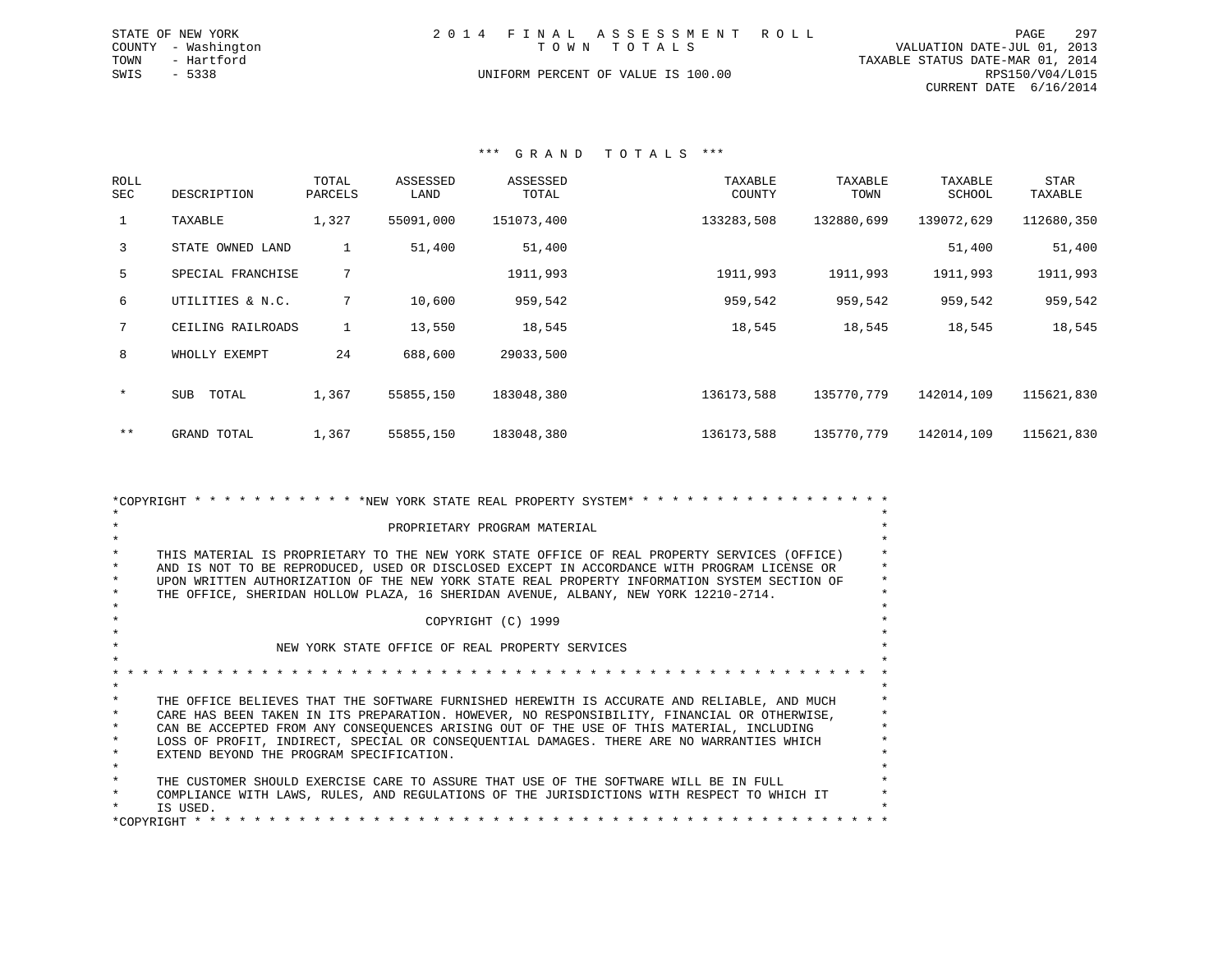STATE OF NEW YORK
COUNTY - Washington
TOWN - Hartford
SWIS - 5338

2 0 1 4 F I N A L A S S E S S M E N T R O L L
T O W N T O T A L S
UNIFORM PERCENT OF VALUE IS 100.00

VALUATION DATE-JUL 01, 2013
TAXABLE STATUS DATE-MAR 01, 2014
RPS150/V04/L015
CURRENT DATE 6/16/2014

### *** G R A N D T O T A L S ***

| ROLL SEC | DESCRIPTION | TOTAL PARCELS | ASSESSED LAND | ASSESSED TOTAL | TAXABLE COUNTY | TAXABLE TOWN | TAXABLE SCHOOL | STAR TAXABLE |
|---|---|---|---|---|---|---|---|---|
| 1 | TAXABLE | 1,327 | 55091,000 | 151073,400 | 133283,508 | 132880,699 | 139072,629 | 112680,350 |
| 3 | STATE OWNED LAND | 1 | 51,400 | 51,400 | | | 51,400 | 51,400 |
| 5 | SPECIAL FRANCHISE | 7 | | 1911,993 | 1911,993 | 1911,993 | 1911,993 | 1911,993 |
| 6 | UTILITIES & N.C. | 7 | 10,600 | 959,542 | 959,542 | 959,542 | 959,542 | 959,542 |
| 7 | CEILING RAILROADS | 1 | 13,550 | 18,545 | 18,545 | 18,545 | 18,545 | 18,545 |
| 8 | WHOLLY EXEMPT | 24 | 688,600 | 29033,500 | | | | |
| * | SUB TOTAL | 1,367 | 55855,150 | 183048,380 | 136173,588 | 135770,779 | 142014,109 | 115621,830 |
| ** | GRAND TOTAL | 1,367 | 55855,150 | 183048,380 | 136173,588 | 135770,779 | 142014,109 | 115621,830 |

*COPYRIGHT * * * * * * * * * * * *NEW YORK STATE REAL PROPERTY SYSTEM* * * * * * * * * * * * * * * * * *

PROPRIETARY PROGRAM MATERIAL

THIS MATERIAL IS PROPRIETARY TO THE NEW YORK STATE OFFICE OF REAL PROPERTY SERVICES (OFFICE) AND IS NOT TO BE REPRODUCED, USED OR DISCLOSED EXCEPT IN ACCORDANCE WITH PROGRAM LICENSE OR UPON WRITTEN AUTHORIZATION OF THE NEW YORK STATE REAL PROPERTY INFORMATION SYSTEM SECTION OF THE OFFICE, SHERIDAN HOLLOW PLAZA, 16 SHERIDAN AVENUE, ALBANY, NEW YORK 12210-2714.

COPYRIGHT (C) 1999

NEW YORK STATE OFFICE OF REAL PROPERTY SERVICES

THE OFFICE BELIEVES THAT THE SOFTWARE FURNISHED HEREWITH IS ACCURATE AND RELIABLE, AND MUCH CARE HAS BEEN TAKEN IN ITS PREPARATION. HOWEVER, NO RESPONSIBILITY, FINANCIAL OR OTHERWISE, CAN BE ACCEPTED FROM ANY CONSEQUENCES ARISING OUT OF THE USE OF THIS MATERIAL, INCLUDING LOSS OF PROFIT, INDIRECT, SPECIAL OR CONSEQUENTIAL DAMAGES. THERE ARE NO WARRANTIES WHICH EXTEND BEYOND THE PROGRAM SPECIFICATION.

THE CUSTOMER SHOULD EXERCISE CARE TO ASSURE THAT USE OF THE SOFTWARE WILL BE IN FULL COMPLIANCE WITH LAWS, RULES, AND REGULATIONS OF THE JURISDICTIONS WITH RESPECT TO WHICH IT IS USED.

*COPYRIGHT * * * * * * * * * * * * * * * * * * * * * * * * * * * * * * * * * * * * * * * * * * * * * * * *